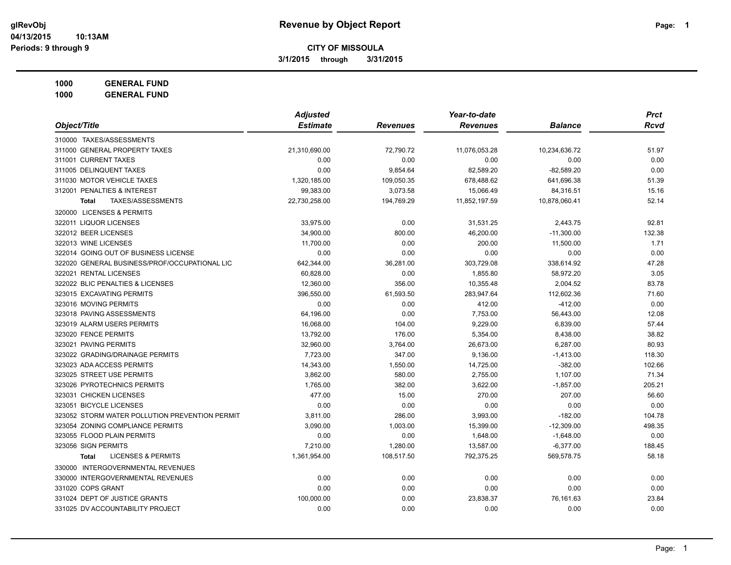**glRevObj**
**04/13/2015 10:13AM**
**Periods: 9 through 9**

# Revenue by Object Report

## CITY OF MISSOULA

**3/1/2015 through 3/31/2015**

**1000 GENERAL FUND**
**1000 GENERAL FUND**

| Object/Title | Adjusted Estimate | Revenues | Year-to-date Revenues | Balance | Prct Rcvd |
|---|---|---|---|---|---|
| 310000 TAXES/ASSESSMENTS | | | | | |
| 311000 GENERAL PROPERTY TAXES | 21,310,690.00 | 72,790.72 | 11,076,053.28 | 10,234,636.72 | 51.97 |
| 311001 CURRENT TAXES | 0.00 | 0.00 | 0.00 | 0.00 | 0.00 |
| 311005 DELINQUENT TAXES | 0.00 | 9,854.64 | 82,589.20 | -82,589.20 | 0.00 |
| 311030 MOTOR VEHICLE TAXES | 1,320,185.00 | 109,050.35 | 678,488.62 | 641,696.38 | 51.39 |
| 312001 PENALTIES & INTEREST | 99,383.00 | 3,073.58 | 15,066.49 | 84,316.51 | 15.16 |
| **Total** TAXES/ASSESSMENTS | 22,730,258.00 | 194,769.29 | 11,852,197.59 | 10,878,060.41 | 52.14 |
| 320000 LICENSES & PERMITS | | | | | |
| 322011 LIQUOR LICENSES | 33,975.00 | 0.00 | 31,531.25 | 2,443.75 | 92.81 |
| 322012 BEER LICENSES | 34,900.00 | 800.00 | 46,200.00 | -11,300.00 | 132.38 |
| 322013 WINE LICENSES | 11,700.00 | 0.00 | 200.00 | 11,500.00 | 1.71 |
| 322014 GOING OUT OF BUSINESS LICENSE | 0.00 | 0.00 | 0.00 | 0.00 | 0.00 |
| 322020 GENERAL BUSINESS/PROF/OCCUPATIONAL LIC | 642,344.00 | 36,281.00 | 303,729.08 | 338,614.92 | 47.28 |
| 322021 RENTAL LICENSES | 60,828.00 | 0.00 | 1,855.80 | 58,972.20 | 3.05 |
| 322022 BLIC PENALTIES & LICENSES | 12,360.00 | 356.00 | 10,355.48 | 2,004.52 | 83.78 |
| 323015 EXCAVATING PERMITS | 396,550.00 | 61,593.50 | 283,947.64 | 112,602.36 | 71.60 |
| 323016 MOVING PERMITS | 0.00 | 0.00 | 412.00 | -412.00 | 0.00 |
| 323018 PAVING ASSESSMENTS | 64,196.00 | 0.00 | 7,753.00 | 56,443.00 | 12.08 |
| 323019 ALARM USERS PERMITS | 16,068.00 | 104.00 | 9,229.00 | 6,839.00 | 57.44 |
| 323020 FENCE PERMITS | 13,792.00 | 176.00 | 5,354.00 | 8,438.00 | 38.82 |
| 323021 PAVING PERMITS | 32,960.00 | 3,764.00 | 26,673.00 | 6,287.00 | 80.93 |
| 323022 GRADING/DRAINAGE PERMITS | 7,723.00 | 347.00 | 9,136.00 | -1,413.00 | 118.30 |
| 323023 ADA ACCESS PERMITS | 14,343.00 | 1,550.00 | 14,725.00 | -382.00 | 102.66 |
| 323025 STREET USE PERMITS | 3,862.00 | 580.00 | 2,755.00 | 1,107.00 | 71.34 |
| 323026 PYROTECHNICS PERMITS | 1,765.00 | 382.00 | 3,622.00 | -1,857.00 | 205.21 |
| 323031 CHICKEN LICENSES | 477.00 | 15.00 | 270.00 | 207.00 | 56.60 |
| 323051 BICYCLE LICENSES | 0.00 | 0.00 | 0.00 | 0.00 | 0.00 |
| 323052 STORM WATER POLLUTION PREVENTION PERMIT | 3,811.00 | 286.00 | 3,993.00 | -182.00 | 104.78 |
| 323054 ZONING COMPLIANCE PERMITS | 3,090.00 | 1,003.00 | 15,399.00 | -12,309.00 | 498.35 |
| 323055 FLOOD PLAIN PERMITS | 0.00 | 0.00 | 1,648.00 | -1,648.00 | 0.00 |
| 323056 SIGN PERMITS | 7,210.00 | 1,280.00 | 13,587.00 | -6,377.00 | 188.45 |
| **Total** LICENSES & PERMITS | 1,361,954.00 | 108,517.50 | 792,375.25 | 569,578.75 | 58.18 |
| 330000 INTERGOVERNMENTAL REVENUES | | | | | |
| 330000 INTERGOVERNMENTAL REVENUES | 0.00 | 0.00 | 0.00 | 0.00 | 0.00 |
| 331020 COPS GRANT | 0.00 | 0.00 | 0.00 | 0.00 | 0.00 |
| 331024 DEPT OF JUSTICE GRANTS | 100,000.00 | 0.00 | 23,838.37 | 76,161.63 | 23.84 |
| 331025 DV ACCOUNTABILITY PROJECT | 0.00 | 0.00 | 0.00 | 0.00 | 0.00 |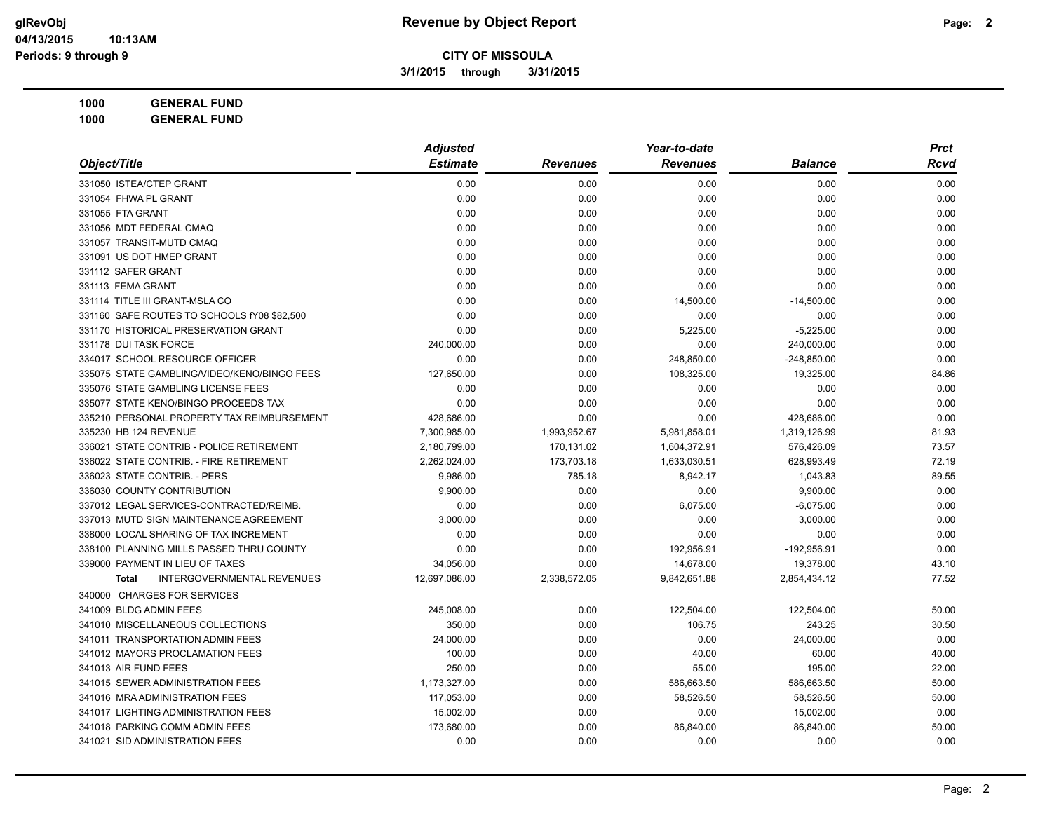**CITY OF MISSOULA**

**3/1/2015 through 3/31/2015**

**1000 GENERAL FUND**

**1000 GENERAL FUND**

| Object/Title | Adjusted Estimate | Revenues | Year-to-date Revenues | Balance | Prct Rcvd |
|---|---|---|---|---|---|
| 331050 ISTEA/CTEP GRANT | 0.00 | 0.00 | 0.00 | 0.00 | 0.00 |
| 331054 FHWA PL GRANT | 0.00 | 0.00 | 0.00 | 0.00 | 0.00 |
| 331055 FTA GRANT | 0.00 | 0.00 | 0.00 | 0.00 | 0.00 |
| 331056 MDT FEDERAL CMAQ | 0.00 | 0.00 | 0.00 | 0.00 | 0.00 |
| 331057 TRANSIT-MUTD CMAQ | 0.00 | 0.00 | 0.00 | 0.00 | 0.00 |
| 331091 US DOT HMEP GRANT | 0.00 | 0.00 | 0.00 | 0.00 | 0.00 |
| 331112 SAFER GRANT | 0.00 | 0.00 | 0.00 | 0.00 | 0.00 |
| 331113 FEMA GRANT | 0.00 | 0.00 | 0.00 | 0.00 | 0.00 |
| 331114 TITLE III GRANT-MSLA CO | 0.00 | 0.00 | 14,500.00 | -14,500.00 | 0.00 |
| 331160 SAFE ROUTES TO SCHOOLS fY08 $82,500 | 0.00 | 0.00 | 0.00 | 0.00 | 0.00 |
| 331170 HISTORICAL PRESERVATION GRANT | 0.00 | 0.00 | 5,225.00 | -5,225.00 | 0.00 |
| 331178 DUI TASK FORCE | 240,000.00 | 0.00 | 0.00 | 240,000.00 | 0.00 |
| 334017 SCHOOL RESOURCE OFFICER | 0.00 | 0.00 | 248,850.00 | -248,850.00 | 0.00 |
| 335075 STATE GAMBLING/VIDEO/KENO/BINGO FEES | 127,650.00 | 0.00 | 108,325.00 | 19,325.00 | 84.86 |
| 335076 STATE GAMBLING LICENSE FEES | 0.00 | 0.00 | 0.00 | 0.00 | 0.00 |
| 335077 STATE KENO/BINGO PROCEEDS TAX | 0.00 | 0.00 | 0.00 | 0.00 | 0.00 |
| 335210 PERSONAL PROPERTY TAX REIMBURSEMENT | 428,686.00 | 0.00 | 0.00 | 428,686.00 | 0.00 |
| 335230 HB 124 REVENUE | 7,300,985.00 | 1,993,952.67 | 5,981,858.01 | 1,319,126.99 | 81.93 |
| 336021 STATE CONTRIB - POLICE RETIREMENT | 2,180,799.00 | 170,131.02 | 1,604,372.91 | 576,426.09 | 73.57 |
| 336022 STATE CONTRIB. - FIRE RETIREMENT | 2,262,024.00 | 173,703.18 | 1,633,030.51 | 628,993.49 | 72.19 |
| 336023 STATE CONTRIB. - PERS | 9,986.00 | 785.18 | 8,942.17 | 1,043.83 | 89.55 |
| 336030 COUNTY CONTRIBUTION | 9,900.00 | 0.00 | 0.00 | 9,900.00 | 0.00 |
| 337012 LEGAL SERVICES-CONTRACTED/REIMB. | 0.00 | 0.00 | 6,075.00 | -6,075.00 | 0.00 |
| 337013 MUTD SIGN MAINTENANCE AGREEMENT | 3,000.00 | 0.00 | 0.00 | 3,000.00 | 0.00 |
| 338000 LOCAL SHARING OF TAX INCREMENT | 0.00 | 0.00 | 0.00 | 0.00 | 0.00 |
| 338100 PLANNING MILLS PASSED THRU COUNTY | 0.00 | 0.00 | 192,956.91 | -192,956.91 | 0.00 |
| 339000 PAYMENT IN LIEU OF TAXES | 34,056.00 | 0.00 | 14,678.00 | 19,378.00 | 43.10 |
| **Total** INTERGOVERNMENTAL REVENUES | 12,697,086.00 | 2,338,572.05 | 9,842,651.88 | 2,854,434.12 | 77.52 |
| 340000 CHARGES FOR SERVICES | | | | | |
| 341009 BLDG ADMIN FEES | 245,008.00 | 0.00 | 122,504.00 | 122,504.00 | 50.00 |
| 341010 MISCELLANEOUS COLLECTIONS | 350.00 | 0.00 | 106.75 | 243.25 | 30.50 |
| 341011 TRANSPORTATION ADMIN FEES | 24,000.00 | 0.00 | 0.00 | 24,000.00 | 0.00 |
| 341012 MAYORS PROCLAMATION FEES | 100.00 | 0.00 | 40.00 | 60.00 | 40.00 |
| 341013 AIR FUND FEES | 250.00 | 0.00 | 55.00 | 195.00 | 22.00 |
| 341015 SEWER ADMINISTRATION FEES | 1,173,327.00 | 0.00 | 586,663.50 | 586,663.50 | 50.00 |
| 341016 MRA ADMINISTRATION FEES | 117,053.00 | 0.00 | 58,526.50 | 58,526.50 | 50.00 |
| 341017 LIGHTING ADMINISTRATION FEES | 15,002.00 | 0.00 | 0.00 | 15,002.00 | 0.00 |
| 341018 PARKING COMM ADMIN FEES | 173,680.00 | 0.00 | 86,840.00 | 86,840.00 | 50.00 |
| 341021 SID ADMINISTRATION FEES | 0.00 | 0.00 | 0.00 | 0.00 | 0.00 |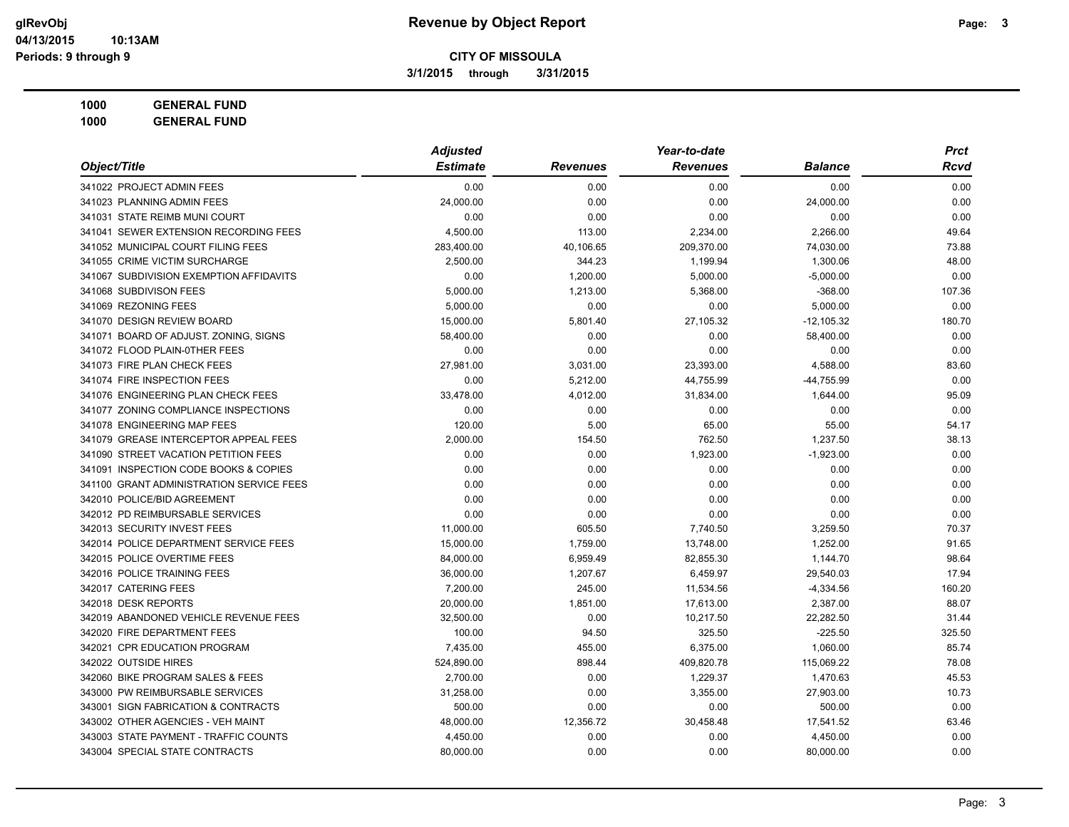# Revenue by Object Report

**CITY OF MISSOULA**

**3/1/2015 through 3/31/2015**

glRevObj
04/13/2015 10:13AM
Periods: 9 through 9

**1000 GENERAL FUND**

**1000 GENERAL FUND**

| Object/Title | Adjusted Estimate | Revenues | Year-to-date Revenues | Balance | Prct Rcvd |
|---|---|---|---|---|---|
| 341022 PROJECT ADMIN FEES | 0.00 | 0.00 | 0.00 | 0.00 | 0.00 |
| 341023 PLANNING ADMIN FEES | 24,000.00 | 0.00 | 0.00 | 24,000.00 | 0.00 |
| 341031 STATE REIMB MUNI COURT | 0.00 | 0.00 | 0.00 | 0.00 | 0.00 |
| 341041 SEWER EXTENSION RECORDING FEES | 4,500.00 | 113.00 | 2,234.00 | 2,266.00 | 49.64 |
| 341052 MUNICIPAL COURT FILING FEES | 283,400.00 | 40,106.65 | 209,370.00 | 74,030.00 | 73.88 |
| 341055 CRIME VICTIM SURCHARGE | 2,500.00 | 344.23 | 1,199.94 | 1,300.06 | 48.00 |
| 341067 SUBDIVISION EXEMPTION AFFIDAVITS | 0.00 | 1,200.00 | 5,000.00 | -5,000.00 | 0.00 |
| 341068 SUBDIVISON FEES | 5,000.00 | 1,213.00 | 5,368.00 | -368.00 | 107.36 |
| 341069 REZONING FEES | 5,000.00 | 0.00 | 0.00 | 5,000.00 | 0.00 |
| 341070 DESIGN REVIEW BOARD | 15,000.00 | 5,801.40 | 27,105.32 | -12,105.32 | 180.70 |
| 341071 BOARD OF ADJUST. ZONING, SIGNS | 58,400.00 | 0.00 | 0.00 | 58,400.00 | 0.00 |
| 341072 FLOOD PLAIN-0THER FEES | 0.00 | 0.00 | 0.00 | 0.00 | 0.00 |
| 341073 FIRE PLAN CHECK FEES | 27,981.00 | 3,031.00 | 23,393.00 | 4,588.00 | 83.60 |
| 341074 FIRE INSPECTION FEES | 0.00 | 5,212.00 | 44,755.99 | -44,755.99 | 0.00 |
| 341076 ENGINEERING PLAN CHECK FEES | 33,478.00 | 4,012.00 | 31,834.00 | 1,644.00 | 95.09 |
| 341077 ZONING COMPLIANCE INSPECTIONS | 0.00 | 0.00 | 0.00 | 0.00 | 0.00 |
| 341078 ENGINEERING MAP FEES | 120.00 | 5.00 | 65.00 | 55.00 | 54.17 |
| 341079 GREASE INTERCEPTOR APPEAL FEES | 2,000.00 | 154.50 | 762.50 | 1,237.50 | 38.13 |
| 341090 STREET VACATION PETITION FEES | 0.00 | 0.00 | 1,923.00 | -1,923.00 | 0.00 |
| 341091 INSPECTION CODE BOOKS & COPIES | 0.00 | 0.00 | 0.00 | 0.00 | 0.00 |
| 341100 GRANT ADMINISTRATION SERVICE FEES | 0.00 | 0.00 | 0.00 | 0.00 | 0.00 |
| 342010 POLICE/BID AGREEMENT | 0.00 | 0.00 | 0.00 | 0.00 | 0.00 |
| 342012 PD REIMBURSABLE SERVICES | 0.00 | 0.00 | 0.00 | 0.00 | 0.00 |
| 342013 SECURITY INVEST FEES | 11,000.00 | 605.50 | 7,740.50 | 3,259.50 | 70.37 |
| 342014 POLICE DEPARTMENT SERVICE FEES | 15,000.00 | 1,759.00 | 13,748.00 | 1,252.00 | 91.65 |
| 342015 POLICE OVERTIME FEES | 84,000.00 | 6,959.49 | 82,855.30 | 1,144.70 | 98.64 |
| 342016 POLICE TRAINING FEES | 36,000.00 | 1,207.67 | 6,459.97 | 29,540.03 | 17.94 |
| 342017 CATERING FEES | 7,200.00 | 245.00 | 11,534.56 | -4,334.56 | 160.20 |
| 342018 DESK REPORTS | 20,000.00 | 1,851.00 | 17,613.00 | 2,387.00 | 88.07 |
| 342019 ABANDONED VEHICLE REVENUE FEES | 32,500.00 | 0.00 | 10,217.50 | 22,282.50 | 31.44 |
| 342020 FIRE DEPARTMENT FEES | 100.00 | 94.50 | 325.50 | -225.50 | 325.50 |
| 342021 CPR EDUCATION PROGRAM | 7,435.00 | 455.00 | 6,375.00 | 1,060.00 | 85.74 |
| 342022 OUTSIDE HIRES | 524,890.00 | 898.44 | 409,820.78 | 115,069.22 | 78.08 |
| 342060 BIKE PROGRAM SALES & FEES | 2,700.00 | 0.00 | 1,229.37 | 1,470.63 | 45.53 |
| 343000 PW REIMBURSABLE SERVICES | 31,258.00 | 0.00 | 3,355.00 | 27,903.00 | 10.73 |
| 343001 SIGN FABRICATION & CONTRACTS | 500.00 | 0.00 | 0.00 | 500.00 | 0.00 |
| 343002 OTHER AGENCIES - VEH MAINT | 48,000.00 | 12,356.72 | 30,458.48 | 17,541.52 | 63.46 |
| 343003 STATE PAYMENT - TRAFFIC COUNTS | 4,450.00 | 0.00 | 0.00 | 4,450.00 | 0.00 |
| 343004 SPECIAL STATE CONTRACTS | 80,000.00 | 0.00 | 0.00 | 80,000.00 | 0.00 |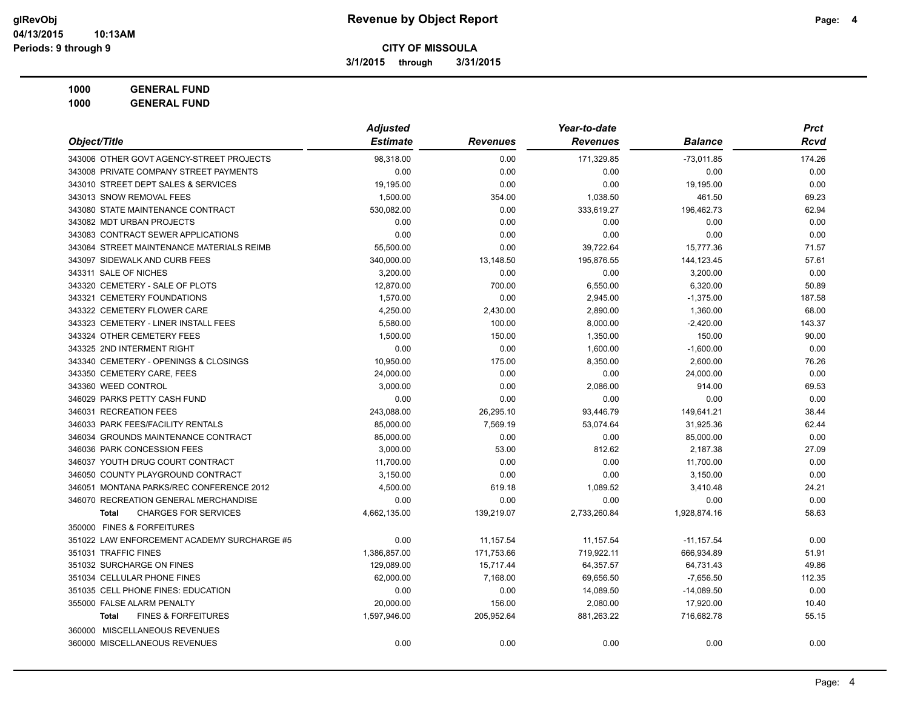# Revenue by Object Report

**CITY OF MISSOULA**

**3/1/2015 through 3/31/2015**

glRevObj
04/13/2015 10:13AM
Periods: 9 through 9

**1000 GENERAL FUND**
**1000 GENERAL FUND**

| Object/Title | Adjusted Estimate | Revenues | Year-to-date Revenues | Balance | Prct Rcvd |
|---|---|---|---|---|---|
| 343006 OTHER GOVT AGENCY-STREET PROJECTS | 98,318.00 | 0.00 | 171,329.85 | -73,011.85 | 174.26 |
| 343008 PRIVATE COMPANY STREET PAYMENTS | 0.00 | 0.00 | 0.00 | 0.00 | 0.00 |
| 343010 STREET DEPT SALES & SERVICES | 19,195.00 | 0.00 | 0.00 | 19,195.00 | 0.00 |
| 343013 SNOW REMOVAL FEES | 1,500.00 | 354.00 | 1,038.50 | 461.50 | 69.23 |
| 343080 STATE MAINTENANCE CONTRACT | 530,082.00 | 0.00 | 333,619.27 | 196,462.73 | 62.94 |
| 343082 MDT URBAN PROJECTS | 0.00 | 0.00 | 0.00 | 0.00 | 0.00 |
| 343083 CONTRACT SEWER APPLICATIONS | 0.00 | 0.00 | 0.00 | 0.00 | 0.00 |
| 343084 STREET MAINTENANCE MATERIALS REIMB | 55,500.00 | 0.00 | 39,722.64 | 15,777.36 | 71.57 |
| 343097 SIDEWALK AND CURB FEES | 340,000.00 | 13,148.50 | 195,876.55 | 144,123.45 | 57.61 |
| 343311 SALE OF NICHES | 3,200.00 | 0.00 | 0.00 | 3,200.00 | 0.00 |
| 343320 CEMETERY - SALE OF PLOTS | 12,870.00 | 700.00 | 6,550.00 | 6,320.00 | 50.89 |
| 343321 CEMETERY FOUNDATIONS | 1,570.00 | 0.00 | 2,945.00 | -1,375.00 | 187.58 |
| 343322 CEMETERY FLOWER CARE | 4,250.00 | 2,430.00 | 2,890.00 | 1,360.00 | 68.00 |
| 343323 CEMETERY - LINER INSTALL FEES | 5,580.00 | 100.00 | 8,000.00 | -2,420.00 | 143.37 |
| 343324 OTHER CEMETERY FEES | 1,500.00 | 150.00 | 1,350.00 | 150.00 | 90.00 |
| 343325 2ND INTERMENT RIGHT | 0.00 | 0.00 | 1,600.00 | -1,600.00 | 0.00 |
| 343340 CEMETERY - OPENINGS & CLOSINGS | 10,950.00 | 175.00 | 8,350.00 | 2,600.00 | 76.26 |
| 343350 CEMETERY CARE, FEES | 24,000.00 | 0.00 | 0.00 | 24,000.00 | 0.00 |
| 343360 WEED CONTROL | 3,000.00 | 0.00 | 2,086.00 | 914.00 | 69.53 |
| 346029 PARKS PETTY CASH FUND | 0.00 | 0.00 | 0.00 | 0.00 | 0.00 |
| 346031 RECREATION FEES | 243,088.00 | 26,295.10 | 93,446.79 | 149,641.21 | 38.44 |
| 346033 PARK FEES/FACILITY RENTALS | 85,000.00 | 7,569.19 | 53,074.64 | 31,925.36 | 62.44 |
| 346034 GROUNDS MAINTENANCE CONTRACT | 85,000.00 | 0.00 | 0.00 | 85,000.00 | 0.00 |
| 346036 PARK CONCESSION FEES | 3,000.00 | 53.00 | 812.62 | 2,187.38 | 27.09 |
| 346037 YOUTH DRUG COURT CONTRACT | 11,700.00 | 0.00 | 0.00 | 11,700.00 | 0.00 |
| 346050 COUNTY PLAYGROUND CONTRACT | 3,150.00 | 0.00 | 0.00 | 3,150.00 | 0.00 |
| 346051 MONTANA PARKS/REC CONFERENCE 2012 | 4,500.00 | 619.18 | 1,089.52 | 3,410.48 | 24.21 |
| 346070 RECREATION GENERAL MERCHANDISE | 0.00 | 0.00 | 0.00 | 0.00 | 0.00 |
| **Total** CHARGES FOR SERVICES | 4,662,135.00 | 139,219.07 | 2,733,260.84 | 1,928,874.16 | 58.63 |
| 350000 FINES & FORFEITURES | | | | | |
| 351022 LAW ENFORCEMENT ACADEMY SURCHARGE #5 | 0.00 | 11,157.54 | 11,157.54 | -11,157.54 | 0.00 |
| 351031 TRAFFIC FINES | 1,386,857.00 | 171,753.66 | 719,922.11 | 666,934.89 | 51.91 |
| 351032 SURCHARGE ON FINES | 129,089.00 | 15,717.44 | 64,357.57 | 64,731.43 | 49.86 |
| 351034 CELLULAR PHONE FINES | 62,000.00 | 7,168.00 | 69,656.50 | -7,656.50 | 112.35 |
| 351035 CELL PHONE FINES: EDUCATION | 0.00 | 0.00 | 14,089.50 | -14,089.50 | 0.00 |
| 355000 FALSE ALARM PENALTY | 20,000.00 | 156.00 | 2,080.00 | 17,920.00 | 10.40 |
| **Total** FINES & FORFEITURES | 1,597,946.00 | 205,952.64 | 881,263.22 | 716,682.78 | 55.15 |
| 360000 MISCELLANEOUS REVENUES | | | | | |
| 360000 MISCELLANEOUS REVENUES | 0.00 | 0.00 | 0.00 | 0.00 | 0.00 |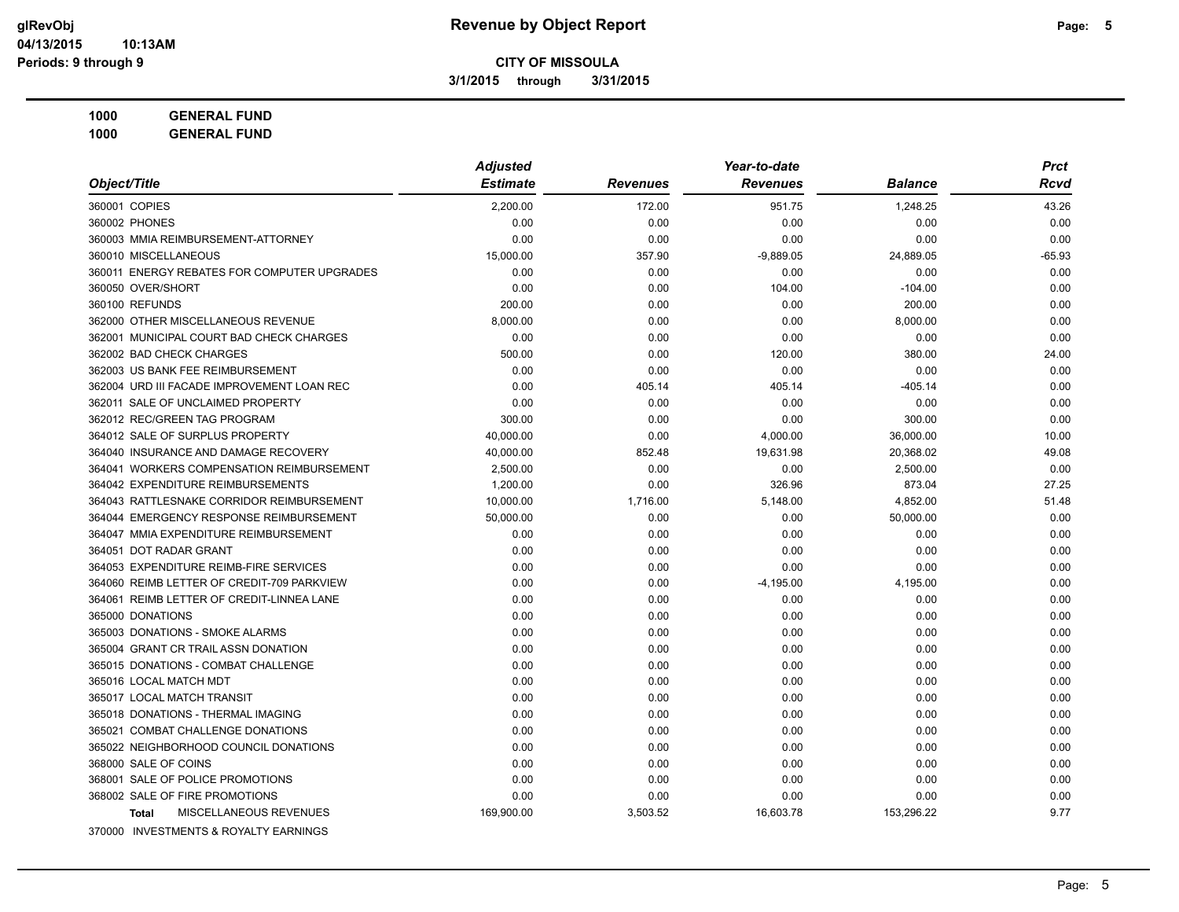# Revenue by Object Report

**CITY OF MISSOULA**

**3/1/2015 through 3/31/2015**

glRevObj
04/13/2015 10:13AM
Periods: 9 through 9

**1000 GENERAL FUND**
**1000 GENERAL FUND**

| Object/Title | Adjusted Estimate | Revenues | Year-to-date Revenues | Balance | Prct Rcvd |
|---|---|---|---|---|---|
| 360001 COPIES | 2,200.00 | 172.00 | 951.75 | 1,248.25 | 43.26 |
| 360002 PHONES | 0.00 | 0.00 | 0.00 | 0.00 | 0.00 |
| 360003 MMIA REIMBURSEMENT-ATTORNEY | 0.00 | 0.00 | 0.00 | 0.00 | 0.00 |
| 360010 MISCELLANEOUS | 15,000.00 | 357.90 | -9,889.05 | 24,889.05 | -65.93 |
| 360011 ENERGY REBATES FOR COMPUTER UPGRADES | 0.00 | 0.00 | 0.00 | 0.00 | 0.00 |
| 360050 OVER/SHORT | 0.00 | 0.00 | 104.00 | -104.00 | 0.00 |
| 360100 REFUNDS | 200.00 | 0.00 | 0.00 | 200.00 | 0.00 |
| 362000 OTHER MISCELLANEOUS REVENUE | 8,000.00 | 0.00 | 0.00 | 8,000.00 | 0.00 |
| 362001 MUNICIPAL COURT BAD CHECK CHARGES | 0.00 | 0.00 | 0.00 | 0.00 | 0.00 |
| 362002 BAD CHECK CHARGES | 500.00 | 0.00 | 120.00 | 380.00 | 24.00 |
| 362003 US BANK FEE REIMBURSEMENT | 0.00 | 0.00 | 0.00 | 0.00 | 0.00 |
| 362004 URD III FACADE IMPROVEMENT LOAN REC | 0.00 | 405.14 | 405.14 | -405.14 | 0.00 |
| 362011 SALE OF UNCLAIMED PROPERTY | 0.00 | 0.00 | 0.00 | 0.00 | 0.00 |
| 362012 REC/GREEN TAG PROGRAM | 300.00 | 0.00 | 0.00 | 300.00 | 0.00 |
| 364012 SALE OF SURPLUS PROPERTY | 40,000.00 | 0.00 | 4,000.00 | 36,000.00 | 10.00 |
| 364040 INSURANCE AND DAMAGE RECOVERY | 40,000.00 | 852.48 | 19,631.98 | 20,368.02 | 49.08 |
| 364041 WORKERS COMPENSATION REIMBURSEMENT | 2,500.00 | 0.00 | 0.00 | 2,500.00 | 0.00 |
| 364042 EXPENDITURE REIMBURSEMENTS | 1,200.00 | 0.00 | 326.96 | 873.04 | 27.25 |
| 364043 RATTLESNAKE CORRIDOR REIMBURSEMENT | 10,000.00 | 1,716.00 | 5,148.00 | 4,852.00 | 51.48 |
| 364044 EMERGENCY RESPONSE REIMBURSEMENT | 50,000.00 | 0.00 | 0.00 | 50,000.00 | 0.00 |
| 364047 MMIA EXPENDITURE REIMBURSEMENT | 0.00 | 0.00 | 0.00 | 0.00 | 0.00 |
| 364051 DOT RADAR GRANT | 0.00 | 0.00 | 0.00 | 0.00 | 0.00 |
| 364053 EXPENDITURE REIMB-FIRE SERVICES | 0.00 | 0.00 | 0.00 | 0.00 | 0.00 |
| 364060 REIMB LETTER OF CREDIT-709 PARKVIEW | 0.00 | 0.00 | -4,195.00 | 4,195.00 | 0.00 |
| 364061 REIMB LETTER OF CREDIT-LINNEA LANE | 0.00 | 0.00 | 0.00 | 0.00 | 0.00 |
| 365000 DONATIONS | 0.00 | 0.00 | 0.00 | 0.00 | 0.00 |
| 365003 DONATIONS - SMOKE ALARMS | 0.00 | 0.00 | 0.00 | 0.00 | 0.00 |
| 365004 GRANT CR TRAIL ASSN DONATION | 0.00 | 0.00 | 0.00 | 0.00 | 0.00 |
| 365015 DONATIONS - COMBAT CHALLENGE | 0.00 | 0.00 | 0.00 | 0.00 | 0.00 |
| 365016 LOCAL MATCH MDT | 0.00 | 0.00 | 0.00 | 0.00 | 0.00 |
| 365017 LOCAL MATCH TRANSIT | 0.00 | 0.00 | 0.00 | 0.00 | 0.00 |
| 365018 DONATIONS - THERMAL IMAGING | 0.00 | 0.00 | 0.00 | 0.00 | 0.00 |
| 365021 COMBAT CHALLENGE DONATIONS | 0.00 | 0.00 | 0.00 | 0.00 | 0.00 |
| 365022 NEIGHBORHOOD COUNCIL DONATIONS | 0.00 | 0.00 | 0.00 | 0.00 | 0.00 |
| 368000 SALE OF COINS | 0.00 | 0.00 | 0.00 | 0.00 | 0.00 |
| 368001 SALE OF POLICE PROMOTIONS | 0.00 | 0.00 | 0.00 | 0.00 | 0.00 |
| 368002 SALE OF FIRE PROMOTIONS | 0.00 | 0.00 | 0.00 | 0.00 | 0.00 |
| **Total** MISCELLANEOUS REVENUES | 169,900.00 | 3,503.52 | 16,603.78 | 153,296.22 | 9.77 |

370000 INVESTMENTS & ROYALTY EARNINGS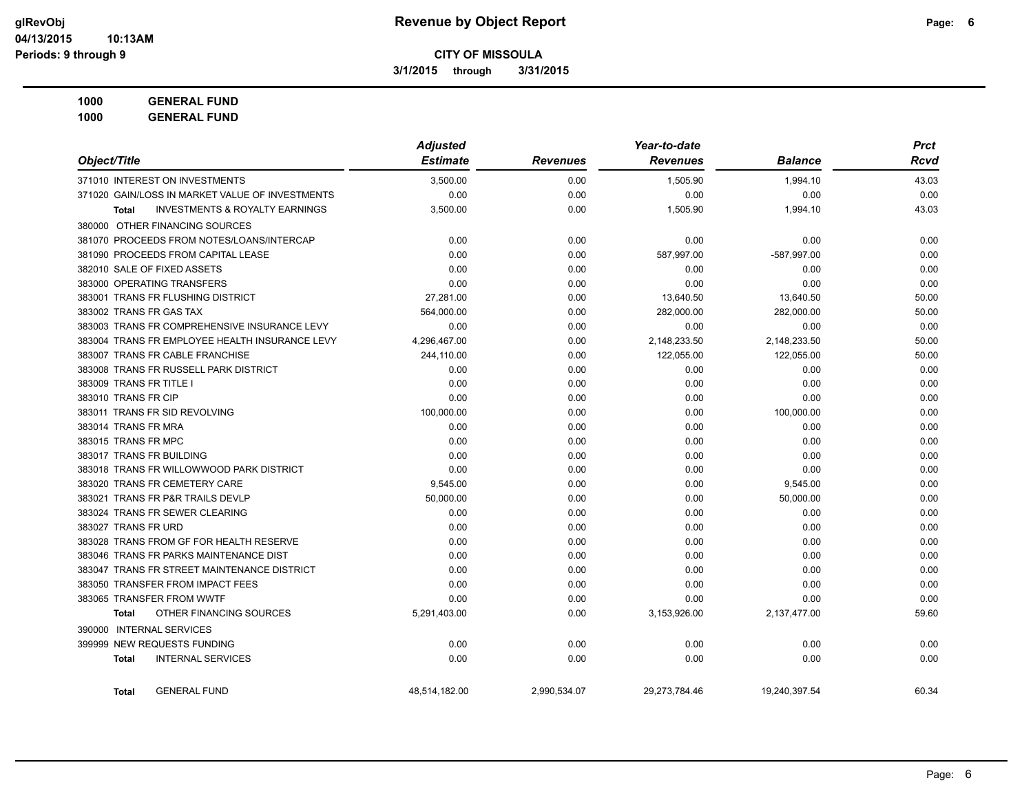# Revenue by Object Report

**CITY OF MISSOULA**

**3/1/2015 through 3/31/2015**

glRevObj
04/13/2015 10:13AM
Periods: 9 through 9

**1000 GENERAL FUND**

**1000 GENERAL FUND**

| Object/Title | Adjusted Estimate | Revenues | Year-to-date Revenues | Balance | Prct Rcvd |
|---|---|---|---|---|---|
| 371010 INTEREST ON INVESTMENTS | 3,500.00 | 0.00 | 1,505.90 | 1,994.10 | 43.03 |
| 371020 GAIN/LOSS IN MARKET VALUE OF INVESTMENTS | 0.00 | 0.00 | 0.00 | 0.00 | 0.00 |
| **Total** INVESTMENTS & ROYALTY EARNINGS | 3,500.00 | 0.00 | 1,505.90 | 1,994.10 | 43.03 |
| 380000 OTHER FINANCING SOURCES | | | | | |
| 381070 PROCEEDS FROM NOTES/LOANS/INTERCAP | 0.00 | 0.00 | 0.00 | 0.00 | 0.00 |
| 381090 PROCEEDS FROM CAPITAL LEASE | 0.00 | 0.00 | 587,997.00 | -587,997.00 | 0.00 |
| 382010 SALE OF FIXED ASSETS | 0.00 | 0.00 | 0.00 | 0.00 | 0.00 |
| 383000 OPERATING TRANSFERS | 0.00 | 0.00 | 0.00 | 0.00 | 0.00 |
| 383001 TRANS FR FLUSHING DISTRICT | 27,281.00 | 0.00 | 13,640.50 | 13,640.50 | 50.00 |
| 383002 TRANS FR GAS TAX | 564,000.00 | 0.00 | 282,000.00 | 282,000.00 | 50.00 |
| 383003 TRANS FR COMPREHENSIVE INSURANCE LEVY | 0.00 | 0.00 | 0.00 | 0.00 | 0.00 |
| 383004 TRANS FR EMPLOYEE HEALTH INSURANCE LEVY | 4,296,467.00 | 0.00 | 2,148,233.50 | 2,148,233.50 | 50.00 |
| 383007 TRANS FR CABLE FRANCHISE | 244,110.00 | 0.00 | 122,055.00 | 122,055.00 | 50.00 |
| 383008 TRANS FR RUSSELL PARK DISTRICT | 0.00 | 0.00 | 0.00 | 0.00 | 0.00 |
| 383009 TRANS FR TITLE I | 0.00 | 0.00 | 0.00 | 0.00 | 0.00 |
| 383010 TRANS FR CIP | 0.00 | 0.00 | 0.00 | 0.00 | 0.00 |
| 383011 TRANS FR SID REVOLVING | 100,000.00 | 0.00 | 0.00 | 100,000.00 | 0.00 |
| 383014 TRANS FR MRA | 0.00 | 0.00 | 0.00 | 0.00 | 0.00 |
| 383015 TRANS FR MPC | 0.00 | 0.00 | 0.00 | 0.00 | 0.00 |
| 383017 TRANS FR BUILDING | 0.00 | 0.00 | 0.00 | 0.00 | 0.00 |
| 383018 TRANS FR WILLOWWOOD PARK DISTRICT | 0.00 | 0.00 | 0.00 | 0.00 | 0.00 |
| 383020 TRANS FR CEMETERY CARE | 9,545.00 | 0.00 | 0.00 | 9,545.00 | 0.00 |
| 383021 TRANS FR P&R TRAILS DEVLP | 50,000.00 | 0.00 | 0.00 | 50,000.00 | 0.00 |
| 383024 TRANS FR SEWER CLEARING | 0.00 | 0.00 | 0.00 | 0.00 | 0.00 |
| 383027 TRANS FR URD | 0.00 | 0.00 | 0.00 | 0.00 | 0.00 |
| 383028 TRANS FROM GF FOR HEALTH RESERVE | 0.00 | 0.00 | 0.00 | 0.00 | 0.00 |
| 383046 TRANS FR PARKS MAINTENANCE DIST | 0.00 | 0.00 | 0.00 | 0.00 | 0.00 |
| 383047 TRANS FR STREET MAINTENANCE DISTRICT | 0.00 | 0.00 | 0.00 | 0.00 | 0.00 |
| 383050 TRANSFER FROM IMPACT FEES | 0.00 | 0.00 | 0.00 | 0.00 | 0.00 |
| 383065 TRANSFER FROM WWTF | 0.00 | 0.00 | 0.00 | 0.00 | 0.00 |
| **Total** OTHER FINANCING SOURCES | 5,291,403.00 | 0.00 | 3,153,926.00 | 2,137,477.00 | 59.60 |
| 390000 INTERNAL SERVICES | | | | | |
| 399999 NEW REQUESTS FUNDING | 0.00 | 0.00 | 0.00 | 0.00 | 0.00 |
| **Total** INTERNAL SERVICES | 0.00 | 0.00 | 0.00 | 0.00 | 0.00 |
| **Total** GENERAL FUND | 48,514,182.00 | 2,990,534.07 | 29,273,784.46 | 19,240,397.54 | 60.34 |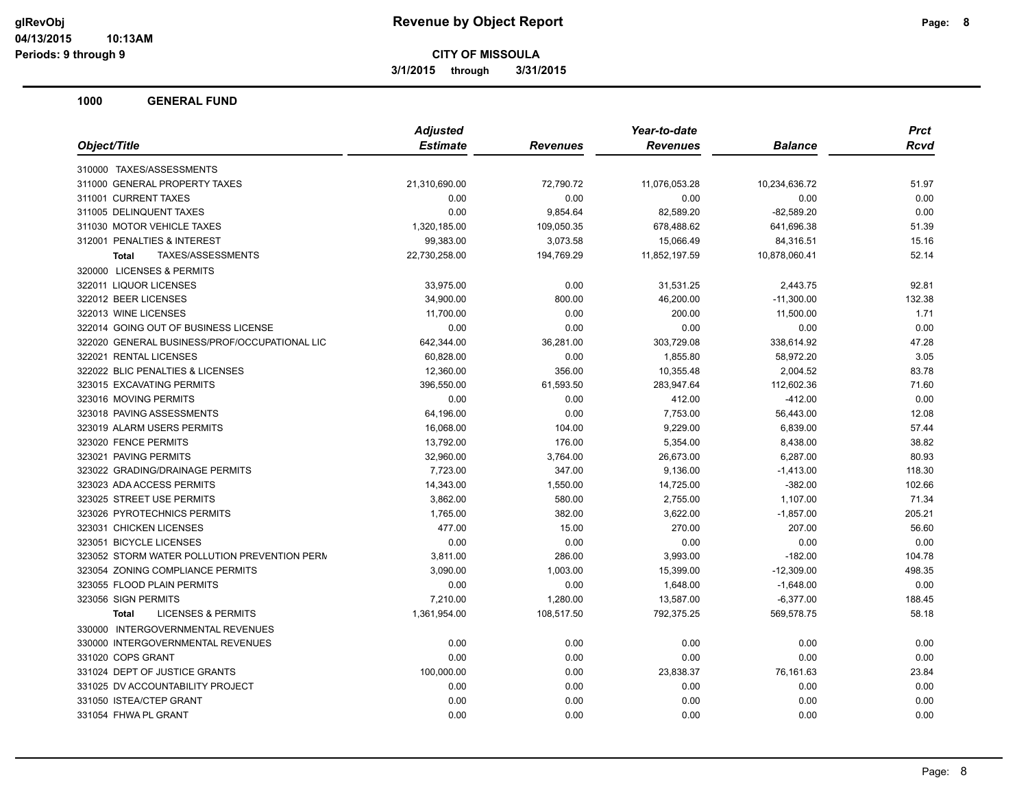**CITY OF MISSOULA**

**3/1/2015 through 3/31/2015**

## 1000 GENERAL FUND

| Object/Title | Adjusted Estimate | Revenues | Year-to-date Revenues | Balance | Prct Rcvd |
|---|---|---|---|---|---|
| 310000 TAXES/ASSESSMENTS | | | | | |
| 311000 GENERAL PROPERTY TAXES | 21,310,690.00 | 72,790.72 | 11,076,053.28 | 10,234,636.72 | 51.97 |
| 311001 CURRENT TAXES | 0.00 | 0.00 | 0.00 | 0.00 | 0.00 |
| 311005 DELINQUENT TAXES | 0.00 | 9,854.64 | 82,589.20 | -82,589.20 | 0.00 |
| 311030 MOTOR VEHICLE TAXES | 1,320,185.00 | 109,050.35 | 678,488.62 | 641,696.38 | 51.39 |
| 312001 PENALTIES & INTEREST | 99,383.00 | 3,073.58 | 15,066.49 | 84,316.51 | 15.16 |
| **Total** TAXES/ASSESSMENTS | 22,730,258.00 | 194,769.29 | 11,852,197.59 | 10,878,060.41 | 52.14 |
| 320000 LICENSES & PERMITS | | | | | |
| 322011 LIQUOR LICENSES | 33,975.00 | 0.00 | 31,531.25 | 2,443.75 | 92.81 |
| 322012 BEER LICENSES | 34,900.00 | 800.00 | 46,200.00 | -11,300.00 | 132.38 |
| 322013 WINE LICENSES | 11,700.00 | 0.00 | 200.00 | 11,500.00 | 1.71 |
| 322014 GOING OUT OF BUSINESS LICENSE | 0.00 | 0.00 | 0.00 | 0.00 | 0.00 |
| 322020 GENERAL BUSINESS/PROF/OCCUPATIONAL LIC | 642,344.00 | 36,281.00 | 303,729.08 | 338,614.92 | 47.28 |
| 322021 RENTAL LICENSES | 60,828.00 | 0.00 | 1,855.80 | 58,972.20 | 3.05 |
| 322022 BLIC PENALTIES & LICENSES | 12,360.00 | 356.00 | 10,355.48 | 2,004.52 | 83.78 |
| 323015 EXCAVATING PERMITS | 396,550.00 | 61,593.50 | 283,947.64 | 112,602.36 | 71.60 |
| 323016 MOVING PERMITS | 0.00 | 0.00 | 412.00 | -412.00 | 0.00 |
| 323018 PAVING ASSESSMENTS | 64,196.00 | 0.00 | 7,753.00 | 56,443.00 | 12.08 |
| 323019 ALARM USERS PERMITS | 16,068.00 | 104.00 | 9,229.00 | 6,839.00 | 57.44 |
| 323020 FENCE PERMITS | 13,792.00 | 176.00 | 5,354.00 | 8,438.00 | 38.82 |
| 323021 PAVING PERMITS | 32,960.00 | 3,764.00 | 26,673.00 | 6,287.00 | 80.93 |
| 323022 GRADING/DRAINAGE PERMITS | 7,723.00 | 347.00 | 9,136.00 | -1,413.00 | 118.30 |
| 323023 ADA ACCESS PERMITS | 14,343.00 | 1,550.00 | 14,725.00 | -382.00 | 102.66 |
| 323025 STREET USE PERMITS | 3,862.00 | 580.00 | 2,755.00 | 1,107.00 | 71.34 |
| 323026 PYROTECHNICS PERMITS | 1,765.00 | 382.00 | 3,622.00 | -1,857.00 | 205.21 |
| 323031 CHICKEN LICENSES | 477.00 | 15.00 | 270.00 | 207.00 | 56.60 |
| 323051 BICYCLE LICENSES | 0.00 | 0.00 | 0.00 | 0.00 | 0.00 |
| 323052 STORM WATER POLLUTION PREVENTION PERM | 3,811.00 | 286.00 | 3,993.00 | -182.00 | 104.78 |
| 323054 ZONING COMPLIANCE PERMITS | 3,090.00 | 1,003.00 | 15,399.00 | -12,309.00 | 498.35 |
| 323055 FLOOD PLAIN PERMITS | 0.00 | 0.00 | 1,648.00 | -1,648.00 | 0.00 |
| 323056 SIGN PERMITS | 7,210.00 | 1,280.00 | 13,587.00 | -6,377.00 | 188.45 |
| **Total** LICENSES & PERMITS | 1,361,954.00 | 108,517.50 | 792,375.25 | 569,578.75 | 58.18 |
| 330000 INTERGOVERNMENTAL REVENUES | | | | | |
| 330000 INTERGOVERNMENTAL REVENUES | 0.00 | 0.00 | 0.00 | 0.00 | 0.00 |
| 331020 COPS GRANT | 0.00 | 0.00 | 0.00 | 0.00 | 0.00 |
| 331024 DEPT OF JUSTICE GRANTS | 100,000.00 | 0.00 | 23,838.37 | 76,161.63 | 23.84 |
| 331025 DV ACCOUNTABILITY PROJECT | 0.00 | 0.00 | 0.00 | 0.00 | 0.00 |
| 331050 ISTEA/CTEP GRANT | 0.00 | 0.00 | 0.00 | 0.00 | 0.00 |
| 331054 FHWA PL GRANT | 0.00 | 0.00 | 0.00 | 0.00 | 0.00 |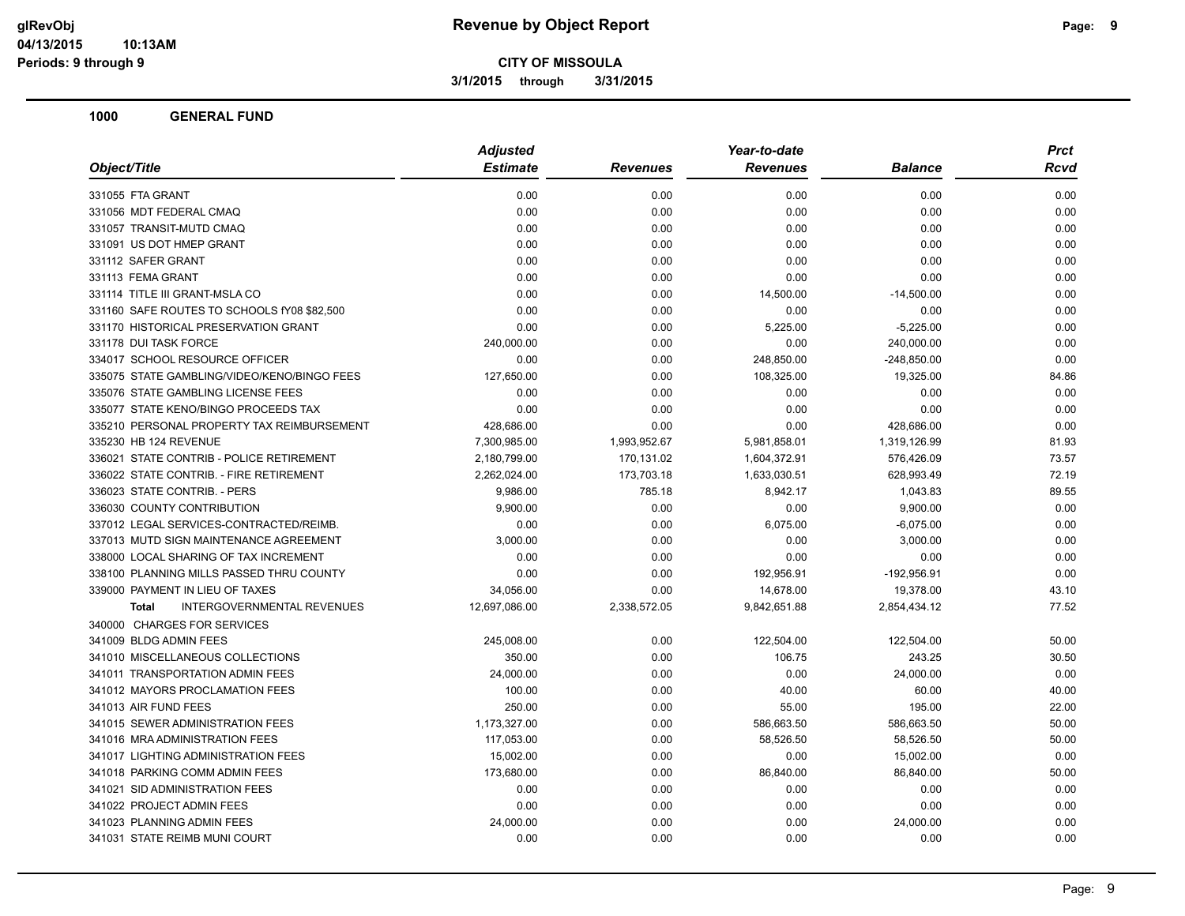**CITY OF MISSOULA**

**3/1/2015 through 3/31/2015**

## 1000 GENERAL FUND

| Object/Title | Adjusted Estimate | Revenues | Year-to-date Revenues | Balance | Prct Rcvd |
|---|---|---|---|---|---|
| 331055 FTA GRANT | 0.00 | 0.00 | 0.00 | 0.00 | 0.00 |
| 331056 MDT FEDERAL CMAQ | 0.00 | 0.00 | 0.00 | 0.00 | 0.00 |
| 331057 TRANSIT-MUTD CMAQ | 0.00 | 0.00 | 0.00 | 0.00 | 0.00 |
| 331091 US DOT HMEP GRANT | 0.00 | 0.00 | 0.00 | 0.00 | 0.00 |
| 331112 SAFER GRANT | 0.00 | 0.00 | 0.00 | 0.00 | 0.00 |
| 331113 FEMA GRANT | 0.00 | 0.00 | 0.00 | 0.00 | 0.00 |
| 331114 TITLE III GRANT-MSLA CO | 0.00 | 0.00 | 14,500.00 | -14,500.00 | 0.00 |
| 331160 SAFE ROUTES TO SCHOOLS fY08 $82,500 | 0.00 | 0.00 | 0.00 | 0.00 | 0.00 |
| 331170 HISTORICAL PRESERVATION GRANT | 0.00 | 0.00 | 5,225.00 | -5,225.00 | 0.00 |
| 331178 DUI TASK FORCE | 240,000.00 | 0.00 | 0.00 | 240,000.00 | 0.00 |
| 334017 SCHOOL RESOURCE OFFICER | 0.00 | 0.00 | 248,850.00 | -248,850.00 | 0.00 |
| 335075 STATE GAMBLING/VIDEO/KENO/BINGO FEES | 127,650.00 | 0.00 | 108,325.00 | 19,325.00 | 84.86 |
| 335076 STATE GAMBLING LICENSE FEES | 0.00 | 0.00 | 0.00 | 0.00 | 0.00 |
| 335077 STATE KENO/BINGO PROCEEDS TAX | 0.00 | 0.00 | 0.00 | 0.00 | 0.00 |
| 335210 PERSONAL PROPERTY TAX REIMBURSEMENT | 428,686.00 | 0.00 | 0.00 | 428,686.00 | 0.00 |
| 335230 HB 124 REVENUE | 7,300,985.00 | 1,993,952.67 | 5,981,858.01 | 1,319,126.99 | 81.93 |
| 336021 STATE CONTRIB - POLICE RETIREMENT | 2,180,799.00 | 170,131.02 | 1,604,372.91 | 576,426.09 | 73.57 |
| 336022 STATE CONTRIB. - FIRE RETIREMENT | 2,262,024.00 | 173,703.18 | 1,633,030.51 | 628,993.49 | 72.19 |
| 336023 STATE CONTRIB. - PERS | 9,986.00 | 785.18 | 8,942.17 | 1,043.83 | 89.55 |
| 336030 COUNTY CONTRIBUTION | 9,900.00 | 0.00 | 0.00 | 9,900.00 | 0.00 |
| 337012 LEGAL SERVICES-CONTRACTED/REIMB. | 0.00 | 0.00 | 6,075.00 | -6,075.00 | 0.00 |
| 337013 MUTD SIGN MAINTENANCE AGREEMENT | 3,000.00 | 0.00 | 0.00 | 3,000.00 | 0.00 |
| 338000 LOCAL SHARING OF TAX INCREMENT | 0.00 | 0.00 | 0.00 | 0.00 | 0.00 |
| 338100 PLANNING MILLS PASSED THRU COUNTY | 0.00 | 0.00 | 192,956.91 | -192,956.91 | 0.00 |
| 339000 PAYMENT IN LIEU OF TAXES | 34,056.00 | 0.00 | 14,678.00 | 19,378.00 | 43.10 |
| **Total** INTERGOVERNMENTAL REVENUES | 12,697,086.00 | 2,338,572.05 | 9,842,651.88 | 2,854,434.12 | 77.52 |
| 340000 CHARGES FOR SERVICES | | | | | |
| 341009 BLDG ADMIN FEES | 245,008.00 | 0.00 | 122,504.00 | 122,504.00 | 50.00 |
| 341010 MISCELLANEOUS COLLECTIONS | 350.00 | 0.00 | 106.75 | 243.25 | 30.50 |
| 341011 TRANSPORTATION ADMIN FEES | 24,000.00 | 0.00 | 0.00 | 24,000.00 | 0.00 |
| 341012 MAYORS PROCLAMATION FEES | 100.00 | 0.00 | 40.00 | 60.00 | 40.00 |
| 341013 AIR FUND FEES | 250.00 | 0.00 | 55.00 | 195.00 | 22.00 |
| 341015 SEWER ADMINISTRATION FEES | 1,173,327.00 | 0.00 | 586,663.50 | 586,663.50 | 50.00 |
| 341016 MRA ADMINISTRATION FEES | 117,053.00 | 0.00 | 58,526.50 | 58,526.50 | 50.00 |
| 341017 LIGHTING ADMINISTRATION FEES | 15,002.00 | 0.00 | 0.00 | 15,002.00 | 0.00 |
| 341018 PARKING COMM ADMIN FEES | 173,680.00 | 0.00 | 86,840.00 | 86,840.00 | 50.00 |
| 341021 SID ADMINISTRATION FEES | 0.00 | 0.00 | 0.00 | 0.00 | 0.00 |
| 341022 PROJECT ADMIN FEES | 0.00 | 0.00 | 0.00 | 0.00 | 0.00 |
| 341023 PLANNING ADMIN FEES | 24,000.00 | 0.00 | 0.00 | 24,000.00 | 0.00 |
| 341031 STATE REIMB MUNI COURT | 0.00 | 0.00 | 0.00 | 0.00 | 0.00 |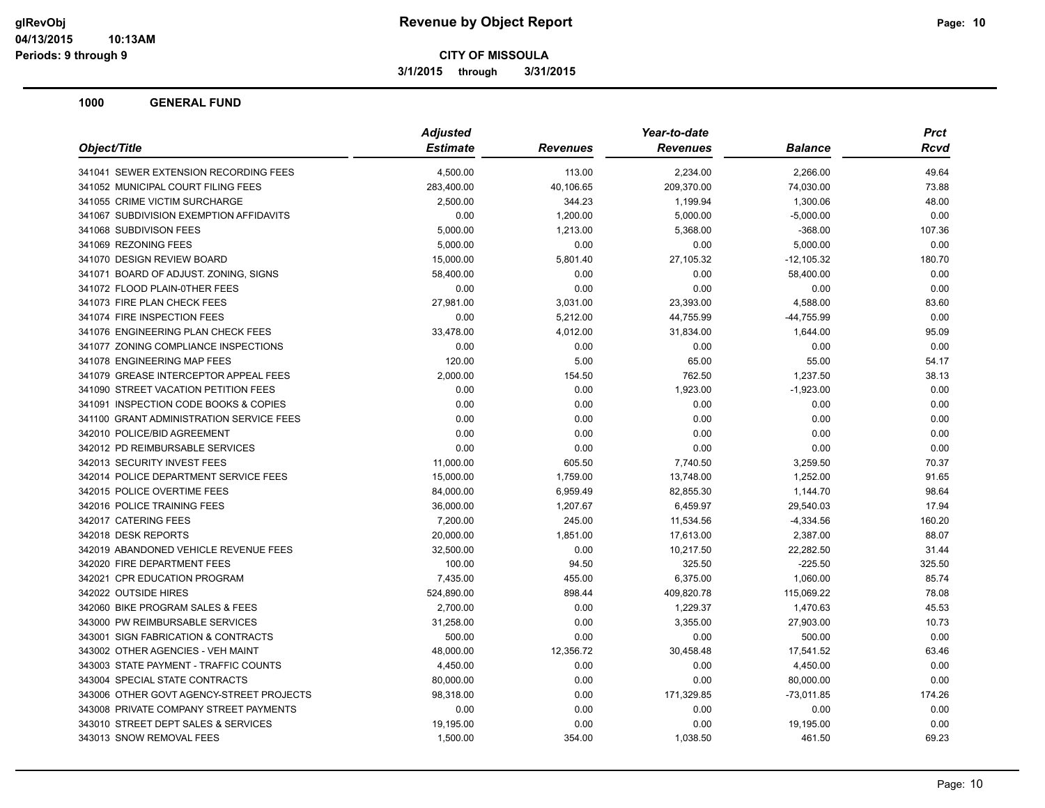**CITY OF MISSOULA**

**3/1/2015 through 3/31/2015**

**1000 GENERAL FUND**

| Object/Title | Adjusted Estimate | Revenues | Year-to-date Revenues | Balance | Prct Rcvd |
|---|---|---|---|---|---|
| 341041 SEWER EXTENSION RECORDING FEES | 4,500.00 | 113.00 | 2,234.00 | 2,266.00 | 49.64 |
| 341052 MUNICIPAL COURT FILING FEES | 283,400.00 | 40,106.65 | 209,370.00 | 74,030.00 | 73.88 |
| 341055 CRIME VICTIM SURCHARGE | 2,500.00 | 344.23 | 1,199.94 | 1,300.06 | 48.00 |
| 341067 SUBDIVISION EXEMPTION AFFIDAVITS | 0.00 | 1,200.00 | 5,000.00 | -5,000.00 | 0.00 |
| 341068 SUBDIVISON FEES | 5,000.00 | 1,213.00 | 5,368.00 | -368.00 | 107.36 |
| 341069 REZONING FEES | 5,000.00 | 0.00 | 0.00 | 5,000.00 | 0.00 |
| 341070 DESIGN REVIEW BOARD | 15,000.00 | 5,801.40 | 27,105.32 | -12,105.32 | 180.70 |
| 341071 BOARD OF ADJUST. ZONING, SIGNS | 58,400.00 | 0.00 | 0.00 | 58,400.00 | 0.00 |
| 341072 FLOOD PLAIN-0THER FEES | 0.00 | 0.00 | 0.00 | 0.00 | 0.00 |
| 341073 FIRE PLAN CHECK FEES | 27,981.00 | 3,031.00 | 23,393.00 | 4,588.00 | 83.60 |
| 341074 FIRE INSPECTION FEES | 0.00 | 5,212.00 | 44,755.99 | -44,755.99 | 0.00 |
| 341076 ENGINEERING PLAN CHECK FEES | 33,478.00 | 4,012.00 | 31,834.00 | 1,644.00 | 95.09 |
| 341077 ZONING COMPLIANCE INSPECTIONS | 0.00 | 0.00 | 0.00 | 0.00 | 0.00 |
| 341078 ENGINEERING MAP FEES | 120.00 | 5.00 | 65.00 | 55.00 | 54.17 |
| 341079 GREASE INTERCEPTOR APPEAL FEES | 2,000.00 | 154.50 | 762.50 | 1,237.50 | 38.13 |
| 341090 STREET VACATION PETITION FEES | 0.00 | 0.00 | 1,923.00 | -1,923.00 | 0.00 |
| 341091 INSPECTION CODE BOOKS & COPIES | 0.00 | 0.00 | 0.00 | 0.00 | 0.00 |
| 341100 GRANT ADMINISTRATION SERVICE FEES | 0.00 | 0.00 | 0.00 | 0.00 | 0.00 |
| 342010 POLICE/BID AGREEMENT | 0.00 | 0.00 | 0.00 | 0.00 | 0.00 |
| 342012 PD REIMBURSABLE SERVICES | 0.00 | 0.00 | 0.00 | 0.00 | 0.00 |
| 342013 SECURITY INVEST FEES | 11,000.00 | 605.50 | 7,740.50 | 3,259.50 | 70.37 |
| 342014 POLICE DEPARTMENT SERVICE FEES | 15,000.00 | 1,759.00 | 13,748.00 | 1,252.00 | 91.65 |
| 342015 POLICE OVERTIME FEES | 84,000.00 | 6,959.49 | 82,855.30 | 1,144.70 | 98.64 |
| 342016 POLICE TRAINING FEES | 36,000.00 | 1,207.67 | 6,459.97 | 29,540.03 | 17.94 |
| 342017 CATERING FEES | 7,200.00 | 245.00 | 11,534.56 | -4,334.56 | 160.20 |
| 342018 DESK REPORTS | 20,000.00 | 1,851.00 | 17,613.00 | 2,387.00 | 88.07 |
| 342019 ABANDONED VEHICLE REVENUE FEES | 32,500.00 | 0.00 | 10,217.50 | 22,282.50 | 31.44 |
| 342020 FIRE DEPARTMENT FEES | 100.00 | 94.50 | 325.50 | -225.50 | 325.50 |
| 342021 CPR EDUCATION PROGRAM | 7,435.00 | 455.00 | 6,375.00 | 1,060.00 | 85.74 |
| 342022 OUTSIDE HIRES | 524,890.00 | 898.44 | 409,820.78 | 115,069.22 | 78.08 |
| 342060 BIKE PROGRAM SALES & FEES | 2,700.00 | 0.00 | 1,229.37 | 1,470.63 | 45.53 |
| 343000 PW REIMBURSABLE SERVICES | 31,258.00 | 0.00 | 3,355.00 | 27,903.00 | 10.73 |
| 343001 SIGN FABRICATION & CONTRACTS | 500.00 | 0.00 | 0.00 | 500.00 | 0.00 |
| 343002 OTHER AGENCIES - VEH MAINT | 48,000.00 | 12,356.72 | 30,458.48 | 17,541.52 | 63.46 |
| 343003 STATE PAYMENT - TRAFFIC COUNTS | 4,450.00 | 0.00 | 0.00 | 4,450.00 | 0.00 |
| 343004 SPECIAL STATE CONTRACTS | 80,000.00 | 0.00 | 0.00 | 80,000.00 | 0.00 |
| 343006 OTHER GOVT AGENCY-STREET PROJECTS | 98,318.00 | 0.00 | 171,329.85 | -73,011.85 | 174.26 |
| 343008 PRIVATE COMPANY STREET PAYMENTS | 0.00 | 0.00 | 0.00 | 0.00 | 0.00 |
| 343010 STREET DEPT SALES & SERVICES | 19,195.00 | 0.00 | 0.00 | 19,195.00 | 0.00 |
| 343013 SNOW REMOVAL FEES | 1,500.00 | 354.00 | 1,038.50 | 461.50 | 69.23 |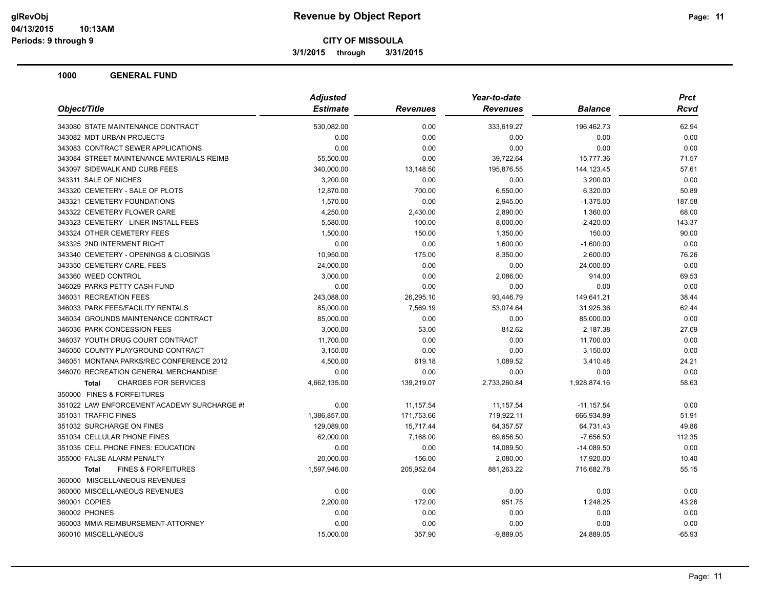# Revenue by Object Report

**CITY OF MISSOULA**

**3/1/2015 through 3/31/2015**

glRevObj
04/13/2015 10:13AM
Periods: 9 through 9

## 1000 GENERAL FUND

| Object/Title | Adjusted Estimate | Revenues | Year-to-date Revenues | Balance | Prct Rcvd |
|---|---|---|---|---|---|
| 343080 STATE MAINTENANCE CONTRACT | 530,082.00 | 0.00 | 333,619.27 | 196,462.73 | 62.94 |
| 343082 MDT URBAN PROJECTS | 0.00 | 0.00 | 0.00 | 0.00 | 0.00 |
| 343083 CONTRACT SEWER APPLICATIONS | 0.00 | 0.00 | 0.00 | 0.00 | 0.00 |
| 343084 STREET MAINTENANCE MATERIALS REIMB | 55,500.00 | 0.00 | 39,722.64 | 15,777.36 | 71.57 |
| 343097 SIDEWALK AND CURB FEES | 340,000.00 | 13,148.50 | 195,876.55 | 144,123.45 | 57.61 |
| 343311 SALE OF NICHES | 3,200.00 | 0.00 | 0.00 | 3,200.00 | 0.00 |
| 343320 CEMETERY - SALE OF PLOTS | 12,870.00 | 700.00 | 6,550.00 | 6,320.00 | 50.89 |
| 343321 CEMETERY FOUNDATIONS | 1,570.00 | 0.00 | 2,945.00 | -1,375.00 | 187.58 |
| 343322 CEMETERY FLOWER CARE | 4,250.00 | 2,430.00 | 2,890.00 | 1,360.00 | 68.00 |
| 343323 CEMETERY - LINER INSTALL FEES | 5,580.00 | 100.00 | 8,000.00 | -2,420.00 | 143.37 |
| 343324 OTHER CEMETERY FEES | 1,500.00 | 150.00 | 1,350.00 | 150.00 | 90.00 |
| 343325 2ND INTERMENT RIGHT | 0.00 | 0.00 | 1,600.00 | -1,600.00 | 0.00 |
| 343340 CEMETERY - OPENINGS & CLOSINGS | 10,950.00 | 175.00 | 8,350.00 | 2,600.00 | 76.26 |
| 343350 CEMETERY CARE, FEES | 24,000.00 | 0.00 | 0.00 | 24,000.00 | 0.00 |
| 343360 WEED CONTROL | 3,000.00 | 0.00 | 2,086.00 | 914.00 | 69.53 |
| 346029 PARKS PETTY CASH FUND | 0.00 | 0.00 | 0.00 | 0.00 | 0.00 |
| 346031 RECREATION FEES | 243,088.00 | 26,295.10 | 93,446.79 | 149,641.21 | 38.44 |
| 346033 PARK FEES/FACILITY RENTALS | 85,000.00 | 7,569.19 | 53,074.64 | 31,925.36 | 62.44 |
| 346034 GROUNDS MAINTENANCE CONTRACT | 85,000.00 | 0.00 | 0.00 | 85,000.00 | 0.00 |
| 346036 PARK CONCESSION FEES | 3,000.00 | 53.00 | 812.62 | 2,187.38 | 27.09 |
| 346037 YOUTH DRUG COURT CONTRACT | 11,700.00 | 0.00 | 0.00 | 11,700.00 | 0.00 |
| 346050 COUNTY PLAYGROUND CONTRACT | 3,150.00 | 0.00 | 0.00 | 3,150.00 | 0.00 |
| 346051 MONTANA PARKS/REC CONFERENCE 2012 | 4,500.00 | 619.18 | 1,089.52 | 3,410.48 | 24.21 |
| 346070 RECREATION GENERAL MERCHANDISE | 0.00 | 0.00 | 0.00 | 0.00 | 0.00 |
| **Total** CHARGES FOR SERVICES | 4,662,135.00 | 139,219.07 | 2,733,260.84 | 1,928,874.16 | 58.63 |
| 350000 FINES & FORFEITURES | | | | | |
| 351022 LAW ENFORCEMENT ACADEMY SURCHARGE #! | 0.00 | 11,157.54 | 11,157.54 | -11,157.54 | 0.00 |
| 351031 TRAFFIC FINES | 1,386,857.00 | 171,753.66 | 719,922.11 | 666,934.89 | 51.91 |
| 351032 SURCHARGE ON FINES | 129,089.00 | 15,717.44 | 64,357.57 | 64,731.43 | 49.86 |
| 351034 CELLULAR PHONE FINES | 62,000.00 | 7,168.00 | 69,656.50 | -7,656.50 | 112.35 |
| 351035 CELL PHONE FINES: EDUCATION | 0.00 | 0.00 | 14,089.50 | -14,089.50 | 0.00 |
| 355000 FALSE ALARM PENALTY | 20,000.00 | 156.00 | 2,080.00 | 17,920.00 | 10.40 |
| **Total** FINES & FORFEITURES | 1,597,946.00 | 205,952.64 | 881,263.22 | 716,682.78 | 55.15 |
| 360000 MISCELLANEOUS REVENUES | | | | | |
| 360000 MISCELLANEOUS REVENUES | 0.00 | 0.00 | 0.00 | 0.00 | 0.00 |
| 360001 COPIES | 2,200.00 | 172.00 | 951.75 | 1,248.25 | 43.26 |
| 360002 PHONES | 0.00 | 0.00 | 0.00 | 0.00 | 0.00 |
| 360003 MMIA REIMBURSEMENT-ATTORNEY | 0.00 | 0.00 | 0.00 | 0.00 | 0.00 |
| 360010 MISCELLANEOUS | 15,000.00 | 357.90 | -9,889.05 | 24,889.05 | -65.93 |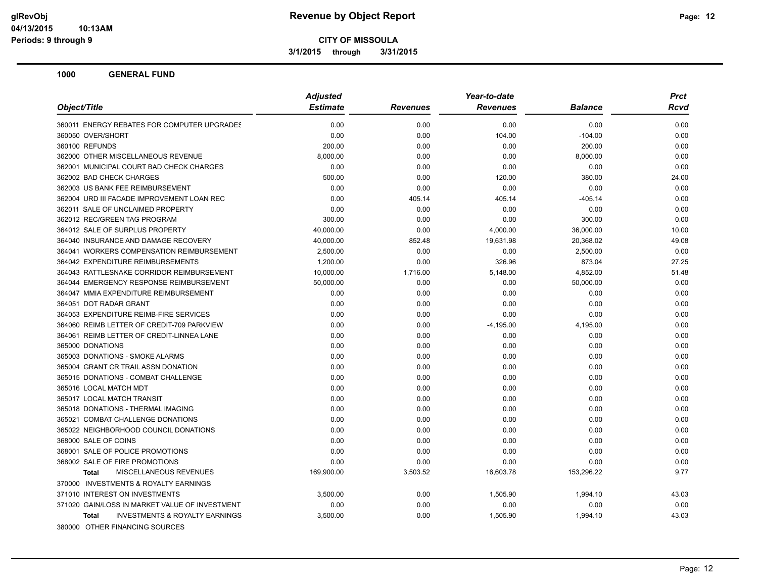**glRevObj**
**04/13/2015 10:13AM**
**Periods: 9 through 9**

# Revenue by Object Report

**CITY OF MISSOULA**

**3/1/2015 through 3/31/2015**

## 1000 GENERAL FUND

| Object/Title | Adjusted Estimate | Revenues | Year-to-date Revenues | Balance | Prct Rcvd |
|---|---|---|---|---|---|
| 360011 ENERGY REBATES FOR COMPUTER UPGRADES | 0.00 | 0.00 | 0.00 | 0.00 | 0.00 |
| 360050 OVER/SHORT | 0.00 | 0.00 | 104.00 | -104.00 | 0.00 |
| 360100 REFUNDS | 200.00 | 0.00 | 0.00 | 200.00 | 0.00 |
| 362000 OTHER MISCELLANEOUS REVENUE | 8,000.00 | 0.00 | 0.00 | 8,000.00 | 0.00 |
| 362001 MUNICIPAL COURT BAD CHECK CHARGES | 0.00 | 0.00 | 0.00 | 0.00 | 0.00 |
| 362002 BAD CHECK CHARGES | 500.00 | 0.00 | 120.00 | 380.00 | 24.00 |
| 362003 US BANK FEE REIMBURSEMENT | 0.00 | 0.00 | 0.00 | 0.00 | 0.00 |
| 362004 URD III FACADE IMPROVEMENT LOAN REC | 0.00 | 405.14 | 405.14 | -405.14 | 0.00 |
| 362011 SALE OF UNCLAIMED PROPERTY | 0.00 | 0.00 | 0.00 | 0.00 | 0.00 |
| 362012 REC/GREEN TAG PROGRAM | 300.00 | 0.00 | 0.00 | 300.00 | 0.00 |
| 364012 SALE OF SURPLUS PROPERTY | 40,000.00 | 0.00 | 4,000.00 | 36,000.00 | 10.00 |
| 364040 INSURANCE AND DAMAGE RECOVERY | 40,000.00 | 852.48 | 19,631.98 | 20,368.02 | 49.08 |
| 364041 WORKERS COMPENSATION REIMBURSEMENT | 2,500.00 | 0.00 | 0.00 | 2,500.00 | 0.00 |
| 364042 EXPENDITURE REIMBURSEMENTS | 1,200.00 | 0.00 | 326.96 | 873.04 | 27.25 |
| 364043 RATTLESNAKE CORRIDOR REIMBURSEMENT | 10,000.00 | 1,716.00 | 5,148.00 | 4,852.00 | 51.48 |
| 364044 EMERGENCY RESPONSE REIMBURSEMENT | 50,000.00 | 0.00 | 0.00 | 50,000.00 | 0.00 |
| 364047 MMIA EXPENDITURE REIMBURSEMENT | 0.00 | 0.00 | 0.00 | 0.00 | 0.00 |
| 364051 DOT RADAR GRANT | 0.00 | 0.00 | 0.00 | 0.00 | 0.00 |
| 364053 EXPENDITURE REIMB-FIRE SERVICES | 0.00 | 0.00 | 0.00 | 0.00 | 0.00 |
| 364060 REIMB LETTER OF CREDIT-709 PARKVIEW | 0.00 | 0.00 | -4,195.00 | 4,195.00 | 0.00 |
| 364061 REIMB LETTER OF CREDIT-LINNEA LANE | 0.00 | 0.00 | 0.00 | 0.00 | 0.00 |
| 365000 DONATIONS | 0.00 | 0.00 | 0.00 | 0.00 | 0.00 |
| 365003 DONATIONS - SMOKE ALARMS | 0.00 | 0.00 | 0.00 | 0.00 | 0.00 |
| 365004 GRANT CR TRAIL ASSN DONATION | 0.00 | 0.00 | 0.00 | 0.00 | 0.00 |
| 365015 DONATIONS - COMBAT CHALLENGE | 0.00 | 0.00 | 0.00 | 0.00 | 0.00 |
| 365016 LOCAL MATCH MDT | 0.00 | 0.00 | 0.00 | 0.00 | 0.00 |
| 365017 LOCAL MATCH TRANSIT | 0.00 | 0.00 | 0.00 | 0.00 | 0.00 |
| 365018 DONATIONS - THERMAL IMAGING | 0.00 | 0.00 | 0.00 | 0.00 | 0.00 |
| 365021 COMBAT CHALLENGE DONATIONS | 0.00 | 0.00 | 0.00 | 0.00 | 0.00 |
| 365022 NEIGHBORHOOD COUNCIL DONATIONS | 0.00 | 0.00 | 0.00 | 0.00 | 0.00 |
| 368000 SALE OF COINS | 0.00 | 0.00 | 0.00 | 0.00 | 0.00 |
| 368001 SALE OF POLICE PROMOTIONS | 0.00 | 0.00 | 0.00 | 0.00 | 0.00 |
| 368002 SALE OF FIRE PROMOTIONS | 0.00 | 0.00 | 0.00 | 0.00 | 0.00 |
| **Total** MISCELLANEOUS REVENUES | 169,900.00 | 3,503.52 | 16,603.78 | 153,296.22 | 9.77 |
| 370000 INVESTMENTS & ROYALTY EARNINGS | | | | | |
| 371010 INTEREST ON INVESTMENTS | 3,500.00 | 0.00 | 1,505.90 | 1,994.10 | 43.03 |
| 371020 GAIN/LOSS IN MARKET VALUE OF INVESTMENT | 0.00 | 0.00 | 0.00 | 0.00 | 0.00 |
| **Total** INVESTMENTS & ROYALTY EARNINGS | 3,500.00 | 0.00 | 1,505.90 | 1,994.10 | 43.03 |
| 380000 OTHER FINANCING SOURCES | | | | | |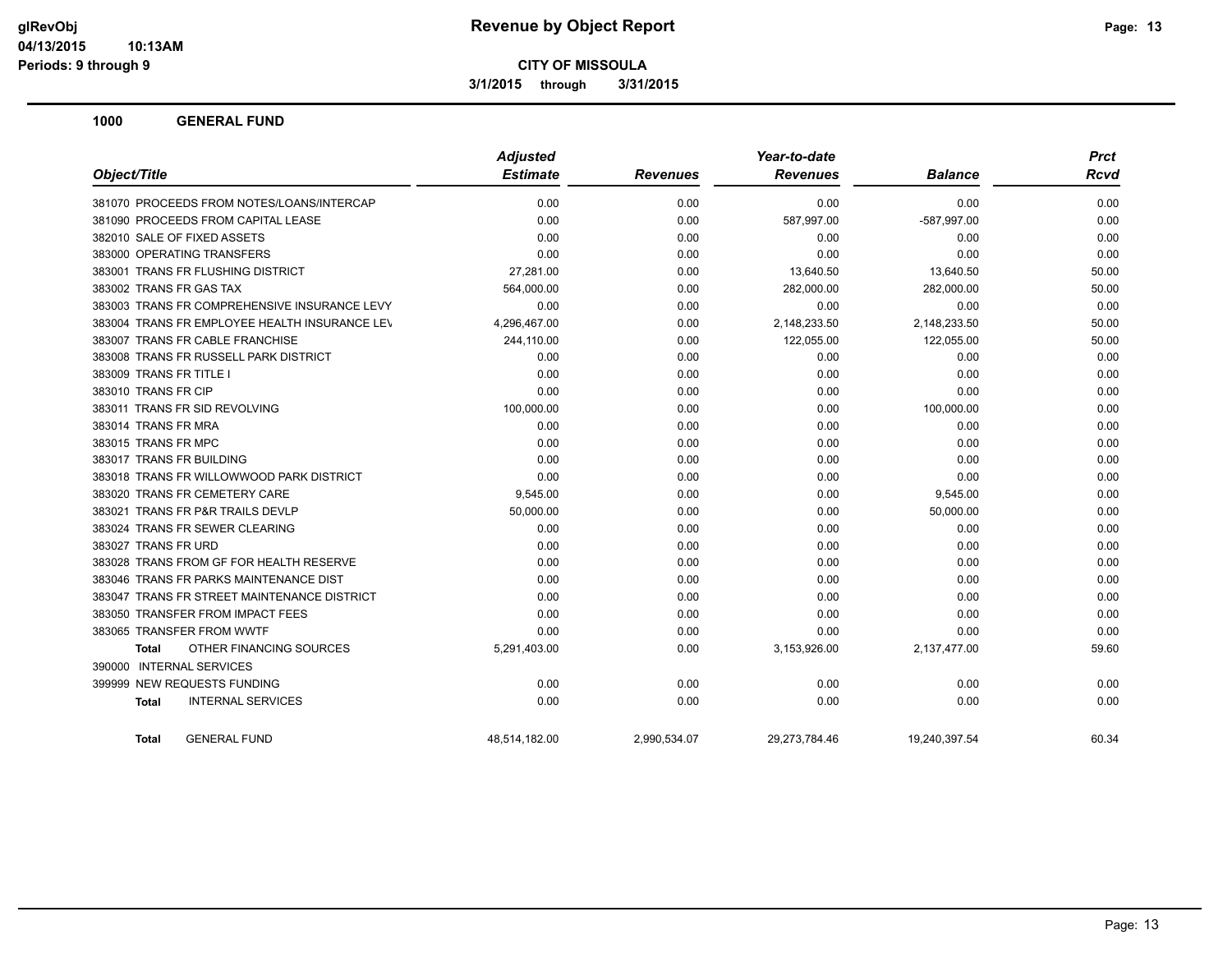# Revenue by Object Report

**CITY OF MISSOULA**

**3/1/2015 through 3/31/2015**

glRevObj
04/13/2015 10:13AM
Periods: 9 through 9

## 1000 GENERAL FUND

| Object/Title | Adjusted Estimate | Revenues | Year-to-date Revenues | Balance | Prct Rcvd |
|---|---|---|---|---|---|
| 381070 PROCEEDS FROM NOTES/LOANS/INTERCAP | 0.00 | 0.00 | 0.00 | 0.00 | 0.00 |
| 381090 PROCEEDS FROM CAPITAL LEASE | 0.00 | 0.00 | 587,997.00 | -587,997.00 | 0.00 |
| 382010 SALE OF FIXED ASSETS | 0.00 | 0.00 | 0.00 | 0.00 | 0.00 |
| 383000 OPERATING TRANSFERS | 0.00 | 0.00 | 0.00 | 0.00 | 0.00 |
| 383001 TRANS FR FLUSHING DISTRICT | 27,281.00 | 0.00 | 13,640.50 | 13,640.50 | 50.00 |
| 383002 TRANS FR GAS TAX | 564,000.00 | 0.00 | 282,000.00 | 282,000.00 | 50.00 |
| 383003 TRANS FR COMPREHENSIVE INSURANCE LEVY | 0.00 | 0.00 | 0.00 | 0.00 | 0.00 |
| 383004 TRANS FR EMPLOYEE HEALTH INSURANCE LEV | 4,296,467.00 | 0.00 | 2,148,233.50 | 2,148,233.50 | 50.00 |
| 383007 TRANS FR CABLE FRANCHISE | 244,110.00 | 0.00 | 122,055.00 | 122,055.00 | 50.00 |
| 383008 TRANS FR RUSSELL PARK DISTRICT | 0.00 | 0.00 | 0.00 | 0.00 | 0.00 |
| 383009 TRANS FR TITLE I | 0.00 | 0.00 | 0.00 | 0.00 | 0.00 |
| 383010 TRANS FR CIP | 0.00 | 0.00 | 0.00 | 0.00 | 0.00 |
| 383011 TRANS FR SID REVOLVING | 100,000.00 | 0.00 | 0.00 | 100,000.00 | 0.00 |
| 383014 TRANS FR MRA | 0.00 | 0.00 | 0.00 | 0.00 | 0.00 |
| 383015 TRANS FR MPC | 0.00 | 0.00 | 0.00 | 0.00 | 0.00 |
| 383017 TRANS FR BUILDING | 0.00 | 0.00 | 0.00 | 0.00 | 0.00 |
| 383018 TRANS FR WILLOWWOOD PARK DISTRICT | 0.00 | 0.00 | 0.00 | 0.00 | 0.00 |
| 383020 TRANS FR CEMETERY CARE | 9,545.00 | 0.00 | 0.00 | 9,545.00 | 0.00 |
| 383021 TRANS FR P&R TRAILS DEVLP | 50,000.00 | 0.00 | 0.00 | 50,000.00 | 0.00 |
| 383024 TRANS FR SEWER CLEARING | 0.00 | 0.00 | 0.00 | 0.00 | 0.00 |
| 383027 TRANS FR URD | 0.00 | 0.00 | 0.00 | 0.00 | 0.00 |
| 383028 TRANS FROM GF FOR HEALTH RESERVE | 0.00 | 0.00 | 0.00 | 0.00 | 0.00 |
| 383046 TRANS FR PARKS MAINTENANCE DIST | 0.00 | 0.00 | 0.00 | 0.00 | 0.00 |
| 383047 TRANS FR STREET MAINTENANCE DISTRICT | 0.00 | 0.00 | 0.00 | 0.00 | 0.00 |
| 383050 TRANSFER FROM IMPACT FEES | 0.00 | 0.00 | 0.00 | 0.00 | 0.00 |
| 383065 TRANSFER FROM WWTF | 0.00 | 0.00 | 0.00 | 0.00 | 0.00 |
| **Total** OTHER FINANCING SOURCES | 5,291,403.00 | 0.00 | 3,153,926.00 | 2,137,477.00 | 59.60 |
| 390000 INTERNAL SERVICES | | | | | |
| 399999 NEW REQUESTS FUNDING | 0.00 | 0.00 | 0.00 | 0.00 | 0.00 |
| **Total** INTERNAL SERVICES | 0.00 | 0.00 | 0.00 | 0.00 | 0.00 |
| **Total** GENERAL FUND | 48,514,182.00 | 2,990,534.07 | 29,273,784.46 | 19,240,397.54 | 60.34 |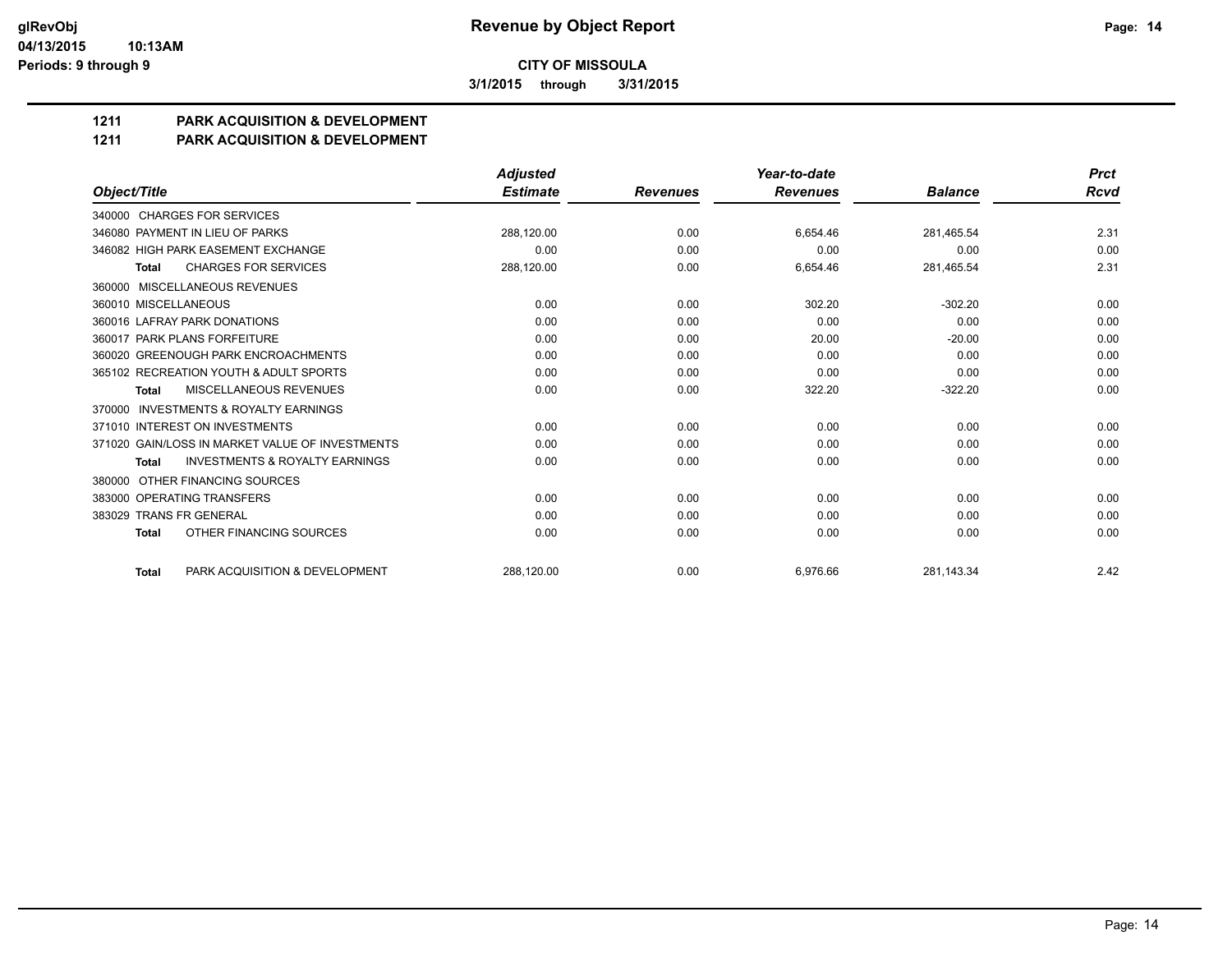**CITY OF MISSOULA**

**3/1/2015 through 3/31/2015**

# 1211 PARK ACQUISITION & DEVELOPMENT

## 1211 PARK ACQUISITION & DEVELOPMENT

| Object/Title | Adjusted Estimate | Revenues | Year-to-date Revenues | Balance | Prct Rcvd |
|---|---|---|---|---|---|
| 340000 CHARGES FOR SERVICES | | | | | |
| 346080 PAYMENT IN LIEU OF PARKS | 288,120.00 | 0.00 | 6,654.46 | 281,465.54 | 2.31 |
| 346082 HIGH PARK EASEMENT EXCHANGE | 0.00 | 0.00 | 0.00 | 0.00 | 0.00 |
| **Total** CHARGES FOR SERVICES | 288,120.00 | 0.00 | 6,654.46 | 281,465.54 | 2.31 |
| 360000 MISCELLANEOUS REVENUES | | | | | |
| 360010 MISCELLANEOUS | 0.00 | 0.00 | 302.20 | -302.20 | 0.00 |
| 360016 LAFRAY PARK DONATIONS | 0.00 | 0.00 | 0.00 | 0.00 | 0.00 |
| 360017 PARK PLANS FORFEITURE | 0.00 | 0.00 | 20.00 | -20.00 | 0.00 |
| 360020 GREENOUGH PARK ENCROACHMENTS | 0.00 | 0.00 | 0.00 | 0.00 | 0.00 |
| 365102 RECREATION YOUTH & ADULT SPORTS | 0.00 | 0.00 | 0.00 | 0.00 | 0.00 |
| **Total** MISCELLANEOUS REVENUES | 0.00 | 0.00 | 322.20 | -322.20 | 0.00 |
| 370000 INVESTMENTS & ROYALTY EARNINGS | | | | | |
| 371010 INTEREST ON INVESTMENTS | 0.00 | 0.00 | 0.00 | 0.00 | 0.00 |
| 371020 GAIN/LOSS IN MARKET VALUE OF INVESTMENTS | 0.00 | 0.00 | 0.00 | 0.00 | 0.00 |
| **Total** INVESTMENTS & ROYALTY EARNINGS | 0.00 | 0.00 | 0.00 | 0.00 | 0.00 |
| 380000 OTHER FINANCING SOURCES | | | | | |
| 383000 OPERATING TRANSFERS | 0.00 | 0.00 | 0.00 | 0.00 | 0.00 |
| 383029 TRANS FR GENERAL | 0.00 | 0.00 | 0.00 | 0.00 | 0.00 |
| **Total** OTHER FINANCING SOURCES | 0.00 | 0.00 | 0.00 | 0.00 | 0.00 |
| **Total** PARK ACQUISITION & DEVELOPMENT | 288,120.00 | 0.00 | 6,976.66 | 281,143.34 | 2.42 |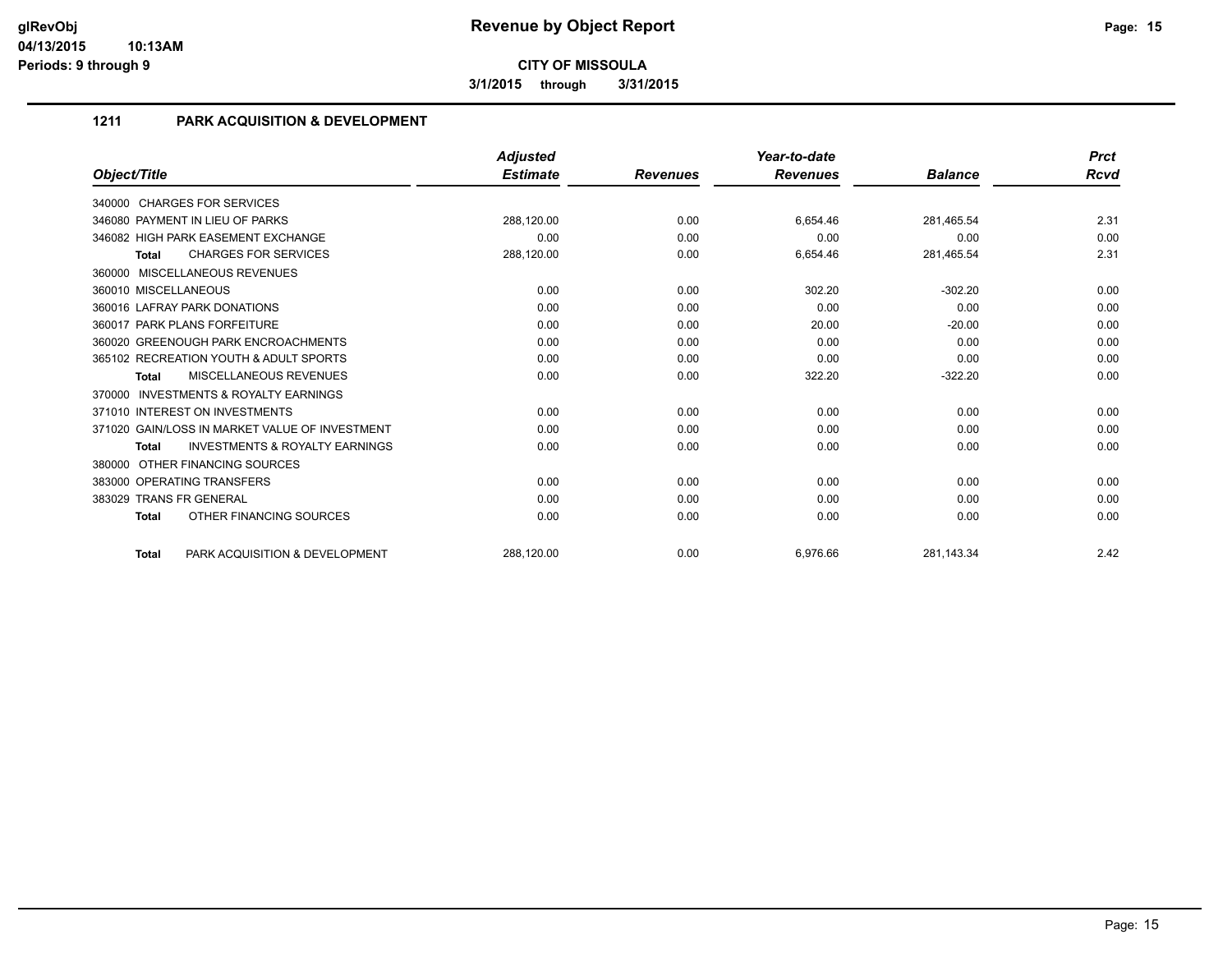**glRevObj**
**04/13/2015 10:13AM**
**Periods: 9 through 9**

# Revenue by Object Report

**CITY OF MISSOULA**

**3/1/2015 through 3/31/2015**

## 1211 PARK ACQUISITION & DEVELOPMENT

| Object/Title | Adjusted Estimate | Revenues | Year-to-date Revenues | Balance | Prct Rcvd |
|---|---|---|---|---|---|
| 340000 CHARGES FOR SERVICES | | | | | |
| 346080 PAYMENT IN LIEU OF PARKS | 288,120.00 | 0.00 | 6,654.46 | 281,465.54 | 2.31 |
| 346082 HIGH PARK EASEMENT EXCHANGE | 0.00 | 0.00 | 0.00 | 0.00 | 0.00 |
| **Total** CHARGES FOR SERVICES | 288,120.00 | 0.00 | 6,654.46 | 281,465.54 | 2.31 |
| 360000 MISCELLANEOUS REVENUES | | | | | |
| 360010 MISCELLANEOUS | 0.00 | 0.00 | 302.20 | -302.20 | 0.00 |
| 360016 LAFRAY PARK DONATIONS | 0.00 | 0.00 | 0.00 | 0.00 | 0.00 |
| 360017 PARK PLANS FORFEITURE | 0.00 | 0.00 | 20.00 | -20.00 | 0.00 |
| 360020 GREENOUGH PARK ENCROACHMENTS | 0.00 | 0.00 | 0.00 | 0.00 | 0.00 |
| 365102 RECREATION YOUTH & ADULT SPORTS | 0.00 | 0.00 | 0.00 | 0.00 | 0.00 |
| **Total** MISCELLANEOUS REVENUES | 0.00 | 0.00 | 322.20 | -322.20 | 0.00 |
| 370000 INVESTMENTS & ROYALTY EARNINGS | | | | | |
| 371010 INTEREST ON INVESTMENTS | 0.00 | 0.00 | 0.00 | 0.00 | 0.00 |
| 371020 GAIN/LOSS IN MARKET VALUE OF INVESTMENT | 0.00 | 0.00 | 0.00 | 0.00 | 0.00 |
| **Total** INVESTMENTS & ROYALTY EARNINGS | 0.00 | 0.00 | 0.00 | 0.00 | 0.00 |
| 380000 OTHER FINANCING SOURCES | | | | | |
| 383000 OPERATING TRANSFERS | 0.00 | 0.00 | 0.00 | 0.00 | 0.00 |
| 383029 TRANS FR GENERAL | 0.00 | 0.00 | 0.00 | 0.00 | 0.00 |
| **Total** OTHER FINANCING SOURCES | 0.00 | 0.00 | 0.00 | 0.00 | 0.00 |
| **Total** PARK ACQUISITION & DEVELOPMENT | 288,120.00 | 0.00 | 6,976.66 | 281,143.34 | 2.42 |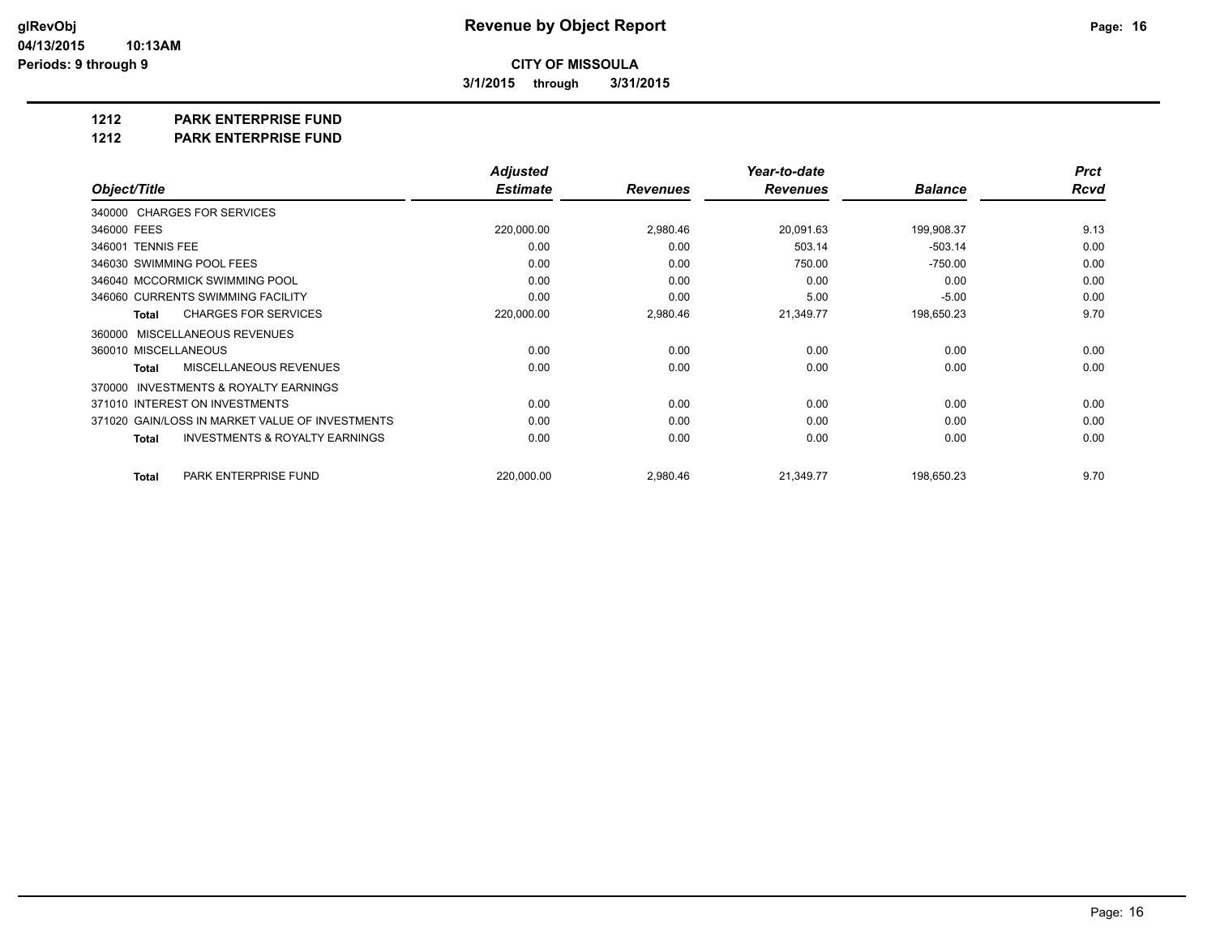# Revenue by Object Report

**glRevObj**
**04/13/2015 10:13AM**
**Periods: 9 through 9**

**CITY OF MISSOULA**

**3/1/2015 through 3/31/2015**

## 1212 PARK ENTERPRISE FUND

## 1212 PARK ENTERPRISE FUND

| Object/Title | Adjusted Estimate | Revenues | Year-to-date Revenues | Balance | Prct Rcvd |
|---|---|---|---|---|---|
| 340000 CHARGES FOR SERVICES | | | | | |
| 346000 FEES | 220,000.00 | 2,980.46 | 20,091.63 | 199,908.37 | 9.13 |
| 346001 TENNIS FEE | 0.00 | 0.00 | 503.14 | -503.14 | 0.00 |
| 346030 SWIMMING POOL FEES | 0.00 | 0.00 | 750.00 | -750.00 | 0.00 |
| 346040 MCCORMICK SWIMMING POOL | 0.00 | 0.00 | 0.00 | 0.00 | 0.00 |
| 346060 CURRENTS SWIMMING FACILITY | 0.00 | 0.00 | 5.00 | -5.00 | 0.00 |
| **Total** CHARGES FOR SERVICES | 220,000.00 | 2,980.46 | 21,349.77 | 198,650.23 | 9.70 |
| 360000 MISCELLANEOUS REVENUES | | | | | |
| 360010 MISCELLANEOUS | 0.00 | 0.00 | 0.00 | 0.00 | 0.00 |
| **Total** MISCELLANEOUS REVENUES | 0.00 | 0.00 | 0.00 | 0.00 | 0.00 |
| 370000 INVESTMENTS & ROYALTY EARNINGS | | | | | |
| 371010 INTEREST ON INVESTMENTS | 0.00 | 0.00 | 0.00 | 0.00 | 0.00 |
| 371020 GAIN/LOSS IN MARKET VALUE OF INVESTMENTS | 0.00 | 0.00 | 0.00 | 0.00 | 0.00 |
| **Total** INVESTMENTS & ROYALTY EARNINGS | 0.00 | 0.00 | 0.00 | 0.00 | 0.00 |
| **Total** PARK ENTERPRISE FUND | 220,000.00 | 2,980.46 | 21,349.77 | 198,650.23 | 9.70 |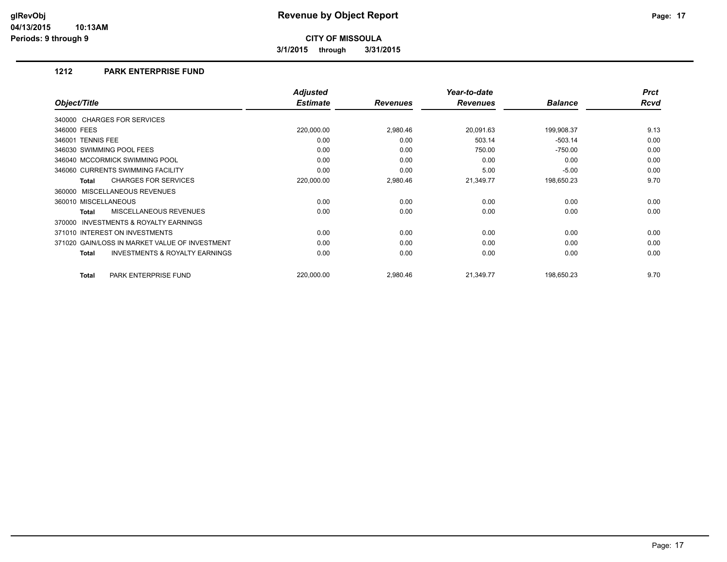**glRevObj**
**04/13/2015 10:13AM**
**Periods: 9 through 9**

# Revenue by Object Report

**CITY OF MISSOULA**

**3/1/2015 through 3/31/2015**

## 1212 PARK ENTERPRISE FUND

| Object/Title | Adjusted Estimate | Revenues | Year-to-date Revenues | Balance | Prct Rcvd |
|---|---|---|---|---|---|
| 340000 CHARGES FOR SERVICES | | | | | |
| 346000 FEES | 220,000.00 | 2,980.46 | 20,091.63 | 199,908.37 | 9.13 |
| 346001 TENNIS FEE | 0.00 | 0.00 | 503.14 | -503.14 | 0.00 |
| 346030 SWIMMING POOL FEES | 0.00 | 0.00 | 750.00 | -750.00 | 0.00 |
| 346040 MCCORMICK SWIMMING POOL | 0.00 | 0.00 | 0.00 | 0.00 | 0.00 |
| 346060 CURRENTS SWIMMING FACILITY | 0.00 | 0.00 | 5.00 | -5.00 | 0.00 |
| **Total** CHARGES FOR SERVICES | 220,000.00 | 2,980.46 | 21,349.77 | 198,650.23 | 9.70 |
| 360000 MISCELLANEOUS REVENUES | | | | | |
| 360010 MISCELLANEOUS | 0.00 | 0.00 | 0.00 | 0.00 | 0.00 |
| **Total** MISCELLANEOUS REVENUES | 0.00 | 0.00 | 0.00 | 0.00 | 0.00 |
| 370000 INVESTMENTS & ROYALTY EARNINGS | | | | | |
| 371010 INTEREST ON INVESTMENTS | 0.00 | 0.00 | 0.00 | 0.00 | 0.00 |
| 371020 GAIN/LOSS IN MARKET VALUE OF INVESTMENT | 0.00 | 0.00 | 0.00 | 0.00 | 0.00 |
| **Total** INVESTMENTS & ROYALTY EARNINGS | 0.00 | 0.00 | 0.00 | 0.00 | 0.00 |
| **Total** PARK ENTERPRISE FUND | 220,000.00 | 2,980.46 | 21,349.77 | 198,650.23 | 9.70 |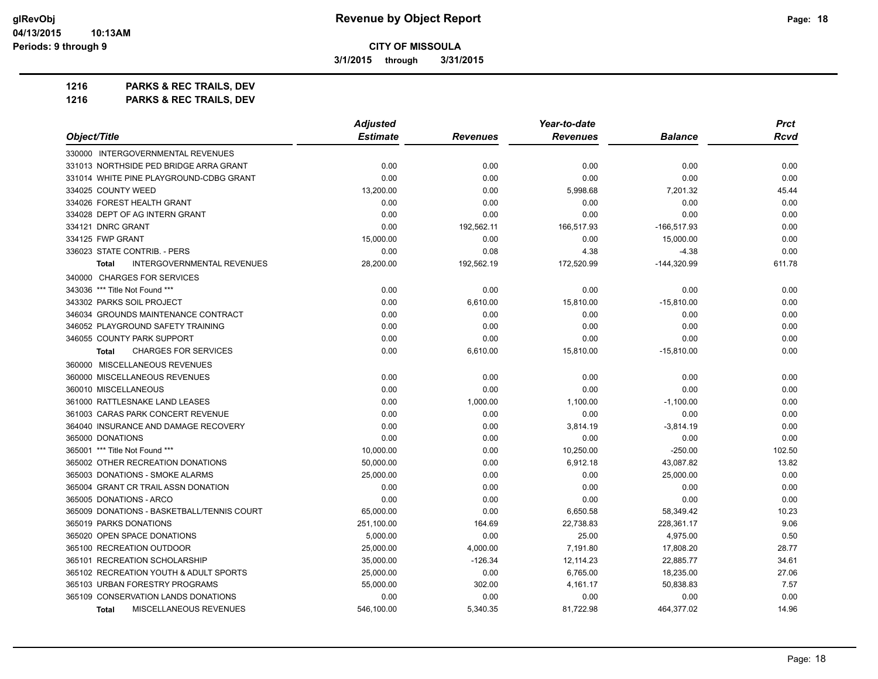# Revenue by Object Report

**CITY OF MISSOULA**

**3/1/2015 through 3/31/2015**

glRevObj
04/13/2015 10:13AM
Periods: 9 through 9

**1216 PARKS & REC TRAILS, DEV**

**1216 PARKS & REC TRAILS, DEV**

| Object/Title | Adjusted Estimate | Revenues | Year-to-date Revenues | Balance | Prct Rcvd |
|---|---|---|---|---|---|
| 330000 INTERGOVERNMENTAL REVENUES | | | | | |
| 331013 NORTHSIDE PED BRIDGE ARRA GRANT | 0.00 | 0.00 | 0.00 | 0.00 | 0.00 |
| 331014 WHITE PINE PLAYGROUND-CDBG GRANT | 0.00 | 0.00 | 0.00 | 0.00 | 0.00 |
| 334025 COUNTY WEED | 13,200.00 | 0.00 | 5,998.68 | 7,201.32 | 45.44 |
| 334026 FOREST HEALTH GRANT | 0.00 | 0.00 | 0.00 | 0.00 | 0.00 |
| 334028 DEPT OF AG INTERN GRANT | 0.00 | 0.00 | 0.00 | 0.00 | 0.00 |
| 334121 DNRC GRANT | 0.00 | 192,562.11 | 166,517.93 | -166,517.93 | 0.00 |
| 334125 FWP GRANT | 15,000.00 | 0.00 | 0.00 | 15,000.00 | 0.00 |
| 336023 STATE CONTRIB. - PERS | 0.00 | 0.08 | 4.38 | -4.38 | 0.00 |
| **Total** INTERGOVERNMENTAL REVENUES | 28,200.00 | 192,562.19 | 172,520.99 | -144,320.99 | 611.78 |
| 340000 CHARGES FOR SERVICES | | | | | |
| 343036 *** Title Not Found *** | 0.00 | 0.00 | 0.00 | 0.00 | 0.00 |
| 343302 PARKS SOIL PROJECT | 0.00 | 6,610.00 | 15,810.00 | -15,810.00 | 0.00 |
| 346034 GROUNDS MAINTENANCE CONTRACT | 0.00 | 0.00 | 0.00 | 0.00 | 0.00 |
| 346052 PLAYGROUND SAFETY TRAINING | 0.00 | 0.00 | 0.00 | 0.00 | 0.00 |
| 346055 COUNTY PARK SUPPORT | 0.00 | 0.00 | 0.00 | 0.00 | 0.00 |
| **Total** CHARGES FOR SERVICES | 0.00 | 6,610.00 | 15,810.00 | -15,810.00 | 0.00 |
| 360000 MISCELLANEOUS REVENUES | | | | | |
| 360000 MISCELLANEOUS REVENUES | 0.00 | 0.00 | 0.00 | 0.00 | 0.00 |
| 360010 MISCELLANEOUS | 0.00 | 0.00 | 0.00 | 0.00 | 0.00 |
| 361000 RATTLESNAKE LAND LEASES | 0.00 | 1,000.00 | 1,100.00 | -1,100.00 | 0.00 |
| 361003 CARAS PARK CONCERT REVENUE | 0.00 | 0.00 | 0.00 | 0.00 | 0.00 |
| 364040 INSURANCE AND DAMAGE RECOVERY | 0.00 | 0.00 | 3,814.19 | -3,814.19 | 0.00 |
| 365000 DONATIONS | 0.00 | 0.00 | 0.00 | 0.00 | 0.00 |
| 365001 *** Title Not Found *** | 10,000.00 | 0.00 | 10,250.00 | -250.00 | 102.50 |
| 365002 OTHER RECREATION DONATIONS | 50,000.00 | 0.00 | 6,912.18 | 43,087.82 | 13.82 |
| 365003 DONATIONS - SMOKE ALARMS | 25,000.00 | 0.00 | 0.00 | 25,000.00 | 0.00 |
| 365004 GRANT CR TRAIL ASSN DONATION | 0.00 | 0.00 | 0.00 | 0.00 | 0.00 |
| 365005 DONATIONS - ARCO | 0.00 | 0.00 | 0.00 | 0.00 | 0.00 |
| 365009 DONATIONS - BASKETBALL/TENNIS COURT | 65,000.00 | 0.00 | 6,650.58 | 58,349.42 | 10.23 |
| 365019 PARKS DONATIONS | 251,100.00 | 164.69 | 22,738.83 | 228,361.17 | 9.06 |
| 365020 OPEN SPACE DONATIONS | 5,000.00 | 0.00 | 25.00 | 4,975.00 | 0.50 |
| 365100 RECREATION OUTDOOR | 25,000.00 | 4,000.00 | 7,191.80 | 17,808.20 | 28.77 |
| 365101 RECREATION SCHOLARSHIP | 35,000.00 | -126.34 | 12,114.23 | 22,885.77 | 34.61 |
| 365102 RECREATION YOUTH & ADULT SPORTS | 25,000.00 | 0.00 | 6,765.00 | 18,235.00 | 27.06 |
| 365103 URBAN FORESTRY PROGRAMS | 55,000.00 | 302.00 | 4,161.17 | 50,838.83 | 7.57 |
| 365109 CONSERVATION LANDS DONATIONS | 0.00 | 0.00 | 0.00 | 0.00 | 0.00 |
| **Total** MISCELLANEOUS REVENUES | 546,100.00 | 5,340.35 | 81,722.98 | 464,377.02 | 14.96 |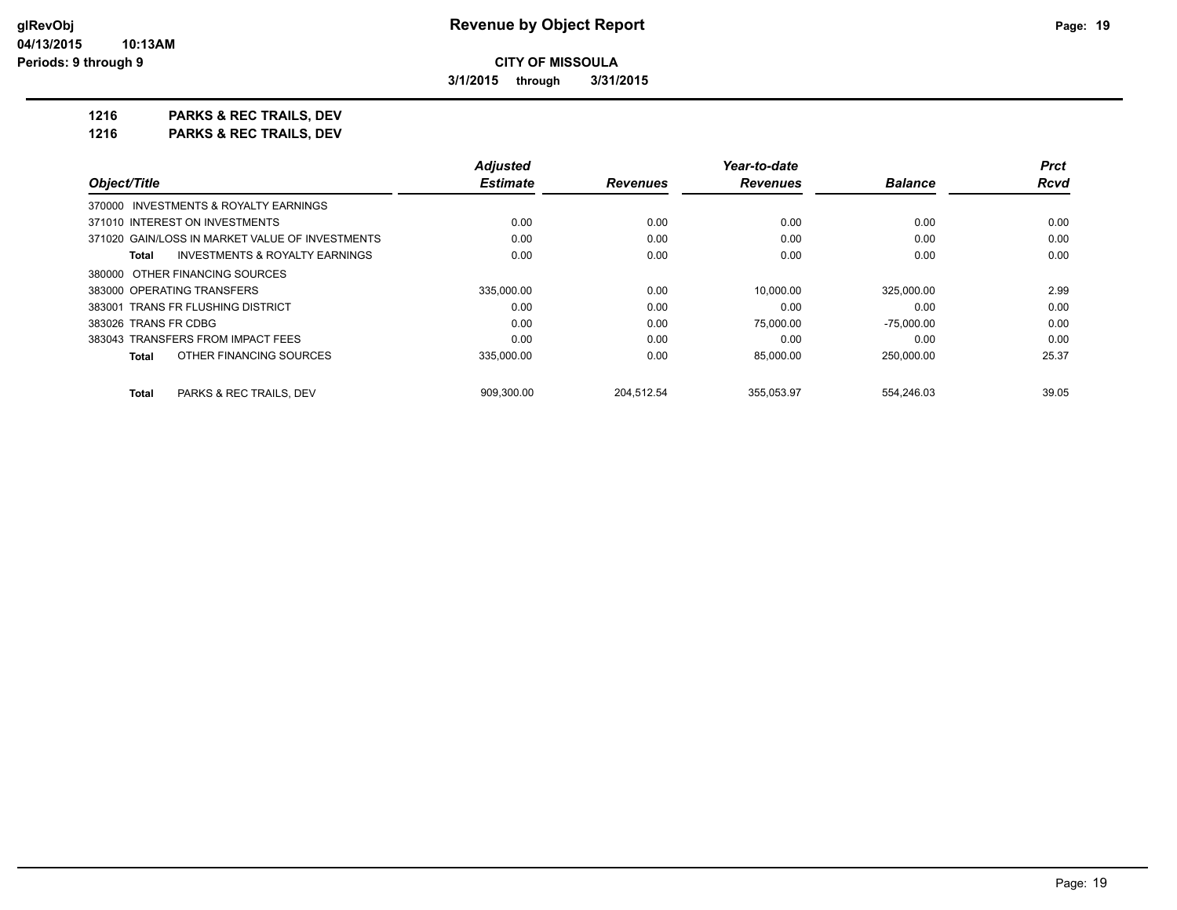# Revenue by Object Report

**CITY OF MISSOULA**

**3/1/2015 through 3/31/2015**

## 1216 PARKS & REC TRAILS, DEV
## 1216 PARKS & REC TRAILS, DEV

| Object/Title | Adjusted Estimate | Revenues | Year-to-date Revenues | Balance | Prct Rcvd |
|---|---|---|---|---|---|
| 370000 INVESTMENTS & ROYALTY EARNINGS | | | | | |
| 371010 INTEREST ON INVESTMENTS | 0.00 | 0.00 | 0.00 | 0.00 | 0.00 |
| 371020 GAIN/LOSS IN MARKET VALUE OF INVESTMENTS | 0.00 | 0.00 | 0.00 | 0.00 | 0.00 |
| **Total** INVESTMENTS & ROYALTY EARNINGS | 0.00 | 0.00 | 0.00 | 0.00 | 0.00 |
| 380000 OTHER FINANCING SOURCES | | | | | |
| 383000 OPERATING TRANSFERS | 335,000.00 | 0.00 | 10,000.00 | 325,000.00 | 2.99 |
| 383001 TRANS FR FLUSHING DISTRICT | 0.00 | 0.00 | 0.00 | 0.00 | 0.00 |
| 383026 TRANS FR CDBG | 0.00 | 0.00 | 75,000.00 | -75,000.00 | 0.00 |
| 383043 TRANSFERS FROM IMPACT FEES | 0.00 | 0.00 | 0.00 | 0.00 | 0.00 |
| **Total** OTHER FINANCING SOURCES | 335,000.00 | 0.00 | 85,000.00 | 250,000.00 | 25.37 |
| **Total** PARKS & REC TRAILS, DEV | 909,300.00 | 204,512.54 | 355,053.97 | 554,246.03 | 39.05 |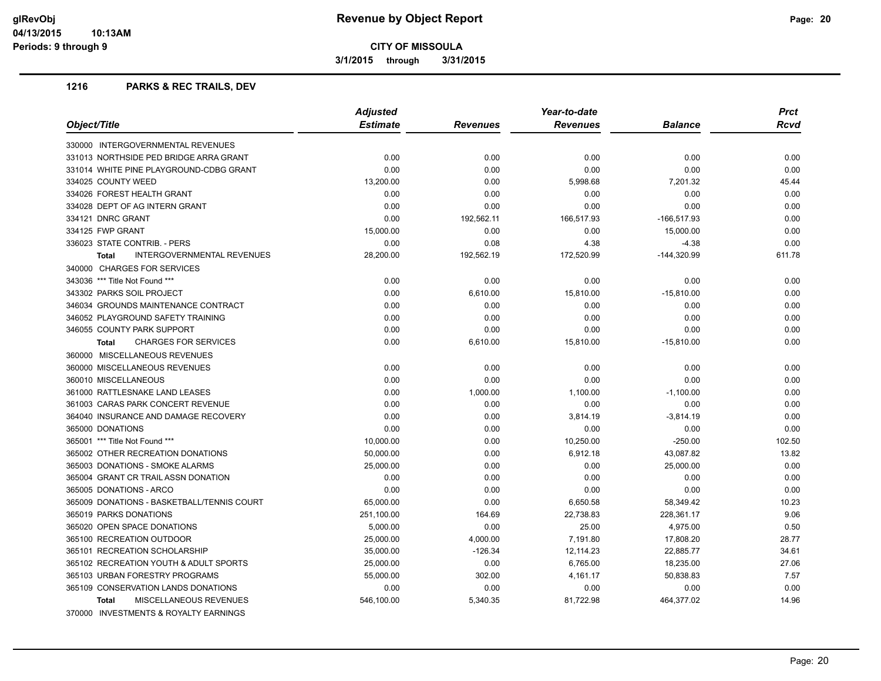# Revenue by Object Report

**CITY OF MISSOULA**

**3/1/2015 through 3/31/2015**

glRevObj
04/13/2015 10:13AM
Periods: 9 through 9

## 1216 PARKS & REC TRAILS, DEV

| Object/Title | Adjusted Estimate | Revenues | Year-to-date Revenues | Balance | Prct Rcvd |
|---|---|---|---|---|---|
| 330000 INTERGOVERNMENTAL REVENUES | | | | | |
| 331013 NORTHSIDE PED BRIDGE ARRA GRANT | 0.00 | 0.00 | 0.00 | 0.00 | 0.00 |
| 331014 WHITE PINE PLAYGROUND-CDBG GRANT | 0.00 | 0.00 | 0.00 | 0.00 | 0.00 |
| 334025 COUNTY WEED | 13,200.00 | 0.00 | 5,998.68 | 7,201.32 | 45.44 |
| 334026 FOREST HEALTH GRANT | 0.00 | 0.00 | 0.00 | 0.00 | 0.00 |
| 334028 DEPT OF AG INTERN GRANT | 0.00 | 0.00 | 0.00 | 0.00 | 0.00 |
| 334121 DNRC GRANT | 0.00 | 192,562.11 | 166,517.93 | -166,517.93 | 0.00 |
| 334125 FWP GRANT | 15,000.00 | 0.00 | 0.00 | 15,000.00 | 0.00 |
| 336023 STATE CONTRIB. - PERS | 0.00 | 0.08 | 4.38 | -4.38 | 0.00 |
| **Total** INTERGOVERNMENTAL REVENUES | 28,200.00 | 192,562.19 | 172,520.99 | -144,320.99 | 611.78 |
| 340000 CHARGES FOR SERVICES | | | | | |
| 343036 *** Title Not Found *** | 0.00 | 0.00 | 0.00 | 0.00 | 0.00 |
| 343302 PARKS SOIL PROJECT | 0.00 | 6,610.00 | 15,810.00 | -15,810.00 | 0.00 |
| 346034 GROUNDS MAINTENANCE CONTRACT | 0.00 | 0.00 | 0.00 | 0.00 | 0.00 |
| 346052 PLAYGROUND SAFETY TRAINING | 0.00 | 0.00 | 0.00 | 0.00 | 0.00 |
| 346055 COUNTY PARK SUPPORT | 0.00 | 0.00 | 0.00 | 0.00 | 0.00 |
| **Total** CHARGES FOR SERVICES | 0.00 | 6,610.00 | 15,810.00 | -15,810.00 | 0.00 |
| 360000 MISCELLANEOUS REVENUES | | | | | |
| 360000 MISCELLANEOUS REVENUES | 0.00 | 0.00 | 0.00 | 0.00 | 0.00 |
| 360010 MISCELLANEOUS | 0.00 | 0.00 | 0.00 | 0.00 | 0.00 |
| 361000 RATTLESNAKE LAND LEASES | 0.00 | 1,000.00 | 1,100.00 | -1,100.00 | 0.00 |
| 361003 CARAS PARK CONCERT REVENUE | 0.00 | 0.00 | 0.00 | 0.00 | 0.00 |
| 364040 INSURANCE AND DAMAGE RECOVERY | 0.00 | 0.00 | 3,814.19 | -3,814.19 | 0.00 |
| 365000 DONATIONS | 0.00 | 0.00 | 0.00 | 0.00 | 0.00 |
| 365001 *** Title Not Found *** | 10,000.00 | 0.00 | 10,250.00 | -250.00 | 102.50 |
| 365002 OTHER RECREATION DONATIONS | 50,000.00 | 0.00 | 6,912.18 | 43,087.82 | 13.82 |
| 365003 DONATIONS - SMOKE ALARMS | 25,000.00 | 0.00 | 0.00 | 25,000.00 | 0.00 |
| 365004 GRANT CR TRAIL ASSN DONATION | 0.00 | 0.00 | 0.00 | 0.00 | 0.00 |
| 365005 DONATIONS - ARCO | 0.00 | 0.00 | 0.00 | 0.00 | 0.00 |
| 365009 DONATIONS - BASKETBALL/TENNIS COURT | 65,000.00 | 0.00 | 6,650.58 | 58,349.42 | 10.23 |
| 365019 PARKS DONATIONS | 251,100.00 | 164.69 | 22,738.83 | 228,361.17 | 9.06 |
| 365020 OPEN SPACE DONATIONS | 5,000.00 | 0.00 | 25.00 | 4,975.00 | 0.50 |
| 365100 RECREATION OUTDOOR | 25,000.00 | 4,000.00 | 7,191.80 | 17,808.20 | 28.77 |
| 365101 RECREATION SCHOLARSHIP | 35,000.00 | -126.34 | 12,114.23 | 22,885.77 | 34.61 |
| 365102 RECREATION YOUTH & ADULT SPORTS | 25,000.00 | 0.00 | 6,765.00 | 18,235.00 | 27.06 |
| 365103 URBAN FORESTRY PROGRAMS | 55,000.00 | 302.00 | 4,161.17 | 50,838.83 | 7.57 |
| 365109 CONSERVATION LANDS DONATIONS | 0.00 | 0.00 | 0.00 | 0.00 | 0.00 |
| **Total** MISCELLANEOUS REVENUES | 546,100.00 | 5,340.35 | 81,722.98 | 464,377.02 | 14.96 |
| 370000 INVESTMENTS & ROYALTY EARNINGS | | | | | |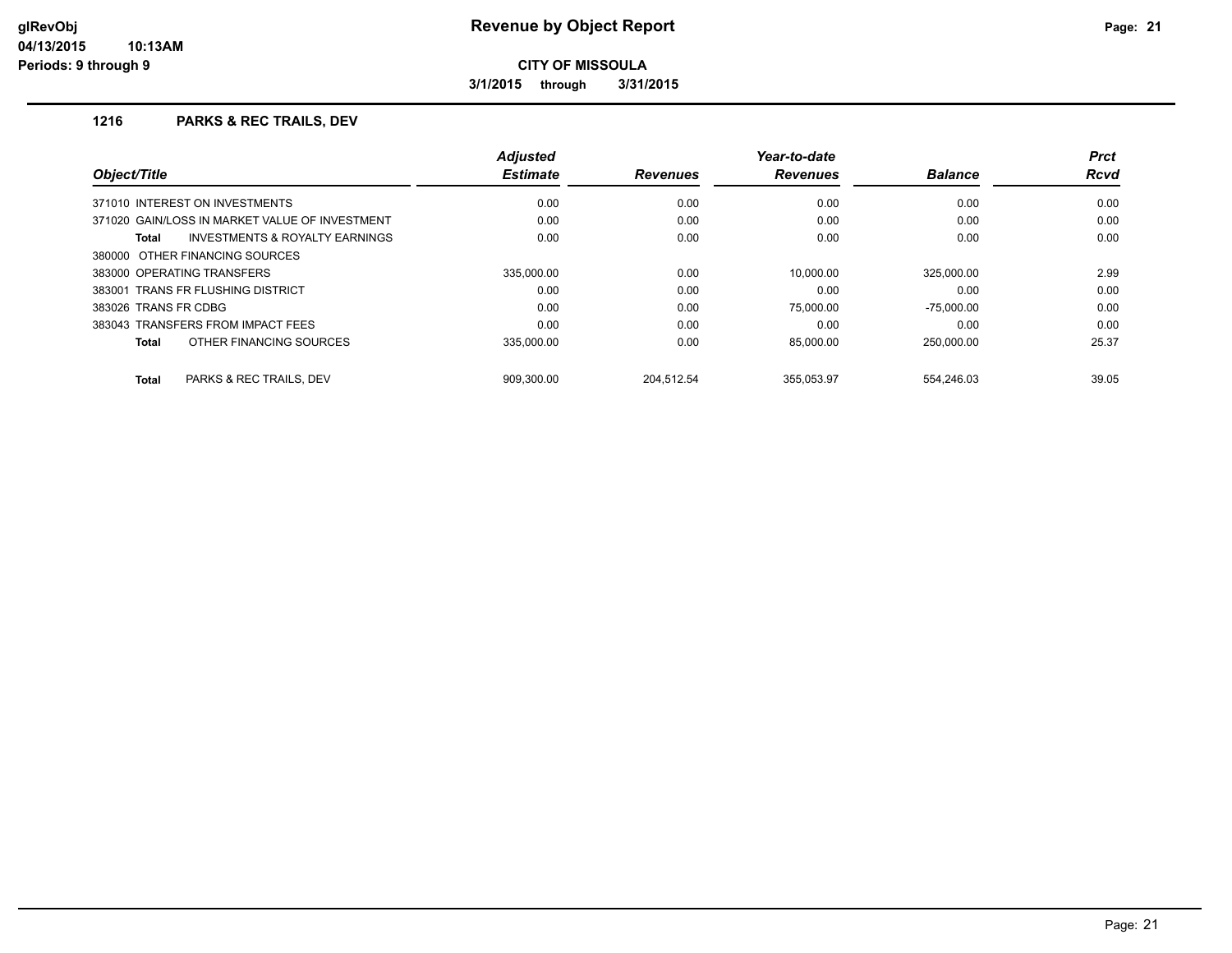**CITY OF MISSOULA**

**3/1/2015 through 3/31/2015**

## 1216 PARKS & REC TRAILS, DEV

| Object/Title | Adjusted Estimate | Revenues | Year-to-date Revenues | Balance | Prct Rcvd |
|---|---|---|---|---|---|
| 371010 INTEREST ON INVESTMENTS | 0.00 | 0.00 | 0.00 | 0.00 | 0.00 |
| 371020 GAIN/LOSS IN MARKET VALUE OF INVESTMENT | 0.00 | 0.00 | 0.00 | 0.00 | 0.00 |
| **Total** INVESTMENTS & ROYALTY EARNINGS | 0.00 | 0.00 | 0.00 | 0.00 | 0.00 |
| 380000 OTHER FINANCING SOURCES | | | | | |
| 383000 OPERATING TRANSFERS | 335,000.00 | 0.00 | 10,000.00 | 325,000.00 | 2.99 |
| 383001 TRANS FR FLUSHING DISTRICT | 0.00 | 0.00 | 0.00 | 0.00 | 0.00 |
| 383026 TRANS FR CDBG | 0.00 | 0.00 | 75,000.00 | -75,000.00 | 0.00 |
| 383043 TRANSFERS FROM IMPACT FEES | 0.00 | 0.00 | 0.00 | 0.00 | 0.00 |
| **Total** OTHER FINANCING SOURCES | 335,000.00 | 0.00 | 85,000.00 | 250,000.00 | 25.37 |
| **Total** PARKS & REC TRAILS, DEV | 909,300.00 | 204,512.54 | 355,053.97 | 554,246.03 | 39.05 |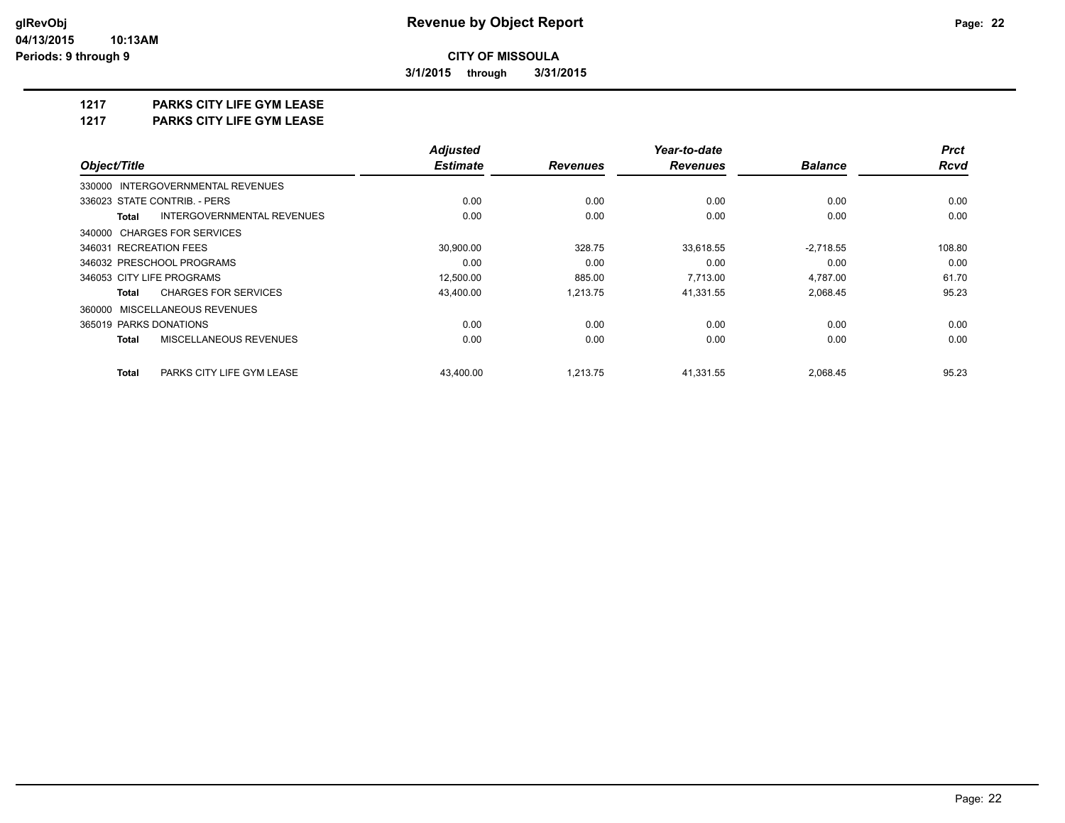# Revenue by Object Report

glRevObj
04/13/2015 10:13AM
Periods: 9 through 9

**CITY OF MISSOULA**

**3/1/2015 through 3/31/2015**

## 1217 PARKS CITY LIFE GYM LEASE
## 1217 PARKS CITY LIFE GYM LEASE

| Object/Title | Adjusted Estimate | Revenues | Year-to-date Revenues | Balance | Prct Rcvd |
|---|---|---|---|---|---|
| 330000 INTERGOVERNMENTAL REVENUES | | | | | |
| 336023 STATE CONTRIB. - PERS | 0.00 | 0.00 | 0.00 | 0.00 | 0.00 |
| **Total** INTERGOVERNMENTAL REVENUES | 0.00 | 0.00 | 0.00 | 0.00 | 0.00 |
| 340000 CHARGES FOR SERVICES | | | | | |
| 346031 RECREATION FEES | 30,900.00 | 328.75 | 33,618.55 | -2,718.55 | 108.80 |
| 346032 PRESCHOOL PROGRAMS | 0.00 | 0.00 | 0.00 | 0.00 | 0.00 |
| 346053 CITY LIFE PROGRAMS | 12,500.00 | 885.00 | 7,713.00 | 4,787.00 | 61.70 |
| **Total** CHARGES FOR SERVICES | 43,400.00 | 1,213.75 | 41,331.55 | 2,068.45 | 95.23 |
| 360000 MISCELLANEOUS REVENUES | | | | | |
| 365019 PARKS DONATIONS | 0.00 | 0.00 | 0.00 | 0.00 | 0.00 |
| **Total** MISCELLANEOUS REVENUES | 0.00 | 0.00 | 0.00 | 0.00 | 0.00 |
| **Total** PARKS CITY LIFE GYM LEASE | 43,400.00 | 1,213.75 | 41,331.55 | 2,068.45 | 95.23 |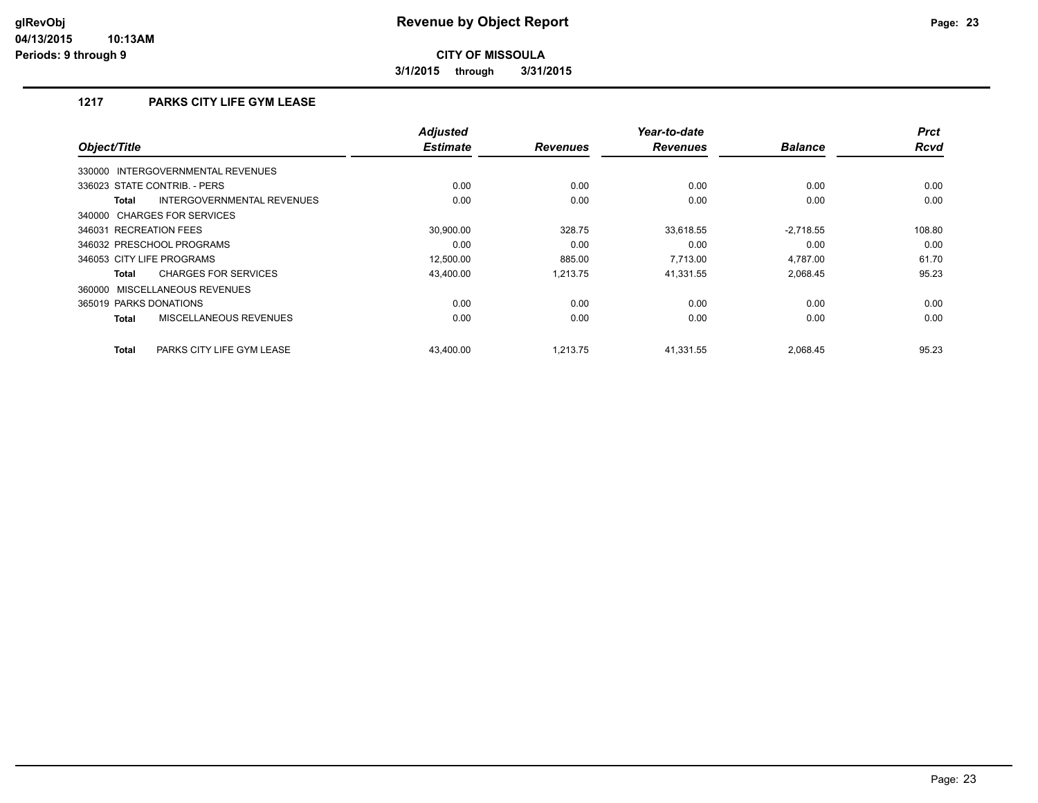**Revenue by Object Report**

**CITY OF MISSOULA**

**3/1/2015 through 3/31/2015**

glRevObj
04/13/2015 10:13AM
Periods: 9 through 9

## 1217 PARKS CITY LIFE GYM LEASE

| Object/Title | Adjusted Estimate | Revenues | Year-to-date Revenues | Balance | Prct Rcvd |
|---|---|---|---|---|---|
| 330000 INTERGOVERNMENTAL REVENUES | | | | | |
| 336023 STATE CONTRIB. - PERS | 0.00 | 0.00 | 0.00 | 0.00 | 0.00 |
| **Total** INTERGOVERNMENTAL REVENUES | 0.00 | 0.00 | 0.00 | 0.00 | 0.00 |
| 340000 CHARGES FOR SERVICES | | | | | |
| 346031 RECREATION FEES | 30,900.00 | 328.75 | 33,618.55 | -2,718.55 | 108.80 |
| 346032 PRESCHOOL PROGRAMS | 0.00 | 0.00 | 0.00 | 0.00 | 0.00 |
| 346053 CITY LIFE PROGRAMS | 12,500.00 | 885.00 | 7,713.00 | 4,787.00 | 61.70 |
| **Total** CHARGES FOR SERVICES | 43,400.00 | 1,213.75 | 41,331.55 | 2,068.45 | 95.23 |
| 360000 MISCELLANEOUS REVENUES | | | | | |
| 365019 PARKS DONATIONS | 0.00 | 0.00 | 0.00 | 0.00 | 0.00 |
| **Total** MISCELLANEOUS REVENUES | 0.00 | 0.00 | 0.00 | 0.00 | 0.00 |
| **Total** PARKS CITY LIFE GYM LEASE | 43,400.00 | 1,213.75 | 41,331.55 | 2,068.45 | 95.23 |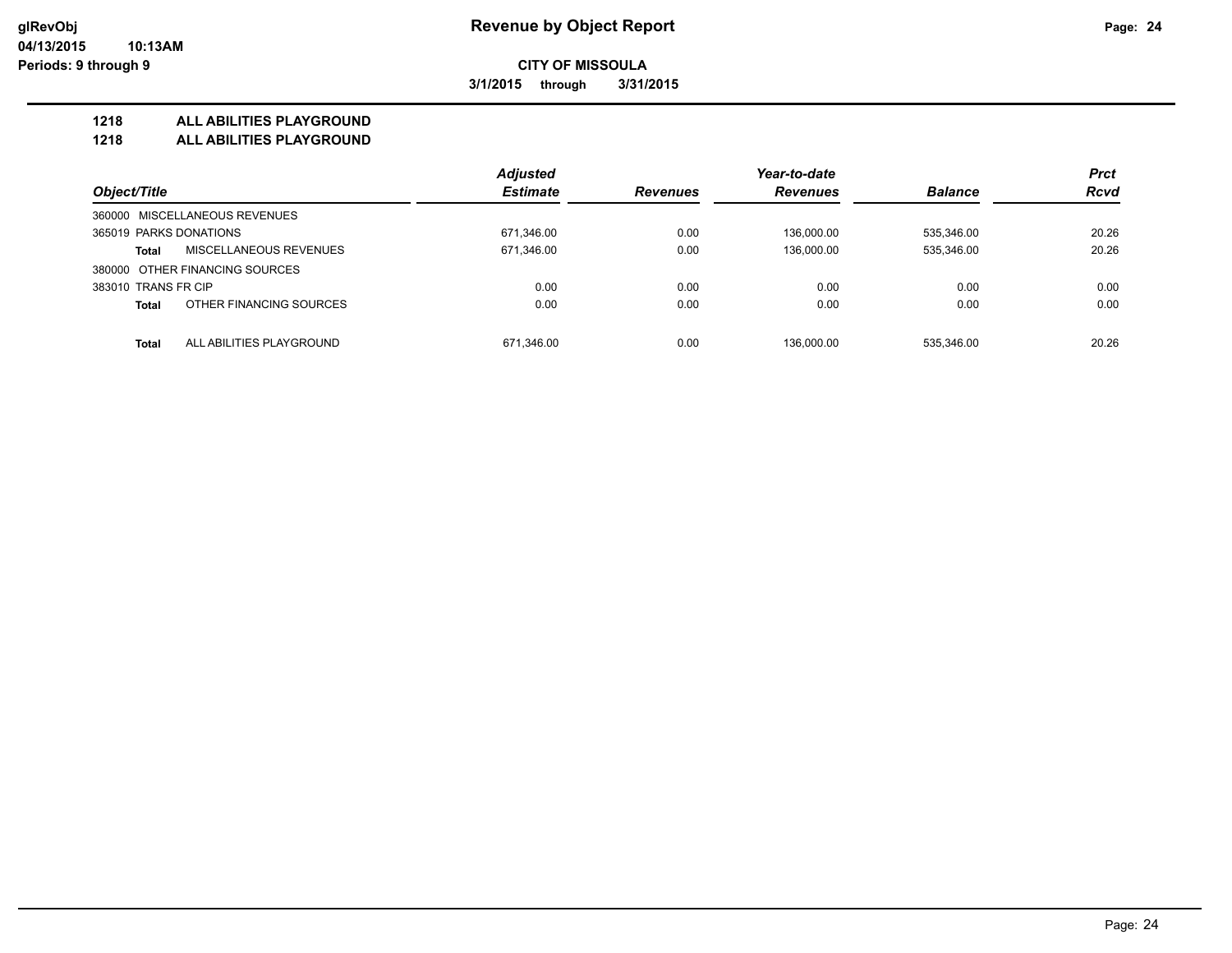# Revenue by Object Report

**CITY OF MISSOULA**

**3/1/2015 through 3/31/2015**

**1218 ALL ABILITIES PLAYGROUND**

**1218 ALL ABILITIES PLAYGROUND**

| Object/Title | | Adjusted Estimate | Revenues | Year-to-date Revenues | Balance | Prct Rcvd |
|---|---|---|---|---|---|---|
| 360000 MISCELLANEOUS REVENUES | | | | | | |
| 365019 PARKS DONATIONS | | 671,346.00 | 0.00 | 136,000.00 | 535,346.00 | 20.26 |
| Total | MISCELLANEOUS REVENUES | 671,346.00 | 0.00 | 136,000.00 | 535,346.00 | 20.26 |
| 380000 OTHER FINANCING SOURCES | | | | | | |
| 383010 TRANS FR CIP | | 0.00 | 0.00 | 0.00 | 0.00 | 0.00 |
| Total | OTHER FINANCING SOURCES | 0.00 | 0.00 | 0.00 | 0.00 | 0.00 |
| Total | ALL ABILITIES PLAYGROUND | 671,346.00 | 0.00 | 136,000.00 | 535,346.00 | 20.26 |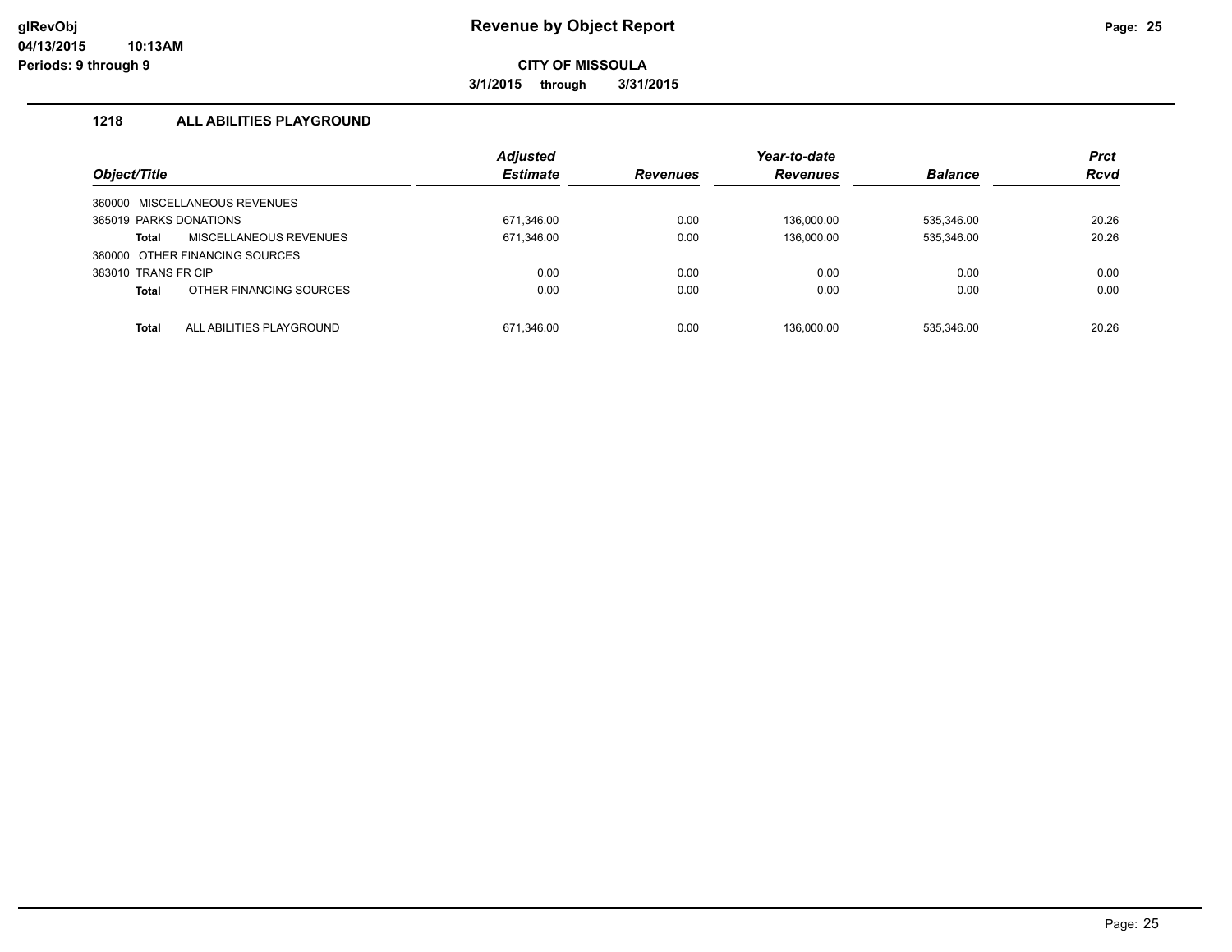# Revenue by Object Report

glRevObj
04/13/2015 10:13AM
Periods: 9 through 9

**CITY OF MISSOULA**

**3/1/2015 through 3/31/2015**

## 1218 ALL ABILITIES PLAYGROUND

| Object/Title | Adjusted Estimate | Revenues | Year-to-date Revenues | Balance | Prct Rcvd |
|---|---|---|---|---|---|
| 360000 MISCELLANEOUS REVENUES | | | | | |
| 365019 PARKS DONATIONS | 671,346.00 | 0.00 | 136,000.00 | 535,346.00 | 20.26 |
| **Total** MISCELLANEOUS REVENUES | 671,346.00 | 0.00 | 136,000.00 | 535,346.00 | 20.26 |
| 380000 OTHER FINANCING SOURCES | | | | | |
| 383010 TRANS FR CIP | 0.00 | 0.00 | 0.00 | 0.00 | 0.00 |
| **Total** OTHER FINANCING SOURCES | 0.00 | 0.00 | 0.00 | 0.00 | 0.00 |
| **Total** ALL ABILITIES PLAYGROUND | 671,346.00 | 0.00 | 136,000.00 | 535,346.00 | 20.26 |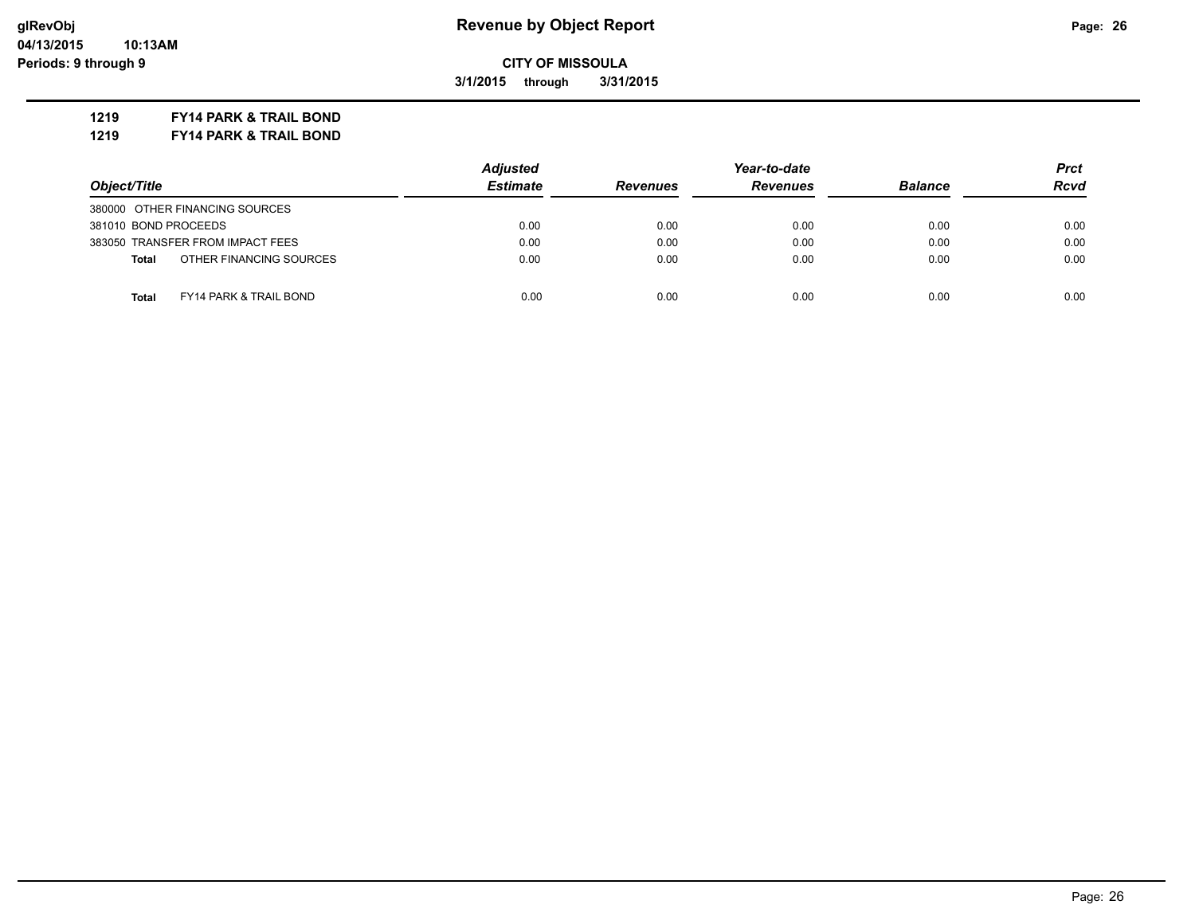# Revenue by Object Report

glRevObj
04/13/2015 10:13AM
Periods: 9 through 9

**CITY OF MISSOULA**

**3/1/2015 through 3/31/2015**

**1219 FY14 PARK & TRAIL BOND**
**1219 FY14 PARK & TRAIL BOND**

| Object/Title | Adjusted Estimate | Revenues | Year-to-date Revenues | Balance | Prct Rcvd |
|---|---|---|---|---|---|
| 380000 OTHER FINANCING SOURCES | | | | | |
| 381010 BOND PROCEEDS | 0.00 | 0.00 | 0.00 | 0.00 | 0.00 |
| 383050 TRANSFER FROM IMPACT FEES | 0.00 | 0.00 | 0.00 | 0.00 | 0.00 |
| **Total** OTHER FINANCING SOURCES | 0.00 | 0.00 | 0.00 | 0.00 | 0.00 |
| **Total** FY14 PARK & TRAIL BOND | 0.00 | 0.00 | 0.00 | 0.00 | 0.00 |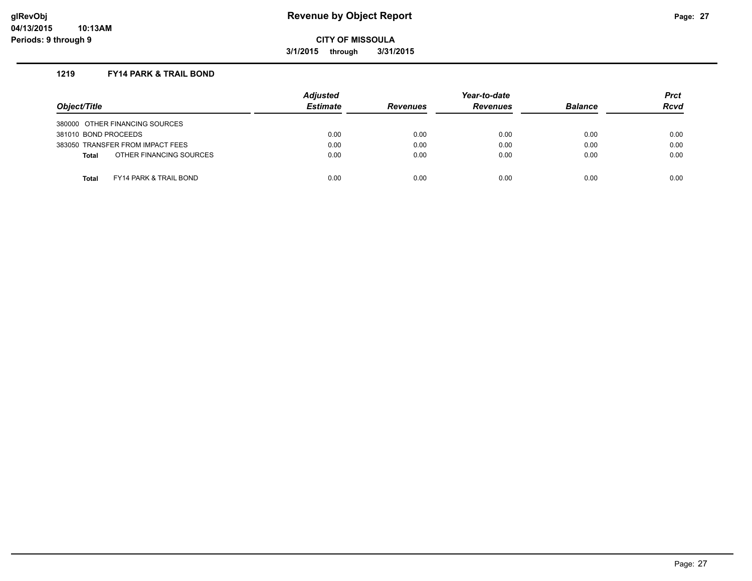# Revenue by Object Report

**glRevObj**
**04/13/2015 10:13AM**
**Periods: 9 through 9**

**CITY OF MISSOULA**

**3/1/2015 through 3/31/2015**

## 1219 FY14 PARK & TRAIL BOND

| Object/Title | Adjusted Estimate | Revenues | Year-to-date Revenues | Balance | Prct Rcvd |
|---|---|---|---|---|---|
| 380000 OTHER FINANCING SOURCES | | | | | |
| 381010 BOND PROCEEDS | 0.00 | 0.00 | 0.00 | 0.00 | 0.00 |
| 383050 TRANSFER FROM IMPACT FEES | 0.00 | 0.00 | 0.00 | 0.00 | 0.00 |
| **Total** OTHER FINANCING SOURCES | 0.00 | 0.00 | 0.00 | 0.00 | 0.00 |
| **Total** FY14 PARK & TRAIL BOND | 0.00 | 0.00 | 0.00 | 0.00 | 0.00 |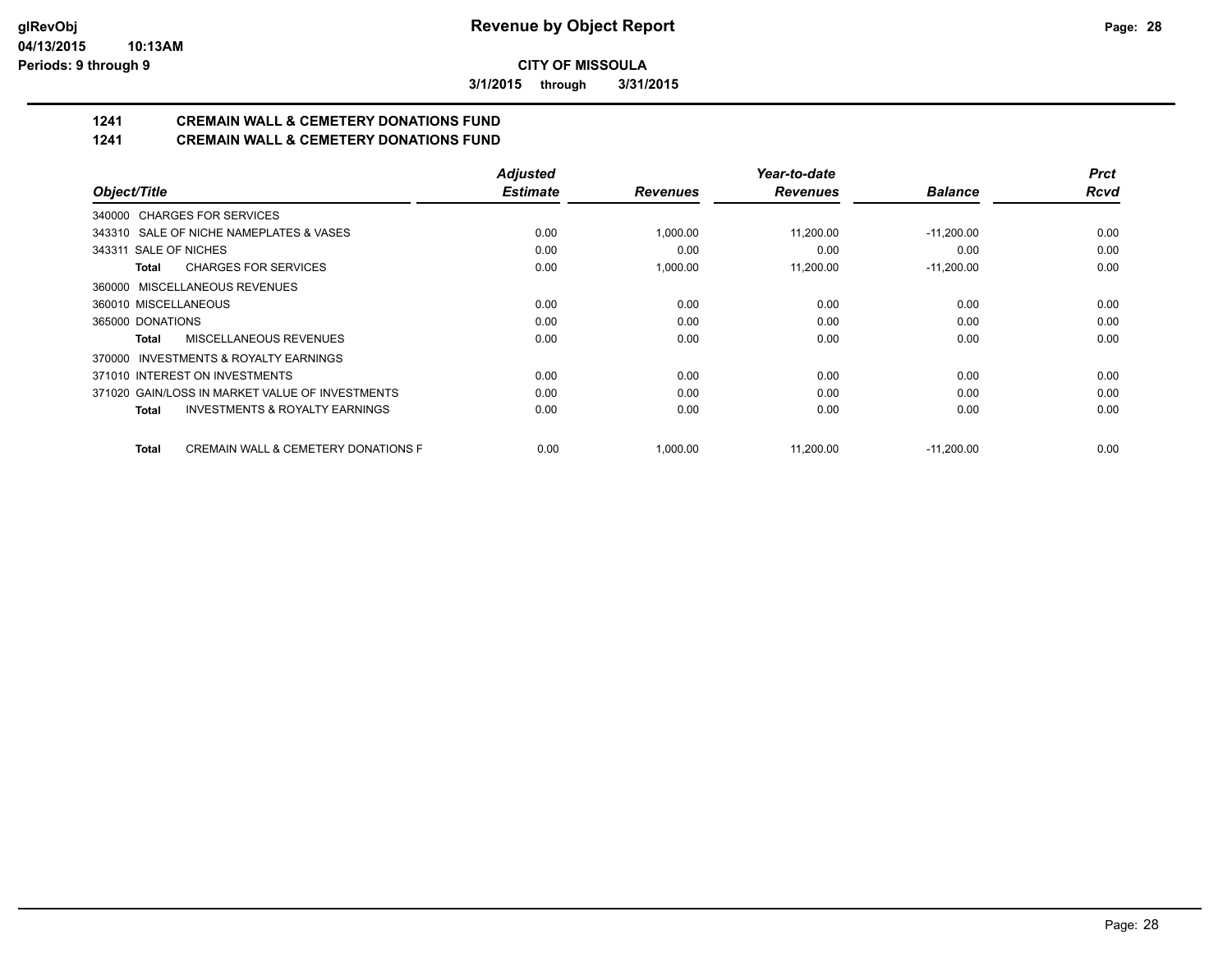# Revenue by Object Report

**CITY OF MISSOULA**

**3/1/2015 through 3/31/2015**

glRevObj
04/13/2015 10:13AM
Periods: 9 through 9

## 1241 CREMAIN WALL & CEMETERY DONATIONS FUND
## 1241 CREMAIN WALL & CEMETERY DONATIONS FUND

| Object/Title | Adjusted Estimate | Revenues | Year-to-date Revenues | Balance | Prct Rcvd |
|---|---|---|---|---|---|
| 340000 CHARGES FOR SERVICES | | | | | |
| 343310 SALE OF NICHE NAMEPLATES & VASES | 0.00 | 1,000.00 | 11,200.00 | -11,200.00 | 0.00 |
| 343311 SALE OF NICHES | 0.00 | 0.00 | 0.00 | 0.00 | 0.00 |
| **Total** CHARGES FOR SERVICES | 0.00 | 1,000.00 | 11,200.00 | -11,200.00 | 0.00 |
| 360000 MISCELLANEOUS REVENUES | | | | | |
| 360010 MISCELLANEOUS | 0.00 | 0.00 | 0.00 | 0.00 | 0.00 |
| 365000 DONATIONS | 0.00 | 0.00 | 0.00 | 0.00 | 0.00 |
| **Total** MISCELLANEOUS REVENUES | 0.00 | 0.00 | 0.00 | 0.00 | 0.00 |
| 370000 INVESTMENTS & ROYALTY EARNINGS | | | | | |
| 371010 INTEREST ON INVESTMENTS | 0.00 | 0.00 | 0.00 | 0.00 | 0.00 |
| 371020 GAIN/LOSS IN MARKET VALUE OF INVESTMENTS | 0.00 | 0.00 | 0.00 | 0.00 | 0.00 |
| **Total** INVESTMENTS & ROYALTY EARNINGS | 0.00 | 0.00 | 0.00 | 0.00 | 0.00 |
| **Total** CREMAIN WALL & CEMETERY DONATIONS F | 0.00 | 1,000.00 | 11,200.00 | -11,200.00 | 0.00 |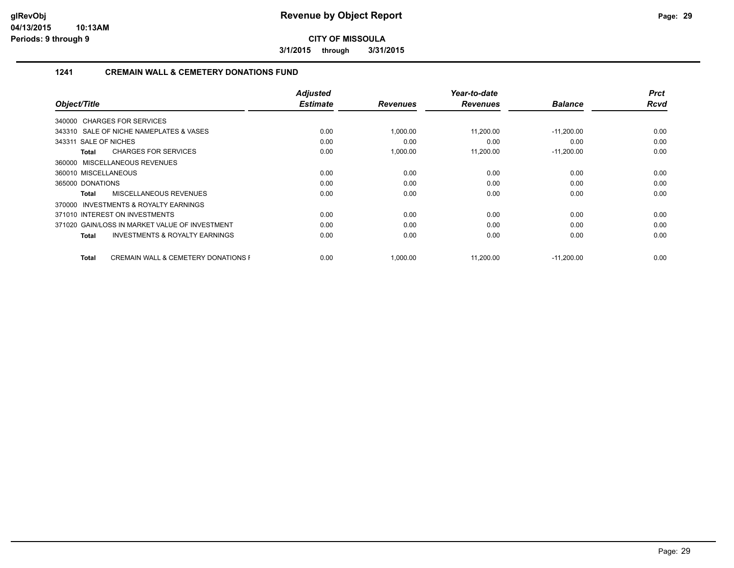**Revenue by Object Report**

**CITY OF MISSOULA**

**3/1/2015 through 3/31/2015**

## 1241 CREMAIN WALL & CEMETERY DONATIONS FUND

| *Object/Title* | *Adjusted Estimate* | *Revenues* | *Year-to-date Revenues* | *Balance* | *Prct Rcvd* |
|---|---|---|---|---|---|
| 340000 CHARGES FOR SERVICES | | | | | |
| 343310 SALE OF NICHE NAMEPLATES & VASES | 0.00 | 1,000.00 | 11,200.00 | -11,200.00 | 0.00 |
| 343311 SALE OF NICHES | 0.00 | 0.00 | 0.00 | 0.00 | 0.00 |
| **Total** CHARGES FOR SERVICES | 0.00 | 1,000.00 | 11,200.00 | -11,200.00 | 0.00 |
| 360000 MISCELLANEOUS REVENUES | | | | | |
| 360010 MISCELLANEOUS | 0.00 | 0.00 | 0.00 | 0.00 | 0.00 |
| 365000 DONATIONS | 0.00 | 0.00 | 0.00 | 0.00 | 0.00 |
| **Total** MISCELLANEOUS REVENUES | 0.00 | 0.00 | 0.00 | 0.00 | 0.00 |
| 370000 INVESTMENTS & ROYALTY EARNINGS | | | | | |
| 371010 INTEREST ON INVESTMENTS | 0.00 | 0.00 | 0.00 | 0.00 | 0.00 |
| 371020 GAIN/LOSS IN MARKET VALUE OF INVESTMENT | 0.00 | 0.00 | 0.00 | 0.00 | 0.00 |
| **Total** INVESTMENTS & ROYALTY EARNINGS | 0.00 | 0.00 | 0.00 | 0.00 | 0.00 |
| **Total** CREMAIN WALL & CEMETERY DONATIONS F | 0.00 | 1,000.00 | 11,200.00 | -11,200.00 | 0.00 |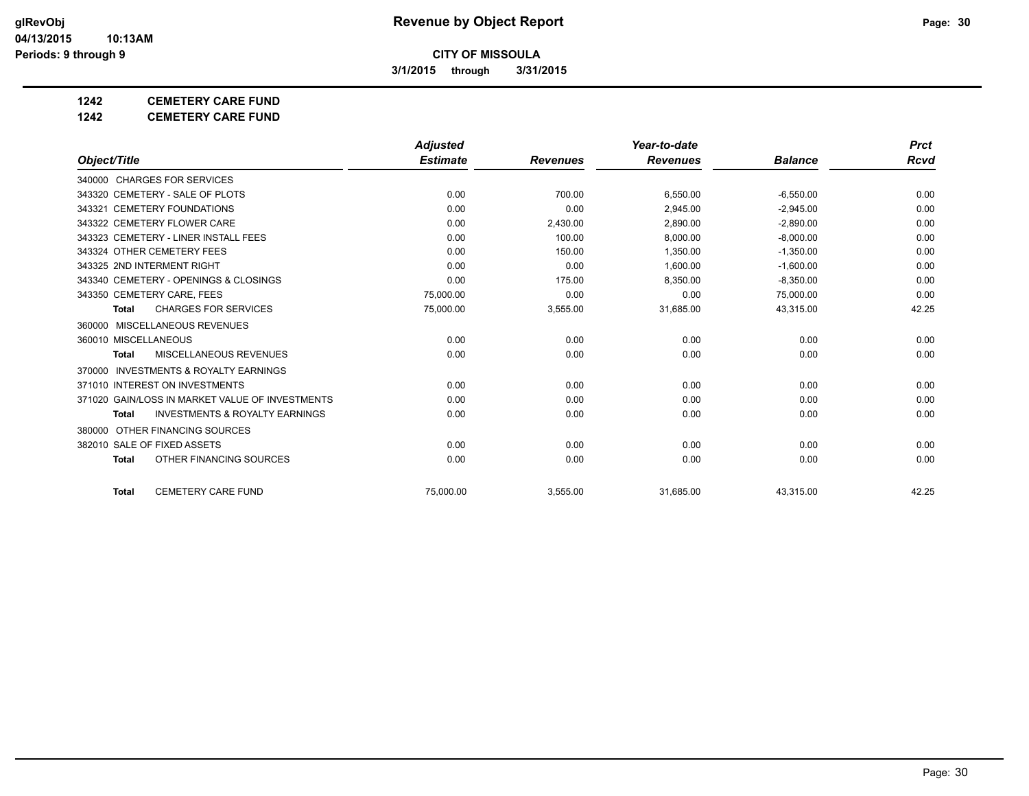**CITY OF MISSOULA**

**3/1/2015 through 3/31/2015**

**1242 CEMETERY CARE FUND**

**1242 CEMETERY CARE FUND**

| Object/Title | Adjusted Estimate | Revenues | Year-to-date Revenues | Balance | Prct Rcvd |
|---|---|---|---|---|---|
| 340000 CHARGES FOR SERVICES | | | | | |
| 343320 CEMETERY - SALE OF PLOTS | 0.00 | 700.00 | 6,550.00 | -6,550.00 | 0.00 |
| 343321 CEMETERY FOUNDATIONS | 0.00 | 0.00 | 2,945.00 | -2,945.00 | 0.00 |
| 343322 CEMETERY FLOWER CARE | 0.00 | 2,430.00 | 2,890.00 | -2,890.00 | 0.00 |
| 343323 CEMETERY - LINER INSTALL FEES | 0.00 | 100.00 | 8,000.00 | -8,000.00 | 0.00 |
| 343324 OTHER CEMETERY FEES | 0.00 | 150.00 | 1,350.00 | -1,350.00 | 0.00 |
| 343325 2ND INTERMENT RIGHT | 0.00 | 0.00 | 1,600.00 | -1,600.00 | 0.00 |
| 343340 CEMETERY - OPENINGS & CLOSINGS | 0.00 | 175.00 | 8,350.00 | -8,350.00 | 0.00 |
| 343350 CEMETERY CARE, FEES | 75,000.00 | 0.00 | 0.00 | 75,000.00 | 0.00 |
| **Total** CHARGES FOR SERVICES | 75,000.00 | 3,555.00 | 31,685.00 | 43,315.00 | 42.25 |
| 360000 MISCELLANEOUS REVENUES | | | | | |
| 360010 MISCELLANEOUS | 0.00 | 0.00 | 0.00 | 0.00 | 0.00 |
| **Total** MISCELLANEOUS REVENUES | 0.00 | 0.00 | 0.00 | 0.00 | 0.00 |
| 370000 INVESTMENTS & ROYALTY EARNINGS | | | | | |
| 371010 INTEREST ON INVESTMENTS | 0.00 | 0.00 | 0.00 | 0.00 | 0.00 |
| 371020 GAIN/LOSS IN MARKET VALUE OF INVESTMENTS | 0.00 | 0.00 | 0.00 | 0.00 | 0.00 |
| **Total** INVESTMENTS & ROYALTY EARNINGS | 0.00 | 0.00 | 0.00 | 0.00 | 0.00 |
| 380000 OTHER FINANCING SOURCES | | | | | |
| 382010 SALE OF FIXED ASSETS | 0.00 | 0.00 | 0.00 | 0.00 | 0.00 |
| **Total** OTHER FINANCING SOURCES | 0.00 | 0.00 | 0.00 | 0.00 | 0.00 |
| **Total** CEMETERY CARE FUND | 75,000.00 | 3,555.00 | 31,685.00 | 43,315.00 | 42.25 |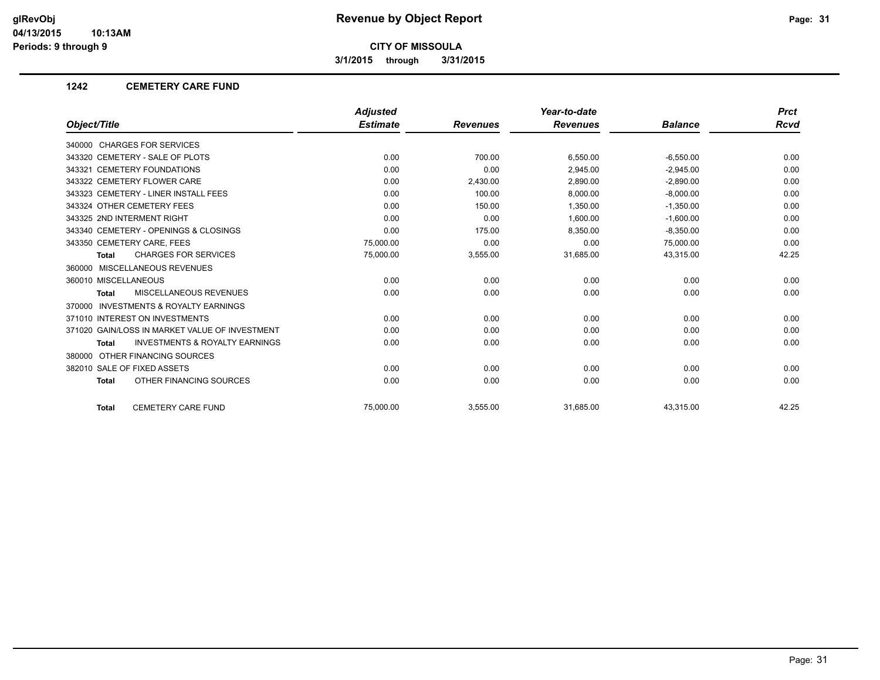# Revenue by Object Report

**CITY OF MISSOULA**

**3/1/2015 through 3/31/2015**

glRevObj
04/13/2015 10:13AM
Periods: 9 through 9

## 1242 CEMETERY CARE FUND

| Object/Title | Adjusted Estimate | Revenues | Year-to-date Revenues | Balance | Prct Rcvd |
|---|---|---|---|---|---|
| 340000 CHARGES FOR SERVICES | | | | | |
| 343320 CEMETERY - SALE OF PLOTS | 0.00 | 700.00 | 6,550.00 | -6,550.00 | 0.00 |
| 343321 CEMETERY FOUNDATIONS | 0.00 | 0.00 | 2,945.00 | -2,945.00 | 0.00 |
| 343322 CEMETERY FLOWER CARE | 0.00 | 2,430.00 | 2,890.00 | -2,890.00 | 0.00 |
| 343323 CEMETERY - LINER INSTALL FEES | 0.00 | 100.00 | 8,000.00 | -8,000.00 | 0.00 |
| 343324 OTHER CEMETERY FEES | 0.00 | 150.00 | 1,350.00 | -1,350.00 | 0.00 |
| 343325 2ND INTERMENT RIGHT | 0.00 | 0.00 | 1,600.00 | -1,600.00 | 0.00 |
| 343340 CEMETERY - OPENINGS & CLOSINGS | 0.00 | 175.00 | 8,350.00 | -8,350.00 | 0.00 |
| 343350 CEMETERY CARE, FEES | 75,000.00 | 0.00 | 0.00 | 75,000.00 | 0.00 |
| **Total** CHARGES FOR SERVICES | 75,000.00 | 3,555.00 | 31,685.00 | 43,315.00 | 42.25 |
| 360000 MISCELLANEOUS REVENUES | | | | | |
| 360010 MISCELLANEOUS | 0.00 | 0.00 | 0.00 | 0.00 | 0.00 |
| **Total** MISCELLANEOUS REVENUES | 0.00 | 0.00 | 0.00 | 0.00 | 0.00 |
| 370000 INVESTMENTS & ROYALTY EARNINGS | | | | | |
| 371010 INTEREST ON INVESTMENTS | 0.00 | 0.00 | 0.00 | 0.00 | 0.00 |
| 371020 GAIN/LOSS IN MARKET VALUE OF INVESTMENT | 0.00 | 0.00 | 0.00 | 0.00 | 0.00 |
| **Total** INVESTMENTS & ROYALTY EARNINGS | 0.00 | 0.00 | 0.00 | 0.00 | 0.00 |
| 380000 OTHER FINANCING SOURCES | | | | | |
| 382010 SALE OF FIXED ASSETS | 0.00 | 0.00 | 0.00 | 0.00 | 0.00 |
| **Total** OTHER FINANCING SOURCES | 0.00 | 0.00 | 0.00 | 0.00 | 0.00 |
| **Total** CEMETERY CARE FUND | 75,000.00 | 3,555.00 | 31,685.00 | 43,315.00 | 42.25 |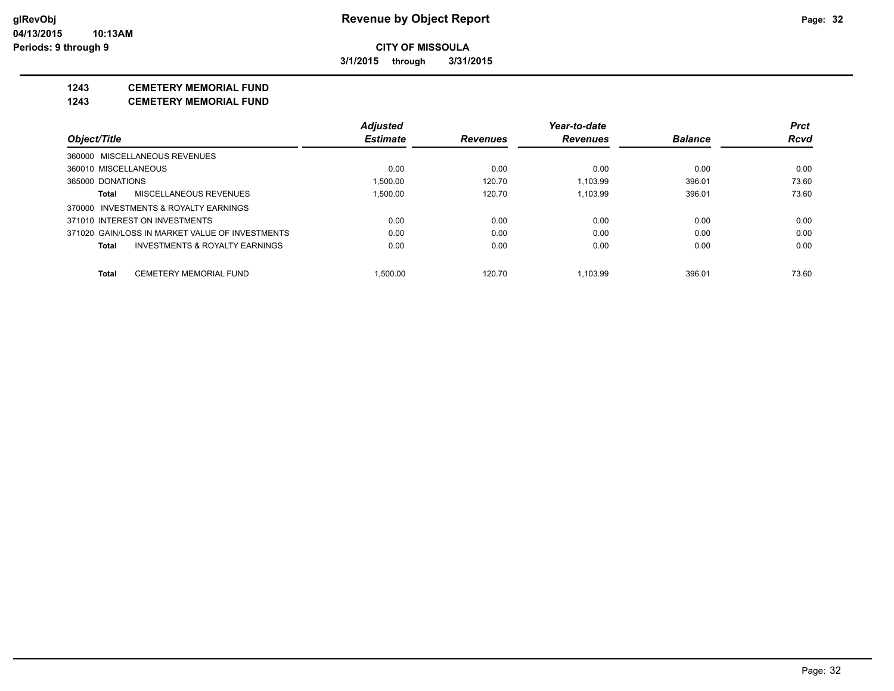**CITY OF MISSOULA**

**3/1/2015 through 3/31/2015**

# 1243 CEMETERY MEMORIAL FUND

## 1243 CEMETERY MEMORIAL FUND

| Object/Title | Adjusted Estimate | Revenues | Year-to-date Revenues | Balance | Prct Rcvd |
|---|---|---|---|---|---|
| 360000 MISCELLANEOUS REVENUES | | | | | |
| 360010 MISCELLANEOUS | 0.00 | 0.00 | 0.00 | 0.00 | 0.00 |
| 365000 DONATIONS | 1,500.00 | 120.70 | 1,103.99 | 396.01 | 73.60 |
| **Total** MISCELLANEOUS REVENUES | 1,500.00 | 120.70 | 1,103.99 | 396.01 | 73.60 |
| 370000 INVESTMENTS & ROYALTY EARNINGS | | | | | |
| 371010 INTEREST ON INVESTMENTS | 0.00 | 0.00 | 0.00 | 0.00 | 0.00 |
| 371020 GAIN/LOSS IN MARKET VALUE OF INVESTMENTS | 0.00 | 0.00 | 0.00 | 0.00 | 0.00 |
| **Total** INVESTMENTS & ROYALTY EARNINGS | 0.00 | 0.00 | 0.00 | 0.00 | 0.00 |
| **Total** CEMETERY MEMORIAL FUND | 1,500.00 | 120.70 | 1,103.99 | 396.01 | 73.60 |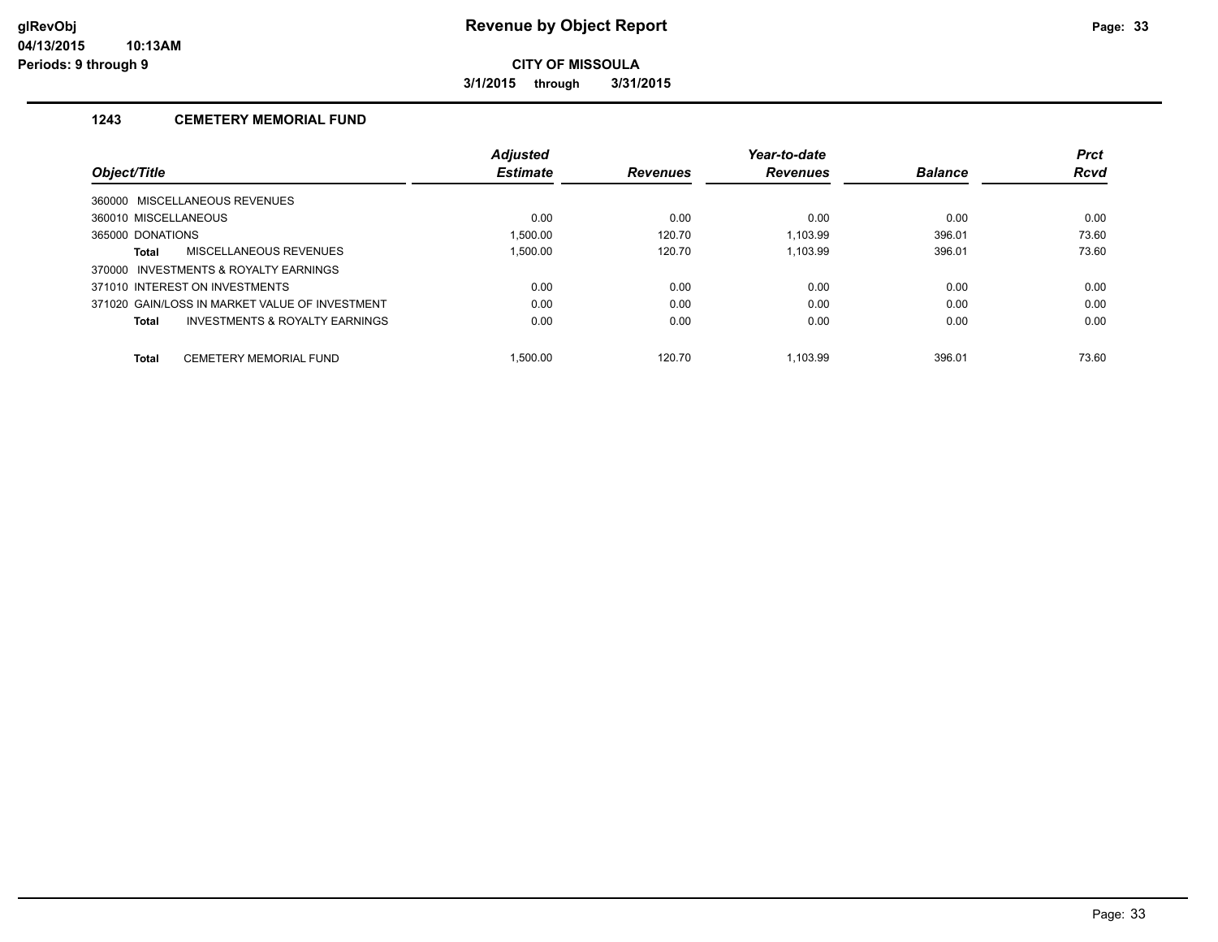**glRevObj**
**04/13/2015 10:13AM**
**Periods: 9 through 9**

# Revenue by Object Report

**CITY OF MISSOULA**

**3/1/2015 through 3/31/2015**

## 1243 CEMETERY MEMORIAL FUND

| Object/Title | Adjusted Estimate | Revenues | Year-to-date Revenues | Balance | Prct Rcvd |
|---|---|---|---|---|---|
| 360000 MISCELLANEOUS REVENUES | | | | | |
| 360010 MISCELLANEOUS | 0.00 | 0.00 | 0.00 | 0.00 | 0.00 |
| 365000 DONATIONS | 1,500.00 | 120.70 | 1,103.99 | 396.01 | 73.60 |
| **Total** MISCELLANEOUS REVENUES | 1,500.00 | 120.70 | 1,103.99 | 396.01 | 73.60 |
| 370000 INVESTMENTS & ROYALTY EARNINGS | | | | | |
| 371010 INTEREST ON INVESTMENTS | 0.00 | 0.00 | 0.00 | 0.00 | 0.00 |
| 371020 GAIN/LOSS IN MARKET VALUE OF INVESTMENT | 0.00 | 0.00 | 0.00 | 0.00 | 0.00 |
| **Total** INVESTMENTS & ROYALTY EARNINGS | 0.00 | 0.00 | 0.00 | 0.00 | 0.00 |
| **Total** CEMETERY MEMORIAL FUND | 1,500.00 | 120.70 | 1,103.99 | 396.01 | 73.60 |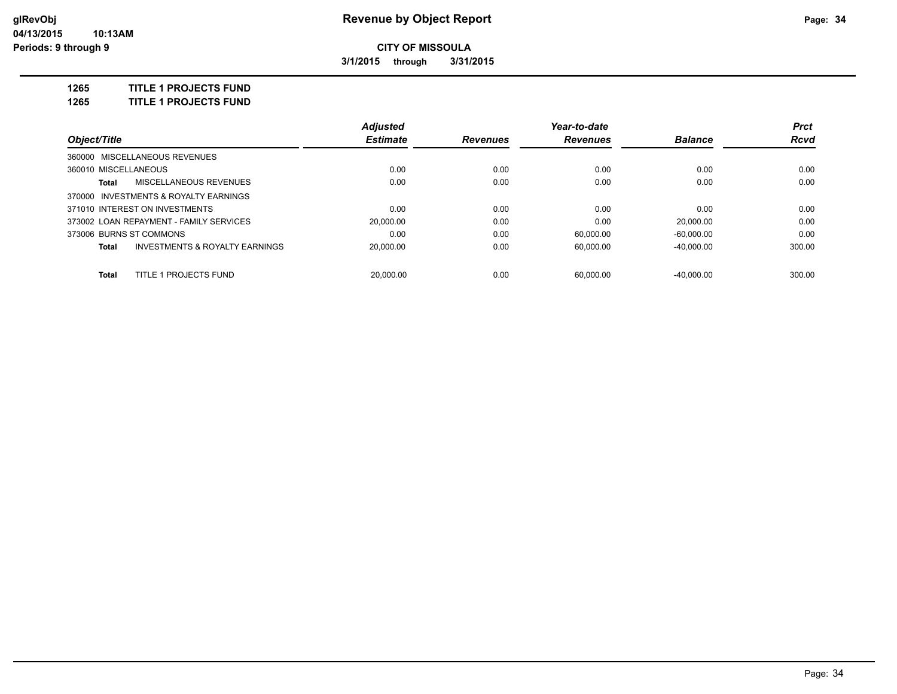**glRevObj** 04/13/2015 10:13AM Periods: 9 through 9

# Revenue by Object Report

**CITY OF MISSOULA**

**3/1/2015 through 3/31/2015**

**1265 TITLE 1 PROJECTS FUND**

**1265 TITLE 1 PROJECTS FUND**

| Object/Title | Adjusted Estimate | Revenues | Year-to-date Revenues | Balance | Prct Rcvd |
|---|---|---|---|---|---|
| 360000 MISCELLANEOUS REVENUES | | | | | |
| 360010 MISCELLANEOUS | 0.00 | 0.00 | 0.00 | 0.00 | 0.00 |
| **Total** MISCELLANEOUS REVENUES | 0.00 | 0.00 | 0.00 | 0.00 | 0.00 |
| 370000 INVESTMENTS & ROYALTY EARNINGS | | | | | |
| 371010 INTEREST ON INVESTMENTS | 0.00 | 0.00 | 0.00 | 0.00 | 0.00 |
| 373002 LOAN REPAYMENT - FAMILY SERVICES | 20,000.00 | 0.00 | 0.00 | 20,000.00 | 0.00 |
| 373006 BURNS ST COMMONS | 0.00 | 0.00 | 60,000.00 | -60,000.00 | 0.00 |
| **Total** INVESTMENTS & ROYALTY EARNINGS | 20,000.00 | 0.00 | 60,000.00 | -40,000.00 | 300.00 |
| **Total** TITLE 1 PROJECTS FUND | 20,000.00 | 0.00 | 60,000.00 | -40,000.00 | 300.00 |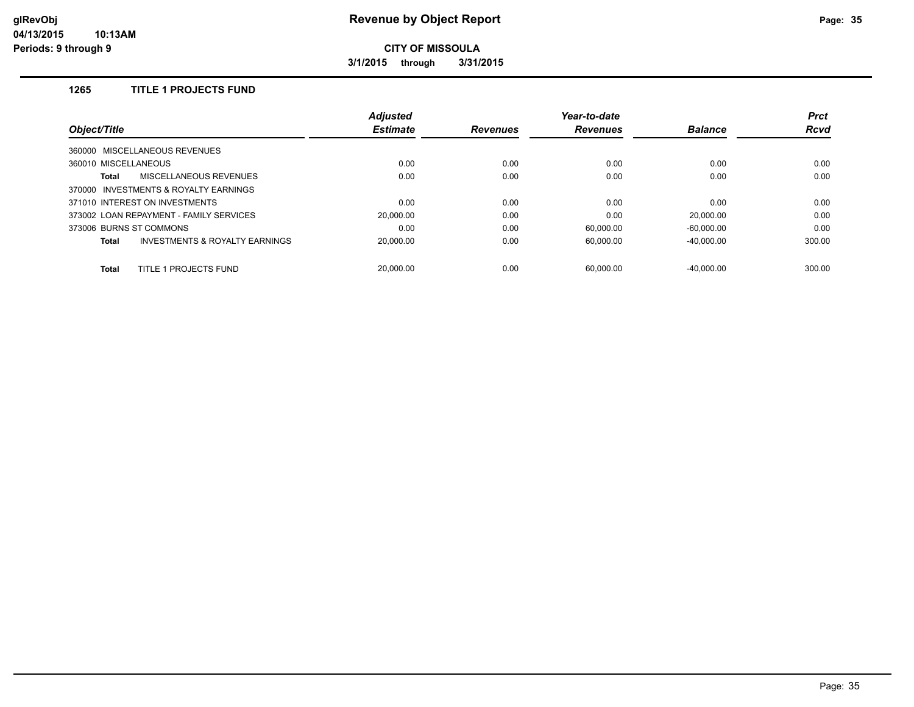# Revenue by Object Report

**CITY OF MISSOULA**

**3/1/2015 through 3/31/2015**

glRevObj
04/13/2015 10:13AM
Periods: 9 through 9

## 1265 TITLE 1 PROJECTS FUND

| Object/Title | Adjusted Estimate | Revenues | Year-to-date Revenues | Balance | Prct Rcvd |
|---|---|---|---|---|---|
| 360000 MISCELLANEOUS REVENUES | | | | | |
| 360010 MISCELLANEOUS | 0.00 | 0.00 | 0.00 | 0.00 | 0.00 |
| **Total** MISCELLANEOUS REVENUES | 0.00 | 0.00 | 0.00 | 0.00 | 0.00 |
| 370000 INVESTMENTS & ROYALTY EARNINGS | | | | | |
| 371010 INTEREST ON INVESTMENTS | 0.00 | 0.00 | 0.00 | 0.00 | 0.00 |
| 373002 LOAN REPAYMENT - FAMILY SERVICES | 20,000.00 | 0.00 | 0.00 | 20,000.00 | 0.00 |
| 373006 BURNS ST COMMONS | 0.00 | 0.00 | 60,000.00 | -60,000.00 | 0.00 |
| **Total** INVESTMENTS & ROYALTY EARNINGS | 20,000.00 | 0.00 | 60,000.00 | -40,000.00 | 300.00 |
| **Total** TITLE 1 PROJECTS FUND | 20,000.00 | 0.00 | 60,000.00 | -40,000.00 | 300.00 |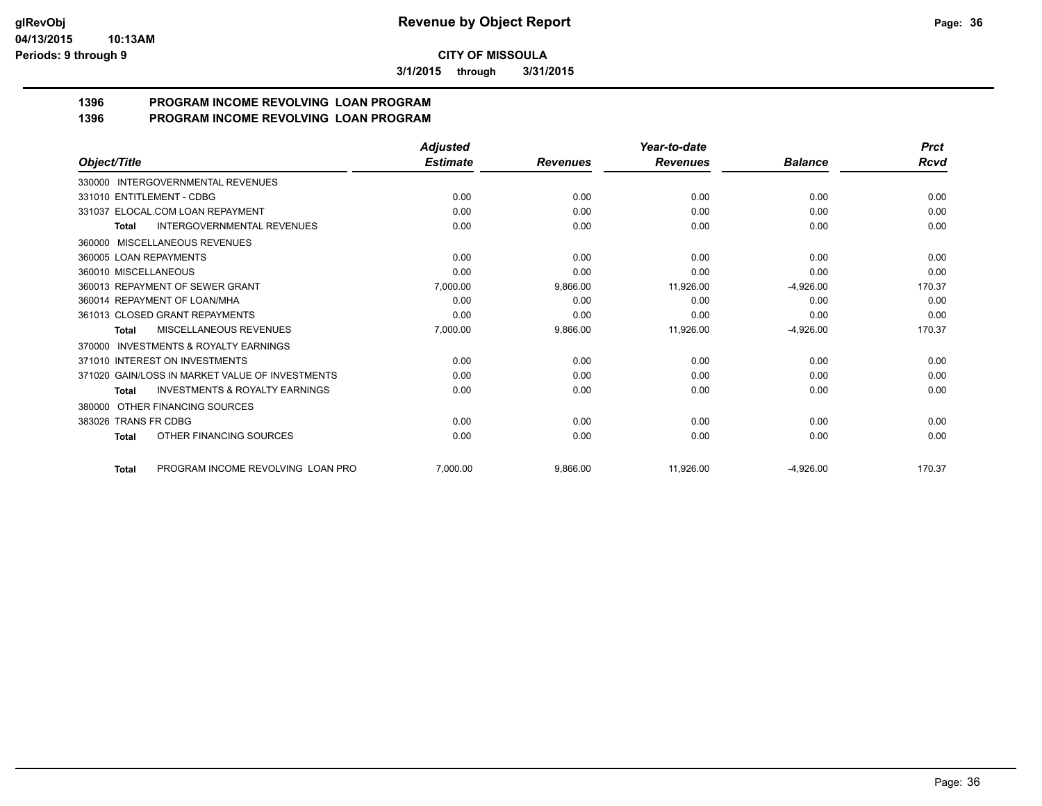# Revenue by Object Report

**CITY OF MISSOULA**

**3/1/2015 through 3/31/2015**

## 1396 PROGRAM INCOME REVOLVING LOAN PROGRAM
## 1396 PROGRAM INCOME REVOLVING LOAN PROGRAM

| Object/Title | Adjusted Estimate | Revenues | Year-to-date Revenues | Balance | Prct Rcvd |
|---|---|---|---|---|---|
| 330000 INTERGOVERNMENTAL REVENUES | | | | | |
| 331010 ENTITLEMENT - CDBG | 0.00 | 0.00 | 0.00 | 0.00 | 0.00 |
| 331037 ELOCAL.COM LOAN REPAYMENT | 0.00 | 0.00 | 0.00 | 0.00 | 0.00 |
| **Total** INTERGOVERNMENTAL REVENUES | 0.00 | 0.00 | 0.00 | 0.00 | 0.00 |
| 360000 MISCELLANEOUS REVENUES | | | | | |
| 360005 LOAN REPAYMENTS | 0.00 | 0.00 | 0.00 | 0.00 | 0.00 |
| 360010 MISCELLANEOUS | 0.00 | 0.00 | 0.00 | 0.00 | 0.00 |
| 360013 REPAYMENT OF SEWER GRANT | 7,000.00 | 9,866.00 | 11,926.00 | -4,926.00 | 170.37 |
| 360014 REPAYMENT OF LOAN/MHA | 0.00 | 0.00 | 0.00 | 0.00 | 0.00 |
| 361013 CLOSED GRANT REPAYMENTS | 0.00 | 0.00 | 0.00 | 0.00 | 0.00 |
| **Total** MISCELLANEOUS REVENUES | 7,000.00 | 9,866.00 | 11,926.00 | -4,926.00 | 170.37 |
| 370000 INVESTMENTS & ROYALTY EARNINGS | | | | | |
| 371010 INTEREST ON INVESTMENTS | 0.00 | 0.00 | 0.00 | 0.00 | 0.00 |
| 371020 GAIN/LOSS IN MARKET VALUE OF INVESTMENTS | 0.00 | 0.00 | 0.00 | 0.00 | 0.00 |
| **Total** INVESTMENTS & ROYALTY EARNINGS | 0.00 | 0.00 | 0.00 | 0.00 | 0.00 |
| 380000 OTHER FINANCING SOURCES | | | | | |
| 383026 TRANS FR CDBG | 0.00 | 0.00 | 0.00 | 0.00 | 0.00 |
| **Total** OTHER FINANCING SOURCES | 0.00 | 0.00 | 0.00 | 0.00 | 0.00 |
| **Total** PROGRAM INCOME REVOLVING LOAN PRO | 7,000.00 | 9,866.00 | 11,926.00 | -4,926.00 | 170.37 |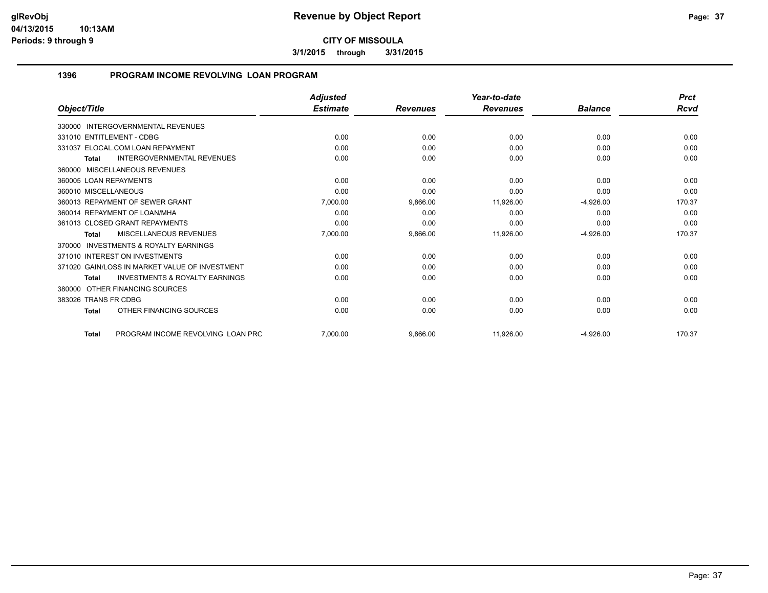**glRevObj**
**04/13/2015 10:13AM**
**Periods: 9 through 9**

# Revenue by Object Report

**CITY OF MISSOULA**

**3/1/2015 through 3/31/2015**

## 1396 PROGRAM INCOME REVOLVING LOAN PROGRAM

| Object/Title | Adjusted Estimate | Revenues | Year-to-date Revenues | Balance | Prct Rcvd |
|---|---|---|---|---|---|
| 330000 INTERGOVERNMENTAL REVENUES | | | | | |
| 331010 ENTITLEMENT - CDBG | 0.00 | 0.00 | 0.00 | 0.00 | 0.00 |
| 331037 ELOCAL.COM LOAN REPAYMENT | 0.00 | 0.00 | 0.00 | 0.00 | 0.00 |
| **Total** INTERGOVERNMENTAL REVENUES | 0.00 | 0.00 | 0.00 | 0.00 | 0.00 |
| 360000 MISCELLANEOUS REVENUES | | | | | |
| 360005 LOAN REPAYMENTS | 0.00 | 0.00 | 0.00 | 0.00 | 0.00 |
| 360010 MISCELLANEOUS | 0.00 | 0.00 | 0.00 | 0.00 | 0.00 |
| 360013 REPAYMENT OF SEWER GRANT | 7,000.00 | 9,866.00 | 11,926.00 | -4,926.00 | 170.37 |
| 360014 REPAYMENT OF LOAN/MHA | 0.00 | 0.00 | 0.00 | 0.00 | 0.00 |
| 361013 CLOSED GRANT REPAYMENTS | 0.00 | 0.00 | 0.00 | 0.00 | 0.00 |
| **Total** MISCELLANEOUS REVENUES | 7,000.00 | 9,866.00 | 11,926.00 | -4,926.00 | 170.37 |
| 370000 INVESTMENTS & ROYALTY EARNINGS | | | | | |
| 371010 INTEREST ON INVESTMENTS | 0.00 | 0.00 | 0.00 | 0.00 | 0.00 |
| 371020 GAIN/LOSS IN MARKET VALUE OF INVESTMENT | 0.00 | 0.00 | 0.00 | 0.00 | 0.00 |
| **Total** INVESTMENTS & ROYALTY EARNINGS | 0.00 | 0.00 | 0.00 | 0.00 | 0.00 |
| 380000 OTHER FINANCING SOURCES | | | | | |
| 383026 TRANS FR CDBG | 0.00 | 0.00 | 0.00 | 0.00 | 0.00 |
| **Total** OTHER FINANCING SOURCES | 0.00 | 0.00 | 0.00 | 0.00 | 0.00 |
| **Total** PROGRAM INCOME REVOLVING LOAN PRC | 7,000.00 | 9,866.00 | 11,926.00 | -4,926.00 | 170.37 |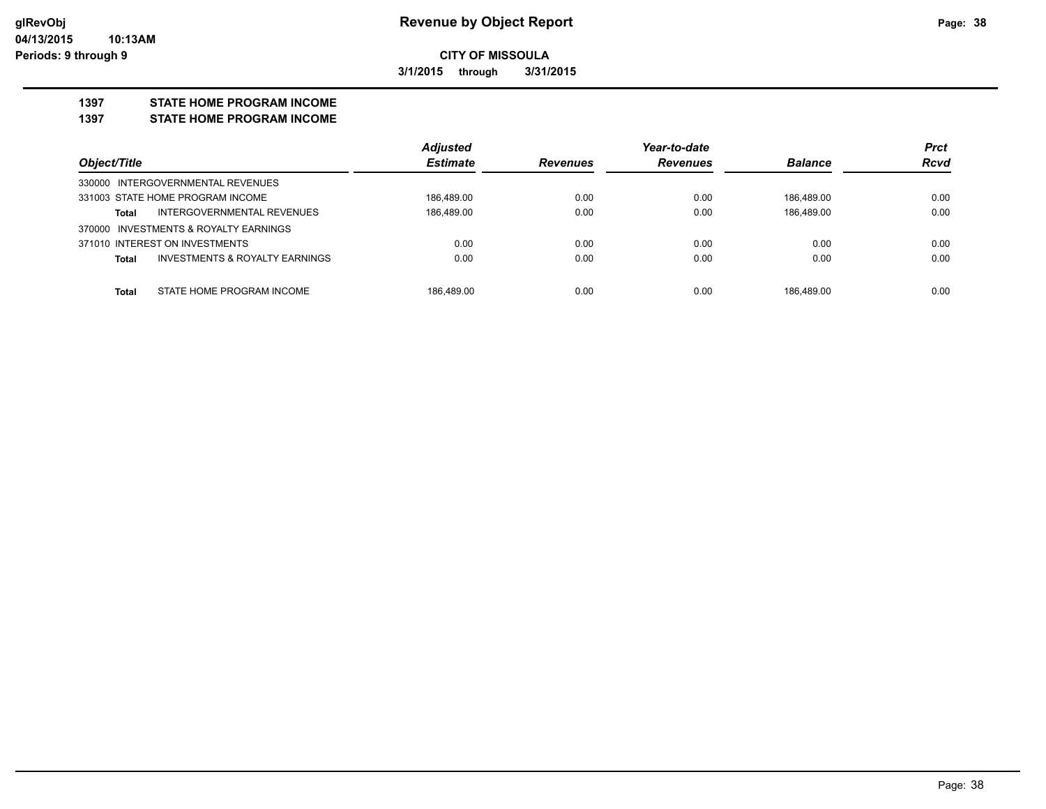**glRevObj**
**04/13/2015 10:13AM**
**Periods: 9 through 9**

# Revenue by Object Report

**CITY OF MISSOULA**

**3/1/2015 through 3/31/2015**

## 1397 STATE HOME PROGRAM INCOME
## 1397 STATE HOME PROGRAM INCOME

| Object/Title | | Adjusted Estimate | Revenues | Year-to-date Revenues | Balance | Prct Rcvd |
|---|---|---|---|---|---|---|
| 330000 INTERGOVERNMENTAL REVENUES | | | | | | |
| 331003 STATE HOME PROGRAM INCOME | | 186,489.00 | 0.00 | 0.00 | 186,489.00 | 0.00 |
| **Total** | INTERGOVERNMENTAL REVENUES | 186,489.00 | 0.00 | 0.00 | 186,489.00 | 0.00 |
| 370000 INVESTMENTS & ROYALTY EARNINGS | | | | | | |
| 371010 INTEREST ON INVESTMENTS | | 0.00 | 0.00 | 0.00 | 0.00 | 0.00 |
| **Total** | INVESTMENTS & ROYALTY EARNINGS | 0.00 | 0.00 | 0.00 | 0.00 | 0.00 |
| **Total** | STATE HOME PROGRAM INCOME | 186,489.00 | 0.00 | 0.00 | 186,489.00 | 0.00 |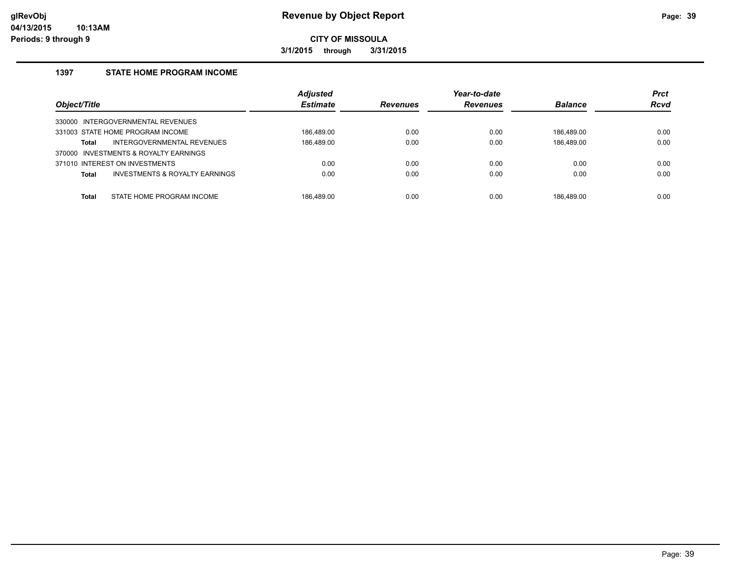# Revenue by Object Report

**CITY OF MISSOULA**

**3/1/2015 through 3/31/2015**

### 1397 STATE HOME PROGRAM INCOME

| Object/Title | Adjusted Estimate | Revenues | Year-to-date Revenues | Balance | Prct Rcvd |
|---|---|---|---|---|---|
| 330000 INTERGOVERNMENTAL REVENUES | | | | | |
| 331003 STATE HOME PROGRAM INCOME | 186,489.00 | 0.00 | 0.00 | 186,489.00 | 0.00 |
| **Total** INTERGOVERNMENTAL REVENUES | 186,489.00 | 0.00 | 0.00 | 186,489.00 | 0.00 |
| 370000 INVESTMENTS & ROYALTY EARNINGS | | | | | |
| 371010 INTEREST ON INVESTMENTS | 0.00 | 0.00 | 0.00 | 0.00 | 0.00 |
| **Total** INVESTMENTS & ROYALTY EARNINGS | 0.00 | 0.00 | 0.00 | 0.00 | 0.00 |
| **Total** STATE HOME PROGRAM INCOME | 186,489.00 | 0.00 | 0.00 | 186,489.00 | 0.00 |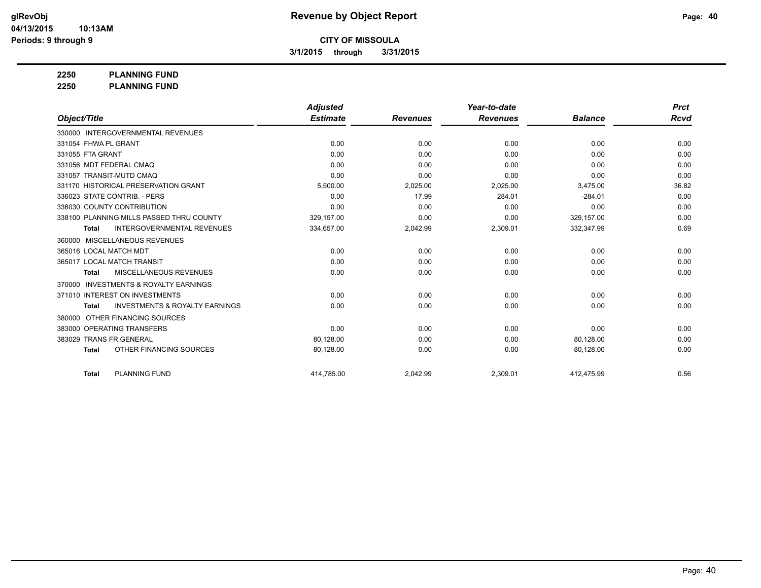**glRevObj**
**04/13/2015 10:13AM**
**Periods: 9 through 9**

# Revenue by Object Report

**CITY OF MISSOULA**
**3/1/2015 through 3/31/2015**

**2250 PLANNING FUND**
**2250 PLANNING FUND**

| Object/Title | Adjusted Estimate | Revenues | Year-to-date Revenues | Balance | Prct Rcvd |
|---|---|---|---|---|---|
| 330000 INTERGOVERNMENTAL REVENUES | | | | | |
| 331054 FHWA PL GRANT | 0.00 | 0.00 | 0.00 | 0.00 | 0.00 |
| 331055 FTA GRANT | 0.00 | 0.00 | 0.00 | 0.00 | 0.00 |
| 331056 MDT FEDERAL CMAQ | 0.00 | 0.00 | 0.00 | 0.00 | 0.00 |
| 331057 TRANSIT-MUTD CMAQ | 0.00 | 0.00 | 0.00 | 0.00 | 0.00 |
| 331170 HISTORICAL PRESERVATION GRANT | 5,500.00 | 2,025.00 | 2,025.00 | 3,475.00 | 36.82 |
| 336023 STATE CONTRIB. - PERS | 0.00 | 17.99 | 284.01 | -284.01 | 0.00 |
| 336030 COUNTY CONTRIBUTION | 0.00 | 0.00 | 0.00 | 0.00 | 0.00 |
| 338100 PLANNING MILLS PASSED THRU COUNTY | 329,157.00 | 0.00 | 0.00 | 329,157.00 | 0.00 |
| **Total** INTERGOVERNMENTAL REVENUES | 334,657.00 | 2,042.99 | 2,309.01 | 332,347.99 | 0.69 |
| 360000 MISCELLANEOUS REVENUES | | | | | |
| 365016 LOCAL MATCH MDT | 0.00 | 0.00 | 0.00 | 0.00 | 0.00 |
| 365017 LOCAL MATCH TRANSIT | 0.00 | 0.00 | 0.00 | 0.00 | 0.00 |
| **Total** MISCELLANEOUS REVENUES | 0.00 | 0.00 | 0.00 | 0.00 | 0.00 |
| 370000 INVESTMENTS & ROYALTY EARNINGS | | | | | |
| 371010 INTEREST ON INVESTMENTS | 0.00 | 0.00 | 0.00 | 0.00 | 0.00 |
| **Total** INVESTMENTS & ROYALTY EARNINGS | 0.00 | 0.00 | 0.00 | 0.00 | 0.00 |
| 380000 OTHER FINANCING SOURCES | | | | | |
| 383000 OPERATING TRANSFERS | 0.00 | 0.00 | 0.00 | 0.00 | 0.00 |
| 383029 TRANS FR GENERAL | 80,128.00 | 0.00 | 0.00 | 80,128.00 | 0.00 |
| **Total** OTHER FINANCING SOURCES | 80,128.00 | 0.00 | 0.00 | 80,128.00 | 0.00 |
| **Total** PLANNING FUND | 414,785.00 | 2,042.99 | 2,309.01 | 412,475.99 | 0.56 |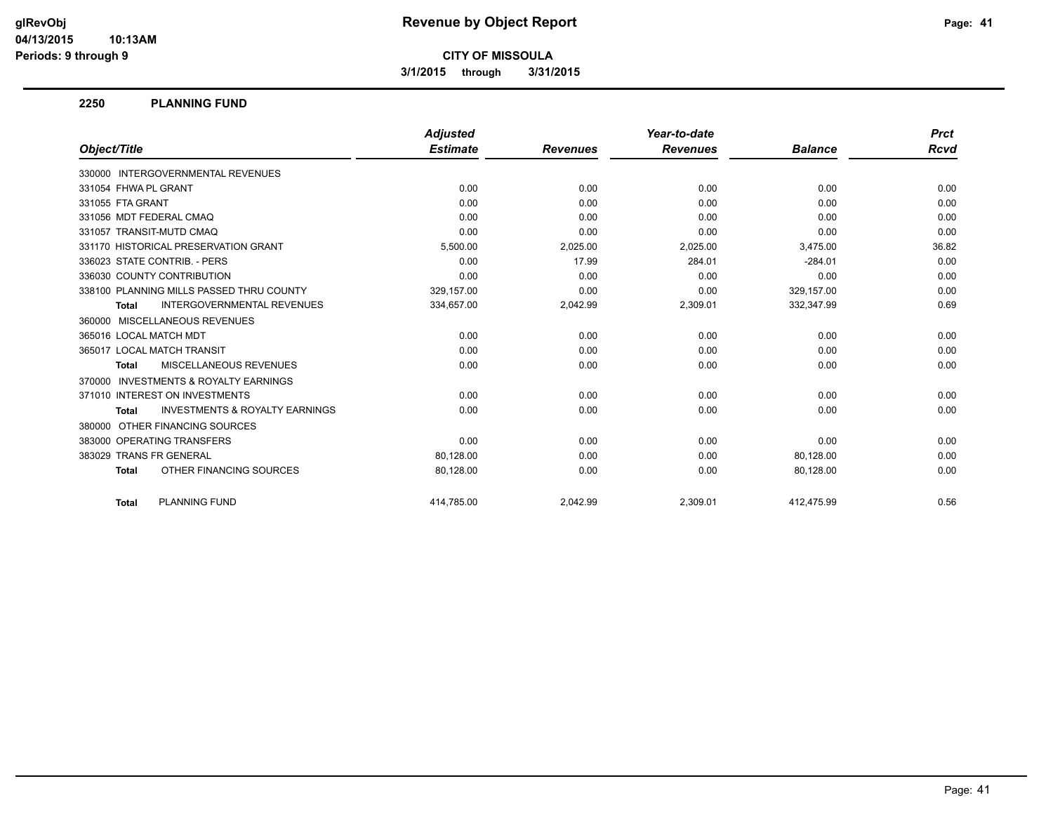# Revenue by Object Report

**CITY OF MISSOULA**

**3/1/2015 through 3/31/2015**

## 2250 PLANNING FUND

| Object/Title | Adjusted Estimate | Revenues | Year-to-date Revenues | Balance | Prct Rcvd |
|---|---|---|---|---|---|
| 330000 INTERGOVERNMENTAL REVENUES | | | | | |
| 331054 FHWA PL GRANT | 0.00 | 0.00 | 0.00 | 0.00 | 0.00 |
| 331055 FTA GRANT | 0.00 | 0.00 | 0.00 | 0.00 | 0.00 |
| 331056 MDT FEDERAL CMAQ | 0.00 | 0.00 | 0.00 | 0.00 | 0.00 |
| 331057 TRANSIT-MUTD CMAQ | 0.00 | 0.00 | 0.00 | 0.00 | 0.00 |
| 331170 HISTORICAL PRESERVATION GRANT | 5,500.00 | 2,025.00 | 2,025.00 | 3,475.00 | 36.82 |
| 336023 STATE CONTRIB. - PERS | 0.00 | 17.99 | 284.01 | -284.01 | 0.00 |
| 336030 COUNTY CONTRIBUTION | 0.00 | 0.00 | 0.00 | 0.00 | 0.00 |
| 338100 PLANNING MILLS PASSED THRU COUNTY | 329,157.00 | 0.00 | 0.00 | 329,157.00 | 0.00 |
| **Total** INTERGOVERNMENTAL REVENUES | 334,657.00 | 2,042.99 | 2,309.01 | 332,347.99 | 0.69 |
| 360000 MISCELLANEOUS REVENUES | | | | | |
| 365016 LOCAL MATCH MDT | 0.00 | 0.00 | 0.00 | 0.00 | 0.00 |
| 365017 LOCAL MATCH TRANSIT | 0.00 | 0.00 | 0.00 | 0.00 | 0.00 |
| **Total** MISCELLANEOUS REVENUES | 0.00 | 0.00 | 0.00 | 0.00 | 0.00 |
| 370000 INVESTMENTS & ROYALTY EARNINGS | | | | | |
| 371010 INTEREST ON INVESTMENTS | 0.00 | 0.00 | 0.00 | 0.00 | 0.00 |
| **Total** INVESTMENTS & ROYALTY EARNINGS | 0.00 | 0.00 | 0.00 | 0.00 | 0.00 |
| 380000 OTHER FINANCING SOURCES | | | | | |
| 383000 OPERATING TRANSFERS | 0.00 | 0.00 | 0.00 | 0.00 | 0.00 |
| 383029 TRANS FR GENERAL | 80,128.00 | 0.00 | 0.00 | 80,128.00 | 0.00 |
| **Total** OTHER FINANCING SOURCES | 80,128.00 | 0.00 | 0.00 | 80,128.00 | 0.00 |
| **Total** PLANNING FUND | 414,785.00 | 2,042.99 | 2,309.01 | 412,475.99 | 0.56 |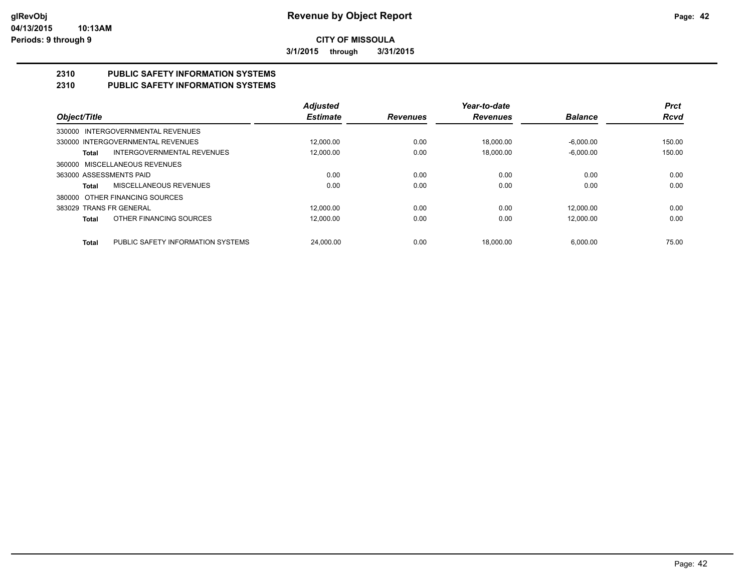**CITY OF MISSOULA**

**3/1/2015 through 3/31/2015**

## 2310 PUBLIC SAFETY INFORMATION SYSTEMS

## 2310 PUBLIC SAFETY INFORMATION SYSTEMS

| Object/Title | | *Adjusted Estimate* | *Revenues* | *Year-to-date Revenues* | *Balance* | *Prct Rcvd* |
|---|---|---|---|---|---|---|
| 330000 INTERGOVERNMENTAL REVENUES | | | | | | |
| 330000 INTERGOVERNMENTAL REVENUES | | 12,000.00 | 0.00 | 18,000.00 | -6,000.00 | 150.00 |
| **Total** | INTERGOVERNMENTAL REVENUES | 12,000.00 | 0.00 | 18,000.00 | -6,000.00 | 150.00 |
| 360000 MISCELLANEOUS REVENUES | | | | | | |
| 363000 ASSESSMENTS PAID | | 0.00 | 0.00 | 0.00 | 0.00 | 0.00 |
| **Total** | MISCELLANEOUS REVENUES | 0.00 | 0.00 | 0.00 | 0.00 | 0.00 |
| 380000 OTHER FINANCING SOURCES | | | | | | |
| 383029 TRANS FR GENERAL | | 12,000.00 | 0.00 | 0.00 | 12,000.00 | 0.00 |
| **Total** | OTHER FINANCING SOURCES | 12,000.00 | 0.00 | 0.00 | 12,000.00 | 0.00 |
| **Total** | PUBLIC SAFETY INFORMATION SYSTEMS | 24,000.00 | 0.00 | 18,000.00 | 6,000.00 | 75.00 |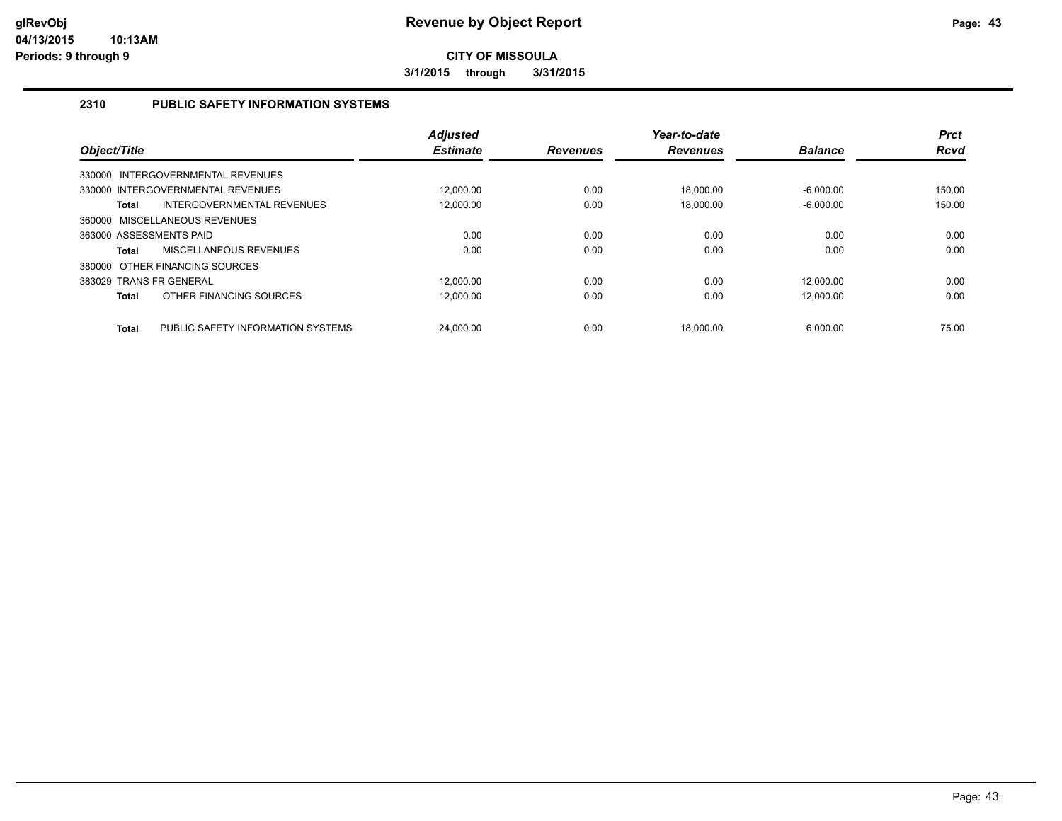**Revenue by Object Report**

**CITY OF MISSOULA**

**3/1/2015 through 3/31/2015**

## 2310 PUBLIC SAFETY INFORMATION SYSTEMS

| Object/Title | | Adjusted Estimate | Revenues | Year-to-date Revenues | Balance | Prct Rcvd |
|---|---|---|---|---|---|---|
| 330000 INTERGOVERNMENTAL REVENUES | | | | | | |
| 330000 INTERGOVERNMENTAL REVENUES | | 12,000.00 | 0.00 | 18,000.00 | -6,000.00 | 150.00 |
| **Total** | INTERGOVERNMENTAL REVENUES | 12,000.00 | 0.00 | 18,000.00 | -6,000.00 | 150.00 |
| 360000 MISCELLANEOUS REVENUES | | | | | | |
| 363000 ASSESSMENTS PAID | | 0.00 | 0.00 | 0.00 | 0.00 | 0.00 |
| **Total** | MISCELLANEOUS REVENUES | 0.00 | 0.00 | 0.00 | 0.00 | 0.00 |
| 380000 OTHER FINANCING SOURCES | | | | | | |
| 383029 TRANS FR GENERAL | | 12,000.00 | 0.00 | 0.00 | 12,000.00 | 0.00 |
| **Total** | OTHER FINANCING SOURCES | 12,000.00 | 0.00 | 0.00 | 12,000.00 | 0.00 |
| **Total** | PUBLIC SAFETY INFORMATION SYSTEMS | 24,000.00 | 0.00 | 18,000.00 | 6,000.00 | 75.00 |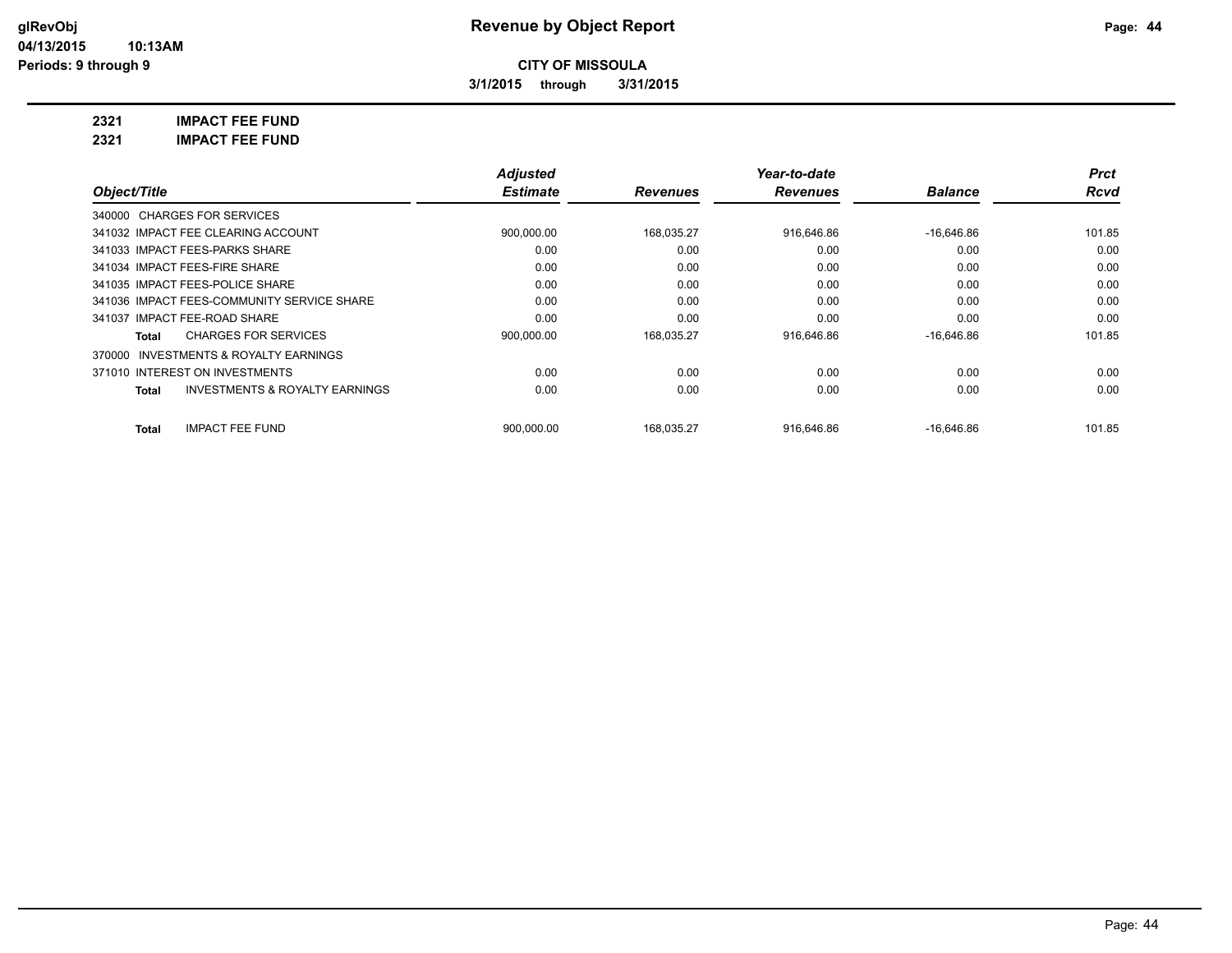**Revenue by Object Report**

glRevObj
04/13/2015 10:13AM
Periods: 9 through 9

**CITY OF MISSOULA**
3/1/2015 through 3/31/2015

**2321 IMPACT FEE FUND**
**2321 IMPACT FEE FUND**

| Object/Title | Adjusted Estimate | Revenues | Year-to-date Revenues | Balance | Prct Rcvd |
|---|---|---|---|---|---|
| 340000 CHARGES FOR SERVICES | | | | | |
| 341032 IMPACT FEE CLEARING ACCOUNT | 900,000.00 | 168,035.27 | 916,646.86 | -16,646.86 | 101.85 |
| 341033 IMPACT FEES-PARKS SHARE | 0.00 | 0.00 | 0.00 | 0.00 | 0.00 |
| 341034 IMPACT FEES-FIRE SHARE | 0.00 | 0.00 | 0.00 | 0.00 | 0.00 |
| 341035 IMPACT FEES-POLICE SHARE | 0.00 | 0.00 | 0.00 | 0.00 | 0.00 |
| 341036 IMPACT FEES-COMMUNITY SERVICE SHARE | 0.00 | 0.00 | 0.00 | 0.00 | 0.00 |
| 341037 IMPACT FEE-ROAD SHARE | 0.00 | 0.00 | 0.00 | 0.00 | 0.00 |
| **Total** CHARGES FOR SERVICES | 900,000.00 | 168,035.27 | 916,646.86 | -16,646.86 | 101.85 |
| 370000 INVESTMENTS & ROYALTY EARNINGS | | | | | |
| 371010 INTEREST ON INVESTMENTS | 0.00 | 0.00 | 0.00 | 0.00 | 0.00 |
| **Total** INVESTMENTS & ROYALTY EARNINGS | 0.00 | 0.00 | 0.00 | 0.00 | 0.00 |
| **Total** IMPACT FEE FUND | 900,000.00 | 168,035.27 | 916,646.86 | -16,646.86 | 101.85 |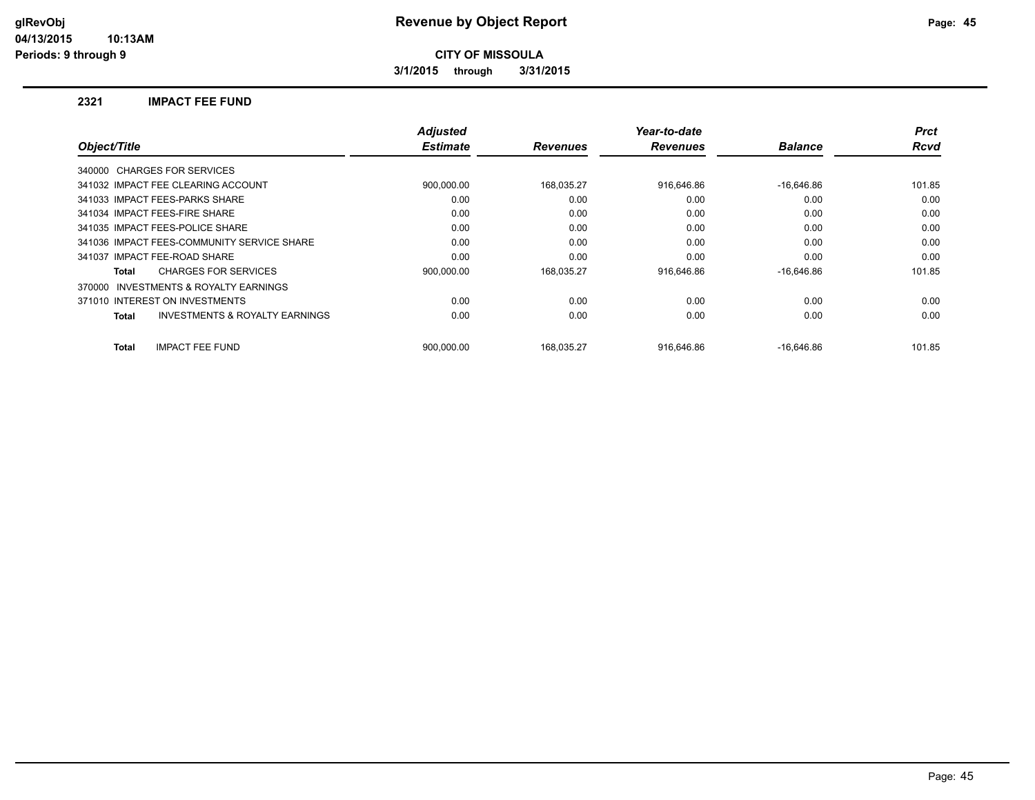# Revenue by Object Report

glRevObj
04/13/2015 10:13AM
Periods: 9 through 9

**CITY OF MISSOULA**

**3/1/2015 through 3/31/2015**

## 2321 IMPACT FEE FUND

| Object/Title | Adjusted Estimate | Revenues | Year-to-date Revenues | Balance | Prct Rcvd |
|---|---|---|---|---|---|
| 340000 CHARGES FOR SERVICES | | | | | |
| 341032 IMPACT FEE CLEARING ACCOUNT | 900,000.00 | 168,035.27 | 916,646.86 | -16,646.86 | 101.85 |
| 341033 IMPACT FEES-PARKS SHARE | 0.00 | 0.00 | 0.00 | 0.00 | 0.00 |
| 341034 IMPACT FEES-FIRE SHARE | 0.00 | 0.00 | 0.00 | 0.00 | 0.00 |
| 341035 IMPACT FEES-POLICE SHARE | 0.00 | 0.00 | 0.00 | 0.00 | 0.00 |
| 341036 IMPACT FEES-COMMUNITY SERVICE SHARE | 0.00 | 0.00 | 0.00 | 0.00 | 0.00 |
| 341037 IMPACT FEE-ROAD SHARE | 0.00 | 0.00 | 0.00 | 0.00 | 0.00 |
| **Total** CHARGES FOR SERVICES | 900,000.00 | 168,035.27 | 916,646.86 | -16,646.86 | 101.85 |
| 370000 INVESTMENTS & ROYALTY EARNINGS | | | | | |
| 371010 INTEREST ON INVESTMENTS | 0.00 | 0.00 | 0.00 | 0.00 | 0.00 |
| **Total** INVESTMENTS & ROYALTY EARNINGS | 0.00 | 0.00 | 0.00 | 0.00 | 0.00 |
| **Total** IMPACT FEE FUND | 900,000.00 | 168,035.27 | 916,646.86 | -16,646.86 | 101.85 |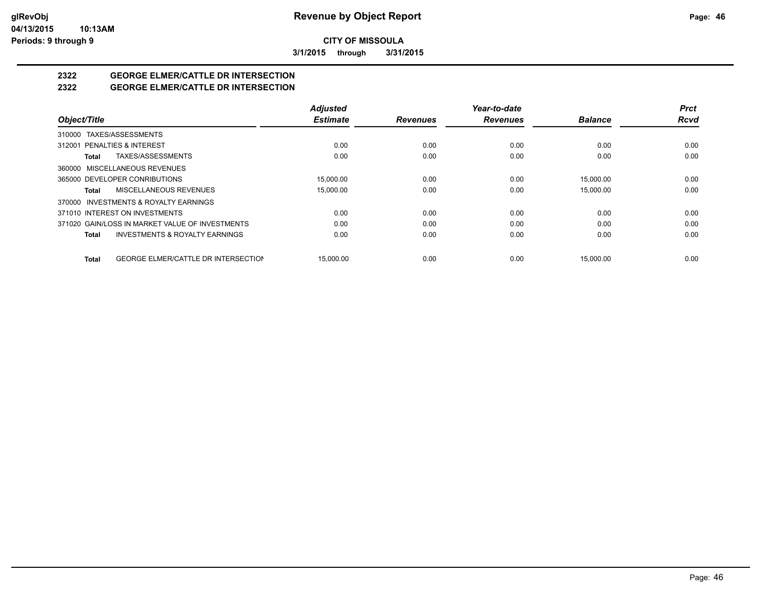# Revenue by Object Report

**CITY OF MISSOULA**

**3/1/2015 through 3/31/2015**

## 2322 GEORGE ELMER/CATTLE DR INTERSECTION
## 2322 GEORGE ELMER/CATTLE DR INTERSECTION

| Object/Title | Adjusted Estimate | Revenues | Year-to-date Revenues | Balance | Prct Rcvd |
|---|---|---|---|---|---|
| 310000 TAXES/ASSESSMENTS | | | | | |
| 312001 PENALTIES & INTEREST | 0.00 | 0.00 | 0.00 | 0.00 | 0.00 |
| **Total** TAXES/ASSESSMENTS | 0.00 | 0.00 | 0.00 | 0.00 | 0.00 |
| 360000 MISCELLANEOUS REVENUES | | | | | |
| 365000 DEVELOPER CONRIBUTIONS | 15,000.00 | 0.00 | 0.00 | 15,000.00 | 0.00 |
| **Total** MISCELLANEOUS REVENUES | 15,000.00 | 0.00 | 0.00 | 15,000.00 | 0.00 |
| 370000 INVESTMENTS & ROYALTY EARNINGS | | | | | |
| 371010 INTEREST ON INVESTMENTS | 0.00 | 0.00 | 0.00 | 0.00 | 0.00 |
| 371020 GAIN/LOSS IN MARKET VALUE OF INVESTMENTS | 0.00 | 0.00 | 0.00 | 0.00 | 0.00 |
| **Total** INVESTMENTS & ROYALTY EARNINGS | 0.00 | 0.00 | 0.00 | 0.00 | 0.00 |
| **Total** GEORGE ELMER/CATTLE DR INTERSECTION | 15,000.00 | 0.00 | 0.00 | 15,000.00 | 0.00 |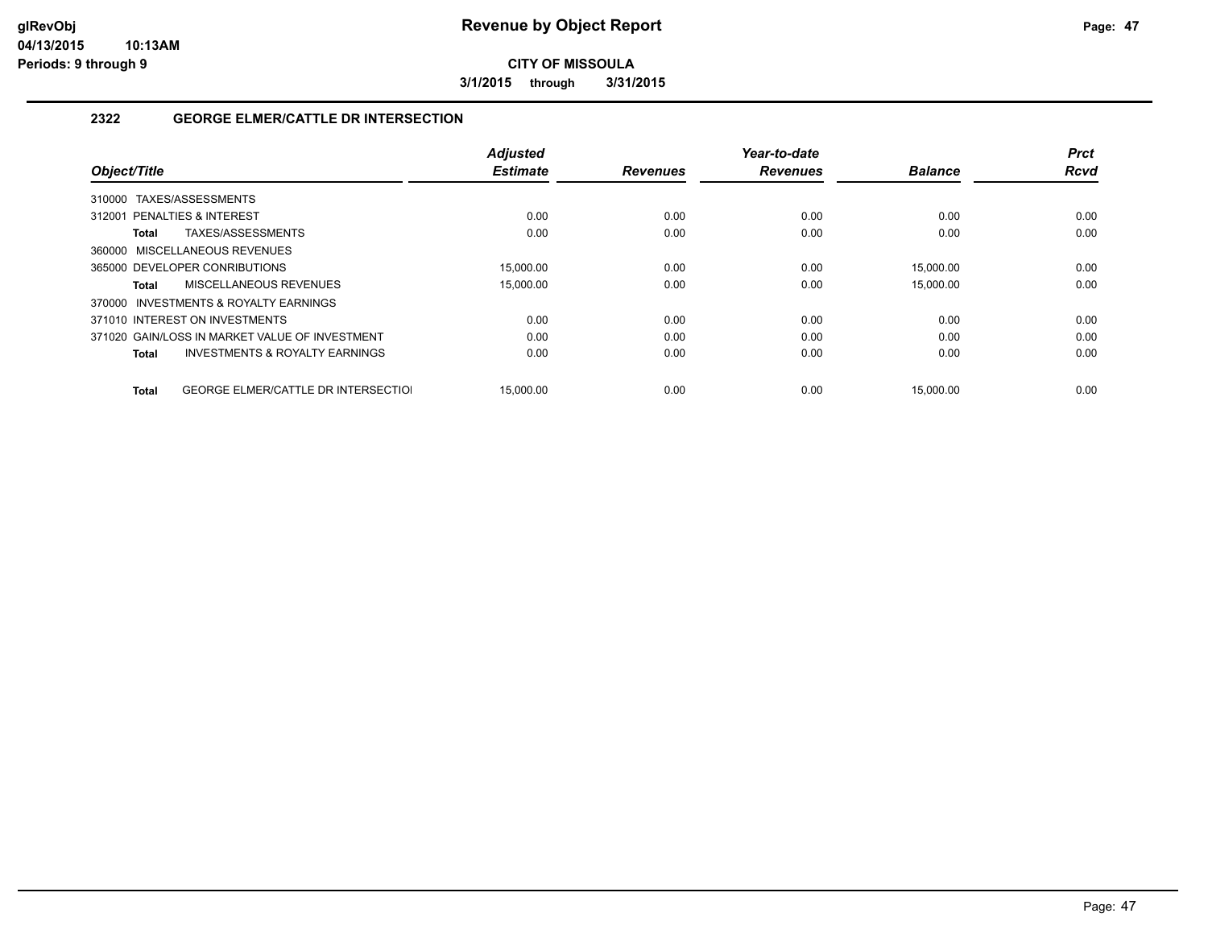**CITY OF MISSOULA**

**3/1/2015 through 3/31/2015**

## 2322 GEORGE ELMER/CATTLE DR INTERSECTION

| Object/Title | Adjusted Estimate | Revenues | Year-to-date Revenues | Balance | Prct Rcvd |
|---|---|---|---|---|---|
| 310000 TAXES/ASSESSMENTS | | | | | |
| 312001 PENALTIES & INTEREST | 0.00 | 0.00 | 0.00 | 0.00 | 0.00 |
| **Total** TAXES/ASSESSMENTS | 0.00 | 0.00 | 0.00 | 0.00 | 0.00 |
| 360000 MISCELLANEOUS REVENUES | | | | | |
| 365000 DEVELOPER CONRIBUTIONS | 15,000.00 | 0.00 | 0.00 | 15,000.00 | 0.00 |
| **Total** MISCELLANEOUS REVENUES | 15,000.00 | 0.00 | 0.00 | 15,000.00 | 0.00 |
| 370000 INVESTMENTS & ROYALTY EARNINGS | | | | | |
| 371010 INTEREST ON INVESTMENTS | 0.00 | 0.00 | 0.00 | 0.00 | 0.00 |
| 371020 GAIN/LOSS IN MARKET VALUE OF INVESTMENT | 0.00 | 0.00 | 0.00 | 0.00 | 0.00 |
| **Total** INVESTMENTS & ROYALTY EARNINGS | 0.00 | 0.00 | 0.00 | 0.00 | 0.00 |
| **Total** GEORGE ELMER/CATTLE DR INTERSECTIOI | 15,000.00 | 0.00 | 0.00 | 15,000.00 | 0.00 |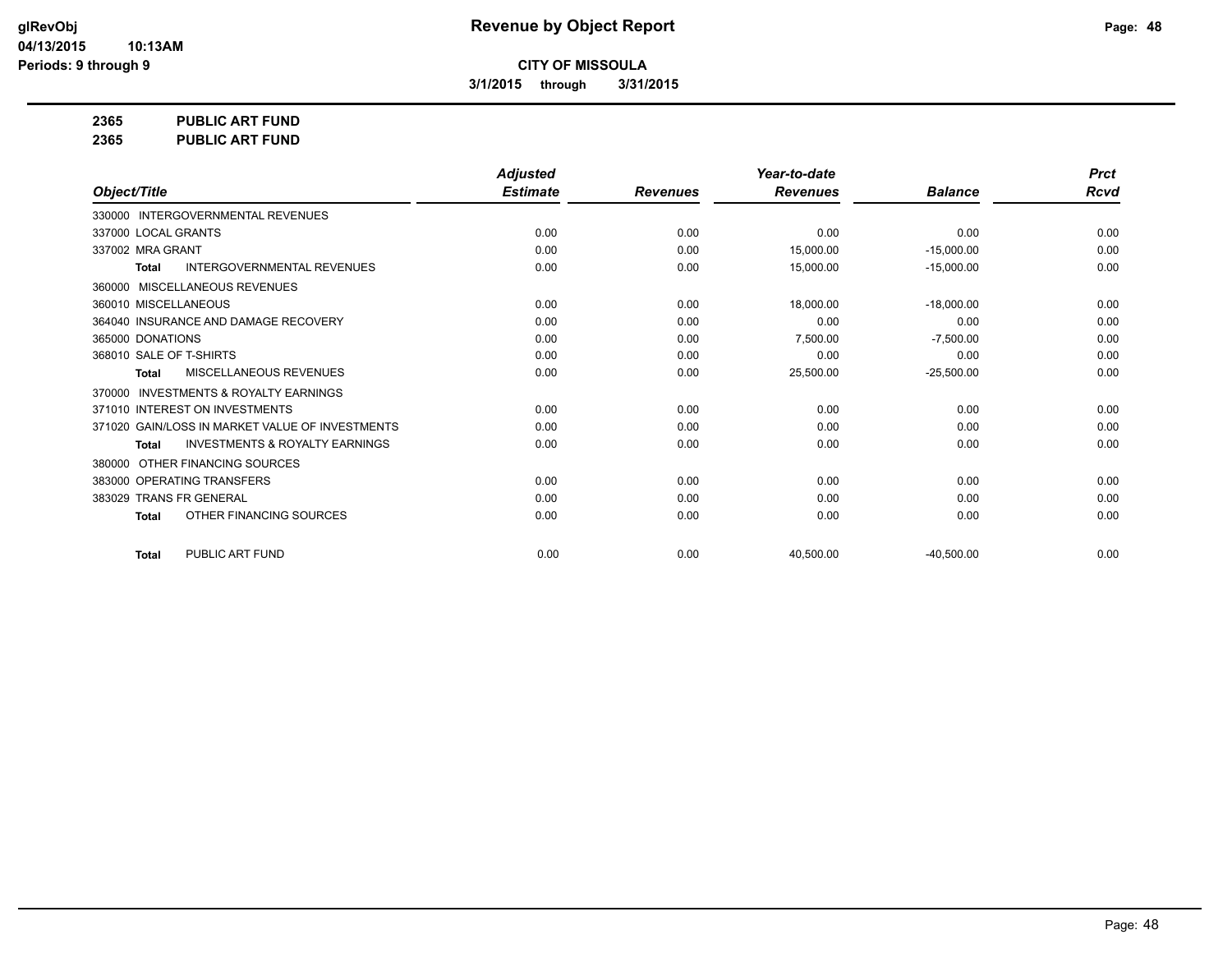**CITY OF MISSOULA**

**3/1/2015 through 3/31/2015**

**2365 PUBLIC ART FUND**

**2365 PUBLIC ART FUND**

| Object/Title | Adjusted Estimate | Revenues | Year-to-date Revenues | Balance | Prct Rcvd |
|---|---|---|---|---|---|
| 330000 INTERGOVERNMENTAL REVENUES | | | | | |
| 337000 LOCAL GRANTS | 0.00 | 0.00 | 0.00 | 0.00 | 0.00 |
| 337002 MRA GRANT | 0.00 | 0.00 | 15,000.00 | -15,000.00 | 0.00 |
| **Total** INTERGOVERNMENTAL REVENUES | 0.00 | 0.00 | 15,000.00 | -15,000.00 | 0.00 |
| 360000 MISCELLANEOUS REVENUES | | | | | |
| 360010 MISCELLANEOUS | 0.00 | 0.00 | 18,000.00 | -18,000.00 | 0.00 |
| 364040 INSURANCE AND DAMAGE RECOVERY | 0.00 | 0.00 | 0.00 | 0.00 | 0.00 |
| 365000 DONATIONS | 0.00 | 0.00 | 7,500.00 | -7,500.00 | 0.00 |
| 368010 SALE OF T-SHIRTS | 0.00 | 0.00 | 0.00 | 0.00 | 0.00 |
| **Total** MISCELLANEOUS REVENUES | 0.00 | 0.00 | 25,500.00 | -25,500.00 | 0.00 |
| 370000 INVESTMENTS & ROYALTY EARNINGS | | | | | |
| 371010 INTEREST ON INVESTMENTS | 0.00 | 0.00 | 0.00 | 0.00 | 0.00 |
| 371020 GAIN/LOSS IN MARKET VALUE OF INVESTMENTS | 0.00 | 0.00 | 0.00 | 0.00 | 0.00 |
| **Total** INVESTMENTS & ROYALTY EARNINGS | 0.00 | 0.00 | 0.00 | 0.00 | 0.00 |
| 380000 OTHER FINANCING SOURCES | | | | | |
| 383000 OPERATING TRANSFERS | 0.00 | 0.00 | 0.00 | 0.00 | 0.00 |
| 383029 TRANS FR GENERAL | 0.00 | 0.00 | 0.00 | 0.00 | 0.00 |
| **Total** OTHER FINANCING SOURCES | 0.00 | 0.00 | 0.00 | 0.00 | 0.00 |
| **Total** PUBLIC ART FUND | 0.00 | 0.00 | 40,500.00 | -40,500.00 | 0.00 |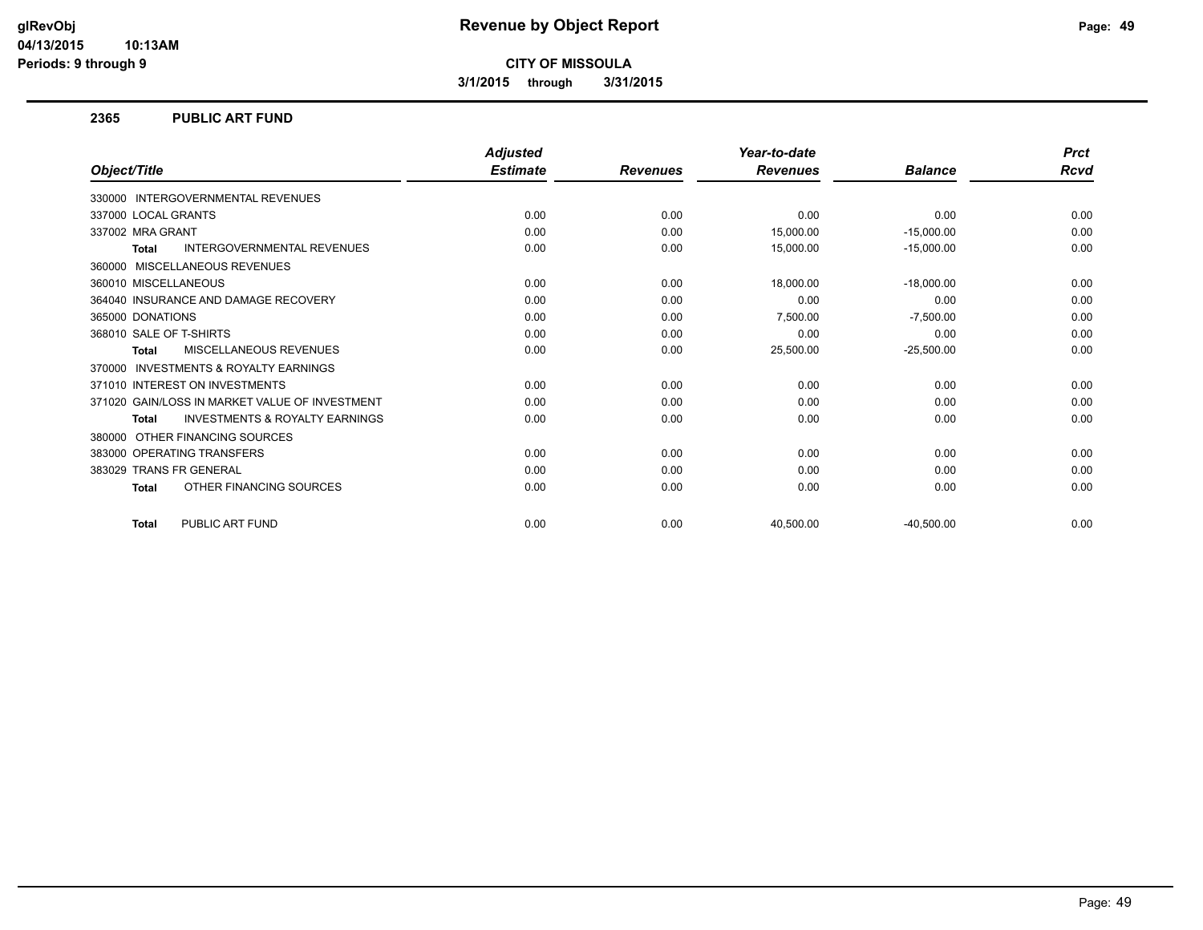# Revenue by Object Report

**CITY OF MISSOULA**

**3/1/2015 through 3/31/2015**

glRevObj
04/13/2015 10:13AM
Periods: 9 through 9

## 2365 PUBLIC ART FUND

| Object/Title | Adjusted Estimate | Revenues | Year-to-date Revenues | Balance | Prct Rcvd |
|---|---|---|---|---|---|
| 330000 INTERGOVERNMENTAL REVENUES | | | | | |
| 337000 LOCAL GRANTS | 0.00 | 0.00 | 0.00 | 0.00 | 0.00 |
| 337002 MRA GRANT | 0.00 | 0.00 | 15,000.00 | -15,000.00 | 0.00 |
| **Total** INTERGOVERNMENTAL REVENUES | 0.00 | 0.00 | 15,000.00 | -15,000.00 | 0.00 |
| 360000 MISCELLANEOUS REVENUES | | | | | |
| 360010 MISCELLANEOUS | 0.00 | 0.00 | 18,000.00 | -18,000.00 | 0.00 |
| 364040 INSURANCE AND DAMAGE RECOVERY | 0.00 | 0.00 | 0.00 | 0.00 | 0.00 |
| 365000 DONATIONS | 0.00 | 0.00 | 7,500.00 | -7,500.00 | 0.00 |
| 368010 SALE OF T-SHIRTS | 0.00 | 0.00 | 0.00 | 0.00 | 0.00 |
| **Total** MISCELLANEOUS REVENUES | 0.00 | 0.00 | 25,500.00 | -25,500.00 | 0.00 |
| 370000 INVESTMENTS & ROYALTY EARNINGS | | | | | |
| 371010 INTEREST ON INVESTMENTS | 0.00 | 0.00 | 0.00 | 0.00 | 0.00 |
| 371020 GAIN/LOSS IN MARKET VALUE OF INVESTMENT | 0.00 | 0.00 | 0.00 | 0.00 | 0.00 |
| **Total** INVESTMENTS & ROYALTY EARNINGS | 0.00 | 0.00 | 0.00 | 0.00 | 0.00 |
| 380000 OTHER FINANCING SOURCES | | | | | |
| 383000 OPERATING TRANSFERS | 0.00 | 0.00 | 0.00 | 0.00 | 0.00 |
| 383029 TRANS FR GENERAL | 0.00 | 0.00 | 0.00 | 0.00 | 0.00 |
| **Total** OTHER FINANCING SOURCES | 0.00 | 0.00 | 0.00 | 0.00 | 0.00 |
| **Total** PUBLIC ART FUND | 0.00 | 0.00 | 40,500.00 | -40,500.00 | 0.00 |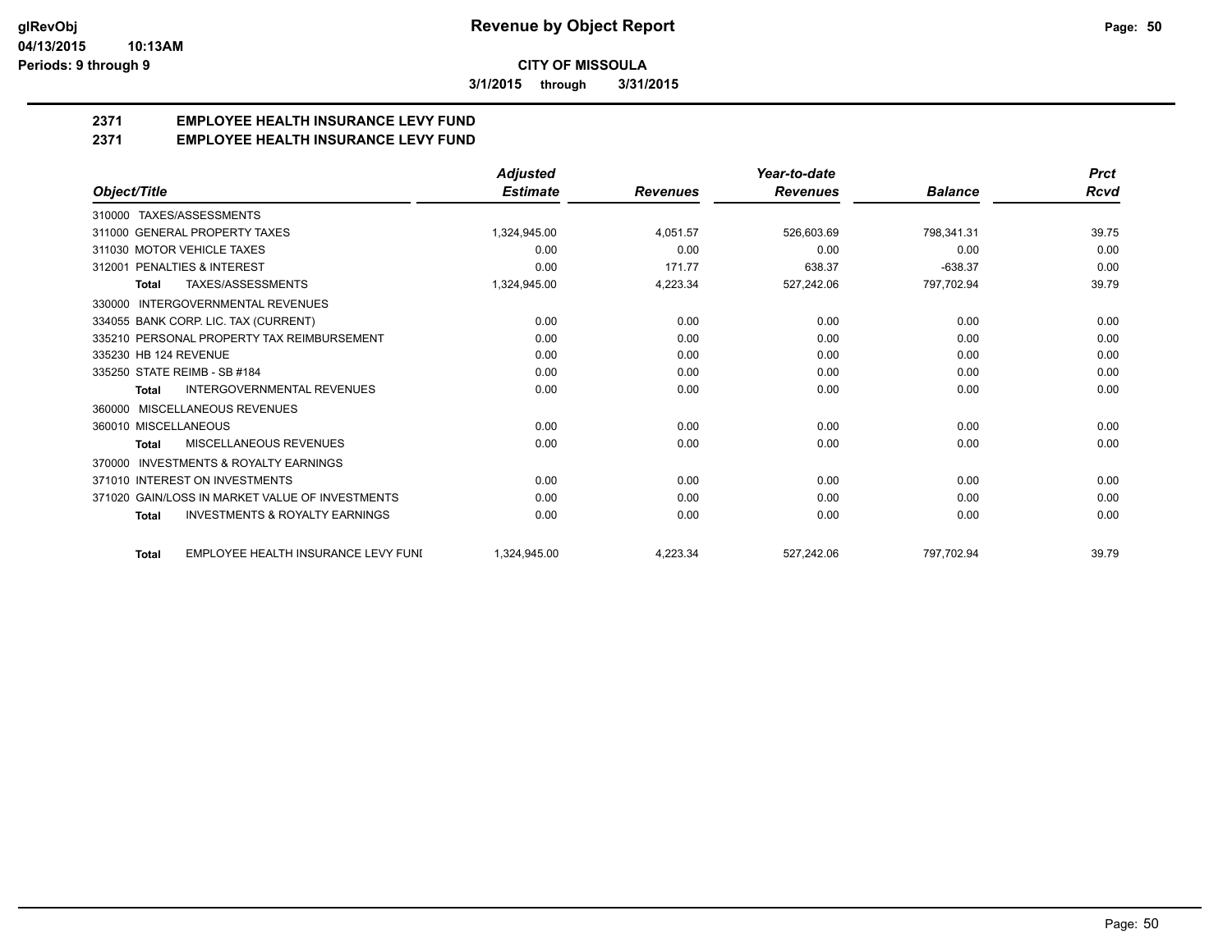# CITY OF MISSOULA

**Revenue by Object Report**

glRevObj
04/13/2015 10:13AM
Periods: 9 through 9

3/1/2015 through 3/31/2015

## 2371 EMPLOYEE HEALTH INSURANCE LEVY FUND
## 2371 EMPLOYEE HEALTH INSURANCE LEVY FUND

| Object/Title | Adjusted Estimate | Revenues | Year-to-date Revenues | Balance | Prct Rcvd |
|---|---|---|---|---|---|
| 310000 TAXES/ASSESSMENTS | | | | | |
| 311000 GENERAL PROPERTY TAXES | 1,324,945.00 | 4,051.57 | 526,603.69 | 798,341.31 | 39.75 |
| 311030 MOTOR VEHICLE TAXES | 0.00 | 0.00 | 0.00 | 0.00 | 0.00 |
| 312001 PENALTIES & INTEREST | 0.00 | 171.77 | 638.37 | -638.37 | 0.00 |
| **Total** TAXES/ASSESSMENTS | 1,324,945.00 | 4,223.34 | 527,242.06 | 797,702.94 | 39.79 |
| 330000 INTERGOVERNMENTAL REVENUES | | | | | |
| 334055 BANK CORP. LIC. TAX (CURRENT) | 0.00 | 0.00 | 0.00 | 0.00 | 0.00 |
| 335210 PERSONAL PROPERTY TAX REIMBURSEMENT | 0.00 | 0.00 | 0.00 | 0.00 | 0.00 |
| 335230 HB 124 REVENUE | 0.00 | 0.00 | 0.00 | 0.00 | 0.00 |
| 335250 STATE REIMB - SB #184 | 0.00 | 0.00 | 0.00 | 0.00 | 0.00 |
| **Total** INTERGOVERNMENTAL REVENUES | 0.00 | 0.00 | 0.00 | 0.00 | 0.00 |
| 360000 MISCELLANEOUS REVENUES | | | | | |
| 360010 MISCELLANEOUS | 0.00 | 0.00 | 0.00 | 0.00 | 0.00 |
| **Total** MISCELLANEOUS REVENUES | 0.00 | 0.00 | 0.00 | 0.00 | 0.00 |
| 370000 INVESTMENTS & ROYALTY EARNINGS | | | | | |
| 371010 INTEREST ON INVESTMENTS | 0.00 | 0.00 | 0.00 | 0.00 | 0.00 |
| 371020 GAIN/LOSS IN MARKET VALUE OF INVESTMENTS | 0.00 | 0.00 | 0.00 | 0.00 | 0.00 |
| **Total** INVESTMENTS & ROYALTY EARNINGS | 0.00 | 0.00 | 0.00 | 0.00 | 0.00 |
| **Total** EMPLOYEE HEALTH INSURANCE LEVY FUNI | 1,324,945.00 | 4,223.34 | 527,242.06 | 797,702.94 | 39.79 |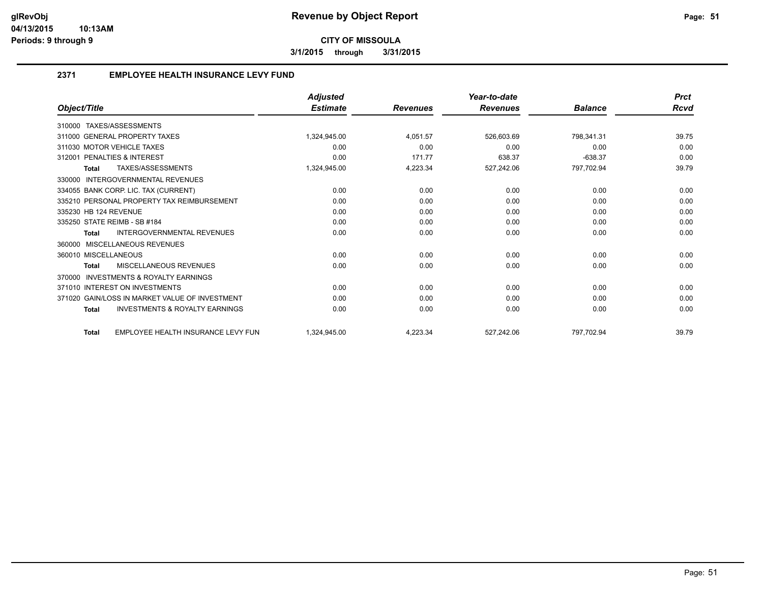# Revenue by Object Report

**CITY OF MISSOULA**

**3/1/2015 through 3/31/2015**

## 2371 EMPLOYEE HEALTH INSURANCE LEVY FUND

| Object/Title | Adjusted Estimate | Revenues | Year-to-date Revenues | Balance | Prct Rcvd |
|---|---|---|---|---|---|
| 310000 TAXES/ASSESSMENTS | | | | | |
| 311000 GENERAL PROPERTY TAXES | 1,324,945.00 | 4,051.57 | 526,603.69 | 798,341.31 | 39.75 |
| 311030 MOTOR VEHICLE TAXES | 0.00 | 0.00 | 0.00 | 0.00 | 0.00 |
| 312001 PENALTIES & INTEREST | 0.00 | 171.77 | 638.37 | -638.37 | 0.00 |
| **Total** TAXES/ASSESSMENTS | 1,324,945.00 | 4,223.34 | 527,242.06 | 797,702.94 | 39.79 |
| 330000 INTERGOVERNMENTAL REVENUES | | | | | |
| 334055 BANK CORP. LIC. TAX (CURRENT) | 0.00 | 0.00 | 0.00 | 0.00 | 0.00 |
| 335210 PERSONAL PROPERTY TAX REIMBURSEMENT | 0.00 | 0.00 | 0.00 | 0.00 | 0.00 |
| 335230 HB 124 REVENUE | 0.00 | 0.00 | 0.00 | 0.00 | 0.00 |
| 335250 STATE REIMB - SB #184 | 0.00 | 0.00 | 0.00 | 0.00 | 0.00 |
| **Total** INTERGOVERNMENTAL REVENUES | 0.00 | 0.00 | 0.00 | 0.00 | 0.00 |
| 360000 MISCELLANEOUS REVENUES | | | | | |
| 360010 MISCELLANEOUS | 0.00 | 0.00 | 0.00 | 0.00 | 0.00 |
| **Total** MISCELLANEOUS REVENUES | 0.00 | 0.00 | 0.00 | 0.00 | 0.00 |
| 370000 INVESTMENTS & ROYALTY EARNINGS | | | | | |
| 371010 INTEREST ON INVESTMENTS | 0.00 | 0.00 | 0.00 | 0.00 | 0.00 |
| 371020 GAIN/LOSS IN MARKET VALUE OF INVESTMENT | 0.00 | 0.00 | 0.00 | 0.00 | 0.00 |
| **Total** INVESTMENTS & ROYALTY EARNINGS | 0.00 | 0.00 | 0.00 | 0.00 | 0.00 |
| **Total** EMPLOYEE HEALTH INSURANCE LEVY FUN | 1,324,945.00 | 4,223.34 | 527,242.06 | 797,702.94 | 39.79 |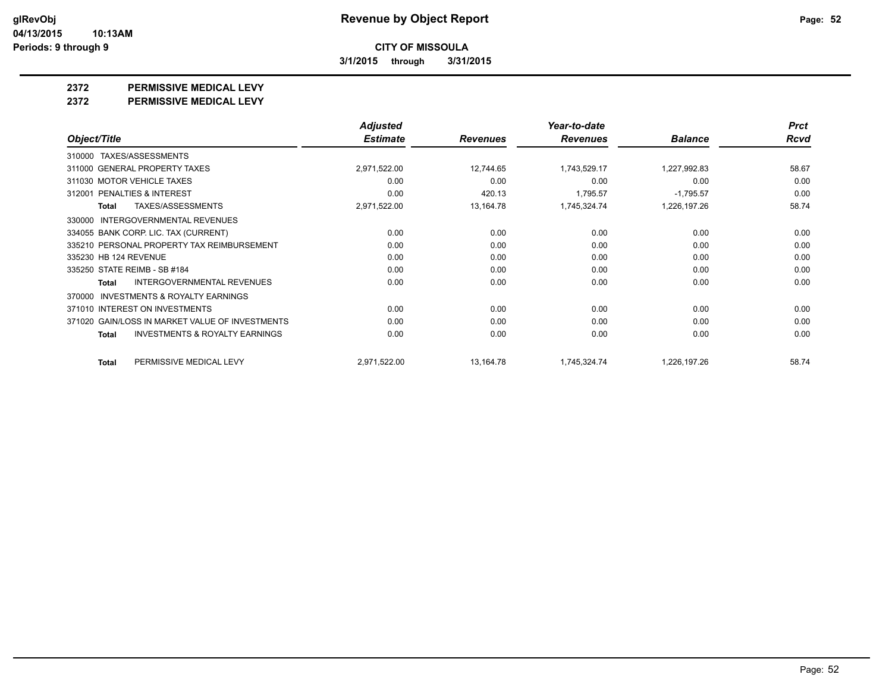# Revenue by Object Report

**CITY OF MISSOULA**

**3/1/2015 through 3/31/2015**

## 2372 PERMISSIVE MEDICAL LEVY

## 2372 PERMISSIVE MEDICAL LEVY

| Object/Title | Adjusted Estimate | Revenues | Year-to-date Revenues | Balance | Prct Rcvd |
|---|---|---|---|---|---|
| 310000 TAXES/ASSESSMENTS | | | | | |
| 311000 GENERAL PROPERTY TAXES | 2,971,522.00 | 12,744.65 | 1,743,529.17 | 1,227,992.83 | 58.67 |
| 311030 MOTOR VEHICLE TAXES | 0.00 | 0.00 | 0.00 | 0.00 | 0.00 |
| 312001 PENALTIES & INTEREST | 0.00 | 420.13 | 1,795.57 | -1,795.57 | 0.00 |
| **Total** TAXES/ASSESSMENTS | 2,971,522.00 | 13,164.78 | 1,745,324.74 | 1,226,197.26 | 58.74 |
| 330000 INTERGOVERNMENTAL REVENUES | | | | | |
| 334055 BANK CORP. LIC. TAX (CURRENT) | 0.00 | 0.00 | 0.00 | 0.00 | 0.00 |
| 335210 PERSONAL PROPERTY TAX REIMBURSEMENT | 0.00 | 0.00 | 0.00 | 0.00 | 0.00 |
| 335230 HB 124 REVENUE | 0.00 | 0.00 | 0.00 | 0.00 | 0.00 |
| 335250 STATE REIMB - SB #184 | 0.00 | 0.00 | 0.00 | 0.00 | 0.00 |
| **Total** INTERGOVERNMENTAL REVENUES | 0.00 | 0.00 | 0.00 | 0.00 | 0.00 |
| 370000 INVESTMENTS & ROYALTY EARNINGS | | | | | |
| 371010 INTEREST ON INVESTMENTS | 0.00 | 0.00 | 0.00 | 0.00 | 0.00 |
| 371020 GAIN/LOSS IN MARKET VALUE OF INVESTMENTS | 0.00 | 0.00 | 0.00 | 0.00 | 0.00 |
| **Total** INVESTMENTS & ROYALTY EARNINGS | 0.00 | 0.00 | 0.00 | 0.00 | 0.00 |
| **Total** PERMISSIVE MEDICAL LEVY | 2,971,522.00 | 13,164.78 | 1,745,324.74 | 1,226,197.26 | 58.74 |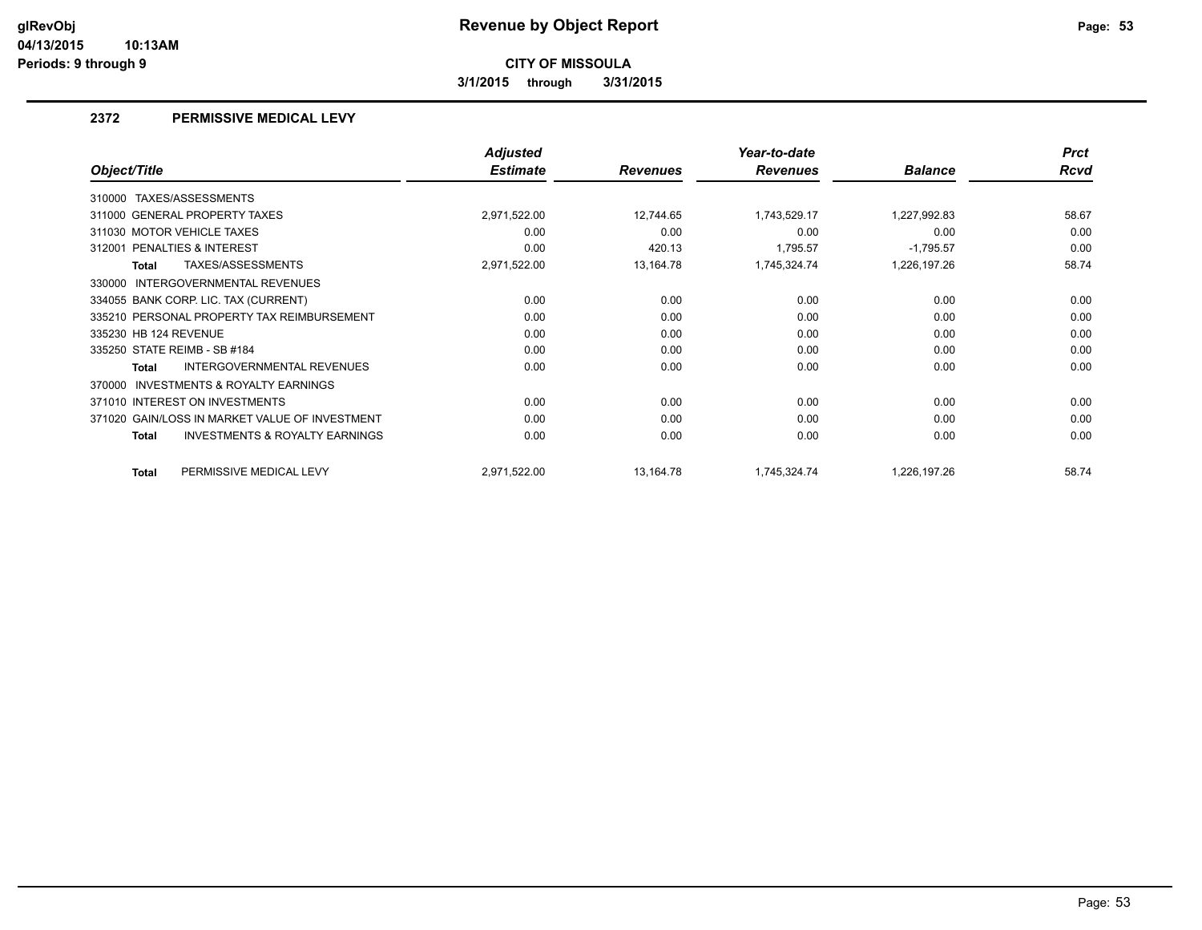**Revenue by Object Report**

**CITY OF MISSOULA**

**3/1/2015 through 3/31/2015**

glRevObj
04/13/2015 10:13AM
Periods: 9 through 9

## 2372 PERMISSIVE MEDICAL LEVY

| Object/Title | Adjusted Estimate | Revenues | Year-to-date Revenues | Balance | Prct Rcvd |
|---|---|---|---|---|---|
| 310000 TAXES/ASSESSMENTS | | | | | |
| 311000 GENERAL PROPERTY TAXES | 2,971,522.00 | 12,744.65 | 1,743,529.17 | 1,227,992.83 | 58.67 |
| 311030 MOTOR VEHICLE TAXES | 0.00 | 0.00 | 0.00 | 0.00 | 0.00 |
| 312001 PENALTIES & INTEREST | 0.00 | 420.13 | 1,795.57 | -1,795.57 | 0.00 |
| **Total** TAXES/ASSESSMENTS | 2,971,522.00 | 13,164.78 | 1,745,324.74 | 1,226,197.26 | 58.74 |
| 330000 INTERGOVERNMENTAL REVENUES | | | | | |
| 334055 BANK CORP. LIC. TAX (CURRENT) | 0.00 | 0.00 | 0.00 | 0.00 | 0.00 |
| 335210 PERSONAL PROPERTY TAX REIMBURSEMENT | 0.00 | 0.00 | 0.00 | 0.00 | 0.00 |
| 335230 HB 124 REVENUE | 0.00 | 0.00 | 0.00 | 0.00 | 0.00 |
| 335250 STATE REIMB - SB #184 | 0.00 | 0.00 | 0.00 | 0.00 | 0.00 |
| **Total** INTERGOVERNMENTAL REVENUES | 0.00 | 0.00 | 0.00 | 0.00 | 0.00 |
| 370000 INVESTMENTS & ROYALTY EARNINGS | | | | | |
| 371010 INTEREST ON INVESTMENTS | 0.00 | 0.00 | 0.00 | 0.00 | 0.00 |
| 371020 GAIN/LOSS IN MARKET VALUE OF INVESTMENT | 0.00 | 0.00 | 0.00 | 0.00 | 0.00 |
| **Total** INVESTMENTS & ROYALTY EARNINGS | 0.00 | 0.00 | 0.00 | 0.00 | 0.00 |
| **Total** PERMISSIVE MEDICAL LEVY | 2,971,522.00 | 13,164.78 | 1,745,324.74 | 1,226,197.26 | 58.74 |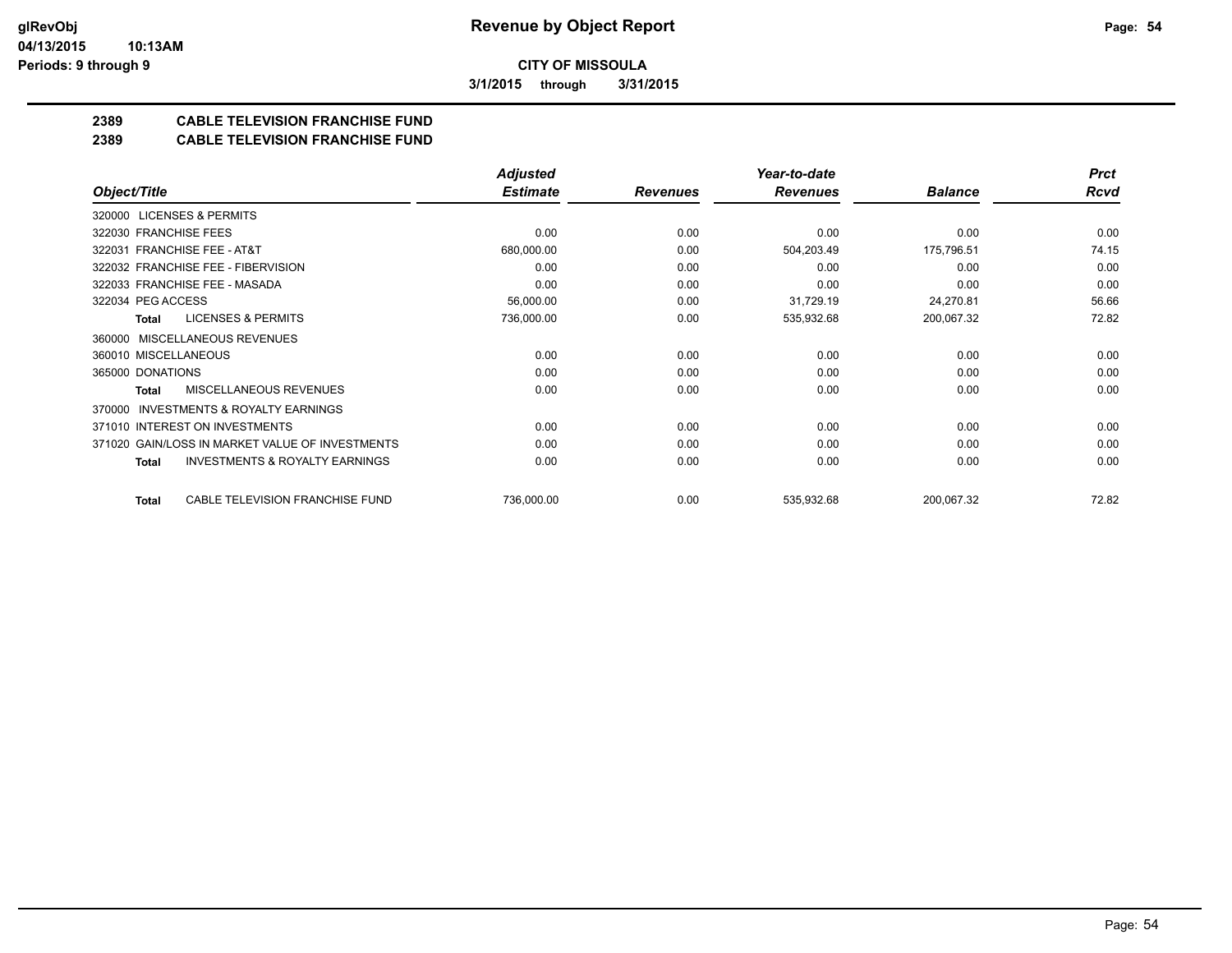**Revenue by Object Report**

**CITY OF MISSOULA**

**3/1/2015 through 3/31/2015**

**Periods: 9 through 9**

## 2389 CABLE TELEVISION FRANCHISE FUND
## 2389 CABLE TELEVISION FRANCHISE FUND

| Object/Title | Adjusted Estimate | Revenues | Year-to-date Revenues | Balance | Prct Rcvd |
|---|---|---|---|---|---|
| 320000 LICENSES & PERMITS | | | | | |
| 322030 FRANCHISE FEES | 0.00 | 0.00 | 0.00 | 0.00 | 0.00 |
| 322031 FRANCHISE FEE - AT&T | 680,000.00 | 0.00 | 504,203.49 | 175,796.51 | 74.15 |
| 322032 FRANCHISE FEE - FIBERVISION | 0.00 | 0.00 | 0.00 | 0.00 | 0.00 |
| 322033 FRANCHISE FEE - MASADA | 0.00 | 0.00 | 0.00 | 0.00 | 0.00 |
| 322034 PEG ACCESS | 56,000.00 | 0.00 | 31,729.19 | 24,270.81 | 56.66 |
| **Total** LICENSES & PERMITS | 736,000.00 | 0.00 | 535,932.68 | 200,067.32 | 72.82 |
| 360000 MISCELLANEOUS REVENUES | | | | | |
| 360010 MISCELLANEOUS | 0.00 | 0.00 | 0.00 | 0.00 | 0.00 |
| 365000 DONATIONS | 0.00 | 0.00 | 0.00 | 0.00 | 0.00 |
| **Total** MISCELLANEOUS REVENUES | 0.00 | 0.00 | 0.00 | 0.00 | 0.00 |
| 370000 INVESTMENTS & ROYALTY EARNINGS | | | | | |
| 371010 INTEREST ON INVESTMENTS | 0.00 | 0.00 | 0.00 | 0.00 | 0.00 |
| 371020 GAIN/LOSS IN MARKET VALUE OF INVESTMENTS | 0.00 | 0.00 | 0.00 | 0.00 | 0.00 |
| **Total** INVESTMENTS & ROYALTY EARNINGS | 0.00 | 0.00 | 0.00 | 0.00 | 0.00 |
| **Total** CABLE TELEVISION FRANCHISE FUND | 736,000.00 | 0.00 | 535,932.68 | 200,067.32 | 72.82 |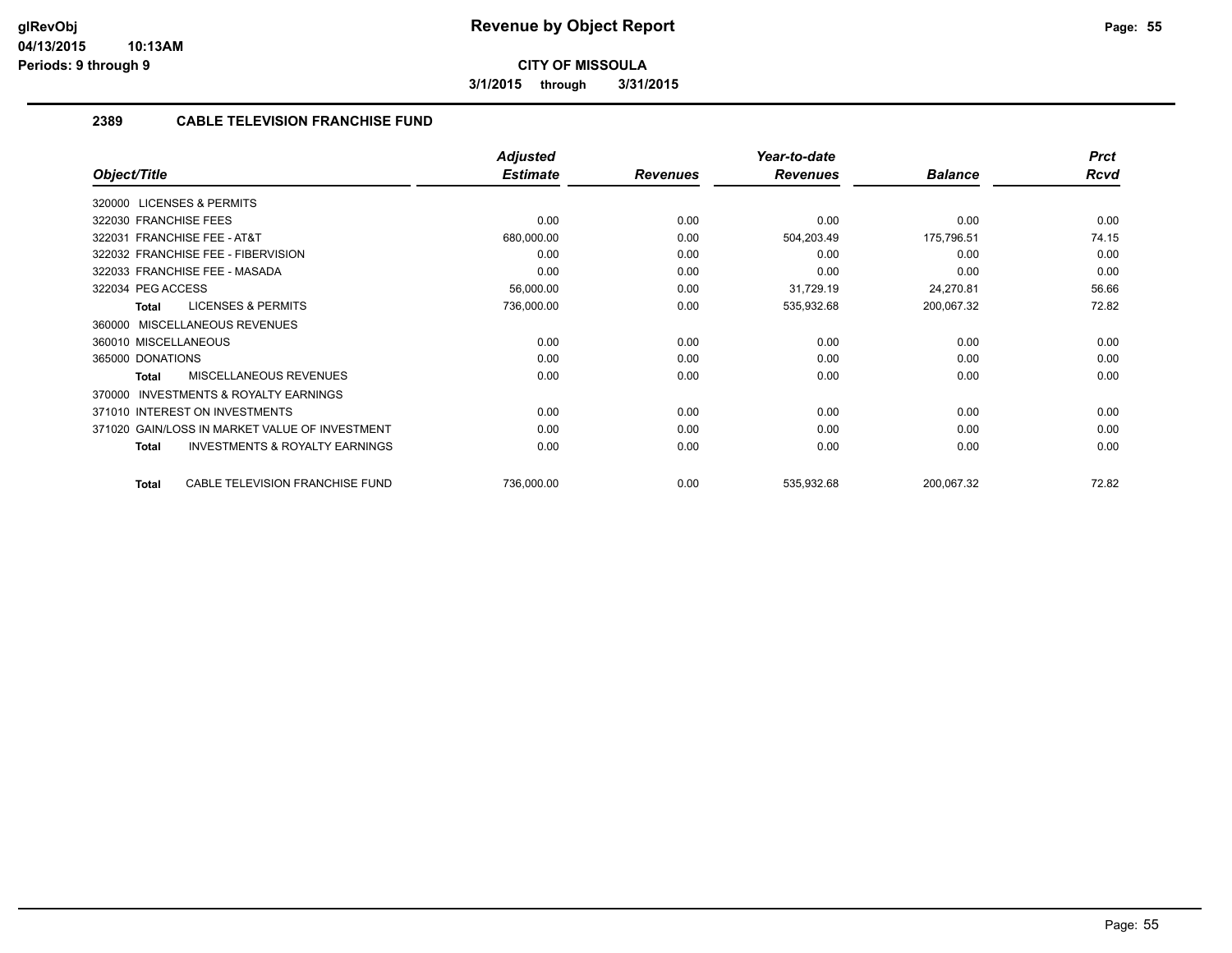# Revenue by Object Report

**CITY OF MISSOULA**

**3/1/2015 through 3/31/2015**

glRevObj
04/13/2015 10:13AM
Periods: 9 through 9

## 2389 CABLE TELEVISION FRANCHISE FUND

| Object/Title | Adjusted Estimate | Revenues | Year-to-date Revenues | Balance | Prct Rcvd |
|---|---|---|---|---|---|
| 320000 LICENSES & PERMITS | | | | | |
| 322030 FRANCHISE FEES | 0.00 | 0.00 | 0.00 | 0.00 | 0.00 |
| 322031 FRANCHISE FEE - AT&T | 680,000.00 | 0.00 | 504,203.49 | 175,796.51 | 74.15 |
| 322032 FRANCHISE FEE - FIBERVISION | 0.00 | 0.00 | 0.00 | 0.00 | 0.00 |
| 322033 FRANCHISE FEE - MASADA | 0.00 | 0.00 | 0.00 | 0.00 | 0.00 |
| 322034 PEG ACCESS | 56,000.00 | 0.00 | 31,729.19 | 24,270.81 | 56.66 |
| **Total** LICENSES & PERMITS | 736,000.00 | 0.00 | 535,932.68 | 200,067.32 | 72.82 |
| 360000 MISCELLANEOUS REVENUES | | | | | |
| 360010 MISCELLANEOUS | 0.00 | 0.00 | 0.00 | 0.00 | 0.00 |
| 365000 DONATIONS | 0.00 | 0.00 | 0.00 | 0.00 | 0.00 |
| **Total** MISCELLANEOUS REVENUES | 0.00 | 0.00 | 0.00 | 0.00 | 0.00 |
| 370000 INVESTMENTS & ROYALTY EARNINGS | | | | | |
| 371010 INTEREST ON INVESTMENTS | 0.00 | 0.00 | 0.00 | 0.00 | 0.00 |
| 371020 GAIN/LOSS IN MARKET VALUE OF INVESTMENT | 0.00 | 0.00 | 0.00 | 0.00 | 0.00 |
| **Total** INVESTMENTS & ROYALTY EARNINGS | 0.00 | 0.00 | 0.00 | 0.00 | 0.00 |
| **Total** CABLE TELEVISION FRANCHISE FUND | 736,000.00 | 0.00 | 535,932.68 | 200,067.32 | 72.82 |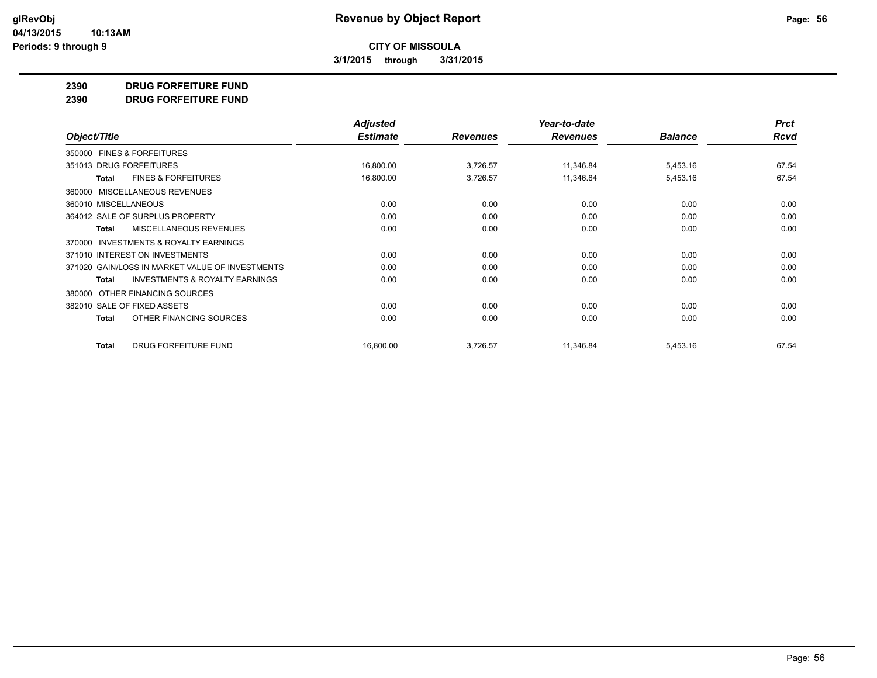# Revenue by Object Report

glRevObj
04/13/2015 10:13AM
Periods: 9 through 9

**CITY OF MISSOULA**

3/1/2015 through 3/31/2015

**2390 DRUG FORFEITURE FUND**

**2390 DRUG FORFEITURE FUND**

| Object/Title | Adjusted Estimate | Revenues | Year-to-date Revenues | Balance | Prct Rcvd |
|---|---|---|---|---|---|
| 350000 FINES & FORFEITURES | | | | | |
| 351013 DRUG FORFEITURES | 16,800.00 | 3,726.57 | 11,346.84 | 5,453.16 | 67.54 |
| **Total** FINES & FORFEITURES | 16,800.00 | 3,726.57 | 11,346.84 | 5,453.16 | 67.54 |
| 360000 MISCELLANEOUS REVENUES | | | | | |
| 360010 MISCELLANEOUS | 0.00 | 0.00 | 0.00 | 0.00 | 0.00 |
| 364012 SALE OF SURPLUS PROPERTY | 0.00 | 0.00 | 0.00 | 0.00 | 0.00 |
| **Total** MISCELLANEOUS REVENUES | 0.00 | 0.00 | 0.00 | 0.00 | 0.00 |
| 370000 INVESTMENTS & ROYALTY EARNINGS | | | | | |
| 371010 INTEREST ON INVESTMENTS | 0.00 | 0.00 | 0.00 | 0.00 | 0.00 |
| 371020 GAIN/LOSS IN MARKET VALUE OF INVESTMENTS | 0.00 | 0.00 | 0.00 | 0.00 | 0.00 |
| **Total** INVESTMENTS & ROYALTY EARNINGS | 0.00 | 0.00 | 0.00 | 0.00 | 0.00 |
| 380000 OTHER FINANCING SOURCES | | | | | |
| 382010 SALE OF FIXED ASSETS | 0.00 | 0.00 | 0.00 | 0.00 | 0.00 |
| **Total** OTHER FINANCING SOURCES | 0.00 | 0.00 | 0.00 | 0.00 | 0.00 |
| **Total** DRUG FORFEITURE FUND | 16,800.00 | 3,726.57 | 11,346.84 | 5,453.16 | 67.54 |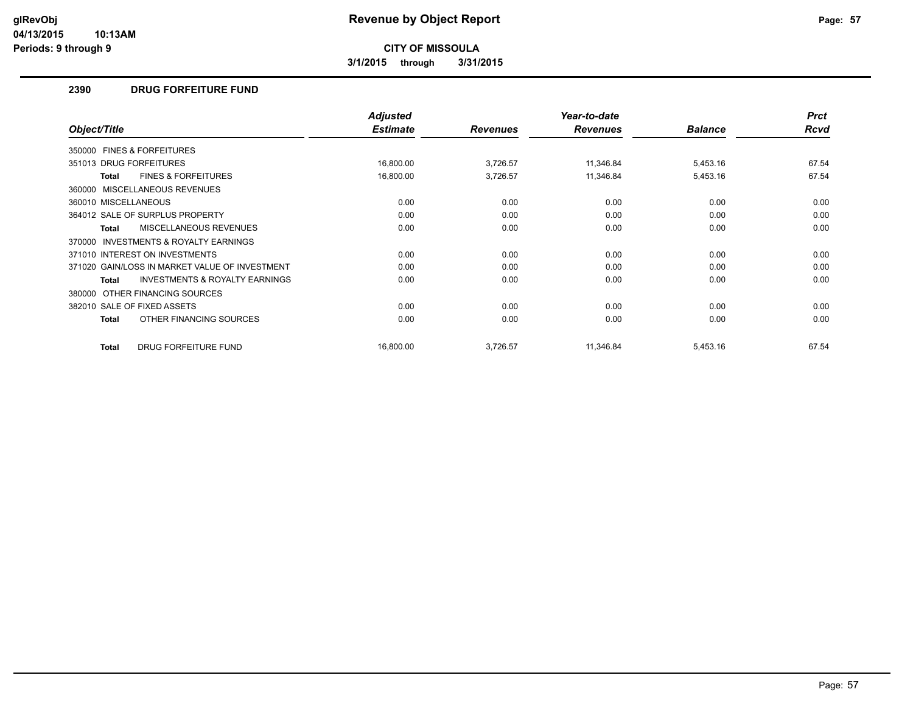# Revenue by Object Report

**CITY OF MISSOULA**

**3/1/2015 through 3/31/2015**

## 2390 DRUG FORFEITURE FUND

| Object/Title | Adjusted Estimate | Revenues | Year-to-date Revenues | Balance | Prct Rcvd |
|---|---|---|---|---|---|
| 350000 FINES & FORFEITURES | | | | | |
| 351013 DRUG FORFEITURES | 16,800.00 | 3,726.57 | 11,346.84 | 5,453.16 | 67.54 |
| **Total** FINES & FORFEITURES | 16,800.00 | 3,726.57 | 11,346.84 | 5,453.16 | 67.54 |
| 360000 MISCELLANEOUS REVENUES | | | | | |
| 360010 MISCELLANEOUS | 0.00 | 0.00 | 0.00 | 0.00 | 0.00 |
| 364012 SALE OF SURPLUS PROPERTY | 0.00 | 0.00 | 0.00 | 0.00 | 0.00 |
| **Total** MISCELLANEOUS REVENUES | 0.00 | 0.00 | 0.00 | 0.00 | 0.00 |
| 370000 INVESTMENTS & ROYALTY EARNINGS | | | | | |
| 371010 INTEREST ON INVESTMENTS | 0.00 | 0.00 | 0.00 | 0.00 | 0.00 |
| 371020 GAIN/LOSS IN MARKET VALUE OF INVESTMENT | 0.00 | 0.00 | 0.00 | 0.00 | 0.00 |
| **Total** INVESTMENTS & ROYALTY EARNINGS | 0.00 | 0.00 | 0.00 | 0.00 | 0.00 |
| 380000 OTHER FINANCING SOURCES | | | | | |
| 382010 SALE OF FIXED ASSETS | 0.00 | 0.00 | 0.00 | 0.00 | 0.00 |
| **Total** OTHER FINANCING SOURCES | 0.00 | 0.00 | 0.00 | 0.00 | 0.00 |
| **Total** DRUG FORFEITURE FUND | 16,800.00 | 3,726.57 | 11,346.84 | 5,453.16 | 67.54 |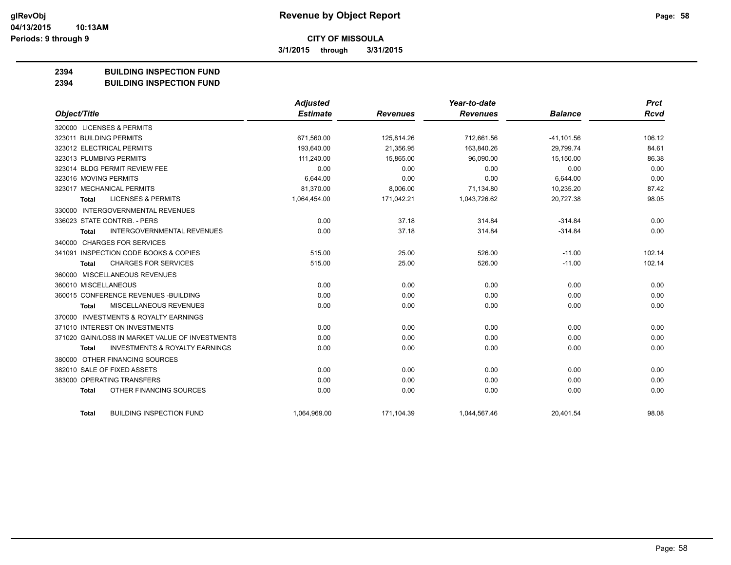**CITY OF MISSOULA**

**3/1/2015 through 3/31/2015**

# 2394 BUILDING INSPECTION FUND
## 2394 BUILDING INSPECTION FUND

| Object/Title | Adjusted Estimate | Revenues | Year-to-date Revenues | Balance | Prct Rcvd |
|---|---|---|---|---|---|
| 320000 LICENSES & PERMITS | | | | | |
| 323011 BUILDING PERMITS | 671,560.00 | 125,814.26 | 712,661.56 | -41,101.56 | 106.12 |
| 323012 ELECTRICAL PERMITS | 193,640.00 | 21,356.95 | 163,840.26 | 29,799.74 | 84.61 |
| 323013 PLUMBING PERMITS | 111,240.00 | 15,865.00 | 96,090.00 | 15,150.00 | 86.38 |
| 323014 BLDG PERMIT REVIEW FEE | 0.00 | 0.00 | 0.00 | 0.00 | 0.00 |
| 323016 MOVING PERMITS | 6,644.00 | 0.00 | 0.00 | 6,644.00 | 0.00 |
| 323017 MECHANICAL PERMITS | 81,370.00 | 8,006.00 | 71,134.80 | 10,235.20 | 87.42 |
| **Total** LICENSES & PERMITS | 1,064,454.00 | 171,042.21 | 1,043,726.62 | 20,727.38 | 98.05 |
| 330000 INTERGOVERNMENTAL REVENUES | | | | | |
| 336023 STATE CONTRIB. - PERS | 0.00 | 37.18 | 314.84 | -314.84 | 0.00 |
| **Total** INTERGOVERNMENTAL REVENUES | 0.00 | 37.18 | 314.84 | -314.84 | 0.00 |
| 340000 CHARGES FOR SERVICES | | | | | |
| 341091 INSPECTION CODE BOOKS & COPIES | 515.00 | 25.00 | 526.00 | -11.00 | 102.14 |
| **Total** CHARGES FOR SERVICES | 515.00 | 25.00 | 526.00 | -11.00 | 102.14 |
| 360000 MISCELLANEOUS REVENUES | | | | | |
| 360010 MISCELLANEOUS | 0.00 | 0.00 | 0.00 | 0.00 | 0.00 |
| 360015 CONFERENCE REVENUES -BUILDING | 0.00 | 0.00 | 0.00 | 0.00 | 0.00 |
| **Total** MISCELLANEOUS REVENUES | 0.00 | 0.00 | 0.00 | 0.00 | 0.00 |
| 370000 INVESTMENTS & ROYALTY EARNINGS | | | | | |
| 371010 INTEREST ON INVESTMENTS | 0.00 | 0.00 | 0.00 | 0.00 | 0.00 |
| 371020 GAIN/LOSS IN MARKET VALUE OF INVESTMENTS | 0.00 | 0.00 | 0.00 | 0.00 | 0.00 |
| **Total** INVESTMENTS & ROYALTY EARNINGS | 0.00 | 0.00 | 0.00 | 0.00 | 0.00 |
| 380000 OTHER FINANCING SOURCES | | | | | |
| 382010 SALE OF FIXED ASSETS | 0.00 | 0.00 | 0.00 | 0.00 | 0.00 |
| 383000 OPERATING TRANSFERS | 0.00 | 0.00 | 0.00 | 0.00 | 0.00 |
| **Total** OTHER FINANCING SOURCES | 0.00 | 0.00 | 0.00 | 0.00 | 0.00 |
| **Total** BUILDING INSPECTION FUND | 1,064,969.00 | 171,104.39 | 1,044,567.46 | 20,401.54 | 98.08 |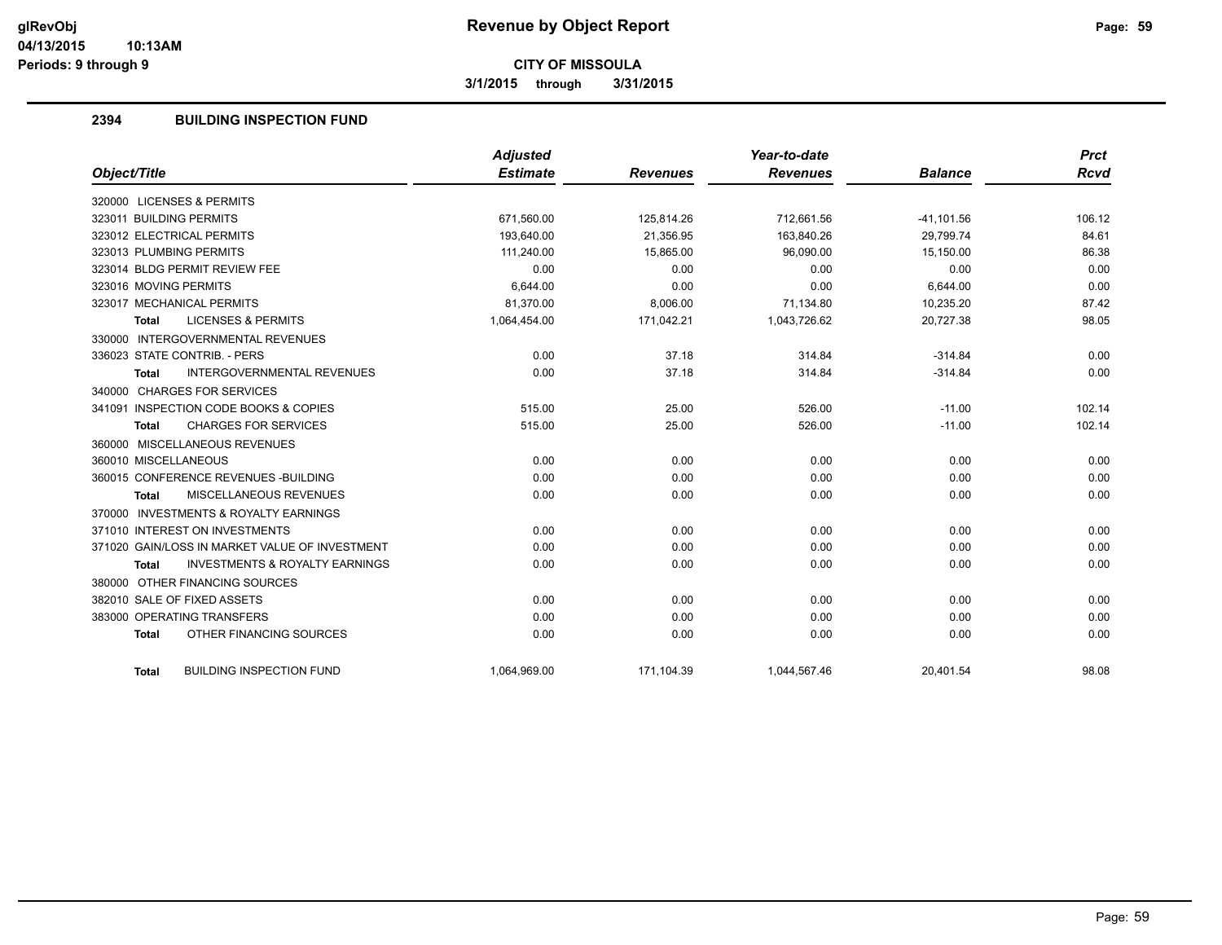# Revenue by Object Report

**CITY OF MISSOULA**

**3/1/2015 through 3/31/2015**

## 2394 BUILDING INSPECTION FUND

| Object/Title | Adjusted Estimate | Revenues | Year-to-date Revenues | Balance | Prct Rcvd |
|---|---|---|---|---|---|
| 320000 LICENSES & PERMITS | | | | | |
| 323011 BUILDING PERMITS | 671,560.00 | 125,814.26 | 712,661.56 | -41,101.56 | 106.12 |
| 323012 ELECTRICAL PERMITS | 193,640.00 | 21,356.95 | 163,840.26 | 29,799.74 | 84.61 |
| 323013 PLUMBING PERMITS | 111,240.00 | 15,865.00 | 96,090.00 | 15,150.00 | 86.38 |
| 323014 BLDG PERMIT REVIEW FEE | 0.00 | 0.00 | 0.00 | 0.00 | 0.00 |
| 323016 MOVING PERMITS | 6,644.00 | 0.00 | 0.00 | 6,644.00 | 0.00 |
| 323017 MECHANICAL PERMITS | 81,370.00 | 8,006.00 | 71,134.80 | 10,235.20 | 87.42 |
| **Total** LICENSES & PERMITS | 1,064,454.00 | 171,042.21 | 1,043,726.62 | 20,727.38 | 98.05 |
| 330000 INTERGOVERNMENTAL REVENUES | | | | | |
| 336023 STATE CONTRIB. - PERS | 0.00 | 37.18 | 314.84 | -314.84 | 0.00 |
| **Total** INTERGOVERNMENTAL REVENUES | 0.00 | 37.18 | 314.84 | -314.84 | 0.00 |
| 340000 CHARGES FOR SERVICES | | | | | |
| 341091 INSPECTION CODE BOOKS & COPIES | 515.00 | 25.00 | 526.00 | -11.00 | 102.14 |
| **Total** CHARGES FOR SERVICES | 515.00 | 25.00 | 526.00 | -11.00 | 102.14 |
| 360000 MISCELLANEOUS REVENUES | | | | | |
| 360010 MISCELLANEOUS | 0.00 | 0.00 | 0.00 | 0.00 | 0.00 |
| 360015 CONFERENCE REVENUES -BUILDING | 0.00 | 0.00 | 0.00 | 0.00 | 0.00 |
| **Total** MISCELLANEOUS REVENUES | 0.00 | 0.00 | 0.00 | 0.00 | 0.00 |
| 370000 INVESTMENTS & ROYALTY EARNINGS | | | | | |
| 371010 INTEREST ON INVESTMENTS | 0.00 | 0.00 | 0.00 | 0.00 | 0.00 |
| 371020 GAIN/LOSS IN MARKET VALUE OF INVESTMENT | 0.00 | 0.00 | 0.00 | 0.00 | 0.00 |
| **Total** INVESTMENTS & ROYALTY EARNINGS | 0.00 | 0.00 | 0.00 | 0.00 | 0.00 |
| 380000 OTHER FINANCING SOURCES | | | | | |
| 382010 SALE OF FIXED ASSETS | 0.00 | 0.00 | 0.00 | 0.00 | 0.00 |
| 383000 OPERATING TRANSFERS | 0.00 | 0.00 | 0.00 | 0.00 | 0.00 |
| **Total** OTHER FINANCING SOURCES | 0.00 | 0.00 | 0.00 | 0.00 | 0.00 |
| **Total** BUILDING INSPECTION FUND | 1,064,969.00 | 171,104.39 | 1,044,567.46 | 20,401.54 | 98.08 |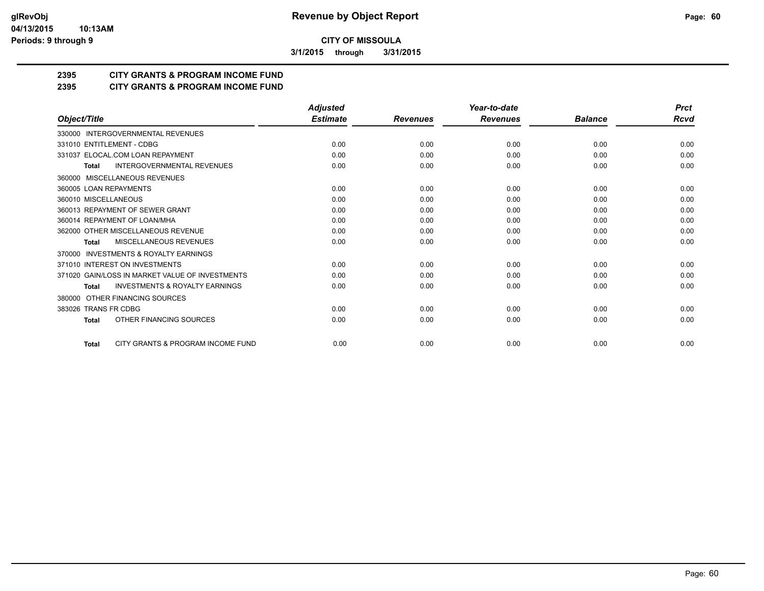**CITY OF MISSOULA**

**3/1/2015 through 3/31/2015**

## 2395 CITY GRANTS & PROGRAM INCOME FUND
## 2395 CITY GRANTS & PROGRAM INCOME FUND

| Object/Title | Adjusted Estimate | Revenues | Year-to-date Revenues | Balance | Prct Rcvd |
|---|---|---|---|---|---|
| 330000 INTERGOVERNMENTAL REVENUES | | | | | |
| 331010 ENTITLEMENT - CDBG | 0.00 | 0.00 | 0.00 | 0.00 | 0.00 |
| 331037 ELOCAL.COM LOAN REPAYMENT | 0.00 | 0.00 | 0.00 | 0.00 | 0.00 |
| **Total** INTERGOVERNMENTAL REVENUES | 0.00 | 0.00 | 0.00 | 0.00 | 0.00 |
| 360000 MISCELLANEOUS REVENUES | | | | | |
| 360005 LOAN REPAYMENTS | 0.00 | 0.00 | 0.00 | 0.00 | 0.00 |
| 360010 MISCELLANEOUS | 0.00 | 0.00 | 0.00 | 0.00 | 0.00 |
| 360013 REPAYMENT OF SEWER GRANT | 0.00 | 0.00 | 0.00 | 0.00 | 0.00 |
| 360014 REPAYMENT OF LOAN/MHA | 0.00 | 0.00 | 0.00 | 0.00 | 0.00 |
| 362000 OTHER MISCELLANEOUS REVENUE | 0.00 | 0.00 | 0.00 | 0.00 | 0.00 |
| **Total** MISCELLANEOUS REVENUES | 0.00 | 0.00 | 0.00 | 0.00 | 0.00 |
| 370000 INVESTMENTS & ROYALTY EARNINGS | | | | | |
| 371010 INTEREST ON INVESTMENTS | 0.00 | 0.00 | 0.00 | 0.00 | 0.00 |
| 371020 GAIN/LOSS IN MARKET VALUE OF INVESTMENTS | 0.00 | 0.00 | 0.00 | 0.00 | 0.00 |
| **Total** INVESTMENTS & ROYALTY EARNINGS | 0.00 | 0.00 | 0.00 | 0.00 | 0.00 |
| 380000 OTHER FINANCING SOURCES | | | | | |
| 383026 TRANS FR CDBG | 0.00 | 0.00 | 0.00 | 0.00 | 0.00 |
| **Total** OTHER FINANCING SOURCES | 0.00 | 0.00 | 0.00 | 0.00 | 0.00 |
| **Total** CITY GRANTS & PROGRAM INCOME FUND | 0.00 | 0.00 | 0.00 | 0.00 | 0.00 |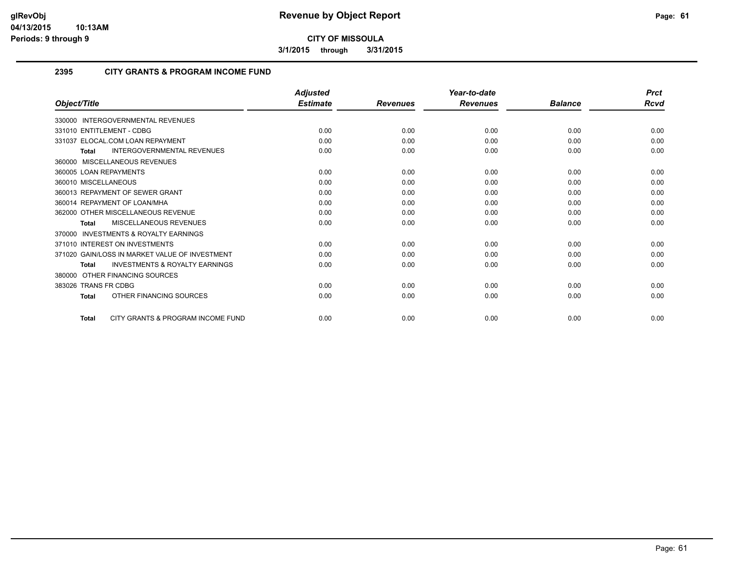# Revenue by Object Report

**CITY OF MISSOULA**

**3/1/2015 through 3/31/2015**

## 2395 CITY GRANTS & PROGRAM INCOME FUND

| Object/Title | Adjusted Estimate | Revenues | Year-to-date Revenues | Balance | Prct Rcvd |
|---|---|---|---|---|---|
| 330000 INTERGOVERNMENTAL REVENUES | | | | | |
| 331010 ENTITLEMENT - CDBG | 0.00 | 0.00 | 0.00 | 0.00 | 0.00 |
| 331037 ELOCAL.COM LOAN REPAYMENT | 0.00 | 0.00 | 0.00 | 0.00 | 0.00 |
| **Total** INTERGOVERNMENTAL REVENUES | 0.00 | 0.00 | 0.00 | 0.00 | 0.00 |
| 360000 MISCELLANEOUS REVENUES | | | | | |
| 360005 LOAN REPAYMENTS | 0.00 | 0.00 | 0.00 | 0.00 | 0.00 |
| 360010 MISCELLANEOUS | 0.00 | 0.00 | 0.00 | 0.00 | 0.00 |
| 360013 REPAYMENT OF SEWER GRANT | 0.00 | 0.00 | 0.00 | 0.00 | 0.00 |
| 360014 REPAYMENT OF LOAN/MHA | 0.00 | 0.00 | 0.00 | 0.00 | 0.00 |
| 362000 OTHER MISCELLANEOUS REVENUE | 0.00 | 0.00 | 0.00 | 0.00 | 0.00 |
| **Total** MISCELLANEOUS REVENUES | 0.00 | 0.00 | 0.00 | 0.00 | 0.00 |
| 370000 INVESTMENTS & ROYALTY EARNINGS | | | | | |
| 371010 INTEREST ON INVESTMENTS | 0.00 | 0.00 | 0.00 | 0.00 | 0.00 |
| 371020 GAIN/LOSS IN MARKET VALUE OF INVESTMENT | 0.00 | 0.00 | 0.00 | 0.00 | 0.00 |
| **Total** INVESTMENTS & ROYALTY EARNINGS | 0.00 | 0.00 | 0.00 | 0.00 | 0.00 |
| 380000 OTHER FINANCING SOURCES | | | | | |
| 383026 TRANS FR CDBG | 0.00 | 0.00 | 0.00 | 0.00 | 0.00 |
| **Total** OTHER FINANCING SOURCES | 0.00 | 0.00 | 0.00 | 0.00 | 0.00 |
| **Total** CITY GRANTS & PROGRAM INCOME FUND | 0.00 | 0.00 | 0.00 | 0.00 | 0.00 |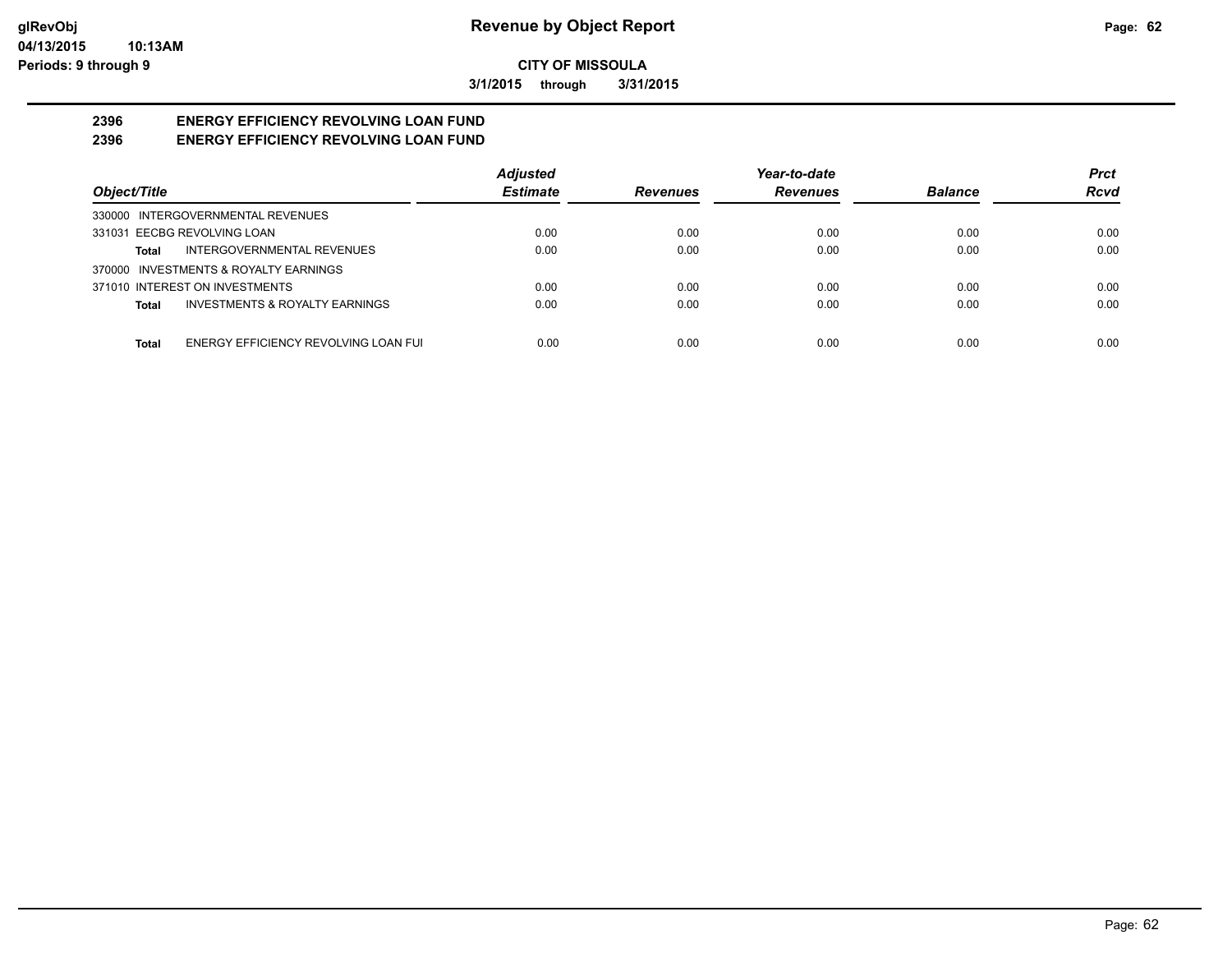# Revenue by Object Report

**CITY OF MISSOULA**

**3/1/2015 through 3/31/2015**

**2396 ENERGY EFFICIENCY REVOLVING LOAN FUND**
**2396 ENERGY EFFICIENCY REVOLVING LOAN FUND**

| Object/Title | Adjusted Estimate | Revenues | Year-to-date Revenues | Balance | Prct Rcvd |
|---|---|---|---|---|---|
| 330000 INTERGOVERNMENTAL REVENUES | | | | | |
| 331031 EECBG REVOLVING LOAN | 0.00 | 0.00 | 0.00 | 0.00 | 0.00 |
| **Total** INTERGOVERNMENTAL REVENUES | 0.00 | 0.00 | 0.00 | 0.00 | 0.00 |
| 370000 INVESTMENTS & ROYALTY EARNINGS | | | | | |
| 371010 INTEREST ON INVESTMENTS | 0.00 | 0.00 | 0.00 | 0.00 | 0.00 |
| **Total** INVESTMENTS & ROYALTY EARNINGS | 0.00 | 0.00 | 0.00 | 0.00 | 0.00 |
| **Total** ENERGY EFFICIENCY REVOLVING LOAN FUI | 0.00 | 0.00 | 0.00 | 0.00 | 0.00 |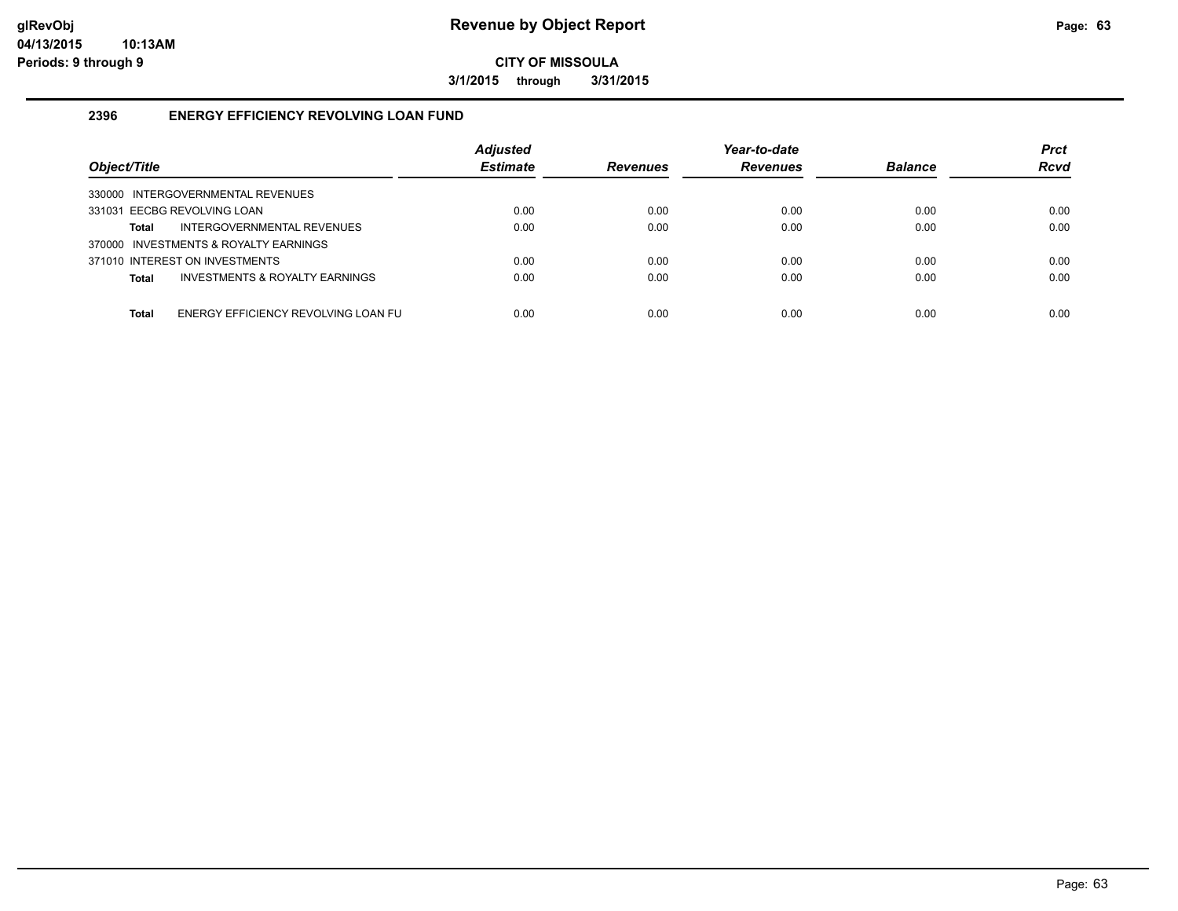# Revenue by Object Report

**CITY OF MISSOULA**

**3/1/2015 through 3/31/2015**

## 2396 ENERGY EFFICIENCY REVOLVING LOAN FUND

| Object/Title | Adjusted Estimate | Revenues | Year-to-date Revenues | Balance | Prct Rcvd |
|---|---|---|---|---|---|
| 330000 INTERGOVERNMENTAL REVENUES | | | | | |
| 331031 EECBG REVOLVING LOAN | 0.00 | 0.00 | 0.00 | 0.00 | 0.00 |
| **Total** INTERGOVERNMENTAL REVENUES | 0.00 | 0.00 | 0.00 | 0.00 | 0.00 |
| 370000 INVESTMENTS & ROYALTY EARNINGS | | | | | |
| 371010 INTEREST ON INVESTMENTS | 0.00 | 0.00 | 0.00 | 0.00 | 0.00 |
| **Total** INVESTMENTS & ROYALTY EARNINGS | 0.00 | 0.00 | 0.00 | 0.00 | 0.00 |
| **Total** ENERGY EFFICIENCY REVOLVING LOAN FU | 0.00 | 0.00 | 0.00 | 0.00 | 0.00 |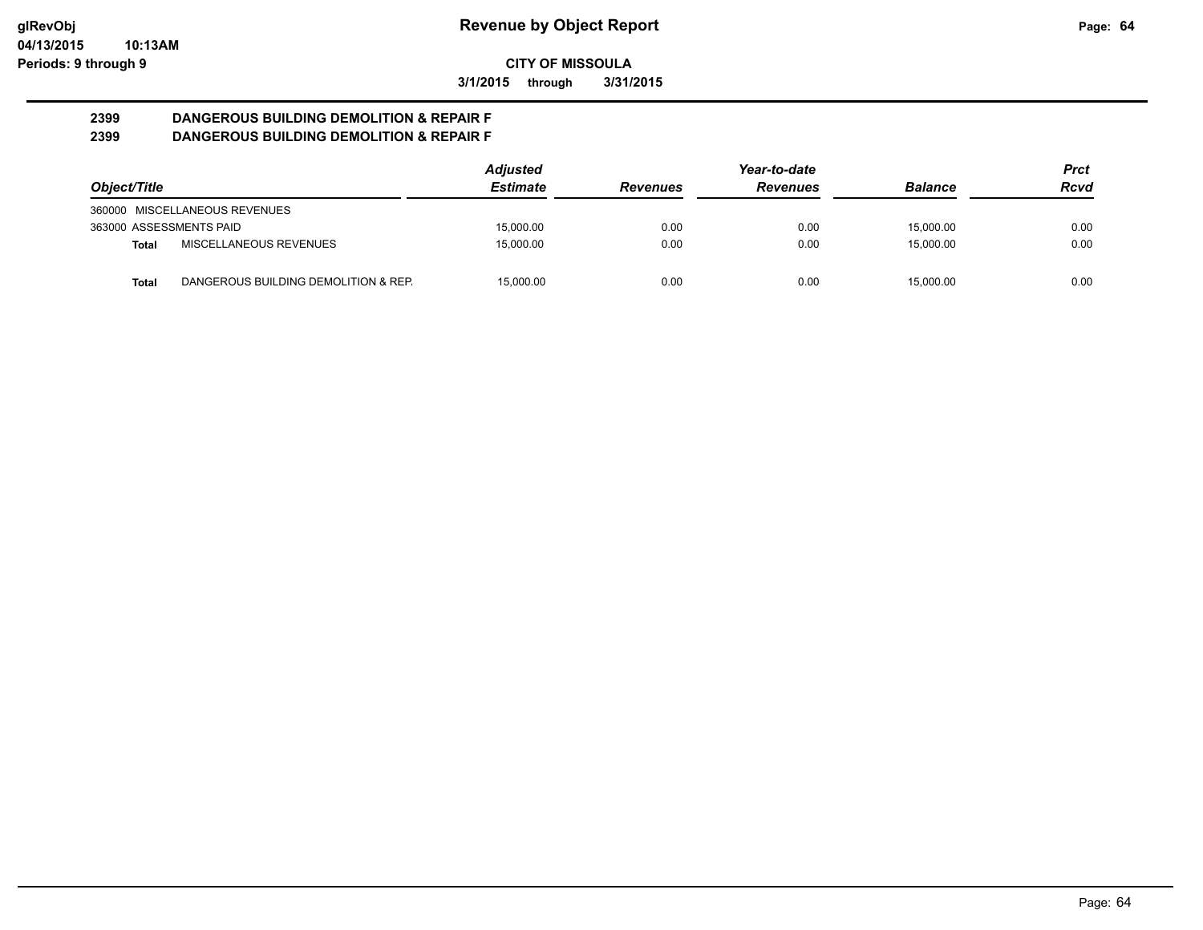# Revenue by Object Report

**CITY OF MISSOULA**

**3/1/2015 through 3/31/2015**

**2399 DANGEROUS BUILDING DEMOLITION & REPAIR F**
**2399 DANGEROUS BUILDING DEMOLITION & REPAIR F**

| Object/Title | | Adjusted Estimate | Revenues | Year-to-date Revenues | Balance | Prct Rcvd |
|---|---|---|---|---|---|---|
| 360000 MISCELLANEOUS REVENUES | | | | | | |
| 363000 ASSESSMENTS PAID | | 15,000.00 | 0.00 | 0.00 | 15,000.00 | 0.00 |
| **Total** | MISCELLANEOUS REVENUES | 15,000.00 | 0.00 | 0.00 | 15,000.00 | 0.00 |
| **Total** | DANGEROUS BUILDING DEMOLITION & REP. | 15,000.00 | 0.00 | 0.00 | 15,000.00 | 0.00 |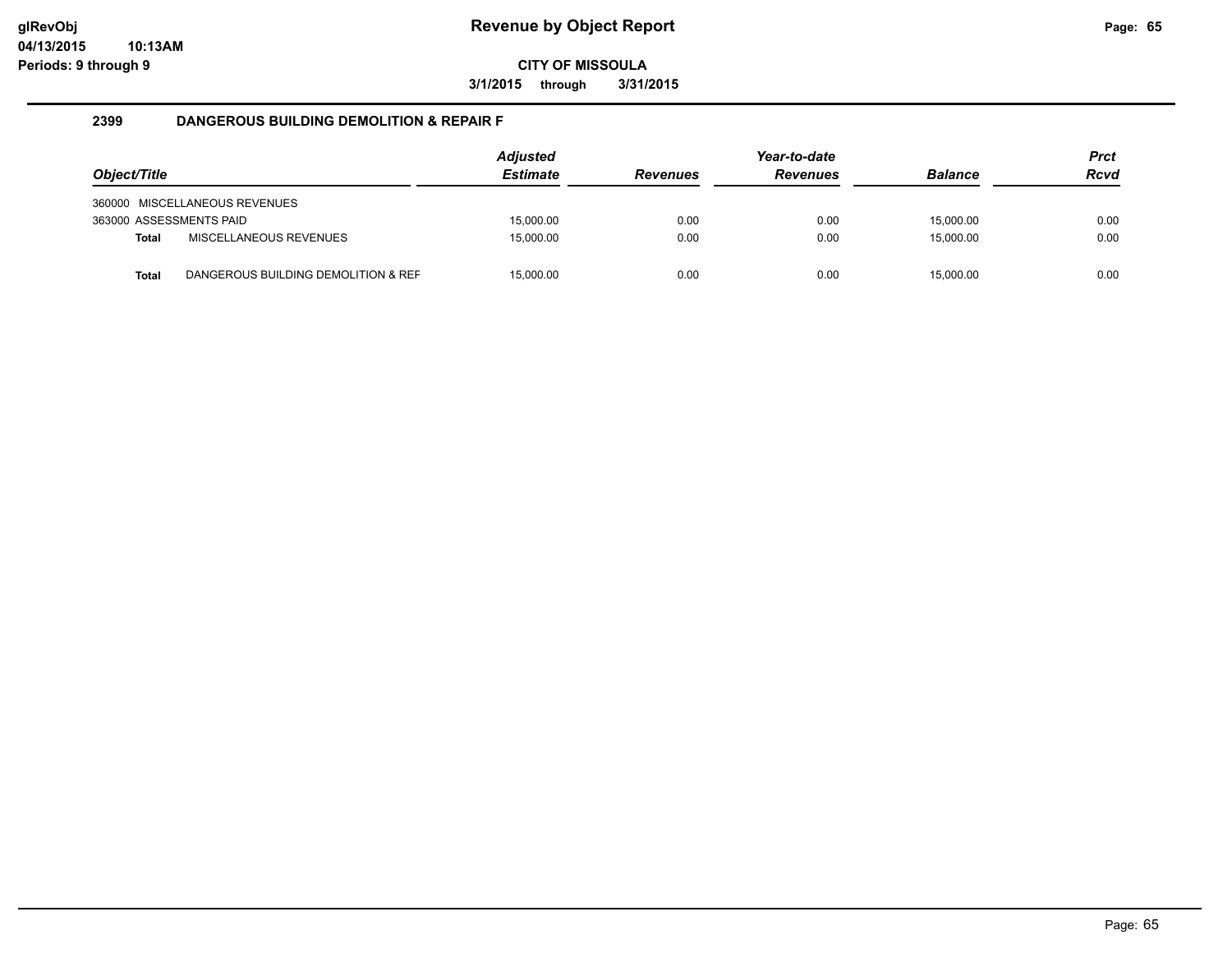**Revenue by Object Report**

**CITY OF MISSOULA**

**3/1/2015 through 3/31/2015**

## 2399 DANGEROUS BUILDING DEMOLITION & REPAIR F

| Object/Title | | Adjusted Estimate | Revenues | Year-to-date Revenues | Balance | Prct Rcvd |
|---|---|---|---|---|---|---|
| 360000 | MISCELLANEOUS REVENUES | | | | | |
| 363000 ASSESSMENTS PAID | | 15,000.00 | 0.00 | 0.00 | 15,000.00 | 0.00 |
| **Total** | MISCELLANEOUS REVENUES | 15,000.00 | 0.00 | 0.00 | 15,000.00 | 0.00 |
| **Total** | DANGEROUS BUILDING DEMOLITION & REF | 15,000.00 | 0.00 | 0.00 | 15,000.00 | 0.00 |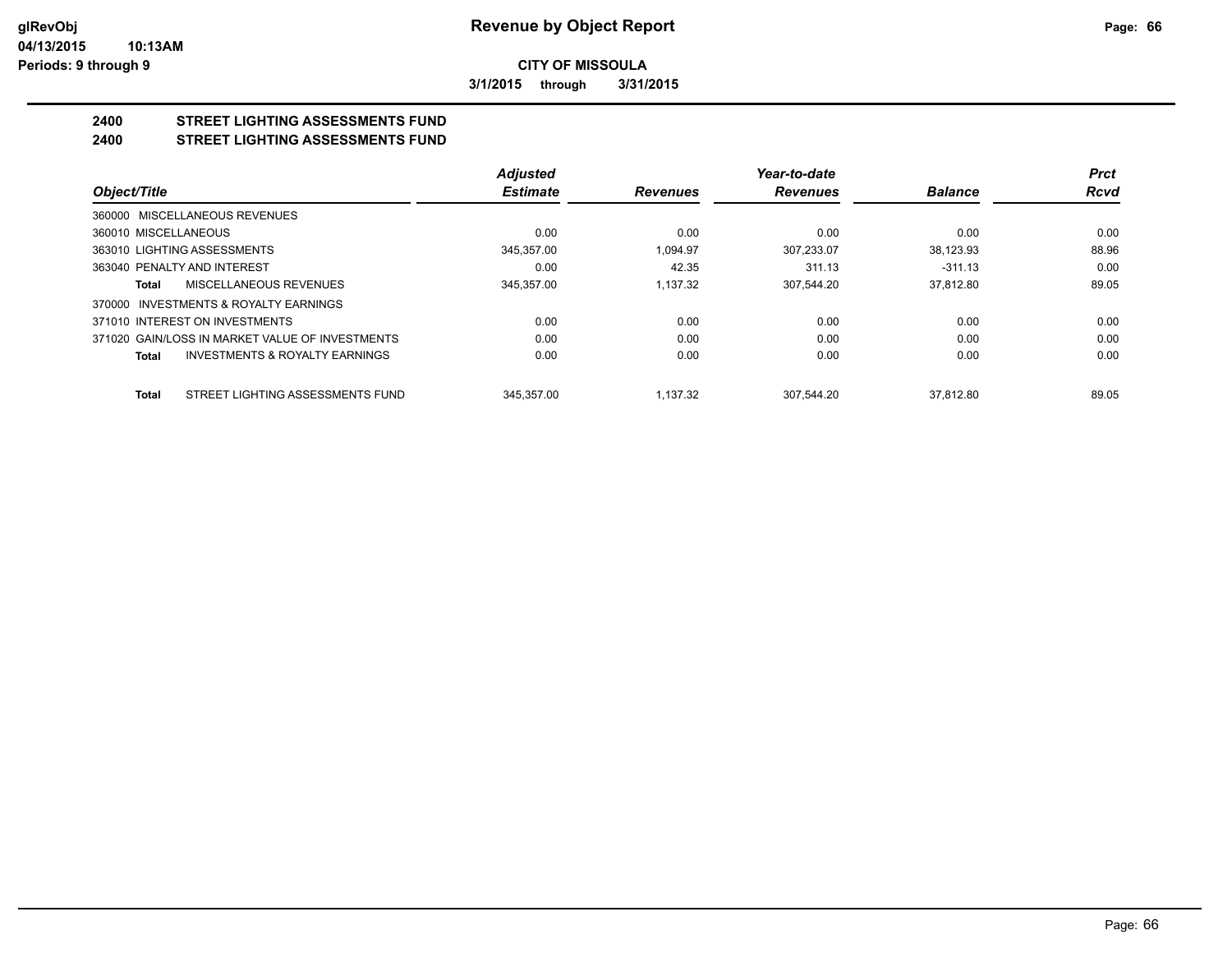# Revenue by Object Report

**CITY OF MISSOULA**

**3/1/2015 through 3/31/2015**

**2400 STREET LIGHTING ASSESSMENTS FUND**
**2400 STREET LIGHTING ASSESSMENTS FUND**

| Object/Title | Adjusted Estimate | Revenues | Year-to-date Revenues | Balance | Prct Rcvd |
|---|---|---|---|---|---|
| 360000 MISCELLANEOUS REVENUES | | | | | |
| 360010 MISCELLANEOUS | 0.00 | 0.00 | 0.00 | 0.00 | 0.00 |
| 363010 LIGHTING ASSESSMENTS | 345,357.00 | 1,094.97 | 307,233.07 | 38,123.93 | 88.96 |
| 363040 PENALTY AND INTEREST | 0.00 | 42.35 | 311.13 | -311.13 | 0.00 |
| **Total** MISCELLANEOUS REVENUES | 345,357.00 | 1,137.32 | 307,544.20 | 37,812.80 | 89.05 |
| 370000 INVESTMENTS & ROYALTY EARNINGS | | | | | |
| 371010 INTEREST ON INVESTMENTS | 0.00 | 0.00 | 0.00 | 0.00 | 0.00 |
| 371020 GAIN/LOSS IN MARKET VALUE OF INVESTMENTS | 0.00 | 0.00 | 0.00 | 0.00 | 0.00 |
| **Total** INVESTMENTS & ROYALTY EARNINGS | 0.00 | 0.00 | 0.00 | 0.00 | 0.00 |
| **Total** STREET LIGHTING ASSESSMENTS FUND | 345,357.00 | 1,137.32 | 307,544.20 | 37,812.80 | 89.05 |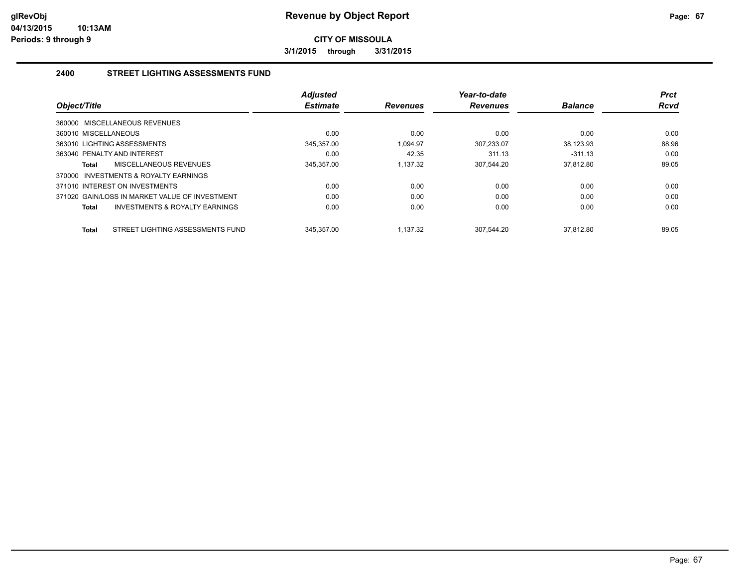**CITY OF MISSOULA**

**3/1/2015 through 3/31/2015**

## 2400 STREET LIGHTING ASSESSMENTS FUND

| Object/Title | Adjusted Estimate | Revenues | Year-to-date Revenues | Balance | Prct Rcvd |
|---|---|---|---|---|---|
| 360000 MISCELLANEOUS REVENUES | | | | | |
| 360010 MISCELLANEOUS | 0.00 | 0.00 | 0.00 | 0.00 | 0.00 |
| 363010 LIGHTING ASSESSMENTS | 345,357.00 | 1,094.97 | 307,233.07 | 38,123.93 | 88.96 |
| 363040 PENALTY AND INTEREST | 0.00 | 42.35 | 311.13 | -311.13 | 0.00 |
| **Total** MISCELLANEOUS REVENUES | 345,357.00 | 1,137.32 | 307,544.20 | 37,812.80 | 89.05 |
| 370000 INVESTMENTS & ROYALTY EARNINGS | | | | | |
| 371010 INTEREST ON INVESTMENTS | 0.00 | 0.00 | 0.00 | 0.00 | 0.00 |
| 371020 GAIN/LOSS IN MARKET VALUE OF INVESTMENT | 0.00 | 0.00 | 0.00 | 0.00 | 0.00 |
| **Total** INVESTMENTS & ROYALTY EARNINGS | 0.00 | 0.00 | 0.00 | 0.00 | 0.00 |
| **Total** STREET LIGHTING ASSESSMENTS FUND | 345,357.00 | 1,137.32 | 307,544.20 | 37,812.80 | 89.05 |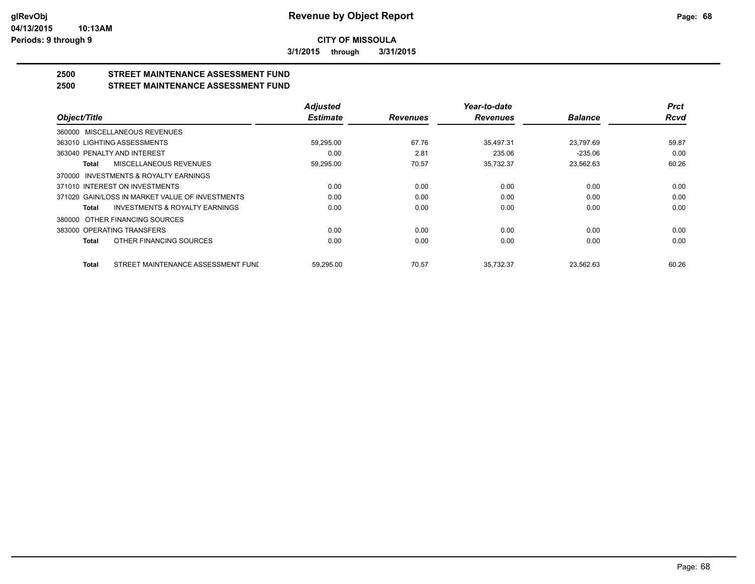# Revenue by Object Report

**CITY OF MISSOULA**

**3/1/2015 through 3/31/2015**

glRevObj
04/13/2015 10:13AM
Periods: 9 through 9

## 2500 STREET MAINTENANCE ASSESSMENT FUND
## 2500 STREET MAINTENANCE ASSESSMENT FUND

| Object/Title | Adjusted Estimate | Revenues | Year-to-date Revenues | Balance | Prct Rcvd |
|---|---|---|---|---|---|
| 360000 MISCELLANEOUS REVENUES | | | | | |
| 363010 LIGHTING ASSESSMENTS | 59,295.00 | 67.76 | 35,497.31 | 23,797.69 | 59.87 |
| 363040 PENALTY AND INTEREST | 0.00 | 2.81 | 235.06 | -235.06 | 0.00 |
| **Total** MISCELLANEOUS REVENUES | 59,295.00 | 70.57 | 35,732.37 | 23,562.63 | 60.26 |
| 370000 INVESTMENTS & ROYALTY EARNINGS | | | | | |
| 371010 INTEREST ON INVESTMENTS | 0.00 | 0.00 | 0.00 | 0.00 | 0.00 |
| 371020 GAIN/LOSS IN MARKET VALUE OF INVESTMENTS | 0.00 | 0.00 | 0.00 | 0.00 | 0.00 |
| **Total** INVESTMENTS & ROYALTY EARNINGS | 0.00 | 0.00 | 0.00 | 0.00 | 0.00 |
| 380000 OTHER FINANCING SOURCES | | | | | |
| 383000 OPERATING TRANSFERS | 0.00 | 0.00 | 0.00 | 0.00 | 0.00 |
| **Total** OTHER FINANCING SOURCES | 0.00 | 0.00 | 0.00 | 0.00 | 0.00 |
| **Total** STREET MAINTENANCE ASSESSMENT FUNI | 59,295.00 | 70.57 | 35,732.37 | 23,562.63 | 60.26 |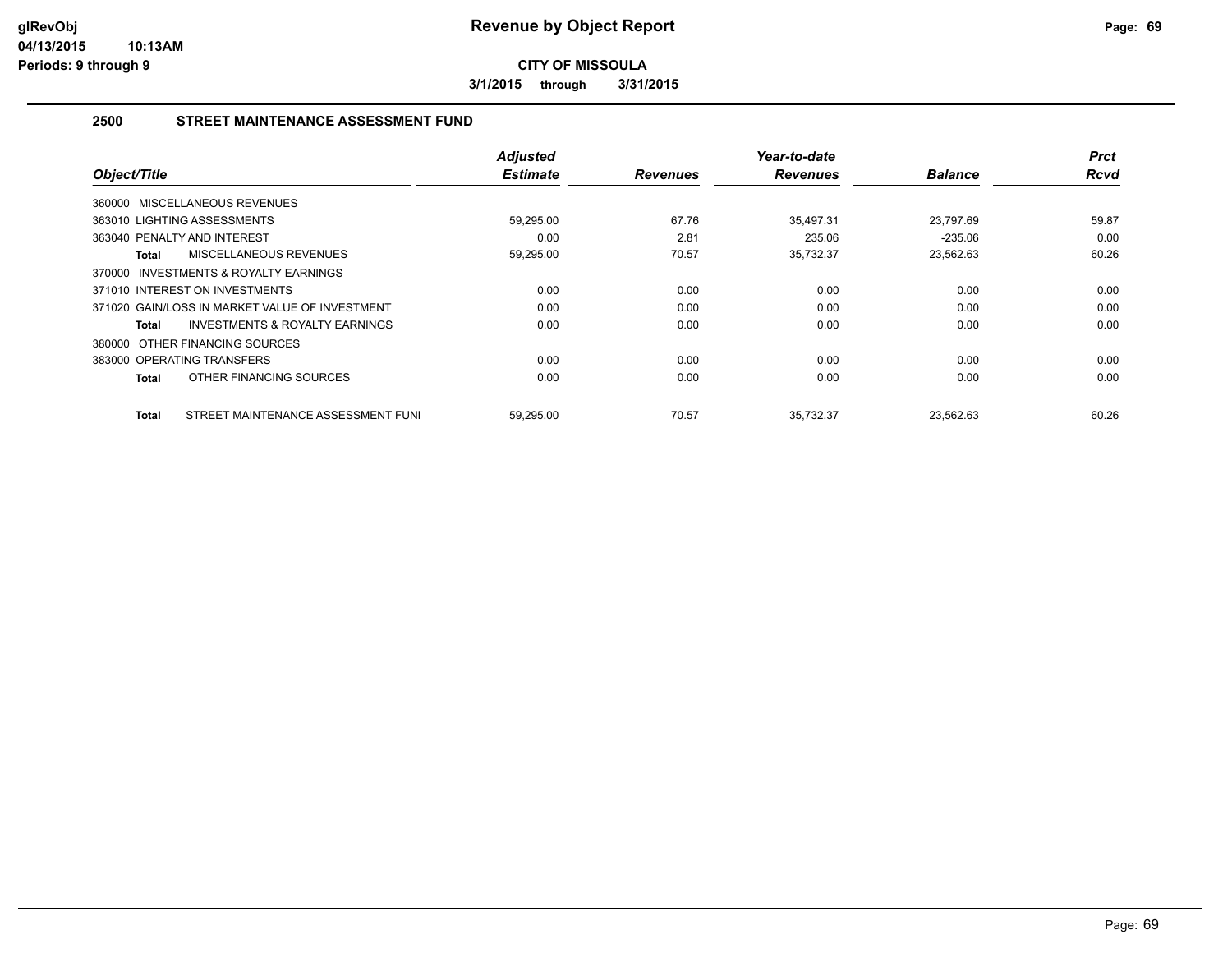# Revenue by Object Report

**CITY OF MISSOULA**

**3/1/2015 through 3/31/2015**

glRevObj
04/13/2015 10:13AM
Periods: 9 through 9

## 2500 STREET MAINTENANCE ASSESSMENT FUND

| Object/Title | Adjusted Estimate | Revenues | Year-to-date Revenues | Balance | Prct Rcvd |
|---|---|---|---|---|---|
| 360000 MISCELLANEOUS REVENUES | | | | | |
| 363010 LIGHTING ASSESSMENTS | 59,295.00 | 67.76 | 35,497.31 | 23,797.69 | 59.87 |
| 363040 PENALTY AND INTEREST | 0.00 | 2.81 | 235.06 | -235.06 | 0.00 |
| **Total** MISCELLANEOUS REVENUES | 59,295.00 | 70.57 | 35,732.37 | 23,562.63 | 60.26 |
| 370000 INVESTMENTS & ROYALTY EARNINGS | | | | | |
| 371010 INTEREST ON INVESTMENTS | 0.00 | 0.00 | 0.00 | 0.00 | 0.00 |
| 371020 GAIN/LOSS IN MARKET VALUE OF INVESTMENT | 0.00 | 0.00 | 0.00 | 0.00 | 0.00 |
| **Total** INVESTMENTS & ROYALTY EARNINGS | 0.00 | 0.00 | 0.00 | 0.00 | 0.00 |
| 380000 OTHER FINANCING SOURCES | | | | | |
| 383000 OPERATING TRANSFERS | 0.00 | 0.00 | 0.00 | 0.00 | 0.00 |
| **Total** OTHER FINANCING SOURCES | 0.00 | 0.00 | 0.00 | 0.00 | 0.00 |
| **Total** STREET MAINTENANCE ASSESSMENT FUNI | 59,295.00 | 70.57 | 35,732.37 | 23,562.63 | 60.26 |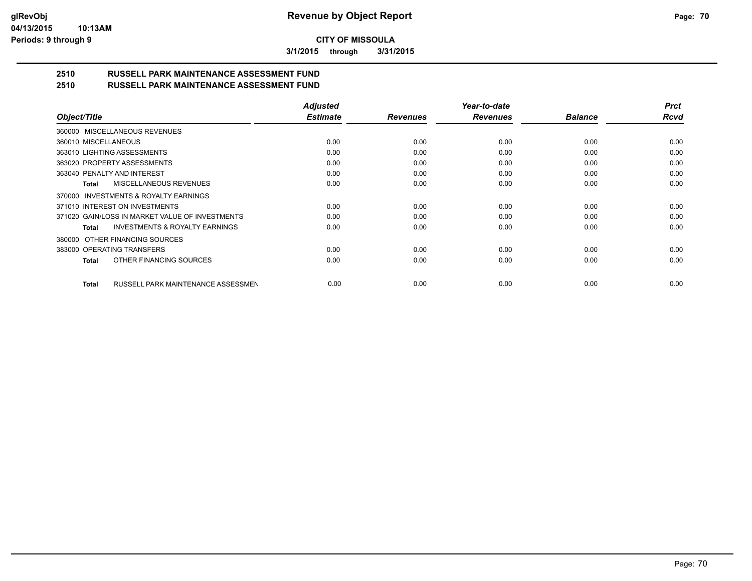**CITY OF MISSOULA**

**3/1/2015 through 3/31/2015**

## 2510 RUSSELL PARK MAINTENANCE ASSESSMENT FUND
## 2510 RUSSELL PARK MAINTENANCE ASSESSMENT FUND

| *Object/Title* | *Adjusted Estimate* | *Revenues* | *Year-to-date Revenues* | *Balance* | *Prct Rcvd* |
|---|---|---|---|---|---|
| 360000 MISCELLANEOUS REVENUES | | | | | |
| 360010 MISCELLANEOUS | 0.00 | 0.00 | 0.00 | 0.00 | 0.00 |
| 363010 LIGHTING ASSESSMENTS | 0.00 | 0.00 | 0.00 | 0.00 | 0.00 |
| 363020 PROPERTY ASSESSMENTS | 0.00 | 0.00 | 0.00 | 0.00 | 0.00 |
| 363040 PENALTY AND INTEREST | 0.00 | 0.00 | 0.00 | 0.00 | 0.00 |
| **Total** MISCELLANEOUS REVENUES | 0.00 | 0.00 | 0.00 | 0.00 | 0.00 |
| 370000 INVESTMENTS & ROYALTY EARNINGS | | | | | |
| 371010 INTEREST ON INVESTMENTS | 0.00 | 0.00 | 0.00 | 0.00 | 0.00 |
| 371020 GAIN/LOSS IN MARKET VALUE OF INVESTMENTS | 0.00 | 0.00 | 0.00 | 0.00 | 0.00 |
| **Total** INVESTMENTS & ROYALTY EARNINGS | 0.00 | 0.00 | 0.00 | 0.00 | 0.00 |
| 380000 OTHER FINANCING SOURCES | | | | | |
| 383000 OPERATING TRANSFERS | 0.00 | 0.00 | 0.00 | 0.00 | 0.00 |
| **Total** OTHER FINANCING SOURCES | 0.00 | 0.00 | 0.00 | 0.00 | 0.00 |
| **Total** RUSSELL PARK MAINTENANCE ASSESSMEN | 0.00 | 0.00 | 0.00 | 0.00 | 0.00 |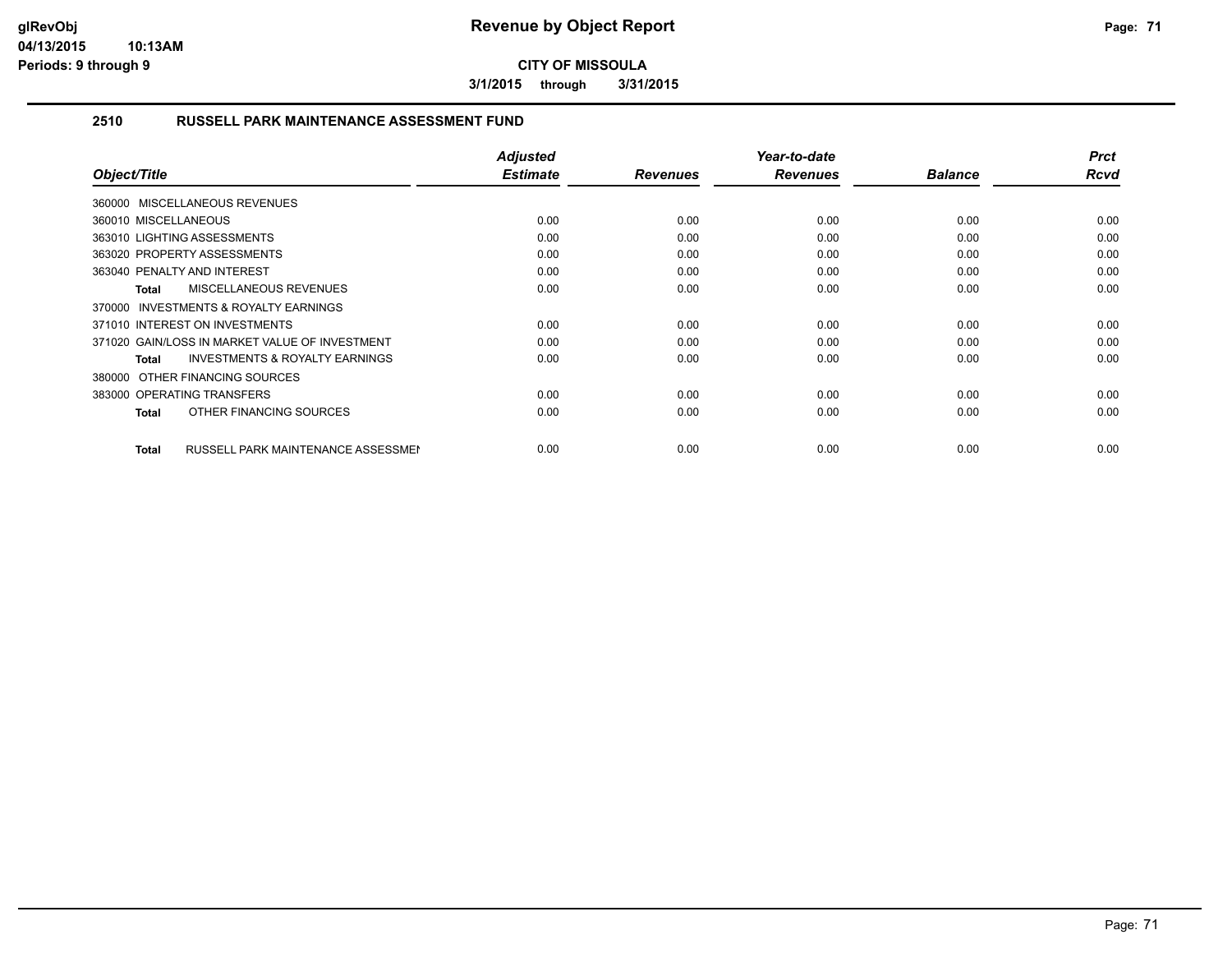# Revenue by Object Report

**CITY OF MISSOULA**

**3/1/2015 through 3/31/2015**

glRevObj
04/13/2015 10:13AM
Periods: 9 through 9

## 2510 RUSSELL PARK MAINTENANCE ASSESSMENT FUND

| Object/Title | Adjusted Estimate | Revenues | Year-to-date Revenues | Balance | Prct Rcvd |
|---|---|---|---|---|---|
| 360000 MISCELLANEOUS REVENUES | | | | | |
| 360010 MISCELLANEOUS | 0.00 | 0.00 | 0.00 | 0.00 | 0.00 |
| 363010 LIGHTING ASSESSMENTS | 0.00 | 0.00 | 0.00 | 0.00 | 0.00 |
| 363020 PROPERTY ASSESSMENTS | 0.00 | 0.00 | 0.00 | 0.00 | 0.00 |
| 363040 PENALTY AND INTEREST | 0.00 | 0.00 | 0.00 | 0.00 | 0.00 |
| **Total** MISCELLANEOUS REVENUES | 0.00 | 0.00 | 0.00 | 0.00 | 0.00 |
| 370000 INVESTMENTS & ROYALTY EARNINGS | | | | | |
| 371010 INTEREST ON INVESTMENTS | 0.00 | 0.00 | 0.00 | 0.00 | 0.00 |
| 371020 GAIN/LOSS IN MARKET VALUE OF INVESTMENT | 0.00 | 0.00 | 0.00 | 0.00 | 0.00 |
| **Total** INVESTMENTS & ROYALTY EARNINGS | 0.00 | 0.00 | 0.00 | 0.00 | 0.00 |
| 380000 OTHER FINANCING SOURCES | | | | | |
| 383000 OPERATING TRANSFERS | 0.00 | 0.00 | 0.00 | 0.00 | 0.00 |
| **Total** OTHER FINANCING SOURCES | 0.00 | 0.00 | 0.00 | 0.00 | 0.00 |
| **Total** RUSSELL PARK MAINTENANCE ASSESSMEI | 0.00 | 0.00 | 0.00 | 0.00 | 0.00 |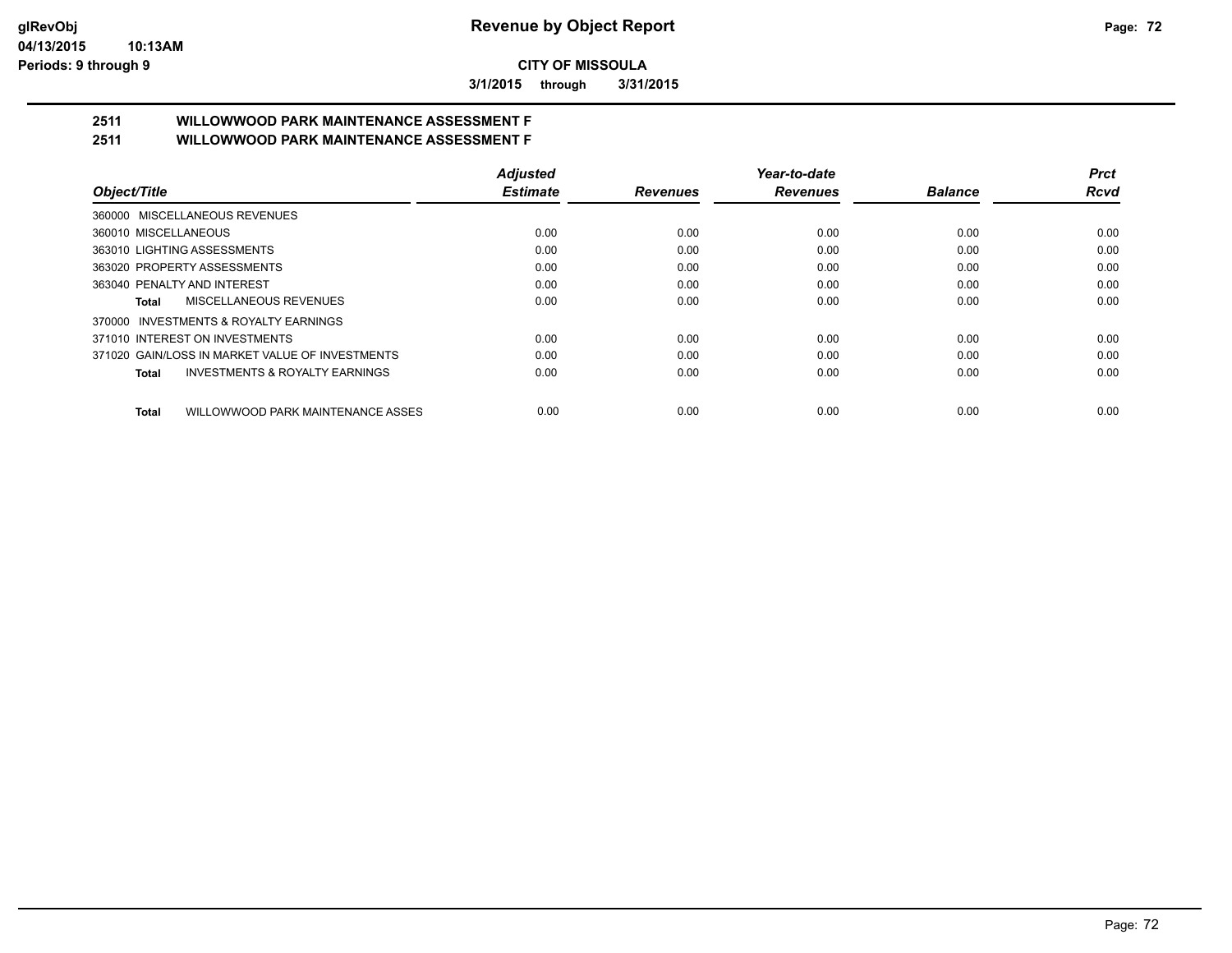**CITY OF MISSOULA**

**3/1/2015 through 3/31/2015**

## 2511 WILLOWWOOD PARK MAINTENANCE ASSESSMENT F

## 2511 WILLOWWOOD PARK MAINTENANCE ASSESSMENT F

| Object/Title | Adjusted Estimate | Revenues | Year-to-date Revenues | Balance | Prct Rcvd |
|---|---|---|---|---|---|
| 360000 MISCELLANEOUS REVENUES | | | | | |
| 360010 MISCELLANEOUS | 0.00 | 0.00 | 0.00 | 0.00 | 0.00 |
| 363010 LIGHTING ASSESSMENTS | 0.00 | 0.00 | 0.00 | 0.00 | 0.00 |
| 363020 PROPERTY ASSESSMENTS | 0.00 | 0.00 | 0.00 | 0.00 | 0.00 |
| 363040 PENALTY AND INTEREST | 0.00 | 0.00 | 0.00 | 0.00 | 0.00 |
| **Total** MISCELLANEOUS REVENUES | 0.00 | 0.00 | 0.00 | 0.00 | 0.00 |
| 370000 INVESTMENTS & ROYALTY EARNINGS | | | | | |
| 371010 INTEREST ON INVESTMENTS | 0.00 | 0.00 | 0.00 | 0.00 | 0.00 |
| 371020 GAIN/LOSS IN MARKET VALUE OF INVESTMENTS | 0.00 | 0.00 | 0.00 | 0.00 | 0.00 |
| **Total** INVESTMENTS & ROYALTY EARNINGS | 0.00 | 0.00 | 0.00 | 0.00 | 0.00 |
| **Total** WILLOWWOOD PARK MAINTENANCE ASSES | 0.00 | 0.00 | 0.00 | 0.00 | 0.00 |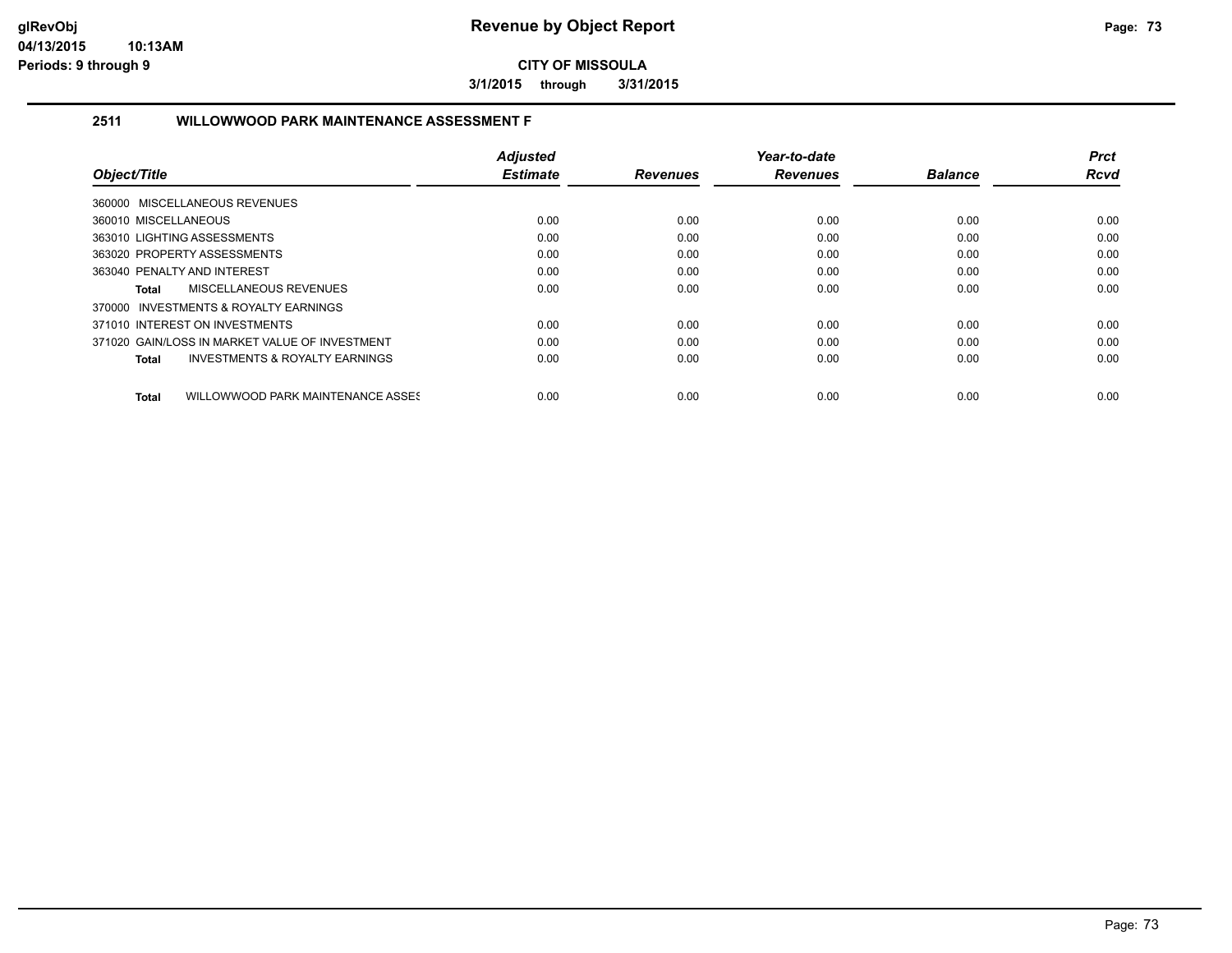# Revenue by Object Report

**CITY OF MISSOULA**

**3/1/2015 through 3/31/2015**

## 2511 WILLOWWOOD PARK MAINTENANCE ASSESSMENT F

| Object/Title | Adjusted Estimate | Revenues | Year-to-date Revenues | Balance | Prct Rcvd |
|---|---|---|---|---|---|
| 360000 MISCELLANEOUS REVENUES | | | | | |
| 360010 MISCELLANEOUS | 0.00 | 0.00 | 0.00 | 0.00 | 0.00 |
| 363010 LIGHTING ASSESSMENTS | 0.00 | 0.00 | 0.00 | 0.00 | 0.00 |
| 363020 PROPERTY ASSESSMENTS | 0.00 | 0.00 | 0.00 | 0.00 | 0.00 |
| 363040 PENALTY AND INTEREST | 0.00 | 0.00 | 0.00 | 0.00 | 0.00 |
| **Total** MISCELLANEOUS REVENUES | 0.00 | 0.00 | 0.00 | 0.00 | 0.00 |
| 370000 INVESTMENTS & ROYALTY EARNINGS | | | | | |
| 371010 INTEREST ON INVESTMENTS | 0.00 | 0.00 | 0.00 | 0.00 | 0.00 |
| 371020 GAIN/LOSS IN MARKET VALUE OF INVESTMENT | 0.00 | 0.00 | 0.00 | 0.00 | 0.00 |
| **Total** INVESTMENTS & ROYALTY EARNINGS | 0.00 | 0.00 | 0.00 | 0.00 | 0.00 |
| **Total** WILLOWWOOD PARK MAINTENANCE ASSES | 0.00 | 0.00 | 0.00 | 0.00 | 0.00 |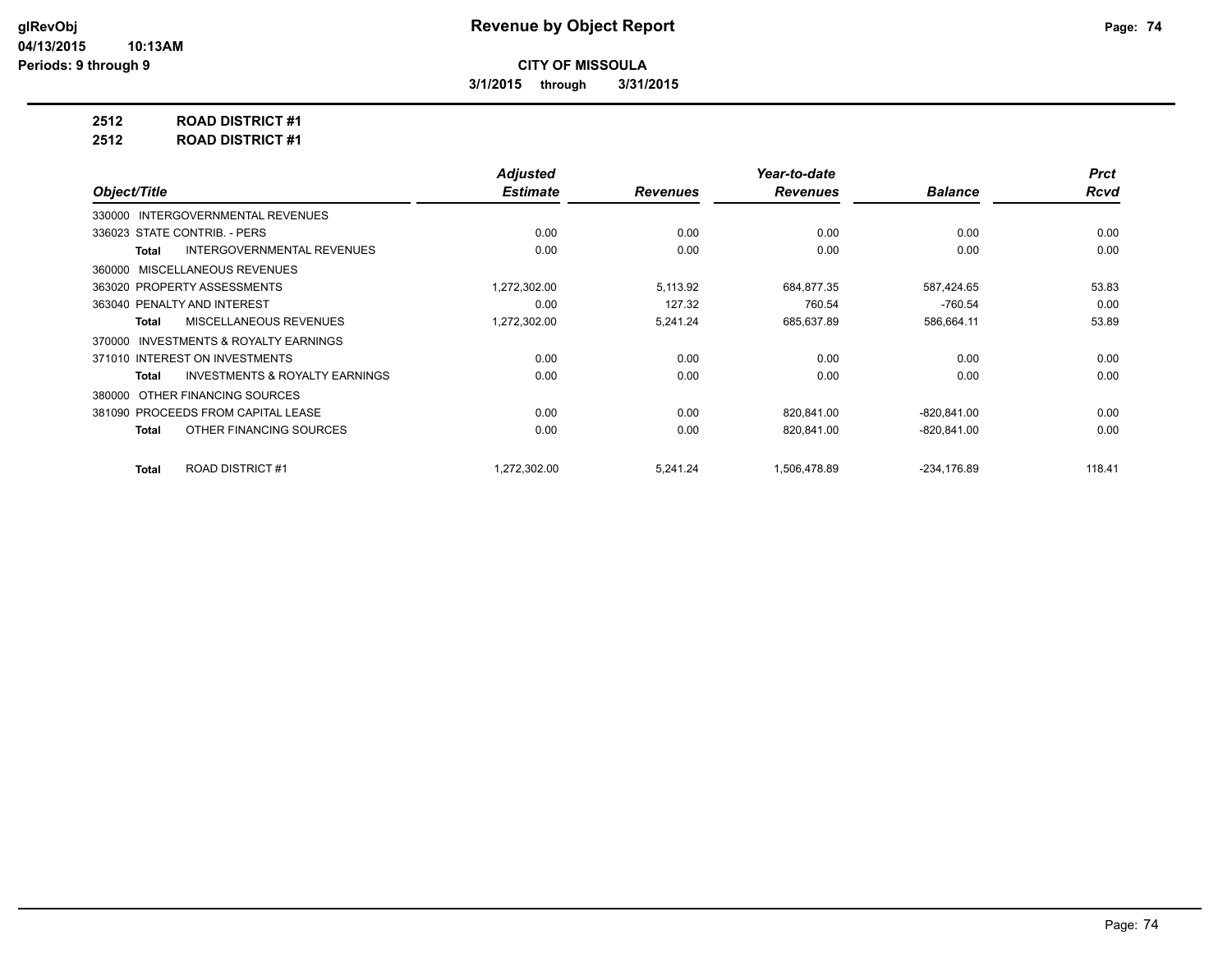**CITY OF MISSOULA**

**3/1/2015 through 3/31/2015**

# Revenue by Object Report

glRevObj
04/13/2015 10:13AM
Periods: 9 through 9

**2512 ROAD DISTRICT #1**

**2512 ROAD DISTRICT #1**

| Object/Title | Adjusted Estimate | Revenues | Year-to-date Revenues | Balance | Prct Rcvd |
|---|---|---|---|---|---|
| 330000 INTERGOVERNMENTAL REVENUES | | | | | |
| 336023 STATE CONTRIB. - PERS | 0.00 | 0.00 | 0.00 | 0.00 | 0.00 |
| **Total** INTERGOVERNMENTAL REVENUES | 0.00 | 0.00 | 0.00 | 0.00 | 0.00 |
| 360000 MISCELLANEOUS REVENUES | | | | | |
| 363020 PROPERTY ASSESSMENTS | 1,272,302.00 | 5,113.92 | 684,877.35 | 587,424.65 | 53.83 |
| 363040 PENALTY AND INTEREST | 0.00 | 127.32 | 760.54 | -760.54 | 0.00 |
| **Total** MISCELLANEOUS REVENUES | 1,272,302.00 | 5,241.24 | 685,637.89 | 586,664.11 | 53.89 |
| 370000 INVESTMENTS & ROYALTY EARNINGS | | | | | |
| 371010 INTEREST ON INVESTMENTS | 0.00 | 0.00 | 0.00 | 0.00 | 0.00 |
| **Total** INVESTMENTS & ROYALTY EARNINGS | 0.00 | 0.00 | 0.00 | 0.00 | 0.00 |
| 380000 OTHER FINANCING SOURCES | | | | | |
| 381090 PROCEEDS FROM CAPITAL LEASE | 0.00 | 0.00 | 820,841.00 | -820,841.00 | 0.00 |
| **Total** OTHER FINANCING SOURCES | 0.00 | 0.00 | 820,841.00 | -820,841.00 | 0.00 |
| **Total** ROAD DISTRICT #1 | 1,272,302.00 | 5,241.24 | 1,506,478.89 | -234,176.89 | 118.41 |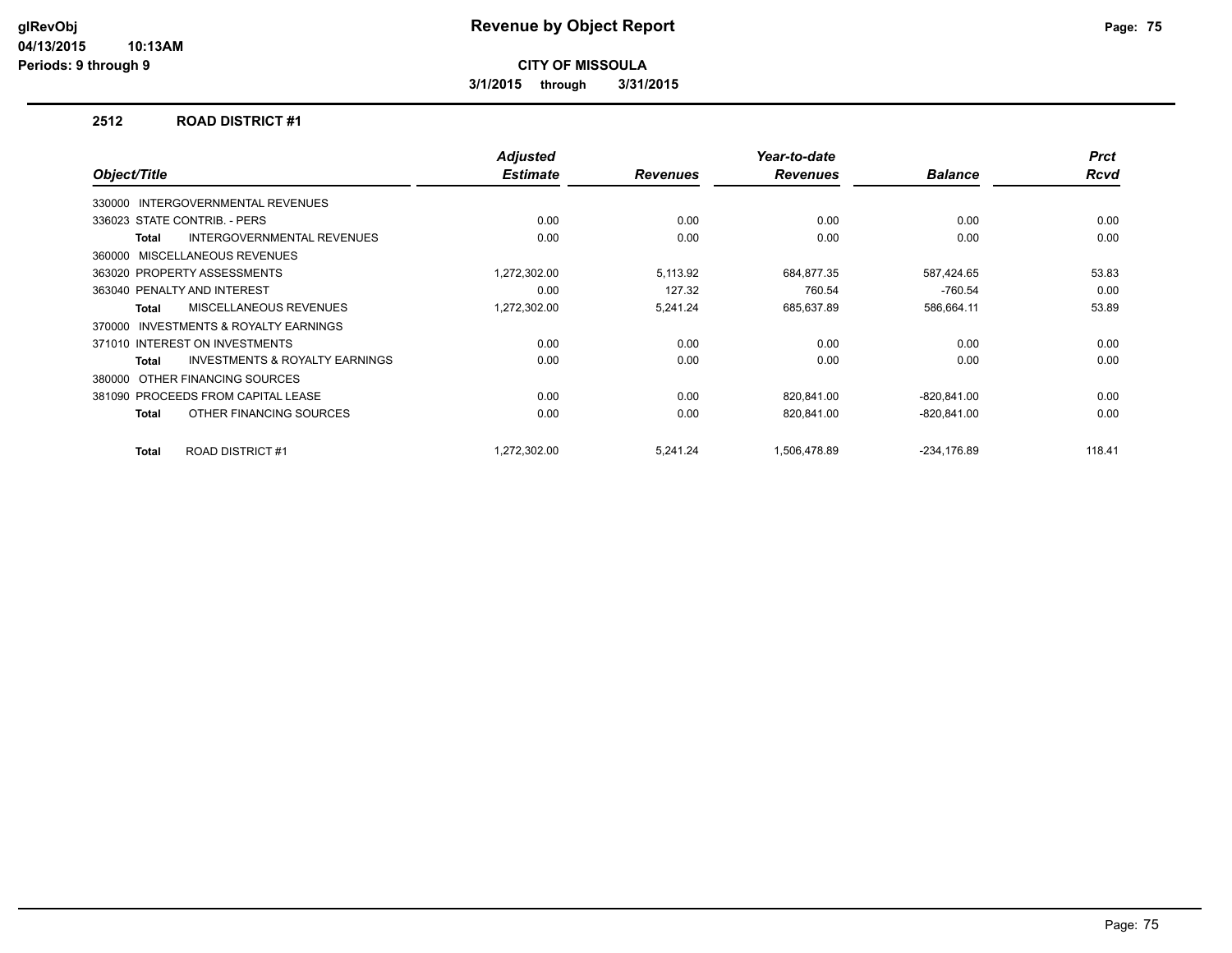# Revenue by Object Report

**CITY OF MISSOULA**

**3/1/2015 through 3/31/2015**

## 2512 ROAD DISTRICT #1

| Object/Title | Adjusted Estimate | Revenues | Year-to-date Revenues | Balance | Prct Rcvd |
|---|---|---|---|---|---|
| 330000 INTERGOVERNMENTAL REVENUES | | | | | |
| 336023 STATE CONTRIB. - PERS | 0.00 | 0.00 | 0.00 | 0.00 | 0.00 |
| **Total** INTERGOVERNMENTAL REVENUES | 0.00 | 0.00 | 0.00 | 0.00 | 0.00 |
| 360000 MISCELLANEOUS REVENUES | | | | | |
| 363020 PROPERTY ASSESSMENTS | 1,272,302.00 | 5,113.92 | 684,877.35 | 587,424.65 | 53.83 |
| 363040 PENALTY AND INTEREST | 0.00 | 127.32 | 760.54 | -760.54 | 0.00 |
| **Total** MISCELLANEOUS REVENUES | 1,272,302.00 | 5,241.24 | 685,637.89 | 586,664.11 | 53.89 |
| 370000 INVESTMENTS & ROYALTY EARNINGS | | | | | |
| 371010 INTEREST ON INVESTMENTS | 0.00 | 0.00 | 0.00 | 0.00 | 0.00 |
| **Total** INVESTMENTS & ROYALTY EARNINGS | 0.00 | 0.00 | 0.00 | 0.00 | 0.00 |
| 380000 OTHER FINANCING SOURCES | | | | | |
| 381090 PROCEEDS FROM CAPITAL LEASE | 0.00 | 0.00 | 820,841.00 | -820,841.00 | 0.00 |
| **Total** OTHER FINANCING SOURCES | 0.00 | 0.00 | 820,841.00 | -820,841.00 | 0.00 |
| **Total** ROAD DISTRICT #1 | 1,272,302.00 | 5,241.24 | 1,506,478.89 | -234,176.89 | 118.41 |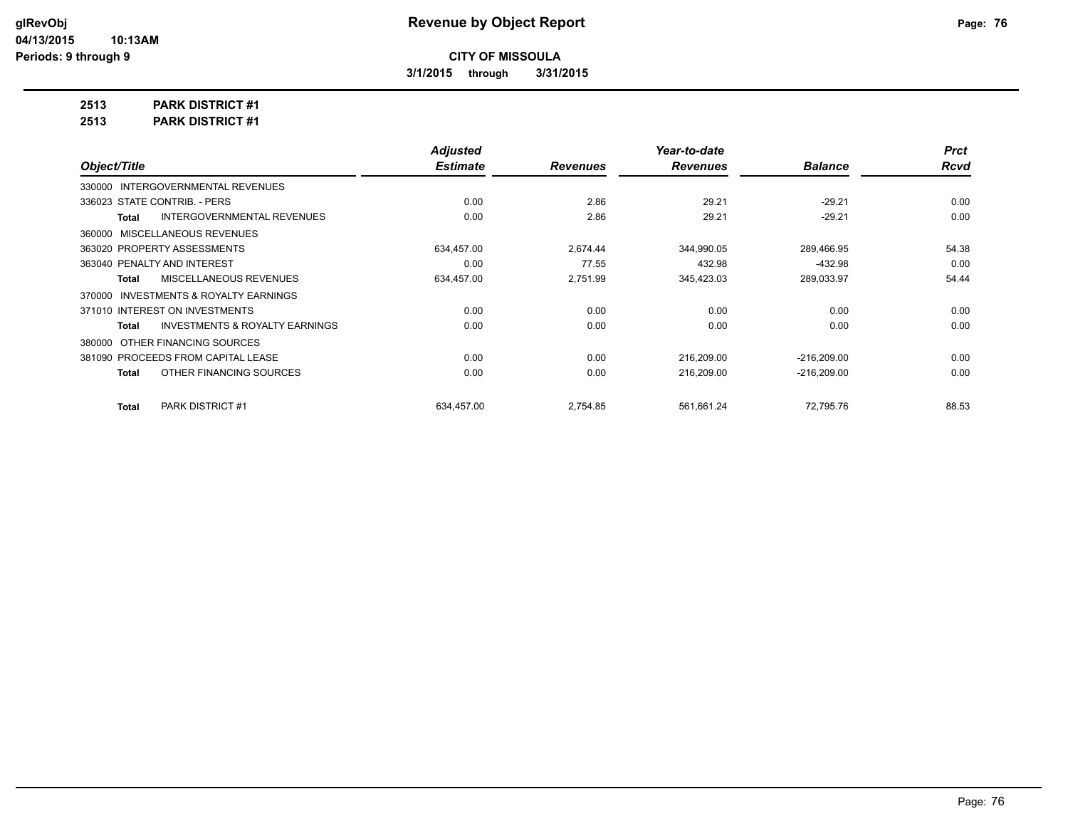**CITY OF MISSOULA**

**3/1/2015 through 3/31/2015**

**2513 PARK DISTRICT #1**

**2513 PARK DISTRICT #1**

| Object/Title | Adjusted Estimate | Revenues | Year-to-date Revenues | Balance | Prct Rcvd |
|---|---|---|---|---|---|
| 330000 INTERGOVERNMENTAL REVENUES | | | | | |
| 336023 STATE CONTRIB. - PERS | 0.00 | 2.86 | 29.21 | -29.21 | 0.00 |
| **Total** INTERGOVERNMENTAL REVENUES | 0.00 | 2.86 | 29.21 | -29.21 | 0.00 |
| 360000 MISCELLANEOUS REVENUES | | | | | |
| 363020 PROPERTY ASSESSMENTS | 634,457.00 | 2,674.44 | 344,990.05 | 289,466.95 | 54.38 |
| 363040 PENALTY AND INTEREST | 0.00 | 77.55 | 432.98 | -432.98 | 0.00 |
| **Total** MISCELLANEOUS REVENUES | 634,457.00 | 2,751.99 | 345,423.03 | 289,033.97 | 54.44 |
| 370000 INVESTMENTS & ROYALTY EARNINGS | | | | | |
| 371010 INTEREST ON INVESTMENTS | 0.00 | 0.00 | 0.00 | 0.00 | 0.00 |
| **Total** INVESTMENTS & ROYALTY EARNINGS | 0.00 | 0.00 | 0.00 | 0.00 | 0.00 |
| 380000 OTHER FINANCING SOURCES | | | | | |
| 381090 PROCEEDS FROM CAPITAL LEASE | 0.00 | 0.00 | 216,209.00 | -216,209.00 | 0.00 |
| **Total** OTHER FINANCING SOURCES | 0.00 | 0.00 | 216,209.00 | -216,209.00 | 0.00 |
| **Total** PARK DISTRICT #1 | 634,457.00 | 2,754.85 | 561,661.24 | 72,795.76 | 88.53 |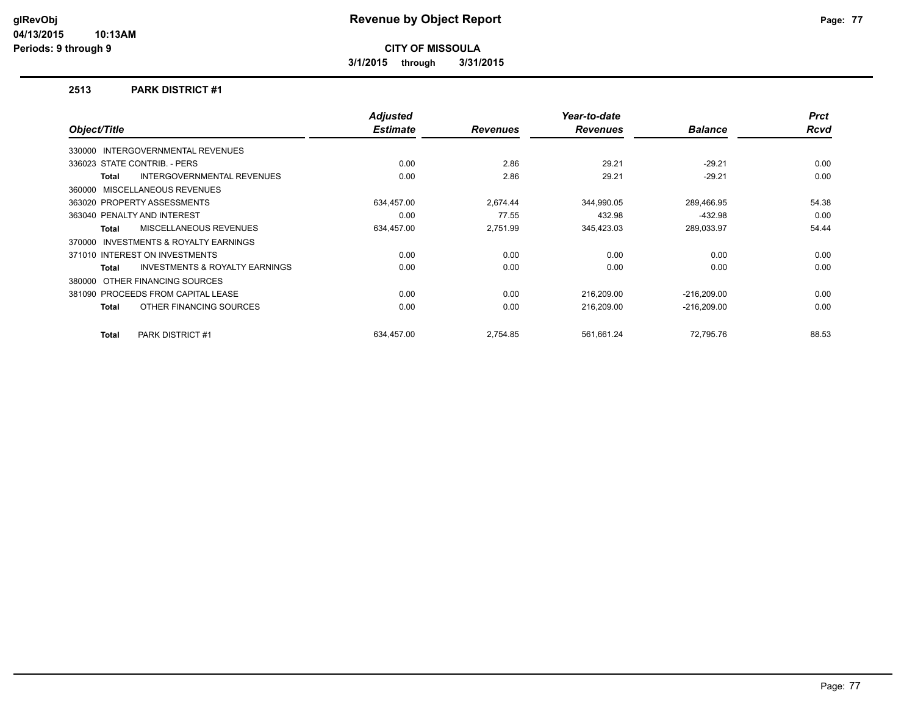# Revenue by Object Report

**CITY OF MISSOULA**

**3/1/2015 through 3/31/2015**

glRevObj
04/13/2015 10:13AM
Periods: 9 through 9

## 2513 PARK DISTRICT #1

| Object/Title | Adjusted Estimate | Revenues | Year-to-date Revenues | Balance | Prct Rcvd |
|---|---|---|---|---|---|
| 330000 INTERGOVERNMENTAL REVENUES | | | | | |
| 336023 STATE CONTRIB. - PERS | 0.00 | 2.86 | 29.21 | -29.21 | 0.00 |
| **Total** INTERGOVERNMENTAL REVENUES | 0.00 | 2.86 | 29.21 | -29.21 | 0.00 |
| 360000 MISCELLANEOUS REVENUES | | | | | |
| 363020 PROPERTY ASSESSMENTS | 634,457.00 | 2,674.44 | 344,990.05 | 289,466.95 | 54.38 |
| 363040 PENALTY AND INTEREST | 0.00 | 77.55 | 432.98 | -432.98 | 0.00 |
| **Total** MISCELLANEOUS REVENUES | 634,457.00 | 2,751.99 | 345,423.03 | 289,033.97 | 54.44 |
| 370000 INVESTMENTS & ROYALTY EARNINGS | | | | | |
| 371010 INTEREST ON INVESTMENTS | 0.00 | 0.00 | 0.00 | 0.00 | 0.00 |
| **Total** INVESTMENTS & ROYALTY EARNINGS | 0.00 | 0.00 | 0.00 | 0.00 | 0.00 |
| 380000 OTHER FINANCING SOURCES | | | | | |
| 381090 PROCEEDS FROM CAPITAL LEASE | 0.00 | 0.00 | 216,209.00 | -216,209.00 | 0.00 |
| **Total** OTHER FINANCING SOURCES | 0.00 | 0.00 | 216,209.00 | -216,209.00 | 0.00 |
| **Total** PARK DISTRICT #1 | 634,457.00 | 2,754.85 | 561,661.24 | 72,795.76 | 88.53 |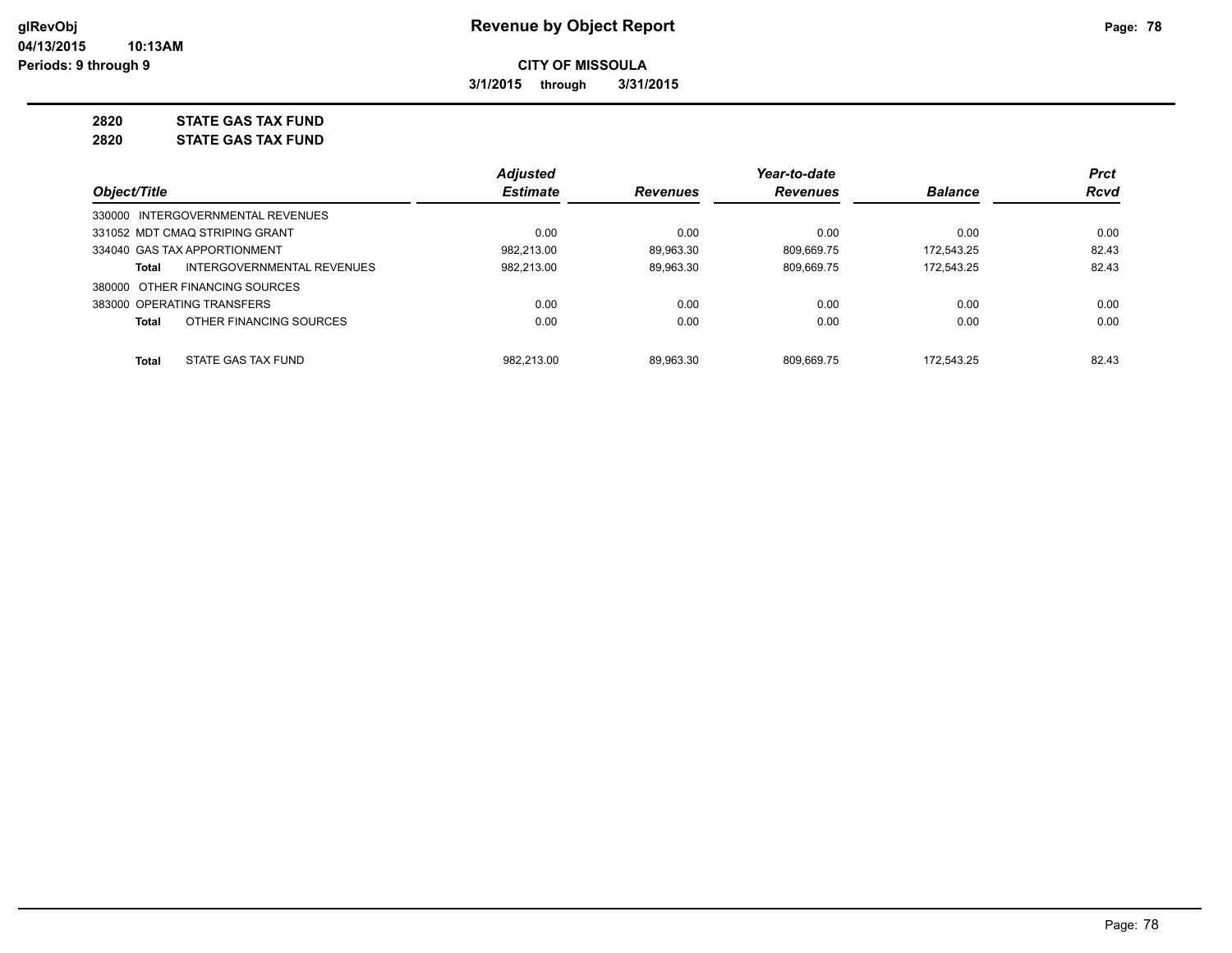# Revenue by Object Report

**glRevObj**
**04/13/2015 10:13AM**
**Periods: 9 through 9**

**CITY OF MISSOULA**

**3/1/2015 through 3/31/2015**

**2820 STATE GAS TAX FUND**
**2820 STATE GAS TAX FUND**

| Object/Title | Adjusted Estimate | Revenues | Year-to-date Revenues | Balance | Prct Rcvd |
|---|---|---|---|---|---|
| 330000 INTERGOVERNMENTAL REVENUES | | | | | |
| 331052 MDT CMAQ STRIPING GRANT | 0.00 | 0.00 | 0.00 | 0.00 | 0.00 |
| 334040 GAS TAX APPORTIONMENT | 982,213.00 | 89,963.30 | 809,669.75 | 172,543.25 | 82.43 |
| **Total** INTERGOVERNMENTAL REVENUES | 982,213.00 | 89,963.30 | 809,669.75 | 172,543.25 | 82.43 |
| 380000 OTHER FINANCING SOURCES | | | | | |
| 383000 OPERATING TRANSFERS | 0.00 | 0.00 | 0.00 | 0.00 | 0.00 |
| **Total** OTHER FINANCING SOURCES | 0.00 | 0.00 | 0.00 | 0.00 | 0.00 |
| **Total** STATE GAS TAX FUND | 982,213.00 | 89,963.30 | 809,669.75 | 172,543.25 | 82.43 |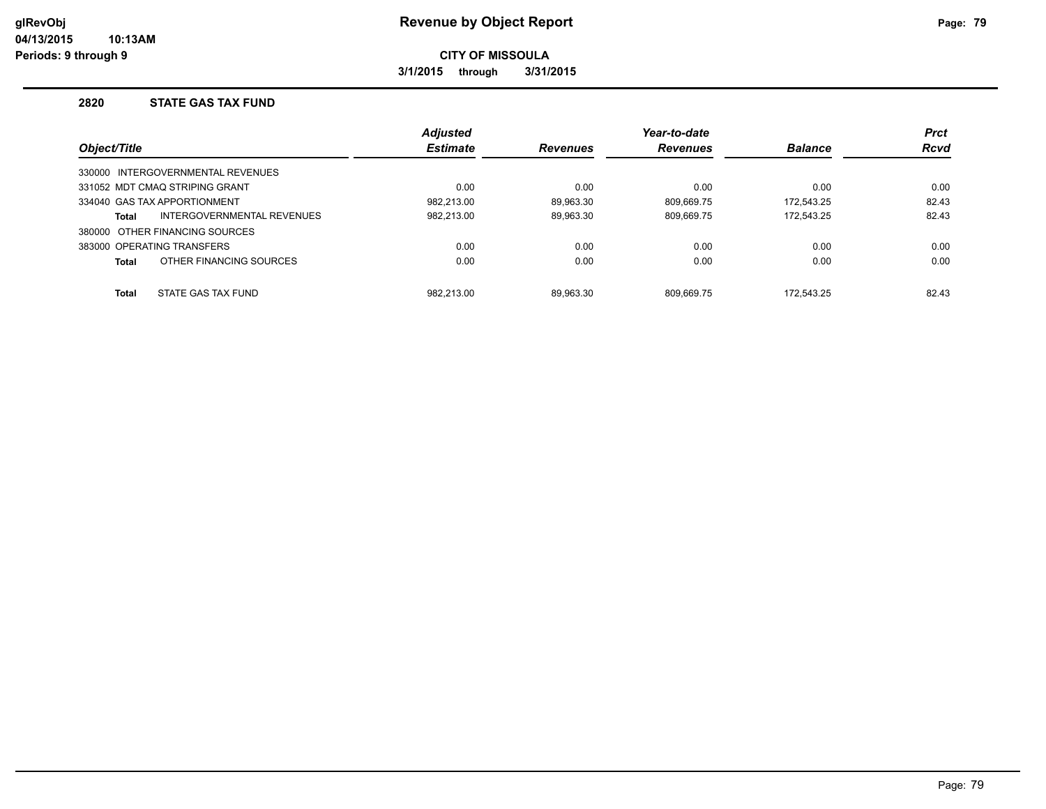# Revenue by Object Report

**CITY OF MISSOULA**

**3/1/2015 through 3/31/2015**

## 2820 STATE GAS TAX FUND

| Object/Title | Adjusted Estimate | Revenues | Year-to-date Revenues | Balance | Prct Rcvd |
|---|---|---|---|---|---|
| 330000 INTERGOVERNMENTAL REVENUES | | | | | |
| 331052 MDT CMAQ STRIPING GRANT | 0.00 | 0.00 | 0.00 | 0.00 | 0.00 |
| 334040 GAS TAX APPORTIONMENT | 982,213.00 | 89,963.30 | 809,669.75 | 172,543.25 | 82.43 |
| **Total** INTERGOVERNMENTAL REVENUES | 982,213.00 | 89,963.30 | 809,669.75 | 172,543.25 | 82.43 |
| 380000 OTHER FINANCING SOURCES | | | | | |
| 383000 OPERATING TRANSFERS | 0.00 | 0.00 | 0.00 | 0.00 | 0.00 |
| **Total** OTHER FINANCING SOURCES | 0.00 | 0.00 | 0.00 | 0.00 | 0.00 |
| **Total** STATE GAS TAX FUND | 982,213.00 | 89,963.30 | 809,669.75 | 172,543.25 | 82.43 |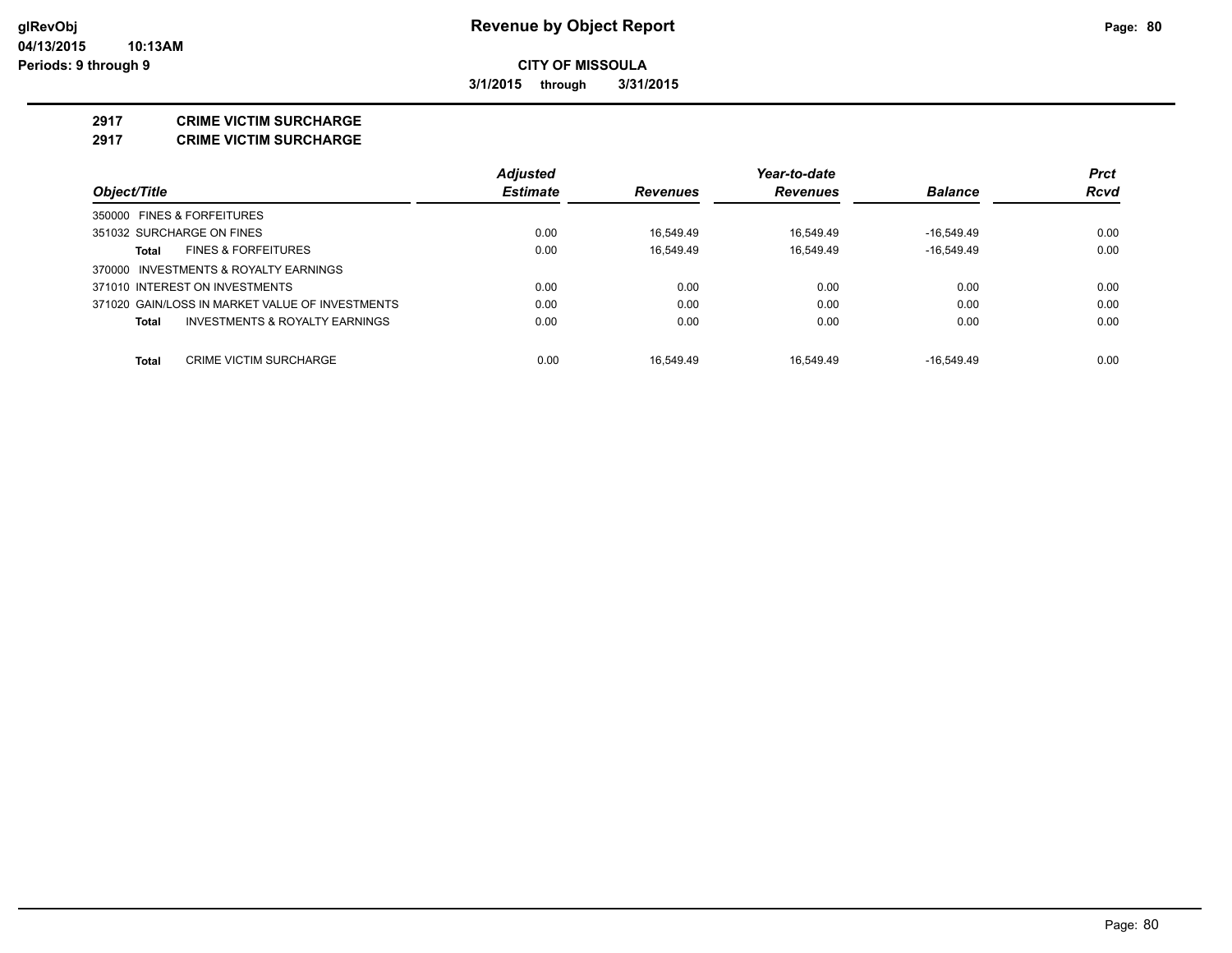**CITY OF MISSOULA**

**3/1/2015 through 3/31/2015**

## 2917 CRIME VICTIM SURCHARGE

### 2917 CRIME VICTIM SURCHARGE

| Object/Title | Adjusted Estimate | Revenues | Year-to-date Revenues | Balance | Prct Rcvd |
|---|---|---|---|---|---|
| 350000 FINES & FORFEITURES | | | | | |
| 351032 SURCHARGE ON FINES | 0.00 | 16,549.49 | 16,549.49 | -16,549.49 | 0.00 |
| **Total** FINES & FORFEITURES | 0.00 | 16,549.49 | 16,549.49 | -16,549.49 | 0.00 |
| 370000 INVESTMENTS & ROYALTY EARNINGS | | | | | |
| 371010 INTEREST ON INVESTMENTS | 0.00 | 0.00 | 0.00 | 0.00 | 0.00 |
| 371020 GAIN/LOSS IN MARKET VALUE OF INVESTMENTS | 0.00 | 0.00 | 0.00 | 0.00 | 0.00 |
| **Total** INVESTMENTS & ROYALTY EARNINGS | 0.00 | 0.00 | 0.00 | 0.00 | 0.00 |
| **Total** CRIME VICTIM SURCHARGE | 0.00 | 16,549.49 | 16,549.49 | -16,549.49 | 0.00 |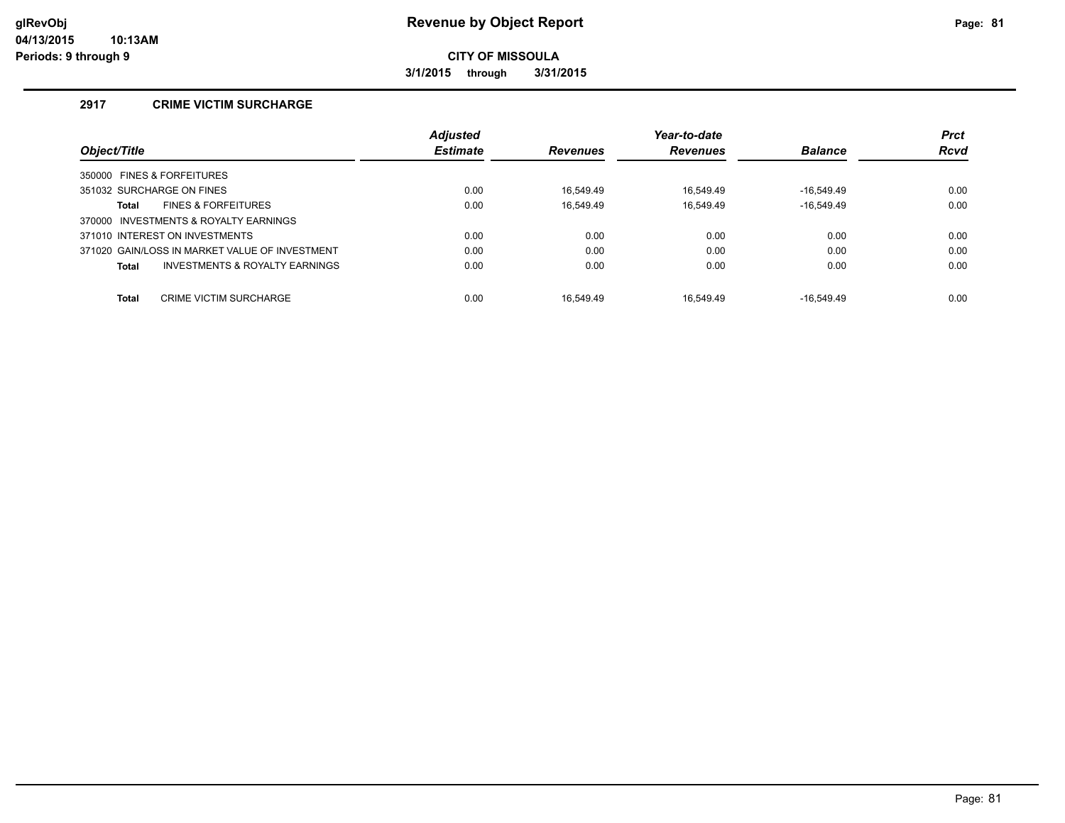# Revenue by Object Report

**CITY OF MISSOULA**

**3/1/2015 through 3/31/2015**

glRevObj
04/13/2015 10:13AM
Periods: 9 through 9

## 2917 CRIME VICTIM SURCHARGE

| Object/Title | Adjusted Estimate | Revenues | Year-to-date Revenues | Balance | Prct Rcvd |
|---|---|---|---|---|---|
| 350000 FINES & FORFEITURES | | | | | |
| 351032 SURCHARGE ON FINES | 0.00 | 16,549.49 | 16,549.49 | -16,549.49 | 0.00 |
| **Total** FINES & FORFEITURES | 0.00 | 16,549.49 | 16,549.49 | -16,549.49 | 0.00 |
| 370000 INVESTMENTS & ROYALTY EARNINGS | | | | | |
| 371010 INTEREST ON INVESTMENTS | 0.00 | 0.00 | 0.00 | 0.00 | 0.00 |
| 371020 GAIN/LOSS IN MARKET VALUE OF INVESTMENT | 0.00 | 0.00 | 0.00 | 0.00 | 0.00 |
| **Total** INVESTMENTS & ROYALTY EARNINGS | 0.00 | 0.00 | 0.00 | 0.00 | 0.00 |
| **Total** CRIME VICTIM SURCHARGE | 0.00 | 16,549.49 | 16,549.49 | -16,549.49 | 0.00 |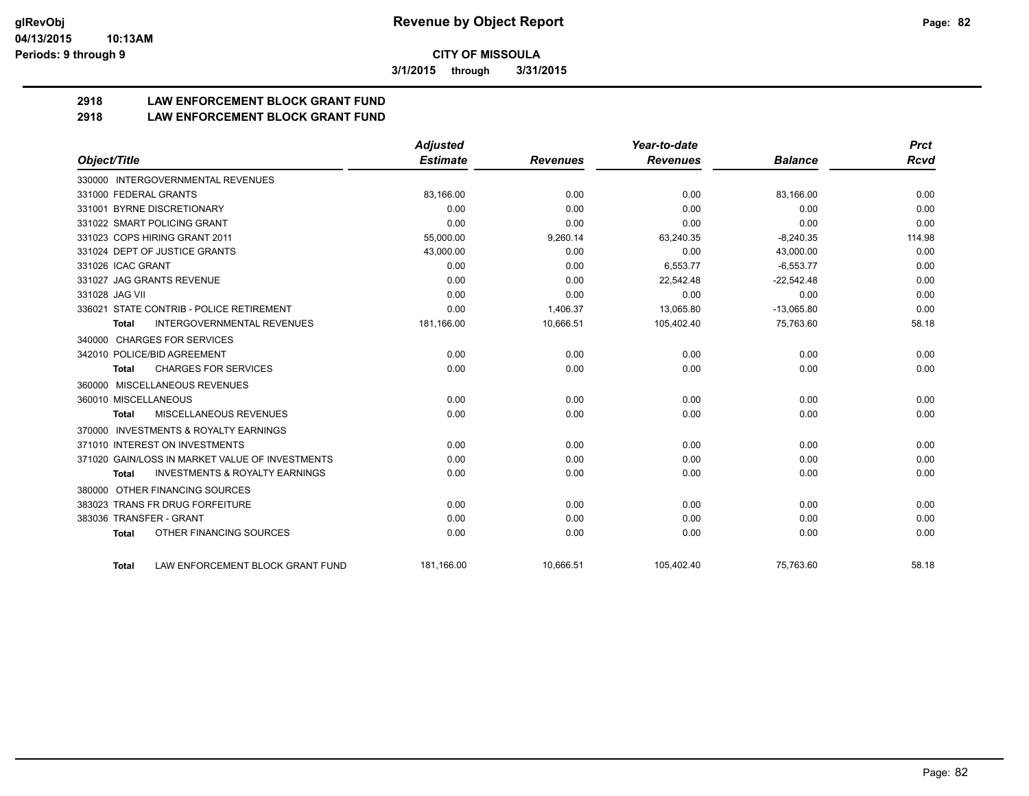# Revenue by Object Report

**CITY OF MISSOULA**

**3/1/2015 through 3/31/2015**

## 2918 LAW ENFORCEMENT BLOCK GRANT FUND
## 2918 LAW ENFORCEMENT BLOCK GRANT FUND

| Object/Title | Adjusted Estimate | Revenues | Year-to-date Revenues | Balance | Prct Rcvd |
|---|---|---|---|---|---|
| 330000 INTERGOVERNMENTAL REVENUES | | | | | |
| 331000 FEDERAL GRANTS | 83,166.00 | 0.00 | 0.00 | 83,166.00 | 0.00 |
| 331001 BYRNE DISCRETIONARY | 0.00 | 0.00 | 0.00 | 0.00 | 0.00 |
| 331022 SMART POLICING GRANT | 0.00 | 0.00 | 0.00 | 0.00 | 0.00 |
| 331023 COPS HIRING GRANT 2011 | 55,000.00 | 9,260.14 | 63,240.35 | -8,240.35 | 114.98 |
| 331024 DEPT OF JUSTICE GRANTS | 43,000.00 | 0.00 | 0.00 | 43,000.00 | 0.00 |
| 331026 ICAC GRANT | 0.00 | 0.00 | 6,553.77 | -6,553.77 | 0.00 |
| 331027 JAG GRANTS REVENUE | 0.00 | 0.00 | 22,542.48 | -22,542.48 | 0.00 |
| 331028 JAG VII | 0.00 | 0.00 | 0.00 | 0.00 | 0.00 |
| 336021 STATE CONTRIB - POLICE RETIREMENT | 0.00 | 1,406.37 | 13,065.80 | -13,065.80 | 0.00 |
| **Total** INTERGOVERNMENTAL REVENUES | 181,166.00 | 10,666.51 | 105,402.40 | 75,763.60 | 58.18 |
| 340000 CHARGES FOR SERVICES | | | | | |
| 342010 POLICE/BID AGREEMENT | 0.00 | 0.00 | 0.00 | 0.00 | 0.00 |
| **Total** CHARGES FOR SERVICES | 0.00 | 0.00 | 0.00 | 0.00 | 0.00 |
| 360000 MISCELLANEOUS REVENUES | | | | | |
| 360010 MISCELLANEOUS | 0.00 | 0.00 | 0.00 | 0.00 | 0.00 |
| **Total** MISCELLANEOUS REVENUES | 0.00 | 0.00 | 0.00 | 0.00 | 0.00 |
| 370000 INVESTMENTS & ROYALTY EARNINGS | | | | | |
| 371010 INTEREST ON INVESTMENTS | 0.00 | 0.00 | 0.00 | 0.00 | 0.00 |
| 371020 GAIN/LOSS IN MARKET VALUE OF INVESTMENTS | 0.00 | 0.00 | 0.00 | 0.00 | 0.00 |
| **Total** INVESTMENTS & ROYALTY EARNINGS | 0.00 | 0.00 | 0.00 | 0.00 | 0.00 |
| 380000 OTHER FINANCING SOURCES | | | | | |
| 383023 TRANS FR DRUG FORFEITURE | 0.00 | 0.00 | 0.00 | 0.00 | 0.00 |
| 383036 TRANSFER - GRANT | 0.00 | 0.00 | 0.00 | 0.00 | 0.00 |
| **Total** OTHER FINANCING SOURCES | 0.00 | 0.00 | 0.00 | 0.00 | 0.00 |
| **Total** LAW ENFORCEMENT BLOCK GRANT FUND | 181,166.00 | 10,666.51 | 105,402.40 | 75,763.60 | 58.18 |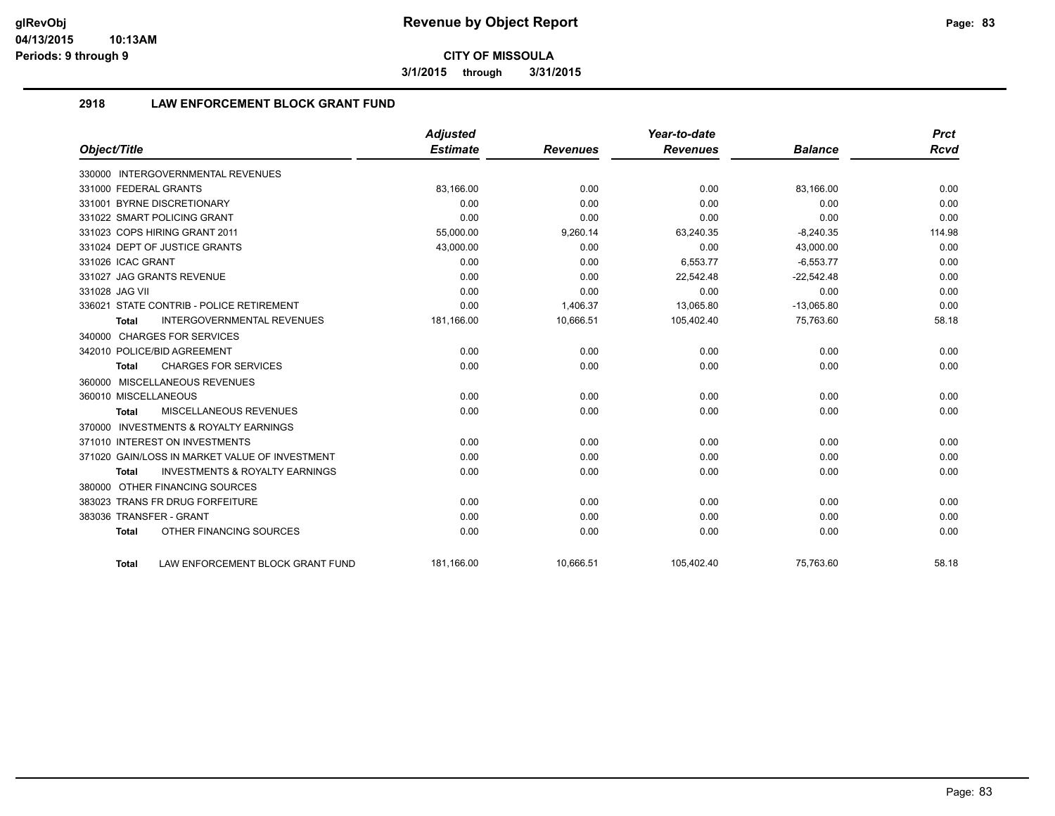# CITY OF MISSOULA

**3/1/2015 through 3/31/2015**

## 2918 LAW ENFORCEMENT BLOCK GRANT FUND

| Object/Title | Adjusted Estimate | Revenues | Year-to-date Revenues | Balance | Prct Rcvd |
|---|---|---|---|---|---|
| 330000 INTERGOVERNMENTAL REVENUES | | | | | |
| 331000 FEDERAL GRANTS | 83,166.00 | 0.00 | 0.00 | 83,166.00 | 0.00 |
| 331001 BYRNE DISCRETIONARY | 0.00 | 0.00 | 0.00 | 0.00 | 0.00 |
| 331022 SMART POLICING GRANT | 0.00 | 0.00 | 0.00 | 0.00 | 0.00 |
| 331023 COPS HIRING GRANT 2011 | 55,000.00 | 9,260.14 | 63,240.35 | -8,240.35 | 114.98 |
| 331024 DEPT OF JUSTICE GRANTS | 43,000.00 | 0.00 | 0.00 | 43,000.00 | 0.00 |
| 331026 ICAC GRANT | 0.00 | 0.00 | 6,553.77 | -6,553.77 | 0.00 |
| 331027 JAG GRANTS REVENUE | 0.00 | 0.00 | 22,542.48 | -22,542.48 | 0.00 |
| 331028 JAG VII | 0.00 | 0.00 | 0.00 | 0.00 | 0.00 |
| 336021 STATE CONTRIB - POLICE RETIREMENT | 0.00 | 1,406.37 | 13,065.80 | -13,065.80 | 0.00 |
| **Total** INTERGOVERNMENTAL REVENUES | 181,166.00 | 10,666.51 | 105,402.40 | 75,763.60 | 58.18 |
| 340000 CHARGES FOR SERVICES | | | | | |
| 342010 POLICE/BID AGREEMENT | 0.00 | 0.00 | 0.00 | 0.00 | 0.00 |
| **Total** CHARGES FOR SERVICES | 0.00 | 0.00 | 0.00 | 0.00 | 0.00 |
| 360000 MISCELLANEOUS REVENUES | | | | | |
| 360010 MISCELLANEOUS | 0.00 | 0.00 | 0.00 | 0.00 | 0.00 |
| **Total** MISCELLANEOUS REVENUES | 0.00 | 0.00 | 0.00 | 0.00 | 0.00 |
| 370000 INVESTMENTS & ROYALTY EARNINGS | | | | | |
| 371010 INTEREST ON INVESTMENTS | 0.00 | 0.00 | 0.00 | 0.00 | 0.00 |
| 371020 GAIN/LOSS IN MARKET VALUE OF INVESTMENT | 0.00 | 0.00 | 0.00 | 0.00 | 0.00 |
| **Total** INVESTMENTS & ROYALTY EARNINGS | 0.00 | 0.00 | 0.00 | 0.00 | 0.00 |
| 380000 OTHER FINANCING SOURCES | | | | | |
| 383023 TRANS FR DRUG FORFEITURE | 0.00 | 0.00 | 0.00 | 0.00 | 0.00 |
| 383036 TRANSFER - GRANT | 0.00 | 0.00 | 0.00 | 0.00 | 0.00 |
| **Total** OTHER FINANCING SOURCES | 0.00 | 0.00 | 0.00 | 0.00 | 0.00 |
| **Total** LAW ENFORCEMENT BLOCK GRANT FUND | 181,166.00 | 10,666.51 | 105,402.40 | 75,763.60 | 58.18 |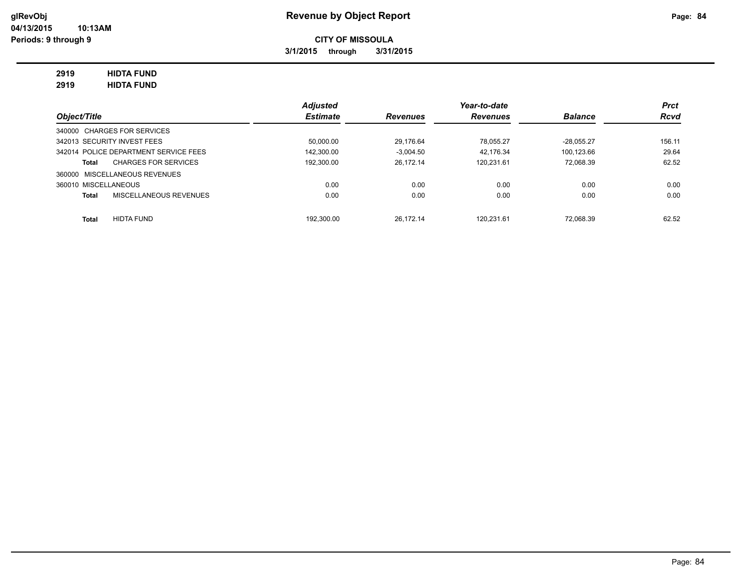**glRevObj**
**04/13/2015 10:13AM**
**Periods: 9 through 9**

# Revenue by Object Report

**CITY OF MISSOULA**

**3/1/2015 through 3/31/2015**

**2919 HIDTA FUND**
**2919 HIDTA FUND**

| Object/Title | Adjusted Estimate | Revenues | Year-to-date Revenues | Balance | Prct Rcvd |
|---|---|---|---|---|---|
| 340000 CHARGES FOR SERVICES | | | | | |
| 342013 SECURITY INVEST FEES | 50,000.00 | 29,176.64 | 78,055.27 | -28,055.27 | 156.11 |
| 342014 POLICE DEPARTMENT SERVICE FEES | 142,300.00 | -3,004.50 | 42,176.34 | 100,123.66 | 29.64 |
| **Total** CHARGES FOR SERVICES | 192,300.00 | 26,172.14 | 120,231.61 | 72,068.39 | 62.52 |
| 360000 MISCELLANEOUS REVENUES | | | | | |
| 360010 MISCELLANEOUS | 0.00 | 0.00 | 0.00 | 0.00 | 0.00 |
| **Total** MISCELLANEOUS REVENUES | 0.00 | 0.00 | 0.00 | 0.00 | 0.00 |
| **Total** HIDTA FUND | 192,300.00 | 26,172.14 | 120,231.61 | 72,068.39 | 62.52 |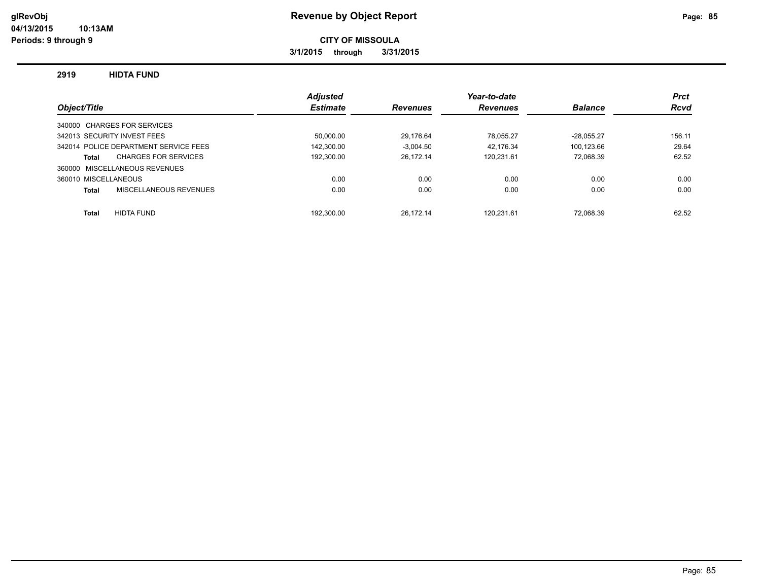# Revenue by Object Report

**CITY OF MISSOULA**

**3/1/2015 through 3/31/2015**

glRevObj
04/13/2015 10:13AM
Periods: 9 through 9

## 2919 HIDTA FUND

| Object/Title | Adjusted Estimate | Revenues | Year-to-date Revenues | Balance | Prct Rcvd |
|---|---|---|---|---|---|
| 340000 CHARGES FOR SERVICES | | | | | |
| 342013 SECURITY INVEST FEES | 50,000.00 | 29,176.64 | 78,055.27 | -28,055.27 | 156.11 |
| 342014 POLICE DEPARTMENT SERVICE FEES | 142,300.00 | -3,004.50 | 42,176.34 | 100,123.66 | 29.64 |
| **Total** CHARGES FOR SERVICES | 192,300.00 | 26,172.14 | 120,231.61 | 72,068.39 | 62.52 |
| 360000 MISCELLANEOUS REVENUES | | | | | |
| 360010 MISCELLANEOUS | 0.00 | 0.00 | 0.00 | 0.00 | 0.00 |
| **Total** MISCELLANEOUS REVENUES | 0.00 | 0.00 | 0.00 | 0.00 | 0.00 |
| **Total** HIDTA FUND | 192,300.00 | 26,172.14 | 120,231.61 | 72,068.39 | 62.52 |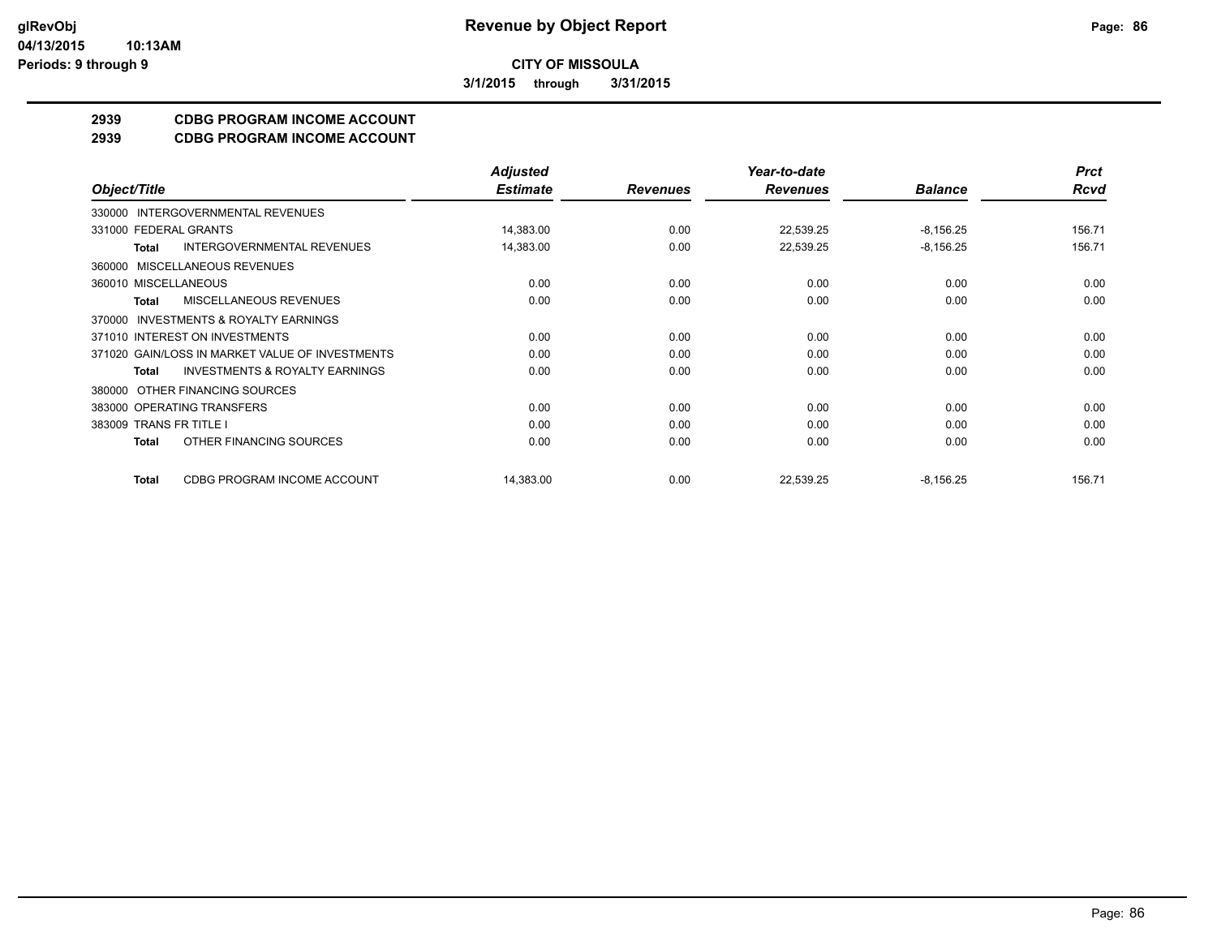# CITY OF MISSOULA

3/1/2015 through 3/31/2015

## 2939 CDBG PROGRAM INCOME ACCOUNT
## 2939 CDBG PROGRAM INCOME ACCOUNT

| Object/Title | Adjusted Estimate | Revenues | Year-to-date Revenues | Balance | Prct Rcvd |
|---|---|---|---|---|---|
| 330000 INTERGOVERNMENTAL REVENUES | | | | | |
| 331000 FEDERAL GRANTS | 14,383.00 | 0.00 | 22,539.25 | -8,156.25 | 156.71 |
| **Total** INTERGOVERNMENTAL REVENUES | 14,383.00 | 0.00 | 22,539.25 | -8,156.25 | 156.71 |
| 360000 MISCELLANEOUS REVENUES | | | | | |
| 360010 MISCELLANEOUS | 0.00 | 0.00 | 0.00 | 0.00 | 0.00 |
| **Total** MISCELLANEOUS REVENUES | 0.00 | 0.00 | 0.00 | 0.00 | 0.00 |
| 370000 INVESTMENTS & ROYALTY EARNINGS | | | | | |
| 371010 INTEREST ON INVESTMENTS | 0.00 | 0.00 | 0.00 | 0.00 | 0.00 |
| 371020 GAIN/LOSS IN MARKET VALUE OF INVESTMENTS | 0.00 | 0.00 | 0.00 | 0.00 | 0.00 |
| **Total** INVESTMENTS & ROYALTY EARNINGS | 0.00 | 0.00 | 0.00 | 0.00 | 0.00 |
| 380000 OTHER FINANCING SOURCES | | | | | |
| 383000 OPERATING TRANSFERS | 0.00 | 0.00 | 0.00 | 0.00 | 0.00 |
| 383009 TRANS FR TITLE I | 0.00 | 0.00 | 0.00 | 0.00 | 0.00 |
| **Total** OTHER FINANCING SOURCES | 0.00 | 0.00 | 0.00 | 0.00 | 0.00 |
| **Total** CDBG PROGRAM INCOME ACCOUNT | 14,383.00 | 0.00 | 22,539.25 | -8,156.25 | 156.71 |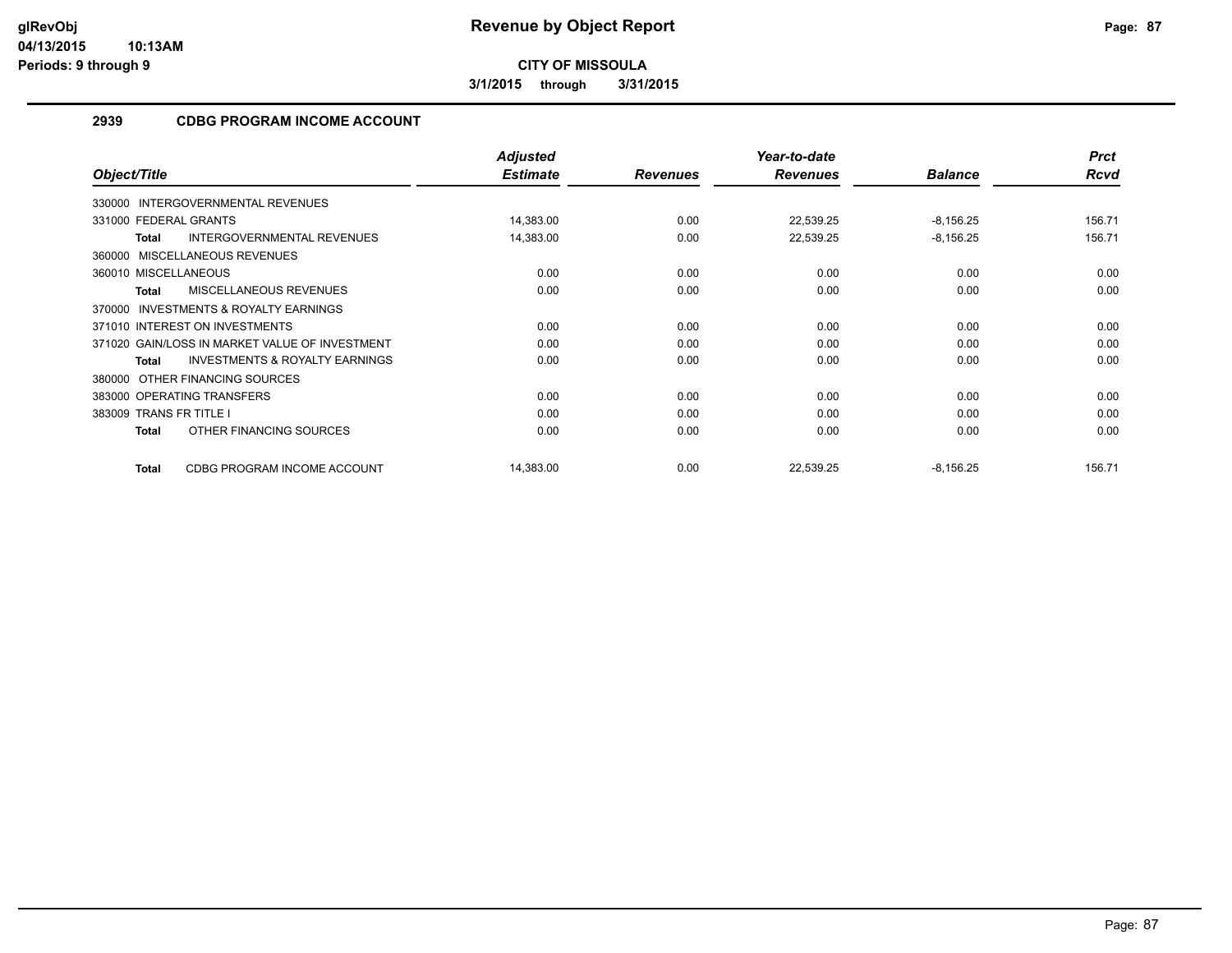# Revenue by Object Report

glRevObj
04/13/2015 10:13AM
Periods: 9 through 9

**CITY OF MISSOULA**

**3/1/2015 through 3/31/2015**

## 2939 CDBG PROGRAM INCOME ACCOUNT

| Object/Title | Adjusted Estimate | Revenues | Year-to-date Revenues | Balance | Prct Rcvd |
|---|---|---|---|---|---|
| 330000 INTERGOVERNMENTAL REVENUES | | | | | |
| 331000 FEDERAL GRANTS | 14,383.00 | 0.00 | 22,539.25 | -8,156.25 | 156.71 |
| **Total** INTERGOVERNMENTAL REVENUES | 14,383.00 | 0.00 | 22,539.25 | -8,156.25 | 156.71 |
| 360000 MISCELLANEOUS REVENUES | | | | | |
| 360010 MISCELLANEOUS | 0.00 | 0.00 | 0.00 | 0.00 | 0.00 |
| **Total** MISCELLANEOUS REVENUES | 0.00 | 0.00 | 0.00 | 0.00 | 0.00 |
| 370000 INVESTMENTS & ROYALTY EARNINGS | | | | | |
| 371010 INTEREST ON INVESTMENTS | 0.00 | 0.00 | 0.00 | 0.00 | 0.00 |
| 371020 GAIN/LOSS IN MARKET VALUE OF INVESTMENT | 0.00 | 0.00 | 0.00 | 0.00 | 0.00 |
| **Total** INVESTMENTS & ROYALTY EARNINGS | 0.00 | 0.00 | 0.00 | 0.00 | 0.00 |
| 380000 OTHER FINANCING SOURCES | | | | | |
| 383000 OPERATING TRANSFERS | 0.00 | 0.00 | 0.00 | 0.00 | 0.00 |
| 383009 TRANS FR TITLE I | 0.00 | 0.00 | 0.00 | 0.00 | 0.00 |
| **Total** OTHER FINANCING SOURCES | 0.00 | 0.00 | 0.00 | 0.00 | 0.00 |
| **Total** CDBG PROGRAM INCOME ACCOUNT | 14,383.00 | 0.00 | 22,539.25 | -8,156.25 | 156.71 |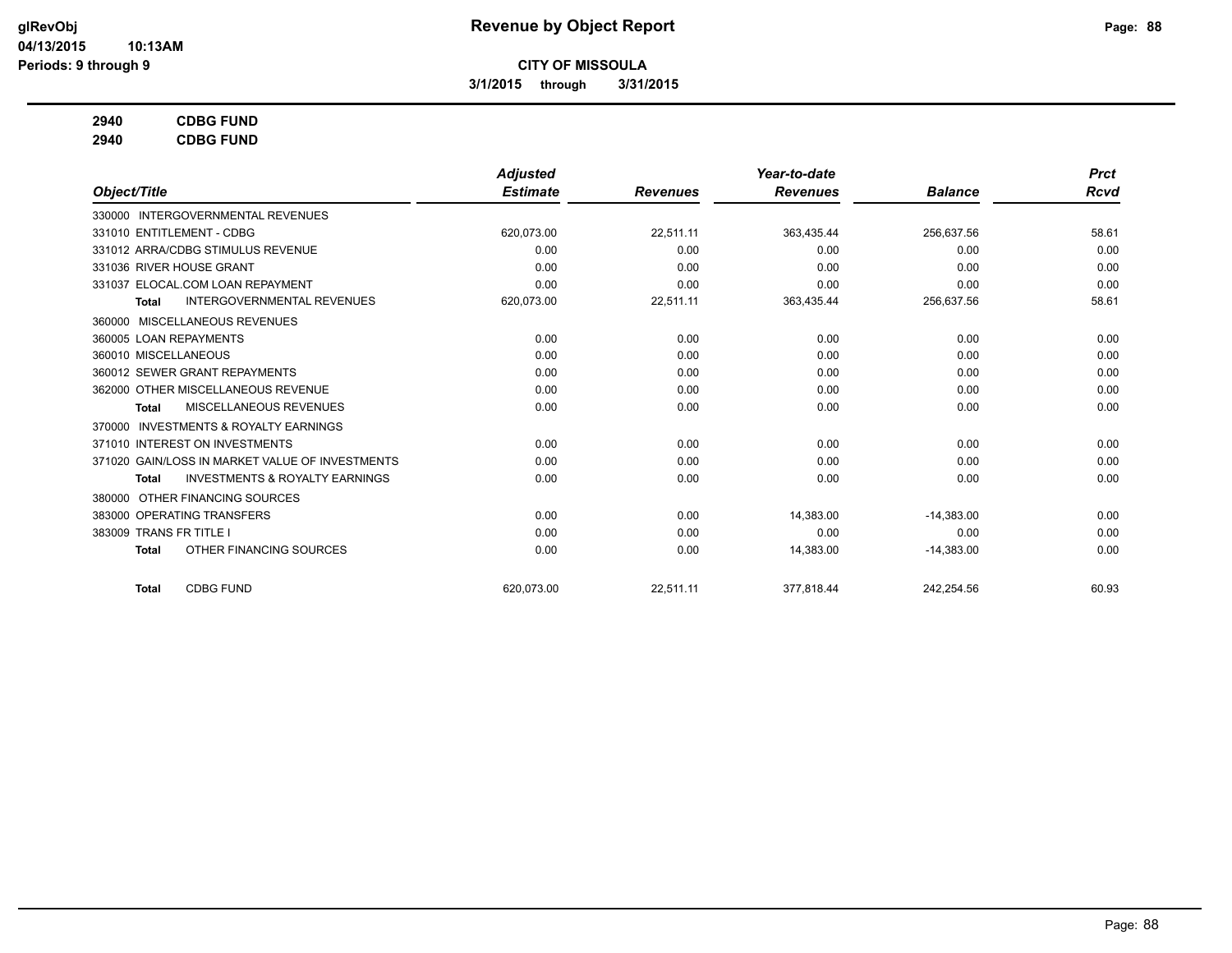# Revenue by Object Report

glRevObj
04/13/2015 10:13AM
Periods: 9 through 9

**CITY OF MISSOULA**

**3/1/2015 through 3/31/2015**

**2940 CDBG FUND**
**2940 CDBG FUND**

| Object/Title | Adjusted Estimate | Revenues | Year-to-date Revenues | Balance | Prct Rcvd |
|---|---|---|---|---|---|
| 330000 INTERGOVERNMENTAL REVENUES | | | | | |
| 331010 ENTITLEMENT - CDBG | 620,073.00 | 22,511.11 | 363,435.44 | 256,637.56 | 58.61 |
| 331012 ARRA/CDBG STIMULUS REVENUE | 0.00 | 0.00 | 0.00 | 0.00 | 0.00 |
| 331036 RIVER HOUSE GRANT | 0.00 | 0.00 | 0.00 | 0.00 | 0.00 |
| 331037 ELOCAL.COM LOAN REPAYMENT | 0.00 | 0.00 | 0.00 | 0.00 | 0.00 |
| **Total** INTERGOVERNMENTAL REVENUES | 620,073.00 | 22,511.11 | 363,435.44 | 256,637.56 | 58.61 |
| 360000 MISCELLANEOUS REVENUES | | | | | |
| 360005 LOAN REPAYMENTS | 0.00 | 0.00 | 0.00 | 0.00 | 0.00 |
| 360010 MISCELLANEOUS | 0.00 | 0.00 | 0.00 | 0.00 | 0.00 |
| 360012 SEWER GRANT REPAYMENTS | 0.00 | 0.00 | 0.00 | 0.00 | 0.00 |
| 362000 OTHER MISCELLANEOUS REVENUE | 0.00 | 0.00 | 0.00 | 0.00 | 0.00 |
| **Total** MISCELLANEOUS REVENUES | 0.00 | 0.00 | 0.00 | 0.00 | 0.00 |
| 370000 INVESTMENTS & ROYALTY EARNINGS | | | | | |
| 371010 INTEREST ON INVESTMENTS | 0.00 | 0.00 | 0.00 | 0.00 | 0.00 |
| 371020 GAIN/LOSS IN MARKET VALUE OF INVESTMENTS | 0.00 | 0.00 | 0.00 | 0.00 | 0.00 |
| **Total** INVESTMENTS & ROYALTY EARNINGS | 0.00 | 0.00 | 0.00 | 0.00 | 0.00 |
| 380000 OTHER FINANCING SOURCES | | | | | |
| 383000 OPERATING TRANSFERS | 0.00 | 0.00 | 14,383.00 | -14,383.00 | 0.00 |
| 383009 TRANS FR TITLE I | 0.00 | 0.00 | 0.00 | 0.00 | 0.00 |
| **Total** OTHER FINANCING SOURCES | 0.00 | 0.00 | 14,383.00 | -14,383.00 | 0.00 |
| **Total** CDBG FUND | 620,073.00 | 22,511.11 | 377,818.44 | 242,254.56 | 60.93 |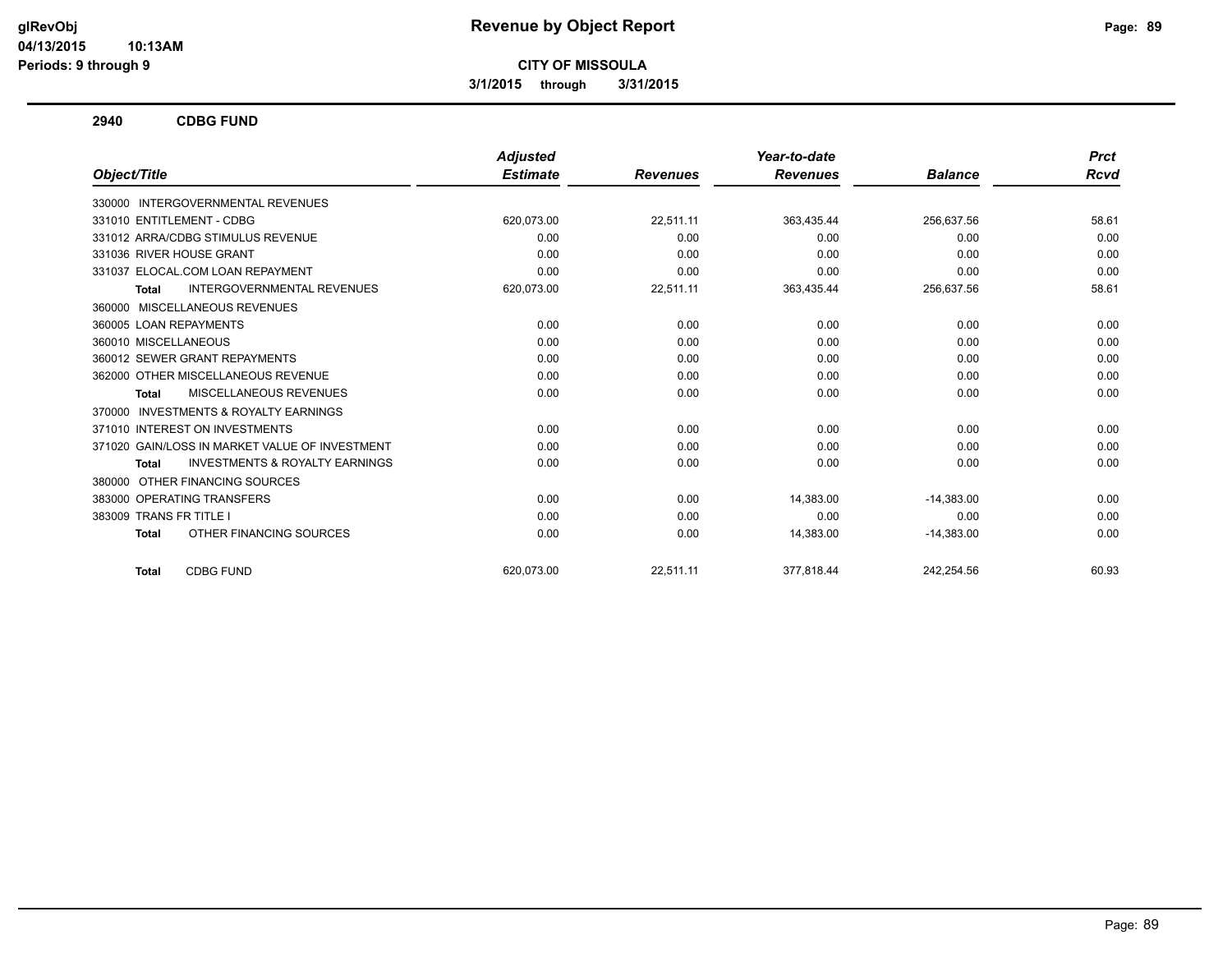# Revenue by Object Report

**CITY OF MISSOULA**

**3/1/2015 through 3/31/2015**

## 2940 CDBG FUND

| Object/Title | Adjusted Estimate | Revenues | Year-to-date Revenues | Balance | Prct Rcvd |
|---|---|---|---|---|---|
| 330000 INTERGOVERNMENTAL REVENUES | | | | | |
| 331010 ENTITLEMENT - CDBG | 620,073.00 | 22,511.11 | 363,435.44 | 256,637.56 | 58.61 |
| 331012 ARRA/CDBG STIMULUS REVENUE | 0.00 | 0.00 | 0.00 | 0.00 | 0.00 |
| 331036 RIVER HOUSE GRANT | 0.00 | 0.00 | 0.00 | 0.00 | 0.00 |
| 331037 ELOCAL.COM LOAN REPAYMENT | 0.00 | 0.00 | 0.00 | 0.00 | 0.00 |
| **Total** INTERGOVERNMENTAL REVENUES | 620,073.00 | 22,511.11 | 363,435.44 | 256,637.56 | 58.61 |
| 360000 MISCELLANEOUS REVENUES | | | | | |
| 360005 LOAN REPAYMENTS | 0.00 | 0.00 | 0.00 | 0.00 | 0.00 |
| 360010 MISCELLANEOUS | 0.00 | 0.00 | 0.00 | 0.00 | 0.00 |
| 360012 SEWER GRANT REPAYMENTS | 0.00 | 0.00 | 0.00 | 0.00 | 0.00 |
| 362000 OTHER MISCELLANEOUS REVENUE | 0.00 | 0.00 | 0.00 | 0.00 | 0.00 |
| **Total** MISCELLANEOUS REVENUES | 0.00 | 0.00 | 0.00 | 0.00 | 0.00 |
| 370000 INVESTMENTS & ROYALTY EARNINGS | | | | | |
| 371010 INTEREST ON INVESTMENTS | 0.00 | 0.00 | 0.00 | 0.00 | 0.00 |
| 371020 GAIN/LOSS IN MARKET VALUE OF INVESTMENT | 0.00 | 0.00 | 0.00 | 0.00 | 0.00 |
| **Total** INVESTMENTS & ROYALTY EARNINGS | 0.00 | 0.00 | 0.00 | 0.00 | 0.00 |
| 380000 OTHER FINANCING SOURCES | | | | | |
| 383000 OPERATING TRANSFERS | 0.00 | 0.00 | 14,383.00 | -14,383.00 | 0.00 |
| 383009 TRANS FR TITLE I | 0.00 | 0.00 | 0.00 | 0.00 | 0.00 |
| **Total** OTHER FINANCING SOURCES | 0.00 | 0.00 | 14,383.00 | -14,383.00 | 0.00 |
| **Total** CDBG FUND | 620,073.00 | 22,511.11 | 377,818.44 | 242,254.56 | 60.93 |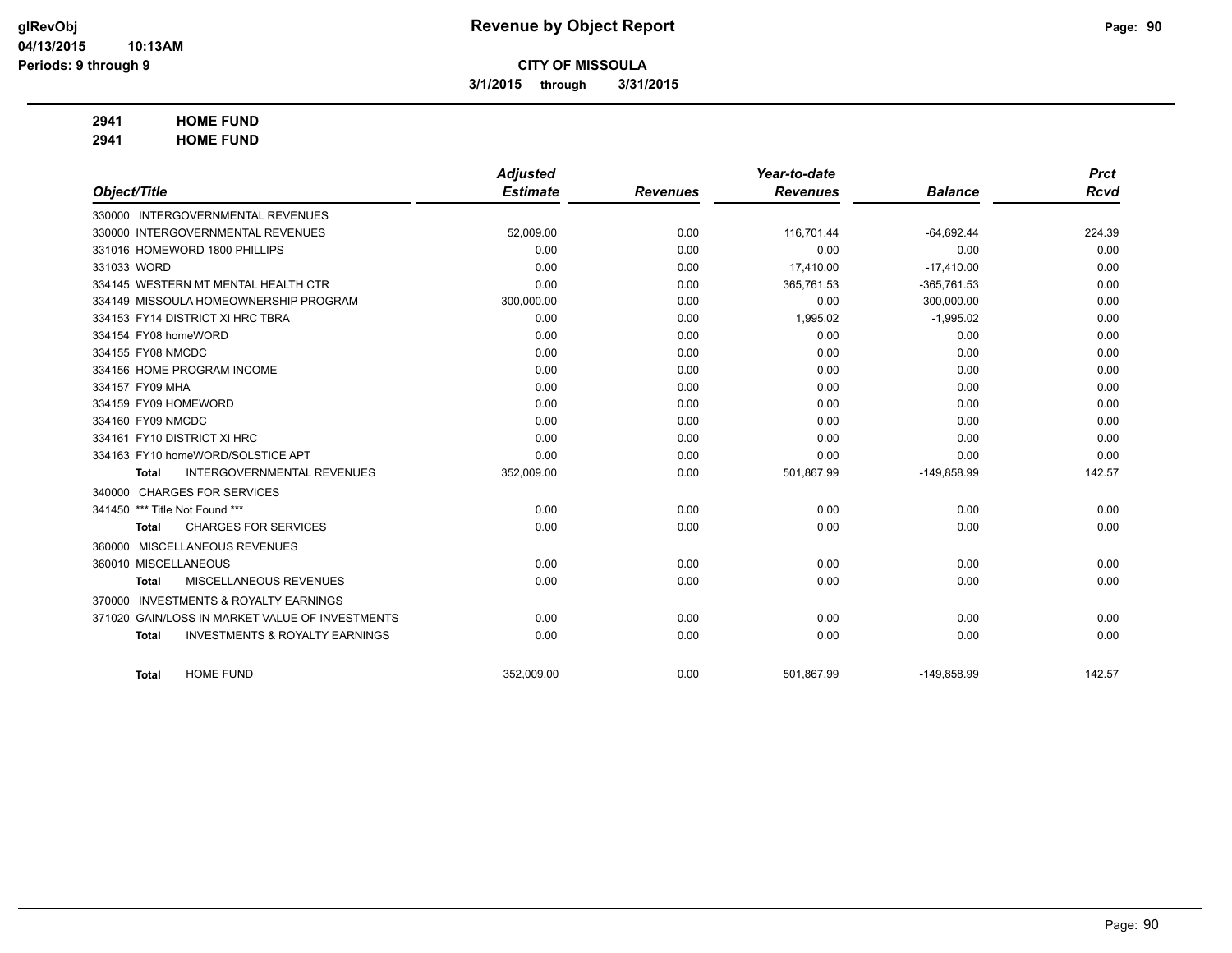**CITY OF MISSOULA**

**3/1/2015 through 3/31/2015**

**Revenue by Object Report**

glRevObj
04/13/2015 10:13AM
Periods: 9 through 9

**2941 HOME FUND**

**2941 HOME FUND**

| Object/Title | Adjusted Estimate | Revenues | Year-to-date Revenues | Balance | Prct Rcvd |
|---|---|---|---|---|---|
| 330000 INTERGOVERNMENTAL REVENUES | | | | | |
| 330000 INTERGOVERNMENTAL REVENUES | 52,009.00 | 0.00 | 116,701.44 | -64,692.44 | 224.39 |
| 331016 HOMEWORD 1800 PHILLIPS | 0.00 | 0.00 | 0.00 | 0.00 | 0.00 |
| 331033 WORD | 0.00 | 0.00 | 17,410.00 | -17,410.00 | 0.00 |
| 334145 WESTERN MT MENTAL HEALTH CTR | 0.00 | 0.00 | 365,761.53 | -365,761.53 | 0.00 |
| 334149 MISSOULA HOMEOWNERSHIP PROGRAM | 300,000.00 | 0.00 | 0.00 | 300,000.00 | 0.00 |
| 334153 FY14 DISTRICT XI HRC TBRA | 0.00 | 0.00 | 1,995.02 | -1,995.02 | 0.00 |
| 334154 FY08 homeWORD | 0.00 | 0.00 | 0.00 | 0.00 | 0.00 |
| 334155 FY08 NMCDC | 0.00 | 0.00 | 0.00 | 0.00 | 0.00 |
| 334156 HOME PROGRAM INCOME | 0.00 | 0.00 | 0.00 | 0.00 | 0.00 |
| 334157 FY09 MHA | 0.00 | 0.00 | 0.00 | 0.00 | 0.00 |
| 334159 FY09 HOMEWORD | 0.00 | 0.00 | 0.00 | 0.00 | 0.00 |
| 334160 FY09 NMCDC | 0.00 | 0.00 | 0.00 | 0.00 | 0.00 |
| 334161 FY10 DISTRICT XI HRC | 0.00 | 0.00 | 0.00 | 0.00 | 0.00 |
| 334163 FY10 homeWORD/SOLSTICE APT | 0.00 | 0.00 | 0.00 | 0.00 | 0.00 |
| **Total** INTERGOVERNMENTAL REVENUES | 352,009.00 | 0.00 | 501,867.99 | -149,858.99 | 142.57 |
| 340000 CHARGES FOR SERVICES | | | | | |
| 341450 *** Title Not Found *** | 0.00 | 0.00 | 0.00 | 0.00 | 0.00 |
| **Total** CHARGES FOR SERVICES | 0.00 | 0.00 | 0.00 | 0.00 | 0.00 |
| 360000 MISCELLANEOUS REVENUES | | | | | |
| 360010 MISCELLANEOUS | 0.00 | 0.00 | 0.00 | 0.00 | 0.00 |
| **Total** MISCELLANEOUS REVENUES | 0.00 | 0.00 | 0.00 | 0.00 | 0.00 |
| 370000 INVESTMENTS & ROYALTY EARNINGS | | | | | |
| 371020 GAIN/LOSS IN MARKET VALUE OF INVESTMENTS | 0.00 | 0.00 | 0.00 | 0.00 | 0.00 |
| **Total** INVESTMENTS & ROYALTY EARNINGS | 0.00 | 0.00 | 0.00 | 0.00 | 0.00 |
| **Total** HOME FUND | 352,009.00 | 0.00 | 501,867.99 | -149,858.99 | 142.57 |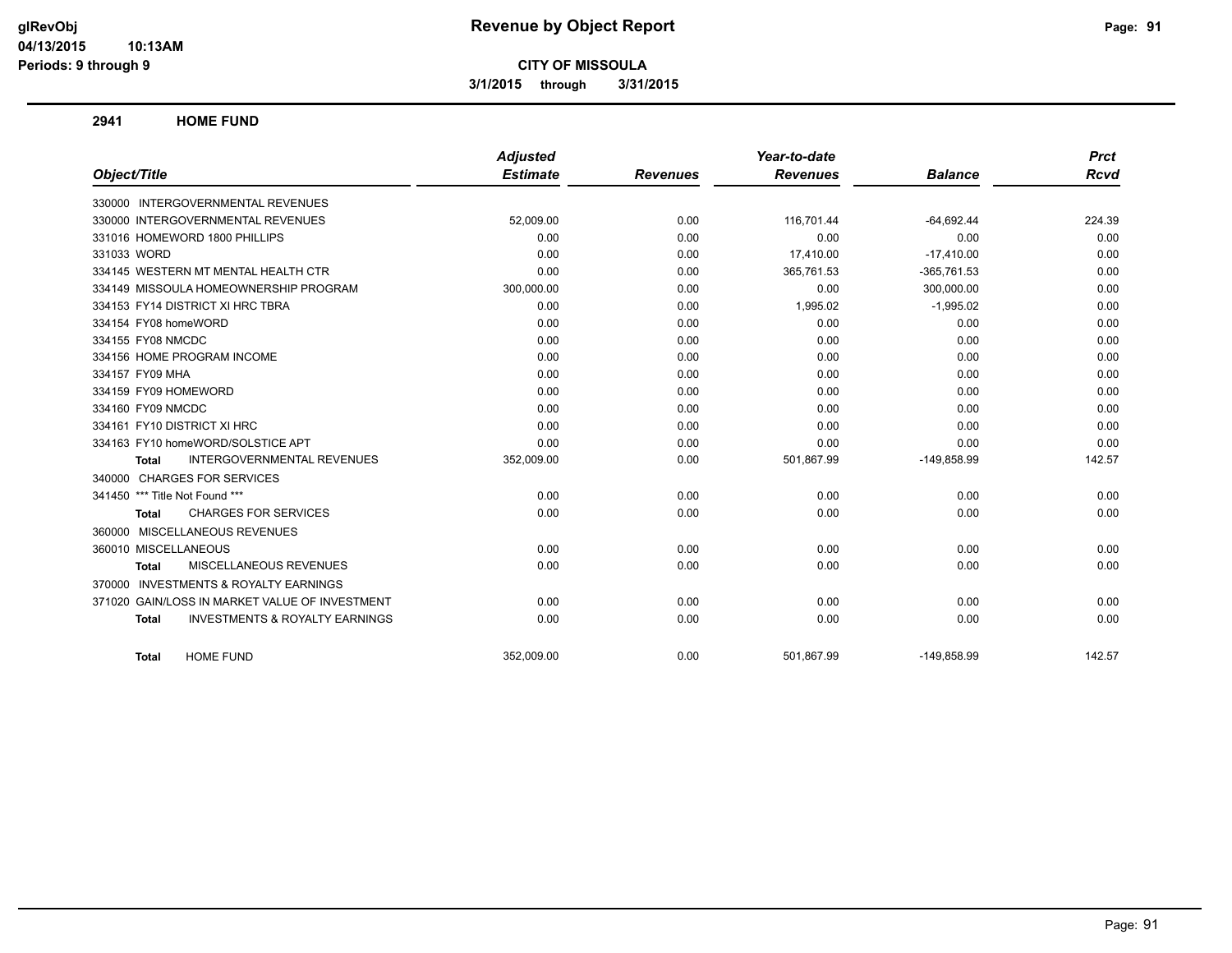# Revenue by Object Report

**CITY OF MISSOULA**

**3/1/2015 through 3/31/2015**

glRevObj
04/13/2015 10:13AM
Periods: 9 through 9

## 2941 HOME FUND

| Object/Title | Adjusted Estimate | Revenues | Year-to-date Revenues | Balance | Prct Rcvd |
|---|---|---|---|---|---|
| 330000 INTERGOVERNMENTAL REVENUES | | | | | |
| 330000 INTERGOVERNMENTAL REVENUES | 52,009.00 | 0.00 | 116,701.44 | -64,692.44 | 224.39 |
| 331016 HOMEWORD 1800 PHILLIPS | 0.00 | 0.00 | 0.00 | 0.00 | 0.00 |
| 331033 WORD | 0.00 | 0.00 | 17,410.00 | -17,410.00 | 0.00 |
| 334145 WESTERN MT MENTAL HEALTH CTR | 0.00 | 0.00 | 365,761.53 | -365,761.53 | 0.00 |
| 334149 MISSOULA HOMEOWNERSHIP PROGRAM | 300,000.00 | 0.00 | 0.00 | 300,000.00 | 0.00 |
| 334153 FY14 DISTRICT XI HRC TBRA | 0.00 | 0.00 | 1,995.02 | -1,995.02 | 0.00 |
| 334154 FY08 homeWORD | 0.00 | 0.00 | 0.00 | 0.00 | 0.00 |
| 334155 FY08 NMCDC | 0.00 | 0.00 | 0.00 | 0.00 | 0.00 |
| 334156 HOME PROGRAM INCOME | 0.00 | 0.00 | 0.00 | 0.00 | 0.00 |
| 334157 FY09 MHA | 0.00 | 0.00 | 0.00 | 0.00 | 0.00 |
| 334159 FY09 HOMEWORD | 0.00 | 0.00 | 0.00 | 0.00 | 0.00 |
| 334160 FY09 NMCDC | 0.00 | 0.00 | 0.00 | 0.00 | 0.00 |
| 334161 FY10 DISTRICT XI HRC | 0.00 | 0.00 | 0.00 | 0.00 | 0.00 |
| 334163 FY10 homeWORD/SOLSTICE APT | 0.00 | 0.00 | 0.00 | 0.00 | 0.00 |
| **Total** INTERGOVERNMENTAL REVENUES | 352,009.00 | 0.00 | 501,867.99 | -149,858.99 | 142.57 |
| 340000 CHARGES FOR SERVICES | | | | | |
| 341450 *** Title Not Found *** | 0.00 | 0.00 | 0.00 | 0.00 | 0.00 |
| **Total** CHARGES FOR SERVICES | 0.00 | 0.00 | 0.00 | 0.00 | 0.00 |
| 360000 MISCELLANEOUS REVENUES | | | | | |
| 360010 MISCELLANEOUS | 0.00 | 0.00 | 0.00 | 0.00 | 0.00 |
| **Total** MISCELLANEOUS REVENUES | 0.00 | 0.00 | 0.00 | 0.00 | 0.00 |
| 370000 INVESTMENTS & ROYALTY EARNINGS | | | | | |
| 371020 GAIN/LOSS IN MARKET VALUE OF INVESTMENT | 0.00 | 0.00 | 0.00 | 0.00 | 0.00 |
| **Total** INVESTMENTS & ROYALTY EARNINGS | 0.00 | 0.00 | 0.00 | 0.00 | 0.00 |
| **Total** HOME FUND | 352,009.00 | 0.00 | 501,867.99 | -149,858.99 | 142.57 |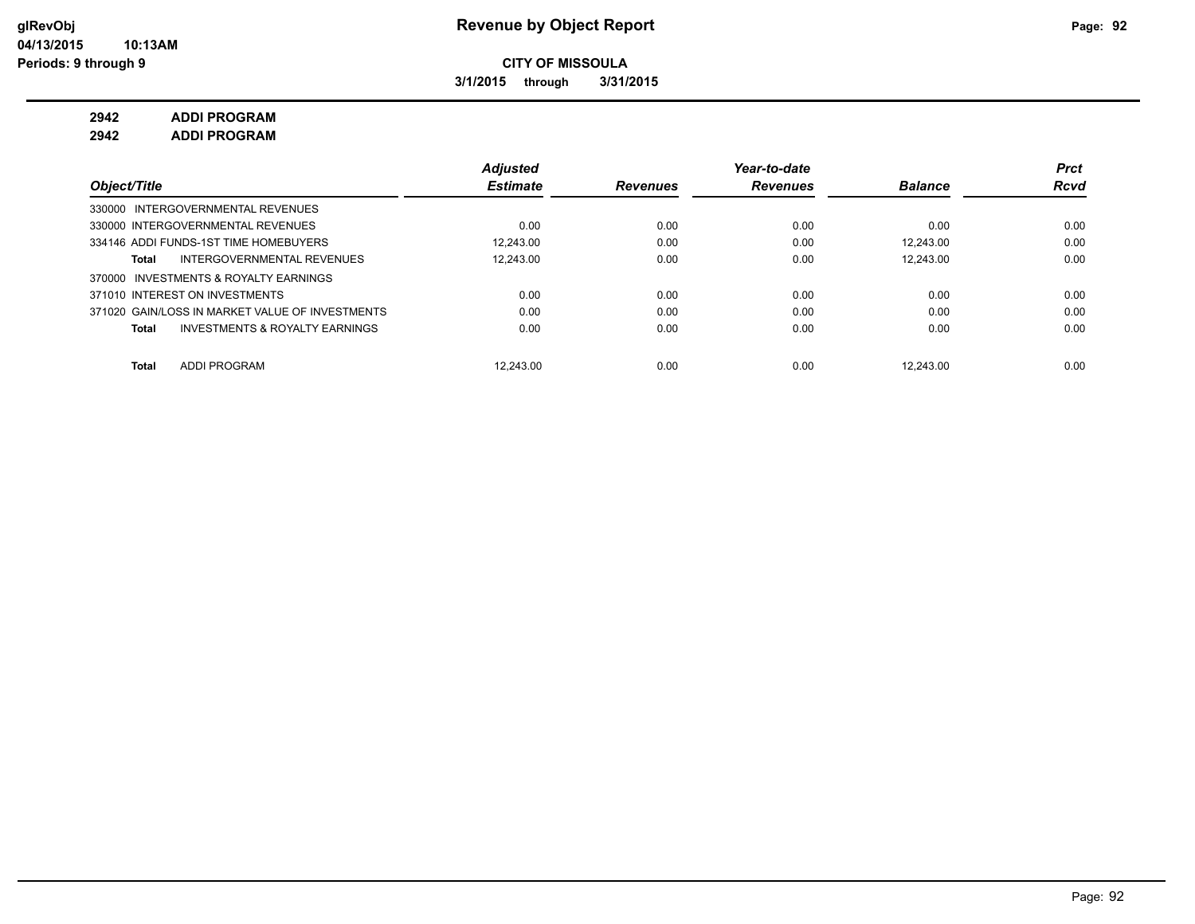**CITY OF MISSOULA**

**3/1/2015 through 3/31/2015**

## 2942 ADDI PROGRAM

## 2942 ADDI PROGRAM

| Object/Title | Adjusted Estimate | Revenues | Year-to-date Revenues | Balance | Prct Rcvd |
|---|---|---|---|---|---|
| 330000 INTERGOVERNMENTAL REVENUES | | | | | |
| 330000 INTERGOVERNMENTAL REVENUES | 0.00 | 0.00 | 0.00 | 0.00 | 0.00 |
| 334146 ADDI FUNDS-1ST TIME HOMEBUYERS | 12,243.00 | 0.00 | 0.00 | 12,243.00 | 0.00 |
| **Total** INTERGOVERNMENTAL REVENUES | 12,243.00 | 0.00 | 0.00 | 12,243.00 | 0.00 |
| 370000 INVESTMENTS & ROYALTY EARNINGS | | | | | |
| 371010 INTEREST ON INVESTMENTS | 0.00 | 0.00 | 0.00 | 0.00 | 0.00 |
| 371020 GAIN/LOSS IN MARKET VALUE OF INVESTMENTS | 0.00 | 0.00 | 0.00 | 0.00 | 0.00 |
| **Total** INVESTMENTS & ROYALTY EARNINGS | 0.00 | 0.00 | 0.00 | 0.00 | 0.00 |
| **Total** ADDI PROGRAM | 12,243.00 | 0.00 | 0.00 | 12,243.00 | 0.00 |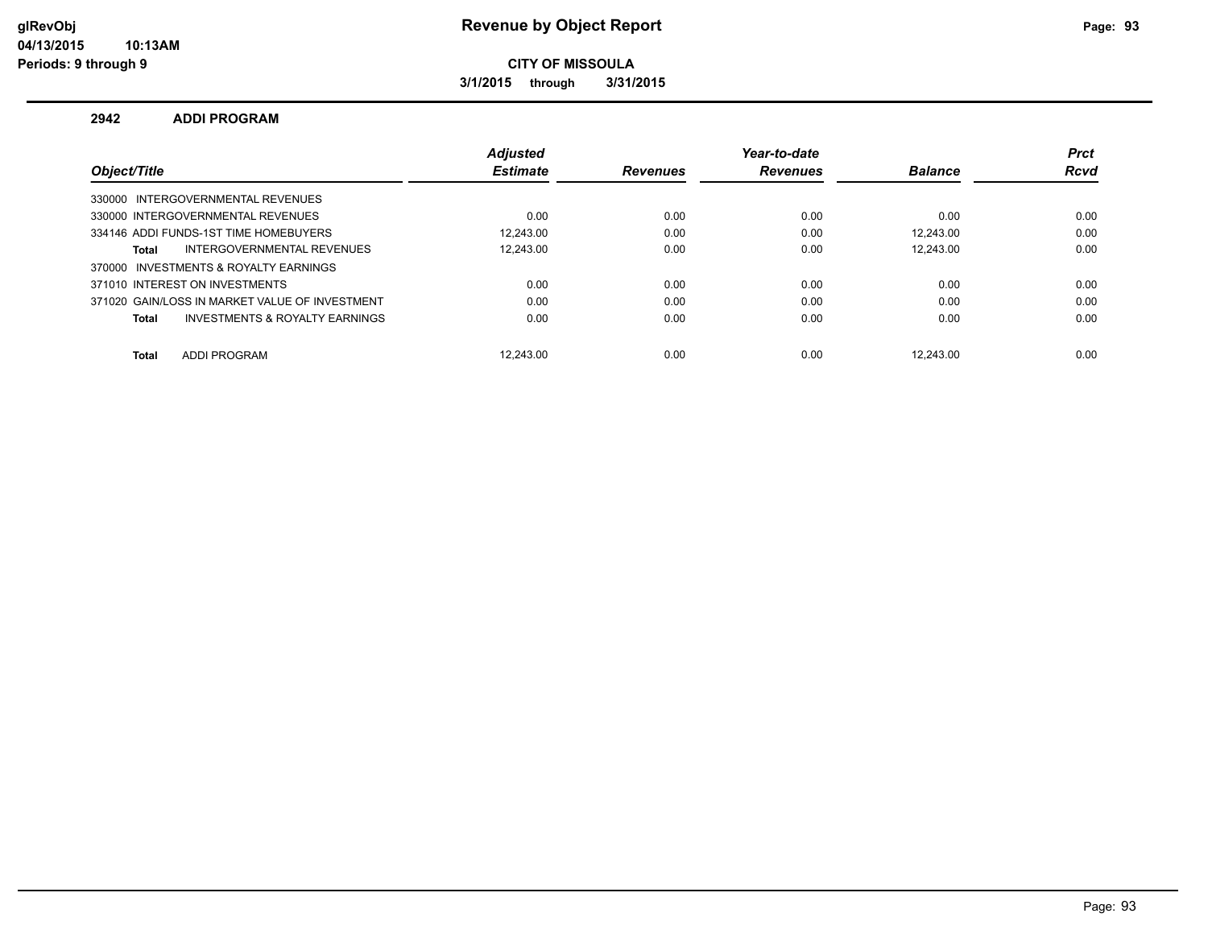# Revenue by Object Report

**CITY OF MISSOULA**

**3/1/2015 through 3/31/2015**

glRevObj
04/13/2015 10:13AM
Periods: 9 through 9

## 2942 ADDI PROGRAM

| Object/Title | Adjusted Estimate | Revenues | Year-to-date Revenues | Balance | Prct Rcvd |
|---|---|---|---|---|---|
| 330000 INTERGOVERNMENTAL REVENUES | | | | | |
| 330000 INTERGOVERNMENTAL REVENUES | 0.00 | 0.00 | 0.00 | 0.00 | 0.00 |
| 334146 ADDI FUNDS-1ST TIME HOMEBUYERS | 12,243.00 | 0.00 | 0.00 | 12,243.00 | 0.00 |
| **Total** INTERGOVERNMENTAL REVENUES | 12,243.00 | 0.00 | 0.00 | 12,243.00 | 0.00 |
| 370000 INVESTMENTS & ROYALTY EARNINGS | | | | | |
| 371010 INTEREST ON INVESTMENTS | 0.00 | 0.00 | 0.00 | 0.00 | 0.00 |
| 371020 GAIN/LOSS IN MARKET VALUE OF INVESTMENT | 0.00 | 0.00 | 0.00 | 0.00 | 0.00 |
| **Total** INVESTMENTS & ROYALTY EARNINGS | 0.00 | 0.00 | 0.00 | 0.00 | 0.00 |
| **Total** ADDI PROGRAM | 12,243.00 | 0.00 | 0.00 | 12,243.00 | 0.00 |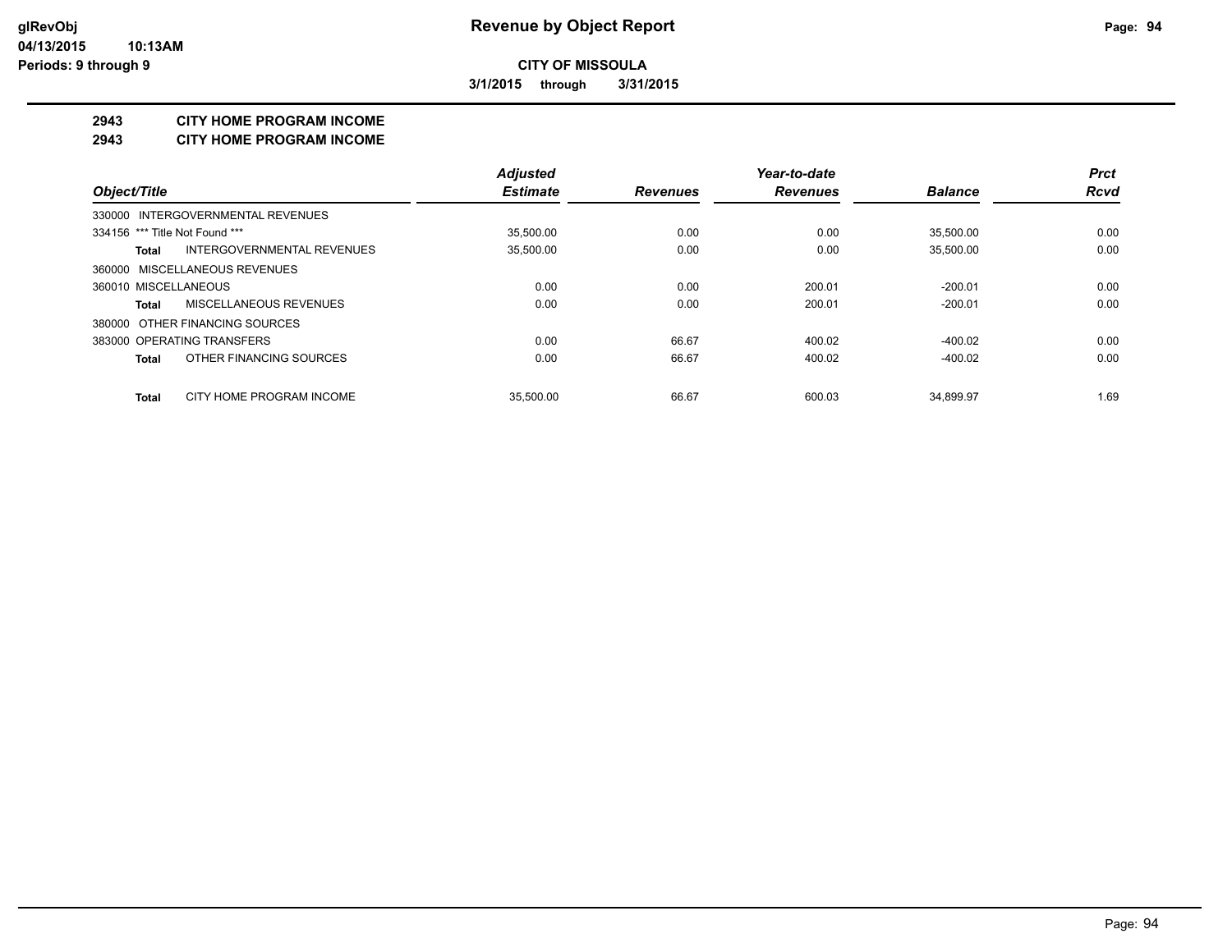**Revenue by Object Report**

**CITY OF MISSOULA**

**3/1/2015 through 3/31/2015**

glRevObj
04/13/2015 10:13AM
Periods: 9 through 9

## 2943 CITY HOME PROGRAM INCOME
## 2943 CITY HOME PROGRAM INCOME

| Object/Title | Adjusted Estimate | Revenues | Year-to-date Revenues | Balance | Prct Rcvd |
|---|---|---|---|---|---|
| 330000 INTERGOVERNMENTAL REVENUES | | | | | |
| 334156 *** Title Not Found *** | 35,500.00 | 0.00 | 0.00 | 35,500.00 | 0.00 |
| **Total** INTERGOVERNMENTAL REVENUES | 35,500.00 | 0.00 | 0.00 | 35,500.00 | 0.00 |
| 360000 MISCELLANEOUS REVENUES | | | | | |
| 360010 MISCELLANEOUS | 0.00 | 0.00 | 200.01 | -200.01 | 0.00 |
| **Total** MISCELLANEOUS REVENUES | 0.00 | 0.00 | 200.01 | -200.01 | 0.00 |
| 380000 OTHER FINANCING SOURCES | | | | | |
| 383000 OPERATING TRANSFERS | 0.00 | 66.67 | 400.02 | -400.02 | 0.00 |
| **Total** OTHER FINANCING SOURCES | 0.00 | 66.67 | 400.02 | -400.02 | 0.00 |
| **Total** CITY HOME PROGRAM INCOME | 35,500.00 | 66.67 | 600.03 | 34,899.97 | 1.69 |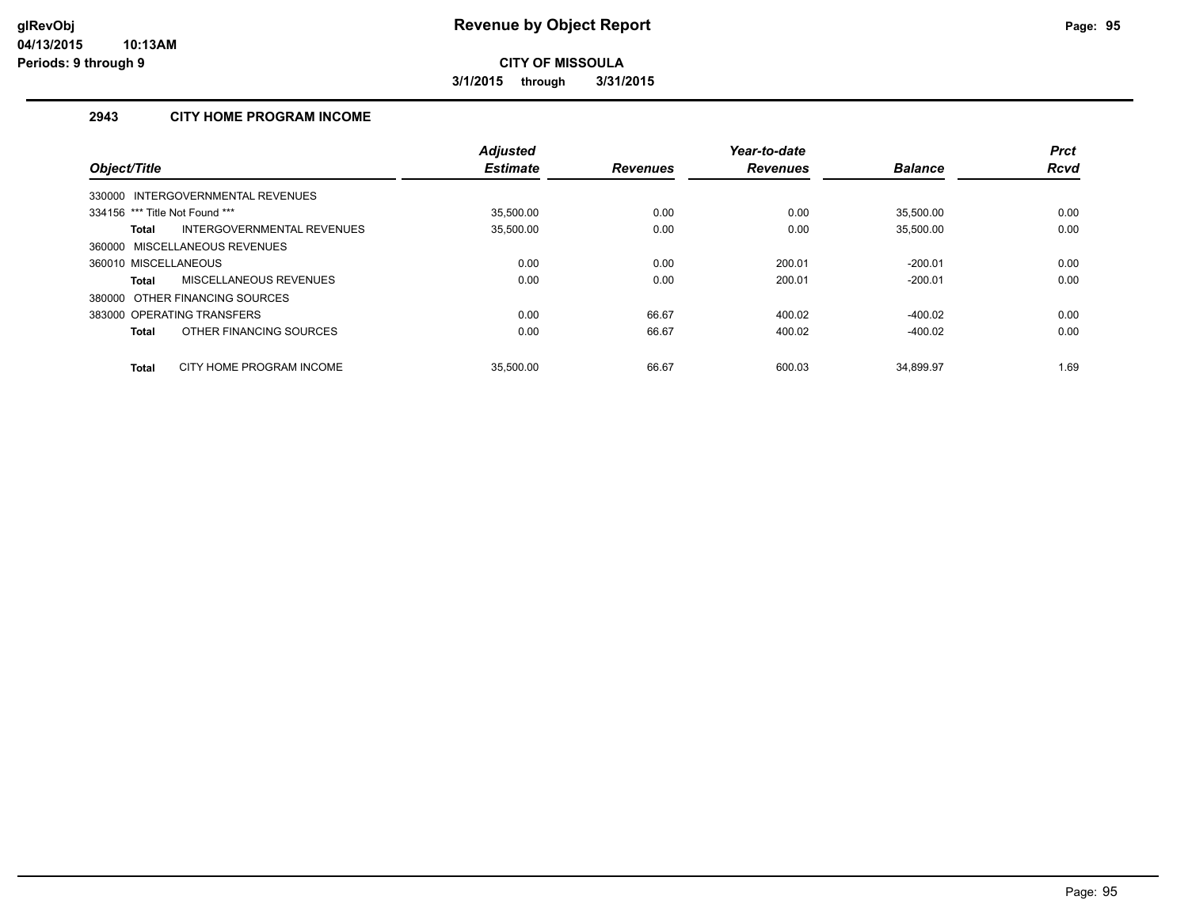# Revenue by Object Report

**CITY OF MISSOULA**

**3/1/2015 through 3/31/2015**

## 2943 CITY HOME PROGRAM INCOME

| Object/Title | | Adjusted Estimate | Revenues | Year-to-date Revenues | Balance | Prct Rcvd |
|---|---|---|---|---|---|---|
| 330000 INTERGOVERNMENTAL REVENUES | | | | | | |
| 334156 *** Title Not Found *** | | 35,500.00 | 0.00 | 0.00 | 35,500.00 | 0.00 |
| **Total** | INTERGOVERNMENTAL REVENUES | 35,500.00 | 0.00 | 0.00 | 35,500.00 | 0.00 |
| 360000 MISCELLANEOUS REVENUES | | | | | | |
| 360010 MISCELLANEOUS | | 0.00 | 0.00 | 200.01 | -200.01 | 0.00 |
| **Total** | MISCELLANEOUS REVENUES | 0.00 | 0.00 | 200.01 | -200.01 | 0.00 |
| 380000 OTHER FINANCING SOURCES | | | | | | |
| 383000 OPERATING TRANSFERS | | 0.00 | 66.67 | 400.02 | -400.02 | 0.00 |
| **Total** | OTHER FINANCING SOURCES | 0.00 | 66.67 | 400.02 | -400.02 | 0.00 |
| **Total** | CITY HOME PROGRAM INCOME | 35,500.00 | 66.67 | 600.03 | 34,899.97 | 1.69 |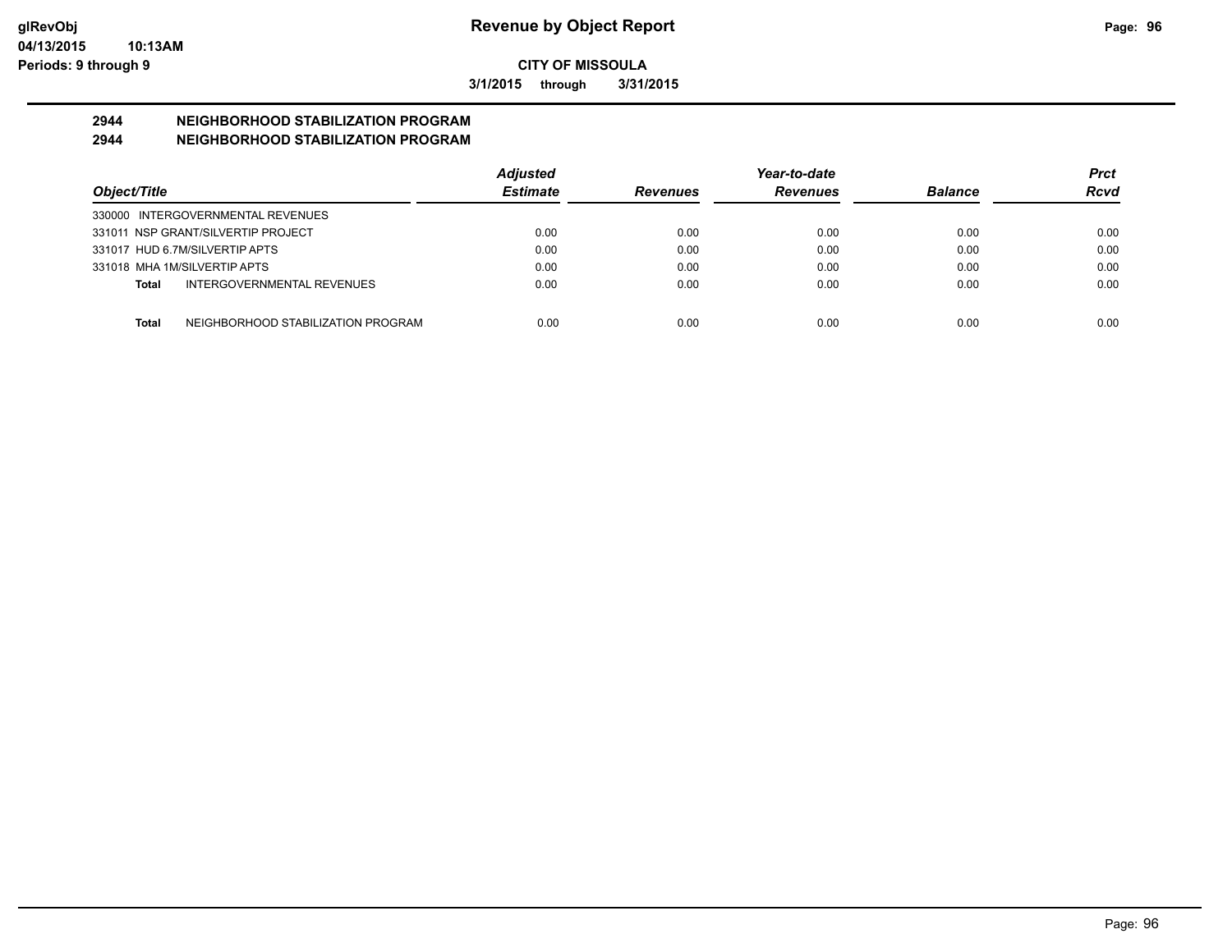# Revenue by Object Report

glRevObj
04/13/2015 10:13AM
Periods: 9 through 9

**CITY OF MISSOULA**

**3/1/2015 through 3/31/2015**

## 2944 NEIGHBORHOOD STABILIZATION PROGRAM
## 2944 NEIGHBORHOOD STABILIZATION PROGRAM

| Object/Title | Adjusted Estimate | Revenues | Year-to-date Revenues | Balance | Prct Rcvd |
|---|---|---|---|---|---|
| 330000 INTERGOVERNMENTAL REVENUES | | | | | |
| 331011 NSP GRANT/SILVERTIP PROJECT | 0.00 | 0.00 | 0.00 | 0.00 | 0.00 |
| 331017 HUD 6.7M/SILVERTIP APTS | 0.00 | 0.00 | 0.00 | 0.00 | 0.00 |
| 331018 MHA 1M/SILVERTIP APTS | 0.00 | 0.00 | 0.00 | 0.00 | 0.00 |
| **Total** INTERGOVERNMENTAL REVENUES | 0.00 | 0.00 | 0.00 | 0.00 | 0.00 |
| **Total** NEIGHBORHOOD STABILIZATION PROGRAM | 0.00 | 0.00 | 0.00 | 0.00 | 0.00 |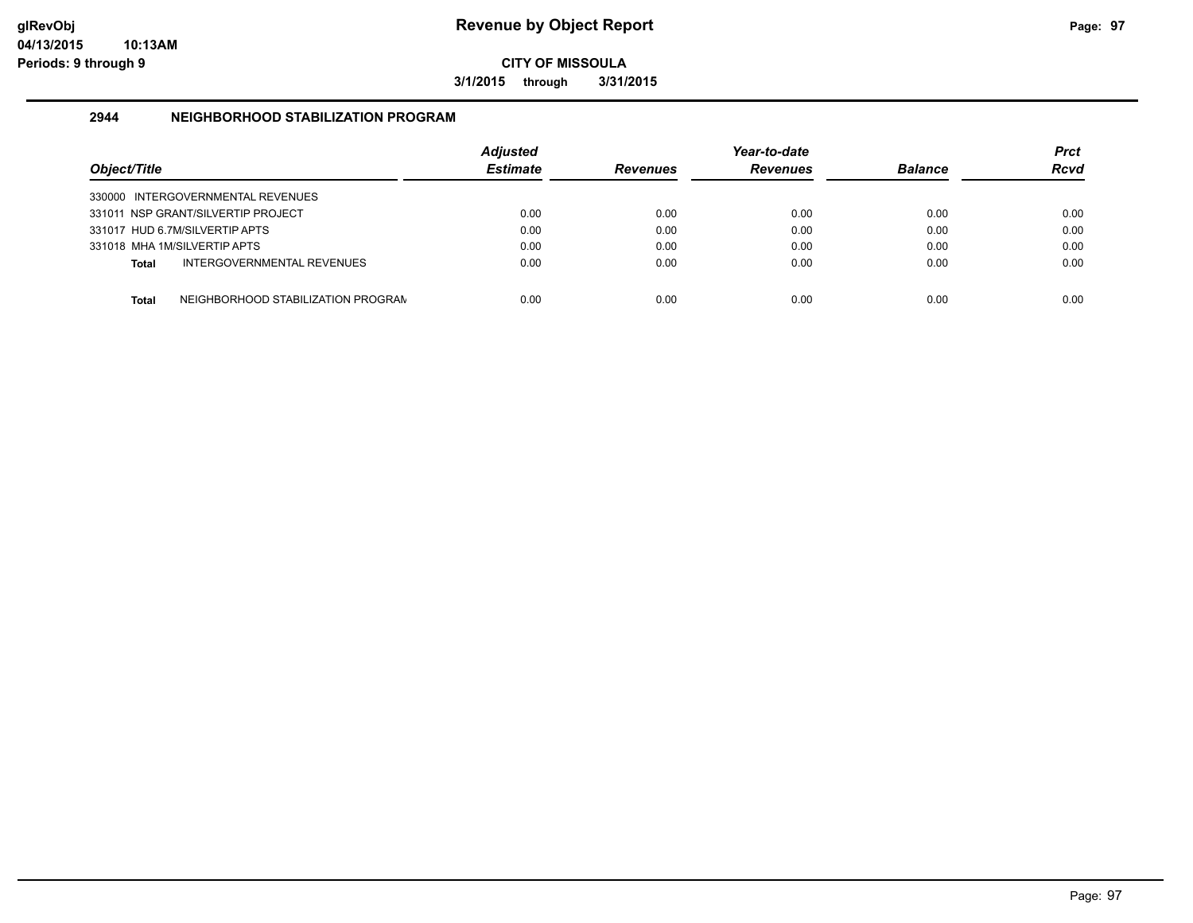# Revenue by Object Report

glRevObj
04/13/2015 10:13AM
Periods: 9 through 9

**CITY OF MISSOULA**

**3/1/2015 through 3/31/2015**

## 2944 NEIGHBORHOOD STABILIZATION PROGRAM

| Object/Title | Adjusted Estimate | Revenues | Year-to-date Revenues | Balance | Prct Rcvd |
|---|---|---|---|---|---|
| 330000 INTERGOVERNMENTAL REVENUES | | | | | |
| 331011 NSP GRANT/SILVERTIP PROJECT | 0.00 | 0.00 | 0.00 | 0.00 | 0.00 |
| 331017 HUD 6.7M/SILVERTIP APTS | 0.00 | 0.00 | 0.00 | 0.00 | 0.00 |
| 331018 MHA 1M/SILVERTIP APTS | 0.00 | 0.00 | 0.00 | 0.00 | 0.00 |
| **Total** INTERGOVERNMENTAL REVENUES | 0.00 | 0.00 | 0.00 | 0.00 | 0.00 |
| **Total** NEIGHBORHOOD STABILIZATION PROGRAM | 0.00 | 0.00 | 0.00 | 0.00 | 0.00 |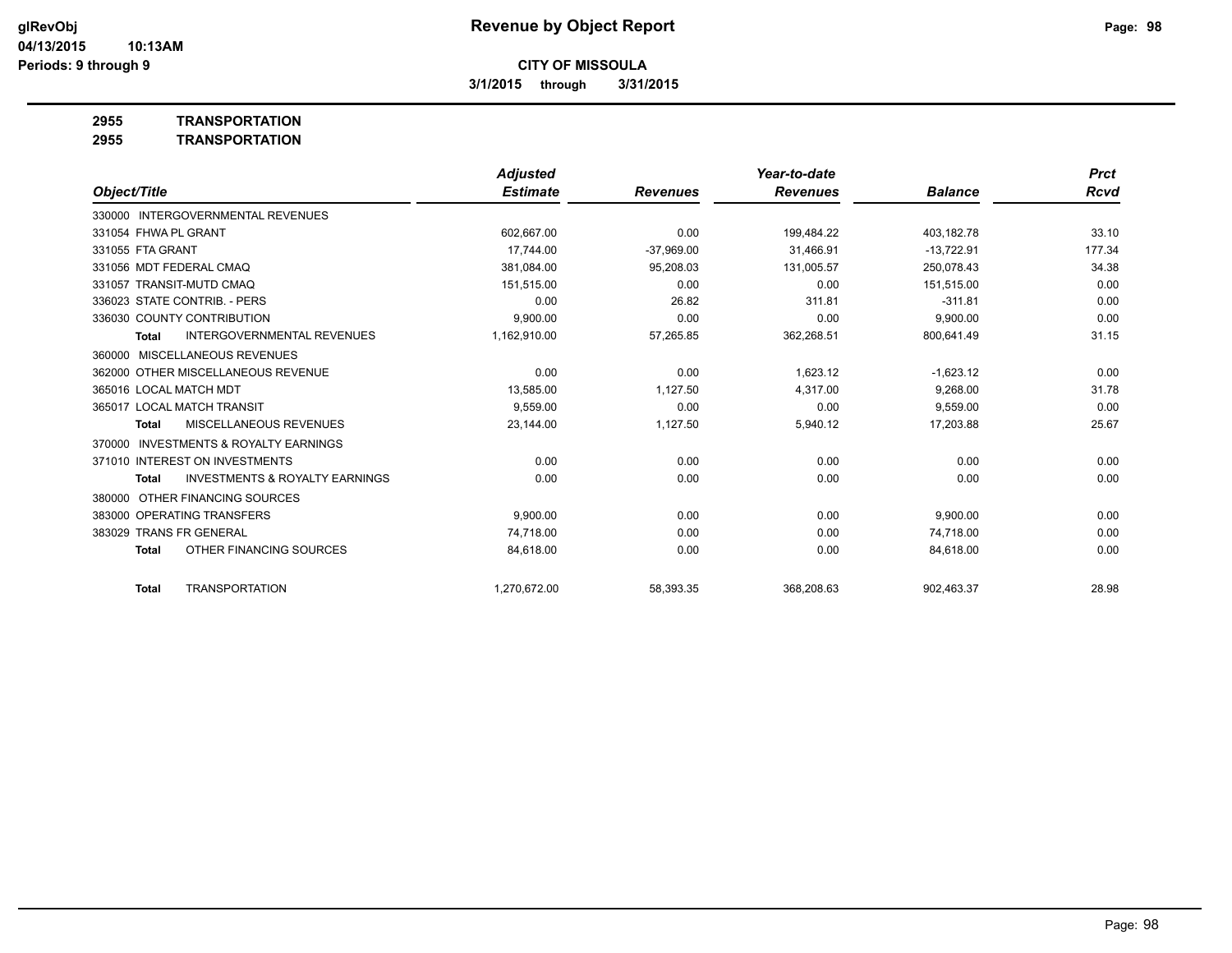**Revenue by Object Report**

**CITY OF MISSOULA**

**3/1/2015 through 3/31/2015**

**2955 TRANSPORTATION**

**2955 TRANSPORTATION**

| Object/Title | Adjusted Estimate | Revenues | Year-to-date Revenues | Balance | Prct Rcvd |
|---|---|---|---|---|---|
| 330000 INTERGOVERNMENTAL REVENUES | | | | | |
| 331054 FHWA PL GRANT | 602,667.00 | 0.00 | 199,484.22 | 403,182.78 | 33.10 |
| 331055 FTA GRANT | 17,744.00 | -37,969.00 | 31,466.91 | -13,722.91 | 177.34 |
| 331056 MDT FEDERAL CMAQ | 381,084.00 | 95,208.03 | 131,005.57 | 250,078.43 | 34.38 |
| 331057 TRANSIT-MUTD CMAQ | 151,515.00 | 0.00 | 0.00 | 151,515.00 | 0.00 |
| 336023 STATE CONTRIB. - PERS | 0.00 | 26.82 | 311.81 | -311.81 | 0.00 |
| 336030 COUNTY CONTRIBUTION | 9,900.00 | 0.00 | 0.00 | 9,900.00 | 0.00 |
| **Total** INTERGOVERNMENTAL REVENUES | 1,162,910.00 | 57,265.85 | 362,268.51 | 800,641.49 | 31.15 |
| 360000 MISCELLANEOUS REVENUES | | | | | |
| 362000 OTHER MISCELLANEOUS REVENUE | 0.00 | 0.00 | 1,623.12 | -1,623.12 | 0.00 |
| 365016 LOCAL MATCH MDT | 13,585.00 | 1,127.50 | 4,317.00 | 9,268.00 | 31.78 |
| 365017 LOCAL MATCH TRANSIT | 9,559.00 | 0.00 | 0.00 | 9,559.00 | 0.00 |
| **Total** MISCELLANEOUS REVENUES | 23,144.00 | 1,127.50 | 5,940.12 | 17,203.88 | 25.67 |
| 370000 INVESTMENTS & ROYALTY EARNINGS | | | | | |
| 371010 INTEREST ON INVESTMENTS | 0.00 | 0.00 | 0.00 | 0.00 | 0.00 |
| **Total** INVESTMENTS & ROYALTY EARNINGS | 0.00 | 0.00 | 0.00 | 0.00 | 0.00 |
| 380000 OTHER FINANCING SOURCES | | | | | |
| 383000 OPERATING TRANSFERS | 9,900.00 | 0.00 | 0.00 | 9,900.00 | 0.00 |
| 383029 TRANS FR GENERAL | 74,718.00 | 0.00 | 0.00 | 74,718.00 | 0.00 |
| **Total** OTHER FINANCING SOURCES | 84,618.00 | 0.00 | 0.00 | 84,618.00 | 0.00 |
| **Total** TRANSPORTATION | 1,270,672.00 | 58,393.35 | 368,208.63 | 902,463.37 | 28.98 |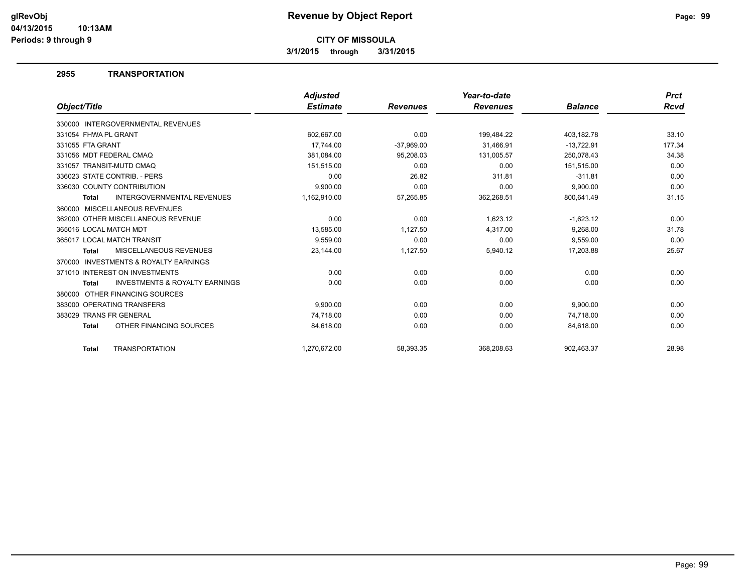# Revenue by Object Report

glRevObj
04/13/2015 10:13AM
Periods: 9 through 9

**CITY OF MISSOULA**

**3/1/2015 through 3/31/2015**

## 2955 TRANSPORTATION

| Object/Title | Adjusted Estimate | Revenues | Year-to-date Revenues | Balance | Prct Rcvd |
|---|---|---|---|---|---|
| 330000 INTERGOVERNMENTAL REVENUES | | | | | |
| 331054 FHWA PL GRANT | 602,667.00 | 0.00 | 199,484.22 | 403,182.78 | 33.10 |
| 331055 FTA GRANT | 17,744.00 | -37,969.00 | 31,466.91 | -13,722.91 | 177.34 |
| 331056 MDT FEDERAL CMAQ | 381,084.00 | 95,208.03 | 131,005.57 | 250,078.43 | 34.38 |
| 331057 TRANSIT-MUTD CMAQ | 151,515.00 | 0.00 | 0.00 | 151,515.00 | 0.00 |
| 336023 STATE CONTRIB. - PERS | 0.00 | 26.82 | 311.81 | -311.81 | 0.00 |
| 336030 COUNTY CONTRIBUTION | 9,900.00 | 0.00 | 0.00 | 9,900.00 | 0.00 |
| **Total** INTERGOVERNMENTAL REVENUES | 1,162,910.00 | 57,265.85 | 362,268.51 | 800,641.49 | 31.15 |
| 360000 MISCELLANEOUS REVENUES | | | | | |
| 362000 OTHER MISCELLANEOUS REVENUE | 0.00 | 0.00 | 1,623.12 | -1,623.12 | 0.00 |
| 365016 LOCAL MATCH MDT | 13,585.00 | 1,127.50 | 4,317.00 | 9,268.00 | 31.78 |
| 365017 LOCAL MATCH TRANSIT | 9,559.00 | 0.00 | 0.00 | 9,559.00 | 0.00 |
| **Total** MISCELLANEOUS REVENUES | 23,144.00 | 1,127.50 | 5,940.12 | 17,203.88 | 25.67 |
| 370000 INVESTMENTS & ROYALTY EARNINGS | | | | | |
| 371010 INTEREST ON INVESTMENTS | 0.00 | 0.00 | 0.00 | 0.00 | 0.00 |
| **Total** INVESTMENTS & ROYALTY EARNINGS | 0.00 | 0.00 | 0.00 | 0.00 | 0.00 |
| 380000 OTHER FINANCING SOURCES | | | | | |
| 383000 OPERATING TRANSFERS | 9,900.00 | 0.00 | 0.00 | 9,900.00 | 0.00 |
| 383029 TRANS FR GENERAL | 74,718.00 | 0.00 | 0.00 | 74,718.00 | 0.00 |
| **Total** OTHER FINANCING SOURCES | 84,618.00 | 0.00 | 0.00 | 84,618.00 | 0.00 |
| **Total** TRANSPORTATION | 1,270,672.00 | 58,393.35 | 368,208.63 | 902,463.37 | 28.98 |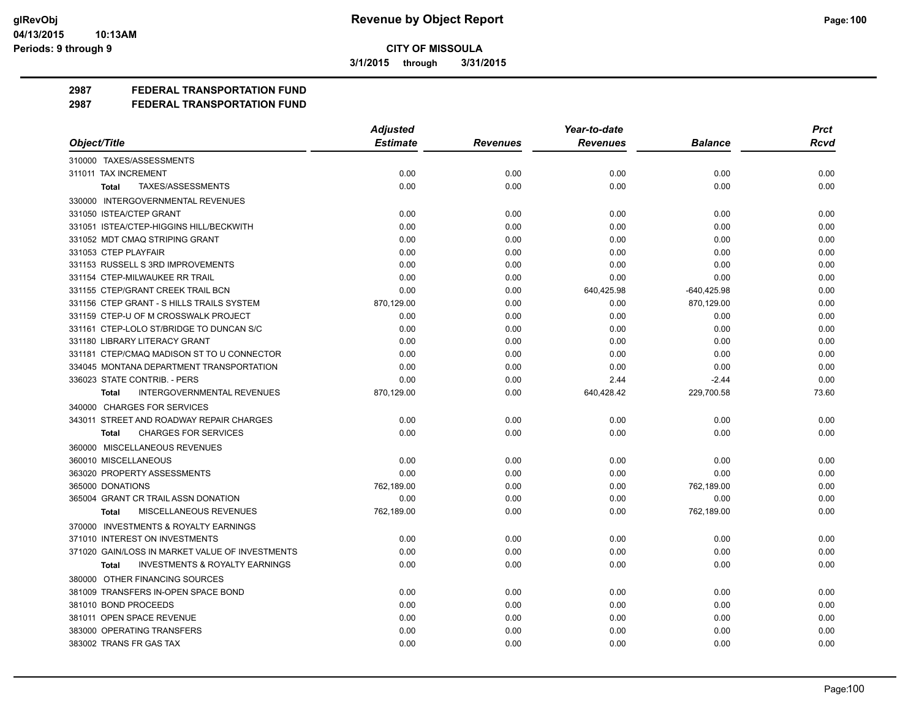# Revenue by Object Report

**CITY OF MISSOULA**

3/1/2015 through 3/31/2015

glRevObj
04/13/2015 10:13AM
Periods: 9 through 9

## 2987 FEDERAL TRANSPORTATION FUND
## 2987 FEDERAL TRANSPORTATION FUND

| Object/Title | Adjusted Estimate | Revenues | Year-to-date Revenues | Balance | Prct Rcvd |
|---|---|---|---|---|---|
| 310000 TAXES/ASSESSMENTS | | | | | |
| 311011 TAX INCREMENT | 0.00 | 0.00 | 0.00 | 0.00 | 0.00 |
| **Total** TAXES/ASSESSMENTS | 0.00 | 0.00 | 0.00 | 0.00 | 0.00 |
| 330000 INTERGOVERNMENTAL REVENUES | | | | | |
| 331050 ISTEA/CTEP GRANT | 0.00 | 0.00 | 0.00 | 0.00 | 0.00 |
| 331051 ISTEA/CTEP-HIGGINS HILL/BECKWITH | 0.00 | 0.00 | 0.00 | 0.00 | 0.00 |
| 331052 MDT CMAQ STRIPING GRANT | 0.00 | 0.00 | 0.00 | 0.00 | 0.00 |
| 331053 CTEP PLAYFAIR | 0.00 | 0.00 | 0.00 | 0.00 | 0.00 |
| 331153 RUSSELL S 3RD IMPROVEMENTS | 0.00 | 0.00 | 0.00 | 0.00 | 0.00 |
| 331154 CTEP-MILWAUKEE RR TRAIL | 0.00 | 0.00 | 0.00 | 0.00 | 0.00 |
| 331155 CTEP/GRANT CREEK TRAIL BCN | 0.00 | 0.00 | 640,425.98 | -640,425.98 | 0.00 |
| 331156 CTEP GRANT - S HILLS TRAILS SYSTEM | 870,129.00 | 0.00 | 0.00 | 870,129.00 | 0.00 |
| 331159 CTEP-U OF M CROSSWALK PROJECT | 0.00 | 0.00 | 0.00 | 0.00 | 0.00 |
| 331161 CTEP-LOLO ST/BRIDGE TO DUNCAN S/C | 0.00 | 0.00 | 0.00 | 0.00 | 0.00 |
| 331180 LIBRARY LITERACY GRANT | 0.00 | 0.00 | 0.00 | 0.00 | 0.00 |
| 331181 CTEP/CMAQ MADISON ST TO U CONNECTOR | 0.00 | 0.00 | 0.00 | 0.00 | 0.00 |
| 334045 MONTANA DEPARTMENT TRANSPORTATION | 0.00 | 0.00 | 0.00 | 0.00 | 0.00 |
| 336023 STATE CONTRIB. - PERS | 0.00 | 0.00 | 2.44 | -2.44 | 0.00 |
| **Total** INTERGOVERNMENTAL REVENUES | 870,129.00 | 0.00 | 640,428.42 | 229,700.58 | 73.60 |
| 340000 CHARGES FOR SERVICES | | | | | |
| 343011 STREET AND ROADWAY REPAIR CHARGES | 0.00 | 0.00 | 0.00 | 0.00 | 0.00 |
| **Total** CHARGES FOR SERVICES | 0.00 | 0.00 | 0.00 | 0.00 | 0.00 |
| 360000 MISCELLANEOUS REVENUES | | | | | |
| 360010 MISCELLANEOUS | 0.00 | 0.00 | 0.00 | 0.00 | 0.00 |
| 363020 PROPERTY ASSESSMENTS | 0.00 | 0.00 | 0.00 | 0.00 | 0.00 |
| 365000 DONATIONS | 762,189.00 | 0.00 | 0.00 | 762,189.00 | 0.00 |
| 365004 GRANT CR TRAIL ASSN DONATION | 0.00 | 0.00 | 0.00 | 0.00 | 0.00 |
| **Total** MISCELLANEOUS REVENUES | 762,189.00 | 0.00 | 0.00 | 762,189.00 | 0.00 |
| 370000 INVESTMENTS & ROYALTY EARNINGS | | | | | |
| 371010 INTEREST ON INVESTMENTS | 0.00 | 0.00 | 0.00 | 0.00 | 0.00 |
| 371020 GAIN/LOSS IN MARKET VALUE OF INVESTMENTS | 0.00 | 0.00 | 0.00 | 0.00 | 0.00 |
| **Total** INVESTMENTS & ROYALTY EARNINGS | 0.00 | 0.00 | 0.00 | 0.00 | 0.00 |
| 380000 OTHER FINANCING SOURCES | | | | | |
| 381009 TRANSFERS IN-OPEN SPACE BOND | 0.00 | 0.00 | 0.00 | 0.00 | 0.00 |
| 381010 BOND PROCEEDS | 0.00 | 0.00 | 0.00 | 0.00 | 0.00 |
| 381011 OPEN SPACE REVENUE | 0.00 | 0.00 | 0.00 | 0.00 | 0.00 |
| 383000 OPERATING TRANSFERS | 0.00 | 0.00 | 0.00 | 0.00 | 0.00 |
| 383002 TRANS FR GAS TAX | 0.00 | 0.00 | 0.00 | 0.00 | 0.00 |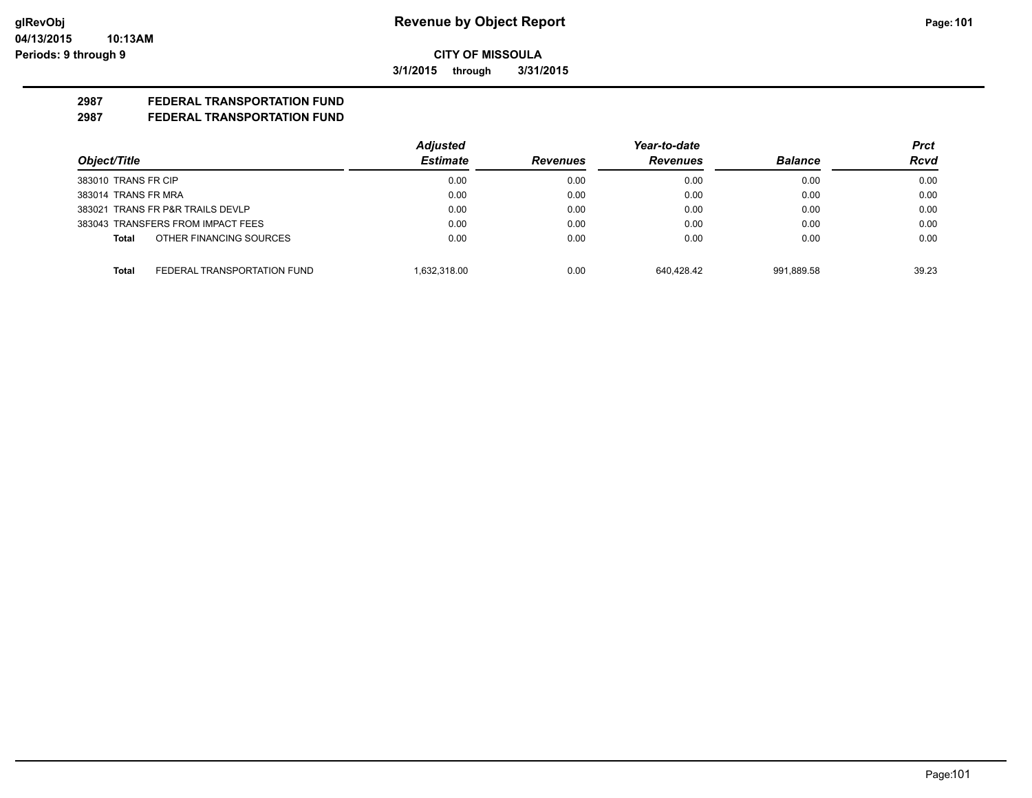**glRevObj**
**04/13/2015 10:13AM**
**Periods: 9 through 9**

# Revenue by Object Report

**CITY OF MISSOULA**

**3/1/2015 through 3/31/2015**

## 2987 FEDERAL TRANSPORTATION FUND
## 2987 FEDERAL TRANSPORTATION FUND

| Object/Title | Adjusted Estimate | Revenues | Year-to-date Revenues | Balance | Prct Rcvd |
|---|---|---|---|---|---|
| 383010 TRANS FR CIP | 0.00 | 0.00 | 0.00 | 0.00 | 0.00 |
| 383014 TRANS FR MRA | 0.00 | 0.00 | 0.00 | 0.00 | 0.00 |
| 383021 TRANS FR P&R TRAILS DEVLP | 0.00 | 0.00 | 0.00 | 0.00 | 0.00 |
| 383043 TRANSFERS FROM IMPACT FEES | 0.00 | 0.00 | 0.00 | 0.00 | 0.00 |
| **Total** OTHER FINANCING SOURCES | 0.00 | 0.00 | 0.00 | 0.00 | 0.00 |
| **Total** FEDERAL TRANSPORTATION FUND | 1,632,318.00 | 0.00 | 640,428.42 | 991,889.58 | 39.23 |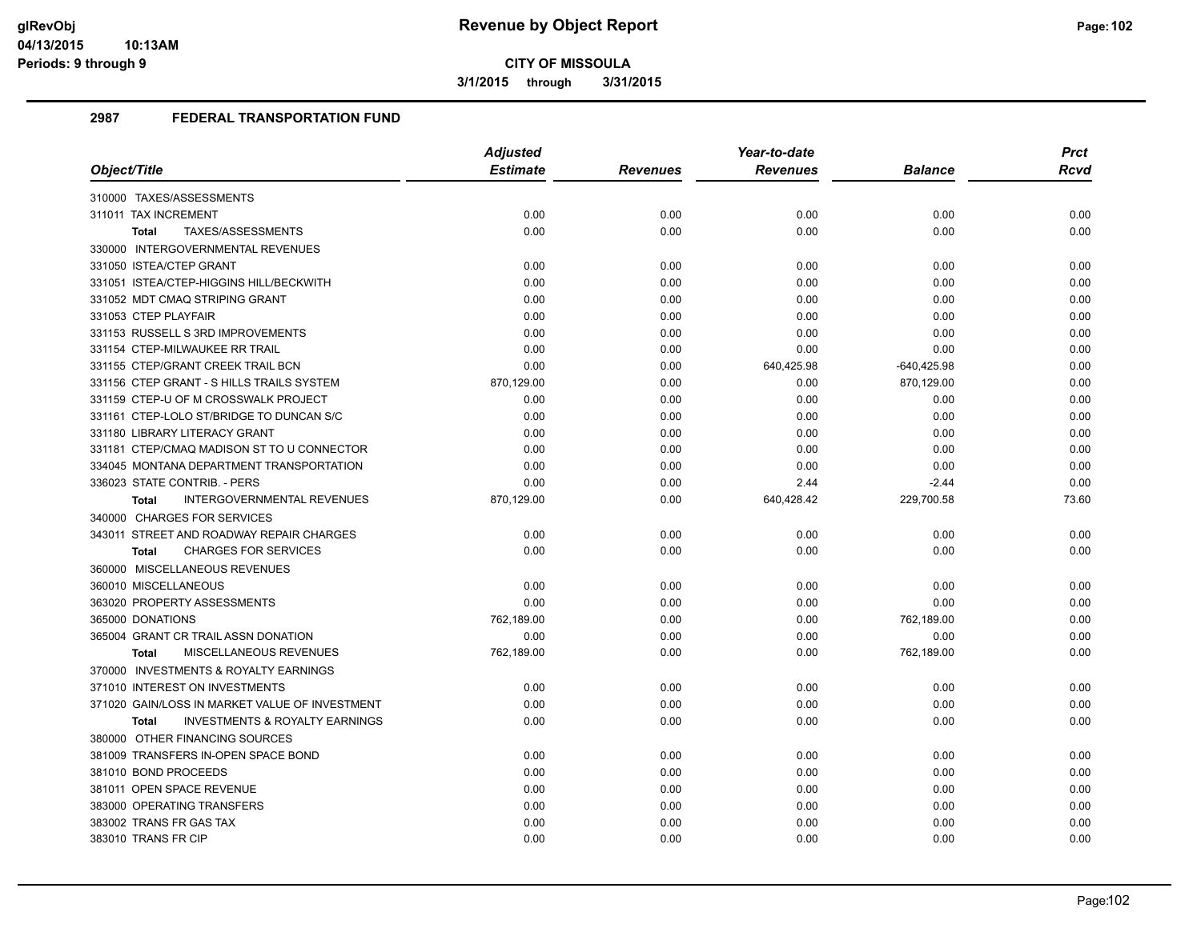# Revenue by Object Report

**CITY OF MISSOULA**

**3/1/2015 through 3/31/2015**

glRevObj
04/13/2015 10:13AM
Periods: 9 through 9

## 2987 FEDERAL TRANSPORTATION FUND

| Object/Title | Adjusted Estimate | Revenues | Year-to-date Revenues | Balance | Prct Rcvd |
|---|---|---|---|---|---|
| 310000 TAXES/ASSESSMENTS | | | | | |
| 311011 TAX INCREMENT | 0.00 | 0.00 | 0.00 | 0.00 | 0.00 |
| **Total** TAXES/ASSESSMENTS | 0.00 | 0.00 | 0.00 | 0.00 | 0.00 |
| 330000 INTERGOVERNMENTAL REVENUES | | | | | |
| 331050 ISTEA/CTEP GRANT | 0.00 | 0.00 | 0.00 | 0.00 | 0.00 |
| 331051 ISTEA/CTEP-HIGGINS HILL/BECKWITH | 0.00 | 0.00 | 0.00 | 0.00 | 0.00 |
| 331052 MDT CMAQ STRIPING GRANT | 0.00 | 0.00 | 0.00 | 0.00 | 0.00 |
| 331053 CTEP PLAYFAIR | 0.00 | 0.00 | 0.00 | 0.00 | 0.00 |
| 331153 RUSSELL S 3RD IMPROVEMENTS | 0.00 | 0.00 | 0.00 | 0.00 | 0.00 |
| 331154 CTEP-MILWAUKEE RR TRAIL | 0.00 | 0.00 | 0.00 | 0.00 | 0.00 |
| 331155 CTEP/GRANT CREEK TRAIL BCN | 0.00 | 0.00 | 640,425.98 | -640,425.98 | 0.00 |
| 331156 CTEP GRANT - S HILLS TRAILS SYSTEM | 870,129.00 | 0.00 | 0.00 | 870,129.00 | 0.00 |
| 331159 CTEP-U OF M CROSSWALK PROJECT | 0.00 | 0.00 | 0.00 | 0.00 | 0.00 |
| 331161 CTEP-LOLO ST/BRIDGE TO DUNCAN S/C | 0.00 | 0.00 | 0.00 | 0.00 | 0.00 |
| 331180 LIBRARY LITERACY GRANT | 0.00 | 0.00 | 0.00 | 0.00 | 0.00 |
| 331181 CTEP/CMAQ MADISON ST TO U CONNECTOR | 0.00 | 0.00 | 0.00 | 0.00 | 0.00 |
| 334045 MONTANA DEPARTMENT TRANSPORTATION | 0.00 | 0.00 | 0.00 | 0.00 | 0.00 |
| 336023 STATE CONTRIB. - PERS | 0.00 | 0.00 | 2.44 | -2.44 | 0.00 |
| **Total** INTERGOVERNMENTAL REVENUES | 870,129.00 | 0.00 | 640,428.42 | 229,700.58 | 73.60 |
| 340000 CHARGES FOR SERVICES | | | | | |
| 343011 STREET AND ROADWAY REPAIR CHARGES | 0.00 | 0.00 | 0.00 | 0.00 | 0.00 |
| **Total** CHARGES FOR SERVICES | 0.00 | 0.00 | 0.00 | 0.00 | 0.00 |
| 360000 MISCELLANEOUS REVENUES | | | | | |
| 360010 MISCELLANEOUS | 0.00 | 0.00 | 0.00 | 0.00 | 0.00 |
| 363020 PROPERTY ASSESSMENTS | 0.00 | 0.00 | 0.00 | 0.00 | 0.00 |
| 365000 DONATIONS | 762,189.00 | 0.00 | 0.00 | 762,189.00 | 0.00 |
| 365004 GRANT CR TRAIL ASSN DONATION | 0.00 | 0.00 | 0.00 | 0.00 | 0.00 |
| **Total** MISCELLANEOUS REVENUES | 762,189.00 | 0.00 | 0.00 | 762,189.00 | 0.00 |
| 370000 INVESTMENTS & ROYALTY EARNINGS | | | | | |
| 371010 INTEREST ON INVESTMENTS | 0.00 | 0.00 | 0.00 | 0.00 | 0.00 |
| 371020 GAIN/LOSS IN MARKET VALUE OF INVESTMENT | 0.00 | 0.00 | 0.00 | 0.00 | 0.00 |
| **Total** INVESTMENTS & ROYALTY EARNINGS | 0.00 | 0.00 | 0.00 | 0.00 | 0.00 |
| 380000 OTHER FINANCING SOURCES | | | | | |
| 381009 TRANSFERS IN-OPEN SPACE BOND | 0.00 | 0.00 | 0.00 | 0.00 | 0.00 |
| 381010 BOND PROCEEDS | 0.00 | 0.00 | 0.00 | 0.00 | 0.00 |
| 381011 OPEN SPACE REVENUE | 0.00 | 0.00 | 0.00 | 0.00 | 0.00 |
| 383000 OPERATING TRANSFERS | 0.00 | 0.00 | 0.00 | 0.00 | 0.00 |
| 383002 TRANS FR GAS TAX | 0.00 | 0.00 | 0.00 | 0.00 | 0.00 |
| 383010 TRANS FR CIP | 0.00 | 0.00 | 0.00 | 0.00 | 0.00 |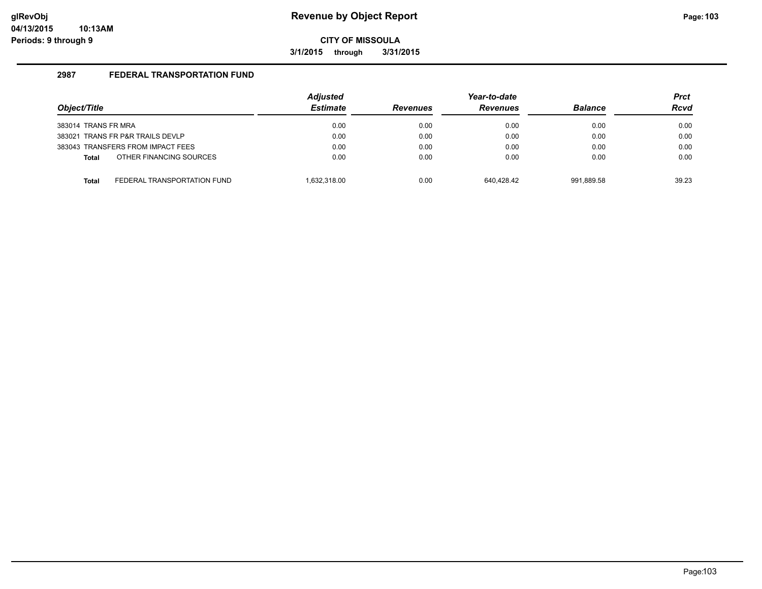# Revenue by Object Report

**CITY OF MISSOULA**

**3/1/2015 through 3/31/2015**

## 2987 FEDERAL TRANSPORTATION FUND

| Object/Title | | Adjusted Estimate | Revenues | Year-to-date Revenues | Balance | Prct Rcvd |
|---|---|---|---|---|---|---|
| 383014 TRANS FR MRA | | 0.00 | 0.00 | 0.00 | 0.00 | 0.00 |
| 383021 TRANS FR P&R TRAILS DEVLP | | 0.00 | 0.00 | 0.00 | 0.00 | 0.00 |
| 383043 TRANSFERS FROM IMPACT FEES | | 0.00 | 0.00 | 0.00 | 0.00 | 0.00 |
| **Total** | OTHER FINANCING SOURCES | 0.00 | 0.00 | 0.00 | 0.00 | 0.00 |
| **Total** | FEDERAL TRANSPORTATION FUND | 1,632,318.00 | 0.00 | 640,428.42 | 991,889.58 | 39.23 |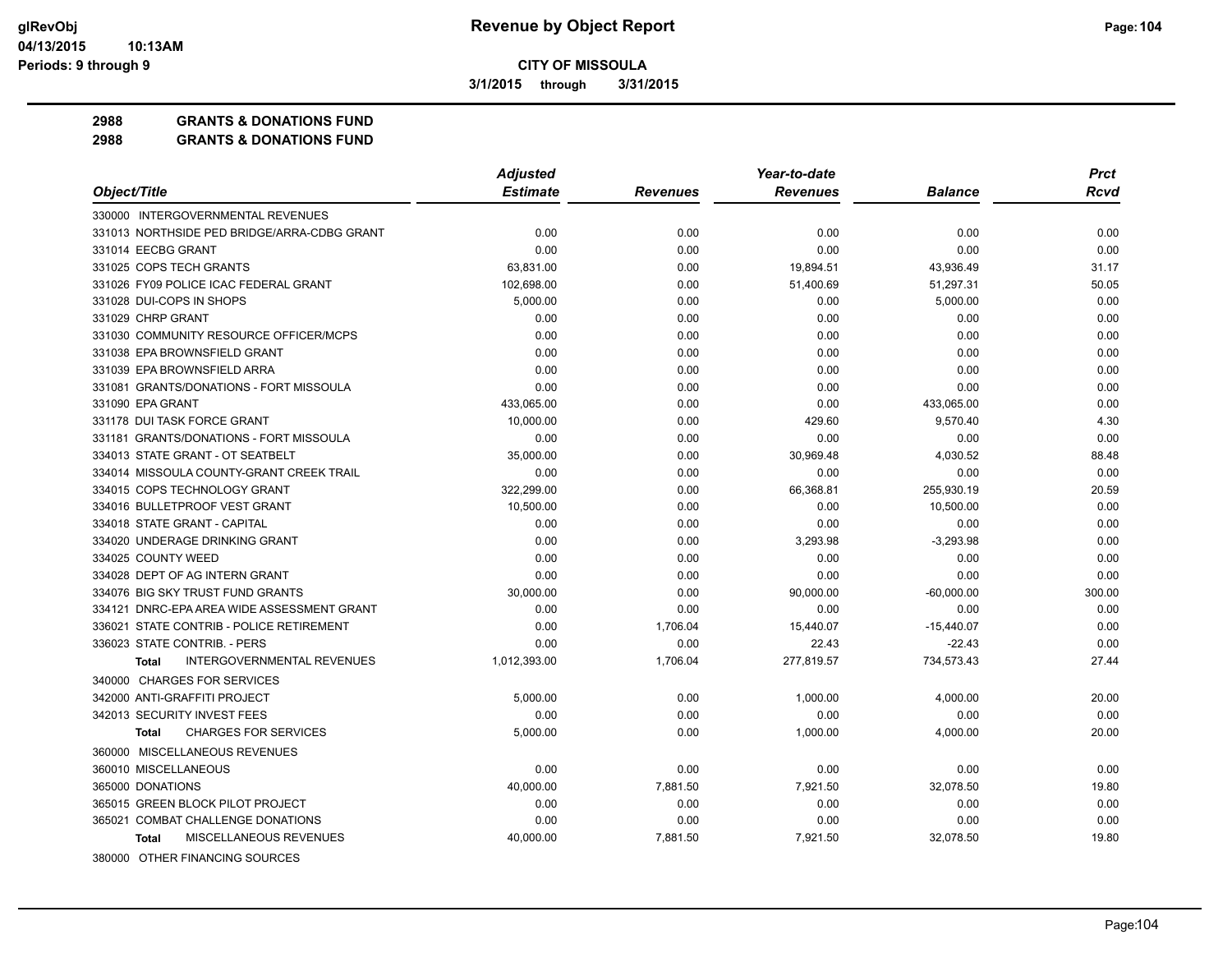# Revenue by Object Report

**CITY OF MISSOULA**

**3/1/2015 through 3/31/2015**

glRevObj
04/13/2015 10:13AM
Periods: 9 through 9

**2988 GRANTS & DONATIONS FUND**
**2988 GRANTS & DONATIONS FUND**

| Object/Title | Adjusted Estimate | Revenues | Year-to-date Revenues | Balance | Prct Rcvd |
|---|---|---|---|---|---|
| 330000 INTERGOVERNMENTAL REVENUES | | | | | |
| 331013 NORTHSIDE PED BRIDGE/ARRA-CDBG GRANT | 0.00 | 0.00 | 0.00 | 0.00 | 0.00 |
| 331014 EECBG GRANT | 0.00 | 0.00 | 0.00 | 0.00 | 0.00 |
| 331025 COPS TECH GRANTS | 63,831.00 | 0.00 | 19,894.51 | 43,936.49 | 31.17 |
| 331026 FY09 POLICE ICAC FEDERAL GRANT | 102,698.00 | 0.00 | 51,400.69 | 51,297.31 | 50.05 |
| 331028 DUI-COPS IN SHOPS | 5,000.00 | 0.00 | 0.00 | 5,000.00 | 0.00 |
| 331029 CHRP GRANT | 0.00 | 0.00 | 0.00 | 0.00 | 0.00 |
| 331030 COMMUNITY RESOURCE OFFICER/MCPS | 0.00 | 0.00 | 0.00 | 0.00 | 0.00 |
| 331038 EPA BROWNSFIELD GRANT | 0.00 | 0.00 | 0.00 | 0.00 | 0.00 |
| 331039 EPA BROWNSFIELD ARRA | 0.00 | 0.00 | 0.00 | 0.00 | 0.00 |
| 331081 GRANTS/DONATIONS - FORT MISSOULA | 0.00 | 0.00 | 0.00 | 0.00 | 0.00 |
| 331090 EPA GRANT | 433,065.00 | 0.00 | 0.00 | 433,065.00 | 0.00 |
| 331178 DUI TASK FORCE GRANT | 10,000.00 | 0.00 | 429.60 | 9,570.40 | 4.30 |
| 331181 GRANTS/DONATIONS - FORT MISSOULA | 0.00 | 0.00 | 0.00 | 0.00 | 0.00 |
| 334013 STATE GRANT - OT SEATBELT | 35,000.00 | 0.00 | 30,969.48 | 4,030.52 | 88.48 |
| 334014 MISSOULA COUNTY-GRANT CREEK TRAIL | 0.00 | 0.00 | 0.00 | 0.00 | 0.00 |
| 334015 COPS TECHNOLOGY GRANT | 322,299.00 | 0.00 | 66,368.81 | 255,930.19 | 20.59 |
| 334016 BULLETPROOF VEST GRANT | 10,500.00 | 0.00 | 0.00 | 10,500.00 | 0.00 |
| 334018 STATE GRANT - CAPITAL | 0.00 | 0.00 | 0.00 | 0.00 | 0.00 |
| 334020 UNDERAGE DRINKING GRANT | 0.00 | 0.00 | 3,293.98 | -3,293.98 | 0.00 |
| 334025 COUNTY WEED | 0.00 | 0.00 | 0.00 | 0.00 | 0.00 |
| 334028 DEPT OF AG INTERN GRANT | 0.00 | 0.00 | 0.00 | 0.00 | 0.00 |
| 334076 BIG SKY TRUST FUND GRANTS | 30,000.00 | 0.00 | 90,000.00 | -60,000.00 | 300.00 |
| 334121 DNRC-EPA AREA WIDE ASSESSMENT GRANT | 0.00 | 0.00 | 0.00 | 0.00 | 0.00 |
| 336021 STATE CONTRIB - POLICE RETIREMENT | 0.00 | 1,706.04 | 15,440.07 | -15,440.07 | 0.00 |
| 336023 STATE CONTRIB. - PERS | 0.00 | 0.00 | 22.43 | -22.43 | 0.00 |
| **Total** INTERGOVERNMENTAL REVENUES | 1,012,393.00 | 1,706.04 | 277,819.57 | 734,573.43 | 27.44 |
| 340000 CHARGES FOR SERVICES | | | | | |
| 342000 ANTI-GRAFFITI PROJECT | 5,000.00 | 0.00 | 1,000.00 | 4,000.00 | 20.00 |
| 342013 SECURITY INVEST FEES | 0.00 | 0.00 | 0.00 | 0.00 | 0.00 |
| **Total** CHARGES FOR SERVICES | 5,000.00 | 0.00 | 1,000.00 | 4,000.00 | 20.00 |
| 360000 MISCELLANEOUS REVENUES | | | | | |
| 360010 MISCELLANEOUS | 0.00 | 0.00 | 0.00 | 0.00 | 0.00 |
| 365000 DONATIONS | 40,000.00 | 7,881.50 | 7,921.50 | 32,078.50 | 19.80 |
| 365015 GREEN BLOCK PILOT PROJECT | 0.00 | 0.00 | 0.00 | 0.00 | 0.00 |
| 365021 COMBAT CHALLENGE DONATIONS | 0.00 | 0.00 | 0.00 | 0.00 | 0.00 |
| **Total** MISCELLANEOUS REVENUES | 40,000.00 | 7,881.50 | 7,921.50 | 32,078.50 | 19.80 |
| 380000 OTHER FINANCING SOURCES | | | | | |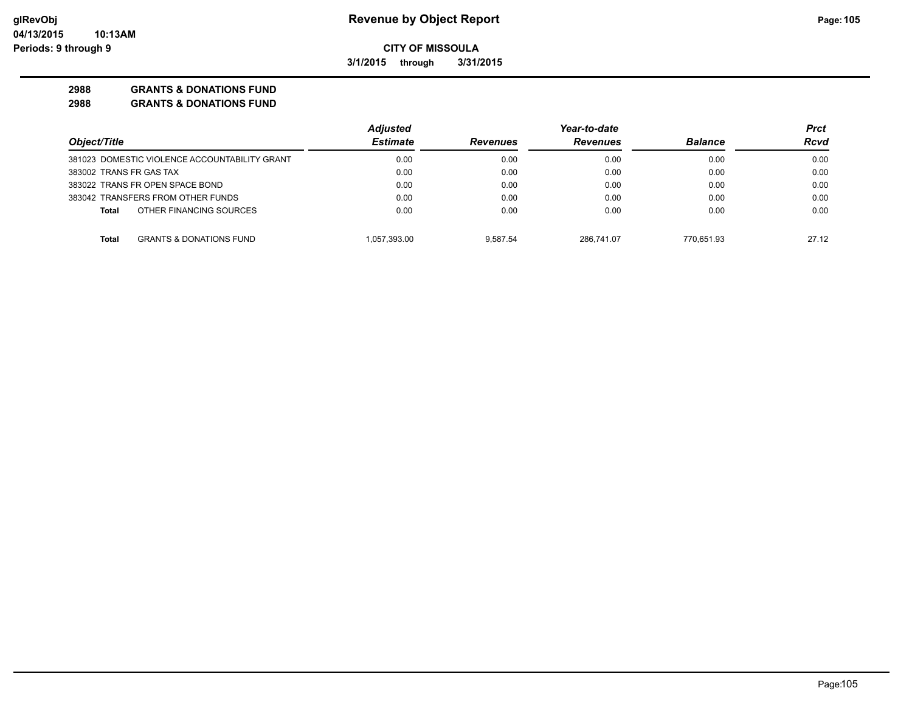# Revenue by Object Report

**CITY OF MISSOULA**

**3/1/2015 through 3/31/2015**

**2988 GRANTS & DONATIONS FUND**

**2988 GRANTS & DONATIONS FUND**

| Object/Title | Adjusted Estimate | Revenues | Year-to-date Revenues | Balance | Prct Rcvd |
|---|---|---|---|---|---|
| 381023 DOMESTIC VIOLENCE ACCOUNTABILITY GRANT | 0.00 | 0.00 | 0.00 | 0.00 | 0.00 |
| 383002 TRANS FR GAS TAX | 0.00 | 0.00 | 0.00 | 0.00 | 0.00 |
| 383022 TRANS FR OPEN SPACE BOND | 0.00 | 0.00 | 0.00 | 0.00 | 0.00 |
| 383042 TRANSFERS FROM OTHER FUNDS | 0.00 | 0.00 | 0.00 | 0.00 | 0.00 |
| **Total** OTHER FINANCING SOURCES | 0.00 | 0.00 | 0.00 | 0.00 | 0.00 |
| **Total** GRANTS & DONATIONS FUND | 1,057,393.00 | 9,587.54 | 286,741.07 | 770,651.93 | 27.12 |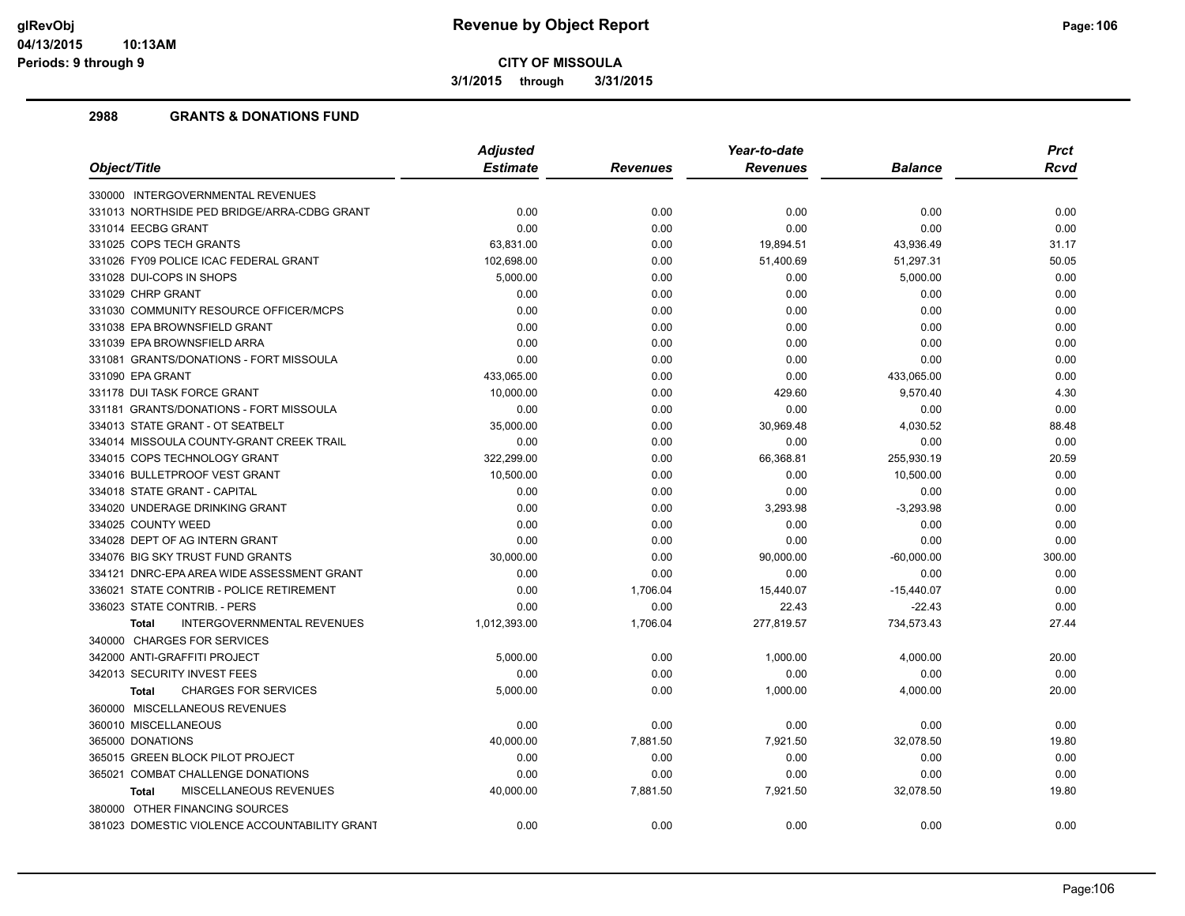**CITY OF MISSOULA**

**3/1/2015 through 3/31/2015**

## 2988 GRANTS & DONATIONS FUND

| Object/Title | Adjusted Estimate | Revenues | Year-to-date Revenues | Balance | Prct Rcvd |
|---|---|---|---|---|---|
| 330000 INTERGOVERNMENTAL REVENUES | | | | | |
| 331013 NORTHSIDE PED BRIDGE/ARRA-CDBG GRANT | 0.00 | 0.00 | 0.00 | 0.00 | 0.00 |
| 331014 EECBG GRANT | 0.00 | 0.00 | 0.00 | 0.00 | 0.00 |
| 331025 COPS TECH GRANTS | 63,831.00 | 0.00 | 19,894.51 | 43,936.49 | 31.17 |
| 331026 FY09 POLICE ICAC FEDERAL GRANT | 102,698.00 | 0.00 | 51,400.69 | 51,297.31 | 50.05 |
| 331028 DUI-COPS IN SHOPS | 5,000.00 | 0.00 | 0.00 | 5,000.00 | 0.00 |
| 331029 CHRP GRANT | 0.00 | 0.00 | 0.00 | 0.00 | 0.00 |
| 331030 COMMUNITY RESOURCE OFFICER/MCPS | 0.00 | 0.00 | 0.00 | 0.00 | 0.00 |
| 331038 EPA BROWNSFIELD GRANT | 0.00 | 0.00 | 0.00 | 0.00 | 0.00 |
| 331039 EPA BROWNSFIELD ARRA | 0.00 | 0.00 | 0.00 | 0.00 | 0.00 |
| 331081 GRANTS/DONATIONS - FORT MISSOULA | 0.00 | 0.00 | 0.00 | 0.00 | 0.00 |
| 331090 EPA GRANT | 433,065.00 | 0.00 | 0.00 | 433,065.00 | 0.00 |
| 331178 DUI TASK FORCE GRANT | 10,000.00 | 0.00 | 429.60 | 9,570.40 | 4.30 |
| 331181 GRANTS/DONATIONS - FORT MISSOULA | 0.00 | 0.00 | 0.00 | 0.00 | 0.00 |
| 334013 STATE GRANT - OT SEATBELT | 35,000.00 | 0.00 | 30,969.48 | 4,030.52 | 88.48 |
| 334014 MISSOULA COUNTY-GRANT CREEK TRAIL | 0.00 | 0.00 | 0.00 | 0.00 | 0.00 |
| 334015 COPS TECHNOLOGY GRANT | 322,299.00 | 0.00 | 66,368.81 | 255,930.19 | 20.59 |
| 334016 BULLETPROOF VEST GRANT | 10,500.00 | 0.00 | 0.00 | 10,500.00 | 0.00 |
| 334018 STATE GRANT - CAPITAL | 0.00 | 0.00 | 0.00 | 0.00 | 0.00 |
| 334020 UNDERAGE DRINKING GRANT | 0.00 | 0.00 | 3,293.98 | -3,293.98 | 0.00 |
| 334025 COUNTY WEED | 0.00 | 0.00 | 0.00 | 0.00 | 0.00 |
| 334028 DEPT OF AG INTERN GRANT | 0.00 | 0.00 | 0.00 | 0.00 | 0.00 |
| 334076 BIG SKY TRUST FUND GRANTS | 30,000.00 | 0.00 | 90,000.00 | -60,000.00 | 300.00 |
| 334121 DNRC-EPA AREA WIDE ASSESSMENT GRANT | 0.00 | 0.00 | 0.00 | 0.00 | 0.00 |
| 336021 STATE CONTRIB - POLICE RETIREMENT | 0.00 | 1,706.04 | 15,440.07 | -15,440.07 | 0.00 |
| 336023 STATE CONTRIB. - PERS | 0.00 | 0.00 | 22.43 | -22.43 | 0.00 |
| **Total** INTERGOVERNMENTAL REVENUES | 1,012,393.00 | 1,706.04 | 277,819.57 | 734,573.43 | 27.44 |
| 340000 CHARGES FOR SERVICES | | | | | |
| 342000 ANTI-GRAFFITI PROJECT | 5,000.00 | 0.00 | 1,000.00 | 4,000.00 | 20.00 |
| 342013 SECURITY INVEST FEES | 0.00 | 0.00 | 0.00 | 0.00 | 0.00 |
| **Total** CHARGES FOR SERVICES | 5,000.00 | 0.00 | 1,000.00 | 4,000.00 | 20.00 |
| 360000 MISCELLANEOUS REVENUES | | | | | |
| 360010 MISCELLANEOUS | 0.00 | 0.00 | 0.00 | 0.00 | 0.00 |
| 365000 DONATIONS | 40,000.00 | 7,881.50 | 7,921.50 | 32,078.50 | 19.80 |
| 365015 GREEN BLOCK PILOT PROJECT | 0.00 | 0.00 | 0.00 | 0.00 | 0.00 |
| 365021 COMBAT CHALLENGE DONATIONS | 0.00 | 0.00 | 0.00 | 0.00 | 0.00 |
| **Total** MISCELLANEOUS REVENUES | 40,000.00 | 7,881.50 | 7,921.50 | 32,078.50 | 19.80 |
| 380000 OTHER FINANCING SOURCES | | | | | |
| 381023 DOMESTIC VIOLENCE ACCOUNTABILITY GRANT | 0.00 | 0.00 | 0.00 | 0.00 | 0.00 |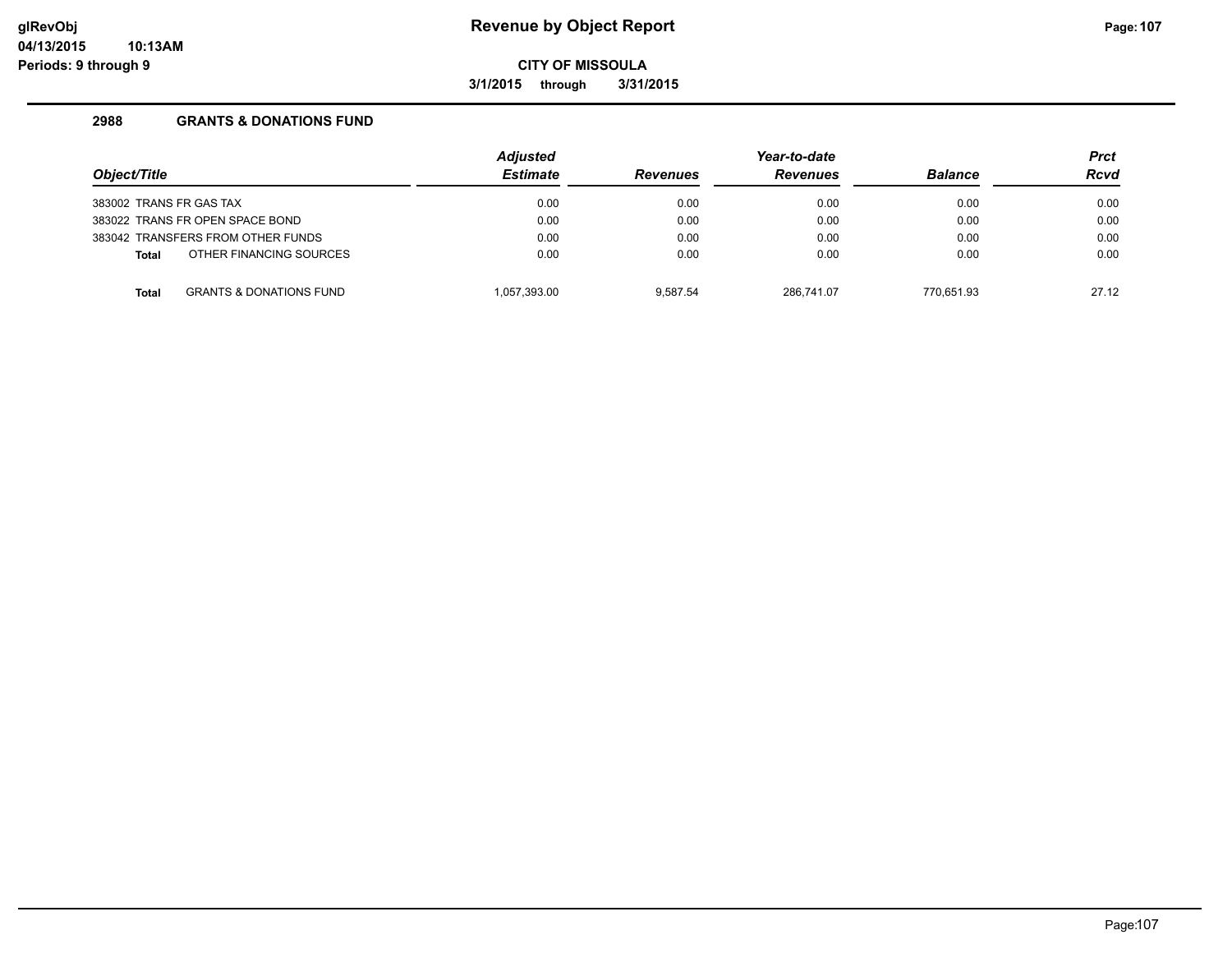**CITY OF MISSOULA**

**3/1/2015 through 3/31/2015**

### 2988 GRANTS & DONATIONS FUND

| Object/Title | Adjusted Estimate | Revenues | Year-to-date Revenues | Balance | Prct Rcvd |
|---|---|---|---|---|---|
| 383002 TRANS FR GAS TAX | 0.00 | 0.00 | 0.00 | 0.00 | 0.00 |
| 383022 TRANS FR OPEN SPACE BOND | 0.00 | 0.00 | 0.00 | 0.00 | 0.00 |
| 383042 TRANSFERS FROM OTHER FUNDS | 0.00 | 0.00 | 0.00 | 0.00 | 0.00 |
| **Total** OTHER FINANCING SOURCES | 0.00 | 0.00 | 0.00 | 0.00 | 0.00 |
| **Total** GRANTS & DONATIONS FUND | 1,057,393.00 | 9,587.54 | 286,741.07 | 770,651.93 | 27.12 |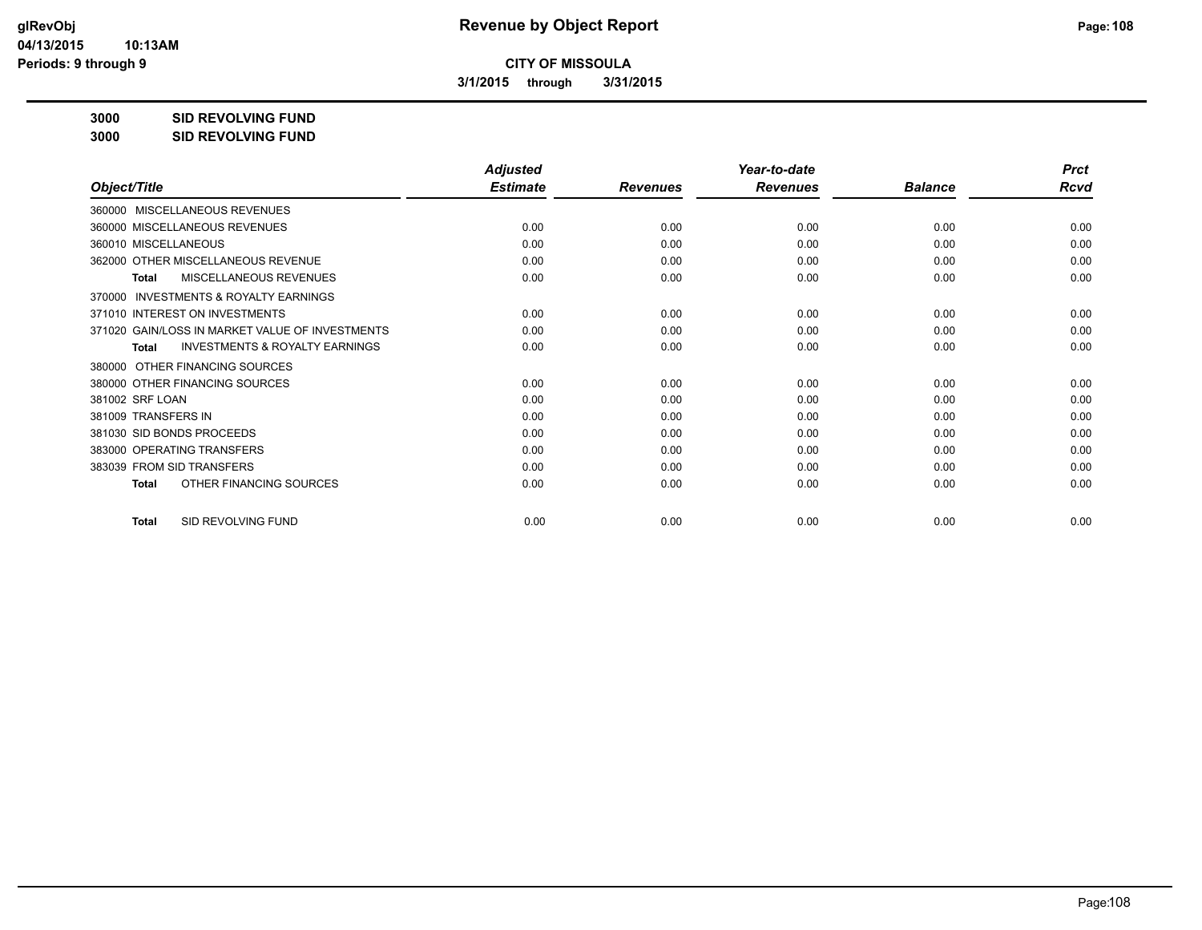# Revenue by Object Report

**CITY OF MISSOULA**

**3/1/2015 through 3/31/2015**

**3000 SID REVOLVING FUND**

**3000 SID REVOLVING FUND**

| Object/Title | Adjusted Estimate | Revenues | Year-to-date Revenues | Balance | Prct Rcvd |
|---|---|---|---|---|---|
| 360000 MISCELLANEOUS REVENUES | | | | | |
| 360000 MISCELLANEOUS REVENUES | 0.00 | 0.00 | 0.00 | 0.00 | 0.00 |
| 360010 MISCELLANEOUS | 0.00 | 0.00 | 0.00 | 0.00 | 0.00 |
| 362000 OTHER MISCELLANEOUS REVENUE | 0.00 | 0.00 | 0.00 | 0.00 | 0.00 |
| **Total** MISCELLANEOUS REVENUES | 0.00 | 0.00 | 0.00 | 0.00 | 0.00 |
| 370000 INVESTMENTS & ROYALTY EARNINGS | | | | | |
| 371010 INTEREST ON INVESTMENTS | 0.00 | 0.00 | 0.00 | 0.00 | 0.00 |
| 371020 GAIN/LOSS IN MARKET VALUE OF INVESTMENTS | 0.00 | 0.00 | 0.00 | 0.00 | 0.00 |
| **Total** INVESTMENTS & ROYALTY EARNINGS | 0.00 | 0.00 | 0.00 | 0.00 | 0.00 |
| 380000 OTHER FINANCING SOURCES | | | | | |
| 380000 OTHER FINANCING SOURCES | 0.00 | 0.00 | 0.00 | 0.00 | 0.00 |
| 381002 SRF LOAN | 0.00 | 0.00 | 0.00 | 0.00 | 0.00 |
| 381009 TRANSFERS IN | 0.00 | 0.00 | 0.00 | 0.00 | 0.00 |
| 381030 SID BONDS PROCEEDS | 0.00 | 0.00 | 0.00 | 0.00 | 0.00 |
| 383000 OPERATING TRANSFERS | 0.00 | 0.00 | 0.00 | 0.00 | 0.00 |
| 383039 FROM SID TRANSFERS | 0.00 | 0.00 | 0.00 | 0.00 | 0.00 |
| **Total** OTHER FINANCING SOURCES | 0.00 | 0.00 | 0.00 | 0.00 | 0.00 |
| **Total** SID REVOLVING FUND | 0.00 | 0.00 | 0.00 | 0.00 | 0.00 |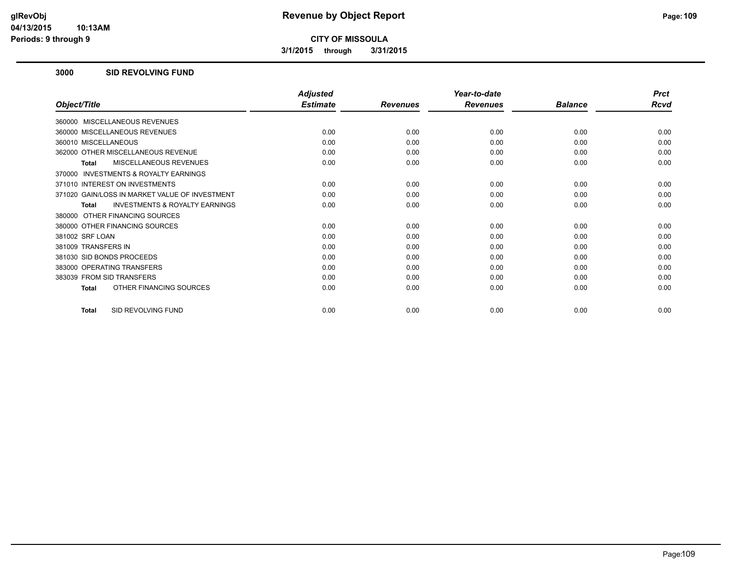**CITY OF MISSOULA**

**3/1/2015 through 3/31/2015**

## 3000 SID REVOLVING FUND

| Object/Title | Adjusted Estimate | Revenues | Year-to-date Revenues | Balance | Prct Rcvd |
|---|---|---|---|---|---|
| 360000 MISCELLANEOUS REVENUES | | | | | |
| 360000 MISCELLANEOUS REVENUES | 0.00 | 0.00 | 0.00 | 0.00 | 0.00 |
| 360010 MISCELLANEOUS | 0.00 | 0.00 | 0.00 | 0.00 | 0.00 |
| 362000 OTHER MISCELLANEOUS REVENUE | 0.00 | 0.00 | 0.00 | 0.00 | 0.00 |
| **Total** MISCELLANEOUS REVENUES | 0.00 | 0.00 | 0.00 | 0.00 | 0.00 |
| 370000 INVESTMENTS & ROYALTY EARNINGS | | | | | |
| 371010 INTEREST ON INVESTMENTS | 0.00 | 0.00 | 0.00 | 0.00 | 0.00 |
| 371020 GAIN/LOSS IN MARKET VALUE OF INVESTMENT | 0.00 | 0.00 | 0.00 | 0.00 | 0.00 |
| **Total** INVESTMENTS & ROYALTY EARNINGS | 0.00 | 0.00 | 0.00 | 0.00 | 0.00 |
| 380000 OTHER FINANCING SOURCES | | | | | |
| 380000 OTHER FINANCING SOURCES | 0.00 | 0.00 | 0.00 | 0.00 | 0.00 |
| 381002 SRF LOAN | 0.00 | 0.00 | 0.00 | 0.00 | 0.00 |
| 381009 TRANSFERS IN | 0.00 | 0.00 | 0.00 | 0.00 | 0.00 |
| 381030 SID BONDS PROCEEDS | 0.00 | 0.00 | 0.00 | 0.00 | 0.00 |
| 383000 OPERATING TRANSFERS | 0.00 | 0.00 | 0.00 | 0.00 | 0.00 |
| 383039 FROM SID TRANSFERS | 0.00 | 0.00 | 0.00 | 0.00 | 0.00 |
| **Total** OTHER FINANCING SOURCES | 0.00 | 0.00 | 0.00 | 0.00 | 0.00 |
| **Total** SID REVOLVING FUND | 0.00 | 0.00 | 0.00 | 0.00 | 0.00 |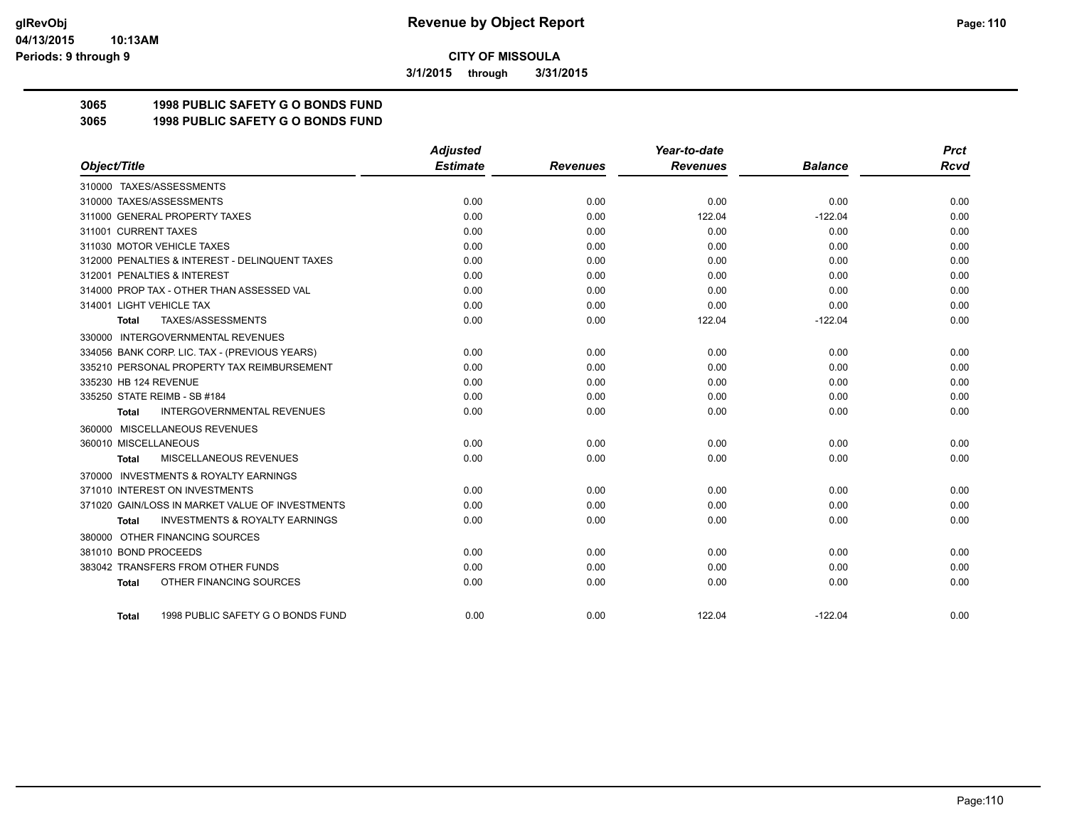**Revenue by Object Report**

**CITY OF MISSOULA**

**3/1/2015 through 3/31/2015**

glRevObj
04/13/2015 10:13AM
Periods: 9 through 9

## 3065 1998 PUBLIC SAFETY G O BONDS FUND
## 3065 1998 PUBLIC SAFETY G O BONDS FUND

| Object/Title | Adjusted Estimate | Revenues | Year-to-date Revenues | Balance | Prct Rcvd |
|---|---|---|---|---|---|
| 310000 TAXES/ASSESSMENTS | | | | | |
| 310000 TAXES/ASSESSMENTS | 0.00 | 0.00 | 0.00 | 0.00 | 0.00 |
| 311000 GENERAL PROPERTY TAXES | 0.00 | 0.00 | 122.04 | -122.04 | 0.00 |
| 311001 CURRENT TAXES | 0.00 | 0.00 | 0.00 | 0.00 | 0.00 |
| 311030 MOTOR VEHICLE TAXES | 0.00 | 0.00 | 0.00 | 0.00 | 0.00 |
| 312000 PENALTIES & INTEREST - DELINQUENT TAXES | 0.00 | 0.00 | 0.00 | 0.00 | 0.00 |
| 312001 PENALTIES & INTEREST | 0.00 | 0.00 | 0.00 | 0.00 | 0.00 |
| 314000 PROP TAX - OTHER THAN ASSESSED VAL | 0.00 | 0.00 | 0.00 | 0.00 | 0.00 |
| 314001 LIGHT VEHICLE TAX | 0.00 | 0.00 | 0.00 | 0.00 | 0.00 |
| **Total** TAXES/ASSESSMENTS | 0.00 | 0.00 | 122.04 | -122.04 | 0.00 |
| 330000 INTERGOVERNMENTAL REVENUES | | | | | |
| 334056 BANK CORP. LIC. TAX - (PREVIOUS YEARS) | 0.00 | 0.00 | 0.00 | 0.00 | 0.00 |
| 335210 PERSONAL PROPERTY TAX REIMBURSEMENT | 0.00 | 0.00 | 0.00 | 0.00 | 0.00 |
| 335230 HB 124 REVENUE | 0.00 | 0.00 | 0.00 | 0.00 | 0.00 |
| 335250 STATE REIMB - SB #184 | 0.00 | 0.00 | 0.00 | 0.00 | 0.00 |
| **Total** INTERGOVERNMENTAL REVENUES | 0.00 | 0.00 | 0.00 | 0.00 | 0.00 |
| 360000 MISCELLANEOUS REVENUES | | | | | |
| 360010 MISCELLANEOUS | 0.00 | 0.00 | 0.00 | 0.00 | 0.00 |
| **Total** MISCELLANEOUS REVENUES | 0.00 | 0.00 | 0.00 | 0.00 | 0.00 |
| 370000 INVESTMENTS & ROYALTY EARNINGS | | | | | |
| 371010 INTEREST ON INVESTMENTS | 0.00 | 0.00 | 0.00 | 0.00 | 0.00 |
| 371020 GAIN/LOSS IN MARKET VALUE OF INVESTMENTS | 0.00 | 0.00 | 0.00 | 0.00 | 0.00 |
| **Total** INVESTMENTS & ROYALTY EARNINGS | 0.00 | 0.00 | 0.00 | 0.00 | 0.00 |
| 380000 OTHER FINANCING SOURCES | | | | | |
| 381010 BOND PROCEEDS | 0.00 | 0.00 | 0.00 | 0.00 | 0.00 |
| 383042 TRANSFERS FROM OTHER FUNDS | 0.00 | 0.00 | 0.00 | 0.00 | 0.00 |
| **Total** OTHER FINANCING SOURCES | 0.00 | 0.00 | 0.00 | 0.00 | 0.00 |
| **Total** 1998 PUBLIC SAFETY G O BONDS FUND | 0.00 | 0.00 | 122.04 | -122.04 | 0.00 |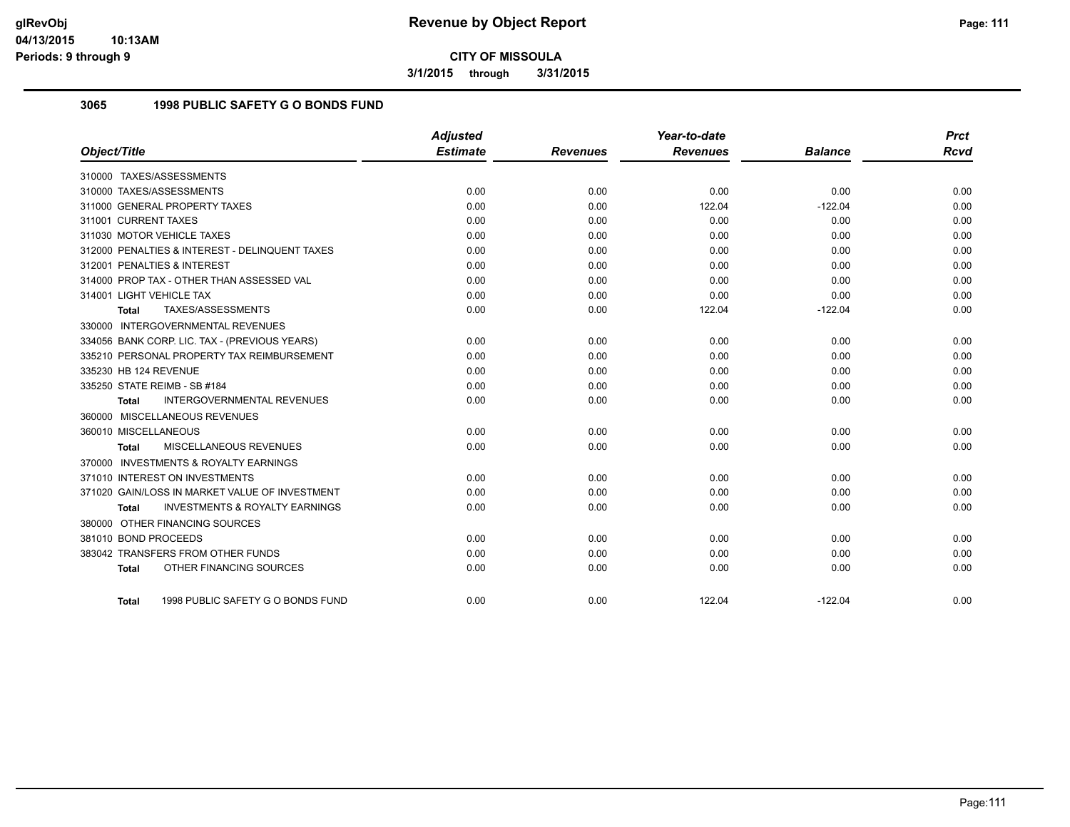# Revenue by Object Report

**CITY OF MISSOULA**

**3/1/2015 through 3/31/2015**

Periods: 9 through 9

## 3065 1998 PUBLIC SAFETY G O BONDS FUND

| Object/Title | Adjusted Estimate | Revenues | Year-to-date Revenues | Balance | Prct Rcvd |
|---|---|---|---|---|---|
| 310000 TAXES/ASSESSMENTS | | | | | |
| 310000 TAXES/ASSESSMENTS | 0.00 | 0.00 | 0.00 | 0.00 | 0.00 |
| 311000 GENERAL PROPERTY TAXES | 0.00 | 0.00 | 122.04 | -122.04 | 0.00 |
| 311001 CURRENT TAXES | 0.00 | 0.00 | 0.00 | 0.00 | 0.00 |
| 311030 MOTOR VEHICLE TAXES | 0.00 | 0.00 | 0.00 | 0.00 | 0.00 |
| 312000 PENALTIES & INTEREST - DELINQUENT TAXES | 0.00 | 0.00 | 0.00 | 0.00 | 0.00 |
| 312001 PENALTIES & INTEREST | 0.00 | 0.00 | 0.00 | 0.00 | 0.00 |
| 314000 PROP TAX - OTHER THAN ASSESSED VAL | 0.00 | 0.00 | 0.00 | 0.00 | 0.00 |
| 314001 LIGHT VEHICLE TAX | 0.00 | 0.00 | 0.00 | 0.00 | 0.00 |
| **Total** TAXES/ASSESSMENTS | 0.00 | 0.00 | 122.04 | -122.04 | 0.00 |
| 330000 INTERGOVERNMENTAL REVENUES | | | | | |
| 334056 BANK CORP. LIC. TAX - (PREVIOUS YEARS) | 0.00 | 0.00 | 0.00 | 0.00 | 0.00 |
| 335210 PERSONAL PROPERTY TAX REIMBURSEMENT | 0.00 | 0.00 | 0.00 | 0.00 | 0.00 |
| 335230 HB 124 REVENUE | 0.00 | 0.00 | 0.00 | 0.00 | 0.00 |
| 335250 STATE REIMB - SB #184 | 0.00 | 0.00 | 0.00 | 0.00 | 0.00 |
| **Total** INTERGOVERNMENTAL REVENUES | 0.00 | 0.00 | 0.00 | 0.00 | 0.00 |
| 360000 MISCELLANEOUS REVENUES | | | | | |
| 360010 MISCELLANEOUS | 0.00 | 0.00 | 0.00 | 0.00 | 0.00 |
| **Total** MISCELLANEOUS REVENUES | 0.00 | 0.00 | 0.00 | 0.00 | 0.00 |
| 370000 INVESTMENTS & ROYALTY EARNINGS | | | | | |
| 371010 INTEREST ON INVESTMENTS | 0.00 | 0.00 | 0.00 | 0.00 | 0.00 |
| 371020 GAIN/LOSS IN MARKET VALUE OF INVESTMENT | 0.00 | 0.00 | 0.00 | 0.00 | 0.00 |
| **Total** INVESTMENTS & ROYALTY EARNINGS | 0.00 | 0.00 | 0.00 | 0.00 | 0.00 |
| 380000 OTHER FINANCING SOURCES | | | | | |
| 381010 BOND PROCEEDS | 0.00 | 0.00 | 0.00 | 0.00 | 0.00 |
| 383042 TRANSFERS FROM OTHER FUNDS | 0.00 | 0.00 | 0.00 | 0.00 | 0.00 |
| **Total** OTHER FINANCING SOURCES | 0.00 | 0.00 | 0.00 | 0.00 | 0.00 |
| **Total** 1998 PUBLIC SAFETY G O BONDS FUND | 0.00 | 0.00 | 122.04 | -122.04 | 0.00 |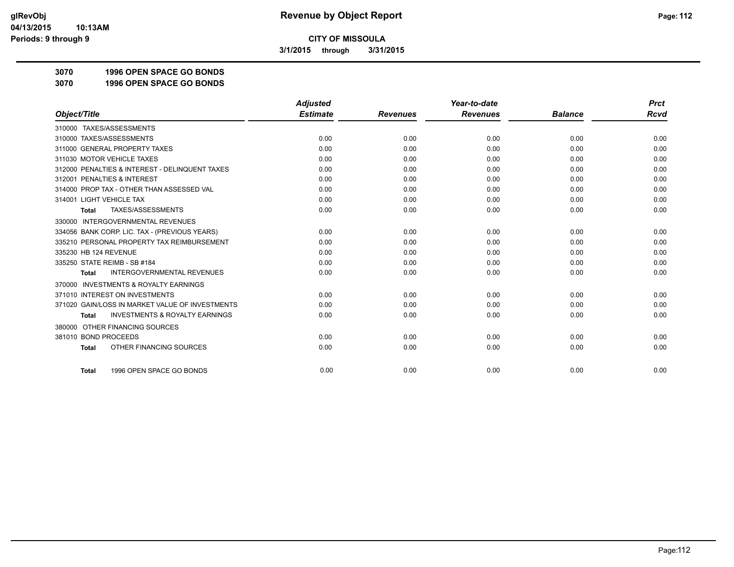# Revenue by Object Report

**CITY OF MISSOULA**

**3/1/2015 through 3/31/2015**

**3070 1996 OPEN SPACE GO BONDS**

**3070 1996 OPEN SPACE GO BONDS**

| Object/Title | Adjusted Estimate | Revenues | Year-to-date Revenues | Balance | Prct Rcvd |
|---|---|---|---|---|---|
| 310000 TAXES/ASSESSMENTS | | | | | |
| 310000 TAXES/ASSESSMENTS | 0.00 | 0.00 | 0.00 | 0.00 | 0.00 |
| 311000 GENERAL PROPERTY TAXES | 0.00 | 0.00 | 0.00 | 0.00 | 0.00 |
| 311030 MOTOR VEHICLE TAXES | 0.00 | 0.00 | 0.00 | 0.00 | 0.00 |
| 312000 PENALTIES & INTEREST - DELINQUENT TAXES | 0.00 | 0.00 | 0.00 | 0.00 | 0.00 |
| 312001 PENALTIES & INTEREST | 0.00 | 0.00 | 0.00 | 0.00 | 0.00 |
| 314000 PROP TAX - OTHER THAN ASSESSED VAL | 0.00 | 0.00 | 0.00 | 0.00 | 0.00 |
| 314001 LIGHT VEHICLE TAX | 0.00 | 0.00 | 0.00 | 0.00 | 0.00 |
| **Total** TAXES/ASSESSMENTS | 0.00 | 0.00 | 0.00 | 0.00 | 0.00 |
| 330000 INTERGOVERNMENTAL REVENUES | | | | | |
| 334056 BANK CORP. LIC. TAX - (PREVIOUS YEARS) | 0.00 | 0.00 | 0.00 | 0.00 | 0.00 |
| 335210 PERSONAL PROPERTY TAX REIMBURSEMENT | 0.00 | 0.00 | 0.00 | 0.00 | 0.00 |
| 335230 HB 124 REVENUE | 0.00 | 0.00 | 0.00 | 0.00 | 0.00 |
| 335250 STATE REIMB - SB #184 | 0.00 | 0.00 | 0.00 | 0.00 | 0.00 |
| **Total** INTERGOVERNMENTAL REVENUES | 0.00 | 0.00 | 0.00 | 0.00 | 0.00 |
| 370000 INVESTMENTS & ROYALTY EARNINGS | | | | | |
| 371010 INTEREST ON INVESTMENTS | 0.00 | 0.00 | 0.00 | 0.00 | 0.00 |
| 371020 GAIN/LOSS IN MARKET VALUE OF INVESTMENTS | 0.00 | 0.00 | 0.00 | 0.00 | 0.00 |
| **Total** INVESTMENTS & ROYALTY EARNINGS | 0.00 | 0.00 | 0.00 | 0.00 | 0.00 |
| 380000 OTHER FINANCING SOURCES | | | | | |
| 381010 BOND PROCEEDS | 0.00 | 0.00 | 0.00 | 0.00 | 0.00 |
| **Total** OTHER FINANCING SOURCES | 0.00 | 0.00 | 0.00 | 0.00 | 0.00 |
| **Total** 1996 OPEN SPACE GO BONDS | 0.00 | 0.00 | 0.00 | 0.00 | 0.00 |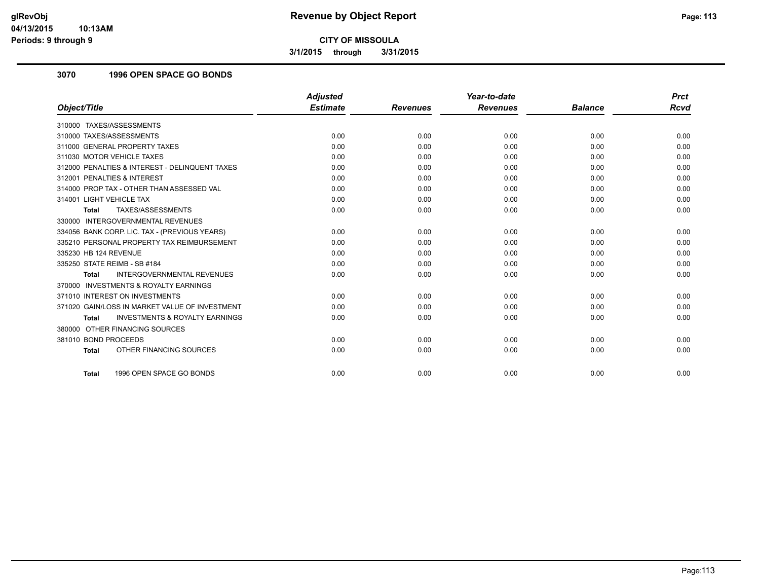**glRevObj**
**04/13/2015 10:13AM**
**Periods: 9 through 9**

# Revenue by Object Report

**CITY OF MISSOULA**

**3/1/2015 through 3/31/2015**

## 3070 1996 OPEN SPACE GO BONDS

| Object/Title | Adjusted Estimate | Revenues | Year-to-date Revenues | Balance | Prct Rcvd |
|---|---|---|---|---|---|
| 310000 TAXES/ASSESSMENTS | | | | | |
| 310000 TAXES/ASSESSMENTS | 0.00 | 0.00 | 0.00 | 0.00 | 0.00 |
| 311000 GENERAL PROPERTY TAXES | 0.00 | 0.00 | 0.00 | 0.00 | 0.00 |
| 311030 MOTOR VEHICLE TAXES | 0.00 | 0.00 | 0.00 | 0.00 | 0.00 |
| 312000 PENALTIES & INTEREST - DELINQUENT TAXES | 0.00 | 0.00 | 0.00 | 0.00 | 0.00 |
| 312001 PENALTIES & INTEREST | 0.00 | 0.00 | 0.00 | 0.00 | 0.00 |
| 314000 PROP TAX - OTHER THAN ASSESSED VAL | 0.00 | 0.00 | 0.00 | 0.00 | 0.00 |
| 314001 LIGHT VEHICLE TAX | 0.00 | 0.00 | 0.00 | 0.00 | 0.00 |
| **Total** TAXES/ASSESSMENTS | 0.00 | 0.00 | 0.00 | 0.00 | 0.00 |
| 330000 INTERGOVERNMENTAL REVENUES | | | | | |
| 334056 BANK CORP. LIC. TAX - (PREVIOUS YEARS) | 0.00 | 0.00 | 0.00 | 0.00 | 0.00 |
| 335210 PERSONAL PROPERTY TAX REIMBURSEMENT | 0.00 | 0.00 | 0.00 | 0.00 | 0.00 |
| 335230 HB 124 REVENUE | 0.00 | 0.00 | 0.00 | 0.00 | 0.00 |
| 335250 STATE REIMB - SB #184 | 0.00 | 0.00 | 0.00 | 0.00 | 0.00 |
| **Total** INTERGOVERNMENTAL REVENUES | 0.00 | 0.00 | 0.00 | 0.00 | 0.00 |
| 370000 INVESTMENTS & ROYALTY EARNINGS | | | | | |
| 371010 INTEREST ON INVESTMENTS | 0.00 | 0.00 | 0.00 | 0.00 | 0.00 |
| 371020 GAIN/LOSS IN MARKET VALUE OF INVESTMENT | 0.00 | 0.00 | 0.00 | 0.00 | 0.00 |
| **Total** INVESTMENTS & ROYALTY EARNINGS | 0.00 | 0.00 | 0.00 | 0.00 | 0.00 |
| 380000 OTHER FINANCING SOURCES | | | | | |
| 381010 BOND PROCEEDS | 0.00 | 0.00 | 0.00 | 0.00 | 0.00 |
| **Total** OTHER FINANCING SOURCES | 0.00 | 0.00 | 0.00 | 0.00 | 0.00 |
| **Total** 1996 OPEN SPACE GO BONDS | 0.00 | 0.00 | 0.00 | 0.00 | 0.00 |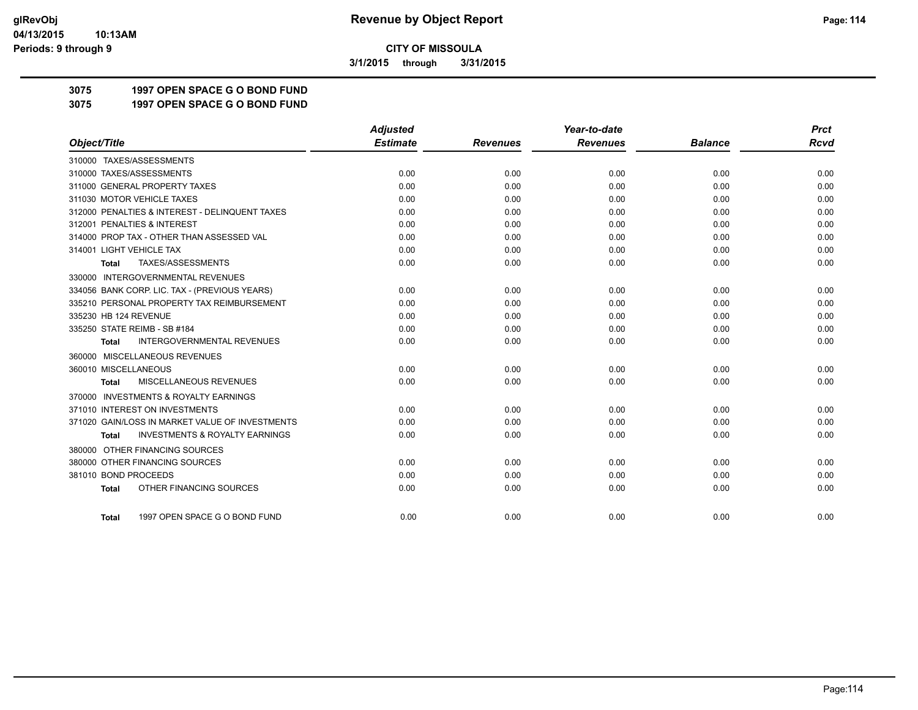# CITY OF MISSOULA

**3/1/2015 through 3/31/2015**

## 3075 1997 OPEN SPACE G O BOND FUND
## 3075 1997 OPEN SPACE G O BOND FUND

| Object/Title | Adjusted Estimate | Revenues | Year-to-date Revenues | Balance | Prct Rcvd |
|---|---|---|---|---|---|
| 310000 TAXES/ASSESSMENTS | | | | | |
| 310000 TAXES/ASSESSMENTS | 0.00 | 0.00 | 0.00 | 0.00 | 0.00 |
| 311000 GENERAL PROPERTY TAXES | 0.00 | 0.00 | 0.00 | 0.00 | 0.00 |
| 311030 MOTOR VEHICLE TAXES | 0.00 | 0.00 | 0.00 | 0.00 | 0.00 |
| 312000 PENALTIES & INTEREST - DELINQUENT TAXES | 0.00 | 0.00 | 0.00 | 0.00 | 0.00 |
| 312001 PENALTIES & INTEREST | 0.00 | 0.00 | 0.00 | 0.00 | 0.00 |
| 314000 PROP TAX - OTHER THAN ASSESSED VAL | 0.00 | 0.00 | 0.00 | 0.00 | 0.00 |
| 314001 LIGHT VEHICLE TAX | 0.00 | 0.00 | 0.00 | 0.00 | 0.00 |
| **Total** TAXES/ASSESSMENTS | 0.00 | 0.00 | 0.00 | 0.00 | 0.00 |
| 330000 INTERGOVERNMENTAL REVENUES | | | | | |
| 334056 BANK CORP. LIC. TAX - (PREVIOUS YEARS) | 0.00 | 0.00 | 0.00 | 0.00 | 0.00 |
| 335210 PERSONAL PROPERTY TAX REIMBURSEMENT | 0.00 | 0.00 | 0.00 | 0.00 | 0.00 |
| 335230 HB 124 REVENUE | 0.00 | 0.00 | 0.00 | 0.00 | 0.00 |
| 335250 STATE REIMB - SB #184 | 0.00 | 0.00 | 0.00 | 0.00 | 0.00 |
| **Total** INTERGOVERNMENTAL REVENUES | 0.00 | 0.00 | 0.00 | 0.00 | 0.00 |
| 360000 MISCELLANEOUS REVENUES | | | | | |
| 360010 MISCELLANEOUS | 0.00 | 0.00 | 0.00 | 0.00 | 0.00 |
| **Total** MISCELLANEOUS REVENUES | 0.00 | 0.00 | 0.00 | 0.00 | 0.00 |
| 370000 INVESTMENTS & ROYALTY EARNINGS | | | | | |
| 371010 INTEREST ON INVESTMENTS | 0.00 | 0.00 | 0.00 | 0.00 | 0.00 |
| 371020 GAIN/LOSS IN MARKET VALUE OF INVESTMENTS | 0.00 | 0.00 | 0.00 | 0.00 | 0.00 |
| **Total** INVESTMENTS & ROYALTY EARNINGS | 0.00 | 0.00 | 0.00 | 0.00 | 0.00 |
| 380000 OTHER FINANCING SOURCES | | | | | |
| 380000 OTHER FINANCING SOURCES | 0.00 | 0.00 | 0.00 | 0.00 | 0.00 |
| 381010 BOND PROCEEDS | 0.00 | 0.00 | 0.00 | 0.00 | 0.00 |
| **Total** OTHER FINANCING SOURCES | 0.00 | 0.00 | 0.00 | 0.00 | 0.00 |
| **Total** 1997 OPEN SPACE G O BOND FUND | 0.00 | 0.00 | 0.00 | 0.00 | 0.00 |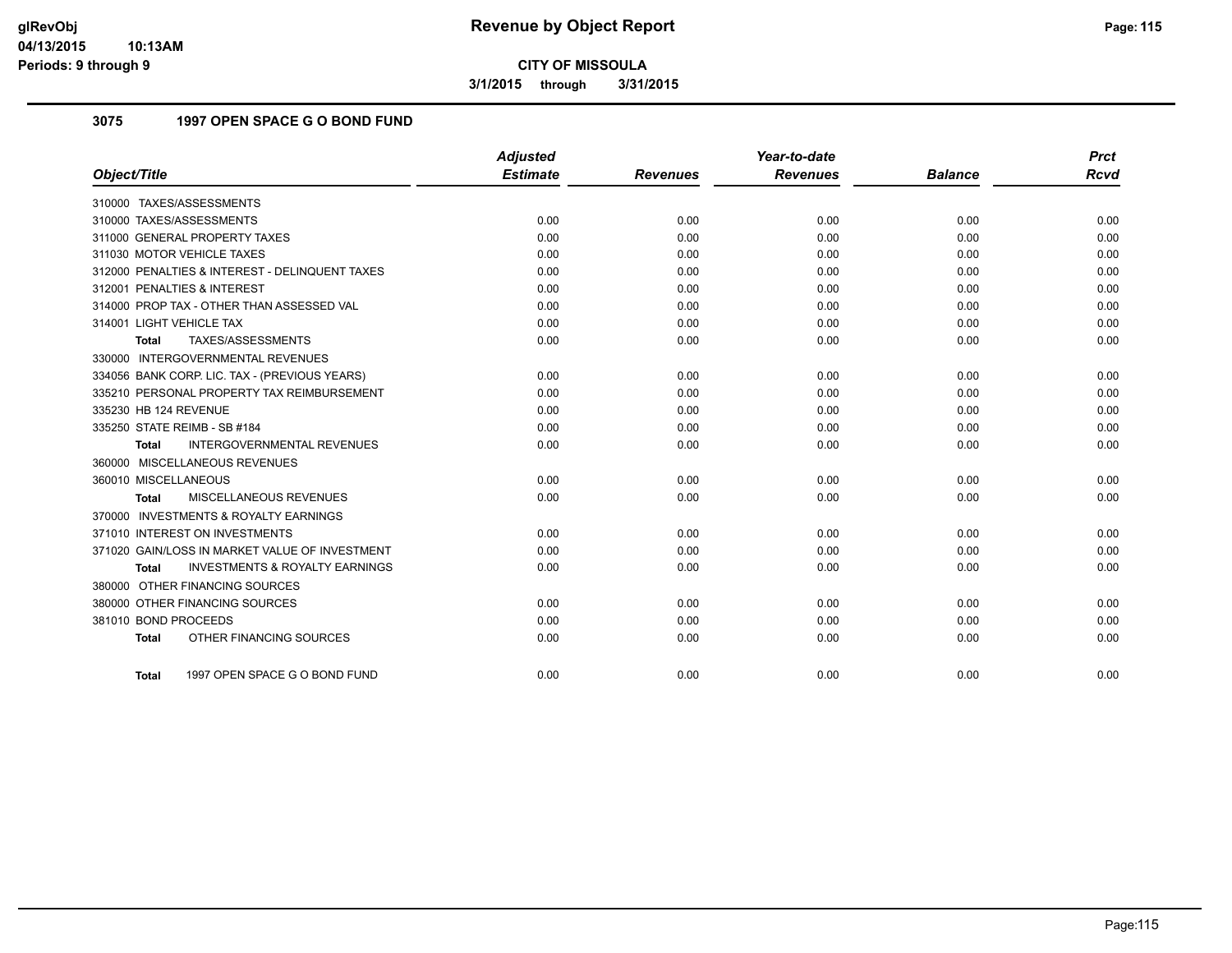# Revenue by Object Report

**CITY OF MISSOULA**

**3/1/2015 through 3/31/2015**

glRevObj
04/13/2015 10:13AM
Periods: 9 through 9

## 3075 1997 OPEN SPACE G O BOND FUND

| Object/Title | Adjusted Estimate | Revenues | Year-to-date Revenues | Balance | Prct Rcvd |
|---|---|---|---|---|---|
| 310000 TAXES/ASSESSMENTS | | | | | |
| 310000 TAXES/ASSESSMENTS | 0.00 | 0.00 | 0.00 | 0.00 | 0.00 |
| 311000 GENERAL PROPERTY TAXES | 0.00 | 0.00 | 0.00 | 0.00 | 0.00 |
| 311030 MOTOR VEHICLE TAXES | 0.00 | 0.00 | 0.00 | 0.00 | 0.00 |
| 312000 PENALTIES & INTEREST - DELINQUENT TAXES | 0.00 | 0.00 | 0.00 | 0.00 | 0.00 |
| 312001 PENALTIES & INTEREST | 0.00 | 0.00 | 0.00 | 0.00 | 0.00 |
| 314000 PROP TAX - OTHER THAN ASSESSED VAL | 0.00 | 0.00 | 0.00 | 0.00 | 0.00 |
| 314001 LIGHT VEHICLE TAX | 0.00 | 0.00 | 0.00 | 0.00 | 0.00 |
| **Total** TAXES/ASSESSMENTS | 0.00 | 0.00 | 0.00 | 0.00 | 0.00 |
| 330000 INTERGOVERNMENTAL REVENUES | | | | | |
| 334056 BANK CORP. LIC. TAX - (PREVIOUS YEARS) | 0.00 | 0.00 | 0.00 | 0.00 | 0.00 |
| 335210 PERSONAL PROPERTY TAX REIMBURSEMENT | 0.00 | 0.00 | 0.00 | 0.00 | 0.00 |
| 335230 HB 124 REVENUE | 0.00 | 0.00 | 0.00 | 0.00 | 0.00 |
| 335250 STATE REIMB - SB #184 | 0.00 | 0.00 | 0.00 | 0.00 | 0.00 |
| **Total** INTERGOVERNMENTAL REVENUES | 0.00 | 0.00 | 0.00 | 0.00 | 0.00 |
| 360000 MISCELLANEOUS REVENUES | | | | | |
| 360010 MISCELLANEOUS | 0.00 | 0.00 | 0.00 | 0.00 | 0.00 |
| **Total** MISCELLANEOUS REVENUES | 0.00 | 0.00 | 0.00 | 0.00 | 0.00 |
| 370000 INVESTMENTS & ROYALTY EARNINGS | | | | | |
| 371010 INTEREST ON INVESTMENTS | 0.00 | 0.00 | 0.00 | 0.00 | 0.00 |
| 371020 GAIN/LOSS IN MARKET VALUE OF INVESTMENT | 0.00 | 0.00 | 0.00 | 0.00 | 0.00 |
| **Total** INVESTMENTS & ROYALTY EARNINGS | 0.00 | 0.00 | 0.00 | 0.00 | 0.00 |
| 380000 OTHER FINANCING SOURCES | | | | | |
| 380000 OTHER FINANCING SOURCES | 0.00 | 0.00 | 0.00 | 0.00 | 0.00 |
| 381010 BOND PROCEEDS | 0.00 | 0.00 | 0.00 | 0.00 | 0.00 |
| **Total** OTHER FINANCING SOURCES | 0.00 | 0.00 | 0.00 | 0.00 | 0.00 |
| **Total** 1997 OPEN SPACE G O BOND FUND | 0.00 | 0.00 | 0.00 | 0.00 | 0.00 |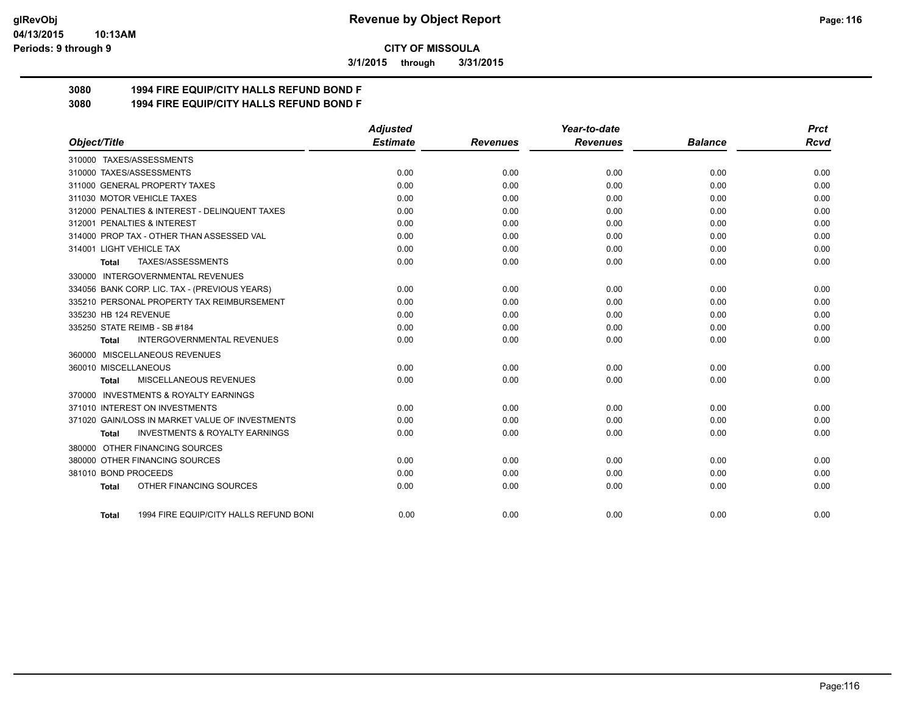**Revenue by Object Report**

**CITY OF MISSOULA**

**3/1/2015 through 3/31/2015**

glRevObj
04/13/2015 10:13AM
Periods: 9 through 9

**3080 1994 FIRE EQUIP/CITY HALLS REFUND BOND F**

**3080 1994 FIRE EQUIP/CITY HALLS REFUND BOND F**

| Object/Title | Adjusted Estimate | Revenues | Year-to-date Revenues | Balance | Prct Rcvd |
|---|---|---|---|---|---|
| 310000 TAXES/ASSESSMENTS | | | | | |
| 310000 TAXES/ASSESSMENTS | 0.00 | 0.00 | 0.00 | 0.00 | 0.00 |
| 311000 GENERAL PROPERTY TAXES | 0.00 | 0.00 | 0.00 | 0.00 | 0.00 |
| 311030 MOTOR VEHICLE TAXES | 0.00 | 0.00 | 0.00 | 0.00 | 0.00 |
| 312000 PENALTIES & INTEREST - DELINQUENT TAXES | 0.00 | 0.00 | 0.00 | 0.00 | 0.00 |
| 312001 PENALTIES & INTEREST | 0.00 | 0.00 | 0.00 | 0.00 | 0.00 |
| 314000 PROP TAX - OTHER THAN ASSESSED VAL | 0.00 | 0.00 | 0.00 | 0.00 | 0.00 |
| 314001 LIGHT VEHICLE TAX | 0.00 | 0.00 | 0.00 | 0.00 | 0.00 |
| **Total** TAXES/ASSESSMENTS | 0.00 | 0.00 | 0.00 | 0.00 | 0.00 |
| 330000 INTERGOVERNMENTAL REVENUES | | | | | |
| 334056 BANK CORP. LIC. TAX - (PREVIOUS YEARS) | 0.00 | 0.00 | 0.00 | 0.00 | 0.00 |
| 335210 PERSONAL PROPERTY TAX REIMBURSEMENT | 0.00 | 0.00 | 0.00 | 0.00 | 0.00 |
| 335230 HB 124 REVENUE | 0.00 | 0.00 | 0.00 | 0.00 | 0.00 |
| 335250 STATE REIMB - SB #184 | 0.00 | 0.00 | 0.00 | 0.00 | 0.00 |
| **Total** INTERGOVERNMENTAL REVENUES | 0.00 | 0.00 | 0.00 | 0.00 | 0.00 |
| 360000 MISCELLANEOUS REVENUES | | | | | |
| 360010 MISCELLANEOUS | 0.00 | 0.00 | 0.00 | 0.00 | 0.00 |
| **Total** MISCELLANEOUS REVENUES | 0.00 | 0.00 | 0.00 | 0.00 | 0.00 |
| 370000 INVESTMENTS & ROYALTY EARNINGS | | | | | |
| 371010 INTEREST ON INVESTMENTS | 0.00 | 0.00 | 0.00 | 0.00 | 0.00 |
| 371020 GAIN/LOSS IN MARKET VALUE OF INVESTMENTS | 0.00 | 0.00 | 0.00 | 0.00 | 0.00 |
| **Total** INVESTMENTS & ROYALTY EARNINGS | 0.00 | 0.00 | 0.00 | 0.00 | 0.00 |
| 380000 OTHER FINANCING SOURCES | | | | | |
| 380000 OTHER FINANCING SOURCES | 0.00 | 0.00 | 0.00 | 0.00 | 0.00 |
| 381010 BOND PROCEEDS | 0.00 | 0.00 | 0.00 | 0.00 | 0.00 |
| **Total** OTHER FINANCING SOURCES | 0.00 | 0.00 | 0.00 | 0.00 | 0.00 |
| **Total** 1994 FIRE EQUIP/CITY HALLS REFUND BONI | 0.00 | 0.00 | 0.00 | 0.00 | 0.00 |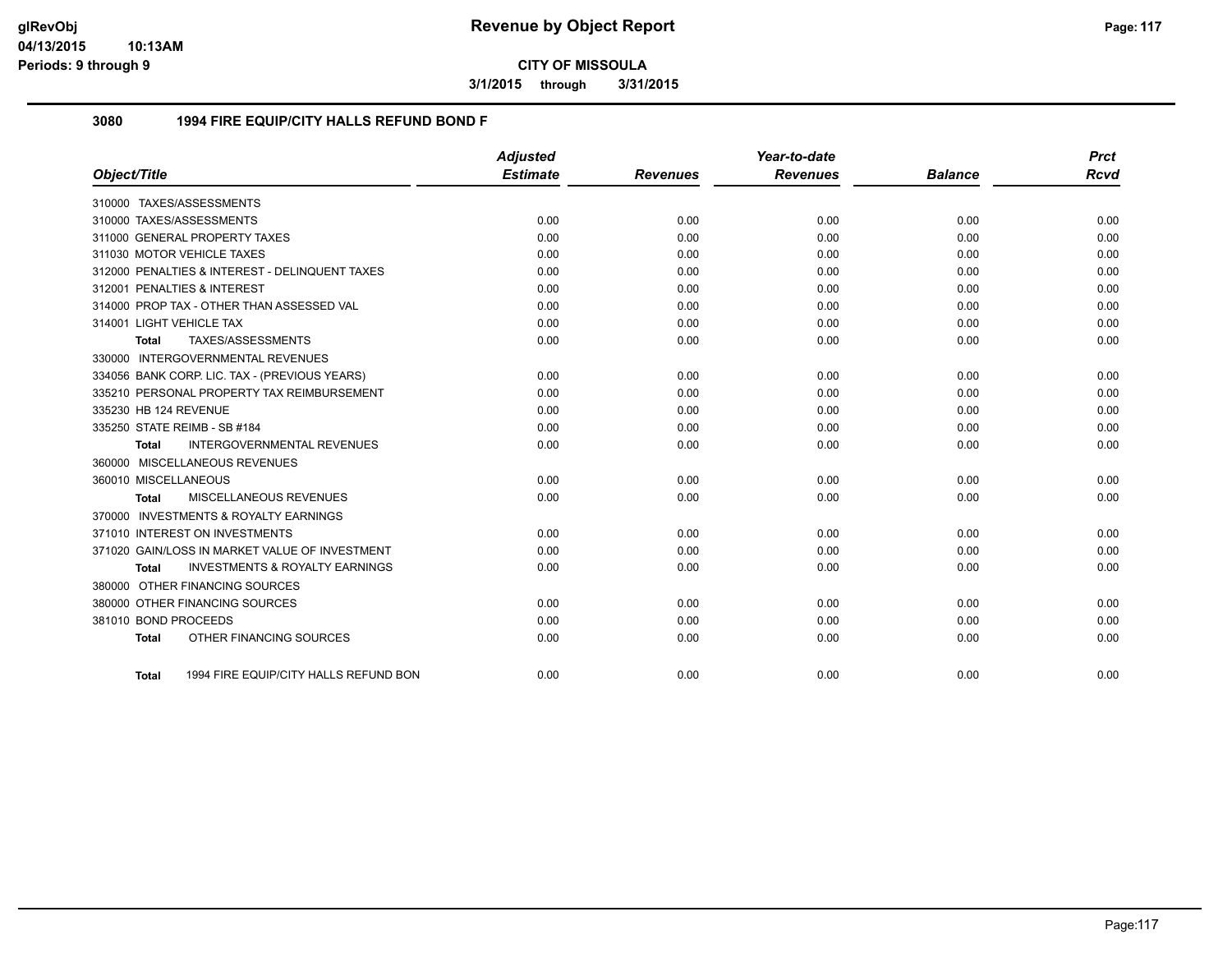**CITY OF MISSOULA**

**3/1/2015 through 3/31/2015**

### 3080 1994 FIRE EQUIP/CITY HALLS REFUND BOND F

| Object/Title | Adjusted Estimate | Revenues | Year-to-date Revenues | Balance | Prct Rcvd |
|---|---|---|---|---|---|
| 310000 TAXES/ASSESSMENTS | | | | | |
| 310000 TAXES/ASSESSMENTS | 0.00 | 0.00 | 0.00 | 0.00 | 0.00 |
| 311000 GENERAL PROPERTY TAXES | 0.00 | 0.00 | 0.00 | 0.00 | 0.00 |
| 311030 MOTOR VEHICLE TAXES | 0.00 | 0.00 | 0.00 | 0.00 | 0.00 |
| 312000 PENALTIES & INTEREST - DELINQUENT TAXES | 0.00 | 0.00 | 0.00 | 0.00 | 0.00 |
| 312001 PENALTIES & INTEREST | 0.00 | 0.00 | 0.00 | 0.00 | 0.00 |
| 314000 PROP TAX - OTHER THAN ASSESSED VAL | 0.00 | 0.00 | 0.00 | 0.00 | 0.00 |
| 314001 LIGHT VEHICLE TAX | 0.00 | 0.00 | 0.00 | 0.00 | 0.00 |
| **Total** TAXES/ASSESSMENTS | 0.00 | 0.00 | 0.00 | 0.00 | 0.00 |
| 330000 INTERGOVERNMENTAL REVENUES | | | | | |
| 334056 BANK CORP. LIC. TAX - (PREVIOUS YEARS) | 0.00 | 0.00 | 0.00 | 0.00 | 0.00 |
| 335210 PERSONAL PROPERTY TAX REIMBURSEMENT | 0.00 | 0.00 | 0.00 | 0.00 | 0.00 |
| 335230 HB 124 REVENUE | 0.00 | 0.00 | 0.00 | 0.00 | 0.00 |
| 335250 STATE REIMB - SB #184 | 0.00 | 0.00 | 0.00 | 0.00 | 0.00 |
| **Total** INTERGOVERNMENTAL REVENUES | 0.00 | 0.00 | 0.00 | 0.00 | 0.00 |
| 360000 MISCELLANEOUS REVENUES | | | | | |
| 360010 MISCELLANEOUS | 0.00 | 0.00 | 0.00 | 0.00 | 0.00 |
| **Total** MISCELLANEOUS REVENUES | 0.00 | 0.00 | 0.00 | 0.00 | 0.00 |
| 370000 INVESTMENTS & ROYALTY EARNINGS | | | | | |
| 371010 INTEREST ON INVESTMENTS | 0.00 | 0.00 | 0.00 | 0.00 | 0.00 |
| 371020 GAIN/LOSS IN MARKET VALUE OF INVESTMENT | 0.00 | 0.00 | 0.00 | 0.00 | 0.00 |
| **Total** INVESTMENTS & ROYALTY EARNINGS | 0.00 | 0.00 | 0.00 | 0.00 | 0.00 |
| 380000 OTHER FINANCING SOURCES | | | | | |
| 380000 OTHER FINANCING SOURCES | 0.00 | 0.00 | 0.00 | 0.00 | 0.00 |
| 381010 BOND PROCEEDS | 0.00 | 0.00 | 0.00 | 0.00 | 0.00 |
| **Total** OTHER FINANCING SOURCES | 0.00 | 0.00 | 0.00 | 0.00 | 0.00 |
| **Total** 1994 FIRE EQUIP/CITY HALLS REFUND BON | 0.00 | 0.00 | 0.00 | 0.00 | 0.00 |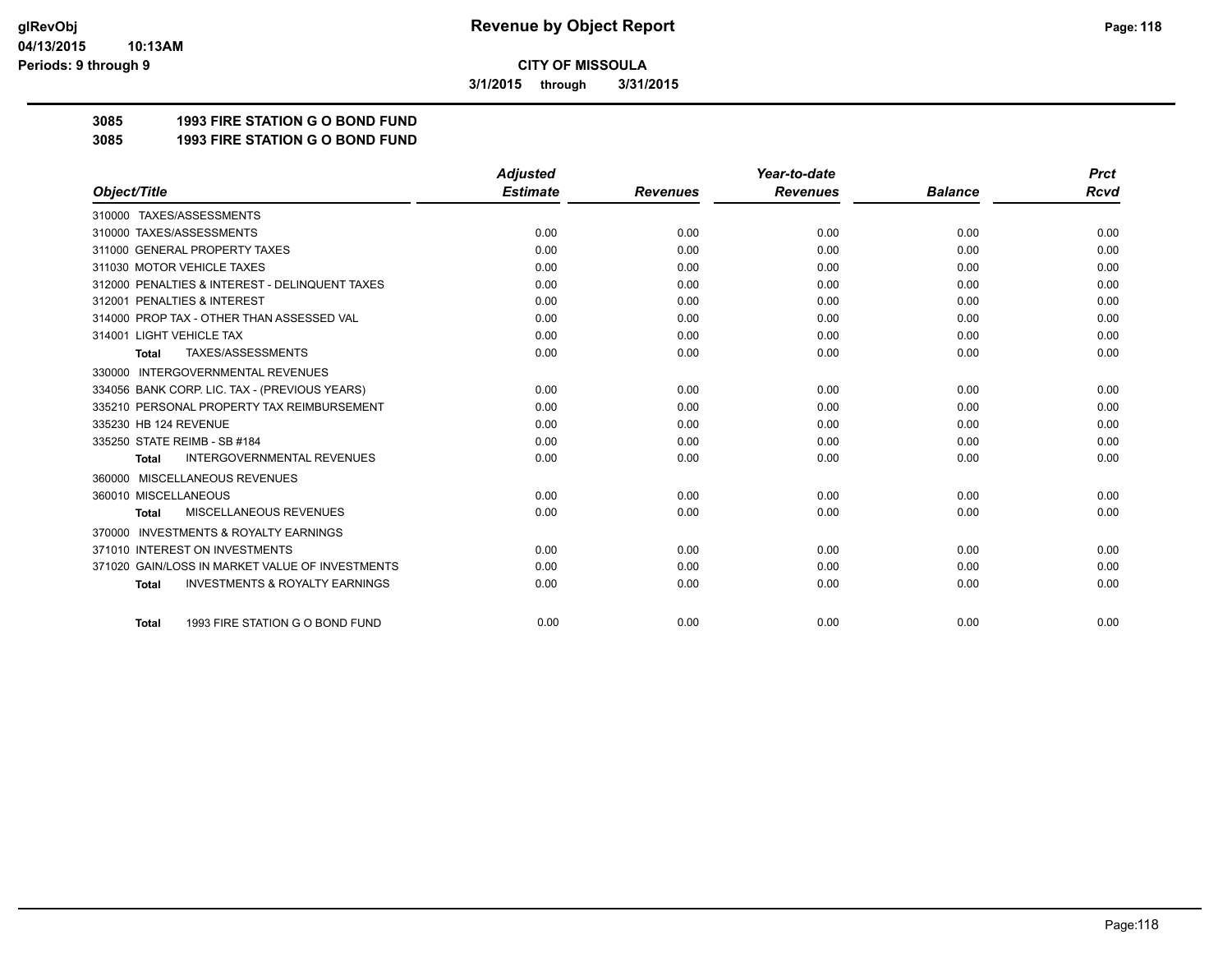# Revenue by Object Report

**glRevObj**
**04/13/2015 10:13AM**
**Periods: 9 through 9**

**CITY OF MISSOULA**

**3/1/2015 through 3/31/2015**

**3085 1993 FIRE STATION G O BOND FUND**

**3085 1993 FIRE STATION G O BOND FUND**

| *Object/Title* | *Adjusted Estimate* | *Revenues* | *Year-to-date Revenues* | *Balance* | *Prct Rcvd* |
|---|---|---|---|---|---|
| 310000 TAXES/ASSESSMENTS | | | | | |
| 310000 TAXES/ASSESSMENTS | 0.00 | 0.00 | 0.00 | 0.00 | 0.00 |
| 311000 GENERAL PROPERTY TAXES | 0.00 | 0.00 | 0.00 | 0.00 | 0.00 |
| 311030 MOTOR VEHICLE TAXES | 0.00 | 0.00 | 0.00 | 0.00 | 0.00 |
| 312000 PENALTIES & INTEREST - DELINQUENT TAXES | 0.00 | 0.00 | 0.00 | 0.00 | 0.00 |
| 312001 PENALTIES & INTEREST | 0.00 | 0.00 | 0.00 | 0.00 | 0.00 |
| 314000 PROP TAX - OTHER THAN ASSESSED VAL | 0.00 | 0.00 | 0.00 | 0.00 | 0.00 |
| 314001 LIGHT VEHICLE TAX | 0.00 | 0.00 | 0.00 | 0.00 | 0.00 |
| **Total** TAXES/ASSESSMENTS | 0.00 | 0.00 | 0.00 | 0.00 | 0.00 |
| 330000 INTERGOVERNMENTAL REVENUES | | | | | |
| 334056 BANK CORP. LIC. TAX - (PREVIOUS YEARS) | 0.00 | 0.00 | 0.00 | 0.00 | 0.00 |
| 335210 PERSONAL PROPERTY TAX REIMBURSEMENT | 0.00 | 0.00 | 0.00 | 0.00 | 0.00 |
| 335230 HB 124 REVENUE | 0.00 | 0.00 | 0.00 | 0.00 | 0.00 |
| 335250 STATE REIMB - SB #184 | 0.00 | 0.00 | 0.00 | 0.00 | 0.00 |
| **Total** INTERGOVERNMENTAL REVENUES | 0.00 | 0.00 | 0.00 | 0.00 | 0.00 |
| 360000 MISCELLANEOUS REVENUES | | | | | |
| 360010 MISCELLANEOUS | 0.00 | 0.00 | 0.00 | 0.00 | 0.00 |
| **Total** MISCELLANEOUS REVENUES | 0.00 | 0.00 | 0.00 | 0.00 | 0.00 |
| 370000 INVESTMENTS & ROYALTY EARNINGS | | | | | |
| 371010 INTEREST ON INVESTMENTS | 0.00 | 0.00 | 0.00 | 0.00 | 0.00 |
| 371020 GAIN/LOSS IN MARKET VALUE OF INVESTMENTS | 0.00 | 0.00 | 0.00 | 0.00 | 0.00 |
| **Total** INVESTMENTS & ROYALTY EARNINGS | 0.00 | 0.00 | 0.00 | 0.00 | 0.00 |
| **Total** 1993 FIRE STATION G O BOND FUND | 0.00 | 0.00 | 0.00 | 0.00 | 0.00 |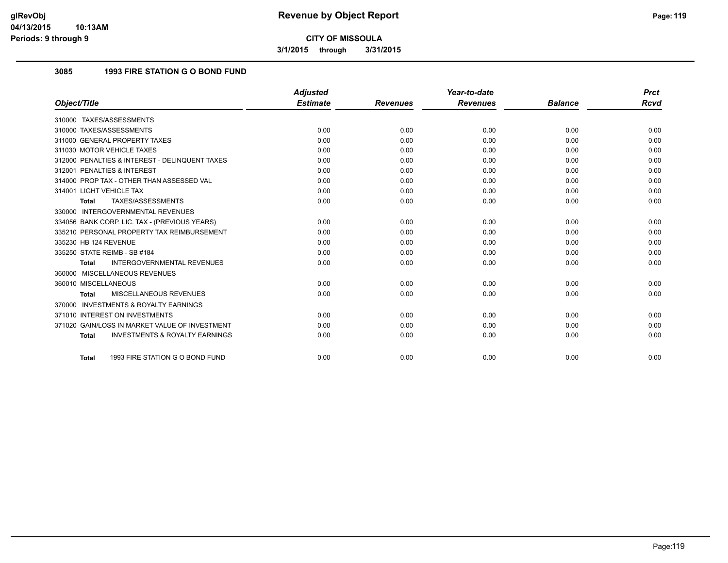**CITY OF MISSOULA**

**3/1/2015 through 3/31/2015**

## 3085 1993 FIRE STATION G O BOND FUND

| Object/Title | Adjusted Estimate | Revenues | Year-to-date Revenues | Balance | Prct Rcvd |
|---|---|---|---|---|---|
| 310000 TAXES/ASSESSMENTS | | | | | |
| 310000 TAXES/ASSESSMENTS | 0.00 | 0.00 | 0.00 | 0.00 | 0.00 |
| 311000 GENERAL PROPERTY TAXES | 0.00 | 0.00 | 0.00 | 0.00 | 0.00 |
| 311030 MOTOR VEHICLE TAXES | 0.00 | 0.00 | 0.00 | 0.00 | 0.00 |
| 312000 PENALTIES & INTEREST - DELINQUENT TAXES | 0.00 | 0.00 | 0.00 | 0.00 | 0.00 |
| 312001 PENALTIES & INTEREST | 0.00 | 0.00 | 0.00 | 0.00 | 0.00 |
| 314000 PROP TAX - OTHER THAN ASSESSED VAL | 0.00 | 0.00 | 0.00 | 0.00 | 0.00 |
| 314001 LIGHT VEHICLE TAX | 0.00 | 0.00 | 0.00 | 0.00 | 0.00 |
| **Total** TAXES/ASSESSMENTS | 0.00 | 0.00 | 0.00 | 0.00 | 0.00 |
| 330000 INTERGOVERNMENTAL REVENUES | | | | | |
| 334056 BANK CORP. LIC. TAX - (PREVIOUS YEARS) | 0.00 | 0.00 | 0.00 | 0.00 | 0.00 |
| 335210 PERSONAL PROPERTY TAX REIMBURSEMENT | 0.00 | 0.00 | 0.00 | 0.00 | 0.00 |
| 335230 HB 124 REVENUE | 0.00 | 0.00 | 0.00 | 0.00 | 0.00 |
| 335250 STATE REIMB - SB #184 | 0.00 | 0.00 | 0.00 | 0.00 | 0.00 |
| **Total** INTERGOVERNMENTAL REVENUES | 0.00 | 0.00 | 0.00 | 0.00 | 0.00 |
| 360000 MISCELLANEOUS REVENUES | | | | | |
| 360010 MISCELLANEOUS | 0.00 | 0.00 | 0.00 | 0.00 | 0.00 |
| **Total** MISCELLANEOUS REVENUES | 0.00 | 0.00 | 0.00 | 0.00 | 0.00 |
| 370000 INVESTMENTS & ROYALTY EARNINGS | | | | | |
| 371010 INTEREST ON INVESTMENTS | 0.00 | 0.00 | 0.00 | 0.00 | 0.00 |
| 371020 GAIN/LOSS IN MARKET VALUE OF INVESTMENT | 0.00 | 0.00 | 0.00 | 0.00 | 0.00 |
| **Total** INVESTMENTS & ROYALTY EARNINGS | 0.00 | 0.00 | 0.00 | 0.00 | 0.00 |
| **Total** 1993 FIRE STATION G O BOND FUND | 0.00 | 0.00 | 0.00 | 0.00 | 0.00 |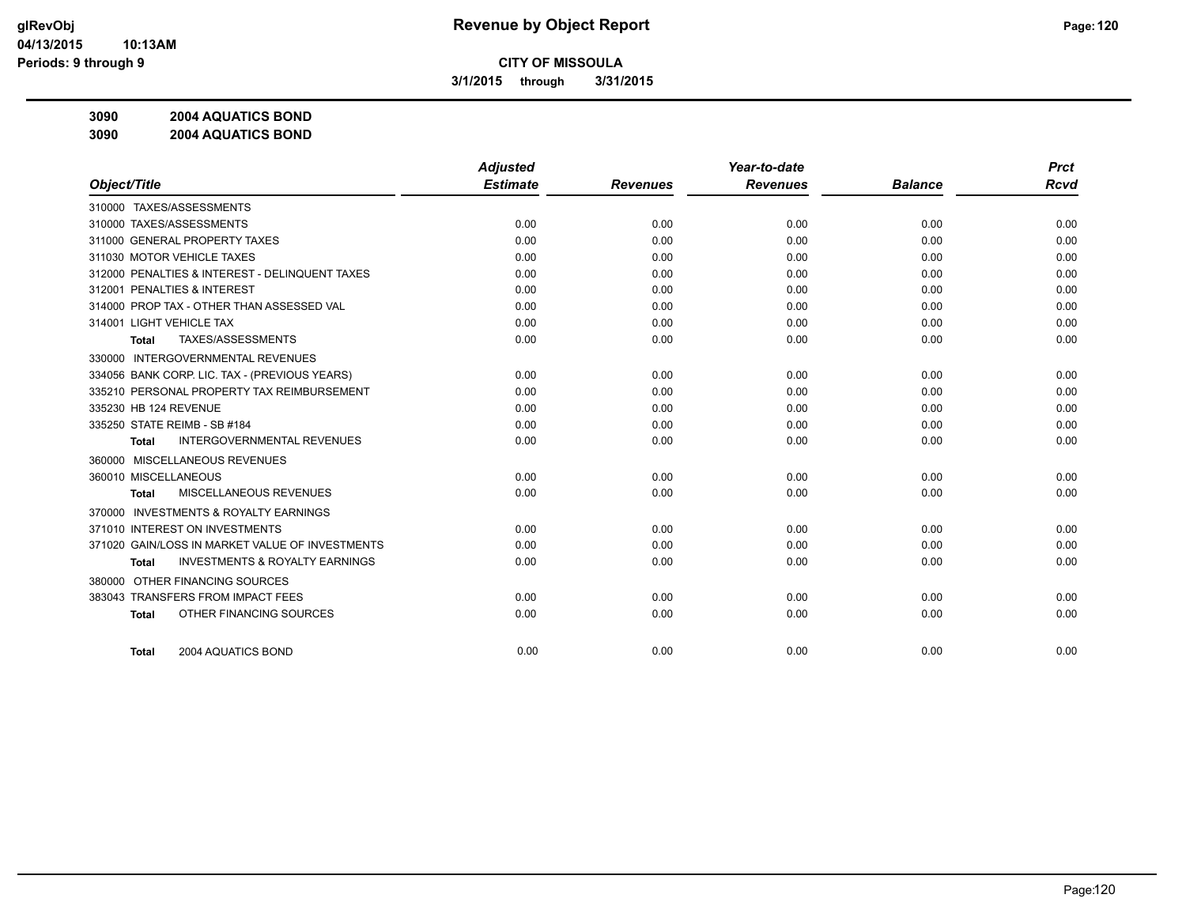# Revenue by Object Report

**CITY OF MISSOULA**

**3/1/2015 through 3/31/2015**

**3090 2004 AQUATICS BOND**

**3090 2004 AQUATICS BOND**

| Object/Title | Adjusted Estimate | Revenues | Year-to-date Revenues | Balance | Prct Rcvd |
|---|---|---|---|---|---|
| 310000 TAXES/ASSESSMENTS | | | | | |
| 310000 TAXES/ASSESSMENTS | 0.00 | 0.00 | 0.00 | 0.00 | 0.00 |
| 311000 GENERAL PROPERTY TAXES | 0.00 | 0.00 | 0.00 | 0.00 | 0.00 |
| 311030 MOTOR VEHICLE TAXES | 0.00 | 0.00 | 0.00 | 0.00 | 0.00 |
| 312000 PENALTIES & INTEREST - DELINQUENT TAXES | 0.00 | 0.00 | 0.00 | 0.00 | 0.00 |
| 312001 PENALTIES & INTEREST | 0.00 | 0.00 | 0.00 | 0.00 | 0.00 |
| 314000 PROP TAX - OTHER THAN ASSESSED VAL | 0.00 | 0.00 | 0.00 | 0.00 | 0.00 |
| 314001 LIGHT VEHICLE TAX | 0.00 | 0.00 | 0.00 | 0.00 | 0.00 |
| **Total** TAXES/ASSESSMENTS | 0.00 | 0.00 | 0.00 | 0.00 | 0.00 |
| 330000 INTERGOVERNMENTAL REVENUES | | | | | |
| 334056 BANK CORP. LIC. TAX - (PREVIOUS YEARS) | 0.00 | 0.00 | 0.00 | 0.00 | 0.00 |
| 335210 PERSONAL PROPERTY TAX REIMBURSEMENT | 0.00 | 0.00 | 0.00 | 0.00 | 0.00 |
| 335230 HB 124 REVENUE | 0.00 | 0.00 | 0.00 | 0.00 | 0.00 |
| 335250 STATE REIMB - SB #184 | 0.00 | 0.00 | 0.00 | 0.00 | 0.00 |
| **Total** INTERGOVERNMENTAL REVENUES | 0.00 | 0.00 | 0.00 | 0.00 | 0.00 |
| 360000 MISCELLANEOUS REVENUES | | | | | |
| 360010 MISCELLANEOUS | 0.00 | 0.00 | 0.00 | 0.00 | 0.00 |
| **Total** MISCELLANEOUS REVENUES | 0.00 | 0.00 | 0.00 | 0.00 | 0.00 |
| 370000 INVESTMENTS & ROYALTY EARNINGS | | | | | |
| 371010 INTEREST ON INVESTMENTS | 0.00 | 0.00 | 0.00 | 0.00 | 0.00 |
| 371020 GAIN/LOSS IN MARKET VALUE OF INVESTMENTS | 0.00 | 0.00 | 0.00 | 0.00 | 0.00 |
| **Total** INVESTMENTS & ROYALTY EARNINGS | 0.00 | 0.00 | 0.00 | 0.00 | 0.00 |
| 380000 OTHER FINANCING SOURCES | | | | | |
| 383043 TRANSFERS FROM IMPACT FEES | 0.00 | 0.00 | 0.00 | 0.00 | 0.00 |
| **Total** OTHER FINANCING SOURCES | 0.00 | 0.00 | 0.00 | 0.00 | 0.00 |
| **Total** 2004 AQUATICS BOND | 0.00 | 0.00 | 0.00 | 0.00 | 0.00 |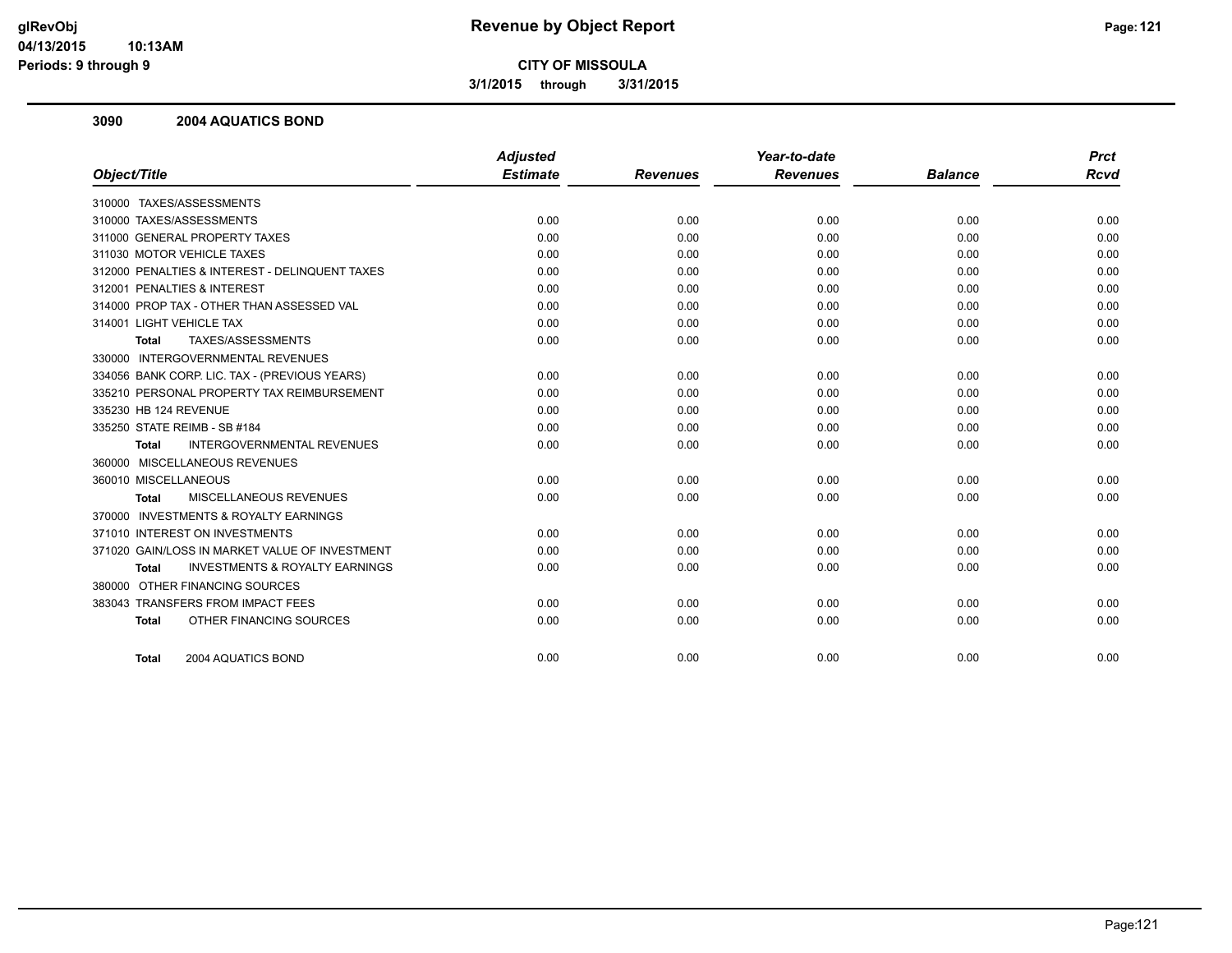# Revenue by Object Report

**CITY OF MISSOULA**

**3/1/2015 through 3/31/2015**

glRevObj
04/13/2015 10:13AM
Periods: 9 through 9

## 3090 2004 AQUATICS BOND

| Object/Title | Adjusted Estimate | Revenues | Year-to-date Revenues | Balance | Prct Rcvd |
|---|---|---|---|---|---|
| 310000 TAXES/ASSESSMENTS | | | | | |
| 310000 TAXES/ASSESSMENTS | 0.00 | 0.00 | 0.00 | 0.00 | 0.00 |
| 311000 GENERAL PROPERTY TAXES | 0.00 | 0.00 | 0.00 | 0.00 | 0.00 |
| 311030 MOTOR VEHICLE TAXES | 0.00 | 0.00 | 0.00 | 0.00 | 0.00 |
| 312000 PENALTIES & INTEREST - DELINQUENT TAXES | 0.00 | 0.00 | 0.00 | 0.00 | 0.00 |
| 312001 PENALTIES & INTEREST | 0.00 | 0.00 | 0.00 | 0.00 | 0.00 |
| 314000 PROP TAX - OTHER THAN ASSESSED VAL | 0.00 | 0.00 | 0.00 | 0.00 | 0.00 |
| 314001 LIGHT VEHICLE TAX | 0.00 | 0.00 | 0.00 | 0.00 | 0.00 |
| **Total** TAXES/ASSESSMENTS | 0.00 | 0.00 | 0.00 | 0.00 | 0.00 |
| 330000 INTERGOVERNMENTAL REVENUES | | | | | |
| 334056 BANK CORP. LIC. TAX - (PREVIOUS YEARS) | 0.00 | 0.00 | 0.00 | 0.00 | 0.00 |
| 335210 PERSONAL PROPERTY TAX REIMBURSEMENT | 0.00 | 0.00 | 0.00 | 0.00 | 0.00 |
| 335230 HB 124 REVENUE | 0.00 | 0.00 | 0.00 | 0.00 | 0.00 |
| 335250 STATE REIMB - SB #184 | 0.00 | 0.00 | 0.00 | 0.00 | 0.00 |
| **Total** INTERGOVERNMENTAL REVENUES | 0.00 | 0.00 | 0.00 | 0.00 | 0.00 |
| 360000 MISCELLANEOUS REVENUES | | | | | |
| 360010 MISCELLANEOUS | 0.00 | 0.00 | 0.00 | 0.00 | 0.00 |
| **Total** MISCELLANEOUS REVENUES | 0.00 | 0.00 | 0.00 | 0.00 | 0.00 |
| 370000 INVESTMENTS & ROYALTY EARNINGS | | | | | |
| 371010 INTEREST ON INVESTMENTS | 0.00 | 0.00 | 0.00 | 0.00 | 0.00 |
| 371020 GAIN/LOSS IN MARKET VALUE OF INVESTMENT | 0.00 | 0.00 | 0.00 | 0.00 | 0.00 |
| **Total** INVESTMENTS & ROYALTY EARNINGS | 0.00 | 0.00 | 0.00 | 0.00 | 0.00 |
| 380000 OTHER FINANCING SOURCES | | | | | |
| 383043 TRANSFERS FROM IMPACT FEES | 0.00 | 0.00 | 0.00 | 0.00 | 0.00 |
| **Total** OTHER FINANCING SOURCES | 0.00 | 0.00 | 0.00 | 0.00 | 0.00 |
| **Total** 2004 AQUATICS BOND | 0.00 | 0.00 | 0.00 | 0.00 | 0.00 |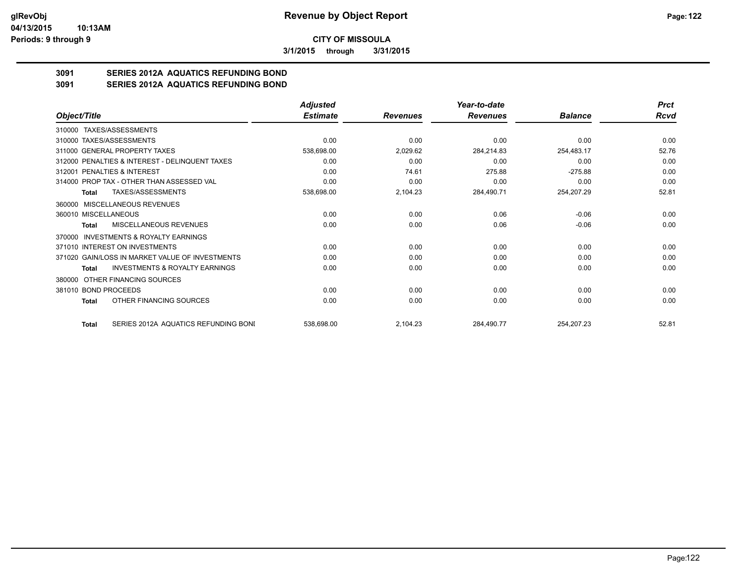**CITY OF MISSOULA**

**3/1/2015 through 3/31/2015**

# 3091 SERIES 2012A AQUATICS REFUNDING BOND

## 3091 SERIES 2012A AQUATICS REFUNDING BOND

| Object/Title | Adjusted Estimate | Revenues | Year-to-date Revenues | Balance | Prct Rcvd |
|---|---|---|---|---|---|
| 310000 TAXES/ASSESSMENTS | | | | | |
| 310000 TAXES/ASSESSMENTS | 0.00 | 0.00 | 0.00 | 0.00 | 0.00 |
| 311000 GENERAL PROPERTY TAXES | 538,698.00 | 2,029.62 | 284,214.83 | 254,483.17 | 52.76 |
| 312000 PENALTIES & INTEREST - DELINQUENT TAXES | 0.00 | 0.00 | 0.00 | 0.00 | 0.00 |
| 312001 PENALTIES & INTEREST | 0.00 | 74.61 | 275.88 | -275.88 | 0.00 |
| 314000 PROP TAX - OTHER THAN ASSESSED VAL | 0.00 | 0.00 | 0.00 | 0.00 | 0.00 |
| **Total** TAXES/ASSESSMENTS | 538,698.00 | 2,104.23 | 284,490.71 | 254,207.29 | 52.81 |
| 360000 MISCELLANEOUS REVENUES | | | | | |
| 360010 MISCELLANEOUS | 0.00 | 0.00 | 0.06 | -0.06 | 0.00 |
| **Total** MISCELLANEOUS REVENUES | 0.00 | 0.00 | 0.06 | -0.06 | 0.00 |
| 370000 INVESTMENTS & ROYALTY EARNINGS | | | | | |
| 371010 INTEREST ON INVESTMENTS | 0.00 | 0.00 | 0.00 | 0.00 | 0.00 |
| 371020 GAIN/LOSS IN MARKET VALUE OF INVESTMENTS | 0.00 | 0.00 | 0.00 | 0.00 | 0.00 |
| **Total** INVESTMENTS & ROYALTY EARNINGS | 0.00 | 0.00 | 0.00 | 0.00 | 0.00 |
| 380000 OTHER FINANCING SOURCES | | | | | |
| 381010 BOND PROCEEDS | 0.00 | 0.00 | 0.00 | 0.00 | 0.00 |
| **Total** OTHER FINANCING SOURCES | 0.00 | 0.00 | 0.00 | 0.00 | 0.00 |
| **Total** SERIES 2012A AQUATICS REFUNDING BONI | 538,698.00 | 2,104.23 | 284,490.77 | 254,207.23 | 52.81 |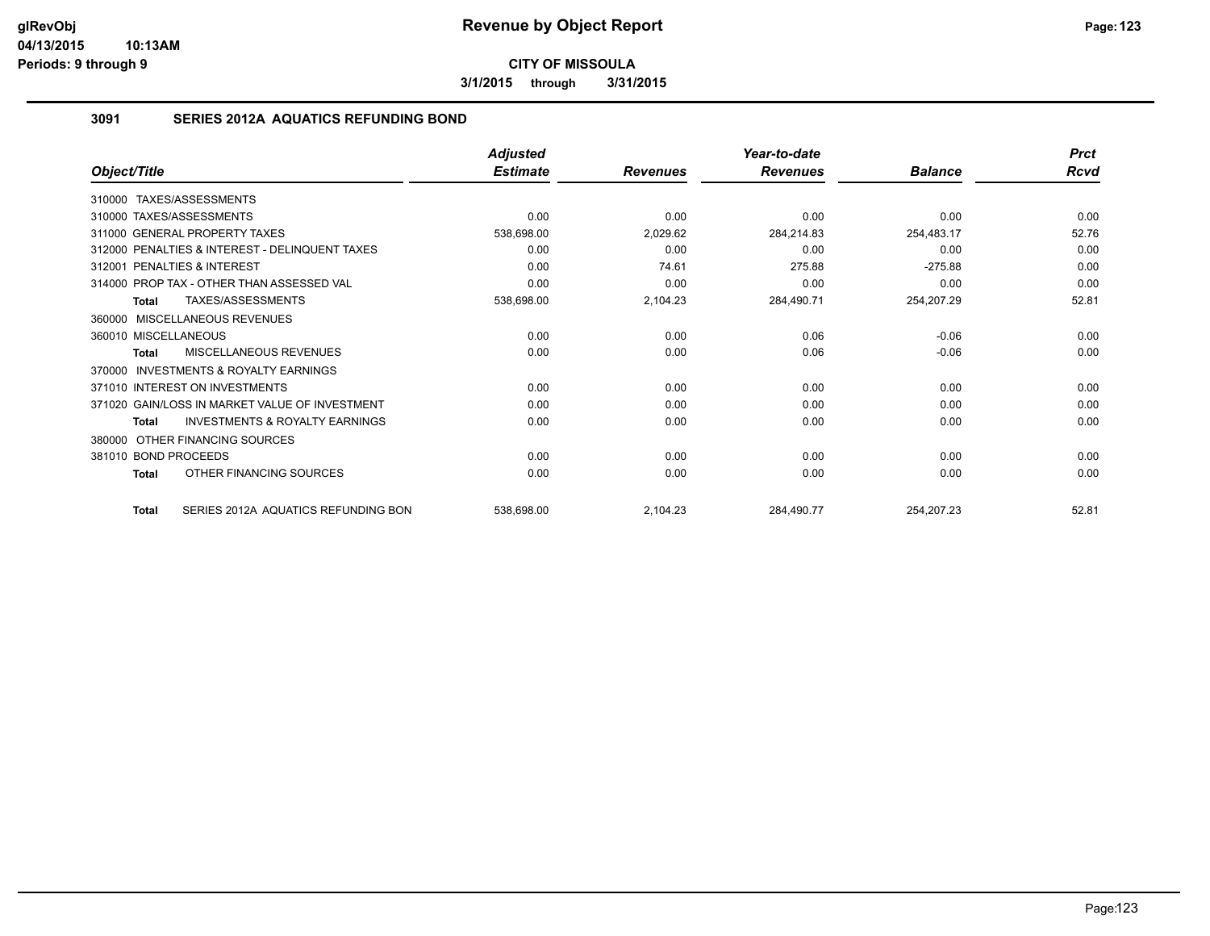# Revenue by Object Report

**CITY OF MISSOULA**

**3/1/2015 through 3/31/2015**

glRevObj
04/13/2015 10:13AM
Periods: 9 through 9

## 3091 SERIES 2012A AQUATICS REFUNDING BOND

| Object/Title | Adjusted Estimate | Revenues | Year-to-date Revenues | Balance | Prct Rcvd |
|---|---|---|---|---|---|
| 310000 TAXES/ASSESSMENTS | | | | | |
| 310000 TAXES/ASSESSMENTS | 0.00 | 0.00 | 0.00 | 0.00 | 0.00 |
| 311000 GENERAL PROPERTY TAXES | 538,698.00 | 2,029.62 | 284,214.83 | 254,483.17 | 52.76 |
| 312000 PENALTIES & INTEREST - DELINQUENT TAXES | 0.00 | 0.00 | 0.00 | 0.00 | 0.00 |
| 312001 PENALTIES & INTEREST | 0.00 | 74.61 | 275.88 | -275.88 | 0.00 |
| 314000 PROP TAX - OTHER THAN ASSESSED VAL | 0.00 | 0.00 | 0.00 | 0.00 | 0.00 |
| **Total** TAXES/ASSESSMENTS | 538,698.00 | 2,104.23 | 284,490.71 | 254,207.29 | 52.81 |
| 360000 MISCELLANEOUS REVENUES | | | | | |
| 360010 MISCELLANEOUS | 0.00 | 0.00 | 0.06 | -0.06 | 0.00 |
| **Total** MISCELLANEOUS REVENUES | 0.00 | 0.00 | 0.06 | -0.06 | 0.00 |
| 370000 INVESTMENTS & ROYALTY EARNINGS | | | | | |
| 371010 INTEREST ON INVESTMENTS | 0.00 | 0.00 | 0.00 | 0.00 | 0.00 |
| 371020 GAIN/LOSS IN MARKET VALUE OF INVESTMENT | 0.00 | 0.00 | 0.00 | 0.00 | 0.00 |
| **Total** INVESTMENTS & ROYALTY EARNINGS | 0.00 | 0.00 | 0.00 | 0.00 | 0.00 |
| 380000 OTHER FINANCING SOURCES | | | | | |
| 381010 BOND PROCEEDS | 0.00 | 0.00 | 0.00 | 0.00 | 0.00 |
| **Total** OTHER FINANCING SOURCES | 0.00 | 0.00 | 0.00 | 0.00 | 0.00 |
| **Total** SERIES 2012A AQUATICS REFUNDING BON | 538,698.00 | 2,104.23 | 284,490.77 | 254,207.23 | 52.81 |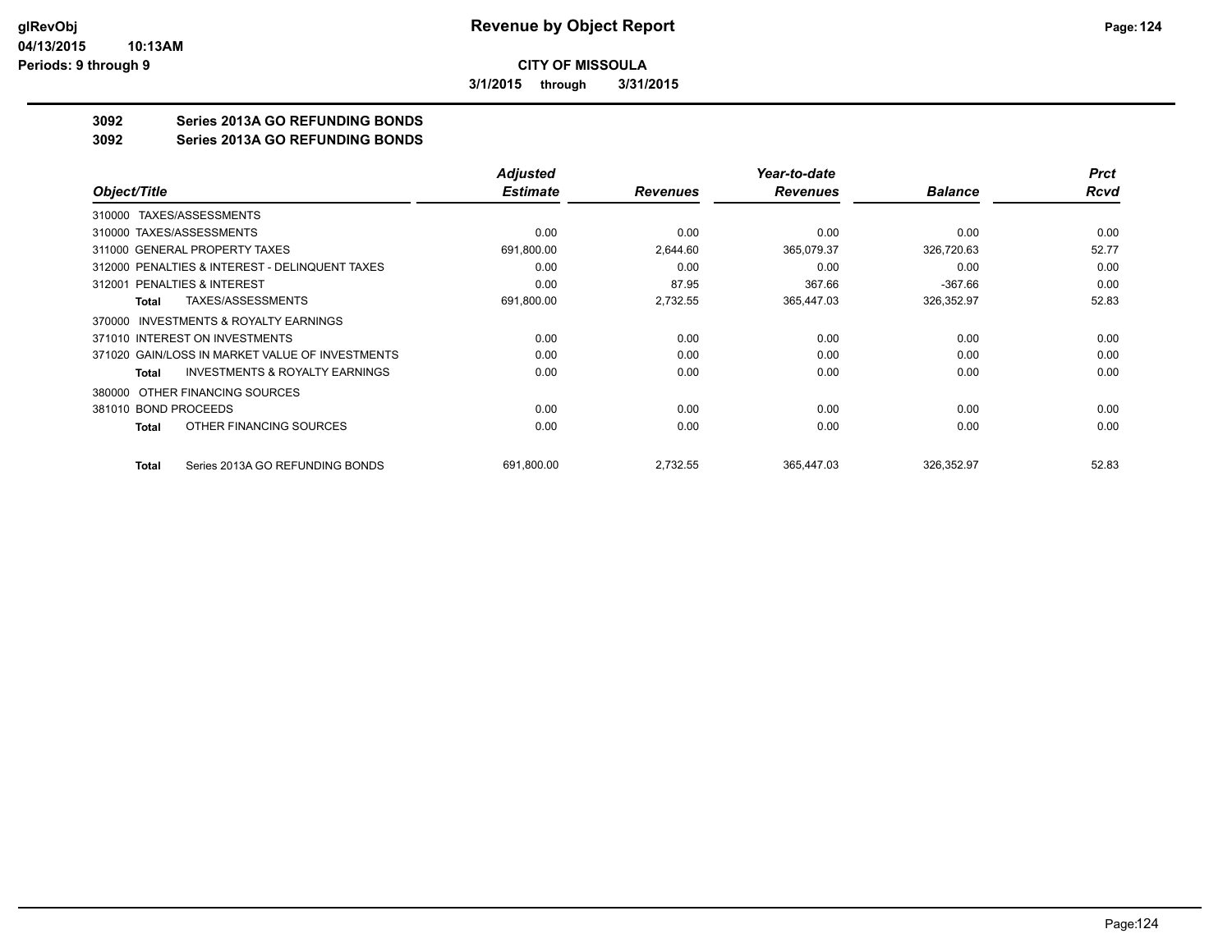**CITY OF MISSOULA**

**3/1/2015 through 3/31/2015**

## 3092 Series 2013A GO REFUNDING BONDS
## 3092 Series 2013A GO REFUNDING BONDS

| Object/Title | Adjusted Estimate | Revenues | Year-to-date Revenues | Balance | Prct Rcvd |
|---|---|---|---|---|---|
| 310000 TAXES/ASSESSMENTS | | | | | |
| 310000 TAXES/ASSESSMENTS | 0.00 | 0.00 | 0.00 | 0.00 | 0.00 |
| 311000 GENERAL PROPERTY TAXES | 691,800.00 | 2,644.60 | 365,079.37 | 326,720.63 | 52.77 |
| 312000 PENALTIES & INTEREST - DELINQUENT TAXES | 0.00 | 0.00 | 0.00 | 0.00 | 0.00 |
| 312001 PENALTIES & INTEREST | 0.00 | 87.95 | 367.66 | -367.66 | 0.00 |
| **Total** TAXES/ASSESSMENTS | 691,800.00 | 2,732.55 | 365,447.03 | 326,352.97 | 52.83 |
| 370000 INVESTMENTS & ROYALTY EARNINGS | | | | | |
| 371010 INTEREST ON INVESTMENTS | 0.00 | 0.00 | 0.00 | 0.00 | 0.00 |
| 371020 GAIN/LOSS IN MARKET VALUE OF INVESTMENTS | 0.00 | 0.00 | 0.00 | 0.00 | 0.00 |
| **Total** INVESTMENTS & ROYALTY EARNINGS | 0.00 | 0.00 | 0.00 | 0.00 | 0.00 |
| 380000 OTHER FINANCING SOURCES | | | | | |
| 381010 BOND PROCEEDS | 0.00 | 0.00 | 0.00 | 0.00 | 0.00 |
| **Total** OTHER FINANCING SOURCES | 0.00 | 0.00 | 0.00 | 0.00 | 0.00 |
| **Total** Series 2013A GO REFUNDING BONDS | 691,800.00 | 2,732.55 | 365,447.03 | 326,352.97 | 52.83 |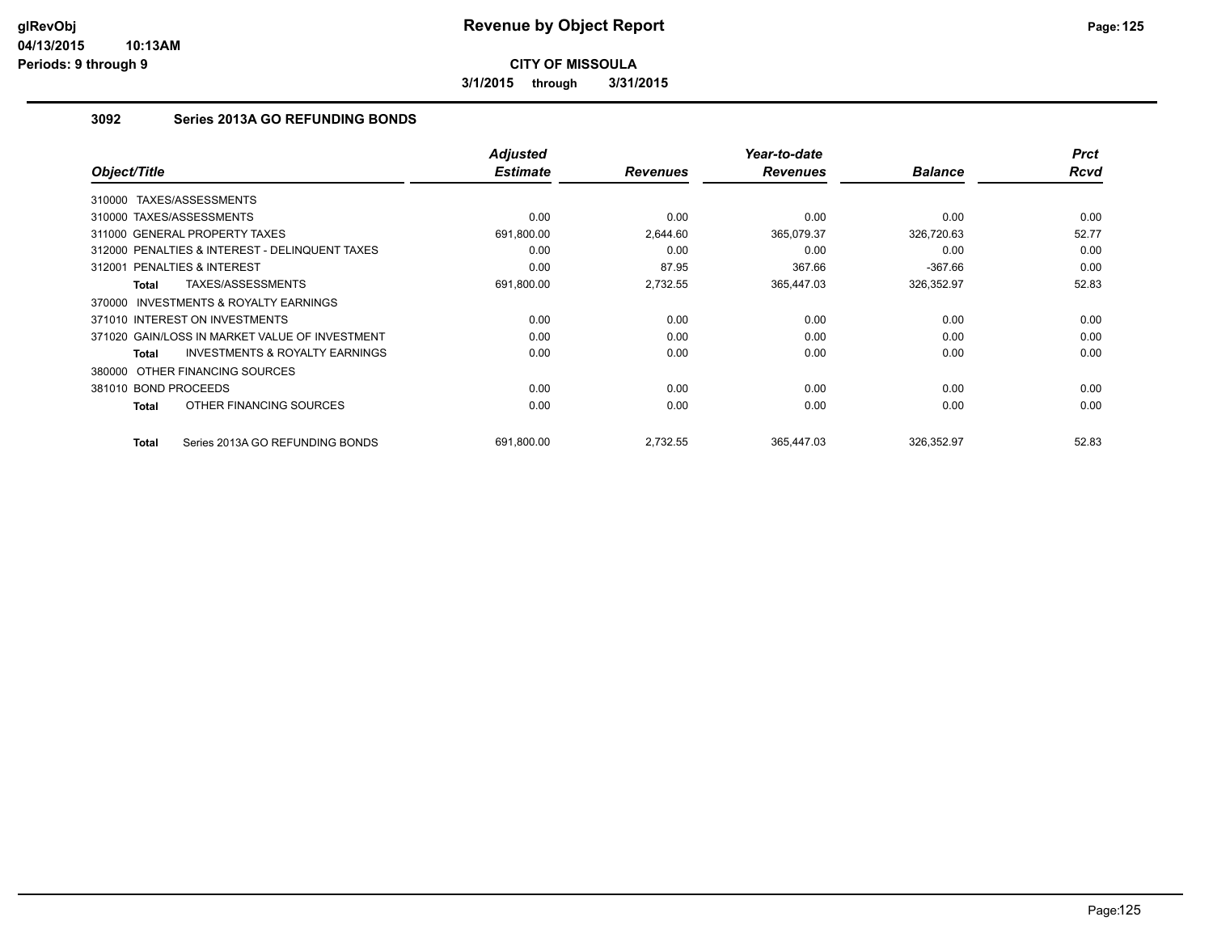**CITY OF MISSOULA**

**3/1/2015 through 3/31/2015**

## 3092 Series 2013A GO REFUNDING BONDS

| Object/Title | Adjusted Estimate | Revenues | Year-to-date Revenues | Balance | Prct Rcvd |
|---|---|---|---|---|---|
| 310000 TAXES/ASSESSMENTS | | | | | |
| 310000 TAXES/ASSESSMENTS | 0.00 | 0.00 | 0.00 | 0.00 | 0.00 |
| 311000 GENERAL PROPERTY TAXES | 691,800.00 | 2,644.60 | 365,079.37 | 326,720.63 | 52.77 |
| 312000 PENALTIES & INTEREST - DELINQUENT TAXES | 0.00 | 0.00 | 0.00 | 0.00 | 0.00 |
| 312001 PENALTIES & INTEREST | 0.00 | 87.95 | 367.66 | -367.66 | 0.00 |
| **Total** TAXES/ASSESSMENTS | 691,800.00 | 2,732.55 | 365,447.03 | 326,352.97 | 52.83 |
| 370000 INVESTMENTS & ROYALTY EARNINGS | | | | | |
| 371010 INTEREST ON INVESTMENTS | 0.00 | 0.00 | 0.00 | 0.00 | 0.00 |
| 371020 GAIN/LOSS IN MARKET VALUE OF INVESTMENT | 0.00 | 0.00 | 0.00 | 0.00 | 0.00 |
| **Total** INVESTMENTS & ROYALTY EARNINGS | 0.00 | 0.00 | 0.00 | 0.00 | 0.00 |
| 380000 OTHER FINANCING SOURCES | | | | | |
| 381010 BOND PROCEEDS | 0.00 | 0.00 | 0.00 | 0.00 | 0.00 |
| **Total** OTHER FINANCING SOURCES | 0.00 | 0.00 | 0.00 | 0.00 | 0.00 |
| **Total** Series 2013A GO REFUNDING BONDS | 691,800.00 | 2,732.55 | 365,447.03 | 326,352.97 | 52.83 |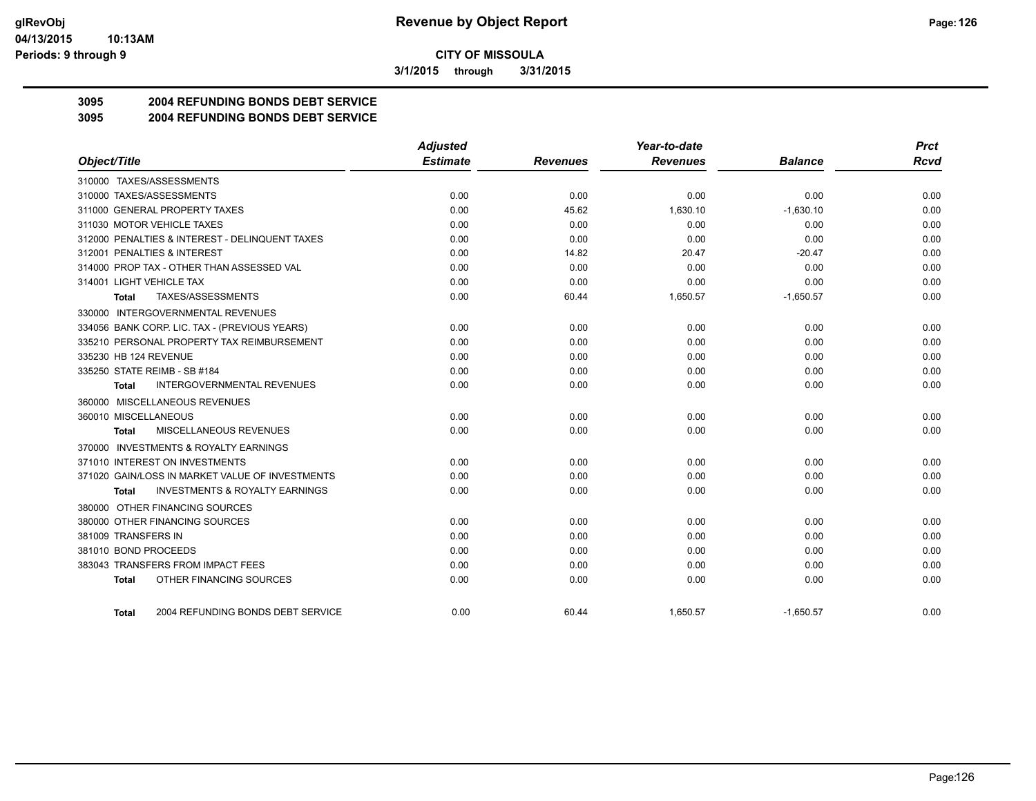# CITY OF MISSOULA

## Revenue by Object Report

3/1/2015 through 3/31/2015

glRevObj
04/13/2015 10:13AM
Periods: 9 through 9

### 3095 2004 REFUNDING BONDS DEBT SERVICE
### 3095 2004 REFUNDING BONDS DEBT SERVICE

| Object/Title | Adjusted Estimate | Revenues | Year-to-date Revenues | Balance | Prct Rcvd |
|---|---|---|---|---|---|
| 310000 TAXES/ASSESSMENTS | | | | | |
| 310000 TAXES/ASSESSMENTS | 0.00 | 0.00 | 0.00 | 0.00 | 0.00 |
| 311000 GENERAL PROPERTY TAXES | 0.00 | 45.62 | 1,630.10 | -1,630.10 | 0.00 |
| 311030 MOTOR VEHICLE TAXES | 0.00 | 0.00 | 0.00 | 0.00 | 0.00 |
| 312000 PENALTIES & INTEREST - DELINQUENT TAXES | 0.00 | 0.00 | 0.00 | 0.00 | 0.00 |
| 312001 PENALTIES & INTEREST | 0.00 | 14.82 | 20.47 | -20.47 | 0.00 |
| 314000 PROP TAX - OTHER THAN ASSESSED VAL | 0.00 | 0.00 | 0.00 | 0.00 | 0.00 |
| 314001 LIGHT VEHICLE TAX | 0.00 | 0.00 | 0.00 | 0.00 | 0.00 |
| **Total** TAXES/ASSESSMENTS | 0.00 | 60.44 | 1,650.57 | -1,650.57 | 0.00 |
| 330000 INTERGOVERNMENTAL REVENUES | | | | | |
| 334056 BANK CORP. LIC. TAX - (PREVIOUS YEARS) | 0.00 | 0.00 | 0.00 | 0.00 | 0.00 |
| 335210 PERSONAL PROPERTY TAX REIMBURSEMENT | 0.00 | 0.00 | 0.00 | 0.00 | 0.00 |
| 335230 HB 124 REVENUE | 0.00 | 0.00 | 0.00 | 0.00 | 0.00 |
| 335250 STATE REIMB - SB #184 | 0.00 | 0.00 | 0.00 | 0.00 | 0.00 |
| **Total** INTERGOVERNMENTAL REVENUES | 0.00 | 0.00 | 0.00 | 0.00 | 0.00 |
| 360000 MISCELLANEOUS REVENUES | | | | | |
| 360010 MISCELLANEOUS | 0.00 | 0.00 | 0.00 | 0.00 | 0.00 |
| **Total** MISCELLANEOUS REVENUES | 0.00 | 0.00 | 0.00 | 0.00 | 0.00 |
| 370000 INVESTMENTS & ROYALTY EARNINGS | | | | | |
| 371010 INTEREST ON INVESTMENTS | 0.00 | 0.00 | 0.00 | 0.00 | 0.00 |
| 371020 GAIN/LOSS IN MARKET VALUE OF INVESTMENTS | 0.00 | 0.00 | 0.00 | 0.00 | 0.00 |
| **Total** INVESTMENTS & ROYALTY EARNINGS | 0.00 | 0.00 | 0.00 | 0.00 | 0.00 |
| 380000 OTHER FINANCING SOURCES | | | | | |
| 380000 OTHER FINANCING SOURCES | 0.00 | 0.00 | 0.00 | 0.00 | 0.00 |
| 381009 TRANSFERS IN | 0.00 | 0.00 | 0.00 | 0.00 | 0.00 |
| 381010 BOND PROCEEDS | 0.00 | 0.00 | 0.00 | 0.00 | 0.00 |
| 383043 TRANSFERS FROM IMPACT FEES | 0.00 | 0.00 | 0.00 | 0.00 | 0.00 |
| **Total** OTHER FINANCING SOURCES | 0.00 | 0.00 | 0.00 | 0.00 | 0.00 |
| **Total** 2004 REFUNDING BONDS DEBT SERVICE | 0.00 | 60.44 | 1,650.57 | -1,650.57 | 0.00 |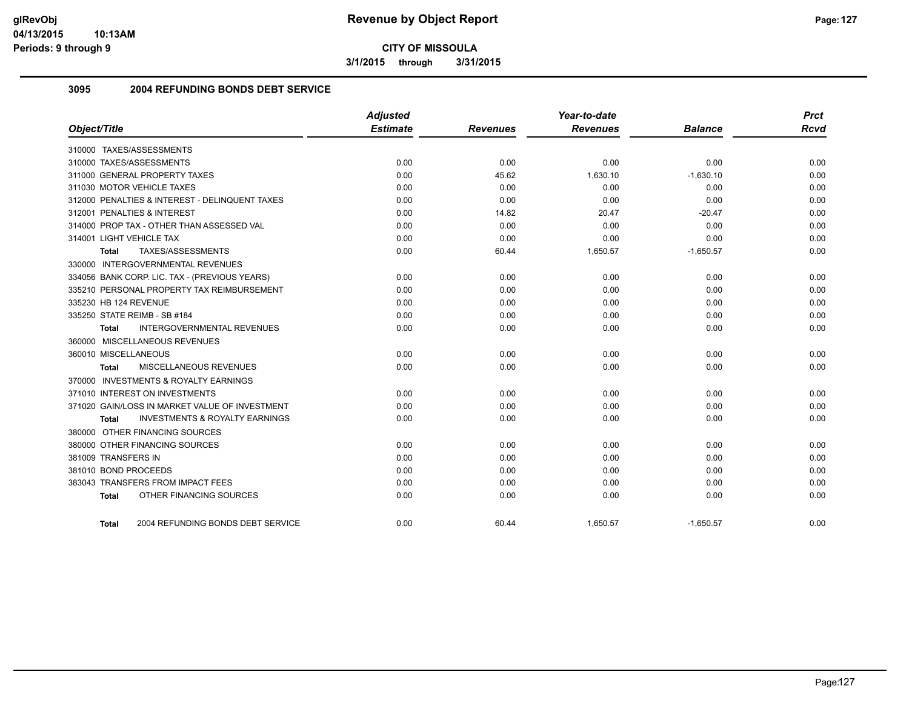**CITY OF MISSOULA**

**3/1/2015 through 3/31/2015**

## 3095 2004 REFUNDING BONDS DEBT SERVICE

| Object/Title | Adjusted Estimate | Revenues | Year-to-date Revenues | Balance | Prct Rcvd |
|---|---|---|---|---|---|
| 310000 TAXES/ASSESSMENTS | | | | | |
| 310000 TAXES/ASSESSMENTS | 0.00 | 0.00 | 0.00 | 0.00 | 0.00 |
| 311000 GENERAL PROPERTY TAXES | 0.00 | 45.62 | 1,630.10 | -1,630.10 | 0.00 |
| 311030 MOTOR VEHICLE TAXES | 0.00 | 0.00 | 0.00 | 0.00 | 0.00 |
| 312000 PENALTIES & INTEREST - DELINQUENT TAXES | 0.00 | 0.00 | 0.00 | 0.00 | 0.00 |
| 312001 PENALTIES & INTEREST | 0.00 | 14.82 | 20.47 | -20.47 | 0.00 |
| 314000 PROP TAX - OTHER THAN ASSESSED VAL | 0.00 | 0.00 | 0.00 | 0.00 | 0.00 |
| 314001 LIGHT VEHICLE TAX | 0.00 | 0.00 | 0.00 | 0.00 | 0.00 |
| **Total** TAXES/ASSESSMENTS | 0.00 | 60.44 | 1,650.57 | -1,650.57 | 0.00 |
| 330000 INTERGOVERNMENTAL REVENUES | | | | | |
| 334056 BANK CORP. LIC. TAX - (PREVIOUS YEARS) | 0.00 | 0.00 | 0.00 | 0.00 | 0.00 |
| 335210 PERSONAL PROPERTY TAX REIMBURSEMENT | 0.00 | 0.00 | 0.00 | 0.00 | 0.00 |
| 335230 HB 124 REVENUE | 0.00 | 0.00 | 0.00 | 0.00 | 0.00 |
| 335250 STATE REIMB - SB #184 | 0.00 | 0.00 | 0.00 | 0.00 | 0.00 |
| **Total** INTERGOVERNMENTAL REVENUES | 0.00 | 0.00 | 0.00 | 0.00 | 0.00 |
| 360000 MISCELLANEOUS REVENUES | | | | | |
| 360010 MISCELLANEOUS | 0.00 | 0.00 | 0.00 | 0.00 | 0.00 |
| **Total** MISCELLANEOUS REVENUES | 0.00 | 0.00 | 0.00 | 0.00 | 0.00 |
| 370000 INVESTMENTS & ROYALTY EARNINGS | | | | | |
| 371010 INTEREST ON INVESTMENTS | 0.00 | 0.00 | 0.00 | 0.00 | 0.00 |
| 371020 GAIN/LOSS IN MARKET VALUE OF INVESTMENT | 0.00 | 0.00 | 0.00 | 0.00 | 0.00 |
| **Total** INVESTMENTS & ROYALTY EARNINGS | 0.00 | 0.00 | 0.00 | 0.00 | 0.00 |
| 380000 OTHER FINANCING SOURCES | | | | | |
| 380000 OTHER FINANCING SOURCES | 0.00 | 0.00 | 0.00 | 0.00 | 0.00 |
| 381009 TRANSFERS IN | 0.00 | 0.00 | 0.00 | 0.00 | 0.00 |
| 381010 BOND PROCEEDS | 0.00 | 0.00 | 0.00 | 0.00 | 0.00 |
| 383043 TRANSFERS FROM IMPACT FEES | 0.00 | 0.00 | 0.00 | 0.00 | 0.00 |
| **Total** OTHER FINANCING SOURCES | 0.00 | 0.00 | 0.00 | 0.00 | 0.00 |
| **Total** 2004 REFUNDING BONDS DEBT SERVICE | 0.00 | 60.44 | 1,650.57 | -1,650.57 | 0.00 |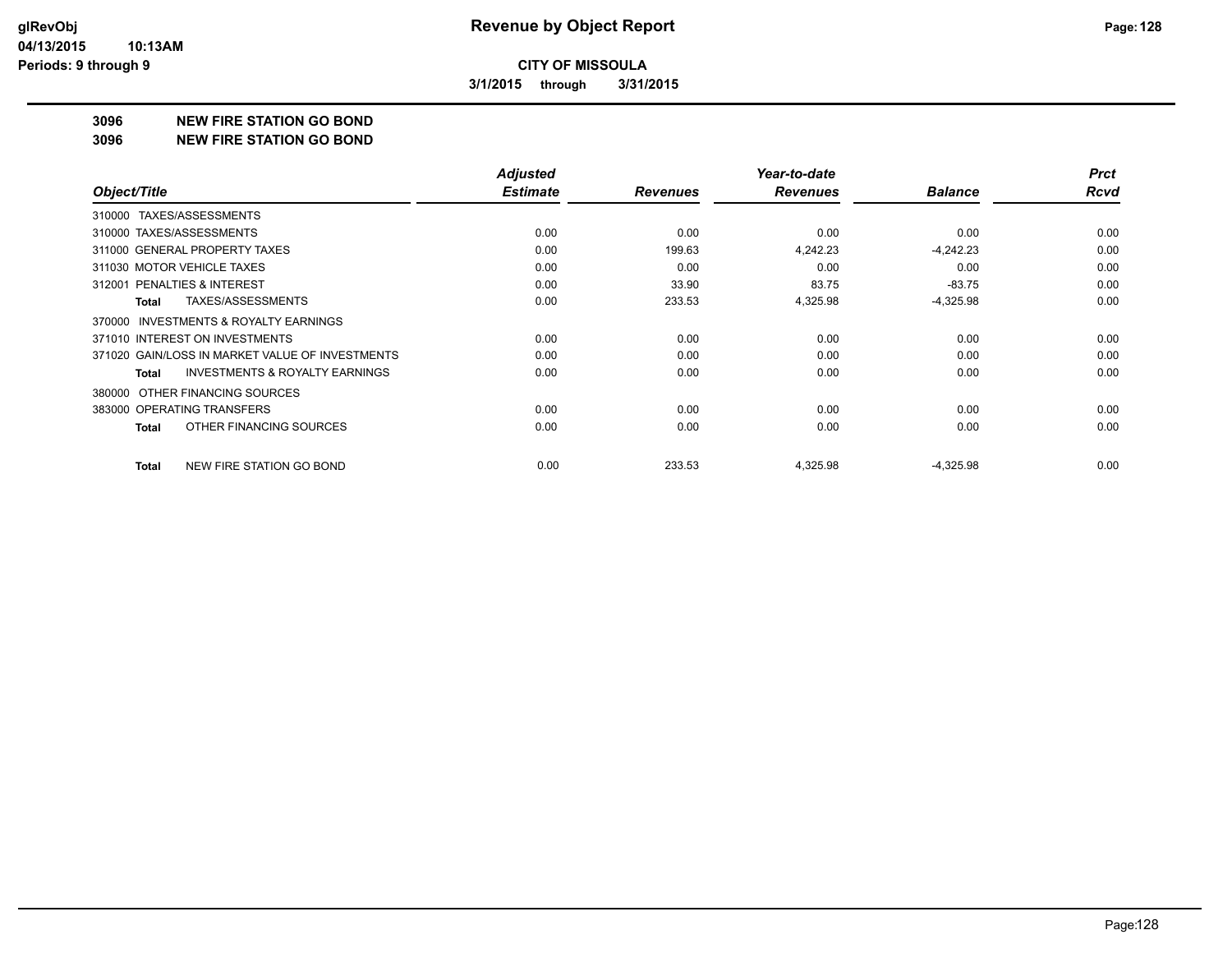**Revenue by Object Report**

**CITY OF MISSOULA**

**3/1/2015 through 3/31/2015**

**3096 NEW FIRE STATION GO BOND**

**3096 NEW FIRE STATION GO BOND**

| Object/Title | Adjusted Estimate | Revenues | Year-to-date Revenues | Balance | Prct Rcvd |
|---|---|---|---|---|---|
| 310000 TAXES/ASSESSMENTS | | | | | |
| 310000 TAXES/ASSESSMENTS | 0.00 | 0.00 | 0.00 | 0.00 | 0.00 |
| 311000 GENERAL PROPERTY TAXES | 0.00 | 199.63 | 4,242.23 | -4,242.23 | 0.00 |
| 311030 MOTOR VEHICLE TAXES | 0.00 | 0.00 | 0.00 | 0.00 | 0.00 |
| 312001 PENALTIES & INTEREST | 0.00 | 33.90 | 83.75 | -83.75 | 0.00 |
| **Total** TAXES/ASSESSMENTS | 0.00 | 233.53 | 4,325.98 | -4,325.98 | 0.00 |
| 370000 INVESTMENTS & ROYALTY EARNINGS | | | | | |
| 371010 INTEREST ON INVESTMENTS | 0.00 | 0.00 | 0.00 | 0.00 | 0.00 |
| 371020 GAIN/LOSS IN MARKET VALUE OF INVESTMENTS | 0.00 | 0.00 | 0.00 | 0.00 | 0.00 |
| **Total** INVESTMENTS & ROYALTY EARNINGS | 0.00 | 0.00 | 0.00 | 0.00 | 0.00 |
| 380000 OTHER FINANCING SOURCES | | | | | |
| 383000 OPERATING TRANSFERS | 0.00 | 0.00 | 0.00 | 0.00 | 0.00 |
| **Total** OTHER FINANCING SOURCES | 0.00 | 0.00 | 0.00 | 0.00 | 0.00 |
| **Total** NEW FIRE STATION GO BOND | 0.00 | 233.53 | 4,325.98 | -4,325.98 | 0.00 |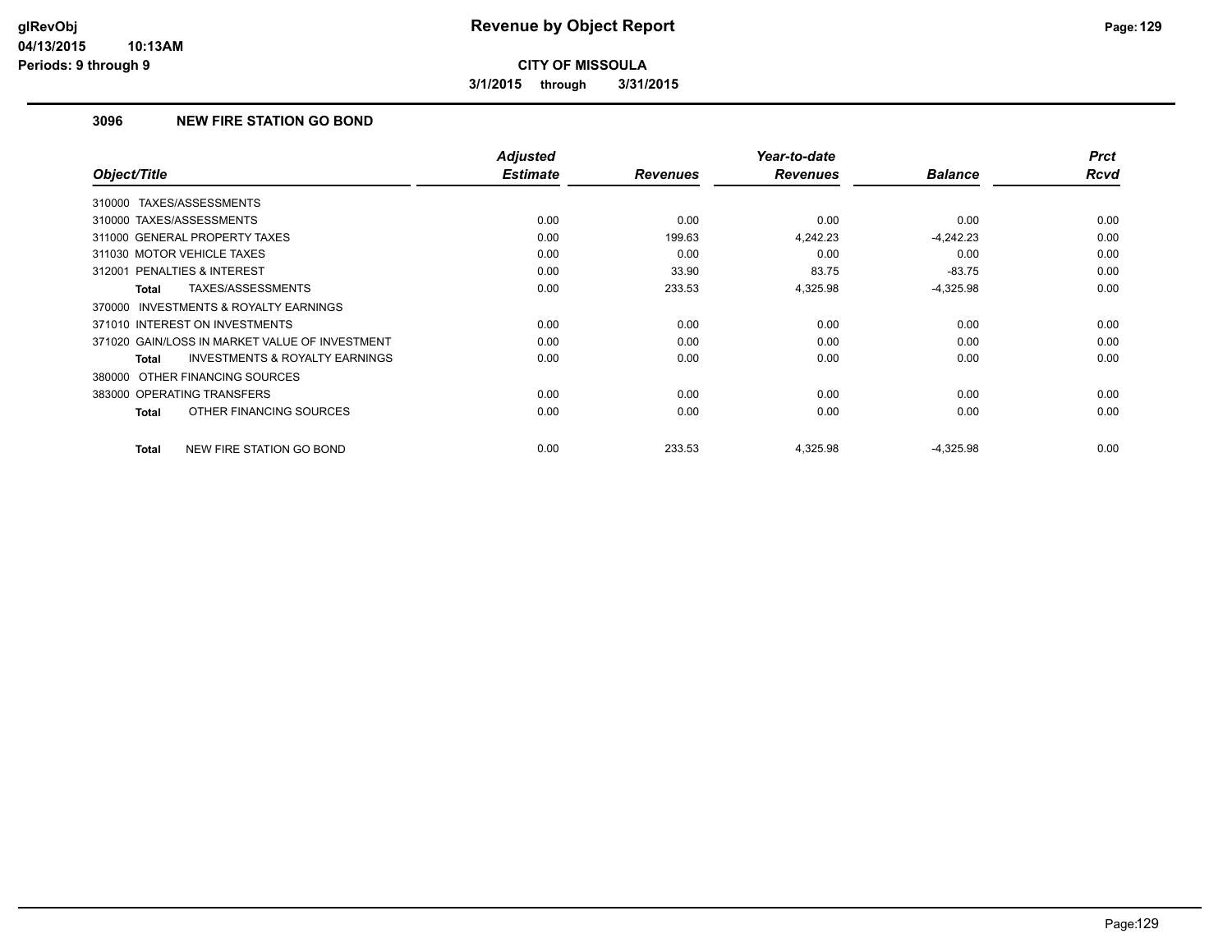# Revenue by Object Report

**CITY OF MISSOULA**

**3/1/2015 through 3/31/2015**

glRevObj
04/13/2015 10:13AM
Periods: 9 through 9

## 3096 NEW FIRE STATION GO BOND

| Object/Title | Adjusted Estimate | Revenues | Year-to-date Revenues | Balance | Prct Rcvd |
|---|---|---|---|---|---|
| 310000 TAXES/ASSESSMENTS | | | | | |
| 310000 TAXES/ASSESSMENTS | 0.00 | 0.00 | 0.00 | 0.00 | 0.00 |
| 311000 GENERAL PROPERTY TAXES | 0.00 | 199.63 | 4,242.23 | -4,242.23 | 0.00 |
| 311030 MOTOR VEHICLE TAXES | 0.00 | 0.00 | 0.00 | 0.00 | 0.00 |
| 312001 PENALTIES & INTEREST | 0.00 | 33.90 | 83.75 | -83.75 | 0.00 |
| **Total** TAXES/ASSESSMENTS | 0.00 | 233.53 | 4,325.98 | -4,325.98 | 0.00 |
| 370000 INVESTMENTS & ROYALTY EARNINGS | | | | | |
| 371010 INTEREST ON INVESTMENTS | 0.00 | 0.00 | 0.00 | 0.00 | 0.00 |
| 371020 GAIN/LOSS IN MARKET VALUE OF INVESTMENT | 0.00 | 0.00 | 0.00 | 0.00 | 0.00 |
| **Total** INVESTMENTS & ROYALTY EARNINGS | 0.00 | 0.00 | 0.00 | 0.00 | 0.00 |
| 380000 OTHER FINANCING SOURCES | | | | | |
| 383000 OPERATING TRANSFERS | 0.00 | 0.00 | 0.00 | 0.00 | 0.00 |
| **Total** OTHER FINANCING SOURCES | 0.00 | 0.00 | 0.00 | 0.00 | 0.00 |
| **Total** NEW FIRE STATION GO BOND | 0.00 | 233.53 | 4,325.98 | -4,325.98 | 0.00 |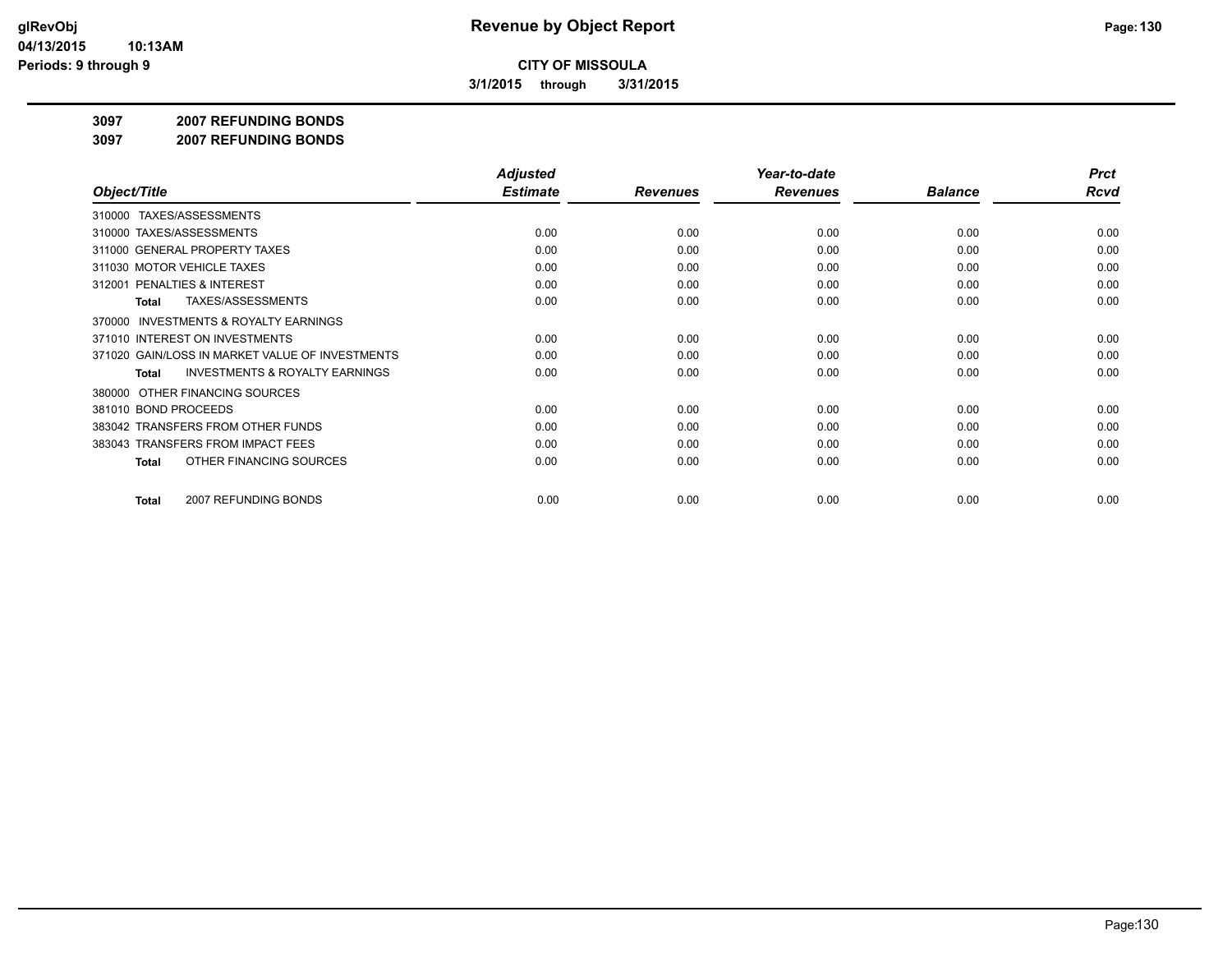**CITY OF MISSOULA**

**3/1/2015 through 3/31/2015**

**3097 2007 REFUNDING BONDS**

**3097 2007 REFUNDING BONDS**

| Object/Title | Adjusted Estimate | Revenues | Year-to-date Revenues | Balance | Prct Rcvd |
|---|---|---|---|---|---|
| 310000 TAXES/ASSESSMENTS | | | | | |
| 310000 TAXES/ASSESSMENTS | 0.00 | 0.00 | 0.00 | 0.00 | 0.00 |
| 311000 GENERAL PROPERTY TAXES | 0.00 | 0.00 | 0.00 | 0.00 | 0.00 |
| 311030 MOTOR VEHICLE TAXES | 0.00 | 0.00 | 0.00 | 0.00 | 0.00 |
| 312001 PENALTIES & INTEREST | 0.00 | 0.00 | 0.00 | 0.00 | 0.00 |
| **Total** TAXES/ASSESSMENTS | 0.00 | 0.00 | 0.00 | 0.00 | 0.00 |
| 370000 INVESTMENTS & ROYALTY EARNINGS | | | | | |
| 371010 INTEREST ON INVESTMENTS | 0.00 | 0.00 | 0.00 | 0.00 | 0.00 |
| 371020 GAIN/LOSS IN MARKET VALUE OF INVESTMENTS | 0.00 | 0.00 | 0.00 | 0.00 | 0.00 |
| **Total** INVESTMENTS & ROYALTY EARNINGS | 0.00 | 0.00 | 0.00 | 0.00 | 0.00 |
| 380000 OTHER FINANCING SOURCES | | | | | |
| 381010 BOND PROCEEDS | 0.00 | 0.00 | 0.00 | 0.00 | 0.00 |
| 383042 TRANSFERS FROM OTHER FUNDS | 0.00 | 0.00 | 0.00 | 0.00 | 0.00 |
| 383043 TRANSFERS FROM IMPACT FEES | 0.00 | 0.00 | 0.00 | 0.00 | 0.00 |
| **Total** OTHER FINANCING SOURCES | 0.00 | 0.00 | 0.00 | 0.00 | 0.00 |
| **Total** 2007 REFUNDING BONDS | 0.00 | 0.00 | 0.00 | 0.00 | 0.00 |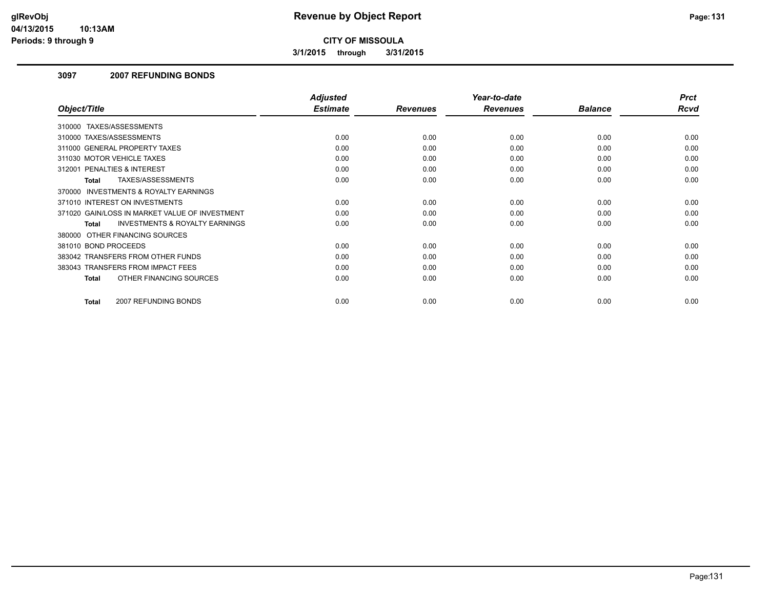# Revenue by Object Report

**CITY OF MISSOULA**

**3/1/2015 through 3/31/2015**

### 3097 2007 REFUNDING BONDS

| Object/Title | Adjusted Estimate | Revenues | Year-to-date Revenues | Balance | Prct Rcvd |
|---|---|---|---|---|---|
| 310000 TAXES/ASSESSMENTS | | | | | |
| 310000 TAXES/ASSESSMENTS | 0.00 | 0.00 | 0.00 | 0.00 | 0.00 |
| 311000 GENERAL PROPERTY TAXES | 0.00 | 0.00 | 0.00 | 0.00 | 0.00 |
| 311030 MOTOR VEHICLE TAXES | 0.00 | 0.00 | 0.00 | 0.00 | 0.00 |
| 312001 PENALTIES & INTEREST | 0.00 | 0.00 | 0.00 | 0.00 | 0.00 |
| **Total** TAXES/ASSESSMENTS | 0.00 | 0.00 | 0.00 | 0.00 | 0.00 |
| 370000 INVESTMENTS & ROYALTY EARNINGS | | | | | |
| 371010 INTEREST ON INVESTMENTS | 0.00 | 0.00 | 0.00 | 0.00 | 0.00 |
| 371020 GAIN/LOSS IN MARKET VALUE OF INVESTMENT | 0.00 | 0.00 | 0.00 | 0.00 | 0.00 |
| **Total** INVESTMENTS & ROYALTY EARNINGS | 0.00 | 0.00 | 0.00 | 0.00 | 0.00 |
| 380000 OTHER FINANCING SOURCES | | | | | |
| 381010 BOND PROCEEDS | 0.00 | 0.00 | 0.00 | 0.00 | 0.00 |
| 383042 TRANSFERS FROM OTHER FUNDS | 0.00 | 0.00 | 0.00 | 0.00 | 0.00 |
| 383043 TRANSFERS FROM IMPACT FEES | 0.00 | 0.00 | 0.00 | 0.00 | 0.00 |
| **Total** OTHER FINANCING SOURCES | 0.00 | 0.00 | 0.00 | 0.00 | 0.00 |
| **Total** 2007 REFUNDING BONDS | 0.00 | 0.00 | 0.00 | 0.00 | 0.00 |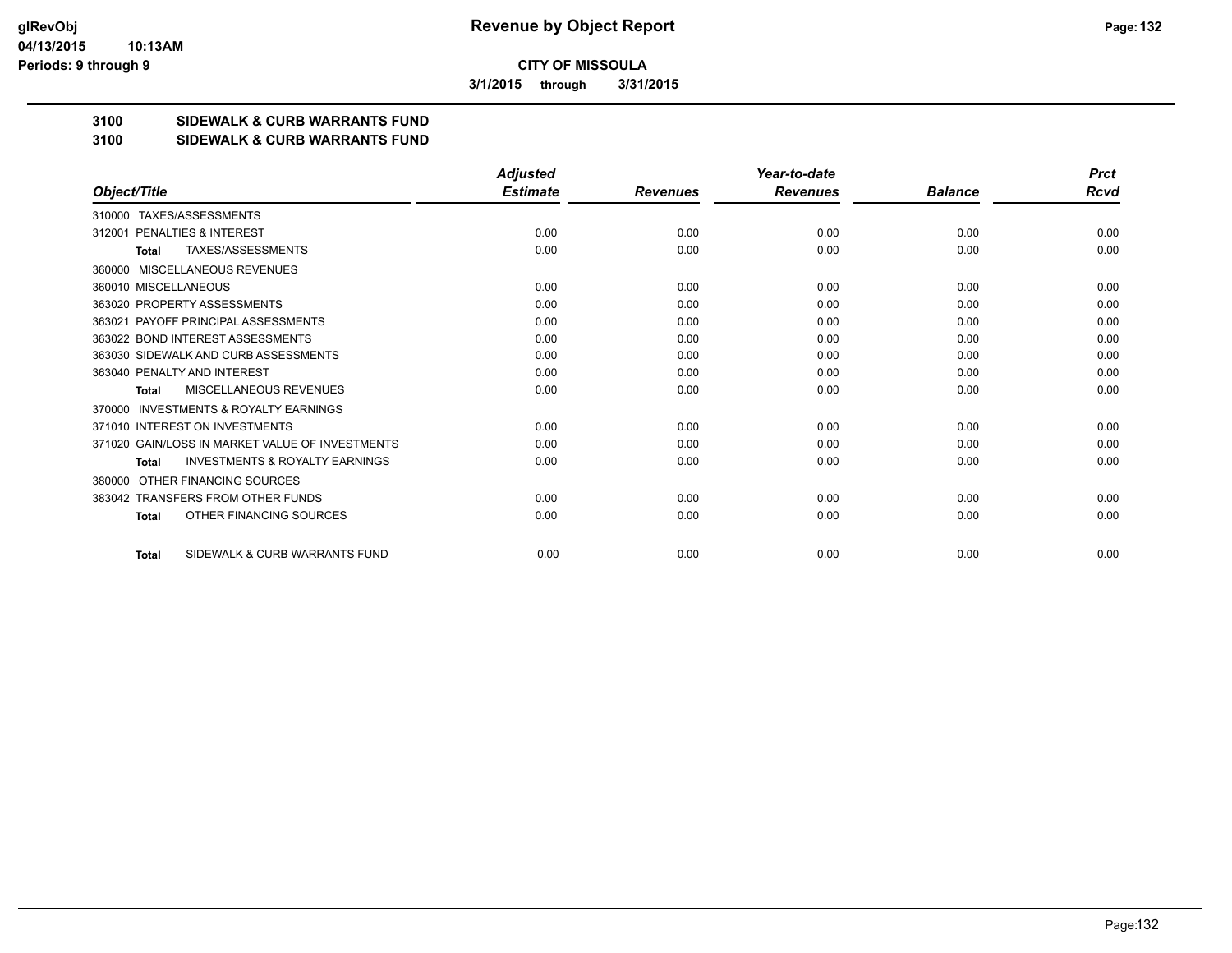glRevObj
04/13/2015 10:13AM
Periods: 9 through 9

# Revenue by Object Report

**CITY OF MISSOULA**

**3/1/2015 through 3/31/2015**

**3100 SIDEWALK & CURB WARRANTS FUND**
**3100 SIDEWALK & CURB WARRANTS FUND**

| Object/Title | Adjusted Estimate | Revenues | Year-to-date Revenues | Balance | Prct Rcvd |
|---|---|---|---|---|---|
| 310000 TAXES/ASSESSMENTS | | | | | |
| 312001 PENALTIES & INTEREST | 0.00 | 0.00 | 0.00 | 0.00 | 0.00 |
| **Total** TAXES/ASSESSMENTS | 0.00 | 0.00 | 0.00 | 0.00 | 0.00 |
| 360000 MISCELLANEOUS REVENUES | | | | | |
| 360010 MISCELLANEOUS | 0.00 | 0.00 | 0.00 | 0.00 | 0.00 |
| 363020 PROPERTY ASSESSMENTS | 0.00 | 0.00 | 0.00 | 0.00 | 0.00 |
| 363021 PAYOFF PRINCIPAL ASSESSMENTS | 0.00 | 0.00 | 0.00 | 0.00 | 0.00 |
| 363022 BOND INTEREST ASSESSMENTS | 0.00 | 0.00 | 0.00 | 0.00 | 0.00 |
| 363030 SIDEWALK AND CURB ASSESSMENTS | 0.00 | 0.00 | 0.00 | 0.00 | 0.00 |
| 363040 PENALTY AND INTEREST | 0.00 | 0.00 | 0.00 | 0.00 | 0.00 |
| **Total** MISCELLANEOUS REVENUES | 0.00 | 0.00 | 0.00 | 0.00 | 0.00 |
| 370000 INVESTMENTS & ROYALTY EARNINGS | | | | | |
| 371010 INTEREST ON INVESTMENTS | 0.00 | 0.00 | 0.00 | 0.00 | 0.00 |
| 371020 GAIN/LOSS IN MARKET VALUE OF INVESTMENTS | 0.00 | 0.00 | 0.00 | 0.00 | 0.00 |
| **Total** INVESTMENTS & ROYALTY EARNINGS | 0.00 | 0.00 | 0.00 | 0.00 | 0.00 |
| 380000 OTHER FINANCING SOURCES | | | | | |
| 383042 TRANSFERS FROM OTHER FUNDS | 0.00 | 0.00 | 0.00 | 0.00 | 0.00 |
| **Total** OTHER FINANCING SOURCES | 0.00 | 0.00 | 0.00 | 0.00 | 0.00 |
| **Total** SIDEWALK & CURB WARRANTS FUND | 0.00 | 0.00 | 0.00 | 0.00 | 0.00 |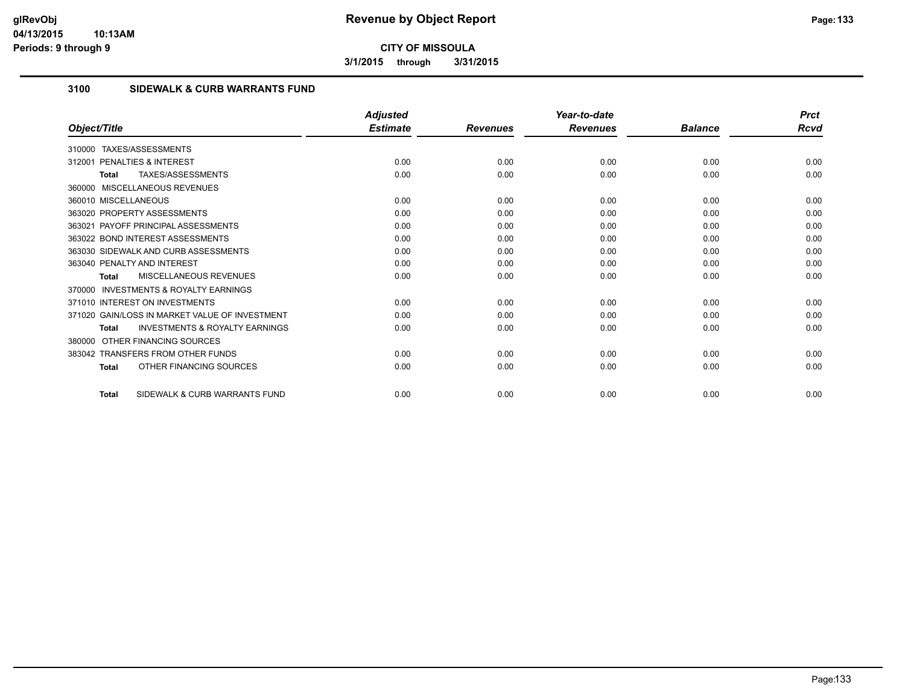**CITY OF MISSOULA**

**3/1/2015 through 3/31/2015**

## 3100 SIDEWALK & CURB WARRANTS FUND

| Object/Title | Adjusted Estimate | Revenues | Year-to-date Revenues | Balance | Prct Rcvd |
|---|---|---|---|---|---|
| 310000 TAXES/ASSESSMENTS | | | | | |
| 312001 PENALTIES & INTEREST | 0.00 | 0.00 | 0.00 | 0.00 | 0.00 |
| **Total** TAXES/ASSESSMENTS | 0.00 | 0.00 | 0.00 | 0.00 | 0.00 |
| 360000 MISCELLANEOUS REVENUES | | | | | |
| 360010 MISCELLANEOUS | 0.00 | 0.00 | 0.00 | 0.00 | 0.00 |
| 363020 PROPERTY ASSESSMENTS | 0.00 | 0.00 | 0.00 | 0.00 | 0.00 |
| 363021 PAYOFF PRINCIPAL ASSESSMENTS | 0.00 | 0.00 | 0.00 | 0.00 | 0.00 |
| 363022 BOND INTEREST ASSESSMENTS | 0.00 | 0.00 | 0.00 | 0.00 | 0.00 |
| 363030 SIDEWALK AND CURB ASSESSMENTS | 0.00 | 0.00 | 0.00 | 0.00 | 0.00 |
| 363040 PENALTY AND INTEREST | 0.00 | 0.00 | 0.00 | 0.00 | 0.00 |
| **Total** MISCELLANEOUS REVENUES | 0.00 | 0.00 | 0.00 | 0.00 | 0.00 |
| 370000 INVESTMENTS & ROYALTY EARNINGS | | | | | |
| 371010 INTEREST ON INVESTMENTS | 0.00 | 0.00 | 0.00 | 0.00 | 0.00 |
| 371020 GAIN/LOSS IN MARKET VALUE OF INVESTMENT | 0.00 | 0.00 | 0.00 | 0.00 | 0.00 |
| **Total** INVESTMENTS & ROYALTY EARNINGS | 0.00 | 0.00 | 0.00 | 0.00 | 0.00 |
| 380000 OTHER FINANCING SOURCES | | | | | |
| 383042 TRANSFERS FROM OTHER FUNDS | 0.00 | 0.00 | 0.00 | 0.00 | 0.00 |
| **Total** OTHER FINANCING SOURCES | 0.00 | 0.00 | 0.00 | 0.00 | 0.00 |
| **Total** SIDEWALK & CURB WARRANTS FUND | 0.00 | 0.00 | 0.00 | 0.00 | 0.00 |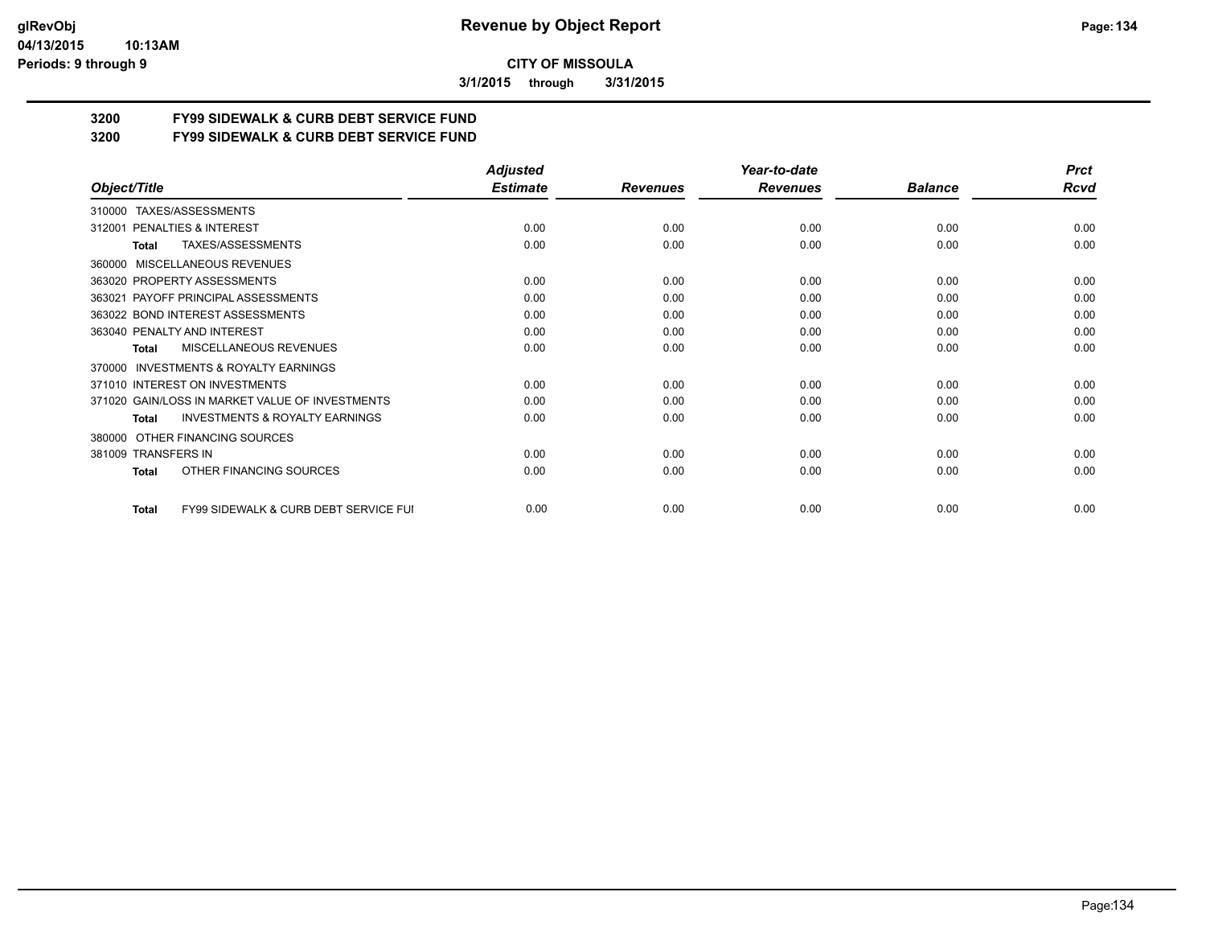**Revenue by Object Report**

**CITY OF MISSOULA**

**3/1/2015 through 3/31/2015**

glRevObj
04/13/2015 10:13AM
Periods: 9 through 9

**3200 FY99 SIDEWALK & CURB DEBT SERVICE FUND**

**3200 FY99 SIDEWALK & CURB DEBT SERVICE FUND**

| Object/Title | Adjusted Estimate | Revenues | Year-to-date Revenues | Balance | Prct Rcvd |
|---|---|---|---|---|---|
| 310000 TAXES/ASSESSMENTS | | | | | |
| 312001 PENALTIES & INTEREST | 0.00 | 0.00 | 0.00 | 0.00 | 0.00 |
| **Total** TAXES/ASSESSMENTS | 0.00 | 0.00 | 0.00 | 0.00 | 0.00 |
| 360000 MISCELLANEOUS REVENUES | | | | | |
| 363020 PROPERTY ASSESSMENTS | 0.00 | 0.00 | 0.00 | 0.00 | 0.00 |
| 363021 PAYOFF PRINCIPAL ASSESSMENTS | 0.00 | 0.00 | 0.00 | 0.00 | 0.00 |
| 363022 BOND INTEREST ASSESSMENTS | 0.00 | 0.00 | 0.00 | 0.00 | 0.00 |
| 363040 PENALTY AND INTEREST | 0.00 | 0.00 | 0.00 | 0.00 | 0.00 |
| **Total** MISCELLANEOUS REVENUES | 0.00 | 0.00 | 0.00 | 0.00 | 0.00 |
| 370000 INVESTMENTS & ROYALTY EARNINGS | | | | | |
| 371010 INTEREST ON INVESTMENTS | 0.00 | 0.00 | 0.00 | 0.00 | 0.00 |
| 371020 GAIN/LOSS IN MARKET VALUE OF INVESTMENTS | 0.00 | 0.00 | 0.00 | 0.00 | 0.00 |
| **Total** INVESTMENTS & ROYALTY EARNINGS | 0.00 | 0.00 | 0.00 | 0.00 | 0.00 |
| 380000 OTHER FINANCING SOURCES | | | | | |
| 381009 TRANSFERS IN | 0.00 | 0.00 | 0.00 | 0.00 | 0.00 |
| **Total** OTHER FINANCING SOURCES | 0.00 | 0.00 | 0.00 | 0.00 | 0.00 |
| **Total** FY99 SIDEWALK & CURB DEBT SERVICE FUI | 0.00 | 0.00 | 0.00 | 0.00 | 0.00 |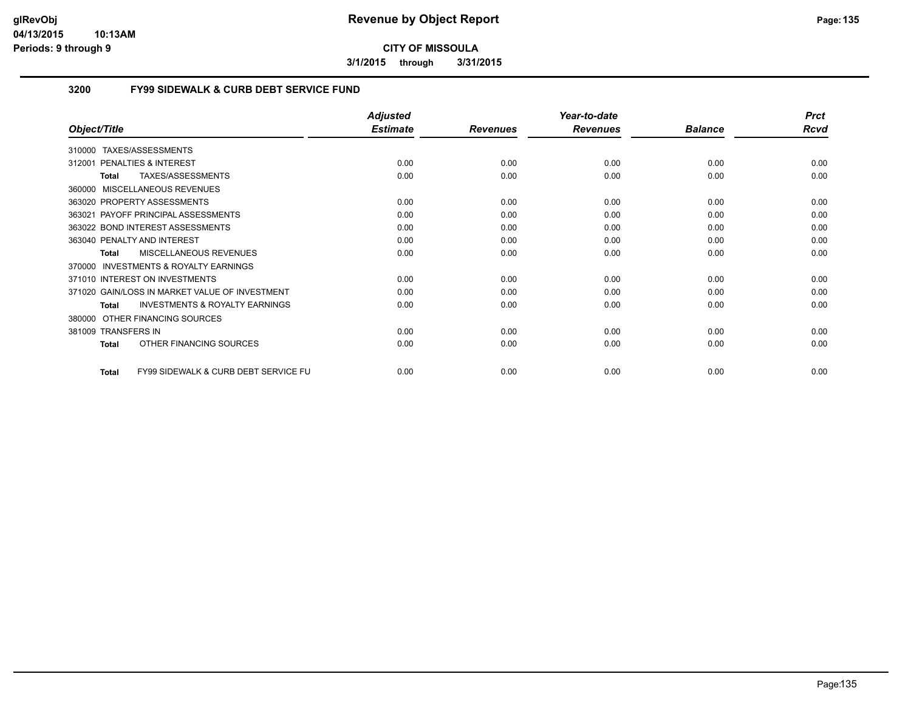# Revenue by Object Report

glRevObj
04/13/2015 10:13AM
Periods: 9 through 9

**CITY OF MISSOULA**

**3/1/2015 through 3/31/2015**

## 3200 FY99 SIDEWALK & CURB DEBT SERVICE FUND

| Object/Title | Adjusted Estimate | Revenues | Year-to-date Revenues | Balance | Prct Rcvd |
|---|---|---|---|---|---|
| 310000 TAXES/ASSESSMENTS | | | | | |
| 312001 PENALTIES & INTEREST | 0.00 | 0.00 | 0.00 | 0.00 | 0.00 |
| **Total** TAXES/ASSESSMENTS | 0.00 | 0.00 | 0.00 | 0.00 | 0.00 |
| 360000 MISCELLANEOUS REVENUES | | | | | |
| 363020 PROPERTY ASSESSMENTS | 0.00 | 0.00 | 0.00 | 0.00 | 0.00 |
| 363021 PAYOFF PRINCIPAL ASSESSMENTS | 0.00 | 0.00 | 0.00 | 0.00 | 0.00 |
| 363022 BOND INTEREST ASSESSMENTS | 0.00 | 0.00 | 0.00 | 0.00 | 0.00 |
| 363040 PENALTY AND INTEREST | 0.00 | 0.00 | 0.00 | 0.00 | 0.00 |
| **Total** MISCELLANEOUS REVENUES | 0.00 | 0.00 | 0.00 | 0.00 | 0.00 |
| 370000 INVESTMENTS & ROYALTY EARNINGS | | | | | |
| 371010 INTEREST ON INVESTMENTS | 0.00 | 0.00 | 0.00 | 0.00 | 0.00 |
| 371020 GAIN/LOSS IN MARKET VALUE OF INVESTMENT | 0.00 | 0.00 | 0.00 | 0.00 | 0.00 |
| **Total** INVESTMENTS & ROYALTY EARNINGS | 0.00 | 0.00 | 0.00 | 0.00 | 0.00 |
| 380000 OTHER FINANCING SOURCES | | | | | |
| 381009 TRANSFERS IN | 0.00 | 0.00 | 0.00 | 0.00 | 0.00 |
| **Total** OTHER FINANCING SOURCES | 0.00 | 0.00 | 0.00 | 0.00 | 0.00 |
| **Total** FY99 SIDEWALK & CURB DEBT SERVICE FU | 0.00 | 0.00 | 0.00 | 0.00 | 0.00 |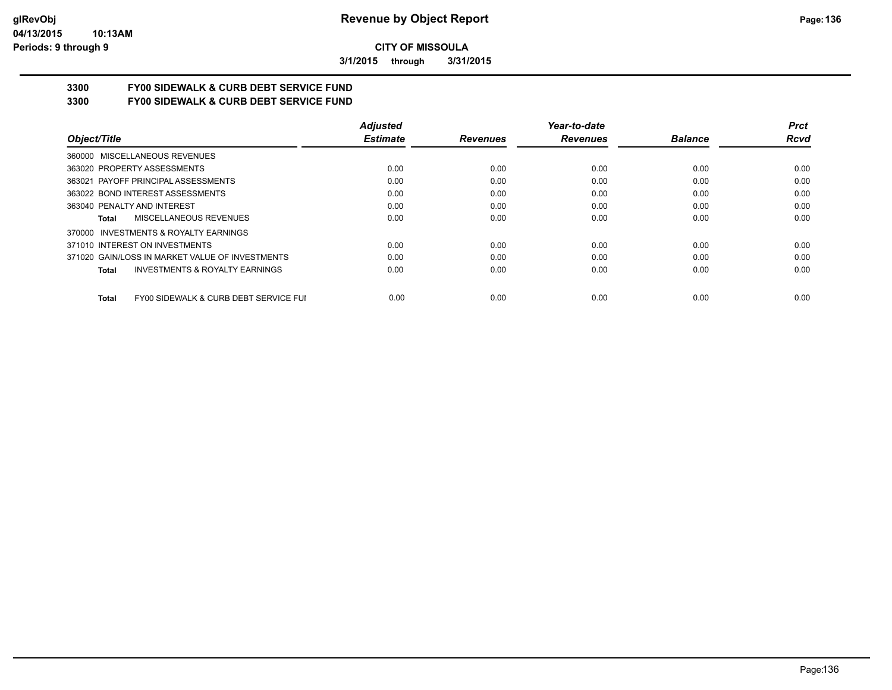**Revenue by Object Report**

**CITY OF MISSOULA**

**3/1/2015 through 3/31/2015**

glRevObj
04/13/2015 10:13AM
Periods: 9 through 9

## 3300 FY00 SIDEWALK & CURB DEBT SERVICE FUND

## 3300 FY00 SIDEWALK & CURB DEBT SERVICE FUND

| Object/Title | Adjusted Estimate | Revenues | Year-to-date Revenues | Balance | Prct Rcvd |
|---|---|---|---|---|---|
| 360000 MISCELLANEOUS REVENUES | | | | | |
| 363020 PROPERTY ASSESSMENTS | 0.00 | 0.00 | 0.00 | 0.00 | 0.00 |
| 363021 PAYOFF PRINCIPAL ASSESSMENTS | 0.00 | 0.00 | 0.00 | 0.00 | 0.00 |
| 363022 BOND INTEREST ASSESSMENTS | 0.00 | 0.00 | 0.00 | 0.00 | 0.00 |
| 363040 PENALTY AND INTEREST | 0.00 | 0.00 | 0.00 | 0.00 | 0.00 |
| **Total** MISCELLANEOUS REVENUES | 0.00 | 0.00 | 0.00 | 0.00 | 0.00 |
| 370000 INVESTMENTS & ROYALTY EARNINGS | | | | | |
| 371010 INTEREST ON INVESTMENTS | 0.00 | 0.00 | 0.00 | 0.00 | 0.00 |
| 371020 GAIN/LOSS IN MARKET VALUE OF INVESTMENTS | 0.00 | 0.00 | 0.00 | 0.00 | 0.00 |
| **Total** INVESTMENTS & ROYALTY EARNINGS | 0.00 | 0.00 | 0.00 | 0.00 | 0.00 |
| **Total** FY00 SIDEWALK & CURB DEBT SERVICE FUI | 0.00 | 0.00 | 0.00 | 0.00 | 0.00 |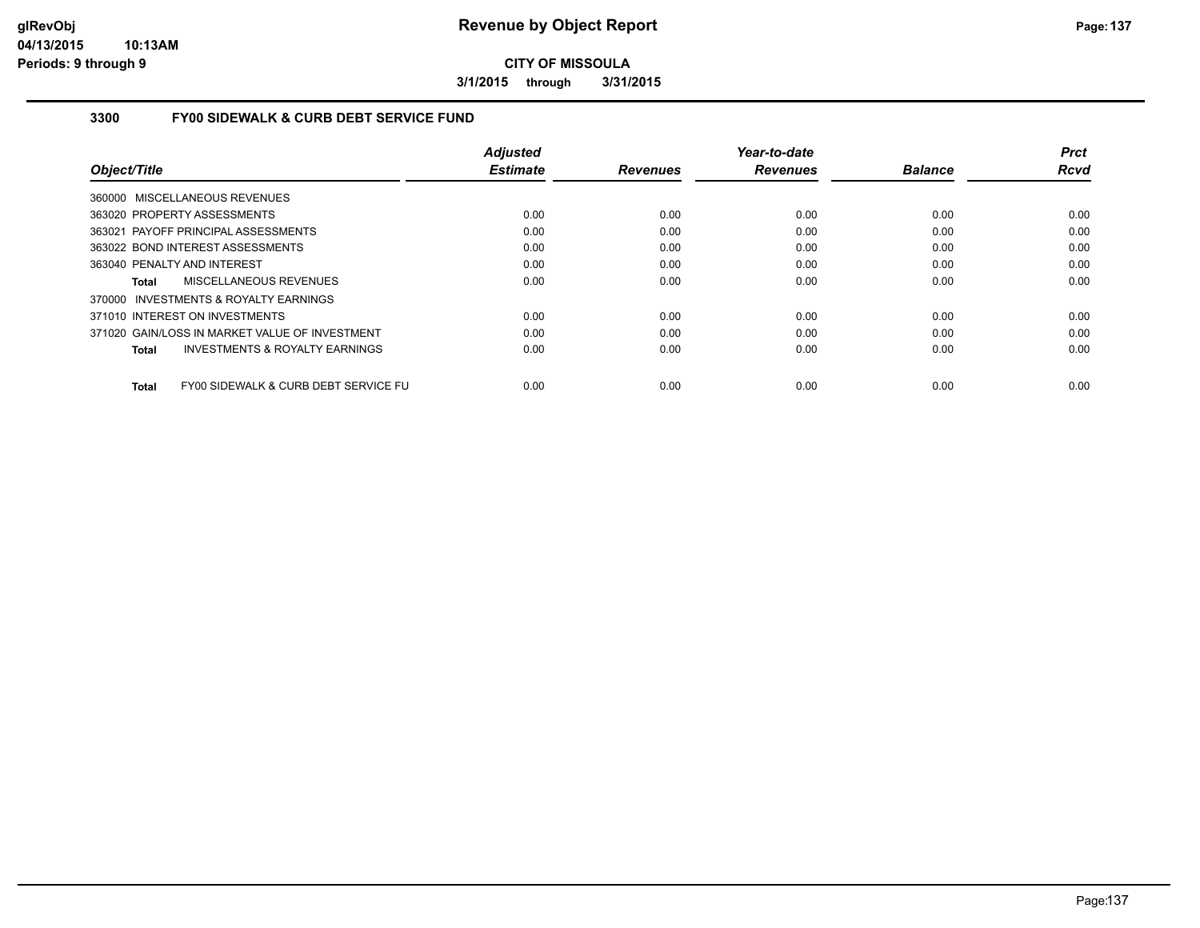# Revenue by Object Report

**CITY OF MISSOULA**

**3/1/2015 through 3/31/2015**

## 3300 FY00 SIDEWALK & CURB DEBT SERVICE FUND

| Object/Title | Adjusted Estimate | Revenues | Year-to-date Revenues | Balance | Prct Rcvd |
|---|---|---|---|---|---|
| 360000 MISCELLANEOUS REVENUES | | | | | |
| 363020 PROPERTY ASSESSMENTS | 0.00 | 0.00 | 0.00 | 0.00 | 0.00 |
| 363021 PAYOFF PRINCIPAL ASSESSMENTS | 0.00 | 0.00 | 0.00 | 0.00 | 0.00 |
| 363022 BOND INTEREST ASSESSMENTS | 0.00 | 0.00 | 0.00 | 0.00 | 0.00 |
| 363040 PENALTY AND INTEREST | 0.00 | 0.00 | 0.00 | 0.00 | 0.00 |
| **Total** MISCELLANEOUS REVENUES | 0.00 | 0.00 | 0.00 | 0.00 | 0.00 |
| 370000 INVESTMENTS & ROYALTY EARNINGS | | | | | |
| 371010 INTEREST ON INVESTMENTS | 0.00 | 0.00 | 0.00 | 0.00 | 0.00 |
| 371020 GAIN/LOSS IN MARKET VALUE OF INVESTMENT | 0.00 | 0.00 | 0.00 | 0.00 | 0.00 |
| **Total** INVESTMENTS & ROYALTY EARNINGS | 0.00 | 0.00 | 0.00 | 0.00 | 0.00 |
| **Total** FY00 SIDEWALK & CURB DEBT SERVICE FU | 0.00 | 0.00 | 0.00 | 0.00 | 0.00 |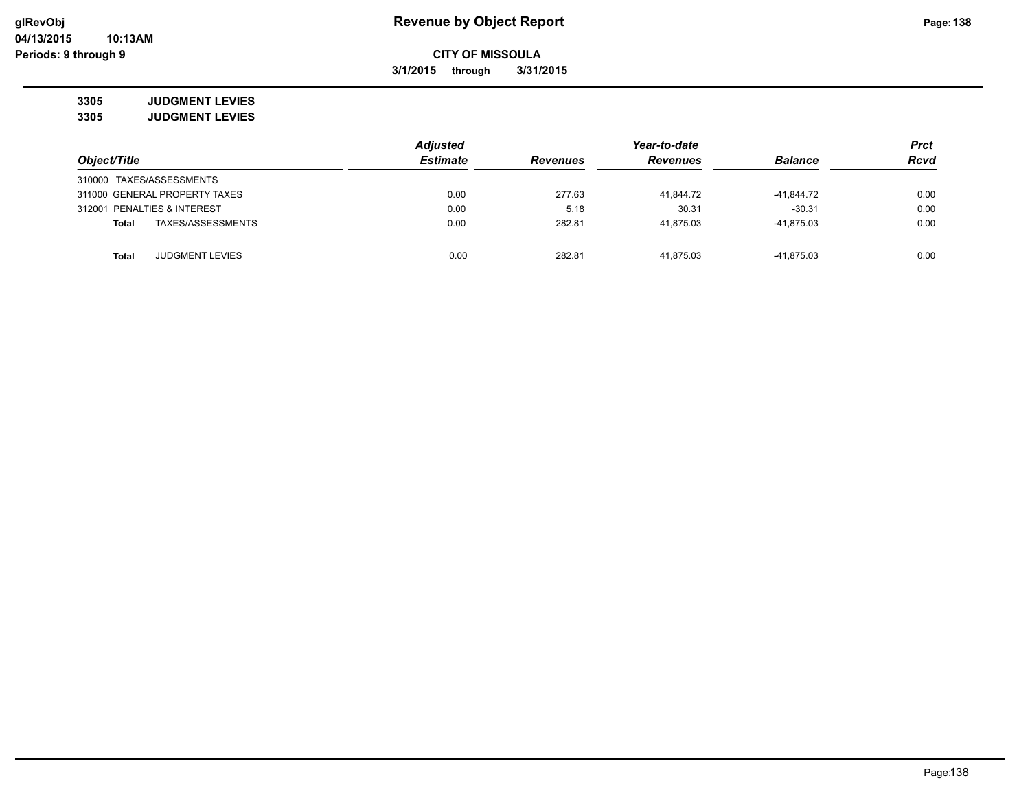# Revenue by Object Report

**CITY OF MISSOULA**

**3/1/2015 through 3/31/2015**

glRevObj
04/13/2015 10:13AM
Periods: 9 through 9

**3305 JUDGMENT LEVIES**
**3305 JUDGMENT LEVIES**

| Object/Title | Adjusted Estimate | Revenues | Year-to-date Revenues | Balance | Prct Rcvd |
|---|---|---|---|---|---|
| 310000 TAXES/ASSESSMENTS | | | | | |
| 311000 GENERAL PROPERTY TAXES | 0.00 | 277.63 | 41,844.72 | -41,844.72 | 0.00 |
| 312001 PENALTIES & INTEREST | 0.00 | 5.18 | 30.31 | -30.31 | 0.00 |
| **Total** TAXES/ASSESSMENTS | 0.00 | 282.81 | 41,875.03 | -41,875.03 | 0.00 |
| **Total** JUDGMENT LEVIES | 0.00 | 282.81 | 41,875.03 | -41,875.03 | 0.00 |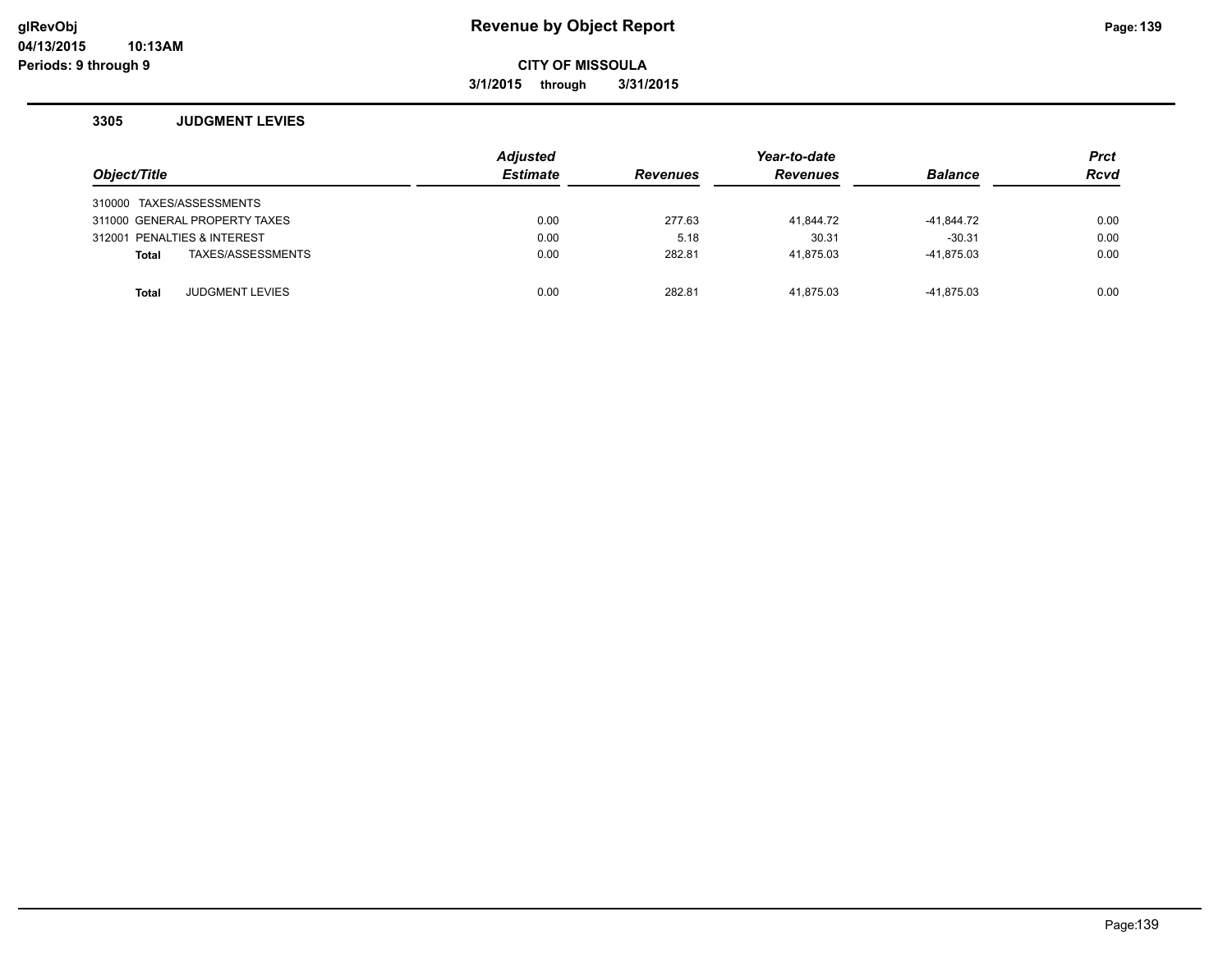## 3305 JUDGMENT LEVIES

| Object/Title | Adjusted Estimate | Revenues | Year-to-date Revenues | Balance | Prct Rcvd |
|---|---|---|---|---|---|
| 310000 TAXES/ASSESSMENTS | | | | | |
| 311000 GENERAL PROPERTY TAXES | 0.00 | 277.63 | 41,844.72 | -41,844.72 | 0.00 |
| 312001 PENALTIES & INTEREST | 0.00 | 5.18 | 30.31 | -30.31 | 0.00 |
| **Total** TAXES/ASSESSMENTS | 0.00 | 282.81 | 41,875.03 | -41,875.03 | 0.00 |
| **Total** JUDGMENT LEVIES | 0.00 | 282.81 | 41,875.03 | -41,875.03 | 0.00 |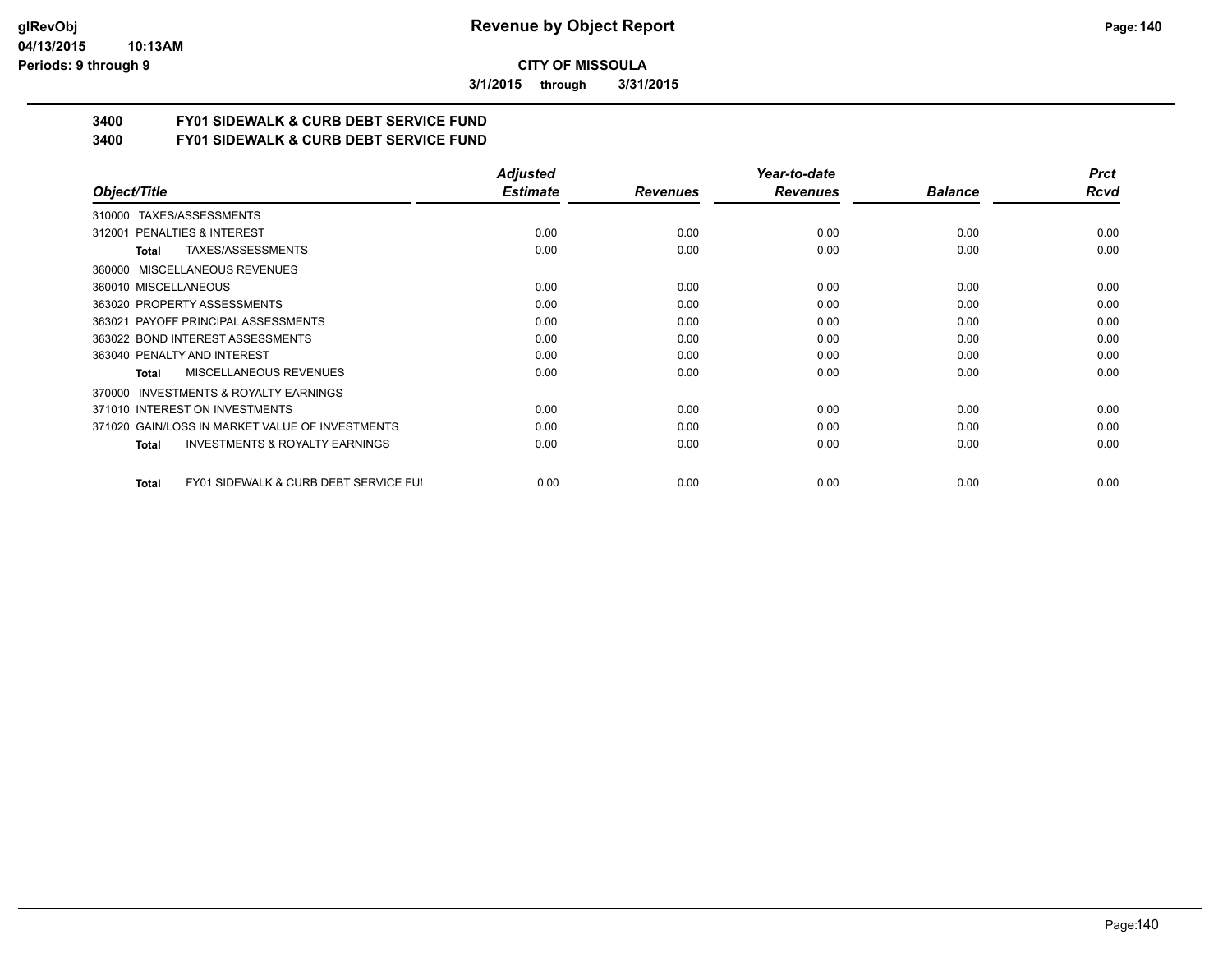**glRevObj**
**04/13/2015 10:13AM**
**Periods: 9 through 9**

# Revenue by Object Report

**CITY OF MISSOULA**

**3/1/2015 through 3/31/2015**

## 3400 FY01 SIDEWALK & CURB DEBT SERVICE FUND
## 3400 FY01 SIDEWALK & CURB DEBT SERVICE FUND

| Object/Title | Adjusted Estimate | Revenues | Year-to-date Revenues | Balance | Prct Rcvd |
|---|---|---|---|---|---|
| 310000 TAXES/ASSESSMENTS | | | | | |
| 312001 PENALTIES & INTEREST | 0.00 | 0.00 | 0.00 | 0.00 | 0.00 |
| **Total** TAXES/ASSESSMENTS | 0.00 | 0.00 | 0.00 | 0.00 | 0.00 |
| 360000 MISCELLANEOUS REVENUES | | | | | |
| 360010 MISCELLANEOUS | 0.00 | 0.00 | 0.00 | 0.00 | 0.00 |
| 363020 PROPERTY ASSESSMENTS | 0.00 | 0.00 | 0.00 | 0.00 | 0.00 |
| 363021 PAYOFF PRINCIPAL ASSESSMENTS | 0.00 | 0.00 | 0.00 | 0.00 | 0.00 |
| 363022 BOND INTEREST ASSESSMENTS | 0.00 | 0.00 | 0.00 | 0.00 | 0.00 |
| 363040 PENALTY AND INTEREST | 0.00 | 0.00 | 0.00 | 0.00 | 0.00 |
| **Total** MISCELLANEOUS REVENUES | 0.00 | 0.00 | 0.00 | 0.00 | 0.00 |
| 370000 INVESTMENTS & ROYALTY EARNINGS | | | | | |
| 371010 INTEREST ON INVESTMENTS | 0.00 | 0.00 | 0.00 | 0.00 | 0.00 |
| 371020 GAIN/LOSS IN MARKET VALUE OF INVESTMENTS | 0.00 | 0.00 | 0.00 | 0.00 | 0.00 |
| **Total** INVESTMENTS & ROYALTY EARNINGS | 0.00 | 0.00 | 0.00 | 0.00 | 0.00 |
| **Total** FY01 SIDEWALK & CURB DEBT SERVICE FUI | 0.00 | 0.00 | 0.00 | 0.00 | 0.00 |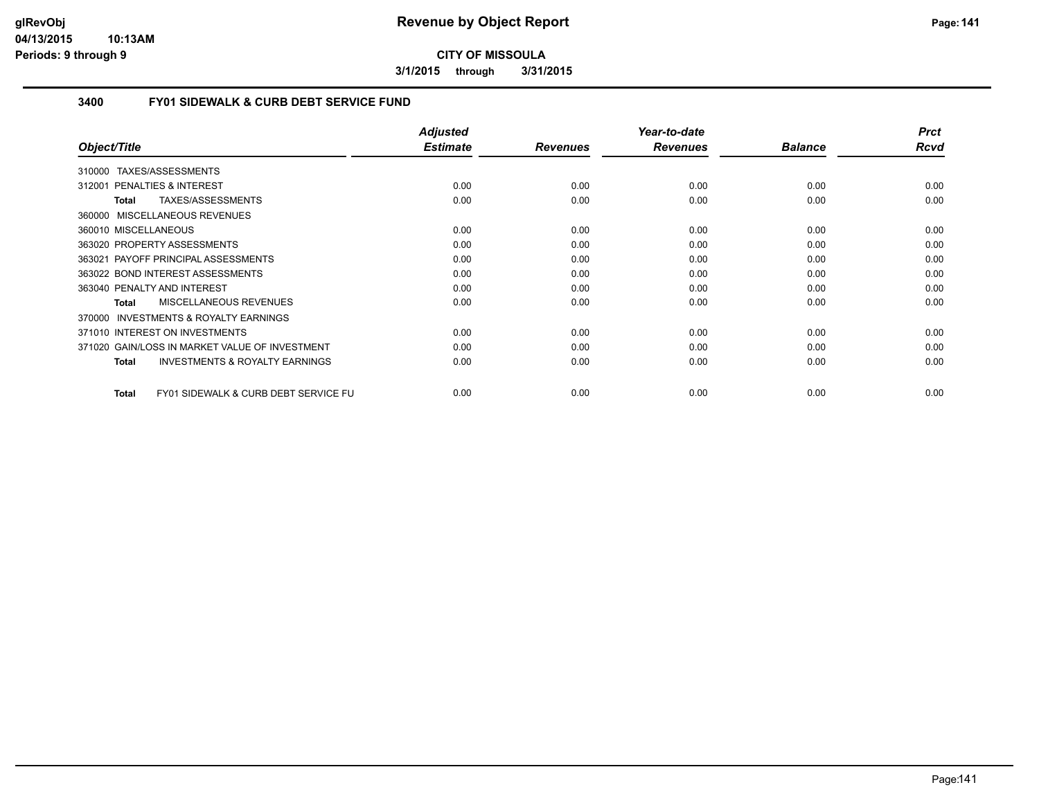# Revenue by Object Report

**CITY OF MISSOULA**

**3/1/2015 through 3/31/2015**

## 3400 FY01 SIDEWALK & CURB DEBT SERVICE FUND

| Object/Title | Adjusted Estimate | Revenues | Year-to-date Revenues | Balance | Prct Rcvd |
|---|---|---|---|---|---|
| 310000 TAXES/ASSESSMENTS | | | | | |
| 312001 PENALTIES & INTEREST | 0.00 | 0.00 | 0.00 | 0.00 | 0.00 |
| **Total** TAXES/ASSESSMENTS | 0.00 | 0.00 | 0.00 | 0.00 | 0.00 |
| 360000 MISCELLANEOUS REVENUES | | | | | |
| 360010 MISCELLANEOUS | 0.00 | 0.00 | 0.00 | 0.00 | 0.00 |
| 363020 PROPERTY ASSESSMENTS | 0.00 | 0.00 | 0.00 | 0.00 | 0.00 |
| 363021 PAYOFF PRINCIPAL ASSESSMENTS | 0.00 | 0.00 | 0.00 | 0.00 | 0.00 |
| 363022 BOND INTEREST ASSESSMENTS | 0.00 | 0.00 | 0.00 | 0.00 | 0.00 |
| 363040 PENALTY AND INTEREST | 0.00 | 0.00 | 0.00 | 0.00 | 0.00 |
| **Total** MISCELLANEOUS REVENUES | 0.00 | 0.00 | 0.00 | 0.00 | 0.00 |
| 370000 INVESTMENTS & ROYALTY EARNINGS | | | | | |
| 371010 INTEREST ON INVESTMENTS | 0.00 | 0.00 | 0.00 | 0.00 | 0.00 |
| 371020 GAIN/LOSS IN MARKET VALUE OF INVESTMENT | 0.00 | 0.00 | 0.00 | 0.00 | 0.00 |
| **Total** INVESTMENTS & ROYALTY EARNINGS | 0.00 | 0.00 | 0.00 | 0.00 | 0.00 |
| **Total** FY01 SIDEWALK & CURB DEBT SERVICE FU | 0.00 | 0.00 | 0.00 | 0.00 | 0.00 |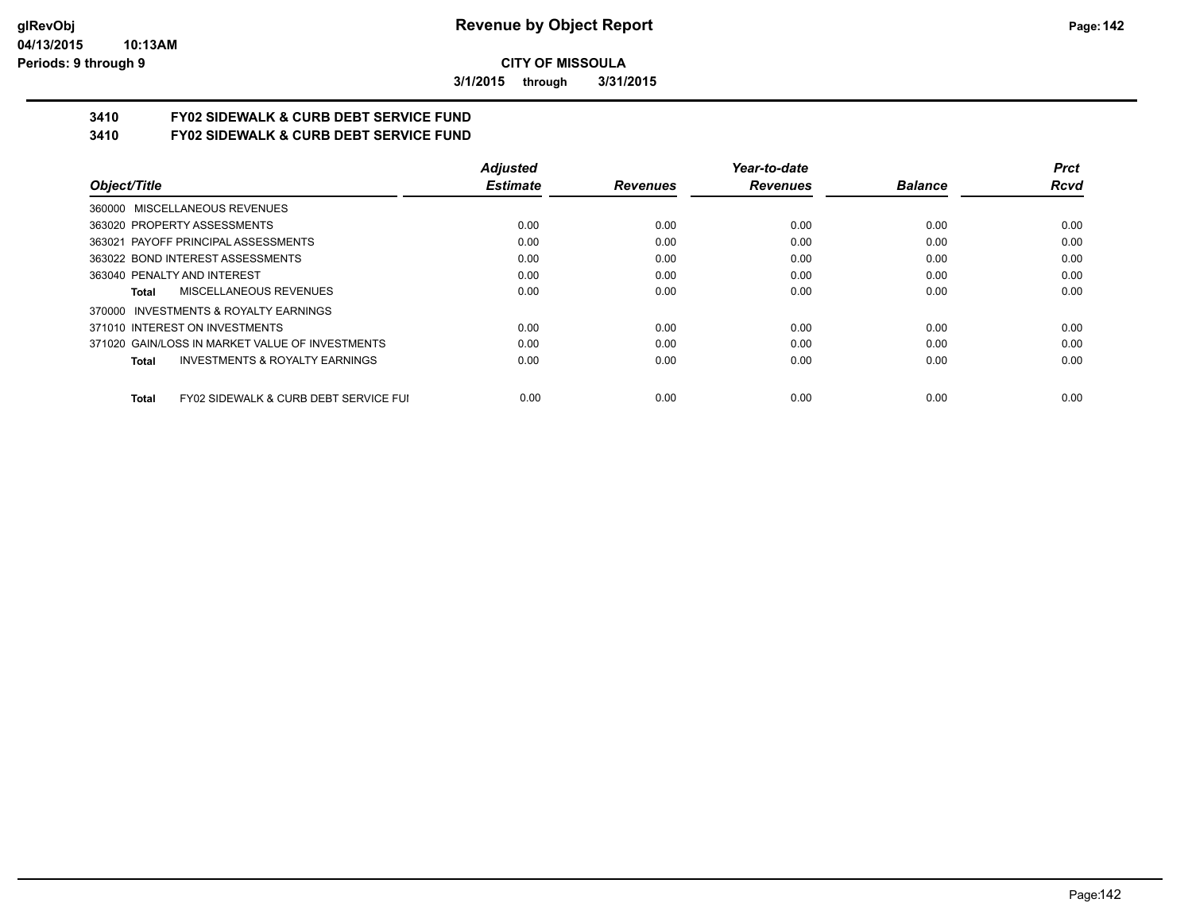# Revenue by Object Report

**CITY OF MISSOULA**

**3/1/2015 through 3/31/2015**

## 3410 FY02 SIDEWALK & CURB DEBT SERVICE FUND
## 3410 FY02 SIDEWALK & CURB DEBT SERVICE FUND

| Object/Title | Adjusted Estimate | Revenues | Year-to-date Revenues | Balance | Prct Rcvd |
|---|---|---|---|---|---|
| 360000 MISCELLANEOUS REVENUES | | | | | |
| 363020 PROPERTY ASSESSMENTS | 0.00 | 0.00 | 0.00 | 0.00 | 0.00 |
| 363021 PAYOFF PRINCIPAL ASSESSMENTS | 0.00 | 0.00 | 0.00 | 0.00 | 0.00 |
| 363022 BOND INTEREST ASSESSMENTS | 0.00 | 0.00 | 0.00 | 0.00 | 0.00 |
| 363040 PENALTY AND INTEREST | 0.00 | 0.00 | 0.00 | 0.00 | 0.00 |
| **Total** MISCELLANEOUS REVENUES | 0.00 | 0.00 | 0.00 | 0.00 | 0.00 |
| 370000 INVESTMENTS & ROYALTY EARNINGS | | | | | |
| 371010 INTEREST ON INVESTMENTS | 0.00 | 0.00 | 0.00 | 0.00 | 0.00 |
| 371020 GAIN/LOSS IN MARKET VALUE OF INVESTMENTS | 0.00 | 0.00 | 0.00 | 0.00 | 0.00 |
| **Total** INVESTMENTS & ROYALTY EARNINGS | 0.00 | 0.00 | 0.00 | 0.00 | 0.00 |
| **Total** FY02 SIDEWALK & CURB DEBT SERVICE FUI | 0.00 | 0.00 | 0.00 | 0.00 | 0.00 |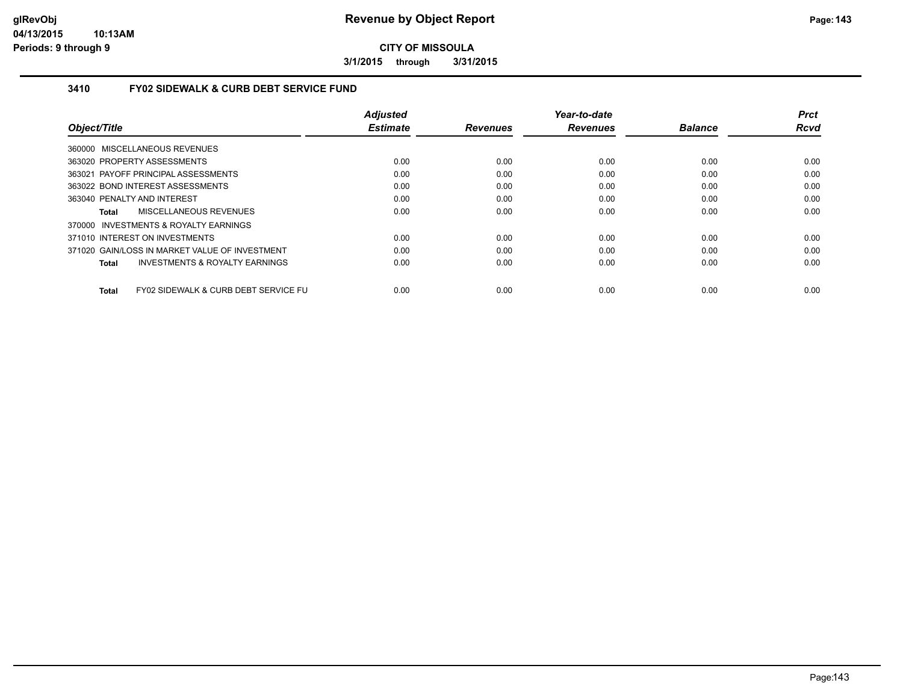# Revenue by Object Report

**CITY OF MISSOULA**

**3/1/2015 through 3/31/2015**

## 3410 FY02 SIDEWALK & CURB DEBT SERVICE FUND

| Object/Title | Adjusted Estimate | Revenues | Year-to-date Revenues | Balance | Prct Rcvd |
|---|---|---|---|---|---|
| 360000 MISCELLANEOUS REVENUES | | | | | |
| 363020 PROPERTY ASSESSMENTS | 0.00 | 0.00 | 0.00 | 0.00 | 0.00 |
| 363021 PAYOFF PRINCIPAL ASSESSMENTS | 0.00 | 0.00 | 0.00 | 0.00 | 0.00 |
| 363022 BOND INTEREST ASSESSMENTS | 0.00 | 0.00 | 0.00 | 0.00 | 0.00 |
| 363040 PENALTY AND INTEREST | 0.00 | 0.00 | 0.00 | 0.00 | 0.00 |
| **Total** MISCELLANEOUS REVENUES | 0.00 | 0.00 | 0.00 | 0.00 | 0.00 |
| 370000 INVESTMENTS & ROYALTY EARNINGS | | | | | |
| 371010 INTEREST ON INVESTMENTS | 0.00 | 0.00 | 0.00 | 0.00 | 0.00 |
| 371020 GAIN/LOSS IN MARKET VALUE OF INVESTMENT | 0.00 | 0.00 | 0.00 | 0.00 | 0.00 |
| **Total** INVESTMENTS & ROYALTY EARNINGS | 0.00 | 0.00 | 0.00 | 0.00 | 0.00 |
| **Total** FY02 SIDEWALK & CURB DEBT SERVICE FU | 0.00 | 0.00 | 0.00 | 0.00 | 0.00 |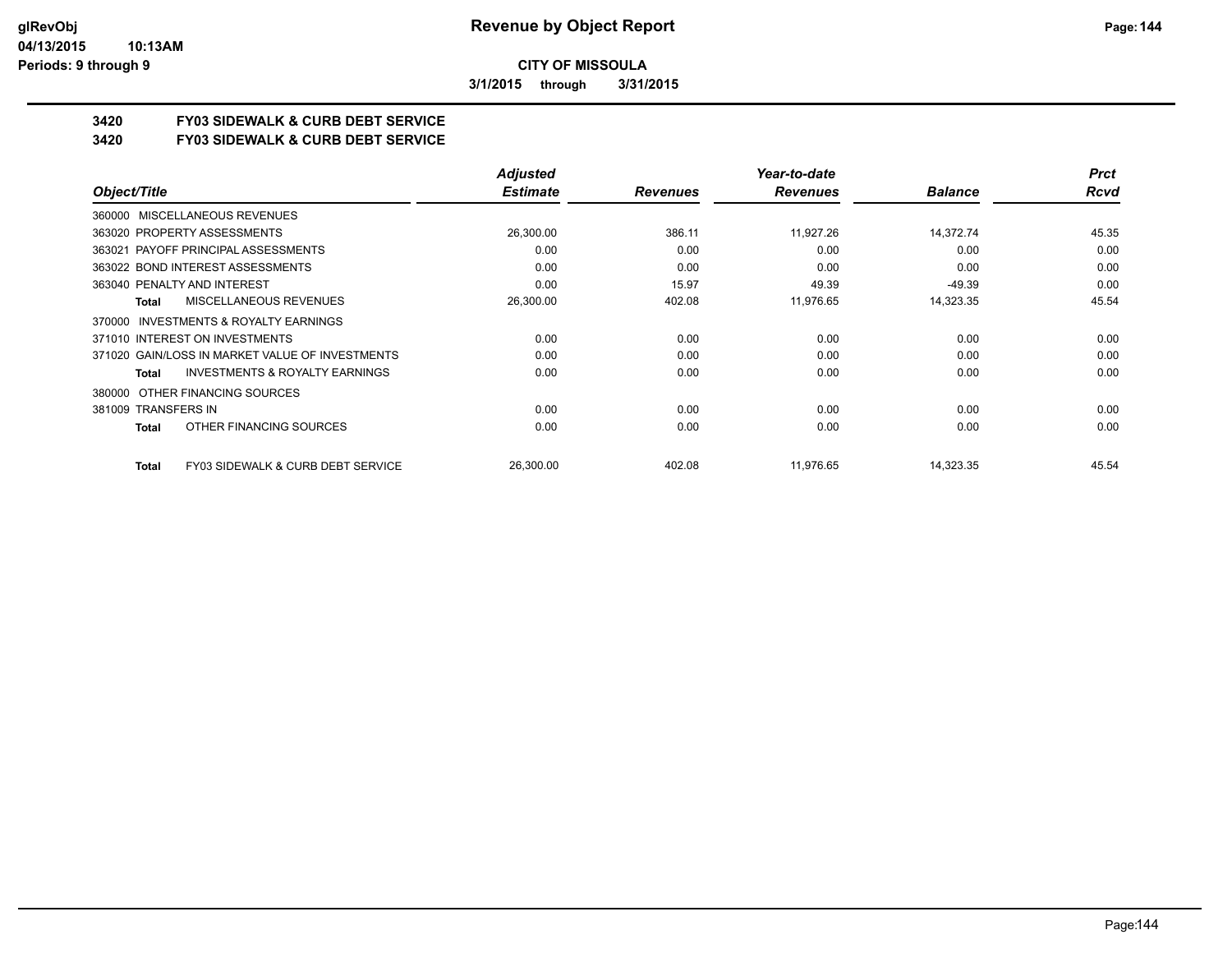# Revenue by Object Report

**CITY OF MISSOULA**

**3/1/2015 through 3/31/2015**

**3420 FY03 SIDEWALK & CURB DEBT SERVICE**

**3420 FY03 SIDEWALK & CURB DEBT SERVICE**

| Object/Title | Adjusted Estimate | Revenues | Year-to-date Revenues | Balance | Prct Rcvd |
|---|---|---|---|---|---|
| 360000 MISCELLANEOUS REVENUES | | | | | |
| 363020 PROPERTY ASSESSMENTS | 26,300.00 | 386.11 | 11,927.26 | 14,372.74 | 45.35 |
| 363021 PAYOFF PRINCIPAL ASSESSMENTS | 0.00 | 0.00 | 0.00 | 0.00 | 0.00 |
| 363022 BOND INTEREST ASSESSMENTS | 0.00 | 0.00 | 0.00 | 0.00 | 0.00 |
| 363040 PENALTY AND INTEREST | 0.00 | 15.97 | 49.39 | -49.39 | 0.00 |
| **Total** MISCELLANEOUS REVENUES | 26,300.00 | 402.08 | 11,976.65 | 14,323.35 | 45.54 |
| 370000 INVESTMENTS & ROYALTY EARNINGS | | | | | |
| 371010 INTEREST ON INVESTMENTS | 0.00 | 0.00 | 0.00 | 0.00 | 0.00 |
| 371020 GAIN/LOSS IN MARKET VALUE OF INVESTMENTS | 0.00 | 0.00 | 0.00 | 0.00 | 0.00 |
| **Total** INVESTMENTS & ROYALTY EARNINGS | 0.00 | 0.00 | 0.00 | 0.00 | 0.00 |
| 380000 OTHER FINANCING SOURCES | | | | | |
| 381009 TRANSFERS IN | 0.00 | 0.00 | 0.00 | 0.00 | 0.00 |
| **Total** OTHER FINANCING SOURCES | 0.00 | 0.00 | 0.00 | 0.00 | 0.00 |
| **Total** FY03 SIDEWALK & CURB DEBT SERVICE | 26,300.00 | 402.08 | 11,976.65 | 14,323.35 | 45.54 |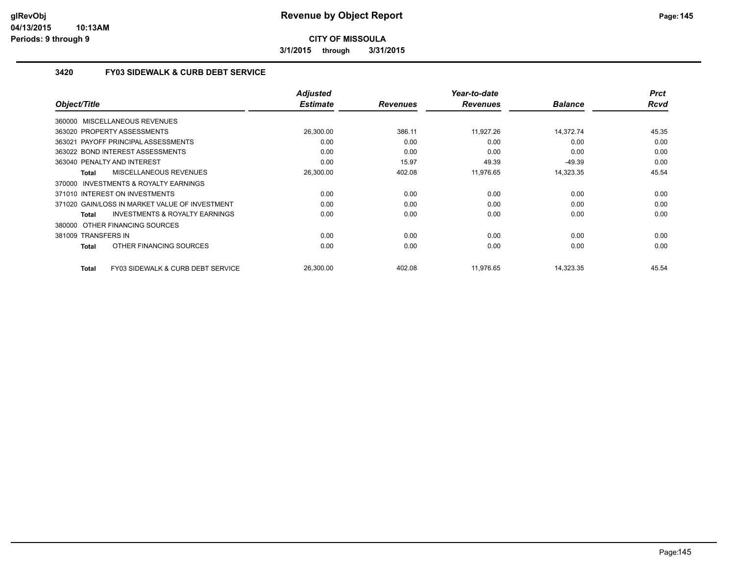# Revenue by Object Report

**CITY OF MISSOULA**

**3/1/2015 through 3/31/2015**

glRevObj
04/13/2015 10:13AM
Periods: 9 through 9

## 3420 FY03 SIDEWALK & CURB DEBT SERVICE

| Object/Title | Adjusted Estimate | Revenues | Year-to-date Revenues | Balance | Prct Rcvd |
|---|---|---|---|---|---|
| 360000 MISCELLANEOUS REVENUES | | | | | |
| 363020 PROPERTY ASSESSMENTS | 26,300.00 | 386.11 | 11,927.26 | 14,372.74 | 45.35 |
| 363021 PAYOFF PRINCIPAL ASSESSMENTS | 0.00 | 0.00 | 0.00 | 0.00 | 0.00 |
| 363022 BOND INTEREST ASSESSMENTS | 0.00 | 0.00 | 0.00 | 0.00 | 0.00 |
| 363040 PENALTY AND INTEREST | 0.00 | 15.97 | 49.39 | -49.39 | 0.00 |
| **Total** MISCELLANEOUS REVENUES | 26,300.00 | 402.08 | 11,976.65 | 14,323.35 | 45.54 |
| 370000 INVESTMENTS & ROYALTY EARNINGS | | | | | |
| 371010 INTEREST ON INVESTMENTS | 0.00 | 0.00 | 0.00 | 0.00 | 0.00 |
| 371020 GAIN/LOSS IN MARKET VALUE OF INVESTMENT | 0.00 | 0.00 | 0.00 | 0.00 | 0.00 |
| **Total** INVESTMENTS & ROYALTY EARNINGS | 0.00 | 0.00 | 0.00 | 0.00 | 0.00 |
| 380000 OTHER FINANCING SOURCES | | | | | |
| 381009 TRANSFERS IN | 0.00 | 0.00 | 0.00 | 0.00 | 0.00 |
| **Total** OTHER FINANCING SOURCES | 0.00 | 0.00 | 0.00 | 0.00 | 0.00 |
| **Total** FY03 SIDEWALK & CURB DEBT SERVICE | 26,300.00 | 402.08 | 11,976.65 | 14,323.35 | 45.54 |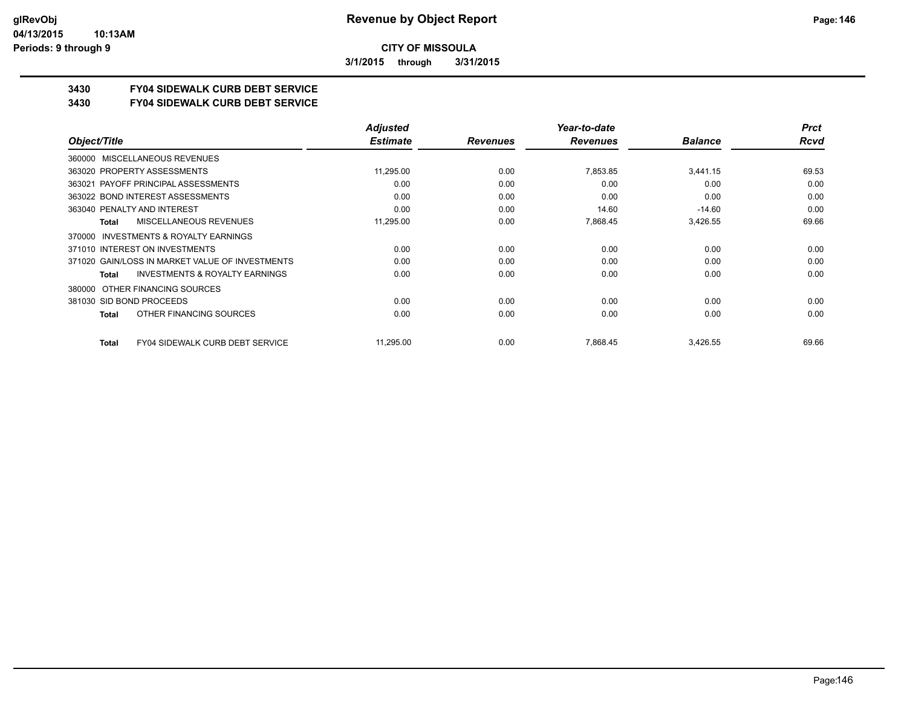**Revenue by Object Report**

**CITY OF MISSOULA**

**3/1/2015 through 3/31/2015**

**3430 FY04 SIDEWALK CURB DEBT SERVICE**

**3430 FY04 SIDEWALK CURB DEBT SERVICE**

| Object/Title | Adjusted Estimate | Revenues | Year-to-date Revenues | Balance | Prct Rcvd |
|---|---|---|---|---|---|
| 360000 MISCELLANEOUS REVENUES | | | | | |
| 363020 PROPERTY ASSESSMENTS | 11,295.00 | 0.00 | 7,853.85 | 3,441.15 | 69.53 |
| 363021 PAYOFF PRINCIPAL ASSESSMENTS | 0.00 | 0.00 | 0.00 | 0.00 | 0.00 |
| 363022 BOND INTEREST ASSESSMENTS | 0.00 | 0.00 | 0.00 | 0.00 | 0.00 |
| 363040 PENALTY AND INTEREST | 0.00 | 0.00 | 14.60 | -14.60 | 0.00 |
| **Total** MISCELLANEOUS REVENUES | 11,295.00 | 0.00 | 7,868.45 | 3,426.55 | 69.66 |
| 370000 INVESTMENTS & ROYALTY EARNINGS | | | | | |
| 371010 INTEREST ON INVESTMENTS | 0.00 | 0.00 | 0.00 | 0.00 | 0.00 |
| 371020 GAIN/LOSS IN MARKET VALUE OF INVESTMENTS | 0.00 | 0.00 | 0.00 | 0.00 | 0.00 |
| **Total** INVESTMENTS & ROYALTY EARNINGS | 0.00 | 0.00 | 0.00 | 0.00 | 0.00 |
| 380000 OTHER FINANCING SOURCES | | | | | |
| 381030 SID BOND PROCEEDS | 0.00 | 0.00 | 0.00 | 0.00 | 0.00 |
| **Total** OTHER FINANCING SOURCES | 0.00 | 0.00 | 0.00 | 0.00 | 0.00 |
| **Total** FY04 SIDEWALK CURB DEBT SERVICE | 11,295.00 | 0.00 | 7,868.45 | 3,426.55 | 69.66 |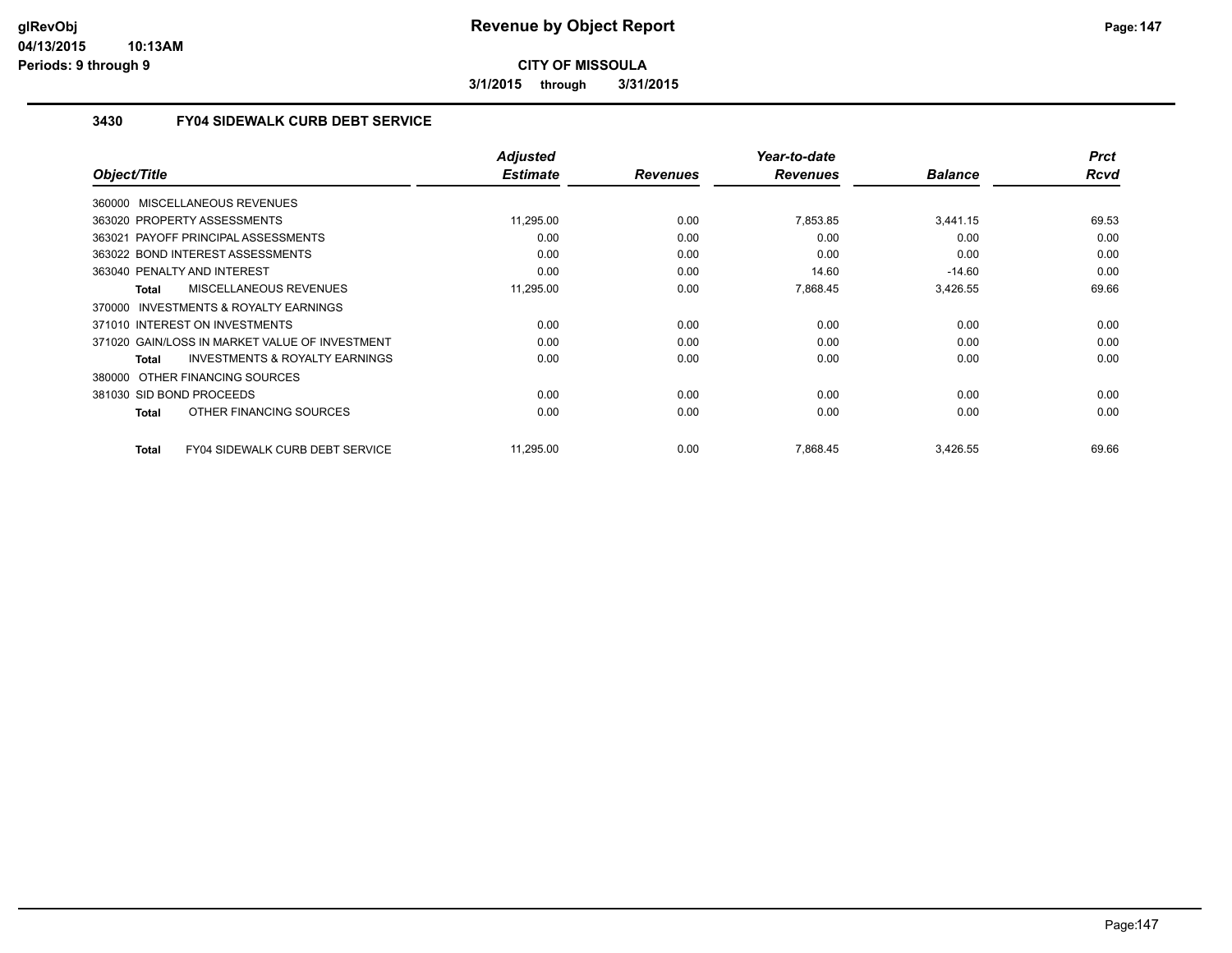# Revenue by Object Report

**CITY OF MISSOULA**

**3/1/2015 through 3/31/2015**

## 3430 FY04 SIDEWALK CURB DEBT SERVICE

| Object/Title | Adjusted Estimate | Revenues | Year-to-date Revenues | Balance | Prct Rcvd |
|---|---|---|---|---|---|
| 360000 MISCELLANEOUS REVENUES | | | | | |
| 363020 PROPERTY ASSESSMENTS | 11,295.00 | 0.00 | 7,853.85 | 3,441.15 | 69.53 |
| 363021 PAYOFF PRINCIPAL ASSESSMENTS | 0.00 | 0.00 | 0.00 | 0.00 | 0.00 |
| 363022 BOND INTEREST ASSESSMENTS | 0.00 | 0.00 | 0.00 | 0.00 | 0.00 |
| 363040 PENALTY AND INTEREST | 0.00 | 0.00 | 14.60 | -14.60 | 0.00 |
| **Total** MISCELLANEOUS REVENUES | 11,295.00 | 0.00 | 7,868.45 | 3,426.55 | 69.66 |
| 370000 INVESTMENTS & ROYALTY EARNINGS | | | | | |
| 371010 INTEREST ON INVESTMENTS | 0.00 | 0.00 | 0.00 | 0.00 | 0.00 |
| 371020 GAIN/LOSS IN MARKET VALUE OF INVESTMENT | 0.00 | 0.00 | 0.00 | 0.00 | 0.00 |
| **Total** INVESTMENTS & ROYALTY EARNINGS | 0.00 | 0.00 | 0.00 | 0.00 | 0.00 |
| 380000 OTHER FINANCING SOURCES | | | | | |
| 381030 SID BOND PROCEEDS | 0.00 | 0.00 | 0.00 | 0.00 | 0.00 |
| **Total** OTHER FINANCING SOURCES | 0.00 | 0.00 | 0.00 | 0.00 | 0.00 |
| **Total** FY04 SIDEWALK CURB DEBT SERVICE | 11,295.00 | 0.00 | 7,868.45 | 3,426.55 | 69.66 |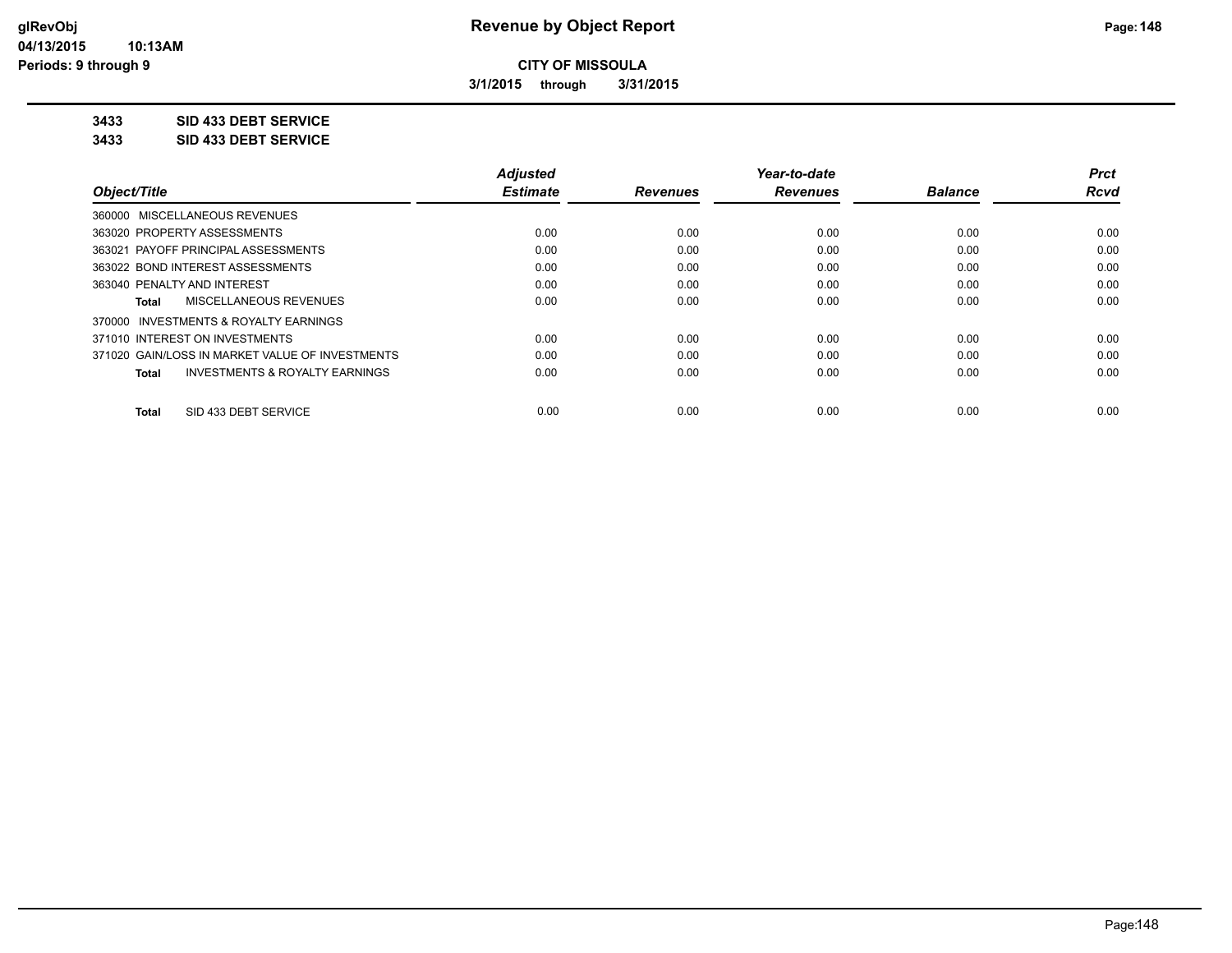**CITY OF MISSOULA**

**3/1/2015 through 3/31/2015**

**3433 SID 433 DEBT SERVICE**

**3433 SID 433 DEBT SERVICE**

| Object/Title | Adjusted Estimate | Revenues | Year-to-date Revenues | Balance | Prct Rcvd |
|---|---|---|---|---|---|
| 360000 MISCELLANEOUS REVENUES | | | | | |
| 363020 PROPERTY ASSESSMENTS | 0.00 | 0.00 | 0.00 | 0.00 | 0.00 |
| 363021 PAYOFF PRINCIPAL ASSESSMENTS | 0.00 | 0.00 | 0.00 | 0.00 | 0.00 |
| 363022 BOND INTEREST ASSESSMENTS | 0.00 | 0.00 | 0.00 | 0.00 | 0.00 |
| 363040 PENALTY AND INTEREST | 0.00 | 0.00 | 0.00 | 0.00 | 0.00 |
| **Total** MISCELLANEOUS REVENUES | 0.00 | 0.00 | 0.00 | 0.00 | 0.00 |
| 370000 INVESTMENTS & ROYALTY EARNINGS | | | | | |
| 371010 INTEREST ON INVESTMENTS | 0.00 | 0.00 | 0.00 | 0.00 | 0.00 |
| 371020 GAIN/LOSS IN MARKET VALUE OF INVESTMENTS | 0.00 | 0.00 | 0.00 | 0.00 | 0.00 |
| **Total** INVESTMENTS & ROYALTY EARNINGS | 0.00 | 0.00 | 0.00 | 0.00 | 0.00 |
| **Total** SID 433 DEBT SERVICE | 0.00 | 0.00 | 0.00 | 0.00 | 0.00 |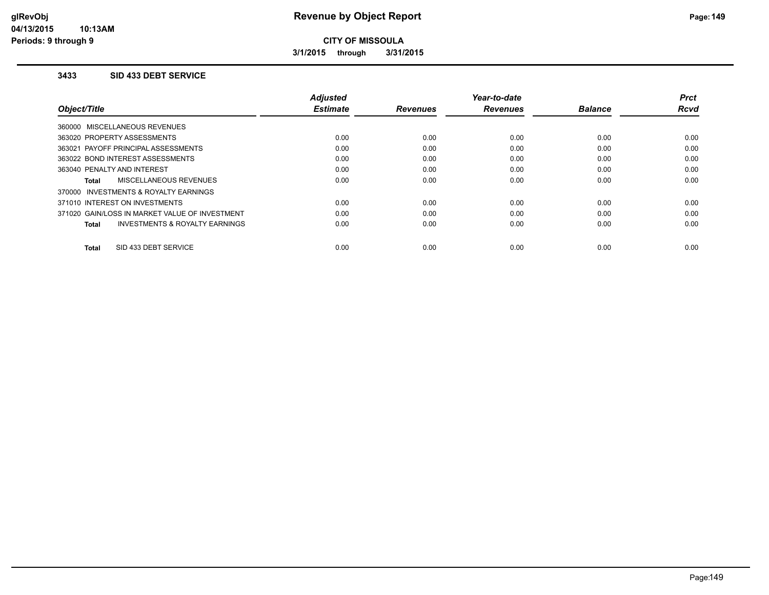# Revenue by Object Report

**CITY OF MISSOULA**

**3/1/2015 through 3/31/2015**

### 3433 SID 433 DEBT SERVICE

| Object/Title | Adjusted Estimate | Revenues | Year-to-date Revenues | Balance | Prct Rcvd |
|---|---|---|---|---|---|
| 360000 MISCELLANEOUS REVENUES | | | | | |
| 363020 PROPERTY ASSESSMENTS | 0.00 | 0.00 | 0.00 | 0.00 | 0.00 |
| 363021 PAYOFF PRINCIPAL ASSESSMENTS | 0.00 | 0.00 | 0.00 | 0.00 | 0.00 |
| 363022 BOND INTEREST ASSESSMENTS | 0.00 | 0.00 | 0.00 | 0.00 | 0.00 |
| 363040 PENALTY AND INTEREST | 0.00 | 0.00 | 0.00 | 0.00 | 0.00 |
| **Total** MISCELLANEOUS REVENUES | 0.00 | 0.00 | 0.00 | 0.00 | 0.00 |
| 370000 INVESTMENTS & ROYALTY EARNINGS | | | | | |
| 371010 INTEREST ON INVESTMENTS | 0.00 | 0.00 | 0.00 | 0.00 | 0.00 |
| 371020 GAIN/LOSS IN MARKET VALUE OF INVESTMENT | 0.00 | 0.00 | 0.00 | 0.00 | 0.00 |
| **Total** INVESTMENTS & ROYALTY EARNINGS | 0.00 | 0.00 | 0.00 | 0.00 | 0.00 |
| **Total** SID 433 DEBT SERVICE | 0.00 | 0.00 | 0.00 | 0.00 | 0.00 |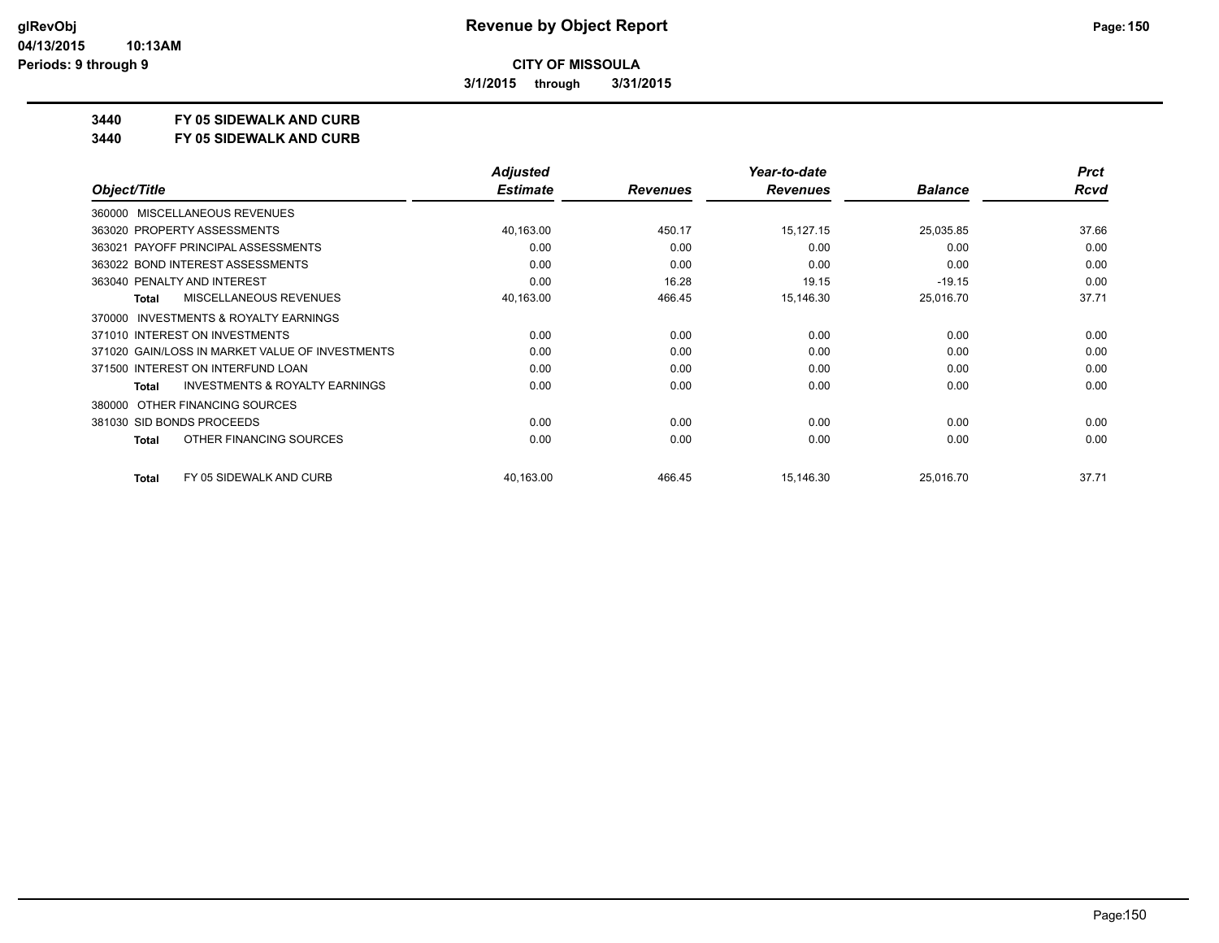**Revenue by Object Report**

**CITY OF MISSOULA**

**3/1/2015 through 3/31/2015**

**Periods: 9 through 9**

## 3440 FY 05 SIDEWALK AND CURB

## 3440 FY 05 SIDEWALK AND CURB

| Object/Title | Adjusted Estimate | Revenues | Year-to-date Revenues | Balance | Prct Rcvd |
|---|---|---|---|---|---|
| 360000 MISCELLANEOUS REVENUES | | | | | |
| 363020 PROPERTY ASSESSMENTS | 40,163.00 | 450.17 | 15,127.15 | 25,035.85 | 37.66 |
| 363021 PAYOFF PRINCIPAL ASSESSMENTS | 0.00 | 0.00 | 0.00 | 0.00 | 0.00 |
| 363022 BOND INTEREST ASSESSMENTS | 0.00 | 0.00 | 0.00 | 0.00 | 0.00 |
| 363040 PENALTY AND INTEREST | 0.00 | 16.28 | 19.15 | -19.15 | 0.00 |
| **Total** MISCELLANEOUS REVENUES | 40,163.00 | 466.45 | 15,146.30 | 25,016.70 | 37.71 |
| 370000 INVESTMENTS & ROYALTY EARNINGS | | | | | |
| 371010 INTEREST ON INVESTMENTS | 0.00 | 0.00 | 0.00 | 0.00 | 0.00 |
| 371020 GAIN/LOSS IN MARKET VALUE OF INVESTMENTS | 0.00 | 0.00 | 0.00 | 0.00 | 0.00 |
| 371500 INTEREST ON INTERFUND LOAN | 0.00 | 0.00 | 0.00 | 0.00 | 0.00 |
| **Total** INVESTMENTS & ROYALTY EARNINGS | 0.00 | 0.00 | 0.00 | 0.00 | 0.00 |
| 380000 OTHER FINANCING SOURCES | | | | | |
| 381030 SID BONDS PROCEEDS | 0.00 | 0.00 | 0.00 | 0.00 | 0.00 |
| **Total** OTHER FINANCING SOURCES | 0.00 | 0.00 | 0.00 | 0.00 | 0.00 |
| **Total** FY 05 SIDEWALK AND CURB | 40,163.00 | 466.45 | 15,146.30 | 25,016.70 | 37.71 |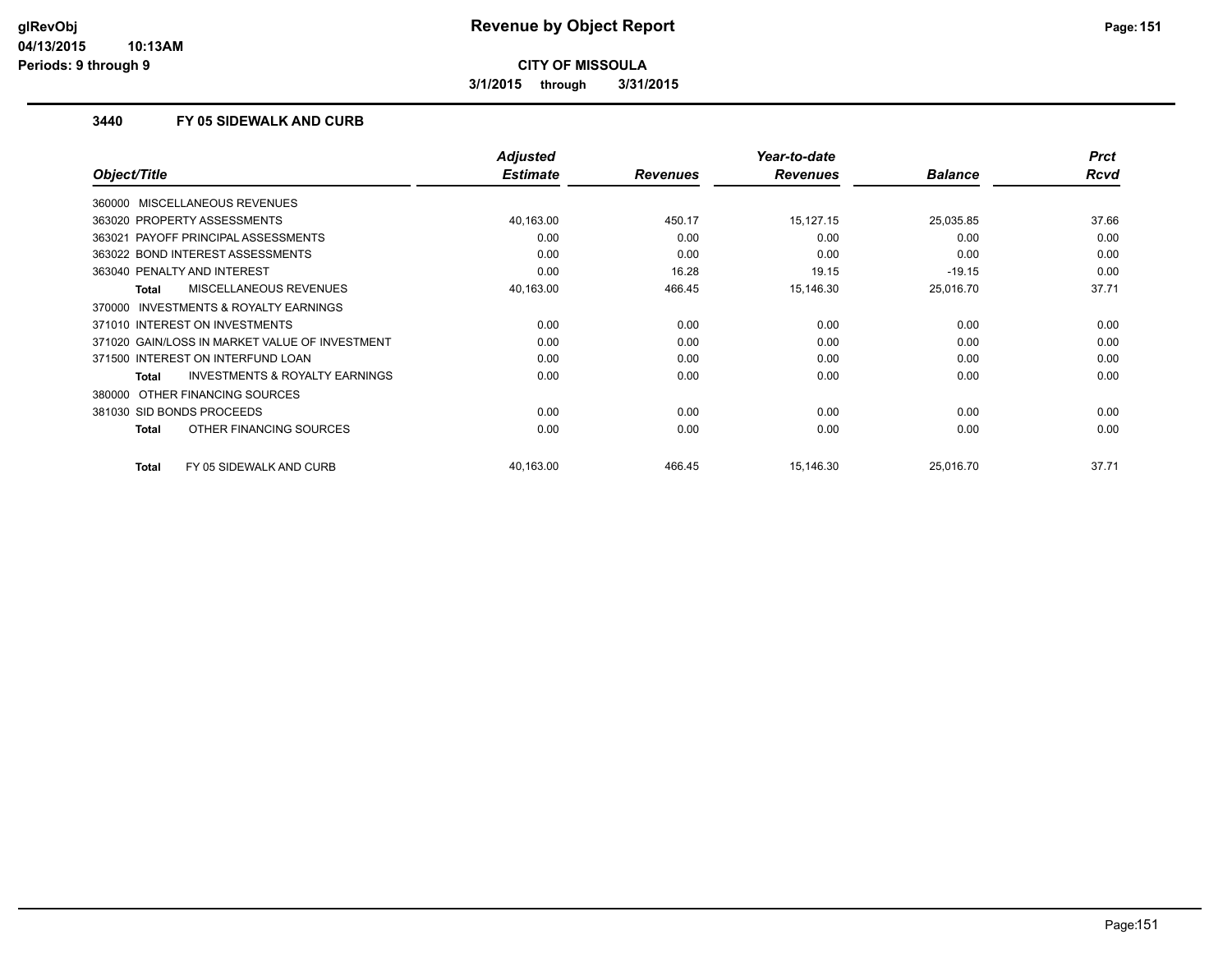# Revenue by Object Report

**CITY OF MISSOULA**

**3/1/2015 through 3/31/2015**

glRevObj
04/13/2015 10:13AM
Periods: 9 through 9

### 3440 FY 05 SIDEWALK AND CURB

| Object/Title | Adjusted Estimate | Revenues | Year-to-date Revenues | Balance | Prct Rcvd |
|---|---|---|---|---|---|
| 360000 MISCELLANEOUS REVENUES | | | | | |
| 363020 PROPERTY ASSESSMENTS | 40,163.00 | 450.17 | 15,127.15 | 25,035.85 | 37.66 |
| 363021 PAYOFF PRINCIPAL ASSESSMENTS | 0.00 | 0.00 | 0.00 | 0.00 | 0.00 |
| 363022 BOND INTEREST ASSESSMENTS | 0.00 | 0.00 | 0.00 | 0.00 | 0.00 |
| 363040 PENALTY AND INTEREST | 0.00 | 16.28 | 19.15 | -19.15 | 0.00 |
| **Total** MISCELLANEOUS REVENUES | 40,163.00 | 466.45 | 15,146.30 | 25,016.70 | 37.71 |
| 370000 INVESTMENTS & ROYALTY EARNINGS | | | | | |
| 371010 INTEREST ON INVESTMENTS | 0.00 | 0.00 | 0.00 | 0.00 | 0.00 |
| 371020 GAIN/LOSS IN MARKET VALUE OF INVESTMENT | 0.00 | 0.00 | 0.00 | 0.00 | 0.00 |
| 371500 INTEREST ON INTERFUND LOAN | 0.00 | 0.00 | 0.00 | 0.00 | 0.00 |
| **Total** INVESTMENTS & ROYALTY EARNINGS | 0.00 | 0.00 | 0.00 | 0.00 | 0.00 |
| 380000 OTHER FINANCING SOURCES | | | | | |
| 381030 SID BONDS PROCEEDS | 0.00 | 0.00 | 0.00 | 0.00 | 0.00 |
| **Total** OTHER FINANCING SOURCES | 0.00 | 0.00 | 0.00 | 0.00 | 0.00 |
| **Total** FY 05 SIDEWALK AND CURB | 40,163.00 | 466.45 | 15,146.30 | 25,016.70 | 37.71 |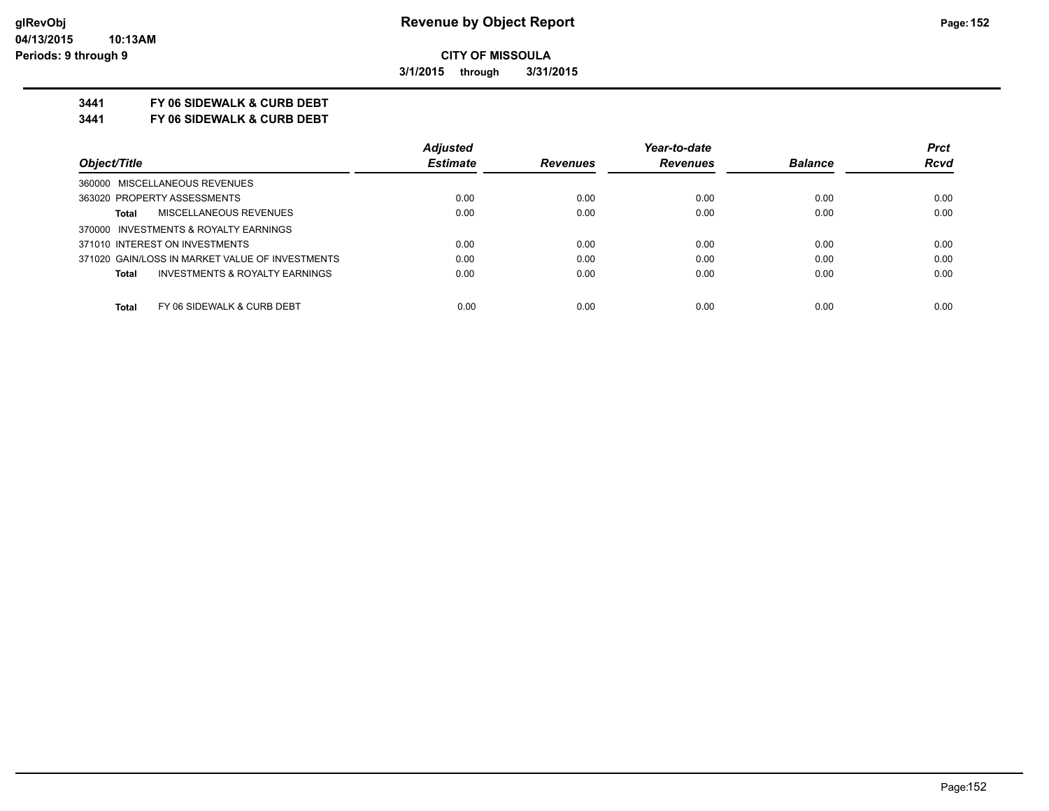**CITY OF MISSOULA**

**3/1/2015 through 3/31/2015**

**3441 FY 06 SIDEWALK & CURB DEBT**

**3441 FY 06 SIDEWALK & CURB DEBT**

| Object/Title | Adjusted Estimate | Revenues | Year-to-date Revenues | Balance | Prct Rcvd |
|---|---|---|---|---|---|
| 360000 MISCELLANEOUS REVENUES | | | | | |
| 363020 PROPERTY ASSESSMENTS | 0.00 | 0.00 | 0.00 | 0.00 | 0.00 |
| **Total** MISCELLANEOUS REVENUES | 0.00 | 0.00 | 0.00 | 0.00 | 0.00 |
| 370000 INVESTMENTS & ROYALTY EARNINGS | | | | | |
| 371010 INTEREST ON INVESTMENTS | 0.00 | 0.00 | 0.00 | 0.00 | 0.00 |
| 371020 GAIN/LOSS IN MARKET VALUE OF INVESTMENTS | 0.00 | 0.00 | 0.00 | 0.00 | 0.00 |
| **Total** INVESTMENTS & ROYALTY EARNINGS | 0.00 | 0.00 | 0.00 | 0.00 | 0.00 |
| **Total** FY 06 SIDEWALK & CURB DEBT | 0.00 | 0.00 | 0.00 | 0.00 | 0.00 |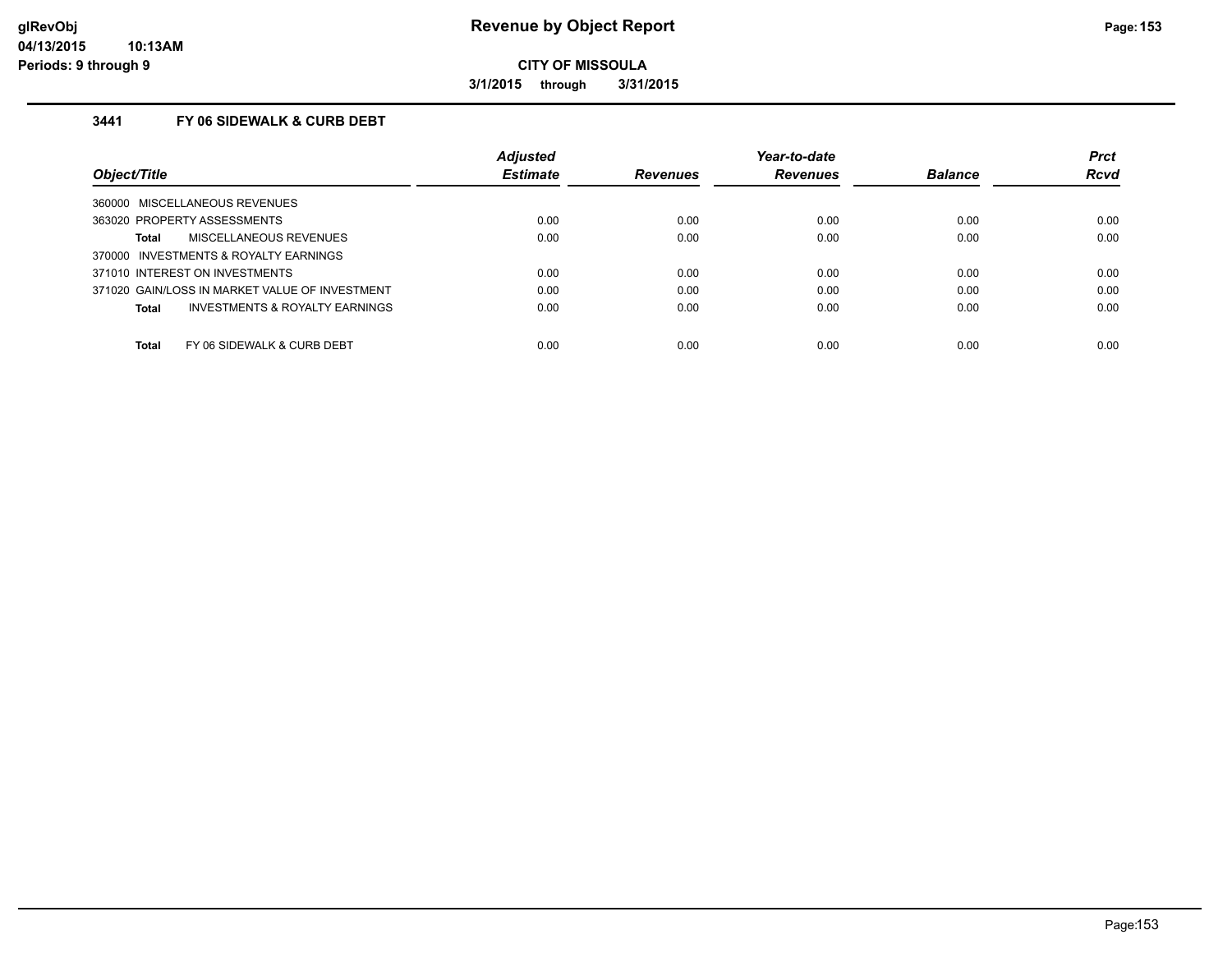# Revenue by Object Report

**CITY OF MISSOULA**

**3/1/2015 through 3/31/2015**

glRevObj
04/13/2015 10:13AM
Periods: 9 through 9

### 3441 FY 06 SIDEWALK & CURB DEBT

| Object/Title | Adjusted Estimate | Revenues | Year-to-date Revenues | Balance | Prct Rcvd |
|---|---|---|---|---|---|
| 360000 MISCELLANEOUS REVENUES | | | | | |
| 363020 PROPERTY ASSESSMENTS | 0.00 | 0.00 | 0.00 | 0.00 | 0.00 |
| **Total** MISCELLANEOUS REVENUES | 0.00 | 0.00 | 0.00 | 0.00 | 0.00 |
| 370000 INVESTMENTS & ROYALTY EARNINGS | | | | | |
| 371010 INTEREST ON INVESTMENTS | 0.00 | 0.00 | 0.00 | 0.00 | 0.00 |
| 371020 GAIN/LOSS IN MARKET VALUE OF INVESTMENT | 0.00 | 0.00 | 0.00 | 0.00 | 0.00 |
| **Total** INVESTMENTS & ROYALTY EARNINGS | 0.00 | 0.00 | 0.00 | 0.00 | 0.00 |
| **Total** FY 06 SIDEWALK & CURB DEBT | 0.00 | 0.00 | 0.00 | 0.00 | 0.00 |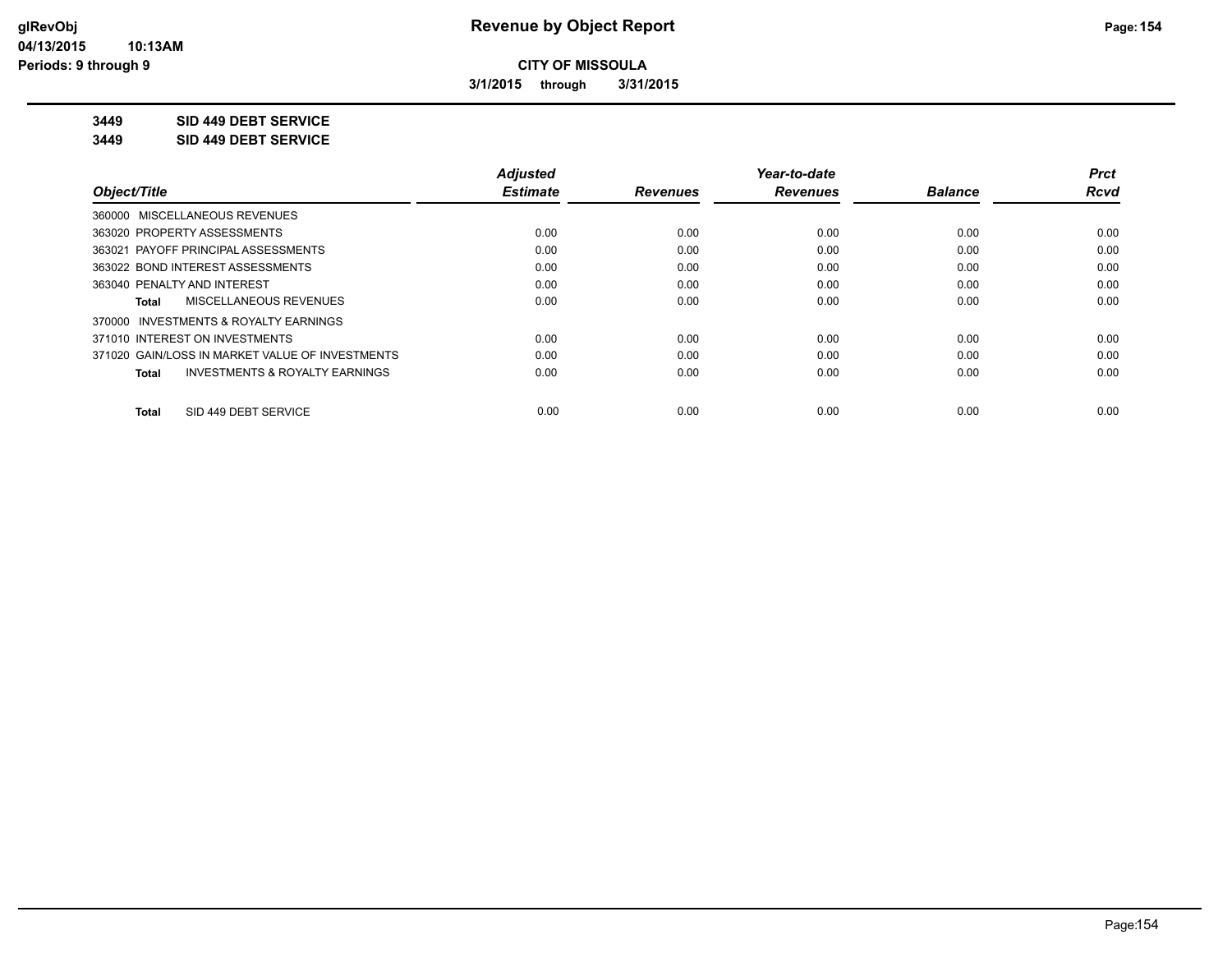# Revenue by Object Report

**CITY OF MISSOULA**

**3/1/2015 through 3/31/2015**

glRevObj
04/13/2015 10:13AM
Periods: 9 through 9

**3449 SID 449 DEBT SERVICE**

**3449 SID 449 DEBT SERVICE**

| Object/Title | Adjusted Estimate | Revenues | Year-to-date Revenues | Balance | Prct Rcvd |
|---|---|---|---|---|---|
| 360000 MISCELLANEOUS REVENUES | | | | | |
| 363020 PROPERTY ASSESSMENTS | 0.00 | 0.00 | 0.00 | 0.00 | 0.00 |
| 363021 PAYOFF PRINCIPAL ASSESSMENTS | 0.00 | 0.00 | 0.00 | 0.00 | 0.00 |
| 363022 BOND INTEREST ASSESSMENTS | 0.00 | 0.00 | 0.00 | 0.00 | 0.00 |
| 363040 PENALTY AND INTEREST | 0.00 | 0.00 | 0.00 | 0.00 | 0.00 |
| **Total** MISCELLANEOUS REVENUES | 0.00 | 0.00 | 0.00 | 0.00 | 0.00 |
| 370000 INVESTMENTS & ROYALTY EARNINGS | | | | | |
| 371010 INTEREST ON INVESTMENTS | 0.00 | 0.00 | 0.00 | 0.00 | 0.00 |
| 371020 GAIN/LOSS IN MARKET VALUE OF INVESTMENTS | 0.00 | 0.00 | 0.00 | 0.00 | 0.00 |
| **Total** INVESTMENTS & ROYALTY EARNINGS | 0.00 | 0.00 | 0.00 | 0.00 | 0.00 |
| **Total** SID 449 DEBT SERVICE | 0.00 | 0.00 | 0.00 | 0.00 | 0.00 |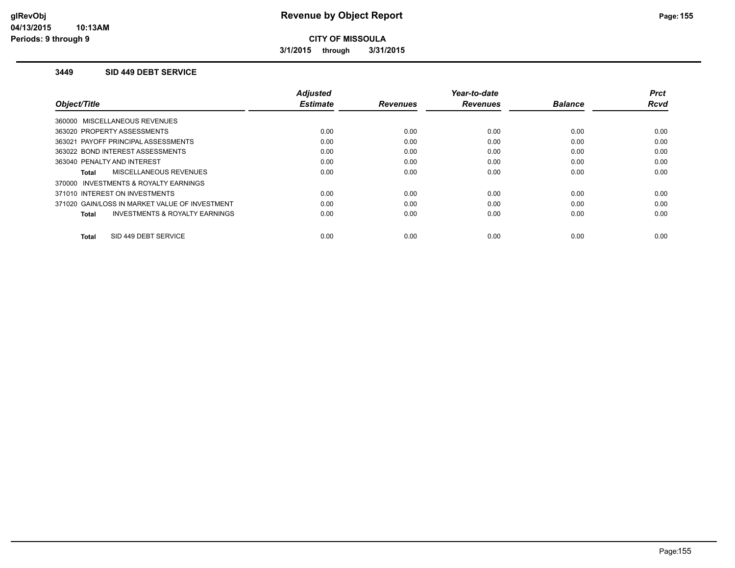# Revenue by Object Report

**CITY OF MISSOULA**

**3/1/2015 through 3/31/2015**

### 3449 SID 449 DEBT SERVICE

| Object/Title | Adjusted Estimate | Revenues | Year-to-date Revenues | Balance | Prct Rcvd |
|---|---|---|---|---|---|
| 360000 MISCELLANEOUS REVENUES | | | | | |
| 363020 PROPERTY ASSESSMENTS | 0.00 | 0.00 | 0.00 | 0.00 | 0.00 |
| 363021 PAYOFF PRINCIPAL ASSESSMENTS | 0.00 | 0.00 | 0.00 | 0.00 | 0.00 |
| 363022 BOND INTEREST ASSESSMENTS | 0.00 | 0.00 | 0.00 | 0.00 | 0.00 |
| 363040 PENALTY AND INTEREST | 0.00 | 0.00 | 0.00 | 0.00 | 0.00 |
| **Total** MISCELLANEOUS REVENUES | 0.00 | 0.00 | 0.00 | 0.00 | 0.00 |
| 370000 INVESTMENTS & ROYALTY EARNINGS | | | | | |
| 371010 INTEREST ON INVESTMENTS | 0.00 | 0.00 | 0.00 | 0.00 | 0.00 |
| 371020 GAIN/LOSS IN MARKET VALUE OF INVESTMENT | 0.00 | 0.00 | 0.00 | 0.00 | 0.00 |
| **Total** INVESTMENTS & ROYALTY EARNINGS | 0.00 | 0.00 | 0.00 | 0.00 | 0.00 |
| **Total** SID 449 DEBT SERVICE | 0.00 | 0.00 | 0.00 | 0.00 | 0.00 |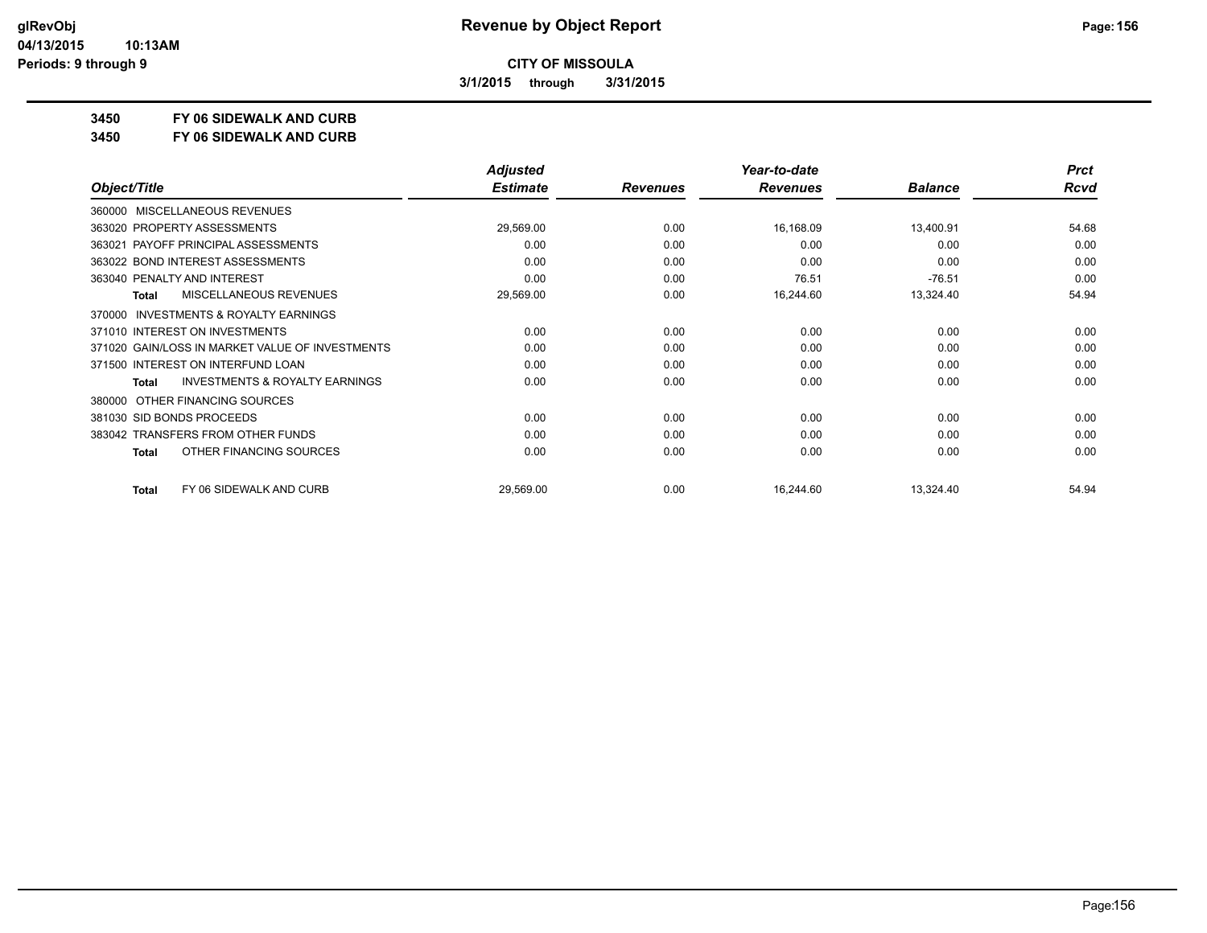**CITY OF MISSOULA**

**3/1/2015 through 3/31/2015**

**3450 FY 06 SIDEWALK AND CURB**

**3450 FY 06 SIDEWALK AND CURB**

| Object/Title | Adjusted Estimate | Revenues | Year-to-date Revenues | Balance | Prct Rcvd |
|---|---|---|---|---|---|
| 360000 MISCELLANEOUS REVENUES | | | | | |
| 363020 PROPERTY ASSESSMENTS | 29,569.00 | 0.00 | 16,168.09 | 13,400.91 | 54.68 |
| 363021 PAYOFF PRINCIPAL ASSESSMENTS | 0.00 | 0.00 | 0.00 | 0.00 | 0.00 |
| 363022 BOND INTEREST ASSESSMENTS | 0.00 | 0.00 | 0.00 | 0.00 | 0.00 |
| 363040 PENALTY AND INTEREST | 0.00 | 0.00 | 76.51 | -76.51 | 0.00 |
| **Total** MISCELLANEOUS REVENUES | 29,569.00 | 0.00 | 16,244.60 | 13,324.40 | 54.94 |
| 370000 INVESTMENTS & ROYALTY EARNINGS | | | | | |
| 371010 INTEREST ON INVESTMENTS | 0.00 | 0.00 | 0.00 | 0.00 | 0.00 |
| 371020 GAIN/LOSS IN MARKET VALUE OF INVESTMENTS | 0.00 | 0.00 | 0.00 | 0.00 | 0.00 |
| 371500 INTEREST ON INTERFUND LOAN | 0.00 | 0.00 | 0.00 | 0.00 | 0.00 |
| **Total** INVESTMENTS & ROYALTY EARNINGS | 0.00 | 0.00 | 0.00 | 0.00 | 0.00 |
| 380000 OTHER FINANCING SOURCES | | | | | |
| 381030 SID BONDS PROCEEDS | 0.00 | 0.00 | 0.00 | 0.00 | 0.00 |
| 383042 TRANSFERS FROM OTHER FUNDS | 0.00 | 0.00 | 0.00 | 0.00 | 0.00 |
| **Total** OTHER FINANCING SOURCES | 0.00 | 0.00 | 0.00 | 0.00 | 0.00 |
| **Total** FY 06 SIDEWALK AND CURB | 29,569.00 | 0.00 | 16,244.60 | 13,324.40 | 54.94 |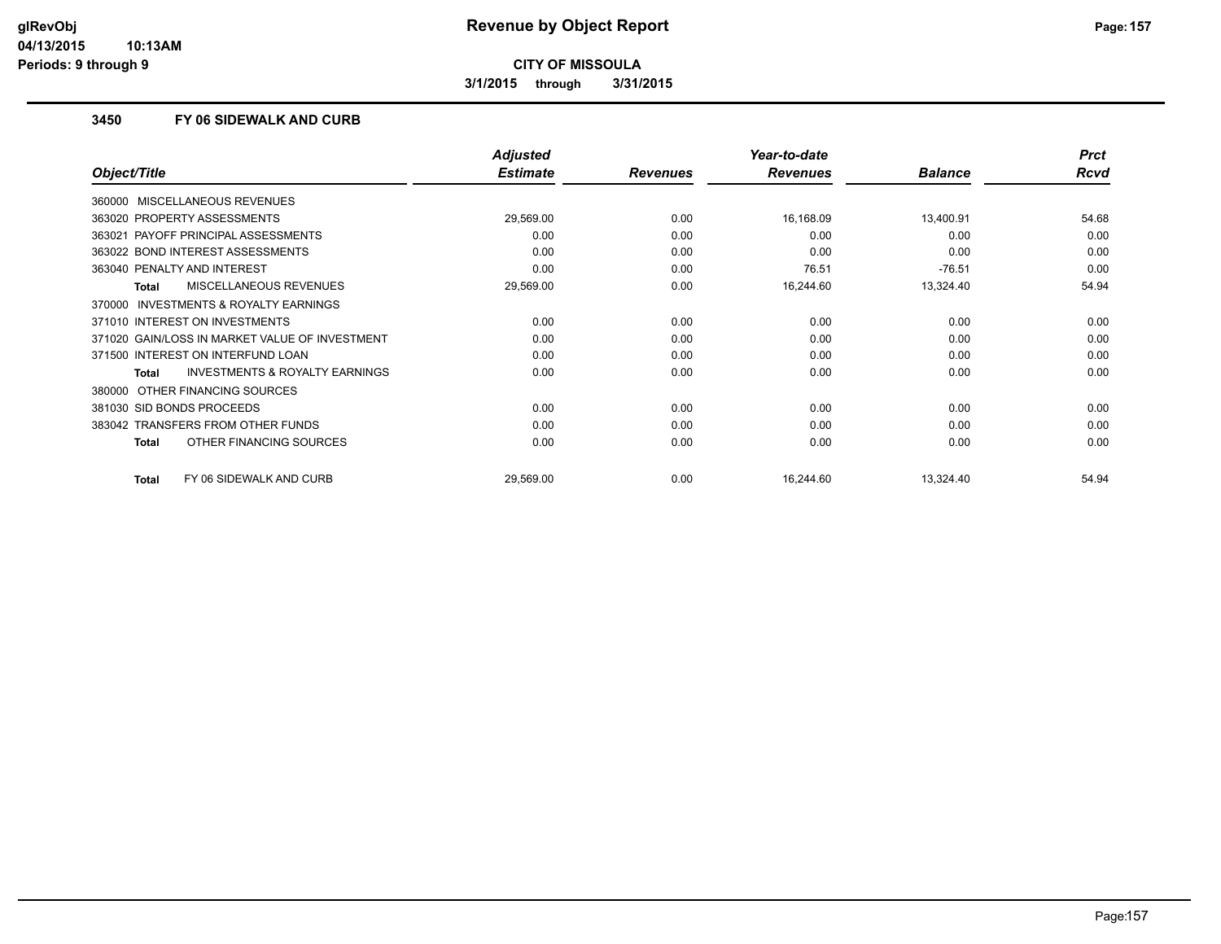# Revenue by Object Report

**CITY OF MISSOULA**

**3/1/2015 through 3/31/2015**

### 3450 FY 06 SIDEWALK AND CURB

| Object/Title | Adjusted Estimate | Revenues | Year-to-date Revenues | Balance | Prct Rcvd |
|---|---|---|---|---|---|
| 360000 MISCELLANEOUS REVENUES | | | | | |
| 363020 PROPERTY ASSESSMENTS | 29,569.00 | 0.00 | 16,168.09 | 13,400.91 | 54.68 |
| 363021 PAYOFF PRINCIPAL ASSESSMENTS | 0.00 | 0.00 | 0.00 | 0.00 | 0.00 |
| 363022 BOND INTEREST ASSESSMENTS | 0.00 | 0.00 | 0.00 | 0.00 | 0.00 |
| 363040 PENALTY AND INTEREST | 0.00 | 0.00 | 76.51 | -76.51 | 0.00 |
| **Total** MISCELLANEOUS REVENUES | 29,569.00 | 0.00 | 16,244.60 | 13,324.40 | 54.94 |
| 370000 INVESTMENTS & ROYALTY EARNINGS | | | | | |
| 371010 INTEREST ON INVESTMENTS | 0.00 | 0.00 | 0.00 | 0.00 | 0.00 |
| 371020 GAIN/LOSS IN MARKET VALUE OF INVESTMENT | 0.00 | 0.00 | 0.00 | 0.00 | 0.00 |
| 371500 INTEREST ON INTERFUND LOAN | 0.00 | 0.00 | 0.00 | 0.00 | 0.00 |
| **Total** INVESTMENTS & ROYALTY EARNINGS | 0.00 | 0.00 | 0.00 | 0.00 | 0.00 |
| 380000 OTHER FINANCING SOURCES | | | | | |
| 381030 SID BONDS PROCEEDS | 0.00 | 0.00 | 0.00 | 0.00 | 0.00 |
| 383042 TRANSFERS FROM OTHER FUNDS | 0.00 | 0.00 | 0.00 | 0.00 | 0.00 |
| **Total** OTHER FINANCING SOURCES | 0.00 | 0.00 | 0.00 | 0.00 | 0.00 |
| **Total** FY 06 SIDEWALK AND CURB | 29,569.00 | 0.00 | 16,244.60 | 13,324.40 | 54.94 |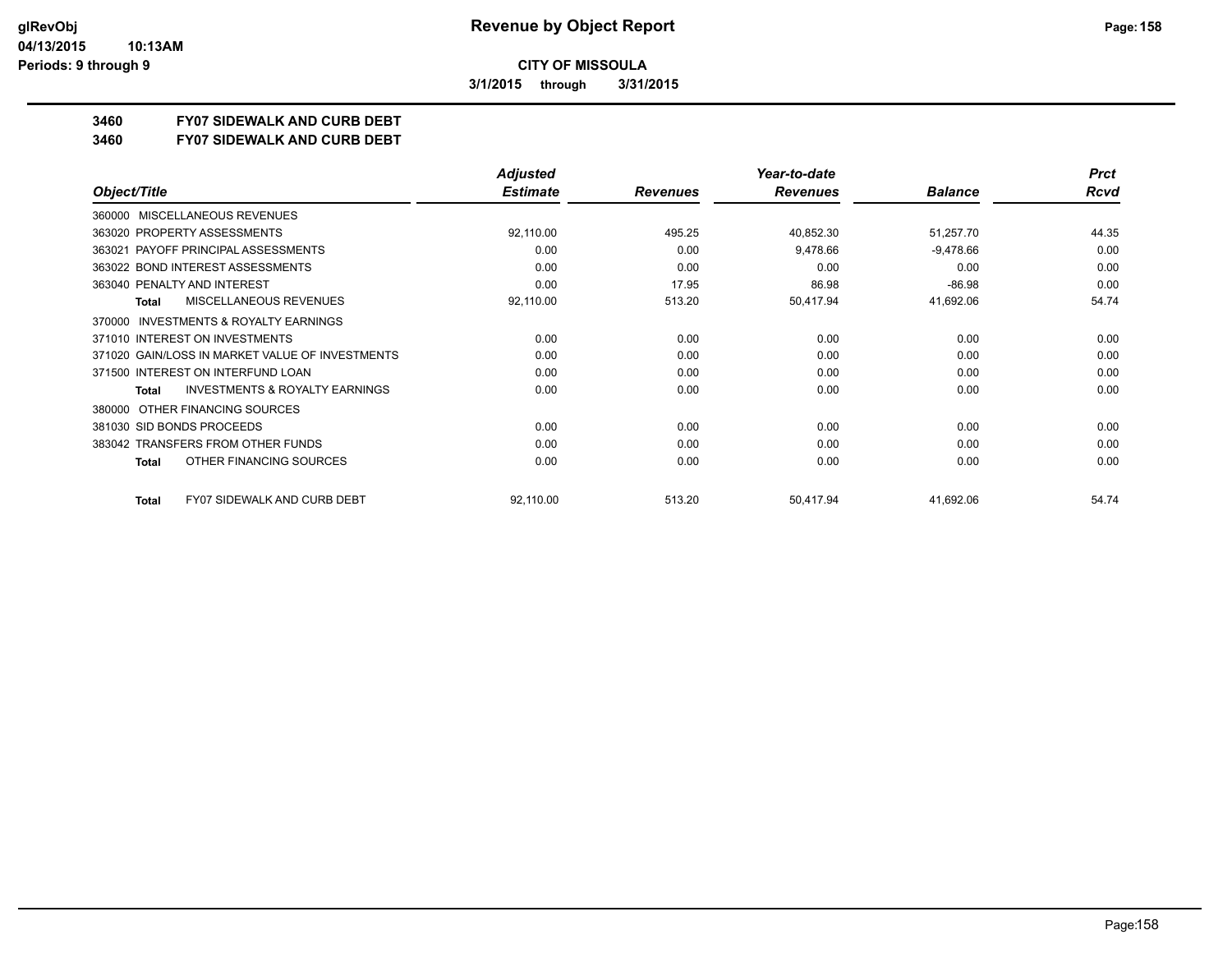**CITY OF MISSOULA**

**3/1/2015 through 3/31/2015**

**3460 FY07 SIDEWALK AND CURB DEBT**

**3460 FY07 SIDEWALK AND CURB DEBT**

| Object/Title | Adjusted Estimate | Revenues | Year-to-date Revenues | Balance | Prct Rcvd |
|---|---|---|---|---|---|
| 360000 MISCELLANEOUS REVENUES | | | | | |
| 363020 PROPERTY ASSESSMENTS | 92,110.00 | 495.25 | 40,852.30 | 51,257.70 | 44.35 |
| 363021 PAYOFF PRINCIPAL ASSESSMENTS | 0.00 | 0.00 | 9,478.66 | -9,478.66 | 0.00 |
| 363022 BOND INTEREST ASSESSMENTS | 0.00 | 0.00 | 0.00 | 0.00 | 0.00 |
| 363040 PENALTY AND INTEREST | 0.00 | 17.95 | 86.98 | -86.98 | 0.00 |
| **Total** MISCELLANEOUS REVENUES | 92,110.00 | 513.20 | 50,417.94 | 41,692.06 | 54.74 |
| 370000 INVESTMENTS & ROYALTY EARNINGS | | | | | |
| 371010 INTEREST ON INVESTMENTS | 0.00 | 0.00 | 0.00 | 0.00 | 0.00 |
| 371020 GAIN/LOSS IN MARKET VALUE OF INVESTMENTS | 0.00 | 0.00 | 0.00 | 0.00 | 0.00 |
| 371500 INTEREST ON INTERFUND LOAN | 0.00 | 0.00 | 0.00 | 0.00 | 0.00 |
| **Total** INVESTMENTS & ROYALTY EARNINGS | 0.00 | 0.00 | 0.00 | 0.00 | 0.00 |
| 380000 OTHER FINANCING SOURCES | | | | | |
| 381030 SID BONDS PROCEEDS | 0.00 | 0.00 | 0.00 | 0.00 | 0.00 |
| 383042 TRANSFERS FROM OTHER FUNDS | 0.00 | 0.00 | 0.00 | 0.00 | 0.00 |
| **Total** OTHER FINANCING SOURCES | 0.00 | 0.00 | 0.00 | 0.00 | 0.00 |
| **Total** FY07 SIDEWALK AND CURB DEBT | 92,110.00 | 513.20 | 50,417.94 | 41,692.06 | 54.74 |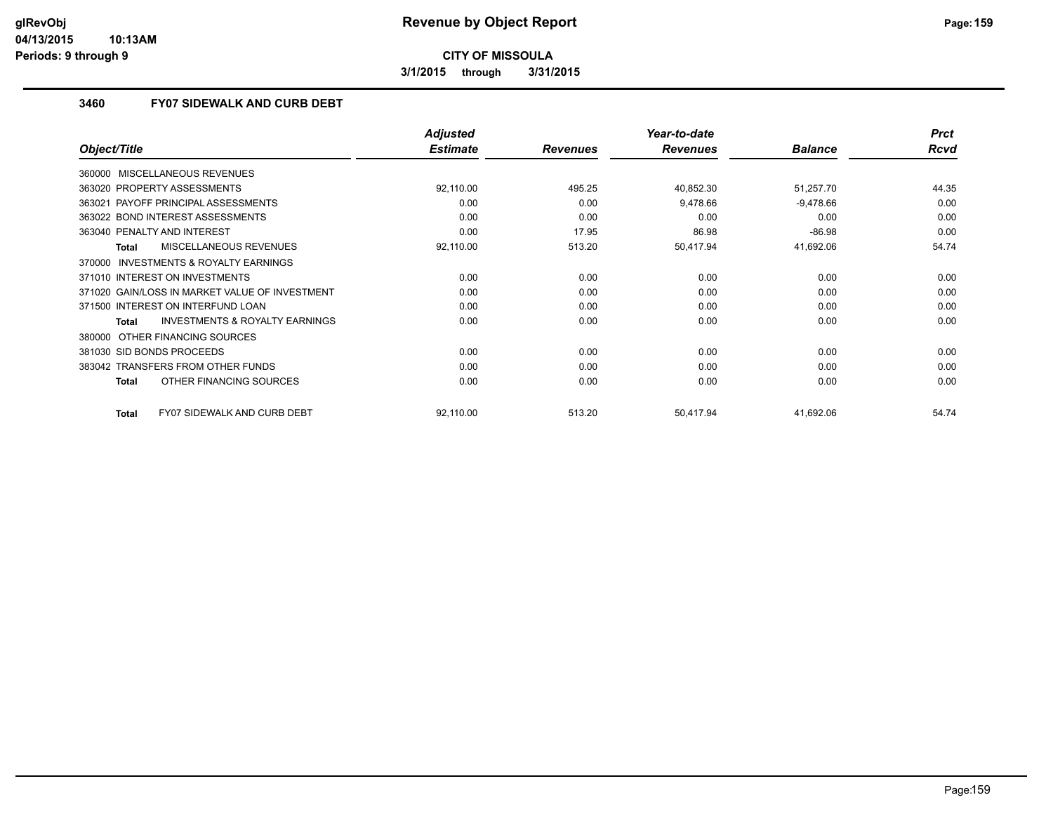# Revenue by Object Report

**CITY OF MISSOULA**

**3/1/2015 through 3/31/2015**

glRevObj
04/13/2015 10:13AM
Periods: 9 through 9

### 3460 FY07 SIDEWALK AND CURB DEBT

| Object/Title | Adjusted Estimate | Revenues | Year-to-date Revenues | Balance | Prct Rcvd |
|---|---|---|---|---|---|
| 360000 MISCELLANEOUS REVENUES | | | | | |
| 363020 PROPERTY ASSESSMENTS | 92,110.00 | 495.25 | 40,852.30 | 51,257.70 | 44.35 |
| 363021 PAYOFF PRINCIPAL ASSESSMENTS | 0.00 | 0.00 | 9,478.66 | -9,478.66 | 0.00 |
| 363022 BOND INTEREST ASSESSMENTS | 0.00 | 0.00 | 0.00 | 0.00 | 0.00 |
| 363040 PENALTY AND INTEREST | 0.00 | 17.95 | 86.98 | -86.98 | 0.00 |
| **Total** MISCELLANEOUS REVENUES | 92,110.00 | 513.20 | 50,417.94 | 41,692.06 | 54.74 |
| 370000 INVESTMENTS & ROYALTY EARNINGS | | | | | |
| 371010 INTEREST ON INVESTMENTS | 0.00 | 0.00 | 0.00 | 0.00 | 0.00 |
| 371020 GAIN/LOSS IN MARKET VALUE OF INVESTMENT | 0.00 | 0.00 | 0.00 | 0.00 | 0.00 |
| 371500 INTEREST ON INTERFUND LOAN | 0.00 | 0.00 | 0.00 | 0.00 | 0.00 |
| **Total** INVESTMENTS & ROYALTY EARNINGS | 0.00 | 0.00 | 0.00 | 0.00 | 0.00 |
| 380000 OTHER FINANCING SOURCES | | | | | |
| 381030 SID BONDS PROCEEDS | 0.00 | 0.00 | 0.00 | 0.00 | 0.00 |
| 383042 TRANSFERS FROM OTHER FUNDS | 0.00 | 0.00 | 0.00 | 0.00 | 0.00 |
| **Total** OTHER FINANCING SOURCES | 0.00 | 0.00 | 0.00 | 0.00 | 0.00 |
| **Total** FY07 SIDEWALK AND CURB DEBT | 92,110.00 | 513.20 | 50,417.94 | 41,692.06 | 54.74 |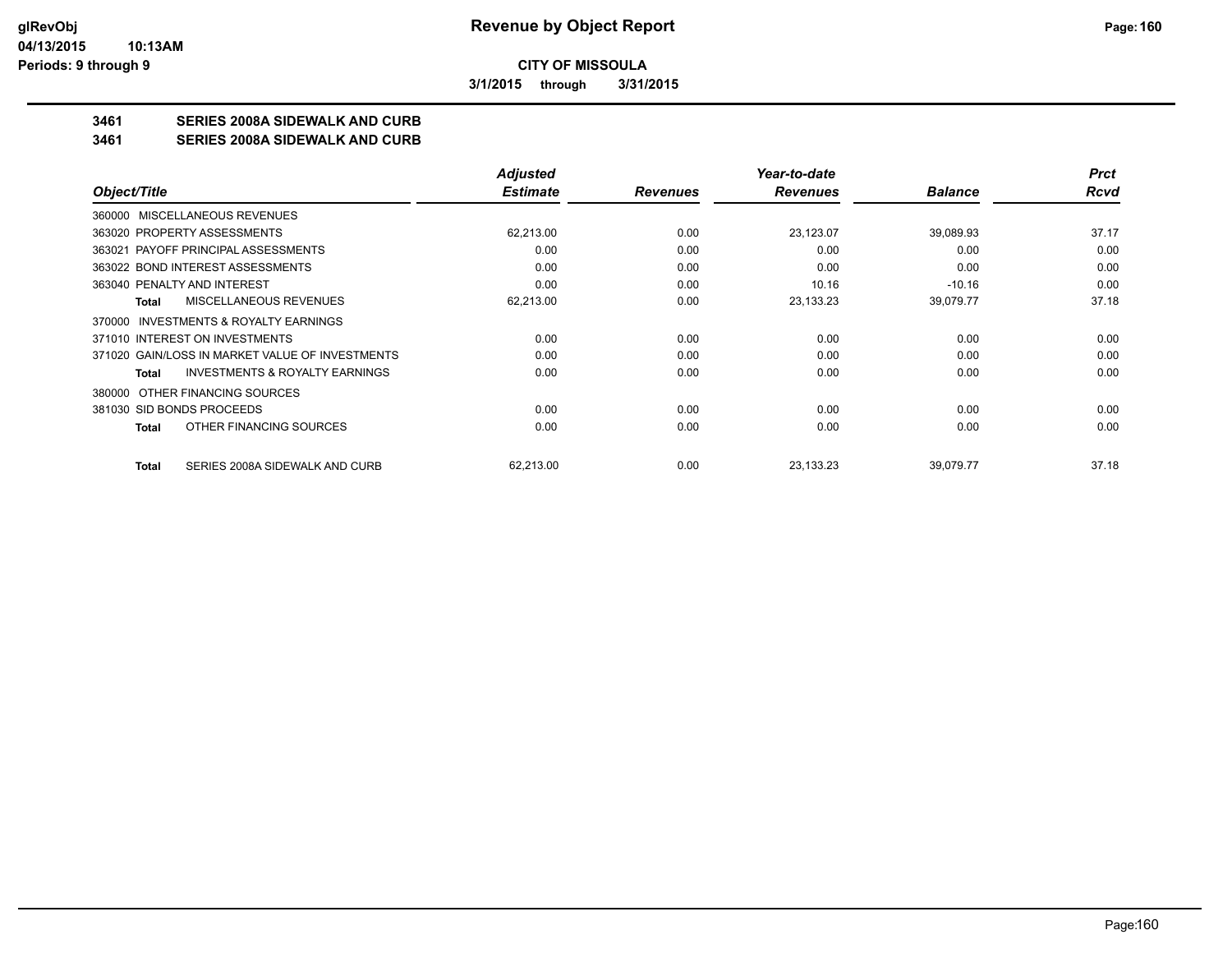**CITY OF MISSOULA**

**3/1/2015 through 3/31/2015**

## 3461 SERIES 2008A SIDEWALK AND CURB

## 3461 SERIES 2008A SIDEWALK AND CURB

| Object/Title | Adjusted Estimate | Revenues | Year-to-date Revenues | Balance | Prct Rcvd |
|---|---|---|---|---|---|
| 360000 MISCELLANEOUS REVENUES | | | | | |
| 363020 PROPERTY ASSESSMENTS | 62,213.00 | 0.00 | 23,123.07 | 39,089.93 | 37.17 |
| 363021 PAYOFF PRINCIPAL ASSESSMENTS | 0.00 | 0.00 | 0.00 | 0.00 | 0.00 |
| 363022 BOND INTEREST ASSESSMENTS | 0.00 | 0.00 | 0.00 | 0.00 | 0.00 |
| 363040 PENALTY AND INTEREST | 0.00 | 0.00 | 10.16 | -10.16 | 0.00 |
| **Total** MISCELLANEOUS REVENUES | 62,213.00 | 0.00 | 23,133.23 | 39,079.77 | 37.18 |
| 370000 INVESTMENTS & ROYALTY EARNINGS | | | | | |
| 371010 INTEREST ON INVESTMENTS | 0.00 | 0.00 | 0.00 | 0.00 | 0.00 |
| 371020 GAIN/LOSS IN MARKET VALUE OF INVESTMENTS | 0.00 | 0.00 | 0.00 | 0.00 | 0.00 |
| **Total** INVESTMENTS & ROYALTY EARNINGS | 0.00 | 0.00 | 0.00 | 0.00 | 0.00 |
| 380000 OTHER FINANCING SOURCES | | | | | |
| 381030 SID BONDS PROCEEDS | 0.00 | 0.00 | 0.00 | 0.00 | 0.00 |
| **Total** OTHER FINANCING SOURCES | 0.00 | 0.00 | 0.00 | 0.00 | 0.00 |
| **Total** SERIES 2008A SIDEWALK AND CURB | 62,213.00 | 0.00 | 23,133.23 | 39,079.77 | 37.18 |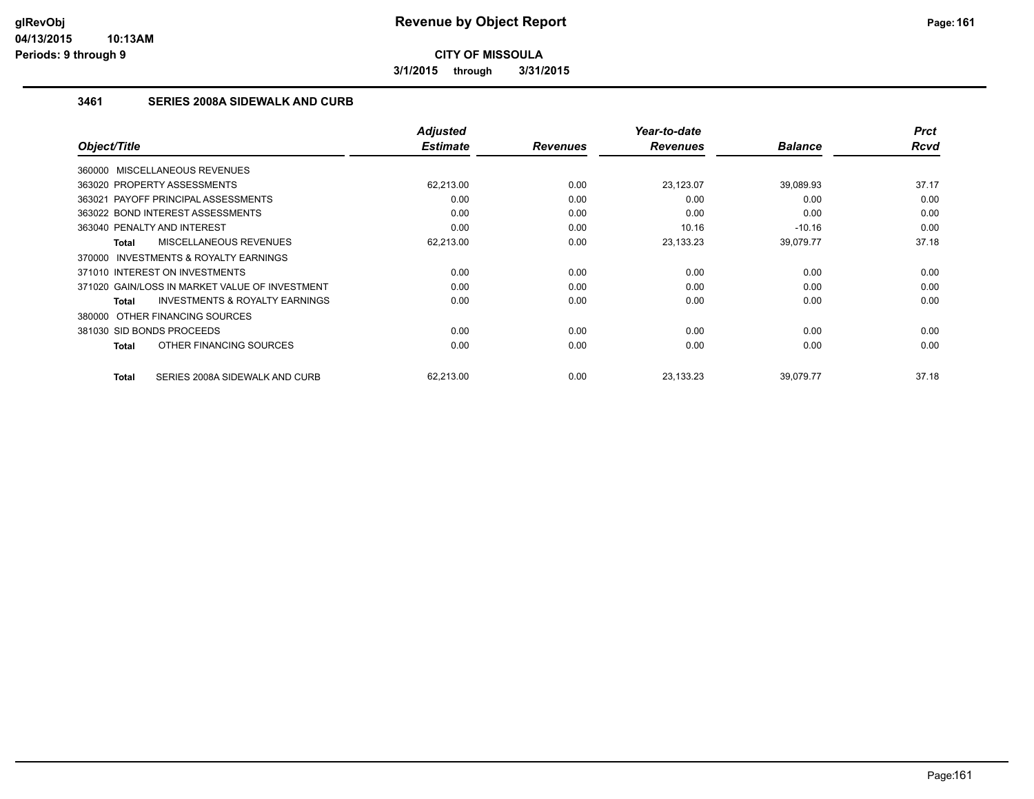**Revenue by Object Report**

**CITY OF MISSOULA**

**3/1/2015 through 3/31/2015**

### 3461 SERIES 2008A SIDEWALK AND CURB

| Object/Title | Adjusted Estimate | Revenues | Year-to-date Revenues | Balance | Prct Rcvd |
|---|---|---|---|---|---|
| 360000 MISCELLANEOUS REVENUES | | | | | |
| 363020 PROPERTY ASSESSMENTS | 62,213.00 | 0.00 | 23,123.07 | 39,089.93 | 37.17 |
| 363021 PAYOFF PRINCIPAL ASSESSMENTS | 0.00 | 0.00 | 0.00 | 0.00 | 0.00 |
| 363022 BOND INTEREST ASSESSMENTS | 0.00 | 0.00 | 0.00 | 0.00 | 0.00 |
| 363040 PENALTY AND INTEREST | 0.00 | 0.00 | 10.16 | -10.16 | 0.00 |
| **Total** MISCELLANEOUS REVENUES | 62,213.00 | 0.00 | 23,133.23 | 39,079.77 | 37.18 |
| 370000 INVESTMENTS & ROYALTY EARNINGS | | | | | |
| 371010 INTEREST ON INVESTMENTS | 0.00 | 0.00 | 0.00 | 0.00 | 0.00 |
| 371020 GAIN/LOSS IN MARKET VALUE OF INVESTMENT | 0.00 | 0.00 | 0.00 | 0.00 | 0.00 |
| **Total** INVESTMENTS & ROYALTY EARNINGS | 0.00 | 0.00 | 0.00 | 0.00 | 0.00 |
| 380000 OTHER FINANCING SOURCES | | | | | |
| 381030 SID BONDS PROCEEDS | 0.00 | 0.00 | 0.00 | 0.00 | 0.00 |
| **Total** OTHER FINANCING SOURCES | 0.00 | 0.00 | 0.00 | 0.00 | 0.00 |
| **Total** SERIES 2008A SIDEWALK AND CURB | 62,213.00 | 0.00 | 23,133.23 | 39,079.77 | 37.18 |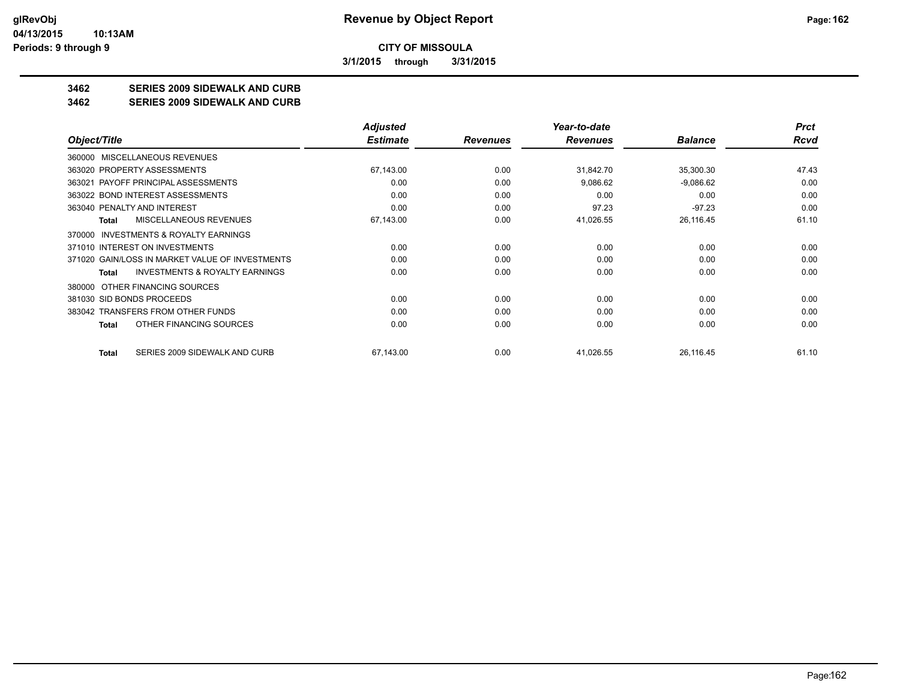# Revenue by Object Report

**CITY OF MISSOULA**

**3/1/2015 through 3/31/2015**

glRevObj
04/13/2015 10:13AM
Periods: 9 through 9

## 3462 SERIES 2009 SIDEWALK AND CURB
## 3462 SERIES 2009 SIDEWALK AND CURB

| Object/Title | Adjusted Estimate | Revenues | Year-to-date Revenues | Balance | Prct Rcvd |
|---|---|---|---|---|---|
| 360000 MISCELLANEOUS REVENUES | | | | | |
| 363020 PROPERTY ASSESSMENTS | 67,143.00 | 0.00 | 31,842.70 | 35,300.30 | 47.43 |
| 363021 PAYOFF PRINCIPAL ASSESSMENTS | 0.00 | 0.00 | 9,086.62 | -9,086.62 | 0.00 |
| 363022 BOND INTEREST ASSESSMENTS | 0.00 | 0.00 | 0.00 | 0.00 | 0.00 |
| 363040 PENALTY AND INTEREST | 0.00 | 0.00 | 97.23 | -97.23 | 0.00 |
| **Total** MISCELLANEOUS REVENUES | 67,143.00 | 0.00 | 41,026.55 | 26,116.45 | 61.10 |
| 370000 INVESTMENTS & ROYALTY EARNINGS | | | | | |
| 371010 INTEREST ON INVESTMENTS | 0.00 | 0.00 | 0.00 | 0.00 | 0.00 |
| 371020 GAIN/LOSS IN MARKET VALUE OF INVESTMENTS | 0.00 | 0.00 | 0.00 | 0.00 | 0.00 |
| **Total** INVESTMENTS & ROYALTY EARNINGS | 0.00 | 0.00 | 0.00 | 0.00 | 0.00 |
| 380000 OTHER FINANCING SOURCES | | | | | |
| 381030 SID BONDS PROCEEDS | 0.00 | 0.00 | 0.00 | 0.00 | 0.00 |
| 383042 TRANSFERS FROM OTHER FUNDS | 0.00 | 0.00 | 0.00 | 0.00 | 0.00 |
| **Total** OTHER FINANCING SOURCES | 0.00 | 0.00 | 0.00 | 0.00 | 0.00 |
| **Total** SERIES 2009 SIDEWALK AND CURB | 67,143.00 | 0.00 | 41,026.55 | 26,116.45 | 61.10 |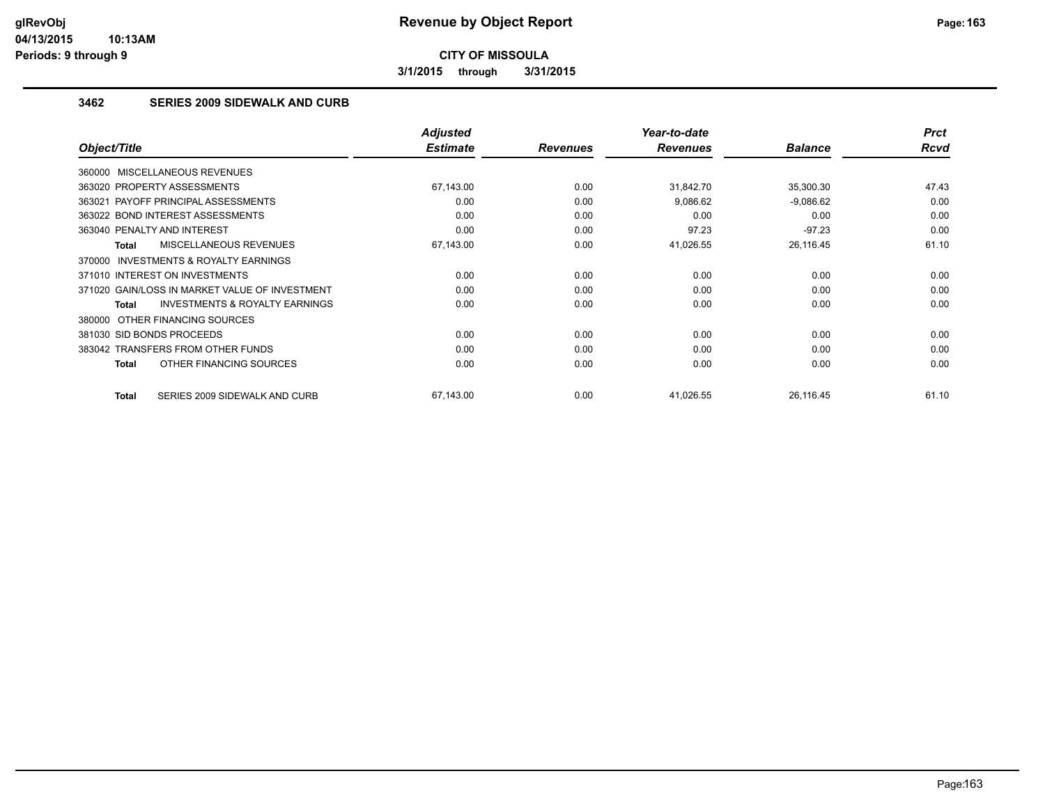**glRevObj**
**04/13/2015 10:13AM**
**Periods: 9 through 9**

# Revenue by Object Report

**CITY OF MISSOULA**

**3/1/2015 through 3/31/2015**

## 3462 SERIES 2009 SIDEWALK AND CURB

| Object/Title | Adjusted Estimate | Revenues | Year-to-date Revenues | Balance | Prct Rcvd |
|---|---|---|---|---|---|
| 360000 MISCELLANEOUS REVENUES | | | | | |
| 363020 PROPERTY ASSESSMENTS | 67,143.00 | 0.00 | 31,842.70 | 35,300.30 | 47.43 |
| 363021 PAYOFF PRINCIPAL ASSESSMENTS | 0.00 | 0.00 | 9,086.62 | -9,086.62 | 0.00 |
| 363022 BOND INTEREST ASSESSMENTS | 0.00 | 0.00 | 0.00 | 0.00 | 0.00 |
| 363040 PENALTY AND INTEREST | 0.00 | 0.00 | 97.23 | -97.23 | 0.00 |
| **Total** MISCELLANEOUS REVENUES | 67,143.00 | 0.00 | 41,026.55 | 26,116.45 | 61.10 |
| 370000 INVESTMENTS & ROYALTY EARNINGS | | | | | |
| 371010 INTEREST ON INVESTMENTS | 0.00 | 0.00 | 0.00 | 0.00 | 0.00 |
| 371020 GAIN/LOSS IN MARKET VALUE OF INVESTMENT | 0.00 | 0.00 | 0.00 | 0.00 | 0.00 |
| **Total** INVESTMENTS & ROYALTY EARNINGS | 0.00 | 0.00 | 0.00 | 0.00 | 0.00 |
| 380000 OTHER FINANCING SOURCES | | | | | |
| 381030 SID BONDS PROCEEDS | 0.00 | 0.00 | 0.00 | 0.00 | 0.00 |
| 383042 TRANSFERS FROM OTHER FUNDS | 0.00 | 0.00 | 0.00 | 0.00 | 0.00 |
| **Total** OTHER FINANCING SOURCES | 0.00 | 0.00 | 0.00 | 0.00 | 0.00 |
| **Total** SERIES 2009 SIDEWALK AND CURB | 67,143.00 | 0.00 | 41,026.55 | 26,116.45 | 61.10 |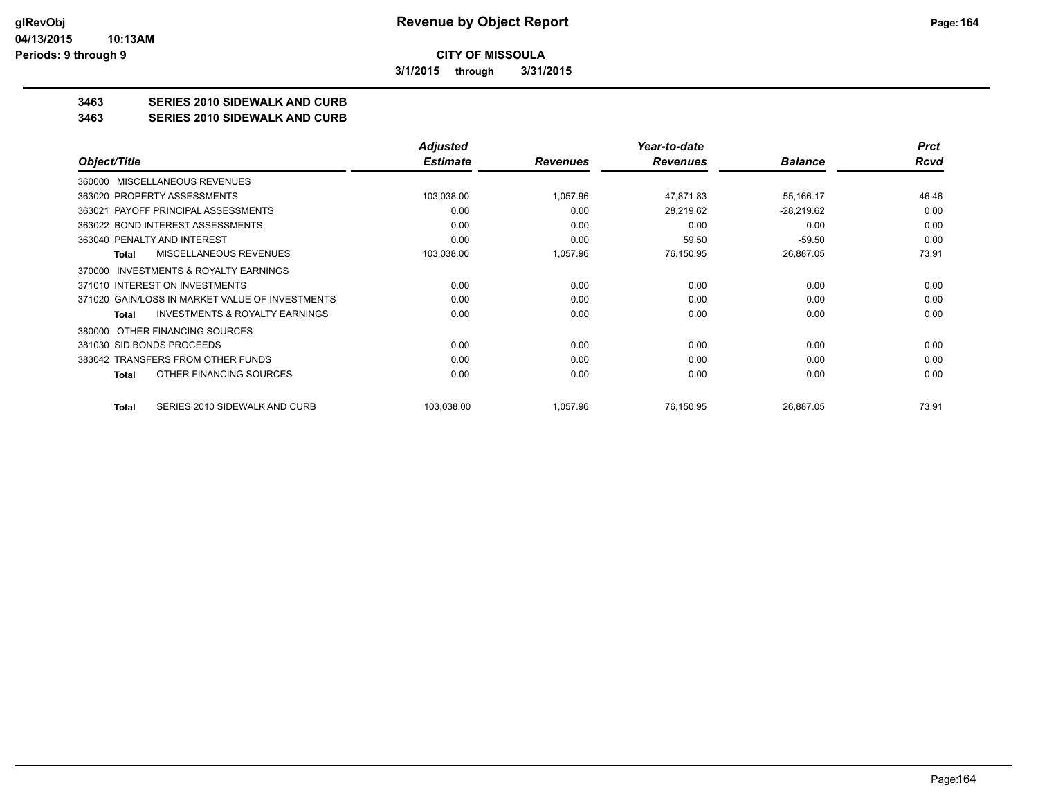# Revenue by Object Report

**CITY OF MISSOULA**

**3/1/2015 through 3/31/2015**

glRevObj
04/13/2015 10:13AM
Periods: 9 through 9

## 3463 SERIES 2010 SIDEWALK AND CURB
## 3463 SERIES 2010 SIDEWALK AND CURB

| Object/Title | Adjusted Estimate | Revenues | Year-to-date Revenues | Balance | Prct Rcvd |
|---|---|---|---|---|---|
| 360000 MISCELLANEOUS REVENUES | | | | | |
| 363020 PROPERTY ASSESSMENTS | 103,038.00 | 1,057.96 | 47,871.83 | 55,166.17 | 46.46 |
| 363021 PAYOFF PRINCIPAL ASSESSMENTS | 0.00 | 0.00 | 28,219.62 | -28,219.62 | 0.00 |
| 363022 BOND INTEREST ASSESSMENTS | 0.00 | 0.00 | 0.00 | 0.00 | 0.00 |
| 363040 PENALTY AND INTEREST | 0.00 | 0.00 | 59.50 | -59.50 | 0.00 |
| **Total** MISCELLANEOUS REVENUES | 103,038.00 | 1,057.96 | 76,150.95 | 26,887.05 | 73.91 |
| 370000 INVESTMENTS & ROYALTY EARNINGS | | | | | |
| 371010 INTEREST ON INVESTMENTS | 0.00 | 0.00 | 0.00 | 0.00 | 0.00 |
| 371020 GAIN/LOSS IN MARKET VALUE OF INVESTMENTS | 0.00 | 0.00 | 0.00 | 0.00 | 0.00 |
| **Total** INVESTMENTS & ROYALTY EARNINGS | 0.00 | 0.00 | 0.00 | 0.00 | 0.00 |
| 380000 OTHER FINANCING SOURCES | | | | | |
| 381030 SID BONDS PROCEEDS | 0.00 | 0.00 | 0.00 | 0.00 | 0.00 |
| 383042 TRANSFERS FROM OTHER FUNDS | 0.00 | 0.00 | 0.00 | 0.00 | 0.00 |
| **Total** OTHER FINANCING SOURCES | 0.00 | 0.00 | 0.00 | 0.00 | 0.00 |
| **Total** SERIES 2010 SIDEWALK AND CURB | 103,038.00 | 1,057.96 | 76,150.95 | 26,887.05 | 73.91 |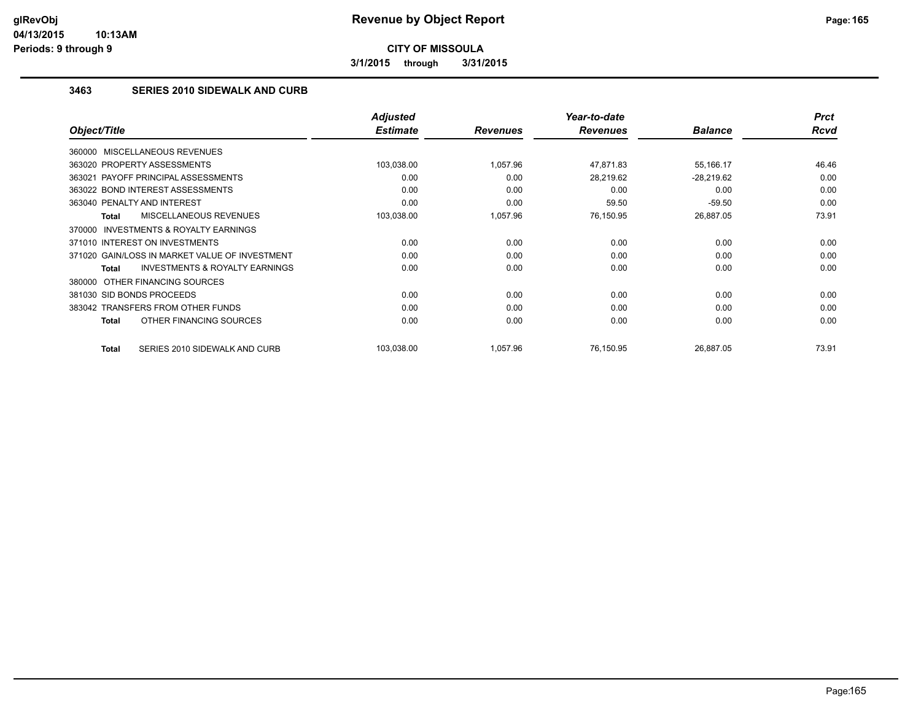**CITY OF MISSOULA**

**3/1/2015 through 3/31/2015**

### 3463 SERIES 2010 SIDEWALK AND CURB

| Object/Title | Adjusted Estimate | Revenues | Year-to-date Revenues | Balance | Prct Rcvd |
|---|---|---|---|---|---|
| 360000 MISCELLANEOUS REVENUES | | | | | |
| 363020 PROPERTY ASSESSMENTS | 103,038.00 | 1,057.96 | 47,871.83 | 55,166.17 | 46.46 |
| 363021 PAYOFF PRINCIPAL ASSESSMENTS | 0.00 | 0.00 | 28,219.62 | -28,219.62 | 0.00 |
| 363022 BOND INTEREST ASSESSMENTS | 0.00 | 0.00 | 0.00 | 0.00 | 0.00 |
| 363040 PENALTY AND INTEREST | 0.00 | 0.00 | 59.50 | -59.50 | 0.00 |
| **Total** MISCELLANEOUS REVENUES | 103,038.00 | 1,057.96 | 76,150.95 | 26,887.05 | 73.91 |
| 370000 INVESTMENTS & ROYALTY EARNINGS | | | | | |
| 371010 INTEREST ON INVESTMENTS | 0.00 | 0.00 | 0.00 | 0.00 | 0.00 |
| 371020 GAIN/LOSS IN MARKET VALUE OF INVESTMENT | 0.00 | 0.00 | 0.00 | 0.00 | 0.00 |
| **Total** INVESTMENTS & ROYALTY EARNINGS | 0.00 | 0.00 | 0.00 | 0.00 | 0.00 |
| 380000 OTHER FINANCING SOURCES | | | | | |
| 381030 SID BONDS PROCEEDS | 0.00 | 0.00 | 0.00 | 0.00 | 0.00 |
| 383042 TRANSFERS FROM OTHER FUNDS | 0.00 | 0.00 | 0.00 | 0.00 | 0.00 |
| **Total** OTHER FINANCING SOURCES | 0.00 | 0.00 | 0.00 | 0.00 | 0.00 |
| **Total** SERIES 2010 SIDEWALK AND CURB | 103,038.00 | 1,057.96 | 76,150.95 | 26,887.05 | 73.91 |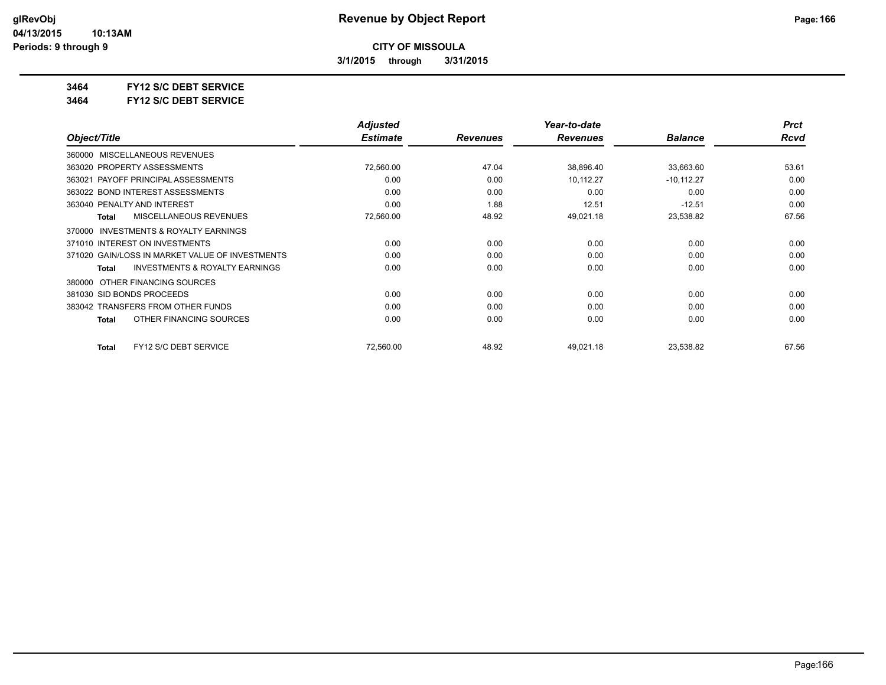# Revenue by Object Report

**CITY OF MISSOULA**

**3/1/2015 through 3/31/2015**

**3464 FY12 S/C DEBT SERVICE**

**3464 FY12 S/C DEBT SERVICE**

| Object/Title | Adjusted Estimate | Revenues | Year-to-date Revenues | Balance | Prct Rcvd |
|---|---|---|---|---|---|
| 360000 MISCELLANEOUS REVENUES | | | | | |
| 363020 PROPERTY ASSESSMENTS | 72,560.00 | 47.04 | 38,896.40 | 33,663.60 | 53.61 |
| 363021 PAYOFF PRINCIPAL ASSESSMENTS | 0.00 | 0.00 | 10,112.27 | -10,112.27 | 0.00 |
| 363022 BOND INTEREST ASSESSMENTS | 0.00 | 0.00 | 0.00 | 0.00 | 0.00 |
| 363040 PENALTY AND INTEREST | 0.00 | 1.88 | 12.51 | -12.51 | 0.00 |
| **Total** MISCELLANEOUS REVENUES | 72,560.00 | 48.92 | 49,021.18 | 23,538.82 | 67.56 |
| 370000 INVESTMENTS & ROYALTY EARNINGS | | | | | |
| 371010 INTEREST ON INVESTMENTS | 0.00 | 0.00 | 0.00 | 0.00 | 0.00 |
| 371020 GAIN/LOSS IN MARKET VALUE OF INVESTMENTS | 0.00 | 0.00 | 0.00 | 0.00 | 0.00 |
| **Total** INVESTMENTS & ROYALTY EARNINGS | 0.00 | 0.00 | 0.00 | 0.00 | 0.00 |
| 380000 OTHER FINANCING SOURCES | | | | | |
| 381030 SID BONDS PROCEEDS | 0.00 | 0.00 | 0.00 | 0.00 | 0.00 |
| 383042 TRANSFERS FROM OTHER FUNDS | 0.00 | 0.00 | 0.00 | 0.00 | 0.00 |
| **Total** OTHER FINANCING SOURCES | 0.00 | 0.00 | 0.00 | 0.00 | 0.00 |
| **Total** FY12 S/C DEBT SERVICE | 72,560.00 | 48.92 | 49,021.18 | 23,538.82 | 67.56 |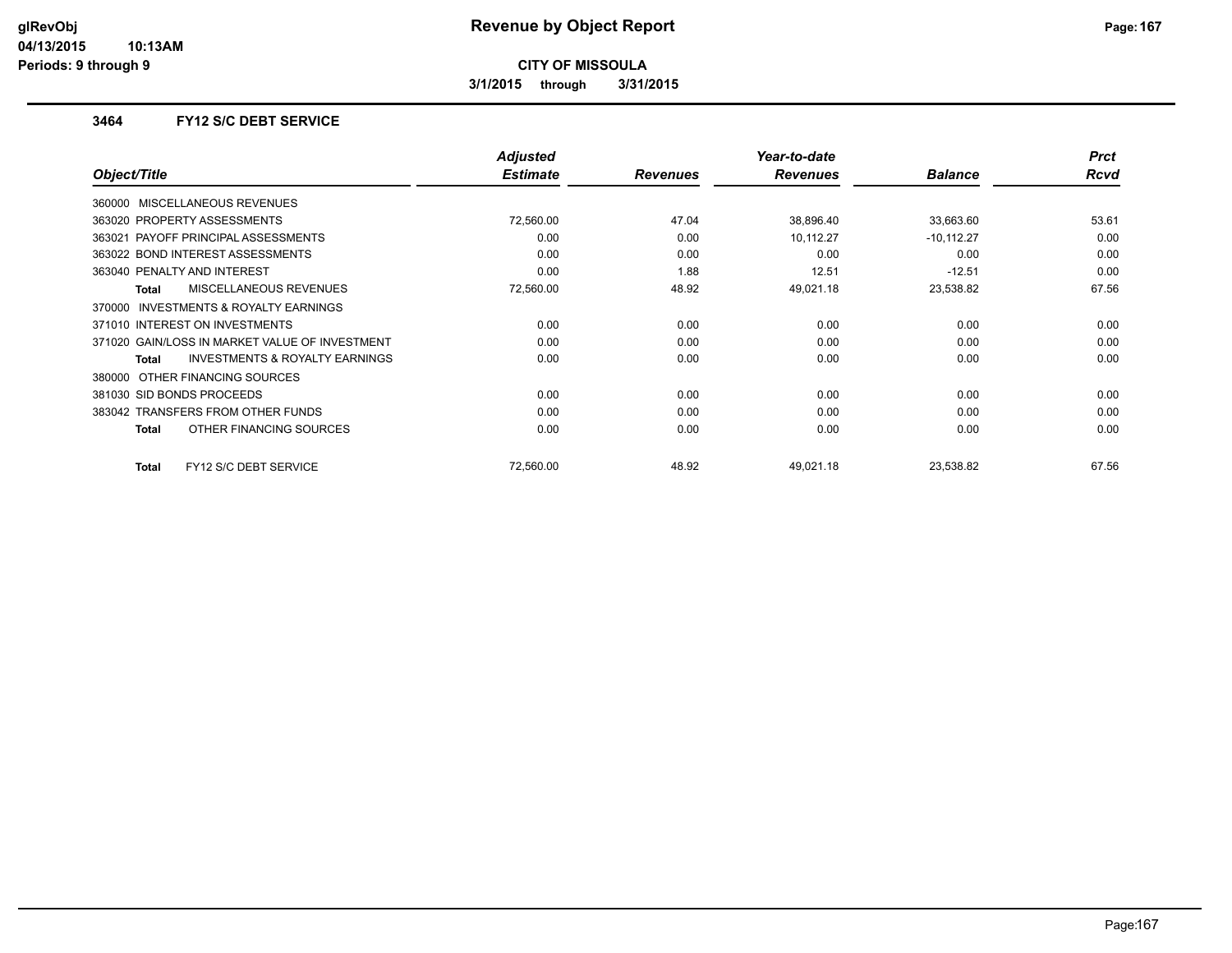**CITY OF MISSOULA**

**3/1/2015 through 3/31/2015**

### 3464 FY12 S/C DEBT SERVICE

| Object/Title | Adjusted Estimate | Revenues | Year-to-date Revenues | Balance | Prct Rcvd |
|---|---|---|---|---|---|
| 360000 MISCELLANEOUS REVENUES | | | | | |
| 363020 PROPERTY ASSESSMENTS | 72,560.00 | 47.04 | 38,896.40 | 33,663.60 | 53.61 |
| 363021 PAYOFF PRINCIPAL ASSESSMENTS | 0.00 | 0.00 | 10,112.27 | -10,112.27 | 0.00 |
| 363022 BOND INTEREST ASSESSMENTS | 0.00 | 0.00 | 0.00 | 0.00 | 0.00 |
| 363040 PENALTY AND INTEREST | 0.00 | 1.88 | 12.51 | -12.51 | 0.00 |
| **Total** MISCELLANEOUS REVENUES | 72,560.00 | 48.92 | 49,021.18 | 23,538.82 | 67.56 |
| 370000 INVESTMENTS & ROYALTY EARNINGS | | | | | |
| 371010 INTEREST ON INVESTMENTS | 0.00 | 0.00 | 0.00 | 0.00 | 0.00 |
| 371020 GAIN/LOSS IN MARKET VALUE OF INVESTMENT | 0.00 | 0.00 | 0.00 | 0.00 | 0.00 |
| **Total** INVESTMENTS & ROYALTY EARNINGS | 0.00 | 0.00 | 0.00 | 0.00 | 0.00 |
| 380000 OTHER FINANCING SOURCES | | | | | |
| 381030 SID BONDS PROCEEDS | 0.00 | 0.00 | 0.00 | 0.00 | 0.00 |
| 383042 TRANSFERS FROM OTHER FUNDS | 0.00 | 0.00 | 0.00 | 0.00 | 0.00 |
| **Total** OTHER FINANCING SOURCES | 0.00 | 0.00 | 0.00 | 0.00 | 0.00 |
| **Total** FY12 S/C DEBT SERVICE | 72,560.00 | 48.92 | 49,021.18 | 23,538.82 | 67.56 |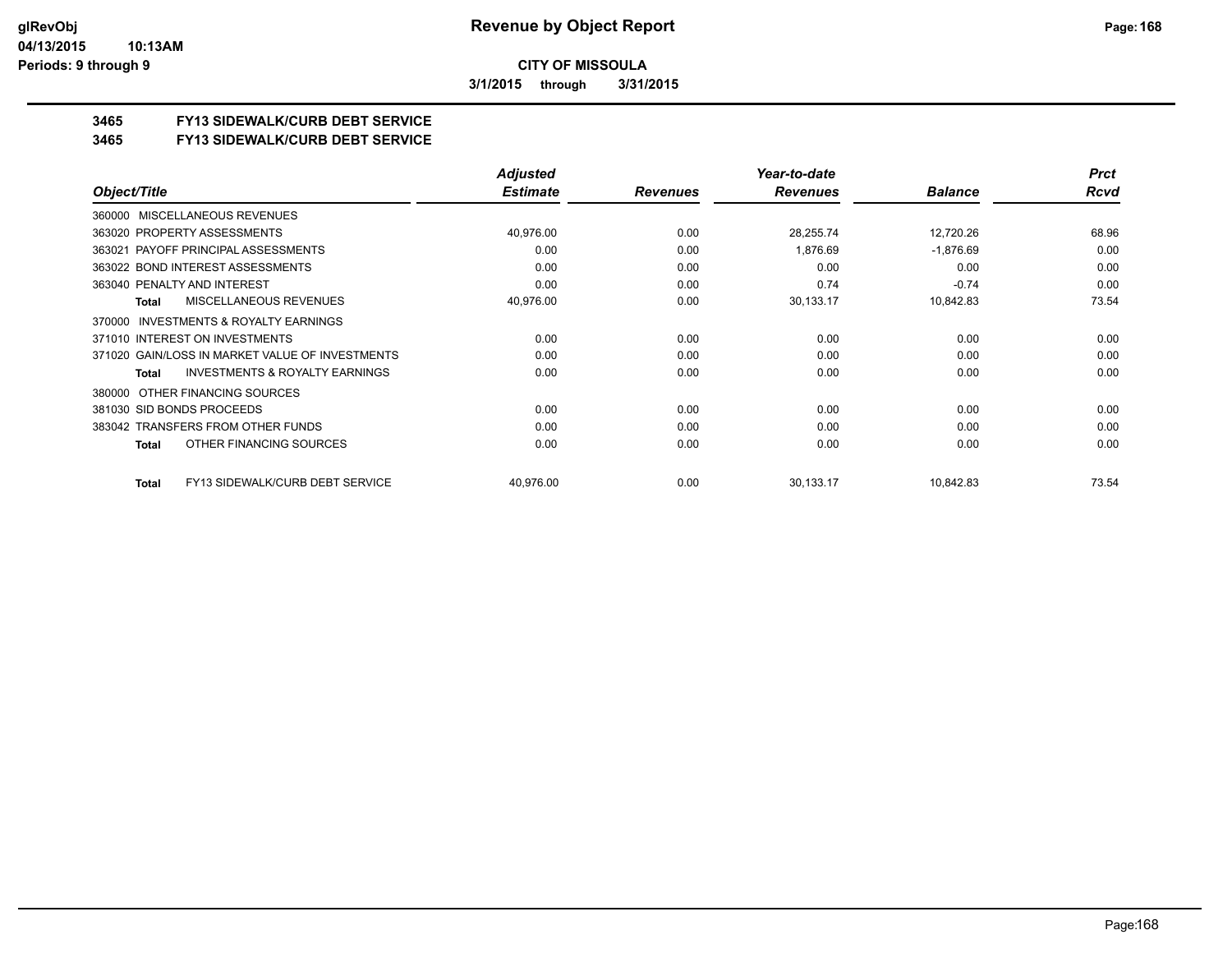**CITY OF MISSOULA**

**3/1/2015 through 3/31/2015**

## 3465 FY13 SIDEWALK/CURB DEBT SERVICE
## 3465 FY13 SIDEWALK/CURB DEBT SERVICE

| Object/Title | Adjusted Estimate | Revenues | Year-to-date Revenues | Balance | Prct Rcvd |
|---|---|---|---|---|---|
| 360000 MISCELLANEOUS REVENUES | | | | | |
| 363020 PROPERTY ASSESSMENTS | 40,976.00 | 0.00 | 28,255.74 | 12,720.26 | 68.96 |
| 363021 PAYOFF PRINCIPAL ASSESSMENTS | 0.00 | 0.00 | 1,876.69 | -1,876.69 | 0.00 |
| 363022 BOND INTEREST ASSESSMENTS | 0.00 | 0.00 | 0.00 | 0.00 | 0.00 |
| 363040 PENALTY AND INTEREST | 0.00 | 0.00 | 0.74 | -0.74 | 0.00 |
| **Total** MISCELLANEOUS REVENUES | 40,976.00 | 0.00 | 30,133.17 | 10,842.83 | 73.54 |
| 370000 INVESTMENTS & ROYALTY EARNINGS | | | | | |
| 371010 INTEREST ON INVESTMENTS | 0.00 | 0.00 | 0.00 | 0.00 | 0.00 |
| 371020 GAIN/LOSS IN MARKET VALUE OF INVESTMENTS | 0.00 | 0.00 | 0.00 | 0.00 | 0.00 |
| **Total** INVESTMENTS & ROYALTY EARNINGS | 0.00 | 0.00 | 0.00 | 0.00 | 0.00 |
| 380000 OTHER FINANCING SOURCES | | | | | |
| 381030 SID BONDS PROCEEDS | 0.00 | 0.00 | 0.00 | 0.00 | 0.00 |
| 383042 TRANSFERS FROM OTHER FUNDS | 0.00 | 0.00 | 0.00 | 0.00 | 0.00 |
| **Total** OTHER FINANCING SOURCES | 0.00 | 0.00 | 0.00 | 0.00 | 0.00 |
| **Total** FY13 SIDEWALK/CURB DEBT SERVICE | 40,976.00 | 0.00 | 30,133.17 | 10,842.83 | 73.54 |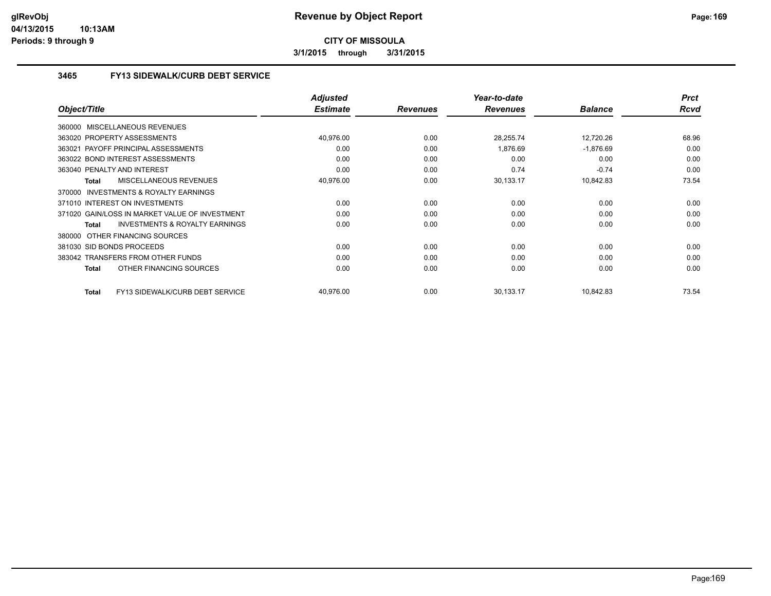# Revenue by Object Report

**CITY OF MISSOULA**

**3/1/2015 through 3/31/2015**

glRevObj
04/13/2015 10:13AM
Periods: 9 through 9

### 3465 FY13 SIDEWALK/CURB DEBT SERVICE

| Object/Title | Adjusted Estimate | Revenues | Year-to-date Revenues | Balance | Prct Rcvd |
|---|---|---|---|---|---|
| 360000 MISCELLANEOUS REVENUES | | | | | |
| 363020 PROPERTY ASSESSMENTS | 40,976.00 | 0.00 | 28,255.74 | 12,720.26 | 68.96 |
| 363021 PAYOFF PRINCIPAL ASSESSMENTS | 0.00 | 0.00 | 1,876.69 | -1,876.69 | 0.00 |
| 363022 BOND INTEREST ASSESSMENTS | 0.00 | 0.00 | 0.00 | 0.00 | 0.00 |
| 363040 PENALTY AND INTEREST | 0.00 | 0.00 | 0.74 | -0.74 | 0.00 |
| **Total** MISCELLANEOUS REVENUES | 40,976.00 | 0.00 | 30,133.17 | 10,842.83 | 73.54 |
| 370000 INVESTMENTS & ROYALTY EARNINGS | | | | | |
| 371010 INTEREST ON INVESTMENTS | 0.00 | 0.00 | 0.00 | 0.00 | 0.00 |
| 371020 GAIN/LOSS IN MARKET VALUE OF INVESTMENT | 0.00 | 0.00 | 0.00 | 0.00 | 0.00 |
| **Total** INVESTMENTS & ROYALTY EARNINGS | 0.00 | 0.00 | 0.00 | 0.00 | 0.00 |
| 380000 OTHER FINANCING SOURCES | | | | | |
| 381030 SID BONDS PROCEEDS | 0.00 | 0.00 | 0.00 | 0.00 | 0.00 |
| 383042 TRANSFERS FROM OTHER FUNDS | 0.00 | 0.00 | 0.00 | 0.00 | 0.00 |
| **Total** OTHER FINANCING SOURCES | 0.00 | 0.00 | 0.00 | 0.00 | 0.00 |
| **Total** FY13 SIDEWALK/CURB DEBT SERVICE | 40,976.00 | 0.00 | 30,133.17 | 10,842.83 | 73.54 |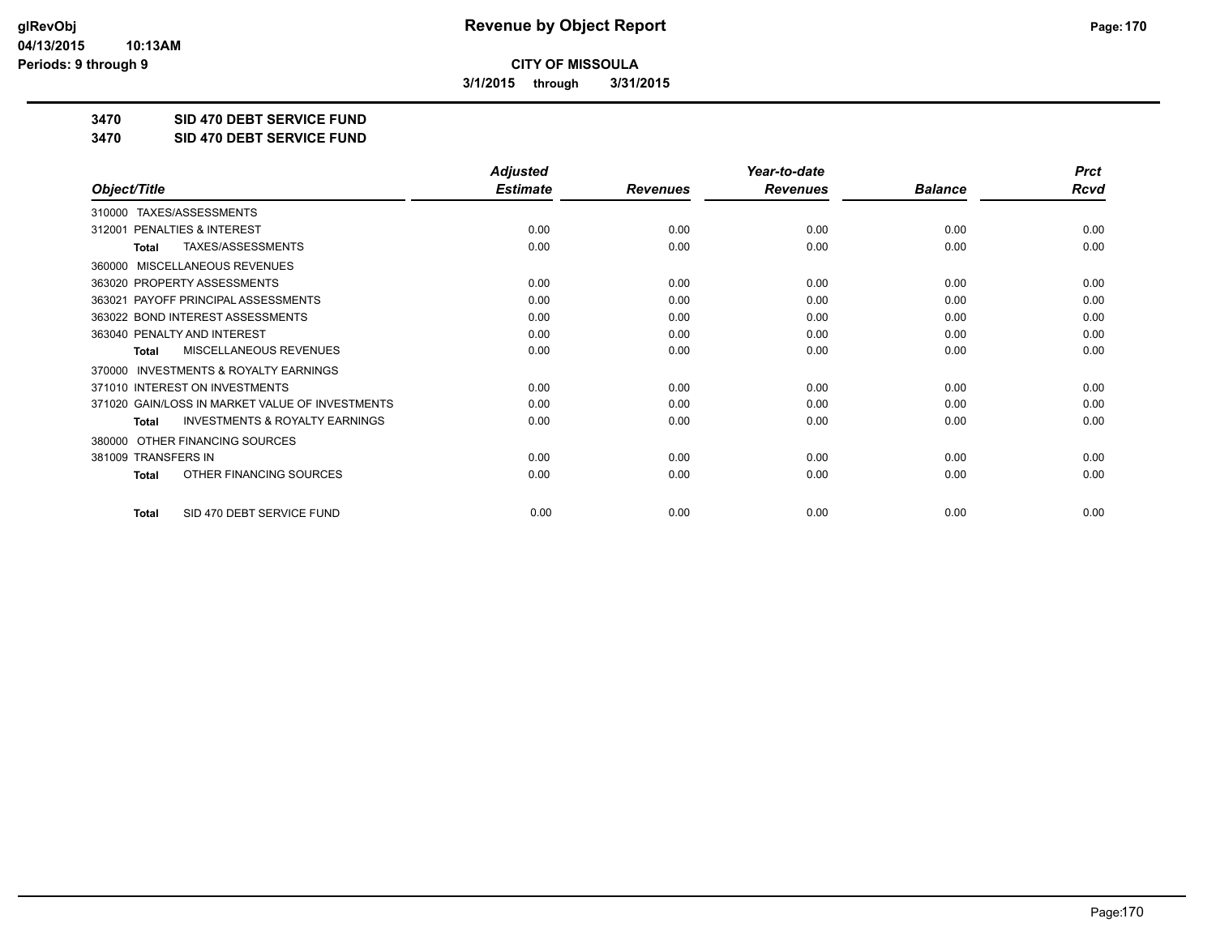**CITY OF MISSOULA**

**3/1/2015 through 3/31/2015**

**3470 SID 470 DEBT SERVICE FUND**

**3470 SID 470 DEBT SERVICE FUND**

| Object/Title | Adjusted Estimate | Revenues | Year-to-date Revenues | Balance | Prct Rcvd |
|---|---|---|---|---|---|
| 310000 TAXES/ASSESSMENTS | | | | | |
| 312001 PENALTIES & INTEREST | 0.00 | 0.00 | 0.00 | 0.00 | 0.00 |
| **Total** TAXES/ASSESSMENTS | 0.00 | 0.00 | 0.00 | 0.00 | 0.00 |
| 360000 MISCELLANEOUS REVENUES | | | | | |
| 363020 PROPERTY ASSESSMENTS | 0.00 | 0.00 | 0.00 | 0.00 | 0.00 |
| 363021 PAYOFF PRINCIPAL ASSESSMENTS | 0.00 | 0.00 | 0.00 | 0.00 | 0.00 |
| 363022 BOND INTEREST ASSESSMENTS | 0.00 | 0.00 | 0.00 | 0.00 | 0.00 |
| 363040 PENALTY AND INTEREST | 0.00 | 0.00 | 0.00 | 0.00 | 0.00 |
| **Total** MISCELLANEOUS REVENUES | 0.00 | 0.00 | 0.00 | 0.00 | 0.00 |
| 370000 INVESTMENTS & ROYALTY EARNINGS | | | | | |
| 371010 INTEREST ON INVESTMENTS | 0.00 | 0.00 | 0.00 | 0.00 | 0.00 |
| 371020 GAIN/LOSS IN MARKET VALUE OF INVESTMENTS | 0.00 | 0.00 | 0.00 | 0.00 | 0.00 |
| **Total** INVESTMENTS & ROYALTY EARNINGS | 0.00 | 0.00 | 0.00 | 0.00 | 0.00 |
| 380000 OTHER FINANCING SOURCES | | | | | |
| 381009 TRANSFERS IN | 0.00 | 0.00 | 0.00 | 0.00 | 0.00 |
| **Total** OTHER FINANCING SOURCES | 0.00 | 0.00 | 0.00 | 0.00 | 0.00 |
| **Total** SID 470 DEBT SERVICE FUND | 0.00 | 0.00 | 0.00 | 0.00 | 0.00 |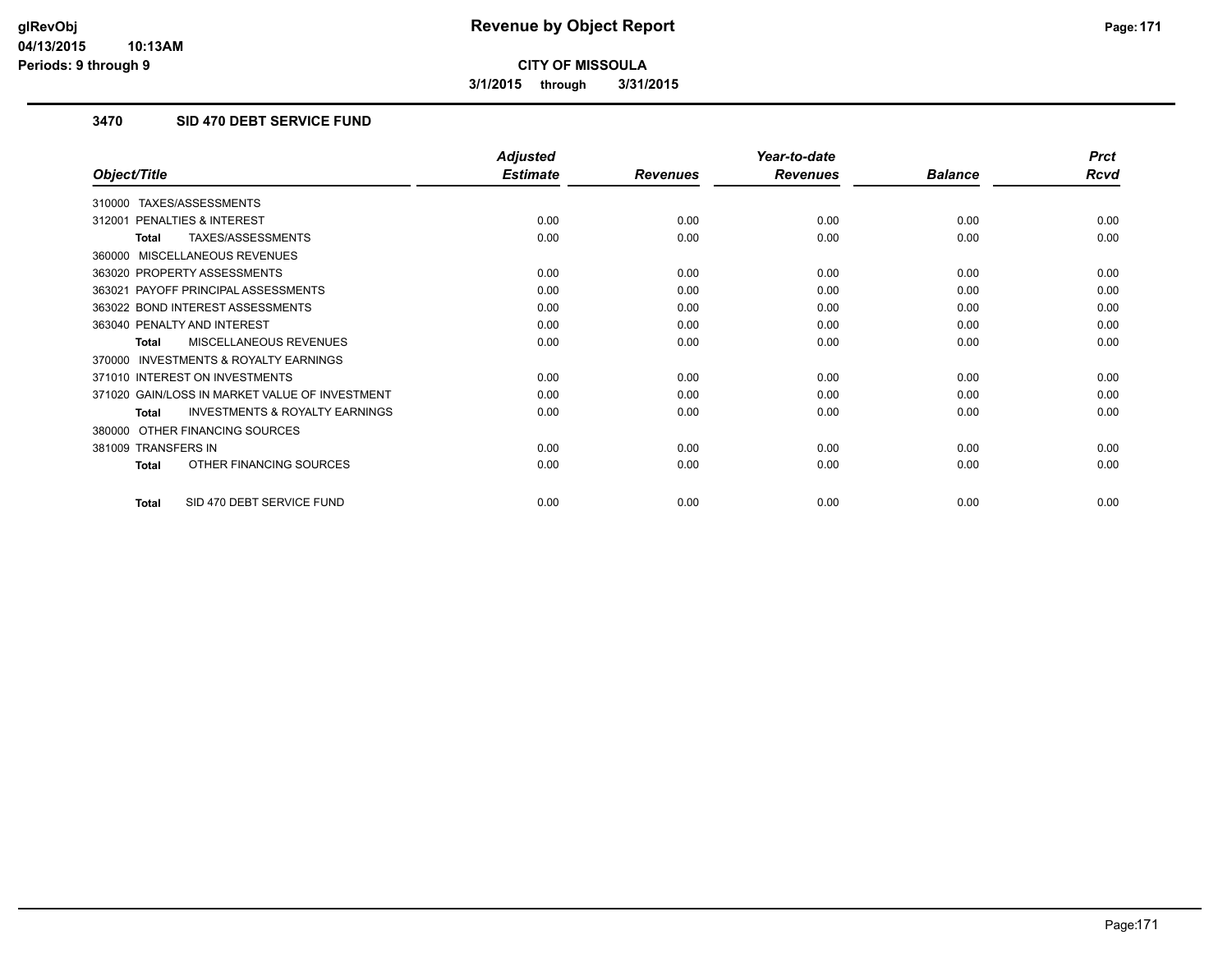# Revenue by Object Report

**CITY OF MISSOULA**

3/1/2015 through 3/31/2015

### 3470 SID 470 DEBT SERVICE FUND

| Object/Title | Adjusted Estimate | Revenues | Year-to-date Revenues | Balance | Prct Rcvd |
|---|---|---|---|---|---|
| 310000 TAXES/ASSESSMENTS | | | | | |
| 312001 PENALTIES & INTEREST | 0.00 | 0.00 | 0.00 | 0.00 | 0.00 |
| **Total** TAXES/ASSESSMENTS | 0.00 | 0.00 | 0.00 | 0.00 | 0.00 |
| 360000 MISCELLANEOUS REVENUES | | | | | |
| 363020 PROPERTY ASSESSMENTS | 0.00 | 0.00 | 0.00 | 0.00 | 0.00 |
| 363021 PAYOFF PRINCIPAL ASSESSMENTS | 0.00 | 0.00 | 0.00 | 0.00 | 0.00 |
| 363022 BOND INTEREST ASSESSMENTS | 0.00 | 0.00 | 0.00 | 0.00 | 0.00 |
| 363040 PENALTY AND INTEREST | 0.00 | 0.00 | 0.00 | 0.00 | 0.00 |
| **Total** MISCELLANEOUS REVENUES | 0.00 | 0.00 | 0.00 | 0.00 | 0.00 |
| 370000 INVESTMENTS & ROYALTY EARNINGS | | | | | |
| 371010 INTEREST ON INVESTMENTS | 0.00 | 0.00 | 0.00 | 0.00 | 0.00 |
| 371020 GAIN/LOSS IN MARKET VALUE OF INVESTMENT | 0.00 | 0.00 | 0.00 | 0.00 | 0.00 |
| **Total** INVESTMENTS & ROYALTY EARNINGS | 0.00 | 0.00 | 0.00 | 0.00 | 0.00 |
| 380000 OTHER FINANCING SOURCES | | | | | |
| 381009 TRANSFERS IN | 0.00 | 0.00 | 0.00 | 0.00 | 0.00 |
| **Total** OTHER FINANCING SOURCES | 0.00 | 0.00 | 0.00 | 0.00 | 0.00 |
| **Total** SID 470 DEBT SERVICE FUND | 0.00 | 0.00 | 0.00 | 0.00 | 0.00 |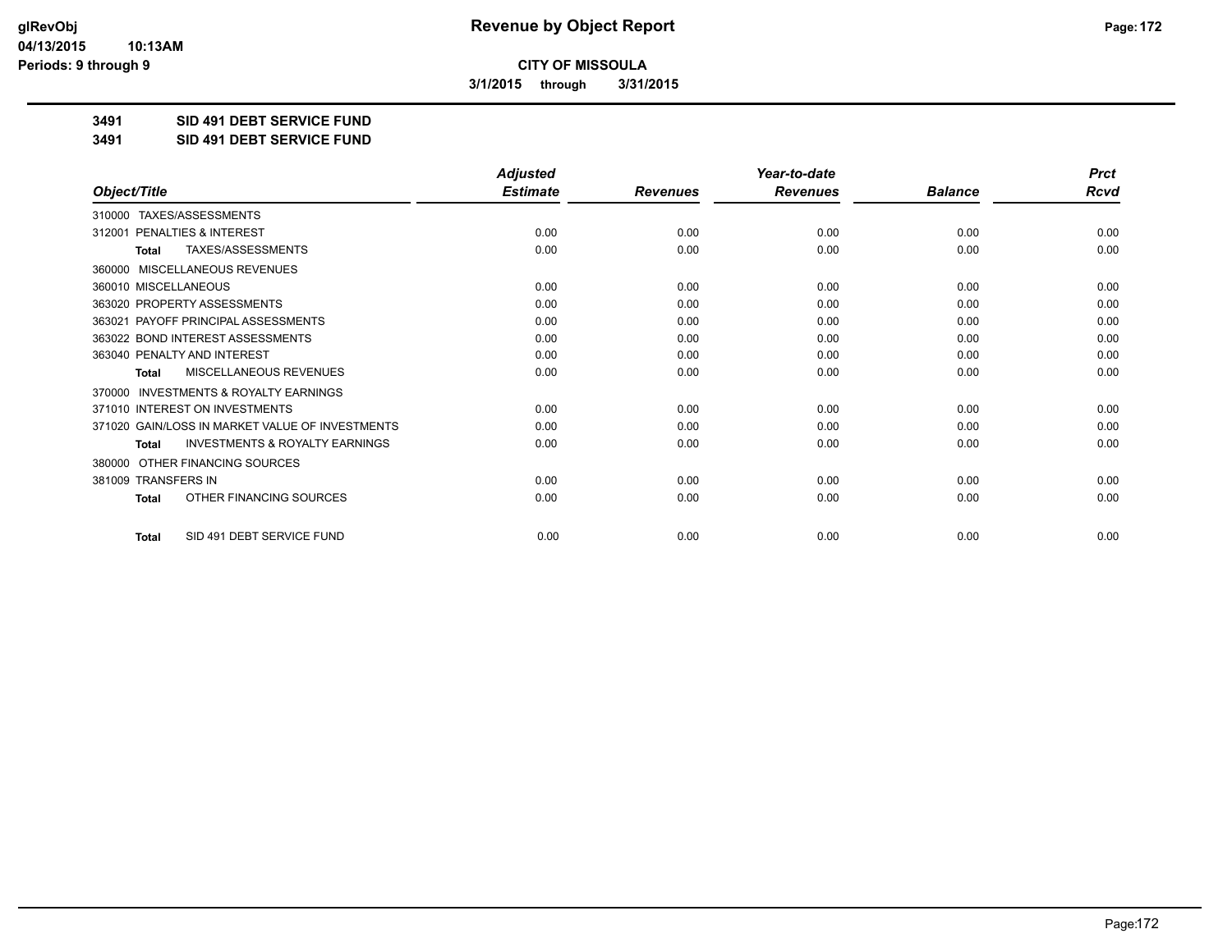# Revenue by Object Report

**CITY OF MISSOULA**

**3/1/2015 through 3/31/2015**

glRevObj
04/13/2015 10:13AM
Periods: 9 through 9

**3491 SID 491 DEBT SERVICE FUND**

**3491 SID 491 DEBT SERVICE FUND**

| Object/Title | Adjusted Estimate | Revenues | Year-to-date Revenues | Balance | Prct Rcvd |
|---|---|---|---|---|---|
| 310000 TAXES/ASSESSMENTS | | | | | |
| 312001 PENALTIES & INTEREST | 0.00 | 0.00 | 0.00 | 0.00 | 0.00 |
| **Total** TAXES/ASSESSMENTS | 0.00 | 0.00 | 0.00 | 0.00 | 0.00 |
| 360000 MISCELLANEOUS REVENUES | | | | | |
| 360010 MISCELLANEOUS | 0.00 | 0.00 | 0.00 | 0.00 | 0.00 |
| 363020 PROPERTY ASSESSMENTS | 0.00 | 0.00 | 0.00 | 0.00 | 0.00 |
| 363021 PAYOFF PRINCIPAL ASSESSMENTS | 0.00 | 0.00 | 0.00 | 0.00 | 0.00 |
| 363022 BOND INTEREST ASSESSMENTS | 0.00 | 0.00 | 0.00 | 0.00 | 0.00 |
| 363040 PENALTY AND INTEREST | 0.00 | 0.00 | 0.00 | 0.00 | 0.00 |
| **Total** MISCELLANEOUS REVENUES | 0.00 | 0.00 | 0.00 | 0.00 | 0.00 |
| 370000 INVESTMENTS & ROYALTY EARNINGS | | | | | |
| 371010 INTEREST ON INVESTMENTS | 0.00 | 0.00 | 0.00 | 0.00 | 0.00 |
| 371020 GAIN/LOSS IN MARKET VALUE OF INVESTMENTS | 0.00 | 0.00 | 0.00 | 0.00 | 0.00 |
| **Total** INVESTMENTS & ROYALTY EARNINGS | 0.00 | 0.00 | 0.00 | 0.00 | 0.00 |
| 380000 OTHER FINANCING SOURCES | | | | | |
| 381009 TRANSFERS IN | 0.00 | 0.00 | 0.00 | 0.00 | 0.00 |
| **Total** OTHER FINANCING SOURCES | 0.00 | 0.00 | 0.00 | 0.00 | 0.00 |
| **Total** SID 491 DEBT SERVICE FUND | 0.00 | 0.00 | 0.00 | 0.00 | 0.00 |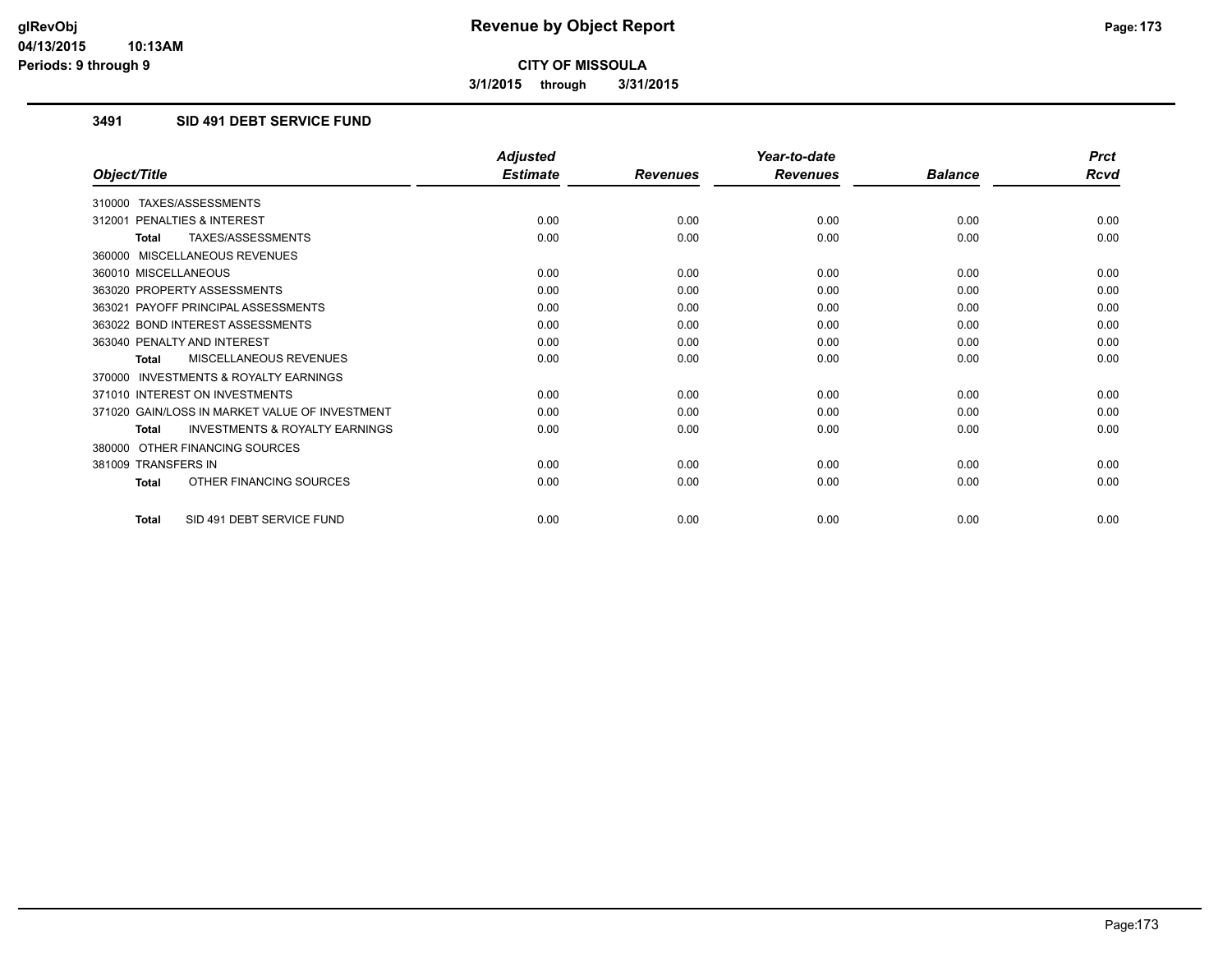# Revenue by Object Report

**CITY OF MISSOULA**

**3/1/2015 through 3/31/2015**

glRevObj
04/13/2015 10:13AM
Periods: 9 through 9

### 3491 SID 491 DEBT SERVICE FUND

| Object/Title | Adjusted Estimate | Revenues | Year-to-date Revenues | Balance | Prct Rcvd |
|---|---|---|---|---|---|
| 310000 TAXES/ASSESSMENTS | | | | | |
| 312001 PENALTIES & INTEREST | 0.00 | 0.00 | 0.00 | 0.00 | 0.00 |
| **Total** TAXES/ASSESSMENTS | 0.00 | 0.00 | 0.00 | 0.00 | 0.00 |
| 360000 MISCELLANEOUS REVENUES | | | | | |
| 360010 MISCELLANEOUS | 0.00 | 0.00 | 0.00 | 0.00 | 0.00 |
| 363020 PROPERTY ASSESSMENTS | 0.00 | 0.00 | 0.00 | 0.00 | 0.00 |
| 363021 PAYOFF PRINCIPAL ASSESSMENTS | 0.00 | 0.00 | 0.00 | 0.00 | 0.00 |
| 363022 BOND INTEREST ASSESSMENTS | 0.00 | 0.00 | 0.00 | 0.00 | 0.00 |
| 363040 PENALTY AND INTEREST | 0.00 | 0.00 | 0.00 | 0.00 | 0.00 |
| **Total** MISCELLANEOUS REVENUES | 0.00 | 0.00 | 0.00 | 0.00 | 0.00 |
| 370000 INVESTMENTS & ROYALTY EARNINGS | | | | | |
| 371010 INTEREST ON INVESTMENTS | 0.00 | 0.00 | 0.00 | 0.00 | 0.00 |
| 371020 GAIN/LOSS IN MARKET VALUE OF INVESTMENT | 0.00 | 0.00 | 0.00 | 0.00 | 0.00 |
| **Total** INVESTMENTS & ROYALTY EARNINGS | 0.00 | 0.00 | 0.00 | 0.00 | 0.00 |
| 380000 OTHER FINANCING SOURCES | | | | | |
| 381009 TRANSFERS IN | 0.00 | 0.00 | 0.00 | 0.00 | 0.00 |
| **Total** OTHER FINANCING SOURCES | 0.00 | 0.00 | 0.00 | 0.00 | 0.00 |
| **Total** SID 491 DEBT SERVICE FUND | 0.00 | 0.00 | 0.00 | 0.00 | 0.00 |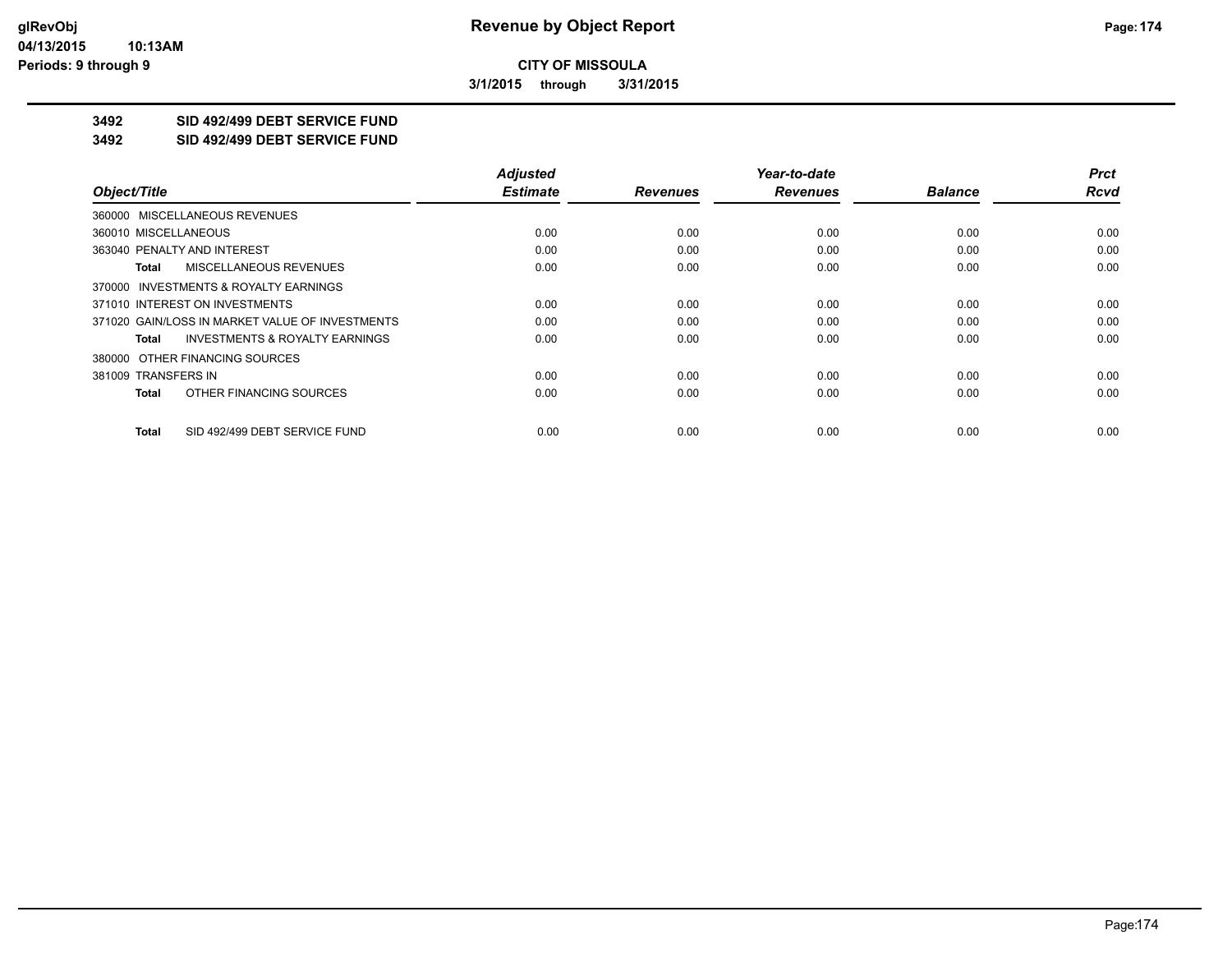# Revenue by Object Report

**CITY OF MISSOULA**

3/1/2015 through 3/31/2015

## 3492 SID 492/499 DEBT SERVICE FUND

## 3492 SID 492/499 DEBT SERVICE FUND

| Object/Title | Adjusted Estimate | Revenues | Year-to-date Revenues | Balance | Prct Rcvd |
|---|---|---|---|---|---|
| 360000 MISCELLANEOUS REVENUES | | | | | |
| 360010 MISCELLANEOUS | 0.00 | 0.00 | 0.00 | 0.00 | 0.00 |
| 363040 PENALTY AND INTEREST | 0.00 | 0.00 | 0.00 | 0.00 | 0.00 |
| **Total** MISCELLANEOUS REVENUES | 0.00 | 0.00 | 0.00 | 0.00 | 0.00 |
| 370000 INVESTMENTS & ROYALTY EARNINGS | | | | | |
| 371010 INTEREST ON INVESTMENTS | 0.00 | 0.00 | 0.00 | 0.00 | 0.00 |
| 371020 GAIN/LOSS IN MARKET VALUE OF INVESTMENTS | 0.00 | 0.00 | 0.00 | 0.00 | 0.00 |
| **Total** INVESTMENTS & ROYALTY EARNINGS | 0.00 | 0.00 | 0.00 | 0.00 | 0.00 |
| 380000 OTHER FINANCING SOURCES | | | | | |
| 381009 TRANSFERS IN | 0.00 | 0.00 | 0.00 | 0.00 | 0.00 |
| **Total** OTHER FINANCING SOURCES | 0.00 | 0.00 | 0.00 | 0.00 | 0.00 |
| **Total** SID 492/499 DEBT SERVICE FUND | 0.00 | 0.00 | 0.00 | 0.00 | 0.00 |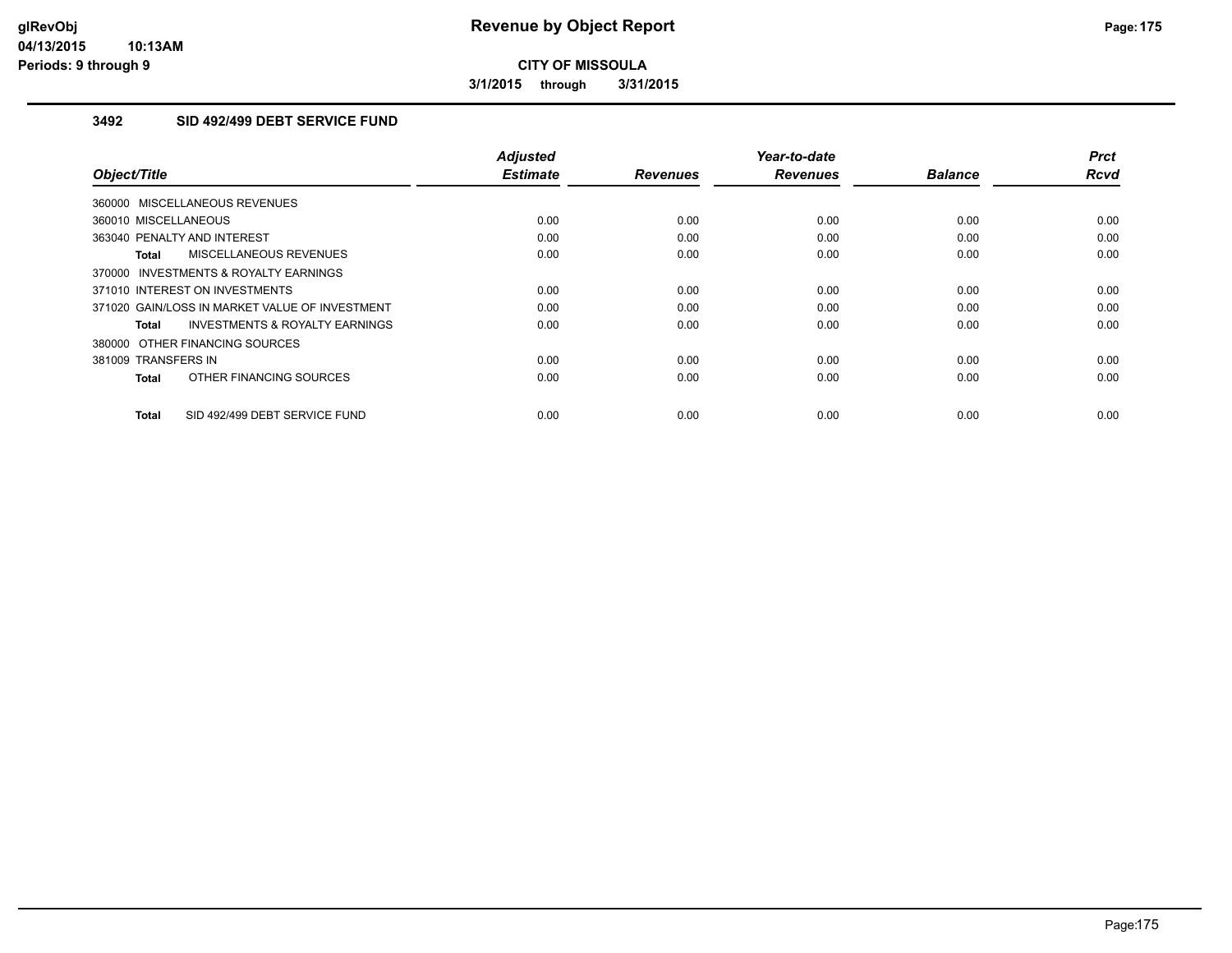# Revenue by Object Report

**CITY OF MISSOULA**

**3/1/2015 through 3/31/2015**

### 3492 SID 492/499 DEBT SERVICE FUND

| Object/Title | Adjusted Estimate | Revenues | Year-to-date Revenues | Balance | Prct Rcvd |
|---|---|---|---|---|---|
| 360000 MISCELLANEOUS REVENUES | | | | | |
| 360010 MISCELLANEOUS | 0.00 | 0.00 | 0.00 | 0.00 | 0.00 |
| 363040 PENALTY AND INTEREST | 0.00 | 0.00 | 0.00 | 0.00 | 0.00 |
| **Total** MISCELLANEOUS REVENUES | 0.00 | 0.00 | 0.00 | 0.00 | 0.00 |
| 370000 INVESTMENTS & ROYALTY EARNINGS | | | | | |
| 371010 INTEREST ON INVESTMENTS | 0.00 | 0.00 | 0.00 | 0.00 | 0.00 |
| 371020 GAIN/LOSS IN MARKET VALUE OF INVESTMENT | 0.00 | 0.00 | 0.00 | 0.00 | 0.00 |
| **Total** INVESTMENTS & ROYALTY EARNINGS | 0.00 | 0.00 | 0.00 | 0.00 | 0.00 |
| 380000 OTHER FINANCING SOURCES | | | | | |
| 381009 TRANSFERS IN | 0.00 | 0.00 | 0.00 | 0.00 | 0.00 |
| **Total** OTHER FINANCING SOURCES | 0.00 | 0.00 | 0.00 | 0.00 | 0.00 |
| **Total** SID 492/499 DEBT SERVICE FUND | 0.00 | 0.00 | 0.00 | 0.00 | 0.00 |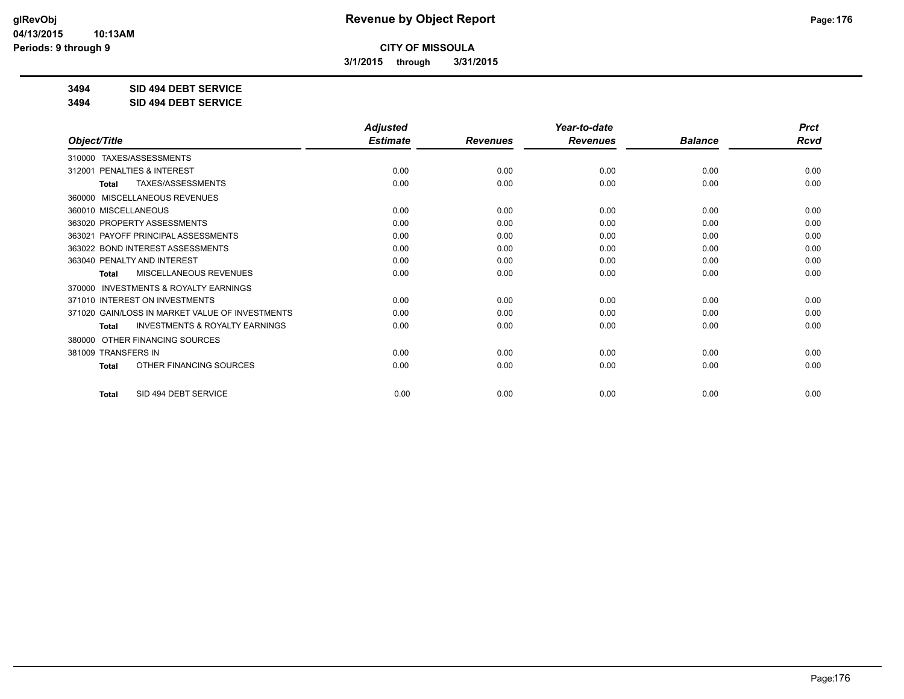**Revenue by Object Report**

**CITY OF MISSOULA**

**3/1/2015 through 3/31/2015**

**3494 SID 494 DEBT SERVICE**

**3494 SID 494 DEBT SERVICE**

| Object/Title | Adjusted Estimate | Revenues | Year-to-date Revenues | Balance | Prct Rcvd |
|---|---|---|---|---|---|
| 310000 TAXES/ASSESSMENTS | | | | | |
| 312001 PENALTIES & INTEREST | 0.00 | 0.00 | 0.00 | 0.00 | 0.00 |
| **Total** TAXES/ASSESSMENTS | 0.00 | 0.00 | 0.00 | 0.00 | 0.00 |
| 360000 MISCELLANEOUS REVENUES | | | | | |
| 360010 MISCELLANEOUS | 0.00 | 0.00 | 0.00 | 0.00 | 0.00 |
| 363020 PROPERTY ASSESSMENTS | 0.00 | 0.00 | 0.00 | 0.00 | 0.00 |
| 363021 PAYOFF PRINCIPAL ASSESSMENTS | 0.00 | 0.00 | 0.00 | 0.00 | 0.00 |
| 363022 BOND INTEREST ASSESSMENTS | 0.00 | 0.00 | 0.00 | 0.00 | 0.00 |
| 363040 PENALTY AND INTEREST | 0.00 | 0.00 | 0.00 | 0.00 | 0.00 |
| **Total** MISCELLANEOUS REVENUES | 0.00 | 0.00 | 0.00 | 0.00 | 0.00 |
| 370000 INVESTMENTS & ROYALTY EARNINGS | | | | | |
| 371010 INTEREST ON INVESTMENTS | 0.00 | 0.00 | 0.00 | 0.00 | 0.00 |
| 371020 GAIN/LOSS IN MARKET VALUE OF INVESTMENTS | 0.00 | 0.00 | 0.00 | 0.00 | 0.00 |
| **Total** INVESTMENTS & ROYALTY EARNINGS | 0.00 | 0.00 | 0.00 | 0.00 | 0.00 |
| 380000 OTHER FINANCING SOURCES | | | | | |
| 381009 TRANSFERS IN | 0.00 | 0.00 | 0.00 | 0.00 | 0.00 |
| **Total** OTHER FINANCING SOURCES | 0.00 | 0.00 | 0.00 | 0.00 | 0.00 |
| **Total** SID 494 DEBT SERVICE | 0.00 | 0.00 | 0.00 | 0.00 | 0.00 |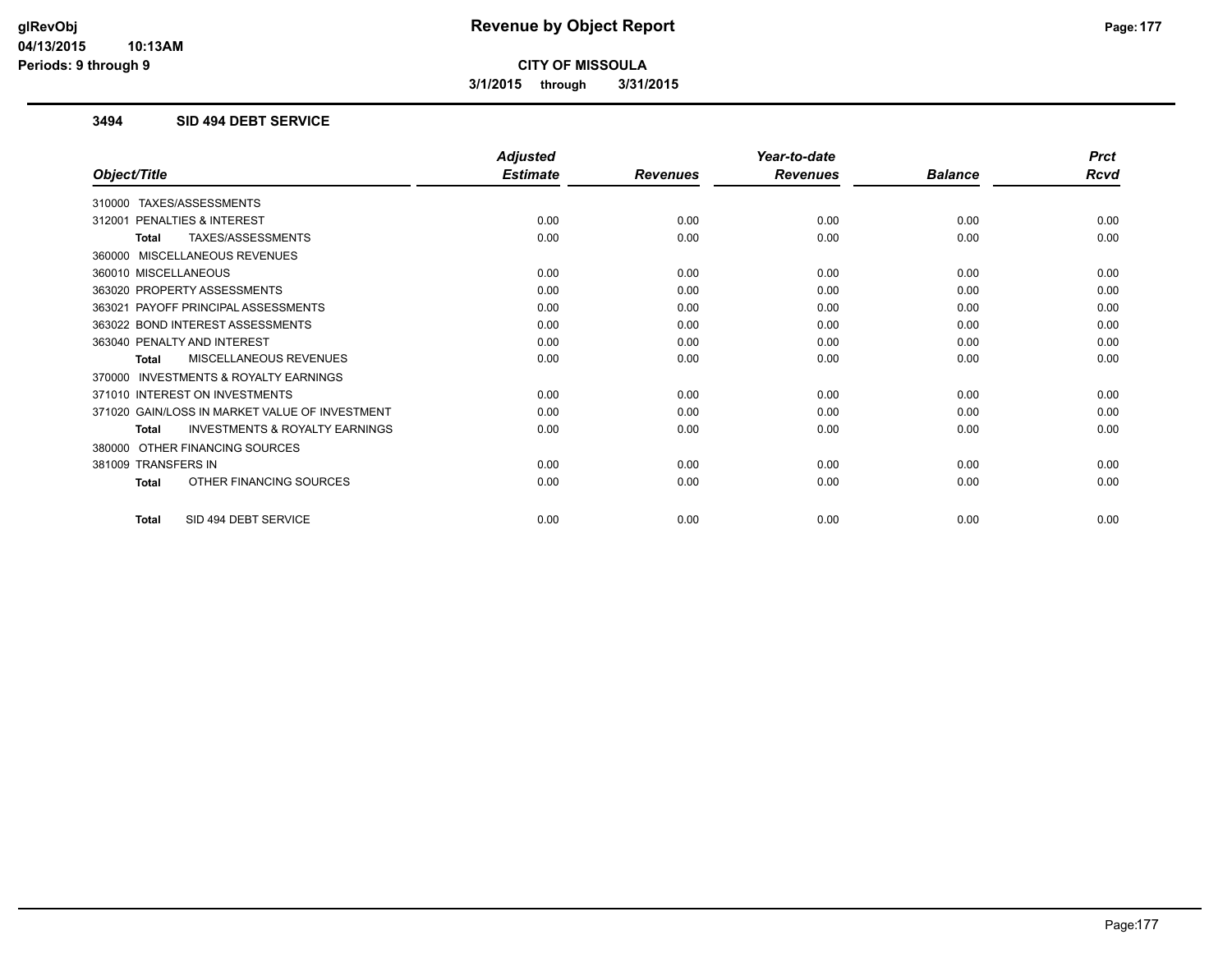**CITY OF MISSOULA**

**3/1/2015 through 3/31/2015**

### 3494 SID 494 DEBT SERVICE

| Object/Title | Adjusted Estimate | Revenues | Year-to-date Revenues | Balance | Prct Rcvd |
|---|---|---|---|---|---|
| 310000 TAXES/ASSESSMENTS | | | | | |
| 312001 PENALTIES & INTEREST | 0.00 | 0.00 | 0.00 | 0.00 | 0.00 |
| **Total** TAXES/ASSESSMENTS | 0.00 | 0.00 | 0.00 | 0.00 | 0.00 |
| 360000 MISCELLANEOUS REVENUES | | | | | |
| 360010 MISCELLANEOUS | 0.00 | 0.00 | 0.00 | 0.00 | 0.00 |
| 363020 PROPERTY ASSESSMENTS | 0.00 | 0.00 | 0.00 | 0.00 | 0.00 |
| 363021 PAYOFF PRINCIPAL ASSESSMENTS | 0.00 | 0.00 | 0.00 | 0.00 | 0.00 |
| 363022 BOND INTEREST ASSESSMENTS | 0.00 | 0.00 | 0.00 | 0.00 | 0.00 |
| 363040 PENALTY AND INTEREST | 0.00 | 0.00 | 0.00 | 0.00 | 0.00 |
| **Total** MISCELLANEOUS REVENUES | 0.00 | 0.00 | 0.00 | 0.00 | 0.00 |
| 370000 INVESTMENTS & ROYALTY EARNINGS | | | | | |
| 371010 INTEREST ON INVESTMENTS | 0.00 | 0.00 | 0.00 | 0.00 | 0.00 |
| 371020 GAIN/LOSS IN MARKET VALUE OF INVESTMENT | 0.00 | 0.00 | 0.00 | 0.00 | 0.00 |
| **Total** INVESTMENTS & ROYALTY EARNINGS | 0.00 | 0.00 | 0.00 | 0.00 | 0.00 |
| 380000 OTHER FINANCING SOURCES | | | | | |
| 381009 TRANSFERS IN | 0.00 | 0.00 | 0.00 | 0.00 | 0.00 |
| **Total** OTHER FINANCING SOURCES | 0.00 | 0.00 | 0.00 | 0.00 | 0.00 |
| **Total** SID 494 DEBT SERVICE | 0.00 | 0.00 | 0.00 | 0.00 | 0.00 |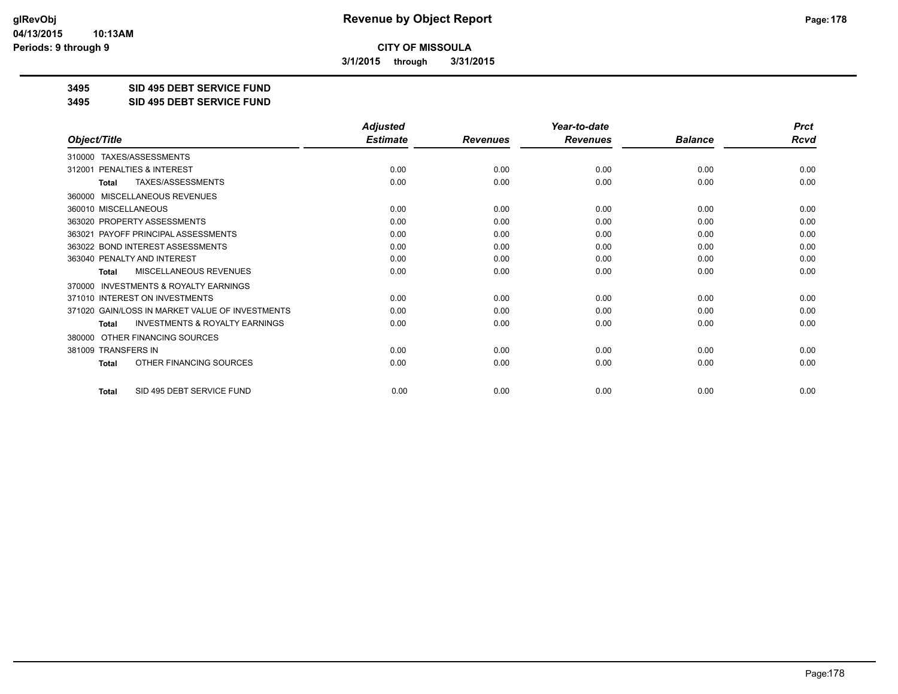**Revenue by Object Report**

**CITY OF MISSOULA**

**3/1/2015 through 3/31/2015**

**3495 SID 495 DEBT SERVICE FUND**

**3495 SID 495 DEBT SERVICE FUND**

| Object/Title | Adjusted Estimate | Revenues | Year-to-date Revenues | Balance | Prct Rcvd |
|---|---|---|---|---|---|
| 310000 TAXES/ASSESSMENTS | | | | | |
| 312001 PENALTIES & INTEREST | 0.00 | 0.00 | 0.00 | 0.00 | 0.00 |
| Total TAXES/ASSESSMENTS | 0.00 | 0.00 | 0.00 | 0.00 | 0.00 |
| 360000 MISCELLANEOUS REVENUES | | | | | |
| 360010 MISCELLANEOUS | 0.00 | 0.00 | 0.00 | 0.00 | 0.00 |
| 363020 PROPERTY ASSESSMENTS | 0.00 | 0.00 | 0.00 | 0.00 | 0.00 |
| 363021 PAYOFF PRINCIPAL ASSESSMENTS | 0.00 | 0.00 | 0.00 | 0.00 | 0.00 |
| 363022 BOND INTEREST ASSESSMENTS | 0.00 | 0.00 | 0.00 | 0.00 | 0.00 |
| 363040 PENALTY AND INTEREST | 0.00 | 0.00 | 0.00 | 0.00 | 0.00 |
| Total MISCELLANEOUS REVENUES | 0.00 | 0.00 | 0.00 | 0.00 | 0.00 |
| 370000 INVESTMENTS & ROYALTY EARNINGS | | | | | |
| 371010 INTEREST ON INVESTMENTS | 0.00 | 0.00 | 0.00 | 0.00 | 0.00 |
| 371020 GAIN/LOSS IN MARKET VALUE OF INVESTMENTS | 0.00 | 0.00 | 0.00 | 0.00 | 0.00 |
| Total INVESTMENTS & ROYALTY EARNINGS | 0.00 | 0.00 | 0.00 | 0.00 | 0.00 |
| 380000 OTHER FINANCING SOURCES | | | | | |
| 381009 TRANSFERS IN | 0.00 | 0.00 | 0.00 | 0.00 | 0.00 |
| Total OTHER FINANCING SOURCES | 0.00 | 0.00 | 0.00 | 0.00 | 0.00 |
| Total SID 495 DEBT SERVICE FUND | 0.00 | 0.00 | 0.00 | 0.00 | 0.00 |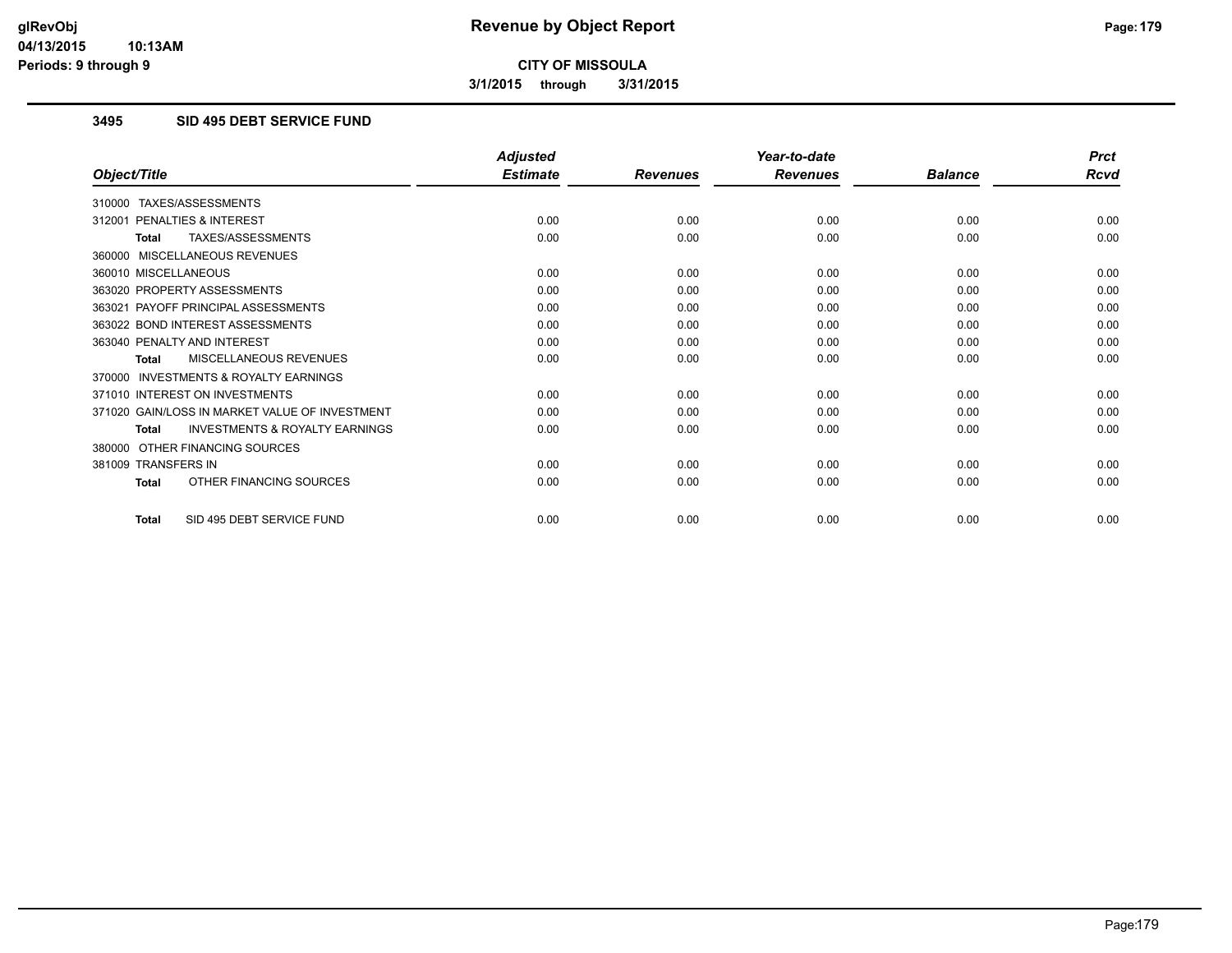# Revenue by Object Report

**CITY OF MISSOULA**

**3/1/2015 through 3/31/2015**

glRevObj
04/13/2015 10:13AM
Periods: 9 through 9

### 3495 SID 495 DEBT SERVICE FUND

| Object/Title | Adjusted Estimate | Revenues | Year-to-date Revenues | Balance | Prct Rcvd |
|---|---|---|---|---|---|
| 310000 TAXES/ASSESSMENTS | | | | | |
| 312001 PENALTIES & INTEREST | 0.00 | 0.00 | 0.00 | 0.00 | 0.00 |
| **Total** TAXES/ASSESSMENTS | 0.00 | 0.00 | 0.00 | 0.00 | 0.00 |
| 360000 MISCELLANEOUS REVENUES | | | | | |
| 360010 MISCELLANEOUS | 0.00 | 0.00 | 0.00 | 0.00 | 0.00 |
| 363020 PROPERTY ASSESSMENTS | 0.00 | 0.00 | 0.00 | 0.00 | 0.00 |
| 363021 PAYOFF PRINCIPAL ASSESSMENTS | 0.00 | 0.00 | 0.00 | 0.00 | 0.00 |
| 363022 BOND INTEREST ASSESSMENTS | 0.00 | 0.00 | 0.00 | 0.00 | 0.00 |
| 363040 PENALTY AND INTEREST | 0.00 | 0.00 | 0.00 | 0.00 | 0.00 |
| **Total** MISCELLANEOUS REVENUES | 0.00 | 0.00 | 0.00 | 0.00 | 0.00 |
| 370000 INVESTMENTS & ROYALTY EARNINGS | | | | | |
| 371010 INTEREST ON INVESTMENTS | 0.00 | 0.00 | 0.00 | 0.00 | 0.00 |
| 371020 GAIN/LOSS IN MARKET VALUE OF INVESTMENT | 0.00 | 0.00 | 0.00 | 0.00 | 0.00 |
| **Total** INVESTMENTS & ROYALTY EARNINGS | 0.00 | 0.00 | 0.00 | 0.00 | 0.00 |
| 380000 OTHER FINANCING SOURCES | | | | | |
| 381009 TRANSFERS IN | 0.00 | 0.00 | 0.00 | 0.00 | 0.00 |
| **Total** OTHER FINANCING SOURCES | 0.00 | 0.00 | 0.00 | 0.00 | 0.00 |
| **Total** SID 495 DEBT SERVICE FUND | 0.00 | 0.00 | 0.00 | 0.00 | 0.00 |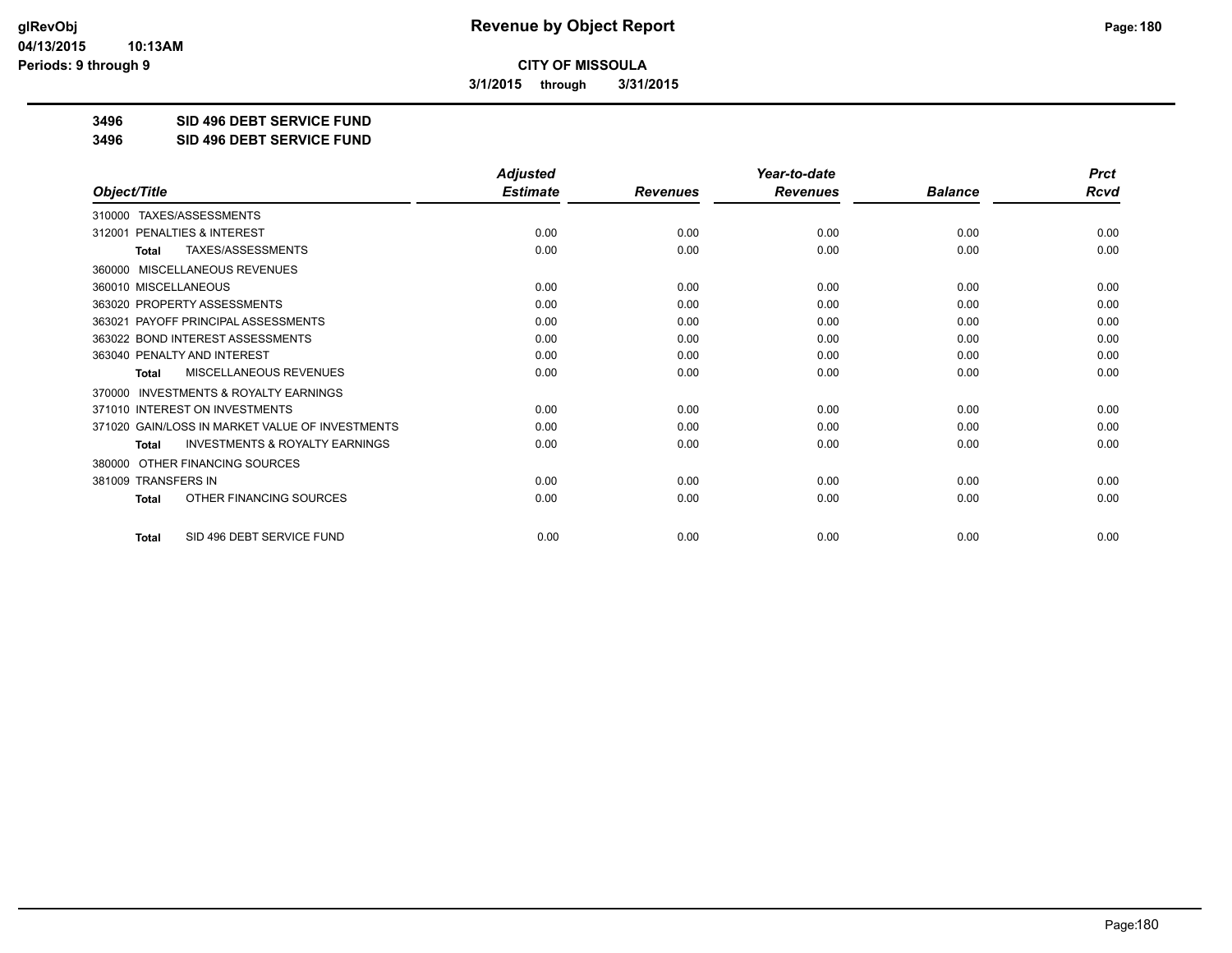# Revenue by Object Report

**CITY OF MISSOULA**

**3/1/2015 through 3/31/2015**

**3496 SID 496 DEBT SERVICE FUND**

**3496 SID 496 DEBT SERVICE FUND**

| Object/Title | Adjusted Estimate | Revenues | Year-to-date Revenues | Balance | Prct Rcvd |
|---|---|---|---|---|---|
| 310000 TAXES/ASSESSMENTS | | | | | |
| 312001 PENALTIES & INTEREST | 0.00 | 0.00 | 0.00 | 0.00 | 0.00 |
| **Total** TAXES/ASSESSMENTS | 0.00 | 0.00 | 0.00 | 0.00 | 0.00 |
| 360000 MISCELLANEOUS REVENUES | | | | | |
| 360010 MISCELLANEOUS | 0.00 | 0.00 | 0.00 | 0.00 | 0.00 |
| 363020 PROPERTY ASSESSMENTS | 0.00 | 0.00 | 0.00 | 0.00 | 0.00 |
| 363021 PAYOFF PRINCIPAL ASSESSMENTS | 0.00 | 0.00 | 0.00 | 0.00 | 0.00 |
| 363022 BOND INTEREST ASSESSMENTS | 0.00 | 0.00 | 0.00 | 0.00 | 0.00 |
| 363040 PENALTY AND INTEREST | 0.00 | 0.00 | 0.00 | 0.00 | 0.00 |
| **Total** MISCELLANEOUS REVENUES | 0.00 | 0.00 | 0.00 | 0.00 | 0.00 |
| 370000 INVESTMENTS & ROYALTY EARNINGS | | | | | |
| 371010 INTEREST ON INVESTMENTS | 0.00 | 0.00 | 0.00 | 0.00 | 0.00 |
| 371020 GAIN/LOSS IN MARKET VALUE OF INVESTMENTS | 0.00 | 0.00 | 0.00 | 0.00 | 0.00 |
| **Total** INVESTMENTS & ROYALTY EARNINGS | 0.00 | 0.00 | 0.00 | 0.00 | 0.00 |
| 380000 OTHER FINANCING SOURCES | | | | | |
| 381009 TRANSFERS IN | 0.00 | 0.00 | 0.00 | 0.00 | 0.00 |
| **Total** OTHER FINANCING SOURCES | 0.00 | 0.00 | 0.00 | 0.00 | 0.00 |
| **Total** SID 496 DEBT SERVICE FUND | 0.00 | 0.00 | 0.00 | 0.00 | 0.00 |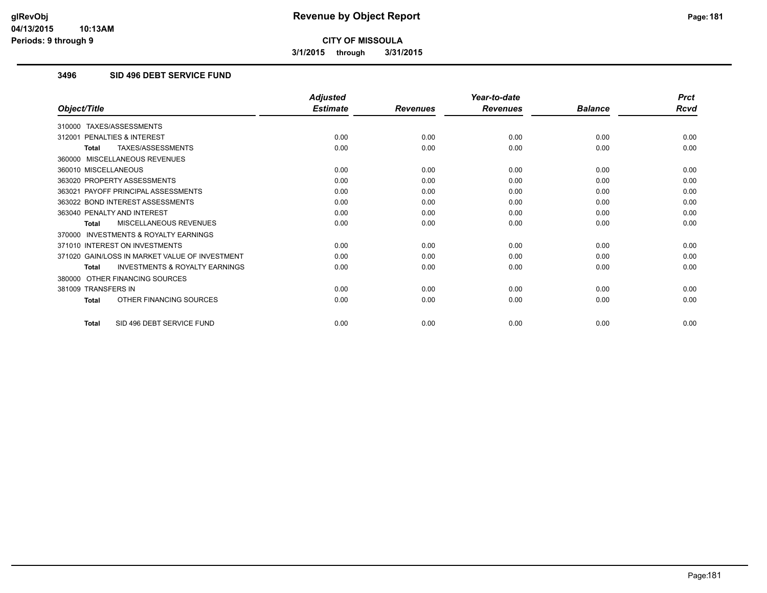# Revenue by Object Report

**CITY OF MISSOULA**

**3/1/2015 through 3/31/2015**

glRevObj
04/13/2015 10:13AM
Periods: 9 through 9

## 3496 SID 496 DEBT SERVICE FUND

| Object/Title | Adjusted Estimate | Revenues | Year-to-date Revenues | Balance | Prct Rcvd |
|---|---|---|---|---|---|
| 310000 TAXES/ASSESSMENTS | | | | | |
| 312001 PENALTIES & INTEREST | 0.00 | 0.00 | 0.00 | 0.00 | 0.00 |
| **Total** TAXES/ASSESSMENTS | 0.00 | 0.00 | 0.00 | 0.00 | 0.00 |
| 360000 MISCELLANEOUS REVENUES | | | | | |
| 360010 MISCELLANEOUS | 0.00 | 0.00 | 0.00 | 0.00 | 0.00 |
| 363020 PROPERTY ASSESSMENTS | 0.00 | 0.00 | 0.00 | 0.00 | 0.00 |
| 363021 PAYOFF PRINCIPAL ASSESSMENTS | 0.00 | 0.00 | 0.00 | 0.00 | 0.00 |
| 363022 BOND INTEREST ASSESSMENTS | 0.00 | 0.00 | 0.00 | 0.00 | 0.00 |
| 363040 PENALTY AND INTEREST | 0.00 | 0.00 | 0.00 | 0.00 | 0.00 |
| **Total** MISCELLANEOUS REVENUES | 0.00 | 0.00 | 0.00 | 0.00 | 0.00 |
| 370000 INVESTMENTS & ROYALTY EARNINGS | | | | | |
| 371010 INTEREST ON INVESTMENTS | 0.00 | 0.00 | 0.00 | 0.00 | 0.00 |
| 371020 GAIN/LOSS IN MARKET VALUE OF INVESTMENT | 0.00 | 0.00 | 0.00 | 0.00 | 0.00 |
| **Total** INVESTMENTS & ROYALTY EARNINGS | 0.00 | 0.00 | 0.00 | 0.00 | 0.00 |
| 380000 OTHER FINANCING SOURCES | | | | | |
| 381009 TRANSFERS IN | 0.00 | 0.00 | 0.00 | 0.00 | 0.00 |
| **Total** OTHER FINANCING SOURCES | 0.00 | 0.00 | 0.00 | 0.00 | 0.00 |
| **Total** SID 496 DEBT SERVICE FUND | 0.00 | 0.00 | 0.00 | 0.00 | 0.00 |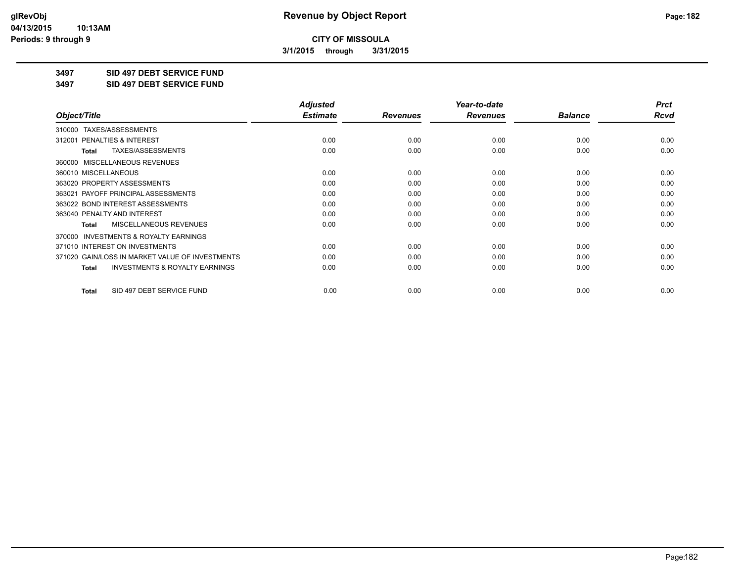**CITY OF MISSOULA**

**3/1/2015 through 3/31/2015**

**3497 SID 497 DEBT SERVICE FUND**

**3497 SID 497 DEBT SERVICE FUND**

| Object/Title | Adjusted Estimate | Revenues | Year-to-date Revenues | Balance | Prct Rcvd |
|---|---|---|---|---|---|
| 310000 TAXES/ASSESSMENTS | | | | | |
| 312001 PENALTIES & INTEREST | 0.00 | 0.00 | 0.00 | 0.00 | 0.00 |
| **Total** TAXES/ASSESSMENTS | 0.00 | 0.00 | 0.00 | 0.00 | 0.00 |
| 360000 MISCELLANEOUS REVENUES | | | | | |
| 360010 MISCELLANEOUS | 0.00 | 0.00 | 0.00 | 0.00 | 0.00 |
| 363020 PROPERTY ASSESSMENTS | 0.00 | 0.00 | 0.00 | 0.00 | 0.00 |
| 363021 PAYOFF PRINCIPAL ASSESSMENTS | 0.00 | 0.00 | 0.00 | 0.00 | 0.00 |
| 363022 BOND INTEREST ASSESSMENTS | 0.00 | 0.00 | 0.00 | 0.00 | 0.00 |
| 363040 PENALTY AND INTEREST | 0.00 | 0.00 | 0.00 | 0.00 | 0.00 |
| **Total** MISCELLANEOUS REVENUES | 0.00 | 0.00 | 0.00 | 0.00 | 0.00 |
| 370000 INVESTMENTS & ROYALTY EARNINGS | | | | | |
| 371010 INTEREST ON INVESTMENTS | 0.00 | 0.00 | 0.00 | 0.00 | 0.00 |
| 371020 GAIN/LOSS IN MARKET VALUE OF INVESTMENTS | 0.00 | 0.00 | 0.00 | 0.00 | 0.00 |
| **Total** INVESTMENTS & ROYALTY EARNINGS | 0.00 | 0.00 | 0.00 | 0.00 | 0.00 |
| **Total** SID 497 DEBT SERVICE FUND | 0.00 | 0.00 | 0.00 | 0.00 | 0.00 |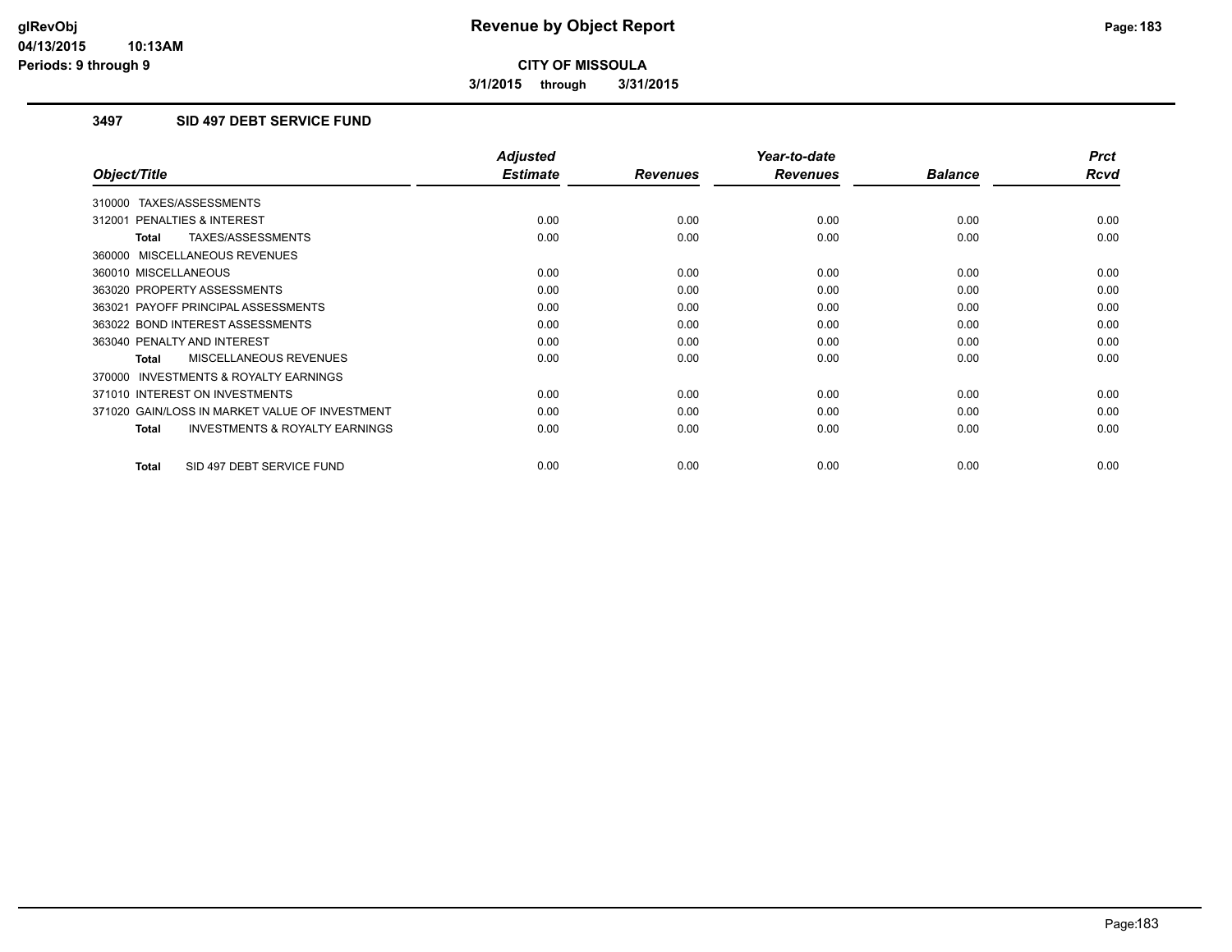**CITY OF MISSOULA**

**3/1/2015 through 3/31/2015**

## 3497 SID 497 DEBT SERVICE FUND

| Object/Title | Adjusted Estimate | Revenues | Year-to-date Revenues | Balance | Prct Rcvd |
|---|---|---|---|---|---|
| 310000 TAXES/ASSESSMENTS | | | | | |
| 312001 PENALTIES & INTEREST | 0.00 | 0.00 | 0.00 | 0.00 | 0.00 |
| **Total** TAXES/ASSESSMENTS | 0.00 | 0.00 | 0.00 | 0.00 | 0.00 |
| 360000 MISCELLANEOUS REVENUES | | | | | |
| 360010 MISCELLANEOUS | 0.00 | 0.00 | 0.00 | 0.00 | 0.00 |
| 363020 PROPERTY ASSESSMENTS | 0.00 | 0.00 | 0.00 | 0.00 | 0.00 |
| 363021 PAYOFF PRINCIPAL ASSESSMENTS | 0.00 | 0.00 | 0.00 | 0.00 | 0.00 |
| 363022 BOND INTEREST ASSESSMENTS | 0.00 | 0.00 | 0.00 | 0.00 | 0.00 |
| 363040 PENALTY AND INTEREST | 0.00 | 0.00 | 0.00 | 0.00 | 0.00 |
| **Total** MISCELLANEOUS REVENUES | 0.00 | 0.00 | 0.00 | 0.00 | 0.00 |
| 370000 INVESTMENTS & ROYALTY EARNINGS | | | | | |
| 371010 INTEREST ON INVESTMENTS | 0.00 | 0.00 | 0.00 | 0.00 | 0.00 |
| 371020 GAIN/LOSS IN MARKET VALUE OF INVESTMENT | 0.00 | 0.00 | 0.00 | 0.00 | 0.00 |
| **Total** INVESTMENTS & ROYALTY EARNINGS | 0.00 | 0.00 | 0.00 | 0.00 | 0.00 |
| **Total** SID 497 DEBT SERVICE FUND | 0.00 | 0.00 | 0.00 | 0.00 | 0.00 |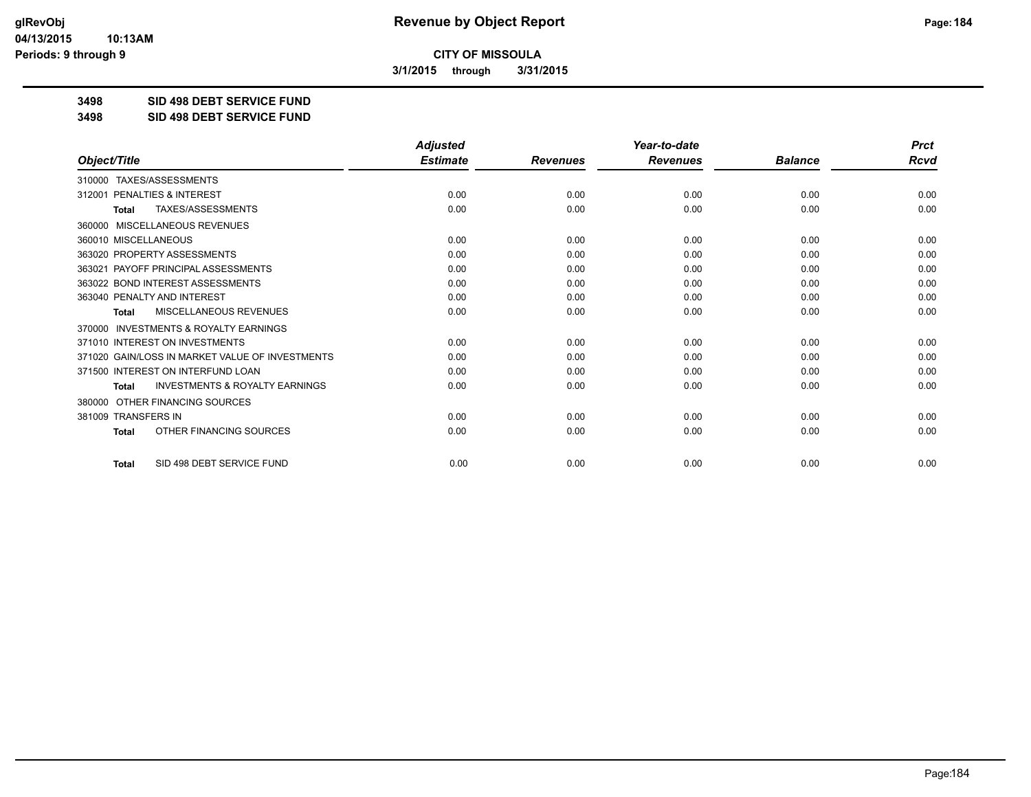**CITY OF MISSOULA**

**3/1/2015 through 3/31/2015**

**3498 SID 498 DEBT SERVICE FUND**

**3498 SID 498 DEBT SERVICE FUND**

| Object/Title | Adjusted Estimate | Revenues | Year-to-date Revenues | Balance | Prct Rcvd |
|---|---|---|---|---|---|
| 310000 TAXES/ASSESSMENTS | | | | | |
| 312001 PENALTIES & INTEREST | 0.00 | 0.00 | 0.00 | 0.00 | 0.00 |
| **Total** TAXES/ASSESSMENTS | 0.00 | 0.00 | 0.00 | 0.00 | 0.00 |
| 360000 MISCELLANEOUS REVENUES | | | | | |
| 360010 MISCELLANEOUS | 0.00 | 0.00 | 0.00 | 0.00 | 0.00 |
| 363020 PROPERTY ASSESSMENTS | 0.00 | 0.00 | 0.00 | 0.00 | 0.00 |
| 363021 PAYOFF PRINCIPAL ASSESSMENTS | 0.00 | 0.00 | 0.00 | 0.00 | 0.00 |
| 363022 BOND INTEREST ASSESSMENTS | 0.00 | 0.00 | 0.00 | 0.00 | 0.00 |
| 363040 PENALTY AND INTEREST | 0.00 | 0.00 | 0.00 | 0.00 | 0.00 |
| **Total** MISCELLANEOUS REVENUES | 0.00 | 0.00 | 0.00 | 0.00 | 0.00 |
| 370000 INVESTMENTS & ROYALTY EARNINGS | | | | | |
| 371010 INTEREST ON INVESTMENTS | 0.00 | 0.00 | 0.00 | 0.00 | 0.00 |
| 371020 GAIN/LOSS IN MARKET VALUE OF INVESTMENTS | 0.00 | 0.00 | 0.00 | 0.00 | 0.00 |
| 371500 INTEREST ON INTERFUND LOAN | 0.00 | 0.00 | 0.00 | 0.00 | 0.00 |
| **Total** INVESTMENTS & ROYALTY EARNINGS | 0.00 | 0.00 | 0.00 | 0.00 | 0.00 |
| 380000 OTHER FINANCING SOURCES | | | | | |
| 381009 TRANSFERS IN | 0.00 | 0.00 | 0.00 | 0.00 | 0.00 |
| **Total** OTHER FINANCING SOURCES | 0.00 | 0.00 | 0.00 | 0.00 | 0.00 |
| **Total** SID 498 DEBT SERVICE FUND | 0.00 | 0.00 | 0.00 | 0.00 | 0.00 |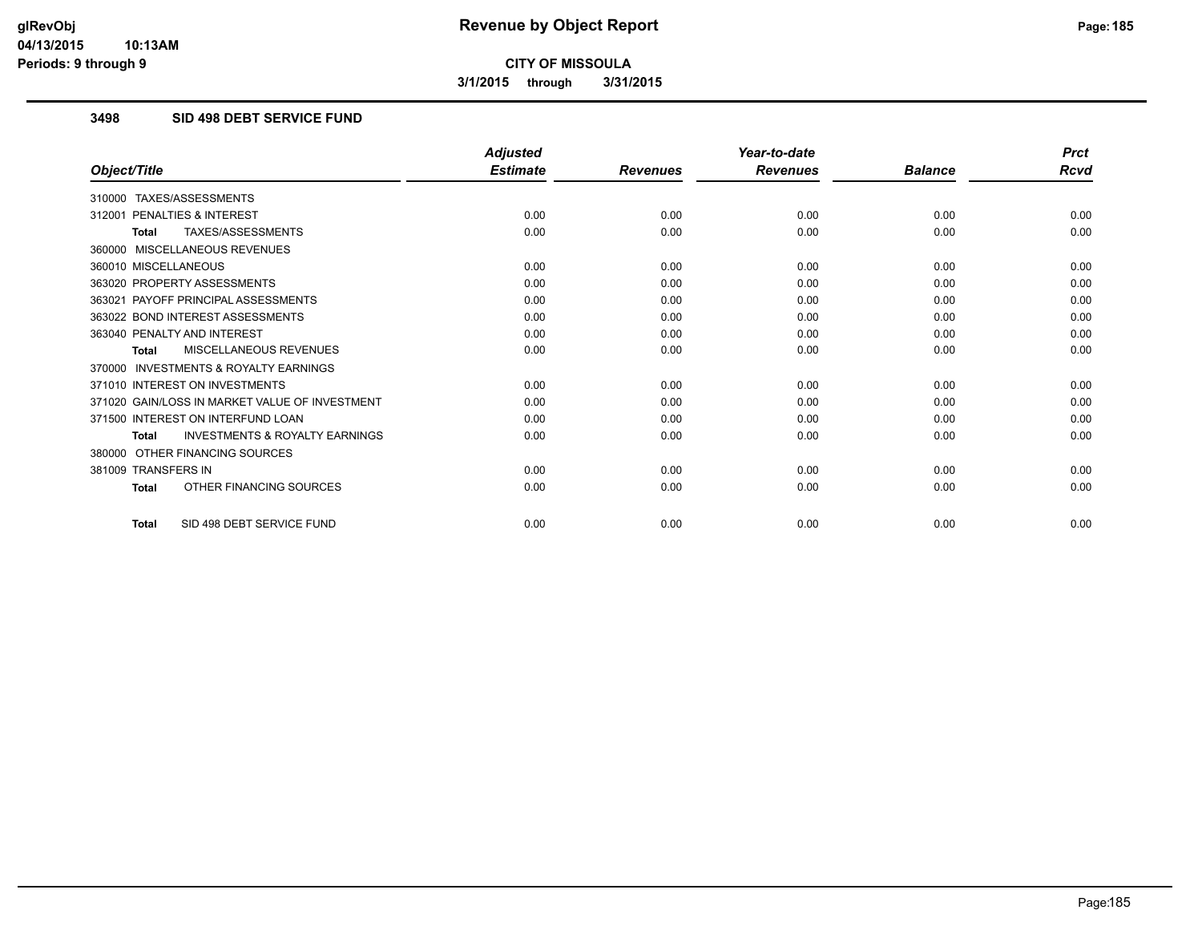**CITY OF MISSOULA**

**3/1/2015 through 3/31/2015**

### 3498 SID 498 DEBT SERVICE FUND

| Object/Title | Adjusted Estimate | Revenues | Year-to-date Revenues | Balance | Prct Rcvd |
|---|---|---|---|---|---|
| 310000 TAXES/ASSESSMENTS | | | | | |
| 312001 PENALTIES & INTEREST | 0.00 | 0.00 | 0.00 | 0.00 | 0.00 |
| **Total** TAXES/ASSESSMENTS | 0.00 | 0.00 | 0.00 | 0.00 | 0.00 |
| 360000 MISCELLANEOUS REVENUES | | | | | |
| 360010 MISCELLANEOUS | 0.00 | 0.00 | 0.00 | 0.00 | 0.00 |
| 363020 PROPERTY ASSESSMENTS | 0.00 | 0.00 | 0.00 | 0.00 | 0.00 |
| 363021 PAYOFF PRINCIPAL ASSESSMENTS | 0.00 | 0.00 | 0.00 | 0.00 | 0.00 |
| 363022 BOND INTEREST ASSESSMENTS | 0.00 | 0.00 | 0.00 | 0.00 | 0.00 |
| 363040 PENALTY AND INTEREST | 0.00 | 0.00 | 0.00 | 0.00 | 0.00 |
| **Total** MISCELLANEOUS REVENUES | 0.00 | 0.00 | 0.00 | 0.00 | 0.00 |
| 370000 INVESTMENTS & ROYALTY EARNINGS | | | | | |
| 371010 INTEREST ON INVESTMENTS | 0.00 | 0.00 | 0.00 | 0.00 | 0.00 |
| 371020 GAIN/LOSS IN MARKET VALUE OF INVESTMENT | 0.00 | 0.00 | 0.00 | 0.00 | 0.00 |
| 371500 INTEREST ON INTERFUND LOAN | 0.00 | 0.00 | 0.00 | 0.00 | 0.00 |
| **Total** INVESTMENTS & ROYALTY EARNINGS | 0.00 | 0.00 | 0.00 | 0.00 | 0.00 |
| 380000 OTHER FINANCING SOURCES | | | | | |
| 381009 TRANSFERS IN | 0.00 | 0.00 | 0.00 | 0.00 | 0.00 |
| **Total** OTHER FINANCING SOURCES | 0.00 | 0.00 | 0.00 | 0.00 | 0.00 |
| **Total** SID 498 DEBT SERVICE FUND | 0.00 | 0.00 | 0.00 | 0.00 | 0.00 |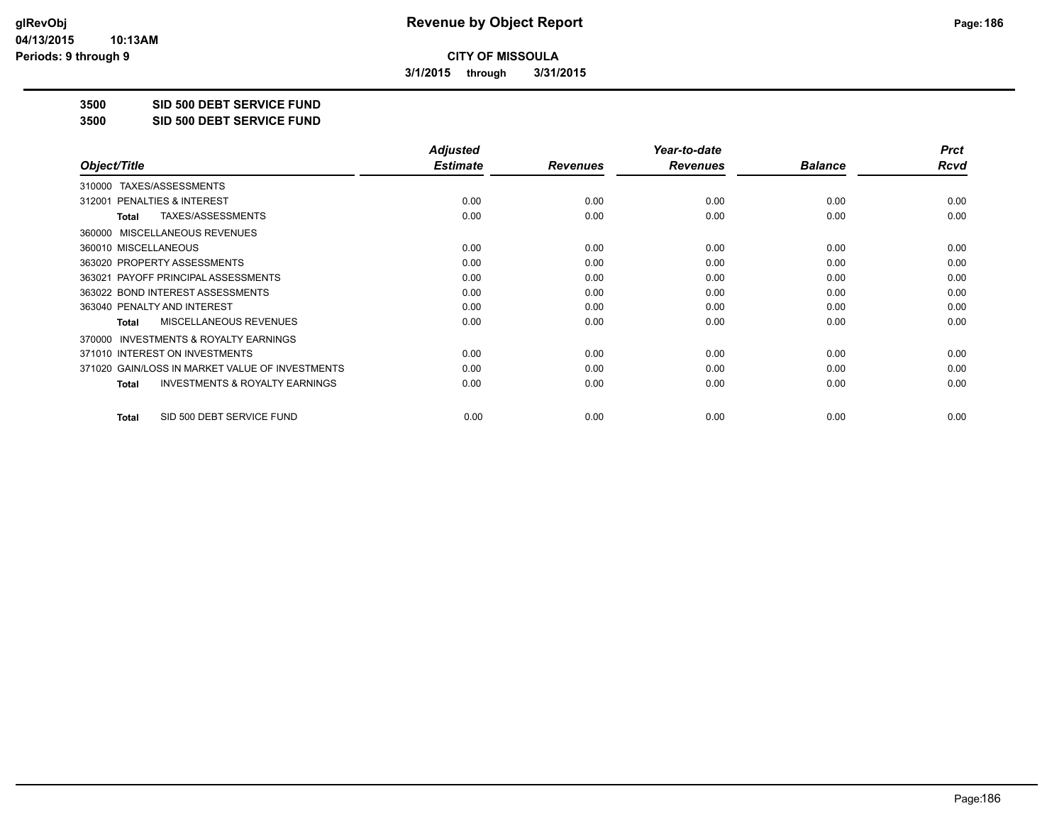**CITY OF MISSOULA**

**3/1/2015 through 3/31/2015**

**3500 SID 500 DEBT SERVICE FUND**

**3500 SID 500 DEBT SERVICE FUND**

| Object/Title | Adjusted Estimate | Revenues | Year-to-date Revenues | Balance | Prct Rcvd |
|---|---|---|---|---|---|
| 310000 TAXES/ASSESSMENTS | | | | | |
| 312001 PENALTIES & INTEREST | 0.00 | 0.00 | 0.00 | 0.00 | 0.00 |
| **Total** TAXES/ASSESSMENTS | 0.00 | 0.00 | 0.00 | 0.00 | 0.00 |
| 360000 MISCELLANEOUS REVENUES | | | | | |
| 360010 MISCELLANEOUS | 0.00 | 0.00 | 0.00 | 0.00 | 0.00 |
| 363020 PROPERTY ASSESSMENTS | 0.00 | 0.00 | 0.00 | 0.00 | 0.00 |
| 363021 PAYOFF PRINCIPAL ASSESSMENTS | 0.00 | 0.00 | 0.00 | 0.00 | 0.00 |
| 363022 BOND INTEREST ASSESSMENTS | 0.00 | 0.00 | 0.00 | 0.00 | 0.00 |
| 363040 PENALTY AND INTEREST | 0.00 | 0.00 | 0.00 | 0.00 | 0.00 |
| **Total** MISCELLANEOUS REVENUES | 0.00 | 0.00 | 0.00 | 0.00 | 0.00 |
| 370000 INVESTMENTS & ROYALTY EARNINGS | | | | | |
| 371010 INTEREST ON INVESTMENTS | 0.00 | 0.00 | 0.00 | 0.00 | 0.00 |
| 371020 GAIN/LOSS IN MARKET VALUE OF INVESTMENTS | 0.00 | 0.00 | 0.00 | 0.00 | 0.00 |
| **Total** INVESTMENTS & ROYALTY EARNINGS | 0.00 | 0.00 | 0.00 | 0.00 | 0.00 |
| **Total** SID 500 DEBT SERVICE FUND | 0.00 | 0.00 | 0.00 | 0.00 | 0.00 |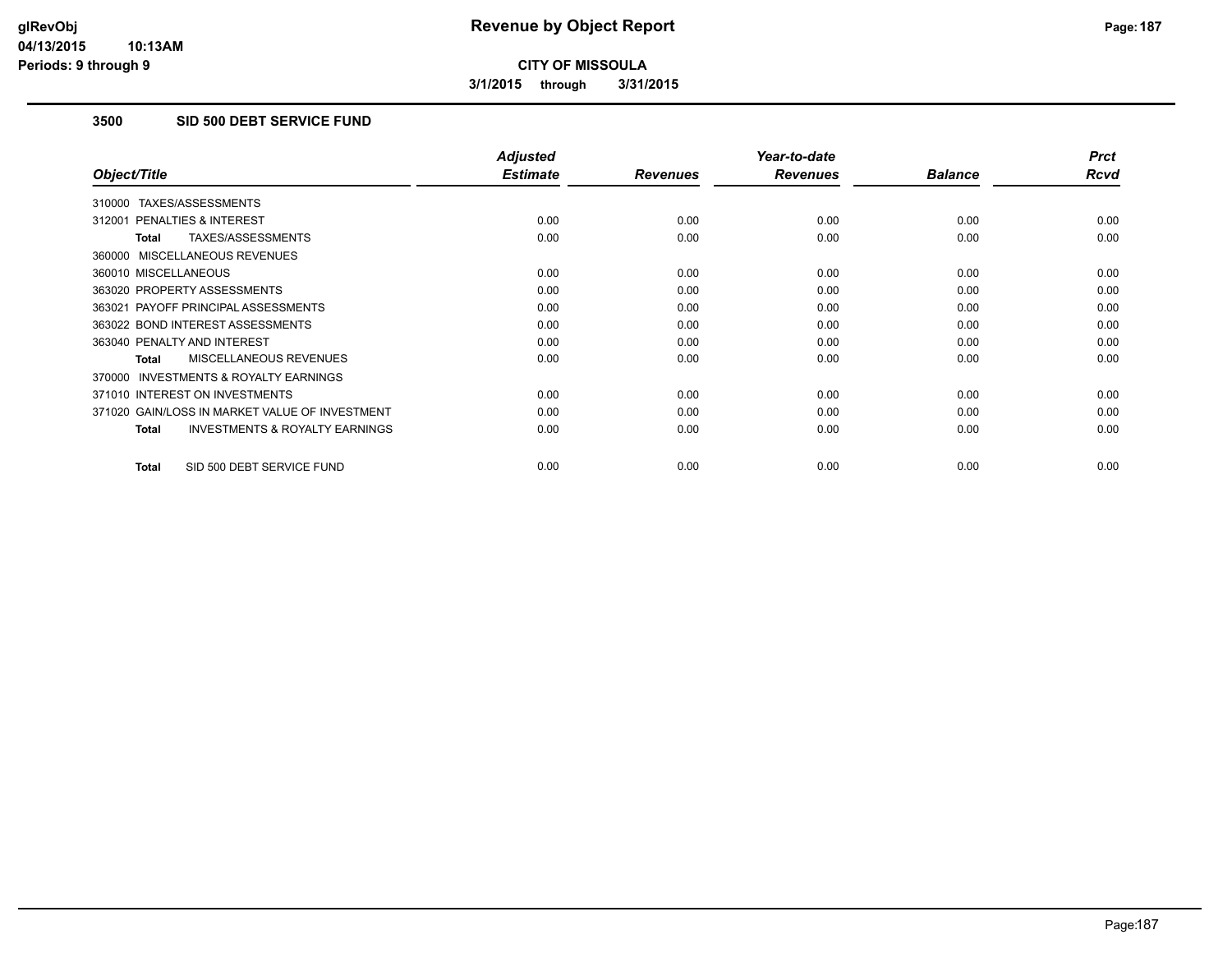# Revenue by Object Report

**CITY OF MISSOULA**

**3/1/2015 through 3/31/2015**

glRevObj
04/13/2015 10:13AM
Periods: 9 through 9

## 3500 SID 500 DEBT SERVICE FUND

| Object/Title | Adjusted Estimate | Revenues | Year-to-date Revenues | Balance | Prct Rcvd |
|---|---|---|---|---|---|
| 310000 TAXES/ASSESSMENTS | | | | | |
| 312001 PENALTIES & INTEREST | 0.00 | 0.00 | 0.00 | 0.00 | 0.00 |
| **Total** TAXES/ASSESSMENTS | 0.00 | 0.00 | 0.00 | 0.00 | 0.00 |
| 360000 MISCELLANEOUS REVENUES | | | | | |
| 360010 MISCELLANEOUS | 0.00 | 0.00 | 0.00 | 0.00 | 0.00 |
| 363020 PROPERTY ASSESSMENTS | 0.00 | 0.00 | 0.00 | 0.00 | 0.00 |
| 363021 PAYOFF PRINCIPAL ASSESSMENTS | 0.00 | 0.00 | 0.00 | 0.00 | 0.00 |
| 363022 BOND INTEREST ASSESSMENTS | 0.00 | 0.00 | 0.00 | 0.00 | 0.00 |
| 363040 PENALTY AND INTEREST | 0.00 | 0.00 | 0.00 | 0.00 | 0.00 |
| **Total** MISCELLANEOUS REVENUES | 0.00 | 0.00 | 0.00 | 0.00 | 0.00 |
| 370000 INVESTMENTS & ROYALTY EARNINGS | | | | | |
| 371010 INTEREST ON INVESTMENTS | 0.00 | 0.00 | 0.00 | 0.00 | 0.00 |
| 371020 GAIN/LOSS IN MARKET VALUE OF INVESTMENT | 0.00 | 0.00 | 0.00 | 0.00 | 0.00 |
| **Total** INVESTMENTS & ROYALTY EARNINGS | 0.00 | 0.00 | 0.00 | 0.00 | 0.00 |
| **Total** SID 500 DEBT SERVICE FUND | 0.00 | 0.00 | 0.00 | 0.00 | 0.00 |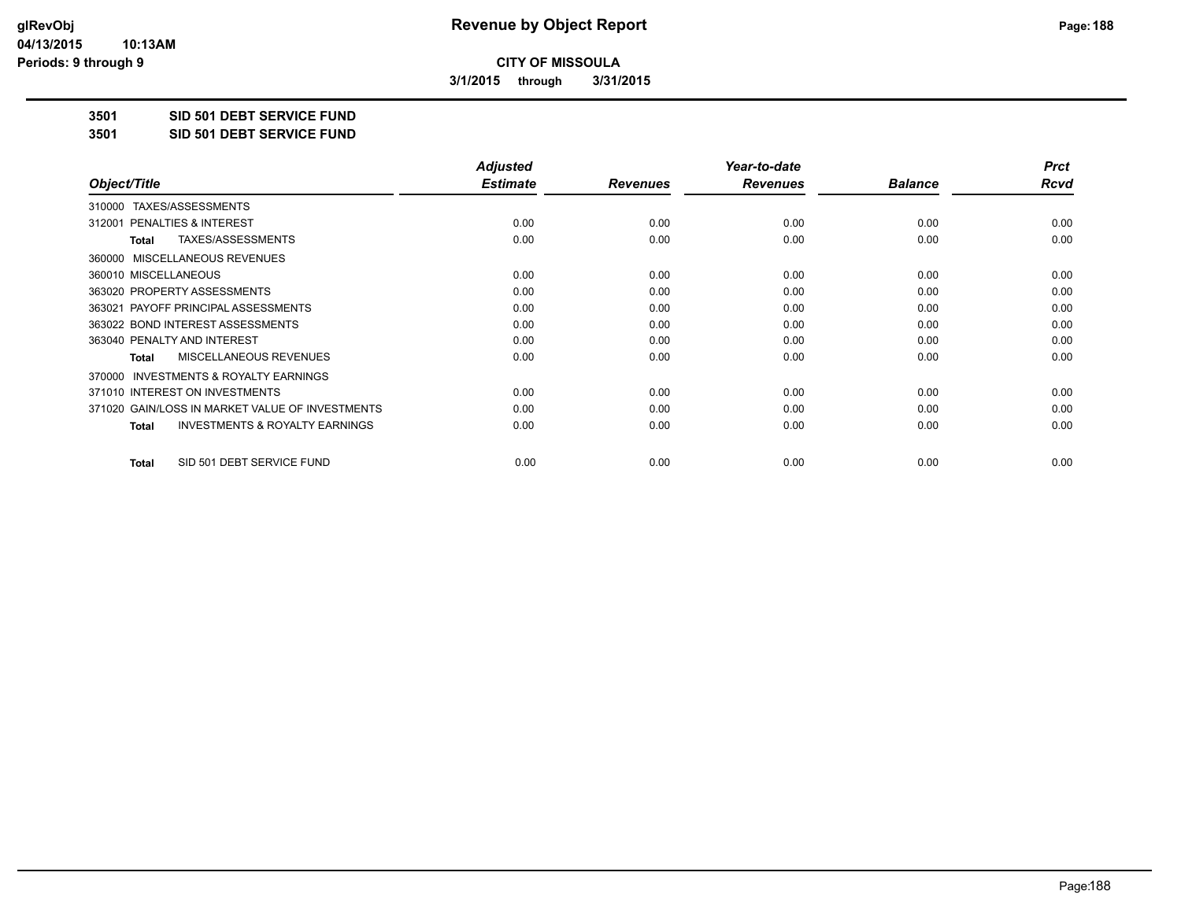# CITY OF MISSOULA

**3/1/2015 through 3/31/2015**

**3501 SID 501 DEBT SERVICE FUND**

**3501 SID 501 DEBT SERVICE FUND**

| Object/Title | Adjusted Estimate | Revenues | Year-to-date Revenues | Balance | Prct Rcvd |
|---|---|---|---|---|---|
| 310000 TAXES/ASSESSMENTS | | | | | |
| 312001 PENALTIES & INTEREST | 0.00 | 0.00 | 0.00 | 0.00 | 0.00 |
| **Total** TAXES/ASSESSMENTS | 0.00 | 0.00 | 0.00 | 0.00 | 0.00 |
| 360000 MISCELLANEOUS REVENUES | | | | | |
| 360010 MISCELLANEOUS | 0.00 | 0.00 | 0.00 | 0.00 | 0.00 |
| 363020 PROPERTY ASSESSMENTS | 0.00 | 0.00 | 0.00 | 0.00 | 0.00 |
| 363021 PAYOFF PRINCIPAL ASSESSMENTS | 0.00 | 0.00 | 0.00 | 0.00 | 0.00 |
| 363022 BOND INTEREST ASSESSMENTS | 0.00 | 0.00 | 0.00 | 0.00 | 0.00 |
| 363040 PENALTY AND INTEREST | 0.00 | 0.00 | 0.00 | 0.00 | 0.00 |
| **Total** MISCELLANEOUS REVENUES | 0.00 | 0.00 | 0.00 | 0.00 | 0.00 |
| 370000 INVESTMENTS & ROYALTY EARNINGS | | | | | |
| 371010 INTEREST ON INVESTMENTS | 0.00 | 0.00 | 0.00 | 0.00 | 0.00 |
| 371020 GAIN/LOSS IN MARKET VALUE OF INVESTMENTS | 0.00 | 0.00 | 0.00 | 0.00 | 0.00 |
| **Total** INVESTMENTS & ROYALTY EARNINGS | 0.00 | 0.00 | 0.00 | 0.00 | 0.00 |
| **Total** SID 501 DEBT SERVICE FUND | 0.00 | 0.00 | 0.00 | 0.00 | 0.00 |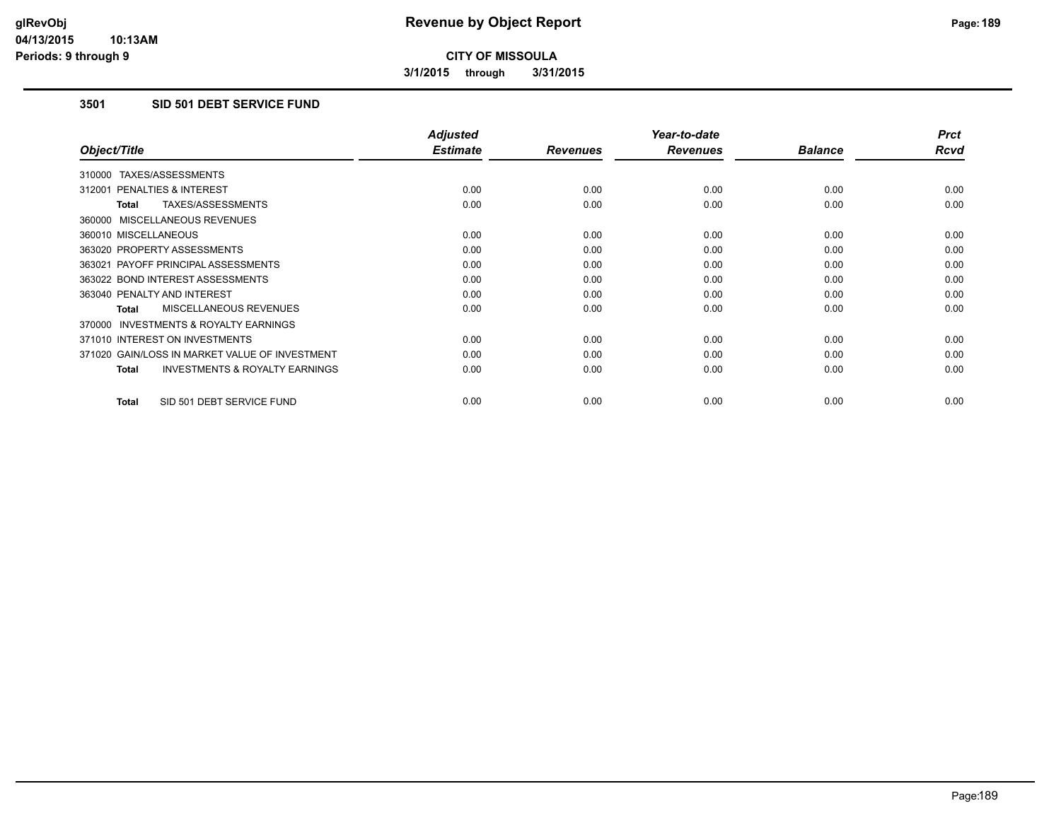**CITY OF MISSOULA**

**3/1/2015 through 3/31/2015**

## 3501 SID 501 DEBT SERVICE FUND

| Object/Title | Adjusted Estimate | Revenues | Year-to-date Revenues | Balance | Prct Rcvd |
|---|---|---|---|---|---|
| 310000 TAXES/ASSESSMENTS | | | | | |
| 312001 PENALTIES & INTEREST | 0.00 | 0.00 | 0.00 | 0.00 | 0.00 |
| **Total** TAXES/ASSESSMENTS | 0.00 | 0.00 | 0.00 | 0.00 | 0.00 |
| 360000 MISCELLANEOUS REVENUES | | | | | |
| 360010 MISCELLANEOUS | 0.00 | 0.00 | 0.00 | 0.00 | 0.00 |
| 363020 PROPERTY ASSESSMENTS | 0.00 | 0.00 | 0.00 | 0.00 | 0.00 |
| 363021 PAYOFF PRINCIPAL ASSESSMENTS | 0.00 | 0.00 | 0.00 | 0.00 | 0.00 |
| 363022 BOND INTEREST ASSESSMENTS | 0.00 | 0.00 | 0.00 | 0.00 | 0.00 |
| 363040 PENALTY AND INTEREST | 0.00 | 0.00 | 0.00 | 0.00 | 0.00 |
| **Total** MISCELLANEOUS REVENUES | 0.00 | 0.00 | 0.00 | 0.00 | 0.00 |
| 370000 INVESTMENTS & ROYALTY EARNINGS | | | | | |
| 371010 INTEREST ON INVESTMENTS | 0.00 | 0.00 | 0.00 | 0.00 | 0.00 |
| 371020 GAIN/LOSS IN MARKET VALUE OF INVESTMENT | 0.00 | 0.00 | 0.00 | 0.00 | 0.00 |
| **Total** INVESTMENTS & ROYALTY EARNINGS | 0.00 | 0.00 | 0.00 | 0.00 | 0.00 |
| **Total** SID 501 DEBT SERVICE FUND | 0.00 | 0.00 | 0.00 | 0.00 | 0.00 |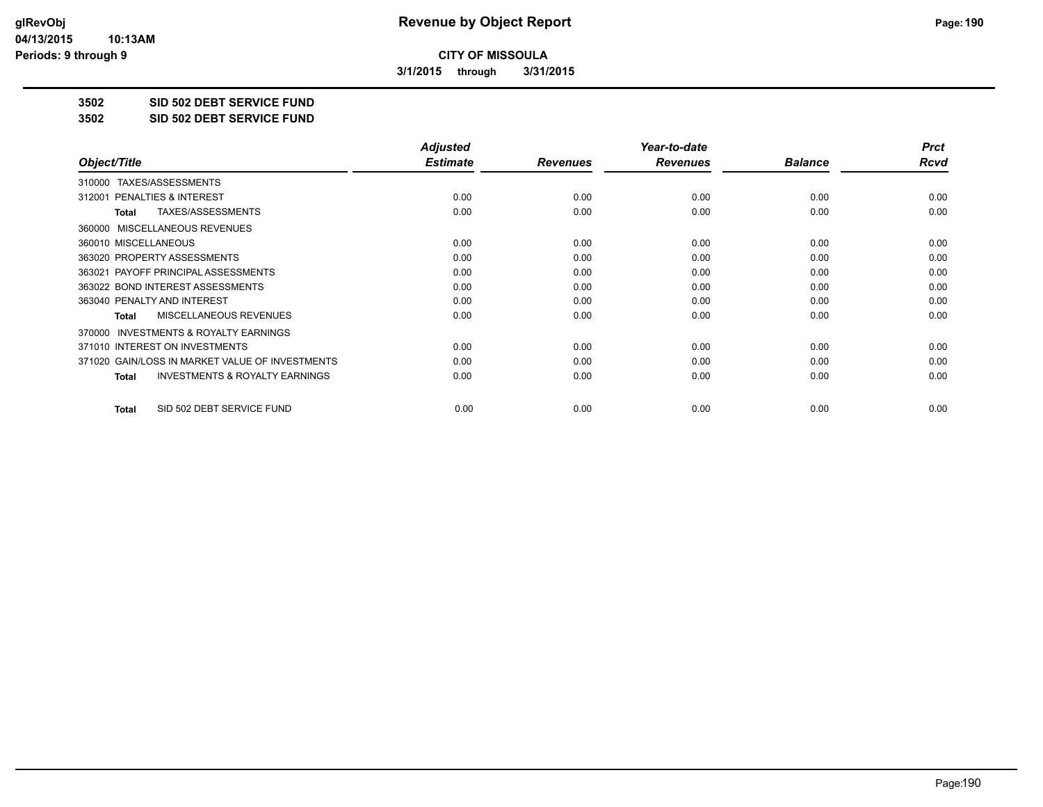**Revenue by Object Report**

**CITY OF MISSOULA**

**3/1/2015 through 3/31/2015**

**3502 SID 502 DEBT SERVICE FUND**

**3502 SID 502 DEBT SERVICE FUND**

| Object/Title | Adjusted Estimate | Revenues | Year-to-date Revenues | Balance | Prct Rcvd |
|---|---|---|---|---|---|
| 310000 TAXES/ASSESSMENTS | | | | | |
| 312001 PENALTIES & INTEREST | 0.00 | 0.00 | 0.00 | 0.00 | 0.00 |
| **Total** TAXES/ASSESSMENTS | 0.00 | 0.00 | 0.00 | 0.00 | 0.00 |
| 360000 MISCELLANEOUS REVENUES | | | | | |
| 360010 MISCELLANEOUS | 0.00 | 0.00 | 0.00 | 0.00 | 0.00 |
| 363020 PROPERTY ASSESSMENTS | 0.00 | 0.00 | 0.00 | 0.00 | 0.00 |
| 363021 PAYOFF PRINCIPAL ASSESSMENTS | 0.00 | 0.00 | 0.00 | 0.00 | 0.00 |
| 363022 BOND INTEREST ASSESSMENTS | 0.00 | 0.00 | 0.00 | 0.00 | 0.00 |
| 363040 PENALTY AND INTEREST | 0.00 | 0.00 | 0.00 | 0.00 | 0.00 |
| **Total** MISCELLANEOUS REVENUES | 0.00 | 0.00 | 0.00 | 0.00 | 0.00 |
| 370000 INVESTMENTS & ROYALTY EARNINGS | | | | | |
| 371010 INTEREST ON INVESTMENTS | 0.00 | 0.00 | 0.00 | 0.00 | 0.00 |
| 371020 GAIN/LOSS IN MARKET VALUE OF INVESTMENTS | 0.00 | 0.00 | 0.00 | 0.00 | 0.00 |
| **Total** INVESTMENTS & ROYALTY EARNINGS | 0.00 | 0.00 | 0.00 | 0.00 | 0.00 |
| **Total** SID 502 DEBT SERVICE FUND | 0.00 | 0.00 | 0.00 | 0.00 | 0.00 |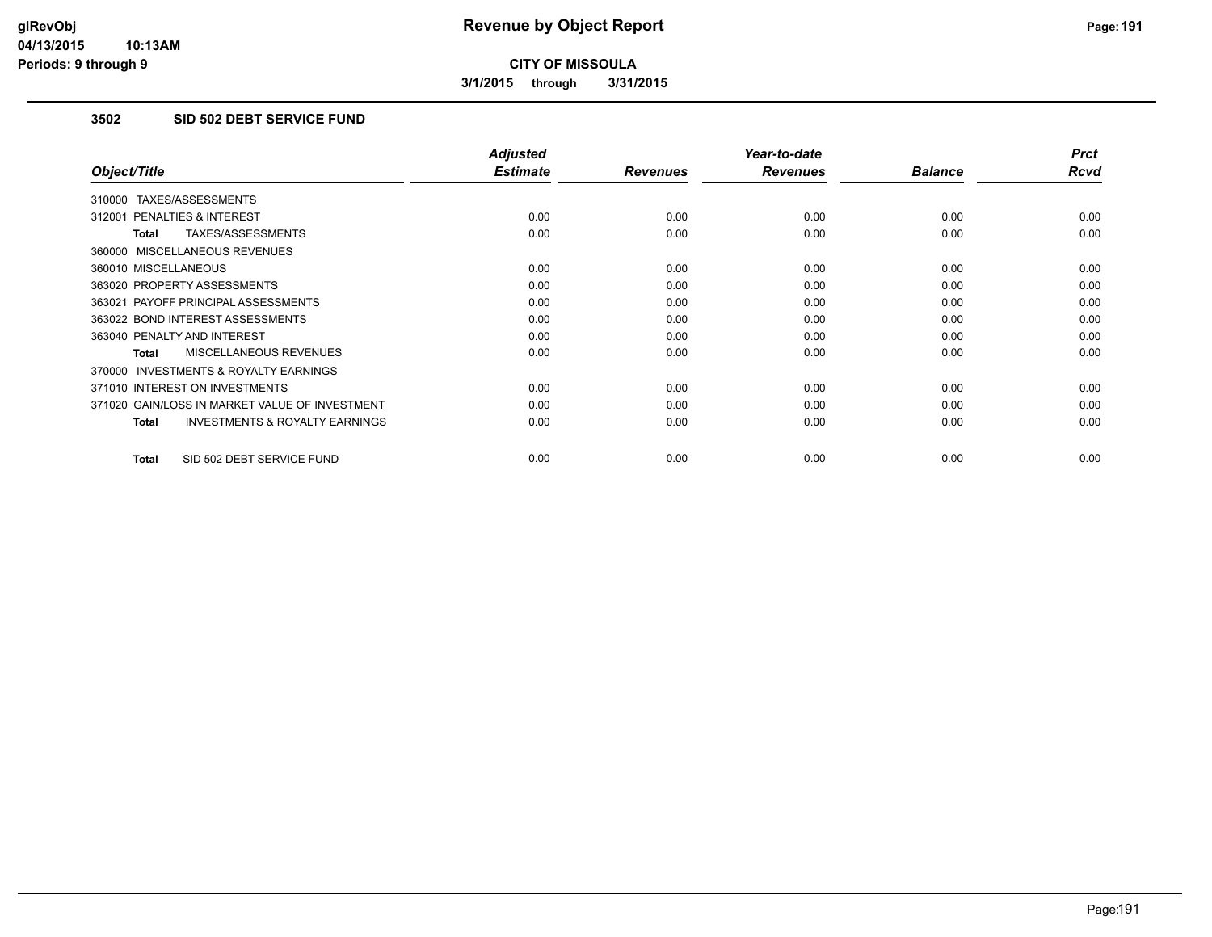# Revenue by Object Report

**CITY OF MISSOULA**

**3/1/2015 through 3/31/2015**

glRevObj
04/13/2015 10:13AM
Periods: 9 through 9

## 3502 SID 502 DEBT SERVICE FUND

| Object/Title | Adjusted Estimate | Revenues | Year-to-date Revenues | Balance | Prct Rcvd |
|---|---|---|---|---|---|
| 310000 TAXES/ASSESSMENTS | | | | | |
| 312001 PENALTIES & INTEREST | 0.00 | 0.00 | 0.00 | 0.00 | 0.00 |
| **Total** TAXES/ASSESSMENTS | 0.00 | 0.00 | 0.00 | 0.00 | 0.00 |
| 360000 MISCELLANEOUS REVENUES | | | | | |
| 360010 MISCELLANEOUS | 0.00 | 0.00 | 0.00 | 0.00 | 0.00 |
| 363020 PROPERTY ASSESSMENTS | 0.00 | 0.00 | 0.00 | 0.00 | 0.00 |
| 363021 PAYOFF PRINCIPAL ASSESSMENTS | 0.00 | 0.00 | 0.00 | 0.00 | 0.00 |
| 363022 BOND INTEREST ASSESSMENTS | 0.00 | 0.00 | 0.00 | 0.00 | 0.00 |
| 363040 PENALTY AND INTEREST | 0.00 | 0.00 | 0.00 | 0.00 | 0.00 |
| **Total** MISCELLANEOUS REVENUES | 0.00 | 0.00 | 0.00 | 0.00 | 0.00 |
| 370000 INVESTMENTS & ROYALTY EARNINGS | | | | | |
| 371010 INTEREST ON INVESTMENTS | 0.00 | 0.00 | 0.00 | 0.00 | 0.00 |
| 371020 GAIN/LOSS IN MARKET VALUE OF INVESTMENT | 0.00 | 0.00 | 0.00 | 0.00 | 0.00 |
| **Total** INVESTMENTS & ROYALTY EARNINGS | 0.00 | 0.00 | 0.00 | 0.00 | 0.00 |
| **Total** SID 502 DEBT SERVICE FUND | 0.00 | 0.00 | 0.00 | 0.00 | 0.00 |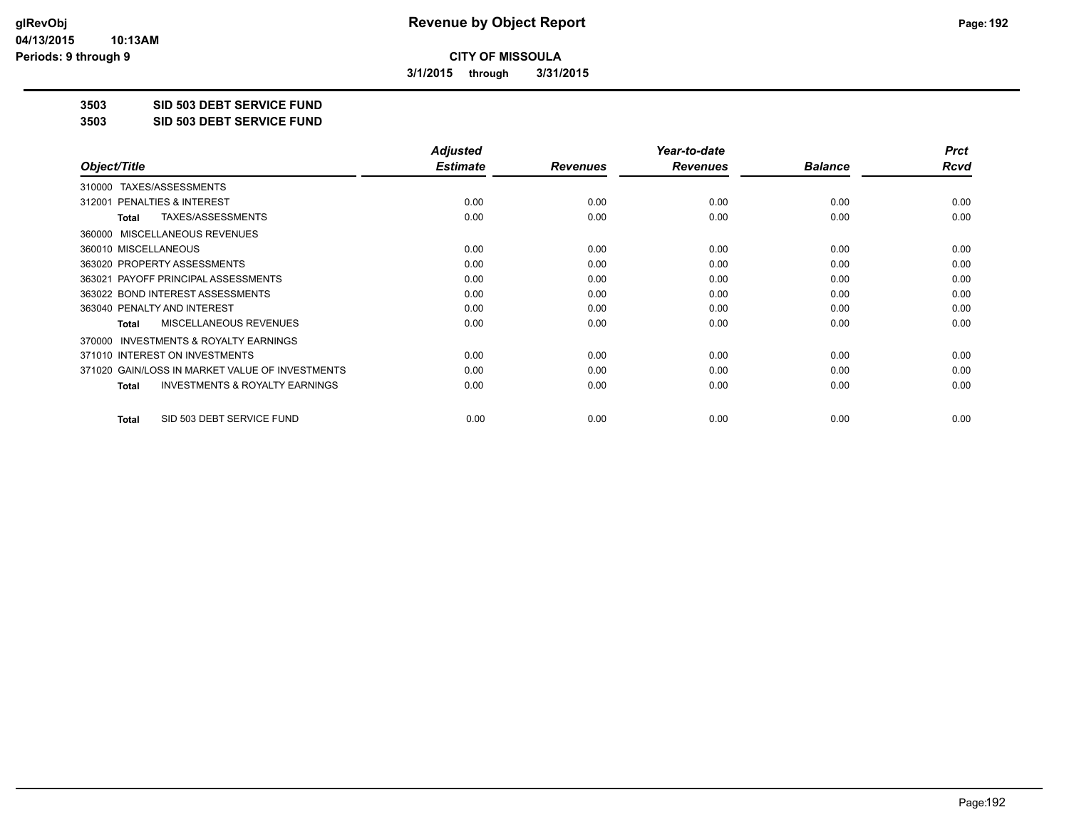**CITY OF MISSOULA**

**3/1/2015 through 3/31/2015**

# Revenue by Object Report

**3503 SID 503 DEBT SERVICE FUND**

**3503 SID 503 DEBT SERVICE FUND**

| Object/Title | Adjusted Estimate | Revenues | Year-to-date Revenues | Balance | Prct Rcvd |
|---|---|---|---|---|---|
| 310000 TAXES/ASSESSMENTS | | | | | |
| 312001 PENALTIES & INTEREST | 0.00 | 0.00 | 0.00 | 0.00 | 0.00 |
| **Total** TAXES/ASSESSMENTS | 0.00 | 0.00 | 0.00 | 0.00 | 0.00 |
| 360000 MISCELLANEOUS REVENUES | | | | | |
| 360010 MISCELLANEOUS | 0.00 | 0.00 | 0.00 | 0.00 | 0.00 |
| 363020 PROPERTY ASSESSMENTS | 0.00 | 0.00 | 0.00 | 0.00 | 0.00 |
| 363021 PAYOFF PRINCIPAL ASSESSMENTS | 0.00 | 0.00 | 0.00 | 0.00 | 0.00 |
| 363022 BOND INTEREST ASSESSMENTS | 0.00 | 0.00 | 0.00 | 0.00 | 0.00 |
| 363040 PENALTY AND INTEREST | 0.00 | 0.00 | 0.00 | 0.00 | 0.00 |
| **Total** MISCELLANEOUS REVENUES | 0.00 | 0.00 | 0.00 | 0.00 | 0.00 |
| 370000 INVESTMENTS & ROYALTY EARNINGS | | | | | |
| 371010 INTEREST ON INVESTMENTS | 0.00 | 0.00 | 0.00 | 0.00 | 0.00 |
| 371020 GAIN/LOSS IN MARKET VALUE OF INVESTMENTS | 0.00 | 0.00 | 0.00 | 0.00 | 0.00 |
| **Total** INVESTMENTS & ROYALTY EARNINGS | 0.00 | 0.00 | 0.00 | 0.00 | 0.00 |
| **Total** SID 503 DEBT SERVICE FUND | 0.00 | 0.00 | 0.00 | 0.00 | 0.00 |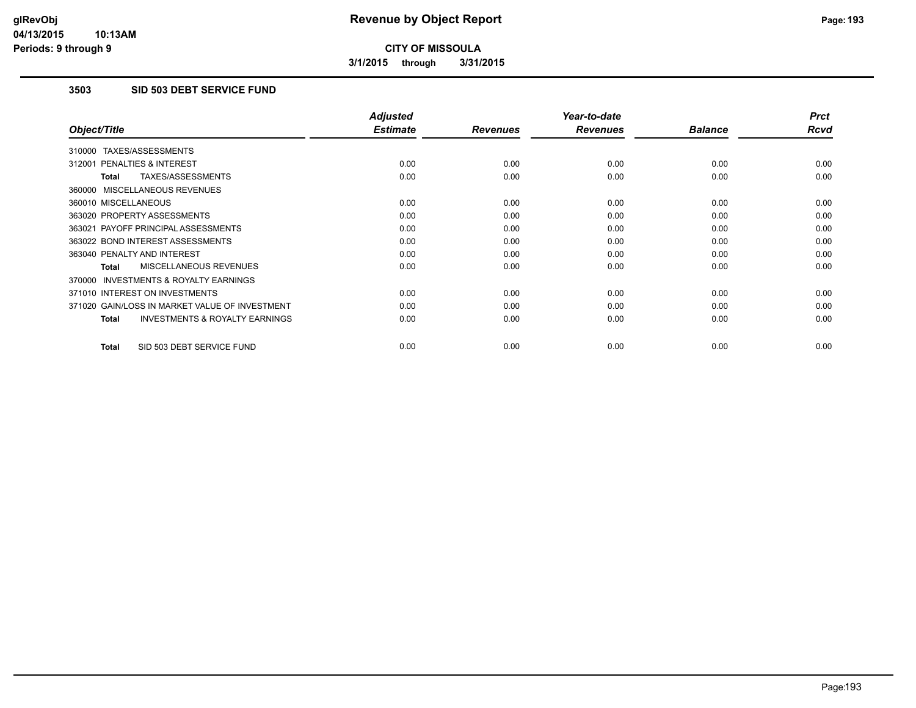# Revenue by Object Report

**CITY OF MISSOULA**

**3/1/2015 through 3/31/2015**

glRevObj
04/13/2015 10:13AM
Periods: 9 through 9

### 3503 SID 503 DEBT SERVICE FUND

| Object/Title | Adjusted Estimate | Revenues | Year-to-date Revenues | Balance | Prct Rcvd |
|---|---|---|---|---|---|
| 310000 TAXES/ASSESSMENTS | | | | | |
| 312001 PENALTIES & INTEREST | 0.00 | 0.00 | 0.00 | 0.00 | 0.00 |
| **Total** TAXES/ASSESSMENTS | 0.00 | 0.00 | 0.00 | 0.00 | 0.00 |
| 360000 MISCELLANEOUS REVENUES | | | | | |
| 360010 MISCELLANEOUS | 0.00 | 0.00 | 0.00 | 0.00 | 0.00 |
| 363020 PROPERTY ASSESSMENTS | 0.00 | 0.00 | 0.00 | 0.00 | 0.00 |
| 363021 PAYOFF PRINCIPAL ASSESSMENTS | 0.00 | 0.00 | 0.00 | 0.00 | 0.00 |
| 363022 BOND INTEREST ASSESSMENTS | 0.00 | 0.00 | 0.00 | 0.00 | 0.00 |
| 363040 PENALTY AND INTEREST | 0.00 | 0.00 | 0.00 | 0.00 | 0.00 |
| **Total** MISCELLANEOUS REVENUES | 0.00 | 0.00 | 0.00 | 0.00 | 0.00 |
| 370000 INVESTMENTS & ROYALTY EARNINGS | | | | | |
| 371010 INTEREST ON INVESTMENTS | 0.00 | 0.00 | 0.00 | 0.00 | 0.00 |
| 371020 GAIN/LOSS IN MARKET VALUE OF INVESTMENT | 0.00 | 0.00 | 0.00 | 0.00 | 0.00 |
| **Total** INVESTMENTS & ROYALTY EARNINGS | 0.00 | 0.00 | 0.00 | 0.00 | 0.00 |
| **Total** SID 503 DEBT SERVICE FUND | 0.00 | 0.00 | 0.00 | 0.00 | 0.00 |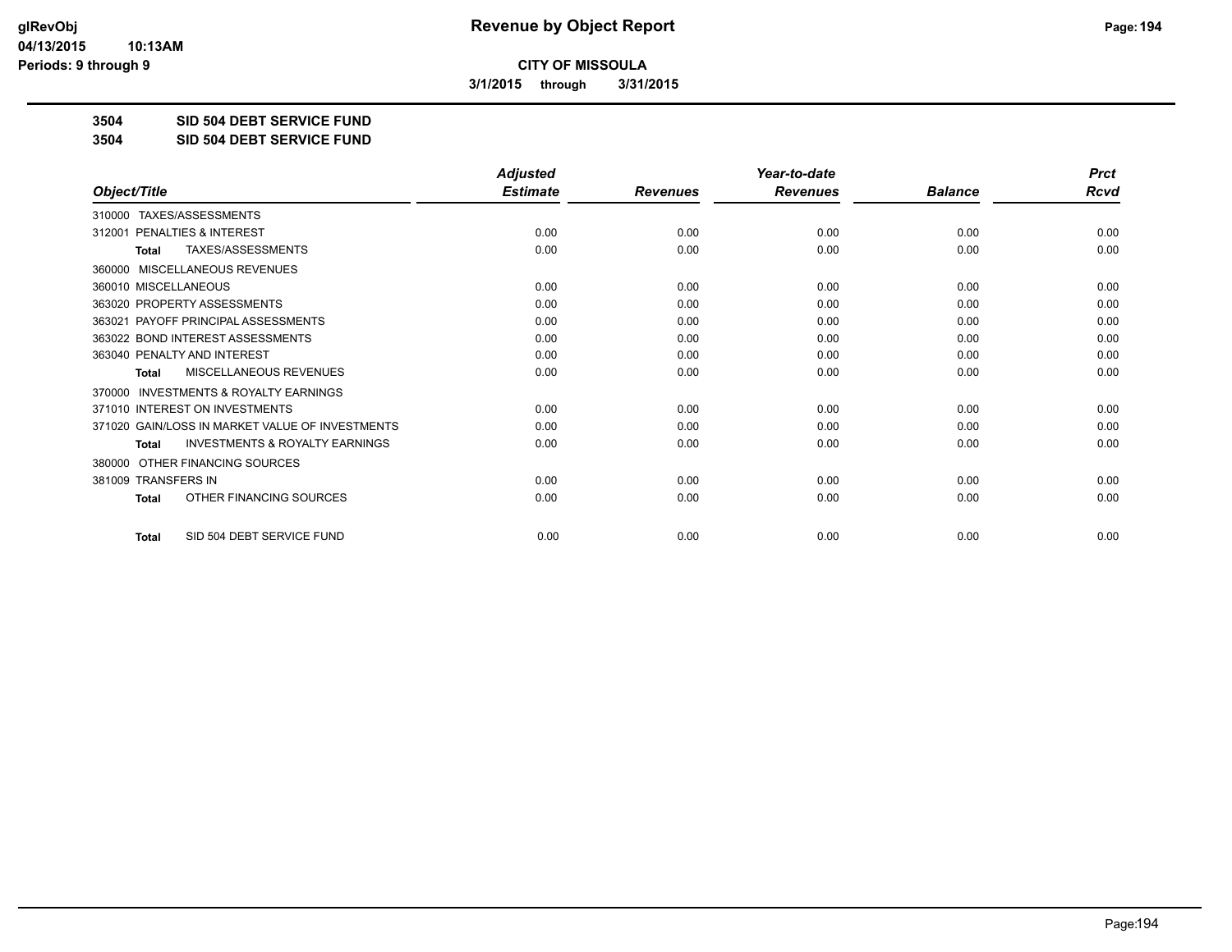# CITY OF MISSOULA

**3/1/2015 through 3/31/2015**

## 3504 SID 504 DEBT SERVICE FUND

## 3504 SID 504 DEBT SERVICE FUND

| Object/Title | Adjusted Estimate | Revenues | Year-to-date Revenues | Balance | Prct Rcvd |
|---|---|---|---|---|---|
| 310000 TAXES/ASSESSMENTS | | | | | |
| 312001 PENALTIES & INTEREST | 0.00 | 0.00 | 0.00 | 0.00 | 0.00 |
| **Total** TAXES/ASSESSMENTS | 0.00 | 0.00 | 0.00 | 0.00 | 0.00 |
| 360000 MISCELLANEOUS REVENUES | | | | | |
| 360010 MISCELLANEOUS | 0.00 | 0.00 | 0.00 | 0.00 | 0.00 |
| 363020 PROPERTY ASSESSMENTS | 0.00 | 0.00 | 0.00 | 0.00 | 0.00 |
| 363021 PAYOFF PRINCIPAL ASSESSMENTS | 0.00 | 0.00 | 0.00 | 0.00 | 0.00 |
| 363022 BOND INTEREST ASSESSMENTS | 0.00 | 0.00 | 0.00 | 0.00 | 0.00 |
| 363040 PENALTY AND INTEREST | 0.00 | 0.00 | 0.00 | 0.00 | 0.00 |
| **Total** MISCELLANEOUS REVENUES | 0.00 | 0.00 | 0.00 | 0.00 | 0.00 |
| 370000 INVESTMENTS & ROYALTY EARNINGS | | | | | |
| 371010 INTEREST ON INVESTMENTS | 0.00 | 0.00 | 0.00 | 0.00 | 0.00 |
| 371020 GAIN/LOSS IN MARKET VALUE OF INVESTMENTS | 0.00 | 0.00 | 0.00 | 0.00 | 0.00 |
| **Total** INVESTMENTS & ROYALTY EARNINGS | 0.00 | 0.00 | 0.00 | 0.00 | 0.00 |
| 380000 OTHER FINANCING SOURCES | | | | | |
| 381009 TRANSFERS IN | 0.00 | 0.00 | 0.00 | 0.00 | 0.00 |
| **Total** OTHER FINANCING SOURCES | 0.00 | 0.00 | 0.00 | 0.00 | 0.00 |
| **Total** SID 504 DEBT SERVICE FUND | 0.00 | 0.00 | 0.00 | 0.00 | 0.00 |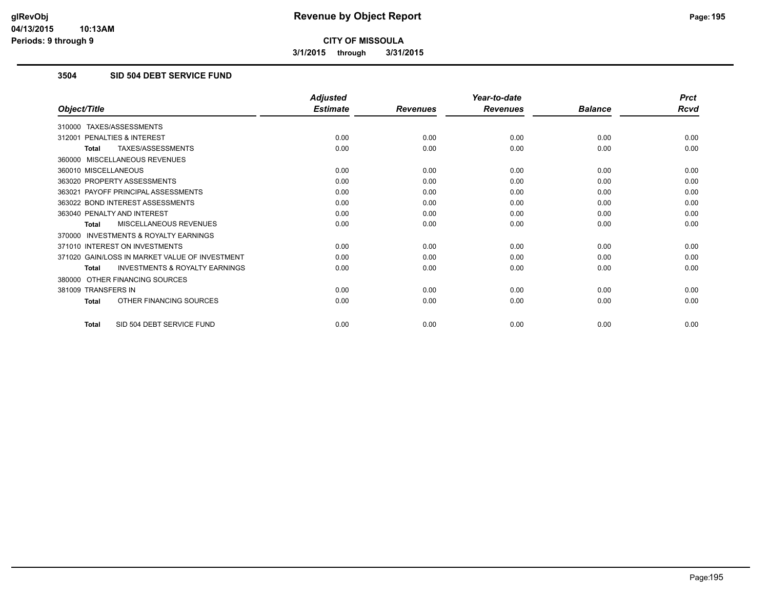# Revenue by Object Report

**CITY OF MISSOULA**

**3/1/2015 through 3/31/2015**

### 3504 SID 504 DEBT SERVICE FUND

| Object/Title | Adjusted Estimate | Revenues | Year-to-date Revenues | Balance | Prct Rcvd |
|---|---|---|---|---|---|
| 310000 TAXES/ASSESSMENTS | | | | | |
| 312001 PENALTIES & INTEREST | 0.00 | 0.00 | 0.00 | 0.00 | 0.00 |
| **Total** TAXES/ASSESSMENTS | 0.00 | 0.00 | 0.00 | 0.00 | 0.00 |
| 360000 MISCELLANEOUS REVENUES | | | | | |
| 360010 MISCELLANEOUS | 0.00 | 0.00 | 0.00 | 0.00 | 0.00 |
| 363020 PROPERTY ASSESSMENTS | 0.00 | 0.00 | 0.00 | 0.00 | 0.00 |
| 363021 PAYOFF PRINCIPAL ASSESSMENTS | 0.00 | 0.00 | 0.00 | 0.00 | 0.00 |
| 363022 BOND INTEREST ASSESSMENTS | 0.00 | 0.00 | 0.00 | 0.00 | 0.00 |
| 363040 PENALTY AND INTEREST | 0.00 | 0.00 | 0.00 | 0.00 | 0.00 |
| **Total** MISCELLANEOUS REVENUES | 0.00 | 0.00 | 0.00 | 0.00 | 0.00 |
| 370000 INVESTMENTS & ROYALTY EARNINGS | | | | | |
| 371010 INTEREST ON INVESTMENTS | 0.00 | 0.00 | 0.00 | 0.00 | 0.00 |
| 371020 GAIN/LOSS IN MARKET VALUE OF INVESTMENT | 0.00 | 0.00 | 0.00 | 0.00 | 0.00 |
| **Total** INVESTMENTS & ROYALTY EARNINGS | 0.00 | 0.00 | 0.00 | 0.00 | 0.00 |
| 380000 OTHER FINANCING SOURCES | | | | | |
| 381009 TRANSFERS IN | 0.00 | 0.00 | 0.00 | 0.00 | 0.00 |
| **Total** OTHER FINANCING SOURCES | 0.00 | 0.00 | 0.00 | 0.00 | 0.00 |
| **Total** SID 504 DEBT SERVICE FUND | 0.00 | 0.00 | 0.00 | 0.00 | 0.00 |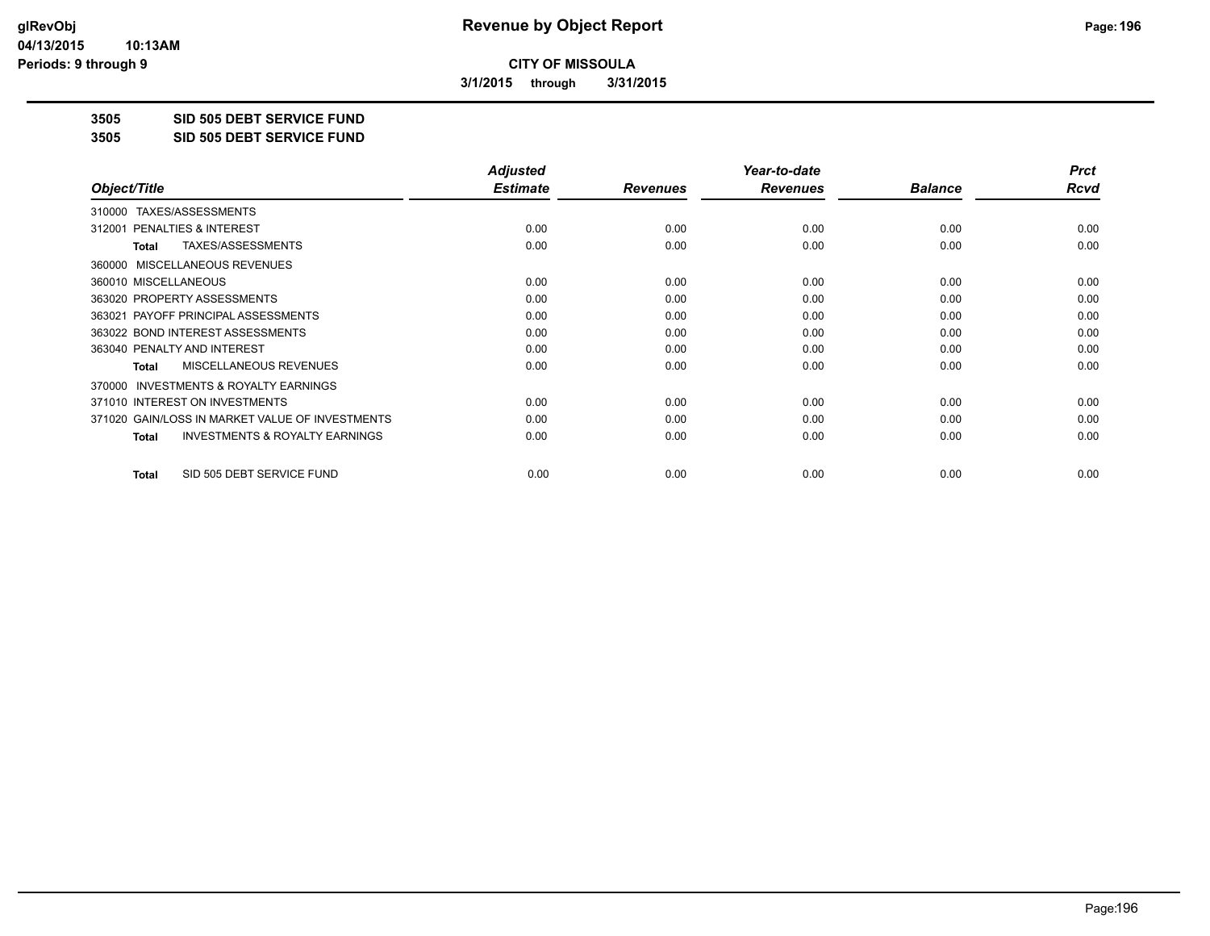**CITY OF MISSOULA**

**3/1/2015 through 3/31/2015**

**3505 SID 505 DEBT SERVICE FUND**

**3505 SID 505 DEBT SERVICE FUND**

| Object/Title | Adjusted Estimate | Revenues | Year-to-date Revenues | Balance | Prct Rcvd |
|---|---|---|---|---|---|
| 310000 TAXES/ASSESSMENTS | | | | | |
| 312001 PENALTIES & INTEREST | 0.00 | 0.00 | 0.00 | 0.00 | 0.00 |
| **Total** TAXES/ASSESSMENTS | 0.00 | 0.00 | 0.00 | 0.00 | 0.00 |
| 360000 MISCELLANEOUS REVENUES | | | | | |
| 360010 MISCELLANEOUS | 0.00 | 0.00 | 0.00 | 0.00 | 0.00 |
| 363020 PROPERTY ASSESSMENTS | 0.00 | 0.00 | 0.00 | 0.00 | 0.00 |
| 363021 PAYOFF PRINCIPAL ASSESSMENTS | 0.00 | 0.00 | 0.00 | 0.00 | 0.00 |
| 363022 BOND INTEREST ASSESSMENTS | 0.00 | 0.00 | 0.00 | 0.00 | 0.00 |
| 363040 PENALTY AND INTEREST | 0.00 | 0.00 | 0.00 | 0.00 | 0.00 |
| **Total** MISCELLANEOUS REVENUES | 0.00 | 0.00 | 0.00 | 0.00 | 0.00 |
| 370000 INVESTMENTS & ROYALTY EARNINGS | | | | | |
| 371010 INTEREST ON INVESTMENTS | 0.00 | 0.00 | 0.00 | 0.00 | 0.00 |
| 371020 GAIN/LOSS IN MARKET VALUE OF INVESTMENTS | 0.00 | 0.00 | 0.00 | 0.00 | 0.00 |
| **Total** INVESTMENTS & ROYALTY EARNINGS | 0.00 | 0.00 | 0.00 | 0.00 | 0.00 |
| **Total** SID 505 DEBT SERVICE FUND | 0.00 | 0.00 | 0.00 | 0.00 | 0.00 |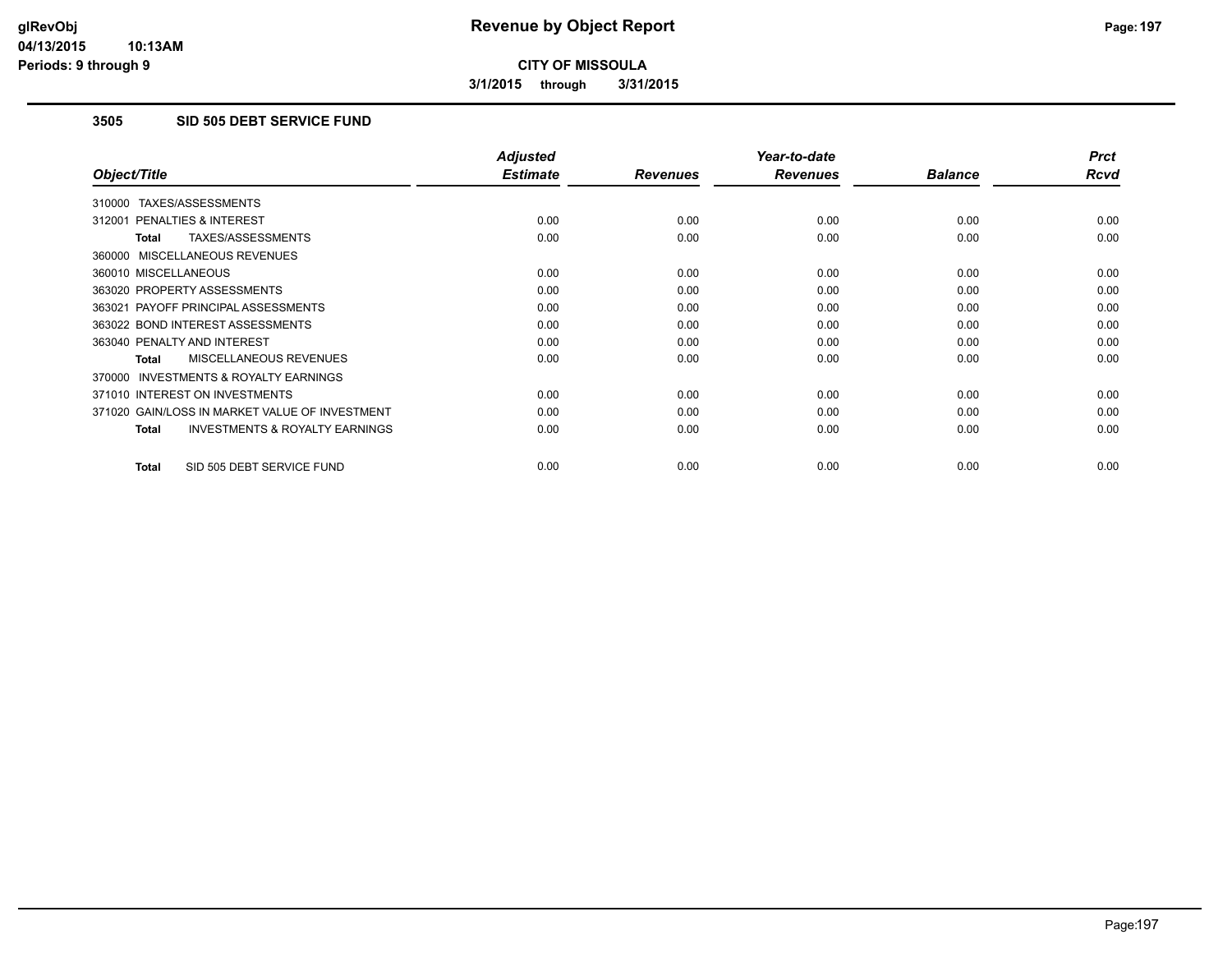# Revenue by Object Report

**CITY OF MISSOULA**

**3/1/2015 through 3/31/2015**

glRevObj
04/13/2015 10:13AM
Periods: 9 through 9

### 3505 SID 505 DEBT SERVICE FUND

| Object/Title | Adjusted Estimate | Revenues | Year-to-date Revenues | Balance | Prct Rcvd |
|---|---|---|---|---|---|
| 310000 TAXES/ASSESSMENTS | | | | | |
| 312001 PENALTIES & INTEREST | 0.00 | 0.00 | 0.00 | 0.00 | 0.00 |
| **Total** TAXES/ASSESSMENTS | 0.00 | 0.00 | 0.00 | 0.00 | 0.00 |
| 360000 MISCELLANEOUS REVENUES | | | | | |
| 360010 MISCELLANEOUS | 0.00 | 0.00 | 0.00 | 0.00 | 0.00 |
| 363020 PROPERTY ASSESSMENTS | 0.00 | 0.00 | 0.00 | 0.00 | 0.00 |
| 363021 PAYOFF PRINCIPAL ASSESSMENTS | 0.00 | 0.00 | 0.00 | 0.00 | 0.00 |
| 363022 BOND INTEREST ASSESSMENTS | 0.00 | 0.00 | 0.00 | 0.00 | 0.00 |
| 363040 PENALTY AND INTEREST | 0.00 | 0.00 | 0.00 | 0.00 | 0.00 |
| **Total** MISCELLANEOUS REVENUES | 0.00 | 0.00 | 0.00 | 0.00 | 0.00 |
| 370000 INVESTMENTS & ROYALTY EARNINGS | | | | | |
| 371010 INTEREST ON INVESTMENTS | 0.00 | 0.00 | 0.00 | 0.00 | 0.00 |
| 371020 GAIN/LOSS IN MARKET VALUE OF INVESTMENT | 0.00 | 0.00 | 0.00 | 0.00 | 0.00 |
| **Total** INVESTMENTS & ROYALTY EARNINGS | 0.00 | 0.00 | 0.00 | 0.00 | 0.00 |
| **Total** SID 505 DEBT SERVICE FUND | 0.00 | 0.00 | 0.00 | 0.00 | 0.00 |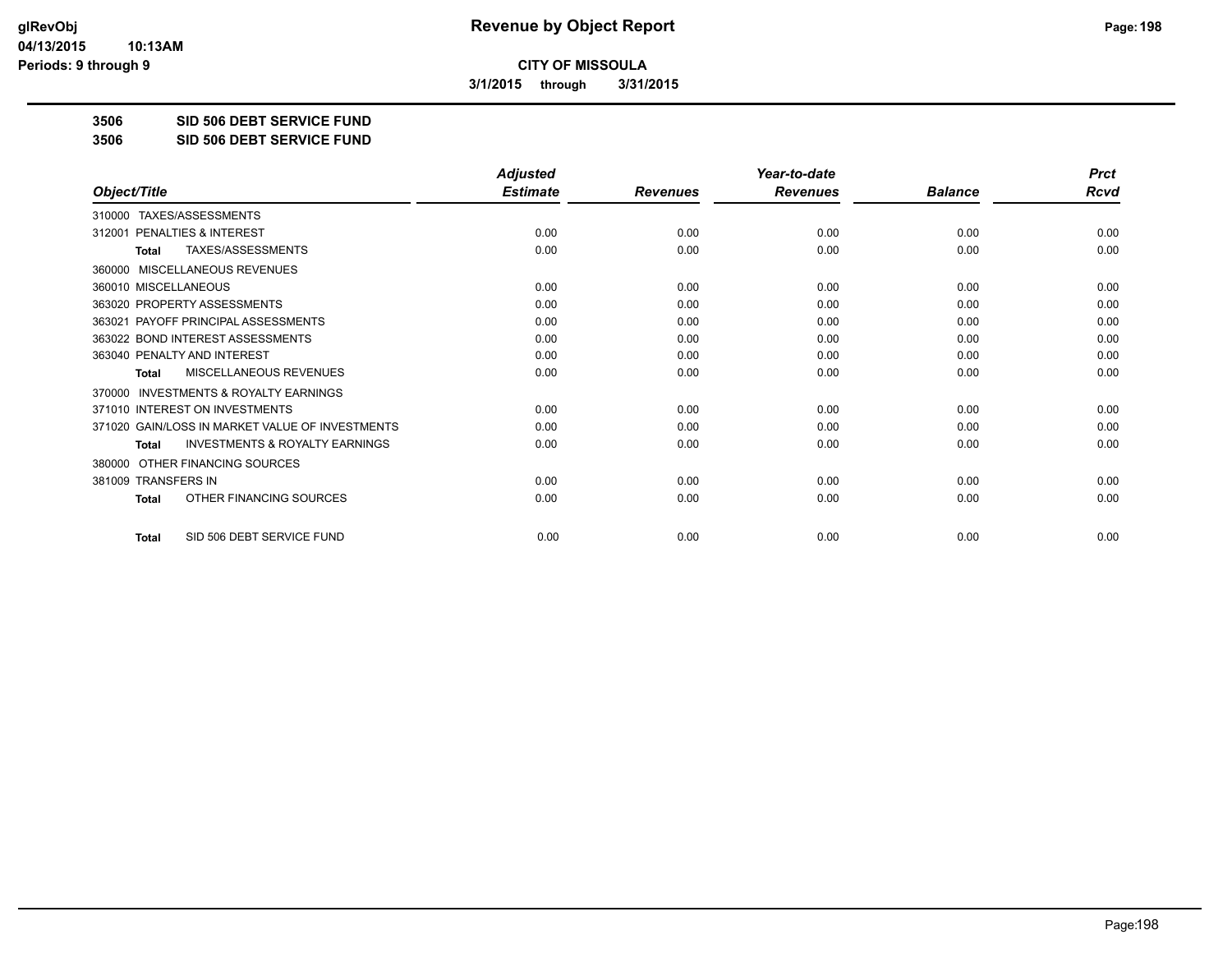**Revenue by Object Report**

**CITY OF MISSOULA**

**3/1/2015 through 3/31/2015**

**3506 SID 506 DEBT SERVICE FUND**

**3506 SID 506 DEBT SERVICE FUND**

| Object/Title | Adjusted Estimate | Revenues | Year-to-date Revenues | Balance | Prct Rcvd |
|---|---|---|---|---|---|
| 310000 TAXES/ASSESSMENTS | | | | | |
| 312001 PENALTIES & INTEREST | 0.00 | 0.00 | 0.00 | 0.00 | 0.00 |
| **Total** TAXES/ASSESSMENTS | 0.00 | 0.00 | 0.00 | 0.00 | 0.00 |
| 360000 MISCELLANEOUS REVENUES | | | | | |
| 360010 MISCELLANEOUS | 0.00 | 0.00 | 0.00 | 0.00 | 0.00 |
| 363020 PROPERTY ASSESSMENTS | 0.00 | 0.00 | 0.00 | 0.00 | 0.00 |
| 363021 PAYOFF PRINCIPAL ASSESSMENTS | 0.00 | 0.00 | 0.00 | 0.00 | 0.00 |
| 363022 BOND INTEREST ASSESSMENTS | 0.00 | 0.00 | 0.00 | 0.00 | 0.00 |
| 363040 PENALTY AND INTEREST | 0.00 | 0.00 | 0.00 | 0.00 | 0.00 |
| **Total** MISCELLANEOUS REVENUES | 0.00 | 0.00 | 0.00 | 0.00 | 0.00 |
| 370000 INVESTMENTS & ROYALTY EARNINGS | | | | | |
| 371010 INTEREST ON INVESTMENTS | 0.00 | 0.00 | 0.00 | 0.00 | 0.00 |
| 371020 GAIN/LOSS IN MARKET VALUE OF INVESTMENTS | 0.00 | 0.00 | 0.00 | 0.00 | 0.00 |
| **Total** INVESTMENTS & ROYALTY EARNINGS | 0.00 | 0.00 | 0.00 | 0.00 | 0.00 |
| 380000 OTHER FINANCING SOURCES | | | | | |
| 381009 TRANSFERS IN | 0.00 | 0.00 | 0.00 | 0.00 | 0.00 |
| **Total** OTHER FINANCING SOURCES | 0.00 | 0.00 | 0.00 | 0.00 | 0.00 |
| **Total** SID 506 DEBT SERVICE FUND | 0.00 | 0.00 | 0.00 | 0.00 | 0.00 |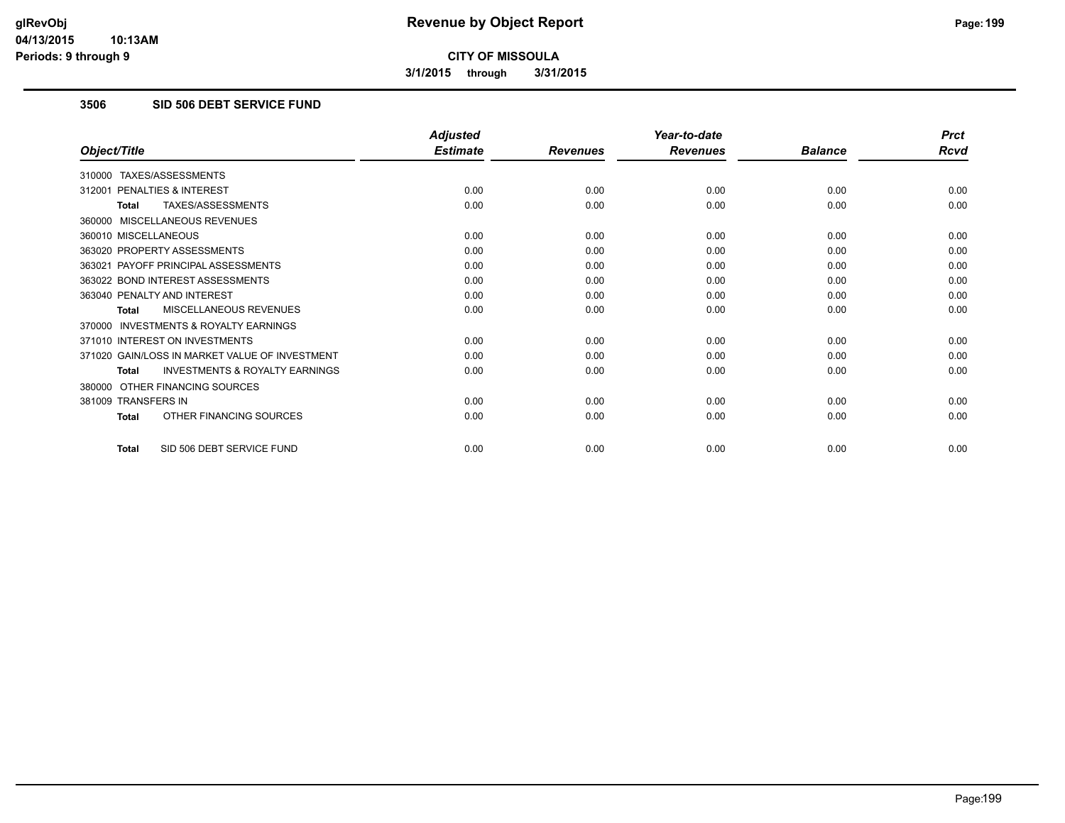# Revenue by Object Report

**CITY OF MISSOULA**

**3/1/2015 through 3/31/2015**

### 3506 SID 506 DEBT SERVICE FUND

| Object/Title | Adjusted Estimate | Revenues | Year-to-date Revenues | Balance | Prct Rcvd |
|---|---|---|---|---|---|
| 310000 TAXES/ASSESSMENTS | | | | | |
| 312001 PENALTIES & INTEREST | 0.00 | 0.00 | 0.00 | 0.00 | 0.00 |
| **Total** TAXES/ASSESSMENTS | 0.00 | 0.00 | 0.00 | 0.00 | 0.00 |
| 360000 MISCELLANEOUS REVENUES | | | | | |
| 360010 MISCELLANEOUS | 0.00 | 0.00 | 0.00 | 0.00 | 0.00 |
| 363020 PROPERTY ASSESSMENTS | 0.00 | 0.00 | 0.00 | 0.00 | 0.00 |
| 363021 PAYOFF PRINCIPAL ASSESSMENTS | 0.00 | 0.00 | 0.00 | 0.00 | 0.00 |
| 363022 BOND INTEREST ASSESSMENTS | 0.00 | 0.00 | 0.00 | 0.00 | 0.00 |
| 363040 PENALTY AND INTEREST | 0.00 | 0.00 | 0.00 | 0.00 | 0.00 |
| **Total** MISCELLANEOUS REVENUES | 0.00 | 0.00 | 0.00 | 0.00 | 0.00 |
| 370000 INVESTMENTS & ROYALTY EARNINGS | | | | | |
| 371010 INTEREST ON INVESTMENTS | 0.00 | 0.00 | 0.00 | 0.00 | 0.00 |
| 371020 GAIN/LOSS IN MARKET VALUE OF INVESTMENT | 0.00 | 0.00 | 0.00 | 0.00 | 0.00 |
| **Total** INVESTMENTS & ROYALTY EARNINGS | 0.00 | 0.00 | 0.00 | 0.00 | 0.00 |
| 380000 OTHER FINANCING SOURCES | | | | | |
| 381009 TRANSFERS IN | 0.00 | 0.00 | 0.00 | 0.00 | 0.00 |
| **Total** OTHER FINANCING SOURCES | 0.00 | 0.00 | 0.00 | 0.00 | 0.00 |
| **Total** SID 506 DEBT SERVICE FUND | 0.00 | 0.00 | 0.00 | 0.00 | 0.00 |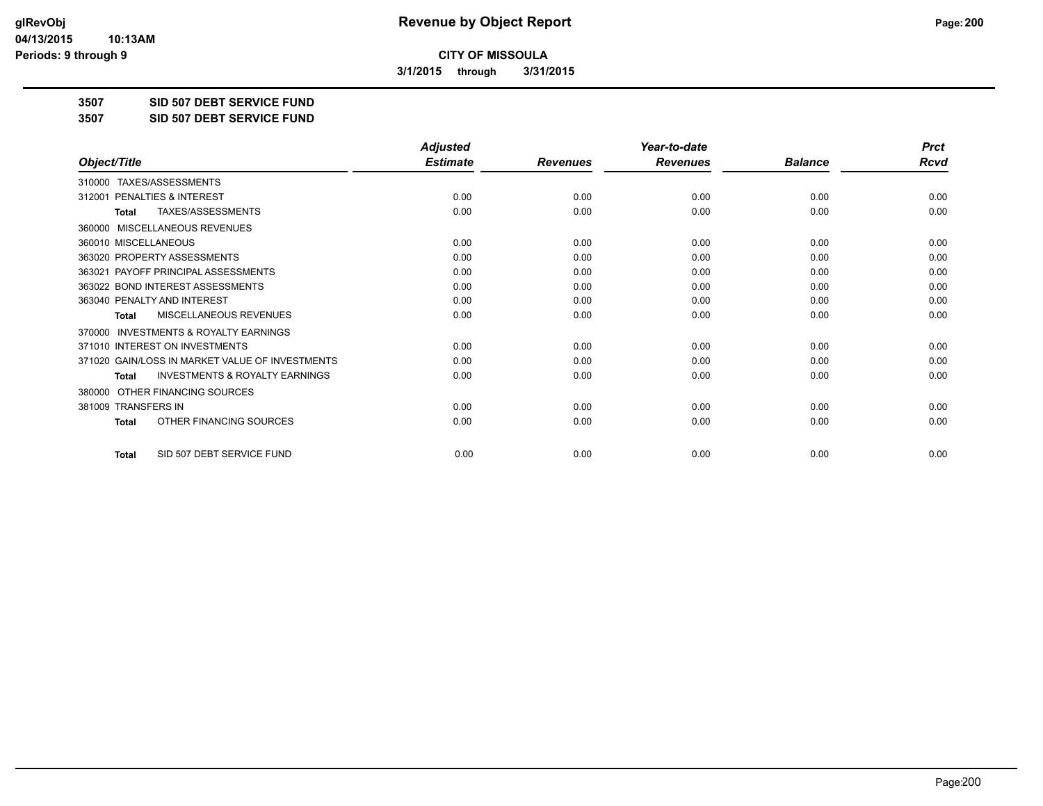# CITY OF MISSOULA

**3/1/2015 through 3/31/2015**

**3507 SID 507 DEBT SERVICE FUND**

**3507 SID 507 DEBT SERVICE FUND**

| Object/Title | Adjusted Estimate | Revenues | Year-to-date Revenues | Balance | Prct Rcvd |
|---|---|---|---|---|---|
| 310000 TAXES/ASSESSMENTS | | | | | |
| 312001 PENALTIES & INTEREST | 0.00 | 0.00 | 0.00 | 0.00 | 0.00 |
| **Total** TAXES/ASSESSMENTS | 0.00 | 0.00 | 0.00 | 0.00 | 0.00 |
| 360000 MISCELLANEOUS REVENUES | | | | | |
| 360010 MISCELLANEOUS | 0.00 | 0.00 | 0.00 | 0.00 | 0.00 |
| 363020 PROPERTY ASSESSMENTS | 0.00 | 0.00 | 0.00 | 0.00 | 0.00 |
| 363021 PAYOFF PRINCIPAL ASSESSMENTS | 0.00 | 0.00 | 0.00 | 0.00 | 0.00 |
| 363022 BOND INTEREST ASSESSMENTS | 0.00 | 0.00 | 0.00 | 0.00 | 0.00 |
| 363040 PENALTY AND INTEREST | 0.00 | 0.00 | 0.00 | 0.00 | 0.00 |
| **Total** MISCELLANEOUS REVENUES | 0.00 | 0.00 | 0.00 | 0.00 | 0.00 |
| 370000 INVESTMENTS & ROYALTY EARNINGS | | | | | |
| 371010 INTEREST ON INVESTMENTS | 0.00 | 0.00 | 0.00 | 0.00 | 0.00 |
| 371020 GAIN/LOSS IN MARKET VALUE OF INVESTMENTS | 0.00 | 0.00 | 0.00 | 0.00 | 0.00 |
| **Total** INVESTMENTS & ROYALTY EARNINGS | 0.00 | 0.00 | 0.00 | 0.00 | 0.00 |
| 380000 OTHER FINANCING SOURCES | | | | | |
| 381009 TRANSFERS IN | 0.00 | 0.00 | 0.00 | 0.00 | 0.00 |
| **Total** OTHER FINANCING SOURCES | 0.00 | 0.00 | 0.00 | 0.00 | 0.00 |
| **Total** SID 507 DEBT SERVICE FUND | 0.00 | 0.00 | 0.00 | 0.00 | 0.00 |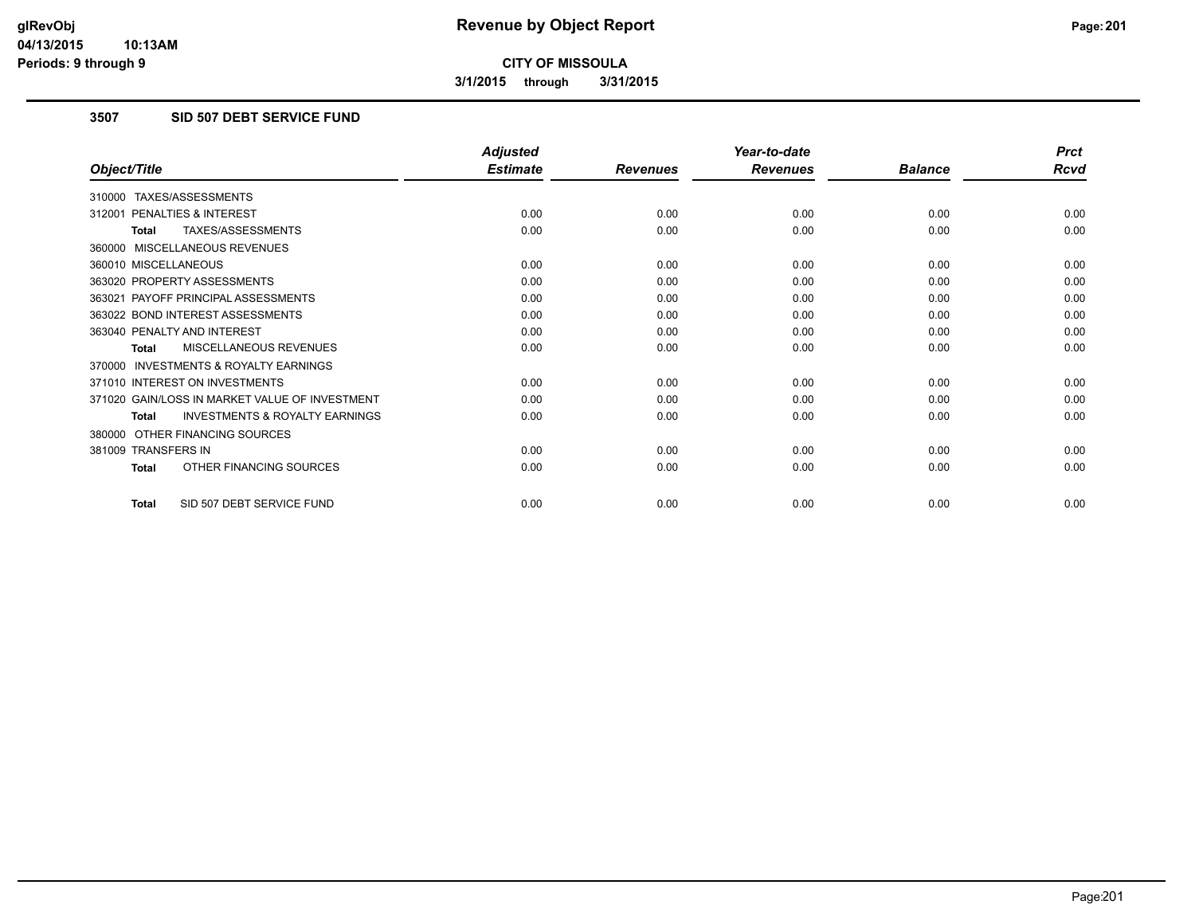# Revenue by Object Report

**CITY OF MISSOULA**

**3/1/2015 through 3/31/2015**

### 3507 SID 507 DEBT SERVICE FUND

| Object/Title | Adjusted Estimate | Revenues | Year-to-date Revenues | Balance | Prct Rcvd |
|---|---|---|---|---|---|
| 310000 TAXES/ASSESSMENTS | | | | | |
| 312001 PENALTIES & INTEREST | 0.00 | 0.00 | 0.00 | 0.00 | 0.00 |
| **Total** TAXES/ASSESSMENTS | 0.00 | 0.00 | 0.00 | 0.00 | 0.00 |
| 360000 MISCELLANEOUS REVENUES | | | | | |
| 360010 MISCELLANEOUS | 0.00 | 0.00 | 0.00 | 0.00 | 0.00 |
| 363020 PROPERTY ASSESSMENTS | 0.00 | 0.00 | 0.00 | 0.00 | 0.00 |
| 363021 PAYOFF PRINCIPAL ASSESSMENTS | 0.00 | 0.00 | 0.00 | 0.00 | 0.00 |
| 363022 BOND INTEREST ASSESSMENTS | 0.00 | 0.00 | 0.00 | 0.00 | 0.00 |
| 363040 PENALTY AND INTEREST | 0.00 | 0.00 | 0.00 | 0.00 | 0.00 |
| **Total** MISCELLANEOUS REVENUES | 0.00 | 0.00 | 0.00 | 0.00 | 0.00 |
| 370000 INVESTMENTS & ROYALTY EARNINGS | | | | | |
| 371010 INTEREST ON INVESTMENTS | 0.00 | 0.00 | 0.00 | 0.00 | 0.00 |
| 371020 GAIN/LOSS IN MARKET VALUE OF INVESTMENT | 0.00 | 0.00 | 0.00 | 0.00 | 0.00 |
| **Total** INVESTMENTS & ROYALTY EARNINGS | 0.00 | 0.00 | 0.00 | 0.00 | 0.00 |
| 380000 OTHER FINANCING SOURCES | | | | | |
| 381009 TRANSFERS IN | 0.00 | 0.00 | 0.00 | 0.00 | 0.00 |
| **Total** OTHER FINANCING SOURCES | 0.00 | 0.00 | 0.00 | 0.00 | 0.00 |
| **Total** SID 507 DEBT SERVICE FUND | 0.00 | 0.00 | 0.00 | 0.00 | 0.00 |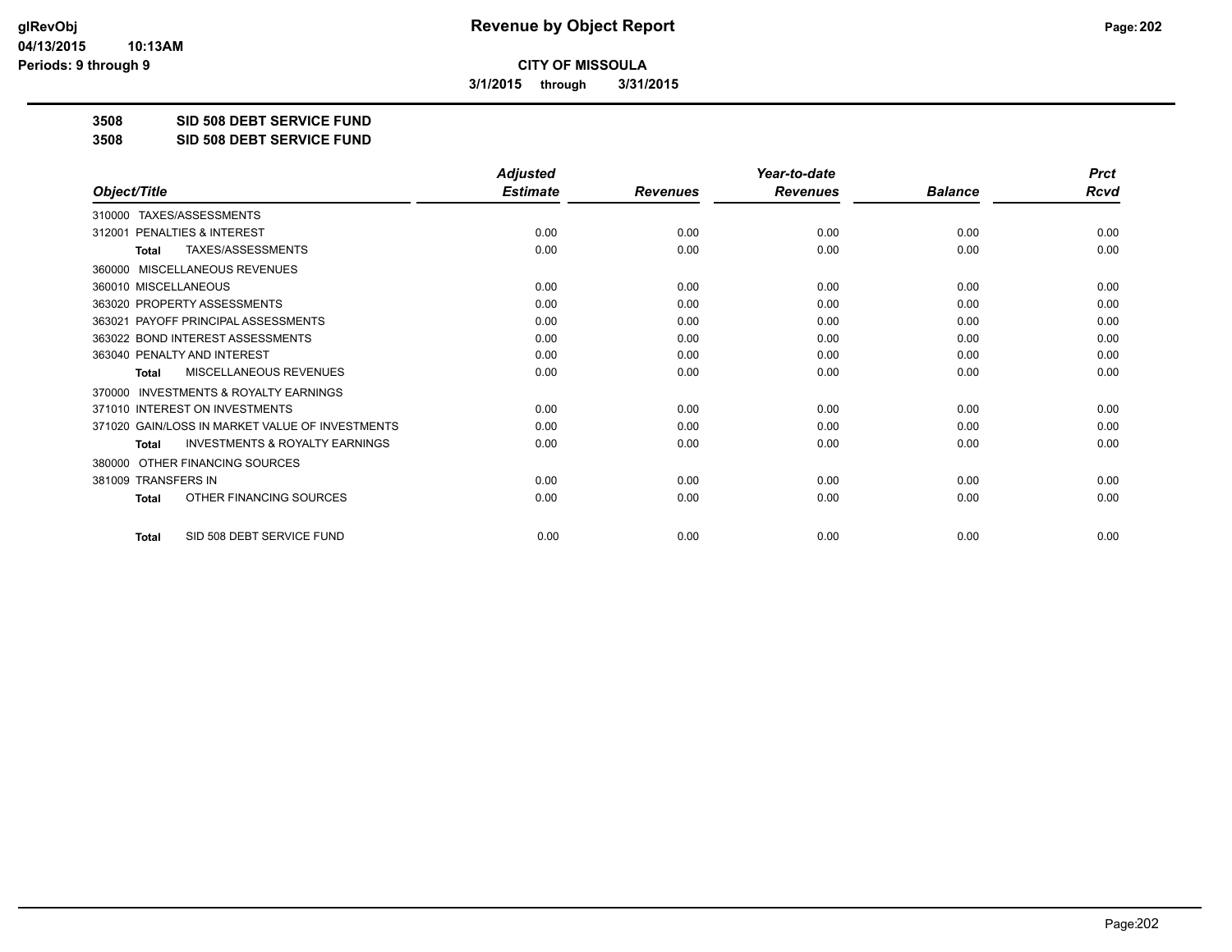# Revenue by Object Report

**CITY OF MISSOULA**

**3/1/2015 through 3/31/2015**

glRevObj
04/13/2015 10:13AM
Periods: 9 through 9

**3508 SID 508 DEBT SERVICE FUND**

**3508 SID 508 DEBT SERVICE FUND**

| Object/Title | Adjusted Estimate | Revenues | Year-to-date Revenues | Balance | Prct Rcvd |
|---|---|---|---|---|---|
| 310000 TAXES/ASSESSMENTS | | | | | |
| 312001 PENALTIES & INTEREST | 0.00 | 0.00 | 0.00 | 0.00 | 0.00 |
| **Total** TAXES/ASSESSMENTS | 0.00 | 0.00 | 0.00 | 0.00 | 0.00 |
| 360000 MISCELLANEOUS REVENUES | | | | | |
| 360010 MISCELLANEOUS | 0.00 | 0.00 | 0.00 | 0.00 | 0.00 |
| 363020 PROPERTY ASSESSMENTS | 0.00 | 0.00 | 0.00 | 0.00 | 0.00 |
| 363021 PAYOFF PRINCIPAL ASSESSMENTS | 0.00 | 0.00 | 0.00 | 0.00 | 0.00 |
| 363022 BOND INTEREST ASSESSMENTS | 0.00 | 0.00 | 0.00 | 0.00 | 0.00 |
| 363040 PENALTY AND INTEREST | 0.00 | 0.00 | 0.00 | 0.00 | 0.00 |
| **Total** MISCELLANEOUS REVENUES | 0.00 | 0.00 | 0.00 | 0.00 | 0.00 |
| 370000 INVESTMENTS & ROYALTY EARNINGS | | | | | |
| 371010 INTEREST ON INVESTMENTS | 0.00 | 0.00 | 0.00 | 0.00 | 0.00 |
| 371020 GAIN/LOSS IN MARKET VALUE OF INVESTMENTS | 0.00 | 0.00 | 0.00 | 0.00 | 0.00 |
| **Total** INVESTMENTS & ROYALTY EARNINGS | 0.00 | 0.00 | 0.00 | 0.00 | 0.00 |
| 380000 OTHER FINANCING SOURCES | | | | | |
| 381009 TRANSFERS IN | 0.00 | 0.00 | 0.00 | 0.00 | 0.00 |
| **Total** OTHER FINANCING SOURCES | 0.00 | 0.00 | 0.00 | 0.00 | 0.00 |
| **Total** SID 508 DEBT SERVICE FUND | 0.00 | 0.00 | 0.00 | 0.00 | 0.00 |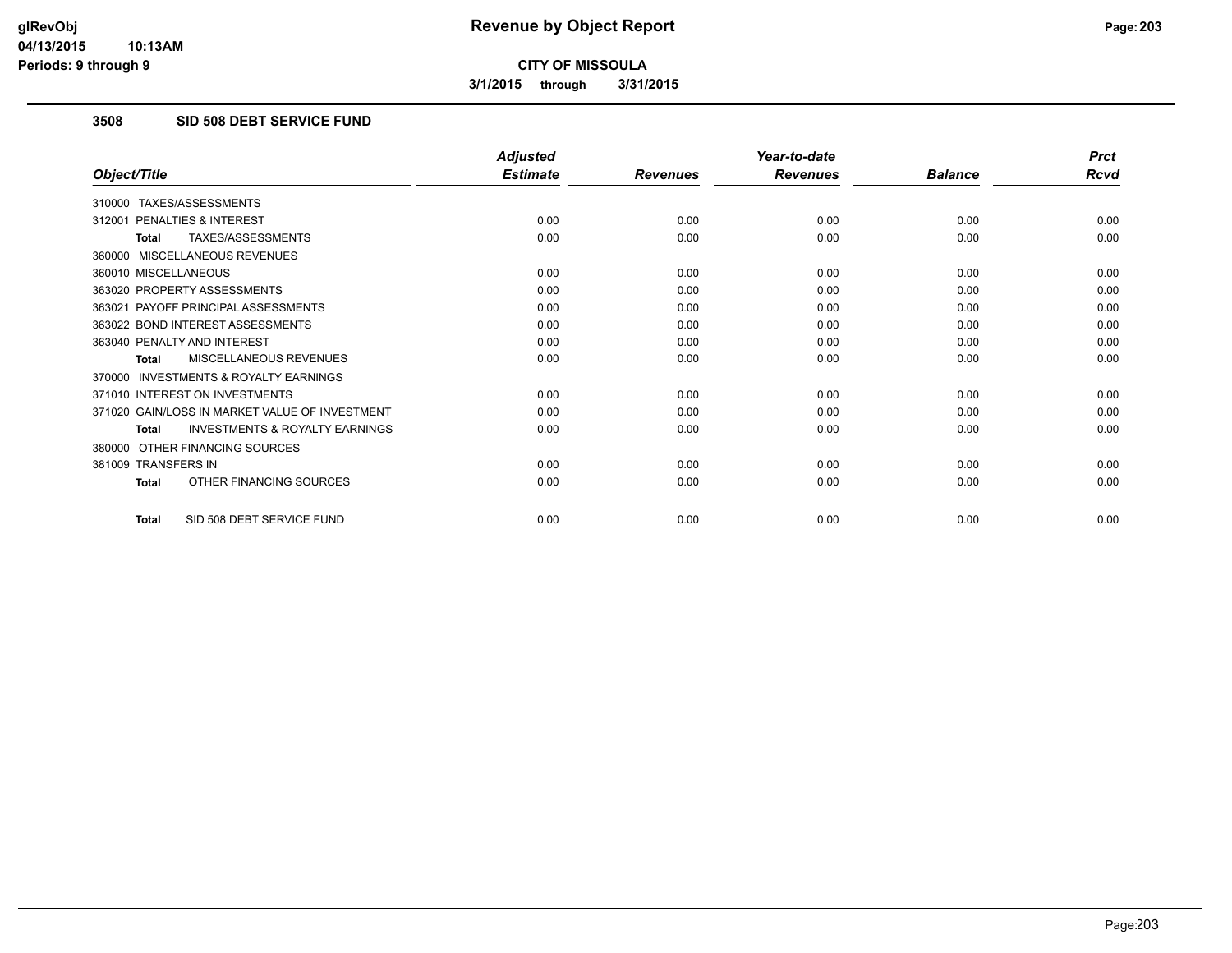**CITY OF MISSOULA**

**3/1/2015 through 3/31/2015**

### 3508 SID 508 DEBT SERVICE FUND

| Object/Title | Adjusted Estimate | Revenues | Year-to-date Revenues | Balance | Prct Rcvd |
|---|---|---|---|---|---|
| 310000 TAXES/ASSESSMENTS | | | | | |
| 312001 PENALTIES & INTEREST | 0.00 | 0.00 | 0.00 | 0.00 | 0.00 |
| **Total** TAXES/ASSESSMENTS | 0.00 | 0.00 | 0.00 | 0.00 | 0.00 |
| 360000 MISCELLANEOUS REVENUES | | | | | |
| 360010 MISCELLANEOUS | 0.00 | 0.00 | 0.00 | 0.00 | 0.00 |
| 363020 PROPERTY ASSESSMENTS | 0.00 | 0.00 | 0.00 | 0.00 | 0.00 |
| 363021 PAYOFF PRINCIPAL ASSESSMENTS | 0.00 | 0.00 | 0.00 | 0.00 | 0.00 |
| 363022 BOND INTEREST ASSESSMENTS | 0.00 | 0.00 | 0.00 | 0.00 | 0.00 |
| 363040 PENALTY AND INTEREST | 0.00 | 0.00 | 0.00 | 0.00 | 0.00 |
| **Total** MISCELLANEOUS REVENUES | 0.00 | 0.00 | 0.00 | 0.00 | 0.00 |
| 370000 INVESTMENTS & ROYALTY EARNINGS | | | | | |
| 371010 INTEREST ON INVESTMENTS | 0.00 | 0.00 | 0.00 | 0.00 | 0.00 |
| 371020 GAIN/LOSS IN MARKET VALUE OF INVESTMENT | 0.00 | 0.00 | 0.00 | 0.00 | 0.00 |
| **Total** INVESTMENTS & ROYALTY EARNINGS | 0.00 | 0.00 | 0.00 | 0.00 | 0.00 |
| 380000 OTHER FINANCING SOURCES | | | | | |
| 381009 TRANSFERS IN | 0.00 | 0.00 | 0.00 | 0.00 | 0.00 |
| **Total** OTHER FINANCING SOURCES | 0.00 | 0.00 | 0.00 | 0.00 | 0.00 |
| **Total** SID 508 DEBT SERVICE FUND | 0.00 | 0.00 | 0.00 | 0.00 | 0.00 |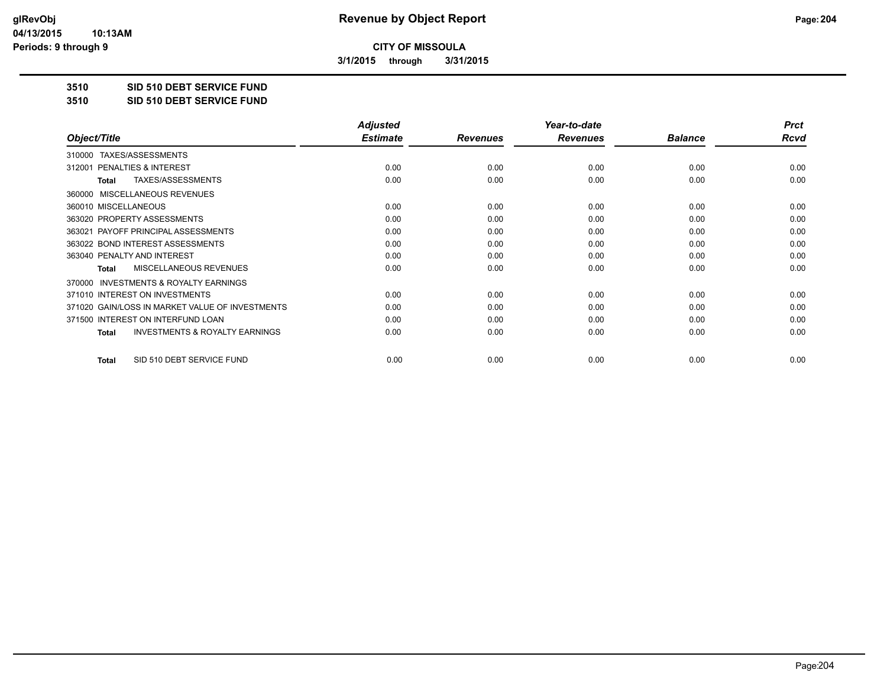# Revenue by Object Report

**glRevObj**
**04/13/2015 10:13AM**
**Periods: 9 through 9**

**CITY OF MISSOULA**

**3/1/2015 through 3/31/2015**

**3510 SID 510 DEBT SERVICE FUND**

**3510 SID 510 DEBT SERVICE FUND**

| Object/Title | Adjusted Estimate | Revenues | Year-to-date Revenues | Balance | Prct Rcvd |
|---|---|---|---|---|---|
| 310000 TAXES/ASSESSMENTS | | | | | |
| 312001 PENALTIES & INTEREST | 0.00 | 0.00 | 0.00 | 0.00 | 0.00 |
| **Total** TAXES/ASSESSMENTS | 0.00 | 0.00 | 0.00 | 0.00 | 0.00 |
| 360000 MISCELLANEOUS REVENUES | | | | | |
| 360010 MISCELLANEOUS | 0.00 | 0.00 | 0.00 | 0.00 | 0.00 |
| 363020 PROPERTY ASSESSMENTS | 0.00 | 0.00 | 0.00 | 0.00 | 0.00 |
| 363021 PAYOFF PRINCIPAL ASSESSMENTS | 0.00 | 0.00 | 0.00 | 0.00 | 0.00 |
| 363022 BOND INTEREST ASSESSMENTS | 0.00 | 0.00 | 0.00 | 0.00 | 0.00 |
| 363040 PENALTY AND INTEREST | 0.00 | 0.00 | 0.00 | 0.00 | 0.00 |
| **Total** MISCELLANEOUS REVENUES | 0.00 | 0.00 | 0.00 | 0.00 | 0.00 |
| 370000 INVESTMENTS & ROYALTY EARNINGS | | | | | |
| 371010 INTEREST ON INVESTMENTS | 0.00 | 0.00 | 0.00 | 0.00 | 0.00 |
| 371020 GAIN/LOSS IN MARKET VALUE OF INVESTMENTS | 0.00 | 0.00 | 0.00 | 0.00 | 0.00 |
| 371500 INTEREST ON INTERFUND LOAN | 0.00 | 0.00 | 0.00 | 0.00 | 0.00 |
| **Total** INVESTMENTS & ROYALTY EARNINGS | 0.00 | 0.00 | 0.00 | 0.00 | 0.00 |
| **Total** SID 510 DEBT SERVICE FUND | 0.00 | 0.00 | 0.00 | 0.00 | 0.00 |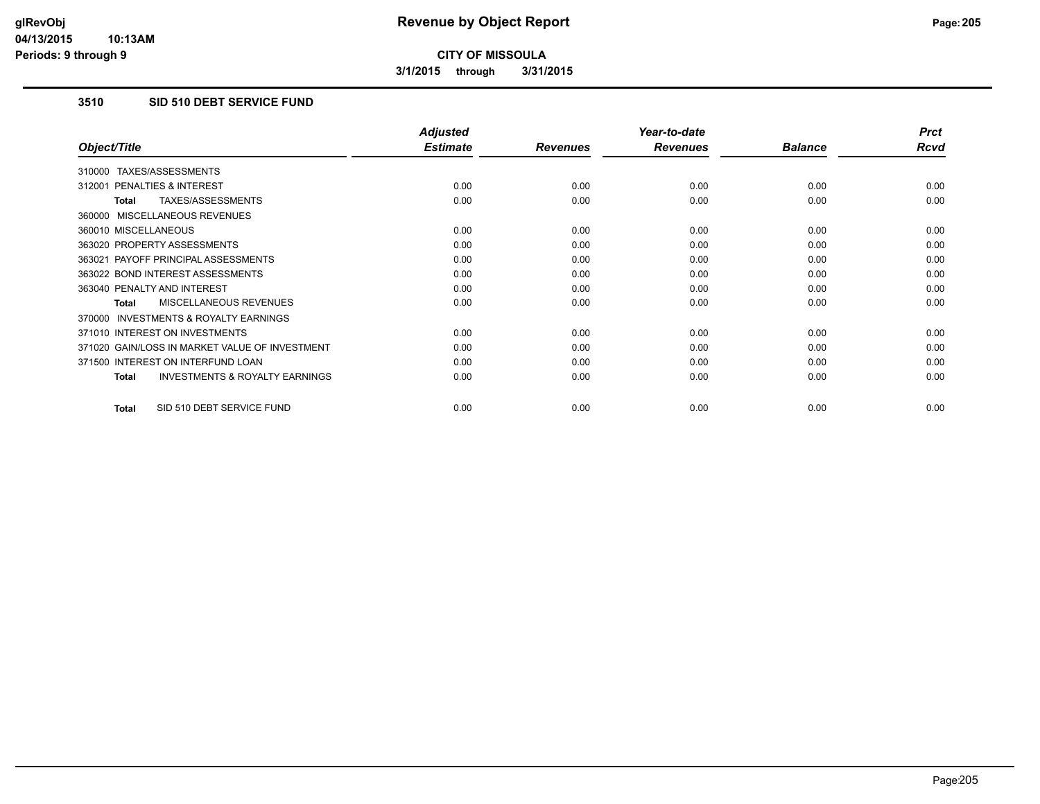**CITY OF MISSOULA**

**3/1/2015 through 3/31/2015**

## 3510 SID 510 DEBT SERVICE FUND

| Object/Title | Adjusted Estimate | Revenues | Year-to-date Revenues | Balance | Prct Rcvd |
|---|---|---|---|---|---|
| 310000 TAXES/ASSESSMENTS | | | | | |
| 312001 PENALTIES & INTEREST | 0.00 | 0.00 | 0.00 | 0.00 | 0.00 |
| **Total** TAXES/ASSESSMENTS | 0.00 | 0.00 | 0.00 | 0.00 | 0.00 |
| 360000 MISCELLANEOUS REVENUES | | | | | |
| 360010 MISCELLANEOUS | 0.00 | 0.00 | 0.00 | 0.00 | 0.00 |
| 363020 PROPERTY ASSESSMENTS | 0.00 | 0.00 | 0.00 | 0.00 | 0.00 |
| 363021 PAYOFF PRINCIPAL ASSESSMENTS | 0.00 | 0.00 | 0.00 | 0.00 | 0.00 |
| 363022 BOND INTEREST ASSESSMENTS | 0.00 | 0.00 | 0.00 | 0.00 | 0.00 |
| 363040 PENALTY AND INTEREST | 0.00 | 0.00 | 0.00 | 0.00 | 0.00 |
| **Total** MISCELLANEOUS REVENUES | 0.00 | 0.00 | 0.00 | 0.00 | 0.00 |
| 370000 INVESTMENTS & ROYALTY EARNINGS | | | | | |
| 371010 INTEREST ON INVESTMENTS | 0.00 | 0.00 | 0.00 | 0.00 | 0.00 |
| 371020 GAIN/LOSS IN MARKET VALUE OF INVESTMENT | 0.00 | 0.00 | 0.00 | 0.00 | 0.00 |
| 371500 INTEREST ON INTERFUND LOAN | 0.00 | 0.00 | 0.00 | 0.00 | 0.00 |
| **Total** INVESTMENTS & ROYALTY EARNINGS | 0.00 | 0.00 | 0.00 | 0.00 | 0.00 |
| **Total** SID 510 DEBT SERVICE FUND | 0.00 | 0.00 | 0.00 | 0.00 | 0.00 |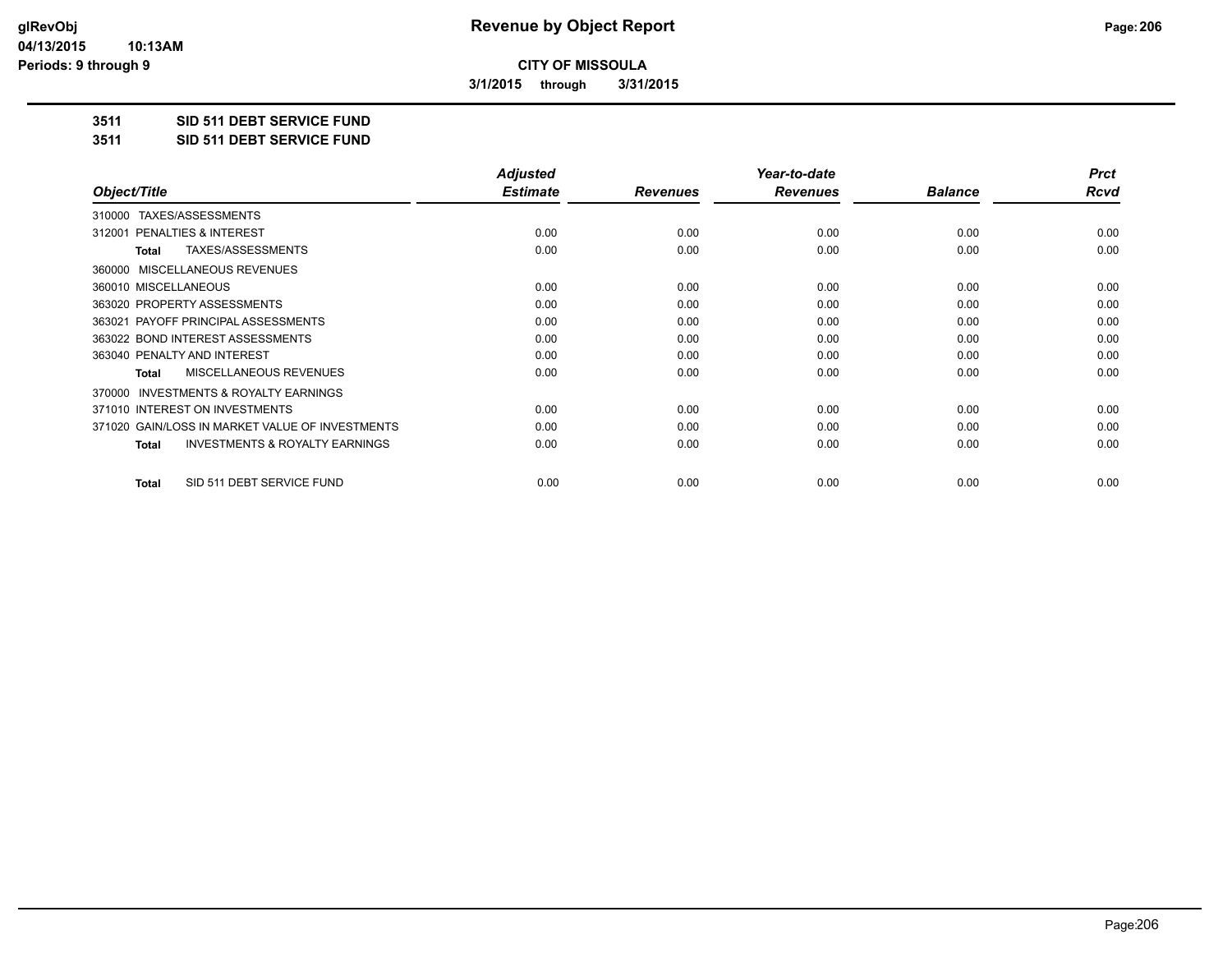**CITY OF MISSOULA**

**3/1/2015 through 3/31/2015**

**3511 SID 511 DEBT SERVICE FUND**

**3511 SID 511 DEBT SERVICE FUND**

| Object/Title | Adjusted Estimate | Revenues | Year-to-date Revenues | Balance | Prct Rcvd |
|---|---|---|---|---|---|
| 310000 TAXES/ASSESSMENTS | | | | | |
| 312001 PENALTIES & INTEREST | 0.00 | 0.00 | 0.00 | 0.00 | 0.00 |
| **Total** TAXES/ASSESSMENTS | 0.00 | 0.00 | 0.00 | 0.00 | 0.00 |
| 360000 MISCELLANEOUS REVENUES | | | | | |
| 360010 MISCELLANEOUS | 0.00 | 0.00 | 0.00 | 0.00 | 0.00 |
| 363020 PROPERTY ASSESSMENTS | 0.00 | 0.00 | 0.00 | 0.00 | 0.00 |
| 363021 PAYOFF PRINCIPAL ASSESSMENTS | 0.00 | 0.00 | 0.00 | 0.00 | 0.00 |
| 363022 BOND INTEREST ASSESSMENTS | 0.00 | 0.00 | 0.00 | 0.00 | 0.00 |
| 363040 PENALTY AND INTEREST | 0.00 | 0.00 | 0.00 | 0.00 | 0.00 |
| **Total** MISCELLANEOUS REVENUES | 0.00 | 0.00 | 0.00 | 0.00 | 0.00 |
| 370000 INVESTMENTS & ROYALTY EARNINGS | | | | | |
| 371010 INTEREST ON INVESTMENTS | 0.00 | 0.00 | 0.00 | 0.00 | 0.00 |
| 371020 GAIN/LOSS IN MARKET VALUE OF INVESTMENTS | 0.00 | 0.00 | 0.00 | 0.00 | 0.00 |
| **Total** INVESTMENTS & ROYALTY EARNINGS | 0.00 | 0.00 | 0.00 | 0.00 | 0.00 |
| **Total** SID 511 DEBT SERVICE FUND | 0.00 | 0.00 | 0.00 | 0.00 | 0.00 |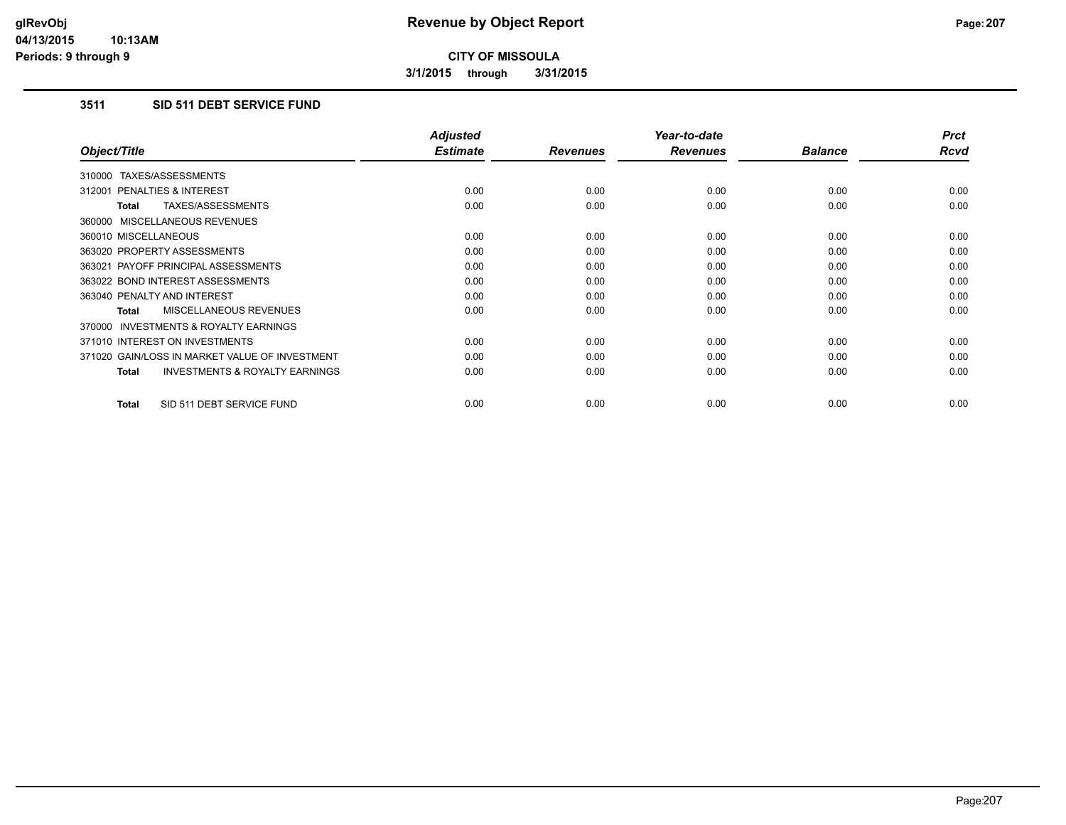# Revenue by Object Report

**CITY OF MISSOULA**

**3/1/2015 through 3/31/2015**

glRevObj
04/13/2015 10:13AM
Periods: 9 through 9

## 3511 SID 511 DEBT SERVICE FUND

| Object/Title | Adjusted Estimate | Revenues | Year-to-date Revenues | Balance | Prct Rcvd |
|---|---|---|---|---|---|
| 310000 TAXES/ASSESSMENTS | | | | | |
| 312001 PENALTIES & INTEREST | 0.00 | 0.00 | 0.00 | 0.00 | 0.00 |
| **Total** TAXES/ASSESSMENTS | 0.00 | 0.00 | 0.00 | 0.00 | 0.00 |
| 360000 MISCELLANEOUS REVENUES | | | | | |
| 360010 MISCELLANEOUS | 0.00 | 0.00 | 0.00 | 0.00 | 0.00 |
| 363020 PROPERTY ASSESSMENTS | 0.00 | 0.00 | 0.00 | 0.00 | 0.00 |
| 363021 PAYOFF PRINCIPAL ASSESSMENTS | 0.00 | 0.00 | 0.00 | 0.00 | 0.00 |
| 363022 BOND INTEREST ASSESSMENTS | 0.00 | 0.00 | 0.00 | 0.00 | 0.00 |
| 363040 PENALTY AND INTEREST | 0.00 | 0.00 | 0.00 | 0.00 | 0.00 |
| **Total** MISCELLANEOUS REVENUES | 0.00 | 0.00 | 0.00 | 0.00 | 0.00 |
| 370000 INVESTMENTS & ROYALTY EARNINGS | | | | | |
| 371010 INTEREST ON INVESTMENTS | 0.00 | 0.00 | 0.00 | 0.00 | 0.00 |
| 371020 GAIN/LOSS IN MARKET VALUE OF INVESTMENT | 0.00 | 0.00 | 0.00 | 0.00 | 0.00 |
| **Total** INVESTMENTS & ROYALTY EARNINGS | 0.00 | 0.00 | 0.00 | 0.00 | 0.00 |
| **Total** SID 511 DEBT SERVICE FUND | 0.00 | 0.00 | 0.00 | 0.00 | 0.00 |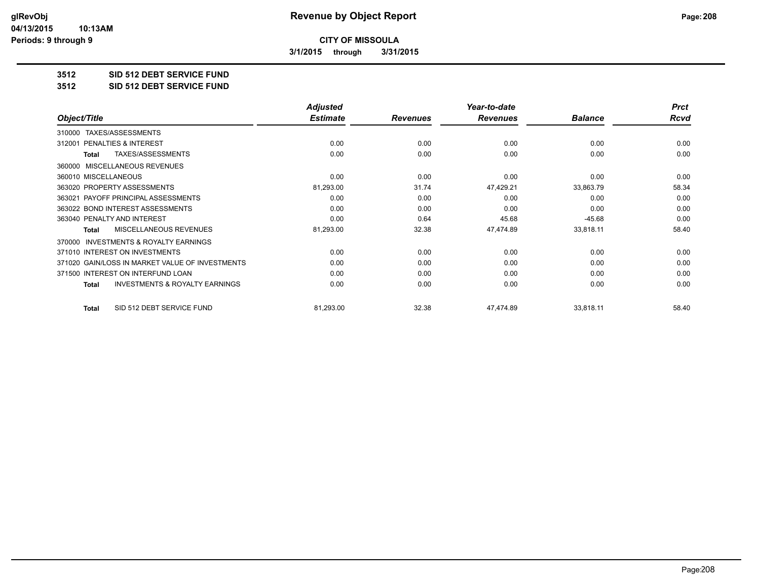# Revenue by Object Report

**CITY OF MISSOULA**

**3/1/2015 through 3/31/2015**

**3512 SID 512 DEBT SERVICE FUND**

**3512 SID 512 DEBT SERVICE FUND**

| Object/Title | Adjusted Estimate | Revenues | Year-to-date Revenues | Balance | Prct Rcvd |
|---|---|---|---|---|---|
| 310000 TAXES/ASSESSMENTS | | | | | |
| 312001 PENALTIES & INTEREST | 0.00 | 0.00 | 0.00 | 0.00 | 0.00 |
| **Total** TAXES/ASSESSMENTS | 0.00 | 0.00 | 0.00 | 0.00 | 0.00 |
| 360000 MISCELLANEOUS REVENUES | | | | | |
| 360010 MISCELLANEOUS | 0.00 | 0.00 | 0.00 | 0.00 | 0.00 |
| 363020 PROPERTY ASSESSMENTS | 81,293.00 | 31.74 | 47,429.21 | 33,863.79 | 58.34 |
| 363021 PAYOFF PRINCIPAL ASSESSMENTS | 0.00 | 0.00 | 0.00 | 0.00 | 0.00 |
| 363022 BOND INTEREST ASSESSMENTS | 0.00 | 0.00 | 0.00 | 0.00 | 0.00 |
| 363040 PENALTY AND INTEREST | 0.00 | 0.64 | 45.68 | -45.68 | 0.00 |
| **Total** MISCELLANEOUS REVENUES | 81,293.00 | 32.38 | 47,474.89 | 33,818.11 | 58.40 |
| 370000 INVESTMENTS & ROYALTY EARNINGS | | | | | |
| 371010 INTEREST ON INVESTMENTS | 0.00 | 0.00 | 0.00 | 0.00 | 0.00 |
| 371020 GAIN/LOSS IN MARKET VALUE OF INVESTMENTS | 0.00 | 0.00 | 0.00 | 0.00 | 0.00 |
| 371500 INTEREST ON INTERFUND LOAN | 0.00 | 0.00 | 0.00 | 0.00 | 0.00 |
| **Total** INVESTMENTS & ROYALTY EARNINGS | 0.00 | 0.00 | 0.00 | 0.00 | 0.00 |
| **Total** SID 512 DEBT SERVICE FUND | 81,293.00 | 32.38 | 47,474.89 | 33,818.11 | 58.40 |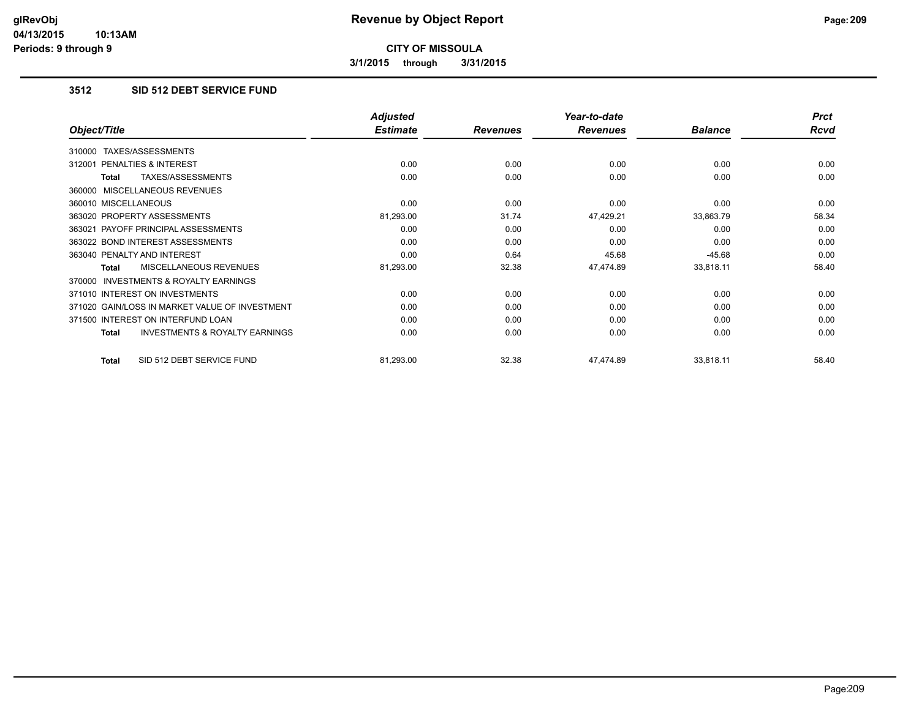glRevObj
04/13/2015 10:13AM
Periods: 9 through 9

# Revenue by Object Report

**CITY OF MISSOULA**

**3/1/2015 through 3/31/2015**

## 3512 SID 512 DEBT SERVICE FUND

| Object/Title | Adjusted Estimate | Revenues | Year-to-date Revenues | Balance | Prct Rcvd |
|---|---|---|---|---|---|
| 310000 TAXES/ASSESSMENTS | | | | | |
| 312001 PENALTIES & INTEREST | 0.00 | 0.00 | 0.00 | 0.00 | 0.00 |
| **Total** TAXES/ASSESSMENTS | 0.00 | 0.00 | 0.00 | 0.00 | 0.00 |
| 360000 MISCELLANEOUS REVENUES | | | | | |
| 360010 MISCELLANEOUS | 0.00 | 0.00 | 0.00 | 0.00 | 0.00 |
| 363020 PROPERTY ASSESSMENTS | 81,293.00 | 31.74 | 47,429.21 | 33,863.79 | 58.34 |
| 363021 PAYOFF PRINCIPAL ASSESSMENTS | 0.00 | 0.00 | 0.00 | 0.00 | 0.00 |
| 363022 BOND INTEREST ASSESSMENTS | 0.00 | 0.00 | 0.00 | 0.00 | 0.00 |
| 363040 PENALTY AND INTEREST | 0.00 | 0.64 | 45.68 | -45.68 | 0.00 |
| **Total** MISCELLANEOUS REVENUES | 81,293.00 | 32.38 | 47,474.89 | 33,818.11 | 58.40 |
| 370000 INVESTMENTS & ROYALTY EARNINGS | | | | | |
| 371010 INTEREST ON INVESTMENTS | 0.00 | 0.00 | 0.00 | 0.00 | 0.00 |
| 371020 GAIN/LOSS IN MARKET VALUE OF INVESTMENT | 0.00 | 0.00 | 0.00 | 0.00 | 0.00 |
| 371500 INTEREST ON INTERFUND LOAN | 0.00 | 0.00 | 0.00 | 0.00 | 0.00 |
| **Total** INVESTMENTS & ROYALTY EARNINGS | 0.00 | 0.00 | 0.00 | 0.00 | 0.00 |
| **Total** SID 512 DEBT SERVICE FUND | 81,293.00 | 32.38 | 47,474.89 | 33,818.11 | 58.40 |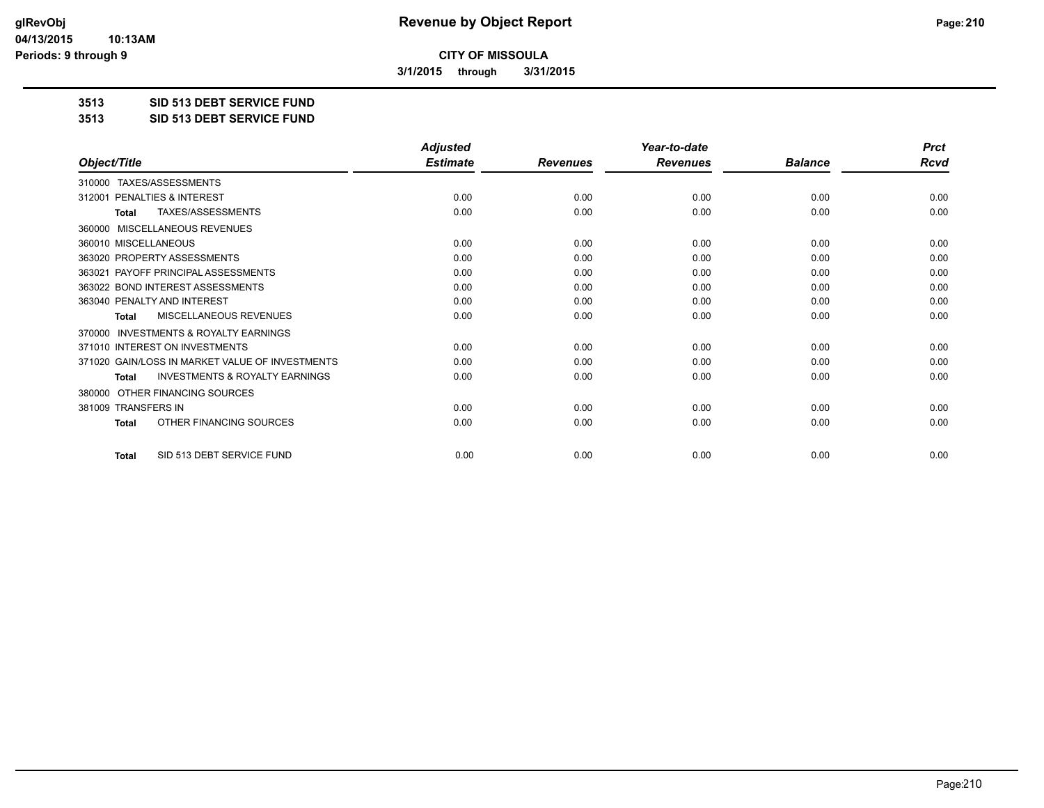# Revenue by Object Report

**CITY OF MISSOULA**

**3/1/2015 through 3/31/2015**

**3513 SID 513 DEBT SERVICE FUND**

**3513 SID 513 DEBT SERVICE FUND**

| Object/Title | Adjusted Estimate | Revenues | Year-to-date Revenues | Balance | Prct Rcvd |
|---|---|---|---|---|---|
| 310000 TAXES/ASSESSMENTS | | | | | |
| 312001 PENALTIES & INTEREST | 0.00 | 0.00 | 0.00 | 0.00 | 0.00 |
| **Total** TAXES/ASSESSMENTS | 0.00 | 0.00 | 0.00 | 0.00 | 0.00 |
| 360000 MISCELLANEOUS REVENUES | | | | | |
| 360010 MISCELLANEOUS | 0.00 | 0.00 | 0.00 | 0.00 | 0.00 |
| 363020 PROPERTY ASSESSMENTS | 0.00 | 0.00 | 0.00 | 0.00 | 0.00 |
| 363021 PAYOFF PRINCIPAL ASSESSMENTS | 0.00 | 0.00 | 0.00 | 0.00 | 0.00 |
| 363022 BOND INTEREST ASSESSMENTS | 0.00 | 0.00 | 0.00 | 0.00 | 0.00 |
| 363040 PENALTY AND INTEREST | 0.00 | 0.00 | 0.00 | 0.00 | 0.00 |
| **Total** MISCELLANEOUS REVENUES | 0.00 | 0.00 | 0.00 | 0.00 | 0.00 |
| 370000 INVESTMENTS & ROYALTY EARNINGS | | | | | |
| 371010 INTEREST ON INVESTMENTS | 0.00 | 0.00 | 0.00 | 0.00 | 0.00 |
| 371020 GAIN/LOSS IN MARKET VALUE OF INVESTMENTS | 0.00 | 0.00 | 0.00 | 0.00 | 0.00 |
| **Total** INVESTMENTS & ROYALTY EARNINGS | 0.00 | 0.00 | 0.00 | 0.00 | 0.00 |
| 380000 OTHER FINANCING SOURCES | | | | | |
| 381009 TRANSFERS IN | 0.00 | 0.00 | 0.00 | 0.00 | 0.00 |
| **Total** OTHER FINANCING SOURCES | 0.00 | 0.00 | 0.00 | 0.00 | 0.00 |
| **Total** SID 513 DEBT SERVICE FUND | 0.00 | 0.00 | 0.00 | 0.00 | 0.00 |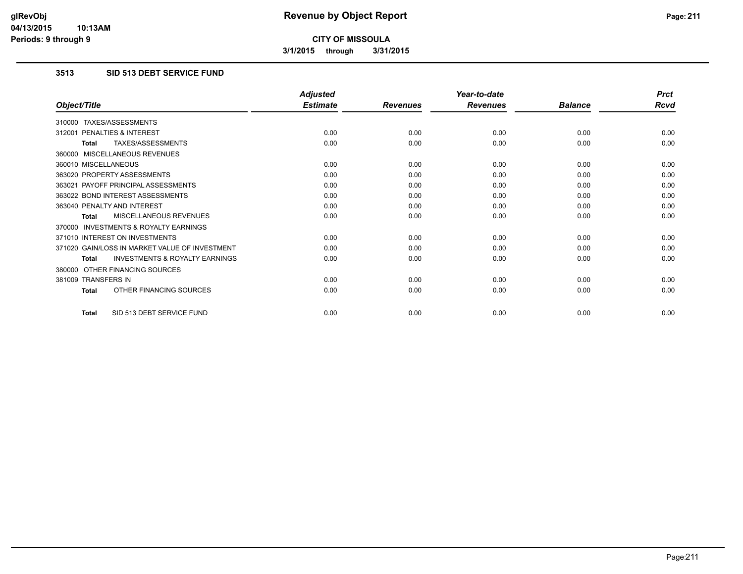# Revenue by Object Report

**CITY OF MISSOULA**

3/1/2015 through 3/31/2015

glRevObj
04/13/2015 10:13AM
Periods: 9 through 9

## 3513 SID 513 DEBT SERVICE FUND

| Object/Title | Adjusted Estimate | Revenues | Year-to-date Revenues | Balance | Prct Rcvd |
|---|---|---|---|---|---|
| 310000 TAXES/ASSESSMENTS | | | | | |
| 312001 PENALTIES & INTEREST | 0.00 | 0.00 | 0.00 | 0.00 | 0.00 |
| **Total** TAXES/ASSESSMENTS | 0.00 | 0.00 | 0.00 | 0.00 | 0.00 |
| 360000 MISCELLANEOUS REVENUES | | | | | |
| 360010 MISCELLANEOUS | 0.00 | 0.00 | 0.00 | 0.00 | 0.00 |
| 363020 PROPERTY ASSESSMENTS | 0.00 | 0.00 | 0.00 | 0.00 | 0.00 |
| 363021 PAYOFF PRINCIPAL ASSESSMENTS | 0.00 | 0.00 | 0.00 | 0.00 | 0.00 |
| 363022 BOND INTEREST ASSESSMENTS | 0.00 | 0.00 | 0.00 | 0.00 | 0.00 |
| 363040 PENALTY AND INTEREST | 0.00 | 0.00 | 0.00 | 0.00 | 0.00 |
| **Total** MISCELLANEOUS REVENUES | 0.00 | 0.00 | 0.00 | 0.00 | 0.00 |
| 370000 INVESTMENTS & ROYALTY EARNINGS | | | | | |
| 371010 INTEREST ON INVESTMENTS | 0.00 | 0.00 | 0.00 | 0.00 | 0.00 |
| 371020 GAIN/LOSS IN MARKET VALUE OF INVESTMENT | 0.00 | 0.00 | 0.00 | 0.00 | 0.00 |
| **Total** INVESTMENTS & ROYALTY EARNINGS | 0.00 | 0.00 | 0.00 | 0.00 | 0.00 |
| 380000 OTHER FINANCING SOURCES | | | | | |
| 381009 TRANSFERS IN | 0.00 | 0.00 | 0.00 | 0.00 | 0.00 |
| **Total** OTHER FINANCING SOURCES | 0.00 | 0.00 | 0.00 | 0.00 | 0.00 |
| **Total** SID 513 DEBT SERVICE FUND | 0.00 | 0.00 | 0.00 | 0.00 | 0.00 |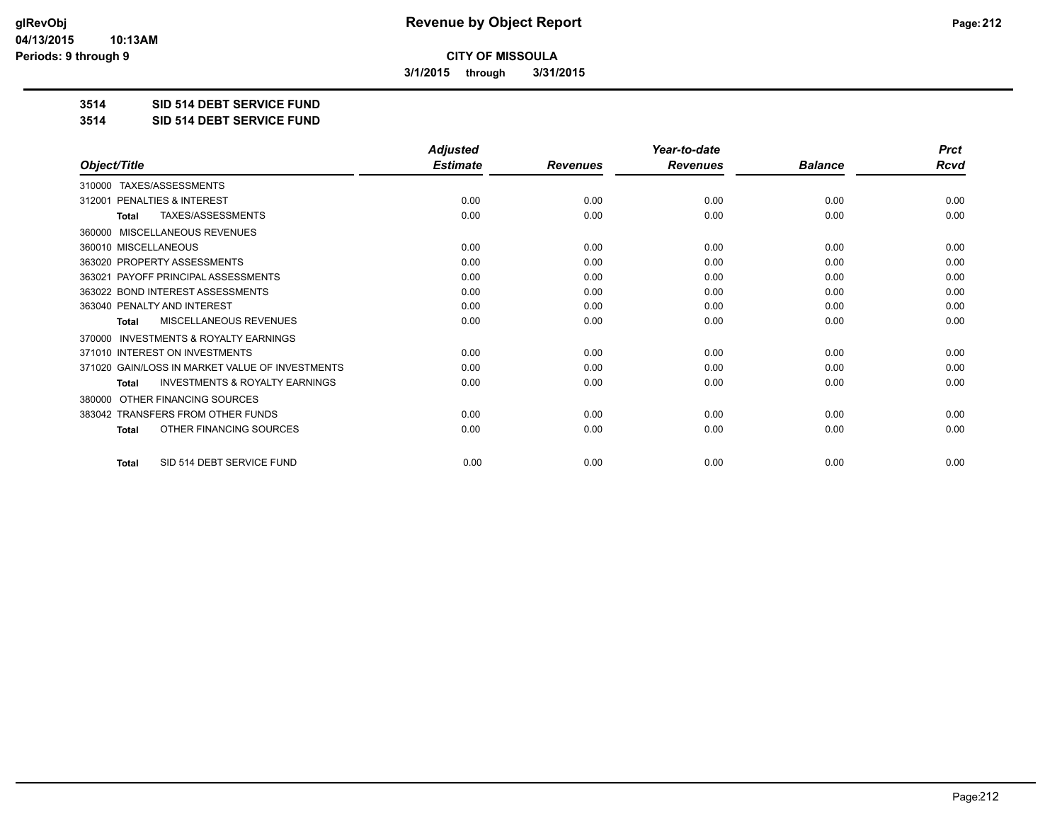# Revenue by Object Report

**CITY OF MISSOULA**

**3/1/2015 through 3/31/2015**

glRevObj
04/13/2015 10:13AM
Periods: 9 through 9

**3514 SID 514 DEBT SERVICE FUND**

**3514 SID 514 DEBT SERVICE FUND**

| Object/Title | Adjusted Estimate | Revenues | Year-to-date Revenues | Balance | Prct Rcvd |
|---|---|---|---|---|---|
| 310000 TAXES/ASSESSMENTS | | | | | |
| 312001 PENALTIES & INTEREST | 0.00 | 0.00 | 0.00 | 0.00 | 0.00 |
| **Total** TAXES/ASSESSMENTS | 0.00 | 0.00 | 0.00 | 0.00 | 0.00 |
| 360000 MISCELLANEOUS REVENUES | | | | | |
| 360010 MISCELLANEOUS | 0.00 | 0.00 | 0.00 | 0.00 | 0.00 |
| 363020 PROPERTY ASSESSMENTS | 0.00 | 0.00 | 0.00 | 0.00 | 0.00 |
| 363021 PAYOFF PRINCIPAL ASSESSMENTS | 0.00 | 0.00 | 0.00 | 0.00 | 0.00 |
| 363022 BOND INTEREST ASSESSMENTS | 0.00 | 0.00 | 0.00 | 0.00 | 0.00 |
| 363040 PENALTY AND INTEREST | 0.00 | 0.00 | 0.00 | 0.00 | 0.00 |
| **Total** MISCELLANEOUS REVENUES | 0.00 | 0.00 | 0.00 | 0.00 | 0.00 |
| 370000 INVESTMENTS & ROYALTY EARNINGS | | | | | |
| 371010 INTEREST ON INVESTMENTS | 0.00 | 0.00 | 0.00 | 0.00 | 0.00 |
| 371020 GAIN/LOSS IN MARKET VALUE OF INVESTMENTS | 0.00 | 0.00 | 0.00 | 0.00 | 0.00 |
| **Total** INVESTMENTS & ROYALTY EARNINGS | 0.00 | 0.00 | 0.00 | 0.00 | 0.00 |
| 380000 OTHER FINANCING SOURCES | | | | | |
| 383042 TRANSFERS FROM OTHER FUNDS | 0.00 | 0.00 | 0.00 | 0.00 | 0.00 |
| **Total** OTHER FINANCING SOURCES | 0.00 | 0.00 | 0.00 | 0.00 | 0.00 |
| **Total** SID 514 DEBT SERVICE FUND | 0.00 | 0.00 | 0.00 | 0.00 | 0.00 |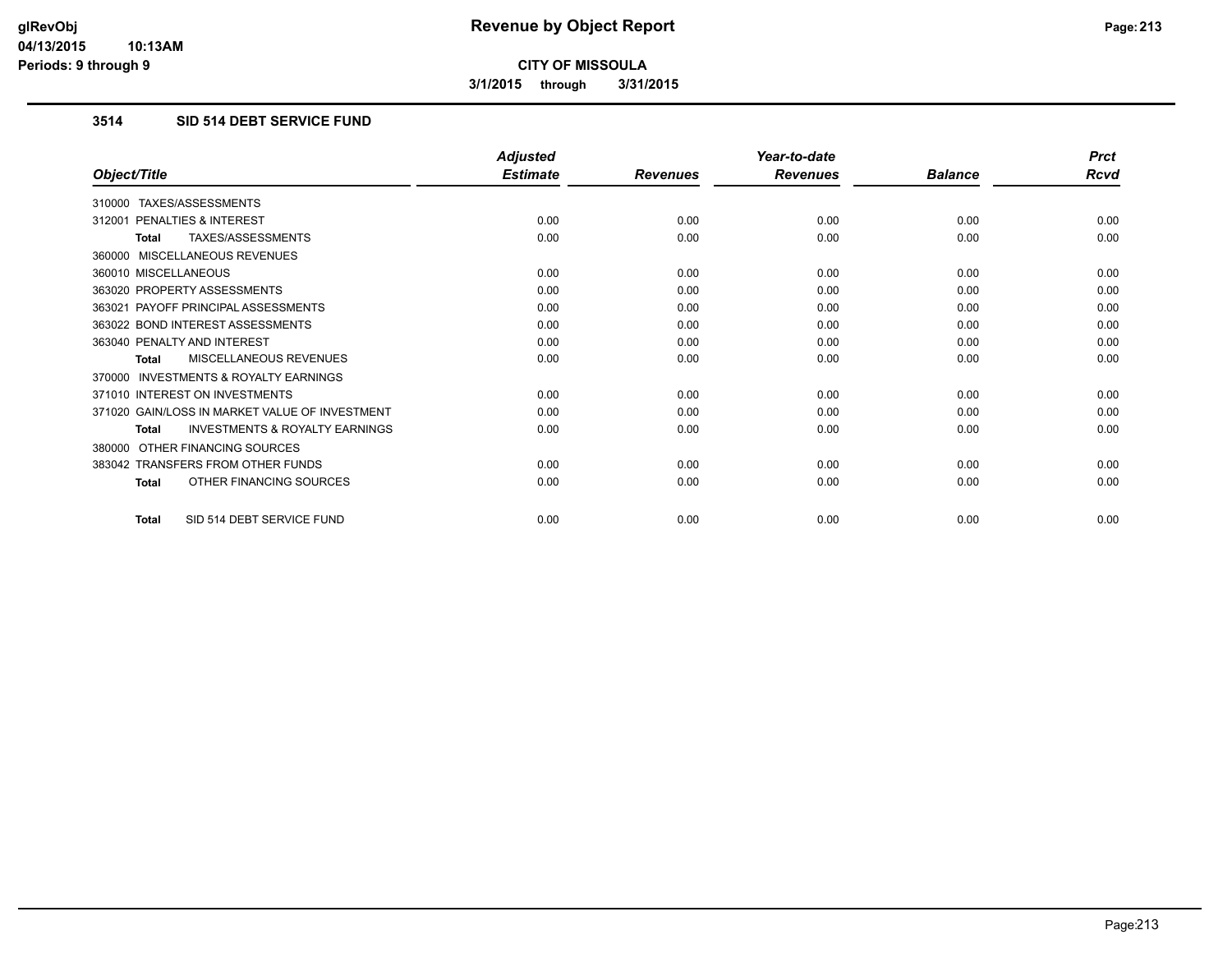# Revenue by Object Report

**CITY OF MISSOULA**

**3/1/2015 through 3/31/2015**

glRevObj
04/13/2015 10:13AM
Periods: 9 through 9

### 3514 SID 514 DEBT SERVICE FUND

| Object/Title | Adjusted Estimate | Revenues | Year-to-date Revenues | Balance | Prct Rcvd |
|---|---|---|---|---|---|
| 310000 TAXES/ASSESSMENTS | | | | | |
| 312001 PENALTIES & INTEREST | 0.00 | 0.00 | 0.00 | 0.00 | 0.00 |
| **Total** TAXES/ASSESSMENTS | 0.00 | 0.00 | 0.00 | 0.00 | 0.00 |
| 360000 MISCELLANEOUS REVENUES | | | | | |
| 360010 MISCELLANEOUS | 0.00 | 0.00 | 0.00 | 0.00 | 0.00 |
| 363020 PROPERTY ASSESSMENTS | 0.00 | 0.00 | 0.00 | 0.00 | 0.00 |
| 363021 PAYOFF PRINCIPAL ASSESSMENTS | 0.00 | 0.00 | 0.00 | 0.00 | 0.00 |
| 363022 BOND INTEREST ASSESSMENTS | 0.00 | 0.00 | 0.00 | 0.00 | 0.00 |
| 363040 PENALTY AND INTEREST | 0.00 | 0.00 | 0.00 | 0.00 | 0.00 |
| **Total** MISCELLANEOUS REVENUES | 0.00 | 0.00 | 0.00 | 0.00 | 0.00 |
| 370000 INVESTMENTS & ROYALTY EARNINGS | | | | | |
| 371010 INTEREST ON INVESTMENTS | 0.00 | 0.00 | 0.00 | 0.00 | 0.00 |
| 371020 GAIN/LOSS IN MARKET VALUE OF INVESTMENT | 0.00 | 0.00 | 0.00 | 0.00 | 0.00 |
| **Total** INVESTMENTS & ROYALTY EARNINGS | 0.00 | 0.00 | 0.00 | 0.00 | 0.00 |
| 380000 OTHER FINANCING SOURCES | | | | | |
| 383042 TRANSFERS FROM OTHER FUNDS | 0.00 | 0.00 | 0.00 | 0.00 | 0.00 |
| **Total** OTHER FINANCING SOURCES | 0.00 | 0.00 | 0.00 | 0.00 | 0.00 |
| **Total** SID 514 DEBT SERVICE FUND | 0.00 | 0.00 | 0.00 | 0.00 | 0.00 |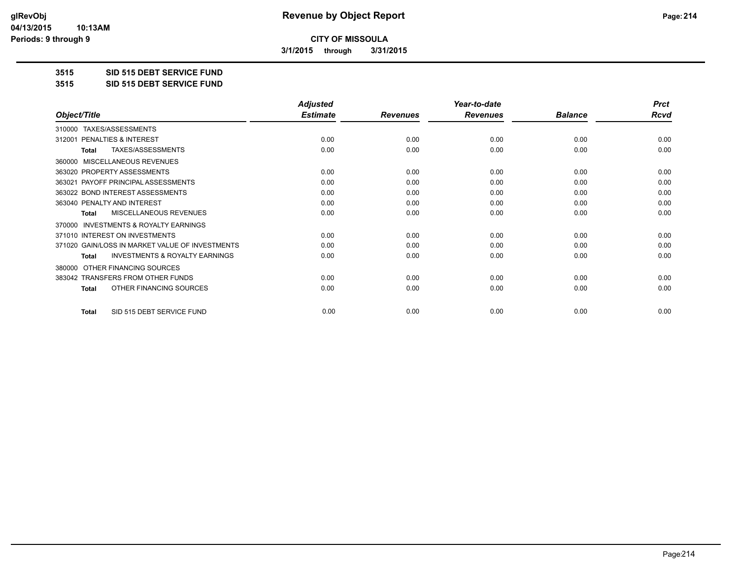**CITY OF MISSOULA**

**3/1/2015 through 3/31/2015**

**Revenue by Object Report**

glRevObj
04/13/2015 10:13AM
Periods: 9 through 9

## 3515 SID 515 DEBT SERVICE FUND

## 3515 SID 515 DEBT SERVICE FUND

| Object/Title | Adjusted Estimate | Revenues | Year-to-date Revenues | Balance | Prct Rcvd |
|---|---|---|---|---|---|
| 310000 TAXES/ASSESSMENTS | | | | | |
| 312001 PENALTIES & INTEREST | 0.00 | 0.00 | 0.00 | 0.00 | 0.00 |
| **Total** TAXES/ASSESSMENTS | 0.00 | 0.00 | 0.00 | 0.00 | 0.00 |
| 360000 MISCELLANEOUS REVENUES | | | | | |
| 363020 PROPERTY ASSESSMENTS | 0.00 | 0.00 | 0.00 | 0.00 | 0.00 |
| 363021 PAYOFF PRINCIPAL ASSESSMENTS | 0.00 | 0.00 | 0.00 | 0.00 | 0.00 |
| 363022 BOND INTEREST ASSESSMENTS | 0.00 | 0.00 | 0.00 | 0.00 | 0.00 |
| 363040 PENALTY AND INTEREST | 0.00 | 0.00 | 0.00 | 0.00 | 0.00 |
| **Total** MISCELLANEOUS REVENUES | 0.00 | 0.00 | 0.00 | 0.00 | 0.00 |
| 370000 INVESTMENTS & ROYALTY EARNINGS | | | | | |
| 371010 INTEREST ON INVESTMENTS | 0.00 | 0.00 | 0.00 | 0.00 | 0.00 |
| 371020 GAIN/LOSS IN MARKET VALUE OF INVESTMENTS | 0.00 | 0.00 | 0.00 | 0.00 | 0.00 |
| **Total** INVESTMENTS & ROYALTY EARNINGS | 0.00 | 0.00 | 0.00 | 0.00 | 0.00 |
| 380000 OTHER FINANCING SOURCES | | | | | |
| 383042 TRANSFERS FROM OTHER FUNDS | 0.00 | 0.00 | 0.00 | 0.00 | 0.00 |
| **Total** OTHER FINANCING SOURCES | 0.00 | 0.00 | 0.00 | 0.00 | 0.00 |
| **Total** SID 515 DEBT SERVICE FUND | 0.00 | 0.00 | 0.00 | 0.00 | 0.00 |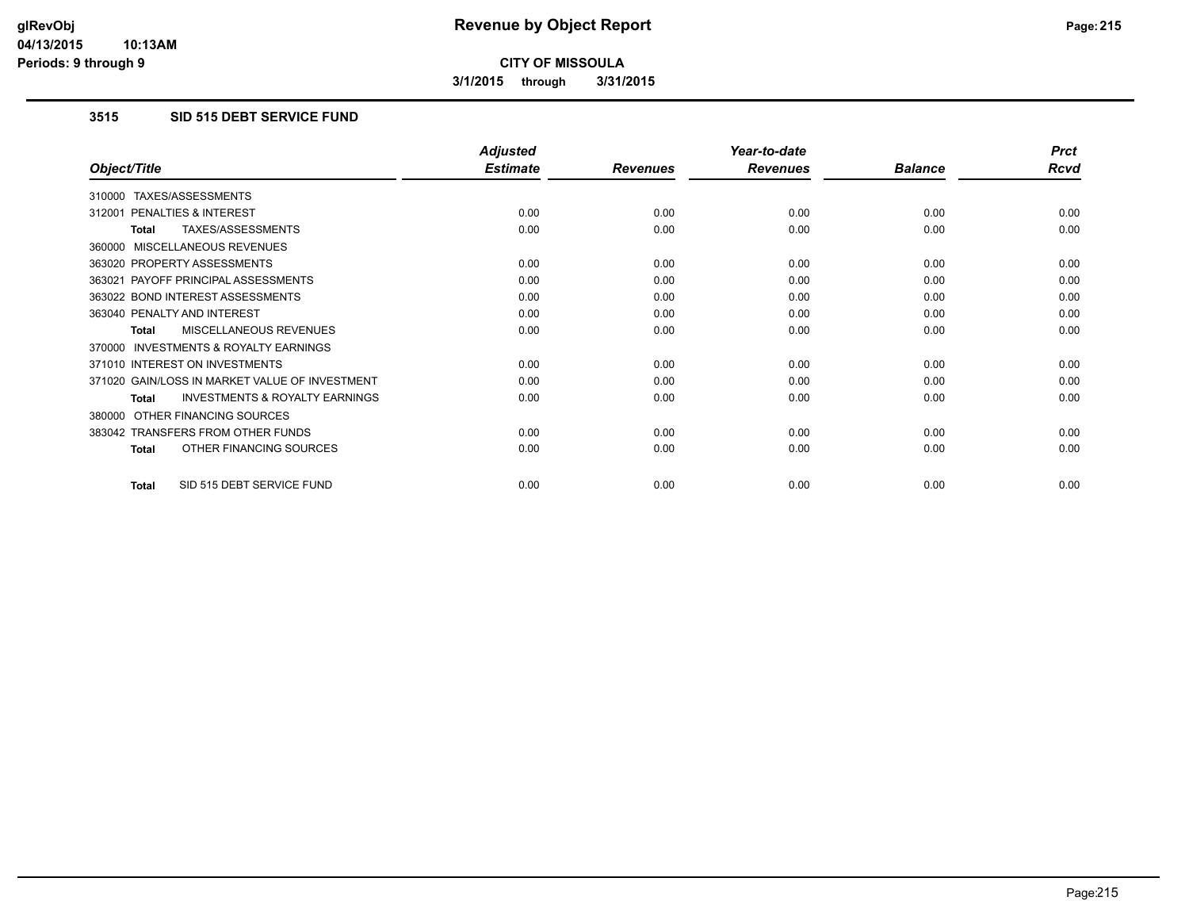# Revenue by Object Report

**CITY OF MISSOULA**

**3/1/2015 through 3/31/2015**

### 3515 SID 515 DEBT SERVICE FUND

| Object/Title | Adjusted Estimate | Revenues | Year-to-date Revenues | Balance | Prct Rcvd |
|---|---|---|---|---|---|
| 310000 TAXES/ASSESSMENTS | | | | | |
| 312001 PENALTIES & INTEREST | 0.00 | 0.00 | 0.00 | 0.00 | 0.00 |
| **Total** TAXES/ASSESSMENTS | 0.00 | 0.00 | 0.00 | 0.00 | 0.00 |
| 360000 MISCELLANEOUS REVENUES | | | | | |
| 363020 PROPERTY ASSESSMENTS | 0.00 | 0.00 | 0.00 | 0.00 | 0.00 |
| 363021 PAYOFF PRINCIPAL ASSESSMENTS | 0.00 | 0.00 | 0.00 | 0.00 | 0.00 |
| 363022 BOND INTEREST ASSESSMENTS | 0.00 | 0.00 | 0.00 | 0.00 | 0.00 |
| 363040 PENALTY AND INTEREST | 0.00 | 0.00 | 0.00 | 0.00 | 0.00 |
| **Total** MISCELLANEOUS REVENUES | 0.00 | 0.00 | 0.00 | 0.00 | 0.00 |
| 370000 INVESTMENTS & ROYALTY EARNINGS | | | | | |
| 371010 INTEREST ON INVESTMENTS | 0.00 | 0.00 | 0.00 | 0.00 | 0.00 |
| 371020 GAIN/LOSS IN MARKET VALUE OF INVESTMENT | 0.00 | 0.00 | 0.00 | 0.00 | 0.00 |
| **Total** INVESTMENTS & ROYALTY EARNINGS | 0.00 | 0.00 | 0.00 | 0.00 | 0.00 |
| 380000 OTHER FINANCING SOURCES | | | | | |
| 383042 TRANSFERS FROM OTHER FUNDS | 0.00 | 0.00 | 0.00 | 0.00 | 0.00 |
| **Total** OTHER FINANCING SOURCES | 0.00 | 0.00 | 0.00 | 0.00 | 0.00 |
| **Total** SID 515 DEBT SERVICE FUND | 0.00 | 0.00 | 0.00 | 0.00 | 0.00 |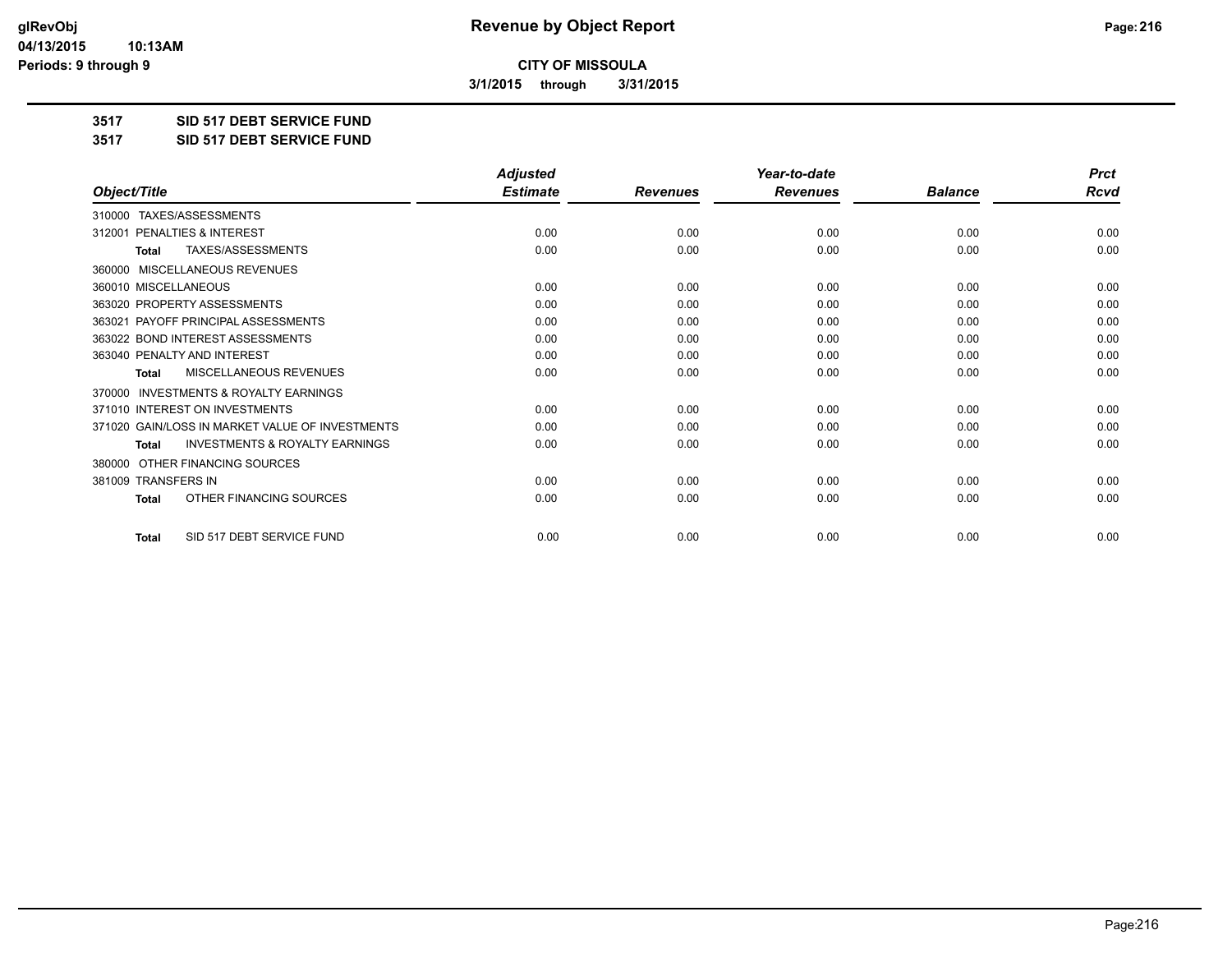# Revenue by Object Report

**CITY OF MISSOULA**

**3/1/2015 through 3/31/2015**

glRevObj
04/13/2015 10:13AM
Periods: 9 through 9

**3517 SID 517 DEBT SERVICE FUND**

**3517 SID 517 DEBT SERVICE FUND**

| Object/Title | Adjusted Estimate | Revenues | Year-to-date Revenues | Balance | Prct Rcvd |
|---|---|---|---|---|---|
| 310000 TAXES/ASSESSMENTS | | | | | |
| 312001 PENALTIES & INTEREST | 0.00 | 0.00 | 0.00 | 0.00 | 0.00 |
| **Total** TAXES/ASSESSMENTS | 0.00 | 0.00 | 0.00 | 0.00 | 0.00 |
| 360000 MISCELLANEOUS REVENUES | | | | | |
| 360010 MISCELLANEOUS | 0.00 | 0.00 | 0.00 | 0.00 | 0.00 |
| 363020 PROPERTY ASSESSMENTS | 0.00 | 0.00 | 0.00 | 0.00 | 0.00 |
| 363021 PAYOFF PRINCIPAL ASSESSMENTS | 0.00 | 0.00 | 0.00 | 0.00 | 0.00 |
| 363022 BOND INTEREST ASSESSMENTS | 0.00 | 0.00 | 0.00 | 0.00 | 0.00 |
| 363040 PENALTY AND INTEREST | 0.00 | 0.00 | 0.00 | 0.00 | 0.00 |
| **Total** MISCELLANEOUS REVENUES | 0.00 | 0.00 | 0.00 | 0.00 | 0.00 |
| 370000 INVESTMENTS & ROYALTY EARNINGS | | | | | |
| 371010 INTEREST ON INVESTMENTS | 0.00 | 0.00 | 0.00 | 0.00 | 0.00 |
| 371020 GAIN/LOSS IN MARKET VALUE OF INVESTMENTS | 0.00 | 0.00 | 0.00 | 0.00 | 0.00 |
| **Total** INVESTMENTS & ROYALTY EARNINGS | 0.00 | 0.00 | 0.00 | 0.00 | 0.00 |
| 380000 OTHER FINANCING SOURCES | | | | | |
| 381009 TRANSFERS IN | 0.00 | 0.00 | 0.00 | 0.00 | 0.00 |
| **Total** OTHER FINANCING SOURCES | 0.00 | 0.00 | 0.00 | 0.00 | 0.00 |
| **Total** SID 517 DEBT SERVICE FUND | 0.00 | 0.00 | 0.00 | 0.00 | 0.00 |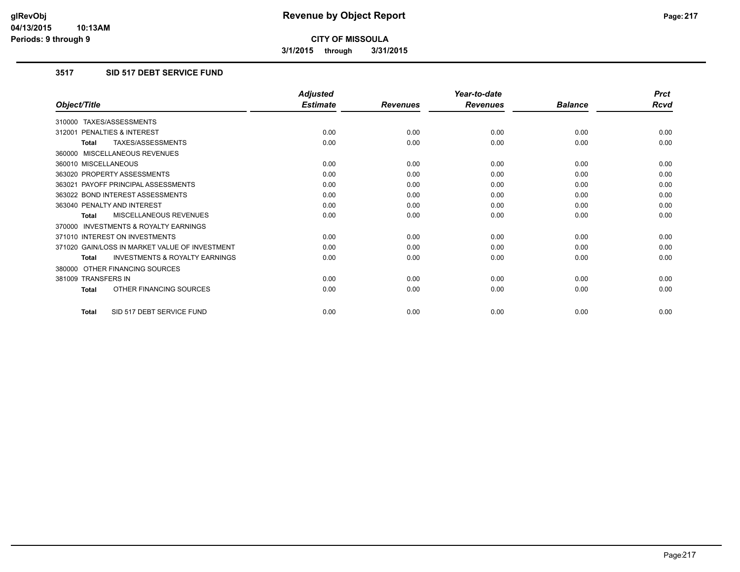**glRevObj**
**04/13/2015 10:13AM**
**Periods: 9 through 9**

# Revenue by Object Report

**CITY OF MISSOULA**

**3/1/2015 through 3/31/2015**

## 3517 SID 517 DEBT SERVICE FUND

| Object/Title | Adjusted Estimate | Revenues | Year-to-date Revenues | Balance | Prct Rcvd |
|---|---|---|---|---|---|
| 310000 TAXES/ASSESSMENTS | | | | | |
| 312001 PENALTIES & INTEREST | 0.00 | 0.00 | 0.00 | 0.00 | 0.00 |
| **Total** TAXES/ASSESSMENTS | 0.00 | 0.00 | 0.00 | 0.00 | 0.00 |
| 360000 MISCELLANEOUS REVENUES | | | | | |
| 360010 MISCELLANEOUS | 0.00 | 0.00 | 0.00 | 0.00 | 0.00 |
| 363020 PROPERTY ASSESSMENTS | 0.00 | 0.00 | 0.00 | 0.00 | 0.00 |
| 363021 PAYOFF PRINCIPAL ASSESSMENTS | 0.00 | 0.00 | 0.00 | 0.00 | 0.00 |
| 363022 BOND INTEREST ASSESSMENTS | 0.00 | 0.00 | 0.00 | 0.00 | 0.00 |
| 363040 PENALTY AND INTEREST | 0.00 | 0.00 | 0.00 | 0.00 | 0.00 |
| **Total** MISCELLANEOUS REVENUES | 0.00 | 0.00 | 0.00 | 0.00 | 0.00 |
| 370000 INVESTMENTS & ROYALTY EARNINGS | | | | | |
| 371010 INTEREST ON INVESTMENTS | 0.00 | 0.00 | 0.00 | 0.00 | 0.00 |
| 371020 GAIN/LOSS IN MARKET VALUE OF INVESTMENT | 0.00 | 0.00 | 0.00 | 0.00 | 0.00 |
| **Total** INVESTMENTS & ROYALTY EARNINGS | 0.00 | 0.00 | 0.00 | 0.00 | 0.00 |
| 380000 OTHER FINANCING SOURCES | | | | | |
| 381009 TRANSFERS IN | 0.00 | 0.00 | 0.00 | 0.00 | 0.00 |
| **Total** OTHER FINANCING SOURCES | 0.00 | 0.00 | 0.00 | 0.00 | 0.00 |
| **Total** SID 517 DEBT SERVICE FUND | 0.00 | 0.00 | 0.00 | 0.00 | 0.00 |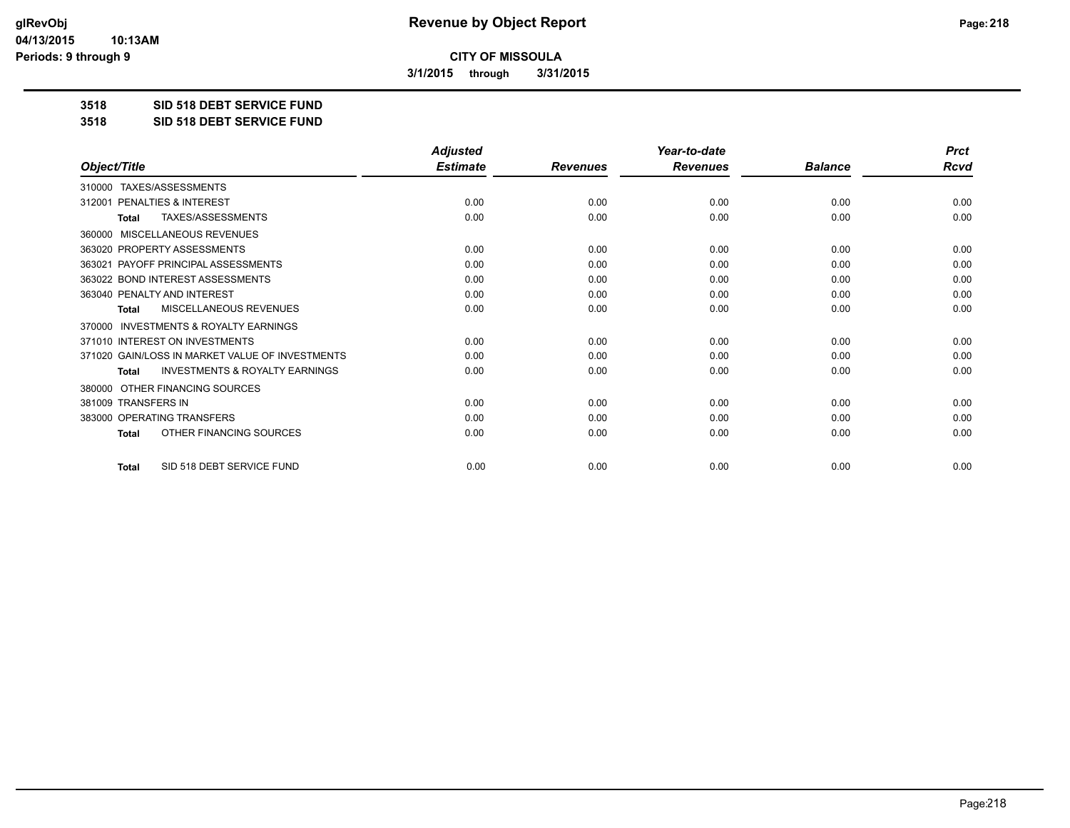**CITY OF MISSOULA**

**3/1/2015 through 3/31/2015**

## 3518 SID 518 DEBT SERVICE FUND

## 3518 SID 518 DEBT SERVICE FUND

| Object/Title | Adjusted Estimate | Revenues | Year-to-date Revenues | Balance | Prct Rcvd |
|---|---|---|---|---|---|
| 310000 TAXES/ASSESSMENTS | | | | | |
| 312001 PENALTIES & INTEREST | 0.00 | 0.00 | 0.00 | 0.00 | 0.00 |
| **Total** TAXES/ASSESSMENTS | 0.00 | 0.00 | 0.00 | 0.00 | 0.00 |
| 360000 MISCELLANEOUS REVENUES | | | | | |
| 363020 PROPERTY ASSESSMENTS | 0.00 | 0.00 | 0.00 | 0.00 | 0.00 |
| 363021 PAYOFF PRINCIPAL ASSESSMENTS | 0.00 | 0.00 | 0.00 | 0.00 | 0.00 |
| 363022 BOND INTEREST ASSESSMENTS | 0.00 | 0.00 | 0.00 | 0.00 | 0.00 |
| 363040 PENALTY AND INTEREST | 0.00 | 0.00 | 0.00 | 0.00 | 0.00 |
| **Total** MISCELLANEOUS REVENUES | 0.00 | 0.00 | 0.00 | 0.00 | 0.00 |
| 370000 INVESTMENTS & ROYALTY EARNINGS | | | | | |
| 371010 INTEREST ON INVESTMENTS | 0.00 | 0.00 | 0.00 | 0.00 | 0.00 |
| 371020 GAIN/LOSS IN MARKET VALUE OF INVESTMENTS | 0.00 | 0.00 | 0.00 | 0.00 | 0.00 |
| **Total** INVESTMENTS & ROYALTY EARNINGS | 0.00 | 0.00 | 0.00 | 0.00 | 0.00 |
| 380000 OTHER FINANCING SOURCES | | | | | |
| 381009 TRANSFERS IN | 0.00 | 0.00 | 0.00 | 0.00 | 0.00 |
| 383000 OPERATING TRANSFERS | 0.00 | 0.00 | 0.00 | 0.00 | 0.00 |
| **Total** OTHER FINANCING SOURCES | 0.00 | 0.00 | 0.00 | 0.00 | 0.00 |
| **Total** SID 518 DEBT SERVICE FUND | 0.00 | 0.00 | 0.00 | 0.00 | 0.00 |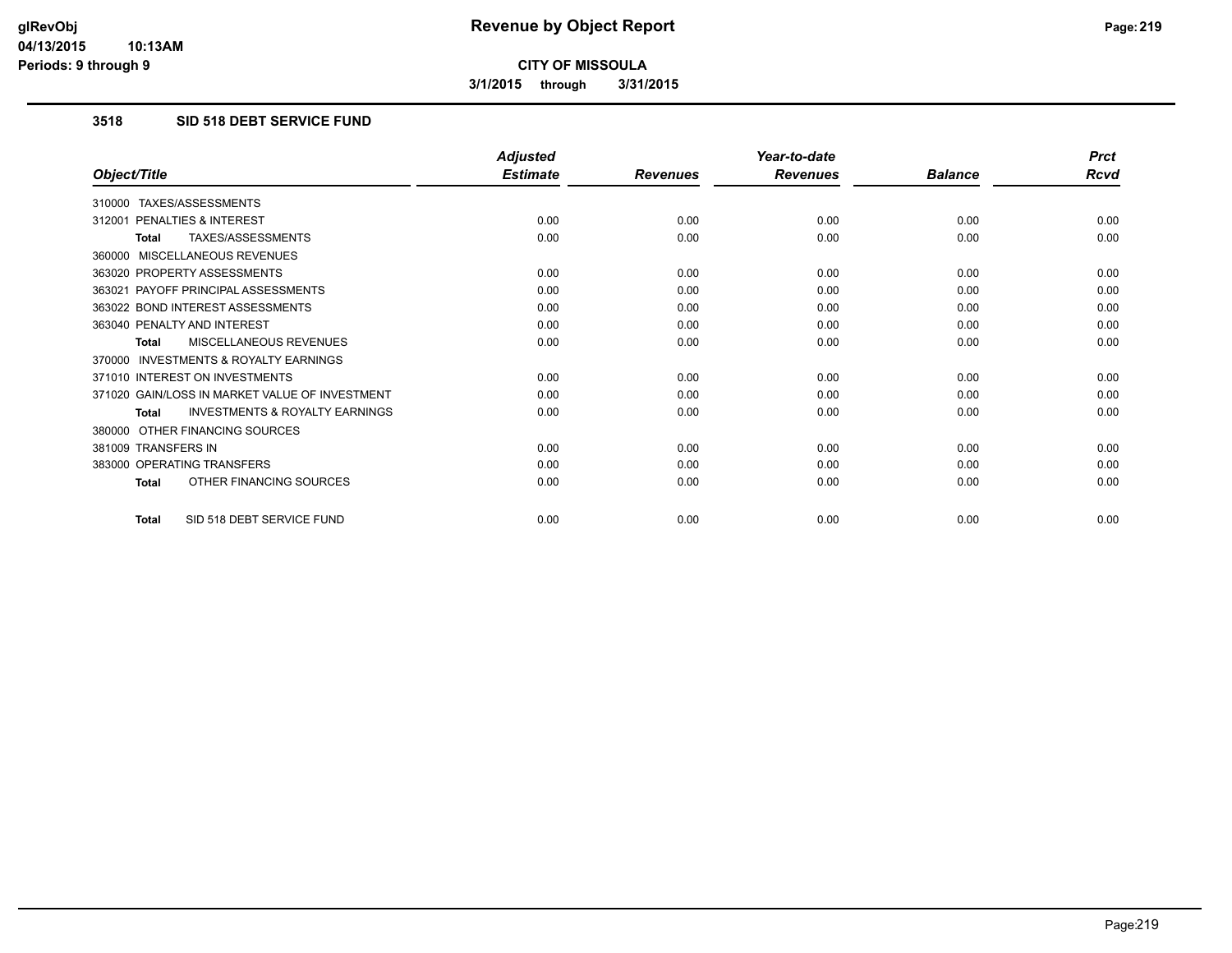# Revenue by Object Report

**CITY OF MISSOULA**

3/1/2015 through 3/31/2015

### 3518 SID 518 DEBT SERVICE FUND

| Object/Title | Adjusted Estimate | Revenues | Year-to-date Revenues | Balance | Prct Rcvd |
|---|---|---|---|---|---|
| 310000 TAXES/ASSESSMENTS | | | | | |
| 312001 PENALTIES & INTEREST | 0.00 | 0.00 | 0.00 | 0.00 | 0.00 |
| **Total** TAXES/ASSESSMENTS | 0.00 | 0.00 | 0.00 | 0.00 | 0.00 |
| 360000 MISCELLANEOUS REVENUES | | | | | |
| 363020 PROPERTY ASSESSMENTS | 0.00 | 0.00 | 0.00 | 0.00 | 0.00 |
| 363021 PAYOFF PRINCIPAL ASSESSMENTS | 0.00 | 0.00 | 0.00 | 0.00 | 0.00 |
| 363022 BOND INTEREST ASSESSMENTS | 0.00 | 0.00 | 0.00 | 0.00 | 0.00 |
| 363040 PENALTY AND INTEREST | 0.00 | 0.00 | 0.00 | 0.00 | 0.00 |
| **Total** MISCELLANEOUS REVENUES | 0.00 | 0.00 | 0.00 | 0.00 | 0.00 |
| 370000 INVESTMENTS & ROYALTY EARNINGS | | | | | |
| 371010 INTEREST ON INVESTMENTS | 0.00 | 0.00 | 0.00 | 0.00 | 0.00 |
| 371020 GAIN/LOSS IN MARKET VALUE OF INVESTMENT | 0.00 | 0.00 | 0.00 | 0.00 | 0.00 |
| **Total** INVESTMENTS & ROYALTY EARNINGS | 0.00 | 0.00 | 0.00 | 0.00 | 0.00 |
| 380000 OTHER FINANCING SOURCES | | | | | |
| 381009 TRANSFERS IN | 0.00 | 0.00 | 0.00 | 0.00 | 0.00 |
| 383000 OPERATING TRANSFERS | 0.00 | 0.00 | 0.00 | 0.00 | 0.00 |
| **Total** OTHER FINANCING SOURCES | 0.00 | 0.00 | 0.00 | 0.00 | 0.00 |
| **Total** SID 518 DEBT SERVICE FUND | 0.00 | 0.00 | 0.00 | 0.00 | 0.00 |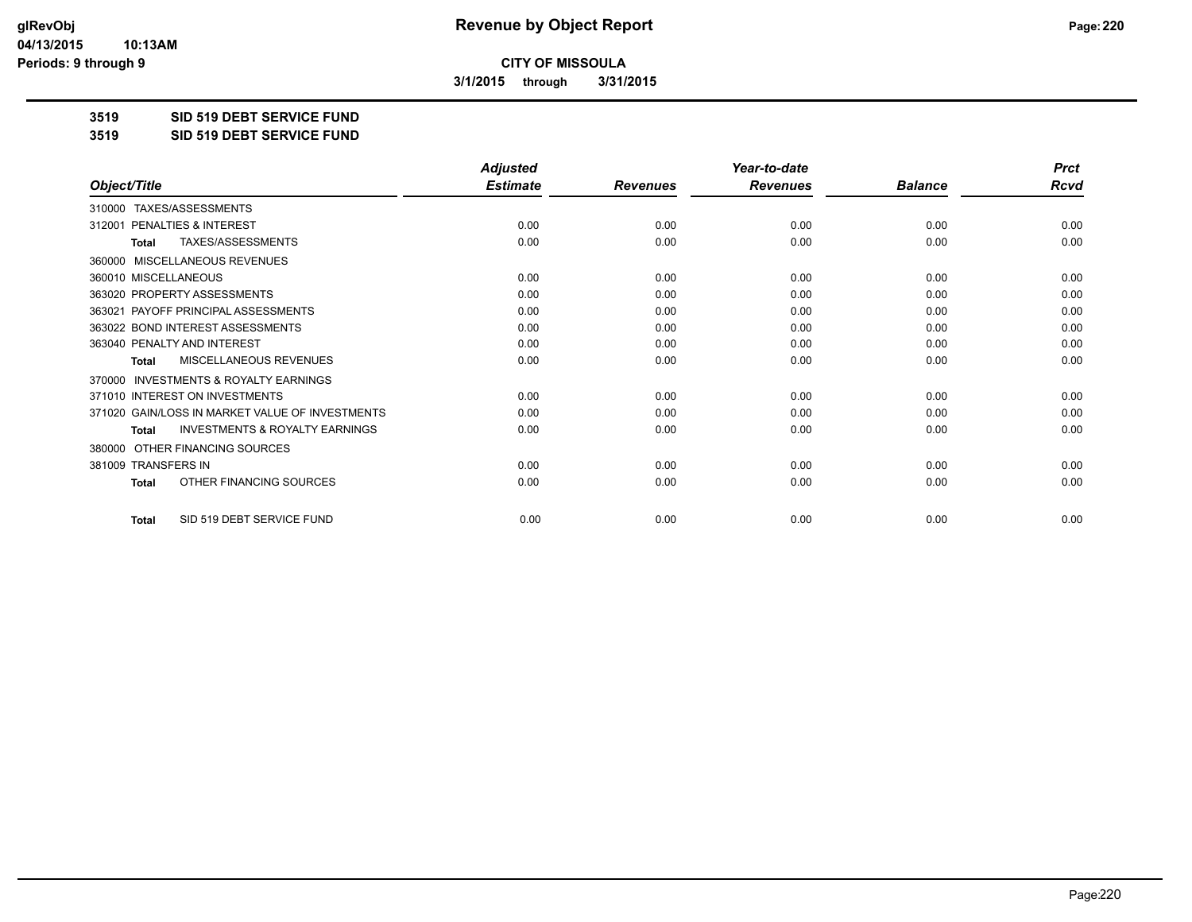# Revenue by Object Report

**CITY OF MISSOULA**

**3/1/2015 through 3/31/2015**

**3519 SID 519 DEBT SERVICE FUND**

**3519 SID 519 DEBT SERVICE FUND**

| Object/Title | Adjusted Estimate | Revenues | Year-to-date Revenues | Balance | Prct Rcvd |
|---|---|---|---|---|---|
| 310000 TAXES/ASSESSMENTS | | | | | |
| 312001 PENALTIES & INTEREST | 0.00 | 0.00 | 0.00 | 0.00 | 0.00 |
| **Total** TAXES/ASSESSMENTS | 0.00 | 0.00 | 0.00 | 0.00 | 0.00 |
| 360000 MISCELLANEOUS REVENUES | | | | | |
| 360010 MISCELLANEOUS | 0.00 | 0.00 | 0.00 | 0.00 | 0.00 |
| 363020 PROPERTY ASSESSMENTS | 0.00 | 0.00 | 0.00 | 0.00 | 0.00 |
| 363021 PAYOFF PRINCIPAL ASSESSMENTS | 0.00 | 0.00 | 0.00 | 0.00 | 0.00 |
| 363022 BOND INTEREST ASSESSMENTS | 0.00 | 0.00 | 0.00 | 0.00 | 0.00 |
| 363040 PENALTY AND INTEREST | 0.00 | 0.00 | 0.00 | 0.00 | 0.00 |
| **Total** MISCELLANEOUS REVENUES | 0.00 | 0.00 | 0.00 | 0.00 | 0.00 |
| 370000 INVESTMENTS & ROYALTY EARNINGS | | | | | |
| 371010 INTEREST ON INVESTMENTS | 0.00 | 0.00 | 0.00 | 0.00 | 0.00 |
| 371020 GAIN/LOSS IN MARKET VALUE OF INVESTMENTS | 0.00 | 0.00 | 0.00 | 0.00 | 0.00 |
| **Total** INVESTMENTS & ROYALTY EARNINGS | 0.00 | 0.00 | 0.00 | 0.00 | 0.00 |
| 380000 OTHER FINANCING SOURCES | | | | | |
| 381009 TRANSFERS IN | 0.00 | 0.00 | 0.00 | 0.00 | 0.00 |
| **Total** OTHER FINANCING SOURCES | 0.00 | 0.00 | 0.00 | 0.00 | 0.00 |
| **Total** SID 519 DEBT SERVICE FUND | 0.00 | 0.00 | 0.00 | 0.00 | 0.00 |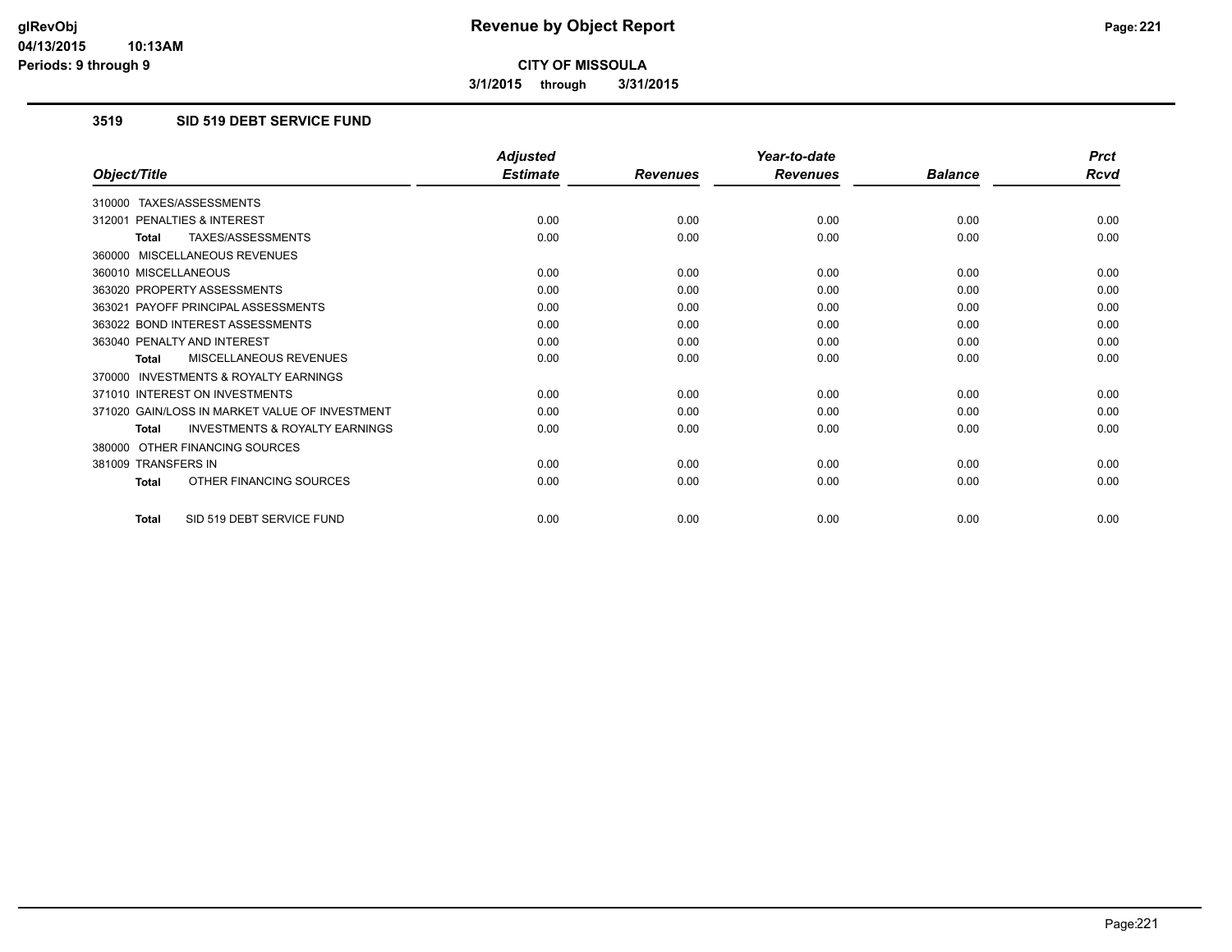**CITY OF MISSOULA**

**3/1/2015 through 3/31/2015**

### 3519 SID 519 DEBT SERVICE FUND

| Object/Title | Adjusted Estimate | Revenues | Year-to-date Revenues | Balance | Prct Rcvd |
|---|---|---|---|---|---|
| 310000 TAXES/ASSESSMENTS | | | | | |
| 312001 PENALTIES & INTEREST | 0.00 | 0.00 | 0.00 | 0.00 | 0.00 |
| **Total** TAXES/ASSESSMENTS | 0.00 | 0.00 | 0.00 | 0.00 | 0.00 |
| 360000 MISCELLANEOUS REVENUES | | | | | |
| 360010 MISCELLANEOUS | 0.00 | 0.00 | 0.00 | 0.00 | 0.00 |
| 363020 PROPERTY ASSESSMENTS | 0.00 | 0.00 | 0.00 | 0.00 | 0.00 |
| 363021 PAYOFF PRINCIPAL ASSESSMENTS | 0.00 | 0.00 | 0.00 | 0.00 | 0.00 |
| 363022 BOND INTEREST ASSESSMENTS | 0.00 | 0.00 | 0.00 | 0.00 | 0.00 |
| 363040 PENALTY AND INTEREST | 0.00 | 0.00 | 0.00 | 0.00 | 0.00 |
| **Total** MISCELLANEOUS REVENUES | 0.00 | 0.00 | 0.00 | 0.00 | 0.00 |
| 370000 INVESTMENTS & ROYALTY EARNINGS | | | | | |
| 371010 INTEREST ON INVESTMENTS | 0.00 | 0.00 | 0.00 | 0.00 | 0.00 |
| 371020 GAIN/LOSS IN MARKET VALUE OF INVESTMENT | 0.00 | 0.00 | 0.00 | 0.00 | 0.00 |
| **Total** INVESTMENTS & ROYALTY EARNINGS | 0.00 | 0.00 | 0.00 | 0.00 | 0.00 |
| 380000 OTHER FINANCING SOURCES | | | | | |
| 381009 TRANSFERS IN | 0.00 | 0.00 | 0.00 | 0.00 | 0.00 |
| **Total** OTHER FINANCING SOURCES | 0.00 | 0.00 | 0.00 | 0.00 | 0.00 |
| **Total** SID 519 DEBT SERVICE FUND | 0.00 | 0.00 | 0.00 | 0.00 | 0.00 |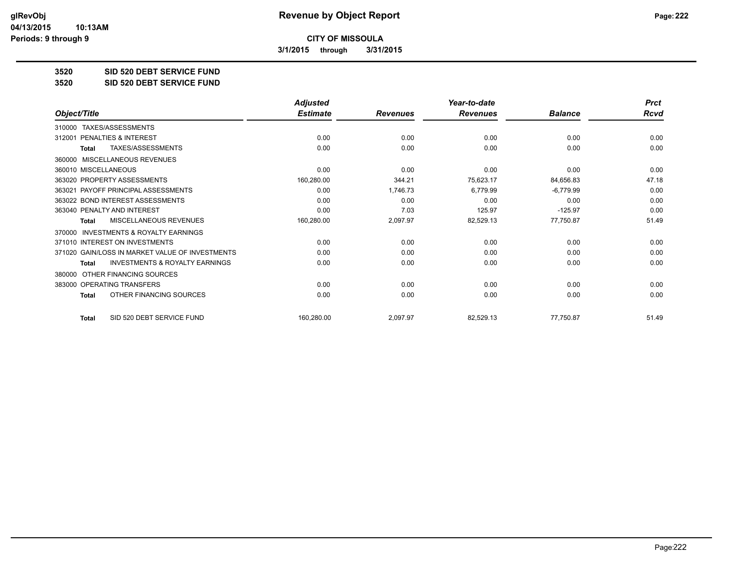# Revenue by Object Report

**CITY OF MISSOULA**

**3/1/2015 through 3/31/2015**

## 3520 SID 520 DEBT SERVICE FUND

## 3520 SID 520 DEBT SERVICE FUND

| Object/Title | Adjusted Estimate | Revenues | Year-to-date Revenues | Balance | Prct Rcvd |
|---|---|---|---|---|---|
| 310000 TAXES/ASSESSMENTS | | | | | |
| 312001 PENALTIES & INTEREST | 0.00 | 0.00 | 0.00 | 0.00 | 0.00 |
| **Total** TAXES/ASSESSMENTS | 0.00 | 0.00 | 0.00 | 0.00 | 0.00 |
| 360000 MISCELLANEOUS REVENUES | | | | | |
| 360010 MISCELLANEOUS | 0.00 | 0.00 | 0.00 | 0.00 | 0.00 |
| 363020 PROPERTY ASSESSMENTS | 160,280.00 | 344.21 | 75,623.17 | 84,656.83 | 47.18 |
| 363021 PAYOFF PRINCIPAL ASSESSMENTS | 0.00 | 1,746.73 | 6,779.99 | -6,779.99 | 0.00 |
| 363022 BOND INTEREST ASSESSMENTS | 0.00 | 0.00 | 0.00 | 0.00 | 0.00 |
| 363040 PENALTY AND INTEREST | 0.00 | 7.03 | 125.97 | -125.97 | 0.00 |
| **Total** MISCELLANEOUS REVENUES | 160,280.00 | 2,097.97 | 82,529.13 | 77,750.87 | 51.49 |
| 370000 INVESTMENTS & ROYALTY EARNINGS | | | | | |
| 371010 INTEREST ON INVESTMENTS | 0.00 | 0.00 | 0.00 | 0.00 | 0.00 |
| 371020 GAIN/LOSS IN MARKET VALUE OF INVESTMENTS | 0.00 | 0.00 | 0.00 | 0.00 | 0.00 |
| **Total** INVESTMENTS & ROYALTY EARNINGS | 0.00 | 0.00 | 0.00 | 0.00 | 0.00 |
| 380000 OTHER FINANCING SOURCES | | | | | |
| 383000 OPERATING TRANSFERS | 0.00 | 0.00 | 0.00 | 0.00 | 0.00 |
| **Total** OTHER FINANCING SOURCES | 0.00 | 0.00 | 0.00 | 0.00 | 0.00 |
| **Total** SID 520 DEBT SERVICE FUND | 160,280.00 | 2,097.97 | 82,529.13 | 77,750.87 | 51.49 |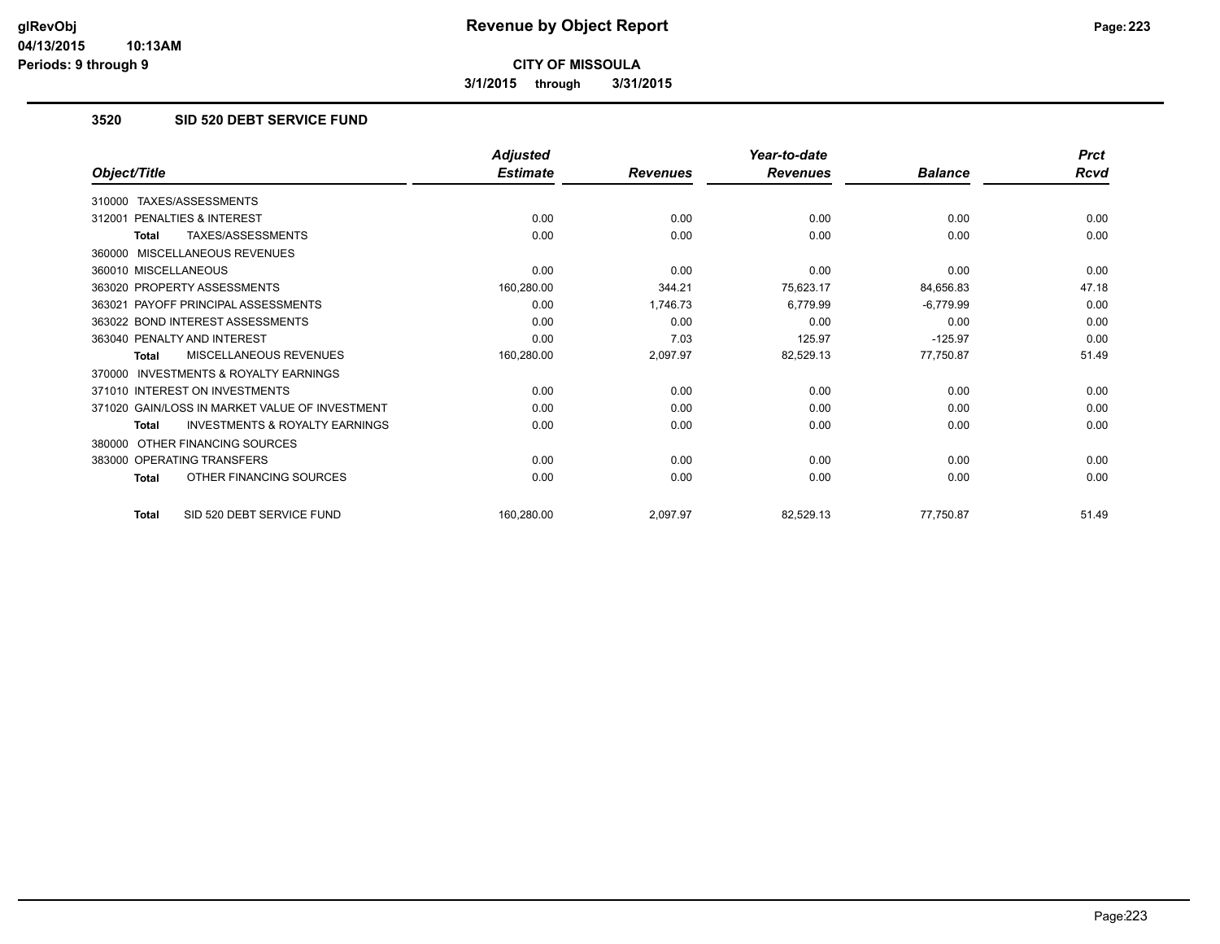**CITY OF MISSOULA**

**3/1/2015 through 3/31/2015**

### 3520 SID 520 DEBT SERVICE FUND

| Object/Title | Adjusted Estimate | Revenues | Year-to-date Revenues | Balance | Prct Rcvd |
|---|---|---|---|---|---|
| 310000 TAXES/ASSESSMENTS | | | | | |
| 312001 PENALTIES & INTEREST | 0.00 | 0.00 | 0.00 | 0.00 | 0.00 |
| **Total** TAXES/ASSESSMENTS | 0.00 | 0.00 | 0.00 | 0.00 | 0.00 |
| 360000 MISCELLANEOUS REVENUES | | | | | |
| 360010 MISCELLANEOUS | 0.00 | 0.00 | 0.00 | 0.00 | 0.00 |
| 363020 PROPERTY ASSESSMENTS | 160,280.00 | 344.21 | 75,623.17 | 84,656.83 | 47.18 |
| 363021 PAYOFF PRINCIPAL ASSESSMENTS | 0.00 | 1,746.73 | 6,779.99 | -6,779.99 | 0.00 |
| 363022 BOND INTEREST ASSESSMENTS | 0.00 | 0.00 | 0.00 | 0.00 | 0.00 |
| 363040 PENALTY AND INTEREST | 0.00 | 7.03 | 125.97 | -125.97 | 0.00 |
| **Total** MISCELLANEOUS REVENUES | 160,280.00 | 2,097.97 | 82,529.13 | 77,750.87 | 51.49 |
| 370000 INVESTMENTS & ROYALTY EARNINGS | | | | | |
| 371010 INTEREST ON INVESTMENTS | 0.00 | 0.00 | 0.00 | 0.00 | 0.00 |
| 371020 GAIN/LOSS IN MARKET VALUE OF INVESTMENT | 0.00 | 0.00 | 0.00 | 0.00 | 0.00 |
| **Total** INVESTMENTS & ROYALTY EARNINGS | 0.00 | 0.00 | 0.00 | 0.00 | 0.00 |
| 380000 OTHER FINANCING SOURCES | | | | | |
| 383000 OPERATING TRANSFERS | 0.00 | 0.00 | 0.00 | 0.00 | 0.00 |
| **Total** OTHER FINANCING SOURCES | 0.00 | 0.00 | 0.00 | 0.00 | 0.00 |
| **Total** SID 520 DEBT SERVICE FUND | 160,280.00 | 2,097.97 | 82,529.13 | 77,750.87 | 51.49 |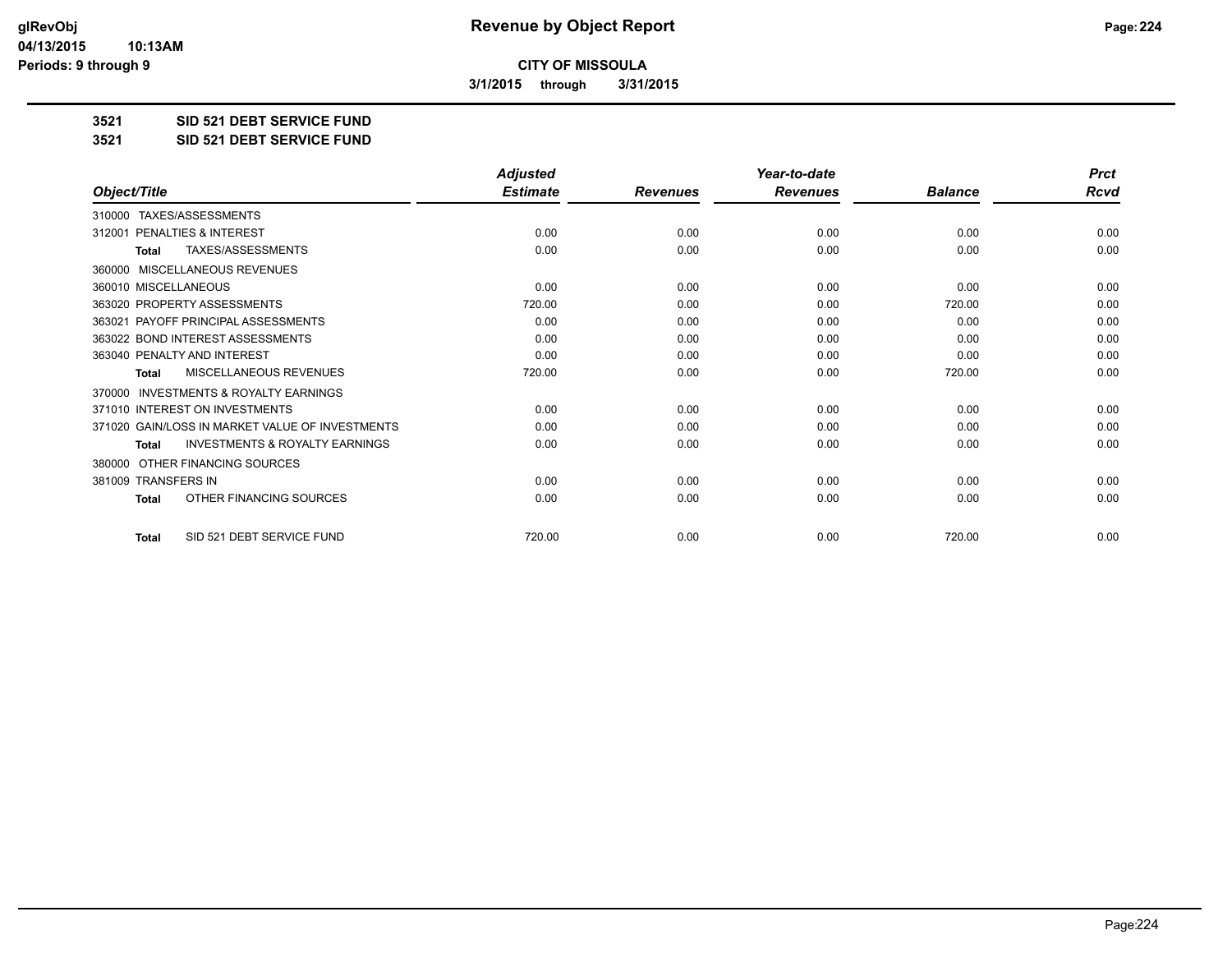**CITY OF MISSOULA**

**3/1/2015 through 3/31/2015**

**3521 SID 521 DEBT SERVICE FUND**

**3521 SID 521 DEBT SERVICE FUND**

| Object/Title | Adjusted Estimate | Revenues | Year-to-date Revenues | Balance | Prct Rcvd |
|---|---|---|---|---|---|
| 310000 TAXES/ASSESSMENTS | | | | | |
| 312001 PENALTIES & INTEREST | 0.00 | 0.00 | 0.00 | 0.00 | 0.00 |
| **Total** TAXES/ASSESSMENTS | 0.00 | 0.00 | 0.00 | 0.00 | 0.00 |
| 360000 MISCELLANEOUS REVENUES | | | | | |
| 360010 MISCELLANEOUS | 0.00 | 0.00 | 0.00 | 0.00 | 0.00 |
| 363020 PROPERTY ASSESSMENTS | 720.00 | 0.00 | 0.00 | 720.00 | 0.00 |
| 363021 PAYOFF PRINCIPAL ASSESSMENTS | 0.00 | 0.00 | 0.00 | 0.00 | 0.00 |
| 363022 BOND INTEREST ASSESSMENTS | 0.00 | 0.00 | 0.00 | 0.00 | 0.00 |
| 363040 PENALTY AND INTEREST | 0.00 | 0.00 | 0.00 | 0.00 | 0.00 |
| **Total** MISCELLANEOUS REVENUES | 720.00 | 0.00 | 0.00 | 720.00 | 0.00 |
| 370000 INVESTMENTS & ROYALTY EARNINGS | | | | | |
| 371010 INTEREST ON INVESTMENTS | 0.00 | 0.00 | 0.00 | 0.00 | 0.00 |
| 371020 GAIN/LOSS IN MARKET VALUE OF INVESTMENTS | 0.00 | 0.00 | 0.00 | 0.00 | 0.00 |
| **Total** INVESTMENTS & ROYALTY EARNINGS | 0.00 | 0.00 | 0.00 | 0.00 | 0.00 |
| 380000 OTHER FINANCING SOURCES | | | | | |
| 381009 TRANSFERS IN | 0.00 | 0.00 | 0.00 | 0.00 | 0.00 |
| **Total** OTHER FINANCING SOURCES | 0.00 | 0.00 | 0.00 | 0.00 | 0.00 |
| **Total** SID 521 DEBT SERVICE FUND | 720.00 | 0.00 | 0.00 | 720.00 | 0.00 |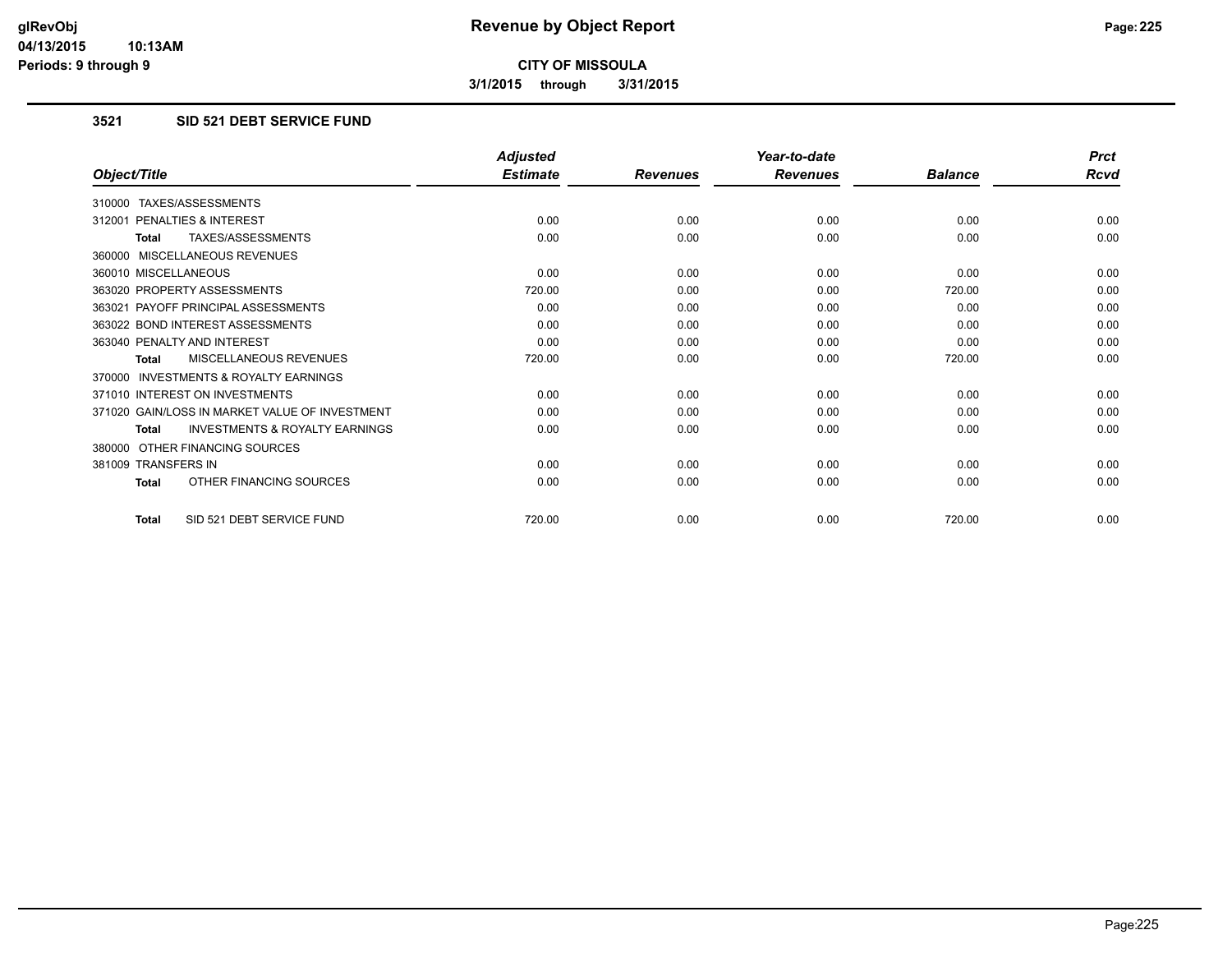**CITY OF MISSOULA**

**3/1/2015 through 3/31/2015**

## 3521 SID 521 DEBT SERVICE FUND

| Object/Title | Adjusted Estimate | Revenues | Year-to-date Revenues | Balance | Prct Rcvd |
|---|---|---|---|---|---|
| 310000 TAXES/ASSESSMENTS | | | | | |
| 312001 PENALTIES & INTEREST | 0.00 | 0.00 | 0.00 | 0.00 | 0.00 |
| **Total** TAXES/ASSESSMENTS | 0.00 | 0.00 | 0.00 | 0.00 | 0.00 |
| 360000 MISCELLANEOUS REVENUES | | | | | |
| 360010 MISCELLANEOUS | 0.00 | 0.00 | 0.00 | 0.00 | 0.00 |
| 363020 PROPERTY ASSESSMENTS | 720.00 | 0.00 | 0.00 | 720.00 | 0.00 |
| 363021 PAYOFF PRINCIPAL ASSESSMENTS | 0.00 | 0.00 | 0.00 | 0.00 | 0.00 |
| 363022 BOND INTEREST ASSESSMENTS | 0.00 | 0.00 | 0.00 | 0.00 | 0.00 |
| 363040 PENALTY AND INTEREST | 0.00 | 0.00 | 0.00 | 0.00 | 0.00 |
| **Total** MISCELLANEOUS REVENUES | 720.00 | 0.00 | 0.00 | 720.00 | 0.00 |
| 370000 INVESTMENTS & ROYALTY EARNINGS | | | | | |
| 371010 INTEREST ON INVESTMENTS | 0.00 | 0.00 | 0.00 | 0.00 | 0.00 |
| 371020 GAIN/LOSS IN MARKET VALUE OF INVESTMENT | 0.00 | 0.00 | 0.00 | 0.00 | 0.00 |
| **Total** INVESTMENTS & ROYALTY EARNINGS | 0.00 | 0.00 | 0.00 | 0.00 | 0.00 |
| 380000 OTHER FINANCING SOURCES | | | | | |
| 381009 TRANSFERS IN | 0.00 | 0.00 | 0.00 | 0.00 | 0.00 |
| **Total** OTHER FINANCING SOURCES | 0.00 | 0.00 | 0.00 | 0.00 | 0.00 |
| **Total** SID 521 DEBT SERVICE FUND | 720.00 | 0.00 | 0.00 | 720.00 | 0.00 |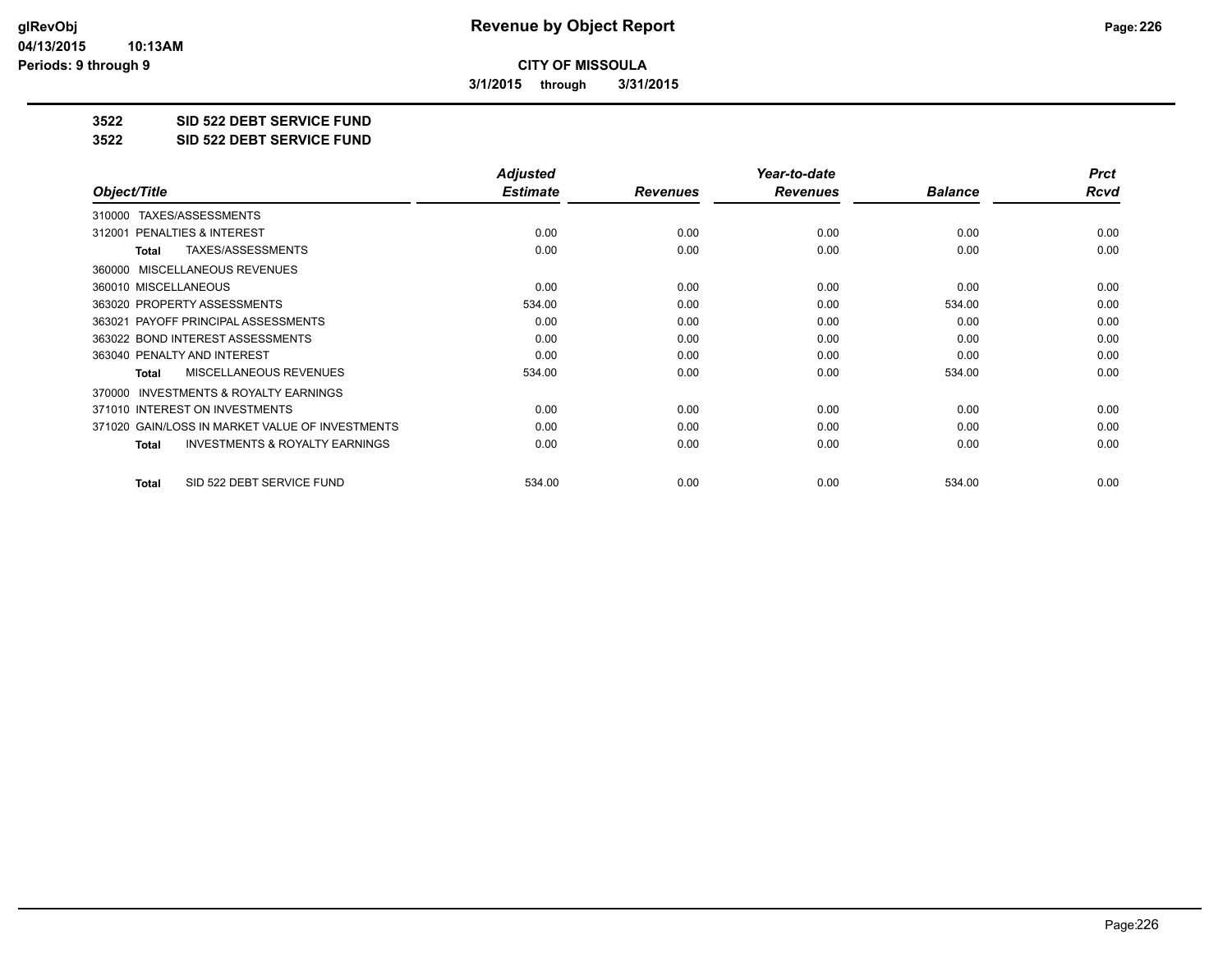# Revenue by Object Report

**CITY OF MISSOULA**

**3/1/2015 through 3/31/2015**

glRevObj
04/13/2015 10:13AM
Periods: 9 through 9

**3522 SID 522 DEBT SERVICE FUND**

**3522 SID 522 DEBT SERVICE FUND**

| Object/Title | Adjusted Estimate | Revenues | Year-to-date Revenues | Balance | Prct Rcvd |
|---|---|---|---|---|---|
| 310000 TAXES/ASSESSMENTS | | | | | |
| 312001 PENALTIES & INTEREST | 0.00 | 0.00 | 0.00 | 0.00 | 0.00 |
| **Total** TAXES/ASSESSMENTS | 0.00 | 0.00 | 0.00 | 0.00 | 0.00 |
| 360000 MISCELLANEOUS REVENUES | | | | | |
| 360010 MISCELLANEOUS | 0.00 | 0.00 | 0.00 | 0.00 | 0.00 |
| 363020 PROPERTY ASSESSMENTS | 534.00 | 0.00 | 0.00 | 534.00 | 0.00 |
| 363021 PAYOFF PRINCIPAL ASSESSMENTS | 0.00 | 0.00 | 0.00 | 0.00 | 0.00 |
| 363022 BOND INTEREST ASSESSMENTS | 0.00 | 0.00 | 0.00 | 0.00 | 0.00 |
| 363040 PENALTY AND INTEREST | 0.00 | 0.00 | 0.00 | 0.00 | 0.00 |
| **Total** MISCELLANEOUS REVENUES | 534.00 | 0.00 | 0.00 | 534.00 | 0.00 |
| 370000 INVESTMENTS & ROYALTY EARNINGS | | | | | |
| 371010 INTEREST ON INVESTMENTS | 0.00 | 0.00 | 0.00 | 0.00 | 0.00 |
| 371020 GAIN/LOSS IN MARKET VALUE OF INVESTMENTS | 0.00 | 0.00 | 0.00 | 0.00 | 0.00 |
| **Total** INVESTMENTS & ROYALTY EARNINGS | 0.00 | 0.00 | 0.00 | 0.00 | 0.00 |
| **Total** SID 522 DEBT SERVICE FUND | 534.00 | 0.00 | 0.00 | 534.00 | 0.00 |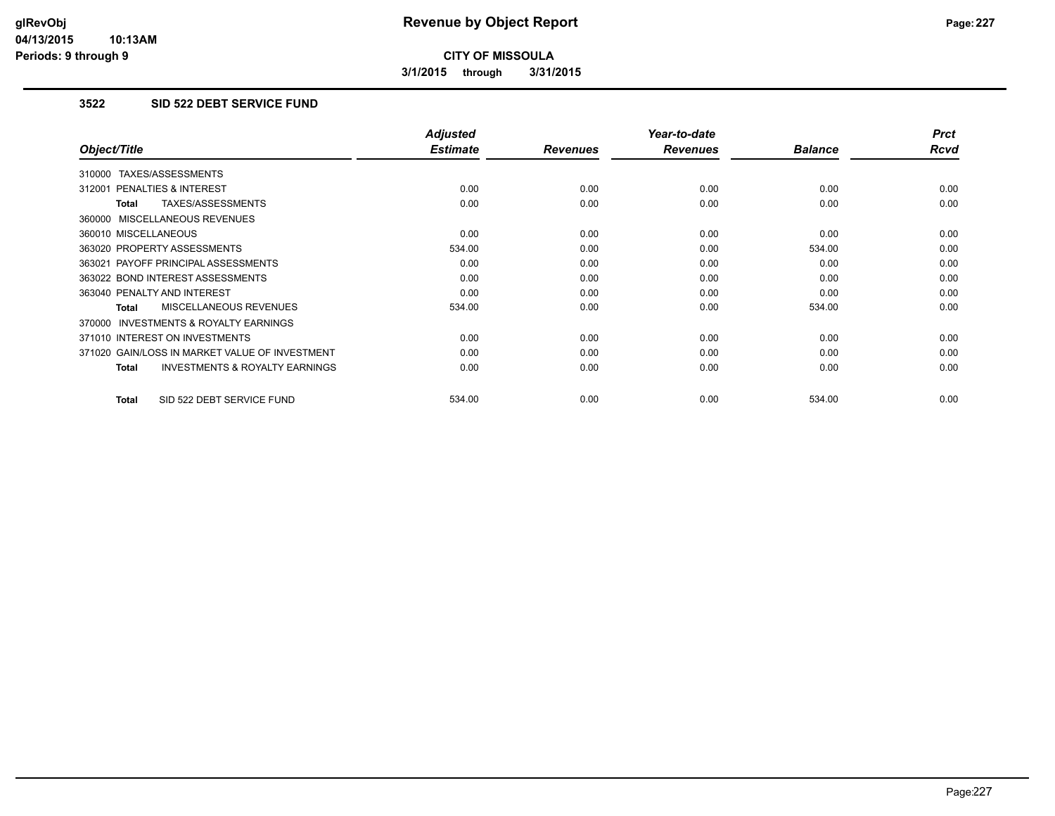# Revenue by Object Report

**CITY OF MISSOULA**

**3/1/2015 through 3/31/2015**

glRevObj
04/13/2015 10:13AM
Periods: 9 through 9

## 3522 SID 522 DEBT SERVICE FUND

| Object/Title | Adjusted Estimate | Revenues | Year-to-date Revenues | Balance | Prct Rcvd |
|---|---|---|---|---|---|
| 310000 TAXES/ASSESSMENTS | | | | | |
| 312001 PENALTIES & INTEREST | 0.00 | 0.00 | 0.00 | 0.00 | 0.00 |
| **Total** TAXES/ASSESSMENTS | 0.00 | 0.00 | 0.00 | 0.00 | 0.00 |
| 360000 MISCELLANEOUS REVENUES | | | | | |
| 360010 MISCELLANEOUS | 0.00 | 0.00 | 0.00 | 0.00 | 0.00 |
| 363020 PROPERTY ASSESSMENTS | 534.00 | 0.00 | 0.00 | 534.00 | 0.00 |
| 363021 PAYOFF PRINCIPAL ASSESSMENTS | 0.00 | 0.00 | 0.00 | 0.00 | 0.00 |
| 363022 BOND INTEREST ASSESSMENTS | 0.00 | 0.00 | 0.00 | 0.00 | 0.00 |
| 363040 PENALTY AND INTEREST | 0.00 | 0.00 | 0.00 | 0.00 | 0.00 |
| **Total** MISCELLANEOUS REVENUES | 534.00 | 0.00 | 0.00 | 534.00 | 0.00 |
| 370000 INVESTMENTS & ROYALTY EARNINGS | | | | | |
| 371010 INTEREST ON INVESTMENTS | 0.00 | 0.00 | 0.00 | 0.00 | 0.00 |
| 371020 GAIN/LOSS IN MARKET VALUE OF INVESTMENT | 0.00 | 0.00 | 0.00 | 0.00 | 0.00 |
| **Total** INVESTMENTS & ROYALTY EARNINGS | 0.00 | 0.00 | 0.00 | 0.00 | 0.00 |
| **Total** SID 522 DEBT SERVICE FUND | 534.00 | 0.00 | 0.00 | 534.00 | 0.00 |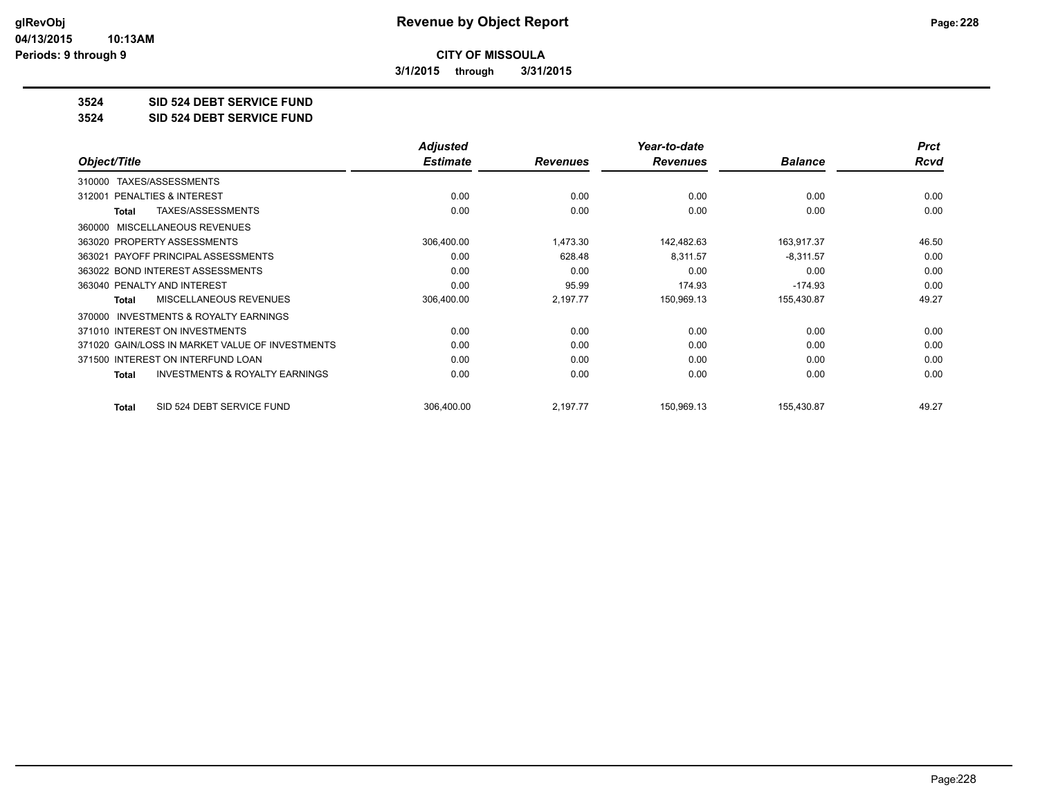glRevObj
04/13/2015 10:13AM
Periods: 9 through 9

# Revenue by Object Report

**CITY OF MISSOULA**

**3/1/2015 through 3/31/2015**

**3524 SID 524 DEBT SERVICE FUND**

**3524 SID 524 DEBT SERVICE FUND**

| Object/Title | Adjusted Estimate | Revenues | Year-to-date Revenues | Balance | Prct Rcvd |
|---|---|---|---|---|---|
| 310000 TAXES/ASSESSMENTS | | | | | |
| 312001 PENALTIES & INTEREST | 0.00 | 0.00 | 0.00 | 0.00 | 0.00 |
| **Total** TAXES/ASSESSMENTS | 0.00 | 0.00 | 0.00 | 0.00 | 0.00 |
| 360000 MISCELLANEOUS REVENUES | | | | | |
| 363020 PROPERTY ASSESSMENTS | 306,400.00 | 1,473.30 | 142,482.63 | 163,917.37 | 46.50 |
| 363021 PAYOFF PRINCIPAL ASSESSMENTS | 0.00 | 628.48 | 8,311.57 | -8,311.57 | 0.00 |
| 363022 BOND INTEREST ASSESSMENTS | 0.00 | 0.00 | 0.00 | 0.00 | 0.00 |
| 363040 PENALTY AND INTEREST | 0.00 | 95.99 | 174.93 | -174.93 | 0.00 |
| **Total** MISCELLANEOUS REVENUES | 306,400.00 | 2,197.77 | 150,969.13 | 155,430.87 | 49.27 |
| 370000 INVESTMENTS & ROYALTY EARNINGS | | | | | |
| 371010 INTEREST ON INVESTMENTS | 0.00 | 0.00 | 0.00 | 0.00 | 0.00 |
| 371020 GAIN/LOSS IN MARKET VALUE OF INVESTMENTS | 0.00 | 0.00 | 0.00 | 0.00 | 0.00 |
| 371500 INTEREST ON INTERFUND LOAN | 0.00 | 0.00 | 0.00 | 0.00 | 0.00 |
| **Total** INVESTMENTS & ROYALTY EARNINGS | 0.00 | 0.00 | 0.00 | 0.00 | 0.00 |
| **Total** SID 524 DEBT SERVICE FUND | 306,400.00 | 2,197.77 | 150,969.13 | 155,430.87 | 49.27 |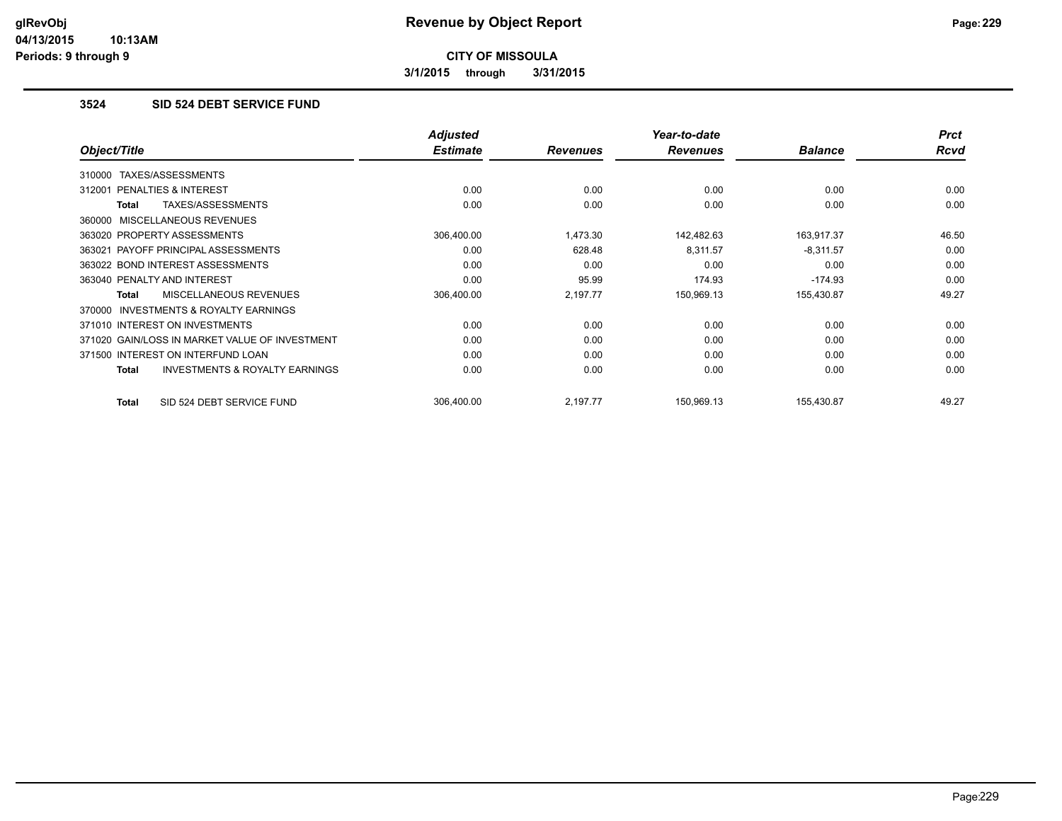**Revenue by Object Report**

**CITY OF MISSOULA**

**3/1/2015 through 3/31/2015**

### 3524 SID 524 DEBT SERVICE FUND

| Object/Title | Adjusted Estimate | Revenues | Year-to-date Revenues | Balance | Prct Rcvd |
|---|---|---|---|---|---|
| 310000 TAXES/ASSESSMENTS | | | | | |
| 312001 PENALTIES & INTEREST | 0.00 | 0.00 | 0.00 | 0.00 | 0.00 |
| **Total** TAXES/ASSESSMENTS | 0.00 | 0.00 | 0.00 | 0.00 | 0.00 |
| 360000 MISCELLANEOUS REVENUES | | | | | |
| 363020 PROPERTY ASSESSMENTS | 306,400.00 | 1,473.30 | 142,482.63 | 163,917.37 | 46.50 |
| 363021 PAYOFF PRINCIPAL ASSESSMENTS | 0.00 | 628.48 | 8,311.57 | -8,311.57 | 0.00 |
| 363022 BOND INTEREST ASSESSMENTS | 0.00 | 0.00 | 0.00 | 0.00 | 0.00 |
| 363040 PENALTY AND INTEREST | 0.00 | 95.99 | 174.93 | -174.93 | 0.00 |
| **Total** MISCELLANEOUS REVENUES | 306,400.00 | 2,197.77 | 150,969.13 | 155,430.87 | 49.27 |
| 370000 INVESTMENTS & ROYALTY EARNINGS | | | | | |
| 371010 INTEREST ON INVESTMENTS | 0.00 | 0.00 | 0.00 | 0.00 | 0.00 |
| 371020 GAIN/LOSS IN MARKET VALUE OF INVESTMENT | 0.00 | 0.00 | 0.00 | 0.00 | 0.00 |
| 371500 INTEREST ON INTERFUND LOAN | 0.00 | 0.00 | 0.00 | 0.00 | 0.00 |
| **Total** INVESTMENTS & ROYALTY EARNINGS | 0.00 | 0.00 | 0.00 | 0.00 | 0.00 |
| **Total** SID 524 DEBT SERVICE FUND | 306,400.00 | 2,197.77 | 150,969.13 | 155,430.87 | 49.27 |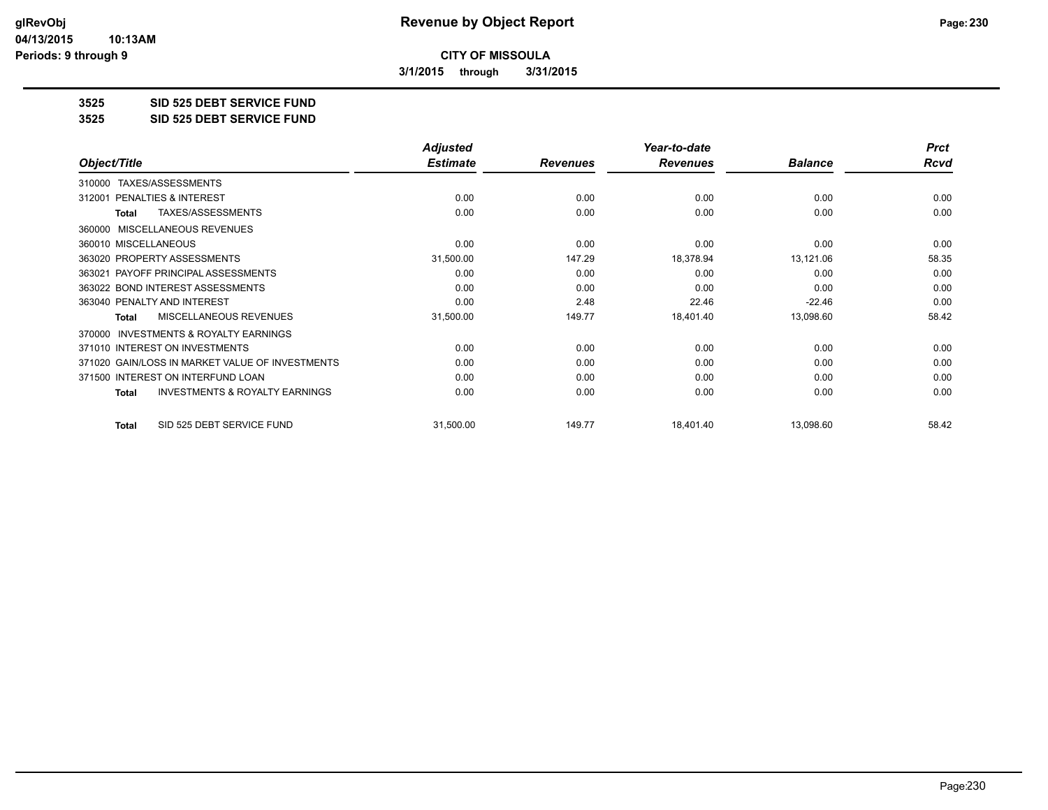# Revenue by Object Report

glRevObj
04/13/2015 10:13AM
Periods: 9 through 9

**CITY OF MISSOULA**

**3/1/2015 through 3/31/2015**

**3525 SID 525 DEBT SERVICE FUND**

**3525 SID 525 DEBT SERVICE FUND**

| Object/Title | Adjusted Estimate | Revenues | Year-to-date Revenues | Balance | Prct Rcvd |
|---|---|---|---|---|---|
| 310000 TAXES/ASSESSMENTS | | | | | |
| 312001 PENALTIES & INTEREST | 0.00 | 0.00 | 0.00 | 0.00 | 0.00 |
| **Total** TAXES/ASSESSMENTS | 0.00 | 0.00 | 0.00 | 0.00 | 0.00 |
| 360000 MISCELLANEOUS REVENUES | | | | | |
| 360010 MISCELLANEOUS | 0.00 | 0.00 | 0.00 | 0.00 | 0.00 |
| 363020 PROPERTY ASSESSMENTS | 31,500.00 | 147.29 | 18,378.94 | 13,121.06 | 58.35 |
| 363021 PAYOFF PRINCIPAL ASSESSMENTS | 0.00 | 0.00 | 0.00 | 0.00 | 0.00 |
| 363022 BOND INTEREST ASSESSMENTS | 0.00 | 0.00 | 0.00 | 0.00 | 0.00 |
| 363040 PENALTY AND INTEREST | 0.00 | 2.48 | 22.46 | -22.46 | 0.00 |
| **Total** MISCELLANEOUS REVENUES | 31,500.00 | 149.77 | 18,401.40 | 13,098.60 | 58.42 |
| 370000 INVESTMENTS & ROYALTY EARNINGS | | | | | |
| 371010 INTEREST ON INVESTMENTS | 0.00 | 0.00 | 0.00 | 0.00 | 0.00 |
| 371020 GAIN/LOSS IN MARKET VALUE OF INVESTMENTS | 0.00 | 0.00 | 0.00 | 0.00 | 0.00 |
| 371500 INTEREST ON INTERFUND LOAN | 0.00 | 0.00 | 0.00 | 0.00 | 0.00 |
| **Total** INVESTMENTS & ROYALTY EARNINGS | 0.00 | 0.00 | 0.00 | 0.00 | 0.00 |
| **Total** SID 525 DEBT SERVICE FUND | 31,500.00 | 149.77 | 18,401.40 | 13,098.60 | 58.42 |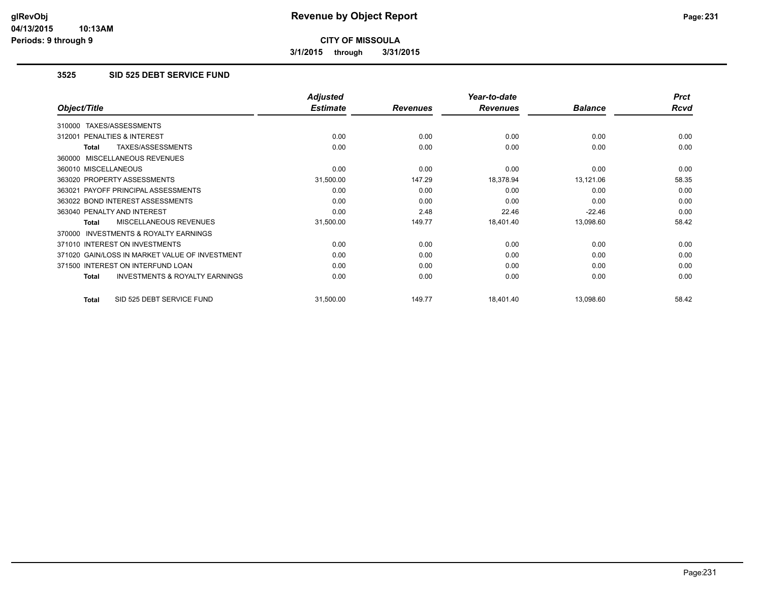**CITY OF MISSOULA**

**3/1/2015 through 3/31/2015**

### 3525 SID 525 DEBT SERVICE FUND

| Object/Title | Adjusted Estimate | Revenues | Year-to-date Revenues | Balance | Prct Rcvd |
|---|---|---|---|---|---|
| 310000 TAXES/ASSESSMENTS | | | | | |
| 312001 PENALTIES & INTEREST | 0.00 | 0.00 | 0.00 | 0.00 | 0.00 |
| **Total** TAXES/ASSESSMENTS | 0.00 | 0.00 | 0.00 | 0.00 | 0.00 |
| 360000 MISCELLANEOUS REVENUES | | | | | |
| 360010 MISCELLANEOUS | 0.00 | 0.00 | 0.00 | 0.00 | 0.00 |
| 363020 PROPERTY ASSESSMENTS | 31,500.00 | 147.29 | 18,378.94 | 13,121.06 | 58.35 |
| 363021 PAYOFF PRINCIPAL ASSESSMENTS | 0.00 | 0.00 | 0.00 | 0.00 | 0.00 |
| 363022 BOND INTEREST ASSESSMENTS | 0.00 | 0.00 | 0.00 | 0.00 | 0.00 |
| 363040 PENALTY AND INTEREST | 0.00 | 2.48 | 22.46 | -22.46 | 0.00 |
| **Total** MISCELLANEOUS REVENUES | 31,500.00 | 149.77 | 18,401.40 | 13,098.60 | 58.42 |
| 370000 INVESTMENTS & ROYALTY EARNINGS | | | | | |
| 371010 INTEREST ON INVESTMENTS | 0.00 | 0.00 | 0.00 | 0.00 | 0.00 |
| 371020 GAIN/LOSS IN MARKET VALUE OF INVESTMENT | 0.00 | 0.00 | 0.00 | 0.00 | 0.00 |
| 371500 INTEREST ON INTERFUND LOAN | 0.00 | 0.00 | 0.00 | 0.00 | 0.00 |
| **Total** INVESTMENTS & ROYALTY EARNINGS | 0.00 | 0.00 | 0.00 | 0.00 | 0.00 |
| **Total** SID 525 DEBT SERVICE FUND | 31,500.00 | 149.77 | 18,401.40 | 13,098.60 | 58.42 |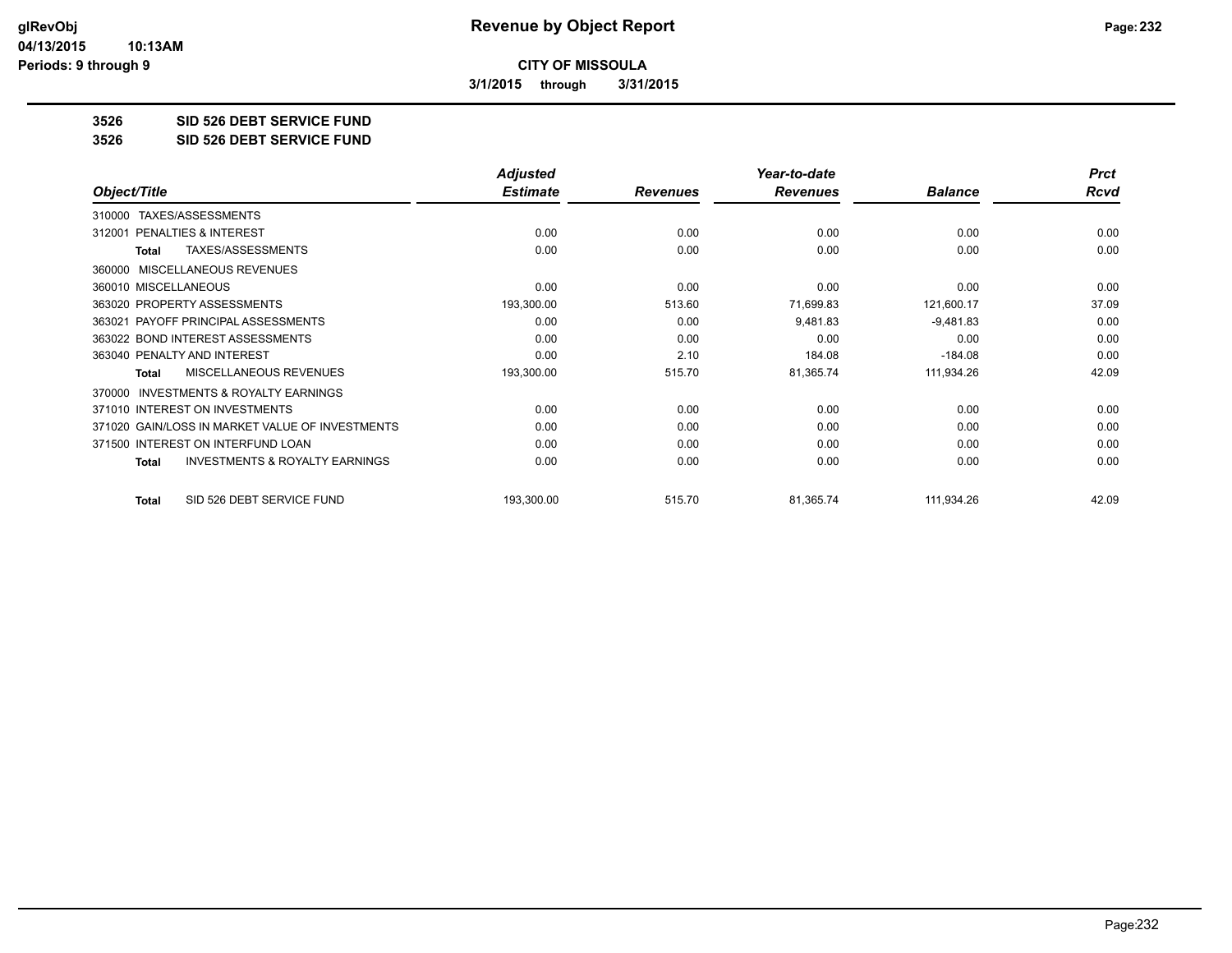**glRevObj**
**04/13/2015 10:13AM**
**Periods: 9 through 9**

# Revenue by Object Report

**CITY OF MISSOULA**

**3/1/2015 through 3/31/2015**

## 3526 SID 526 DEBT SERVICE FUND
## 3526 SID 526 DEBT SERVICE FUND

| Object/Title | | Adjusted Estimate | Revenues | Year-to-date Revenues | Balance | Prct Rcvd |
|---|---|---|---|---|---|---|
| 310000 TAXES/ASSESSMENTS | | | | | | |
| 312001 PENALTIES & INTEREST | | 0.00 | 0.00 | 0.00 | 0.00 | 0.00 |
| Total | TAXES/ASSESSMENTS | 0.00 | 0.00 | 0.00 | 0.00 | 0.00 |
| 360000 MISCELLANEOUS REVENUES | | | | | | |
| 360010 MISCELLANEOUS | | 0.00 | 0.00 | 0.00 | 0.00 | 0.00 |
| 363020 PROPERTY ASSESSMENTS | | 193,300.00 | 513.60 | 71,699.83 | 121,600.17 | 37.09 |
| 363021 PAYOFF PRINCIPAL ASSESSMENTS | | 0.00 | 0.00 | 9,481.83 | -9,481.83 | 0.00 |
| 363022 BOND INTEREST ASSESSMENTS | | 0.00 | 0.00 | 0.00 | 0.00 | 0.00 |
| 363040 PENALTY AND INTEREST | | 0.00 | 2.10 | 184.08 | -184.08 | 0.00 |
| Total | MISCELLANEOUS REVENUES | 193,300.00 | 515.70 | 81,365.74 | 111,934.26 | 42.09 |
| 370000 INVESTMENTS & ROYALTY EARNINGS | | | | | | |
| 371010 INTEREST ON INVESTMENTS | | 0.00 | 0.00 | 0.00 | 0.00 | 0.00 |
| 371020 GAIN/LOSS IN MARKET VALUE OF INVESTMENTS | | 0.00 | 0.00 | 0.00 | 0.00 | 0.00 |
| 371500 INTEREST ON INTERFUND LOAN | | 0.00 | 0.00 | 0.00 | 0.00 | 0.00 |
| Total | INVESTMENTS & ROYALTY EARNINGS | 0.00 | 0.00 | 0.00 | 0.00 | 0.00 |
| Total | SID 526 DEBT SERVICE FUND | 193,300.00 | 515.70 | 81,365.74 | 111,934.26 | 42.09 |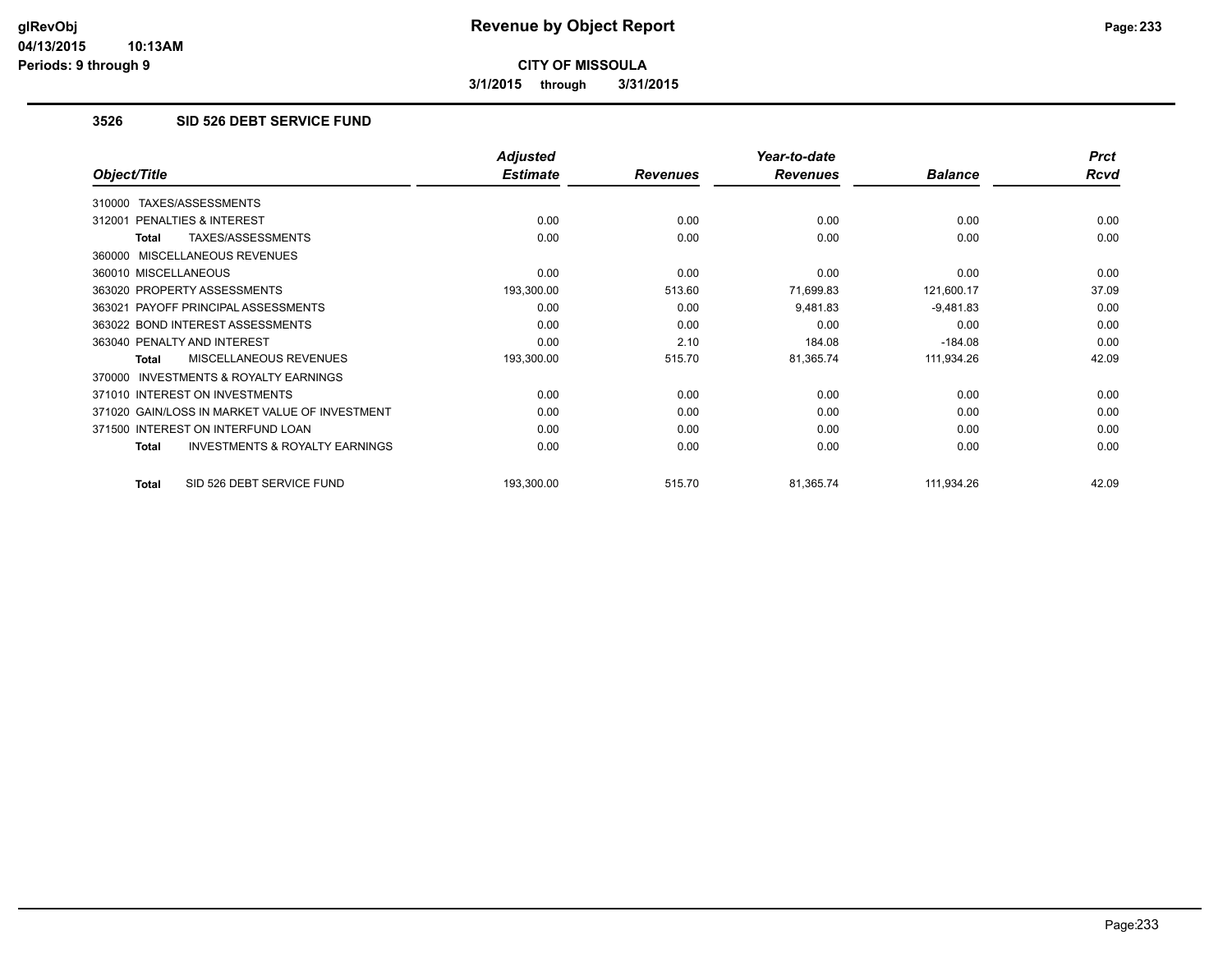**CITY OF MISSOULA**

**3/1/2015 through 3/31/2015**

### 3526 SID 526 DEBT SERVICE FUND

| Object/Title | Adjusted Estimate | Revenues | Year-to-date Revenues | Balance | Prct Rcvd |
|---|---|---|---|---|---|
| 310000 TAXES/ASSESSMENTS | | | | | |
| 312001 PENALTIES & INTEREST | 0.00 | 0.00 | 0.00 | 0.00 | 0.00 |
| **Total** TAXES/ASSESSMENTS | 0.00 | 0.00 | 0.00 | 0.00 | 0.00 |
| 360000 MISCELLANEOUS REVENUES | | | | | |
| 360010 MISCELLANEOUS | 0.00 | 0.00 | 0.00 | 0.00 | 0.00 |
| 363020 PROPERTY ASSESSMENTS | 193,300.00 | 513.60 | 71,699.83 | 121,600.17 | 37.09 |
| 363021 PAYOFF PRINCIPAL ASSESSMENTS | 0.00 | 0.00 | 9,481.83 | -9,481.83 | 0.00 |
| 363022 BOND INTEREST ASSESSMENTS | 0.00 | 0.00 | 0.00 | 0.00 | 0.00 |
| 363040 PENALTY AND INTEREST | 0.00 | 2.10 | 184.08 | -184.08 | 0.00 |
| **Total** MISCELLANEOUS REVENUES | 193,300.00 | 515.70 | 81,365.74 | 111,934.26 | 42.09 |
| 370000 INVESTMENTS & ROYALTY EARNINGS | | | | | |
| 371010 INTEREST ON INVESTMENTS | 0.00 | 0.00 | 0.00 | 0.00 | 0.00 |
| 371020 GAIN/LOSS IN MARKET VALUE OF INVESTMENT | 0.00 | 0.00 | 0.00 | 0.00 | 0.00 |
| 371500 INTEREST ON INTERFUND LOAN | 0.00 | 0.00 | 0.00 | 0.00 | 0.00 |
| **Total** INVESTMENTS & ROYALTY EARNINGS | 0.00 | 0.00 | 0.00 | 0.00 | 0.00 |
| **Total** SID 526 DEBT SERVICE FUND | 193,300.00 | 515.70 | 81,365.74 | 111,934.26 | 42.09 |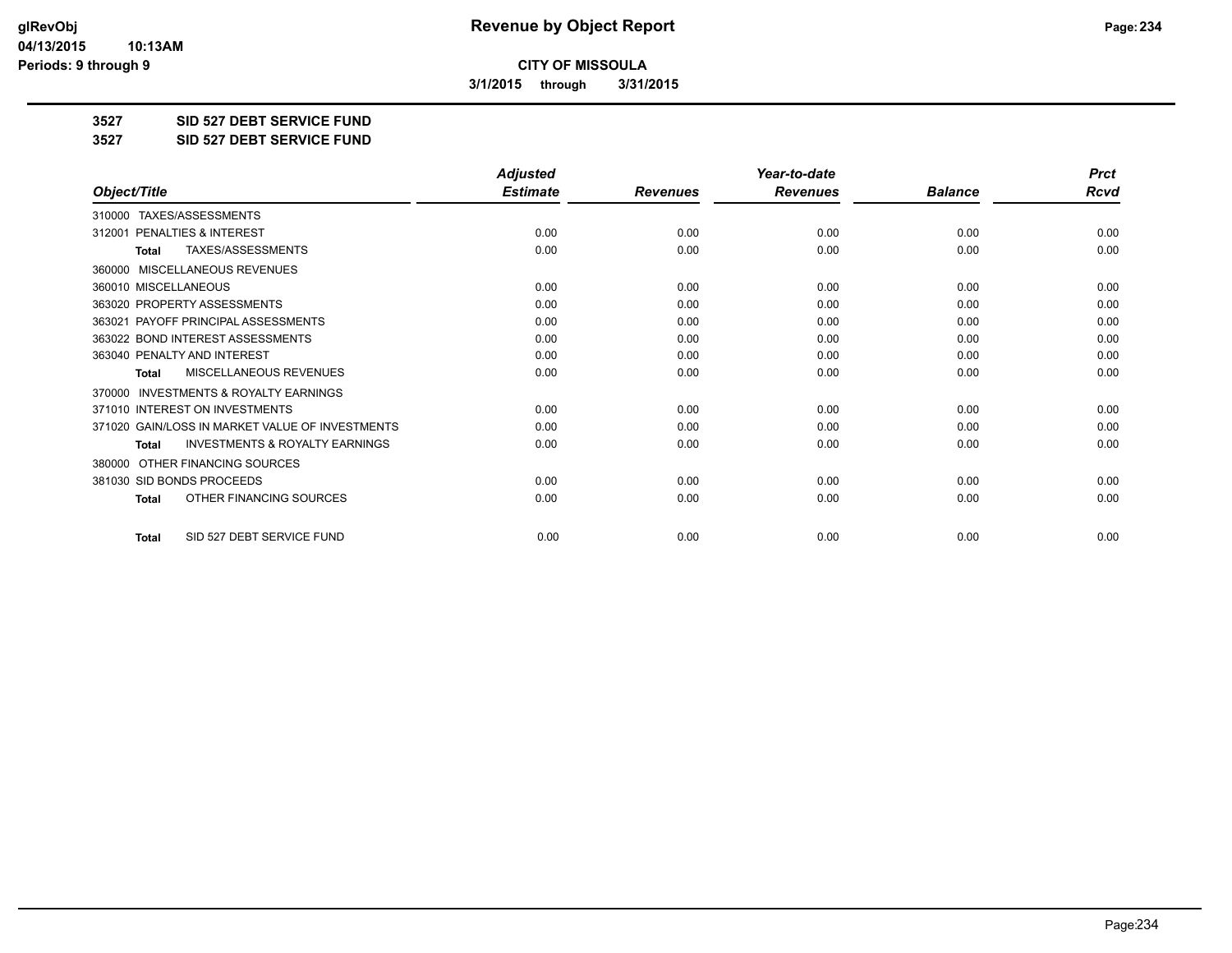**CITY OF MISSOULA**

**3/1/2015 through 3/31/2015**

**3527 SID 527 DEBT SERVICE FUND**

**3527 SID 527 DEBT SERVICE FUND**

| Object/Title | Adjusted Estimate | Revenues | Year-to-date Revenues | Balance | Prct Rcvd |
|---|---|---|---|---|---|
| 310000 TAXES/ASSESSMENTS | | | | | |
| 312001 PENALTIES & INTEREST | 0.00 | 0.00 | 0.00 | 0.00 | 0.00 |
| **Total** TAXES/ASSESSMENTS | 0.00 | 0.00 | 0.00 | 0.00 | 0.00 |
| 360000 MISCELLANEOUS REVENUES | | | | | |
| 360010 MISCELLANEOUS | 0.00 | 0.00 | 0.00 | 0.00 | 0.00 |
| 363020 PROPERTY ASSESSMENTS | 0.00 | 0.00 | 0.00 | 0.00 | 0.00 |
| 363021 PAYOFF PRINCIPAL ASSESSMENTS | 0.00 | 0.00 | 0.00 | 0.00 | 0.00 |
| 363022 BOND INTEREST ASSESSMENTS | 0.00 | 0.00 | 0.00 | 0.00 | 0.00 |
| 363040 PENALTY AND INTEREST | 0.00 | 0.00 | 0.00 | 0.00 | 0.00 |
| **Total** MISCELLANEOUS REVENUES | 0.00 | 0.00 | 0.00 | 0.00 | 0.00 |
| 370000 INVESTMENTS & ROYALTY EARNINGS | | | | | |
| 371010 INTEREST ON INVESTMENTS | 0.00 | 0.00 | 0.00 | 0.00 | 0.00 |
| 371020 GAIN/LOSS IN MARKET VALUE OF INVESTMENTS | 0.00 | 0.00 | 0.00 | 0.00 | 0.00 |
| **Total** INVESTMENTS & ROYALTY EARNINGS | 0.00 | 0.00 | 0.00 | 0.00 | 0.00 |
| 380000 OTHER FINANCING SOURCES | | | | | |
| 381030 SID BONDS PROCEEDS | 0.00 | 0.00 | 0.00 | 0.00 | 0.00 |
| **Total** OTHER FINANCING SOURCES | 0.00 | 0.00 | 0.00 | 0.00 | 0.00 |
| **Total** SID 527 DEBT SERVICE FUND | 0.00 | 0.00 | 0.00 | 0.00 | 0.00 |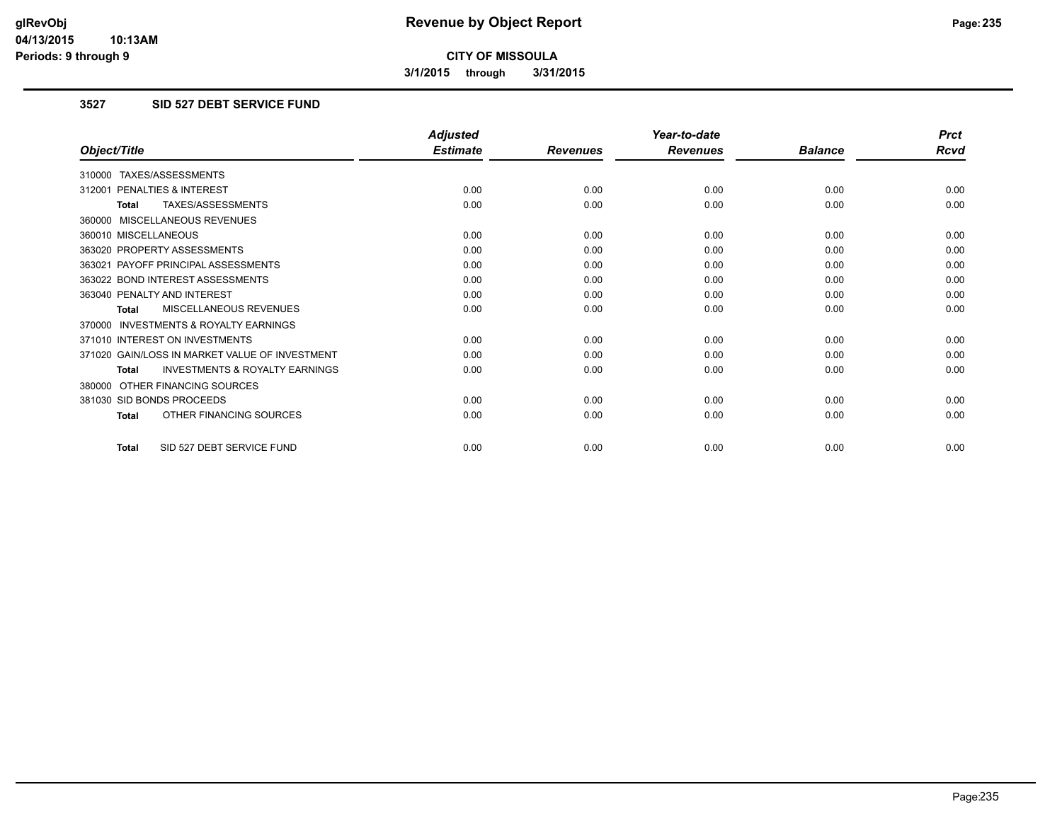**glRevObj**
**04/13/2015 10:13AM**
**Periods: 9 through 9**

# Revenue by Object Report

**CITY OF MISSOULA**

**3/1/2015 through 3/31/2015**

## 3527 SID 527 DEBT SERVICE FUND

| Object/Title | Adjusted Estimate | Revenues | Year-to-date Revenues | Balance | Prct Rcvd |
|---|---|---|---|---|---|
| 310000 TAXES/ASSESSMENTS | | | | | |
| 312001 PENALTIES & INTEREST | 0.00 | 0.00 | 0.00 | 0.00 | 0.00 |
| **Total** TAXES/ASSESSMENTS | 0.00 | 0.00 | 0.00 | 0.00 | 0.00 |
| 360000 MISCELLANEOUS REVENUES | | | | | |
| 360010 MISCELLANEOUS | 0.00 | 0.00 | 0.00 | 0.00 | 0.00 |
| 363020 PROPERTY ASSESSMENTS | 0.00 | 0.00 | 0.00 | 0.00 | 0.00 |
| 363021 PAYOFF PRINCIPAL ASSESSMENTS | 0.00 | 0.00 | 0.00 | 0.00 | 0.00 |
| 363022 BOND INTEREST ASSESSMENTS | 0.00 | 0.00 | 0.00 | 0.00 | 0.00 |
| 363040 PENALTY AND INTEREST | 0.00 | 0.00 | 0.00 | 0.00 | 0.00 |
| **Total** MISCELLANEOUS REVENUES | 0.00 | 0.00 | 0.00 | 0.00 | 0.00 |
| 370000 INVESTMENTS & ROYALTY EARNINGS | | | | | |
| 371010 INTEREST ON INVESTMENTS | 0.00 | 0.00 | 0.00 | 0.00 | 0.00 |
| 371020 GAIN/LOSS IN MARKET VALUE OF INVESTMENT | 0.00 | 0.00 | 0.00 | 0.00 | 0.00 |
| **Total** INVESTMENTS & ROYALTY EARNINGS | 0.00 | 0.00 | 0.00 | 0.00 | 0.00 |
| 380000 OTHER FINANCING SOURCES | | | | | |
| 381030 SID BONDS PROCEEDS | 0.00 | 0.00 | 0.00 | 0.00 | 0.00 |
| **Total** OTHER FINANCING SOURCES | 0.00 | 0.00 | 0.00 | 0.00 | 0.00 |
| **Total** SID 527 DEBT SERVICE FUND | 0.00 | 0.00 | 0.00 | 0.00 | 0.00 |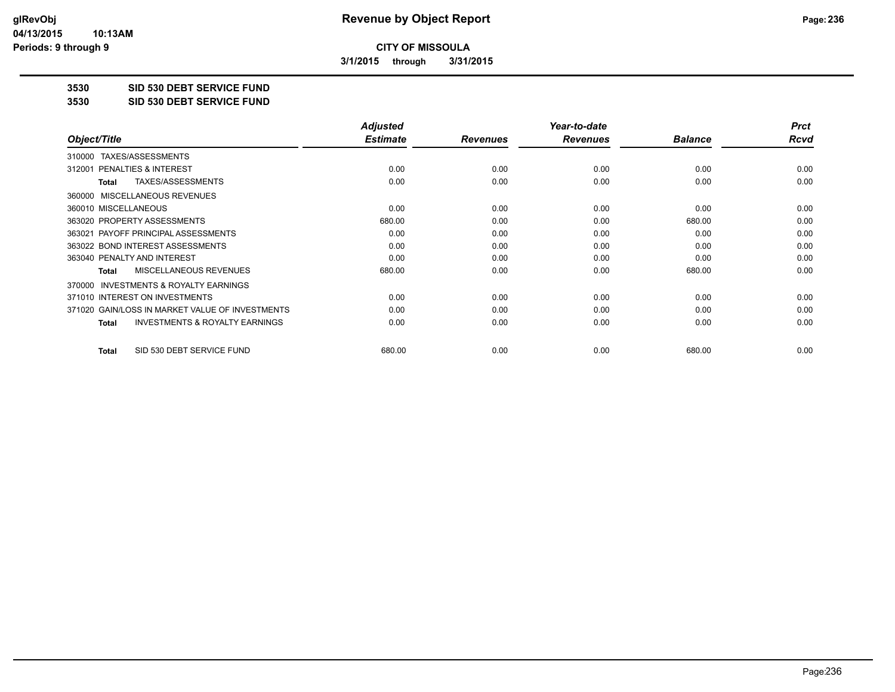# Revenue by Object Report

**CITY OF MISSOULA**

**3/1/2015 through 3/31/2015**

glRevObj
04/13/2015 10:13AM
Periods: 9 through 9

## 3530 SID 530 DEBT SERVICE FUND
## 3530 SID 530 DEBT SERVICE FUND

| Object/Title | Adjusted Estimate | Revenues | Year-to-date Revenues | Balance | Prct Rcvd |
|---|---|---|---|---|---|
| 310000 TAXES/ASSESSMENTS | | | | | |
| 312001 PENALTIES & INTEREST | 0.00 | 0.00 | 0.00 | 0.00 | 0.00 |
| **Total** TAXES/ASSESSMENTS | 0.00 | 0.00 | 0.00 | 0.00 | 0.00 |
| 360000 MISCELLANEOUS REVENUES | | | | | |
| 360010 MISCELLANEOUS | 0.00 | 0.00 | 0.00 | 0.00 | 0.00 |
| 363020 PROPERTY ASSESSMENTS | 680.00 | 0.00 | 0.00 | 680.00 | 0.00 |
| 363021 PAYOFF PRINCIPAL ASSESSMENTS | 0.00 | 0.00 | 0.00 | 0.00 | 0.00 |
| 363022 BOND INTEREST ASSESSMENTS | 0.00 | 0.00 | 0.00 | 0.00 | 0.00 |
| 363040 PENALTY AND INTEREST | 0.00 | 0.00 | 0.00 | 0.00 | 0.00 |
| **Total** MISCELLANEOUS REVENUES | 680.00 | 0.00 | 0.00 | 680.00 | 0.00 |
| 370000 INVESTMENTS & ROYALTY EARNINGS | | | | | |
| 371010 INTEREST ON INVESTMENTS | 0.00 | 0.00 | 0.00 | 0.00 | 0.00 |
| 371020 GAIN/LOSS IN MARKET VALUE OF INVESTMENTS | 0.00 | 0.00 | 0.00 | 0.00 | 0.00 |
| **Total** INVESTMENTS & ROYALTY EARNINGS | 0.00 | 0.00 | 0.00 | 0.00 | 0.00 |
| **Total** SID 530 DEBT SERVICE FUND | 680.00 | 0.00 | 0.00 | 680.00 | 0.00 |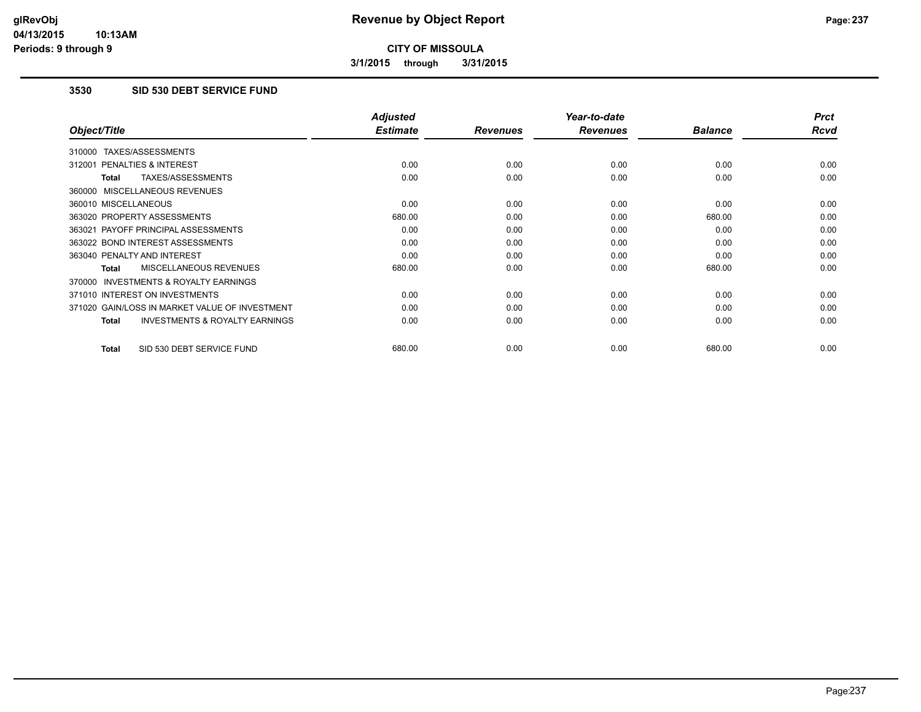glRevObj
04/13/2015 10:13AM
Periods: 9 through 9

# Revenue by Object Report

**CITY OF MISSOULA**

**3/1/2015 through 3/31/2015**

## 3530 SID 530 DEBT SERVICE FUND

| Object/Title | Adjusted Estimate | Revenues | Year-to-date Revenues | Balance | Prct Rcvd |
|---|---|---|---|---|---|
| 310000 TAXES/ASSESSMENTS | | | | | |
| 312001 PENALTIES & INTEREST | 0.00 | 0.00 | 0.00 | 0.00 | 0.00 |
| **Total** TAXES/ASSESSMENTS | 0.00 | 0.00 | 0.00 | 0.00 | 0.00 |
| 360000 MISCELLANEOUS REVENUES | | | | | |
| 360010 MISCELLANEOUS | 0.00 | 0.00 | 0.00 | 0.00 | 0.00 |
| 363020 PROPERTY ASSESSMENTS | 680.00 | 0.00 | 0.00 | 680.00 | 0.00 |
| 363021 PAYOFF PRINCIPAL ASSESSMENTS | 0.00 | 0.00 | 0.00 | 0.00 | 0.00 |
| 363022 BOND INTEREST ASSESSMENTS | 0.00 | 0.00 | 0.00 | 0.00 | 0.00 |
| 363040 PENALTY AND INTEREST | 0.00 | 0.00 | 0.00 | 0.00 | 0.00 |
| **Total** MISCELLANEOUS REVENUES | 680.00 | 0.00 | 0.00 | 680.00 | 0.00 |
| 370000 INVESTMENTS & ROYALTY EARNINGS | | | | | |
| 371010 INTEREST ON INVESTMENTS | 0.00 | 0.00 | 0.00 | 0.00 | 0.00 |
| 371020 GAIN/LOSS IN MARKET VALUE OF INVESTMENT | 0.00 | 0.00 | 0.00 | 0.00 | 0.00 |
| **Total** INVESTMENTS & ROYALTY EARNINGS | 0.00 | 0.00 | 0.00 | 0.00 | 0.00 |
| **Total** SID 530 DEBT SERVICE FUND | 680.00 | 0.00 | 0.00 | 680.00 | 0.00 |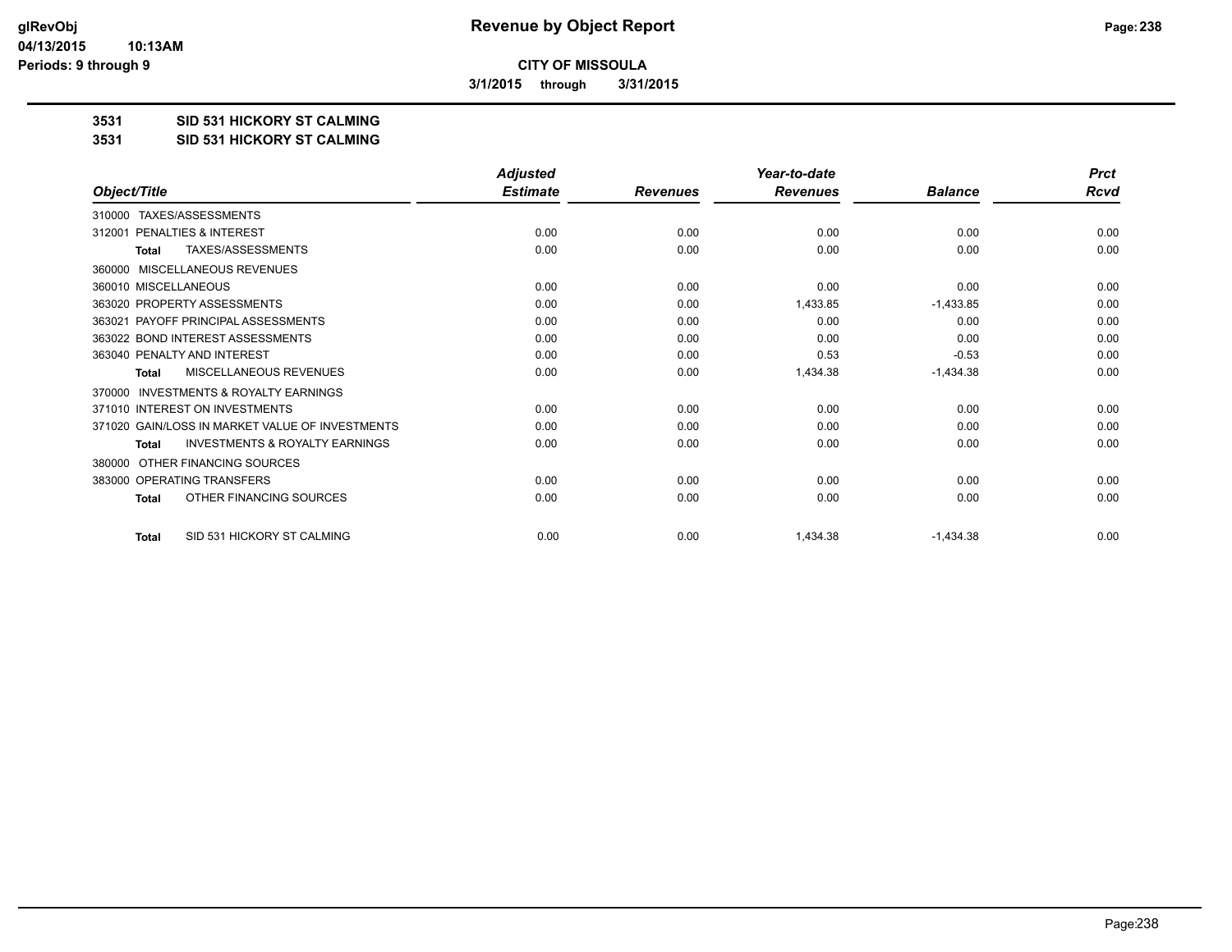**CITY OF MISSOULA**

**3/1/2015 through 3/31/2015**

**3531 SID 531 HICKORY ST CALMING**

**3531 SID 531 HICKORY ST CALMING**

| Object/Title | Adjusted Estimate | Revenues | Year-to-date Revenues | Balance | Prct Rcvd |
|---|---|---|---|---|---|
| 310000 TAXES/ASSESSMENTS | | | | | |
| 312001 PENALTIES & INTEREST | 0.00 | 0.00 | 0.00 | 0.00 | 0.00 |
| **Total** TAXES/ASSESSMENTS | 0.00 | 0.00 | 0.00 | 0.00 | 0.00 |
| 360000 MISCELLANEOUS REVENUES | | | | | |
| 360010 MISCELLANEOUS | 0.00 | 0.00 | 0.00 | 0.00 | 0.00 |
| 363020 PROPERTY ASSESSMENTS | 0.00 | 0.00 | 1,433.85 | -1,433.85 | 0.00 |
| 363021 PAYOFF PRINCIPAL ASSESSMENTS | 0.00 | 0.00 | 0.00 | 0.00 | 0.00 |
| 363022 BOND INTEREST ASSESSMENTS | 0.00 | 0.00 | 0.00 | 0.00 | 0.00 |
| 363040 PENALTY AND INTEREST | 0.00 | 0.00 | 0.53 | -0.53 | 0.00 |
| **Total** MISCELLANEOUS REVENUES | 0.00 | 0.00 | 1,434.38 | -1,434.38 | 0.00 |
| 370000 INVESTMENTS & ROYALTY EARNINGS | | | | | |
| 371010 INTEREST ON INVESTMENTS | 0.00 | 0.00 | 0.00 | 0.00 | 0.00 |
| 371020 GAIN/LOSS IN MARKET VALUE OF INVESTMENTS | 0.00 | 0.00 | 0.00 | 0.00 | 0.00 |
| **Total** INVESTMENTS & ROYALTY EARNINGS | 0.00 | 0.00 | 0.00 | 0.00 | 0.00 |
| 380000 OTHER FINANCING SOURCES | | | | | |
| 383000 OPERATING TRANSFERS | 0.00 | 0.00 | 0.00 | 0.00 | 0.00 |
| **Total** OTHER FINANCING SOURCES | 0.00 | 0.00 | 0.00 | 0.00 | 0.00 |
| **Total** SID 531 HICKORY ST CALMING | 0.00 | 0.00 | 1,434.38 | -1,434.38 | 0.00 |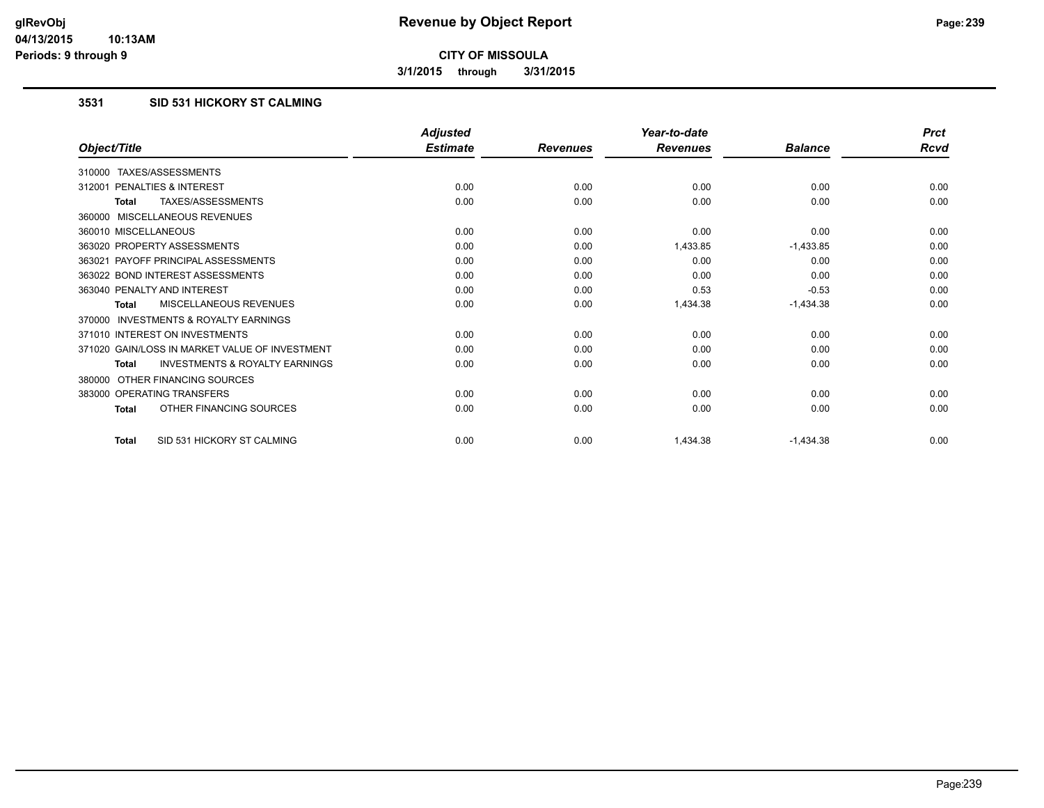# Revenue by Object Report

**CITY OF MISSOULA**

**3/1/2015 through 3/31/2015**

### 3531 SID 531 HICKORY ST CALMING

| Object/Title | Adjusted Estimate | Revenues | Year-to-date Revenues | Balance | Prct Rcvd |
|---|---|---|---|---|---|
| 310000 TAXES/ASSESSMENTS | | | | | |
| 312001 PENALTIES & INTEREST | 0.00 | 0.00 | 0.00 | 0.00 | 0.00 |
| **Total** TAXES/ASSESSMENTS | 0.00 | 0.00 | 0.00 | 0.00 | 0.00 |
| 360000 MISCELLANEOUS REVENUES | | | | | |
| 360010 MISCELLANEOUS | 0.00 | 0.00 | 0.00 | 0.00 | 0.00 |
| 363020 PROPERTY ASSESSMENTS | 0.00 | 0.00 | 1,433.85 | -1,433.85 | 0.00 |
| 363021 PAYOFF PRINCIPAL ASSESSMENTS | 0.00 | 0.00 | 0.00 | 0.00 | 0.00 |
| 363022 BOND INTEREST ASSESSMENTS | 0.00 | 0.00 | 0.00 | 0.00 | 0.00 |
| 363040 PENALTY AND INTEREST | 0.00 | 0.00 | 0.53 | -0.53 | 0.00 |
| **Total** MISCELLANEOUS REVENUES | 0.00 | 0.00 | 1,434.38 | -1,434.38 | 0.00 |
| 370000 INVESTMENTS & ROYALTY EARNINGS | | | | | |
| 371010 INTEREST ON INVESTMENTS | 0.00 | 0.00 | 0.00 | 0.00 | 0.00 |
| 371020 GAIN/LOSS IN MARKET VALUE OF INVESTMENT | 0.00 | 0.00 | 0.00 | 0.00 | 0.00 |
| **Total** INVESTMENTS & ROYALTY EARNINGS | 0.00 | 0.00 | 0.00 | 0.00 | 0.00 |
| 380000 OTHER FINANCING SOURCES | | | | | |
| 383000 OPERATING TRANSFERS | 0.00 | 0.00 | 0.00 | 0.00 | 0.00 |
| **Total** OTHER FINANCING SOURCES | 0.00 | 0.00 | 0.00 | 0.00 | 0.00 |
| **Total** SID 531 HICKORY ST CALMING | 0.00 | 0.00 | 1,434.38 | -1,434.38 | 0.00 |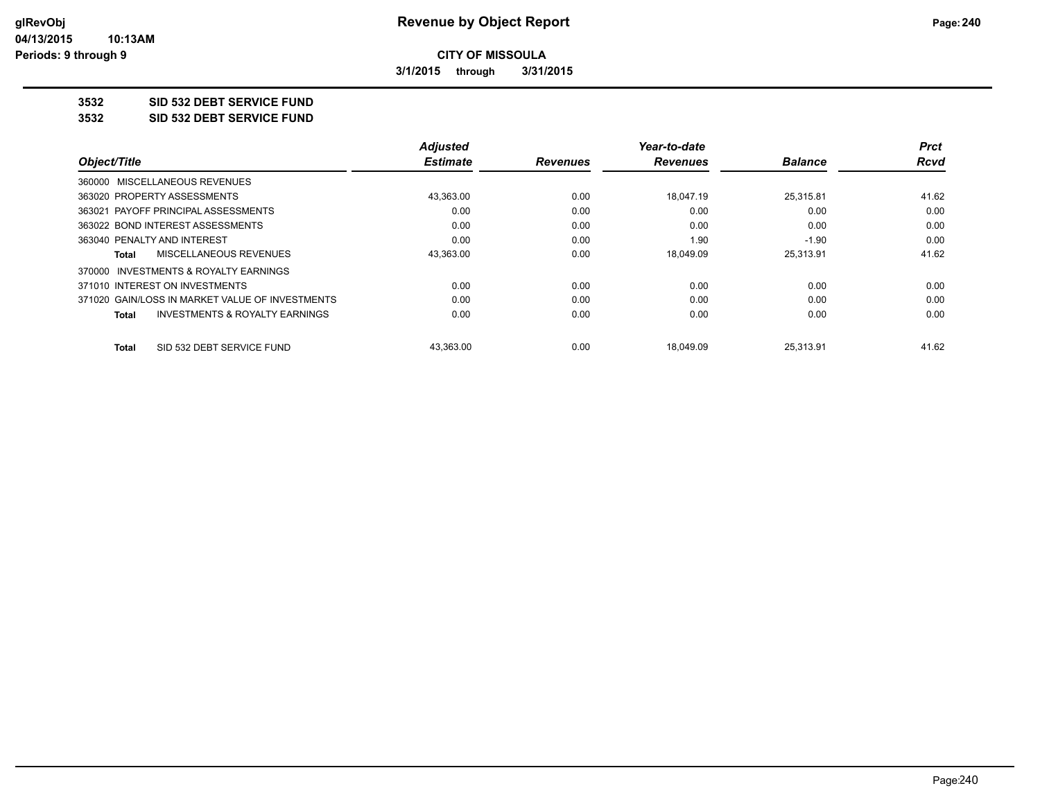**glRevObj**
**04/13/2015 10:13AM**
**Periods: 9 through 9**

# Revenue by Object Report

**CITY OF MISSOULA**

**3/1/2015 through 3/31/2015**

## 3532 SID 532 DEBT SERVICE FUND
## 3532 SID 532 DEBT SERVICE FUND

| Object/Title | Adjusted Estimate | Revenues | Year-to-date Revenues | Balance | Prct Rcvd |
|---|---|---|---|---|---|
| 360000 MISCELLANEOUS REVENUES | | | | | |
| 363020 PROPERTY ASSESSMENTS | 43,363.00 | 0.00 | 18,047.19 | 25,315.81 | 41.62 |
| 363021 PAYOFF PRINCIPAL ASSESSMENTS | 0.00 | 0.00 | 0.00 | 0.00 | 0.00 |
| 363022 BOND INTEREST ASSESSMENTS | 0.00 | 0.00 | 0.00 | 0.00 | 0.00 |
| 363040 PENALTY AND INTEREST | 0.00 | 0.00 | 1.90 | -1.90 | 0.00 |
| **Total** MISCELLANEOUS REVENUES | 43,363.00 | 0.00 | 18,049.09 | 25,313.91 | 41.62 |
| 370000 INVESTMENTS & ROYALTY EARNINGS | | | | | |
| 371010 INTEREST ON INVESTMENTS | 0.00 | 0.00 | 0.00 | 0.00 | 0.00 |
| 371020 GAIN/LOSS IN MARKET VALUE OF INVESTMENTS | 0.00 | 0.00 | 0.00 | 0.00 | 0.00 |
| **Total** INVESTMENTS & ROYALTY EARNINGS | 0.00 | 0.00 | 0.00 | 0.00 | 0.00 |
| **Total** SID 532 DEBT SERVICE FUND | 43,363.00 | 0.00 | 18,049.09 | 25,313.91 | 41.62 |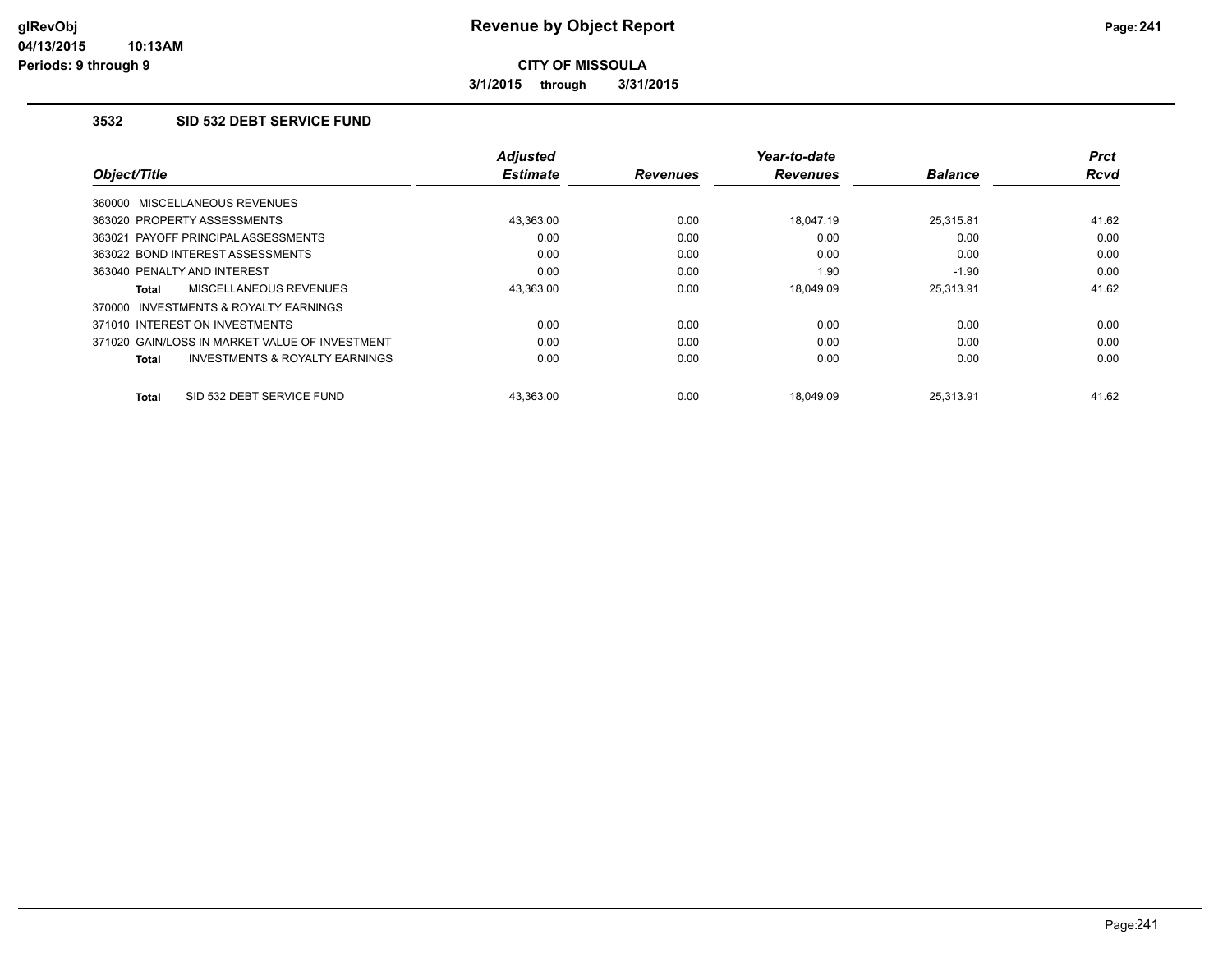**CITY OF MISSOULA**

**3/1/2015 through 3/31/2015**

## 3532 SID 532 DEBT SERVICE FUND

| Object/Title | Adjusted Estimate | Revenues | Year-to-date Revenues | Balance | Prct Rcvd |
|---|---|---|---|---|---|
| 360000 MISCELLANEOUS REVENUES | | | | | |
| 363020 PROPERTY ASSESSMENTS | 43,363.00 | 0.00 | 18,047.19 | 25,315.81 | 41.62 |
| 363021 PAYOFF PRINCIPAL ASSESSMENTS | 0.00 | 0.00 | 0.00 | 0.00 | 0.00 |
| 363022 BOND INTEREST ASSESSMENTS | 0.00 | 0.00 | 0.00 | 0.00 | 0.00 |
| 363040 PENALTY AND INTEREST | 0.00 | 0.00 | 1.90 | -1.90 | 0.00 |
| **Total** MISCELLANEOUS REVENUES | 43,363.00 | 0.00 | 18,049.09 | 25,313.91 | 41.62 |
| 370000 INVESTMENTS & ROYALTY EARNINGS | | | | | |
| 371010 INTEREST ON INVESTMENTS | 0.00 | 0.00 | 0.00 | 0.00 | 0.00 |
| 371020 GAIN/LOSS IN MARKET VALUE OF INVESTMENT | 0.00 | 0.00 | 0.00 | 0.00 | 0.00 |
| **Total** INVESTMENTS & ROYALTY EARNINGS | 0.00 | 0.00 | 0.00 | 0.00 | 0.00 |
| **Total** SID 532 DEBT SERVICE FUND | 43,363.00 | 0.00 | 18,049.09 | 25,313.91 | 41.62 |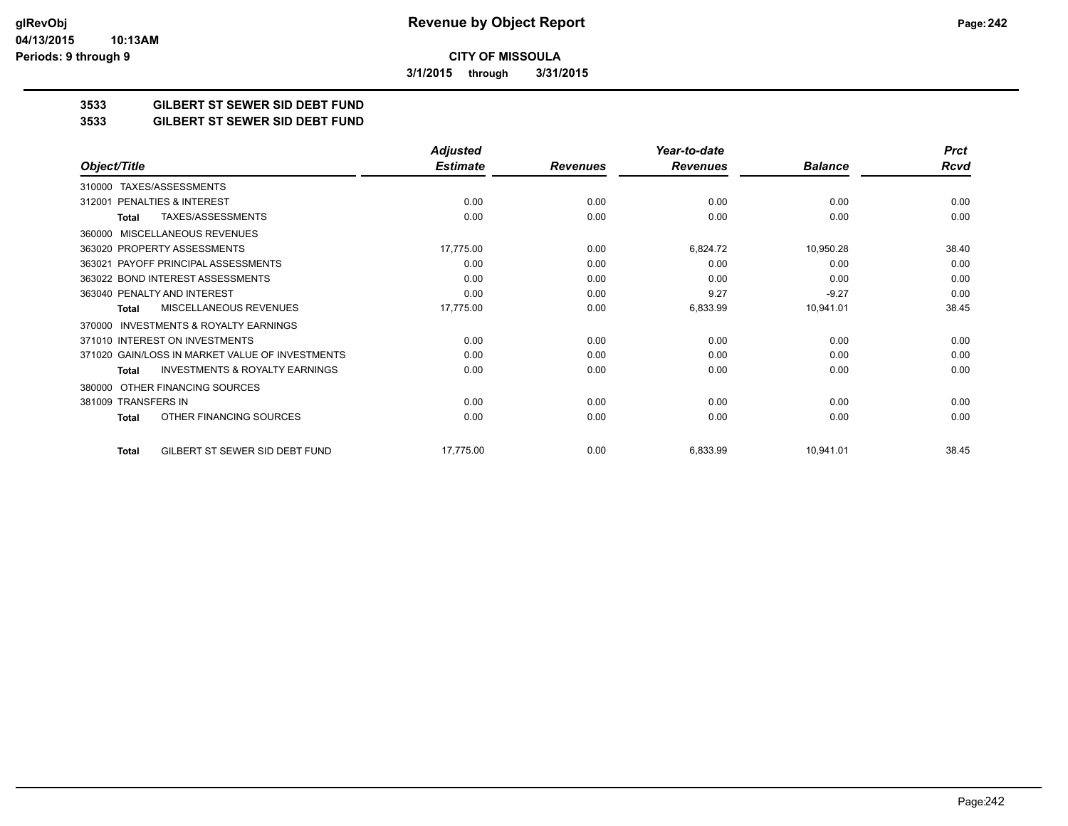# Revenue by Object Report

**CITY OF MISSOULA**

**3/1/2015 through 3/31/2015**

glRevObj
04/13/2015 10:13AM
Periods: 9 through 9

## 3533 GILBERT ST SEWER SID DEBT FUND
## 3533 GILBERT ST SEWER SID DEBT FUND

| Object/Title | Adjusted Estimate | Revenues | Year-to-date Revenues | Balance | Prct Rcvd |
|---|---|---|---|---|---|
| 310000 TAXES/ASSESSMENTS | | | | | |
| 312001 PENALTIES & INTEREST | 0.00 | 0.00 | 0.00 | 0.00 | 0.00 |
| **Total** TAXES/ASSESSMENTS | 0.00 | 0.00 | 0.00 | 0.00 | 0.00 |
| 360000 MISCELLANEOUS REVENUES | | | | | |
| 363020 PROPERTY ASSESSMENTS | 17,775.00 | 0.00 | 6,824.72 | 10,950.28 | 38.40 |
| 363021 PAYOFF PRINCIPAL ASSESSMENTS | 0.00 | 0.00 | 0.00 | 0.00 | 0.00 |
| 363022 BOND INTEREST ASSESSMENTS | 0.00 | 0.00 | 0.00 | 0.00 | 0.00 |
| 363040 PENALTY AND INTEREST | 0.00 | 0.00 | 9.27 | -9.27 | 0.00 |
| **Total** MISCELLANEOUS REVENUES | 17,775.00 | 0.00 | 6,833.99 | 10,941.01 | 38.45 |
| 370000 INVESTMENTS & ROYALTY EARNINGS | | | | | |
| 371010 INTEREST ON INVESTMENTS | 0.00 | 0.00 | 0.00 | 0.00 | 0.00 |
| 371020 GAIN/LOSS IN MARKET VALUE OF INVESTMENTS | 0.00 | 0.00 | 0.00 | 0.00 | 0.00 |
| **Total** INVESTMENTS & ROYALTY EARNINGS | 0.00 | 0.00 | 0.00 | 0.00 | 0.00 |
| 380000 OTHER FINANCING SOURCES | | | | | |
| 381009 TRANSFERS IN | 0.00 | 0.00 | 0.00 | 0.00 | 0.00 |
| **Total** OTHER FINANCING SOURCES | 0.00 | 0.00 | 0.00 | 0.00 | 0.00 |
| **Total** GILBERT ST SEWER SID DEBT FUND | 17,775.00 | 0.00 | 6,833.99 | 10,941.01 | 38.45 |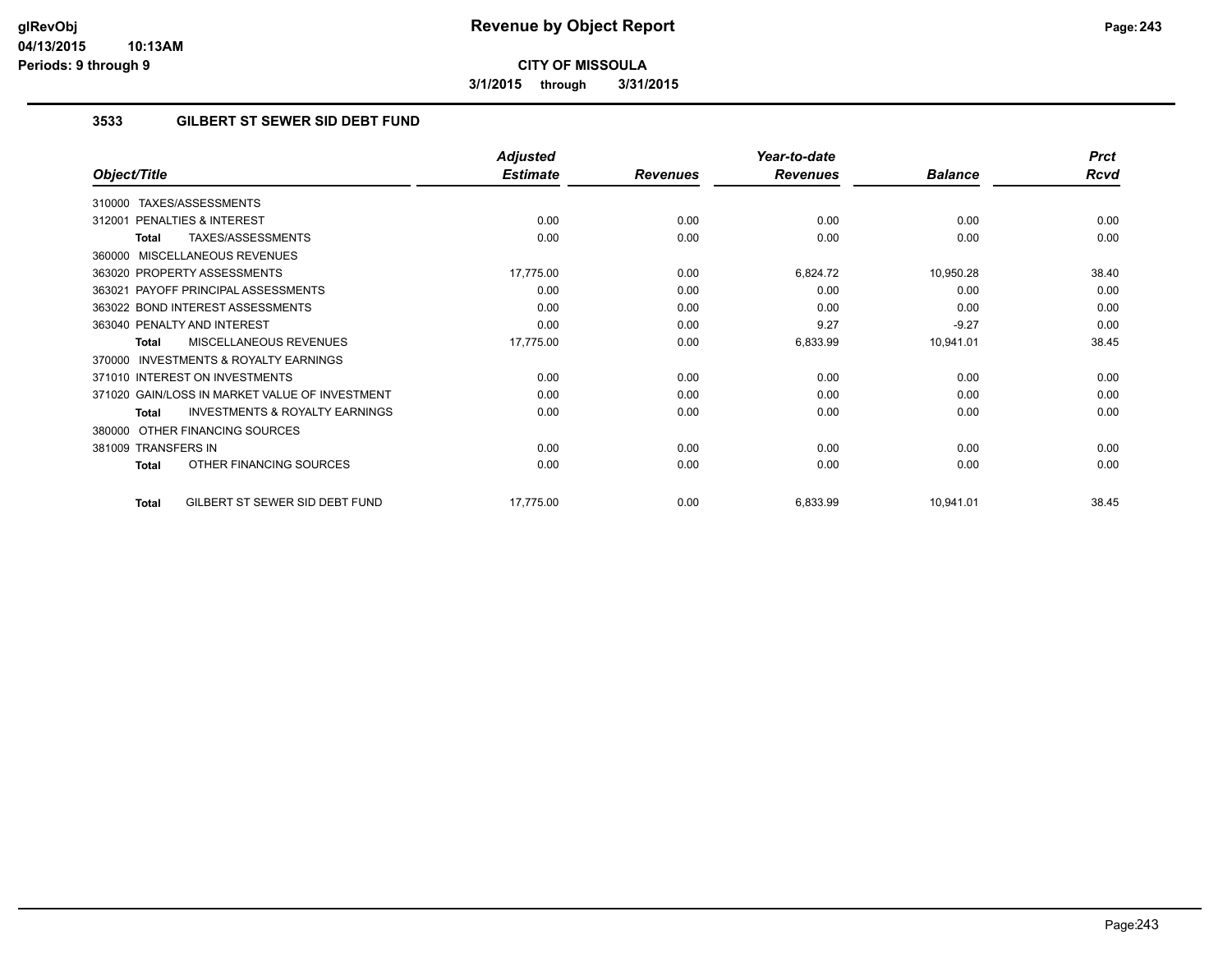**CITY OF MISSOULA**

**3/1/2015 through 3/31/2015**

### 3533 GILBERT ST SEWER SID DEBT FUND

| Object/Title | Adjusted Estimate | Revenues | Year-to-date Revenues | Balance | Prct Rcvd |
|---|---|---|---|---|---|
| 310000 TAXES/ASSESSMENTS | | | | | |
| 312001 PENALTIES & INTEREST | 0.00 | 0.00 | 0.00 | 0.00 | 0.00 |
| **Total** TAXES/ASSESSMENTS | 0.00 | 0.00 | 0.00 | 0.00 | 0.00 |
| 360000 MISCELLANEOUS REVENUES | | | | | |
| 363020 PROPERTY ASSESSMENTS | 17,775.00 | 0.00 | 6,824.72 | 10,950.28 | 38.40 |
| 363021 PAYOFF PRINCIPAL ASSESSMENTS | 0.00 | 0.00 | 0.00 | 0.00 | 0.00 |
| 363022 BOND INTEREST ASSESSMENTS | 0.00 | 0.00 | 0.00 | 0.00 | 0.00 |
| 363040 PENALTY AND INTEREST | 0.00 | 0.00 | 9.27 | -9.27 | 0.00 |
| **Total** MISCELLANEOUS REVENUES | 17,775.00 | 0.00 | 6,833.99 | 10,941.01 | 38.45 |
| 370000 INVESTMENTS & ROYALTY EARNINGS | | | | | |
| 371010 INTEREST ON INVESTMENTS | 0.00 | 0.00 | 0.00 | 0.00 | 0.00 |
| 371020 GAIN/LOSS IN MARKET VALUE OF INVESTMENT | 0.00 | 0.00 | 0.00 | 0.00 | 0.00 |
| **Total** INVESTMENTS & ROYALTY EARNINGS | 0.00 | 0.00 | 0.00 | 0.00 | 0.00 |
| 380000 OTHER FINANCING SOURCES | | | | | |
| 381009 TRANSFERS IN | 0.00 | 0.00 | 0.00 | 0.00 | 0.00 |
| **Total** OTHER FINANCING SOURCES | 0.00 | 0.00 | 0.00 | 0.00 | 0.00 |
| **Total** GILBERT ST SEWER SID DEBT FUND | 17,775.00 | 0.00 | 6,833.99 | 10,941.01 | 38.45 |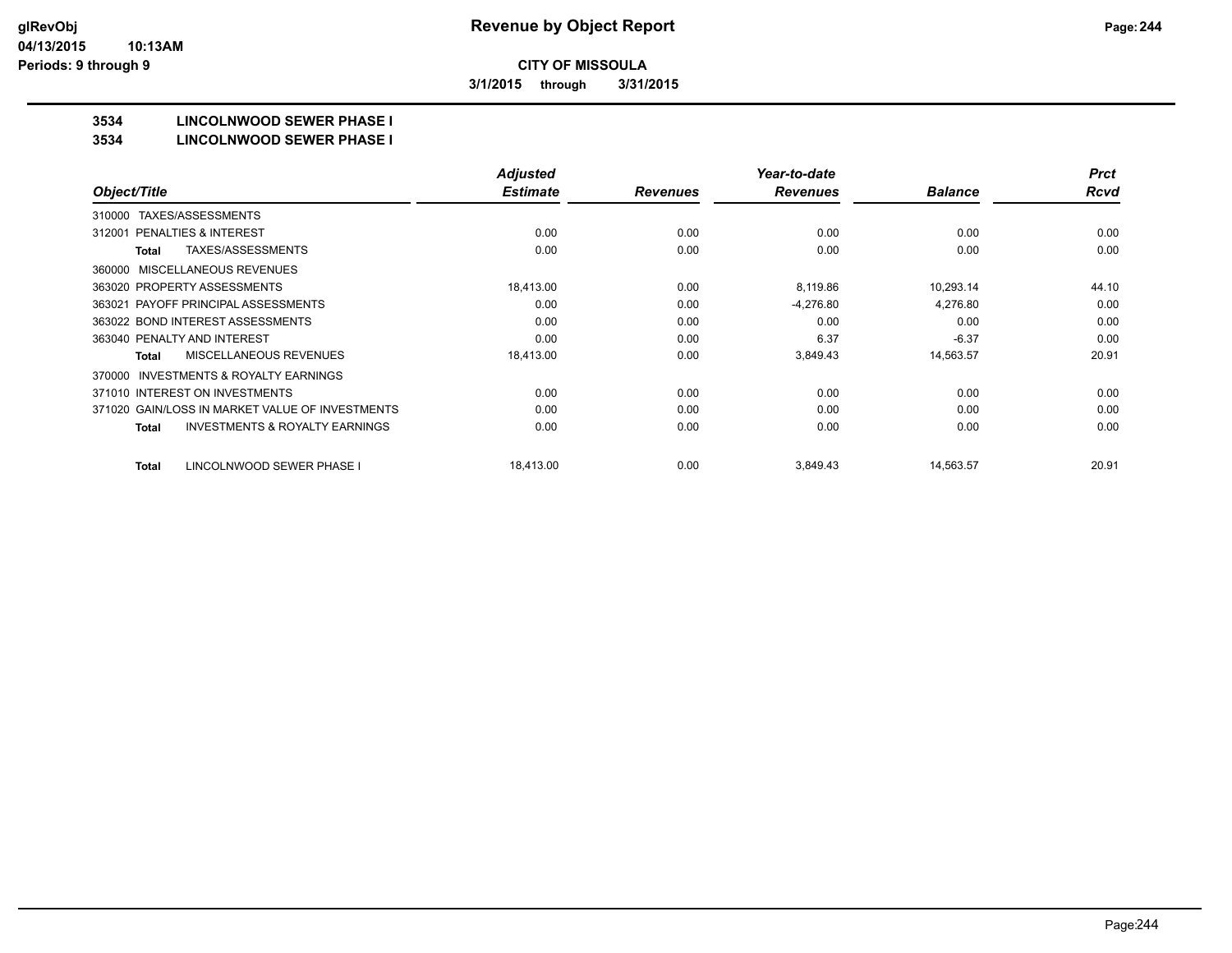# Revenue by Object Report

**CITY OF MISSOULA**

**3/1/2015 through 3/31/2015**

glRevObj
04/13/2015 10:13AM
Periods: 9 through 9

## 3534 LINCOLNWOOD SEWER PHASE I
## 3534 LINCOLNWOOD SEWER PHASE I

| Object/Title | Adjusted Estimate | Revenues | Year-to-date Revenues | Balance | Prct Rcvd |
|---|---|---|---|---|---|
| 310000 TAXES/ASSESSMENTS | | | | | |
| 312001 PENALTIES & INTEREST | 0.00 | 0.00 | 0.00 | 0.00 | 0.00 |
| **Total** TAXES/ASSESSMENTS | 0.00 | 0.00 | 0.00 | 0.00 | 0.00 |
| 360000 MISCELLANEOUS REVENUES | | | | | |
| 363020 PROPERTY ASSESSMENTS | 18,413.00 | 0.00 | 8,119.86 | 10,293.14 | 44.10 |
| 363021 PAYOFF PRINCIPAL ASSESSMENTS | 0.00 | 0.00 | -4,276.80 | 4,276.80 | 0.00 |
| 363022 BOND INTEREST ASSESSMENTS | 0.00 | 0.00 | 0.00 | 0.00 | 0.00 |
| 363040 PENALTY AND INTEREST | 0.00 | 0.00 | 6.37 | -6.37 | 0.00 |
| **Total** MISCELLANEOUS REVENUES | 18,413.00 | 0.00 | 3,849.43 | 14,563.57 | 20.91 |
| 370000 INVESTMENTS & ROYALTY EARNINGS | | | | | |
| 371010 INTEREST ON INVESTMENTS | 0.00 | 0.00 | 0.00 | 0.00 | 0.00 |
| 371020 GAIN/LOSS IN MARKET VALUE OF INVESTMENTS | 0.00 | 0.00 | 0.00 | 0.00 | 0.00 |
| **Total** INVESTMENTS & ROYALTY EARNINGS | 0.00 | 0.00 | 0.00 | 0.00 | 0.00 |
| **Total** LINCOLNWOOD SEWER PHASE I | 18,413.00 | 0.00 | 3,849.43 | 14,563.57 | 20.91 |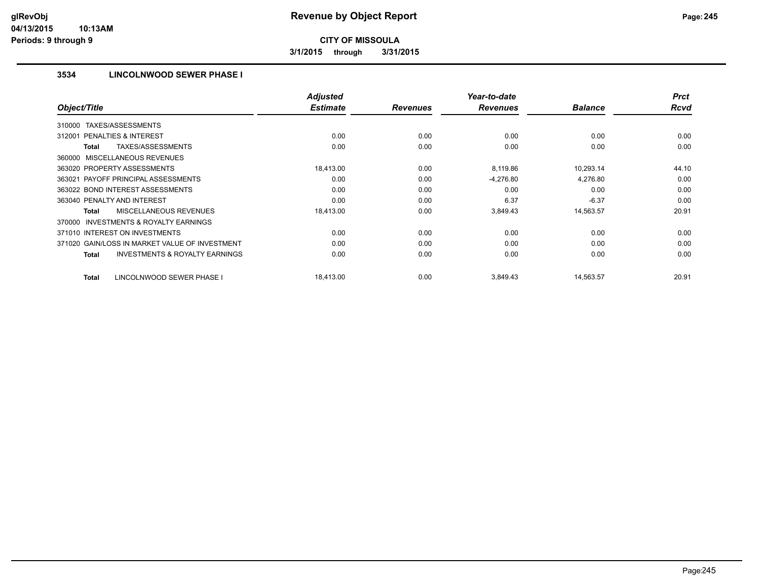# Revenue by Object Report

**CITY OF MISSOULA**

**3/1/2015 through 3/31/2015**

glRevObj
04/13/2015 10:13AM
Periods: 9 through 9

### 3534 LINCOLNWOOD SEWER PHASE I

| Object/Title | Adjusted Estimate | Revenues | Year-to-date Revenues | Balance | Prct Rcvd |
|---|---|---|---|---|---|
| 310000 TAXES/ASSESSMENTS | | | | | |
| 312001 PENALTIES & INTEREST | 0.00 | 0.00 | 0.00 | 0.00 | 0.00 |
| **Total** TAXES/ASSESSMENTS | 0.00 | 0.00 | 0.00 | 0.00 | 0.00 |
| 360000 MISCELLANEOUS REVENUES | | | | | |
| 363020 PROPERTY ASSESSMENTS | 18,413.00 | 0.00 | 8,119.86 | 10,293.14 | 44.10 |
| 363021 PAYOFF PRINCIPAL ASSESSMENTS | 0.00 | 0.00 | -4,276.80 | 4,276.80 | 0.00 |
| 363022 BOND INTEREST ASSESSMENTS | 0.00 | 0.00 | 0.00 | 0.00 | 0.00 |
| 363040 PENALTY AND INTEREST | 0.00 | 0.00 | 6.37 | -6.37 | 0.00 |
| **Total** MISCELLANEOUS REVENUES | 18,413.00 | 0.00 | 3,849.43 | 14,563.57 | 20.91 |
| 370000 INVESTMENTS & ROYALTY EARNINGS | | | | | |
| 371010 INTEREST ON INVESTMENTS | 0.00 | 0.00 | 0.00 | 0.00 | 0.00 |
| 371020 GAIN/LOSS IN MARKET VALUE OF INVESTMENT | 0.00 | 0.00 | 0.00 | 0.00 | 0.00 |
| **Total** INVESTMENTS & ROYALTY EARNINGS | 0.00 | 0.00 | 0.00 | 0.00 | 0.00 |
| **Total** LINCOLNWOOD SEWER PHASE I | 18,413.00 | 0.00 | 3,849.43 | 14,563.57 | 20.91 |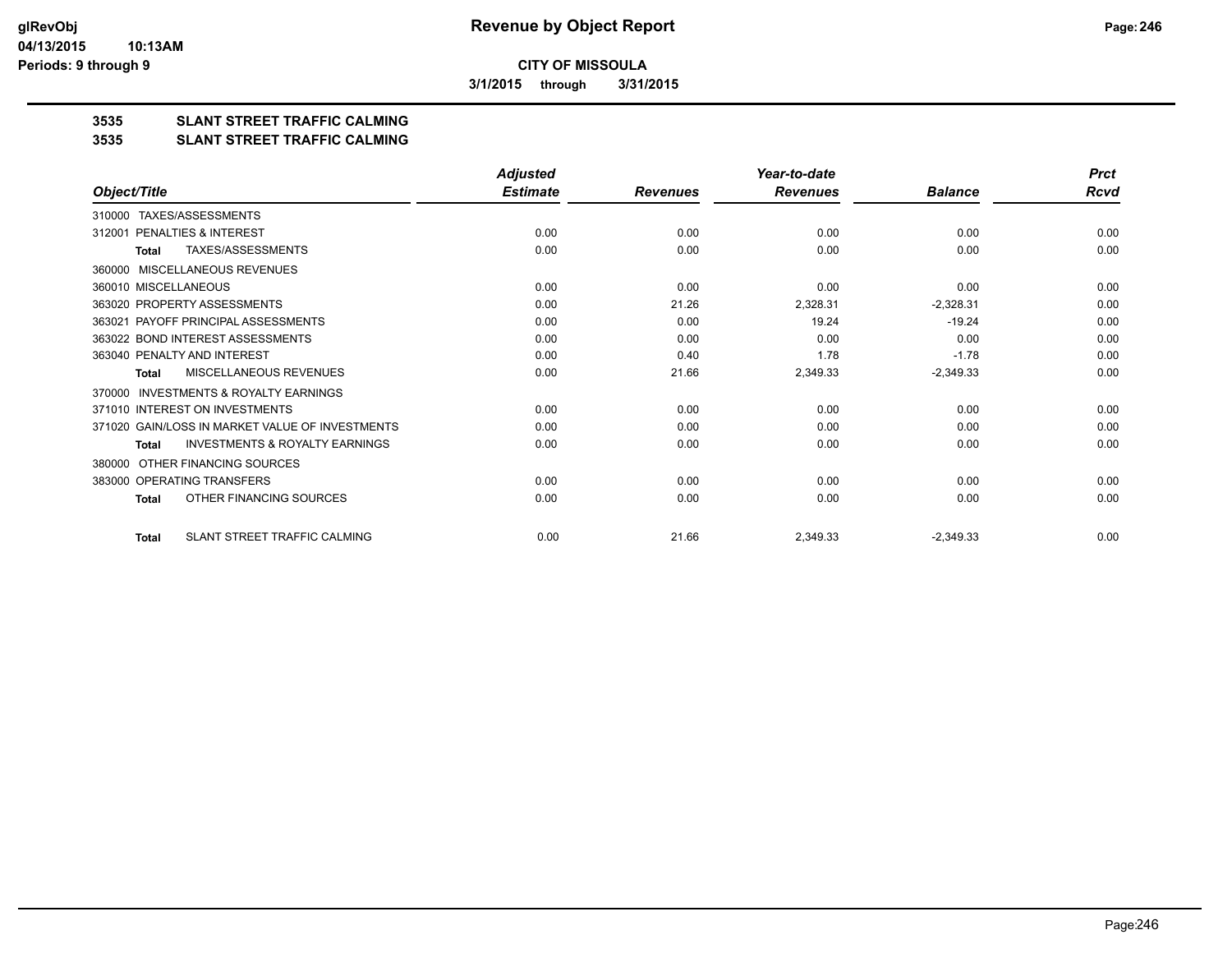# Revenue by Object Report

**CITY OF MISSOULA**

**3/1/2015 through 3/31/2015**

glRevObj
04/13/2015 10:13AM
Periods: 9 through 9

## 3535 SLANT STREET TRAFFIC CALMING
## 3535 SLANT STREET TRAFFIC CALMING

| Object/Title | Adjusted Estimate | Revenues | Year-to-date Revenues | Balance | Prct Rcvd |
|---|---|---|---|---|---|
| 310000 TAXES/ASSESSMENTS | | | | | |
| 312001 PENALTIES & INTEREST | 0.00 | 0.00 | 0.00 | 0.00 | 0.00 |
| **Total** TAXES/ASSESSMENTS | 0.00 | 0.00 | 0.00 | 0.00 | 0.00 |
| 360000 MISCELLANEOUS REVENUES | | | | | |
| 360010 MISCELLANEOUS | 0.00 | 0.00 | 0.00 | 0.00 | 0.00 |
| 363020 PROPERTY ASSESSMENTS | 0.00 | 21.26 | 2,328.31 | -2,328.31 | 0.00 |
| 363021 PAYOFF PRINCIPAL ASSESSMENTS | 0.00 | 0.00 | 19.24 | -19.24 | 0.00 |
| 363022 BOND INTEREST ASSESSMENTS | 0.00 | 0.00 | 0.00 | 0.00 | 0.00 |
| 363040 PENALTY AND INTEREST | 0.00 | 0.40 | 1.78 | -1.78 | 0.00 |
| **Total** MISCELLANEOUS REVENUES | 0.00 | 21.66 | 2,349.33 | -2,349.33 | 0.00 |
| 370000 INVESTMENTS & ROYALTY EARNINGS | | | | | |
| 371010 INTEREST ON INVESTMENTS | 0.00 | 0.00 | 0.00 | 0.00 | 0.00 |
| 371020 GAIN/LOSS IN MARKET VALUE OF INVESTMENTS | 0.00 | 0.00 | 0.00 | 0.00 | 0.00 |
| **Total** INVESTMENTS & ROYALTY EARNINGS | 0.00 | 0.00 | 0.00 | 0.00 | 0.00 |
| 380000 OTHER FINANCING SOURCES | | | | | |
| 383000 OPERATING TRANSFERS | 0.00 | 0.00 | 0.00 | 0.00 | 0.00 |
| **Total** OTHER FINANCING SOURCES | 0.00 | 0.00 | 0.00 | 0.00 | 0.00 |
| **Total** SLANT STREET TRAFFIC CALMING | 0.00 | 21.66 | 2,349.33 | -2,349.33 | 0.00 |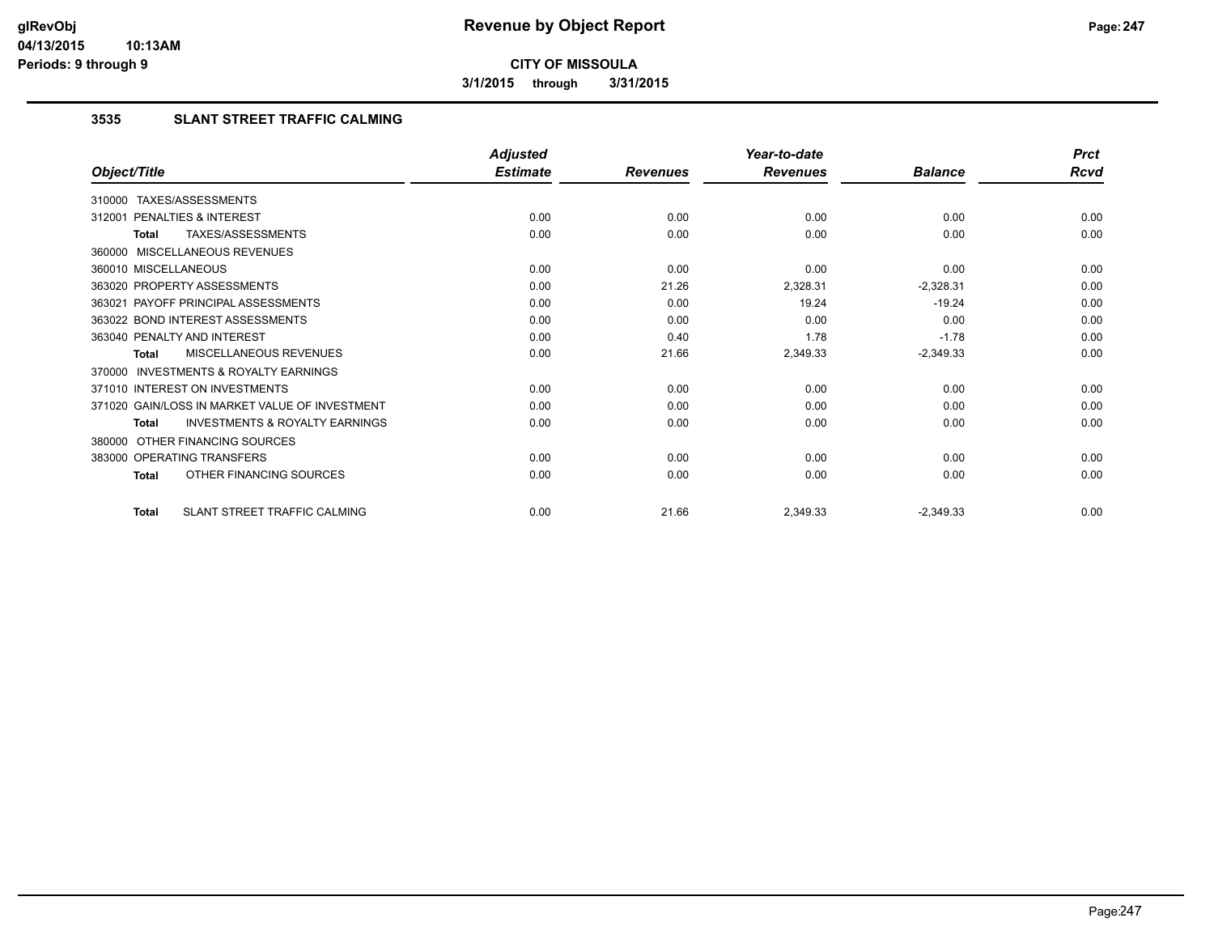# Revenue by Object Report

**CITY OF MISSOULA**

**3/1/2015 through 3/31/2015**

### 3535 SLANT STREET TRAFFIC CALMING

| Object/Title | Adjusted Estimate | Revenues | Year-to-date Revenues | Balance | Prct Rcvd |
|---|---|---|---|---|---|
| 310000 TAXES/ASSESSMENTS | | | | | |
| 312001 PENALTIES & INTEREST | 0.00 | 0.00 | 0.00 | 0.00 | 0.00 |
| **Total** TAXES/ASSESSMENTS | 0.00 | 0.00 | 0.00 | 0.00 | 0.00 |
| 360000 MISCELLANEOUS REVENUES | | | | | |
| 360010 MISCELLANEOUS | 0.00 | 0.00 | 0.00 | 0.00 | 0.00 |
| 363020 PROPERTY ASSESSMENTS | 0.00 | 21.26 | 2,328.31 | -2,328.31 | 0.00 |
| 363021 PAYOFF PRINCIPAL ASSESSMENTS | 0.00 | 0.00 | 19.24 | -19.24 | 0.00 |
| 363022 BOND INTEREST ASSESSMENTS | 0.00 | 0.00 | 0.00 | 0.00 | 0.00 |
| 363040 PENALTY AND INTEREST | 0.00 | 0.40 | 1.78 | -1.78 | 0.00 |
| **Total** MISCELLANEOUS REVENUES | 0.00 | 21.66 | 2,349.33 | -2,349.33 | 0.00 |
| 370000 INVESTMENTS & ROYALTY EARNINGS | | | | | |
| 371010 INTEREST ON INVESTMENTS | 0.00 | 0.00 | 0.00 | 0.00 | 0.00 |
| 371020 GAIN/LOSS IN MARKET VALUE OF INVESTMENT | 0.00 | 0.00 | 0.00 | 0.00 | 0.00 |
| **Total** INVESTMENTS & ROYALTY EARNINGS | 0.00 | 0.00 | 0.00 | 0.00 | 0.00 |
| 380000 OTHER FINANCING SOURCES | | | | | |
| 383000 OPERATING TRANSFERS | 0.00 | 0.00 | 0.00 | 0.00 | 0.00 |
| **Total** OTHER FINANCING SOURCES | 0.00 | 0.00 | 0.00 | 0.00 | 0.00 |
| **Total** SLANT STREET TRAFFIC CALMING | 0.00 | 21.66 | 2,349.33 | -2,349.33 | 0.00 |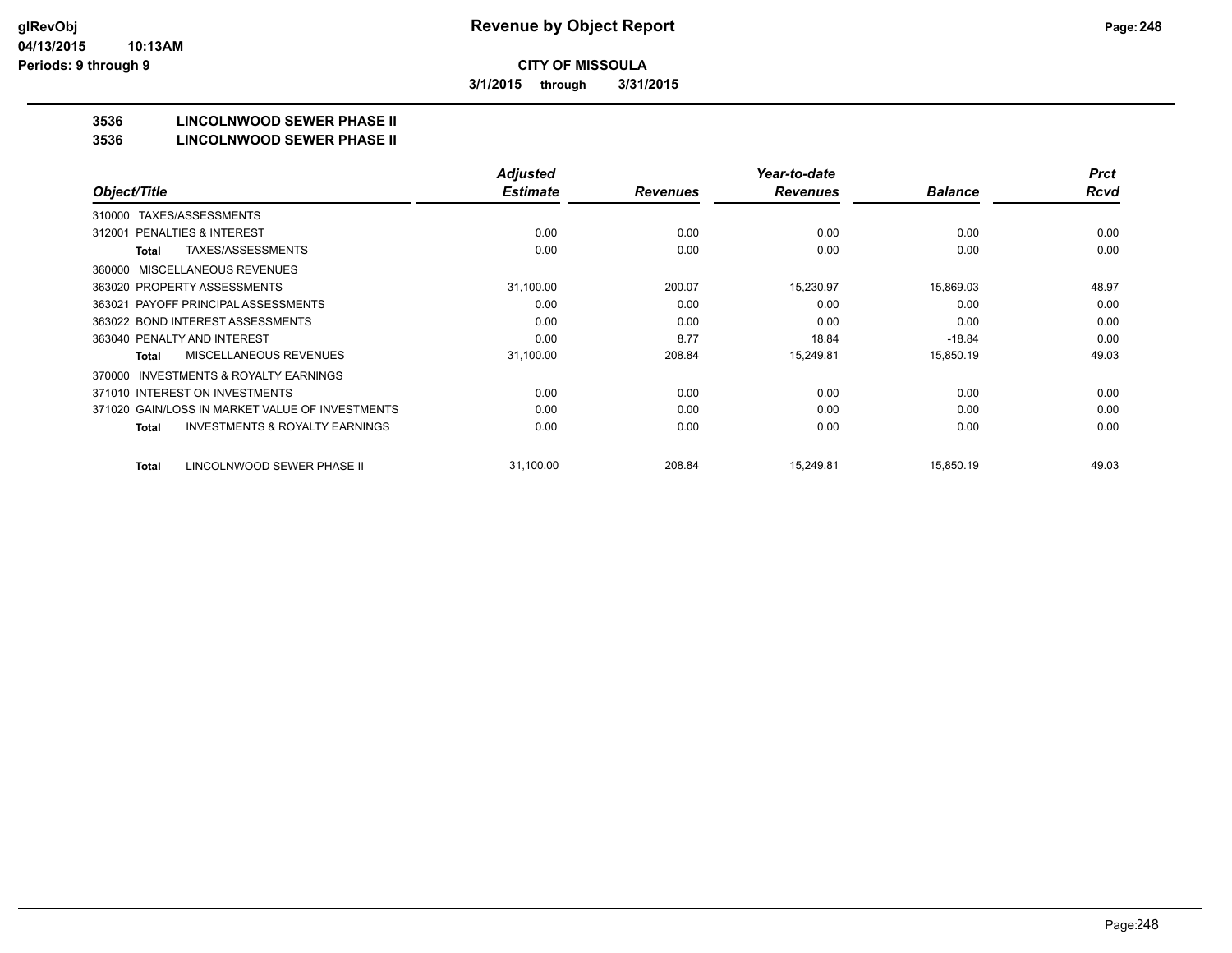# Revenue by Object Report

**CITY OF MISSOULA**

**3/1/2015 through 3/31/2015**

glRevObj
04/13/2015 10:13AM
Periods: 9 through 9

## 3536 LINCOLNWOOD SEWER PHASE II
## 3536 LINCOLNWOOD SEWER PHASE II

| Object/Title | Adjusted Estimate | Revenues | Year-to-date Revenues | Balance | Prct Rcvd |
|---|---|---|---|---|---|
| 310000 TAXES/ASSESSMENTS | | | | | |
| 312001 PENALTIES & INTEREST | 0.00 | 0.00 | 0.00 | 0.00 | 0.00 |
| **Total** TAXES/ASSESSMENTS | 0.00 | 0.00 | 0.00 | 0.00 | 0.00 |
| 360000 MISCELLANEOUS REVENUES | | | | | |
| 363020 PROPERTY ASSESSMENTS | 31,100.00 | 200.07 | 15,230.97 | 15,869.03 | 48.97 |
| 363021 PAYOFF PRINCIPAL ASSESSMENTS | 0.00 | 0.00 | 0.00 | 0.00 | 0.00 |
| 363022 BOND INTEREST ASSESSMENTS | 0.00 | 0.00 | 0.00 | 0.00 | 0.00 |
| 363040 PENALTY AND INTEREST | 0.00 | 8.77 | 18.84 | -18.84 | 0.00 |
| **Total** MISCELLANEOUS REVENUES | 31,100.00 | 208.84 | 15,249.81 | 15,850.19 | 49.03 |
| 370000 INVESTMENTS & ROYALTY EARNINGS | | | | | |
| 371010 INTEREST ON INVESTMENTS | 0.00 | 0.00 | 0.00 | 0.00 | 0.00 |
| 371020 GAIN/LOSS IN MARKET VALUE OF INVESTMENTS | 0.00 | 0.00 | 0.00 | 0.00 | 0.00 |
| **Total** INVESTMENTS & ROYALTY EARNINGS | 0.00 | 0.00 | 0.00 | 0.00 | 0.00 |
| **Total** LINCOLNWOOD SEWER PHASE II | 31,100.00 | 208.84 | 15,249.81 | 15,850.19 | 49.03 |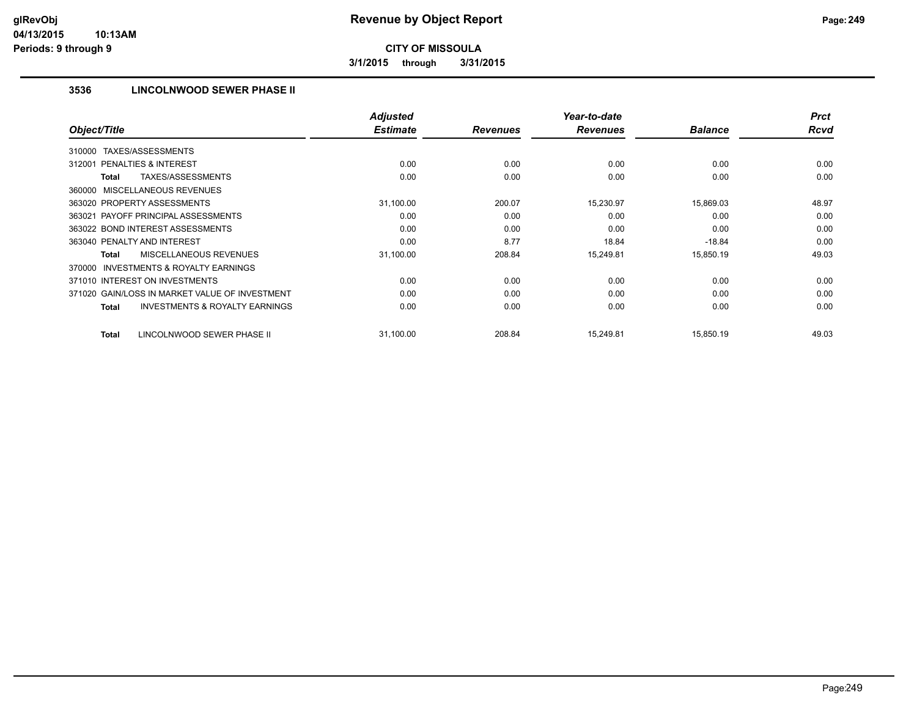**Revenue by Object Report**

**CITY OF MISSOULA**

**3/1/2015 through 3/31/2015**

glRevObj
04/13/2015 10:13AM
Periods: 9 through 9

### 3536 LINCOLNWOOD SEWER PHASE II

| Object/Title | Adjusted Estimate | Revenues | Year-to-date Revenues | Balance | Prct Rcvd |
|---|---|---|---|---|---|
| 310000 TAXES/ASSESSMENTS | | | | | |
| 312001 PENALTIES & INTEREST | 0.00 | 0.00 | 0.00 | 0.00 | 0.00 |
| **Total** TAXES/ASSESSMENTS | 0.00 | 0.00 | 0.00 | 0.00 | 0.00 |
| 360000 MISCELLANEOUS REVENUES | | | | | |
| 363020 PROPERTY ASSESSMENTS | 31,100.00 | 200.07 | 15,230.97 | 15,869.03 | 48.97 |
| 363021 PAYOFF PRINCIPAL ASSESSMENTS | 0.00 | 0.00 | 0.00 | 0.00 | 0.00 |
| 363022 BOND INTEREST ASSESSMENTS | 0.00 | 0.00 | 0.00 | 0.00 | 0.00 |
| 363040 PENALTY AND INTEREST | 0.00 | 8.77 | 18.84 | -18.84 | 0.00 |
| **Total** MISCELLANEOUS REVENUES | 31,100.00 | 208.84 | 15,249.81 | 15,850.19 | 49.03 |
| 370000 INVESTMENTS & ROYALTY EARNINGS | | | | | |
| 371010 INTEREST ON INVESTMENTS | 0.00 | 0.00 | 0.00 | 0.00 | 0.00 |
| 371020 GAIN/LOSS IN MARKET VALUE OF INVESTMENT | 0.00 | 0.00 | 0.00 | 0.00 | 0.00 |
| **Total** INVESTMENTS & ROYALTY EARNINGS | 0.00 | 0.00 | 0.00 | 0.00 | 0.00 |
| **Total** LINCOLNWOOD SEWER PHASE II | 31,100.00 | 208.84 | 15,249.81 | 15,850.19 | 49.03 |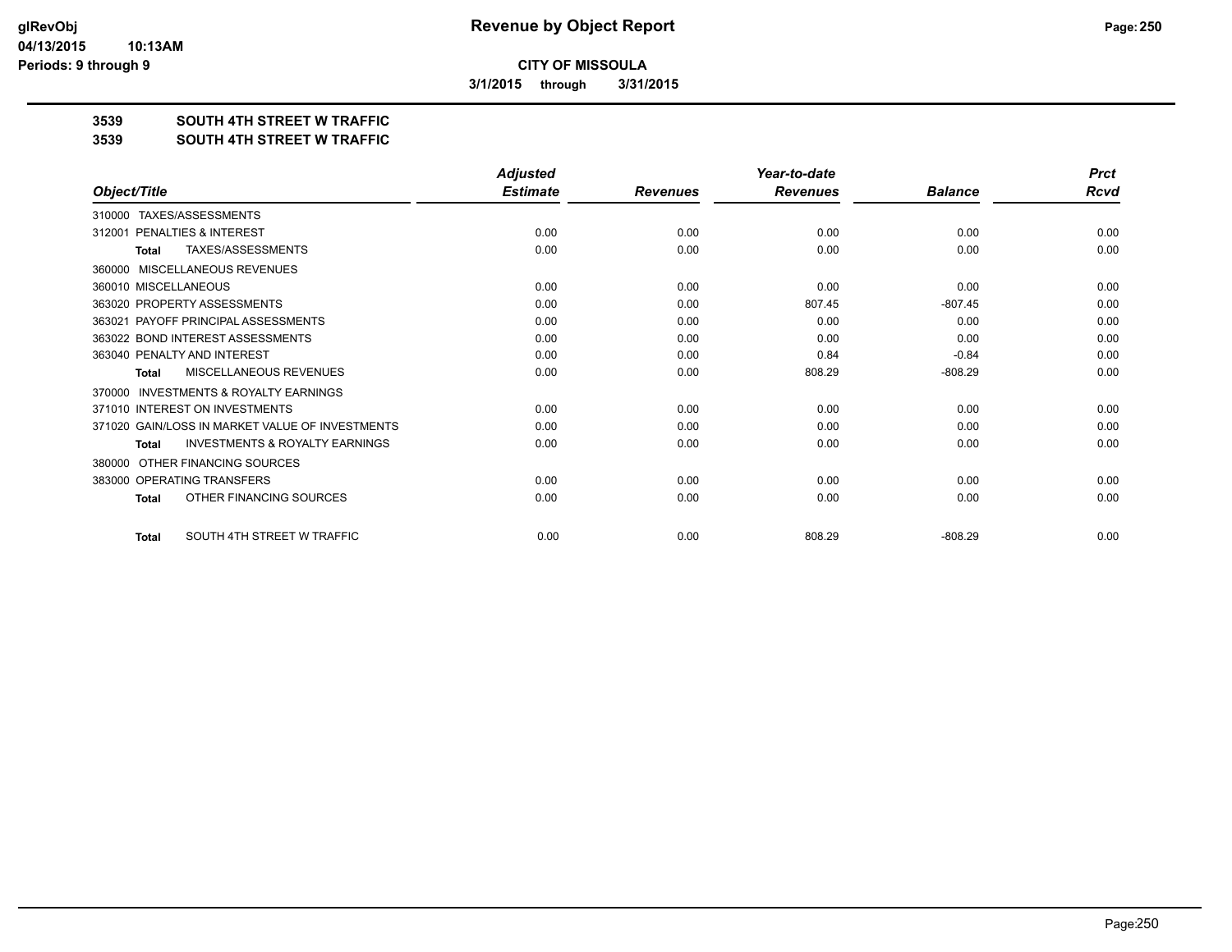**CITY OF MISSOULA**

**3/1/2015 through 3/31/2015**

**3539 SOUTH 4TH STREET W TRAFFIC**

**3539 SOUTH 4TH STREET W TRAFFIC**

| Object/Title | Adjusted Estimate | Revenues | Year-to-date Revenues | Balance | Prct Rcvd |
|---|---|---|---|---|---|
| 310000 TAXES/ASSESSMENTS | | | | | |
| 312001 PENALTIES & INTEREST | 0.00 | 0.00 | 0.00 | 0.00 | 0.00 |
| **Total** TAXES/ASSESSMENTS | 0.00 | 0.00 | 0.00 | 0.00 | 0.00 |
| 360000 MISCELLANEOUS REVENUES | | | | | |
| 360010 MISCELLANEOUS | 0.00 | 0.00 | 0.00 | 0.00 | 0.00 |
| 363020 PROPERTY ASSESSMENTS | 0.00 | 0.00 | 807.45 | -807.45 | 0.00 |
| 363021 PAYOFF PRINCIPAL ASSESSMENTS | 0.00 | 0.00 | 0.00 | 0.00 | 0.00 |
| 363022 BOND INTEREST ASSESSMENTS | 0.00 | 0.00 | 0.00 | 0.00 | 0.00 |
| 363040 PENALTY AND INTEREST | 0.00 | 0.00 | 0.84 | -0.84 | 0.00 |
| **Total** MISCELLANEOUS REVENUES | 0.00 | 0.00 | 808.29 | -808.29 | 0.00 |
| 370000 INVESTMENTS & ROYALTY EARNINGS | | | | | |
| 371010 INTEREST ON INVESTMENTS | 0.00 | 0.00 | 0.00 | 0.00 | 0.00 |
| 371020 GAIN/LOSS IN MARKET VALUE OF INVESTMENTS | 0.00 | 0.00 | 0.00 | 0.00 | 0.00 |
| **Total** INVESTMENTS & ROYALTY EARNINGS | 0.00 | 0.00 | 0.00 | 0.00 | 0.00 |
| 380000 OTHER FINANCING SOURCES | | | | | |
| 383000 OPERATING TRANSFERS | 0.00 | 0.00 | 0.00 | 0.00 | 0.00 |
| **Total** OTHER FINANCING SOURCES | 0.00 | 0.00 | 0.00 | 0.00 | 0.00 |
| **Total** SOUTH 4TH STREET W TRAFFIC | 0.00 | 0.00 | 808.29 | -808.29 | 0.00 |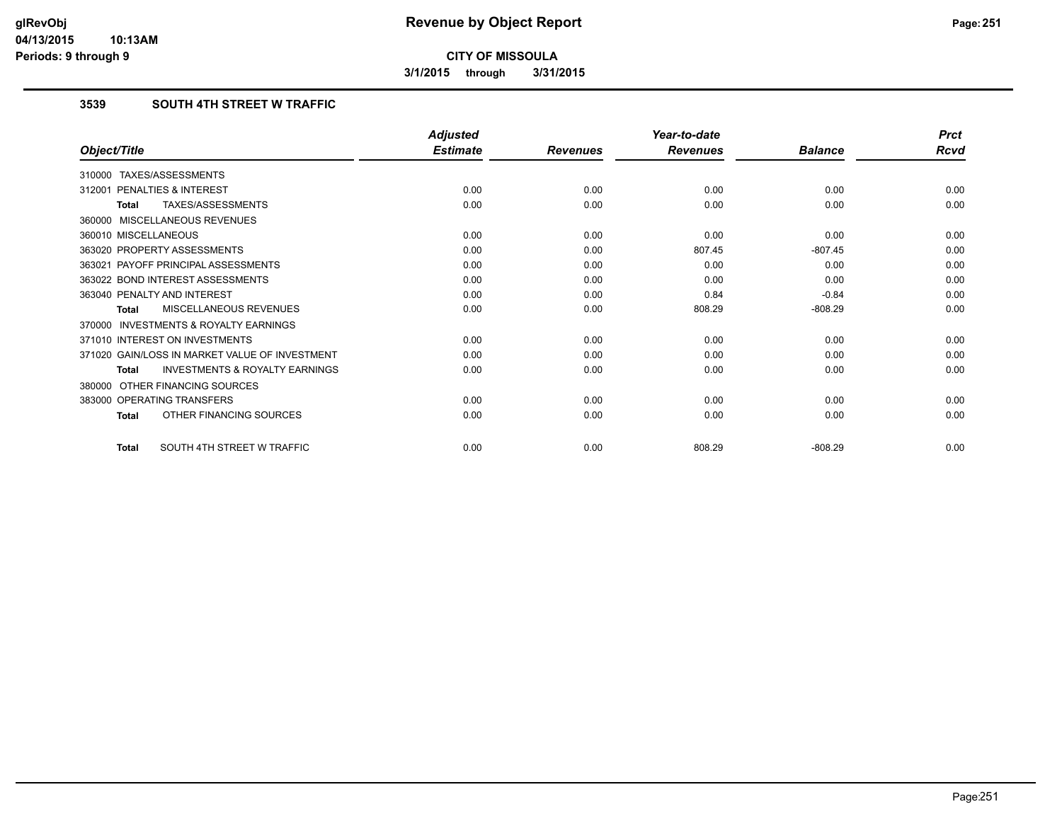**CITY OF MISSOULA**

**3/1/2015 through 3/31/2015**

### 3539 SOUTH 4TH STREET W TRAFFIC

| Object/Title | Adjusted Estimate | Revenues | Year-to-date Revenues | Balance | Prct Rcvd |
|---|---|---|---|---|---|
| 310000 TAXES/ASSESSMENTS | | | | | |
| 312001 PENALTIES & INTEREST | 0.00 | 0.00 | 0.00 | 0.00 | 0.00 |
| **Total** TAXES/ASSESSMENTS | 0.00 | 0.00 | 0.00 | 0.00 | 0.00 |
| 360000 MISCELLANEOUS REVENUES | | | | | |
| 360010 MISCELLANEOUS | 0.00 | 0.00 | 0.00 | 0.00 | 0.00 |
| 363020 PROPERTY ASSESSMENTS | 0.00 | 0.00 | 807.45 | -807.45 | 0.00 |
| 363021 PAYOFF PRINCIPAL ASSESSMENTS | 0.00 | 0.00 | 0.00 | 0.00 | 0.00 |
| 363022 BOND INTEREST ASSESSMENTS | 0.00 | 0.00 | 0.00 | 0.00 | 0.00 |
| 363040 PENALTY AND INTEREST | 0.00 | 0.00 | 0.84 | -0.84 | 0.00 |
| **Total** MISCELLANEOUS REVENUES | 0.00 | 0.00 | 808.29 | -808.29 | 0.00 |
| 370000 INVESTMENTS & ROYALTY EARNINGS | | | | | |
| 371010 INTEREST ON INVESTMENTS | 0.00 | 0.00 | 0.00 | 0.00 | 0.00 |
| 371020 GAIN/LOSS IN MARKET VALUE OF INVESTMENT | 0.00 | 0.00 | 0.00 | 0.00 | 0.00 |
| **Total** INVESTMENTS & ROYALTY EARNINGS | 0.00 | 0.00 | 0.00 | 0.00 | 0.00 |
| 380000 OTHER FINANCING SOURCES | | | | | |
| 383000 OPERATING TRANSFERS | 0.00 | 0.00 | 0.00 | 0.00 | 0.00 |
| **Total** OTHER FINANCING SOURCES | 0.00 | 0.00 | 0.00 | 0.00 | 0.00 |
| **Total** SOUTH 4TH STREET W TRAFFIC | 0.00 | 0.00 | 808.29 | -808.29 | 0.00 |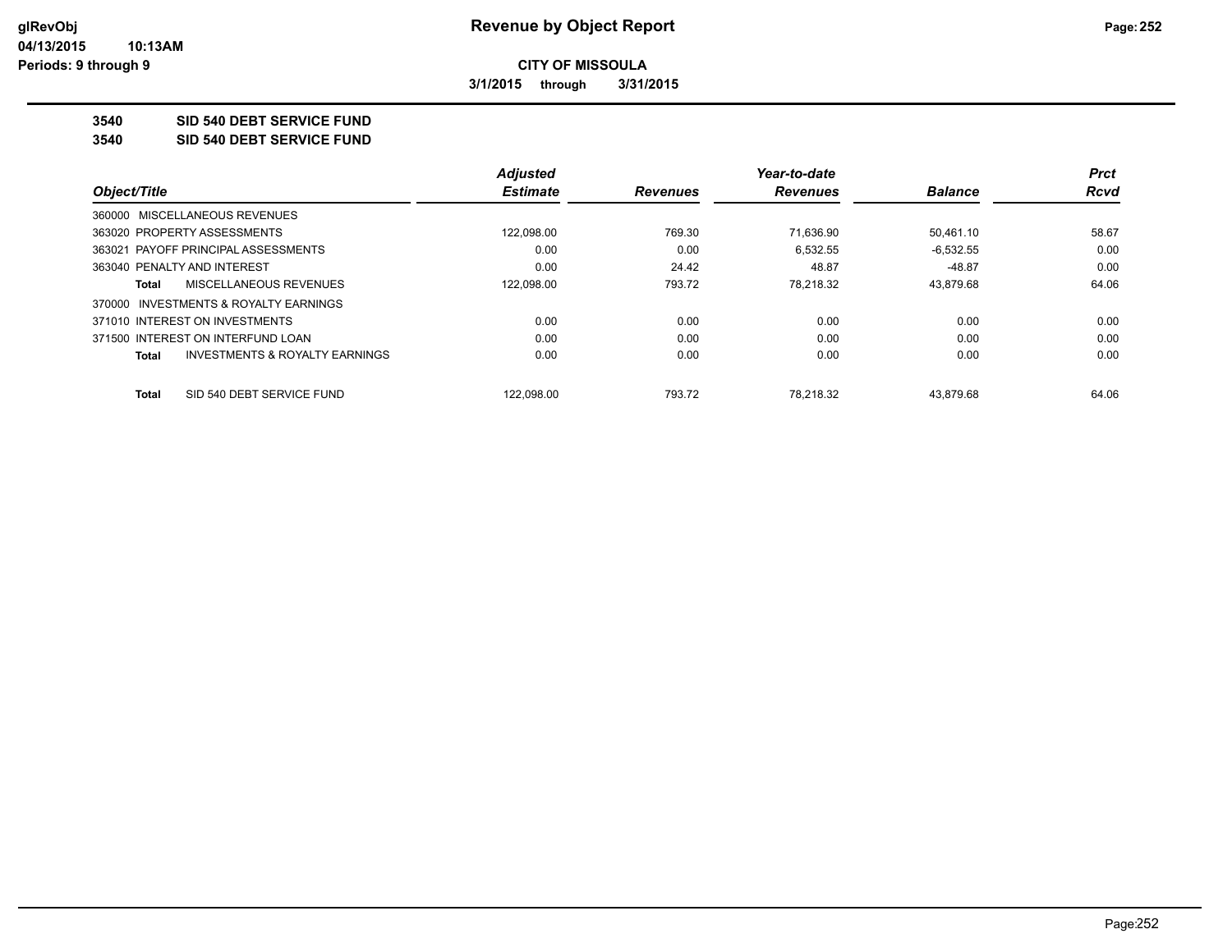# Revenue by Object Report

**CITY OF MISSOULA**

**3/1/2015 through 3/31/2015**

glRevObj
04/13/2015 10:13AM
Periods: 9 through 9

**3540 SID 540 DEBT SERVICE FUND**

**3540 SID 540 DEBT SERVICE FUND**

| Object/Title | Adjusted Estimate | Revenues | Year-to-date Revenues | Balance | Prct Rcvd |
|---|---|---|---|---|---|
| 360000 MISCELLANEOUS REVENUES | | | | | |
| 363020 PROPERTY ASSESSMENTS | 122,098.00 | 769.30 | 71,636.90 | 50,461.10 | 58.67 |
| 363021 PAYOFF PRINCIPAL ASSESSMENTS | 0.00 | 0.00 | 6,532.55 | -6,532.55 | 0.00 |
| 363040 PENALTY AND INTEREST | 0.00 | 24.42 | 48.87 | -48.87 | 0.00 |
| **Total** MISCELLANEOUS REVENUES | 122,098.00 | 793.72 | 78,218.32 | 43,879.68 | 64.06 |
| 370000 INVESTMENTS & ROYALTY EARNINGS | | | | | |
| 371010 INTEREST ON INVESTMENTS | 0.00 | 0.00 | 0.00 | 0.00 | 0.00 |
| 371500 INTEREST ON INTERFUND LOAN | 0.00 | 0.00 | 0.00 | 0.00 | 0.00 |
| **Total** INVESTMENTS & ROYALTY EARNINGS | 0.00 | 0.00 | 0.00 | 0.00 | 0.00 |
| **Total** SID 540 DEBT SERVICE FUND | 122,098.00 | 793.72 | 78,218.32 | 43,879.68 | 64.06 |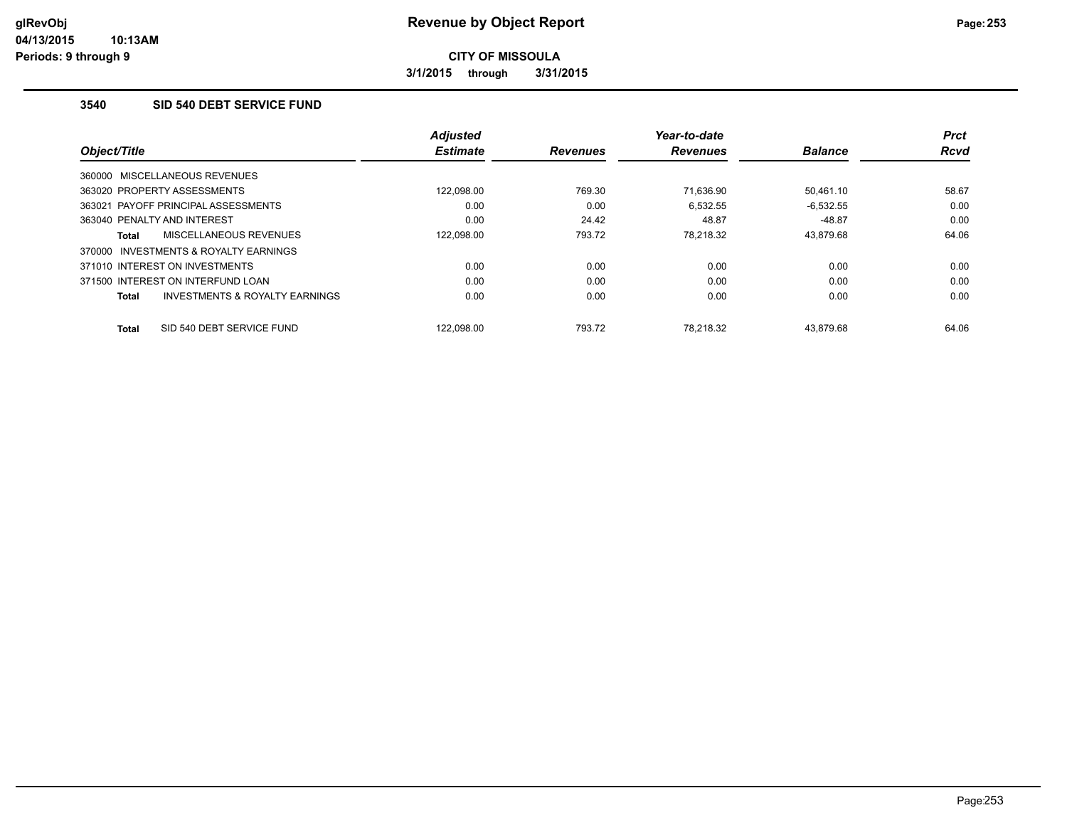# Revenue by Object Report

**CITY OF MISSOULA**

**3/1/2015 through 3/31/2015**

glRevObj
04/13/2015 10:13AM
Periods: 9 through 9

### 3540 SID 540 DEBT SERVICE FUND

| Object/Title | Adjusted Estimate | Revenues | Year-to-date Revenues | Balance | Prct Rcvd |
|---|---|---|---|---|---|
| 360000 MISCELLANEOUS REVENUES | | | | | |
| 363020 PROPERTY ASSESSMENTS | 122,098.00 | 769.30 | 71,636.90 | 50,461.10 | 58.67 |
| 363021 PAYOFF PRINCIPAL ASSESSMENTS | 0.00 | 0.00 | 6,532.55 | -6,532.55 | 0.00 |
| 363040 PENALTY AND INTEREST | 0.00 | 24.42 | 48.87 | -48.87 | 0.00 |
| **Total** MISCELLANEOUS REVENUES | 122,098.00 | 793.72 | 78,218.32 | 43,879.68 | 64.06 |
| 370000 INVESTMENTS & ROYALTY EARNINGS | | | | | |
| 371010 INTEREST ON INVESTMENTS | 0.00 | 0.00 | 0.00 | 0.00 | 0.00 |
| 371500 INTEREST ON INTERFUND LOAN | 0.00 | 0.00 | 0.00 | 0.00 | 0.00 |
| **Total** INVESTMENTS & ROYALTY EARNINGS | 0.00 | 0.00 | 0.00 | 0.00 | 0.00 |
| **Total** SID 540 DEBT SERVICE FUND | 122,098.00 | 793.72 | 78,218.32 | 43,879.68 | 64.06 |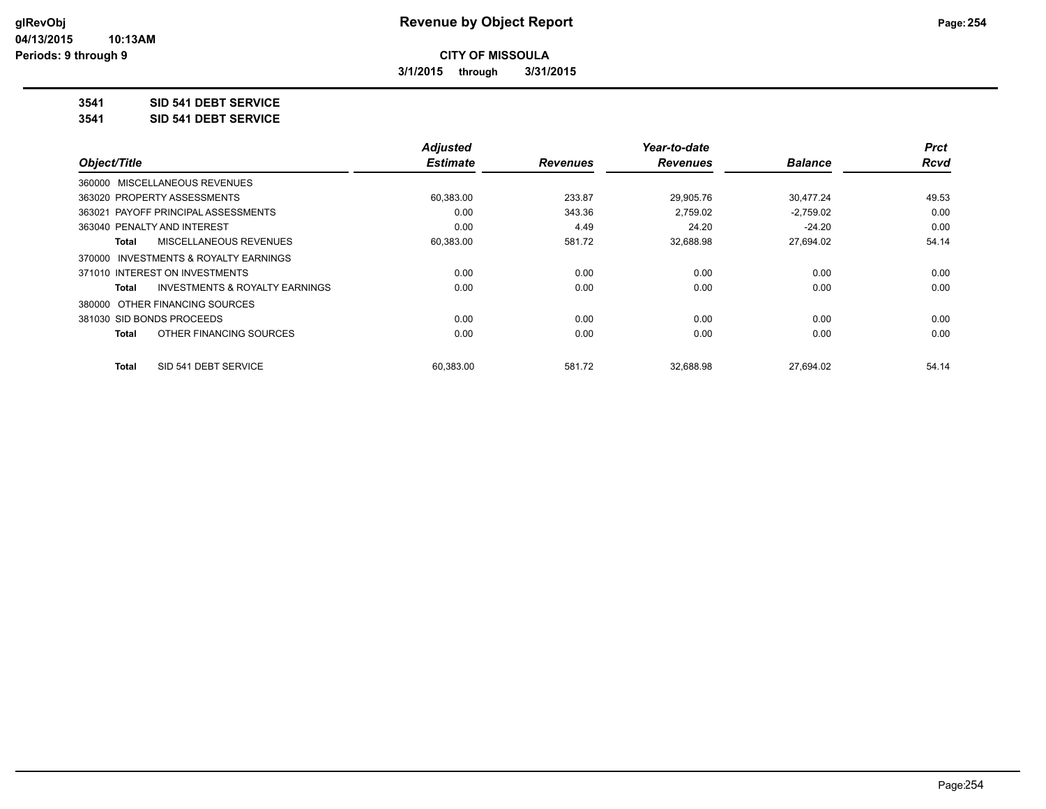# Revenue by Object Report

**CITY OF MISSOULA**

**3/1/2015 through 3/31/2015**

glRevObj
04/13/2015 10:13AM
Periods: 9 through 9

**3541 SID 541 DEBT SERVICE**

**3541 SID 541 DEBT SERVICE**

| Object/Title | Adjusted Estimate | Revenues | Year-to-date Revenues | Balance | Prct Rcvd |
|---|---|---|---|---|---|
| 360000 MISCELLANEOUS REVENUES | | | | | |
| 363020 PROPERTY ASSESSMENTS | 60,383.00 | 233.87 | 29,905.76 | 30,477.24 | 49.53 |
| 363021 PAYOFF PRINCIPAL ASSESSMENTS | 0.00 | 343.36 | 2,759.02 | -2,759.02 | 0.00 |
| 363040 PENALTY AND INTEREST | 0.00 | 4.49 | 24.20 | -24.20 | 0.00 |
| **Total** MISCELLANEOUS REVENUES | 60,383.00 | 581.72 | 32,688.98 | 27,694.02 | 54.14 |
| 370000 INVESTMENTS & ROYALTY EARNINGS | | | | | |
| 371010 INTEREST ON INVESTMENTS | 0.00 | 0.00 | 0.00 | 0.00 | 0.00 |
| **Total** INVESTMENTS & ROYALTY EARNINGS | 0.00 | 0.00 | 0.00 | 0.00 | 0.00 |
| 380000 OTHER FINANCING SOURCES | | | | | |
| 381030 SID BONDS PROCEEDS | 0.00 | 0.00 | 0.00 | 0.00 | 0.00 |
| **Total** OTHER FINANCING SOURCES | 0.00 | 0.00 | 0.00 | 0.00 | 0.00 |
| **Total** SID 541 DEBT SERVICE | 60,383.00 | 581.72 | 32,688.98 | 27,694.02 | 54.14 |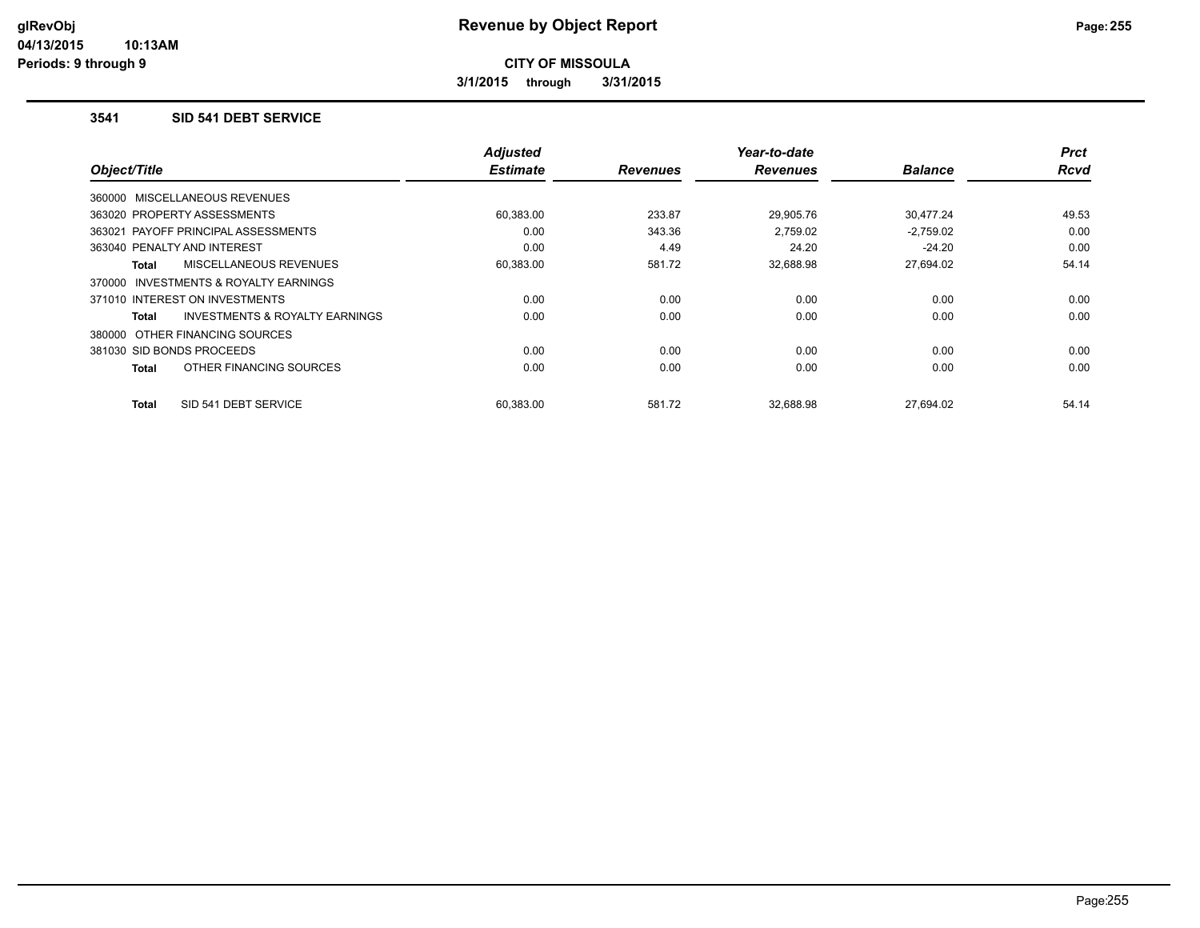**glRevObj**
**04/13/2015 10:13AM**
**Periods: 9 through 9**

# Revenue by Object Report

**CITY OF MISSOULA**

**3/1/2015 through 3/31/2015**

## 3541 SID 541 DEBT SERVICE

| Object/Title | Adjusted Estimate | Revenues | Year-to-date Revenues | Balance | Prct Rcvd |
|---|---|---|---|---|---|
| 360000 MISCELLANEOUS REVENUES | | | | | |
| 363020 PROPERTY ASSESSMENTS | 60,383.00 | 233.87 | 29,905.76 | 30,477.24 | 49.53 |
| 363021 PAYOFF PRINCIPAL ASSESSMENTS | 0.00 | 343.36 | 2,759.02 | -2,759.02 | 0.00 |
| 363040 PENALTY AND INTEREST | 0.00 | 4.49 | 24.20 | -24.20 | 0.00 |
| **Total** MISCELLANEOUS REVENUES | 60,383.00 | 581.72 | 32,688.98 | 27,694.02 | 54.14 |
| 370000 INVESTMENTS & ROYALTY EARNINGS | | | | | |
| 371010 INTEREST ON INVESTMENTS | 0.00 | 0.00 | 0.00 | 0.00 | 0.00 |
| **Total** INVESTMENTS & ROYALTY EARNINGS | 0.00 | 0.00 | 0.00 | 0.00 | 0.00 |
| 380000 OTHER FINANCING SOURCES | | | | | |
| 381030 SID BONDS PROCEEDS | 0.00 | 0.00 | 0.00 | 0.00 | 0.00 |
| **Total** OTHER FINANCING SOURCES | 0.00 | 0.00 | 0.00 | 0.00 | 0.00 |
| **Total** SID 541 DEBT SERVICE | 60,383.00 | 581.72 | 32,688.98 | 27,694.02 | 54.14 |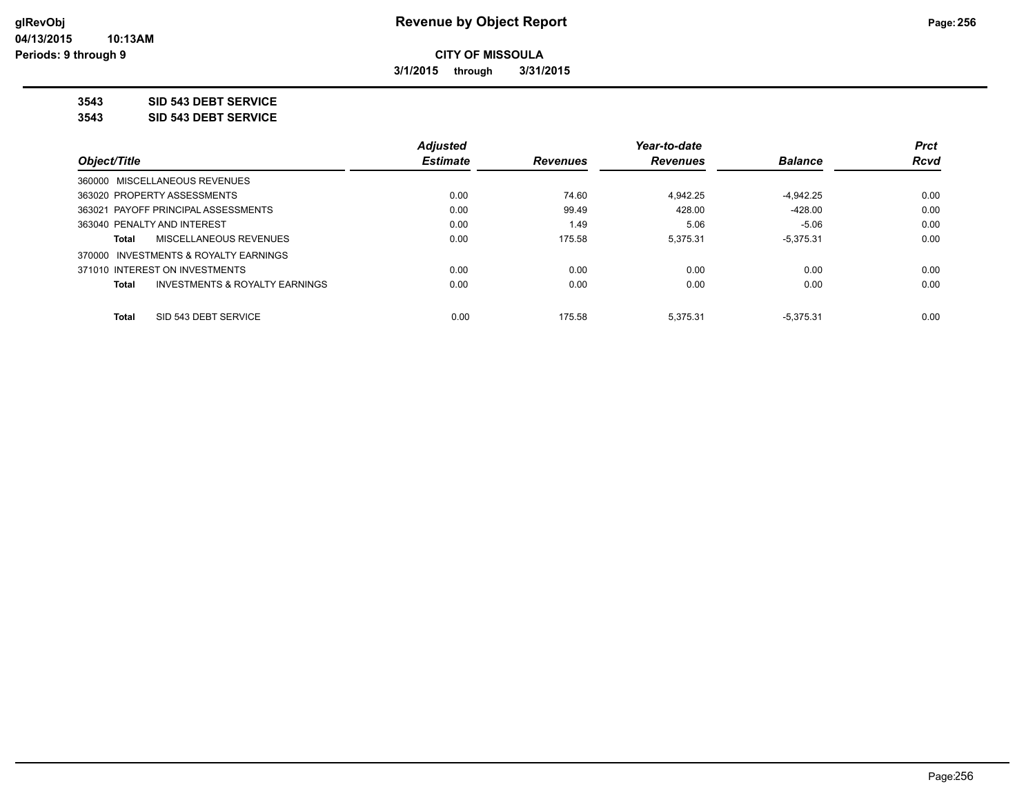# CITY OF MISSOULA

**3/1/2015 through 3/31/2015**

**3543 SID 543 DEBT SERVICE**

**3543 SID 543 DEBT SERVICE**

| Object/Title | Adjusted Estimate | Revenues | Year-to-date Revenues | Balance | Prct Rcvd |
|---|---|---|---|---|---|
| 360000 MISCELLANEOUS REVENUES | | | | | |
| 363020 PROPERTY ASSESSMENTS | 0.00 | 74.60 | 4,942.25 | -4,942.25 | 0.00 |
| 363021 PAYOFF PRINCIPAL ASSESSMENTS | 0.00 | 99.49 | 428.00 | -428.00 | 0.00 |
| 363040 PENALTY AND INTEREST | 0.00 | 1.49 | 5.06 | -5.06 | 0.00 |
| **Total** MISCELLANEOUS REVENUES | 0.00 | 175.58 | 5,375.31 | -5,375.31 | 0.00 |
| 370000 INVESTMENTS & ROYALTY EARNINGS | | | | | |
| 371010 INTEREST ON INVESTMENTS | 0.00 | 0.00 | 0.00 | 0.00 | 0.00 |
| **Total** INVESTMENTS & ROYALTY EARNINGS | 0.00 | 0.00 | 0.00 | 0.00 | 0.00 |
| **Total** SID 543 DEBT SERVICE | 0.00 | 175.58 | 5,375.31 | -5,375.31 | 0.00 |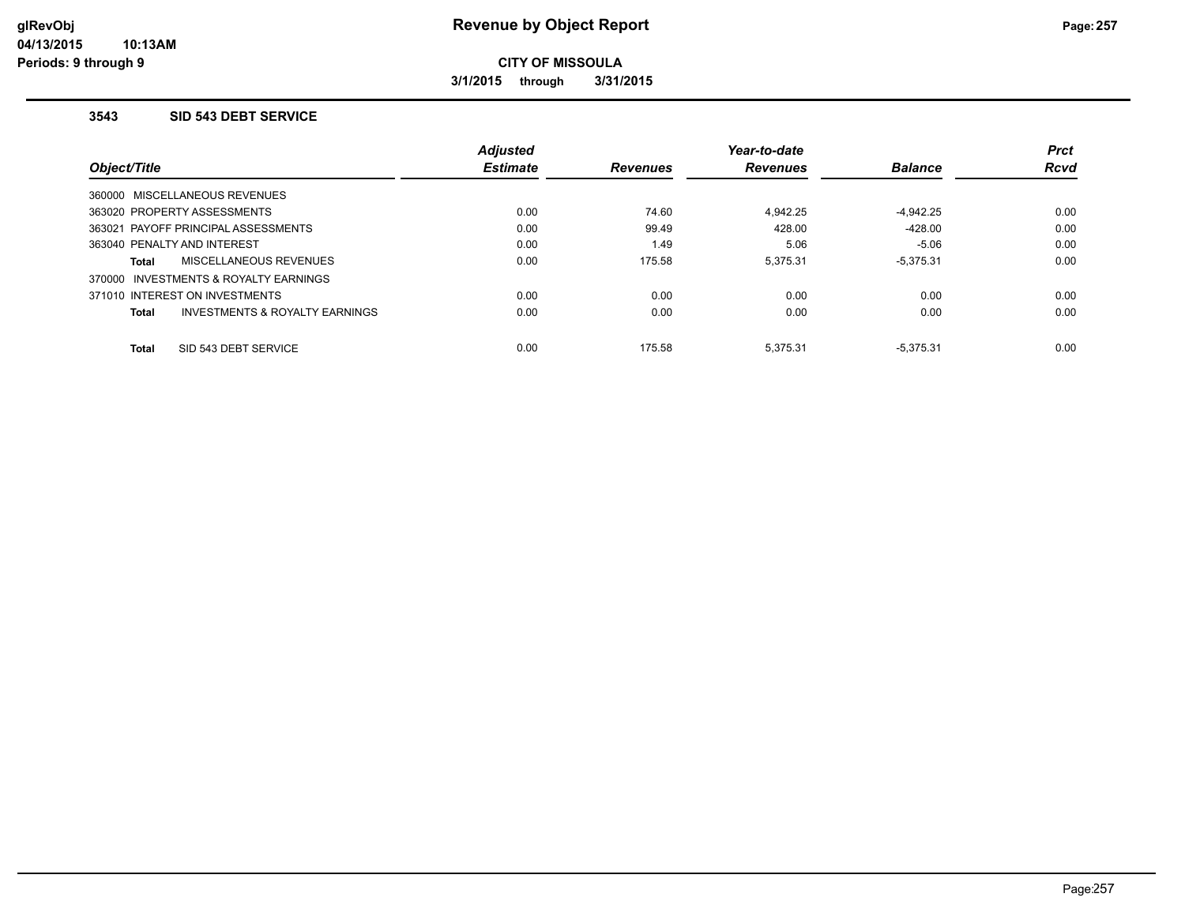**glRevObj**
**04/13/2015 10:13AM**
**Periods: 9 through 9**

# Revenue by Object Report

**CITY OF MISSOULA**

**3/1/2015 through 3/31/2015**

## 3543 SID 543 DEBT SERVICE

| Object/Title | Adjusted Estimate | Revenues | Year-to-date Revenues | Balance | Prct Rcvd |
|---|---|---|---|---|---|
| 360000 MISCELLANEOUS REVENUES | | | | | |
| 363020 PROPERTY ASSESSMENTS | 0.00 | 74.60 | 4,942.25 | -4,942.25 | 0.00 |
| 363021 PAYOFF PRINCIPAL ASSESSMENTS | 0.00 | 99.49 | 428.00 | -428.00 | 0.00 |
| 363040 PENALTY AND INTEREST | 0.00 | 1.49 | 5.06 | -5.06 | 0.00 |
| **Total** MISCELLANEOUS REVENUES | 0.00 | 175.58 | 5,375.31 | -5,375.31 | 0.00 |
| 370000 INVESTMENTS & ROYALTY EARNINGS | | | | | |
| 371010 INTEREST ON INVESTMENTS | 0.00 | 0.00 | 0.00 | 0.00 | 0.00 |
| **Total** INVESTMENTS & ROYALTY EARNINGS | 0.00 | 0.00 | 0.00 | 0.00 | 0.00 |
| **Total** SID 543 DEBT SERVICE | 0.00 | 175.58 | 5,375.31 | -5,375.31 | 0.00 |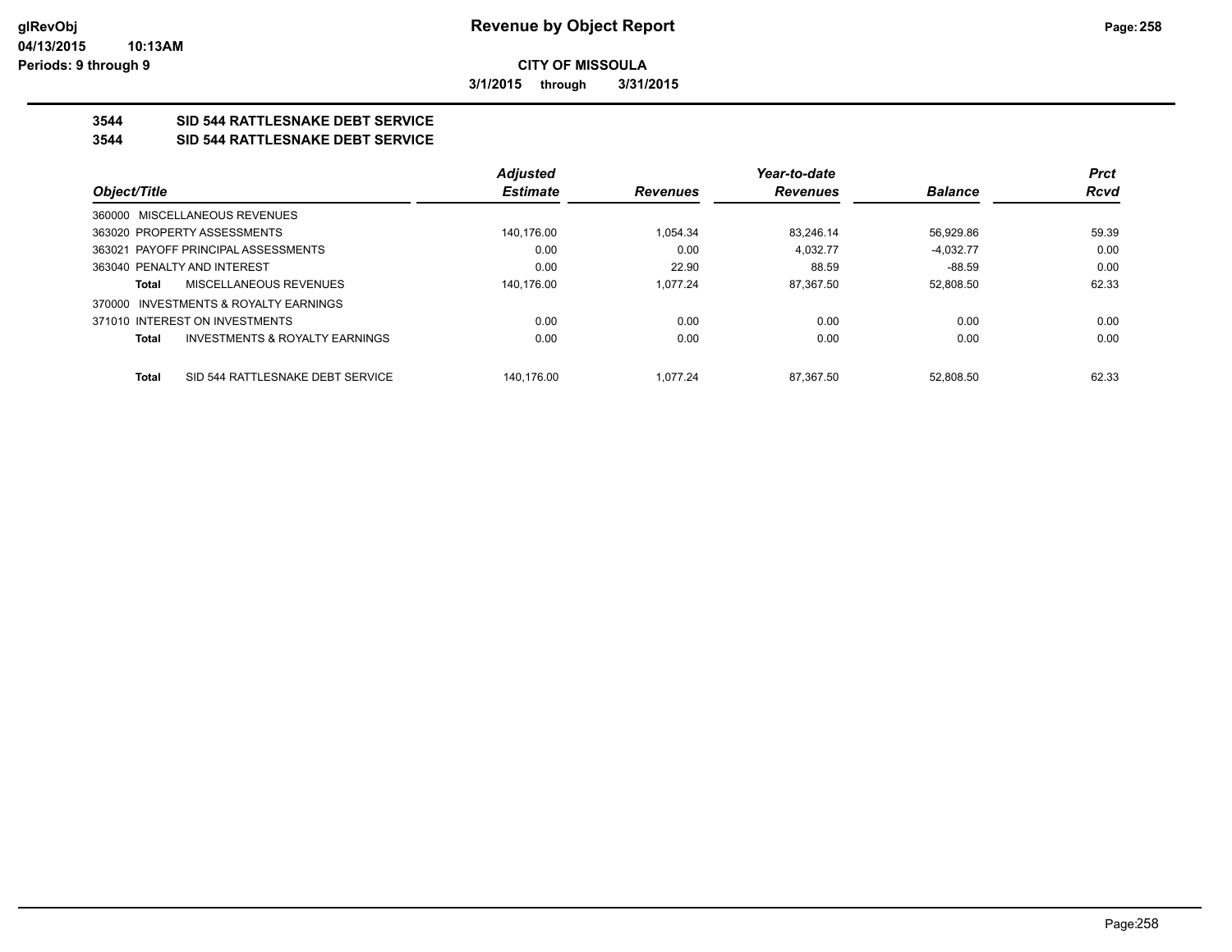**CITY OF MISSOULA**

**3/1/2015 through 3/31/2015**

**3544 SID 544 RATTLESNAKE DEBT SERVICE**

**3544 SID 544 RATTLESNAKE DEBT SERVICE**

| Object/Title | | Adjusted Estimate | Revenues | Year-to-date Revenues | Balance | Prct Rcvd |
|---|---|---|---|---|---|---|
| 360000 MISCELLANEOUS REVENUES | | | | | | |
| 363020 PROPERTY ASSESSMENTS | | 140,176.00 | 1,054.34 | 83,246.14 | 56,929.86 | 59.39 |
| 363021 PAYOFF PRINCIPAL ASSESSMENTS | | 0.00 | 0.00 | 4,032.77 | -4,032.77 | 0.00 |
| 363040 PENALTY AND INTEREST | | 0.00 | 22.90 | 88.59 | -88.59 | 0.00 |
| **Total** | MISCELLANEOUS REVENUES | 140,176.00 | 1,077.24 | 87,367.50 | 52,808.50 | 62.33 |
| 370000 INVESTMENTS & ROYALTY EARNINGS | | | | | | |
| 371010 INTEREST ON INVESTMENTS | | 0.00 | 0.00 | 0.00 | 0.00 | 0.00 |
| **Total** | INVESTMENTS & ROYALTY EARNINGS | 0.00 | 0.00 | 0.00 | 0.00 | 0.00 |
| **Total** | SID 544 RATTLESNAKE DEBT SERVICE | 140,176.00 | 1,077.24 | 87,367.50 | 52,808.50 | 62.33 |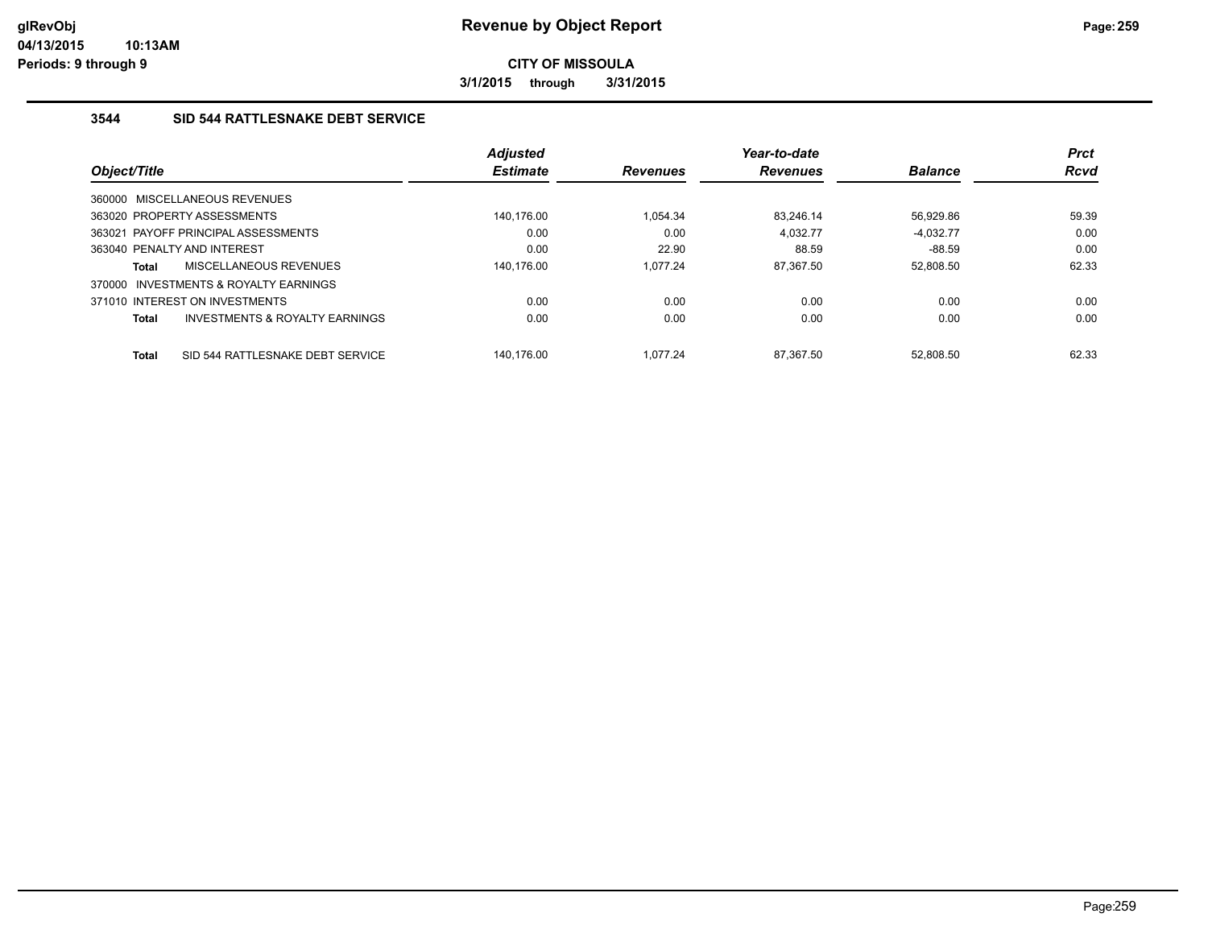# Revenue by Object Report

**CITY OF MISSOULA**

**3/1/2015 through 3/31/2015**

### 3544 SID 544 RATTLESNAKE DEBT SERVICE

| Object/Title | Adjusted Estimate | Revenues | Year-to-date Revenues | Balance | Prct Rcvd |
|---|---|---|---|---|---|
| 360000 MISCELLANEOUS REVENUES | | | | | |
| 363020 PROPERTY ASSESSMENTS | 140,176.00 | 1,054.34 | 83,246.14 | 56,929.86 | 59.39 |
| 363021 PAYOFF PRINCIPAL ASSESSMENTS | 0.00 | 0.00 | 4,032.77 | -4,032.77 | 0.00 |
| 363040 PENALTY AND INTEREST | 0.00 | 22.90 | 88.59 | -88.59 | 0.00 |
| **Total** MISCELLANEOUS REVENUES | 140,176.00 | 1,077.24 | 87,367.50 | 52,808.50 | 62.33 |
| 370000 INVESTMENTS & ROYALTY EARNINGS | | | | | |
| 371010 INTEREST ON INVESTMENTS | 0.00 | 0.00 | 0.00 | 0.00 | 0.00 |
| **Total** INVESTMENTS & ROYALTY EARNINGS | 0.00 | 0.00 | 0.00 | 0.00 | 0.00 |
| **Total** SID 544 RATTLESNAKE DEBT SERVICE | 140,176.00 | 1,077.24 | 87,367.50 | 52,808.50 | 62.33 |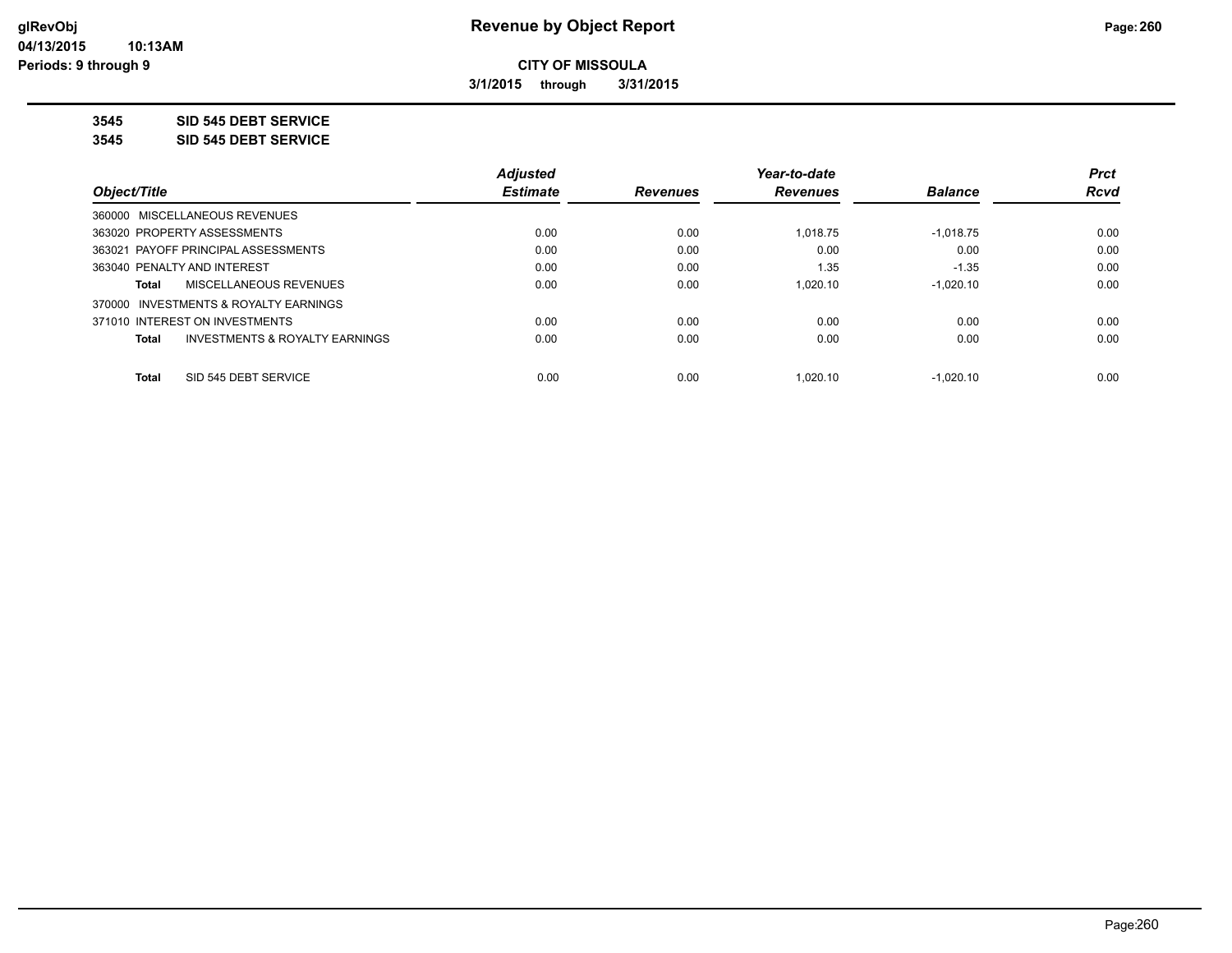# Revenue by Object Report

glRevObj
04/13/2015 10:13AM
Periods: 9 through 9

**CITY OF MISSOULA**

3/1/2015 through 3/31/2015

**3545 SID 545 DEBT SERVICE**

**3545 SID 545 DEBT SERVICE**

| Object/Title | Adjusted Estimate | Revenues | Year-to-date Revenues | Balance | Prct Rcvd |
|---|---|---|---|---|---|
| 360000 MISCELLANEOUS REVENUES | | | | | |
| 363020 PROPERTY ASSESSMENTS | 0.00 | 0.00 | 1,018.75 | -1,018.75 | 0.00 |
| 363021 PAYOFF PRINCIPAL ASSESSMENTS | 0.00 | 0.00 | 0.00 | 0.00 | 0.00 |
| 363040 PENALTY AND INTEREST | 0.00 | 0.00 | 1.35 | -1.35 | 0.00 |
| **Total** MISCELLANEOUS REVENUES | 0.00 | 0.00 | 1,020.10 | -1,020.10 | 0.00 |
| 370000 INVESTMENTS & ROYALTY EARNINGS | | | | | |
| 371010 INTEREST ON INVESTMENTS | 0.00 | 0.00 | 0.00 | 0.00 | 0.00 |
| **Total** INVESTMENTS & ROYALTY EARNINGS | 0.00 | 0.00 | 0.00 | 0.00 | 0.00 |
| **Total** SID 545 DEBT SERVICE | 0.00 | 0.00 | 1,020.10 | -1,020.10 | 0.00 |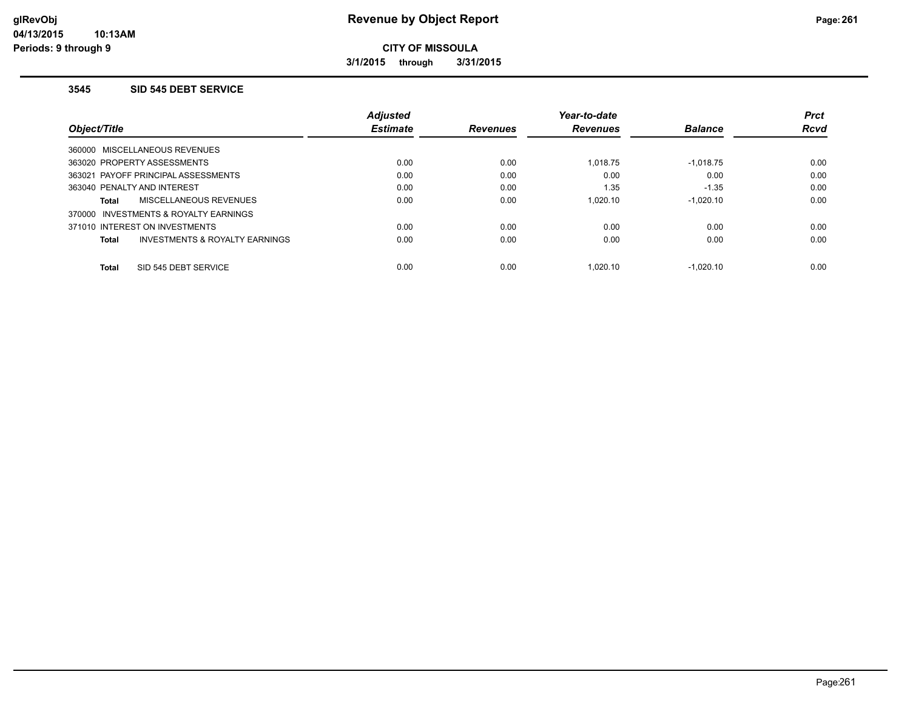# Revenue by Object Report

**CITY OF MISSOULA**

**3/1/2015 through 3/31/2015**

### 3545 SID 545 DEBT SERVICE

| Object/Title | Adjusted Estimate | Revenues | Year-to-date Revenues | Balance | Prct Rcvd |
|---|---|---|---|---|---|
| 360000 MISCELLANEOUS REVENUES | | | | | |
| 363020 PROPERTY ASSESSMENTS | 0.00 | 0.00 | 1,018.75 | -1,018.75 | 0.00 |
| 363021 PAYOFF PRINCIPAL ASSESSMENTS | 0.00 | 0.00 | 0.00 | 0.00 | 0.00 |
| 363040 PENALTY AND INTEREST | 0.00 | 0.00 | 1.35 | -1.35 | 0.00 |
| **Total** MISCELLANEOUS REVENUES | 0.00 | 0.00 | 1,020.10 | -1,020.10 | 0.00 |
| 370000 INVESTMENTS & ROYALTY EARNINGS | | | | | |
| 371010 INTEREST ON INVESTMENTS | 0.00 | 0.00 | 0.00 | 0.00 | 0.00 |
| **Total** INVESTMENTS & ROYALTY EARNINGS | 0.00 | 0.00 | 0.00 | 0.00 | 0.00 |
| **Total** SID 545 DEBT SERVICE | 0.00 | 0.00 | 1,020.10 | -1,020.10 | 0.00 |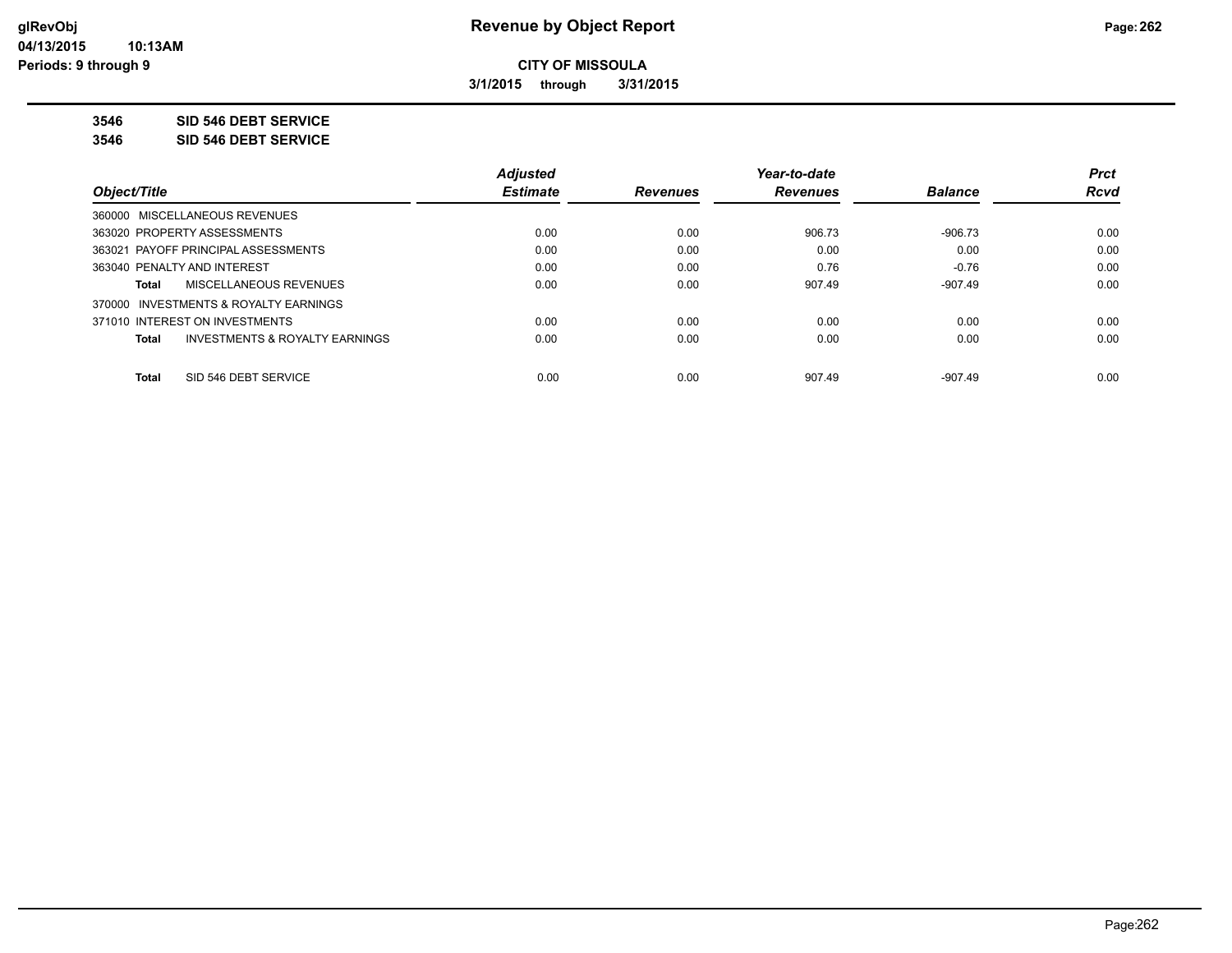**glRevObj**
**04/13/2015 10:13AM**
**Periods: 9 through 9**

# Revenue by Object Report

**CITY OF MISSOULA**

**3/1/2015 through 3/31/2015**

**3546 SID 546 DEBT SERVICE**
**3546 SID 546 DEBT SERVICE**

| Object/Title | Adjusted Estimate | Revenues | Year-to-date Revenues | Balance | Prct Rcvd |
|---|---|---|---|---|---|
| 360000 MISCELLANEOUS REVENUES | | | | | |
| 363020 PROPERTY ASSESSMENTS | 0.00 | 0.00 | 906.73 | -906.73 | 0.00 |
| 363021 PAYOFF PRINCIPAL ASSESSMENTS | 0.00 | 0.00 | 0.00 | 0.00 | 0.00 |
| 363040 PENALTY AND INTEREST | 0.00 | 0.00 | 0.76 | -0.76 | 0.00 |
| **Total** MISCELLANEOUS REVENUES | 0.00 | 0.00 | 907.49 | -907.49 | 0.00 |
| 370000 INVESTMENTS & ROYALTY EARNINGS | | | | | |
| 371010 INTEREST ON INVESTMENTS | 0.00 | 0.00 | 0.00 | 0.00 | 0.00 |
| **Total** INVESTMENTS & ROYALTY EARNINGS | 0.00 | 0.00 | 0.00 | 0.00 | 0.00 |
| **Total** SID 546 DEBT SERVICE | 0.00 | 0.00 | 907.49 | -907.49 | 0.00 |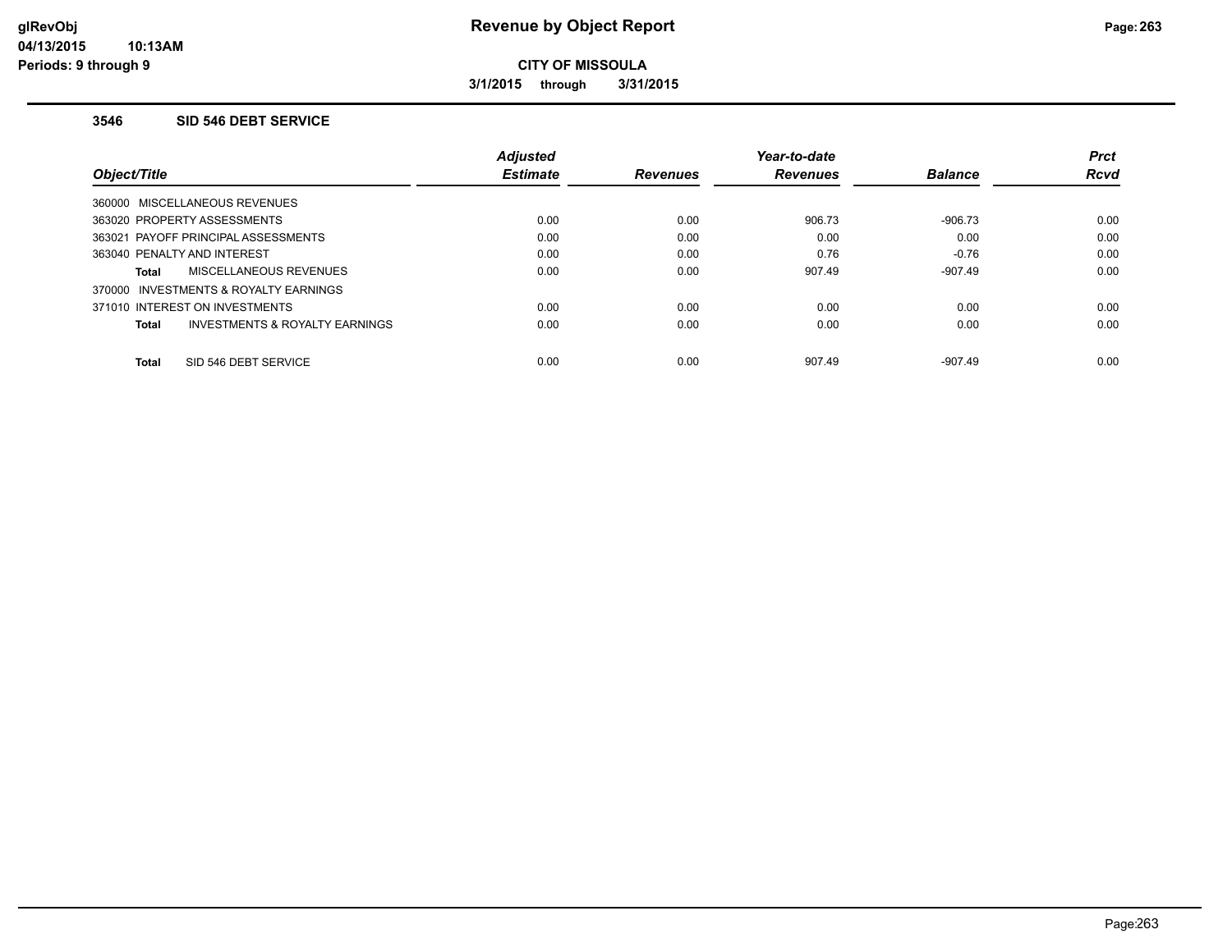**CITY OF MISSOULA**

**3/1/2015 through 3/31/2015**

### 3546 SID 546 DEBT SERVICE

| Object/Title | Adjusted Estimate | Revenues | Year-to-date Revenues | Balance | Prct Rcvd |
|---|---|---|---|---|---|
| 360000 MISCELLANEOUS REVENUES | | | | | |
| 363020 PROPERTY ASSESSMENTS | 0.00 | 0.00 | 906.73 | -906.73 | 0.00 |
| 363021 PAYOFF PRINCIPAL ASSESSMENTS | 0.00 | 0.00 | 0.00 | 0.00 | 0.00 |
| 363040 PENALTY AND INTEREST | 0.00 | 0.00 | 0.76 | -0.76 | 0.00 |
| **Total** MISCELLANEOUS REVENUES | 0.00 | 0.00 | 907.49 | -907.49 | 0.00 |
| 370000 INVESTMENTS & ROYALTY EARNINGS | | | | | |
| 371010 INTEREST ON INVESTMENTS | 0.00 | 0.00 | 0.00 | 0.00 | 0.00 |
| **Total** INVESTMENTS & ROYALTY EARNINGS | 0.00 | 0.00 | 0.00 | 0.00 | 0.00 |
| **Total** SID 546 DEBT SERVICE | 0.00 | 0.00 | 907.49 | -907.49 | 0.00 |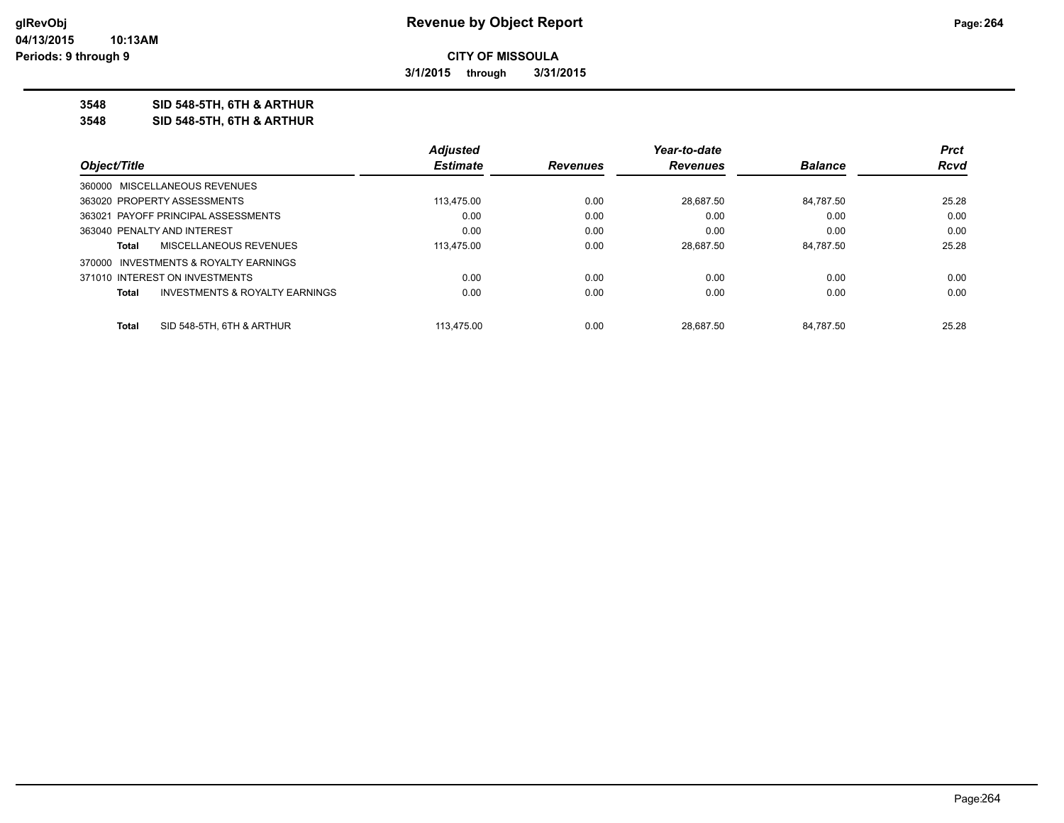# Revenue by Object Report

**CITY OF MISSOULA**

**3/1/2015 through 3/31/2015**

glRevObj
04/13/2015 10:13AM
Periods: 9 through 9

## 3548 SID 548-5TH, 6TH & ARTHUR
## 3548 SID 548-5TH, 6TH & ARTHUR

| Object/Title | Adjusted Estimate | Revenues | Year-to-date Revenues | Balance | Prct Rcvd |
|---|---|---|---|---|---|
| 360000 MISCELLANEOUS REVENUES | | | | | |
| 363020 PROPERTY ASSESSMENTS | 113,475.00 | 0.00 | 28,687.50 | 84,787.50 | 25.28 |
| 363021 PAYOFF PRINCIPAL ASSESSMENTS | 0.00 | 0.00 | 0.00 | 0.00 | 0.00 |
| 363040 PENALTY AND INTEREST | 0.00 | 0.00 | 0.00 | 0.00 | 0.00 |
| **Total** MISCELLANEOUS REVENUES | 113,475.00 | 0.00 | 28,687.50 | 84,787.50 | 25.28 |
| 370000 INVESTMENTS & ROYALTY EARNINGS | | | | | |
| 371010 INTEREST ON INVESTMENTS | 0.00 | 0.00 | 0.00 | 0.00 | 0.00 |
| **Total** INVESTMENTS & ROYALTY EARNINGS | 0.00 | 0.00 | 0.00 | 0.00 | 0.00 |
| **Total** SID 548-5TH, 6TH & ARTHUR | 113,475.00 | 0.00 | 28,687.50 | 84,787.50 | 25.28 |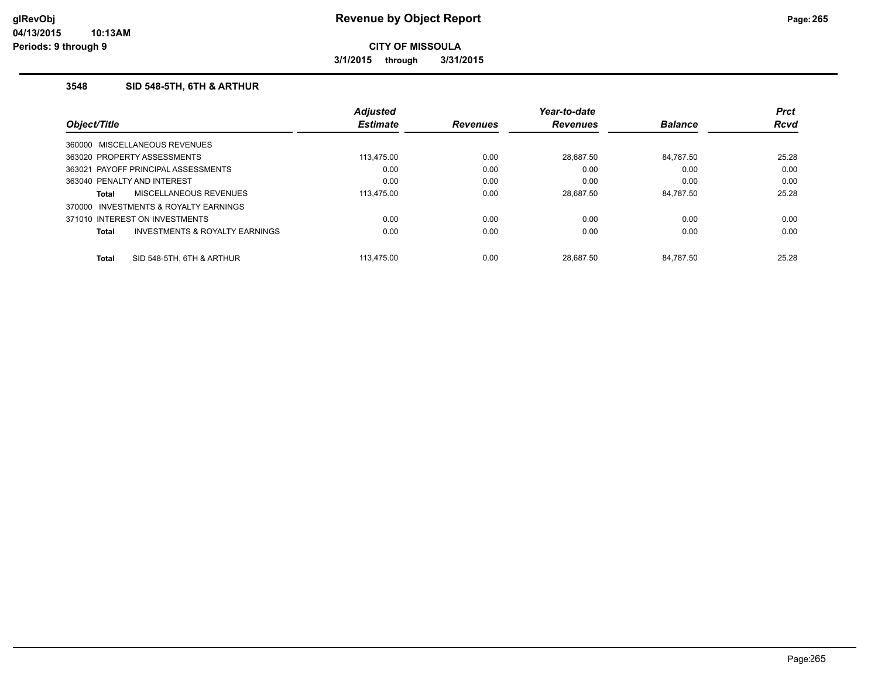**CITY OF MISSOULA**

**3/1/2015 through 3/31/2015**

### 3548 SID 548-5TH, 6TH & ARTHUR

| Object/Title | Adjusted Estimate | Revenues | Year-to-date Revenues | Balance | Prct Rcvd |
|---|---|---|---|---|---|
| 360000 MISCELLANEOUS REVENUES | | | | | |
| 363020 PROPERTY ASSESSMENTS | 113,475.00 | 0.00 | 28,687.50 | 84,787.50 | 25.28 |
| 363021 PAYOFF PRINCIPAL ASSESSMENTS | 0.00 | 0.00 | 0.00 | 0.00 | 0.00 |
| 363040 PENALTY AND INTEREST | 0.00 | 0.00 | 0.00 | 0.00 | 0.00 |
| **Total** MISCELLANEOUS REVENUES | 113,475.00 | 0.00 | 28,687.50 | 84,787.50 | 25.28 |
| 370000 INVESTMENTS & ROYALTY EARNINGS | | | | | |
| 371010 INTEREST ON INVESTMENTS | 0.00 | 0.00 | 0.00 | 0.00 | 0.00 |
| **Total** INVESTMENTS & ROYALTY EARNINGS | 0.00 | 0.00 | 0.00 | 0.00 | 0.00 |
| **Total** SID 548-5TH, 6TH & ARTHUR | 113,475.00 | 0.00 | 28,687.50 | 84,787.50 | 25.28 |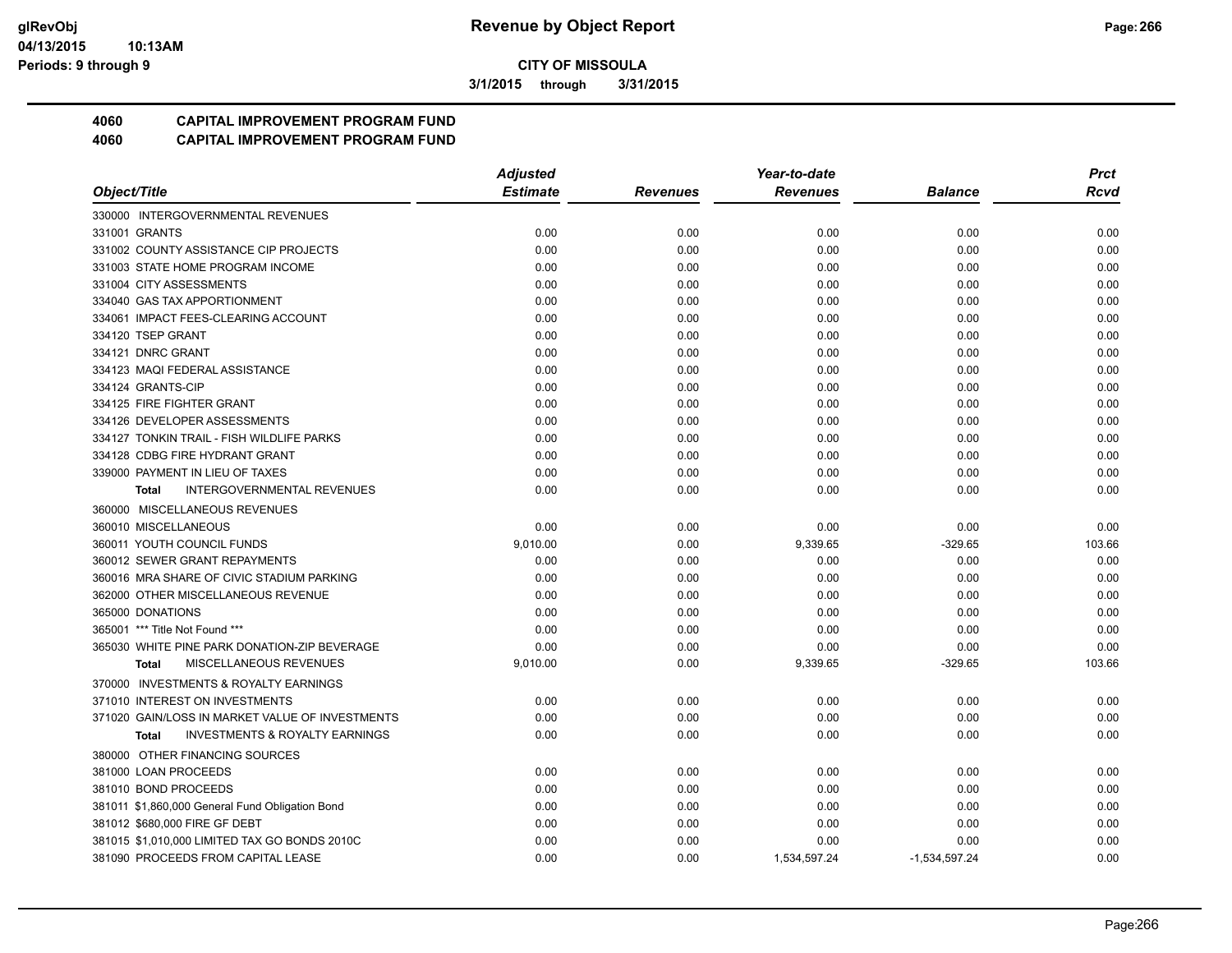# Revenue by Object Report

**CITY OF MISSOULA**

3/1/2015 through 3/31/2015

glRevObj
04/13/2015 10:13AM
Periods: 9 through 9

## 4060 CAPITAL IMPROVEMENT PROGRAM FUND
## 4060 CAPITAL IMPROVEMENT PROGRAM FUND

| Object/Title | Adjusted Estimate | Revenues | Year-to-date Revenues | Balance | Prct Rcvd |
|---|---|---|---|---|---|
| 330000 INTERGOVERNMENTAL REVENUES | | | | | |
| 331001 GRANTS | 0.00 | 0.00 | 0.00 | 0.00 | 0.00 |
| 331002 COUNTY ASSISTANCE CIP PROJECTS | 0.00 | 0.00 | 0.00 | 0.00 | 0.00 |
| 331003 STATE HOME PROGRAM INCOME | 0.00 | 0.00 | 0.00 | 0.00 | 0.00 |
| 331004 CITY ASSESSMENTS | 0.00 | 0.00 | 0.00 | 0.00 | 0.00 |
| 334040 GAS TAX APPORTIONMENT | 0.00 | 0.00 | 0.00 | 0.00 | 0.00 |
| 334061 IMPACT FEES-CLEARING ACCOUNT | 0.00 | 0.00 | 0.00 | 0.00 | 0.00 |
| 334120 TSEP GRANT | 0.00 | 0.00 | 0.00 | 0.00 | 0.00 |
| 334121 DNRC GRANT | 0.00 | 0.00 | 0.00 | 0.00 | 0.00 |
| 334123 MAQI FEDERAL ASSISTANCE | 0.00 | 0.00 | 0.00 | 0.00 | 0.00 |
| 334124 GRANTS-CIP | 0.00 | 0.00 | 0.00 | 0.00 | 0.00 |
| 334125 FIRE FIGHTER GRANT | 0.00 | 0.00 | 0.00 | 0.00 | 0.00 |
| 334126 DEVELOPER ASSESSMENTS | 0.00 | 0.00 | 0.00 | 0.00 | 0.00 |
| 334127 TONKIN TRAIL - FISH WILDLIFE PARKS | 0.00 | 0.00 | 0.00 | 0.00 | 0.00 |
| 334128 CDBG FIRE HYDRANT GRANT | 0.00 | 0.00 | 0.00 | 0.00 | 0.00 |
| 339000 PAYMENT IN LIEU OF TAXES | 0.00 | 0.00 | 0.00 | 0.00 | 0.00 |
| **Total** INTERGOVERNMENTAL REVENUES | 0.00 | 0.00 | 0.00 | 0.00 | 0.00 |
| 360000 MISCELLANEOUS REVENUES | | | | | |
| 360010 MISCELLANEOUS | 0.00 | 0.00 | 0.00 | 0.00 | 0.00 |
| 360011 YOUTH COUNCIL FUNDS | 9,010.00 | 0.00 | 9,339.65 | -329.65 | 103.66 |
| 360012 SEWER GRANT REPAYMENTS | 0.00 | 0.00 | 0.00 | 0.00 | 0.00 |
| 360016 MRA SHARE OF CIVIC STADIUM PARKING | 0.00 | 0.00 | 0.00 | 0.00 | 0.00 |
| 362000 OTHER MISCELLANEOUS REVENUE | 0.00 | 0.00 | 0.00 | 0.00 | 0.00 |
| 365000 DONATIONS | 0.00 | 0.00 | 0.00 | 0.00 | 0.00 |
| 365001 *** Title Not Found *** | 0.00 | 0.00 | 0.00 | 0.00 | 0.00 |
| 365030 WHITE PINE PARK DONATION-ZIP BEVERAGE | 0.00 | 0.00 | 0.00 | 0.00 | 0.00 |
| **Total** MISCELLANEOUS REVENUES | 9,010.00 | 0.00 | 9,339.65 | -329.65 | 103.66 |
| 370000 INVESTMENTS & ROYALTY EARNINGS | | | | | |
| 371010 INTEREST ON INVESTMENTS | 0.00 | 0.00 | 0.00 | 0.00 | 0.00 |
| 371020 GAIN/LOSS IN MARKET VALUE OF INVESTMENTS | 0.00 | 0.00 | 0.00 | 0.00 | 0.00 |
| **Total** INVESTMENTS & ROYALTY EARNINGS | 0.00 | 0.00 | 0.00 | 0.00 | 0.00 |
| 380000 OTHER FINANCING SOURCES | | | | | |
| 381000 LOAN PROCEEDS | 0.00 | 0.00 | 0.00 | 0.00 | 0.00 |
| 381010 BOND PROCEEDS | 0.00 | 0.00 | 0.00 | 0.00 | 0.00 |
| 381011 $1,860,000 General Fund Obligation Bond | 0.00 | 0.00 | 0.00 | 0.00 | 0.00 |
| 381012 $680,000 FIRE GF DEBT | 0.00 | 0.00 | 0.00 | 0.00 | 0.00 |
| 381015 $1,010,000 LIMITED TAX GO BONDS 2010C | 0.00 | 0.00 | 0.00 | 0.00 | 0.00 |
| 381090 PROCEEDS FROM CAPITAL LEASE | 0.00 | 0.00 | 1,534,597.24 | -1,534,597.24 | 0.00 |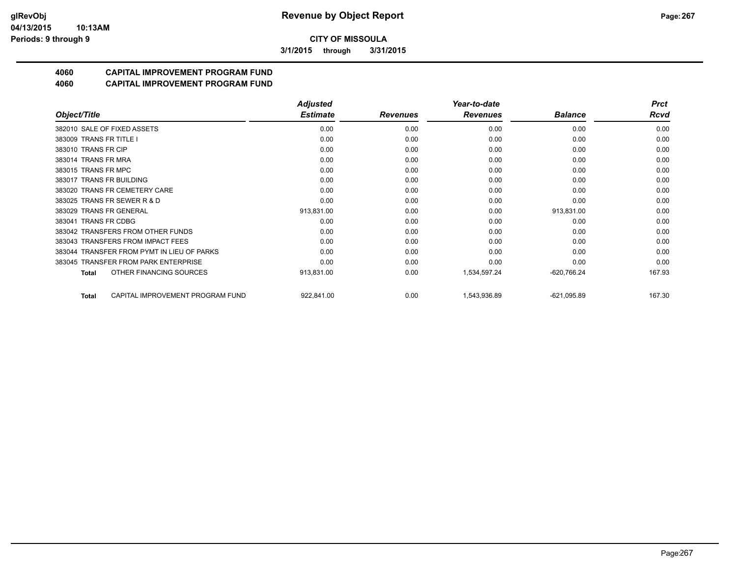# Revenue by Object Report

**CITY OF MISSOULA**

**3/1/2015 through 3/31/2015**

glRevObj
04/13/2015 10:13AM
Periods: 9 through 9

## 4060 CAPITAL IMPROVEMENT PROGRAM FUND
## 4060 CAPITAL IMPROVEMENT PROGRAM FUND

| Object/Title | Adjusted Estimate | Revenues | Year-to-date Revenues | Balance | Prct Rcvd |
|---|---|---|---|---|---|
| 382010 SALE OF FIXED ASSETS | 0.00 | 0.00 | 0.00 | 0.00 | 0.00 |
| 383009 TRANS FR TITLE I | 0.00 | 0.00 | 0.00 | 0.00 | 0.00 |
| 383010 TRANS FR CIP | 0.00 | 0.00 | 0.00 | 0.00 | 0.00 |
| 383014 TRANS FR MRA | 0.00 | 0.00 | 0.00 | 0.00 | 0.00 |
| 383015 TRANS FR MPC | 0.00 | 0.00 | 0.00 | 0.00 | 0.00 |
| 383017 TRANS FR BUILDING | 0.00 | 0.00 | 0.00 | 0.00 | 0.00 |
| 383020 TRANS FR CEMETERY CARE | 0.00 | 0.00 | 0.00 | 0.00 | 0.00 |
| 383025 TRANS FR SEWER R & D | 0.00 | 0.00 | 0.00 | 0.00 | 0.00 |
| 383029 TRANS FR GENERAL | 913,831.00 | 0.00 | 0.00 | 913,831.00 | 0.00 |
| 383041 TRANS FR CDBG | 0.00 | 0.00 | 0.00 | 0.00 | 0.00 |
| 383042 TRANSFERS FROM OTHER FUNDS | 0.00 | 0.00 | 0.00 | 0.00 | 0.00 |
| 383043 TRANSFERS FROM IMPACT FEES | 0.00 | 0.00 | 0.00 | 0.00 | 0.00 |
| 383044 TRANSFER FROM PYMT IN LIEU OF PARKS | 0.00 | 0.00 | 0.00 | 0.00 | 0.00 |
| 383045 TRANSFER FROM PARK ENTERPRISE | 0.00 | 0.00 | 0.00 | 0.00 | 0.00 |
| **Total** OTHER FINANCING SOURCES | 913,831.00 | 0.00 | 1,534,597.24 | -620,766.24 | 167.93 |
| **Total** CAPITAL IMPROVEMENT PROGRAM FUND | 922,841.00 | 0.00 | 1,543,936.89 | -621,095.89 | 167.30 |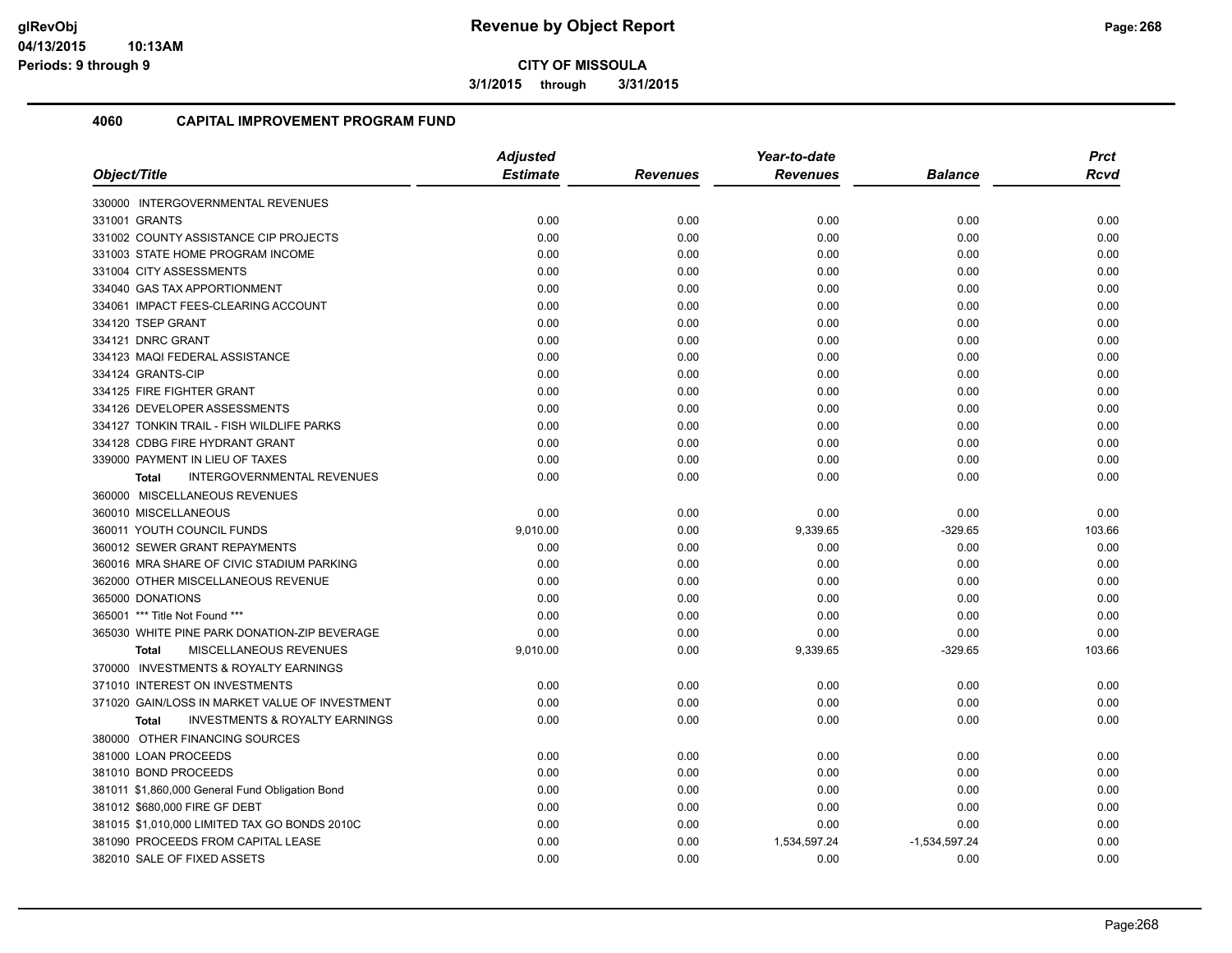# Revenue by Object Report

**CITY OF MISSOULA**

**3/1/2015 through 3/31/2015**

## 4060 CAPITAL IMPROVEMENT PROGRAM FUND

| Object/Title | Adjusted Estimate | Revenues | Year-to-date Revenues | Balance | Prct Rcvd |
|---|---|---|---|---|---|
| 330000 INTERGOVERNMENTAL REVENUES | | | | | |
| 331001 GRANTS | 0.00 | 0.00 | 0.00 | 0.00 | 0.00 |
| 331002 COUNTY ASSISTANCE CIP PROJECTS | 0.00 | 0.00 | 0.00 | 0.00 | 0.00 |
| 331003 STATE HOME PROGRAM INCOME | 0.00 | 0.00 | 0.00 | 0.00 | 0.00 |
| 331004 CITY ASSESSMENTS | 0.00 | 0.00 | 0.00 | 0.00 | 0.00 |
| 334040 GAS TAX APPORTIONMENT | 0.00 | 0.00 | 0.00 | 0.00 | 0.00 |
| 334061 IMPACT FEES-CLEARING ACCOUNT | 0.00 | 0.00 | 0.00 | 0.00 | 0.00 |
| 334120 TSEP GRANT | 0.00 | 0.00 | 0.00 | 0.00 | 0.00 |
| 334121 DNRC GRANT | 0.00 | 0.00 | 0.00 | 0.00 | 0.00 |
| 334123 MAQI FEDERAL ASSISTANCE | 0.00 | 0.00 | 0.00 | 0.00 | 0.00 |
| 334124 GRANTS-CIP | 0.00 | 0.00 | 0.00 | 0.00 | 0.00 |
| 334125 FIRE FIGHTER GRANT | 0.00 | 0.00 | 0.00 | 0.00 | 0.00 |
| 334126 DEVELOPER ASSESSMENTS | 0.00 | 0.00 | 0.00 | 0.00 | 0.00 |
| 334127 TONKIN TRAIL - FISH WILDLIFE PARKS | 0.00 | 0.00 | 0.00 | 0.00 | 0.00 |
| 334128 CDBG FIRE HYDRANT GRANT | 0.00 | 0.00 | 0.00 | 0.00 | 0.00 |
| 339000 PAYMENT IN LIEU OF TAXES | 0.00 | 0.00 | 0.00 | 0.00 | 0.00 |
| **Total** INTERGOVERNMENTAL REVENUES | 0.00 | 0.00 | 0.00 | 0.00 | 0.00 |
| 360000 MISCELLANEOUS REVENUES | | | | | |
| 360010 MISCELLANEOUS | 0.00 | 0.00 | 0.00 | 0.00 | 0.00 |
| 360011 YOUTH COUNCIL FUNDS | 9,010.00 | 0.00 | 9,339.65 | -329.65 | 103.66 |
| 360012 SEWER GRANT REPAYMENTS | 0.00 | 0.00 | 0.00 | 0.00 | 0.00 |
| 360016 MRA SHARE OF CIVIC STADIUM PARKING | 0.00 | 0.00 | 0.00 | 0.00 | 0.00 |
| 362000 OTHER MISCELLANEOUS REVENUE | 0.00 | 0.00 | 0.00 | 0.00 | 0.00 |
| 365000 DONATIONS | 0.00 | 0.00 | 0.00 | 0.00 | 0.00 |
| 365001 *** Title Not Found *** | 0.00 | 0.00 | 0.00 | 0.00 | 0.00 |
| 365030 WHITE PINE PARK DONATION-ZIP BEVERAGE | 0.00 | 0.00 | 0.00 | 0.00 | 0.00 |
| **Total** MISCELLANEOUS REVENUES | 9,010.00 | 0.00 | 9,339.65 | -329.65 | 103.66 |
| 370000 INVESTMENTS & ROYALTY EARNINGS | | | | | |
| 371010 INTEREST ON INVESTMENTS | 0.00 | 0.00 | 0.00 | 0.00 | 0.00 |
| 371020 GAIN/LOSS IN MARKET VALUE OF INVESTMENT | 0.00 | 0.00 | 0.00 | 0.00 | 0.00 |
| **Total** INVESTMENTS & ROYALTY EARNINGS | 0.00 | 0.00 | 0.00 | 0.00 | 0.00 |
| 380000 OTHER FINANCING SOURCES | | | | | |
| 381000 LOAN PROCEEDS | 0.00 | 0.00 | 0.00 | 0.00 | 0.00 |
| 381010 BOND PROCEEDS | 0.00 | 0.00 | 0.00 | 0.00 | 0.00 |
| 381011 $1,860,000 General Fund Obligation Bond | 0.00 | 0.00 | 0.00 | 0.00 | 0.00 |
| 381012 $680,000 FIRE GF DEBT | 0.00 | 0.00 | 0.00 | 0.00 | 0.00 |
| 381015 $1,010,000 LIMITED TAX GO BONDS 2010C | 0.00 | 0.00 | 0.00 | 0.00 | 0.00 |
| 381090 PROCEEDS FROM CAPITAL LEASE | 0.00 | 0.00 | 1,534,597.24 | -1,534,597.24 | 0.00 |
| 382010 SALE OF FIXED ASSETS | 0.00 | 0.00 | 0.00 | 0.00 | 0.00 |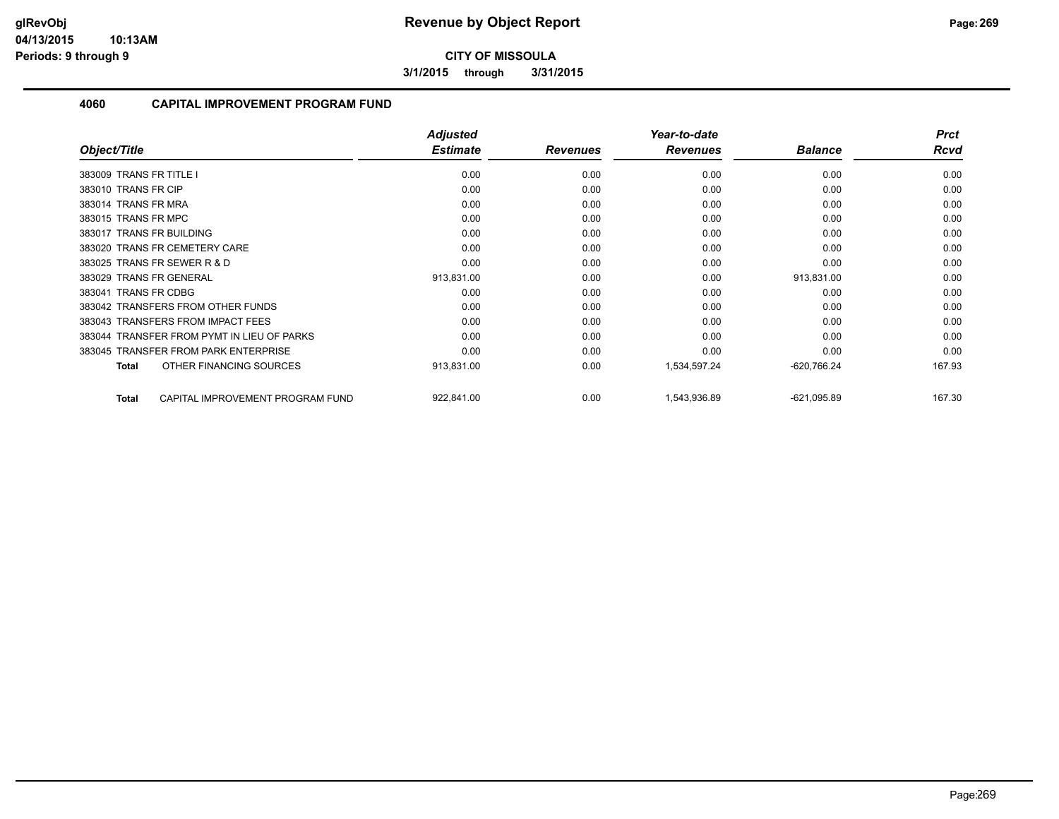**CITY OF MISSOULA**

**3/1/2015 through 3/31/2015**

## 4060 CAPITAL IMPROVEMENT PROGRAM FUND

| Object/Title | Adjusted Estimate | Revenues | Year-to-date Revenues | Balance | Prct Rcvd |
|---|---|---|---|---|---|
| 383009 TRANS FR TITLE I | 0.00 | 0.00 | 0.00 | 0.00 | 0.00 |
| 383010 TRANS FR CIP | 0.00 | 0.00 | 0.00 | 0.00 | 0.00 |
| 383014 TRANS FR MRA | 0.00 | 0.00 | 0.00 | 0.00 | 0.00 |
| 383015 TRANS FR MPC | 0.00 | 0.00 | 0.00 | 0.00 | 0.00 |
| 383017 TRANS FR BUILDING | 0.00 | 0.00 | 0.00 | 0.00 | 0.00 |
| 383020 TRANS FR CEMETERY CARE | 0.00 | 0.00 | 0.00 | 0.00 | 0.00 |
| 383025 TRANS FR SEWER R & D | 0.00 | 0.00 | 0.00 | 0.00 | 0.00 |
| 383029 TRANS FR GENERAL | 913,831.00 | 0.00 | 0.00 | 913,831.00 | 0.00 |
| 383041 TRANS FR CDBG | 0.00 | 0.00 | 0.00 | 0.00 | 0.00 |
| 383042 TRANSFERS FROM OTHER FUNDS | 0.00 | 0.00 | 0.00 | 0.00 | 0.00 |
| 383043 TRANSFERS FROM IMPACT FEES | 0.00 | 0.00 | 0.00 | 0.00 | 0.00 |
| 383044 TRANSFER FROM PYMT IN LIEU OF PARKS | 0.00 | 0.00 | 0.00 | 0.00 | 0.00 |
| 383045 TRANSFER FROM PARK ENTERPRISE | 0.00 | 0.00 | 0.00 | 0.00 | 0.00 |
| **Total** OTHER FINANCING SOURCES | 913,831.00 | 0.00 | 1,534,597.24 | -620,766.24 | 167.93 |
| **Total** CAPITAL IMPROVEMENT PROGRAM FUND | 922,841.00 | 0.00 | 1,543,936.89 | -621,095.89 | 167.30 |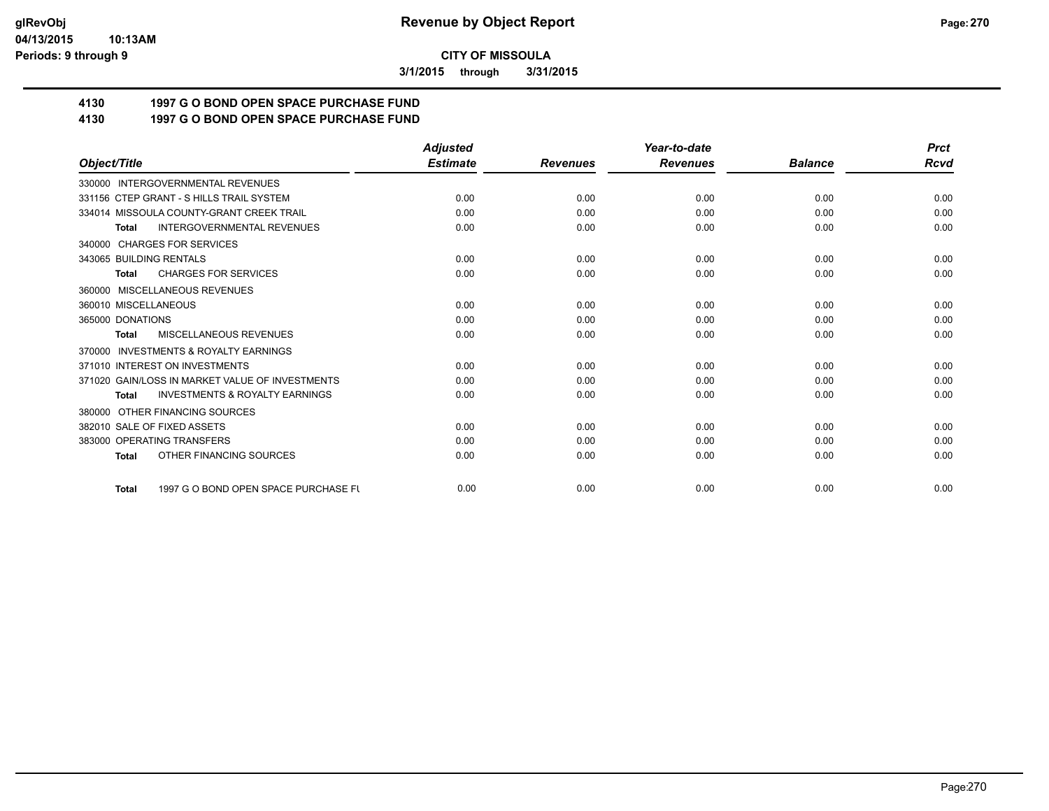**glRevObj** 04/13/2015 10:13AM Periods: 9 through 9

# Revenue by Object Report

**CITY OF MISSOULA**

**3/1/2015 through 3/31/2015**

## 4130 1997 G O BOND OPEN SPACE PURCHASE FUND
## 4130 1997 G O BOND OPEN SPACE PURCHASE FUND

| Object/Title | Adjusted Estimate | Revenues | Year-to-date Revenues | Balance | Prct Rcvd |
|---|---|---|---|---|---|
| 330000 INTERGOVERNMENTAL REVENUES | | | | | |
| 331156 CTEP GRANT - S HILLS TRAIL SYSTEM | 0.00 | 0.00 | 0.00 | 0.00 | 0.00 |
| 334014 MISSOULA COUNTY-GRANT CREEK TRAIL | 0.00 | 0.00 | 0.00 | 0.00 | 0.00 |
| **Total** INTERGOVERNMENTAL REVENUES | 0.00 | 0.00 | 0.00 | 0.00 | 0.00 |
| 340000 CHARGES FOR SERVICES | | | | | |
| 343065 BUILDING RENTALS | 0.00 | 0.00 | 0.00 | 0.00 | 0.00 |
| **Total** CHARGES FOR SERVICES | 0.00 | 0.00 | 0.00 | 0.00 | 0.00 |
| 360000 MISCELLANEOUS REVENUES | | | | | |
| 360010 MISCELLANEOUS | 0.00 | 0.00 | 0.00 | 0.00 | 0.00 |
| 365000 DONATIONS | 0.00 | 0.00 | 0.00 | 0.00 | 0.00 |
| **Total** MISCELLANEOUS REVENUES | 0.00 | 0.00 | 0.00 | 0.00 | 0.00 |
| 370000 INVESTMENTS & ROYALTY EARNINGS | | | | | |
| 371010 INTEREST ON INVESTMENTS | 0.00 | 0.00 | 0.00 | 0.00 | 0.00 |
| 371020 GAIN/LOSS IN MARKET VALUE OF INVESTMENTS | 0.00 | 0.00 | 0.00 | 0.00 | 0.00 |
| **Total** INVESTMENTS & ROYALTY EARNINGS | 0.00 | 0.00 | 0.00 | 0.00 | 0.00 |
| 380000 OTHER FINANCING SOURCES | | | | | |
| 382010 SALE OF FIXED ASSETS | 0.00 | 0.00 | 0.00 | 0.00 | 0.00 |
| 383000 OPERATING TRANSFERS | 0.00 | 0.00 | 0.00 | 0.00 | 0.00 |
| **Total** OTHER FINANCING SOURCES | 0.00 | 0.00 | 0.00 | 0.00 | 0.00 |
| **Total** 1997 G O BOND OPEN SPACE PURCHASE FU | 0.00 | 0.00 | 0.00 | 0.00 | 0.00 |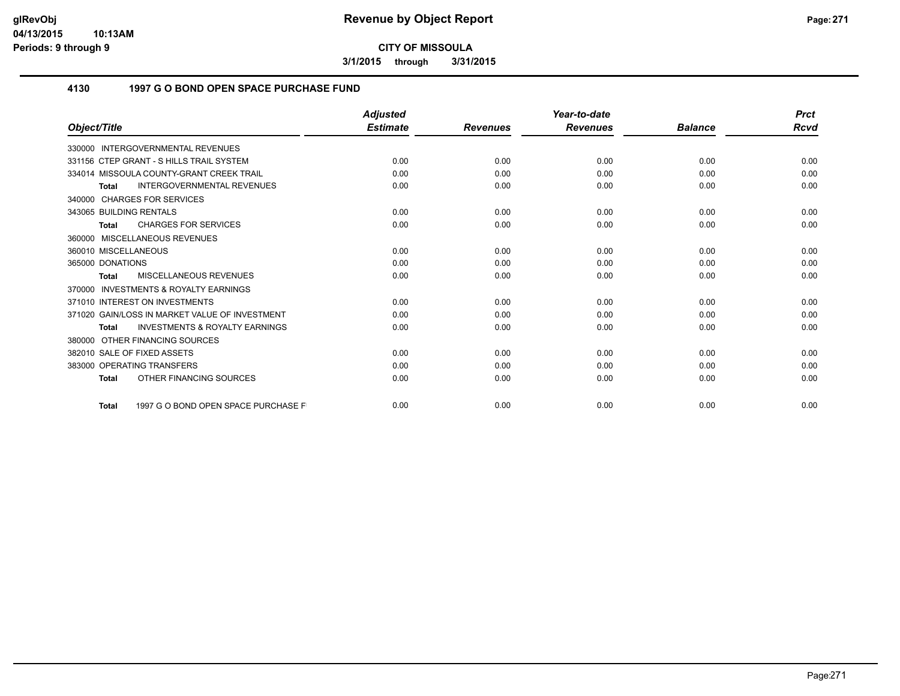**CITY OF MISSOULA**

**3/1/2015 through 3/31/2015**

## 4130 1997 G O BOND OPEN SPACE PURCHASE FUND

| Object/Title | Adjusted Estimate | Revenues | Year-to-date Revenues | Balance | Prct Rcvd |
|---|---|---|---|---|---|
| 330000 INTERGOVERNMENTAL REVENUES | | | | | |
| 331156 CTEP GRANT - S HILLS TRAIL SYSTEM | 0.00 | 0.00 | 0.00 | 0.00 | 0.00 |
| 334014 MISSOULA COUNTY-GRANT CREEK TRAIL | 0.00 | 0.00 | 0.00 | 0.00 | 0.00 |
| **Total** INTERGOVERNMENTAL REVENUES | 0.00 | 0.00 | 0.00 | 0.00 | 0.00 |
| 340000 CHARGES FOR SERVICES | | | | | |
| 343065 BUILDING RENTALS | 0.00 | 0.00 | 0.00 | 0.00 | 0.00 |
| **Total** CHARGES FOR SERVICES | 0.00 | 0.00 | 0.00 | 0.00 | 0.00 |
| 360000 MISCELLANEOUS REVENUES | | | | | |
| 360010 MISCELLANEOUS | 0.00 | 0.00 | 0.00 | 0.00 | 0.00 |
| 365000 DONATIONS | 0.00 | 0.00 | 0.00 | 0.00 | 0.00 |
| **Total** MISCELLANEOUS REVENUES | 0.00 | 0.00 | 0.00 | 0.00 | 0.00 |
| 370000 INVESTMENTS & ROYALTY EARNINGS | | | | | |
| 371010 INTEREST ON INVESTMENTS | 0.00 | 0.00 | 0.00 | 0.00 | 0.00 |
| 371020 GAIN/LOSS IN MARKET VALUE OF INVESTMENT | 0.00 | 0.00 | 0.00 | 0.00 | 0.00 |
| **Total** INVESTMENTS & ROYALTY EARNINGS | 0.00 | 0.00 | 0.00 | 0.00 | 0.00 |
| 380000 OTHER FINANCING SOURCES | | | | | |
| 382010 SALE OF FIXED ASSETS | 0.00 | 0.00 | 0.00 | 0.00 | 0.00 |
| 383000 OPERATING TRANSFERS | 0.00 | 0.00 | 0.00 | 0.00 | 0.00 |
| **Total** OTHER FINANCING SOURCES | 0.00 | 0.00 | 0.00 | 0.00 | 0.00 |
| **Total** 1997 G O BOND OPEN SPACE PURCHASE F | 0.00 | 0.00 | 0.00 | 0.00 | 0.00 |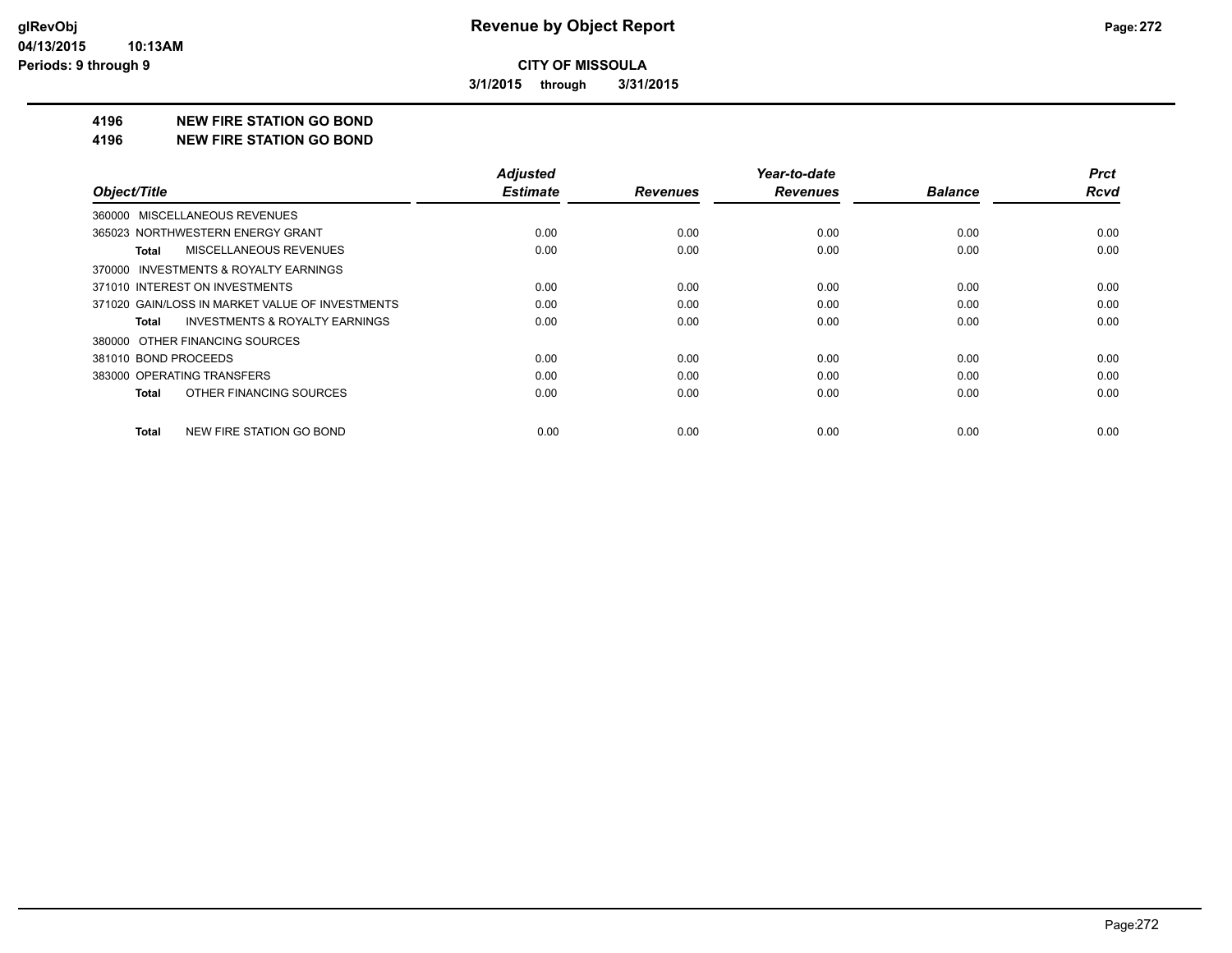**CITY OF MISSOULA**

**3/1/2015 through 3/31/2015**

# 4196 NEW FIRE STATION GO BOND

## 4196 NEW FIRE STATION GO BOND

| Object/Title | Adjusted Estimate | Revenues | Year-to-date Revenues | Balance | Prct Rcvd |
|---|---|---|---|---|---|
| 360000 MISCELLANEOUS REVENUES | | | | | |
| 365023 NORTHWESTERN ENERGY GRANT | 0.00 | 0.00 | 0.00 | 0.00 | 0.00 |
| **Total** MISCELLANEOUS REVENUES | 0.00 | 0.00 | 0.00 | 0.00 | 0.00 |
| 370000 INVESTMENTS & ROYALTY EARNINGS | | | | | |
| 371010 INTEREST ON INVESTMENTS | 0.00 | 0.00 | 0.00 | 0.00 | 0.00 |
| 371020 GAIN/LOSS IN MARKET VALUE OF INVESTMENTS | 0.00 | 0.00 | 0.00 | 0.00 | 0.00 |
| **Total** INVESTMENTS & ROYALTY EARNINGS | 0.00 | 0.00 | 0.00 | 0.00 | 0.00 |
| 380000 OTHER FINANCING SOURCES | | | | | |
| 381010 BOND PROCEEDS | 0.00 | 0.00 | 0.00 | 0.00 | 0.00 |
| 383000 OPERATING TRANSFERS | 0.00 | 0.00 | 0.00 | 0.00 | 0.00 |
| **Total** OTHER FINANCING SOURCES | 0.00 | 0.00 | 0.00 | 0.00 | 0.00 |
| **Total** NEW FIRE STATION GO BOND | 0.00 | 0.00 | 0.00 | 0.00 | 0.00 |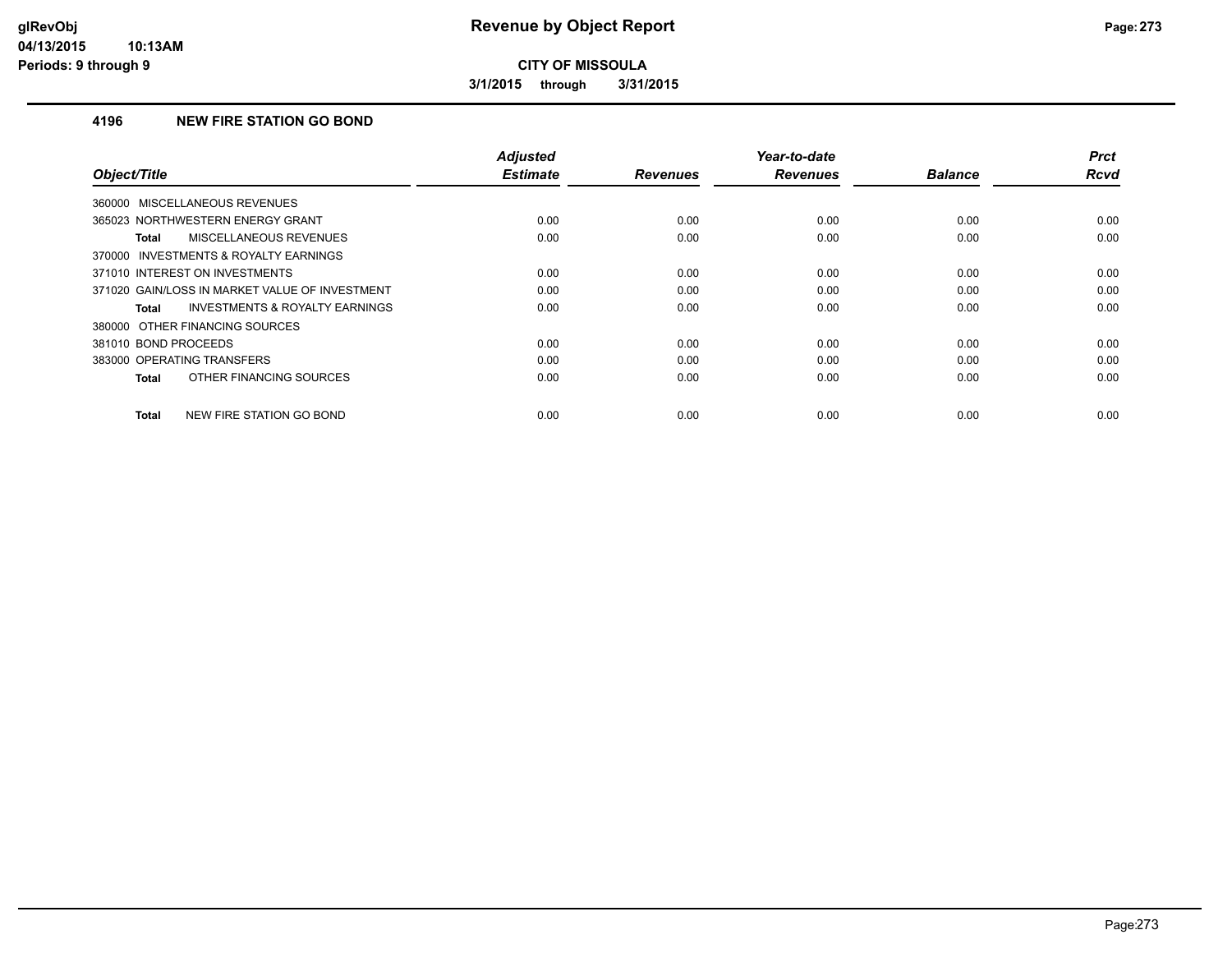# Revenue by Object Report

**CITY OF MISSOULA**

**3/1/2015 through 3/31/2015**

## 4196 NEW FIRE STATION GO BOND

| Object/Title | Adjusted Estimate | Revenues | Year-to-date Revenues | Balance | Prct Rcvd |
|---|---|---|---|---|---|
| 360000 MISCELLANEOUS REVENUES | | | | | |
| 365023 NORTHWESTERN ENERGY GRANT | 0.00 | 0.00 | 0.00 | 0.00 | 0.00 |
| **Total** MISCELLANEOUS REVENUES | 0.00 | 0.00 | 0.00 | 0.00 | 0.00 |
| 370000 INVESTMENTS & ROYALTY EARNINGS | | | | | |
| 371010 INTEREST ON INVESTMENTS | 0.00 | 0.00 | 0.00 | 0.00 | 0.00 |
| 371020 GAIN/LOSS IN MARKET VALUE OF INVESTMENT | 0.00 | 0.00 | 0.00 | 0.00 | 0.00 |
| **Total** INVESTMENTS & ROYALTY EARNINGS | 0.00 | 0.00 | 0.00 | 0.00 | 0.00 |
| 380000 OTHER FINANCING SOURCES | | | | | |
| 381010 BOND PROCEEDS | 0.00 | 0.00 | 0.00 | 0.00 | 0.00 |
| 383000 OPERATING TRANSFERS | 0.00 | 0.00 | 0.00 | 0.00 | 0.00 |
| **Total** OTHER FINANCING SOURCES | 0.00 | 0.00 | 0.00 | 0.00 | 0.00 |
| **Total** NEW FIRE STATION GO BOND | 0.00 | 0.00 | 0.00 | 0.00 | 0.00 |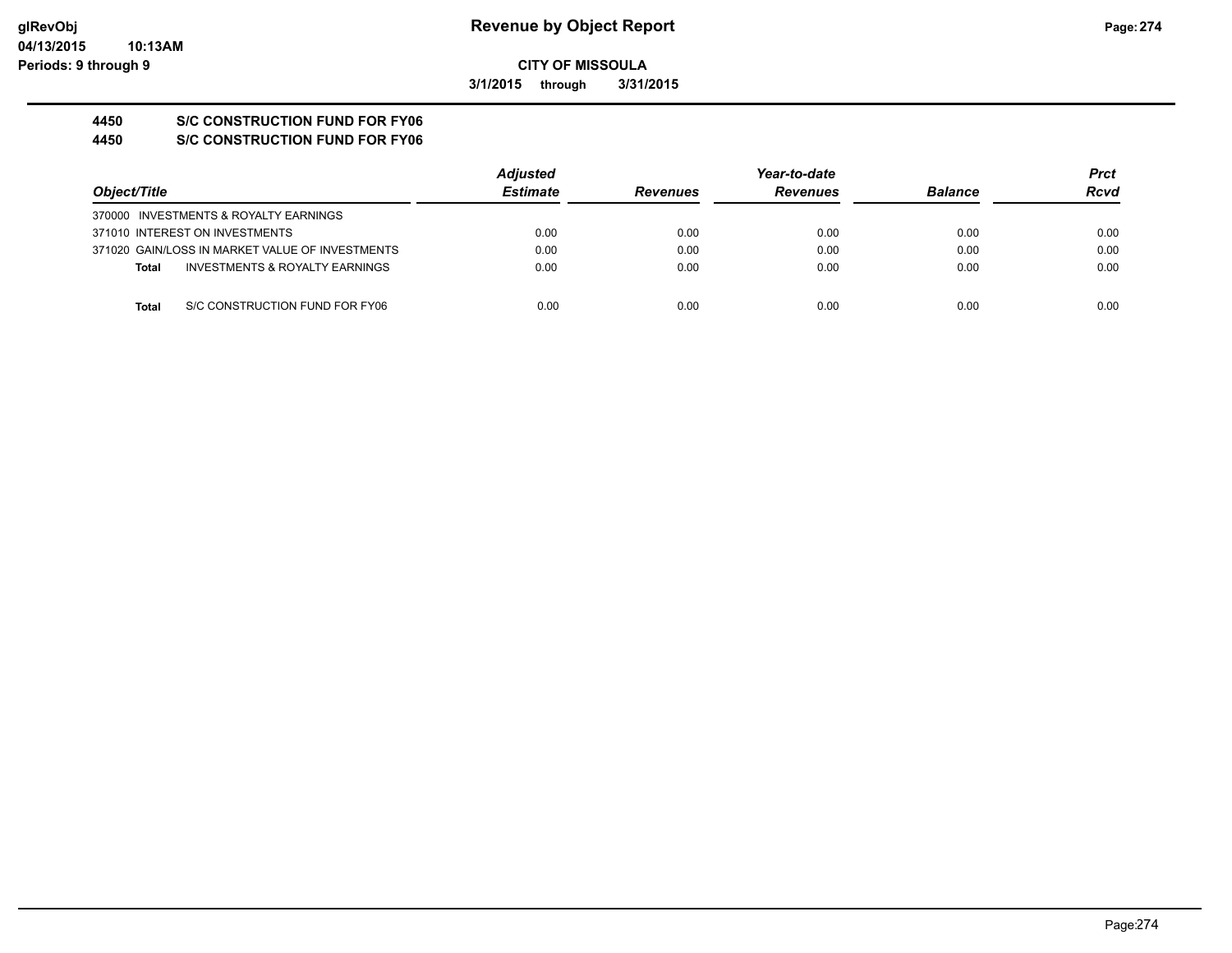**Revenue by Object Report**

**CITY OF MISSOULA**

**3/1/2015 through 3/31/2015**

glRevObj
04/13/2015 10:13AM
Periods: 9 through 9

## 4450 S/C CONSTRUCTION FUND FOR FY06
## 4450 S/C CONSTRUCTION FUND FOR FY06

| Object/Title | Adjusted Estimate | Revenues | Year-to-date Revenues | Balance | Prct Rcvd |
|---|---|---|---|---|---|
| 370000 INVESTMENTS & ROYALTY EARNINGS | | | | | |
| 371010 INTEREST ON INVESTMENTS | 0.00 | 0.00 | 0.00 | 0.00 | 0.00 |
| 371020 GAIN/LOSS IN MARKET VALUE OF INVESTMENTS | 0.00 | 0.00 | 0.00 | 0.00 | 0.00 |
| **Total** INVESTMENTS & ROYALTY EARNINGS | 0.00 | 0.00 | 0.00 | 0.00 | 0.00 |
| **Total** S/C CONSTRUCTION FUND FOR FY06 | 0.00 | 0.00 | 0.00 | 0.00 | 0.00 |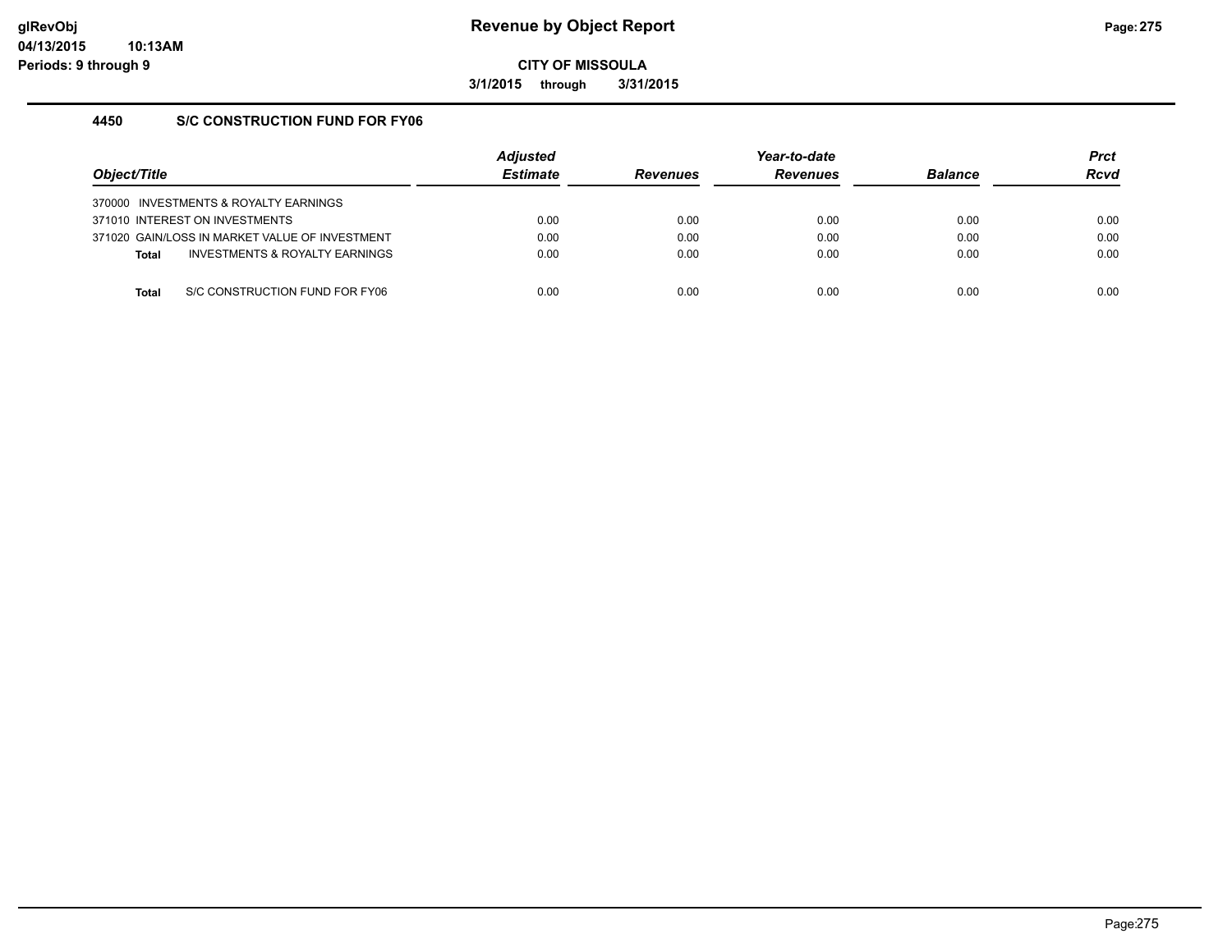# Revenue by Object Report

**CITY OF MISSOULA**

**3/1/2015 through 3/31/2015**

glRevObj
04/13/2015 10:13AM
Periods: 9 through 9

## 4450 S/C CONSTRUCTION FUND FOR FY06

| Object/Title | Adjusted Estimate | Revenues | Year-to-date Revenues | Balance | Prct Rcvd |
|---|---|---|---|---|---|
| 370000 INVESTMENTS & ROYALTY EARNINGS | | | | | |
| 371010 INTEREST ON INVESTMENTS | 0.00 | 0.00 | 0.00 | 0.00 | 0.00 |
| 371020 GAIN/LOSS IN MARKET VALUE OF INVESTMENT | 0.00 | 0.00 | 0.00 | 0.00 | 0.00 |
| **Total** INVESTMENTS & ROYALTY EARNINGS | 0.00 | 0.00 | 0.00 | 0.00 | 0.00 |
| **Total** S/C CONSTRUCTION FUND FOR FY06 | 0.00 | 0.00 | 0.00 | 0.00 | 0.00 |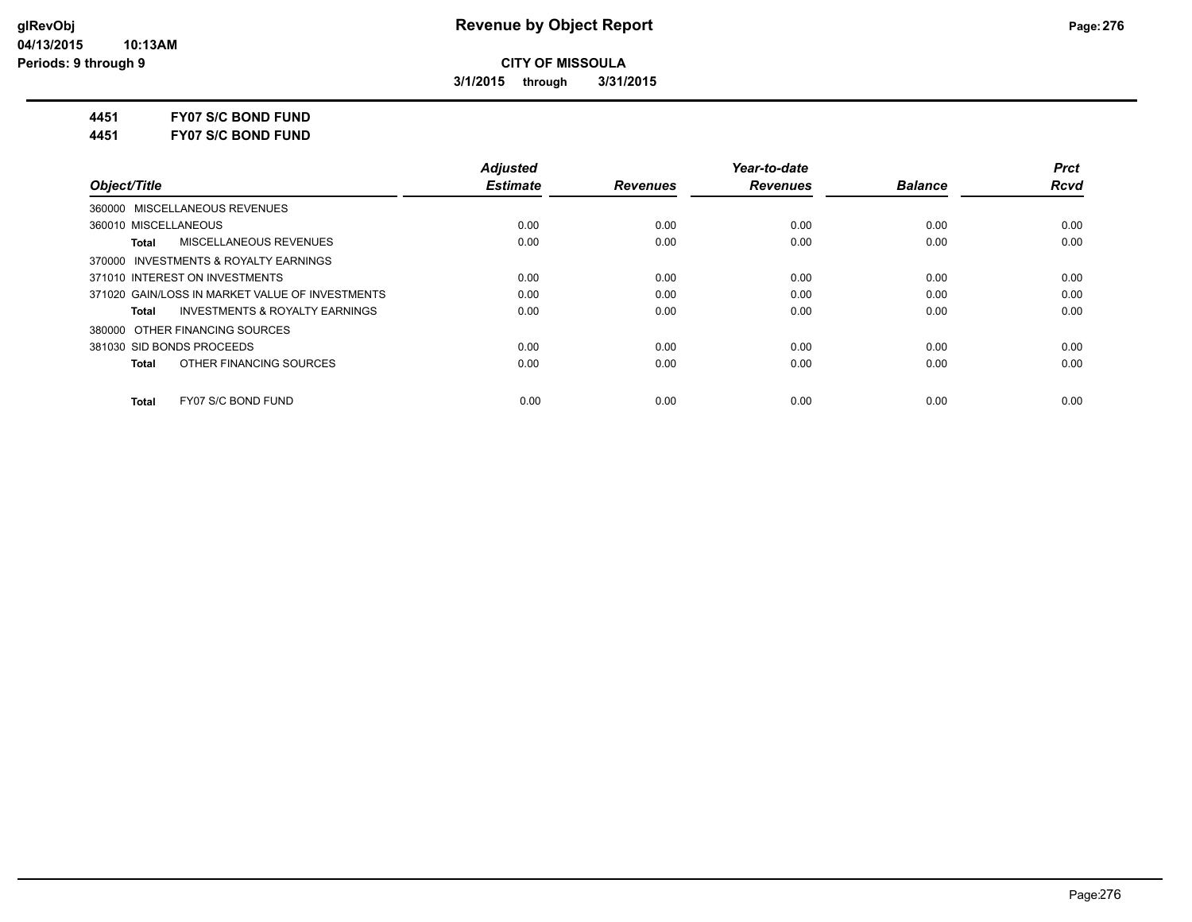**CITY OF MISSOULA**

**3/1/2015 through 3/31/2015**

**4451 FY07 S/C BOND FUND**

**4451 FY07 S/C BOND FUND**

| Object/Title | | Adjusted Estimate | Revenues | Year-to-date Revenues | Balance | Prct Rcvd |
|---|---|---|---|---|---|---|
| 360000 MISCELLANEOUS REVENUES | | | | | | |
| 360010 MISCELLANEOUS | | 0.00 | 0.00 | 0.00 | 0.00 | 0.00 |
| **Total** | MISCELLANEOUS REVENUES | 0.00 | 0.00 | 0.00 | 0.00 | 0.00 |
| 370000 INVESTMENTS & ROYALTY EARNINGS | | | | | | |
| 371010 INTEREST ON INVESTMENTS | | 0.00 | 0.00 | 0.00 | 0.00 | 0.00 |
| 371020 GAIN/LOSS IN MARKET VALUE OF INVESTMENTS | | 0.00 | 0.00 | 0.00 | 0.00 | 0.00 |
| **Total** | INVESTMENTS & ROYALTY EARNINGS | 0.00 | 0.00 | 0.00 | 0.00 | 0.00 |
| 380000 OTHER FINANCING SOURCES | | | | | | |
| 381030 SID BONDS PROCEEDS | | 0.00 | 0.00 | 0.00 | 0.00 | 0.00 |
| **Total** | OTHER FINANCING SOURCES | 0.00 | 0.00 | 0.00 | 0.00 | 0.00 |
| **Total** | FY07 S/C BOND FUND | 0.00 | 0.00 | 0.00 | 0.00 | 0.00 |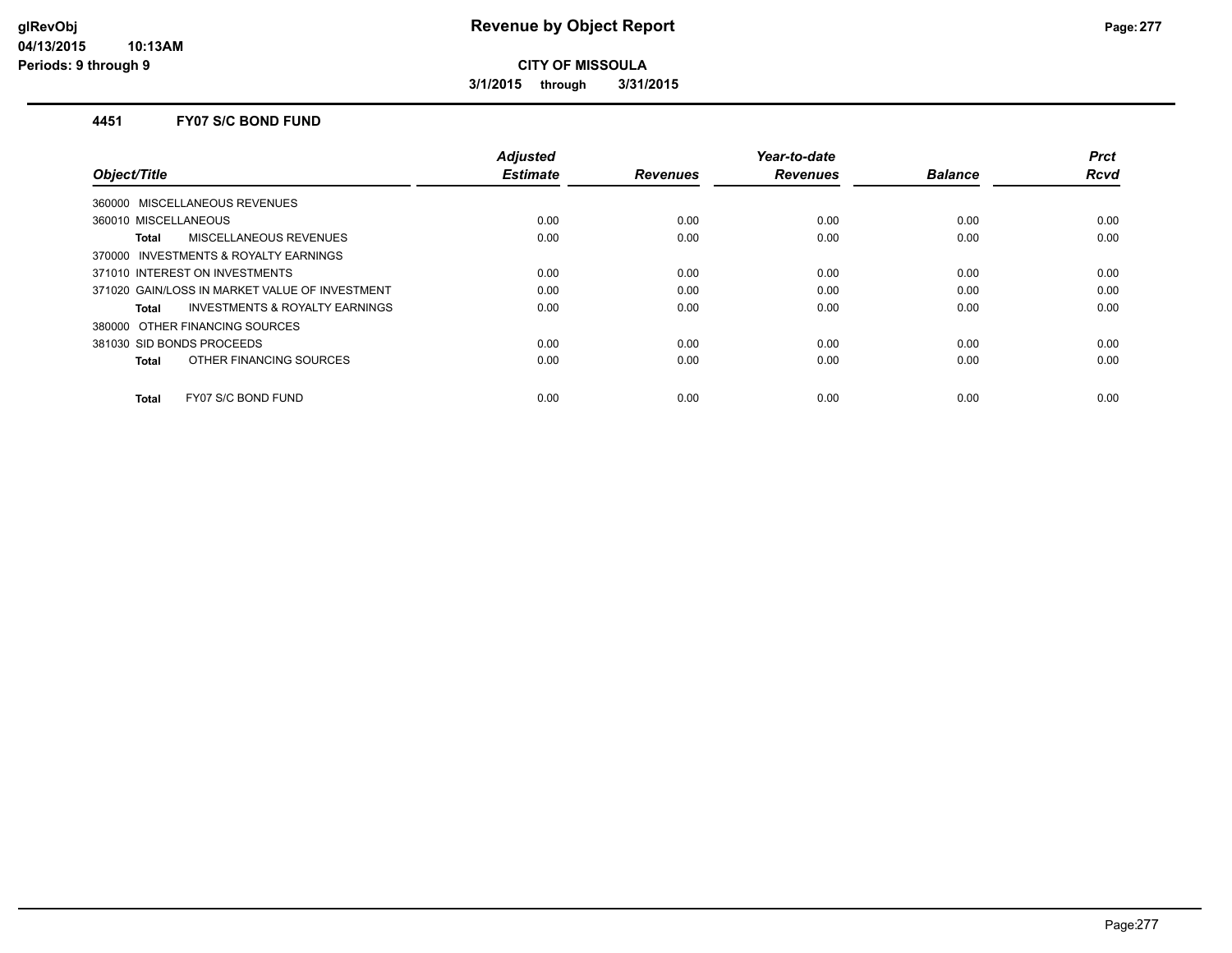**CITY OF MISSOULA**

**3/1/2015 through 3/31/2015**

## 4451 FY07 S/C BOND FUND

| Object/Title | Adjusted Estimate | Revenues | Year-to-date Revenues | Balance | Prct Rcvd |
|---|---|---|---|---|---|
| 360000 MISCELLANEOUS REVENUES | | | | | |
| 360010 MISCELLANEOUS | 0.00 | 0.00 | 0.00 | 0.00 | 0.00 |
| **Total** MISCELLANEOUS REVENUES | 0.00 | 0.00 | 0.00 | 0.00 | 0.00 |
| 370000 INVESTMENTS & ROYALTY EARNINGS | | | | | |
| 371010 INTEREST ON INVESTMENTS | 0.00 | 0.00 | 0.00 | 0.00 | 0.00 |
| 371020 GAIN/LOSS IN MARKET VALUE OF INVESTMENT | 0.00 | 0.00 | 0.00 | 0.00 | 0.00 |
| **Total** INVESTMENTS & ROYALTY EARNINGS | 0.00 | 0.00 | 0.00 | 0.00 | 0.00 |
| 380000 OTHER FINANCING SOURCES | | | | | |
| 381030 SID BONDS PROCEEDS | 0.00 | 0.00 | 0.00 | 0.00 | 0.00 |
| **Total** OTHER FINANCING SOURCES | 0.00 | 0.00 | 0.00 | 0.00 | 0.00 |
| **Total** FY07 S/C BOND FUND | 0.00 | 0.00 | 0.00 | 0.00 | 0.00 |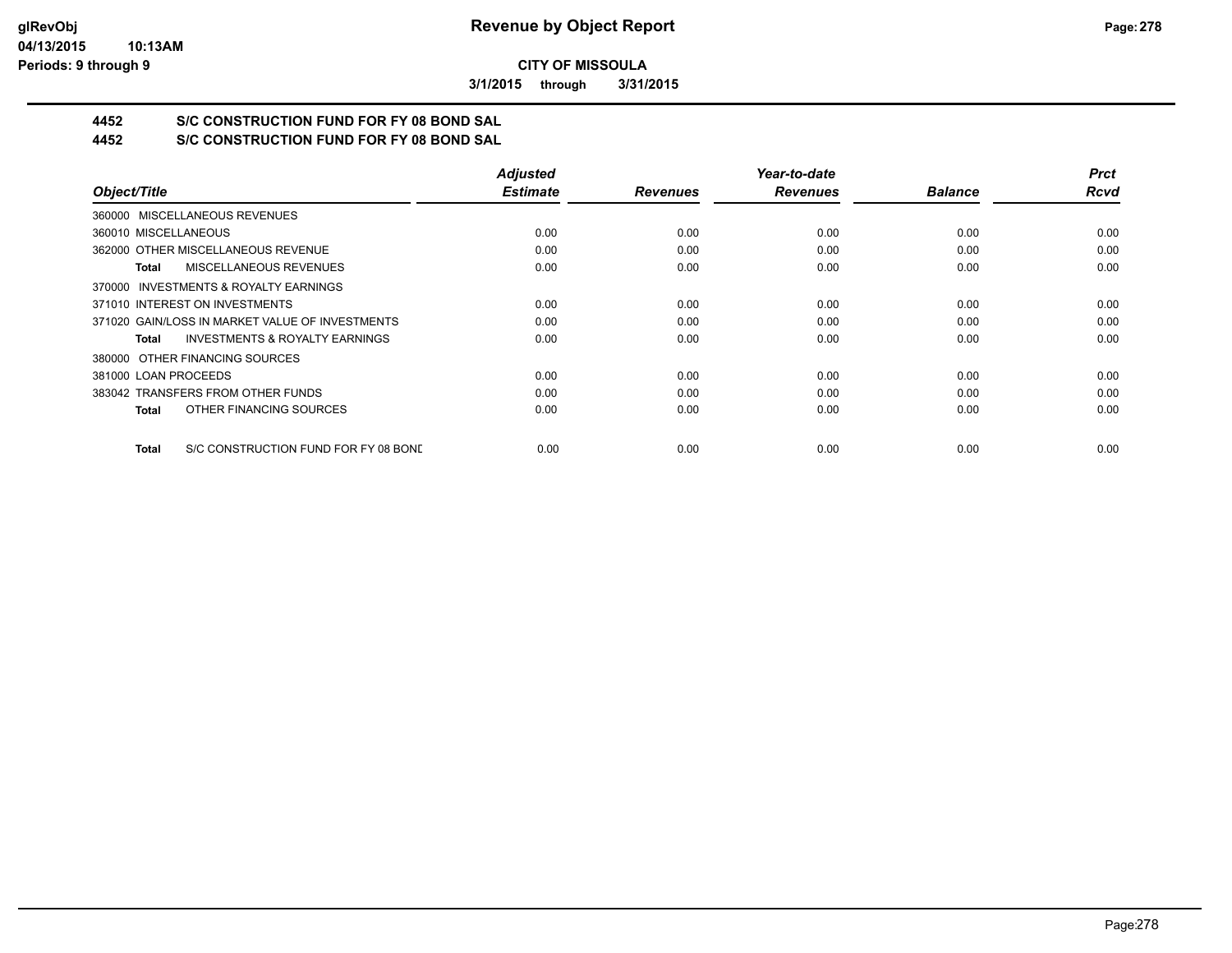# Revenue by Object Report

**CITY OF MISSOULA**

**3/1/2015 through 3/31/2015**

## 4452 S/C CONSTRUCTION FUND FOR FY 08 BOND SAL

## 4452 S/C CONSTRUCTION FUND FOR FY 08 BOND SAL

| Object/Title | Adjusted Estimate | Revenues | Year-to-date Revenues | Balance | Prct Rcvd |
|---|---|---|---|---|---|
| 360000 MISCELLANEOUS REVENUES | | | | | |
| 360010 MISCELLANEOUS | 0.00 | 0.00 | 0.00 | 0.00 | 0.00 |
| 362000 OTHER MISCELLANEOUS REVENUE | 0.00 | 0.00 | 0.00 | 0.00 | 0.00 |
| **Total** MISCELLANEOUS REVENUES | 0.00 | 0.00 | 0.00 | 0.00 | 0.00 |
| 370000 INVESTMENTS & ROYALTY EARNINGS | | | | | |
| 371010 INTEREST ON INVESTMENTS | 0.00 | 0.00 | 0.00 | 0.00 | 0.00 |
| 371020 GAIN/LOSS IN MARKET VALUE OF INVESTMENTS | 0.00 | 0.00 | 0.00 | 0.00 | 0.00 |
| **Total** INVESTMENTS & ROYALTY EARNINGS | 0.00 | 0.00 | 0.00 | 0.00 | 0.00 |
| 380000 OTHER FINANCING SOURCES | | | | | |
| 381000 LOAN PROCEEDS | 0.00 | 0.00 | 0.00 | 0.00 | 0.00 |
| 383042 TRANSFERS FROM OTHER FUNDS | 0.00 | 0.00 | 0.00 | 0.00 | 0.00 |
| **Total** OTHER FINANCING SOURCES | 0.00 | 0.00 | 0.00 | 0.00 | 0.00 |
| **Total** S/C CONSTRUCTION FUND FOR FY 08 BOND | 0.00 | 0.00 | 0.00 | 0.00 | 0.00 |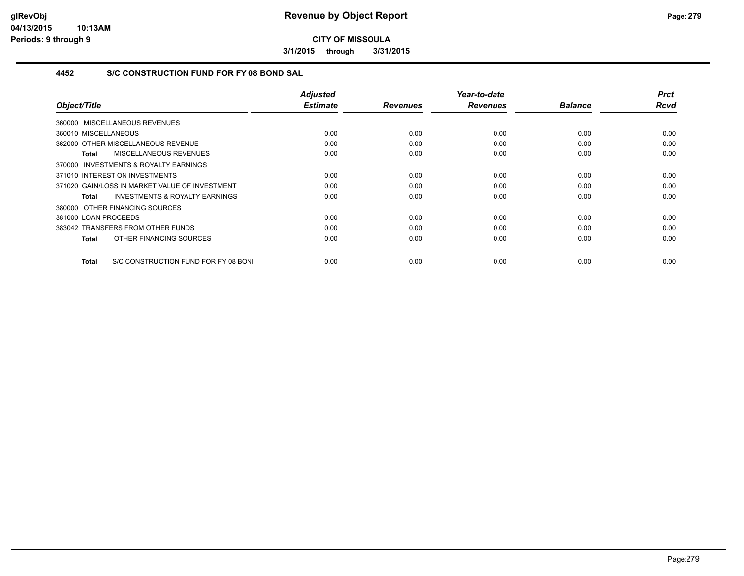**CITY OF MISSOULA**

**3/1/2015 through 3/31/2015**

### 4452 S/C CONSTRUCTION FUND FOR FY 08 BOND SAL

| Object/Title | Adjusted Estimate | Revenues | Year-to-date Revenues | Balance | Prct Rcvd |
|---|---|---|---|---|---|
| 360000 MISCELLANEOUS REVENUES | | | | | |
| 360010 MISCELLANEOUS | 0.00 | 0.00 | 0.00 | 0.00 | 0.00 |
| 362000 OTHER MISCELLANEOUS REVENUE | 0.00 | 0.00 | 0.00 | 0.00 | 0.00 |
| **Total** MISCELLANEOUS REVENUES | 0.00 | 0.00 | 0.00 | 0.00 | 0.00 |
| 370000 INVESTMENTS & ROYALTY EARNINGS | | | | | |
| 371010 INTEREST ON INVESTMENTS | 0.00 | 0.00 | 0.00 | 0.00 | 0.00 |
| 371020 GAIN/LOSS IN MARKET VALUE OF INVESTMENT | 0.00 | 0.00 | 0.00 | 0.00 | 0.00 |
| **Total** INVESTMENTS & ROYALTY EARNINGS | 0.00 | 0.00 | 0.00 | 0.00 | 0.00 |
| 380000 OTHER FINANCING SOURCES | | | | | |
| 381000 LOAN PROCEEDS | 0.00 | 0.00 | 0.00 | 0.00 | 0.00 |
| 383042 TRANSFERS FROM OTHER FUNDS | 0.00 | 0.00 | 0.00 | 0.00 | 0.00 |
| **Total** OTHER FINANCING SOURCES | 0.00 | 0.00 | 0.00 | 0.00 | 0.00 |
| **Total** S/C CONSTRUCTION FUND FOR FY 08 BONI | 0.00 | 0.00 | 0.00 | 0.00 | 0.00 |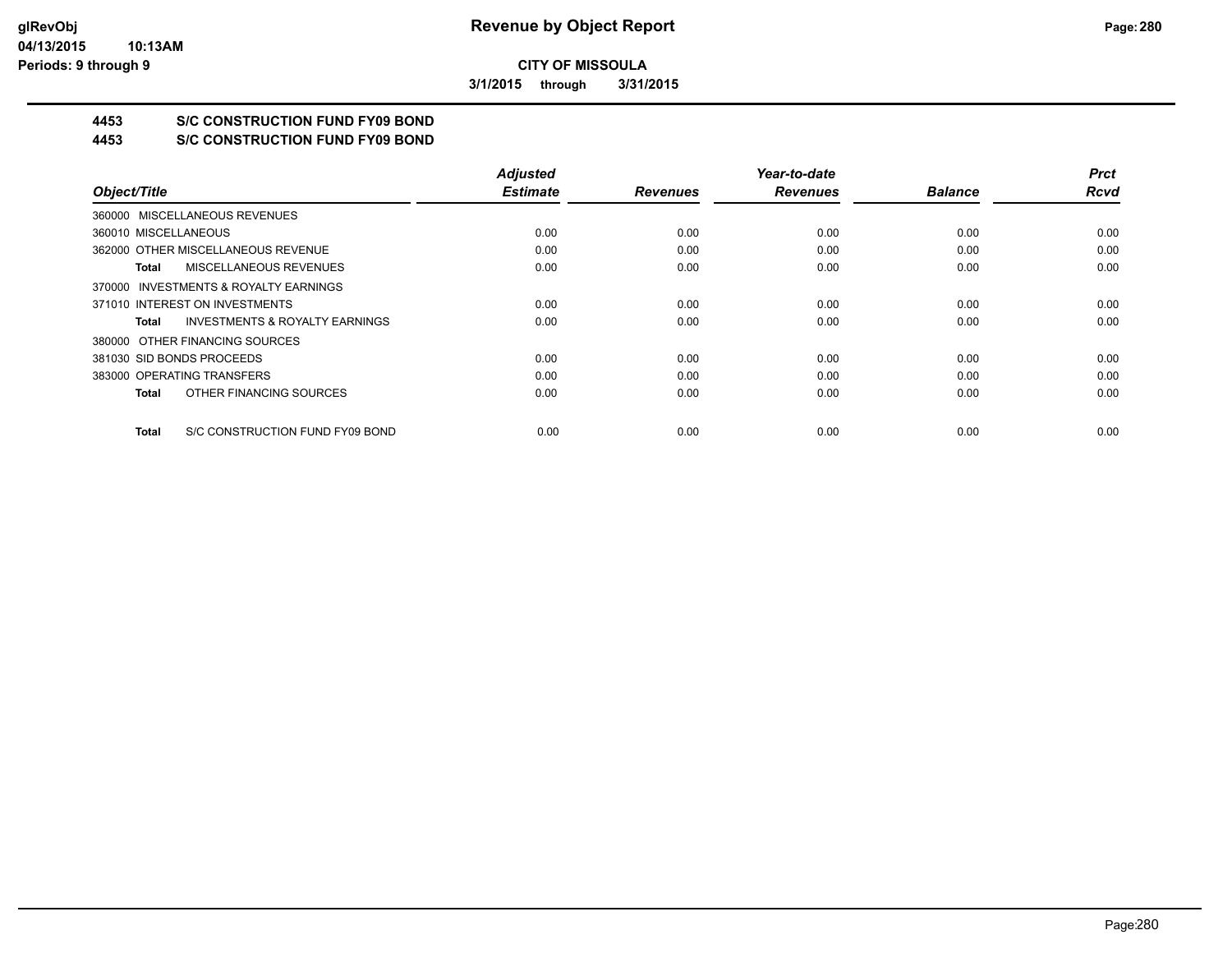**CITY OF MISSOULA**

**3/1/2015 through 3/31/2015**

## 4453 S/C CONSTRUCTION FUND FY09 BOND
## 4453 S/C CONSTRUCTION FUND FY09 BOND

| Object/Title | Adjusted Estimate | Revenues | Year-to-date Revenues | Balance | Prct Rcvd |
|---|---|---|---|---|---|
| 360000 MISCELLANEOUS REVENUES | | | | | |
| 360010 MISCELLANEOUS | 0.00 | 0.00 | 0.00 | 0.00 | 0.00 |
| 362000 OTHER MISCELLANEOUS REVENUE | 0.00 | 0.00 | 0.00 | 0.00 | 0.00 |
| **Total** MISCELLANEOUS REVENUES | 0.00 | 0.00 | 0.00 | 0.00 | 0.00 |
| 370000 INVESTMENTS & ROYALTY EARNINGS | | | | | |
| 371010 INTEREST ON INVESTMENTS | 0.00 | 0.00 | 0.00 | 0.00 | 0.00 |
| **Total** INVESTMENTS & ROYALTY EARNINGS | 0.00 | 0.00 | 0.00 | 0.00 | 0.00 |
| 380000 OTHER FINANCING SOURCES | | | | | |
| 381030 SID BONDS PROCEEDS | 0.00 | 0.00 | 0.00 | 0.00 | 0.00 |
| 383000 OPERATING TRANSFERS | 0.00 | 0.00 | 0.00 | 0.00 | 0.00 |
| **Total** OTHER FINANCING SOURCES | 0.00 | 0.00 | 0.00 | 0.00 | 0.00 |
| **Total** S/C CONSTRUCTION FUND FY09 BOND | 0.00 | 0.00 | 0.00 | 0.00 | 0.00 |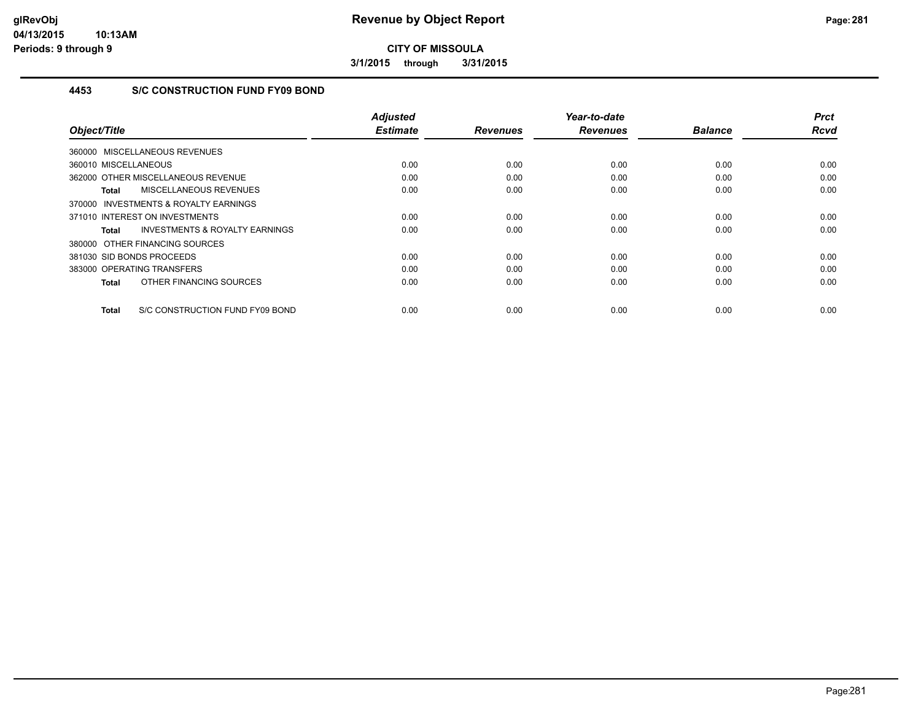# Revenue by Object Report

**CITY OF MISSOULA**

**3/1/2015 through 3/31/2015**

glRevObj
04/13/2015 10:13AM
Periods: 9 through 9

## 4453 S/C CONSTRUCTION FUND FY09 BOND

| Object/Title | Adjusted Estimate | Revenues | Year-to-date Revenues | Balance | Prct Rcvd |
|---|---|---|---|---|---|
| 360000 MISCELLANEOUS REVENUES | | | | | |
| 360010 MISCELLANEOUS | 0.00 | 0.00 | 0.00 | 0.00 | 0.00 |
| 362000 OTHER MISCELLANEOUS REVENUE | 0.00 | 0.00 | 0.00 | 0.00 | 0.00 |
| **Total** MISCELLANEOUS REVENUES | 0.00 | 0.00 | 0.00 | 0.00 | 0.00 |
| 370000 INVESTMENTS & ROYALTY EARNINGS | | | | | |
| 371010 INTEREST ON INVESTMENTS | 0.00 | 0.00 | 0.00 | 0.00 | 0.00 |
| **Total** INVESTMENTS & ROYALTY EARNINGS | 0.00 | 0.00 | 0.00 | 0.00 | 0.00 |
| 380000 OTHER FINANCING SOURCES | | | | | |
| 381030 SID BONDS PROCEEDS | 0.00 | 0.00 | 0.00 | 0.00 | 0.00 |
| 383000 OPERATING TRANSFERS | 0.00 | 0.00 | 0.00 | 0.00 | 0.00 |
| **Total** OTHER FINANCING SOURCES | 0.00 | 0.00 | 0.00 | 0.00 | 0.00 |
| **Total** S/C CONSTRUCTION FUND FY09 BOND | 0.00 | 0.00 | 0.00 | 0.00 | 0.00 |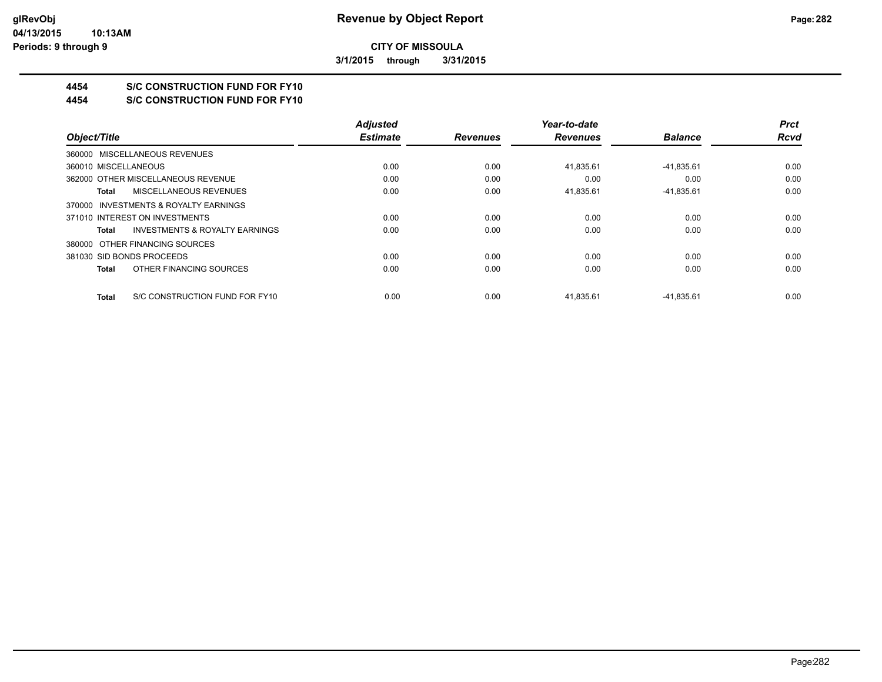# Revenue by Object Report

**CITY OF MISSOULA**

**3/1/2015 through 3/31/2015**

glRevObj
04/13/2015 10:13AM
Periods: 9 through 9

## 4454 S/C CONSTRUCTION FUND FOR FY10
## 4454 S/C CONSTRUCTION FUND FOR FY10

| Object/Title | Adjusted Estimate | Revenues | Year-to-date Revenues | Balance | Prct Rcvd |
|---|---|---|---|---|---|
| 360000 MISCELLANEOUS REVENUES | | | | | |
| 360010 MISCELLANEOUS | 0.00 | 0.00 | 41,835.61 | -41,835.61 | 0.00 |
| 362000 OTHER MISCELLANEOUS REVENUE | 0.00 | 0.00 | 0.00 | 0.00 | 0.00 |
| **Total** MISCELLANEOUS REVENUES | 0.00 | 0.00 | 41,835.61 | -41,835.61 | 0.00 |
| 370000 INVESTMENTS & ROYALTY EARNINGS | | | | | |
| 371010 INTEREST ON INVESTMENTS | 0.00 | 0.00 | 0.00 | 0.00 | 0.00 |
| **Total** INVESTMENTS & ROYALTY EARNINGS | 0.00 | 0.00 | 0.00 | 0.00 | 0.00 |
| 380000 OTHER FINANCING SOURCES | | | | | |
| 381030 SID BONDS PROCEEDS | 0.00 | 0.00 | 0.00 | 0.00 | 0.00 |
| **Total** OTHER FINANCING SOURCES | 0.00 | 0.00 | 0.00 | 0.00 | 0.00 |
| **Total** S/C CONSTRUCTION FUND FOR FY10 | 0.00 | 0.00 | 41,835.61 | -41,835.61 | 0.00 |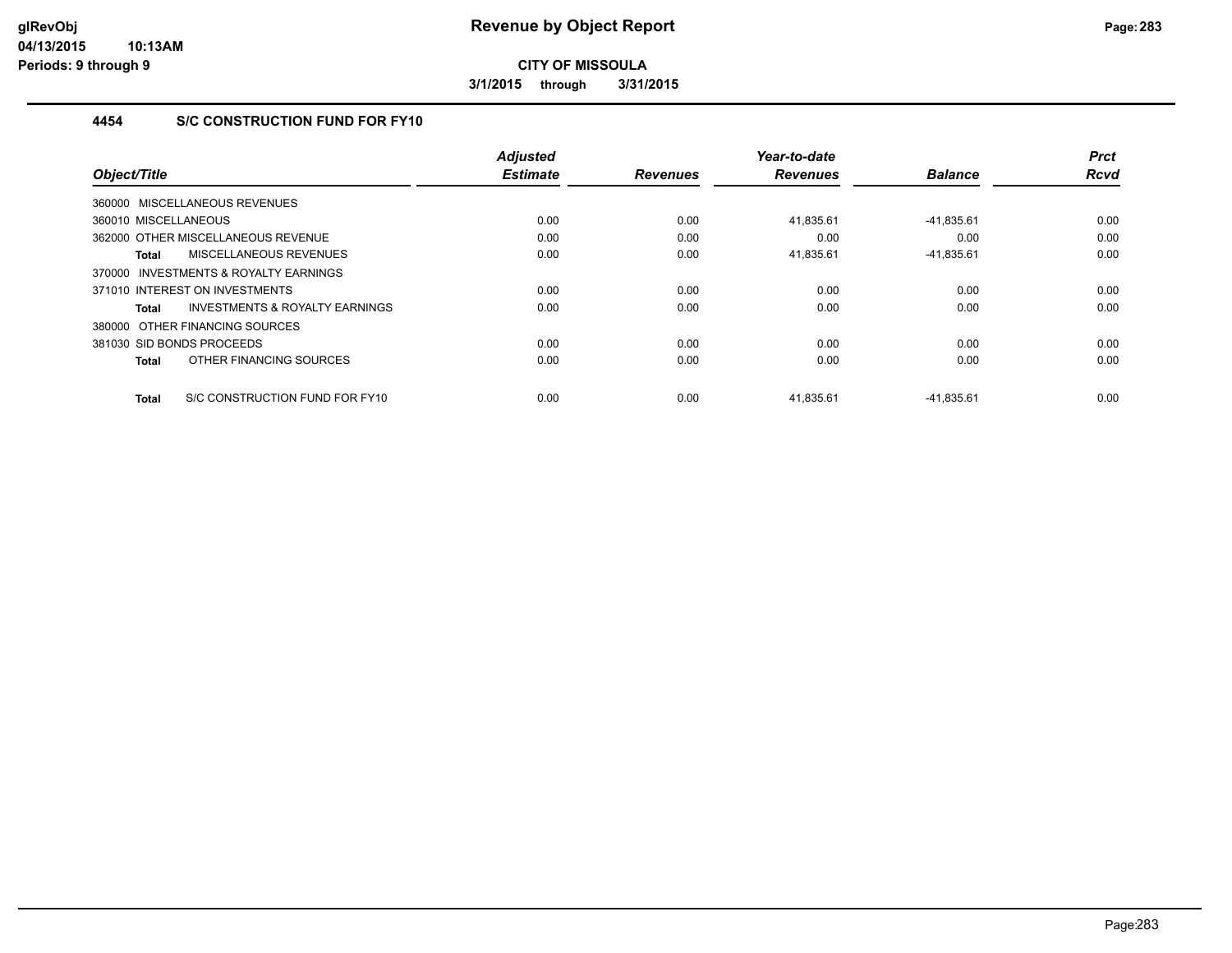# Revenue by Object Report

**CITY OF MISSOULA**

**3/1/2015 through 3/31/2015**

glRevObj
04/13/2015 10:13AM
Periods: 9 through 9

### 4454 S/C CONSTRUCTION FUND FOR FY10

| Object/Title | Adjusted Estimate | Revenues | Year-to-date Revenues | Balance | Prct Rcvd |
|---|---|---|---|---|---|
| 360000 MISCELLANEOUS REVENUES | | | | | |
| 360010 MISCELLANEOUS | 0.00 | 0.00 | 41,835.61 | -41,835.61 | 0.00 |
| 362000 OTHER MISCELLANEOUS REVENUE | 0.00 | 0.00 | 0.00 | 0.00 | 0.00 |
| **Total** MISCELLANEOUS REVENUES | 0.00 | 0.00 | 41,835.61 | -41,835.61 | 0.00 |
| 370000 INVESTMENTS & ROYALTY EARNINGS | | | | | |
| 371010 INTEREST ON INVESTMENTS | 0.00 | 0.00 | 0.00 | 0.00 | 0.00 |
| **Total** INVESTMENTS & ROYALTY EARNINGS | 0.00 | 0.00 | 0.00 | 0.00 | 0.00 |
| 380000 OTHER FINANCING SOURCES | | | | | |
| 381030 SID BONDS PROCEEDS | 0.00 | 0.00 | 0.00 | 0.00 | 0.00 |
| **Total** OTHER FINANCING SOURCES | 0.00 | 0.00 | 0.00 | 0.00 | 0.00 |
| **Total** S/C CONSTRUCTION FUND FOR FY10 | 0.00 | 0.00 | 41,835.61 | -41,835.61 | 0.00 |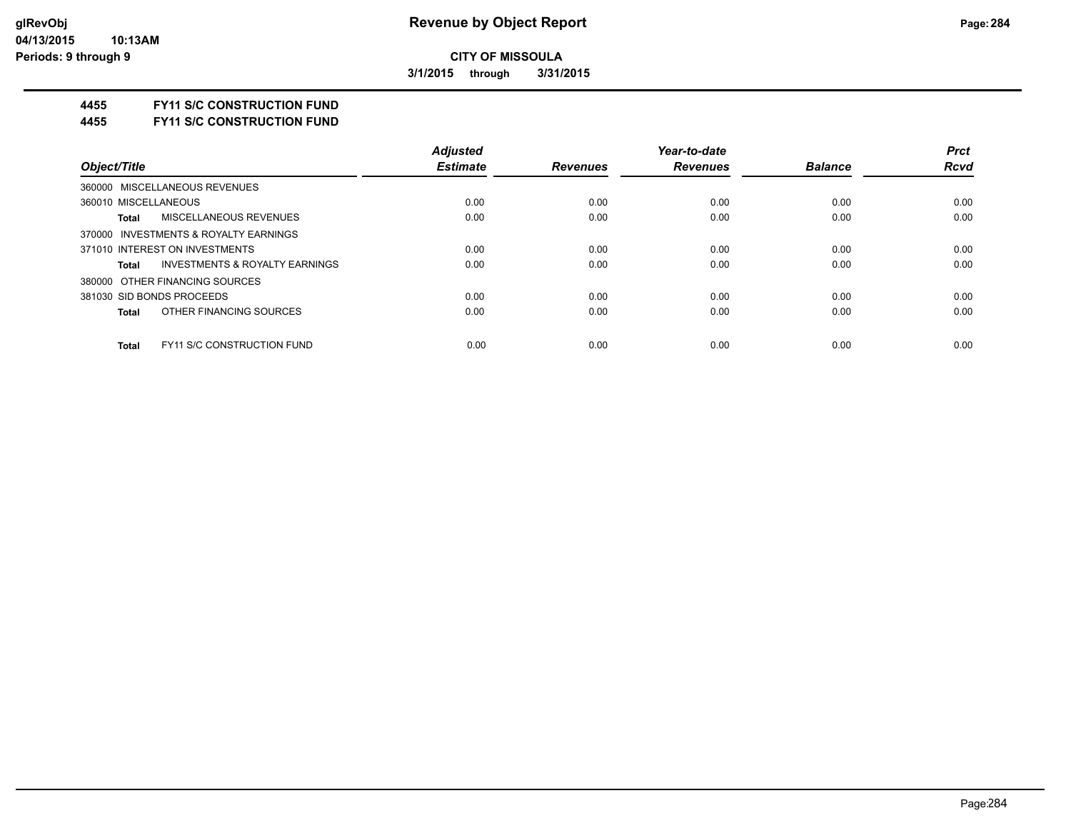**CITY OF MISSOULA**

**3/1/2015 through 3/31/2015**

## 4455 FY11 S/C CONSTRUCTION FUND

## 4455 FY11 S/C CONSTRUCTION FUND

| Object/Title | Adjusted Estimate | Revenues | Year-to-date Revenues | Balance | Prct Rcvd |
|---|---|---|---|---|---|
| 360000 MISCELLANEOUS REVENUES | | | | | |
| 360010 MISCELLANEOUS | 0.00 | 0.00 | 0.00 | 0.00 | 0.00 |
| **Total** MISCELLANEOUS REVENUES | 0.00 | 0.00 | 0.00 | 0.00 | 0.00 |
| 370000 INVESTMENTS & ROYALTY EARNINGS | | | | | |
| 371010 INTEREST ON INVESTMENTS | 0.00 | 0.00 | 0.00 | 0.00 | 0.00 |
| **Total** INVESTMENTS & ROYALTY EARNINGS | 0.00 | 0.00 | 0.00 | 0.00 | 0.00 |
| 380000 OTHER FINANCING SOURCES | | | | | |
| 381030 SID BONDS PROCEEDS | 0.00 | 0.00 | 0.00 | 0.00 | 0.00 |
| **Total** OTHER FINANCING SOURCES | 0.00 | 0.00 | 0.00 | 0.00 | 0.00 |
| **Total** FY11 S/C CONSTRUCTION FUND | 0.00 | 0.00 | 0.00 | 0.00 | 0.00 |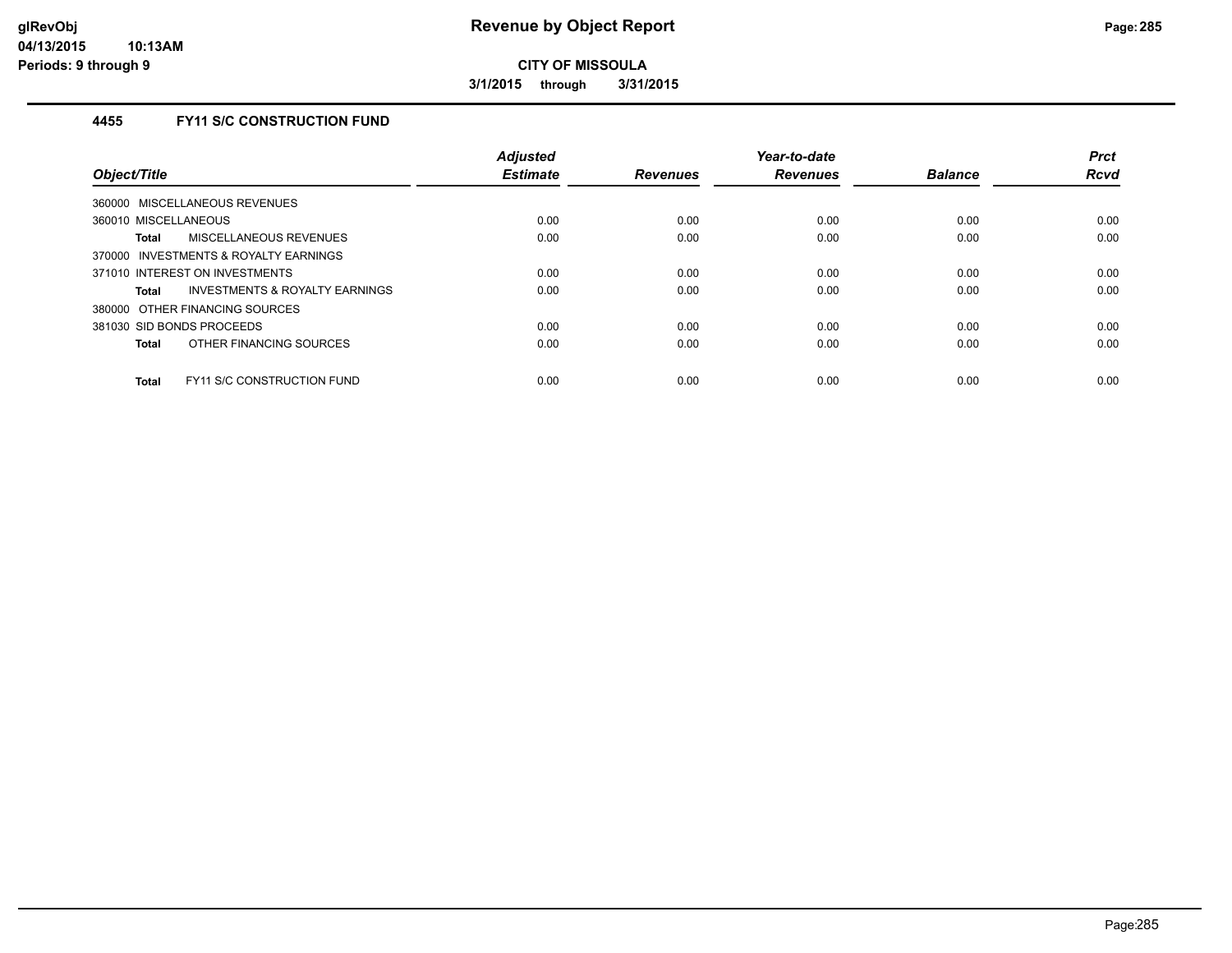**Revenue by Object Report**

**CITY OF MISSOULA**

**3/1/2015 through 3/31/2015**

glRevObj
04/13/2015 10:13AM
Periods: 9 through 9

### 4455 FY11 S/C CONSTRUCTION FUND

| Object/Title | Adjusted Estimate | Revenues | Year-to-date Revenues | Balance | Prct Rcvd |
|---|---|---|---|---|---|
| 360000 MISCELLANEOUS REVENUES | | | | | |
| 360010 MISCELLANEOUS | 0.00 | 0.00 | 0.00 | 0.00 | 0.00 |
| **Total** MISCELLANEOUS REVENUES | 0.00 | 0.00 | 0.00 | 0.00 | 0.00 |
| 370000 INVESTMENTS & ROYALTY EARNINGS | | | | | |
| 371010 INTEREST ON INVESTMENTS | 0.00 | 0.00 | 0.00 | 0.00 | 0.00 |
| **Total** INVESTMENTS & ROYALTY EARNINGS | 0.00 | 0.00 | 0.00 | 0.00 | 0.00 |
| 380000 OTHER FINANCING SOURCES | | | | | |
| 381030 SID BONDS PROCEEDS | 0.00 | 0.00 | 0.00 | 0.00 | 0.00 |
| **Total** OTHER FINANCING SOURCES | 0.00 | 0.00 | 0.00 | 0.00 | 0.00 |
| **Total** FY11 S/C CONSTRUCTION FUND | 0.00 | 0.00 | 0.00 | 0.00 | 0.00 |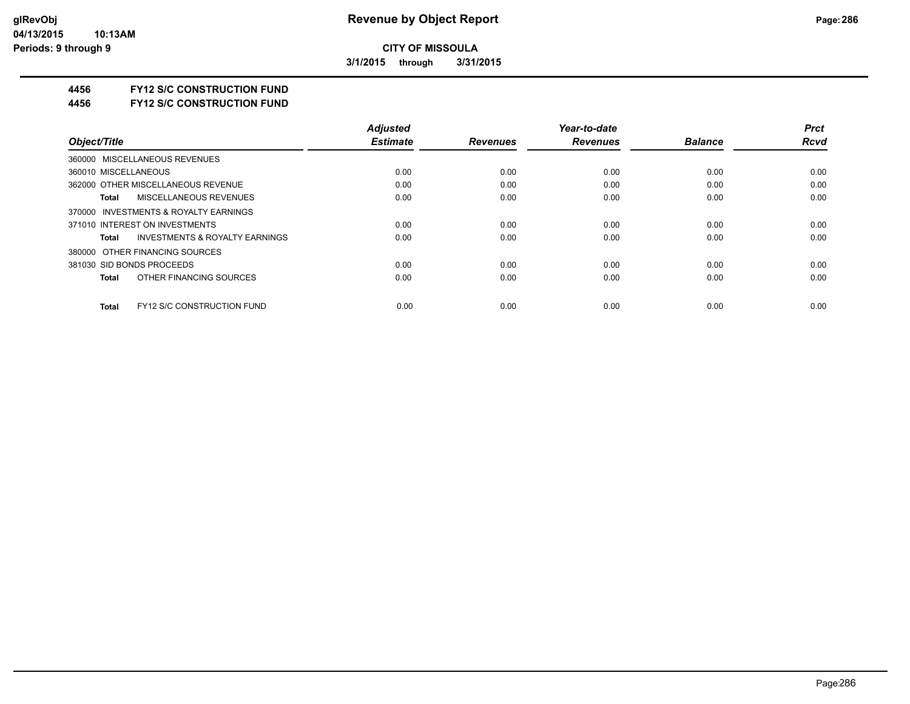# Revenue by Object Report

**CITY OF MISSOULA**

**3/1/2015 through 3/31/2015**

glRevObj
04/13/2015 10:13AM
Periods: 9 through 9

**4456 FY12 S/C CONSTRUCTION FUND**
**4456 FY12 S/C CONSTRUCTION FUND**

| Object/Title | | Adjusted Estimate | Revenues | Year-to-date Revenues | Balance | Prct Rcvd |
|---|---|---|---|---|---|---|
| 360000 MISCELLANEOUS REVENUES | | | | | | |
| 360010 MISCELLANEOUS | | 0.00 | 0.00 | 0.00 | 0.00 | 0.00 |
| 362000 OTHER MISCELLANEOUS REVENUE | | 0.00 | 0.00 | 0.00 | 0.00 | 0.00 |
| **Total** | MISCELLANEOUS REVENUES | 0.00 | 0.00 | 0.00 | 0.00 | 0.00 |
| 370000 INVESTMENTS & ROYALTY EARNINGS | | | | | | |
| 371010 INTEREST ON INVESTMENTS | | 0.00 | 0.00 | 0.00 | 0.00 | 0.00 |
| **Total** | INVESTMENTS & ROYALTY EARNINGS | 0.00 | 0.00 | 0.00 | 0.00 | 0.00 |
| 380000 OTHER FINANCING SOURCES | | | | | | |
| 381030 SID BONDS PROCEEDS | | 0.00 | 0.00 | 0.00 | 0.00 | 0.00 |
| **Total** | OTHER FINANCING SOURCES | 0.00 | 0.00 | 0.00 | 0.00 | 0.00 |
| **Total** | FY12 S/C CONSTRUCTION FUND | 0.00 | 0.00 | 0.00 | 0.00 | 0.00 |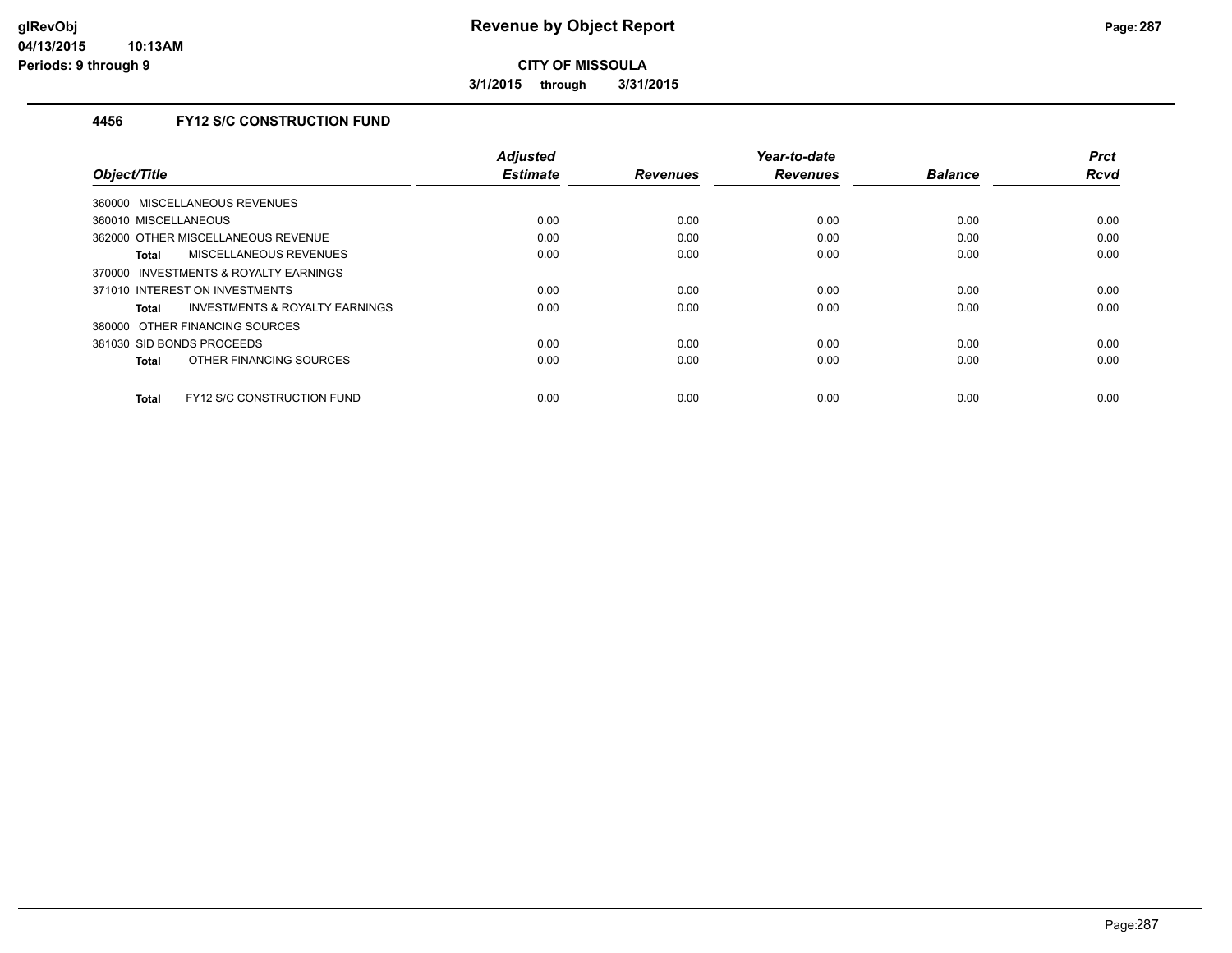**CITY OF MISSOULA**

**3/1/2015 through 3/31/2015**

### 4456 FY12 S/C CONSTRUCTION FUND

| Object/Title | Adjusted Estimate | Revenues | Year-to-date Revenues | Balance | Prct Rcvd |
|---|---|---|---|---|---|
| 360000 MISCELLANEOUS REVENUES | | | | | |
| 360010 MISCELLANEOUS | 0.00 | 0.00 | 0.00 | 0.00 | 0.00 |
| 362000 OTHER MISCELLANEOUS REVENUE | 0.00 | 0.00 | 0.00 | 0.00 | 0.00 |
| **Total** MISCELLANEOUS REVENUES | 0.00 | 0.00 | 0.00 | 0.00 | 0.00 |
| 370000 INVESTMENTS & ROYALTY EARNINGS | | | | | |
| 371010 INTEREST ON INVESTMENTS | 0.00 | 0.00 | 0.00 | 0.00 | 0.00 |
| **Total** INVESTMENTS & ROYALTY EARNINGS | 0.00 | 0.00 | 0.00 | 0.00 | 0.00 |
| 380000 OTHER FINANCING SOURCES | | | | | |
| 381030 SID BONDS PROCEEDS | 0.00 | 0.00 | 0.00 | 0.00 | 0.00 |
| **Total** OTHER FINANCING SOURCES | 0.00 | 0.00 | 0.00 | 0.00 | 0.00 |
| **Total** FY12 S/C CONSTRUCTION FUND | 0.00 | 0.00 | 0.00 | 0.00 | 0.00 |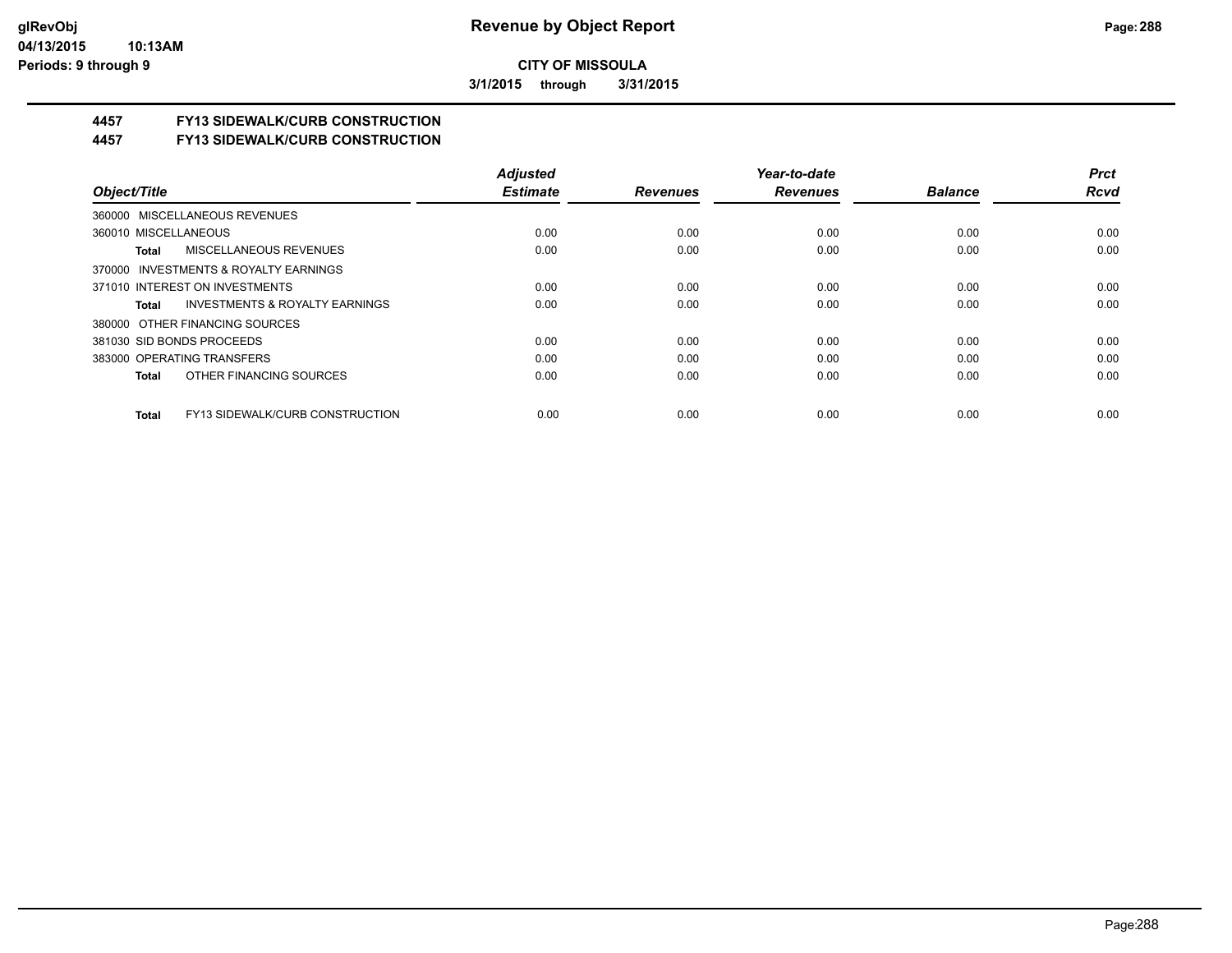**CITY OF MISSOULA**

**3/1/2015 through 3/31/2015**

**4457 FY13 SIDEWALK/CURB CONSTRUCTION**

**4457 FY13 SIDEWALK/CURB CONSTRUCTION**

| Object/Title | Adjusted Estimate | Revenues | Year-to-date Revenues | Balance | Prct Rcvd |
|---|---|---|---|---|---|
| 360000 MISCELLANEOUS REVENUES | | | | | |
| 360010 MISCELLANEOUS | 0.00 | 0.00 | 0.00 | 0.00 | 0.00 |
| **Total** MISCELLANEOUS REVENUES | 0.00 | 0.00 | 0.00 | 0.00 | 0.00 |
| 370000 INVESTMENTS & ROYALTY EARNINGS | | | | | |
| 371010 INTEREST ON INVESTMENTS | 0.00 | 0.00 | 0.00 | 0.00 | 0.00 |
| **Total** INVESTMENTS & ROYALTY EARNINGS | 0.00 | 0.00 | 0.00 | 0.00 | 0.00 |
| 380000 OTHER FINANCING SOURCES | | | | | |
| 381030 SID BONDS PROCEEDS | 0.00 | 0.00 | 0.00 | 0.00 | 0.00 |
| 383000 OPERATING TRANSFERS | 0.00 | 0.00 | 0.00 | 0.00 | 0.00 |
| **Total** OTHER FINANCING SOURCES | 0.00 | 0.00 | 0.00 | 0.00 | 0.00 |
| **Total** FY13 SIDEWALK/CURB CONSTRUCTION | 0.00 | 0.00 | 0.00 | 0.00 | 0.00 |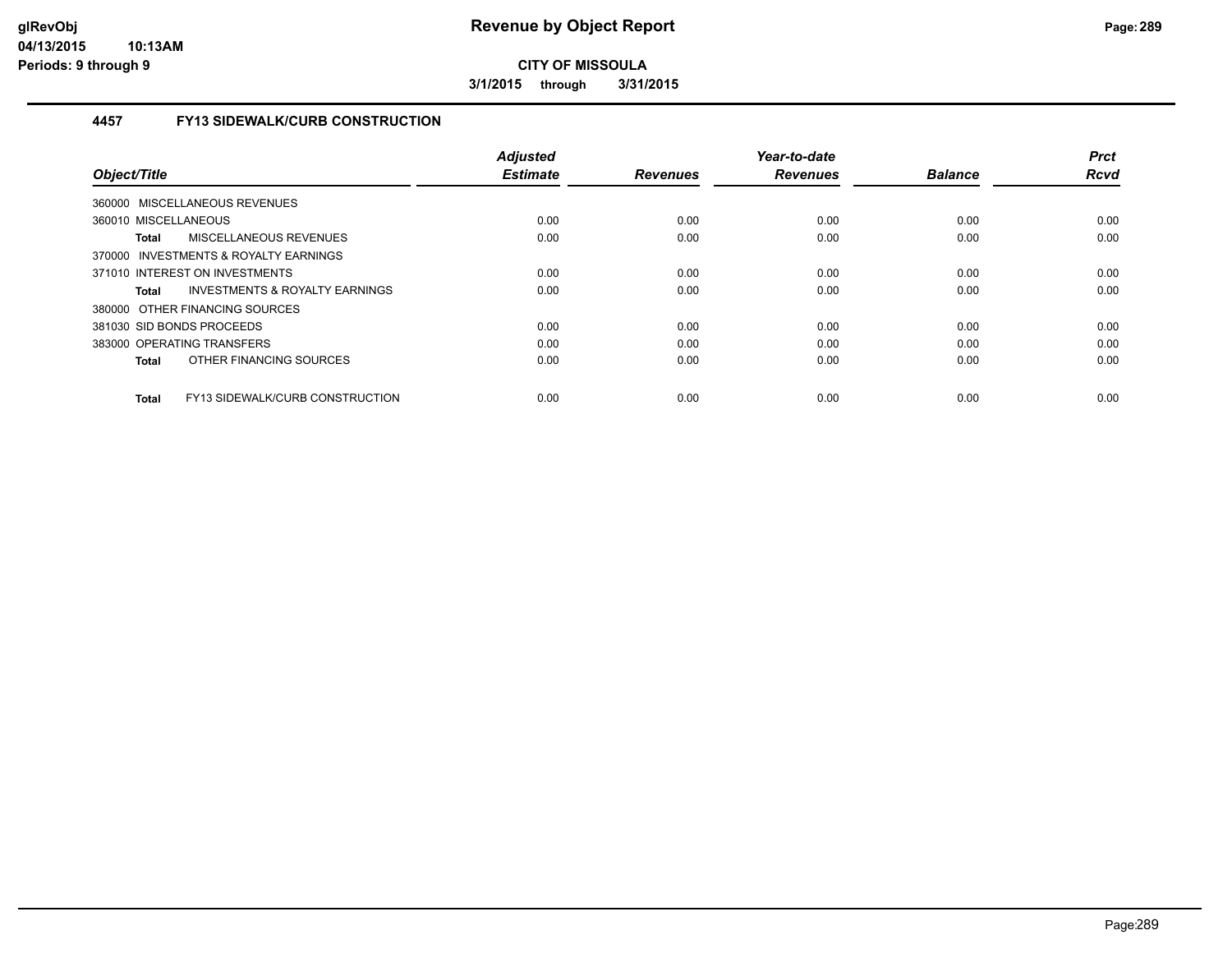**CITY OF MISSOULA**

**3/1/2015 through 3/31/2015**

### 4457 FY13 SIDEWALK/CURB CONSTRUCTION

| Object/Title | Adjusted Estimate | Revenues | Year-to-date Revenues | Balance | Prct Rcvd |
|---|---|---|---|---|---|
| 360000 MISCELLANEOUS REVENUES | | | | | |
| 360010 MISCELLANEOUS | 0.00 | 0.00 | 0.00 | 0.00 | 0.00 |
| **Total** MISCELLANEOUS REVENUES | 0.00 | 0.00 | 0.00 | 0.00 | 0.00 |
| 370000 INVESTMENTS & ROYALTY EARNINGS | | | | | |
| 371010 INTEREST ON INVESTMENTS | 0.00 | 0.00 | 0.00 | 0.00 | 0.00 |
| **Total** INVESTMENTS & ROYALTY EARNINGS | 0.00 | 0.00 | 0.00 | 0.00 | 0.00 |
| 380000 OTHER FINANCING SOURCES | | | | | |
| 381030 SID BONDS PROCEEDS | 0.00 | 0.00 | 0.00 | 0.00 | 0.00 |
| 383000 OPERATING TRANSFERS | 0.00 | 0.00 | 0.00 | 0.00 | 0.00 |
| **Total** OTHER FINANCING SOURCES | 0.00 | 0.00 | 0.00 | 0.00 | 0.00 |
| **Total** FY13 SIDEWALK/CURB CONSTRUCTION | 0.00 | 0.00 | 0.00 | 0.00 | 0.00 |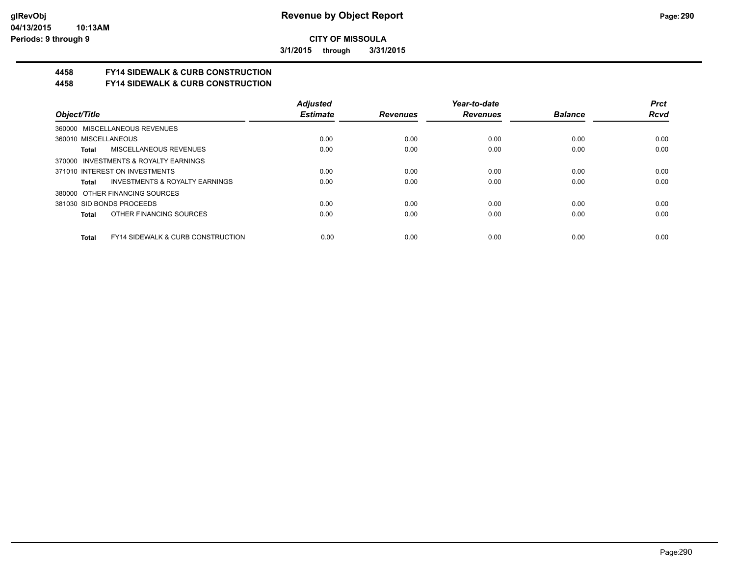**CITY OF MISSOULA**

**3/1/2015 through 3/31/2015**

## 4458 FY14 SIDEWALK & CURB CONSTRUCTION
## 4458 FY14 SIDEWALK & CURB CONSTRUCTION

| Object/Title | | Adjusted Estimate | Revenues | Year-to-date Revenues | Balance | Prct Rcvd |
|---|---|---|---|---|---|---|
| 360000 MISCELLANEOUS REVENUES | | | | | | |
| 360010 MISCELLANEOUS | | 0.00 | 0.00 | 0.00 | 0.00 | 0.00 |
| Total | MISCELLANEOUS REVENUES | 0.00 | 0.00 | 0.00 | 0.00 | 0.00 |
| 370000 INVESTMENTS & ROYALTY EARNINGS | | | | | | |
| 371010 INTEREST ON INVESTMENTS | | 0.00 | 0.00 | 0.00 | 0.00 | 0.00 |
| Total | INVESTMENTS & ROYALTY EARNINGS | 0.00 | 0.00 | 0.00 | 0.00 | 0.00 |
| 380000 OTHER FINANCING SOURCES | | | | | | |
| 381030 SID BONDS PROCEEDS | | 0.00 | 0.00 | 0.00 | 0.00 | 0.00 |
| Total | OTHER FINANCING SOURCES | 0.00 | 0.00 | 0.00 | 0.00 | 0.00 |
| Total | FY14 SIDEWALK & CURB CONSTRUCTION | 0.00 | 0.00 | 0.00 | 0.00 | 0.00 |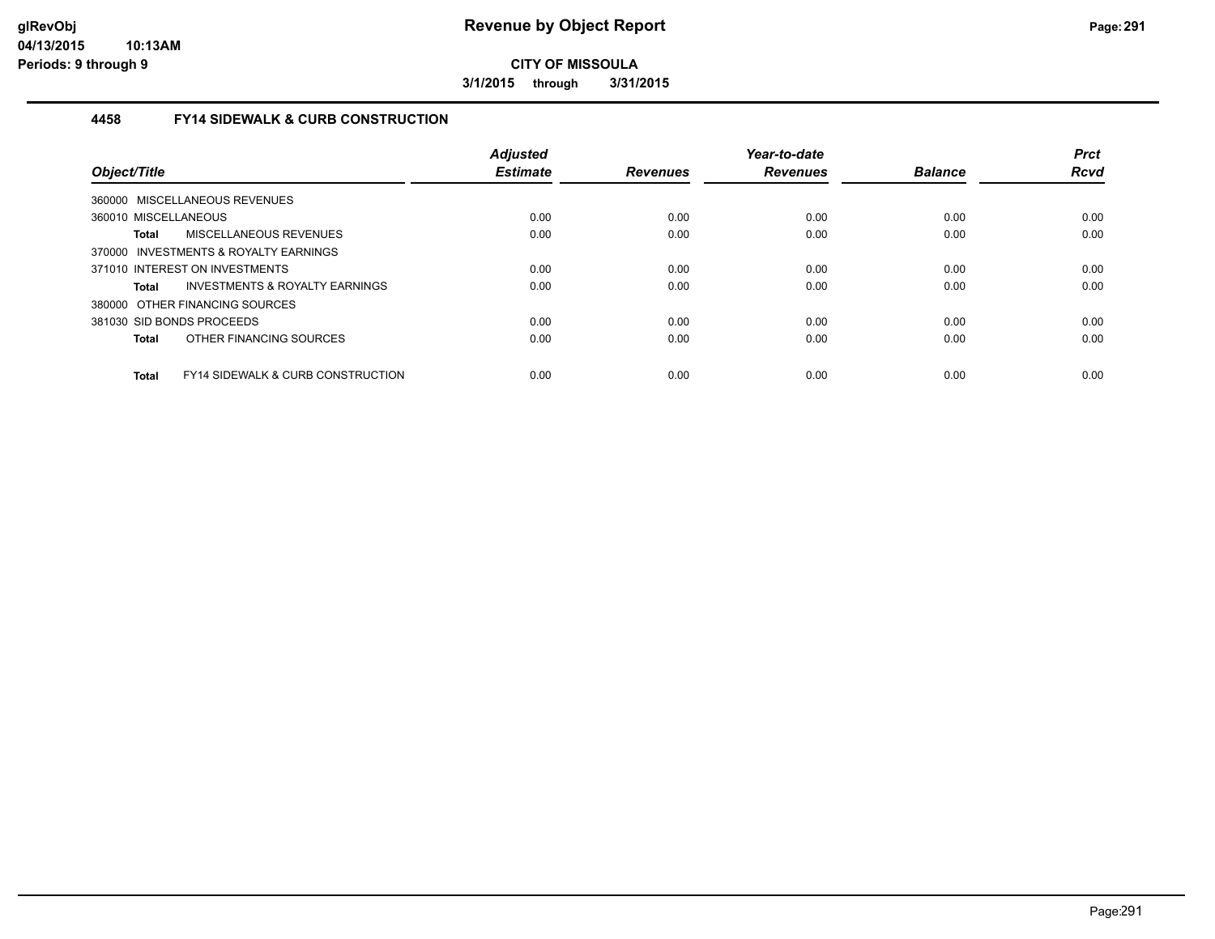# Revenue by Object Report

**CITY OF MISSOULA**

**3/1/2015 through 3/31/2015**

glRevObj
04/13/2015 10:13AM
Periods: 9 through 9

## 4458 FY14 SIDEWALK & CURB CONSTRUCTION

| Object/Title | Adjusted Estimate | Revenues | Year-to-date Revenues | Balance | Prct Rcvd |
|---|---|---|---|---|---|
| 360000 MISCELLANEOUS REVENUES | | | | | |
| 360010 MISCELLANEOUS | 0.00 | 0.00 | 0.00 | 0.00 | 0.00 |
| **Total** MISCELLANEOUS REVENUES | 0.00 | 0.00 | 0.00 | 0.00 | 0.00 |
| 370000 INVESTMENTS & ROYALTY EARNINGS | | | | | |
| 371010 INTEREST ON INVESTMENTS | 0.00 | 0.00 | 0.00 | 0.00 | 0.00 |
| **Total** INVESTMENTS & ROYALTY EARNINGS | 0.00 | 0.00 | 0.00 | 0.00 | 0.00 |
| 380000 OTHER FINANCING SOURCES | | | | | |
| 381030 SID BONDS PROCEEDS | 0.00 | 0.00 | 0.00 | 0.00 | 0.00 |
| **Total** OTHER FINANCING SOURCES | 0.00 | 0.00 | 0.00 | 0.00 | 0.00 |
| **Total** FY14 SIDEWALK & CURB CONSTRUCTION | 0.00 | 0.00 | 0.00 | 0.00 | 0.00 |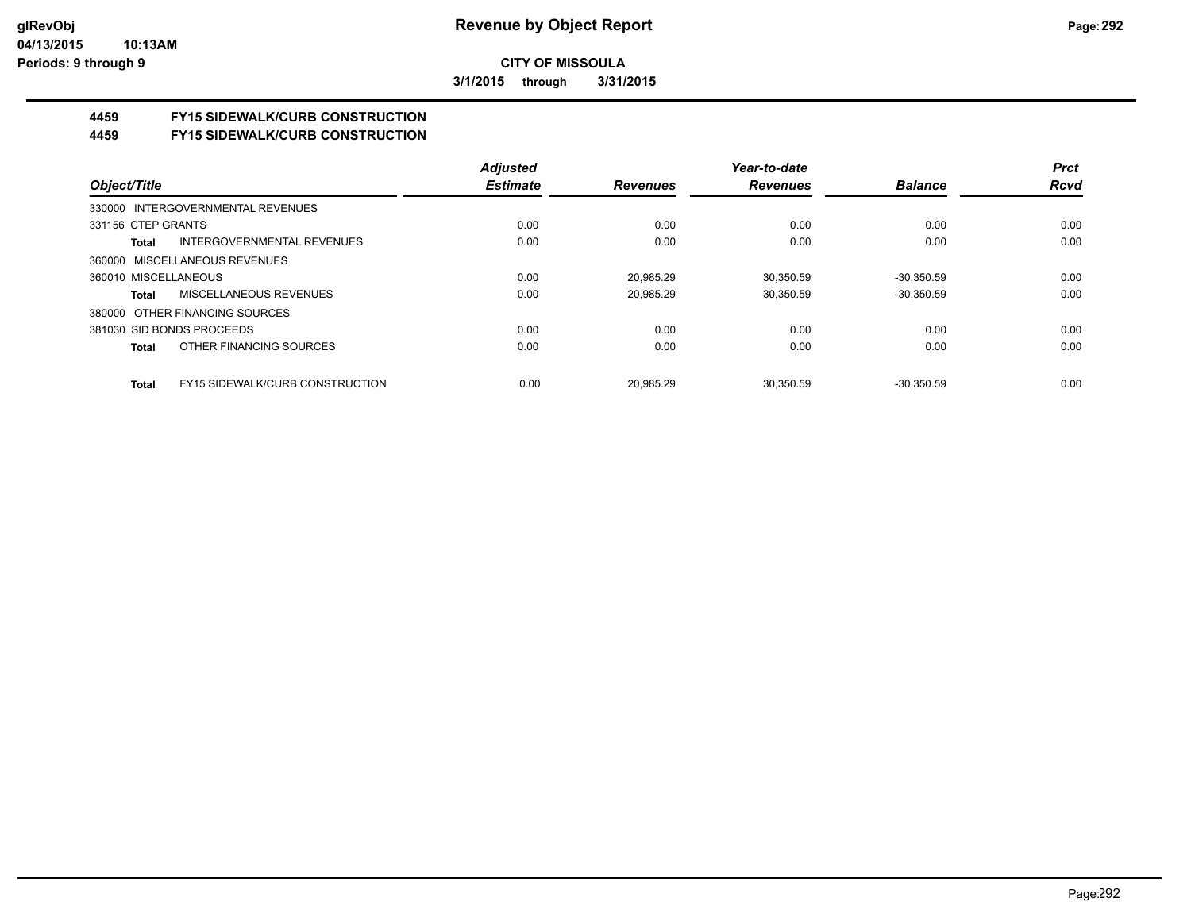# Revenue by Object Report

**CITY OF MISSOULA**

**3/1/2015 through 3/31/2015**

glRevObj
04/13/2015 10:13AM
Periods: 9 through 9

## 4459 FY15 SIDEWALK/CURB CONSTRUCTION

## 4459 FY15 SIDEWALK/CURB CONSTRUCTION

| Object/Title | Adjusted Estimate | Revenues | Year-to-date Revenues | Balance | Prct Rcvd |
|---|---|---|---|---|---|
| 330000 INTERGOVERNMENTAL REVENUES | | | | | |
| 331156 CTEP GRANTS | 0.00 | 0.00 | 0.00 | 0.00 | 0.00 |
| **Total** INTERGOVERNMENTAL REVENUES | 0.00 | 0.00 | 0.00 | 0.00 | 0.00 |
| 360000 MISCELLANEOUS REVENUES | | | | | |
| 360010 MISCELLANEOUS | 0.00 | 20,985.29 | 30,350.59 | -30,350.59 | 0.00 |
| **Total** MISCELLANEOUS REVENUES | 0.00 | 20,985.29 | 30,350.59 | -30,350.59 | 0.00 |
| 380000 OTHER FINANCING SOURCES | | | | | |
| 381030 SID BONDS PROCEEDS | 0.00 | 0.00 | 0.00 | 0.00 | 0.00 |
| **Total** OTHER FINANCING SOURCES | 0.00 | 0.00 | 0.00 | 0.00 | 0.00 |
| **Total** FY15 SIDEWALK/CURB CONSTRUCTION | 0.00 | 20,985.29 | 30,350.59 | -30,350.59 | 0.00 |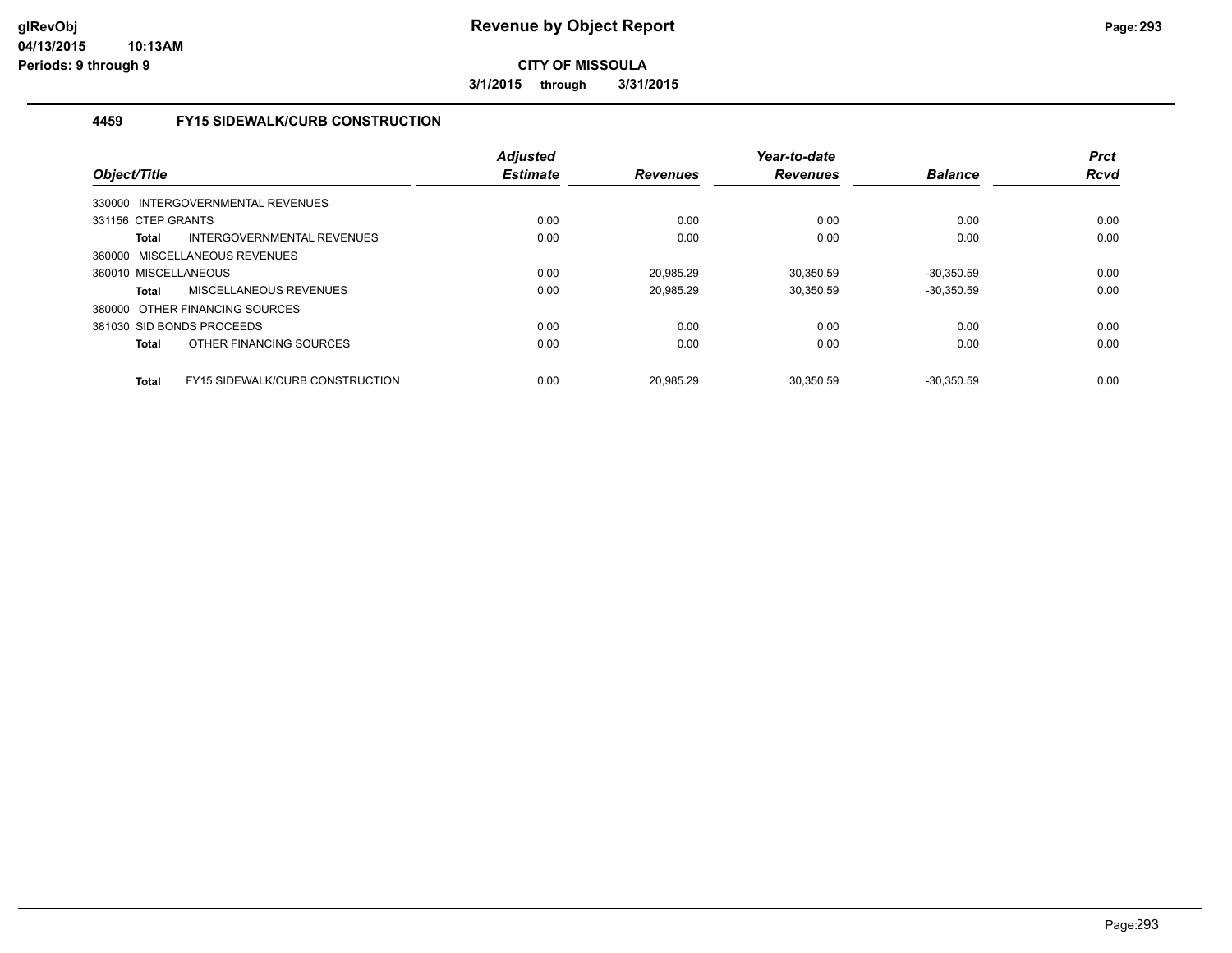# Revenue by Object Report

**CITY OF MISSOULA**

**3/1/2015 through 3/31/2015**

### 4459 FY15 SIDEWALK/CURB CONSTRUCTION

| Object/Title | | Adjusted Estimate | Revenues | Year-to-date Revenues | Balance | Prct Rcvd |
|---|---|---|---|---|---|---|
| 330000 INTERGOVERNMENTAL REVENUES | | | | | | |
| 331156 CTEP GRANTS | | 0.00 | 0.00 | 0.00 | 0.00 | 0.00 |
| **Total** | INTERGOVERNMENTAL REVENUES | 0.00 | 0.00 | 0.00 | 0.00 | 0.00 |
| 360000 MISCELLANEOUS REVENUES | | | | | | |
| 360010 MISCELLANEOUS | | 0.00 | 20,985.29 | 30,350.59 | -30,350.59 | 0.00 |
| **Total** | MISCELLANEOUS REVENUES | 0.00 | 20,985.29 | 30,350.59 | -30,350.59 | 0.00 |
| 380000 OTHER FINANCING SOURCES | | | | | | |
| 381030 SID BONDS PROCEEDS | | 0.00 | 0.00 | 0.00 | 0.00 | 0.00 |
| **Total** | OTHER FINANCING SOURCES | 0.00 | 0.00 | 0.00 | 0.00 | 0.00 |
| **Total** | FY15 SIDEWALK/CURB CONSTRUCTION | 0.00 | 20,985.29 | 30,350.59 | -30,350.59 | 0.00 |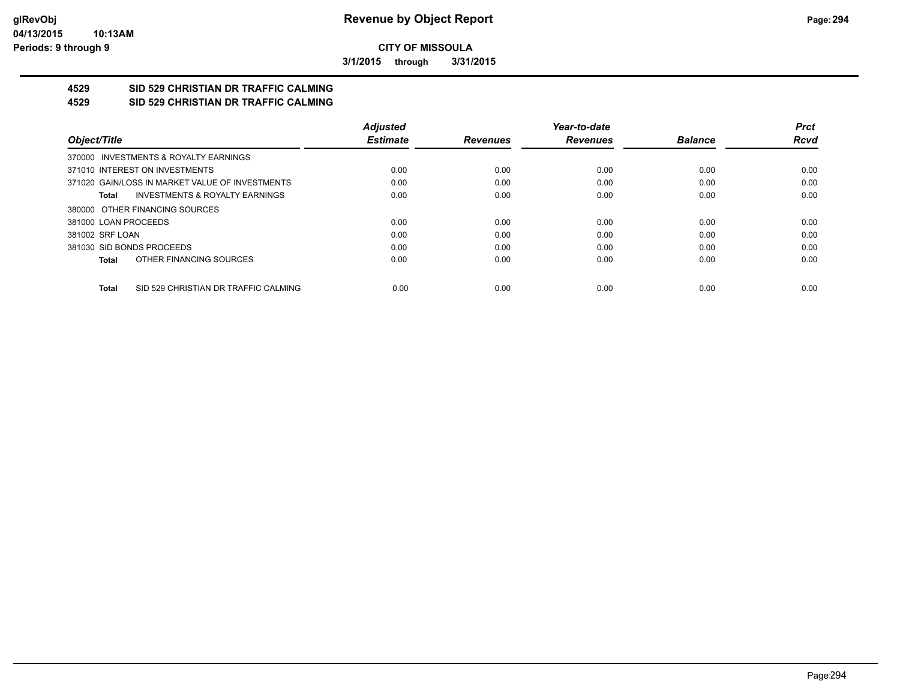**CITY OF MISSOULA**

**3/1/2015 through 3/31/2015**

## 4529 SID 529 CHRISTIAN DR TRAFFIC CALMING

## 4529 SID 529 CHRISTIAN DR TRAFFIC CALMING

| Object/Title | Adjusted Estimate | Revenues | Year-to-date Revenues | Balance | Prct Rcvd |
|---|---|---|---|---|---|
| 370000 INVESTMENTS & ROYALTY EARNINGS | | | | | |
| 371010 INTEREST ON INVESTMENTS | 0.00 | 0.00 | 0.00 | 0.00 | 0.00 |
| 371020 GAIN/LOSS IN MARKET VALUE OF INVESTMENTS | 0.00 | 0.00 | 0.00 | 0.00 | 0.00 |
| **Total** INVESTMENTS & ROYALTY EARNINGS | 0.00 | 0.00 | 0.00 | 0.00 | 0.00 |
| 380000 OTHER FINANCING SOURCES | | | | | |
| 381000 LOAN PROCEEDS | 0.00 | 0.00 | 0.00 | 0.00 | 0.00 |
| 381002 SRF LOAN | 0.00 | 0.00 | 0.00 | 0.00 | 0.00 |
| 381030 SID BONDS PROCEEDS | 0.00 | 0.00 | 0.00 | 0.00 | 0.00 |
| **Total** OTHER FINANCING SOURCES | 0.00 | 0.00 | 0.00 | 0.00 | 0.00 |
| **Total** SID 529 CHRISTIAN DR TRAFFIC CALMING | 0.00 | 0.00 | 0.00 | 0.00 | 0.00 |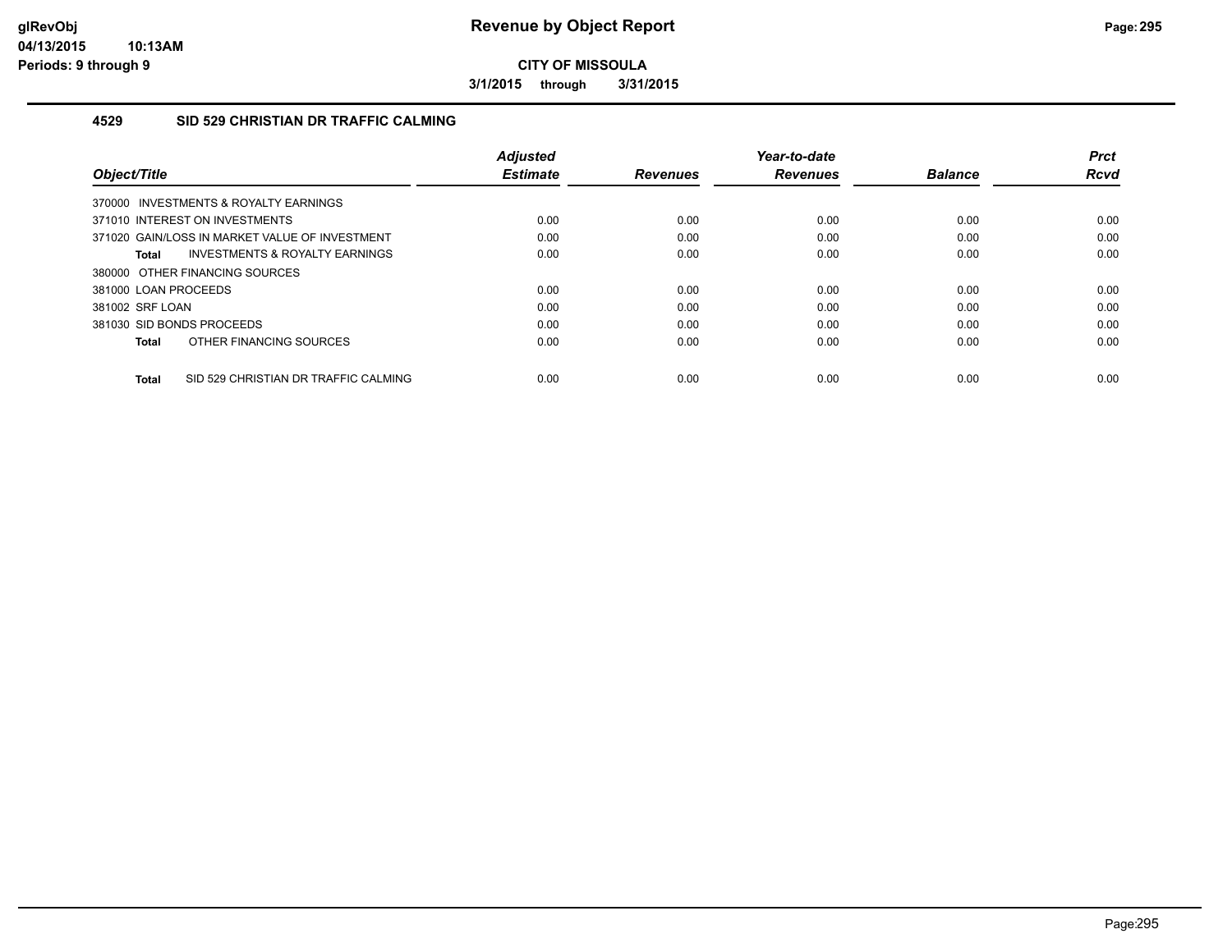**CITY OF MISSOULA**

**3/1/2015 through 3/31/2015**

## 4529 SID 529 CHRISTIAN DR TRAFFIC CALMING

| Object/Title | Adjusted Estimate | Revenues | Year-to-date Revenues | Balance | Prct Rcvd |
|---|---|---|---|---|---|
| 370000 INVESTMENTS & ROYALTY EARNINGS | | | | | |
| 371010 INTEREST ON INVESTMENTS | 0.00 | 0.00 | 0.00 | 0.00 | 0.00 |
| 371020 GAIN/LOSS IN MARKET VALUE OF INVESTMENT | 0.00 | 0.00 | 0.00 | 0.00 | 0.00 |
| **Total** INVESTMENTS & ROYALTY EARNINGS | 0.00 | 0.00 | 0.00 | 0.00 | 0.00 |
| 380000 OTHER FINANCING SOURCES | | | | | |
| 381000 LOAN PROCEEDS | 0.00 | 0.00 | 0.00 | 0.00 | 0.00 |
| 381002 SRF LOAN | 0.00 | 0.00 | 0.00 | 0.00 | 0.00 |
| 381030 SID BONDS PROCEEDS | 0.00 | 0.00 | 0.00 | 0.00 | 0.00 |
| **Total** OTHER FINANCING SOURCES | 0.00 | 0.00 | 0.00 | 0.00 | 0.00 |
| **Total** SID 529 CHRISTIAN DR TRAFFIC CALMING | 0.00 | 0.00 | 0.00 | 0.00 | 0.00 |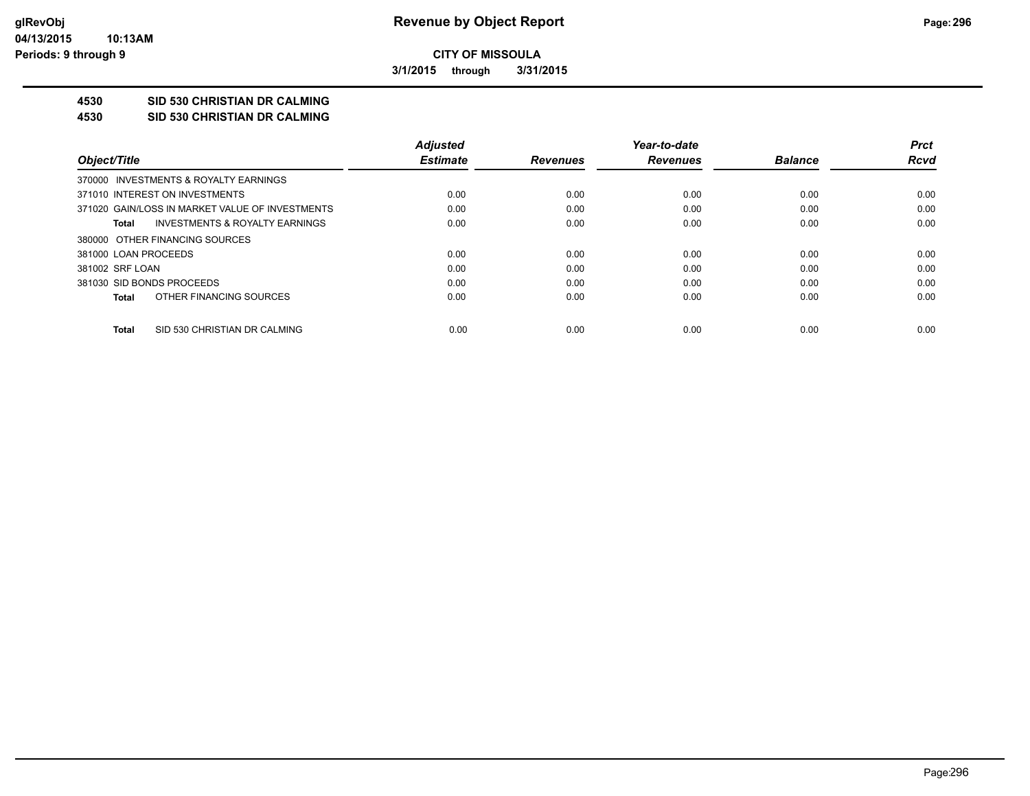# Revenue by Object Report

**CITY OF MISSOULA**

**3/1/2015 through 3/31/2015**

glRevObj
04/13/2015 10:13AM
Periods: 9 through 9

## 4530 SID 530 CHRISTIAN DR CALMING
## 4530 SID 530 CHRISTIAN DR CALMING

| Object/Title | Adjusted Estimate | Revenues | Year-to-date Revenues | Balance | Prct Rcvd |
|---|---|---|---|---|---|
| 370000 INVESTMENTS & ROYALTY EARNINGS | | | | | |
| 371010 INTEREST ON INVESTMENTS | 0.00 | 0.00 | 0.00 | 0.00 | 0.00 |
| 371020 GAIN/LOSS IN MARKET VALUE OF INVESTMENTS | 0.00 | 0.00 | 0.00 | 0.00 | 0.00 |
| **Total** INVESTMENTS & ROYALTY EARNINGS | 0.00 | 0.00 | 0.00 | 0.00 | 0.00 |
| 380000 OTHER FINANCING SOURCES | | | | | |
| 381000 LOAN PROCEEDS | 0.00 | 0.00 | 0.00 | 0.00 | 0.00 |
| 381002 SRF LOAN | 0.00 | 0.00 | 0.00 | 0.00 | 0.00 |
| 381030 SID BONDS PROCEEDS | 0.00 | 0.00 | 0.00 | 0.00 | 0.00 |
| **Total** OTHER FINANCING SOURCES | 0.00 | 0.00 | 0.00 | 0.00 | 0.00 |
| **Total** SID 530 CHRISTIAN DR CALMING | 0.00 | 0.00 | 0.00 | 0.00 | 0.00 |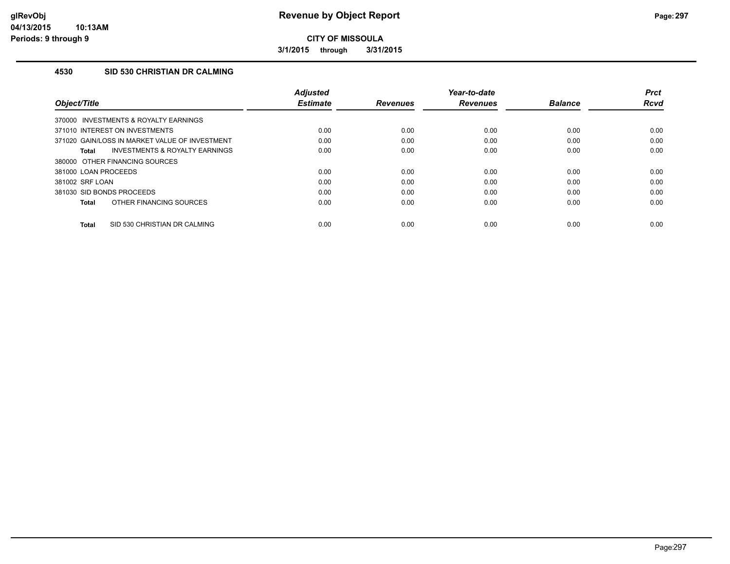**CITY OF MISSOULA**

**3/1/2015 through 3/31/2015**

### 4530 SID 530 CHRISTIAN DR CALMING

| Object/Title | Adjusted Estimate | Revenues | Year-to-date Revenues | Balance | Prct Rcvd |
|---|---|---|---|---|---|
| 370000 INVESTMENTS & ROYALTY EARNINGS | | | | | |
| 371010 INTEREST ON INVESTMENTS | 0.00 | 0.00 | 0.00 | 0.00 | 0.00 |
| 371020 GAIN/LOSS IN MARKET VALUE OF INVESTMENT | 0.00 | 0.00 | 0.00 | 0.00 | 0.00 |
| **Total** INVESTMENTS & ROYALTY EARNINGS | 0.00 | 0.00 | 0.00 | 0.00 | 0.00 |
| 380000 OTHER FINANCING SOURCES | | | | | |
| 381000 LOAN PROCEEDS | 0.00 | 0.00 | 0.00 | 0.00 | 0.00 |
| 381002 SRF LOAN | 0.00 | 0.00 | 0.00 | 0.00 | 0.00 |
| 381030 SID BONDS PROCEEDS | 0.00 | 0.00 | 0.00 | 0.00 | 0.00 |
| **Total** OTHER FINANCING SOURCES | 0.00 | 0.00 | 0.00 | 0.00 | 0.00 |
| **Total** SID 530 CHRISTIAN DR CALMING | 0.00 | 0.00 | 0.00 | 0.00 | 0.00 |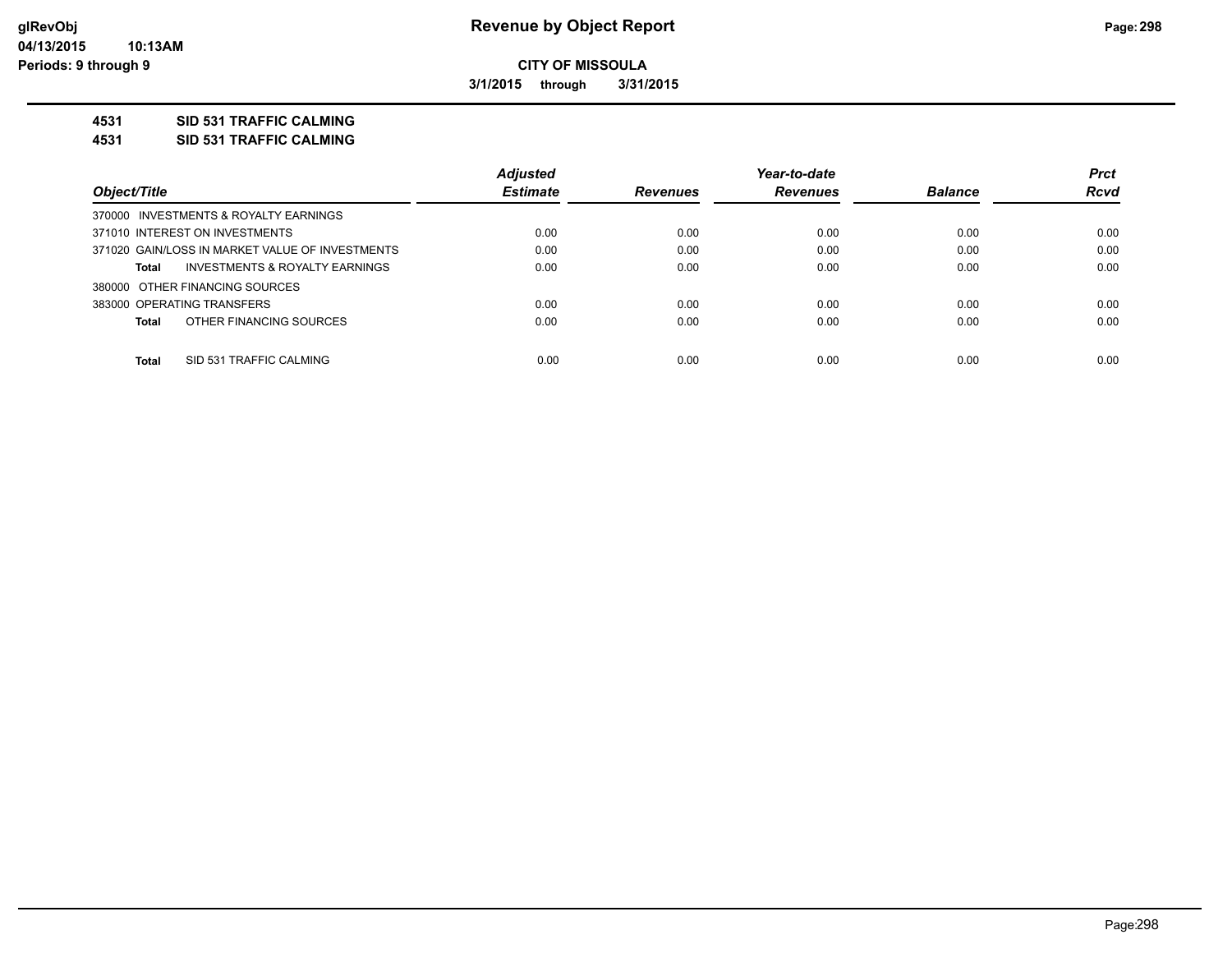# Revenue by Object Report

**CITY OF MISSOULA**

**3/1/2015 through 3/31/2015**

glRevObj
04/13/2015 10:13AM
Periods: 9 through 9

**4531 SID 531 TRAFFIC CALMING**

**4531 SID 531 TRAFFIC CALMING**

| Object/Title | Adjusted Estimate | Revenues | Year-to-date Revenues | Balance | Prct Rcvd |
|---|---|---|---|---|---|
| 370000 INVESTMENTS & ROYALTY EARNINGS | | | | | |
| 371010 INTEREST ON INVESTMENTS | 0.00 | 0.00 | 0.00 | 0.00 | 0.00 |
| 371020 GAIN/LOSS IN MARKET VALUE OF INVESTMENTS | 0.00 | 0.00 | 0.00 | 0.00 | 0.00 |
| **Total** INVESTMENTS & ROYALTY EARNINGS | 0.00 | 0.00 | 0.00 | 0.00 | 0.00 |
| 380000 OTHER FINANCING SOURCES | | | | | |
| 383000 OPERATING TRANSFERS | 0.00 | 0.00 | 0.00 | 0.00 | 0.00 |
| **Total** OTHER FINANCING SOURCES | 0.00 | 0.00 | 0.00 | 0.00 | 0.00 |
| **Total** SID 531 TRAFFIC CALMING | 0.00 | 0.00 | 0.00 | 0.00 | 0.00 |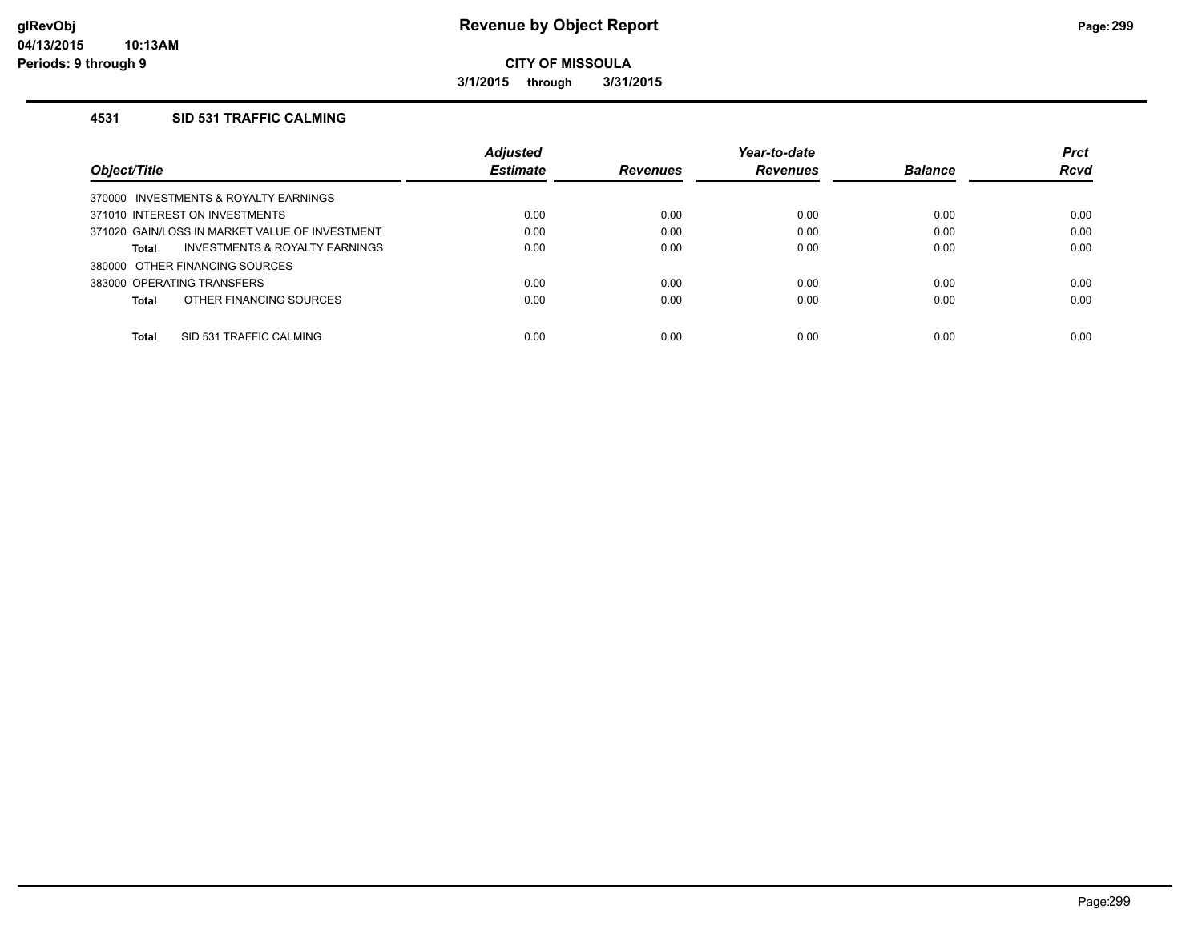# Revenue by Object Report

**CITY OF MISSOULA**

**3/1/2015 through 3/31/2015**

glRevObj
04/13/2015 10:13AM
Periods: 9 through 9

## 4531 SID 531 TRAFFIC CALMING

| Object/Title | Adjusted Estimate | Revenues | Year-to-date Revenues | Balance | Prct Rcvd |
|---|---|---|---|---|---|
| 370000 INVESTMENTS & ROYALTY EARNINGS | | | | | |
| 371010 INTEREST ON INVESTMENTS | 0.00 | 0.00 | 0.00 | 0.00 | 0.00 |
| 371020 GAIN/LOSS IN MARKET VALUE OF INVESTMENT | 0.00 | 0.00 | 0.00 | 0.00 | 0.00 |
| **Total** INVESTMENTS & ROYALTY EARNINGS | 0.00 | 0.00 | 0.00 | 0.00 | 0.00 |
| 380000 OTHER FINANCING SOURCES | | | | | |
| 383000 OPERATING TRANSFERS | 0.00 | 0.00 | 0.00 | 0.00 | 0.00 |
| **Total** OTHER FINANCING SOURCES | 0.00 | 0.00 | 0.00 | 0.00 | 0.00 |
| **Total** SID 531 TRAFFIC CALMING | 0.00 | 0.00 | 0.00 | 0.00 | 0.00 |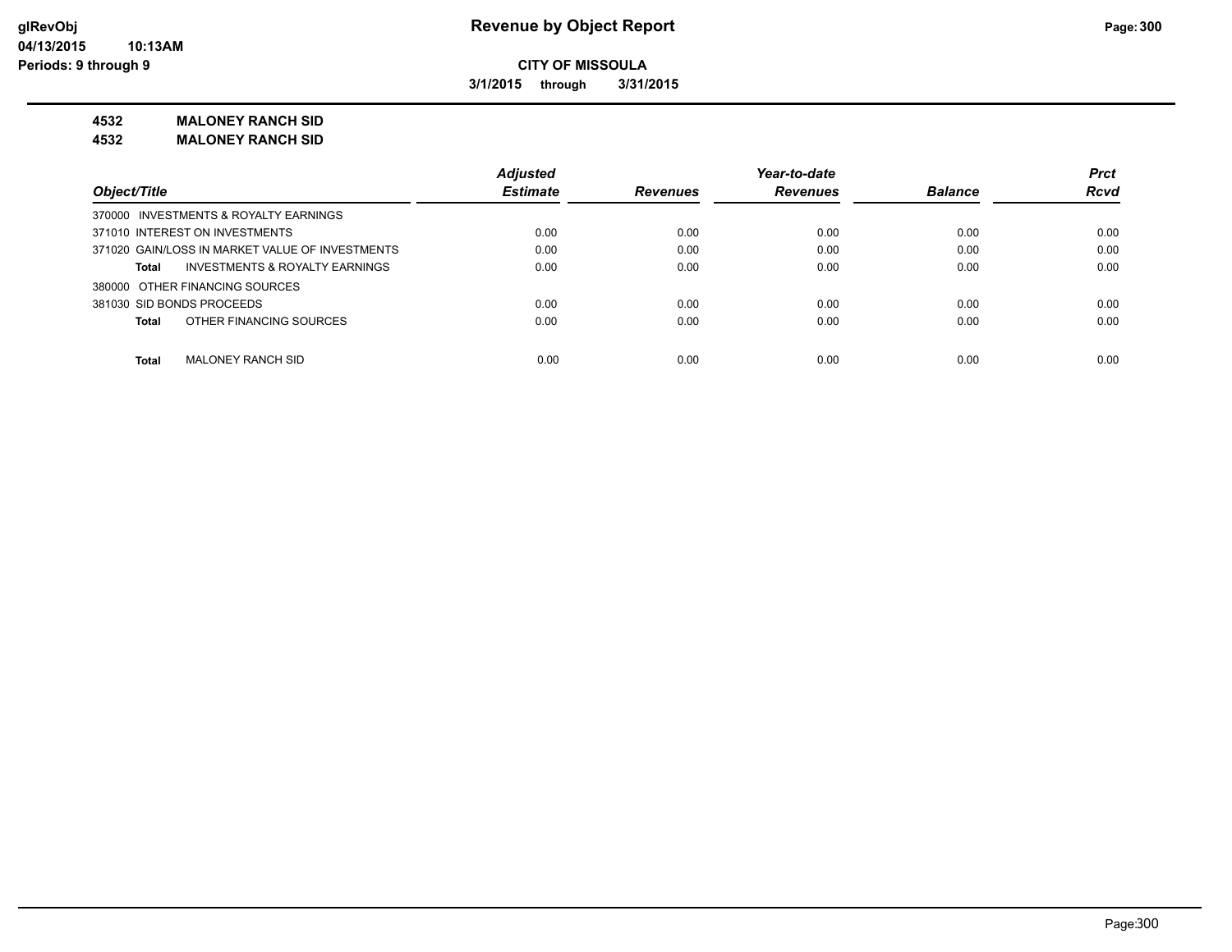**glRevObj**
**04/13/2015 10:13AM**
**Periods: 9 through 9**

# Revenue by Object Report

**CITY OF MISSOULA**

**3/1/2015 through 3/31/2015**

**4532 MALONEY RANCH SID**

**4532 MALONEY RANCH SID**

| Object/Title | Adjusted Estimate | Revenues | Year-to-date Revenues | Balance | Prct Rcvd |
|---|---|---|---|---|---|
| 370000 INVESTMENTS & ROYALTY EARNINGS | | | | | |
| 371010 INTEREST ON INVESTMENTS | 0.00 | 0.00 | 0.00 | 0.00 | 0.00 |
| 371020 GAIN/LOSS IN MARKET VALUE OF INVESTMENTS | 0.00 | 0.00 | 0.00 | 0.00 | 0.00 |
| **Total** INVESTMENTS & ROYALTY EARNINGS | 0.00 | 0.00 | 0.00 | 0.00 | 0.00 |
| 380000 OTHER FINANCING SOURCES | | | | | |
| 381030 SID BONDS PROCEEDS | 0.00 | 0.00 | 0.00 | 0.00 | 0.00 |
| **Total** OTHER FINANCING SOURCES | 0.00 | 0.00 | 0.00 | 0.00 | 0.00 |
| **Total** MALONEY RANCH SID | 0.00 | 0.00 | 0.00 | 0.00 | 0.00 |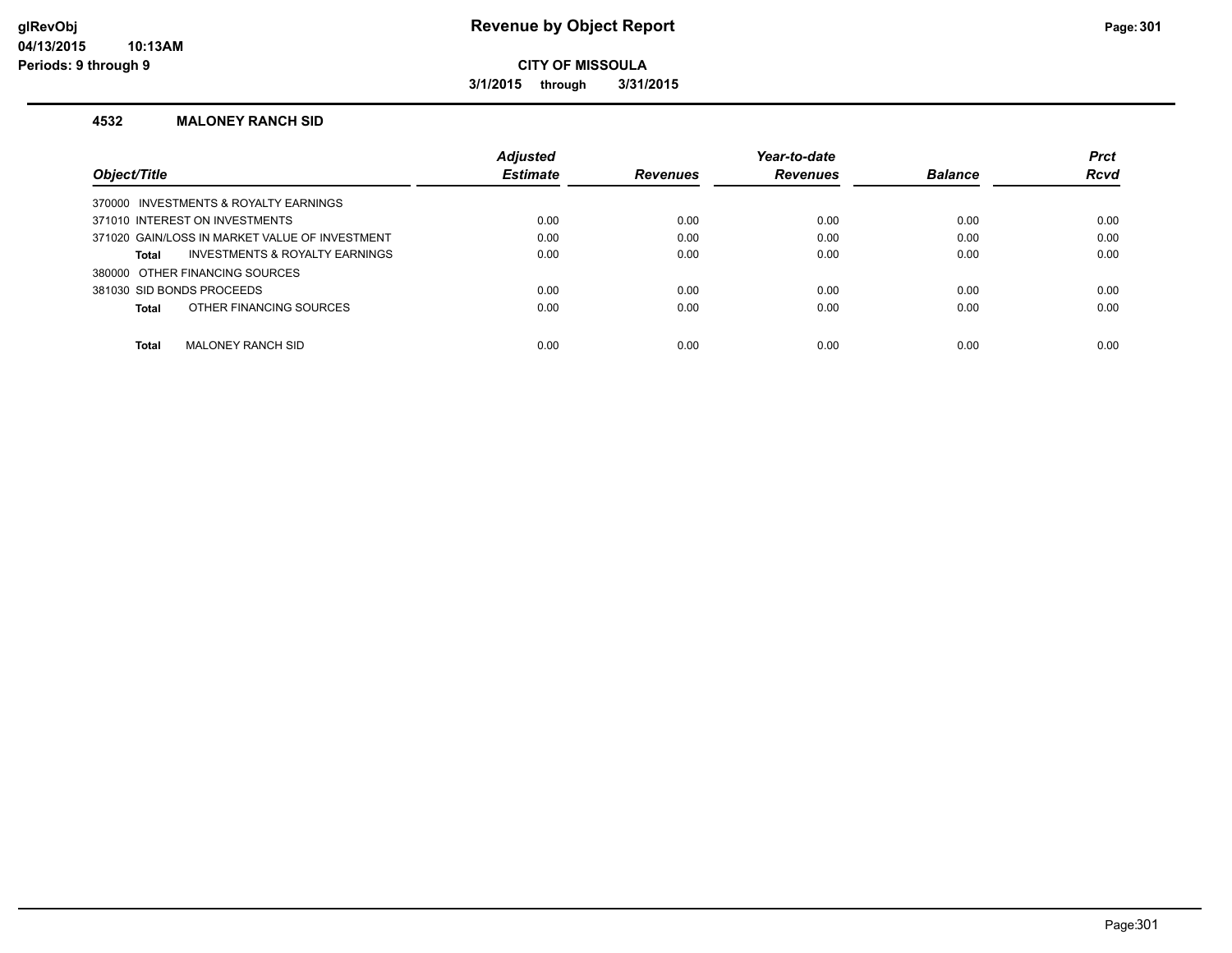# Revenue by Object Report

**CITY OF MISSOULA**

**3/1/2015 through 3/31/2015**

glRevObj
04/13/2015 10:13AM
Periods: 9 through 9

## 4532 MALONEY RANCH SID

| Object/Title | Adjusted Estimate | Revenues | Year-to-date Revenues | Balance | Prct Rcvd |
|---|---|---|---|---|---|
| 370000 INVESTMENTS & ROYALTY EARNINGS | | | | | |
| 371010 INTEREST ON INVESTMENTS | 0.00 | 0.00 | 0.00 | 0.00 | 0.00 |
| 371020 GAIN/LOSS IN MARKET VALUE OF INVESTMENT | 0.00 | 0.00 | 0.00 | 0.00 | 0.00 |
| **Total** INVESTMENTS & ROYALTY EARNINGS | 0.00 | 0.00 | 0.00 | 0.00 | 0.00 |
| 380000 OTHER FINANCING SOURCES | | | | | |
| 381030 SID BONDS PROCEEDS | 0.00 | 0.00 | 0.00 | 0.00 | 0.00 |
| **Total** OTHER FINANCING SOURCES | 0.00 | 0.00 | 0.00 | 0.00 | 0.00 |
| **Total** MALONEY RANCH SID | 0.00 | 0.00 | 0.00 | 0.00 | 0.00 |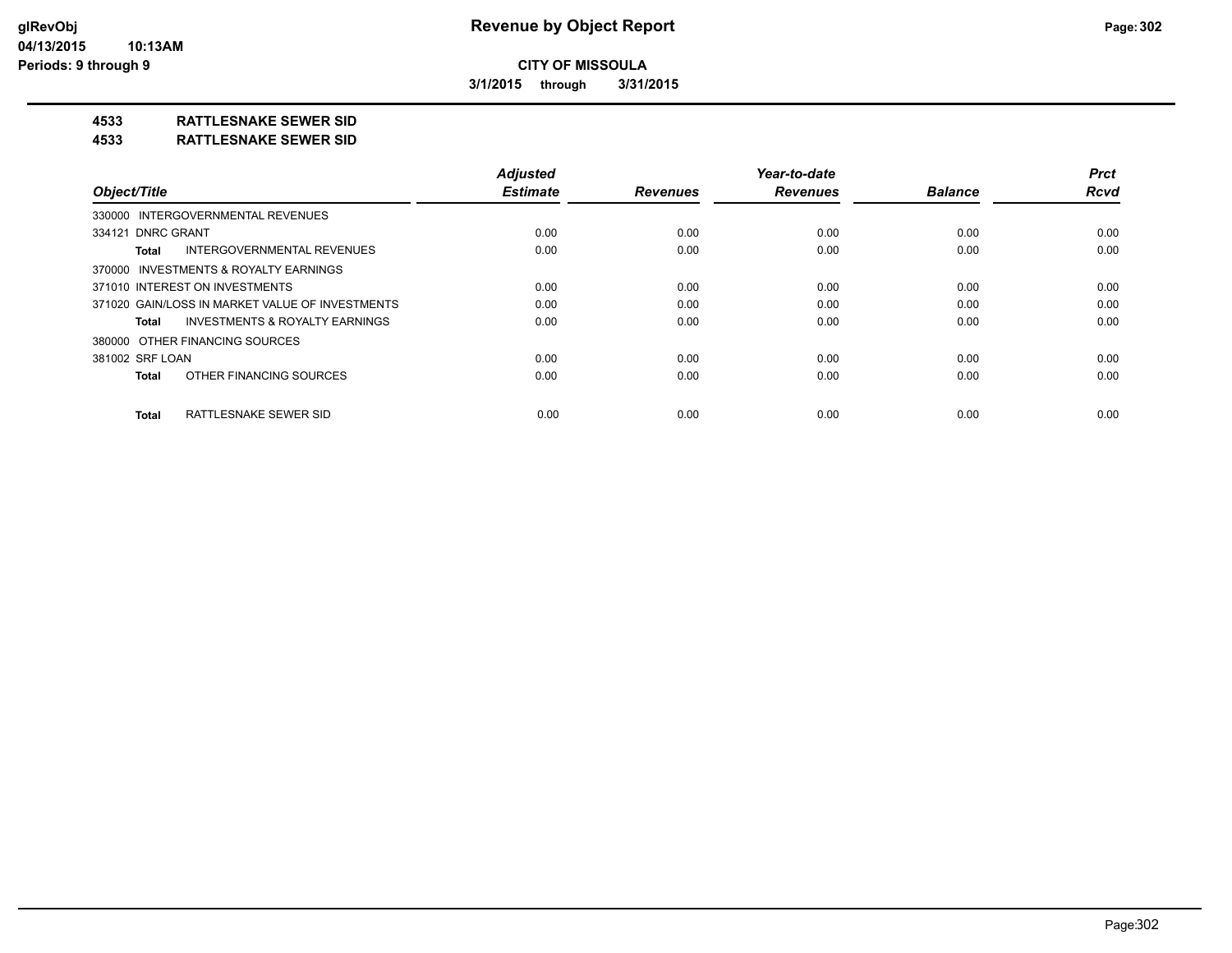# Revenue by Object Report

**CITY OF MISSOULA**

**3/1/2015 through 3/31/2015**

glRevObj
04/13/2015 10:13AM
Periods: 9 through 9

**4533 RATTLESNAKE SEWER SID**

**4533 RATTLESNAKE SEWER SID**

| Object/Title | Adjusted Estimate | Revenues | Year-to-date Revenues | Balance | Prct Rcvd |
|---|---|---|---|---|---|
| 330000 INTERGOVERNMENTAL REVENUES | | | | | |
| 334121 DNRC GRANT | 0.00 | 0.00 | 0.00 | 0.00 | 0.00 |
| **Total** INTERGOVERNMENTAL REVENUES | 0.00 | 0.00 | 0.00 | 0.00 | 0.00 |
| 370000 INVESTMENTS & ROYALTY EARNINGS | | | | | |
| 371010 INTEREST ON INVESTMENTS | 0.00 | 0.00 | 0.00 | 0.00 | 0.00 |
| 371020 GAIN/LOSS IN MARKET VALUE OF INVESTMENTS | 0.00 | 0.00 | 0.00 | 0.00 | 0.00 |
| **Total** INVESTMENTS & ROYALTY EARNINGS | 0.00 | 0.00 | 0.00 | 0.00 | 0.00 |
| 380000 OTHER FINANCING SOURCES | | | | | |
| 381002 SRF LOAN | 0.00 | 0.00 | 0.00 | 0.00 | 0.00 |
| **Total** OTHER FINANCING SOURCES | 0.00 | 0.00 | 0.00 | 0.00 | 0.00 |
| **Total** RATTLESNAKE SEWER SID | 0.00 | 0.00 | 0.00 | 0.00 | 0.00 |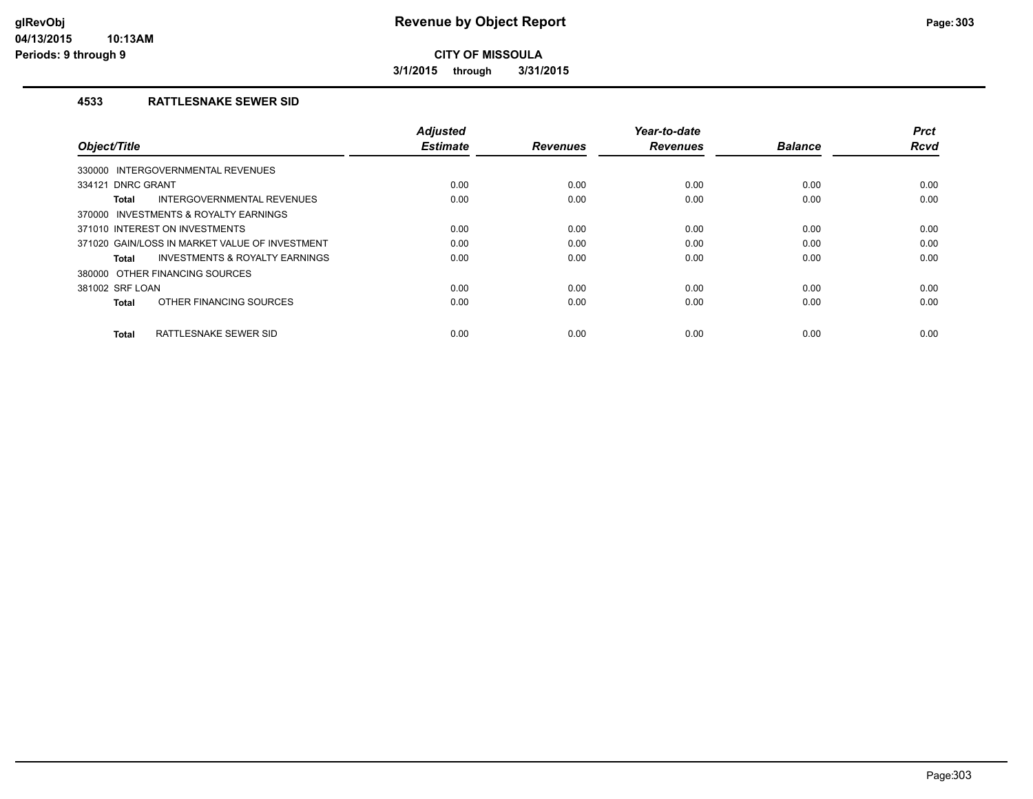# Revenue by Object Report

**CITY OF MISSOULA**

**3/1/2015 through 3/31/2015**

glRevObj
04/13/2015 10:13AM
Periods: 9 through 9

## 4533 RATTLESNAKE SEWER SID

| Object/Title | Adjusted Estimate | Revenues | Year-to-date Revenues | Balance | Prct Rcvd |
|---|---|---|---|---|---|
| 330000 INTERGOVERNMENTAL REVENUES | | | | | |
| 334121 DNRC GRANT | 0.00 | 0.00 | 0.00 | 0.00 | 0.00 |
| **Total** INTERGOVERNMENTAL REVENUES | 0.00 | 0.00 | 0.00 | 0.00 | 0.00 |
| 370000 INVESTMENTS & ROYALTY EARNINGS | | | | | |
| 371010 INTEREST ON INVESTMENTS | 0.00 | 0.00 | 0.00 | 0.00 | 0.00 |
| 371020 GAIN/LOSS IN MARKET VALUE OF INVESTMENT | 0.00 | 0.00 | 0.00 | 0.00 | 0.00 |
| **Total** INVESTMENTS & ROYALTY EARNINGS | 0.00 | 0.00 | 0.00 | 0.00 | 0.00 |
| 380000 OTHER FINANCING SOURCES | | | | | |
| 381002 SRF LOAN | 0.00 | 0.00 | 0.00 | 0.00 | 0.00 |
| **Total** OTHER FINANCING SOURCES | 0.00 | 0.00 | 0.00 | 0.00 | 0.00 |
| **Total** RATTLESNAKE SEWER SID | 0.00 | 0.00 | 0.00 | 0.00 | 0.00 |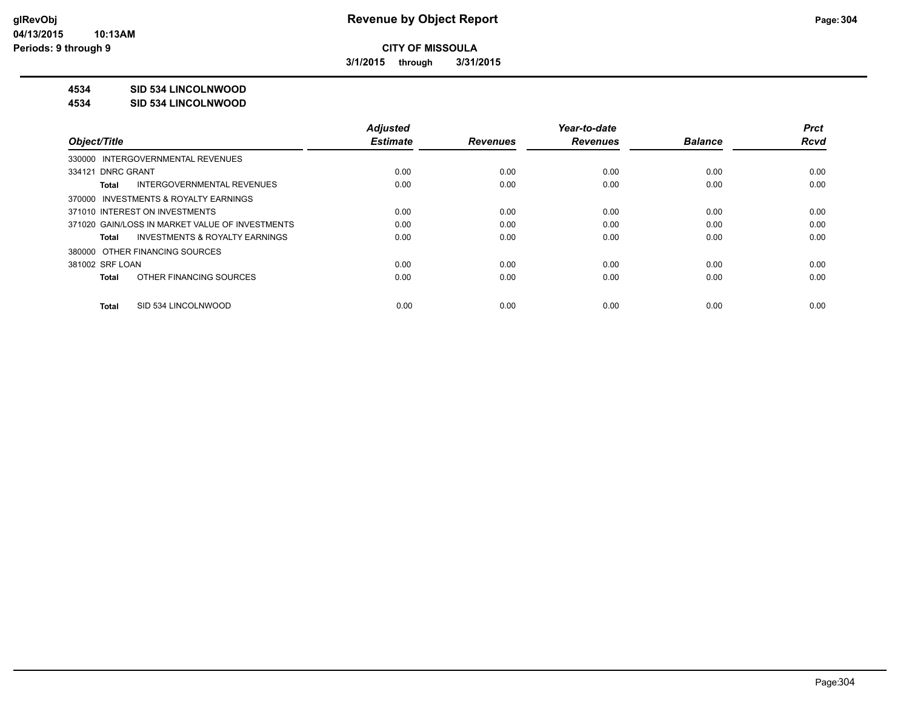**CITY OF MISSOULA**

**3/1/2015 through 3/31/2015**

**4534 SID 534 LINCOLNWOOD**

**4534 SID 534 LINCOLNWOOD**

| Object/Title | Adjusted Estimate | Revenues | Year-to-date Revenues | Balance | Prct Rcvd |
|---|---|---|---|---|---|
| 330000 INTERGOVERNMENTAL REVENUES | | | | | |
| 334121 DNRC GRANT | 0.00 | 0.00 | 0.00 | 0.00 | 0.00 |
| **Total** INTERGOVERNMENTAL REVENUES | 0.00 | 0.00 | 0.00 | 0.00 | 0.00 |
| 370000 INVESTMENTS & ROYALTY EARNINGS | | | | | |
| 371010 INTEREST ON INVESTMENTS | 0.00 | 0.00 | 0.00 | 0.00 | 0.00 |
| 371020 GAIN/LOSS IN MARKET VALUE OF INVESTMENTS | 0.00 | 0.00 | 0.00 | 0.00 | 0.00 |
| **Total** INVESTMENTS & ROYALTY EARNINGS | 0.00 | 0.00 | 0.00 | 0.00 | 0.00 |
| 380000 OTHER FINANCING SOURCES | | | | | |
| 381002 SRF LOAN | 0.00 | 0.00 | 0.00 | 0.00 | 0.00 |
| **Total** OTHER FINANCING SOURCES | 0.00 | 0.00 | 0.00 | 0.00 | 0.00 |
| **Total** SID 534 LINCOLNWOOD | 0.00 | 0.00 | 0.00 | 0.00 | 0.00 |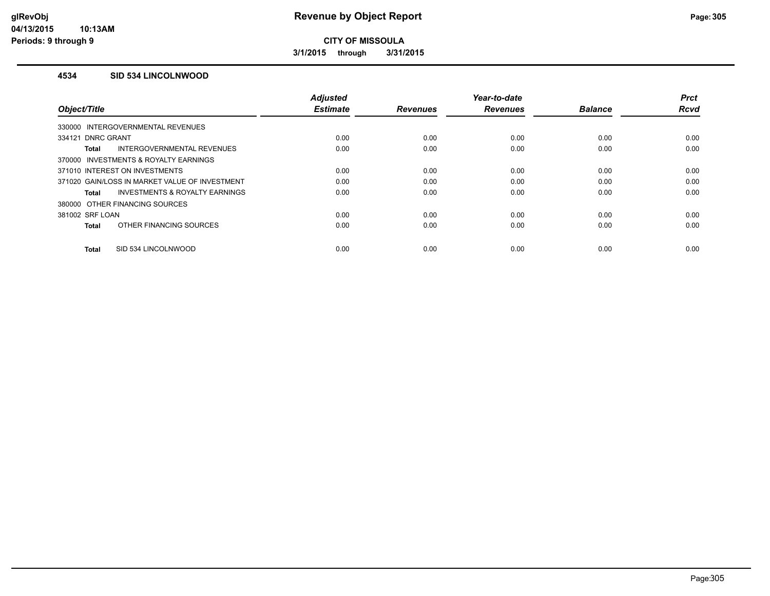# Revenue by Object Report

**CITY OF MISSOULA**

**3/1/2015 through 3/31/2015**

## 4534 SID 534 LINCOLNWOOD

| Object/Title | Adjusted Estimate | Revenues | Year-to-date Revenues | Balance | Prct Rcvd |
|---|---|---|---|---|---|
| 330000 INTERGOVERNMENTAL REVENUES | | | | | |
| 334121 DNRC GRANT | 0.00 | 0.00 | 0.00 | 0.00 | 0.00 |
| **Total** INTERGOVERNMENTAL REVENUES | 0.00 | 0.00 | 0.00 | 0.00 | 0.00 |
| 370000 INVESTMENTS & ROYALTY EARNINGS | | | | | |
| 371010 INTEREST ON INVESTMENTS | 0.00 | 0.00 | 0.00 | 0.00 | 0.00 |
| 371020 GAIN/LOSS IN MARKET VALUE OF INVESTMENT | 0.00 | 0.00 | 0.00 | 0.00 | 0.00 |
| **Total** INVESTMENTS & ROYALTY EARNINGS | 0.00 | 0.00 | 0.00 | 0.00 | 0.00 |
| 380000 OTHER FINANCING SOURCES | | | | | |
| 381002 SRF LOAN | 0.00 | 0.00 | 0.00 | 0.00 | 0.00 |
| **Total** OTHER FINANCING SOURCES | 0.00 | 0.00 | 0.00 | 0.00 | 0.00 |
| **Total** SID 534 LINCOLNWOOD | 0.00 | 0.00 | 0.00 | 0.00 | 0.00 |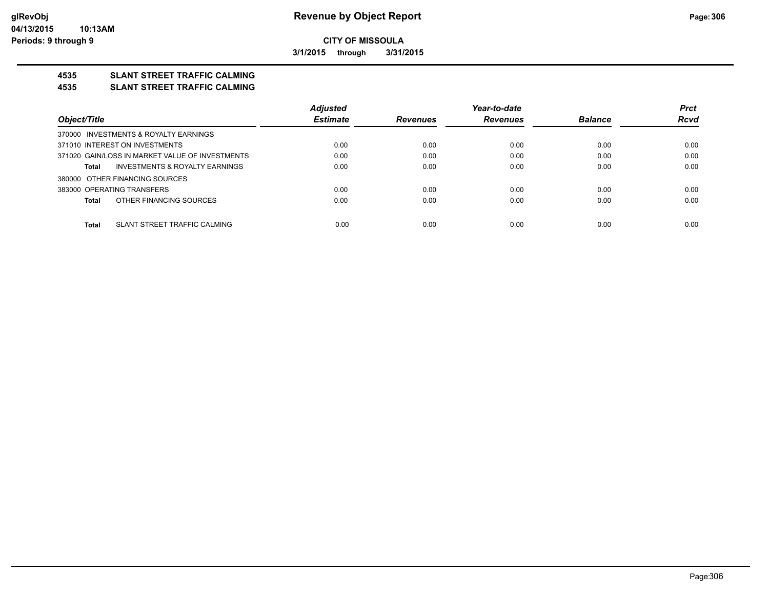**glRevObj**
**04/13/2015 10:13AM**
**Periods: 9 through 9**

# Revenue by Object Report

**CITY OF MISSOULA**

**3/1/2015 through 3/31/2015**

## 4535 SLANT STREET TRAFFIC CALMING
## 4535 SLANT STREET TRAFFIC CALMING

| Object/Title | Adjusted Estimate | Revenues | Year-to-date Revenues | Balance | Prct Rcvd |
|---|---|---|---|---|---|
| 370000 INVESTMENTS & ROYALTY EARNINGS | | | | | |
| 371010 INTEREST ON INVESTMENTS | 0.00 | 0.00 | 0.00 | 0.00 | 0.00 |
| 371020 GAIN/LOSS IN MARKET VALUE OF INVESTMENTS | 0.00 | 0.00 | 0.00 | 0.00 | 0.00 |
| **Total** INVESTMENTS & ROYALTY EARNINGS | 0.00 | 0.00 | 0.00 | 0.00 | 0.00 |
| 380000 OTHER FINANCING SOURCES | | | | | |
| 383000 OPERATING TRANSFERS | 0.00 | 0.00 | 0.00 | 0.00 | 0.00 |
| **Total** OTHER FINANCING SOURCES | 0.00 | 0.00 | 0.00 | 0.00 | 0.00 |
| **Total** SLANT STREET TRAFFIC CALMING | 0.00 | 0.00 | 0.00 | 0.00 | 0.00 |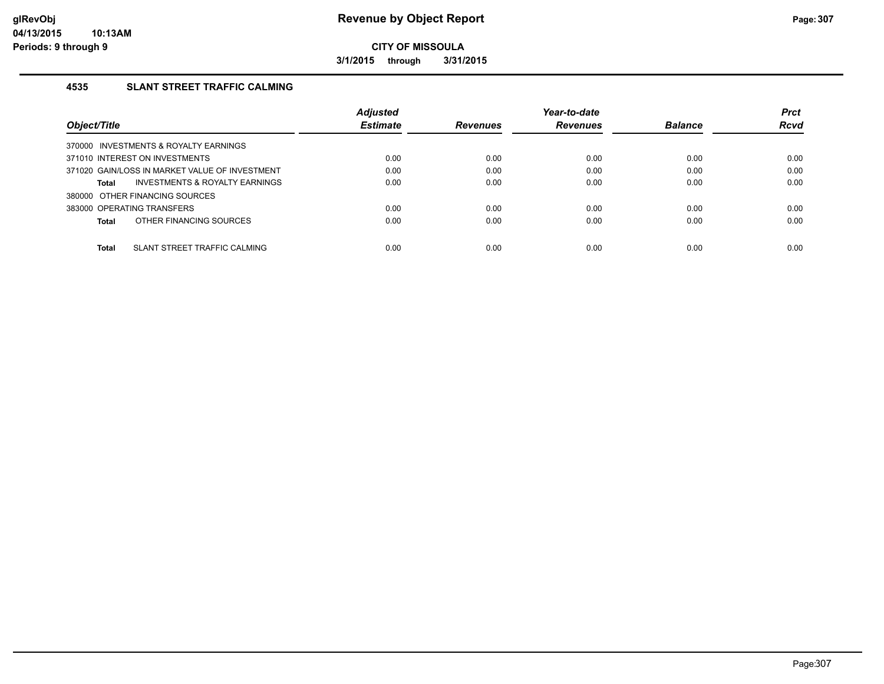# Revenue by Object Report

**CITY OF MISSOULA**

**3/1/2015 through 3/31/2015**

## 4535 SLANT STREET TRAFFIC CALMING

| Object/Title | Adjusted Estimate | Revenues | Year-to-date Revenues | Balance | Prct Rcvd |
|---|---|---|---|---|---|
| 370000 INVESTMENTS & ROYALTY EARNINGS | | | | | |
| 371010 INTEREST ON INVESTMENTS | 0.00 | 0.00 | 0.00 | 0.00 | 0.00 |
| 371020 GAIN/LOSS IN MARKET VALUE OF INVESTMENT | 0.00 | 0.00 | 0.00 | 0.00 | 0.00 |
| **Total** INVESTMENTS & ROYALTY EARNINGS | 0.00 | 0.00 | 0.00 | 0.00 | 0.00 |
| 380000 OTHER FINANCING SOURCES | | | | | |
| 383000 OPERATING TRANSFERS | 0.00 | 0.00 | 0.00 | 0.00 | 0.00 |
| **Total** OTHER FINANCING SOURCES | 0.00 | 0.00 | 0.00 | 0.00 | 0.00 |
| **Total** SLANT STREET TRAFFIC CALMING | 0.00 | 0.00 | 0.00 | 0.00 | 0.00 |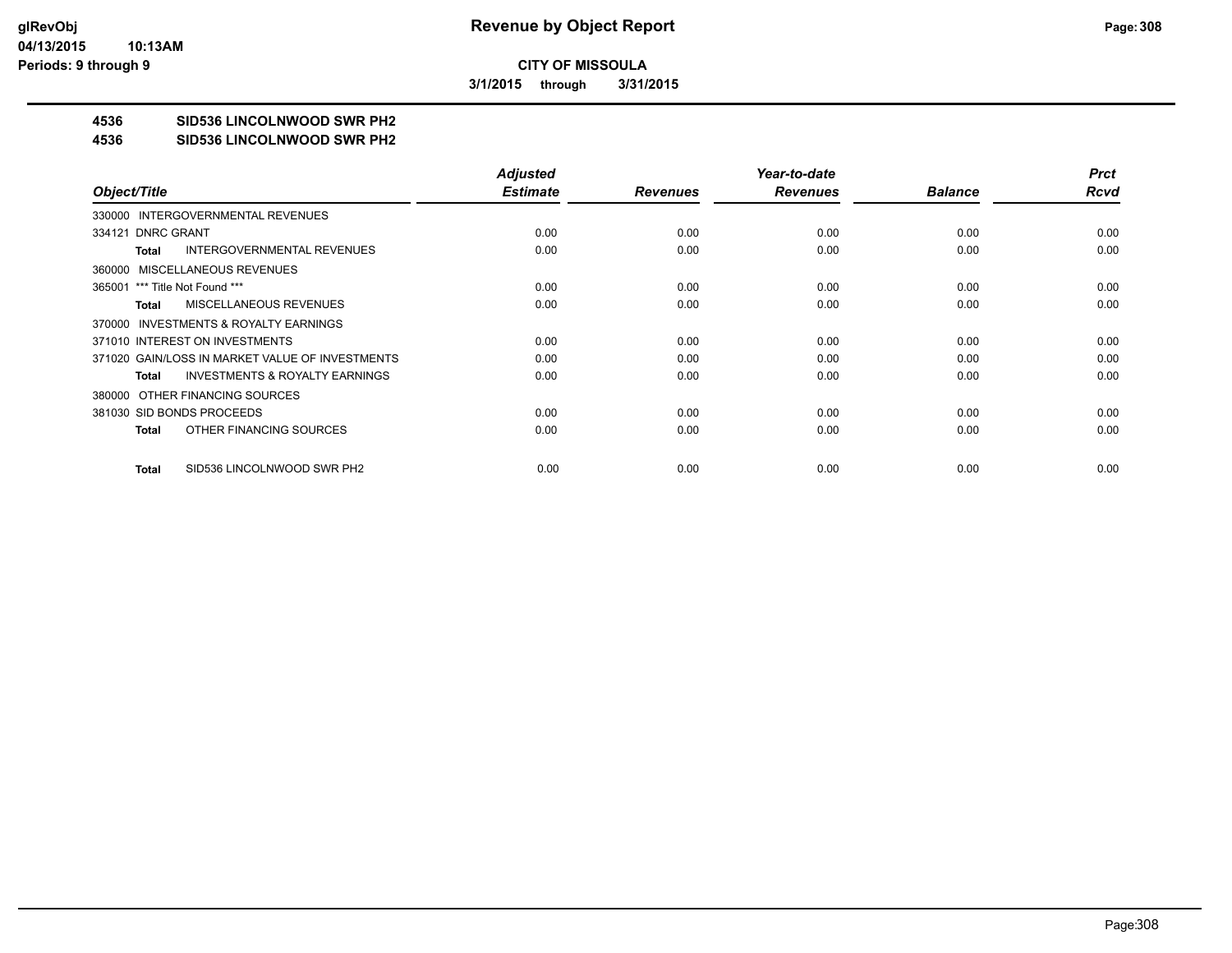**CITY OF MISSOULA**

**3/1/2015 through 3/31/2015**

**4536 SID536 LINCOLNWOOD SWR PH2**

**4536 SID536 LINCOLNWOOD SWR PH2**

| Object/Title | Adjusted Estimate | Revenues | Year-to-date Revenues | Balance | Prct Rcvd |
|---|---|---|---|---|---|
| 330000 INTERGOVERNMENTAL REVENUES | | | | | |
| 334121 DNRC GRANT | 0.00 | 0.00 | 0.00 | 0.00 | 0.00 |
| **Total** INTERGOVERNMENTAL REVENUES | 0.00 | 0.00 | 0.00 | 0.00 | 0.00 |
| 360000 MISCELLANEOUS REVENUES | | | | | |
| 365001 *** Title Not Found *** | 0.00 | 0.00 | 0.00 | 0.00 | 0.00 |
| **Total** MISCELLANEOUS REVENUES | 0.00 | 0.00 | 0.00 | 0.00 | 0.00 |
| 370000 INVESTMENTS & ROYALTY EARNINGS | | | | | |
| 371010 INTEREST ON INVESTMENTS | 0.00 | 0.00 | 0.00 | 0.00 | 0.00 |
| 371020 GAIN/LOSS IN MARKET VALUE OF INVESTMENTS | 0.00 | 0.00 | 0.00 | 0.00 | 0.00 |
| **Total** INVESTMENTS & ROYALTY EARNINGS | 0.00 | 0.00 | 0.00 | 0.00 | 0.00 |
| 380000 OTHER FINANCING SOURCES | | | | | |
| 381030 SID BONDS PROCEEDS | 0.00 | 0.00 | 0.00 | 0.00 | 0.00 |
| **Total** OTHER FINANCING SOURCES | 0.00 | 0.00 | 0.00 | 0.00 | 0.00 |
| **Total** SID536 LINCOLNWOOD SWR PH2 | 0.00 | 0.00 | 0.00 | 0.00 | 0.00 |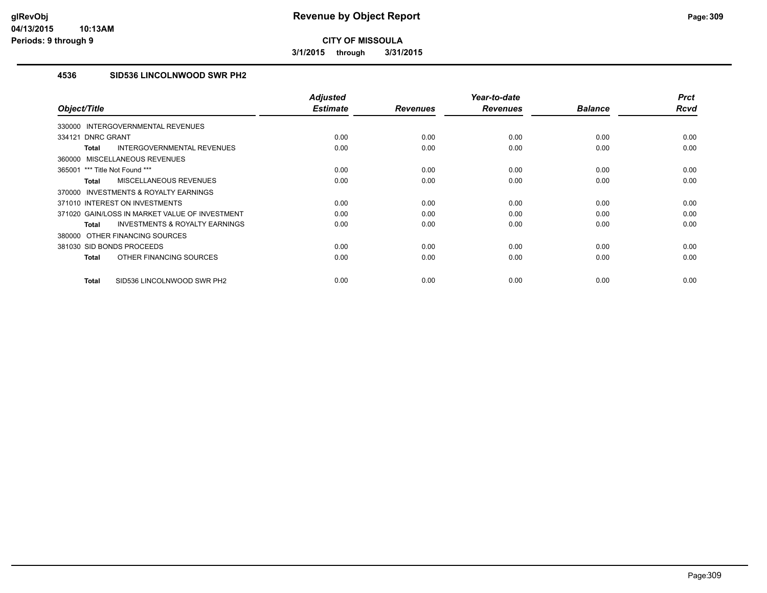**CITY OF MISSOULA**

**3/1/2015 through 3/31/2015**

## 4536 SID536 LINCOLNWOOD SWR PH2

| Object/Title | Adjusted Estimate | Revenues | Year-to-date Revenues | Balance | Prct Rcvd |
|---|---|---|---|---|---|
| 330000 INTERGOVERNMENTAL REVENUES | | | | | |
| 334121 DNRC GRANT | 0.00 | 0.00 | 0.00 | 0.00 | 0.00 |
| **Total** INTERGOVERNMENTAL REVENUES | 0.00 | 0.00 | 0.00 | 0.00 | 0.00 |
| 360000 MISCELLANEOUS REVENUES | | | | | |
| 365001 *** Title Not Found *** | 0.00 | 0.00 | 0.00 | 0.00 | 0.00 |
| **Total** MISCELLANEOUS REVENUES | 0.00 | 0.00 | 0.00 | 0.00 | 0.00 |
| 370000 INVESTMENTS & ROYALTY EARNINGS | | | | | |
| 371010 INTEREST ON INVESTMENTS | 0.00 | 0.00 | 0.00 | 0.00 | 0.00 |
| 371020 GAIN/LOSS IN MARKET VALUE OF INVESTMENT | 0.00 | 0.00 | 0.00 | 0.00 | 0.00 |
| **Total** INVESTMENTS & ROYALTY EARNINGS | 0.00 | 0.00 | 0.00 | 0.00 | 0.00 |
| 380000 OTHER FINANCING SOURCES | | | | | |
| 381030 SID BONDS PROCEEDS | 0.00 | 0.00 | 0.00 | 0.00 | 0.00 |
| **Total** OTHER FINANCING SOURCES | 0.00 | 0.00 | 0.00 | 0.00 | 0.00 |
| **Total** SID536 LINCOLNWOOD SWR PH2 | 0.00 | 0.00 | 0.00 | 0.00 | 0.00 |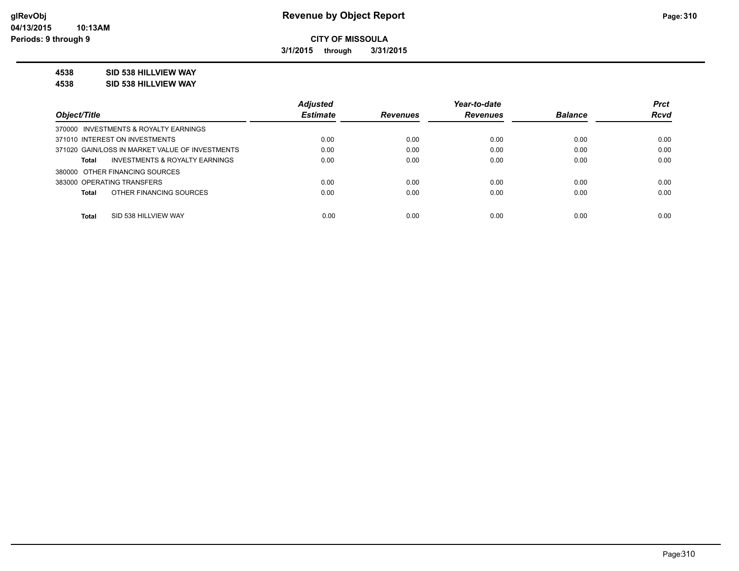# Revenue by Object Report

**CITY OF MISSOULA**

**3/1/2015 through 3/31/2015**

**4538 SID 538 HILLVIEW WAY**

**4538 SID 538 HILLVIEW WAY**

| Object/Title | Adjusted Estimate | Revenues | Year-to-date Revenues | Balance | Prct Rcvd |
|---|---|---|---|---|---|
| 370000 INVESTMENTS & ROYALTY EARNINGS | | | | | |
| 371010 INTEREST ON INVESTMENTS | 0.00 | 0.00 | 0.00 | 0.00 | 0.00 |
| 371020 GAIN/LOSS IN MARKET VALUE OF INVESTMENTS | 0.00 | 0.00 | 0.00 | 0.00 | 0.00 |
| **Total** INVESTMENTS & ROYALTY EARNINGS | 0.00 | 0.00 | 0.00 | 0.00 | 0.00 |
| 380000 OTHER FINANCING SOURCES | | | | | |
| 383000 OPERATING TRANSFERS | 0.00 | 0.00 | 0.00 | 0.00 | 0.00 |
| **Total** OTHER FINANCING SOURCES | 0.00 | 0.00 | 0.00 | 0.00 | 0.00 |
| **Total** SID 538 HILLVIEW WAY | 0.00 | 0.00 | 0.00 | 0.00 | 0.00 |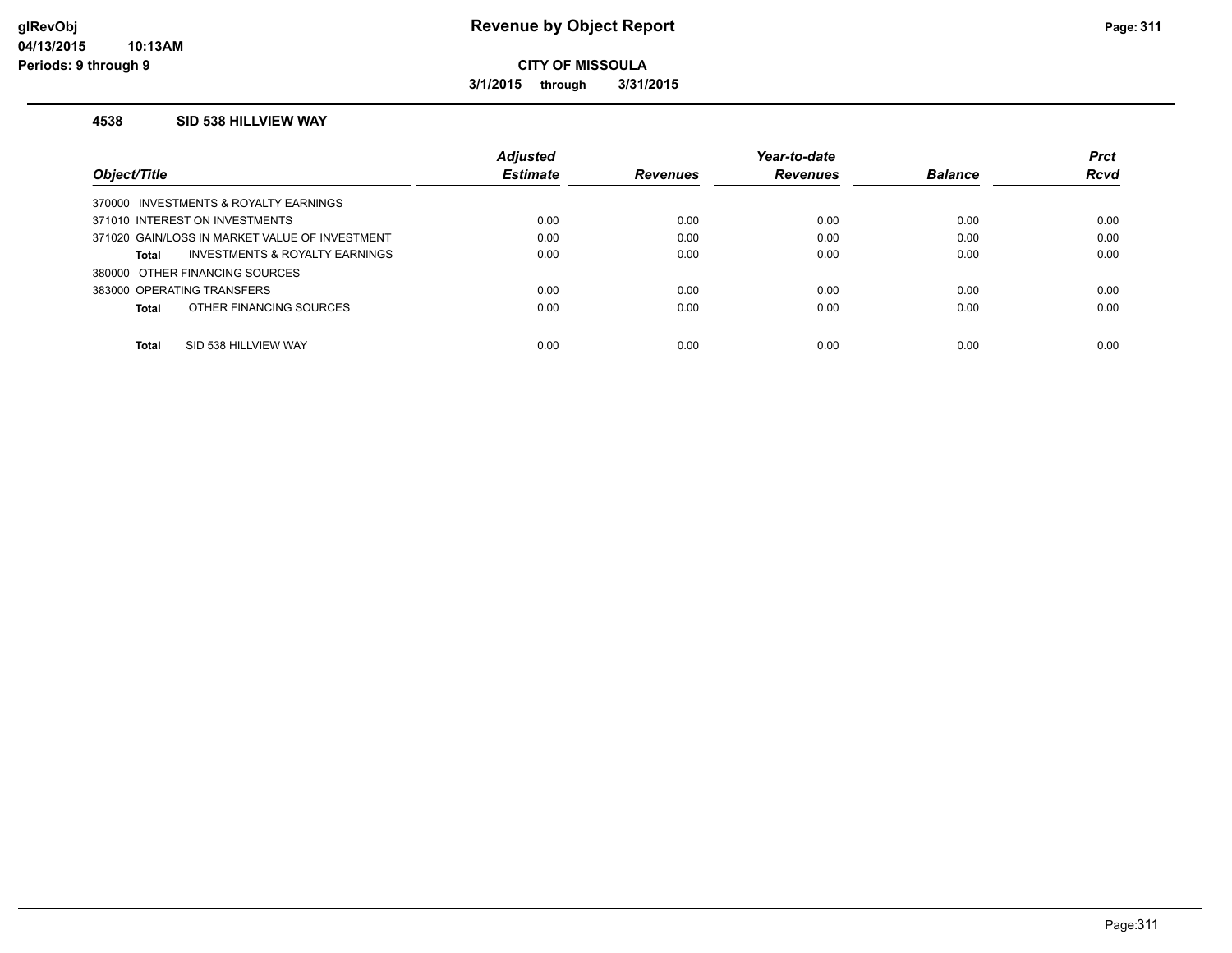**glRevObj**
**04/13/2015 10:13AM**
**Periods: 9 through 9**

# Revenue by Object Report

**CITY OF MISSOULA**

**3/1/2015 through 3/31/2015**

## 4538 SID 538 HILLVIEW WAY

| Object/Title | Adjusted Estimate | Revenues | Year-to-date Revenues | Balance | Prct Rcvd |
|---|---|---|---|---|---|
| 370000 INVESTMENTS & ROYALTY EARNINGS | | | | | |
| 371010 INTEREST ON INVESTMENTS | 0.00 | 0.00 | 0.00 | 0.00 | 0.00 |
| 371020 GAIN/LOSS IN MARKET VALUE OF INVESTMENT | 0.00 | 0.00 | 0.00 | 0.00 | 0.00 |
| **Total** INVESTMENTS & ROYALTY EARNINGS | 0.00 | 0.00 | 0.00 | 0.00 | 0.00 |
| 380000 OTHER FINANCING SOURCES | | | | | |
| 383000 OPERATING TRANSFERS | 0.00 | 0.00 | 0.00 | 0.00 | 0.00 |
| **Total** OTHER FINANCING SOURCES | 0.00 | 0.00 | 0.00 | 0.00 | 0.00 |
| **Total** SID 538 HILLVIEW WAY | 0.00 | 0.00 | 0.00 | 0.00 | 0.00 |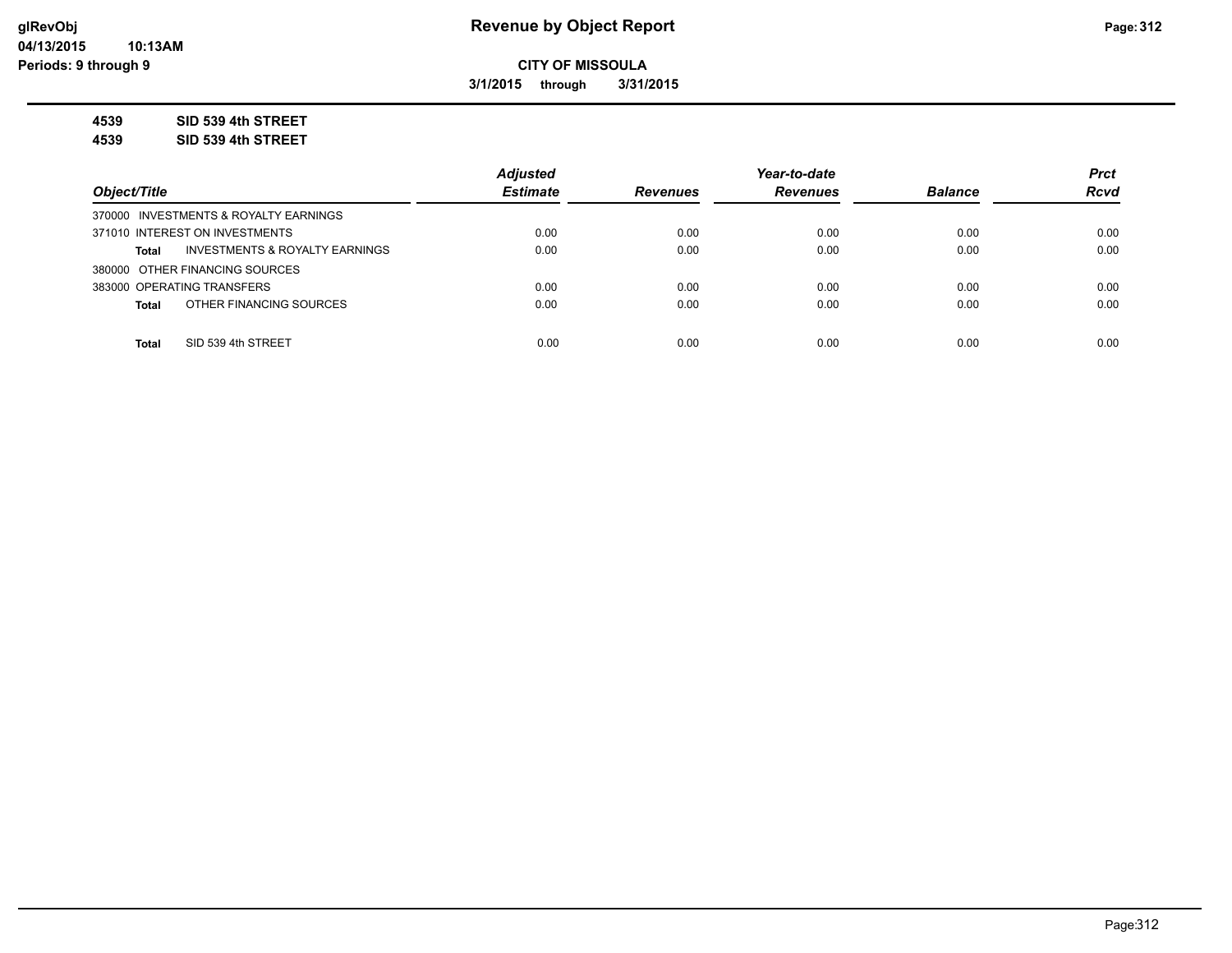**Revenue by Object Report**

**CITY OF MISSOULA**

**3/1/2015 through 3/31/2015**

glRevObj
04/13/2015 10:13AM
Periods: 9 through 9

**4539 SID 539 4th STREET**

**4539 SID 539 4th STREET**

| Object/Title | Adjusted Estimate | Revenues | Year-to-date Revenues | Balance | Prct Rcvd |
|---|---|---|---|---|---|
| 370000 INVESTMENTS & ROYALTY EARNINGS | | | | | |
| 371010 INTEREST ON INVESTMENTS | 0.00 | 0.00 | 0.00 | 0.00 | 0.00 |
| **Total** INVESTMENTS & ROYALTY EARNINGS | 0.00 | 0.00 | 0.00 | 0.00 | 0.00 |
| 380000 OTHER FINANCING SOURCES | | | | | |
| 383000 OPERATING TRANSFERS | 0.00 | 0.00 | 0.00 | 0.00 | 0.00 |
| **Total** OTHER FINANCING SOURCES | 0.00 | 0.00 | 0.00 | 0.00 | 0.00 |
| **Total** SID 539 4th STREET | 0.00 | 0.00 | 0.00 | 0.00 | 0.00 |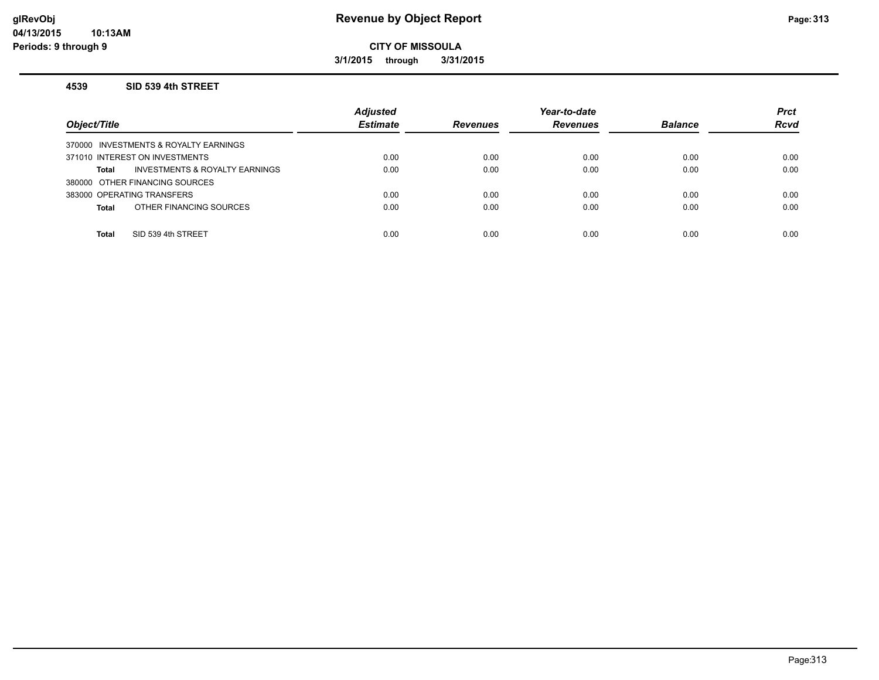# Revenue by Object Report

**CITY OF MISSOULA**

**3/1/2015 through 3/31/2015**

glRevObj
04/13/2015 10:13AM
Periods: 9 through 9

### 4539 SID 539 4th STREET

| Object/Title | Adjusted Estimate | Revenues | Year-to-date Revenues | Balance | Prct Rcvd |
|---|---|---|---|---|---|
| 370000 INVESTMENTS & ROYALTY EARNINGS | | | | | |
| 371010 INTEREST ON INVESTMENTS | 0.00 | 0.00 | 0.00 | 0.00 | 0.00 |
| **Total** INVESTMENTS & ROYALTY EARNINGS | 0.00 | 0.00 | 0.00 | 0.00 | 0.00 |
| 380000 OTHER FINANCING SOURCES | | | | | |
| 383000 OPERATING TRANSFERS | 0.00 | 0.00 | 0.00 | 0.00 | 0.00 |
| **Total** OTHER FINANCING SOURCES | 0.00 | 0.00 | 0.00 | 0.00 | 0.00 |
| **Total** SID 539 4th STREET | 0.00 | 0.00 | 0.00 | 0.00 | 0.00 |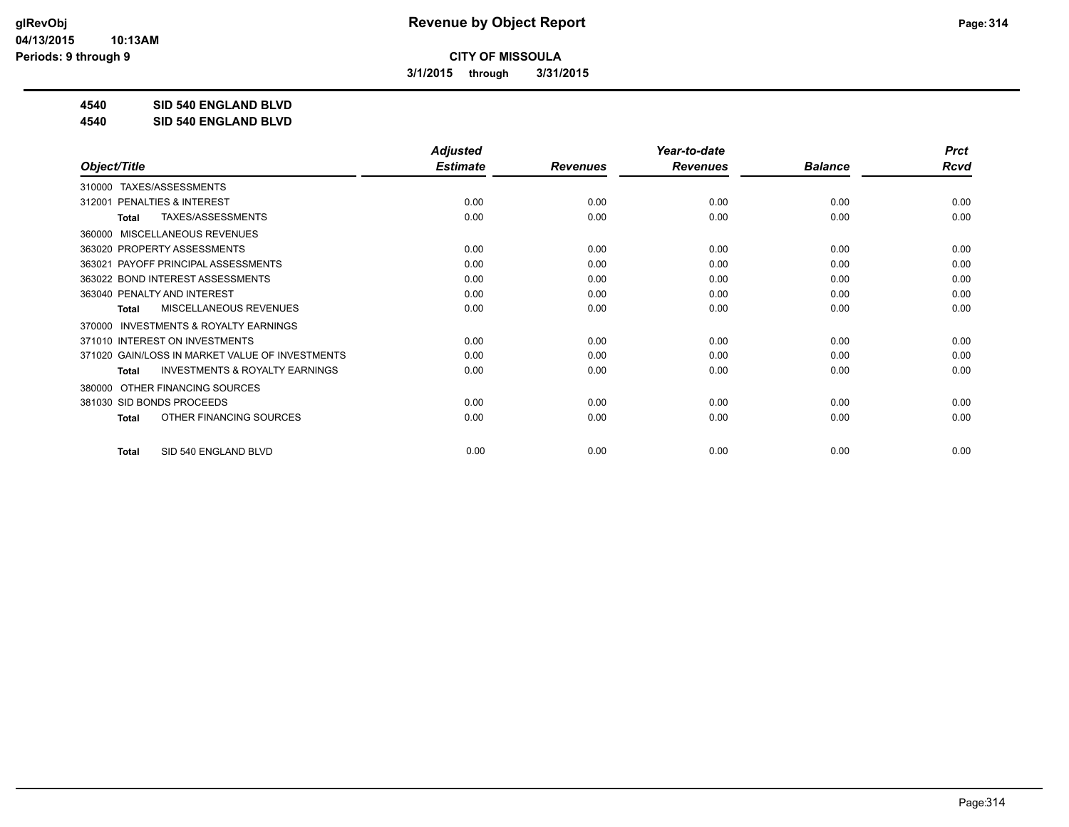# Revenue by Object Report

**CITY OF MISSOULA**

**3/1/2015 through 3/31/2015**

glRevObj
04/13/2015 10:13AM
Periods: 9 through 9

**4540 SID 540 ENGLAND BLVD**
**4540 SID 540 ENGLAND BLVD**

| Object/Title | Adjusted Estimate | Revenues | Year-to-date Revenues | Balance | Prct Rcvd |
|---|---|---|---|---|---|
| 310000 TAXES/ASSESSMENTS | | | | | |
| 312001 PENALTIES & INTEREST | 0.00 | 0.00 | 0.00 | 0.00 | 0.00 |
| **Total** TAXES/ASSESSMENTS | 0.00 | 0.00 | 0.00 | 0.00 | 0.00 |
| 360000 MISCELLANEOUS REVENUES | | | | | |
| 363020 PROPERTY ASSESSMENTS | 0.00 | 0.00 | 0.00 | 0.00 | 0.00 |
| 363021 PAYOFF PRINCIPAL ASSESSMENTS | 0.00 | 0.00 | 0.00 | 0.00 | 0.00 |
| 363022 BOND INTEREST ASSESSMENTS | 0.00 | 0.00 | 0.00 | 0.00 | 0.00 |
| 363040 PENALTY AND INTEREST | 0.00 | 0.00 | 0.00 | 0.00 | 0.00 |
| **Total** MISCELLANEOUS REVENUES | 0.00 | 0.00 | 0.00 | 0.00 | 0.00 |
| 370000 INVESTMENTS & ROYALTY EARNINGS | | | | | |
| 371010 INTEREST ON INVESTMENTS | 0.00 | 0.00 | 0.00 | 0.00 | 0.00 |
| 371020 GAIN/LOSS IN MARKET VALUE OF INVESTMENTS | 0.00 | 0.00 | 0.00 | 0.00 | 0.00 |
| **Total** INVESTMENTS & ROYALTY EARNINGS | 0.00 | 0.00 | 0.00 | 0.00 | 0.00 |
| 380000 OTHER FINANCING SOURCES | | | | | |
| 381030 SID BONDS PROCEEDS | 0.00 | 0.00 | 0.00 | 0.00 | 0.00 |
| **Total** OTHER FINANCING SOURCES | 0.00 | 0.00 | 0.00 | 0.00 | 0.00 |
| **Total** SID 540 ENGLAND BLVD | 0.00 | 0.00 | 0.00 | 0.00 | 0.00 |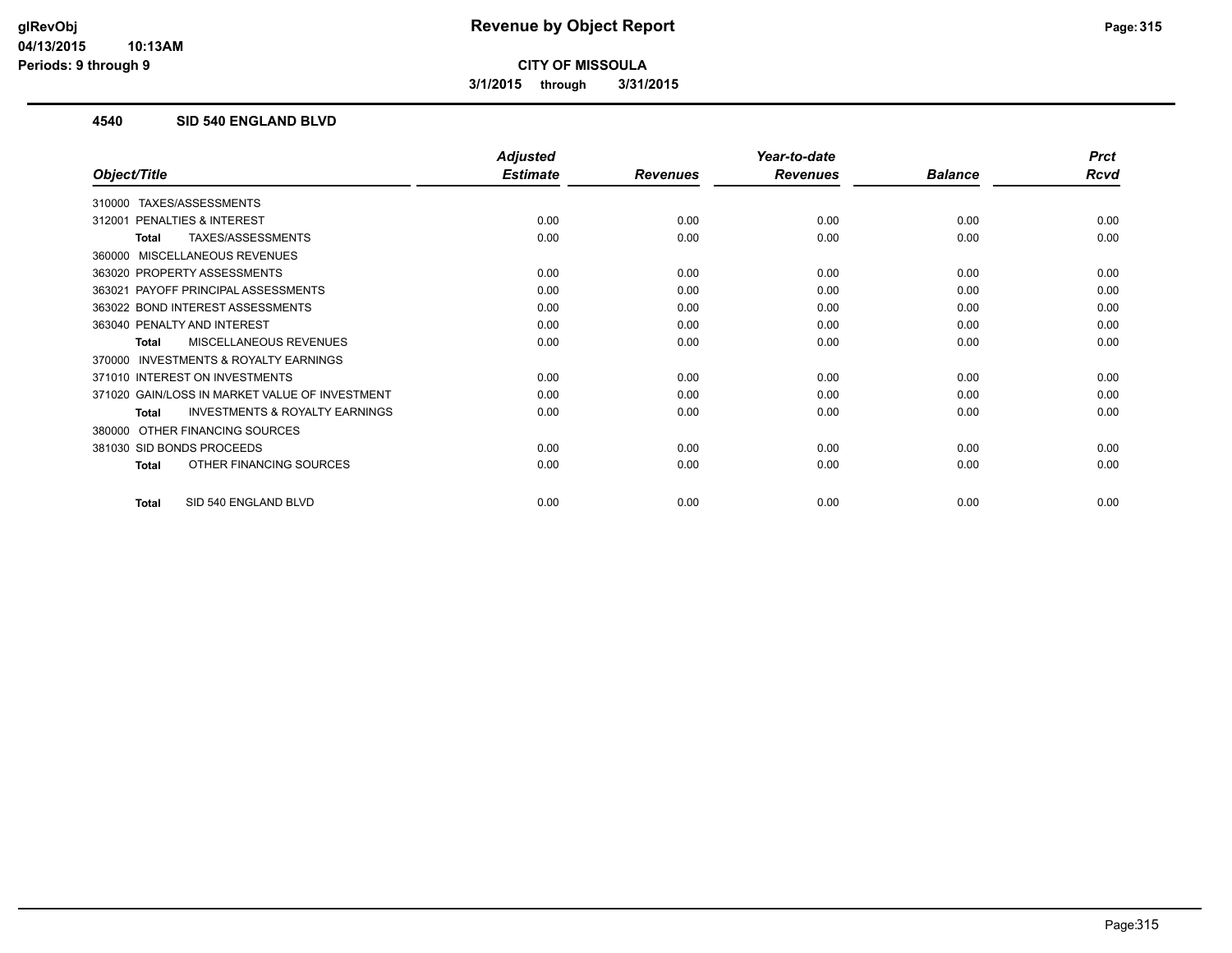# Revenue by Object Report

glRevObj
04/13/2015 10:13AM
Periods: 9 through 9

**CITY OF MISSOULA**

**3/1/2015 through 3/31/2015**

## 4540 SID 540 ENGLAND BLVD

| Object/Title | Adjusted Estimate | Revenues | Year-to-date Revenues | Balance | Prct Rcvd |
|---|---|---|---|---|---|
| 310000 TAXES/ASSESSMENTS | | | | | |
| 312001 PENALTIES & INTEREST | 0.00 | 0.00 | 0.00 | 0.00 | 0.00 |
| **Total** TAXES/ASSESSMENTS | 0.00 | 0.00 | 0.00 | 0.00 | 0.00 |
| 360000 MISCELLANEOUS REVENUES | | | | | |
| 363020 PROPERTY ASSESSMENTS | 0.00 | 0.00 | 0.00 | 0.00 | 0.00 |
| 363021 PAYOFF PRINCIPAL ASSESSMENTS | 0.00 | 0.00 | 0.00 | 0.00 | 0.00 |
| 363022 BOND INTEREST ASSESSMENTS | 0.00 | 0.00 | 0.00 | 0.00 | 0.00 |
| 363040 PENALTY AND INTEREST | 0.00 | 0.00 | 0.00 | 0.00 | 0.00 |
| **Total** MISCELLANEOUS REVENUES | 0.00 | 0.00 | 0.00 | 0.00 | 0.00 |
| 370000 INVESTMENTS & ROYALTY EARNINGS | | | | | |
| 371010 INTEREST ON INVESTMENTS | 0.00 | 0.00 | 0.00 | 0.00 | 0.00 |
| 371020 GAIN/LOSS IN MARKET VALUE OF INVESTMENT | 0.00 | 0.00 | 0.00 | 0.00 | 0.00 |
| **Total** INVESTMENTS & ROYALTY EARNINGS | 0.00 | 0.00 | 0.00 | 0.00 | 0.00 |
| 380000 OTHER FINANCING SOURCES | | | | | |
| 381030 SID BONDS PROCEEDS | 0.00 | 0.00 | 0.00 | 0.00 | 0.00 |
| **Total** OTHER FINANCING SOURCES | 0.00 | 0.00 | 0.00 | 0.00 | 0.00 |
| **Total** SID 540 ENGLAND BLVD | 0.00 | 0.00 | 0.00 | 0.00 | 0.00 |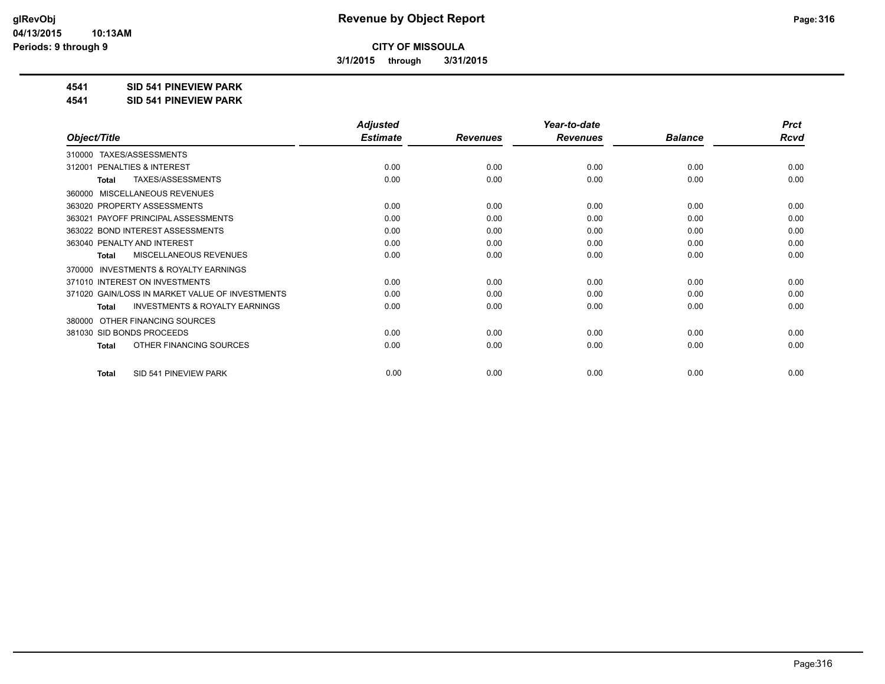**CITY OF MISSOULA**

**3/1/2015 through 3/31/2015**

**4541 SID 541 PINEVIEW PARK**

**4541 SID 541 PINEVIEW PARK**

| Object/Title | Adjusted Estimate | Revenues | Year-to-date Revenues | Balance | Prct Rcvd |
|---|---|---|---|---|---|
| 310000 TAXES/ASSESSMENTS | | | | | |
| 312001 PENALTIES & INTEREST | 0.00 | 0.00 | 0.00 | 0.00 | 0.00 |
| **Total** TAXES/ASSESSMENTS | 0.00 | 0.00 | 0.00 | 0.00 | 0.00 |
| 360000 MISCELLANEOUS REVENUES | | | | | |
| 363020 PROPERTY ASSESSMENTS | 0.00 | 0.00 | 0.00 | 0.00 | 0.00 |
| 363021 PAYOFF PRINCIPAL ASSESSMENTS | 0.00 | 0.00 | 0.00 | 0.00 | 0.00 |
| 363022 BOND INTEREST ASSESSMENTS | 0.00 | 0.00 | 0.00 | 0.00 | 0.00 |
| 363040 PENALTY AND INTEREST | 0.00 | 0.00 | 0.00 | 0.00 | 0.00 |
| **Total** MISCELLANEOUS REVENUES | 0.00 | 0.00 | 0.00 | 0.00 | 0.00 |
| 370000 INVESTMENTS & ROYALTY EARNINGS | | | | | |
| 371010 INTEREST ON INVESTMENTS | 0.00 | 0.00 | 0.00 | 0.00 | 0.00 |
| 371020 GAIN/LOSS IN MARKET VALUE OF INVESTMENTS | 0.00 | 0.00 | 0.00 | 0.00 | 0.00 |
| **Total** INVESTMENTS & ROYALTY EARNINGS | 0.00 | 0.00 | 0.00 | 0.00 | 0.00 |
| 380000 OTHER FINANCING SOURCES | | | | | |
| 381030 SID BONDS PROCEEDS | 0.00 | 0.00 | 0.00 | 0.00 | 0.00 |
| **Total** OTHER FINANCING SOURCES | 0.00 | 0.00 | 0.00 | 0.00 | 0.00 |
| **Total** SID 541 PINEVIEW PARK | 0.00 | 0.00 | 0.00 | 0.00 | 0.00 |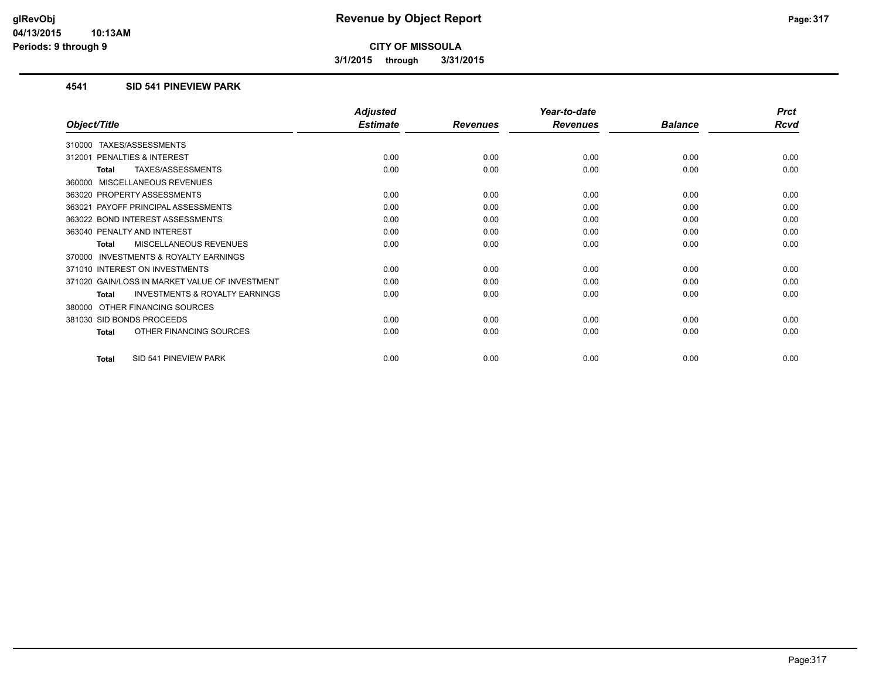**CITY OF MISSOULA**

**3/1/2015 through 3/31/2015**

## 4541 SID 541 PINEVIEW PARK

| Object/Title | Adjusted Estimate | Revenues | Year-to-date Revenues | Balance | Prct Rcvd |
|---|---|---|---|---|---|
| 310000 TAXES/ASSESSMENTS | | | | | |
| 312001 PENALTIES & INTEREST | 0.00 | 0.00 | 0.00 | 0.00 | 0.00 |
| **Total** TAXES/ASSESSMENTS | 0.00 | 0.00 | 0.00 | 0.00 | 0.00 |
| 360000 MISCELLANEOUS REVENUES | | | | | |
| 363020 PROPERTY ASSESSMENTS | 0.00 | 0.00 | 0.00 | 0.00 | 0.00 |
| 363021 PAYOFF PRINCIPAL ASSESSMENTS | 0.00 | 0.00 | 0.00 | 0.00 | 0.00 |
| 363022 BOND INTEREST ASSESSMENTS | 0.00 | 0.00 | 0.00 | 0.00 | 0.00 |
| 363040 PENALTY AND INTEREST | 0.00 | 0.00 | 0.00 | 0.00 | 0.00 |
| **Total** MISCELLANEOUS REVENUES | 0.00 | 0.00 | 0.00 | 0.00 | 0.00 |
| 370000 INVESTMENTS & ROYALTY EARNINGS | | | | | |
| 371010 INTEREST ON INVESTMENTS | 0.00 | 0.00 | 0.00 | 0.00 | 0.00 |
| 371020 GAIN/LOSS IN MARKET VALUE OF INVESTMENT | 0.00 | 0.00 | 0.00 | 0.00 | 0.00 |
| **Total** INVESTMENTS & ROYALTY EARNINGS | 0.00 | 0.00 | 0.00 | 0.00 | 0.00 |
| 380000 OTHER FINANCING SOURCES | | | | | |
| 381030 SID BONDS PROCEEDS | 0.00 | 0.00 | 0.00 | 0.00 | 0.00 |
| **Total** OTHER FINANCING SOURCES | 0.00 | 0.00 | 0.00 | 0.00 | 0.00 |
| **Total** SID 541 PINEVIEW PARK | 0.00 | 0.00 | 0.00 | 0.00 | 0.00 |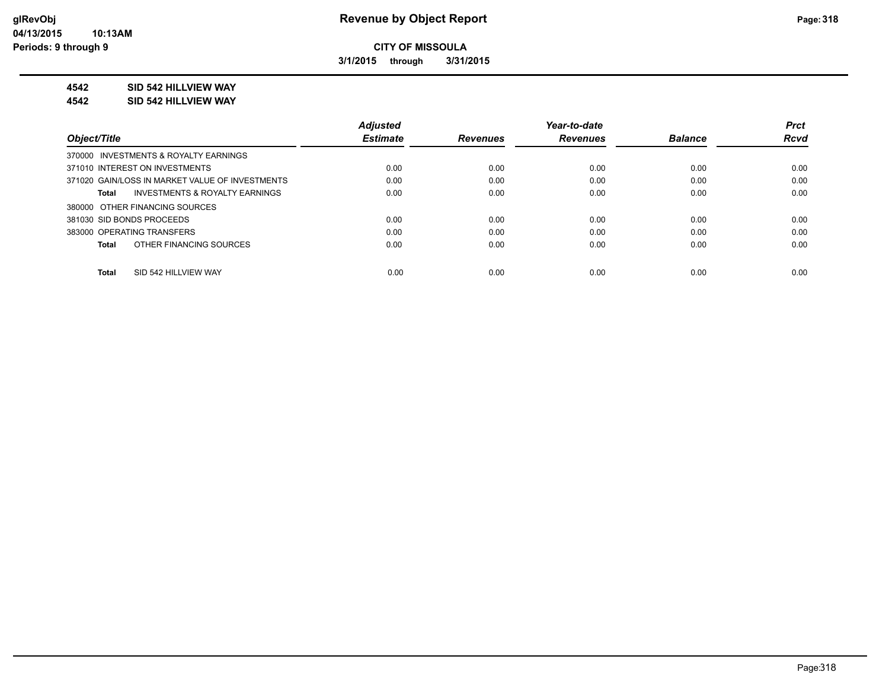**CITY OF MISSOULA**

**3/1/2015 through 3/31/2015**

**4542 SID 542 HILLVIEW WAY**

**4542 SID 542 HILLVIEW WAY**

| Object/Title | Adjusted Estimate | Revenues | Year-to-date Revenues | Balance | Prct Rcvd |
|---|---|---|---|---|---|
| 370000 INVESTMENTS & ROYALTY EARNINGS | | | | | |
| 371010 INTEREST ON INVESTMENTS | 0.00 | 0.00 | 0.00 | 0.00 | 0.00 |
| 371020 GAIN/LOSS IN MARKET VALUE OF INVESTMENTS | 0.00 | 0.00 | 0.00 | 0.00 | 0.00 |
| **Total** INVESTMENTS & ROYALTY EARNINGS | 0.00 | 0.00 | 0.00 | 0.00 | 0.00 |
| 380000 OTHER FINANCING SOURCES | | | | | |
| 381030 SID BONDS PROCEEDS | 0.00 | 0.00 | 0.00 | 0.00 | 0.00 |
| 383000 OPERATING TRANSFERS | 0.00 | 0.00 | 0.00 | 0.00 | 0.00 |
| **Total** OTHER FINANCING SOURCES | 0.00 | 0.00 | 0.00 | 0.00 | 0.00 |
| **Total** SID 542 HILLVIEW WAY | 0.00 | 0.00 | 0.00 | 0.00 | 0.00 |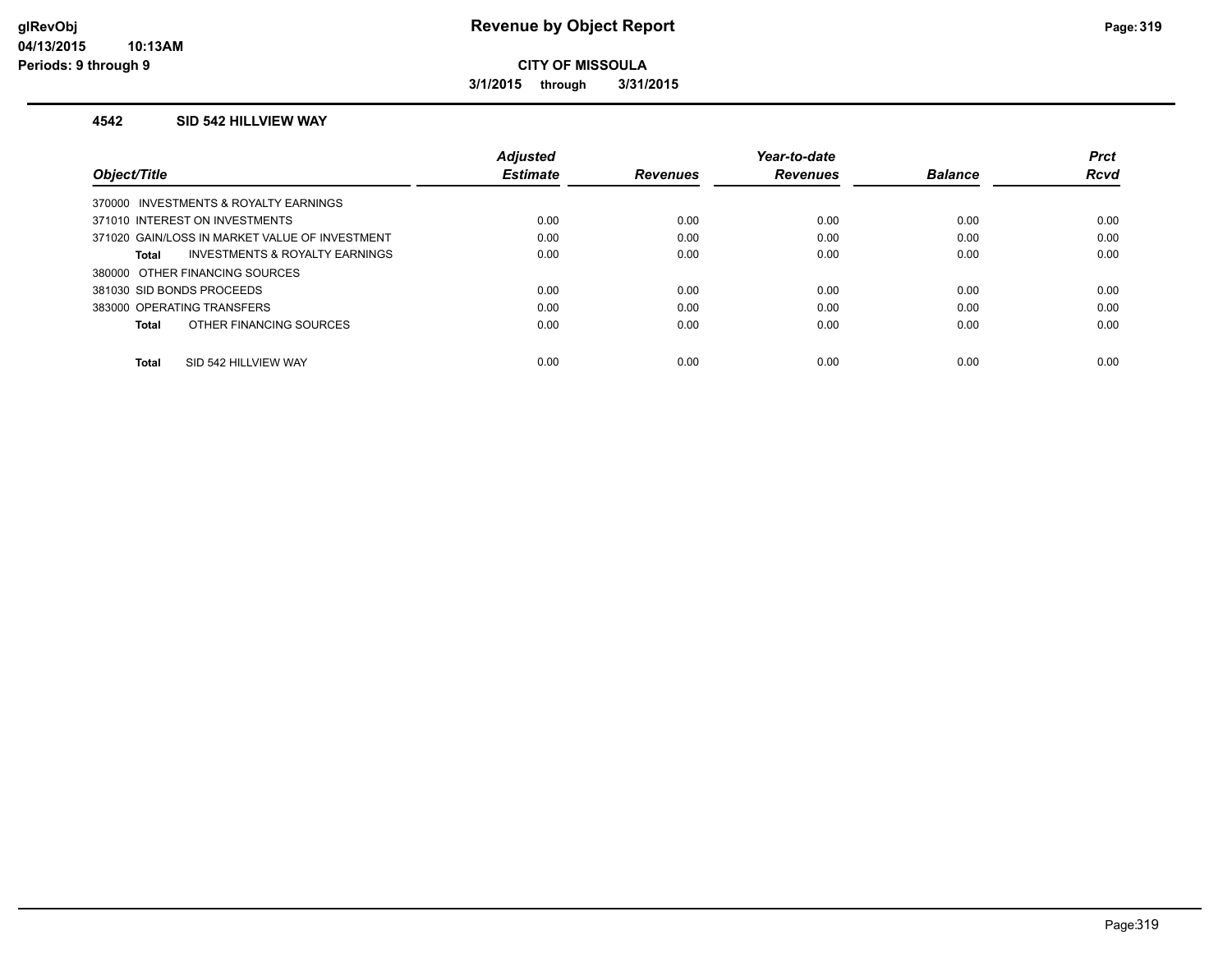**CITY OF MISSOULA**

**3/1/2015 through 3/31/2015**

**Revenue by Object Report**

glRevObj
04/13/2015 10:13AM
Periods: 9 through 9

### 4542 SID 542 HILLVIEW WAY

| Object/Title | Adjusted Estimate | Revenues | Year-to-date Revenues | Balance | Prct Rcvd |
|---|---|---|---|---|---|
| 370000 INVESTMENTS & ROYALTY EARNINGS | | | | | |
| 371010 INTEREST ON INVESTMENTS | 0.00 | 0.00 | 0.00 | 0.00 | 0.00 |
| 371020 GAIN/LOSS IN MARKET VALUE OF INVESTMENT | 0.00 | 0.00 | 0.00 | 0.00 | 0.00 |
| **Total** INVESTMENTS & ROYALTY EARNINGS | 0.00 | 0.00 | 0.00 | 0.00 | 0.00 |
| 380000 OTHER FINANCING SOURCES | | | | | |
| 381030 SID BONDS PROCEEDS | 0.00 | 0.00 | 0.00 | 0.00 | 0.00 |
| 383000 OPERATING TRANSFERS | 0.00 | 0.00 | 0.00 | 0.00 | 0.00 |
| **Total** OTHER FINANCING SOURCES | 0.00 | 0.00 | 0.00 | 0.00 | 0.00 |
| **Total** SID 542 HILLVIEW WAY | 0.00 | 0.00 | 0.00 | 0.00 | 0.00 |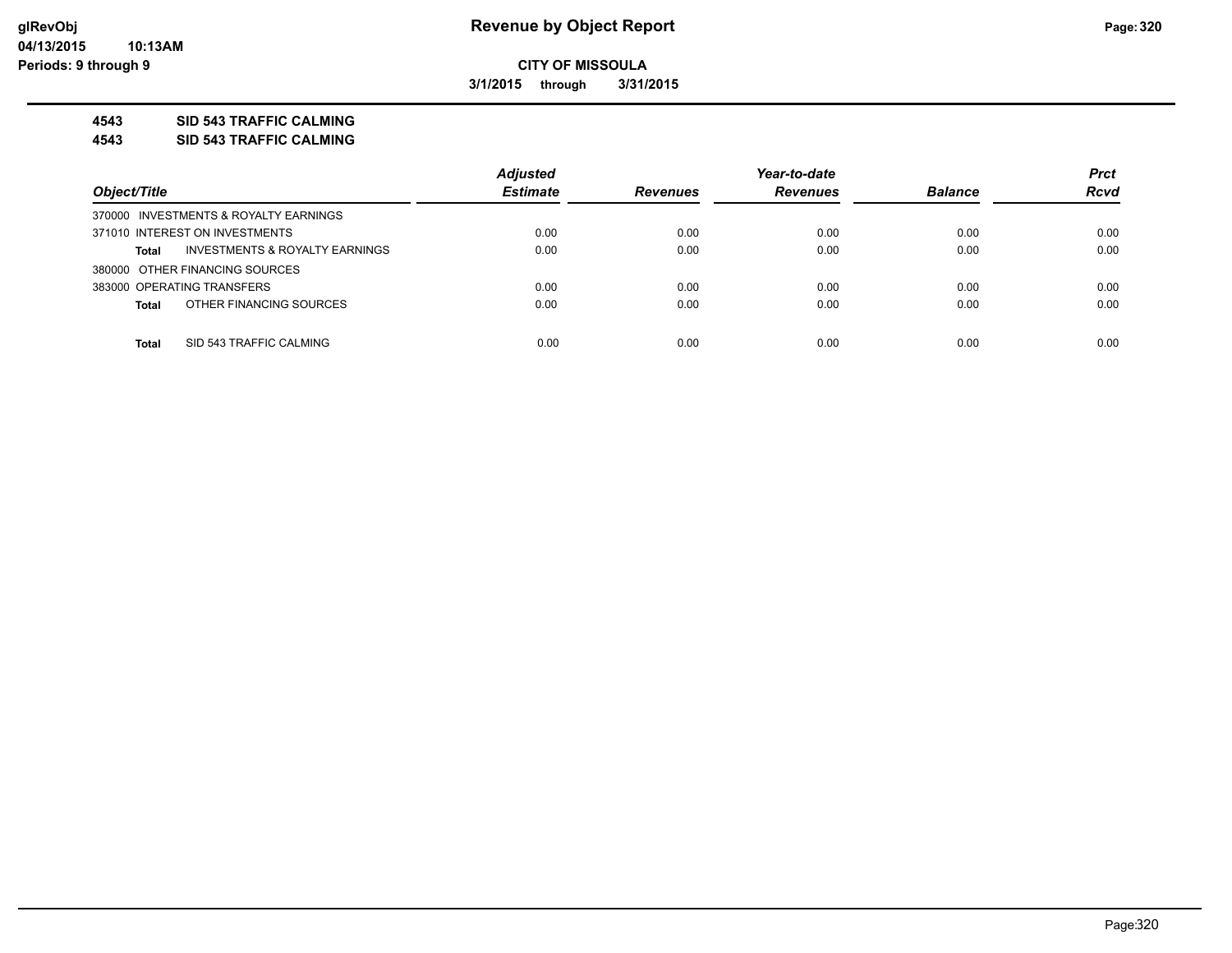**Revenue by Object Report**

**CITY OF MISSOULA**

**3/1/2015 through 3/31/2015**

glRevObj
04/13/2015 10:13AM
Periods: 9 through 9

**4543 SID 543 TRAFFIC CALMING**

**4543 SID 543 TRAFFIC CALMING**

| Object/Title | Adjusted Estimate | Revenues | Year-to-date Revenues | Balance | Prct Rcvd |
|---|---|---|---|---|---|
| 370000 INVESTMENTS & ROYALTY EARNINGS | | | | | |
| 371010 INTEREST ON INVESTMENTS | 0.00 | 0.00 | 0.00 | 0.00 | 0.00 |
| **Total** INVESTMENTS & ROYALTY EARNINGS | 0.00 | 0.00 | 0.00 | 0.00 | 0.00 |
| 380000 OTHER FINANCING SOURCES | | | | | |
| 383000 OPERATING TRANSFERS | 0.00 | 0.00 | 0.00 | 0.00 | 0.00 |
| **Total** OTHER FINANCING SOURCES | 0.00 | 0.00 | 0.00 | 0.00 | 0.00 |
| **Total** SID 543 TRAFFIC CALMING | 0.00 | 0.00 | 0.00 | 0.00 | 0.00 |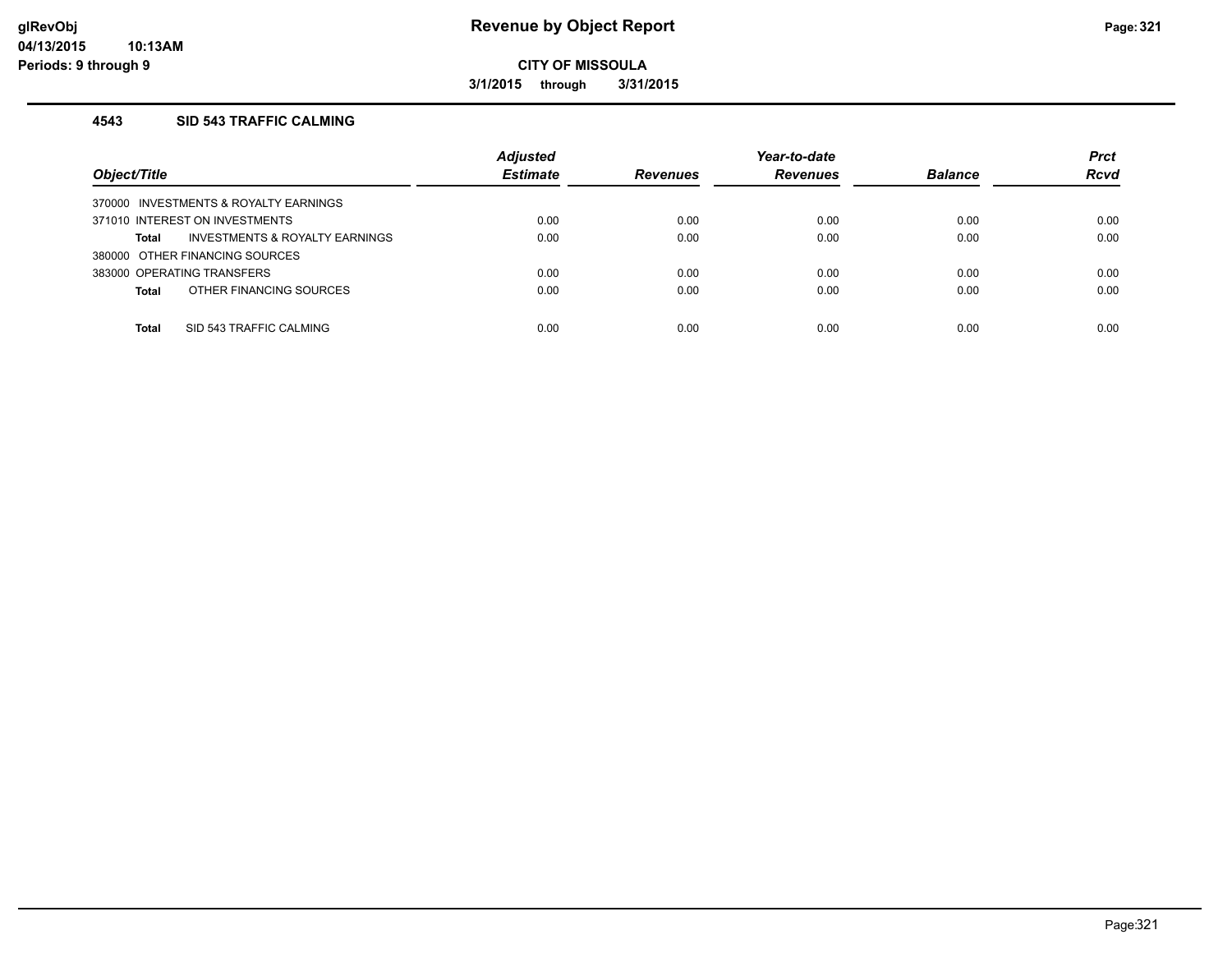# Revenue by Object Report

**CITY OF MISSOULA**

**3/1/2015 through 3/31/2015**

### 4543 SID 543 TRAFFIC CALMING

| Object/Title | Adjusted Estimate | Revenues | Year-to-date Revenues | Balance | Prct Rcvd |
|---|---|---|---|---|---|
| 370000 INVESTMENTS & ROYALTY EARNINGS | | | | | |
| 371010 INTEREST ON INVESTMENTS | 0.00 | 0.00 | 0.00 | 0.00 | 0.00 |
| **Total** INVESTMENTS & ROYALTY EARNINGS | 0.00 | 0.00 | 0.00 | 0.00 | 0.00 |
| 380000 OTHER FINANCING SOURCES | | | | | |
| 383000 OPERATING TRANSFERS | 0.00 | 0.00 | 0.00 | 0.00 | 0.00 |
| **Total** OTHER FINANCING SOURCES | 0.00 | 0.00 | 0.00 | 0.00 | 0.00 |
| **Total** SID 543 TRAFFIC CALMING | 0.00 | 0.00 | 0.00 | 0.00 | 0.00 |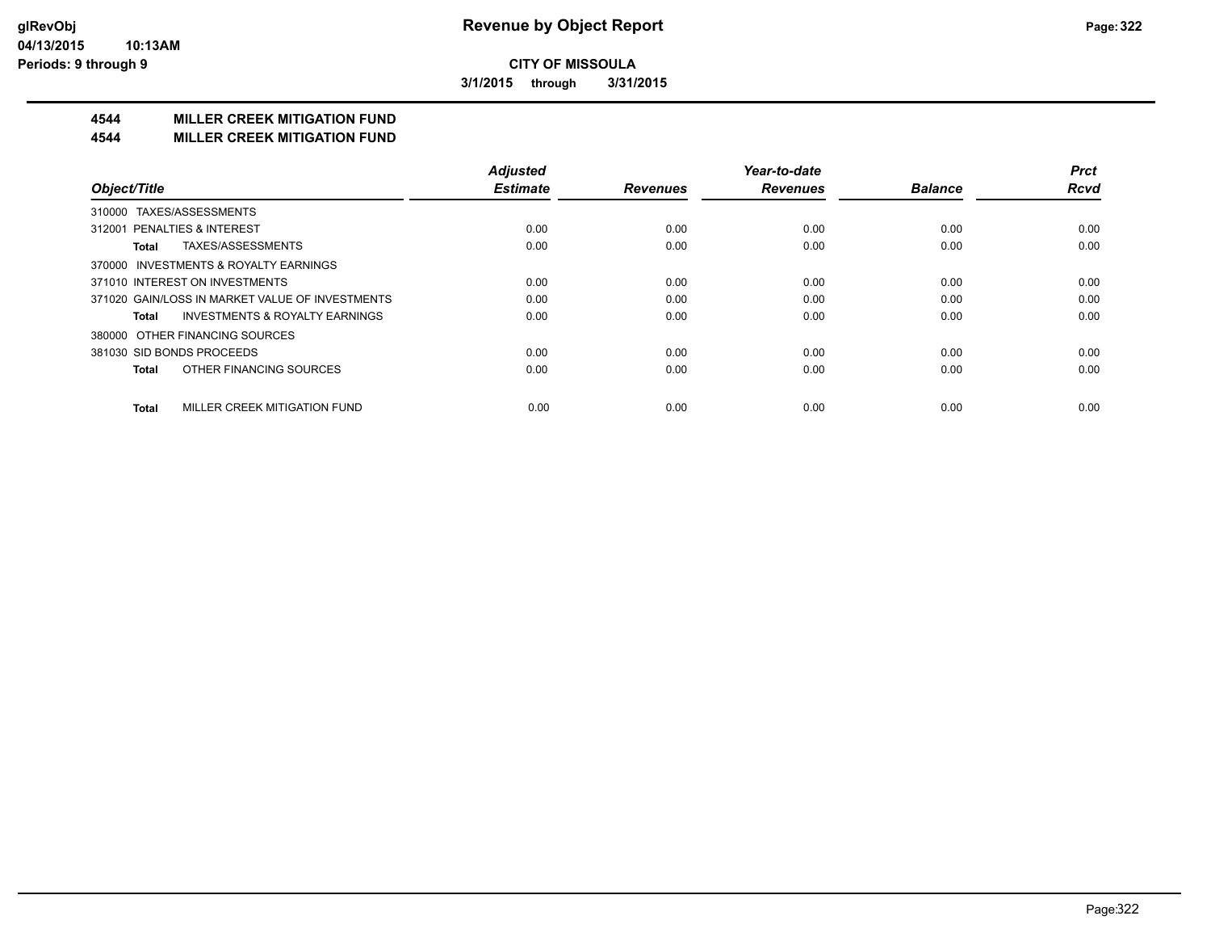**CITY OF MISSOULA**

**3/1/2015 through 3/31/2015**

# 4544 MILLER CREEK MITIGATION FUND
## 4544 MILLER CREEK MITIGATION FUND

| Object/Title | Adjusted Estimate | Revenues | Year-to-date Revenues | Balance | Prct Rcvd |
|---|---|---|---|---|---|
| 310000 TAXES/ASSESSMENTS | | | | | |
| 312001 PENALTIES & INTEREST | 0.00 | 0.00 | 0.00 | 0.00 | 0.00 |
| **Total** TAXES/ASSESSMENTS | 0.00 | 0.00 | 0.00 | 0.00 | 0.00 |
| 370000 INVESTMENTS & ROYALTY EARNINGS | | | | | |
| 371010 INTEREST ON INVESTMENTS | 0.00 | 0.00 | 0.00 | 0.00 | 0.00 |
| 371020 GAIN/LOSS IN MARKET VALUE OF INVESTMENTS | 0.00 | 0.00 | 0.00 | 0.00 | 0.00 |
| **Total** INVESTMENTS & ROYALTY EARNINGS | 0.00 | 0.00 | 0.00 | 0.00 | 0.00 |
| 380000 OTHER FINANCING SOURCES | | | | | |
| 381030 SID BONDS PROCEEDS | 0.00 | 0.00 | 0.00 | 0.00 | 0.00 |
| **Total** OTHER FINANCING SOURCES | 0.00 | 0.00 | 0.00 | 0.00 | 0.00 |
| **Total** MILLER CREEK MITIGATION FUND | 0.00 | 0.00 | 0.00 | 0.00 | 0.00 |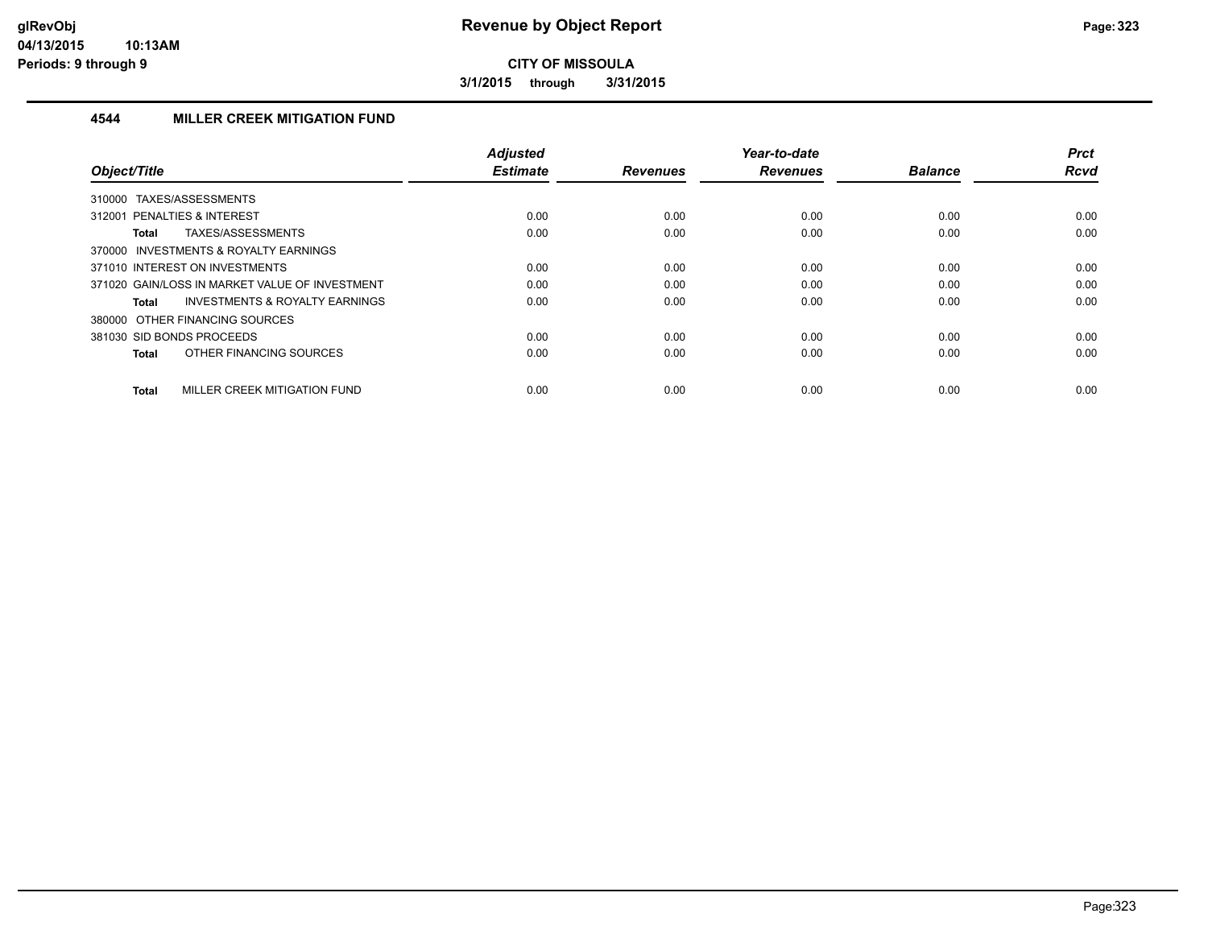# Revenue by Object Report

**CITY OF MISSOULA**

**3/1/2015 through 3/31/2015**

glRevObj
04/13/2015 10:13AM
Periods: 9 through 9

## 4544 MILLER CREEK MITIGATION FUND

| Object/Title | Adjusted Estimate | Revenues | Year-to-date Revenues | Balance | Prct Rcvd |
|---|---|---|---|---|---|
| 310000 TAXES/ASSESSMENTS | | | | | |
| 312001 PENALTIES & INTEREST | 0.00 | 0.00 | 0.00 | 0.00 | 0.00 |
| **Total** TAXES/ASSESSMENTS | 0.00 | 0.00 | 0.00 | 0.00 | 0.00 |
| 370000 INVESTMENTS & ROYALTY EARNINGS | | | | | |
| 371010 INTEREST ON INVESTMENTS | 0.00 | 0.00 | 0.00 | 0.00 | 0.00 |
| 371020 GAIN/LOSS IN MARKET VALUE OF INVESTMENT | 0.00 | 0.00 | 0.00 | 0.00 | 0.00 |
| **Total** INVESTMENTS & ROYALTY EARNINGS | 0.00 | 0.00 | 0.00 | 0.00 | 0.00 |
| 380000 OTHER FINANCING SOURCES | | | | | |
| 381030 SID BONDS PROCEEDS | 0.00 | 0.00 | 0.00 | 0.00 | 0.00 |
| **Total** OTHER FINANCING SOURCES | 0.00 | 0.00 | 0.00 | 0.00 | 0.00 |
| **Total** MILLER CREEK MITIGATION FUND | 0.00 | 0.00 | 0.00 | 0.00 | 0.00 |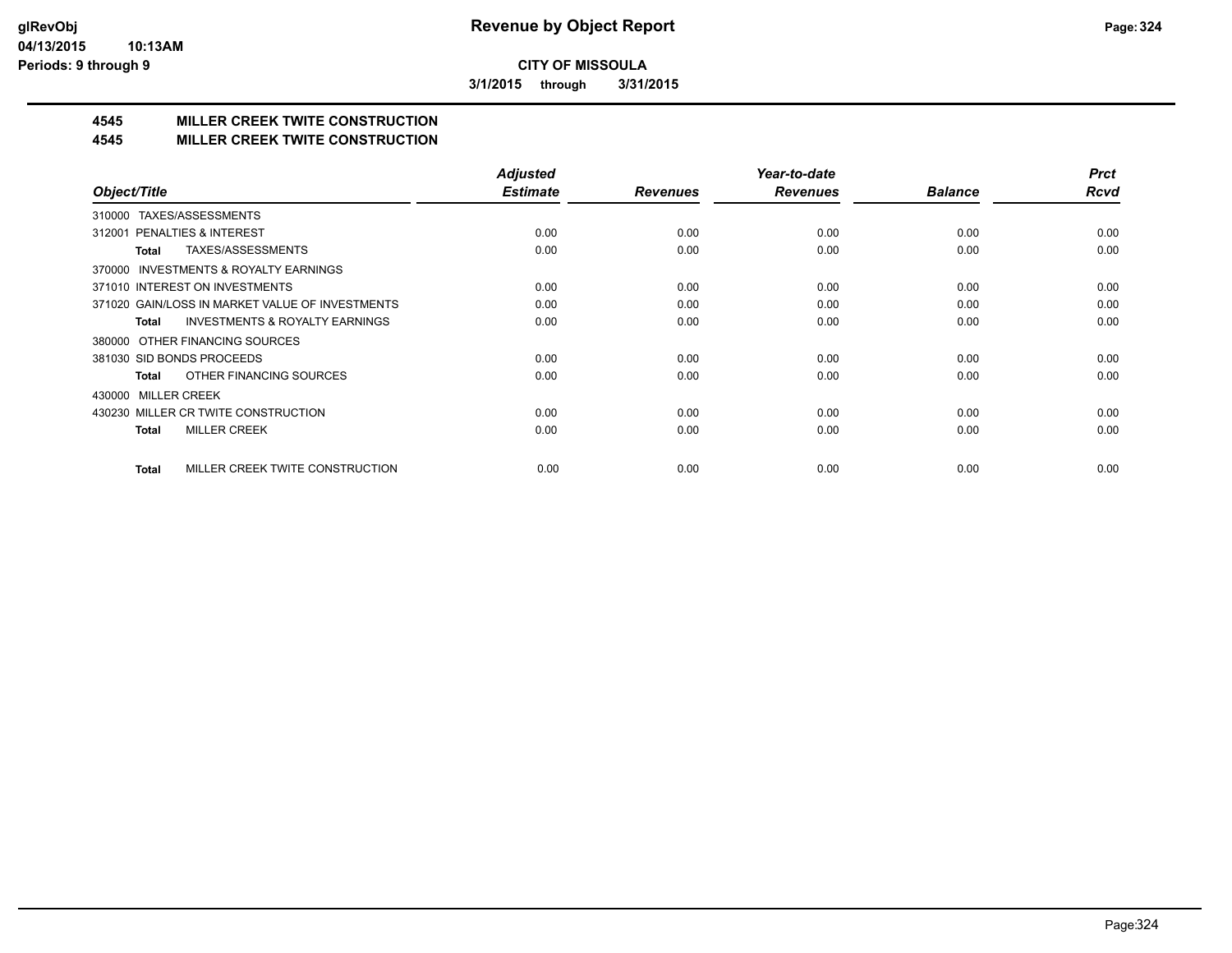**CITY OF MISSOULA**

**3/1/2015 through 3/31/2015**

## 4545 MILLER CREEK TWITE CONSTRUCTION

## 4545 MILLER CREEK TWITE CONSTRUCTION

| Object/Title | Adjusted Estimate | Revenues | Year-to-date Revenues | Balance | Prct Rcvd |
|---|---|---|---|---|---|
| 310000 TAXES/ASSESSMENTS | | | | | |
| 312001 PENALTIES & INTEREST | 0.00 | 0.00 | 0.00 | 0.00 | 0.00 |
| **Total** TAXES/ASSESSMENTS | 0.00 | 0.00 | 0.00 | 0.00 | 0.00 |
| 370000 INVESTMENTS & ROYALTY EARNINGS | | | | | |
| 371010 INTEREST ON INVESTMENTS | 0.00 | 0.00 | 0.00 | 0.00 | 0.00 |
| 371020 GAIN/LOSS IN MARKET VALUE OF INVESTMENTS | 0.00 | 0.00 | 0.00 | 0.00 | 0.00 |
| **Total** INVESTMENTS & ROYALTY EARNINGS | 0.00 | 0.00 | 0.00 | 0.00 | 0.00 |
| 380000 OTHER FINANCING SOURCES | | | | | |
| 381030 SID BONDS PROCEEDS | 0.00 | 0.00 | 0.00 | 0.00 | 0.00 |
| **Total** OTHER FINANCING SOURCES | 0.00 | 0.00 | 0.00 | 0.00 | 0.00 |
| 430000 MILLER CREEK | | | | | |
| 430230 MILLER CR TWITE CONSTRUCTION | 0.00 | 0.00 | 0.00 | 0.00 | 0.00 |
| **Total** MILLER CREEK | 0.00 | 0.00 | 0.00 | 0.00 | 0.00 |
| **Total** MILLER CREEK TWITE CONSTRUCTION | 0.00 | 0.00 | 0.00 | 0.00 | 0.00 |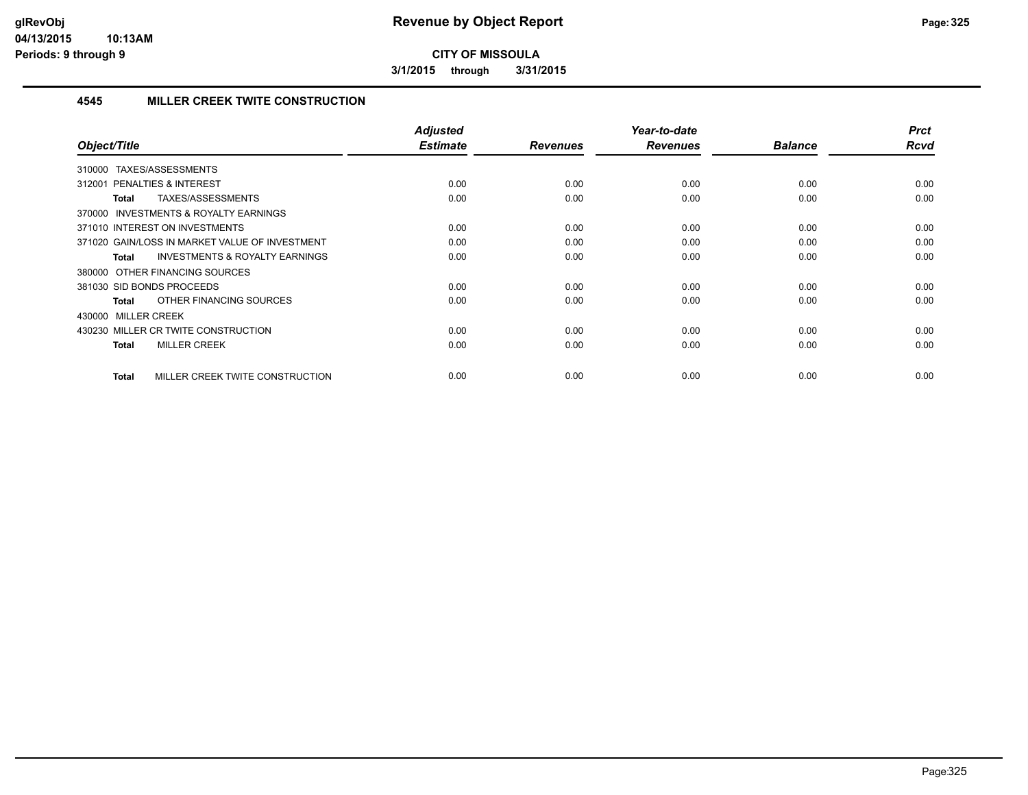**CITY OF MISSOULA**

**3/1/2015 through 3/31/2015**

## 4545 MILLER CREEK TWITE CONSTRUCTION

| Object/Title | Adjusted Estimate | Revenues | Year-to-date Revenues | Balance | Prct Rcvd |
|---|---|---|---|---|---|
| 310000 TAXES/ASSESSMENTS | | | | | |
| 312001 PENALTIES & INTEREST | 0.00 | 0.00 | 0.00 | 0.00 | 0.00 |
| **Total** TAXES/ASSESSMENTS | 0.00 | 0.00 | 0.00 | 0.00 | 0.00 |
| 370000 INVESTMENTS & ROYALTY EARNINGS | | | | | |
| 371010 INTEREST ON INVESTMENTS | 0.00 | 0.00 | 0.00 | 0.00 | 0.00 |
| 371020 GAIN/LOSS IN MARKET VALUE OF INVESTMENT | 0.00 | 0.00 | 0.00 | 0.00 | 0.00 |
| **Total** INVESTMENTS & ROYALTY EARNINGS | 0.00 | 0.00 | 0.00 | 0.00 | 0.00 |
| 380000 OTHER FINANCING SOURCES | | | | | |
| 381030 SID BONDS PROCEEDS | 0.00 | 0.00 | 0.00 | 0.00 | 0.00 |
| **Total** OTHER FINANCING SOURCES | 0.00 | 0.00 | 0.00 | 0.00 | 0.00 |
| 430000 MILLER CREEK | | | | | |
| 430230 MILLER CR TWITE CONSTRUCTION | 0.00 | 0.00 | 0.00 | 0.00 | 0.00 |
| **Total** MILLER CREEK | 0.00 | 0.00 | 0.00 | 0.00 | 0.00 |
| **Total** MILLER CREEK TWITE CONSTRUCTION | 0.00 | 0.00 | 0.00 | 0.00 | 0.00 |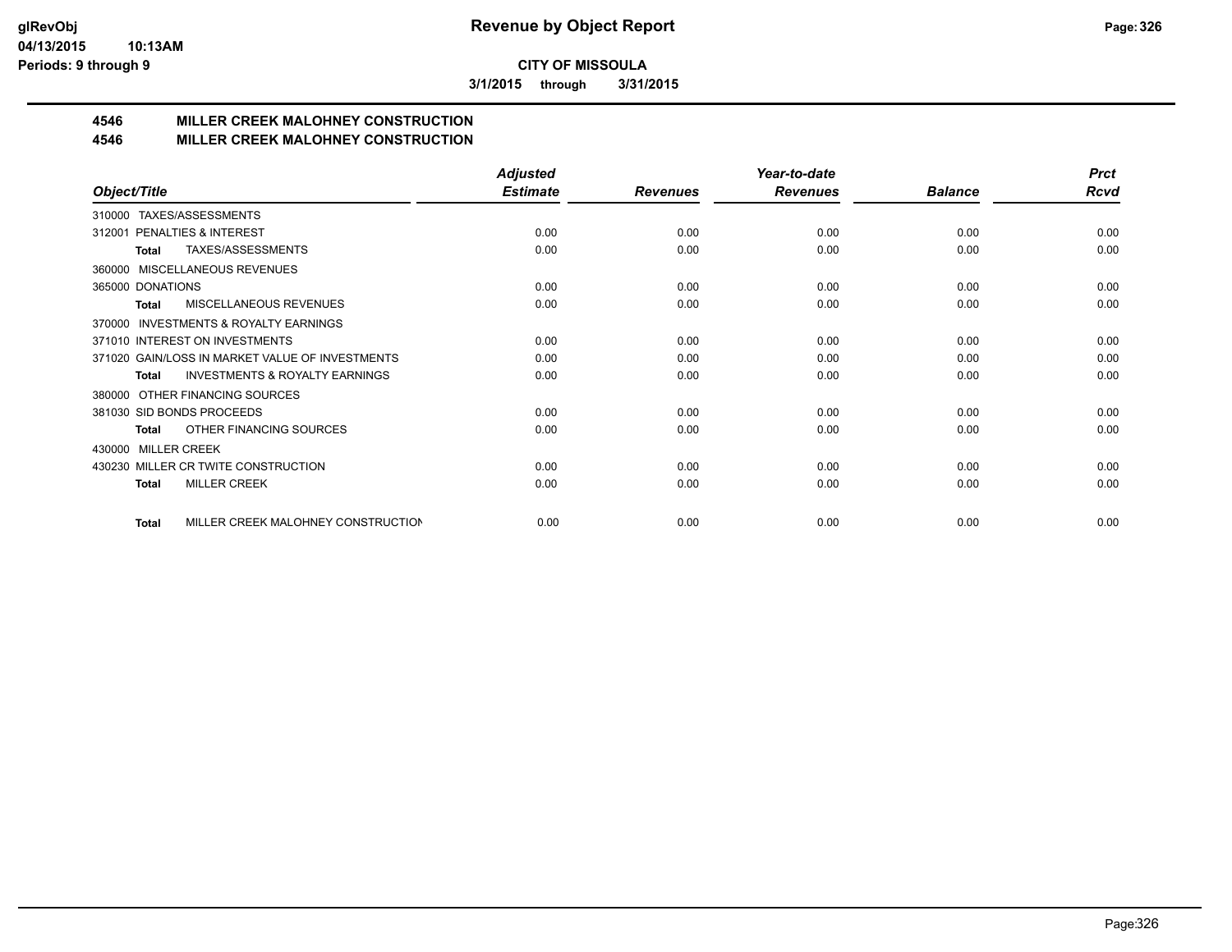**CITY OF MISSOULA**

**3/1/2015 through 3/31/2015**

## 4546 MILLER CREEK MALOHNEY CONSTRUCTION
## 4546 MILLER CREEK MALOHNEY CONSTRUCTION

| Object/Title | Adjusted Estimate | Revenues | Year-to-date Revenues | Balance | Prct Rcvd |
|---|---|---|---|---|---|
| 310000 TAXES/ASSESSMENTS | | | | | |
| 312001 PENALTIES & INTEREST | 0.00 | 0.00 | 0.00 | 0.00 | 0.00 |
| **Total** TAXES/ASSESSMENTS | 0.00 | 0.00 | 0.00 | 0.00 | 0.00 |
| 360000 MISCELLANEOUS REVENUES | | | | | |
| 365000 DONATIONS | 0.00 | 0.00 | 0.00 | 0.00 | 0.00 |
| **Total** MISCELLANEOUS REVENUES | 0.00 | 0.00 | 0.00 | 0.00 | 0.00 |
| 370000 INVESTMENTS & ROYALTY EARNINGS | | | | | |
| 371010 INTEREST ON INVESTMENTS | 0.00 | 0.00 | 0.00 | 0.00 | 0.00 |
| 371020 GAIN/LOSS IN MARKET VALUE OF INVESTMENTS | 0.00 | 0.00 | 0.00 | 0.00 | 0.00 |
| **Total** INVESTMENTS & ROYALTY EARNINGS | 0.00 | 0.00 | 0.00 | 0.00 | 0.00 |
| 380000 OTHER FINANCING SOURCES | | | | | |
| 381030 SID BONDS PROCEEDS | 0.00 | 0.00 | 0.00 | 0.00 | 0.00 |
| **Total** OTHER FINANCING SOURCES | 0.00 | 0.00 | 0.00 | 0.00 | 0.00 |
| 430000 MILLER CREEK | | | | | |
| 430230 MILLER CR TWITE CONSTRUCTION | 0.00 | 0.00 | 0.00 | 0.00 | 0.00 |
| **Total** MILLER CREEK | 0.00 | 0.00 | 0.00 | 0.00 | 0.00 |
| **Total** MILLER CREEK MALOHNEY CONSTRUCTION | 0.00 | 0.00 | 0.00 | 0.00 | 0.00 |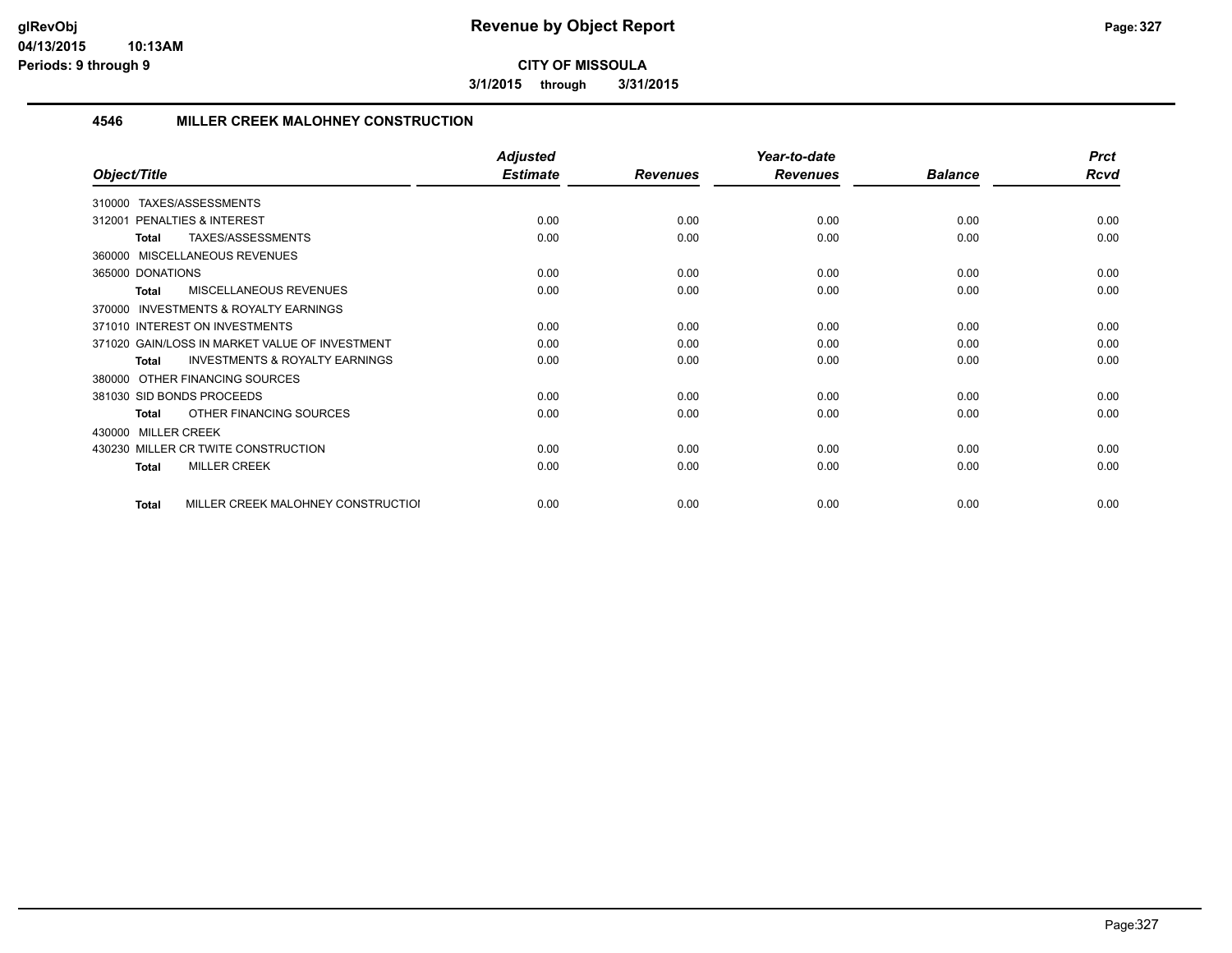**CITY OF MISSOULA**

**3/1/2015 through 3/31/2015**

## 4546 MILLER CREEK MALOHNEY CONSTRUCTION

| Object/Title | Adjusted Estimate | Revenues | Year-to-date Revenues | Balance | Prct Rcvd |
|---|---|---|---|---|---|
| 310000 TAXES/ASSESSMENTS | | | | | |
| 312001 PENALTIES & INTEREST | 0.00 | 0.00 | 0.00 | 0.00 | 0.00 |
| **Total** TAXES/ASSESSMENTS | 0.00 | 0.00 | 0.00 | 0.00 | 0.00 |
| 360000 MISCELLANEOUS REVENUES | | | | | |
| 365000 DONATIONS | 0.00 | 0.00 | 0.00 | 0.00 | 0.00 |
| **Total** MISCELLANEOUS REVENUES | 0.00 | 0.00 | 0.00 | 0.00 | 0.00 |
| 370000 INVESTMENTS & ROYALTY EARNINGS | | | | | |
| 371010 INTEREST ON INVESTMENTS | 0.00 | 0.00 | 0.00 | 0.00 | 0.00 |
| 371020 GAIN/LOSS IN MARKET VALUE OF INVESTMENT | 0.00 | 0.00 | 0.00 | 0.00 | 0.00 |
| **Total** INVESTMENTS & ROYALTY EARNINGS | 0.00 | 0.00 | 0.00 | 0.00 | 0.00 |
| 380000 OTHER FINANCING SOURCES | | | | | |
| 381030 SID BONDS PROCEEDS | 0.00 | 0.00 | 0.00 | 0.00 | 0.00 |
| **Total** OTHER FINANCING SOURCES | 0.00 | 0.00 | 0.00 | 0.00 | 0.00 |
| 430000 MILLER CREEK | | | | | |
| 430230 MILLER CR TWITE CONSTRUCTION | 0.00 | 0.00 | 0.00 | 0.00 | 0.00 |
| **Total** MILLER CREEK | 0.00 | 0.00 | 0.00 | 0.00 | 0.00 |
| **Total** MILLER CREEK MALOHNEY CONSTRUCTIOI | 0.00 | 0.00 | 0.00 | 0.00 | 0.00 |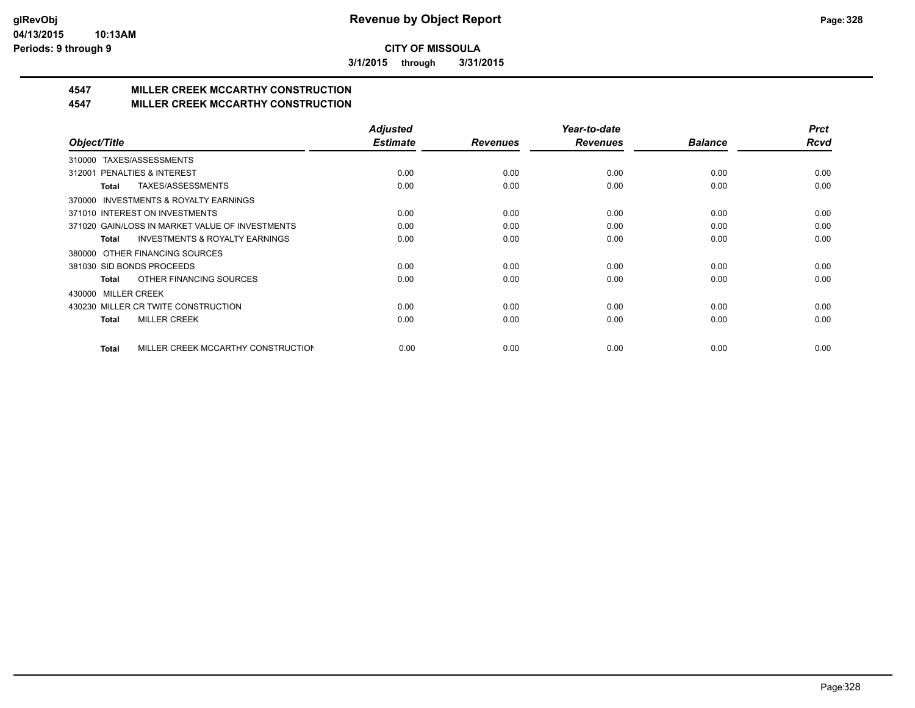# Revenue by Object Report

**CITY OF MISSOULA**

**3/1/2015 through 3/31/2015**

glRevObj
04/13/2015 10:13AM
Periods: 9 through 9

## 4547 MILLER CREEK MCCARTHY CONSTRUCTION
## 4547 MILLER CREEK MCCARTHY CONSTRUCTION

| Object/Title | Adjusted Estimate | Revenues | Year-to-date Revenues | Balance | Prct Rcvd |
|---|---|---|---|---|---|
| 310000 TAXES/ASSESSMENTS | | | | | |
| 312001 PENALTIES & INTEREST | 0.00 | 0.00 | 0.00 | 0.00 | 0.00 |
| **Total** TAXES/ASSESSMENTS | 0.00 | 0.00 | 0.00 | 0.00 | 0.00 |
| 370000 INVESTMENTS & ROYALTY EARNINGS | | | | | |
| 371010 INTEREST ON INVESTMENTS | 0.00 | 0.00 | 0.00 | 0.00 | 0.00 |
| 371020 GAIN/LOSS IN MARKET VALUE OF INVESTMENTS | 0.00 | 0.00 | 0.00 | 0.00 | 0.00 |
| **Total** INVESTMENTS & ROYALTY EARNINGS | 0.00 | 0.00 | 0.00 | 0.00 | 0.00 |
| 380000 OTHER FINANCING SOURCES | | | | | |
| 381030 SID BONDS PROCEEDS | 0.00 | 0.00 | 0.00 | 0.00 | 0.00 |
| **Total** OTHER FINANCING SOURCES | 0.00 | 0.00 | 0.00 | 0.00 | 0.00 |
| 430000 MILLER CREEK | | | | | |
| 430230 MILLER CR TWITE CONSTRUCTION | 0.00 | 0.00 | 0.00 | 0.00 | 0.00 |
| **Total** MILLER CREEK | 0.00 | 0.00 | 0.00 | 0.00 | 0.00 |
| **Total** MILLER CREEK MCCARTHY CONSTRUCTION | 0.00 | 0.00 | 0.00 | 0.00 | 0.00 |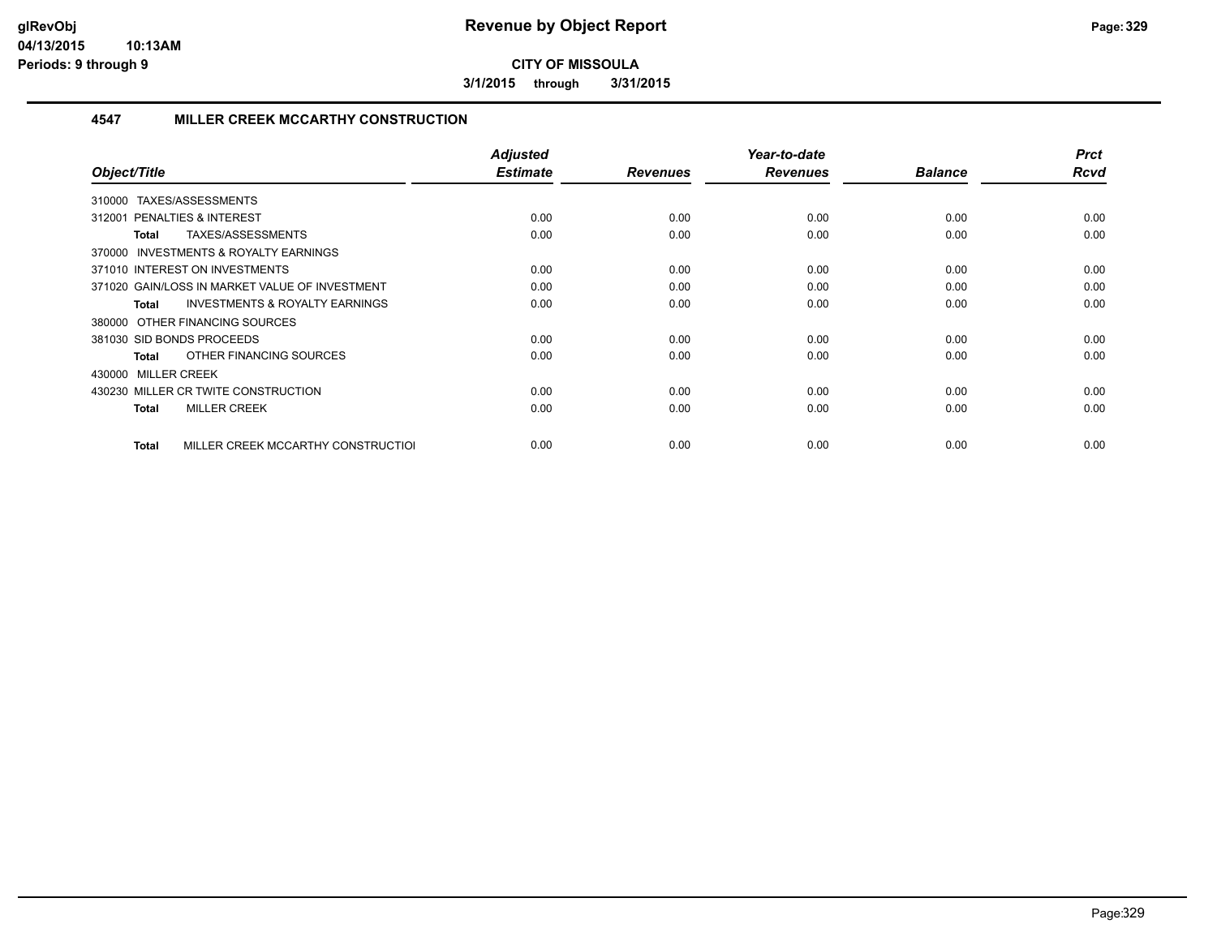**CITY OF MISSOULA**

**3/1/2015 through 3/31/2015**

### 4547 MILLER CREEK MCCARTHY CONSTRUCTION

| Object/Title | Adjusted Estimate | Revenues | Year-to-date Revenues | Balance | Prct Rcvd |
|---|---|---|---|---|---|
| 310000 TAXES/ASSESSMENTS | | | | | |
| 312001 PENALTIES & INTEREST | 0.00 | 0.00 | 0.00 | 0.00 | 0.00 |
| **Total** TAXES/ASSESSMENTS | 0.00 | 0.00 | 0.00 | 0.00 | 0.00 |
| 370000 INVESTMENTS & ROYALTY EARNINGS | | | | | |
| 371010 INTEREST ON INVESTMENTS | 0.00 | 0.00 | 0.00 | 0.00 | 0.00 |
| 371020 GAIN/LOSS IN MARKET VALUE OF INVESTMENT | 0.00 | 0.00 | 0.00 | 0.00 | 0.00 |
| **Total** INVESTMENTS & ROYALTY EARNINGS | 0.00 | 0.00 | 0.00 | 0.00 | 0.00 |
| 380000 OTHER FINANCING SOURCES | | | | | |
| 381030 SID BONDS PROCEEDS | 0.00 | 0.00 | 0.00 | 0.00 | 0.00 |
| **Total** OTHER FINANCING SOURCES | 0.00 | 0.00 | 0.00 | 0.00 | 0.00 |
| 430000 MILLER CREEK | | | | | |
| 430230 MILLER CR TWITE CONSTRUCTION | 0.00 | 0.00 | 0.00 | 0.00 | 0.00 |
| **Total** MILLER CREEK | 0.00 | 0.00 | 0.00 | 0.00 | 0.00 |
| **Total** MILLER CREEK MCCARTHY CONSTRUCTIOI | 0.00 | 0.00 | 0.00 | 0.00 | 0.00 |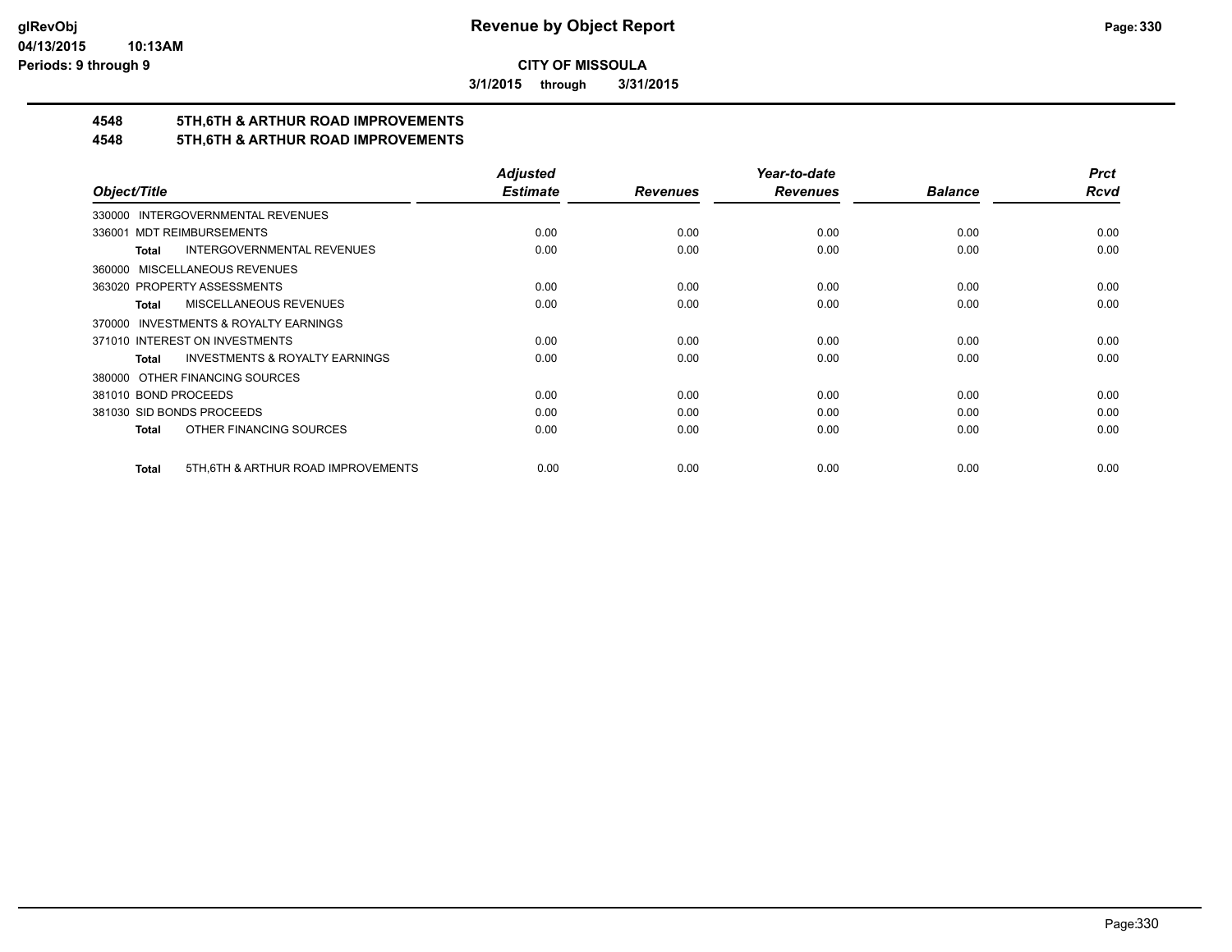**CITY OF MISSOULA**

**3/1/2015 through 3/31/2015**

## 4548 5TH,6TH & ARTHUR ROAD IMPROVEMENTS
## 4548 5TH,6TH & ARTHUR ROAD IMPROVEMENTS

| Object/Title | Adjusted Estimate | Revenues | Year-to-date Revenues | Balance | Prct Rcvd |
|---|---|---|---|---|---|
| 330000 INTERGOVERNMENTAL REVENUES | | | | | |
| 336001 MDT REIMBURSEMENTS | 0.00 | 0.00 | 0.00 | 0.00 | 0.00 |
| **Total** INTERGOVERNMENTAL REVENUES | 0.00 | 0.00 | 0.00 | 0.00 | 0.00 |
| 360000 MISCELLANEOUS REVENUES | | | | | |
| 363020 PROPERTY ASSESSMENTS | 0.00 | 0.00 | 0.00 | 0.00 | 0.00 |
| **Total** MISCELLANEOUS REVENUES | 0.00 | 0.00 | 0.00 | 0.00 | 0.00 |
| 370000 INVESTMENTS & ROYALTY EARNINGS | | | | | |
| 371010 INTEREST ON INVESTMENTS | 0.00 | 0.00 | 0.00 | 0.00 | 0.00 |
| **Total** INVESTMENTS & ROYALTY EARNINGS | 0.00 | 0.00 | 0.00 | 0.00 | 0.00 |
| 380000 OTHER FINANCING SOURCES | | | | | |
| 381010 BOND PROCEEDS | 0.00 | 0.00 | 0.00 | 0.00 | 0.00 |
| 381030 SID BONDS PROCEEDS | 0.00 | 0.00 | 0.00 | 0.00 | 0.00 |
| **Total** OTHER FINANCING SOURCES | 0.00 | 0.00 | 0.00 | 0.00 | 0.00 |
| **Total** 5TH,6TH & ARTHUR ROAD IMPROVEMENTS | 0.00 | 0.00 | 0.00 | 0.00 | 0.00 |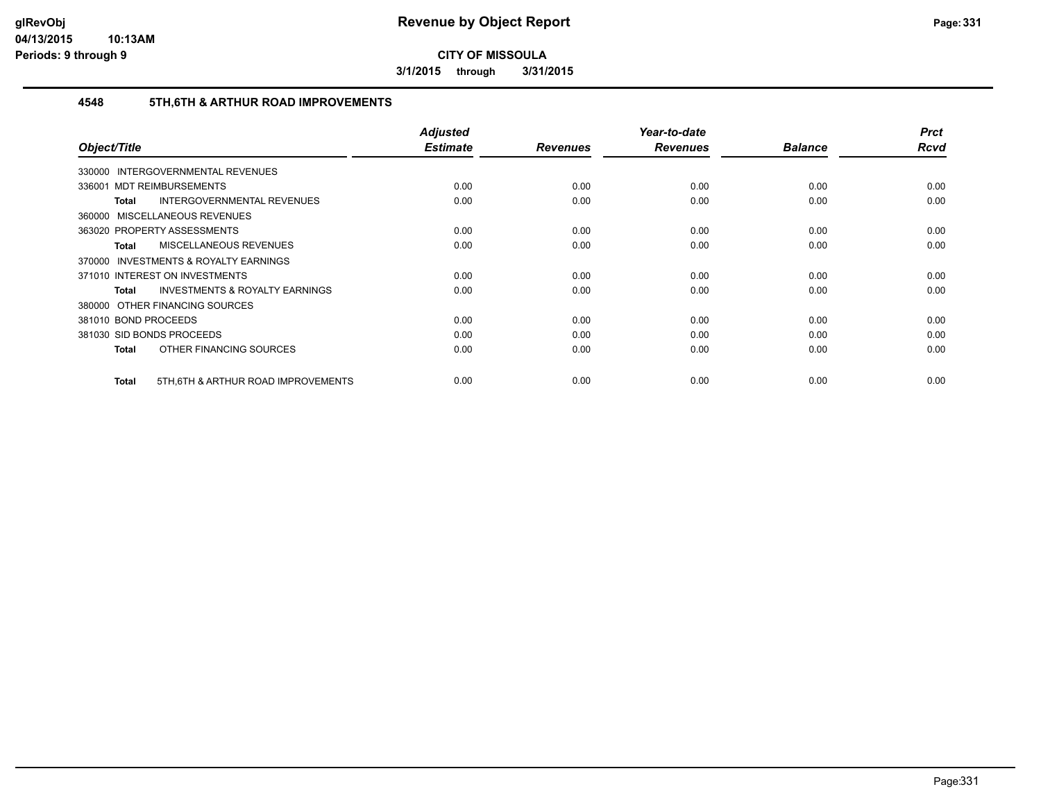**CITY OF MISSOULA**

**3/1/2015 through 3/31/2015**

## 4548 5TH,6TH & ARTHUR ROAD IMPROVEMENTS

| Object/Title | Adjusted Estimate | Revenues | Year-to-date Revenues | Balance | Prct Rcvd |
|---|---|---|---|---|---|
| 330000 INTERGOVERNMENTAL REVENUES | | | | | |
| 336001 MDT REIMBURSEMENTS | 0.00 | 0.00 | 0.00 | 0.00 | 0.00 |
| **Total** INTERGOVERNMENTAL REVENUES | 0.00 | 0.00 | 0.00 | 0.00 | 0.00 |
| 360000 MISCELLANEOUS REVENUES | | | | | |
| 363020 PROPERTY ASSESSMENTS | 0.00 | 0.00 | 0.00 | 0.00 | 0.00 |
| **Total** MISCELLANEOUS REVENUES | 0.00 | 0.00 | 0.00 | 0.00 | 0.00 |
| 370000 INVESTMENTS & ROYALTY EARNINGS | | | | | |
| 371010 INTEREST ON INVESTMENTS | 0.00 | 0.00 | 0.00 | 0.00 | 0.00 |
| **Total** INVESTMENTS & ROYALTY EARNINGS | 0.00 | 0.00 | 0.00 | 0.00 | 0.00 |
| 380000 OTHER FINANCING SOURCES | | | | | |
| 381010 BOND PROCEEDS | 0.00 | 0.00 | 0.00 | 0.00 | 0.00 |
| 381030 SID BONDS PROCEEDS | 0.00 | 0.00 | 0.00 | 0.00 | 0.00 |
| **Total** OTHER FINANCING SOURCES | 0.00 | 0.00 | 0.00 | 0.00 | 0.00 |
| **Total** 5TH,6TH & ARTHUR ROAD IMPROVEMENTS | 0.00 | 0.00 | 0.00 | 0.00 | 0.00 |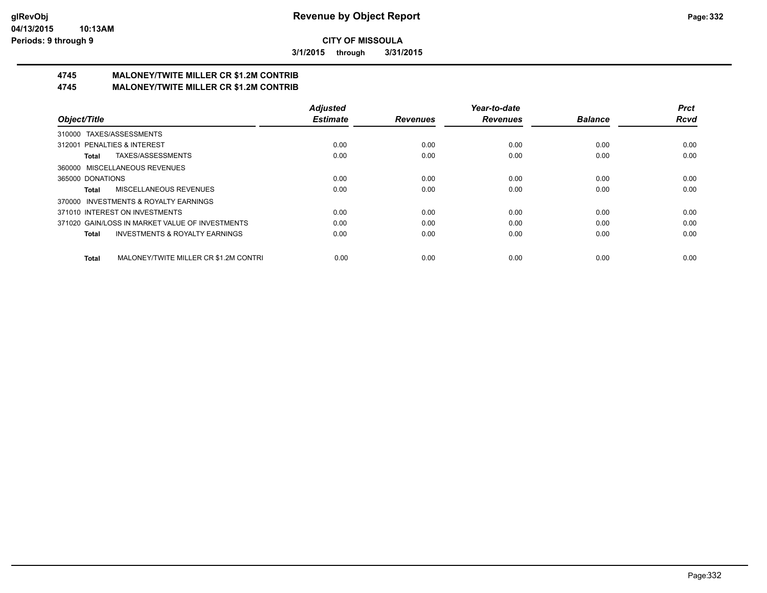**glRevObj** | **Revenue by Object Report**
**04/13/2015 10:13AM**
**Periods: 9 through 9**

**CITY OF MISSOULA**

**3/1/2015 through 3/31/2015**

## 4745 MALONEY/TWITE MILLER CR $1.2M CONTRIB
## 4745 MALONEY/TWITE MILLER CR $1.2M CONTRIB

| Object/Title | Adjusted Estimate | Revenues | Year-to-date Revenues | Balance | Prct Rcvd |
|---|---|---|---|---|---|
| 310000 TAXES/ASSESSMENTS | | | | | |
| 312001 PENALTIES & INTEREST | 0.00 | 0.00 | 0.00 | 0.00 | 0.00 |
| **Total** TAXES/ASSESSMENTS | 0.00 | 0.00 | 0.00 | 0.00 | 0.00 |
| 360000 MISCELLANEOUS REVENUES | | | | | |
| 365000 DONATIONS | 0.00 | 0.00 | 0.00 | 0.00 | 0.00 |
| **Total** MISCELLANEOUS REVENUES | 0.00 | 0.00 | 0.00 | 0.00 | 0.00 |
| 370000 INVESTMENTS & ROYALTY EARNINGS | | | | | |
| 371010 INTEREST ON INVESTMENTS | 0.00 | 0.00 | 0.00 | 0.00 | 0.00 |
| 371020 GAIN/LOSS IN MARKET VALUE OF INVESTMENTS | 0.00 | 0.00 | 0.00 | 0.00 | 0.00 |
| **Total** INVESTMENTS & ROYALTY EARNINGS | 0.00 | 0.00 | 0.00 | 0.00 | 0.00 |
| **Total** MALONEY/TWITE MILLER CR $1.2M CONTRI | 0.00 | 0.00 | 0.00 | 0.00 | 0.00 |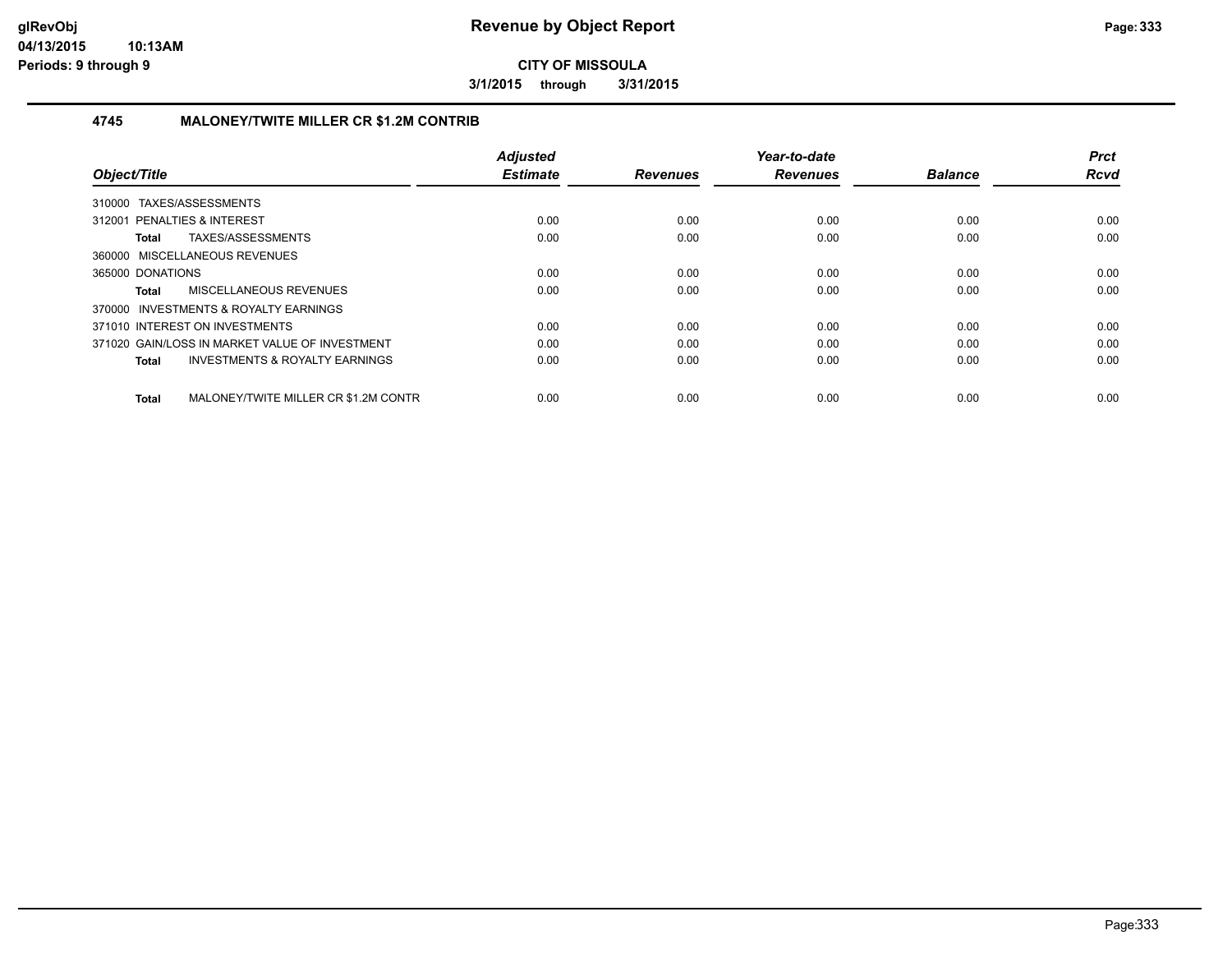# Revenue by Object Report

**CITY OF MISSOULA**

**3/1/2015 through 3/31/2015**

glRevObj
04/13/2015 10:13AM
Periods: 9 through 9

### 4745 MALONEY/TWITE MILLER CR $1.2M CONTRIB

| Object/Title | Adjusted Estimate | Revenues | Year-to-date Revenues | Balance | Prct Rcvd |
|---|---|---|---|---|---|
| 310000 TAXES/ASSESSMENTS | | | | | |
| 312001 PENALTIES & INTEREST | 0.00 | 0.00 | 0.00 | 0.00 | 0.00 |
| **Total** TAXES/ASSESSMENTS | 0.00 | 0.00 | 0.00 | 0.00 | 0.00 |
| 360000 MISCELLANEOUS REVENUES | | | | | |
| 365000 DONATIONS | 0.00 | 0.00 | 0.00 | 0.00 | 0.00 |
| **Total** MISCELLANEOUS REVENUES | 0.00 | 0.00 | 0.00 | 0.00 | 0.00 |
| 370000 INVESTMENTS & ROYALTY EARNINGS | | | | | |
| 371010 INTEREST ON INVESTMENTS | 0.00 | 0.00 | 0.00 | 0.00 | 0.00 |
| 371020 GAIN/LOSS IN MARKET VALUE OF INVESTMENT | 0.00 | 0.00 | 0.00 | 0.00 | 0.00 |
| **Total** INVESTMENTS & ROYALTY EARNINGS | 0.00 | 0.00 | 0.00 | 0.00 | 0.00 |
| **Total** MALONEY/TWITE MILLER CR $1.2M CONTR | 0.00 | 0.00 | 0.00 | 0.00 | 0.00 |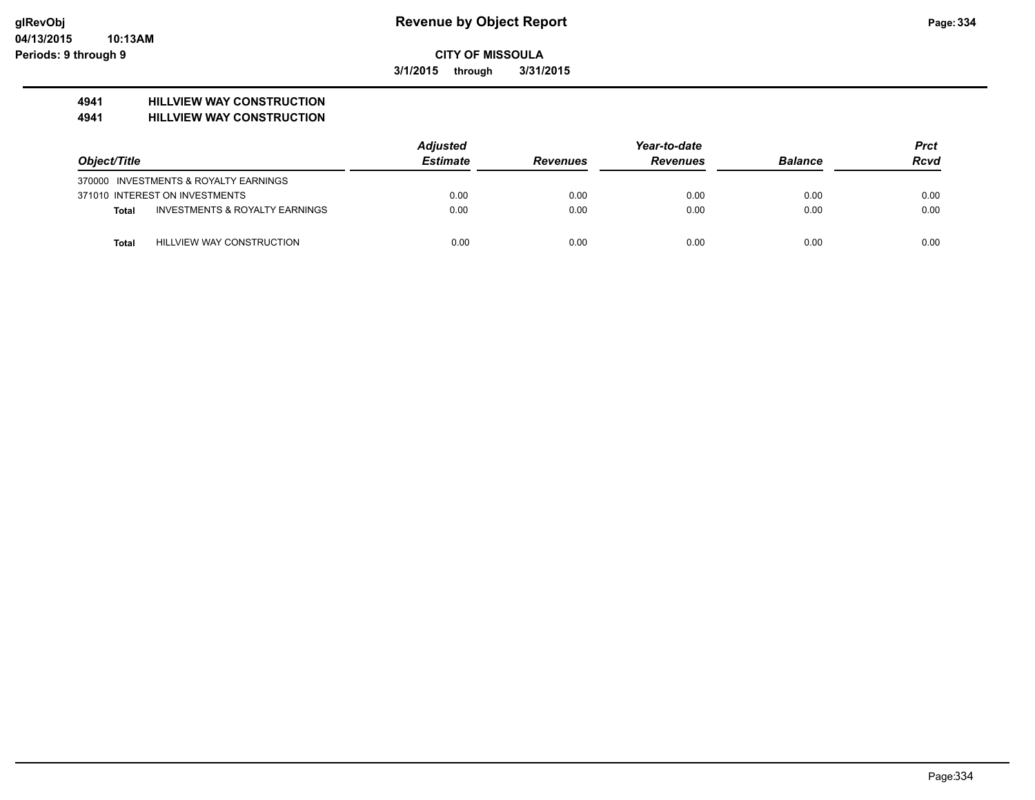**CITY OF MISSOULA**

**3/1/2015 through 3/31/2015**

# Revenue by Object Report

## 4941 HILLVIEW WAY CONSTRUCTION
## 4941 HILLVIEW WAY CONSTRUCTION

| Object/Title | Adjusted Estimate | Revenues | Year-to-date Revenues | Balance | Prct Rcvd |
|---|---|---|---|---|---|
| 370000 INVESTMENTS & ROYALTY EARNINGS | | | | | |
| 371010 INTEREST ON INVESTMENTS | 0.00 | 0.00 | 0.00 | 0.00 | 0.00 |
| **Total** INVESTMENTS & ROYALTY EARNINGS | 0.00 | 0.00 | 0.00 | 0.00 | 0.00 |
| **Total** HILLVIEW WAY CONSTRUCTION | 0.00 | 0.00 | 0.00 | 0.00 | 0.00 |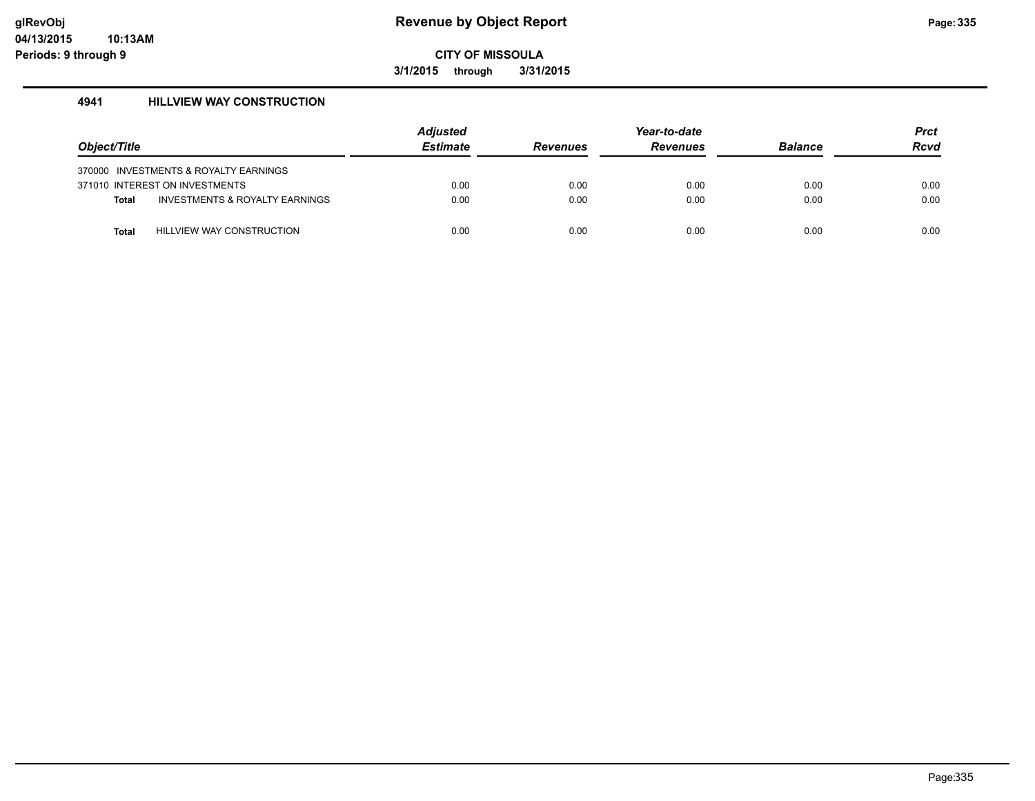# Revenue by Object Report

**CITY OF MISSOULA**

**3/1/2015 through 3/31/2015**

### 4941 HILLVIEW WAY CONSTRUCTION

| Object/Title | Adjusted Estimate | Revenues | Year-to-date Revenues | Balance | Prct Rcvd |
|---|---|---|---|---|---|
| 370000 INVESTMENTS & ROYALTY EARNINGS | | | | | |
| 371010 INTEREST ON INVESTMENTS | 0.00 | 0.00 | 0.00 | 0.00 | 0.00 |
| **Total** INVESTMENTS & ROYALTY EARNINGS | 0.00 | 0.00 | 0.00 | 0.00 | 0.00 |
| **Total** HILLVIEW WAY CONSTRUCTION | 0.00 | 0.00 | 0.00 | 0.00 | 0.00 |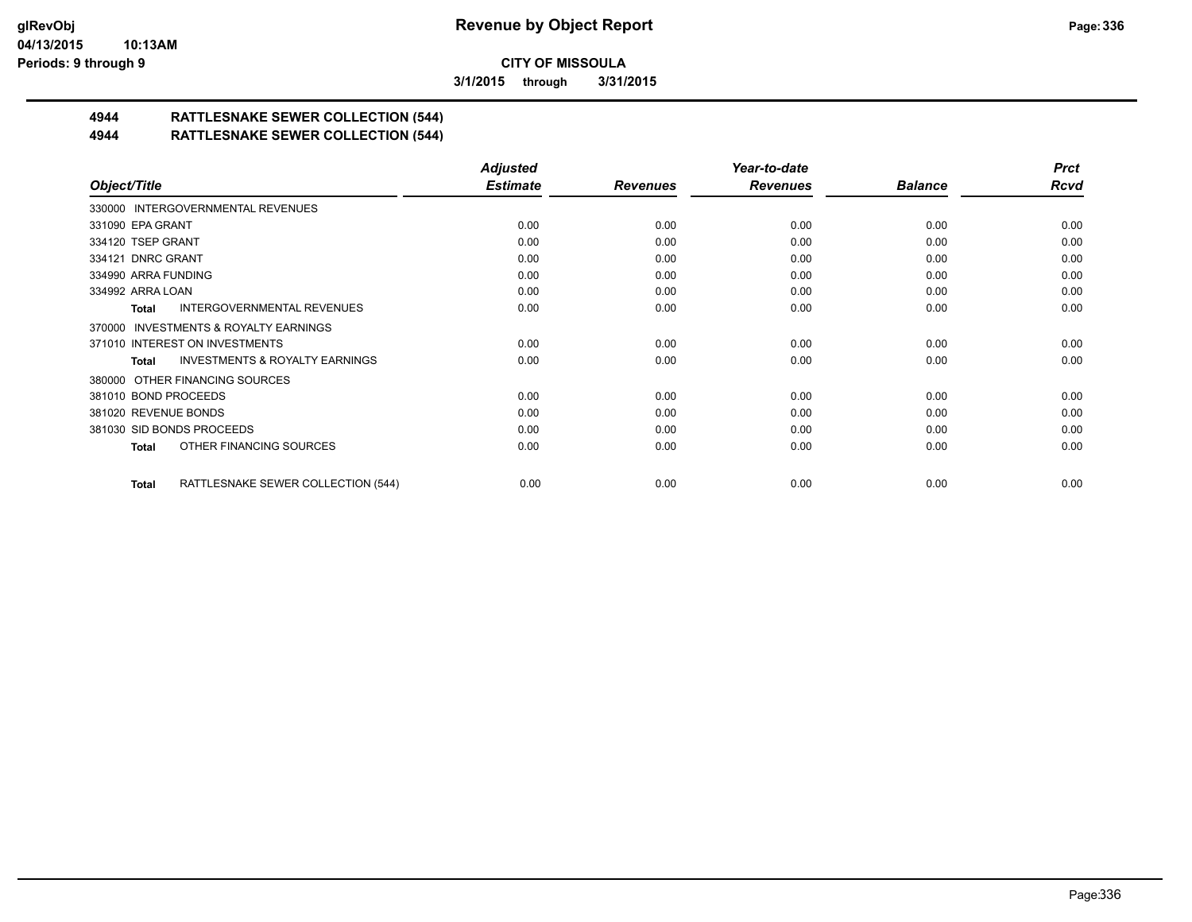**CITY OF MISSOULA**

**3/1/2015 through 3/31/2015**

## 4944 RATTLESNAKE SEWER COLLECTION (544)

## 4944 RATTLESNAKE SEWER COLLECTION (544)

| Object/Title | Adjusted Estimate | Revenues | Year-to-date Revenues | Balance | Prct Rcvd |
|---|---|---|---|---|---|
| 330000 INTERGOVERNMENTAL REVENUES | | | | | |
| 331090 EPA GRANT | 0.00 | 0.00 | 0.00 | 0.00 | 0.00 |
| 334120 TSEP GRANT | 0.00 | 0.00 | 0.00 | 0.00 | 0.00 |
| 334121 DNRC GRANT | 0.00 | 0.00 | 0.00 | 0.00 | 0.00 |
| 334990 ARRA FUNDING | 0.00 | 0.00 | 0.00 | 0.00 | 0.00 |
| 334992 ARRA LOAN | 0.00 | 0.00 | 0.00 | 0.00 | 0.00 |
| **Total** INTERGOVERNMENTAL REVENUES | 0.00 | 0.00 | 0.00 | 0.00 | 0.00 |
| 370000 INVESTMENTS & ROYALTY EARNINGS | | | | | |
| 371010 INTEREST ON INVESTMENTS | 0.00 | 0.00 | 0.00 | 0.00 | 0.00 |
| **Total** INVESTMENTS & ROYALTY EARNINGS | 0.00 | 0.00 | 0.00 | 0.00 | 0.00 |
| 380000 OTHER FINANCING SOURCES | | | | | |
| 381010 BOND PROCEEDS | 0.00 | 0.00 | 0.00 | 0.00 | 0.00 |
| 381020 REVENUE BONDS | 0.00 | 0.00 | 0.00 | 0.00 | 0.00 |
| 381030 SID BONDS PROCEEDS | 0.00 | 0.00 | 0.00 | 0.00 | 0.00 |
| **Total** OTHER FINANCING SOURCES | 0.00 | 0.00 | 0.00 | 0.00 | 0.00 |
| **Total** RATTLESNAKE SEWER COLLECTION (544) | 0.00 | 0.00 | 0.00 | 0.00 | 0.00 |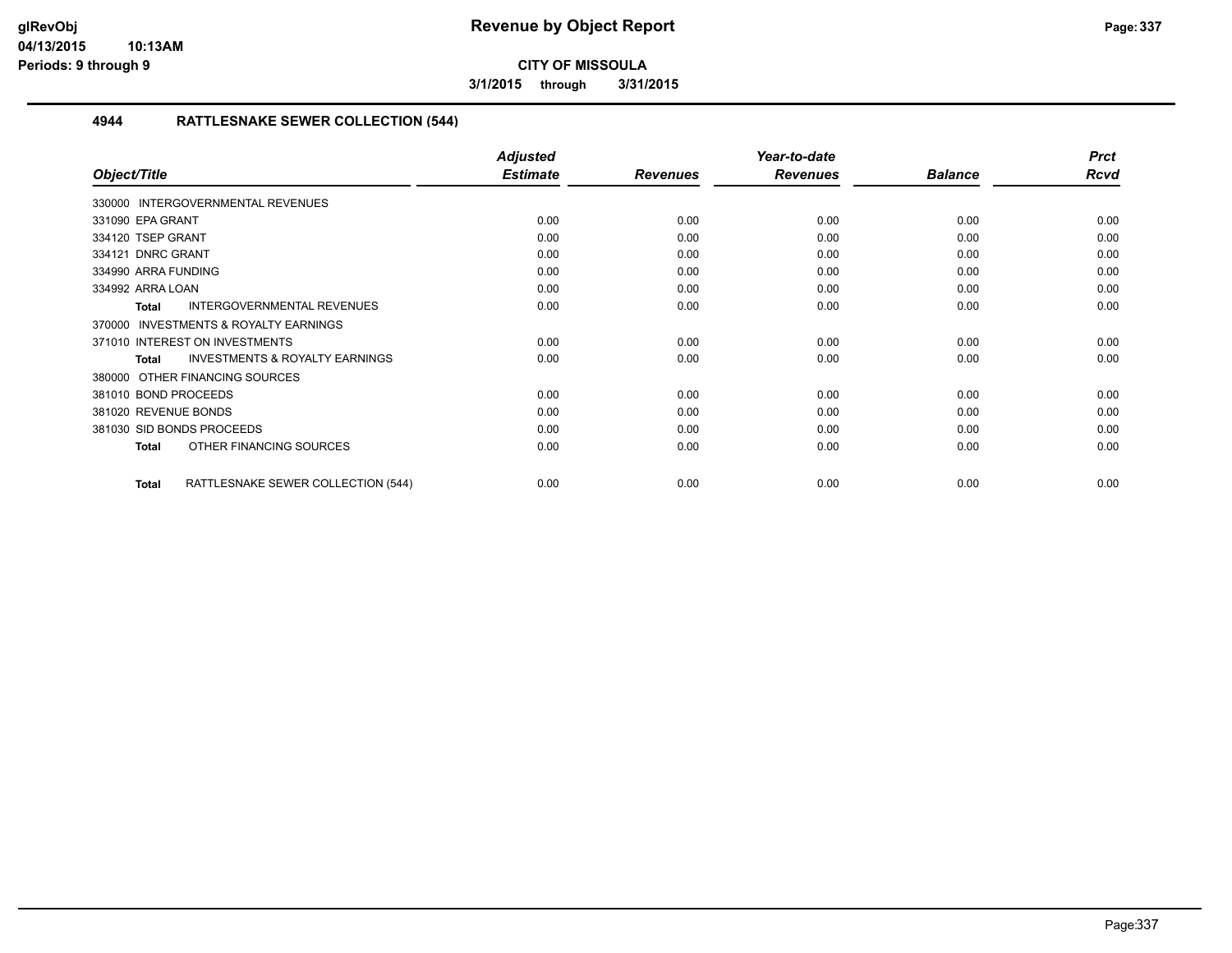# Revenue by Object Report

**CITY OF MISSOULA**

**3/1/2015 through 3/31/2015**

### 4944 RATTLESNAKE SEWER COLLECTION (544)

| Object/Title | Adjusted Estimate | Revenues | Year-to-date Revenues | Balance | Prct Rcvd |
|---|---|---|---|---|---|
| 330000 INTERGOVERNMENTAL REVENUES | | | | | |
| 331090 EPA GRANT | 0.00 | 0.00 | 0.00 | 0.00 | 0.00 |
| 334120 TSEP GRANT | 0.00 | 0.00 | 0.00 | 0.00 | 0.00 |
| 334121 DNRC GRANT | 0.00 | 0.00 | 0.00 | 0.00 | 0.00 |
| 334990 ARRA FUNDING | 0.00 | 0.00 | 0.00 | 0.00 | 0.00 |
| 334992 ARRA LOAN | 0.00 | 0.00 | 0.00 | 0.00 | 0.00 |
| **Total** INTERGOVERNMENTAL REVENUES | 0.00 | 0.00 | 0.00 | 0.00 | 0.00 |
| 370000 INVESTMENTS & ROYALTY EARNINGS | | | | | |
| 371010 INTEREST ON INVESTMENTS | 0.00 | 0.00 | 0.00 | 0.00 | 0.00 |
| **Total** INVESTMENTS & ROYALTY EARNINGS | 0.00 | 0.00 | 0.00 | 0.00 | 0.00 |
| 380000 OTHER FINANCING SOURCES | | | | | |
| 381010 BOND PROCEEDS | 0.00 | 0.00 | 0.00 | 0.00 | 0.00 |
| 381020 REVENUE BONDS | 0.00 | 0.00 | 0.00 | 0.00 | 0.00 |
| 381030 SID BONDS PROCEEDS | 0.00 | 0.00 | 0.00 | 0.00 | 0.00 |
| **Total** OTHER FINANCING SOURCES | 0.00 | 0.00 | 0.00 | 0.00 | 0.00 |
| **Total** RATTLESNAKE SEWER COLLECTION (544) | 0.00 | 0.00 | 0.00 | 0.00 | 0.00 |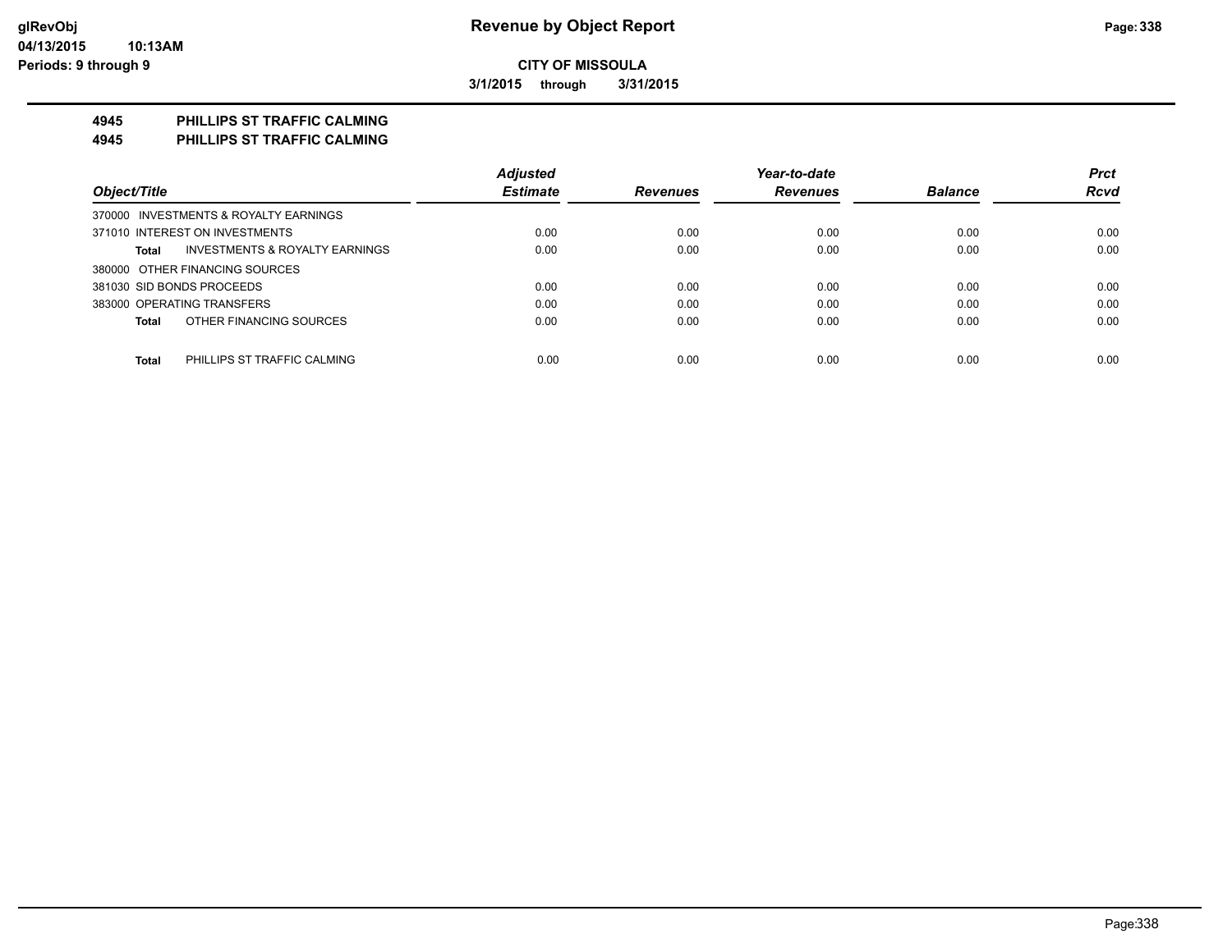**CITY OF MISSOULA**

**3/1/2015 through 3/31/2015**

## 4945 PHILLIPS ST TRAFFIC CALMING
## 4945 PHILLIPS ST TRAFFIC CALMING

| Object/Title | Adjusted Estimate | Revenues | Year-to-date Revenues | Balance | Prct Rcvd |
|---|---|---|---|---|---|
| 370000 INVESTMENTS & ROYALTY EARNINGS | | | | | |
| 371010 INTEREST ON INVESTMENTS | 0.00 | 0.00 | 0.00 | 0.00 | 0.00 |
| **Total** INVESTMENTS & ROYALTY EARNINGS | 0.00 | 0.00 | 0.00 | 0.00 | 0.00 |
| 380000 OTHER FINANCING SOURCES | | | | | |
| 381030 SID BONDS PROCEEDS | 0.00 | 0.00 | 0.00 | 0.00 | 0.00 |
| 383000 OPERATING TRANSFERS | 0.00 | 0.00 | 0.00 | 0.00 | 0.00 |
| **Total** OTHER FINANCING SOURCES | 0.00 | 0.00 | 0.00 | 0.00 | 0.00 |
| **Total** PHILLIPS ST TRAFFIC CALMING | 0.00 | 0.00 | 0.00 | 0.00 | 0.00 |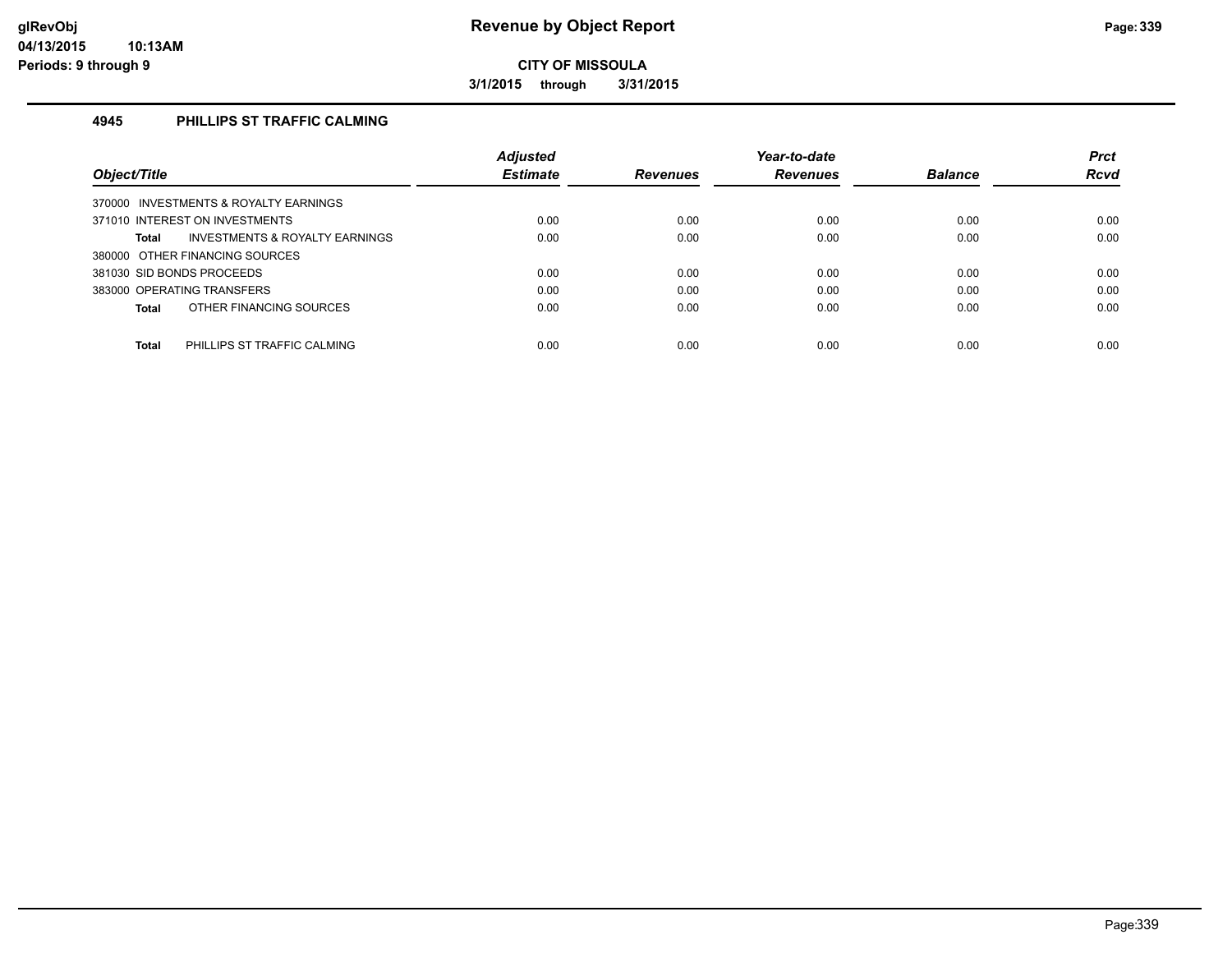# Revenue by Object Report

**CITY OF MISSOULA**

**3/1/2015 through 3/31/2015**

glRevObj
04/13/2015 10:13AM
Periods: 9 through 9

## 4945 PHILLIPS ST TRAFFIC CALMING

| Object/Title | Adjusted Estimate | Revenues | Year-to-date Revenues | Balance | Prct Rcvd |
|---|---|---|---|---|---|
| 370000 INVESTMENTS & ROYALTY EARNINGS | | | | | |
| 371010 INTEREST ON INVESTMENTS | 0.00 | 0.00 | 0.00 | 0.00 | 0.00 |
| **Total** INVESTMENTS & ROYALTY EARNINGS | 0.00 | 0.00 | 0.00 | 0.00 | 0.00 |
| 380000 OTHER FINANCING SOURCES | | | | | |
| 381030 SID BONDS PROCEEDS | 0.00 | 0.00 | 0.00 | 0.00 | 0.00 |
| 383000 OPERATING TRANSFERS | 0.00 | 0.00 | 0.00 | 0.00 | 0.00 |
| **Total** OTHER FINANCING SOURCES | 0.00 | 0.00 | 0.00 | 0.00 | 0.00 |
| **Total** PHILLIPS ST TRAFFIC CALMING | 0.00 | 0.00 | 0.00 | 0.00 | 0.00 |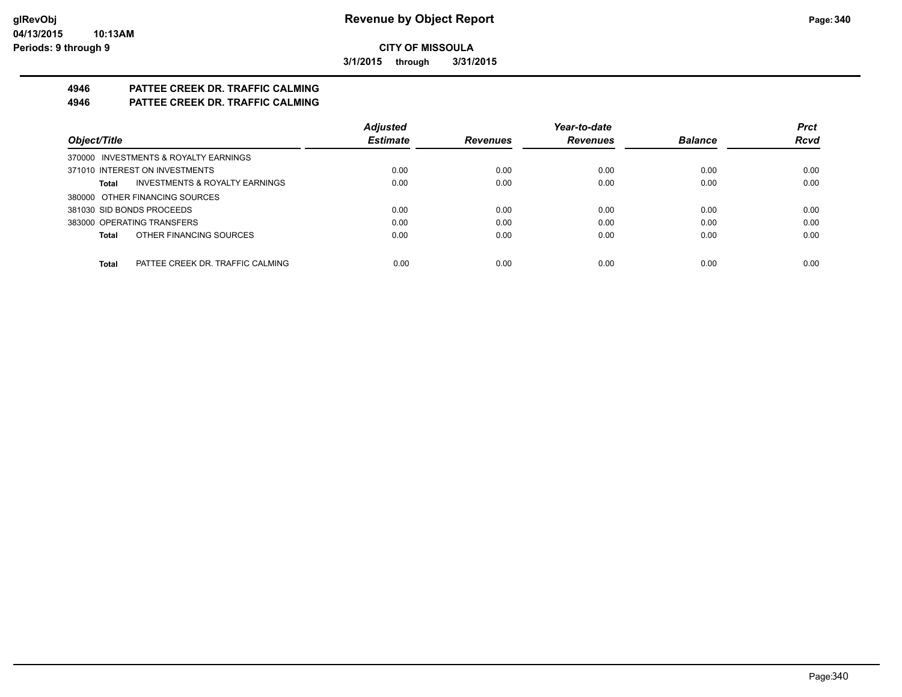**CITY OF MISSOULA**

**3/1/2015 through 3/31/2015**

## 4946 PATTEE CREEK DR. TRAFFIC CALMING

## 4946 PATTEE CREEK DR. TRAFFIC CALMING

| Object/Title | Adjusted Estimate | Revenues | Year-to-date Revenues | Balance | Prct Rcvd |
|---|---|---|---|---|---|
| 370000 INVESTMENTS & ROYALTY EARNINGS | | | | | |
| 371010 INTEREST ON INVESTMENTS | 0.00 | 0.00 | 0.00 | 0.00 | 0.00 |
| **Total** INVESTMENTS & ROYALTY EARNINGS | 0.00 | 0.00 | 0.00 | 0.00 | 0.00 |
| 380000 OTHER FINANCING SOURCES | | | | | |
| 381030 SID BONDS PROCEEDS | 0.00 | 0.00 | 0.00 | 0.00 | 0.00 |
| 383000 OPERATING TRANSFERS | 0.00 | 0.00 | 0.00 | 0.00 | 0.00 |
| **Total** OTHER FINANCING SOURCES | 0.00 | 0.00 | 0.00 | 0.00 | 0.00 |
| **Total** PATTEE CREEK DR. TRAFFIC CALMING | 0.00 | 0.00 | 0.00 | 0.00 | 0.00 |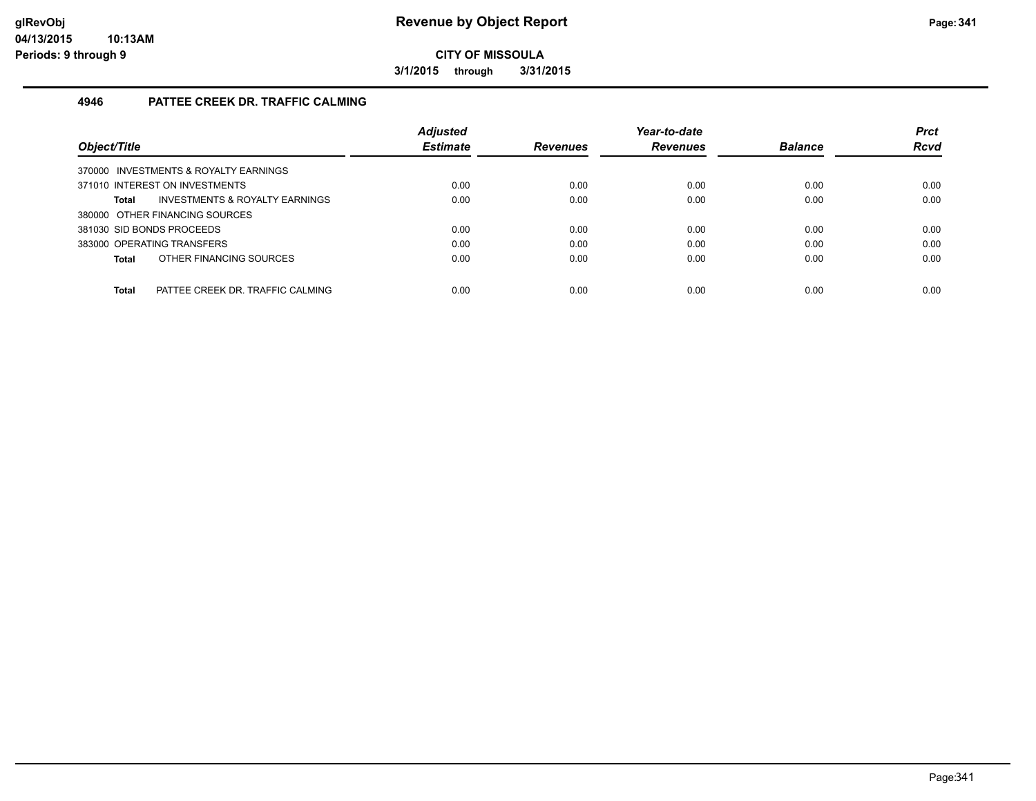# Revenue by Object Report

**CITY OF MISSOULA**

**3/1/2015 through 3/31/2015**

### 4946 PATTEE CREEK DR. TRAFFIC CALMING

| Object/Title | Adjusted Estimate | Revenues | Year-to-date Revenues | Balance | Prct Rcvd |
|---|---|---|---|---|---|
| 370000 INVESTMENTS & ROYALTY EARNINGS | | | | | |
| 371010 INTEREST ON INVESTMENTS | 0.00 | 0.00 | 0.00 | 0.00 | 0.00 |
| **Total** INVESTMENTS & ROYALTY EARNINGS | 0.00 | 0.00 | 0.00 | 0.00 | 0.00 |
| 380000 OTHER FINANCING SOURCES | | | | | |
| 381030 SID BONDS PROCEEDS | 0.00 | 0.00 | 0.00 | 0.00 | 0.00 |
| 383000 OPERATING TRANSFERS | 0.00 | 0.00 | 0.00 | 0.00 | 0.00 |
| **Total** OTHER FINANCING SOURCES | 0.00 | 0.00 | 0.00 | 0.00 | 0.00 |
| **Total** PATTEE CREEK DR. TRAFFIC CALMING | 0.00 | 0.00 | 0.00 | 0.00 | 0.00 |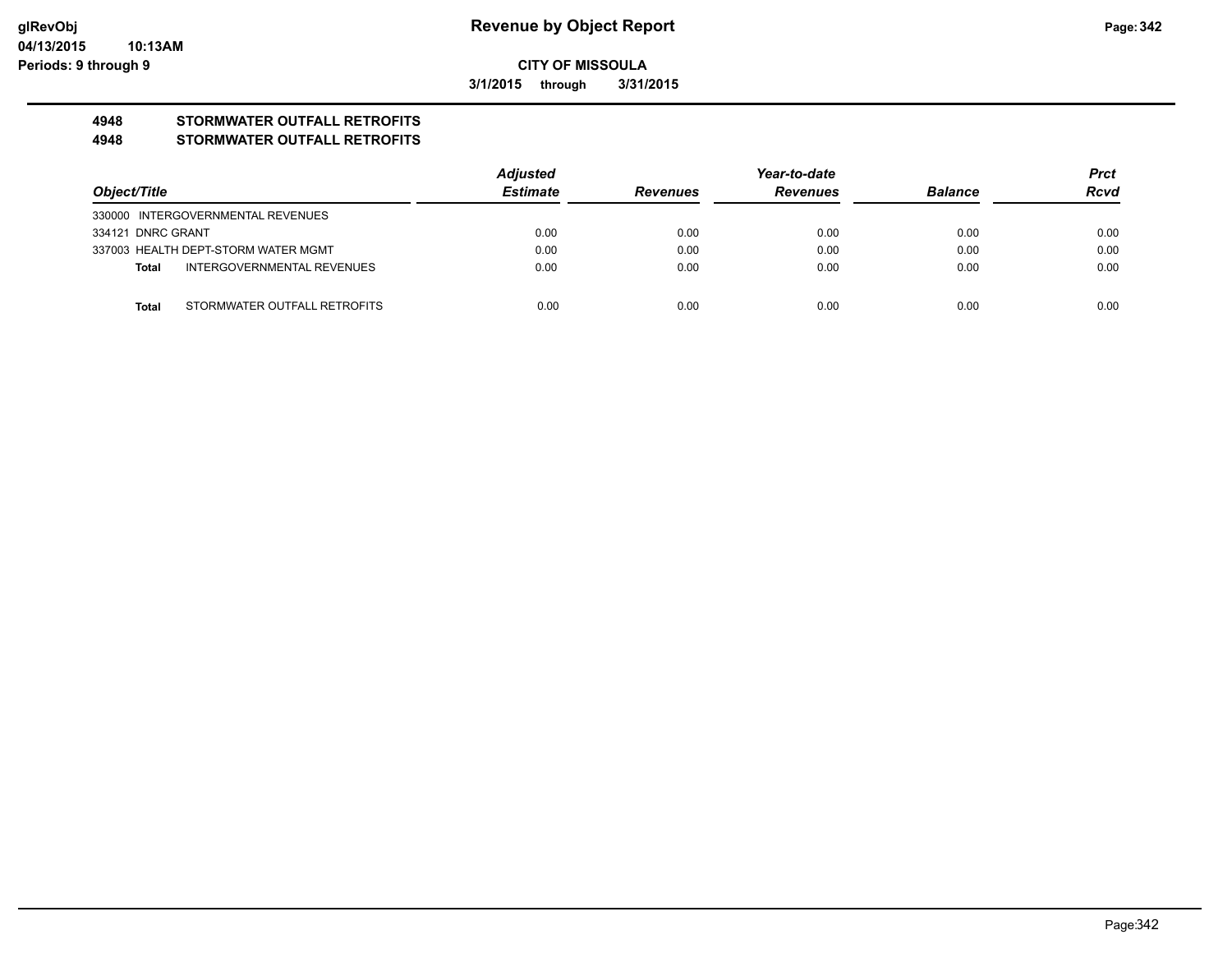**Revenue by Object Report**

**CITY OF MISSOULA**

**3/1/2015 through 3/31/2015**

glRevObj
04/13/2015 10:13AM
Periods: 9 through 9

## 4948 STORMWATER OUTFALL RETROFITS
## 4948 STORMWATER OUTFALL RETROFITS

| Object/Title | Adjusted Estimate | Revenues | Year-to-date Revenues | Balance | Prct Rcvd |
|---|---|---|---|---|---|
| 330000 INTERGOVERNMENTAL REVENUES | | | | | |
| 334121 DNRC GRANT | 0.00 | 0.00 | 0.00 | 0.00 | 0.00 |
| 337003 HEALTH DEPT-STORM WATER MGMT | 0.00 | 0.00 | 0.00 | 0.00 | 0.00 |
| **Total** INTERGOVERNMENTAL REVENUES | 0.00 | 0.00 | 0.00 | 0.00 | 0.00 |
| **Total** STORMWATER OUTFALL RETROFITS | 0.00 | 0.00 | 0.00 | 0.00 | 0.00 |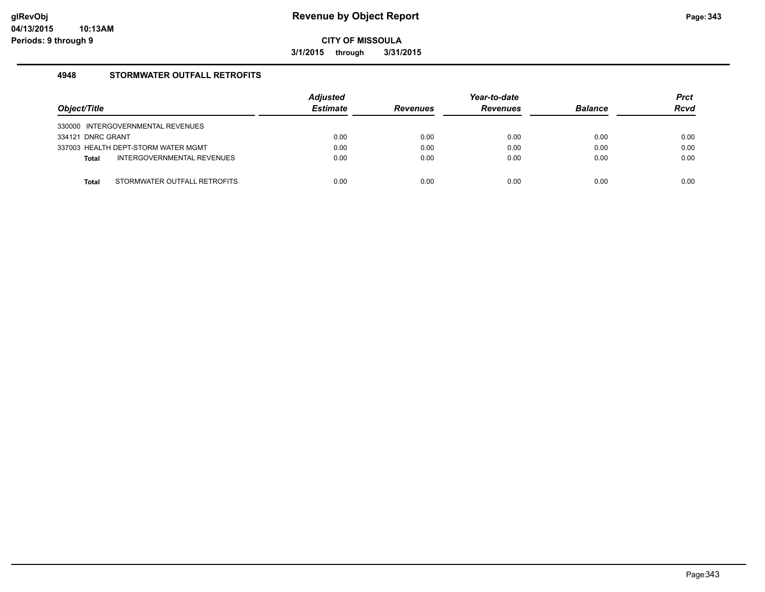# Revenue by Object Report

**CITY OF MISSOULA**

**3/1/2015 through 3/31/2015**

glRevObj
04/13/2015 10:13AM
Periods: 9 through 9

## 4948 STORMWATER OUTFALL RETROFITS

| Object/Title | Adjusted Estimate | Revenues | Year-to-date Revenues | Balance | Prct Rcvd |
|---|---|---|---|---|---|
| 330000 INTERGOVERNMENTAL REVENUES | | | | | |
| 334121 DNRC GRANT | 0.00 | 0.00 | 0.00 | 0.00 | 0.00 |
| 337003 HEALTH DEPT-STORM WATER MGMT | 0.00 | 0.00 | 0.00 | 0.00 | 0.00 |
| **Total** INTERGOVERNMENTAL REVENUES | 0.00 | 0.00 | 0.00 | 0.00 | 0.00 |
| **Total** STORMWATER OUTFALL RETROFITS | 0.00 | 0.00 | 0.00 | 0.00 | 0.00 |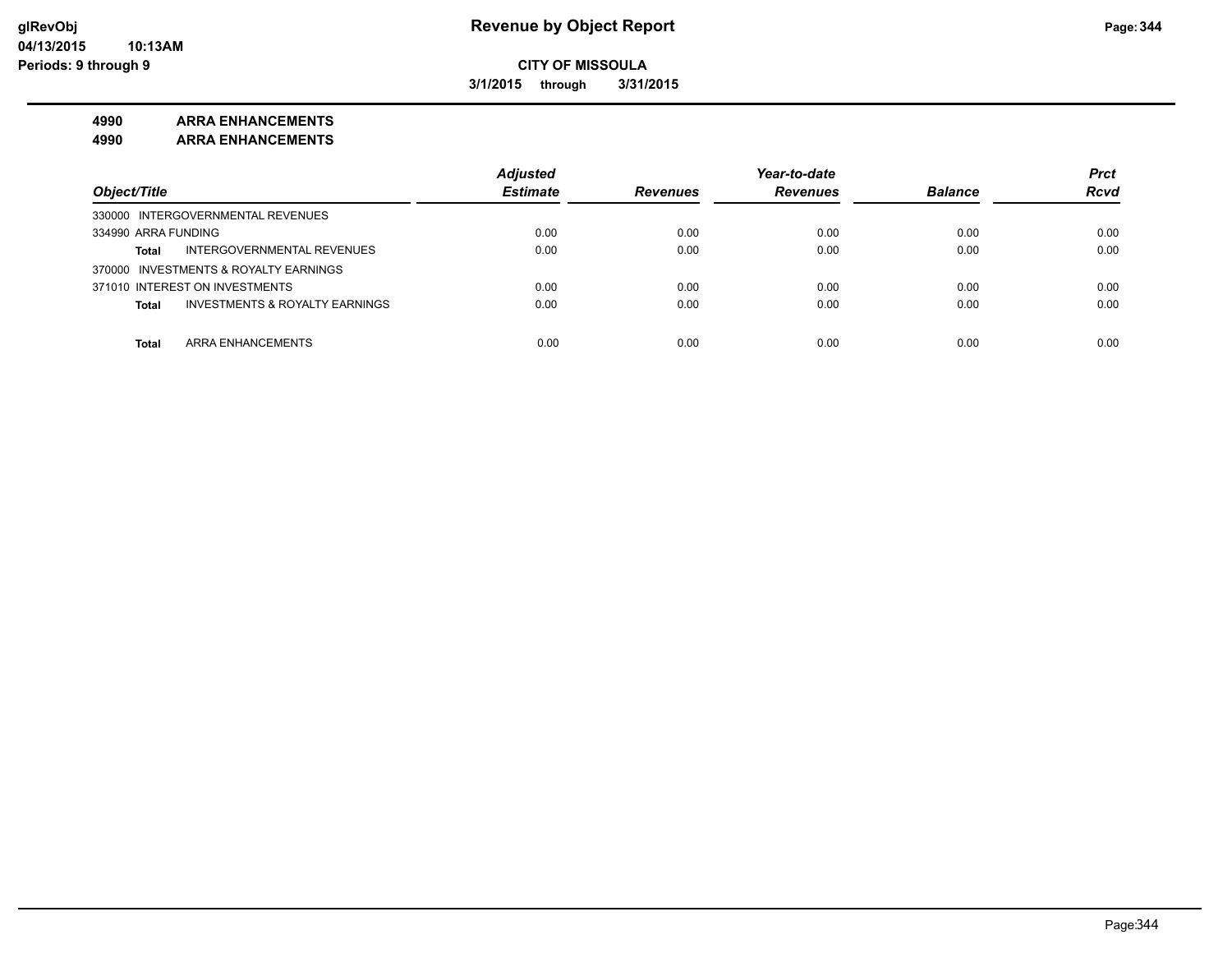**Revenue by Object Report**

**CITY OF MISSOULA**

**3/1/2015 through 3/31/2015**

glRevObj
04/13/2015 10:13AM
Periods: 9 through 9

**4990 ARRA ENHANCEMENTS**

**4990 ARRA ENHANCEMENTS**

| Object/Title | Adjusted Estimate | Revenues | Year-to-date Revenues | Balance | Prct Rcvd |
|---|---|---|---|---|---|
| 330000 INTERGOVERNMENTAL REVENUES | | | | | |
| 334990 ARRA FUNDING | 0.00 | 0.00 | 0.00 | 0.00 | 0.00 |
| **Total** INTERGOVERNMENTAL REVENUES | 0.00 | 0.00 | 0.00 | 0.00 | 0.00 |
| 370000 INVESTMENTS & ROYALTY EARNINGS | | | | | |
| 371010 INTEREST ON INVESTMENTS | 0.00 | 0.00 | 0.00 | 0.00 | 0.00 |
| **Total** INVESTMENTS & ROYALTY EARNINGS | 0.00 | 0.00 | 0.00 | 0.00 | 0.00 |
| **Total** ARRA ENHANCEMENTS | 0.00 | 0.00 | 0.00 | 0.00 | 0.00 |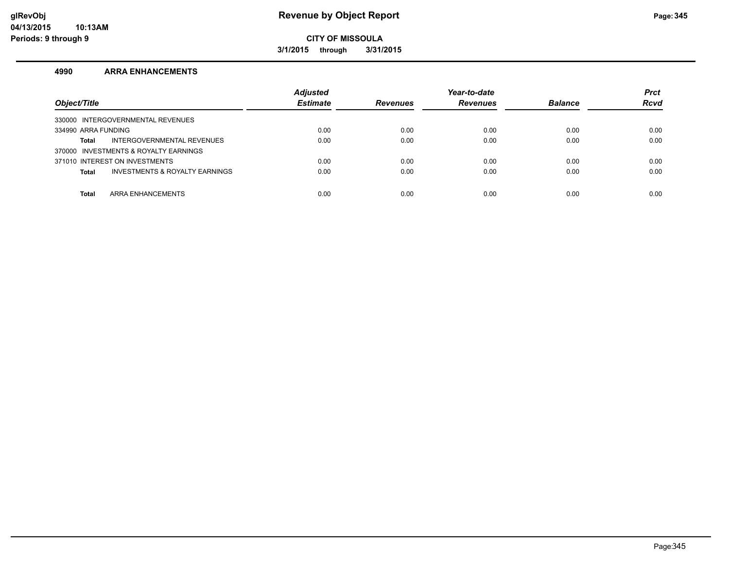# Revenue by Object Report

**CITY OF MISSOULA**

**3/1/2015 through 3/31/2015**

glRevObj
04/13/2015 10:13AM
Periods: 9 through 9

## 4990 ARRA ENHANCEMENTS

| Object/Title | Adjusted Estimate | Revenues | Year-to-date Revenues | Balance | Prct Rcvd |
|---|---|---|---|---|---|
| 330000 INTERGOVERNMENTAL REVENUES | | | | | |
| 334990 ARRA FUNDING | 0.00 | 0.00 | 0.00 | 0.00 | 0.00 |
| **Total** INTERGOVERNMENTAL REVENUES | 0.00 | 0.00 | 0.00 | 0.00 | 0.00 |
| 370000 INVESTMENTS & ROYALTY EARNINGS | | | | | |
| 371010 INTEREST ON INVESTMENTS | 0.00 | 0.00 | 0.00 | 0.00 | 0.00 |
| **Total** INVESTMENTS & ROYALTY EARNINGS | 0.00 | 0.00 | 0.00 | 0.00 | 0.00 |
| **Total** ARRA ENHANCEMENTS | 0.00 | 0.00 | 0.00 | 0.00 | 0.00 |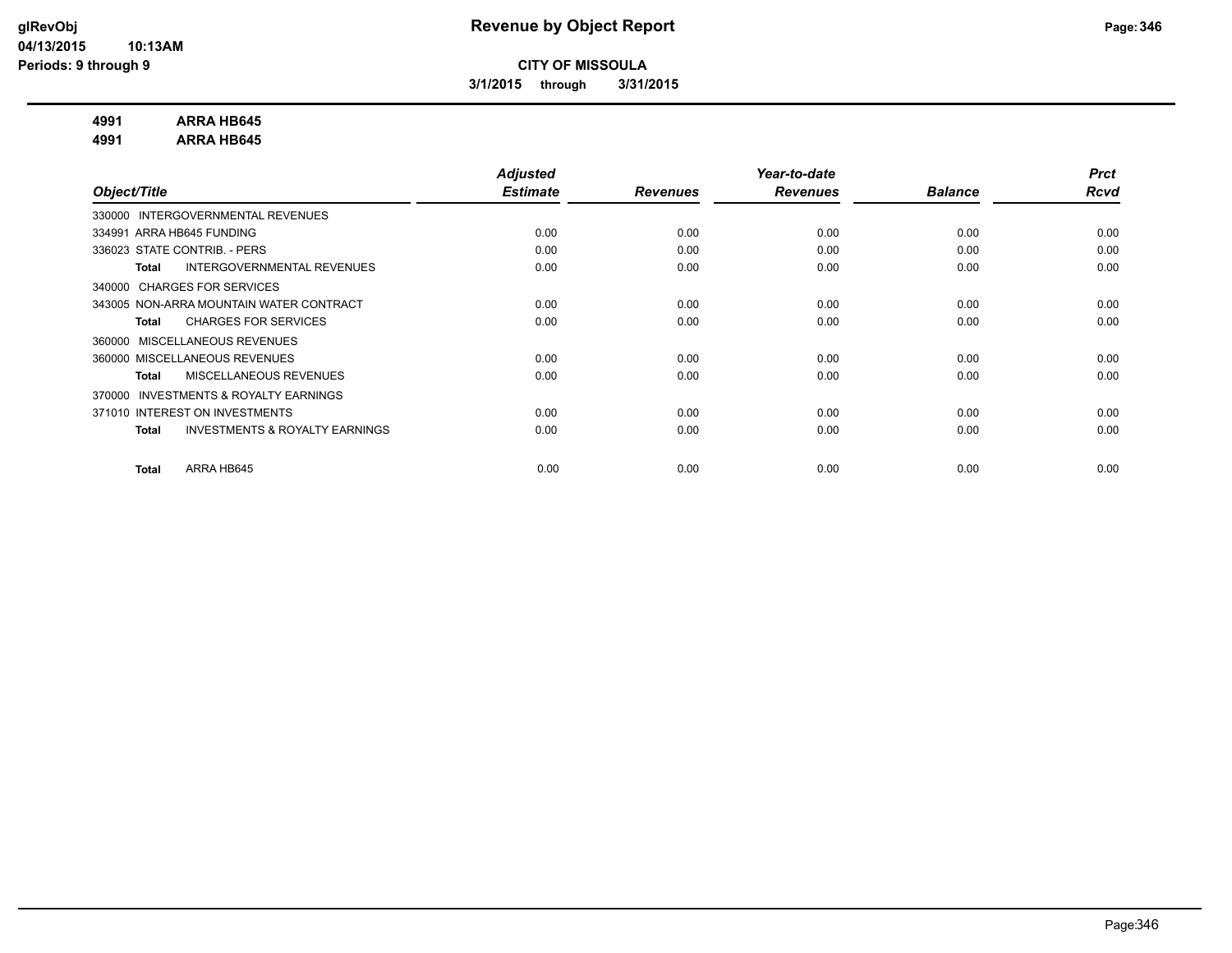**CITY OF MISSOULA**

**3/1/2015 through 3/31/2015**

**4991 ARRA HB645**

**4991 ARRA HB645**

| Object/Title | Adjusted Estimate | Revenues | Year-to-date Revenues | Balance | Prct Rcvd |
|---|---|---|---|---|---|
| 330000 INTERGOVERNMENTAL REVENUES | | | | | |
| 334991 ARRA HB645 FUNDING | 0.00 | 0.00 | 0.00 | 0.00 | 0.00 |
| 336023 STATE CONTRIB. - PERS | 0.00 | 0.00 | 0.00 | 0.00 | 0.00 |
| **Total** INTERGOVERNMENTAL REVENUES | 0.00 | 0.00 | 0.00 | 0.00 | 0.00 |
| 340000 CHARGES FOR SERVICES | | | | | |
| 343005 NON-ARRA MOUNTAIN WATER CONTRACT | 0.00 | 0.00 | 0.00 | 0.00 | 0.00 |
| **Total** CHARGES FOR SERVICES | 0.00 | 0.00 | 0.00 | 0.00 | 0.00 |
| 360000 MISCELLANEOUS REVENUES | | | | | |
| 360000 MISCELLANEOUS REVENUES | 0.00 | 0.00 | 0.00 | 0.00 | 0.00 |
| **Total** MISCELLANEOUS REVENUES | 0.00 | 0.00 | 0.00 | 0.00 | 0.00 |
| 370000 INVESTMENTS & ROYALTY EARNINGS | | | | | |
| 371010 INTEREST ON INVESTMENTS | 0.00 | 0.00 | 0.00 | 0.00 | 0.00 |
| **Total** INVESTMENTS & ROYALTY EARNINGS | 0.00 | 0.00 | 0.00 | 0.00 | 0.00 |
| **Total** ARRA HB645 | 0.00 | 0.00 | 0.00 | 0.00 | 0.00 |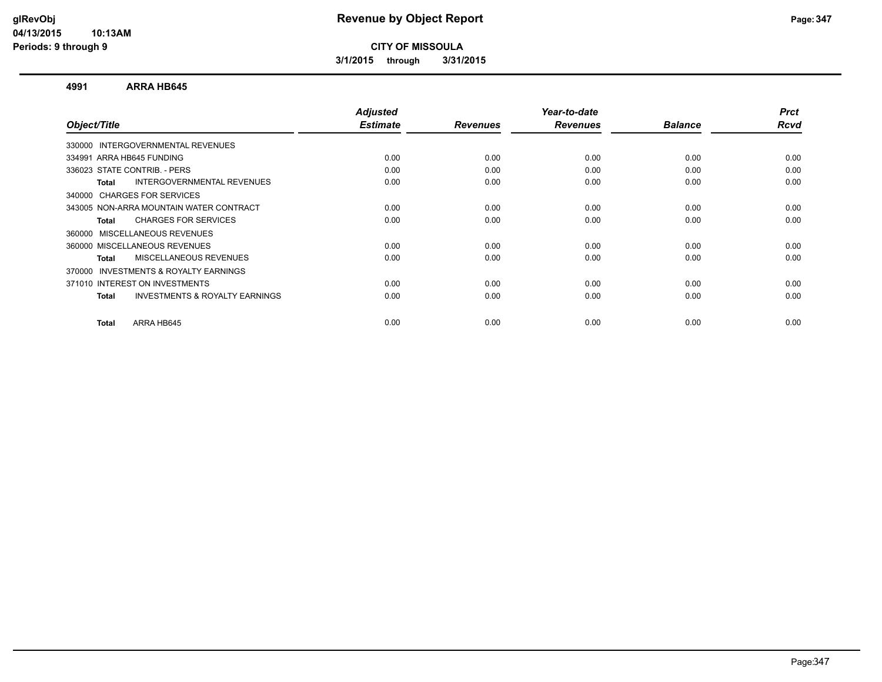# Revenue by Object Report

## CITY OF MISSOULA

**3/1/2015 through 3/31/2015**

glRevObj
04/13/2015 10:13AM
Periods: 9 through 9

### 4991 ARRA HB645

| Object/Title | Adjusted Estimate | Revenues | Year-to-date Revenues | Balance | Prct Rcvd |
|---|---|---|---|---|---|
| 330000 INTERGOVERNMENTAL REVENUES | | | | | |
| 334991 ARRA HB645 FUNDING | 0.00 | 0.00 | 0.00 | 0.00 | 0.00 |
| 336023 STATE CONTRIB. - PERS | 0.00 | 0.00 | 0.00 | 0.00 | 0.00 |
| **Total** INTERGOVERNMENTAL REVENUES | 0.00 | 0.00 | 0.00 | 0.00 | 0.00 |
| 340000 CHARGES FOR SERVICES | | | | | |
| 343005 NON-ARRA MOUNTAIN WATER CONTRACT | 0.00 | 0.00 | 0.00 | 0.00 | 0.00 |
| **Total** CHARGES FOR SERVICES | 0.00 | 0.00 | 0.00 | 0.00 | 0.00 |
| 360000 MISCELLANEOUS REVENUES | | | | | |
| 360000 MISCELLANEOUS REVENUES | 0.00 | 0.00 | 0.00 | 0.00 | 0.00 |
| **Total** MISCELLANEOUS REVENUES | 0.00 | 0.00 | 0.00 | 0.00 | 0.00 |
| 370000 INVESTMENTS & ROYALTY EARNINGS | | | | | |
| 371010 INTEREST ON INVESTMENTS | 0.00 | 0.00 | 0.00 | 0.00 | 0.00 |
| **Total** INVESTMENTS & ROYALTY EARNINGS | 0.00 | 0.00 | 0.00 | 0.00 | 0.00 |
| **Total** ARRA HB645 | 0.00 | 0.00 | 0.00 | 0.00 | 0.00 |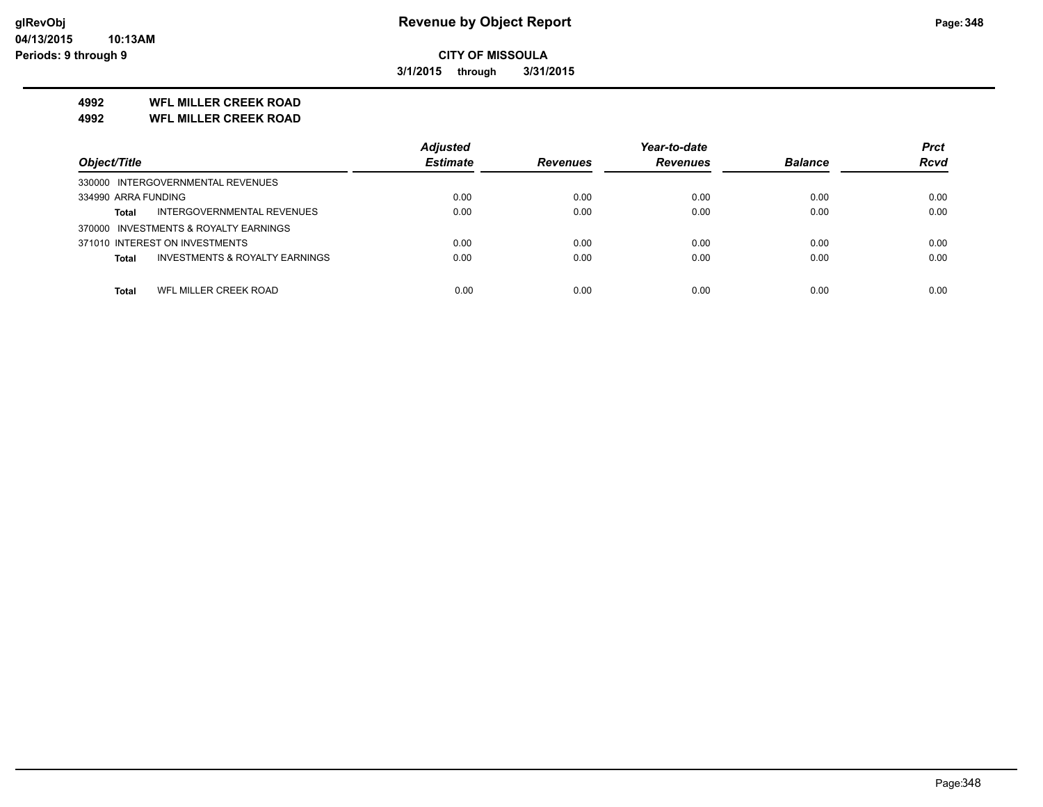**Revenue by Object Report**

**CITY OF MISSOULA**

**3/1/2015 through 3/31/2015**

glRevObj
04/13/2015 10:13AM
Periods: 9 through 9

## 4992 WFL MILLER CREEK ROAD
## 4992 WFL MILLER CREEK ROAD

| Object/Title | Adjusted Estimate | Revenues | Year-to-date Revenues | Balance | Prct Rcvd |
|---|---|---|---|---|---|
| 330000 INTERGOVERNMENTAL REVENUES | | | | | |
| 334990 ARRA FUNDING | 0.00 | 0.00 | 0.00 | 0.00 | 0.00 |
| **Total** INTERGOVERNMENTAL REVENUES | 0.00 | 0.00 | 0.00 | 0.00 | 0.00 |
| 370000 INVESTMENTS & ROYALTY EARNINGS | | | | | |
| 371010 INTEREST ON INVESTMENTS | 0.00 | 0.00 | 0.00 | 0.00 | 0.00 |
| **Total** INVESTMENTS & ROYALTY EARNINGS | 0.00 | 0.00 | 0.00 | 0.00 | 0.00 |
| **Total** WFL MILLER CREEK ROAD | 0.00 | 0.00 | 0.00 | 0.00 | 0.00 |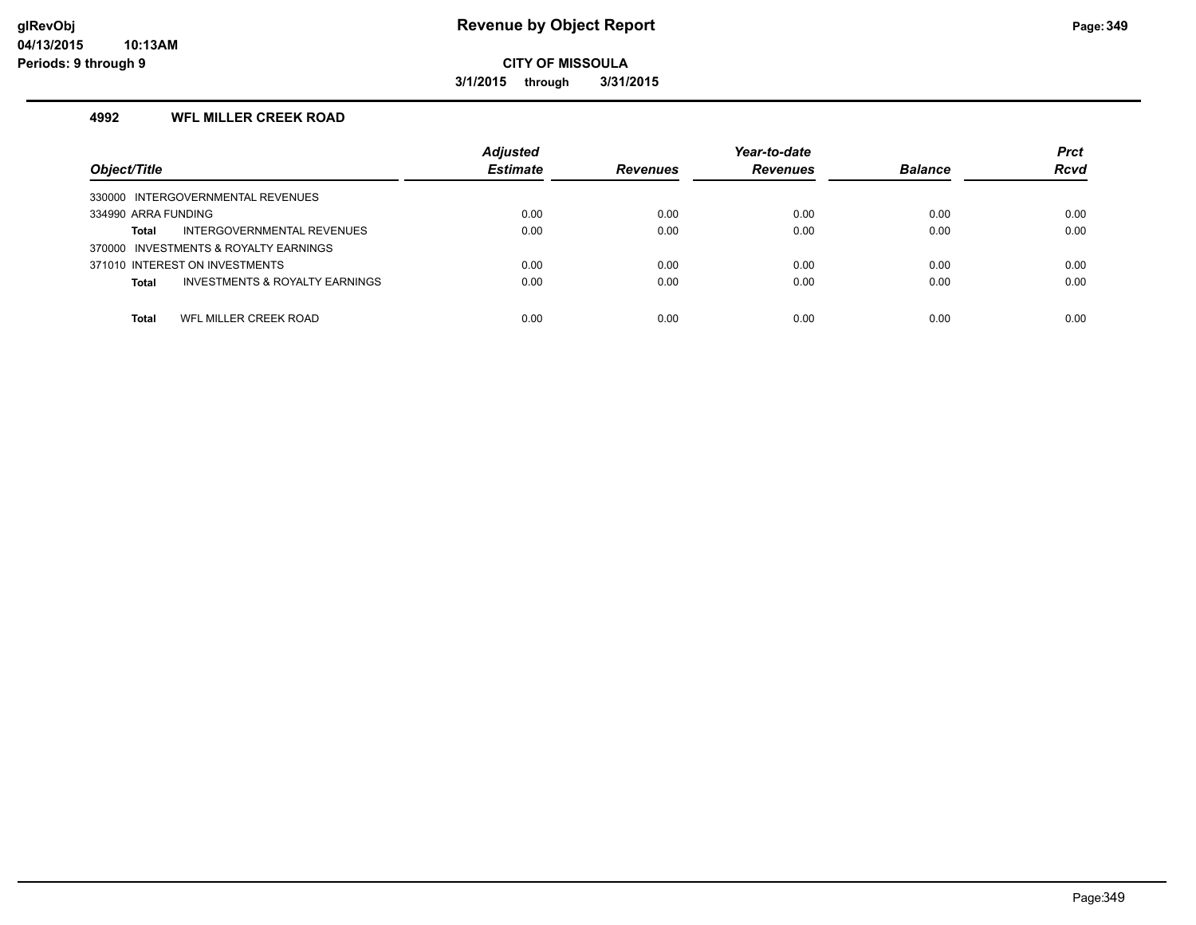# Revenue by Object Report

**CITY OF MISSOULA**

**3/1/2015 through 3/31/2015**

### 4992 WFL MILLER CREEK ROAD

| Object/Title | Adjusted Estimate | Revenues | Year-to-date Revenues | Balance | Prct Rcvd |
|---|---|---|---|---|---|
| 330000 INTERGOVERNMENTAL REVENUES | | | | | |
| 334990 ARRA FUNDING | 0.00 | 0.00 | 0.00 | 0.00 | 0.00 |
| **Total** INTERGOVERNMENTAL REVENUES | 0.00 | 0.00 | 0.00 | 0.00 | 0.00 |
| 370000 INVESTMENTS & ROYALTY EARNINGS | | | | | |
| 371010 INTEREST ON INVESTMENTS | 0.00 | 0.00 | 0.00 | 0.00 | 0.00 |
| **Total** INVESTMENTS & ROYALTY EARNINGS | 0.00 | 0.00 | 0.00 | 0.00 | 0.00 |
| **Total** WFL MILLER CREEK ROAD | 0.00 | 0.00 | 0.00 | 0.00 | 0.00 |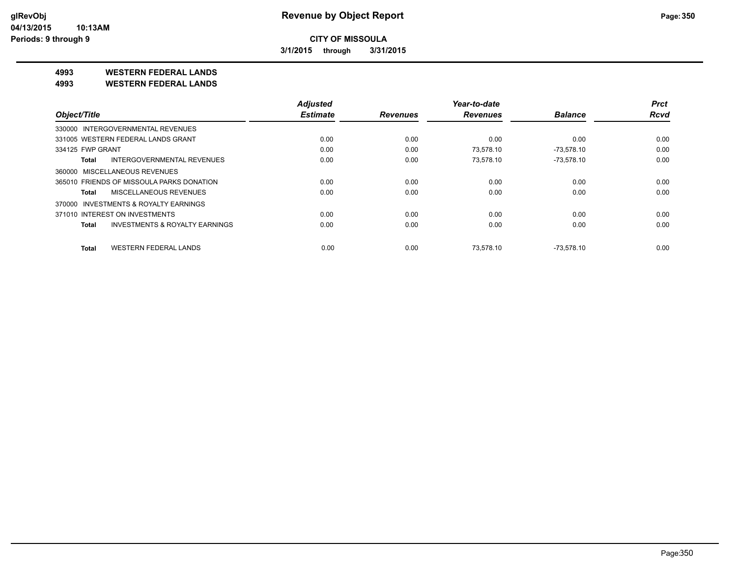**CITY OF MISSOULA**

**3/1/2015 through 3/31/2015**

**4993 WESTERN FEDERAL LANDS**

**4993 WESTERN FEDERAL LANDS**

| Object/Title | Adjusted Estimate | Revenues | Year-to-date Revenues | Balance | Prct Rcvd |
|---|---|---|---|---|---|
| 330000 INTERGOVERNMENTAL REVENUES | | | | | |
| 331005 WESTERN FEDERAL LANDS GRANT | 0.00 | 0.00 | 0.00 | 0.00 | 0.00 |
| 334125 FWP GRANT | 0.00 | 0.00 | 73,578.10 | -73,578.10 | 0.00 |
| **Total** INTERGOVERNMENTAL REVENUES | 0.00 | 0.00 | 73,578.10 | -73,578.10 | 0.00 |
| 360000 MISCELLANEOUS REVENUES | | | | | |
| 365010 FRIENDS OF MISSOULA PARKS DONATION | 0.00 | 0.00 | 0.00 | 0.00 | 0.00 |
| **Total** MISCELLANEOUS REVENUES | 0.00 | 0.00 | 0.00 | 0.00 | 0.00 |
| 370000 INVESTMENTS & ROYALTY EARNINGS | | | | | |
| 371010 INTEREST ON INVESTMENTS | 0.00 | 0.00 | 0.00 | 0.00 | 0.00 |
| **Total** INVESTMENTS & ROYALTY EARNINGS | 0.00 | 0.00 | 0.00 | 0.00 | 0.00 |
| **Total** WESTERN FEDERAL LANDS | 0.00 | 0.00 | 73,578.10 | -73,578.10 | 0.00 |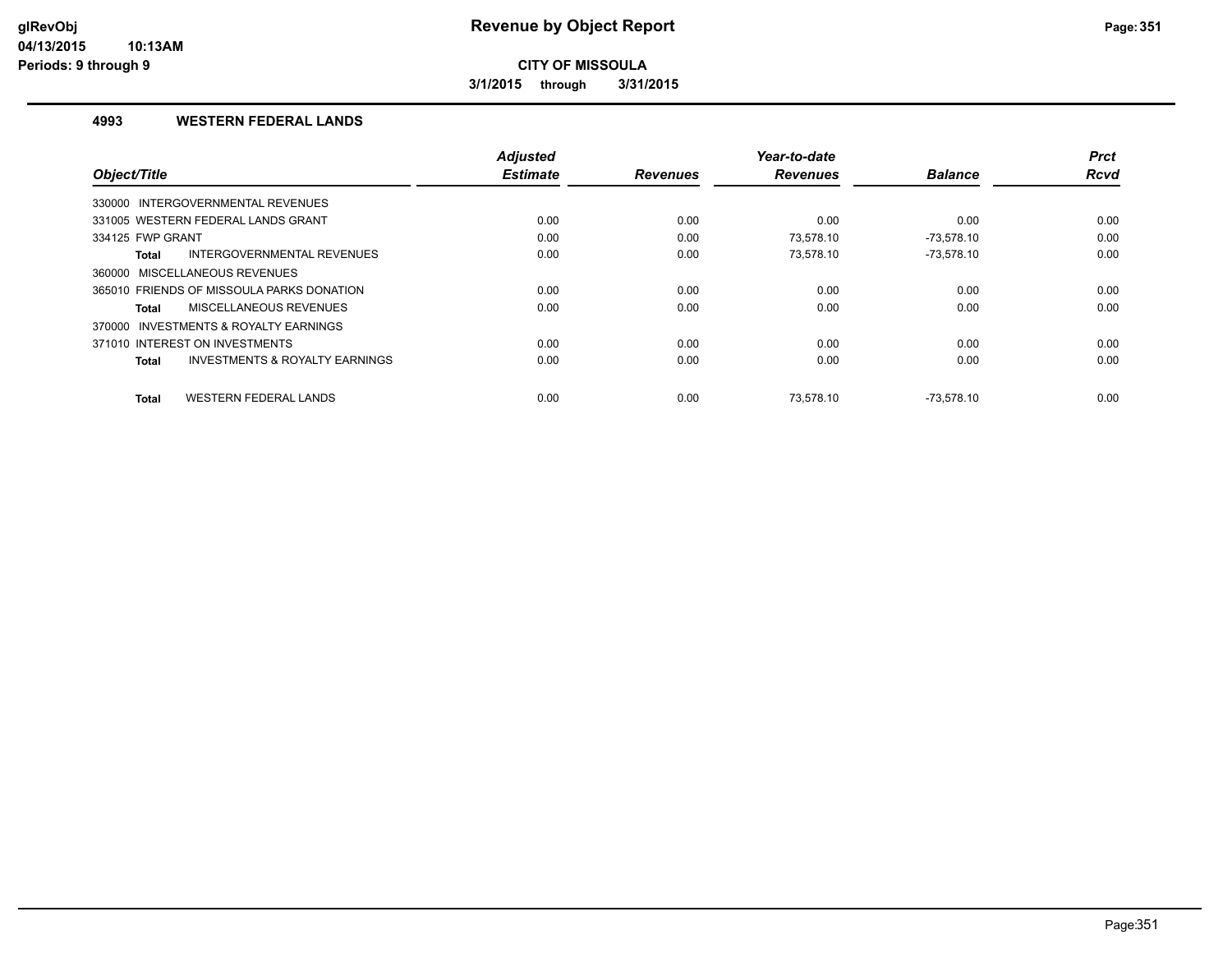# Revenue by Object Report

**CITY OF MISSOULA**

**3/1/2015 through 3/31/2015**

## 4993 WESTERN FEDERAL LANDS

| Object/Title | Adjusted Estimate | Revenues | Year-to-date Revenues | Balance | Prct Rcvd |
|---|---|---|---|---|---|
| 330000 INTERGOVERNMENTAL REVENUES | | | | | |
| 331005 WESTERN FEDERAL LANDS GRANT | 0.00 | 0.00 | 0.00 | 0.00 | 0.00 |
| 334125 FWP GRANT | 0.00 | 0.00 | 73,578.10 | -73,578.10 | 0.00 |
| **Total** INTERGOVERNMENTAL REVENUES | 0.00 | 0.00 | 73,578.10 | -73,578.10 | 0.00 |
| 360000 MISCELLANEOUS REVENUES | | | | | |
| 365010 FRIENDS OF MISSOULA PARKS DONATION | 0.00 | 0.00 | 0.00 | 0.00 | 0.00 |
| **Total** MISCELLANEOUS REVENUES | 0.00 | 0.00 | 0.00 | 0.00 | 0.00 |
| 370000 INVESTMENTS & ROYALTY EARNINGS | | | | | |
| 371010 INTEREST ON INVESTMENTS | 0.00 | 0.00 | 0.00 | 0.00 | 0.00 |
| **Total** INVESTMENTS & ROYALTY EARNINGS | 0.00 | 0.00 | 0.00 | 0.00 | 0.00 |
| **Total** WESTERN FEDERAL LANDS | 0.00 | 0.00 | 73,578.10 | -73,578.10 | 0.00 |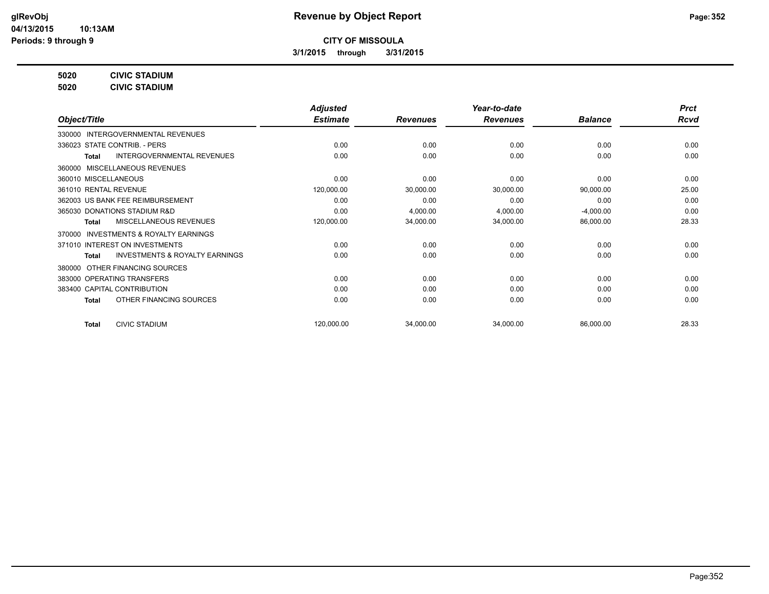**glRevObj**
**04/13/2015 10:13AM**
**Periods: 9 through 9**

# Revenue by Object Report

**CITY OF MISSOULA**

**3/1/2015 through 3/31/2015**

**5020 CIVIC STADIUM**
**5020 CIVIC STADIUM**

| Object/Title | Adjusted Estimate | Revenues | Year-to-date Revenues | Balance | Prct Rcvd |
|---|---|---|---|---|---|
| 330000 INTERGOVERNMENTAL REVENUES | | | | | |
| 336023 STATE CONTRIB. - PERS | 0.00 | 0.00 | 0.00 | 0.00 | 0.00 |
| **Total** INTERGOVERNMENTAL REVENUES | 0.00 | 0.00 | 0.00 | 0.00 | 0.00 |
| 360000 MISCELLANEOUS REVENUES | | | | | |
| 360010 MISCELLANEOUS | 0.00 | 0.00 | 0.00 | 0.00 | 0.00 |
| 361010 RENTAL REVENUE | 120,000.00 | 30,000.00 | 30,000.00 | 90,000.00 | 25.00 |
| 362003 US BANK FEE REIMBURSEMENT | 0.00 | 0.00 | 0.00 | 0.00 | 0.00 |
| 365030 DONATIONS STADIUM R&D | 0.00 | 4,000.00 | 4,000.00 | -4,000.00 | 0.00 |
| **Total** MISCELLANEOUS REVENUES | 120,000.00 | 34,000.00 | 34,000.00 | 86,000.00 | 28.33 |
| 370000 INVESTMENTS & ROYALTY EARNINGS | | | | | |
| 371010 INTEREST ON INVESTMENTS | 0.00 | 0.00 | 0.00 | 0.00 | 0.00 |
| **Total** INVESTMENTS & ROYALTY EARNINGS | 0.00 | 0.00 | 0.00 | 0.00 | 0.00 |
| 380000 OTHER FINANCING SOURCES | | | | | |
| 383000 OPERATING TRANSFERS | 0.00 | 0.00 | 0.00 | 0.00 | 0.00 |
| 383400 CAPITAL CONTRIBUTION | 0.00 | 0.00 | 0.00 | 0.00 | 0.00 |
| **Total** OTHER FINANCING SOURCES | 0.00 | 0.00 | 0.00 | 0.00 | 0.00 |
| **Total** CIVIC STADIUM | 120,000.00 | 34,000.00 | 34,000.00 | 86,000.00 | 28.33 |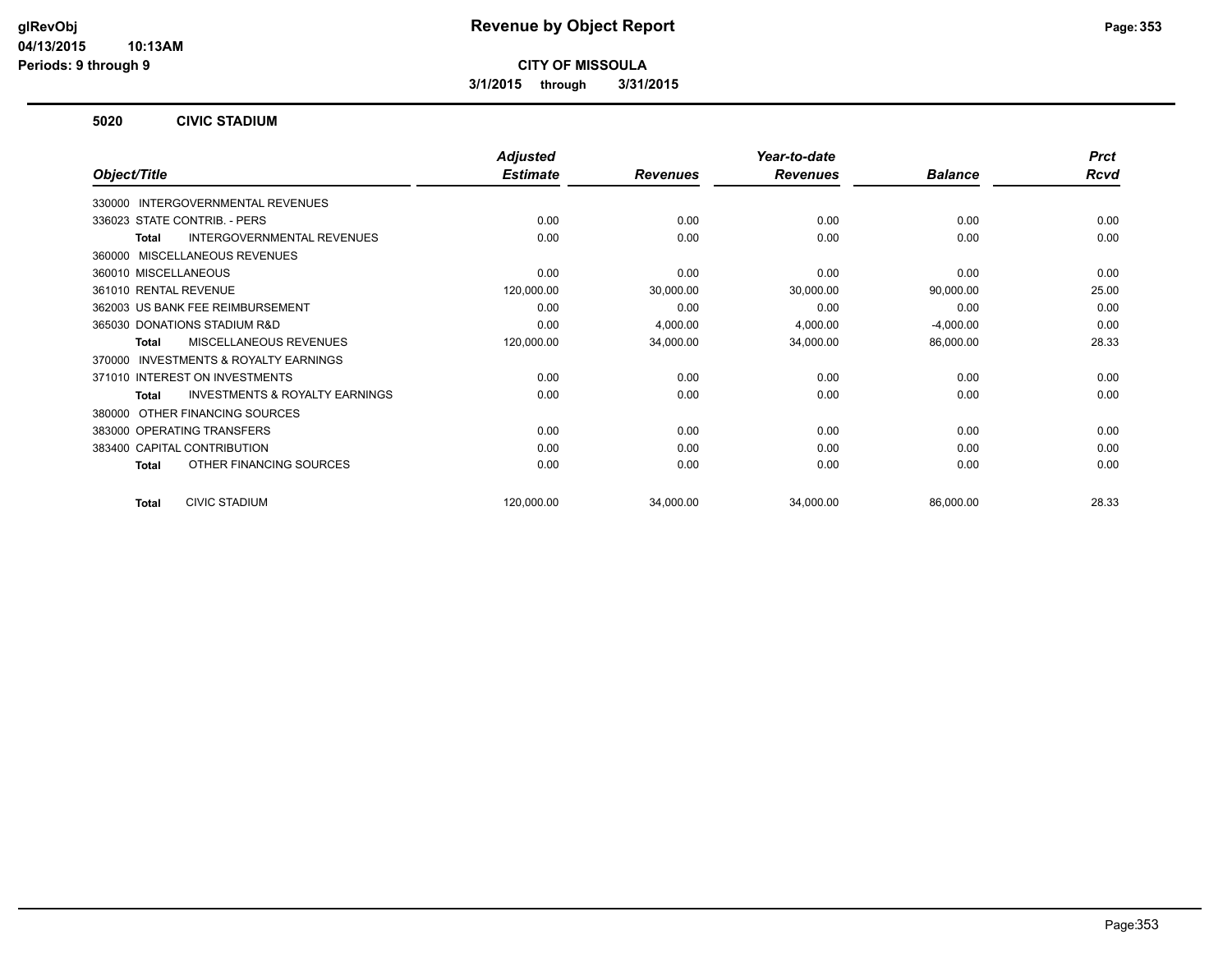# Revenue by Object Report

glRevObj
04/13/2015 10:13AM
Periods: 9 through 9

**CITY OF MISSOULA**

3/1/2015 through 3/31/2015

## 5020 CIVIC STADIUM

| Object/Title | Adjusted Estimate | Revenues | Year-to-date Revenues | Balance | Prct Rcvd |
|---|---|---|---|---|---|
| 330000 INTERGOVERNMENTAL REVENUES | | | | | |
| 336023 STATE CONTRIB. - PERS | 0.00 | 0.00 | 0.00 | 0.00 | 0.00 |
| **Total** INTERGOVERNMENTAL REVENUES | 0.00 | 0.00 | 0.00 | 0.00 | 0.00 |
| 360000 MISCELLANEOUS REVENUES | | | | | |
| 360010 MISCELLANEOUS | 0.00 | 0.00 | 0.00 | 0.00 | 0.00 |
| 361010 RENTAL REVENUE | 120,000.00 | 30,000.00 | 30,000.00 | 90,000.00 | 25.00 |
| 362003 US BANK FEE REIMBURSEMENT | 0.00 | 0.00 | 0.00 | 0.00 | 0.00 |
| 365030 DONATIONS STADIUM R&D | 0.00 | 4,000.00 | 4,000.00 | -4,000.00 | 0.00 |
| **Total** MISCELLANEOUS REVENUES | 120,000.00 | 34,000.00 | 34,000.00 | 86,000.00 | 28.33 |
| 370000 INVESTMENTS & ROYALTY EARNINGS | | | | | |
| 371010 INTEREST ON INVESTMENTS | 0.00 | 0.00 | 0.00 | 0.00 | 0.00 |
| **Total** INVESTMENTS & ROYALTY EARNINGS | 0.00 | 0.00 | 0.00 | 0.00 | 0.00 |
| 380000 OTHER FINANCING SOURCES | | | | | |
| 383000 OPERATING TRANSFERS | 0.00 | 0.00 | 0.00 | 0.00 | 0.00 |
| 383400 CAPITAL CONTRIBUTION | 0.00 | 0.00 | 0.00 | 0.00 | 0.00 |
| **Total** OTHER FINANCING SOURCES | 0.00 | 0.00 | 0.00 | 0.00 | 0.00 |
| **Total** CIVIC STADIUM | 120,000.00 | 34,000.00 | 34,000.00 | 86,000.00 | 28.33 |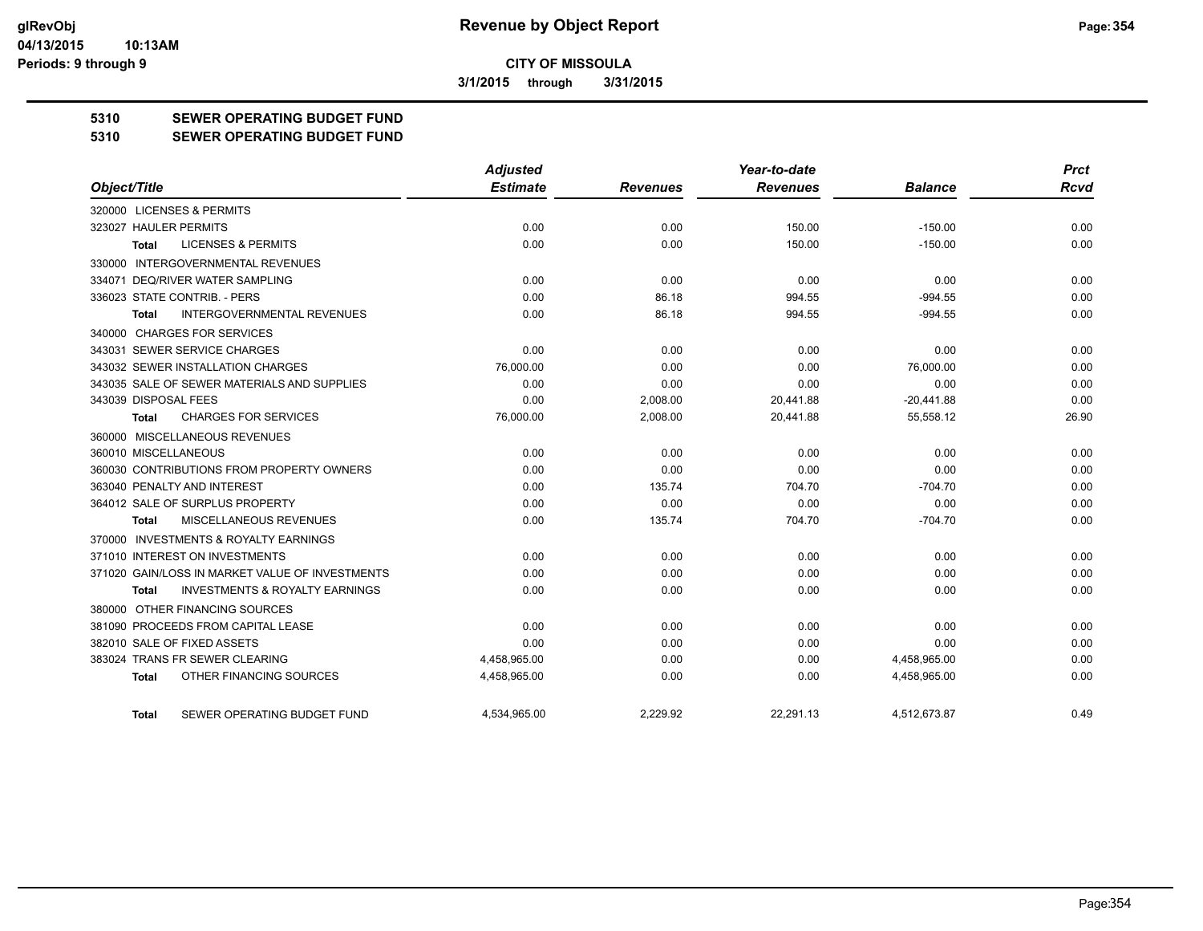**CITY OF MISSOULA**

**3/1/2015 through 3/31/2015**

**5310 SEWER OPERATING BUDGET FUND**

**5310 SEWER OPERATING BUDGET FUND**

| Object/Title | Adjusted Estimate | Revenues | Year-to-date Revenues | Balance | Prct Rcvd |
|---|---|---|---|---|---|
| 320000 LICENSES & PERMITS | | | | | |
| 323027 HAULER PERMITS | 0.00 | 0.00 | 150.00 | -150.00 | 0.00 |
| Total LICENSES & PERMITS | 0.00 | 0.00 | 150.00 | -150.00 | 0.00 |
| 330000 INTERGOVERNMENTAL REVENUES | | | | | |
| 334071 DEQ/RIVER WATER SAMPLING | 0.00 | 0.00 | 0.00 | 0.00 | 0.00 |
| 336023 STATE CONTRIB. - PERS | 0.00 | 86.18 | 994.55 | -994.55 | 0.00 |
| Total INTERGOVERNMENTAL REVENUES | 0.00 | 86.18 | 994.55 | -994.55 | 0.00 |
| 340000 CHARGES FOR SERVICES | | | | | |
| 343031 SEWER SERVICE CHARGES | 0.00 | 0.00 | 0.00 | 0.00 | 0.00 |
| 343032 SEWER INSTALLATION CHARGES | 76,000.00 | 0.00 | 0.00 | 76,000.00 | 0.00 |
| 343035 SALE OF SEWER MATERIALS AND SUPPLIES | 0.00 | 0.00 | 0.00 | 0.00 | 0.00 |
| 343039 DISPOSAL FEES | 0.00 | 2,008.00 | 20,441.88 | -20,441.88 | 0.00 |
| Total CHARGES FOR SERVICES | 76,000.00 | 2,008.00 | 20,441.88 | 55,558.12 | 26.90 |
| 360000 MISCELLANEOUS REVENUES | | | | | |
| 360010 MISCELLANEOUS | 0.00 | 0.00 | 0.00 | 0.00 | 0.00 |
| 360030 CONTRIBUTIONS FROM PROPERTY OWNERS | 0.00 | 0.00 | 0.00 | 0.00 | 0.00 |
| 363040 PENALTY AND INTEREST | 0.00 | 135.74 | 704.70 | -704.70 | 0.00 |
| 364012 SALE OF SURPLUS PROPERTY | 0.00 | 0.00 | 0.00 | 0.00 | 0.00 |
| Total MISCELLANEOUS REVENUES | 0.00 | 135.74 | 704.70 | -704.70 | 0.00 |
| 370000 INVESTMENTS & ROYALTY EARNINGS | | | | | |
| 371010 INTEREST ON INVESTMENTS | 0.00 | 0.00 | 0.00 | 0.00 | 0.00 |
| 371020 GAIN/LOSS IN MARKET VALUE OF INVESTMENTS | 0.00 | 0.00 | 0.00 | 0.00 | 0.00 |
| Total INVESTMENTS & ROYALTY EARNINGS | 0.00 | 0.00 | 0.00 | 0.00 | 0.00 |
| 380000 OTHER FINANCING SOURCES | | | | | |
| 381090 PROCEEDS FROM CAPITAL LEASE | 0.00 | 0.00 | 0.00 | 0.00 | 0.00 |
| 382010 SALE OF FIXED ASSETS | 0.00 | 0.00 | 0.00 | 0.00 | 0.00 |
| 383024 TRANS FR SEWER CLEARING | 4,458,965.00 | 0.00 | 0.00 | 4,458,965.00 | 0.00 |
| Total OTHER FINANCING SOURCES | 4,458,965.00 | 0.00 | 0.00 | 4,458,965.00 | 0.00 |
| Total SEWER OPERATING BUDGET FUND | 4,534,965.00 | 2,229.92 | 22,291.13 | 4,512,673.87 | 0.49 |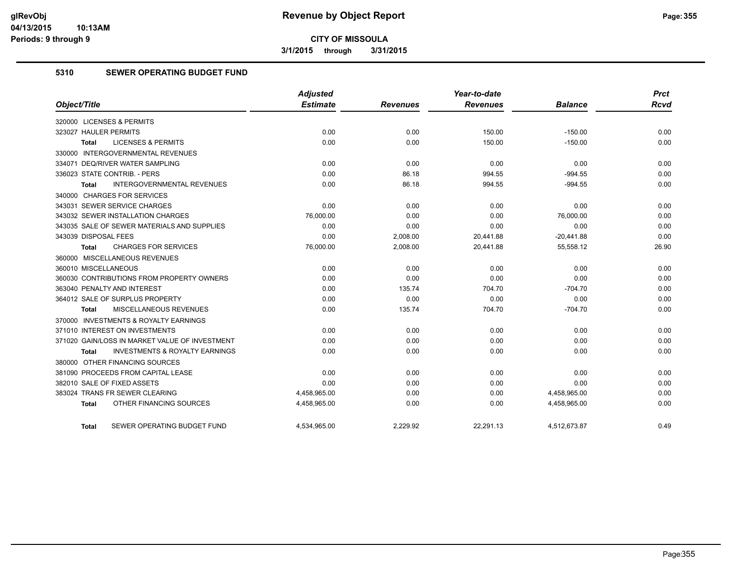# Revenue by Object Report

**CITY OF MISSOULA**

**3/1/2015 through 3/31/2015**

glRevObj
04/13/2015 10:13AM
Periods: 9 through 9

## 5310 SEWER OPERATING BUDGET FUND

| Object/Title | Adjusted Estimate | Revenues | Year-to-date Revenues | Balance | Prct Rcvd |
|---|---|---|---|---|---|
| 320000 LICENSES & PERMITS | | | | | |
| 323027 HAULER PERMITS | 0.00 | 0.00 | 150.00 | -150.00 | 0.00 |
| **Total** LICENSES & PERMITS | 0.00 | 0.00 | 150.00 | -150.00 | 0.00 |
| 330000 INTERGOVERNMENTAL REVENUES | | | | | |
| 334071 DEQ/RIVER WATER SAMPLING | 0.00 | 0.00 | 0.00 | 0.00 | 0.00 |
| 336023 STATE CONTRIB. - PERS | 0.00 | 86.18 | 994.55 | -994.55 | 0.00 |
| **Total** INTERGOVERNMENTAL REVENUES | 0.00 | 86.18 | 994.55 | -994.55 | 0.00 |
| 340000 CHARGES FOR SERVICES | | | | | |
| 343031 SEWER SERVICE CHARGES | 0.00 | 0.00 | 0.00 | 0.00 | 0.00 |
| 343032 SEWER INSTALLATION CHARGES | 76,000.00 | 0.00 | 0.00 | 76,000.00 | 0.00 |
| 343035 SALE OF SEWER MATERIALS AND SUPPLIES | 0.00 | 0.00 | 0.00 | 0.00 | 0.00 |
| 343039 DISPOSAL FEES | 0.00 | 2,008.00 | 20,441.88 | -20,441.88 | 0.00 |
| **Total** CHARGES FOR SERVICES | 76,000.00 | 2,008.00 | 20,441.88 | 55,558.12 | 26.90 |
| 360000 MISCELLANEOUS REVENUES | | | | | |
| 360010 MISCELLANEOUS | 0.00 | 0.00 | 0.00 | 0.00 | 0.00 |
| 360030 CONTRIBUTIONS FROM PROPERTY OWNERS | 0.00 | 0.00 | 0.00 | 0.00 | 0.00 |
| 363040 PENALTY AND INTEREST | 0.00 | 135.74 | 704.70 | -704.70 | 0.00 |
| 364012 SALE OF SURPLUS PROPERTY | 0.00 | 0.00 | 0.00 | 0.00 | 0.00 |
| **Total** MISCELLANEOUS REVENUES | 0.00 | 135.74 | 704.70 | -704.70 | 0.00 |
| 370000 INVESTMENTS & ROYALTY EARNINGS | | | | | |
| 371010 INTEREST ON INVESTMENTS | 0.00 | 0.00 | 0.00 | 0.00 | 0.00 |
| 371020 GAIN/LOSS IN MARKET VALUE OF INVESTMENT | 0.00 | 0.00 | 0.00 | 0.00 | 0.00 |
| **Total** INVESTMENTS & ROYALTY EARNINGS | 0.00 | 0.00 | 0.00 | 0.00 | 0.00 |
| 380000 OTHER FINANCING SOURCES | | | | | |
| 381090 PROCEEDS FROM CAPITAL LEASE | 0.00 | 0.00 | 0.00 | 0.00 | 0.00 |
| 382010 SALE OF FIXED ASSETS | 0.00 | 0.00 | 0.00 | 0.00 | 0.00 |
| 383024 TRANS FR SEWER CLEARING | 4,458,965.00 | 0.00 | 0.00 | 4,458,965.00 | 0.00 |
| **Total** OTHER FINANCING SOURCES | 4,458,965.00 | 0.00 | 0.00 | 4,458,965.00 | 0.00 |
| **Total** SEWER OPERATING BUDGET FUND | 4,534,965.00 | 2,229.92 | 22,291.13 | 4,512,673.87 | 0.49 |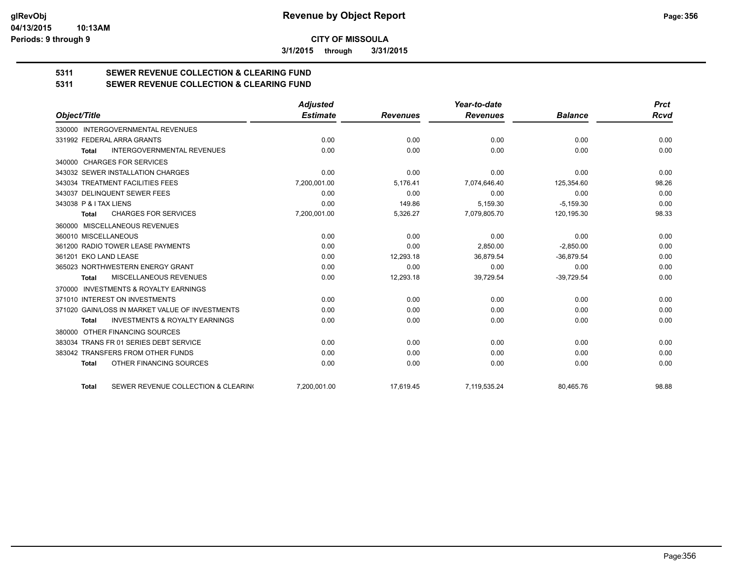**CITY OF MISSOULA**

**3/1/2015 through 3/31/2015**

## 5311 SEWER REVENUE COLLECTION & CLEARING FUND

## 5311 SEWER REVENUE COLLECTION & CLEARING FUND

| Object/Title | Adjusted Estimate | Revenues | Year-to-date Revenues | Balance | Prct Rcvd |
|---|---|---|---|---|---|
| 330000 INTERGOVERNMENTAL REVENUES | | | | | |
| 331992 FEDERAL ARRA GRANTS | 0.00 | 0.00 | 0.00 | 0.00 | 0.00 |
| Total INTERGOVERNMENTAL REVENUES | 0.00 | 0.00 | 0.00 | 0.00 | 0.00 |
| 340000 CHARGES FOR SERVICES | | | | | |
| 343032 SEWER INSTALLATION CHARGES | 0.00 | 0.00 | 0.00 | 0.00 | 0.00 |
| 343034 TREATMENT FACILITIES FEES | 7,200,001.00 | 5,176.41 | 7,074,646.40 | 125,354.60 | 98.26 |
| 343037 DELINQUENT SEWER FEES | 0.00 | 0.00 | 0.00 | 0.00 | 0.00 |
| 343038 P & I TAX LIENS | 0.00 | 149.86 | 5,159.30 | -5,159.30 | 0.00 |
| Total CHARGES FOR SERVICES | 7,200,001.00 | 5,326.27 | 7,079,805.70 | 120,195.30 | 98.33 |
| 360000 MISCELLANEOUS REVENUES | | | | | |
| 360010 MISCELLANEOUS | 0.00 | 0.00 | 0.00 | 0.00 | 0.00 |
| 361200 RADIO TOWER LEASE PAYMENTS | 0.00 | 0.00 | 2,850.00 | -2,850.00 | 0.00 |
| 361201 EKO LAND LEASE | 0.00 | 12,293.18 | 36,879.54 | -36,879.54 | 0.00 |
| 365023 NORTHWESTERN ENERGY GRANT | 0.00 | 0.00 | 0.00 | 0.00 | 0.00 |
| Total MISCELLANEOUS REVENUES | 0.00 | 12,293.18 | 39,729.54 | -39,729.54 | 0.00 |
| 370000 INVESTMENTS & ROYALTY EARNINGS | | | | | |
| 371010 INTEREST ON INVESTMENTS | 0.00 | 0.00 | 0.00 | 0.00 | 0.00 |
| 371020 GAIN/LOSS IN MARKET VALUE OF INVESTMENTS | 0.00 | 0.00 | 0.00 | 0.00 | 0.00 |
| Total INVESTMENTS & ROYALTY EARNINGS | 0.00 | 0.00 | 0.00 | 0.00 | 0.00 |
| 380000 OTHER FINANCING SOURCES | | | | | |
| 383034 TRANS FR 01 SERIES DEBT SERVICE | 0.00 | 0.00 | 0.00 | 0.00 | 0.00 |
| 383042 TRANSFERS FROM OTHER FUNDS | 0.00 | 0.00 | 0.00 | 0.00 | 0.00 |
| Total OTHER FINANCING SOURCES | 0.00 | 0.00 | 0.00 | 0.00 | 0.00 |
| Total SEWER REVENUE COLLECTION & CLEARIN( | 7,200,001.00 | 17,619.45 | 7,119,535.24 | 80,465.76 | 98.88 |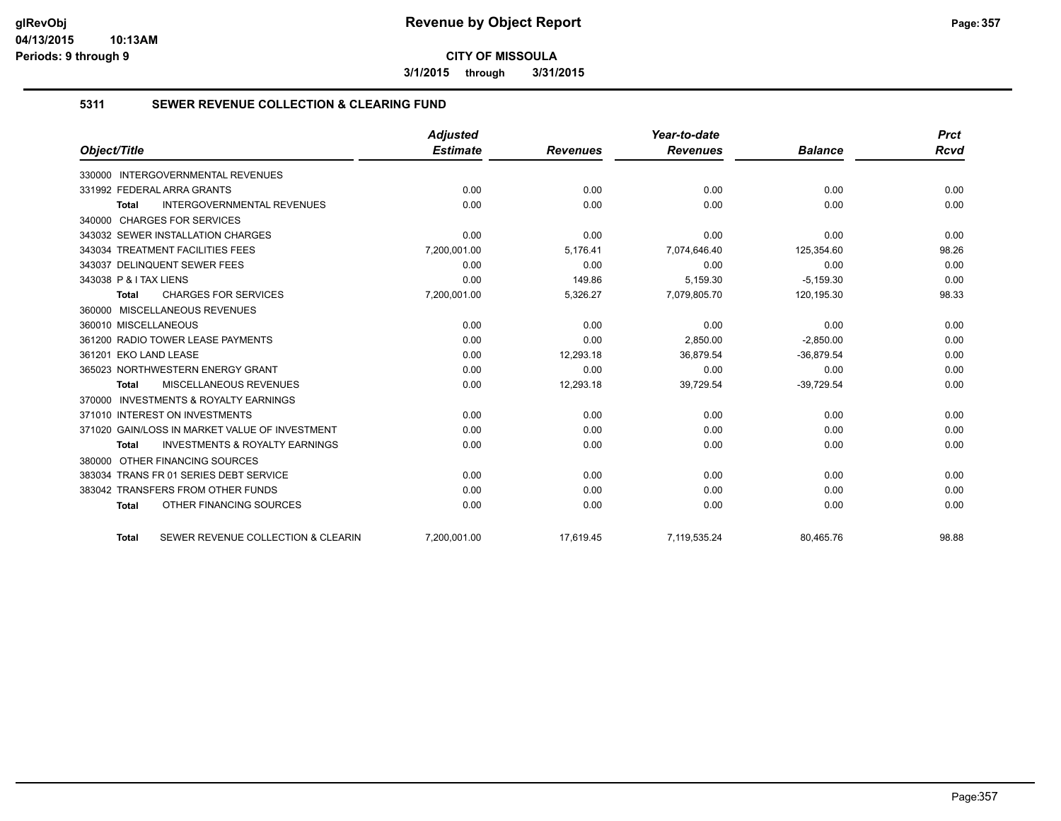# Revenue by Object Report

glRevObj
04/13/2015 10:13AM
Periods: 9 through 9

**CITY OF MISSOULA**

**3/1/2015 through 3/31/2015**

## 5311 SEWER REVENUE COLLECTION & CLEARING FUND

| Object/Title | Adjusted Estimate | Revenues | Year-to-date Revenues | Balance | Prct Rcvd |
|---|---|---|---|---|---|
| 330000 INTERGOVERNMENTAL REVENUES | | | | | |
| 331992 FEDERAL ARRA GRANTS | 0.00 | 0.00 | 0.00 | 0.00 | 0.00 |
| **Total** INTERGOVERNMENTAL REVENUES | 0.00 | 0.00 | 0.00 | 0.00 | 0.00 |
| 340000 CHARGES FOR SERVICES | | | | | |
| 343032 SEWER INSTALLATION CHARGES | 0.00 | 0.00 | 0.00 | 0.00 | 0.00 |
| 343034 TREATMENT FACILITIES FEES | 7,200,001.00 | 5,176.41 | 7,074,646.40 | 125,354.60 | 98.26 |
| 343037 DELINQUENT SEWER FEES | 0.00 | 0.00 | 0.00 | 0.00 | 0.00 |
| 343038 P & I TAX LIENS | 0.00 | 149.86 | 5,159.30 | -5,159.30 | 0.00 |
| **Total** CHARGES FOR SERVICES | 7,200,001.00 | 5,326.27 | 7,079,805.70 | 120,195.30 | 98.33 |
| 360000 MISCELLANEOUS REVENUES | | | | | |
| 360010 MISCELLANEOUS | 0.00 | 0.00 | 0.00 | 0.00 | 0.00 |
| 361200 RADIO TOWER LEASE PAYMENTS | 0.00 | 0.00 | 2,850.00 | -2,850.00 | 0.00 |
| 361201 EKO LAND LEASE | 0.00 | 12,293.18 | 36,879.54 | -36,879.54 | 0.00 |
| 365023 NORTHWESTERN ENERGY GRANT | 0.00 | 0.00 | 0.00 | 0.00 | 0.00 |
| **Total** MISCELLANEOUS REVENUES | 0.00 | 12,293.18 | 39,729.54 | -39,729.54 | 0.00 |
| 370000 INVESTMENTS & ROYALTY EARNINGS | | | | | |
| 371010 INTEREST ON INVESTMENTS | 0.00 | 0.00 | 0.00 | 0.00 | 0.00 |
| 371020 GAIN/LOSS IN MARKET VALUE OF INVESTMENT | 0.00 | 0.00 | 0.00 | 0.00 | 0.00 |
| **Total** INVESTMENTS & ROYALTY EARNINGS | 0.00 | 0.00 | 0.00 | 0.00 | 0.00 |
| 380000 OTHER FINANCING SOURCES | | | | | |
| 383034 TRANS FR 01 SERIES DEBT SERVICE | 0.00 | 0.00 | 0.00 | 0.00 | 0.00 |
| 383042 TRANSFERS FROM OTHER FUNDS | 0.00 | 0.00 | 0.00 | 0.00 | 0.00 |
| **Total** OTHER FINANCING SOURCES | 0.00 | 0.00 | 0.00 | 0.00 | 0.00 |
| **Total** SEWER REVENUE COLLECTION & CLEARIN | 7,200,001.00 | 17,619.45 | 7,119,535.24 | 80,465.76 | 98.88 |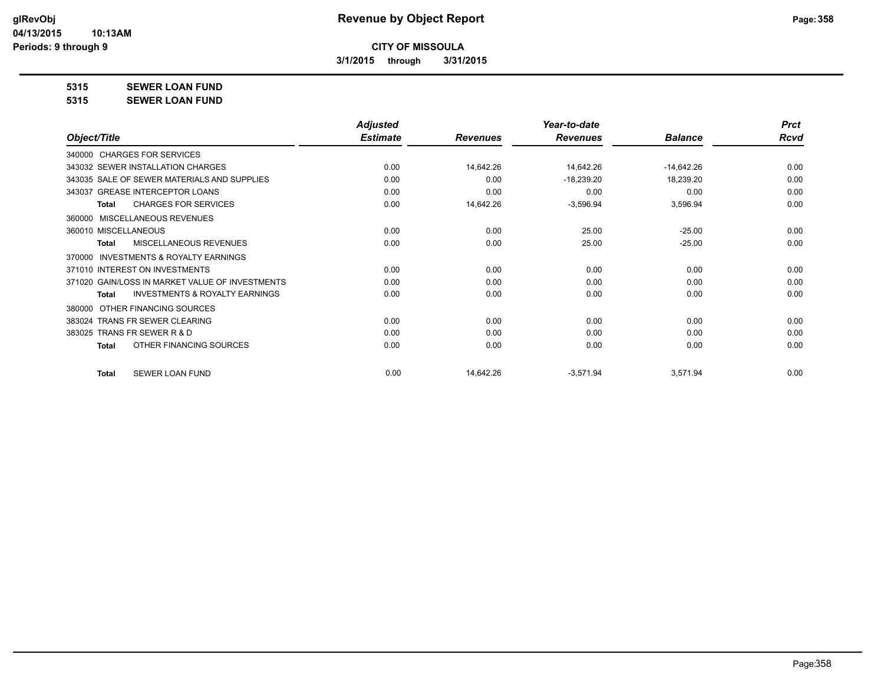# Revenue by Object Report

**CITY OF MISSOULA**

**3/1/2015 through 3/31/2015**

glRevObj
04/13/2015 10:13AM
Periods: 9 through 9

**5315 SEWER LOAN FUND**

**5315 SEWER LOAN FUND**

| Object/Title | Adjusted Estimate | Revenues | Year-to-date Revenues | Balance | Prct Rcvd |
|---|---|---|---|---|---|
| 340000 CHARGES FOR SERVICES | | | | | |
| 343032 SEWER INSTALLATION CHARGES | 0.00 | 14,642.26 | 14,642.26 | -14,642.26 | 0.00 |
| 343035 SALE OF SEWER MATERIALS AND SUPPLIES | 0.00 | 0.00 | -18,239.20 | 18,239.20 | 0.00 |
| 343037 GREASE INTERCEPTOR LOANS | 0.00 | 0.00 | 0.00 | 0.00 | 0.00 |
| **Total** CHARGES FOR SERVICES | 0.00 | 14,642.26 | -3,596.94 | 3,596.94 | 0.00 |
| 360000 MISCELLANEOUS REVENUES | | | | | |
| 360010 MISCELLANEOUS | 0.00 | 0.00 | 25.00 | -25.00 | 0.00 |
| **Total** MISCELLANEOUS REVENUES | 0.00 | 0.00 | 25.00 | -25.00 | 0.00 |
| 370000 INVESTMENTS & ROYALTY EARNINGS | | | | | |
| 371010 INTEREST ON INVESTMENTS | 0.00 | 0.00 | 0.00 | 0.00 | 0.00 |
| 371020 GAIN/LOSS IN MARKET VALUE OF INVESTMENTS | 0.00 | 0.00 | 0.00 | 0.00 | 0.00 |
| **Total** INVESTMENTS & ROYALTY EARNINGS | 0.00 | 0.00 | 0.00 | 0.00 | 0.00 |
| 380000 OTHER FINANCING SOURCES | | | | | |
| 383024 TRANS FR SEWER CLEARING | 0.00 | 0.00 | 0.00 | 0.00 | 0.00 |
| 383025 TRANS FR SEWER R & D | 0.00 | 0.00 | 0.00 | 0.00 | 0.00 |
| **Total** OTHER FINANCING SOURCES | 0.00 | 0.00 | 0.00 | 0.00 | 0.00 |
| **Total** SEWER LOAN FUND | 0.00 | 14,642.26 | -3,571.94 | 3,571.94 | 0.00 |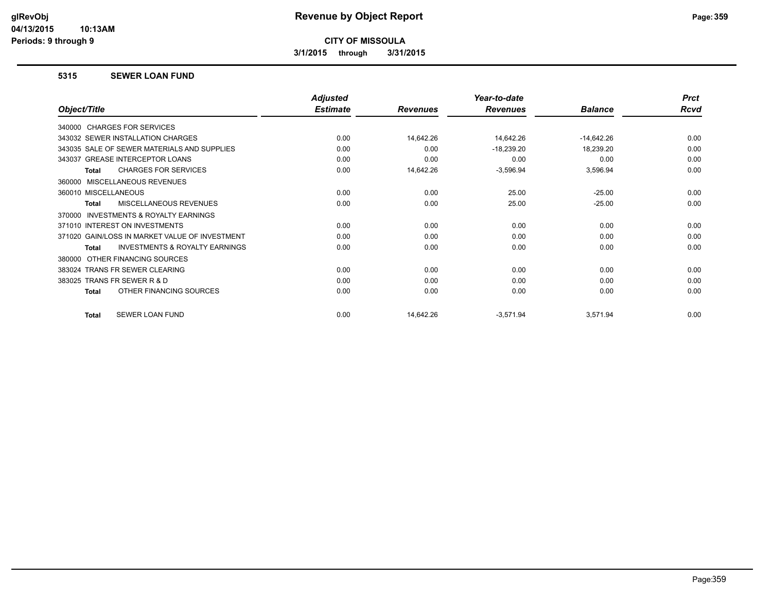# Revenue by Object Report

**CITY OF MISSOULA**

**3/1/2015 through 3/31/2015**

glRevObj
04/13/2015 10:13AM
Periods: 9 through 9

## 5315 SEWER LOAN FUND

| Object/Title | Adjusted Estimate | Revenues | Year-to-date Revenues | Balance | Prct Rcvd |
|---|---|---|---|---|---|
| 340000 CHARGES FOR SERVICES | | | | | |
| 343032 SEWER INSTALLATION CHARGES | 0.00 | 14,642.26 | 14,642.26 | -14,642.26 | 0.00 |
| 343035 SALE OF SEWER MATERIALS AND SUPPLIES | 0.00 | 0.00 | -18,239.20 | 18,239.20 | 0.00 |
| 343037 GREASE INTERCEPTOR LOANS | 0.00 | 0.00 | 0.00 | 0.00 | 0.00 |
| **Total** CHARGES FOR SERVICES | 0.00 | 14,642.26 | -3,596.94 | 3,596.94 | 0.00 |
| 360000 MISCELLANEOUS REVENUES | | | | | |
| 360010 MISCELLANEOUS | 0.00 | 0.00 | 25.00 | -25.00 | 0.00 |
| **Total** MISCELLANEOUS REVENUES | 0.00 | 0.00 | 25.00 | -25.00 | 0.00 |
| 370000 INVESTMENTS & ROYALTY EARNINGS | | | | | |
| 371010 INTEREST ON INVESTMENTS | 0.00 | 0.00 | 0.00 | 0.00 | 0.00 |
| 371020 GAIN/LOSS IN MARKET VALUE OF INVESTMENT | 0.00 | 0.00 | 0.00 | 0.00 | 0.00 |
| **Total** INVESTMENTS & ROYALTY EARNINGS | 0.00 | 0.00 | 0.00 | 0.00 | 0.00 |
| 380000 OTHER FINANCING SOURCES | | | | | |
| 383024 TRANS FR SEWER CLEARING | 0.00 | 0.00 | 0.00 | 0.00 | 0.00 |
| 383025 TRANS FR SEWER R & D | 0.00 | 0.00 | 0.00 | 0.00 | 0.00 |
| **Total** OTHER FINANCING SOURCES | 0.00 | 0.00 | 0.00 | 0.00 | 0.00 |
| **Total** SEWER LOAN FUND | 0.00 | 14,642.26 | -3,571.94 | 3,571.94 | 0.00 |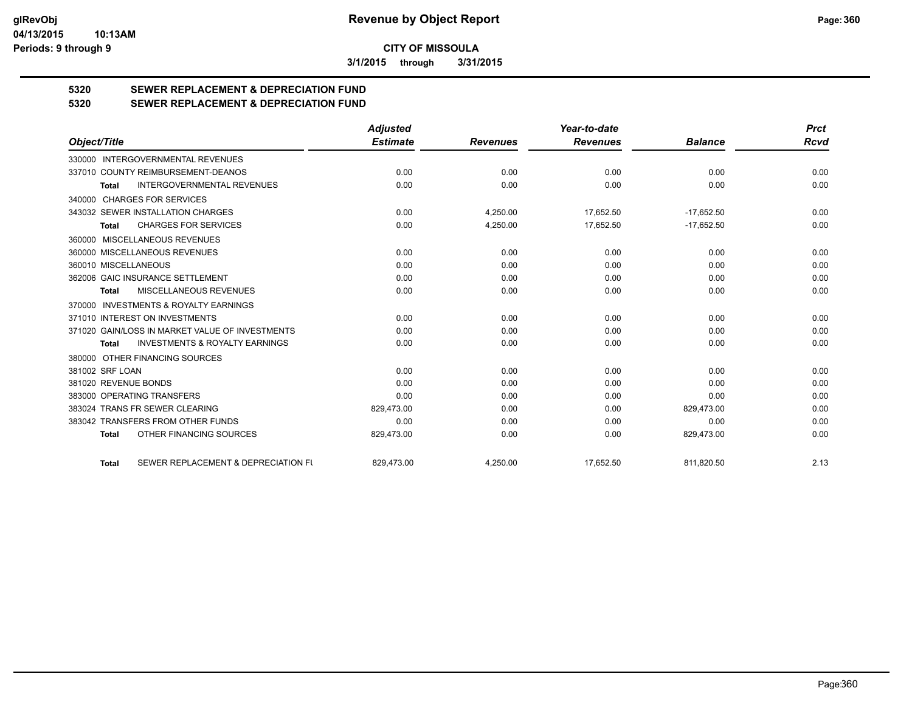**CITY OF MISSOULA**

**3/1/2015 through 3/31/2015**

## 5320 SEWER REPLACEMENT & DEPRECIATION FUND
## 5320 SEWER REPLACEMENT & DEPRECIATION FUND

| Object/Title | Adjusted Estimate | Revenues | Year-to-date Revenues | Balance | Prct Rcvd |
|---|---|---|---|---|---|
| 330000 INTERGOVERNMENTAL REVENUES | | | | | |
| 337010 COUNTY REIMBURSEMENT-DEANOS | 0.00 | 0.00 | 0.00 | 0.00 | 0.00 |
| **Total** INTERGOVERNMENTAL REVENUES | 0.00 | 0.00 | 0.00 | 0.00 | 0.00 |
| 340000 CHARGES FOR SERVICES | | | | | |
| 343032 SEWER INSTALLATION CHARGES | 0.00 | 4,250.00 | 17,652.50 | -17,652.50 | 0.00 |
| **Total** CHARGES FOR SERVICES | 0.00 | 4,250.00 | 17,652.50 | -17,652.50 | 0.00 |
| 360000 MISCELLANEOUS REVENUES | | | | | |
| 360000 MISCELLANEOUS REVENUES | 0.00 | 0.00 | 0.00 | 0.00 | 0.00 |
| 360010 MISCELLANEOUS | 0.00 | 0.00 | 0.00 | 0.00 | 0.00 |
| 362006 GAIC INSURANCE SETTLEMENT | 0.00 | 0.00 | 0.00 | 0.00 | 0.00 |
| **Total** MISCELLANEOUS REVENUES | 0.00 | 0.00 | 0.00 | 0.00 | 0.00 |
| 370000 INVESTMENTS & ROYALTY EARNINGS | | | | | |
| 371010 INTEREST ON INVESTMENTS | 0.00 | 0.00 | 0.00 | 0.00 | 0.00 |
| 371020 GAIN/LOSS IN MARKET VALUE OF INVESTMENTS | 0.00 | 0.00 | 0.00 | 0.00 | 0.00 |
| **Total** INVESTMENTS & ROYALTY EARNINGS | 0.00 | 0.00 | 0.00 | 0.00 | 0.00 |
| 380000 OTHER FINANCING SOURCES | | | | | |
| 381002 SRF LOAN | 0.00 | 0.00 | 0.00 | 0.00 | 0.00 |
| 381020 REVENUE BONDS | 0.00 | 0.00 | 0.00 | 0.00 | 0.00 |
| 383000 OPERATING TRANSFERS | 0.00 | 0.00 | 0.00 | 0.00 | 0.00 |
| 383024 TRANS FR SEWER CLEARING | 829,473.00 | 0.00 | 0.00 | 829,473.00 | 0.00 |
| 383042 TRANSFERS FROM OTHER FUNDS | 0.00 | 0.00 | 0.00 | 0.00 | 0.00 |
| **Total** OTHER FINANCING SOURCES | 829,473.00 | 0.00 | 0.00 | 829,473.00 | 0.00 |
| **Total** SEWER REPLACEMENT & DEPRECIATION FU | 829,473.00 | 4,250.00 | 17,652.50 | 811,820.50 | 2.13 |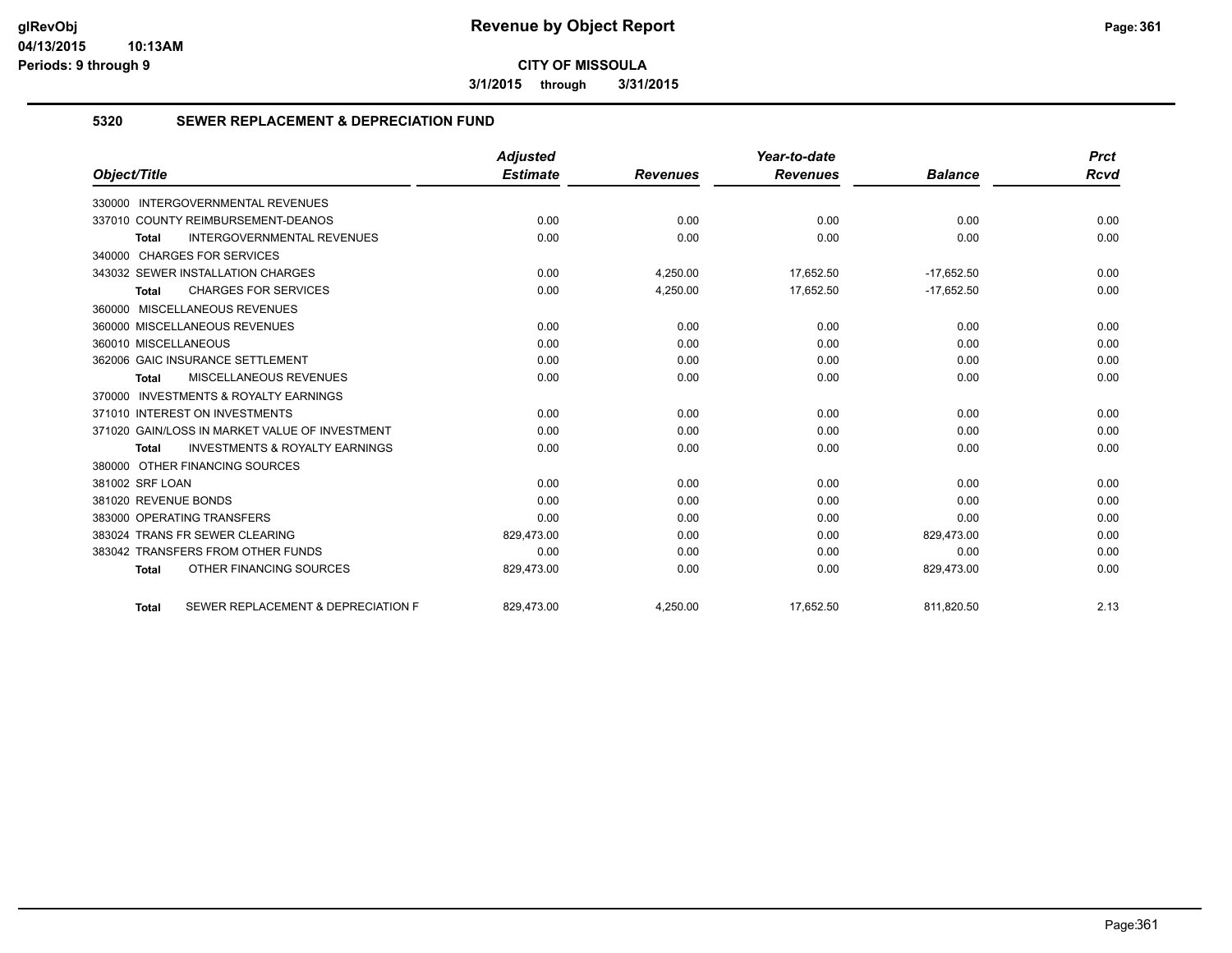# Revenue by Object Report

**CITY OF MISSOULA**

**3/1/2015 through 3/31/2015**

glRevObj
04/13/2015 10:13AM
Periods: 9 through 9

## 5320 SEWER REPLACEMENT & DEPRECIATION FUND

| Object/Title | Adjusted Estimate | Revenues | Year-to-date Revenues | Balance | Prct Rcvd |
|---|---|---|---|---|---|
| 330000 INTERGOVERNMENTAL REVENUES | | | | | |
| 337010 COUNTY REIMBURSEMENT-DEANOS | 0.00 | 0.00 | 0.00 | 0.00 | 0.00 |
| **Total** INTERGOVERNMENTAL REVENUES | 0.00 | 0.00 | 0.00 | 0.00 | 0.00 |
| 340000 CHARGES FOR SERVICES | | | | | |
| 343032 SEWER INSTALLATION CHARGES | 0.00 | 4,250.00 | 17,652.50 | -17,652.50 | 0.00 |
| **Total** CHARGES FOR SERVICES | 0.00 | 4,250.00 | 17,652.50 | -17,652.50 | 0.00 |
| 360000 MISCELLANEOUS REVENUES | | | | | |
| 360000 MISCELLANEOUS REVENUES | 0.00 | 0.00 | 0.00 | 0.00 | 0.00 |
| 360010 MISCELLANEOUS | 0.00 | 0.00 | 0.00 | 0.00 | 0.00 |
| 362006 GAIC INSURANCE SETTLEMENT | 0.00 | 0.00 | 0.00 | 0.00 | 0.00 |
| **Total** MISCELLANEOUS REVENUES | 0.00 | 0.00 | 0.00 | 0.00 | 0.00 |
| 370000 INVESTMENTS & ROYALTY EARNINGS | | | | | |
| 371010 INTEREST ON INVESTMENTS | 0.00 | 0.00 | 0.00 | 0.00 | 0.00 |
| 371020 GAIN/LOSS IN MARKET VALUE OF INVESTMENT | 0.00 | 0.00 | 0.00 | 0.00 | 0.00 |
| **Total** INVESTMENTS & ROYALTY EARNINGS | 0.00 | 0.00 | 0.00 | 0.00 | 0.00 |
| 380000 OTHER FINANCING SOURCES | | | | | |
| 381002 SRF LOAN | 0.00 | 0.00 | 0.00 | 0.00 | 0.00 |
| 381020 REVENUE BONDS | 0.00 | 0.00 | 0.00 | 0.00 | 0.00 |
| 383000 OPERATING TRANSFERS | 0.00 | 0.00 | 0.00 | 0.00 | 0.00 |
| 383024 TRANS FR SEWER CLEARING | 829,473.00 | 0.00 | 0.00 | 829,473.00 | 0.00 |
| 383042 TRANSFERS FROM OTHER FUNDS | 0.00 | 0.00 | 0.00 | 0.00 | 0.00 |
| **Total** OTHER FINANCING SOURCES | 829,473.00 | 0.00 | 0.00 | 829,473.00 | 0.00 |
| **Total** SEWER REPLACEMENT & DEPRECIATION F | 829,473.00 | 4,250.00 | 17,652.50 | 811,820.50 | 2.13 |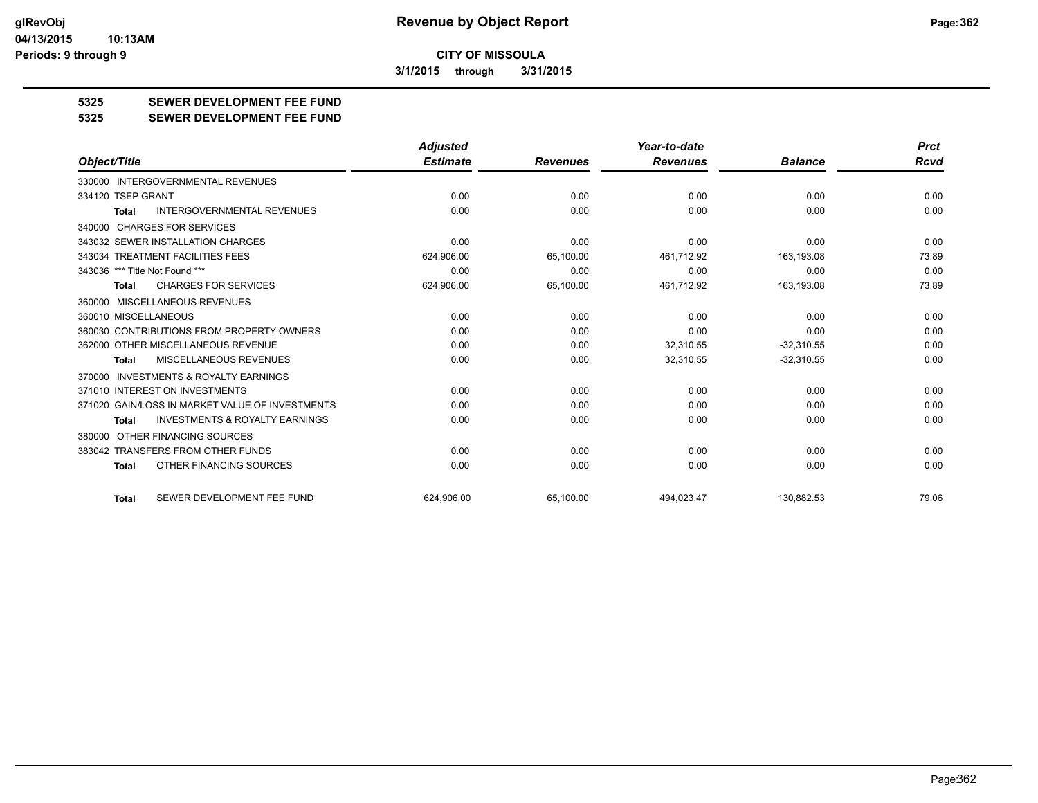# Revenue by Object Report

**CITY OF MISSOULA**

**3/1/2015 through 3/31/2015**

## 5325 SEWER DEVELOPMENT FEE FUND
## 5325 SEWER DEVELOPMENT FEE FUND

| Object/Title | Adjusted Estimate | Revenues | Year-to-date Revenues | Balance | Prct Rcvd |
|---|---|---|---|---|---|
| 330000 INTERGOVERNMENTAL REVENUES | | | | | |
| 334120 TSEP GRANT | 0.00 | 0.00 | 0.00 | 0.00 | 0.00 |
| **Total** INTERGOVERNMENTAL REVENUES | 0.00 | 0.00 | 0.00 | 0.00 | 0.00 |
| 340000 CHARGES FOR SERVICES | | | | | |
| 343032 SEWER INSTALLATION CHARGES | 0.00 | 0.00 | 0.00 | 0.00 | 0.00 |
| 343034 TREATMENT FACILITIES FEES | 624,906.00 | 65,100.00 | 461,712.92 | 163,193.08 | 73.89 |
| 343036 *** Title Not Found *** | 0.00 | 0.00 | 0.00 | 0.00 | 0.00 |
| **Total** CHARGES FOR SERVICES | 624,906.00 | 65,100.00 | 461,712.92 | 163,193.08 | 73.89 |
| 360000 MISCELLANEOUS REVENUES | | | | | |
| 360010 MISCELLANEOUS | 0.00 | 0.00 | 0.00 | 0.00 | 0.00 |
| 360030 CONTRIBUTIONS FROM PROPERTY OWNERS | 0.00 | 0.00 | 0.00 | 0.00 | 0.00 |
| 362000 OTHER MISCELLANEOUS REVENUE | 0.00 | 0.00 | 32,310.55 | -32,310.55 | 0.00 |
| **Total** MISCELLANEOUS REVENUES | 0.00 | 0.00 | 32,310.55 | -32,310.55 | 0.00 |
| 370000 INVESTMENTS & ROYALTY EARNINGS | | | | | |
| 371010 INTEREST ON INVESTMENTS | 0.00 | 0.00 | 0.00 | 0.00 | 0.00 |
| 371020 GAIN/LOSS IN MARKET VALUE OF INVESTMENTS | 0.00 | 0.00 | 0.00 | 0.00 | 0.00 |
| **Total** INVESTMENTS & ROYALTY EARNINGS | 0.00 | 0.00 | 0.00 | 0.00 | 0.00 |
| 380000 OTHER FINANCING SOURCES | | | | | |
| 383042 TRANSFERS FROM OTHER FUNDS | 0.00 | 0.00 | 0.00 | 0.00 | 0.00 |
| **Total** OTHER FINANCING SOURCES | 0.00 | 0.00 | 0.00 | 0.00 | 0.00 |
| **Total** SEWER DEVELOPMENT FEE FUND | 624,906.00 | 65,100.00 | 494,023.47 | 130,882.53 | 79.06 |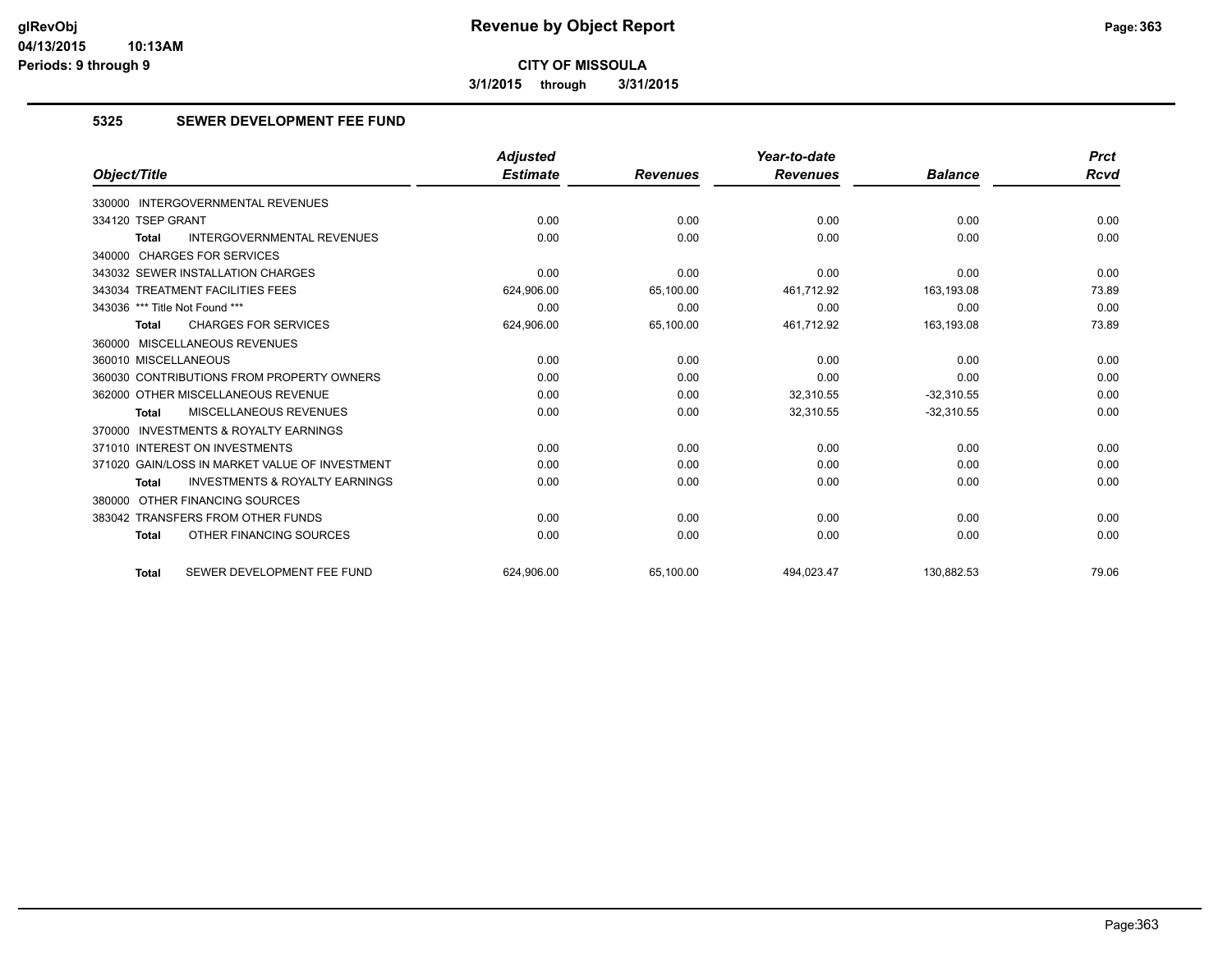**CITY OF MISSOULA**

**3/1/2015 through 3/31/2015**

## 5325 SEWER DEVELOPMENT FEE FUND

| Object/Title | Adjusted Estimate | Revenues | Year-to-date Revenues | Balance | Prct Rcvd |
|---|---|---|---|---|---|
| 330000 INTERGOVERNMENTAL REVENUES | | | | | |
| 334120 TSEP GRANT | 0.00 | 0.00 | 0.00 | 0.00 | 0.00 |
| **Total** INTERGOVERNMENTAL REVENUES | 0.00 | 0.00 | 0.00 | 0.00 | 0.00 |
| 340000 CHARGES FOR SERVICES | | | | | |
| 343032 SEWER INSTALLATION CHARGES | 0.00 | 0.00 | 0.00 | 0.00 | 0.00 |
| 343034 TREATMENT FACILITIES FEES | 624,906.00 | 65,100.00 | 461,712.92 | 163,193.08 | 73.89 |
| 343036 *** Title Not Found *** | 0.00 | 0.00 | 0.00 | 0.00 | 0.00 |
| **Total** CHARGES FOR SERVICES | 624,906.00 | 65,100.00 | 461,712.92 | 163,193.08 | 73.89 |
| 360000 MISCELLANEOUS REVENUES | | | | | |
| 360010 MISCELLANEOUS | 0.00 | 0.00 | 0.00 | 0.00 | 0.00 |
| 360030 CONTRIBUTIONS FROM PROPERTY OWNERS | 0.00 | 0.00 | 0.00 | 0.00 | 0.00 |
| 362000 OTHER MISCELLANEOUS REVENUE | 0.00 | 0.00 | 32,310.55 | -32,310.55 | 0.00 |
| **Total** MISCELLANEOUS REVENUES | 0.00 | 0.00 | 32,310.55 | -32,310.55 | 0.00 |
| 370000 INVESTMENTS & ROYALTY EARNINGS | | | | | |
| 371010 INTEREST ON INVESTMENTS | 0.00 | 0.00 | 0.00 | 0.00 | 0.00 |
| 371020 GAIN/LOSS IN MARKET VALUE OF INVESTMENT | 0.00 | 0.00 | 0.00 | 0.00 | 0.00 |
| **Total** INVESTMENTS & ROYALTY EARNINGS | 0.00 | 0.00 | 0.00 | 0.00 | 0.00 |
| 380000 OTHER FINANCING SOURCES | | | | | |
| 383042 TRANSFERS FROM OTHER FUNDS | 0.00 | 0.00 | 0.00 | 0.00 | 0.00 |
| **Total** OTHER FINANCING SOURCES | 0.00 | 0.00 | 0.00 | 0.00 | 0.00 |
| **Total** SEWER DEVELOPMENT FEE FUND | 624,906.00 | 65,100.00 | 494,023.47 | 130,882.53 | 79.06 |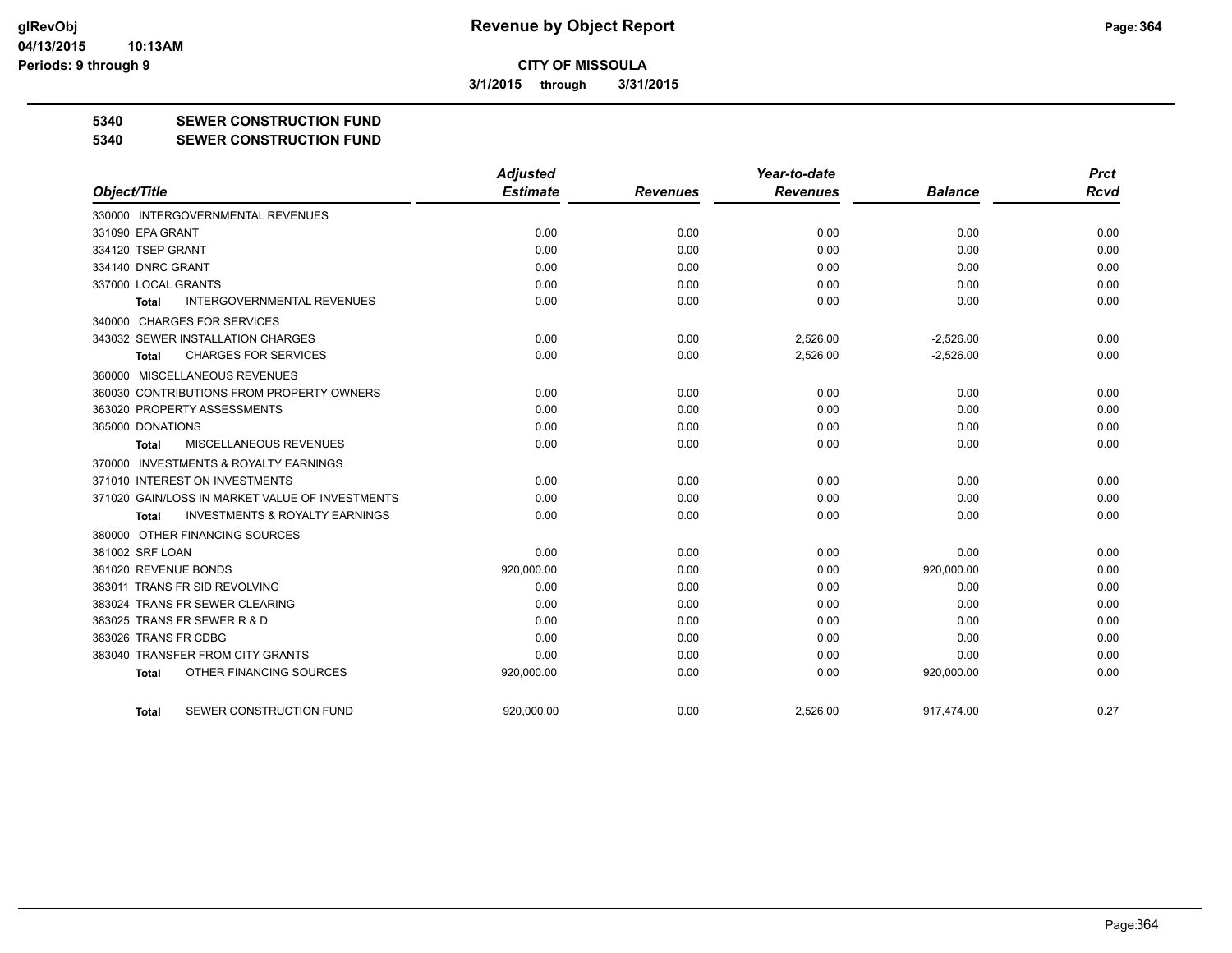# Revenue by Object Report

**CITY OF MISSOULA**

**3/1/2015 through 3/31/2015**

glRevObj
04/13/2015 10:13AM
Periods: 9 through 9

## 5340 SEWER CONSTRUCTION FUND
## 5340 SEWER CONSTRUCTION FUND

| Object/Title | Adjusted Estimate | Revenues | Year-to-date Revenues | Balance | Prct Rcvd |
|---|---|---|---|---|---|
| 330000 INTERGOVERNMENTAL REVENUES | | | | | |
| 331090 EPA GRANT | 0.00 | 0.00 | 0.00 | 0.00 | 0.00 |
| 334120 TSEP GRANT | 0.00 | 0.00 | 0.00 | 0.00 | 0.00 |
| 334140 DNRC GRANT | 0.00 | 0.00 | 0.00 | 0.00 | 0.00 |
| 337000 LOCAL GRANTS | 0.00 | 0.00 | 0.00 | 0.00 | 0.00 |
| **Total** INTERGOVERNMENTAL REVENUES | 0.00 | 0.00 | 0.00 | 0.00 | 0.00 |
| 340000 CHARGES FOR SERVICES | | | | | |
| 343032 SEWER INSTALLATION CHARGES | 0.00 | 0.00 | 2,526.00 | -2,526.00 | 0.00 |
| **Total** CHARGES FOR SERVICES | 0.00 | 0.00 | 2,526.00 | -2,526.00 | 0.00 |
| 360000 MISCELLANEOUS REVENUES | | | | | |
| 360030 CONTRIBUTIONS FROM PROPERTY OWNERS | 0.00 | 0.00 | 0.00 | 0.00 | 0.00 |
| 363020 PROPERTY ASSESSMENTS | 0.00 | 0.00 | 0.00 | 0.00 | 0.00 |
| 365000 DONATIONS | 0.00 | 0.00 | 0.00 | 0.00 | 0.00 |
| **Total** MISCELLANEOUS REVENUES | 0.00 | 0.00 | 0.00 | 0.00 | 0.00 |
| 370000 INVESTMENTS & ROYALTY EARNINGS | | | | | |
| 371010 INTEREST ON INVESTMENTS | 0.00 | 0.00 | 0.00 | 0.00 | 0.00 |
| 371020 GAIN/LOSS IN MARKET VALUE OF INVESTMENTS | 0.00 | 0.00 | 0.00 | 0.00 | 0.00 |
| **Total** INVESTMENTS & ROYALTY EARNINGS | 0.00 | 0.00 | 0.00 | 0.00 | 0.00 |
| 380000 OTHER FINANCING SOURCES | | | | | |
| 381002 SRF LOAN | 0.00 | 0.00 | 0.00 | 0.00 | 0.00 |
| 381020 REVENUE BONDS | 920,000.00 | 0.00 | 0.00 | 920,000.00 | 0.00 |
| 383011 TRANS FR SID REVOLVING | 0.00 | 0.00 | 0.00 | 0.00 | 0.00 |
| 383024 TRANS FR SEWER CLEARING | 0.00 | 0.00 | 0.00 | 0.00 | 0.00 |
| 383025 TRANS FR SEWER R & D | 0.00 | 0.00 | 0.00 | 0.00 | 0.00 |
| 383026 TRANS FR CDBG | 0.00 | 0.00 | 0.00 | 0.00 | 0.00 |
| 383040 TRANSFER FROM CITY GRANTS | 0.00 | 0.00 | 0.00 | 0.00 | 0.00 |
| **Total** OTHER FINANCING SOURCES | 920,000.00 | 0.00 | 0.00 | 920,000.00 | 0.00 |
| **Total** SEWER CONSTRUCTION FUND | 920,000.00 | 0.00 | 2,526.00 | 917,474.00 | 0.27 |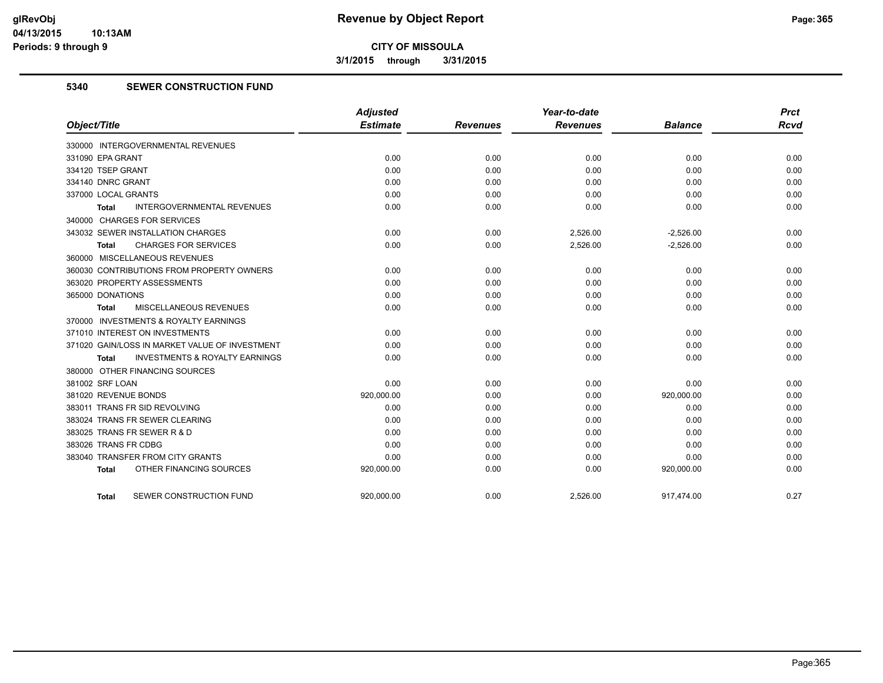# Revenue by Object Report

**CITY OF MISSOULA**

**3/1/2015 through 3/31/2015**

## 5340 SEWER CONSTRUCTION FUND

| Object/Title | Adjusted Estimate | Revenues | Year-to-date Revenues | Balance | Prct Rcvd |
|---|---|---|---|---|---|
| 330000 INTERGOVERNMENTAL REVENUES | | | | | |
| 331090 EPA GRANT | 0.00 | 0.00 | 0.00 | 0.00 | 0.00 |
| 334120 TSEP GRANT | 0.00 | 0.00 | 0.00 | 0.00 | 0.00 |
| 334140 DNRC GRANT | 0.00 | 0.00 | 0.00 | 0.00 | 0.00 |
| 337000 LOCAL GRANTS | 0.00 | 0.00 | 0.00 | 0.00 | 0.00 |
| **Total** INTERGOVERNMENTAL REVENUES | 0.00 | 0.00 | 0.00 | 0.00 | 0.00 |
| 340000 CHARGES FOR SERVICES | | | | | |
| 343032 SEWER INSTALLATION CHARGES | 0.00 | 0.00 | 2,526.00 | -2,526.00 | 0.00 |
| **Total** CHARGES FOR SERVICES | 0.00 | 0.00 | 2,526.00 | -2,526.00 | 0.00 |
| 360000 MISCELLANEOUS REVENUES | | | | | |
| 360030 CONTRIBUTIONS FROM PROPERTY OWNERS | 0.00 | 0.00 | 0.00 | 0.00 | 0.00 |
| 363020 PROPERTY ASSESSMENTS | 0.00 | 0.00 | 0.00 | 0.00 | 0.00 |
| 365000 DONATIONS | 0.00 | 0.00 | 0.00 | 0.00 | 0.00 |
| **Total** MISCELLANEOUS REVENUES | 0.00 | 0.00 | 0.00 | 0.00 | 0.00 |
| 370000 INVESTMENTS & ROYALTY EARNINGS | | | | | |
| 371010 INTEREST ON INVESTMENTS | 0.00 | 0.00 | 0.00 | 0.00 | 0.00 |
| 371020 GAIN/LOSS IN MARKET VALUE OF INVESTMENT | 0.00 | 0.00 | 0.00 | 0.00 | 0.00 |
| **Total** INVESTMENTS & ROYALTY EARNINGS | 0.00 | 0.00 | 0.00 | 0.00 | 0.00 |
| 380000 OTHER FINANCING SOURCES | | | | | |
| 381002 SRF LOAN | 0.00 | 0.00 | 0.00 | 0.00 | 0.00 |
| 381020 REVENUE BONDS | 920,000.00 | 0.00 | 0.00 | 920,000.00 | 0.00 |
| 383011 TRANS FR SID REVOLVING | 0.00 | 0.00 | 0.00 | 0.00 | 0.00 |
| 383024 TRANS FR SEWER CLEARING | 0.00 | 0.00 | 0.00 | 0.00 | 0.00 |
| 383025 TRANS FR SEWER R & D | 0.00 | 0.00 | 0.00 | 0.00 | 0.00 |
| 383026 TRANS FR CDBG | 0.00 | 0.00 | 0.00 | 0.00 | 0.00 |
| 383040 TRANSFER FROM CITY GRANTS | 0.00 | 0.00 | 0.00 | 0.00 | 0.00 |
| **Total** OTHER FINANCING SOURCES | 920,000.00 | 0.00 | 0.00 | 920,000.00 | 0.00 |
| **Total** SEWER CONSTRUCTION FUND | 920,000.00 | 0.00 | 2,526.00 | 917,474.00 | 0.27 |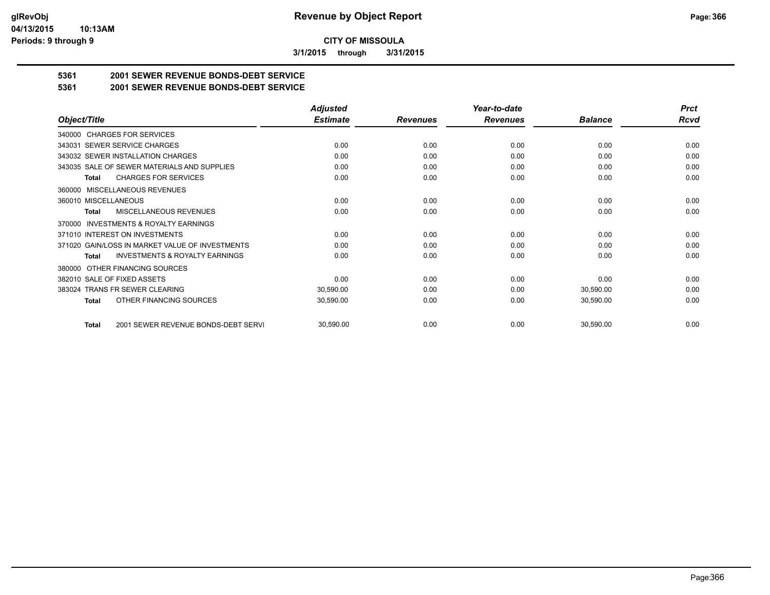**CITY OF MISSOULA**

**3/1/2015 through 3/31/2015**

## 5361 2001 SEWER REVENUE BONDS-DEBT SERVICE

## 5361 2001 SEWER REVENUE BONDS-DEBT SERVICE

| Object/Title | Adjusted Estimate | Revenues | Year-to-date Revenues | Balance | Prct Rcvd |
|---|---|---|---|---|---|
| 340000 CHARGES FOR SERVICES | | | | | |
| 343031 SEWER SERVICE CHARGES | 0.00 | 0.00 | 0.00 | 0.00 | 0.00 |
| 343032 SEWER INSTALLATION CHARGES | 0.00 | 0.00 | 0.00 | 0.00 | 0.00 |
| 343035 SALE OF SEWER MATERIALS AND SUPPLIES | 0.00 | 0.00 | 0.00 | 0.00 | 0.00 |
| **Total** CHARGES FOR SERVICES | 0.00 | 0.00 | 0.00 | 0.00 | 0.00 |
| 360000 MISCELLANEOUS REVENUES | | | | | |
| 360010 MISCELLANEOUS | 0.00 | 0.00 | 0.00 | 0.00 | 0.00 |
| **Total** MISCELLANEOUS REVENUES | 0.00 | 0.00 | 0.00 | 0.00 | 0.00 |
| 370000 INVESTMENTS & ROYALTY EARNINGS | | | | | |
| 371010 INTEREST ON INVESTMENTS | 0.00 | 0.00 | 0.00 | 0.00 | 0.00 |
| 371020 GAIN/LOSS IN MARKET VALUE OF INVESTMENTS | 0.00 | 0.00 | 0.00 | 0.00 | 0.00 |
| **Total** INVESTMENTS & ROYALTY EARNINGS | 0.00 | 0.00 | 0.00 | 0.00 | 0.00 |
| 380000 OTHER FINANCING SOURCES | | | | | |
| 382010 SALE OF FIXED ASSETS | 0.00 | 0.00 | 0.00 | 0.00 | 0.00 |
| 383024 TRANS FR SEWER CLEARING | 30,590.00 | 0.00 | 0.00 | 30,590.00 | 0.00 |
| **Total** OTHER FINANCING SOURCES | 30,590.00 | 0.00 | 0.00 | 30,590.00 | 0.00 |
| **Total** 2001 SEWER REVENUE BONDS-DEBT SERVI | 30,590.00 | 0.00 | 0.00 | 30,590.00 | 0.00 |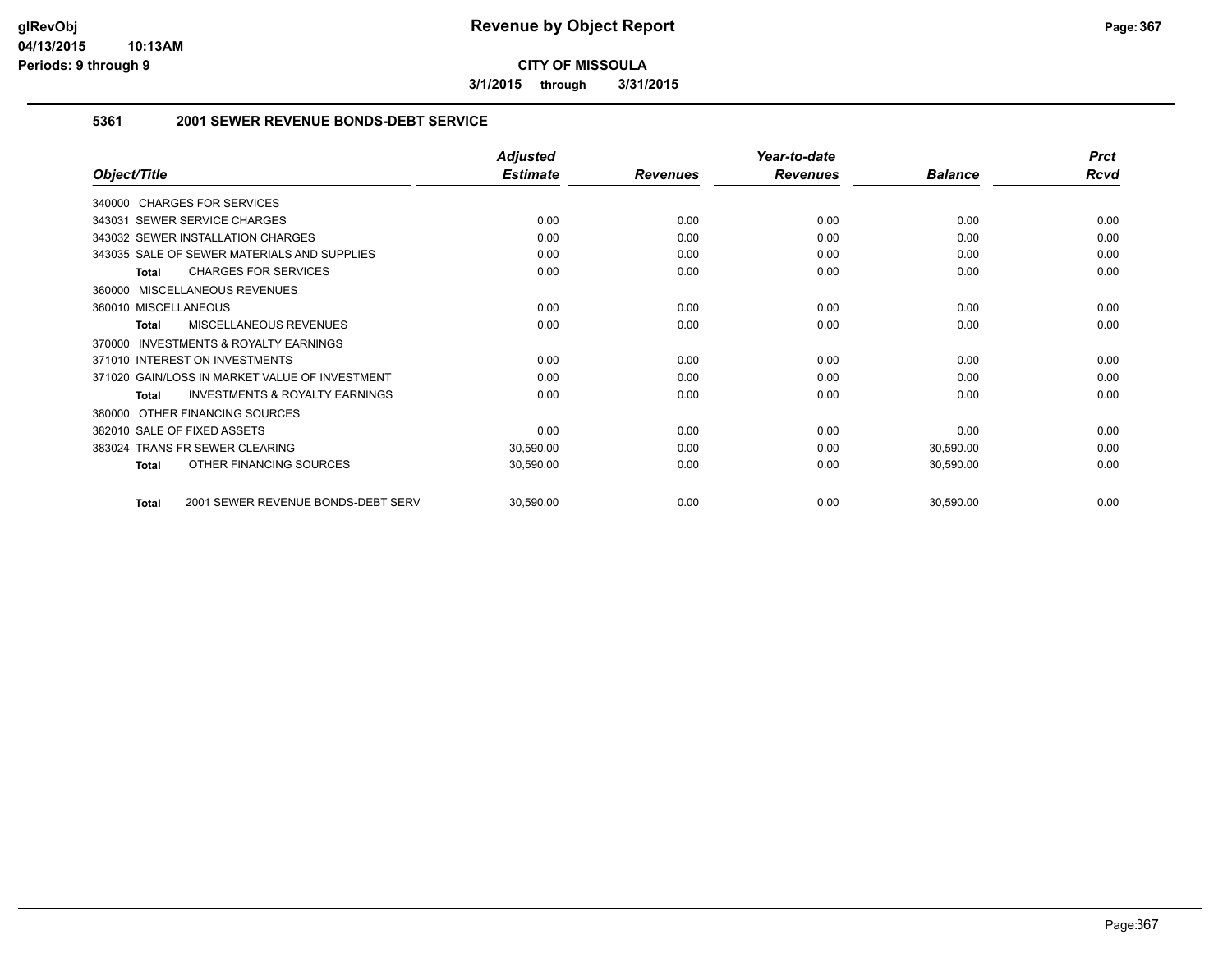# Revenue by Object Report

**CITY OF MISSOULA**

**3/1/2015 through 3/31/2015**

glRevObj
04/13/2015 10:13AM
Periods: 9 through 9

### 5361 2001 SEWER REVENUE BONDS-DEBT SERVICE

| Object/Title | Adjusted Estimate | Revenues | Year-to-date Revenues | Balance | Prct Rcvd |
|---|---|---|---|---|---|
| 340000 CHARGES FOR SERVICES | | | | | |
| 343031 SEWER SERVICE CHARGES | 0.00 | 0.00 | 0.00 | 0.00 | 0.00 |
| 343032 SEWER INSTALLATION CHARGES | 0.00 | 0.00 | 0.00 | 0.00 | 0.00 |
| 343035 SALE OF SEWER MATERIALS AND SUPPLIES | 0.00 | 0.00 | 0.00 | 0.00 | 0.00 |
| **Total** CHARGES FOR SERVICES | 0.00 | 0.00 | 0.00 | 0.00 | 0.00 |
| 360000 MISCELLANEOUS REVENUES | | | | | |
| 360010 MISCELLANEOUS | 0.00 | 0.00 | 0.00 | 0.00 | 0.00 |
| **Total** MISCELLANEOUS REVENUES | 0.00 | 0.00 | 0.00 | 0.00 | 0.00 |
| 370000 INVESTMENTS & ROYALTY EARNINGS | | | | | |
| 371010 INTEREST ON INVESTMENTS | 0.00 | 0.00 | 0.00 | 0.00 | 0.00 |
| 371020 GAIN/LOSS IN MARKET VALUE OF INVESTMENT | 0.00 | 0.00 | 0.00 | 0.00 | 0.00 |
| **Total** INVESTMENTS & ROYALTY EARNINGS | 0.00 | 0.00 | 0.00 | 0.00 | 0.00 |
| 380000 OTHER FINANCING SOURCES | | | | | |
| 382010 SALE OF FIXED ASSETS | 0.00 | 0.00 | 0.00 | 0.00 | 0.00 |
| 383024 TRANS FR SEWER CLEARING | 30,590.00 | 0.00 | 0.00 | 30,590.00 | 0.00 |
| **Total** OTHER FINANCING SOURCES | 30,590.00 | 0.00 | 0.00 | 30,590.00 | 0.00 |
| **Total** 2001 SEWER REVENUE BONDS-DEBT SERV | 30,590.00 | 0.00 | 0.00 | 30,590.00 | 0.00 |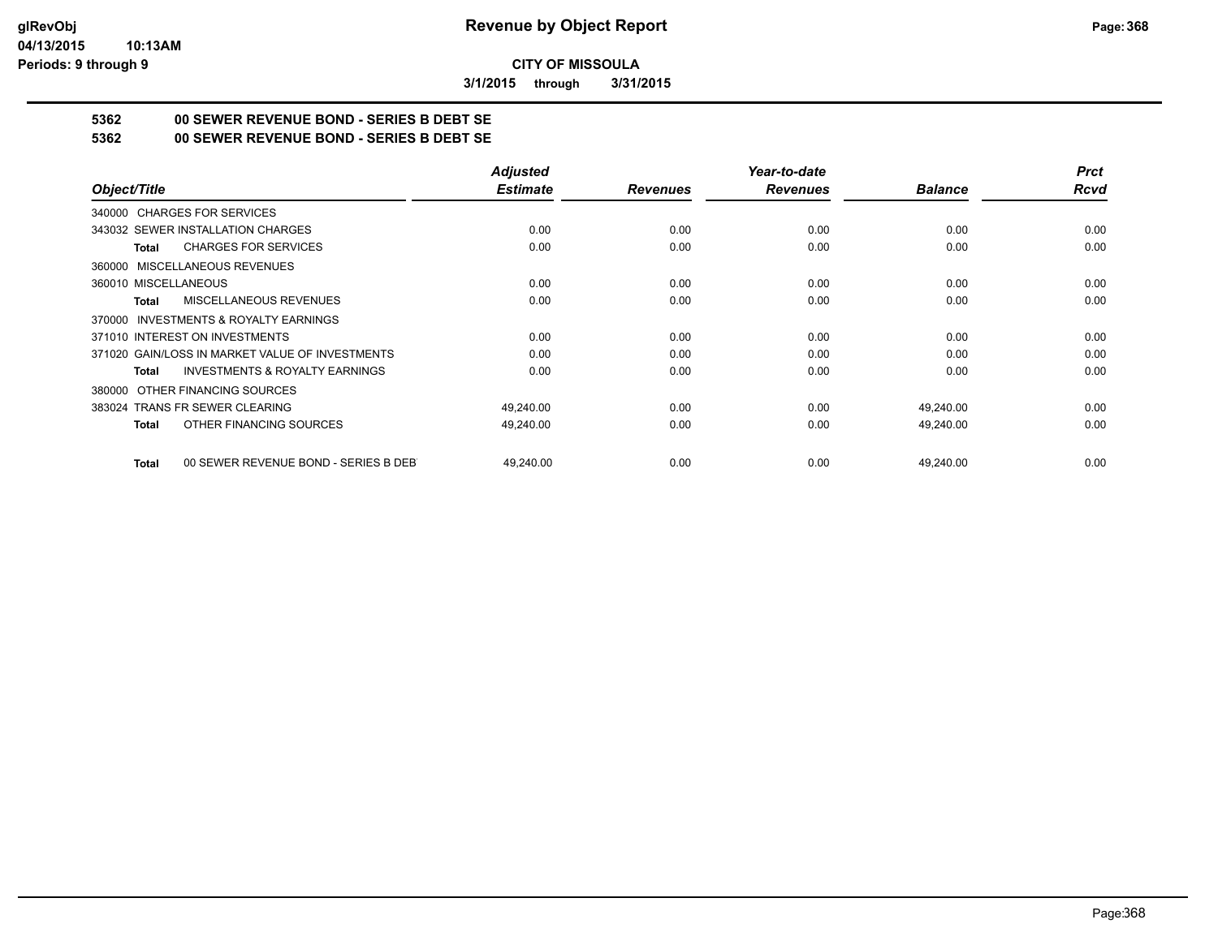# Revenue by Object Report

**CITY OF MISSOULA**

**3/1/2015 through 3/31/2015**

glRevObj
04/13/2015 10:13AM
Periods: 9 through 9

**5362 00 SEWER REVENUE BOND - SERIES B DEBT SE**

**5362 00 SEWER REVENUE BOND - SERIES B DEBT SE**

| Object/Title | Adjusted Estimate | Revenues | Year-to-date Revenues | Balance | Prct Rcvd |
|---|---|---|---|---|---|
| 340000 CHARGES FOR SERVICES | | | | | |
| 343032 SEWER INSTALLATION CHARGES | 0.00 | 0.00 | 0.00 | 0.00 | 0.00 |
| **Total** CHARGES FOR SERVICES | 0.00 | 0.00 | 0.00 | 0.00 | 0.00 |
| 360000 MISCELLANEOUS REVENUES | | | | | |
| 360010 MISCELLANEOUS | 0.00 | 0.00 | 0.00 | 0.00 | 0.00 |
| **Total** MISCELLANEOUS REVENUES | 0.00 | 0.00 | 0.00 | 0.00 | 0.00 |
| 370000 INVESTMENTS & ROYALTY EARNINGS | | | | | |
| 371010 INTEREST ON INVESTMENTS | 0.00 | 0.00 | 0.00 | 0.00 | 0.00 |
| 371020 GAIN/LOSS IN MARKET VALUE OF INVESTMENTS | 0.00 | 0.00 | 0.00 | 0.00 | 0.00 |
| **Total** INVESTMENTS & ROYALTY EARNINGS | 0.00 | 0.00 | 0.00 | 0.00 | 0.00 |
| 380000 OTHER FINANCING SOURCES | | | | | |
| 383024 TRANS FR SEWER CLEARING | 49,240.00 | 0.00 | 0.00 | 49,240.00 | 0.00 |
| **Total** OTHER FINANCING SOURCES | 49,240.00 | 0.00 | 0.00 | 49,240.00 | 0.00 |
| **Total** 00 SEWER REVENUE BOND - SERIES B DEBT | 49,240.00 | 0.00 | 0.00 | 49,240.00 | 0.00 |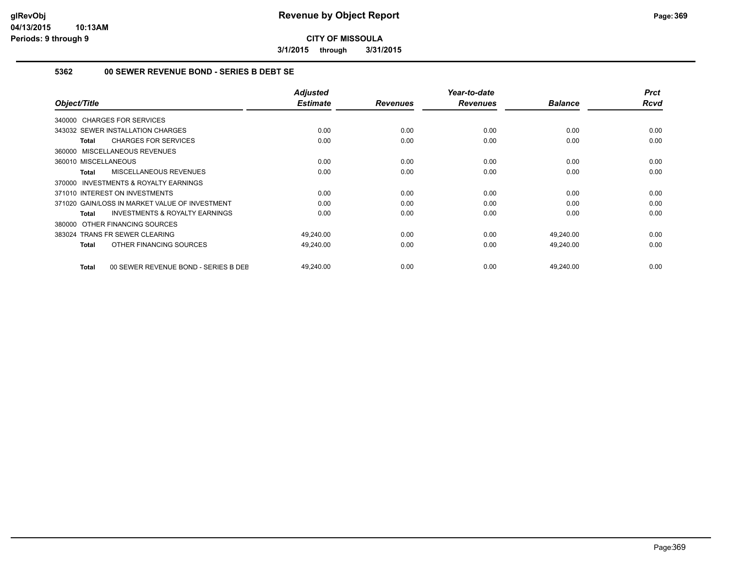**CITY OF MISSOULA**

**3/1/2015 through 3/31/2015**

### 5362 00 SEWER REVENUE BOND - SERIES B DEBT SE

| Object/Title | Adjusted Estimate | Revenues | Year-to-date Revenues | Balance | Prct Rcvd |
|---|---|---|---|---|---|
| 340000 CHARGES FOR SERVICES | | | | | |
| 343032 SEWER INSTALLATION CHARGES | 0.00 | 0.00 | 0.00 | 0.00 | 0.00 |
| **Total** CHARGES FOR SERVICES | 0.00 | 0.00 | 0.00 | 0.00 | 0.00 |
| 360000 MISCELLANEOUS REVENUES | | | | | |
| 360010 MISCELLANEOUS | 0.00 | 0.00 | 0.00 | 0.00 | 0.00 |
| **Total** MISCELLANEOUS REVENUES | 0.00 | 0.00 | 0.00 | 0.00 | 0.00 |
| 370000 INVESTMENTS & ROYALTY EARNINGS | | | | | |
| 371010 INTEREST ON INVESTMENTS | 0.00 | 0.00 | 0.00 | 0.00 | 0.00 |
| 371020 GAIN/LOSS IN MARKET VALUE OF INVESTMENT | 0.00 | 0.00 | 0.00 | 0.00 | 0.00 |
| **Total** INVESTMENTS & ROYALTY EARNINGS | 0.00 | 0.00 | 0.00 | 0.00 | 0.00 |
| 380000 OTHER FINANCING SOURCES | | | | | |
| 383024 TRANS FR SEWER CLEARING | 49,240.00 | 0.00 | 0.00 | 49,240.00 | 0.00 |
| **Total** OTHER FINANCING SOURCES | 49,240.00 | 0.00 | 0.00 | 49,240.00 | 0.00 |
| **Total** 00 SEWER REVENUE BOND - SERIES B DEB | 49,240.00 | 0.00 | 0.00 | 49,240.00 | 0.00 |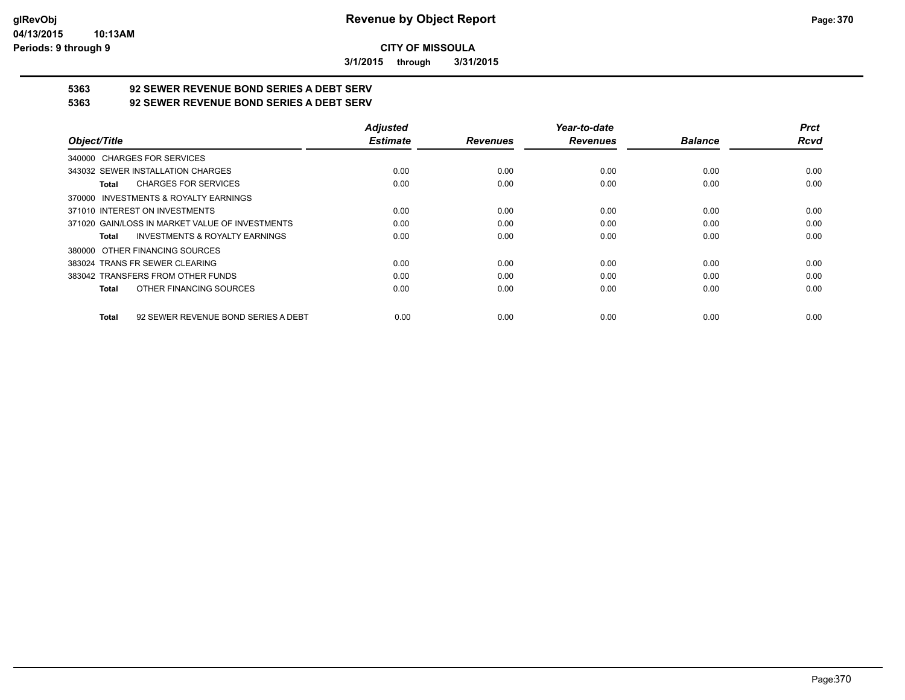**CITY OF MISSOULA**

**3/1/2015 through 3/31/2015**

**5363 92 SEWER REVENUE BOND SERIES A DEBT SERV**

**5363 92 SEWER REVENUE BOND SERIES A DEBT SERV**

| Object/Title | Adjusted Estimate | Revenues | Year-to-date Revenues | Balance | Prct Rcvd |
|---|---|---|---|---|---|
| 340000 CHARGES FOR SERVICES | | | | | |
| 343032 SEWER INSTALLATION CHARGES | 0.00 | 0.00 | 0.00 | 0.00 | 0.00 |
| **Total** CHARGES FOR SERVICES | 0.00 | 0.00 | 0.00 | 0.00 | 0.00 |
| 370000 INVESTMENTS & ROYALTY EARNINGS | | | | | |
| 371010 INTEREST ON INVESTMENTS | 0.00 | 0.00 | 0.00 | 0.00 | 0.00 |
| 371020 GAIN/LOSS IN MARKET VALUE OF INVESTMENTS | 0.00 | 0.00 | 0.00 | 0.00 | 0.00 |
| **Total** INVESTMENTS & ROYALTY EARNINGS | 0.00 | 0.00 | 0.00 | 0.00 | 0.00 |
| 380000 OTHER FINANCING SOURCES | | | | | |
| 383024 TRANS FR SEWER CLEARING | 0.00 | 0.00 | 0.00 | 0.00 | 0.00 |
| 383042 TRANSFERS FROM OTHER FUNDS | 0.00 | 0.00 | 0.00 | 0.00 | 0.00 |
| **Total** OTHER FINANCING SOURCES | 0.00 | 0.00 | 0.00 | 0.00 | 0.00 |
| **Total** 92 SEWER REVENUE BOND SERIES A DEBT | 0.00 | 0.00 | 0.00 | 0.00 | 0.00 |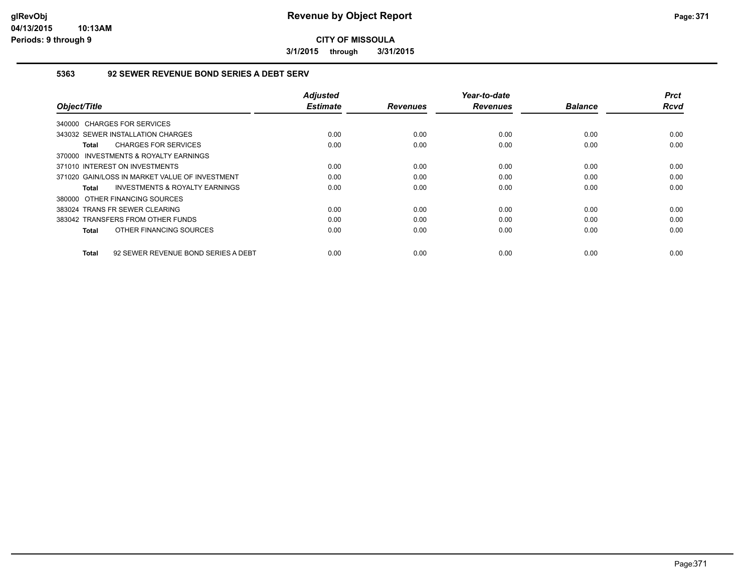**CITY OF MISSOULA**

**3/1/2015 through 3/31/2015**

### 5363 92 SEWER REVENUE BOND SERIES A DEBT SERV

| Object/Title | Adjusted Estimate | Revenues | Year-to-date Revenues | Balance | Prct Rcvd |
|---|---|---|---|---|---|
| 340000 CHARGES FOR SERVICES | | | | | |
| 343032 SEWER INSTALLATION CHARGES | 0.00 | 0.00 | 0.00 | 0.00 | 0.00 |
| **Total** CHARGES FOR SERVICES | 0.00 | 0.00 | 0.00 | 0.00 | 0.00 |
| 370000 INVESTMENTS & ROYALTY EARNINGS | | | | | |
| 371010 INTEREST ON INVESTMENTS | 0.00 | 0.00 | 0.00 | 0.00 | 0.00 |
| 371020 GAIN/LOSS IN MARKET VALUE OF INVESTMENT | 0.00 | 0.00 | 0.00 | 0.00 | 0.00 |
| **Total** INVESTMENTS & ROYALTY EARNINGS | 0.00 | 0.00 | 0.00 | 0.00 | 0.00 |
| 380000 OTHER FINANCING SOURCES | | | | | |
| 383024 TRANS FR SEWER CLEARING | 0.00 | 0.00 | 0.00 | 0.00 | 0.00 |
| 383042 TRANSFERS FROM OTHER FUNDS | 0.00 | 0.00 | 0.00 | 0.00 | 0.00 |
| **Total** OTHER FINANCING SOURCES | 0.00 | 0.00 | 0.00 | 0.00 | 0.00 |
| **Total** 92 SEWER REVENUE BOND SERIES A DEBT | 0.00 | 0.00 | 0.00 | 0.00 | 0.00 |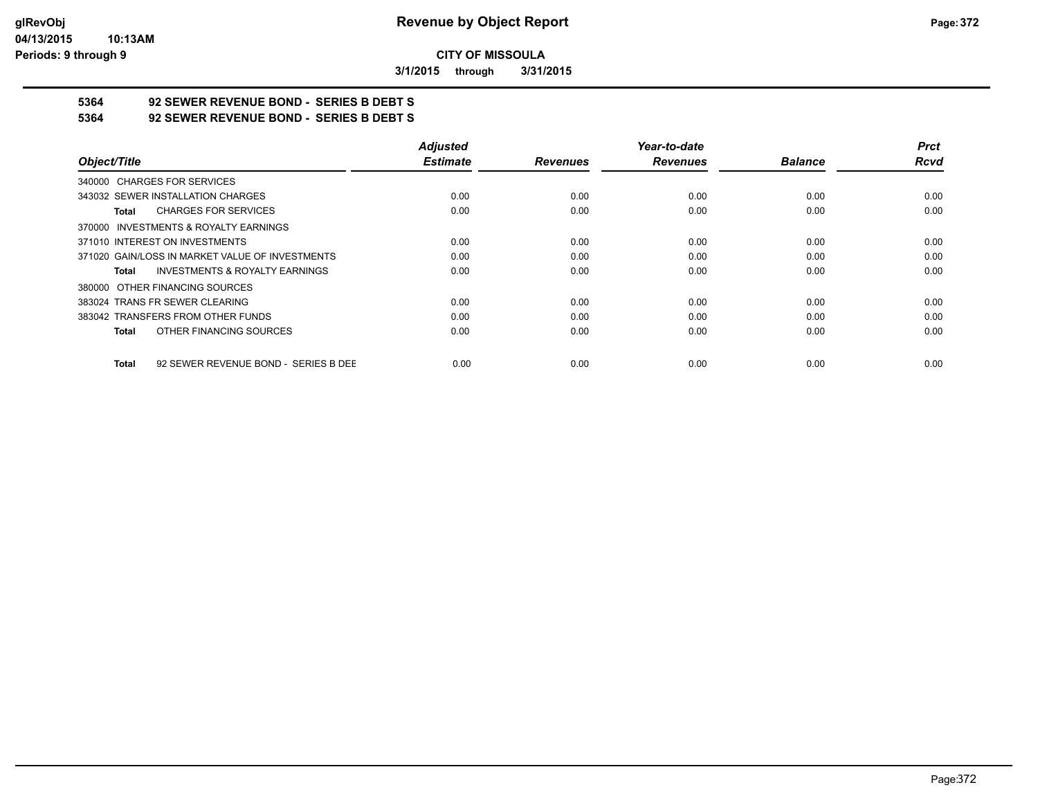**CITY OF MISSOULA**

**3/1/2015 through 3/31/2015**

## 5364 92 SEWER REVENUE BOND - SERIES B DEBT S

## 5364 92 SEWER REVENUE BOND - SERIES B DEBT S

| Object/Title | Adjusted Estimate | Revenues | Year-to-date Revenues | Balance | Prct Rcvd |
|---|---|---|---|---|---|
| 340000 CHARGES FOR SERVICES | | | | | |
| 343032 SEWER INSTALLATION CHARGES | 0.00 | 0.00 | 0.00 | 0.00 | 0.00 |
| **Total** CHARGES FOR SERVICES | 0.00 | 0.00 | 0.00 | 0.00 | 0.00 |
| 370000 INVESTMENTS & ROYALTY EARNINGS | | | | | |
| 371010 INTEREST ON INVESTMENTS | 0.00 | 0.00 | 0.00 | 0.00 | 0.00 |
| 371020 GAIN/LOSS IN MARKET VALUE OF INVESTMENTS | 0.00 | 0.00 | 0.00 | 0.00 | 0.00 |
| **Total** INVESTMENTS & ROYALTY EARNINGS | 0.00 | 0.00 | 0.00 | 0.00 | 0.00 |
| 380000 OTHER FINANCING SOURCES | | | | | |
| 383024 TRANS FR SEWER CLEARING | 0.00 | 0.00 | 0.00 | 0.00 | 0.00 |
| 383042 TRANSFERS FROM OTHER FUNDS | 0.00 | 0.00 | 0.00 | 0.00 | 0.00 |
| **Total** OTHER FINANCING SOURCES | 0.00 | 0.00 | 0.00 | 0.00 | 0.00 |
| **Total** 92 SEWER REVENUE BOND - SERIES B DEE | 0.00 | 0.00 | 0.00 | 0.00 | 0.00 |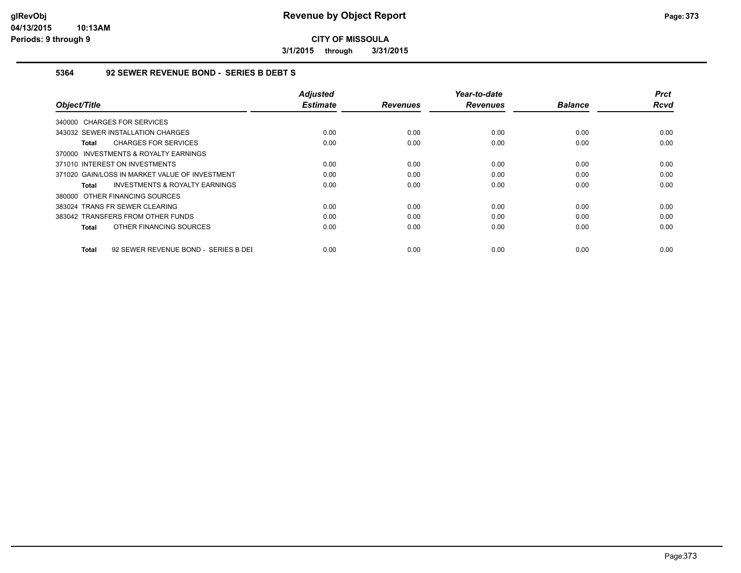# Revenue by Object Report

**CITY OF MISSOULA**

**3/1/2015 through 3/31/2015**

### 5364 92 SEWER REVENUE BOND - SERIES B DEBT S

| Object/Title | Adjusted Estimate | Revenues | Year-to-date Revenues | Balance | Prct Rcvd |
|---|---|---|---|---|---|
| 340000 CHARGES FOR SERVICES | | | | | |
| 343032 SEWER INSTALLATION CHARGES | 0.00 | 0.00 | 0.00 | 0.00 | 0.00 |
| **Total** CHARGES FOR SERVICES | 0.00 | 0.00 | 0.00 | 0.00 | 0.00 |
| 370000 INVESTMENTS & ROYALTY EARNINGS | | | | | |
| 371010 INTEREST ON INVESTMENTS | 0.00 | 0.00 | 0.00 | 0.00 | 0.00 |
| 371020 GAIN/LOSS IN MARKET VALUE OF INVESTMENT | 0.00 | 0.00 | 0.00 | 0.00 | 0.00 |
| **Total** INVESTMENTS & ROYALTY EARNINGS | 0.00 | 0.00 | 0.00 | 0.00 | 0.00 |
| 380000 OTHER FINANCING SOURCES | | | | | |
| 383024 TRANS FR SEWER CLEARING | 0.00 | 0.00 | 0.00 | 0.00 | 0.00 |
| 383042 TRANSFERS FROM OTHER FUNDS | 0.00 | 0.00 | 0.00 | 0.00 | 0.00 |
| **Total** OTHER FINANCING SOURCES | 0.00 | 0.00 | 0.00 | 0.00 | 0.00 |
| **Total** 92 SEWER REVENUE BOND - SERIES B DEI | 0.00 | 0.00 | 0.00 | 0.00 | 0.00 |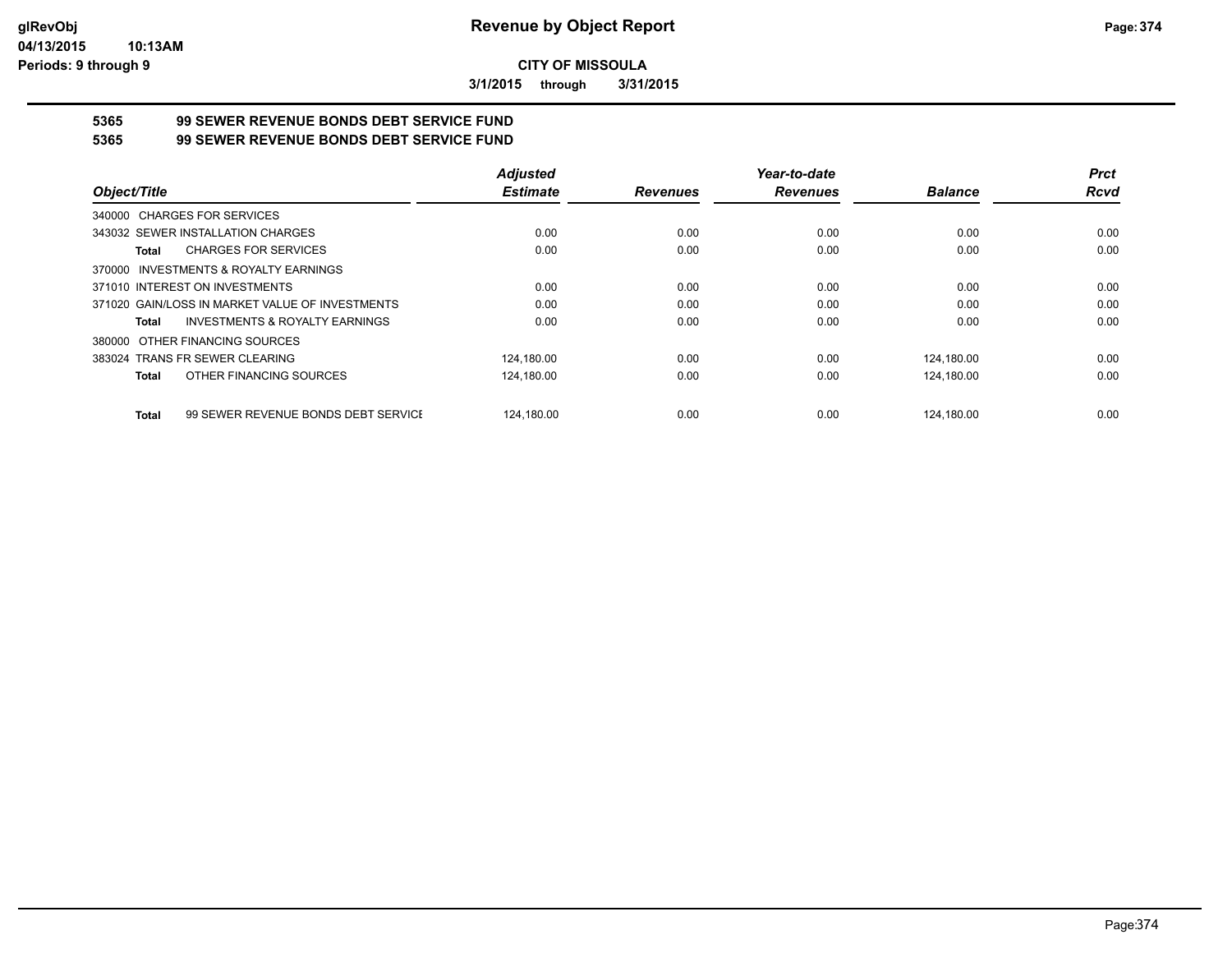# Revenue by Object Report

**CITY OF MISSOULA**

**3/1/2015 through 3/31/2015**

glRevObj
04/13/2015 10:13AM
Periods: 9 through 9

## 5365 99 SEWER REVENUE BONDS DEBT SERVICE FUND
## 5365 99 SEWER REVENUE BONDS DEBT SERVICE FUND

| Object/Title | Adjusted Estimate | Revenues | Year-to-date Revenues | Balance | Prct Rcvd |
|---|---|---|---|---|---|
| 340000 CHARGES FOR SERVICES | | | | | |
| 343032 SEWER INSTALLATION CHARGES | 0.00 | 0.00 | 0.00 | 0.00 | 0.00 |
| **Total** CHARGES FOR SERVICES | 0.00 | 0.00 | 0.00 | 0.00 | 0.00 |
| 370000 INVESTMENTS & ROYALTY EARNINGS | | | | | |
| 371010 INTEREST ON INVESTMENTS | 0.00 | 0.00 | 0.00 | 0.00 | 0.00 |
| 371020 GAIN/LOSS IN MARKET VALUE OF INVESTMENTS | 0.00 | 0.00 | 0.00 | 0.00 | 0.00 |
| **Total** INVESTMENTS & ROYALTY EARNINGS | 0.00 | 0.00 | 0.00 | 0.00 | 0.00 |
| 380000 OTHER FINANCING SOURCES | | | | | |
| 383024 TRANS FR SEWER CLEARING | 124,180.00 | 0.00 | 0.00 | 124,180.00 | 0.00 |
| **Total** OTHER FINANCING SOURCES | 124,180.00 | 0.00 | 0.00 | 124,180.00 | 0.00 |
| **Total** 99 SEWER REVENUE BONDS DEBT SERVICE | 124,180.00 | 0.00 | 0.00 | 124,180.00 | 0.00 |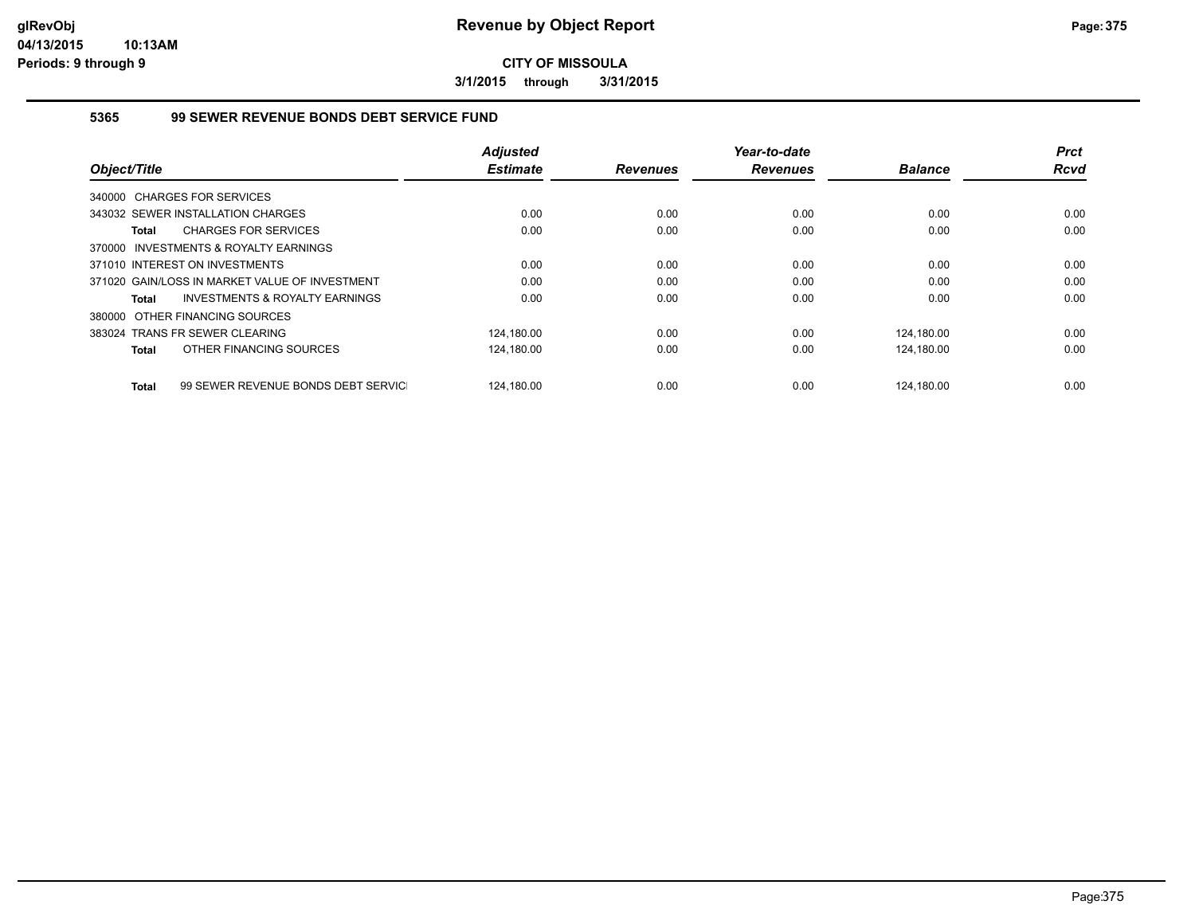# Revenue by Object Report

**CITY OF MISSOULA**

**3/1/2015 through 3/31/2015**

glRevObj
04/13/2015 10:13AM
Periods: 9 through 9

### 5365 99 SEWER REVENUE BONDS DEBT SERVICE FUND

| Object/Title | Adjusted Estimate | Revenues | Year-to-date Revenues | Balance | Prct Rcvd |
|---|---|---|---|---|---|
| 340000 CHARGES FOR SERVICES | | | | | |
| 343032 SEWER INSTALLATION CHARGES | 0.00 | 0.00 | 0.00 | 0.00 | 0.00 |
| **Total** CHARGES FOR SERVICES | 0.00 | 0.00 | 0.00 | 0.00 | 0.00 |
| 370000 INVESTMENTS & ROYALTY EARNINGS | | | | | |
| 371010 INTEREST ON INVESTMENTS | 0.00 | 0.00 | 0.00 | 0.00 | 0.00 |
| 371020 GAIN/LOSS IN MARKET VALUE OF INVESTMENT | 0.00 | 0.00 | 0.00 | 0.00 | 0.00 |
| **Total** INVESTMENTS & ROYALTY EARNINGS | 0.00 | 0.00 | 0.00 | 0.00 | 0.00 |
| 380000 OTHER FINANCING SOURCES | | | | | |
| 383024 TRANS FR SEWER CLEARING | 124,180.00 | 0.00 | 0.00 | 124,180.00 | 0.00 |
| **Total** OTHER FINANCING SOURCES | 124,180.00 | 0.00 | 0.00 | 124,180.00 | 0.00 |
| **Total** 99 SEWER REVENUE BONDS DEBT SERVICI | 124,180.00 | 0.00 | 0.00 | 124,180.00 | 0.00 |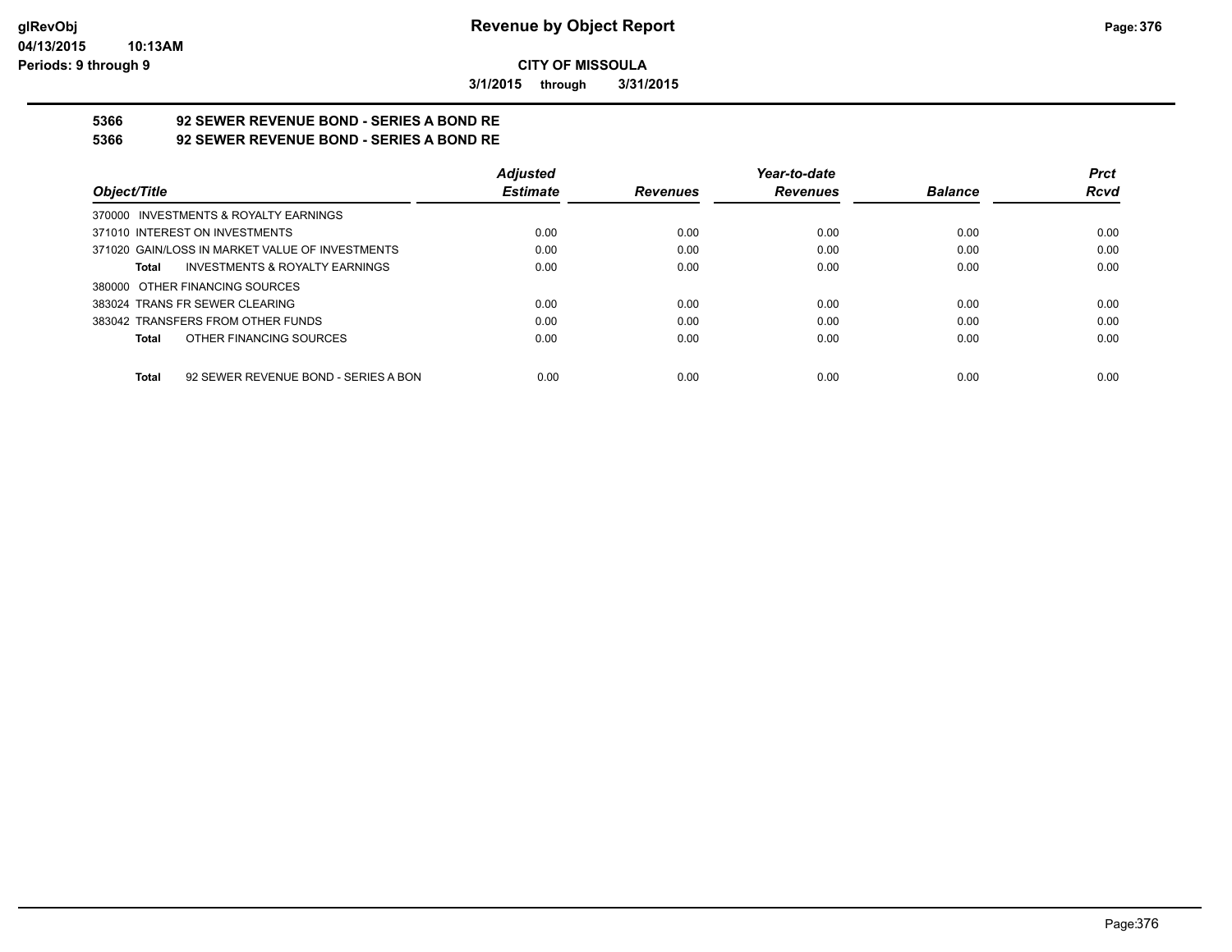**CITY OF MISSOULA**

**3/1/2015 through 3/31/2015**

## 5366 92 SEWER REVENUE BOND - SERIES A BOND RE

## 5366 92 SEWER REVENUE BOND - SERIES A BOND RE

| *Object/Title* | *Adjusted Estimate* | *Revenues* | *Year-to-date Revenues* | *Balance* | *Prct Rcvd* |
|---|---|---|---|---|---|
| 370000 INVESTMENTS & ROYALTY EARNINGS | | | | | |
| 371010 INTEREST ON INVESTMENTS | 0.00 | 0.00 | 0.00 | 0.00 | 0.00 |
| 371020 GAIN/LOSS IN MARKET VALUE OF INVESTMENTS | 0.00 | 0.00 | 0.00 | 0.00 | 0.00 |
| **Total** INVESTMENTS & ROYALTY EARNINGS | 0.00 | 0.00 | 0.00 | 0.00 | 0.00 |
| 380000 OTHER FINANCING SOURCES | | | | | |
| 383024 TRANS FR SEWER CLEARING | 0.00 | 0.00 | 0.00 | 0.00 | 0.00 |
| 383042 TRANSFERS FROM OTHER FUNDS | 0.00 | 0.00 | 0.00 | 0.00 | 0.00 |
| **Total** OTHER FINANCING SOURCES | 0.00 | 0.00 | 0.00 | 0.00 | 0.00 |
| **Total** 92 SEWER REVENUE BOND - SERIES A BON | 0.00 | 0.00 | 0.00 | 0.00 | 0.00 |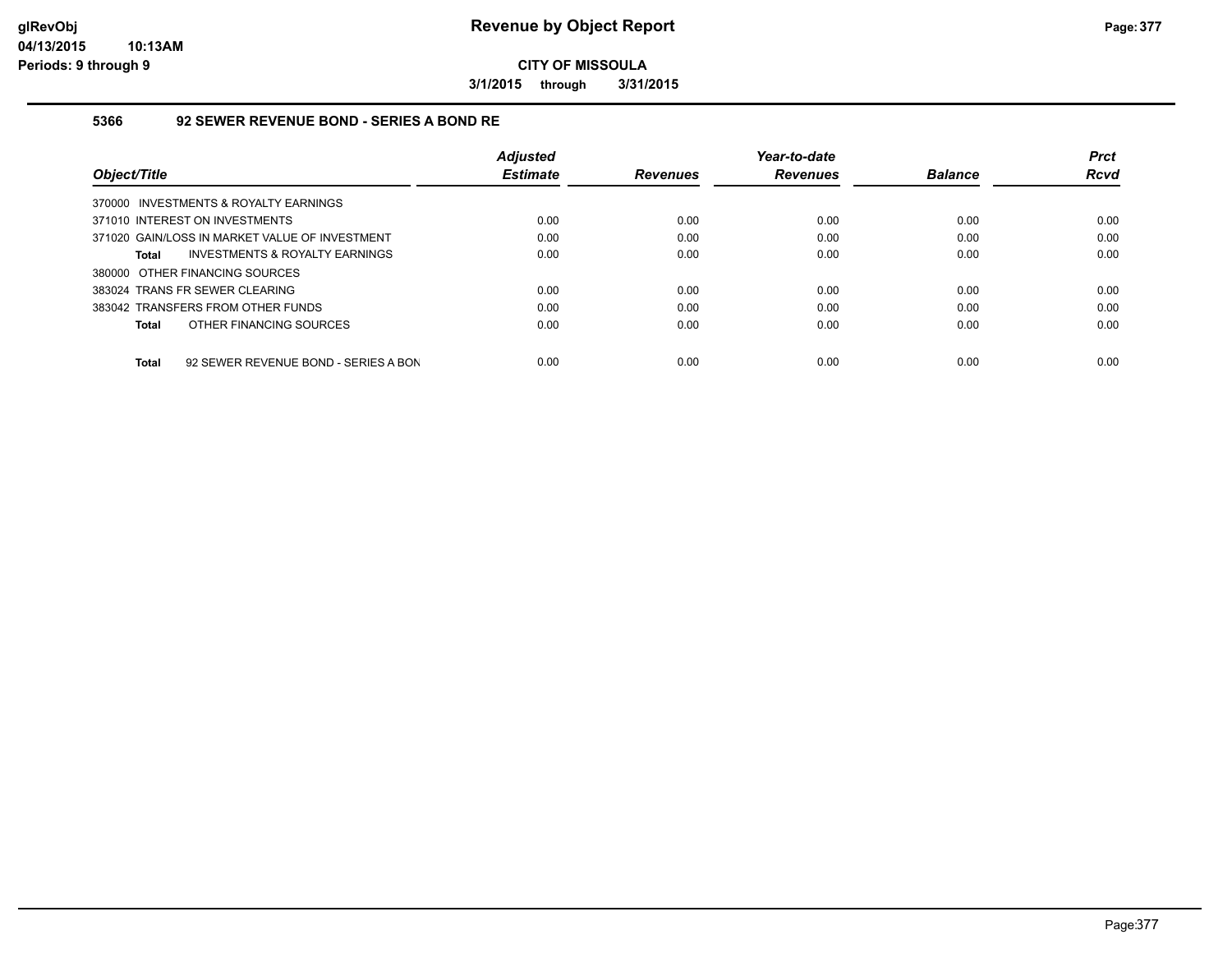**Revenue by Object Report**

**CITY OF MISSOULA**

**3/1/2015 through 3/31/2015**

### 5366 92 SEWER REVENUE BOND - SERIES A BOND RE

| Object/Title | Adjusted Estimate | Revenues | Year-to-date Revenues | Balance | Prct Rcvd |
|---|---|---|---|---|---|
| 370000 INVESTMENTS & ROYALTY EARNINGS | | | | | |
| 371010 INTEREST ON INVESTMENTS | 0.00 | 0.00 | 0.00 | 0.00 | 0.00 |
| 371020 GAIN/LOSS IN MARKET VALUE OF INVESTMENT | 0.00 | 0.00 | 0.00 | 0.00 | 0.00 |
| **Total** INVESTMENTS & ROYALTY EARNINGS | 0.00 | 0.00 | 0.00 | 0.00 | 0.00 |
| 380000 OTHER FINANCING SOURCES | | | | | |
| 383024 TRANS FR SEWER CLEARING | 0.00 | 0.00 | 0.00 | 0.00 | 0.00 |
| 383042 TRANSFERS FROM OTHER FUNDS | 0.00 | 0.00 | 0.00 | 0.00 | 0.00 |
| **Total** OTHER FINANCING SOURCES | 0.00 | 0.00 | 0.00 | 0.00 | 0.00 |
| **Total** 92 SEWER REVENUE BOND - SERIES A BON | 0.00 | 0.00 | 0.00 | 0.00 | 0.00 |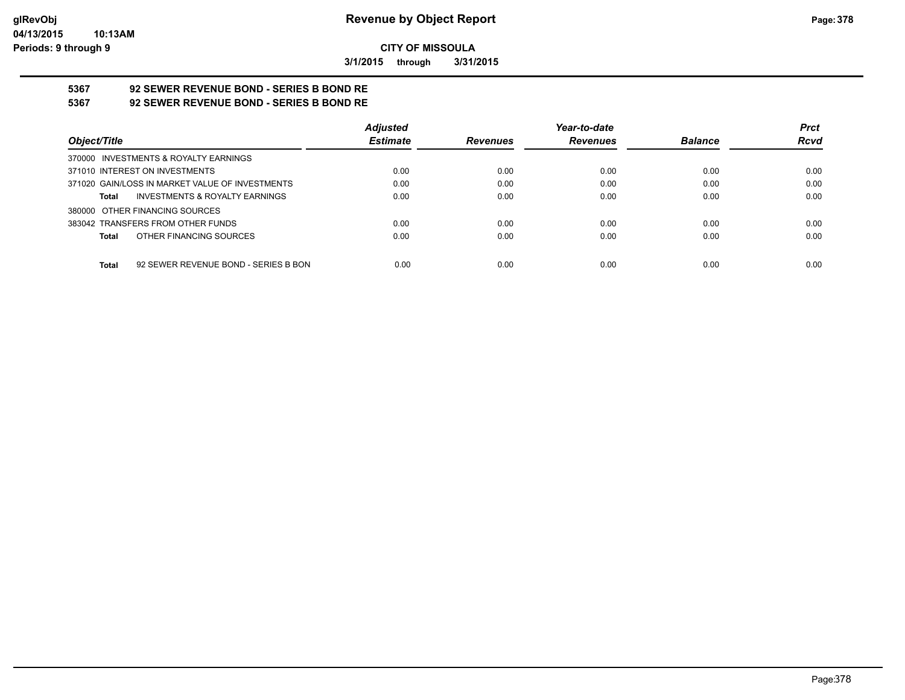**CITY OF MISSOULA**

**3/1/2015 through 3/31/2015**

**5367 92 SEWER REVENUE BOND - SERIES B BOND RE**

**5367 92 SEWER REVENUE BOND - SERIES B BOND RE**

| Object/Title | Adjusted Estimate | Revenues | Year-to-date Revenues | Balance | Prct Rcvd |
|---|---|---|---|---|---|
| 370000 INVESTMENTS & ROYALTY EARNINGS | | | | | |
| 371010 INTEREST ON INVESTMENTS | 0.00 | 0.00 | 0.00 | 0.00 | 0.00 |
| 371020 GAIN/LOSS IN MARKET VALUE OF INVESTMENTS | 0.00 | 0.00 | 0.00 | 0.00 | 0.00 |
| **Total** INVESTMENTS & ROYALTY EARNINGS | 0.00 | 0.00 | 0.00 | 0.00 | 0.00 |
| 380000 OTHER FINANCING SOURCES | | | | | |
| 383042 TRANSFERS FROM OTHER FUNDS | 0.00 | 0.00 | 0.00 | 0.00 | 0.00 |
| **Total** OTHER FINANCING SOURCES | 0.00 | 0.00 | 0.00 | 0.00 | 0.00 |
| **Total** 92 SEWER REVENUE BOND - SERIES B BON | 0.00 | 0.00 | 0.00 | 0.00 | 0.00 |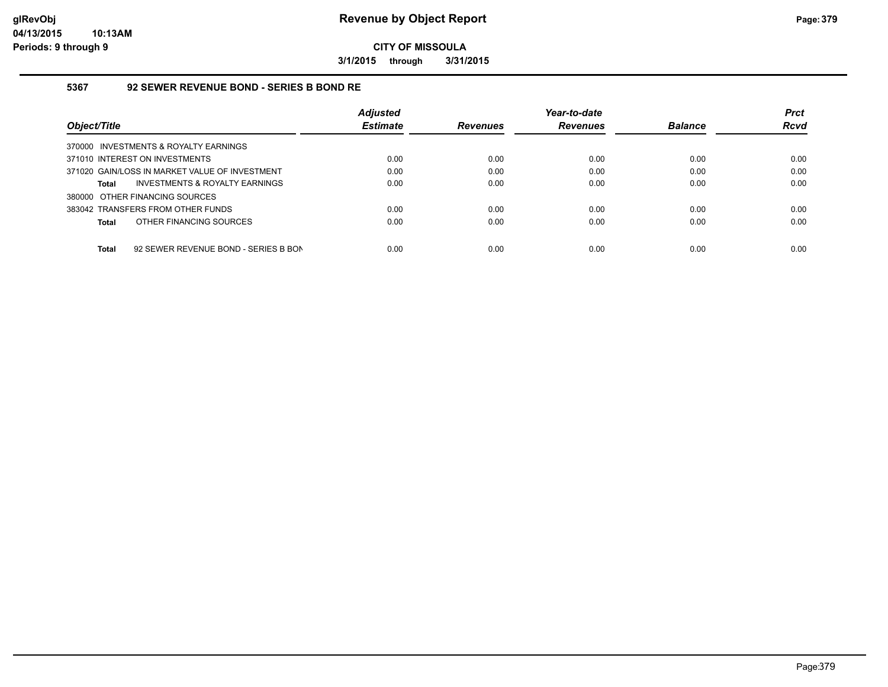# Revenue by Object Report

**CITY OF MISSOULA**

**3/1/2015 through 3/31/2015**

glRevObj
04/13/2015 10:13AM
Periods: 9 through 9

## 5367 92 SEWER REVENUE BOND - SERIES B BOND RE

| Object/Title | Adjusted Estimate | Revenues | Year-to-date Revenues | Balance | Prct Rcvd |
|---|---|---|---|---|---|
| 370000 INVESTMENTS & ROYALTY EARNINGS | | | | | |
| 371010 INTEREST ON INVESTMENTS | 0.00 | 0.00 | 0.00 | 0.00 | 0.00 |
| 371020 GAIN/LOSS IN MARKET VALUE OF INVESTMENT | 0.00 | 0.00 | 0.00 | 0.00 | 0.00 |
| **Total** INVESTMENTS & ROYALTY EARNINGS | 0.00 | 0.00 | 0.00 | 0.00 | 0.00 |
| 380000 OTHER FINANCING SOURCES | | | | | |
| 383042 TRANSFERS FROM OTHER FUNDS | 0.00 | 0.00 | 0.00 | 0.00 | 0.00 |
| **Total** OTHER FINANCING SOURCES | 0.00 | 0.00 | 0.00 | 0.00 | 0.00 |
| **Total** 92 SEWER REVENUE BOND - SERIES B BON | 0.00 | 0.00 | 0.00 | 0.00 | 0.00 |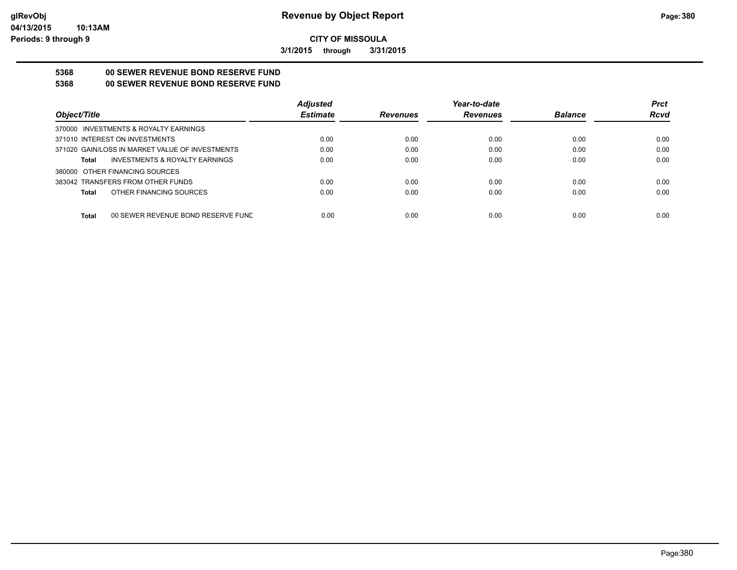**CITY OF MISSOULA**

**3/1/2015 through 3/31/2015**

## 5368 00 SEWER REVENUE BOND RESERVE FUND

## 5368 00 SEWER REVENUE BOND RESERVE FUND

| Object/Title | Adjusted Estimate | Revenues | Year-to-date Revenues | Balance | Prct Rcvd |
|---|---|---|---|---|---|
| 370000 INVESTMENTS & ROYALTY EARNINGS | | | | | |
| 371010 INTEREST ON INVESTMENTS | 0.00 | 0.00 | 0.00 | 0.00 | 0.00 |
| 371020 GAIN/LOSS IN MARKET VALUE OF INVESTMENTS | 0.00 | 0.00 | 0.00 | 0.00 | 0.00 |
| **Total** INVESTMENTS & ROYALTY EARNINGS | 0.00 | 0.00 | 0.00 | 0.00 | 0.00 |
| 380000 OTHER FINANCING SOURCES | | | | | |
| 383042 TRANSFERS FROM OTHER FUNDS | 0.00 | 0.00 | 0.00 | 0.00 | 0.00 |
| **Total** OTHER FINANCING SOURCES | 0.00 | 0.00 | 0.00 | 0.00 | 0.00 |
| **Total** 00 SEWER REVENUE BOND RESERVE FUND | 0.00 | 0.00 | 0.00 | 0.00 | 0.00 |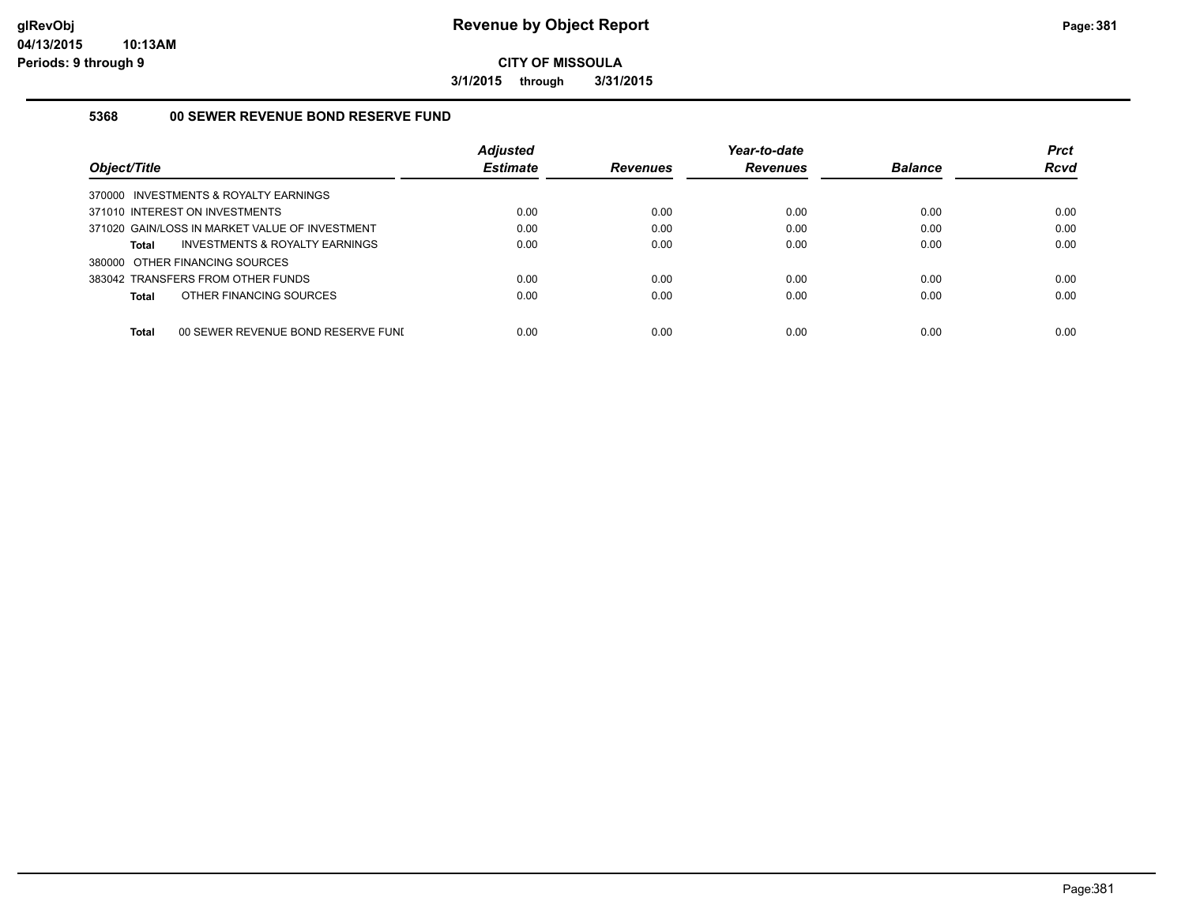# Revenue by Object Report

**CITY OF MISSOULA**

**3/1/2015 through 3/31/2015**

glRevObj
04/13/2015 10:13AM
Periods: 9 through 9

## 5368 00 SEWER REVENUE BOND RESERVE FUND

| Object/Title | Adjusted Estimate | Revenues | Year-to-date Revenues | Balance | Prct Rcvd |
|---|---|---|---|---|---|
| 370000 INVESTMENTS & ROYALTY EARNINGS | | | | | |
| 371010 INTEREST ON INVESTMENTS | 0.00 | 0.00 | 0.00 | 0.00 | 0.00 |
| 371020 GAIN/LOSS IN MARKET VALUE OF INVESTMENT | 0.00 | 0.00 | 0.00 | 0.00 | 0.00 |
| **Total** INVESTMENTS & ROYALTY EARNINGS | 0.00 | 0.00 | 0.00 | 0.00 | 0.00 |
| 380000 OTHER FINANCING SOURCES | | | | | |
| 383042 TRANSFERS FROM OTHER FUNDS | 0.00 | 0.00 | 0.00 | 0.00 | 0.00 |
| **Total** OTHER FINANCING SOURCES | 0.00 | 0.00 | 0.00 | 0.00 | 0.00 |
| **Total** 00 SEWER REVENUE BOND RESERVE FUNI | 0.00 | 0.00 | 0.00 | 0.00 | 0.00 |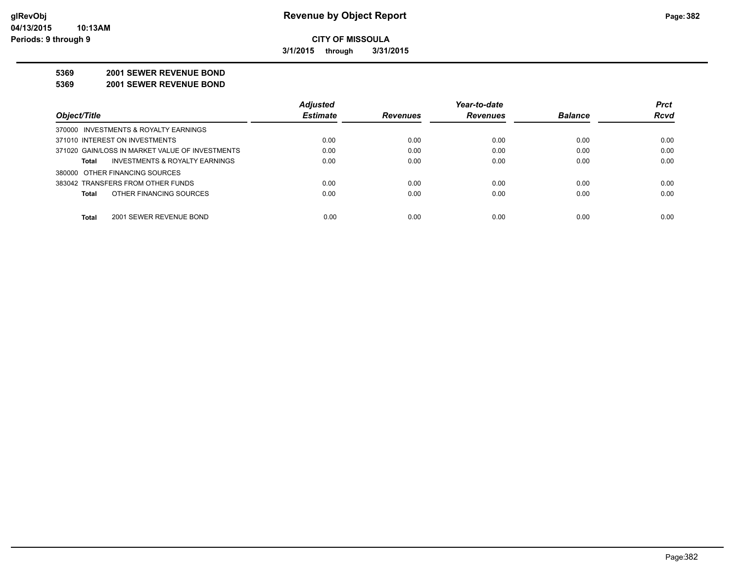**CITY OF MISSOULA**

**3/1/2015 through 3/31/2015**

**5369 2001 SEWER REVENUE BOND**

**5369 2001 SEWER REVENUE BOND**

| Object/Title | Adjusted Estimate | Revenues | Year-to-date Revenues | Balance | Prct Rcvd |
|---|---|---|---|---|---|
| 370000 INVESTMENTS & ROYALTY EARNINGS | | | | | |
| 371010 INTEREST ON INVESTMENTS | 0.00 | 0.00 | 0.00 | 0.00 | 0.00 |
| 371020 GAIN/LOSS IN MARKET VALUE OF INVESTMENTS | 0.00 | 0.00 | 0.00 | 0.00 | 0.00 |
| **Total** INVESTMENTS & ROYALTY EARNINGS | 0.00 | 0.00 | 0.00 | 0.00 | 0.00 |
| 380000 OTHER FINANCING SOURCES | | | | | |
| 383042 TRANSFERS FROM OTHER FUNDS | 0.00 | 0.00 | 0.00 | 0.00 | 0.00 |
| **Total** OTHER FINANCING SOURCES | 0.00 | 0.00 | 0.00 | 0.00 | 0.00 |
| **Total** 2001 SEWER REVENUE BOND | 0.00 | 0.00 | 0.00 | 0.00 | 0.00 |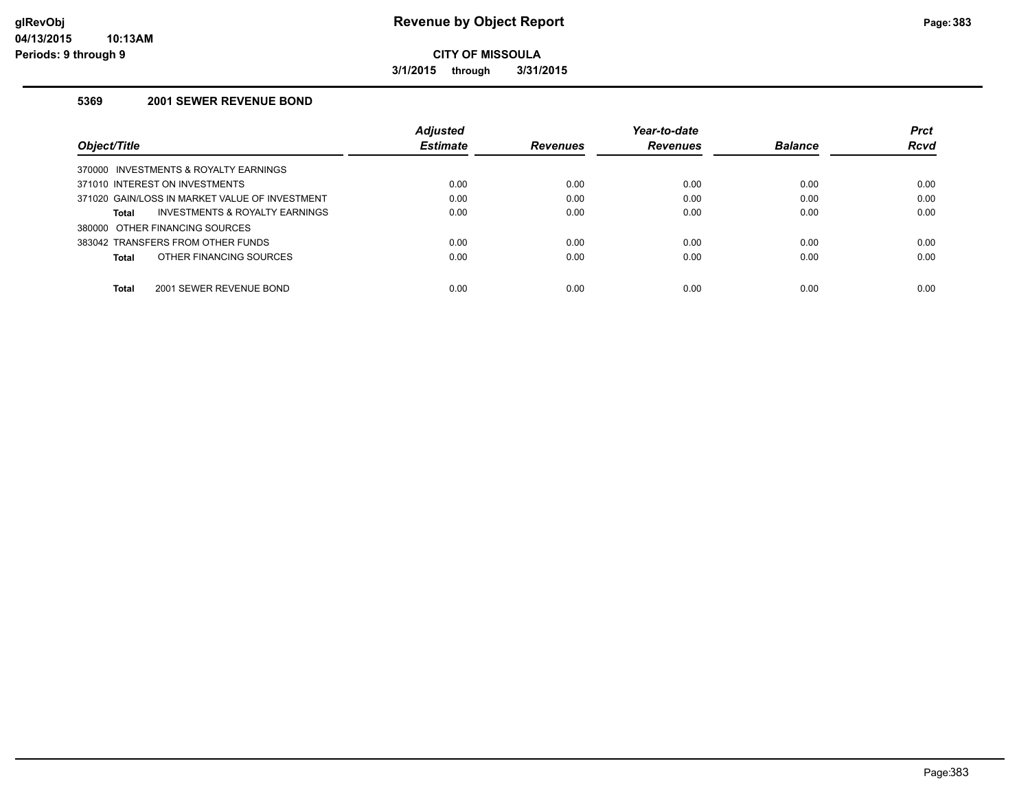**Revenue by Object Report**

**CITY OF MISSOULA**

**3/1/2015 through 3/31/2015**

### 5369 2001 SEWER REVENUE BOND

| Object/Title | Adjusted Estimate | Revenues | Year-to-date Revenues | Balance | Prct Rcvd |
|---|---|---|---|---|---|
| 370000 INVESTMENTS & ROYALTY EARNINGS | | | | | |
| 371010 INTEREST ON INVESTMENTS | 0.00 | 0.00 | 0.00 | 0.00 | 0.00 |
| 371020 GAIN/LOSS IN MARKET VALUE OF INVESTMENT | 0.00 | 0.00 | 0.00 | 0.00 | 0.00 |
| **Total** INVESTMENTS & ROYALTY EARNINGS | 0.00 | 0.00 | 0.00 | 0.00 | 0.00 |
| 380000 OTHER FINANCING SOURCES | | | | | |
| 383042 TRANSFERS FROM OTHER FUNDS | 0.00 | 0.00 | 0.00 | 0.00 | 0.00 |
| **Total** OTHER FINANCING SOURCES | 0.00 | 0.00 | 0.00 | 0.00 | 0.00 |
| **Total** 2001 SEWER REVENUE BOND | 0.00 | 0.00 | 0.00 | 0.00 | 0.00 |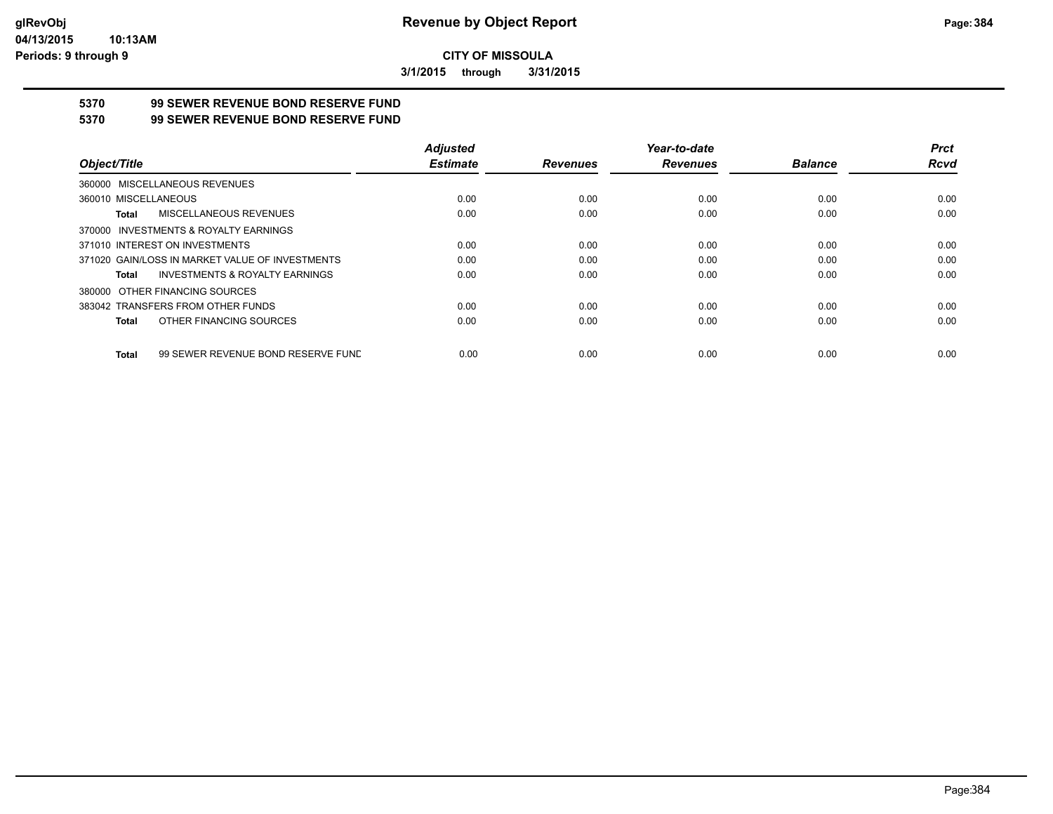# Revenue by Object Report

**CITY OF MISSOULA**

**3/1/2015 through 3/31/2015**

**5370 99 SEWER REVENUE BOND RESERVE FUND**

**5370 99 SEWER REVENUE BOND RESERVE FUND**

| Object/Title | Adjusted Estimate | Revenues | Year-to-date Revenues | Balance | Prct Rcvd |
|---|---|---|---|---|---|
| 360000 MISCELLANEOUS REVENUES | | | | | |
| 360010 MISCELLANEOUS | 0.00 | 0.00 | 0.00 | 0.00 | 0.00 |
| **Total** MISCELLANEOUS REVENUES | 0.00 | 0.00 | 0.00 | 0.00 | 0.00 |
| 370000 INVESTMENTS & ROYALTY EARNINGS | | | | | |
| 371010 INTEREST ON INVESTMENTS | 0.00 | 0.00 | 0.00 | 0.00 | 0.00 |
| 371020 GAIN/LOSS IN MARKET VALUE OF INVESTMENTS | 0.00 | 0.00 | 0.00 | 0.00 | 0.00 |
| **Total** INVESTMENTS & ROYALTY EARNINGS | 0.00 | 0.00 | 0.00 | 0.00 | 0.00 |
| 380000 OTHER FINANCING SOURCES | | | | | |
| 383042 TRANSFERS FROM OTHER FUNDS | 0.00 | 0.00 | 0.00 | 0.00 | 0.00 |
| **Total** OTHER FINANCING SOURCES | 0.00 | 0.00 | 0.00 | 0.00 | 0.00 |
| **Total** 99 SEWER REVENUE BOND RESERVE FUND | 0.00 | 0.00 | 0.00 | 0.00 | 0.00 |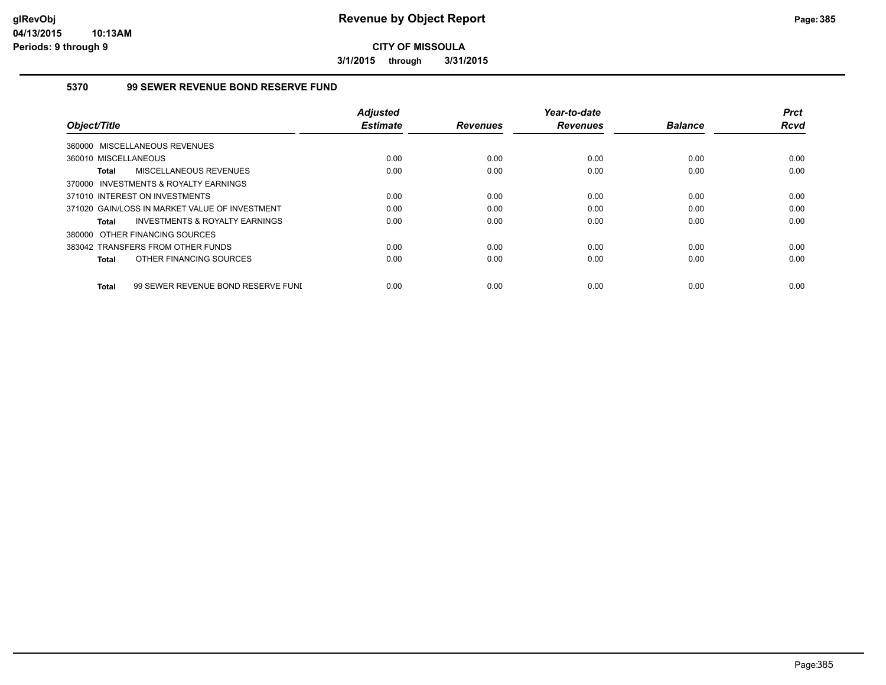# Revenue by Object Report

**CITY OF MISSOULA**

**3/1/2015 through 3/31/2015**

## 5370 99 SEWER REVENUE BOND RESERVE FUND

| Object/Title | Adjusted Estimate | Revenues | Year-to-date Revenues | Balance | Prct Rcvd |
|---|---|---|---|---|---|
| 360000 MISCELLANEOUS REVENUES | | | | | |
| 360010 MISCELLANEOUS | 0.00 | 0.00 | 0.00 | 0.00 | 0.00 |
| **Total** MISCELLANEOUS REVENUES | 0.00 | 0.00 | 0.00 | 0.00 | 0.00 |
| 370000 INVESTMENTS & ROYALTY EARNINGS | | | | | |
| 371010 INTEREST ON INVESTMENTS | 0.00 | 0.00 | 0.00 | 0.00 | 0.00 |
| 371020 GAIN/LOSS IN MARKET VALUE OF INVESTMENT | 0.00 | 0.00 | 0.00 | 0.00 | 0.00 |
| **Total** INVESTMENTS & ROYALTY EARNINGS | 0.00 | 0.00 | 0.00 | 0.00 | 0.00 |
| 380000 OTHER FINANCING SOURCES | | | | | |
| 383042 TRANSFERS FROM OTHER FUNDS | 0.00 | 0.00 | 0.00 | 0.00 | 0.00 |
| **Total** OTHER FINANCING SOURCES | 0.00 | 0.00 | 0.00 | 0.00 | 0.00 |
| **Total** 99 SEWER REVENUE BOND RESERVE FUNI | 0.00 | 0.00 | 0.00 | 0.00 | 0.00 |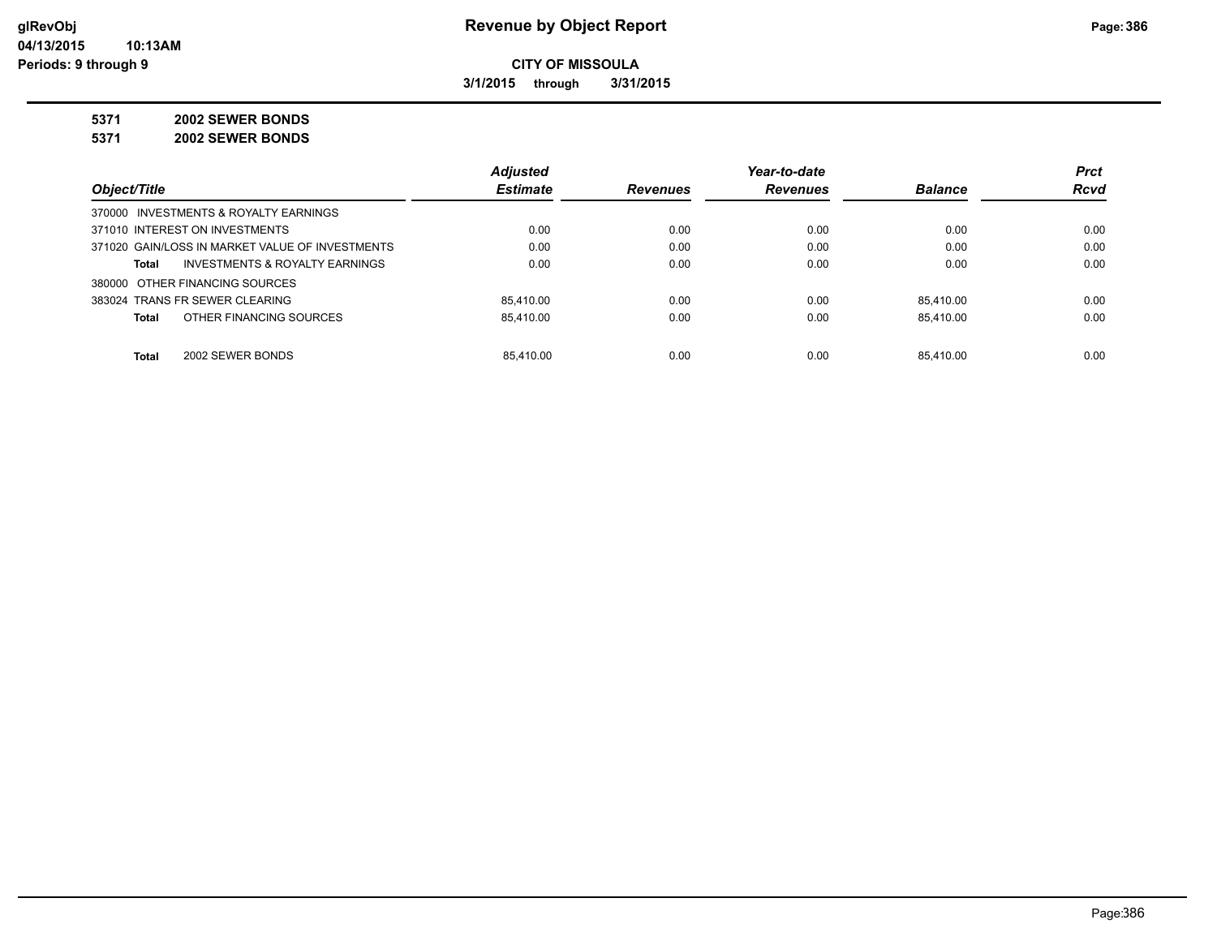# Revenue by Object Report

**CITY OF MISSOULA**

**3/1/2015 through 3/31/2015**

**5371 2002 SEWER BONDS**

**5371 2002 SEWER BONDS**

| Object/Title | Adjusted Estimate | Revenues | Year-to-date Revenues | Balance | Prct Rcvd |
|---|---|---|---|---|---|
| 370000 INVESTMENTS & ROYALTY EARNINGS | | | | | |
| 371010 INTEREST ON INVESTMENTS | 0.00 | 0.00 | 0.00 | 0.00 | 0.00 |
| 371020 GAIN/LOSS IN MARKET VALUE OF INVESTMENTS | 0.00 | 0.00 | 0.00 | 0.00 | 0.00 |
| **Total** INVESTMENTS & ROYALTY EARNINGS | 0.00 | 0.00 | 0.00 | 0.00 | 0.00 |
| 380000 OTHER FINANCING SOURCES | | | | | |
| 383024 TRANS FR SEWER CLEARING | 85,410.00 | 0.00 | 0.00 | 85,410.00 | 0.00 |
| **Total** OTHER FINANCING SOURCES | 85,410.00 | 0.00 | 0.00 | 85,410.00 | 0.00 |
| **Total** 2002 SEWER BONDS | 85,410.00 | 0.00 | 0.00 | 85,410.00 | 0.00 |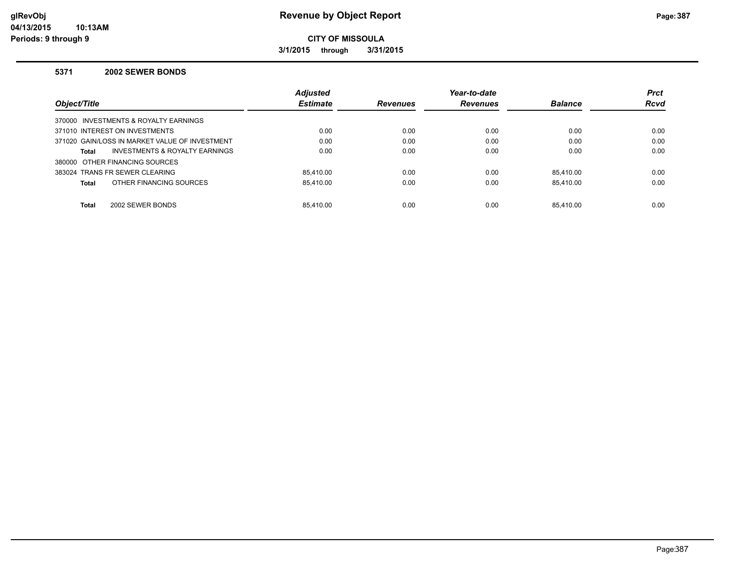# Revenue by Object Report

**CITY OF MISSOULA**

**3/1/2015 through 3/31/2015**

### 5371 2002 SEWER BONDS

| Object/Title | Adjusted Estimate | Revenues | Year-to-date Revenues | Balance | Prct Rcvd |
|---|---|---|---|---|---|
| 370000 INVESTMENTS & ROYALTY EARNINGS | | | | | |
| 371010 INTEREST ON INVESTMENTS | 0.00 | 0.00 | 0.00 | 0.00 | 0.00 |
| 371020 GAIN/LOSS IN MARKET VALUE OF INVESTMENT | 0.00 | 0.00 | 0.00 | 0.00 | 0.00 |
| **Total** INVESTMENTS & ROYALTY EARNINGS | 0.00 | 0.00 | 0.00 | 0.00 | 0.00 |
| 380000 OTHER FINANCING SOURCES | | | | | |
| 383024 TRANS FR SEWER CLEARING | 85,410.00 | 0.00 | 0.00 | 85,410.00 | 0.00 |
| **Total** OTHER FINANCING SOURCES | 85,410.00 | 0.00 | 0.00 | 85,410.00 | 0.00 |
| **Total** 2002 SEWER BONDS | 85,410.00 | 0.00 | 0.00 | 85,410.00 | 0.00 |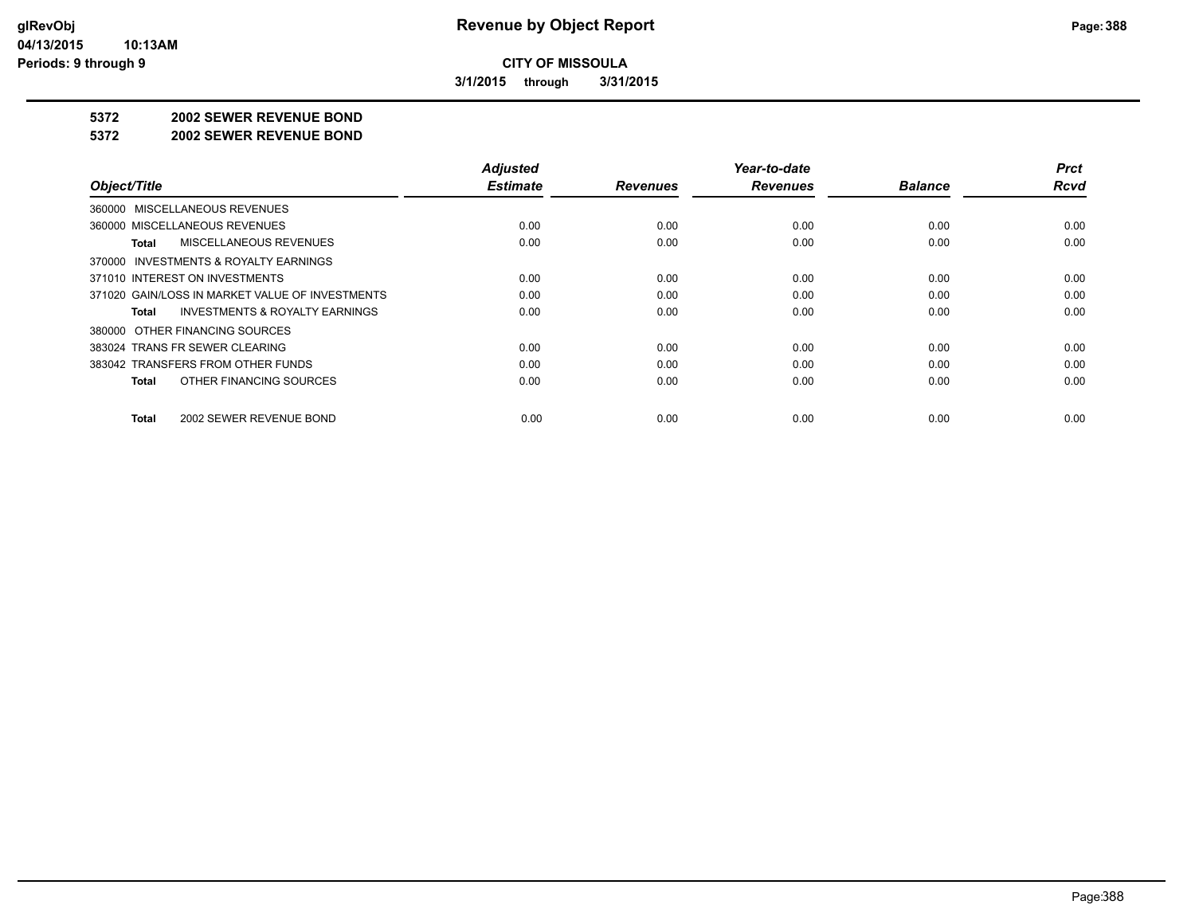**CITY OF MISSOULA**

**3/1/2015 through 3/31/2015**

**5372 2002 SEWER REVENUE BOND**

**5372 2002 SEWER REVENUE BOND**

| Object/Title | Adjusted Estimate | Revenues | Year-to-date Revenues | Balance | Prct Rcvd |
|---|---|---|---|---|---|
| 360000 MISCELLANEOUS REVENUES | | | | | |
| 360000 MISCELLANEOUS REVENUES | 0.00 | 0.00 | 0.00 | 0.00 | 0.00 |
| **Total** MISCELLANEOUS REVENUES | 0.00 | 0.00 | 0.00 | 0.00 | 0.00 |
| 370000 INVESTMENTS & ROYALTY EARNINGS | | | | | |
| 371010 INTEREST ON INVESTMENTS | 0.00 | 0.00 | 0.00 | 0.00 | 0.00 |
| 371020 GAIN/LOSS IN MARKET VALUE OF INVESTMENTS | 0.00 | 0.00 | 0.00 | 0.00 | 0.00 |
| **Total** INVESTMENTS & ROYALTY EARNINGS | 0.00 | 0.00 | 0.00 | 0.00 | 0.00 |
| 380000 OTHER FINANCING SOURCES | | | | | |
| 383024 TRANS FR SEWER CLEARING | 0.00 | 0.00 | 0.00 | 0.00 | 0.00 |
| 383042 TRANSFERS FROM OTHER FUNDS | 0.00 | 0.00 | 0.00 | 0.00 | 0.00 |
| **Total** OTHER FINANCING SOURCES | 0.00 | 0.00 | 0.00 | 0.00 | 0.00 |
| **Total** 2002 SEWER REVENUE BOND | 0.00 | 0.00 | 0.00 | 0.00 | 0.00 |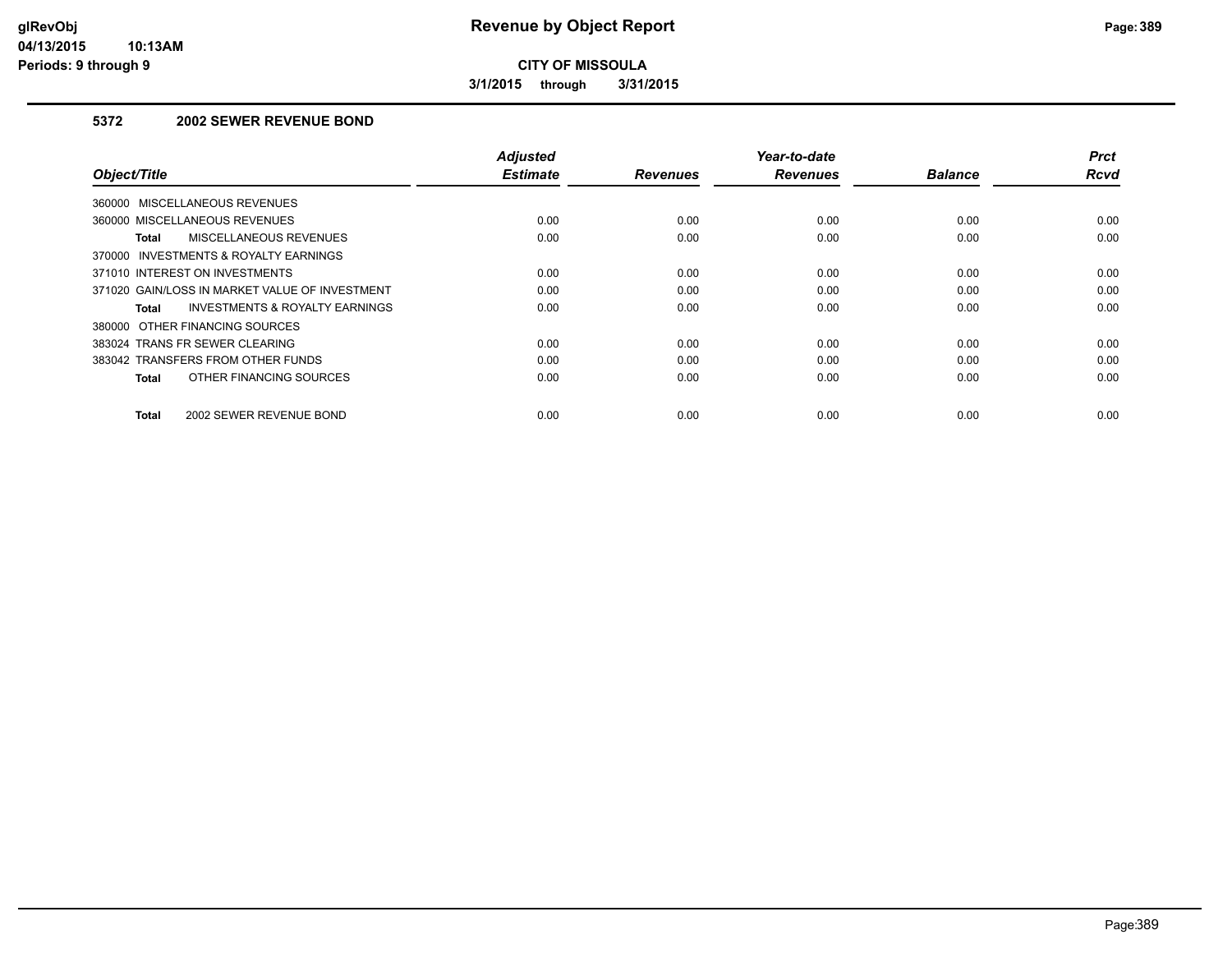# Revenue by Object Report

**CITY OF MISSOULA**

**3/1/2015 through 3/31/2015**

glRevObj
04/13/2015 10:13AM
Periods: 9 through 9

## 5372 2002 SEWER REVENUE BOND

| Object/Title | Adjusted Estimate | Revenues | Year-to-date Revenues | Balance | Prct Rcvd |
|---|---|---|---|---|---|
| 360000 MISCELLANEOUS REVENUES | | | | | |
| 360000 MISCELLANEOUS REVENUES | 0.00 | 0.00 | 0.00 | 0.00 | 0.00 |
| **Total** MISCELLANEOUS REVENUES | 0.00 | 0.00 | 0.00 | 0.00 | 0.00 |
| 370000 INVESTMENTS & ROYALTY EARNINGS | | | | | |
| 371010 INTEREST ON INVESTMENTS | 0.00 | 0.00 | 0.00 | 0.00 | 0.00 |
| 371020 GAIN/LOSS IN MARKET VALUE OF INVESTMENT | 0.00 | 0.00 | 0.00 | 0.00 | 0.00 |
| **Total** INVESTMENTS & ROYALTY EARNINGS | 0.00 | 0.00 | 0.00 | 0.00 | 0.00 |
| 380000 OTHER FINANCING SOURCES | | | | | |
| 383024 TRANS FR SEWER CLEARING | 0.00 | 0.00 | 0.00 | 0.00 | 0.00 |
| 383042 TRANSFERS FROM OTHER FUNDS | 0.00 | 0.00 | 0.00 | 0.00 | 0.00 |
| **Total** OTHER FINANCING SOURCES | 0.00 | 0.00 | 0.00 | 0.00 | 0.00 |
| **Total** 2002 SEWER REVENUE BOND | 0.00 | 0.00 | 0.00 | 0.00 | 0.00 |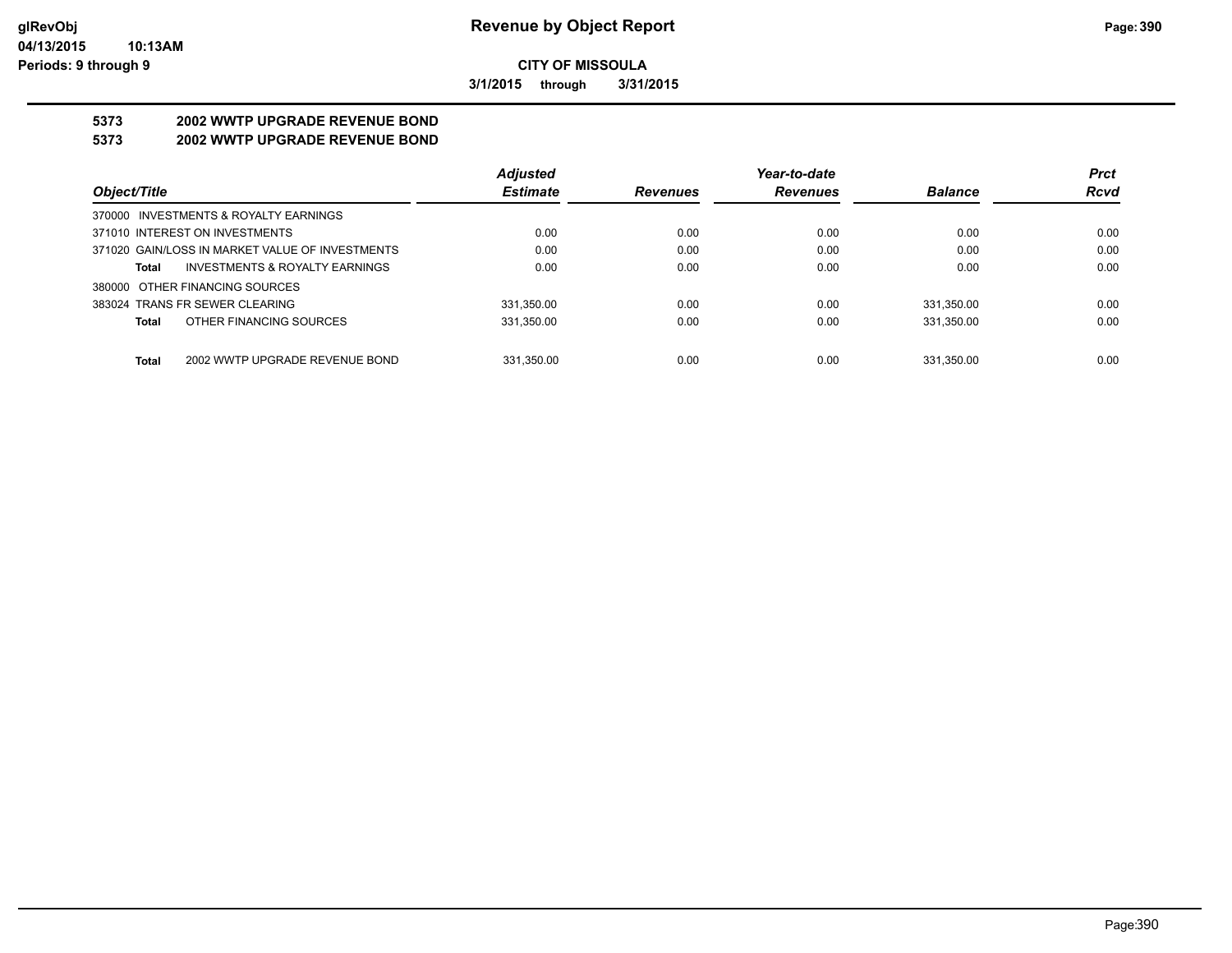# CITY OF MISSOULA

**3/1/2015 through 3/31/2015**

## 5373 2002 WWTP UPGRADE REVENUE BOND

## 5373 2002 WWTP UPGRADE REVENUE BOND

| Object/Title | Adjusted Estimate | Revenues | Year-to-date Revenues | Balance | Prct Rcvd |
|---|---|---|---|---|---|
| 370000 INVESTMENTS & ROYALTY EARNINGS | | | | | |
| 371010 INTEREST ON INVESTMENTS | 0.00 | 0.00 | 0.00 | 0.00 | 0.00 |
| 371020 GAIN/LOSS IN MARKET VALUE OF INVESTMENTS | 0.00 | 0.00 | 0.00 | 0.00 | 0.00 |
| **Total** INVESTMENTS & ROYALTY EARNINGS | 0.00 | 0.00 | 0.00 | 0.00 | 0.00 |
| 380000 OTHER FINANCING SOURCES | | | | | |
| 383024 TRANS FR SEWER CLEARING | 331,350.00 | 0.00 | 0.00 | 331,350.00 | 0.00 |
| **Total** OTHER FINANCING SOURCES | 331,350.00 | 0.00 | 0.00 | 331,350.00 | 0.00 |
| **Total** 2002 WWTP UPGRADE REVENUE BOND | 331,350.00 | 0.00 | 0.00 | 331,350.00 | 0.00 |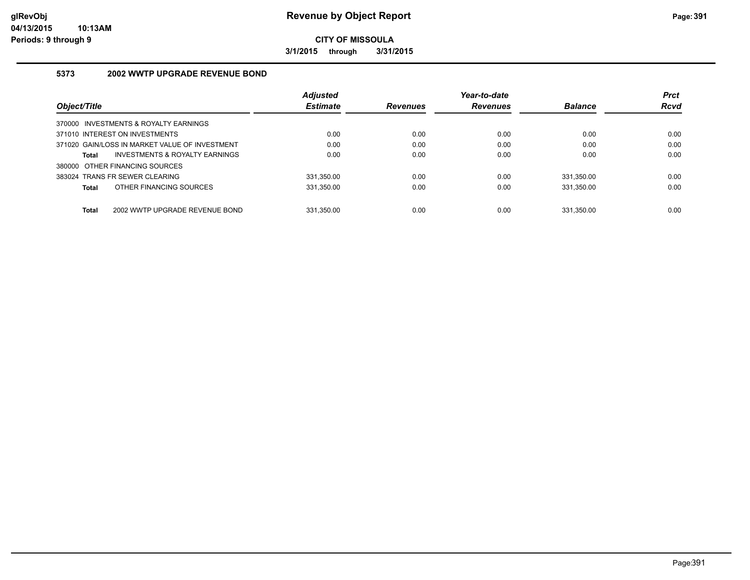**CITY OF MISSOULA**

**3/1/2015 through 3/31/2015**

### 5373 2002 WWTP UPGRADE REVENUE BOND

| Object/Title | Adjusted Estimate | Revenues | Year-to-date Revenues | Balance | Prct Rcvd |
|---|---|---|---|---|---|
| 370000 INVESTMENTS & ROYALTY EARNINGS | | | | | |
| 371010 INTEREST ON INVESTMENTS | 0.00 | 0.00 | 0.00 | 0.00 | 0.00 |
| 371020 GAIN/LOSS IN MARKET VALUE OF INVESTMENT | 0.00 | 0.00 | 0.00 | 0.00 | 0.00 |
| **Total** INVESTMENTS & ROYALTY EARNINGS | 0.00 | 0.00 | 0.00 | 0.00 | 0.00 |
| 380000 OTHER FINANCING SOURCES | | | | | |
| 383024 TRANS FR SEWER CLEARING | 331,350.00 | 0.00 | 0.00 | 331,350.00 | 0.00 |
| **Total** OTHER FINANCING SOURCES | 331,350.00 | 0.00 | 0.00 | 331,350.00 | 0.00 |
| **Total** 2002 WWTP UPGRADE REVENUE BOND | 331,350.00 | 0.00 | 0.00 | 331,350.00 | 0.00 |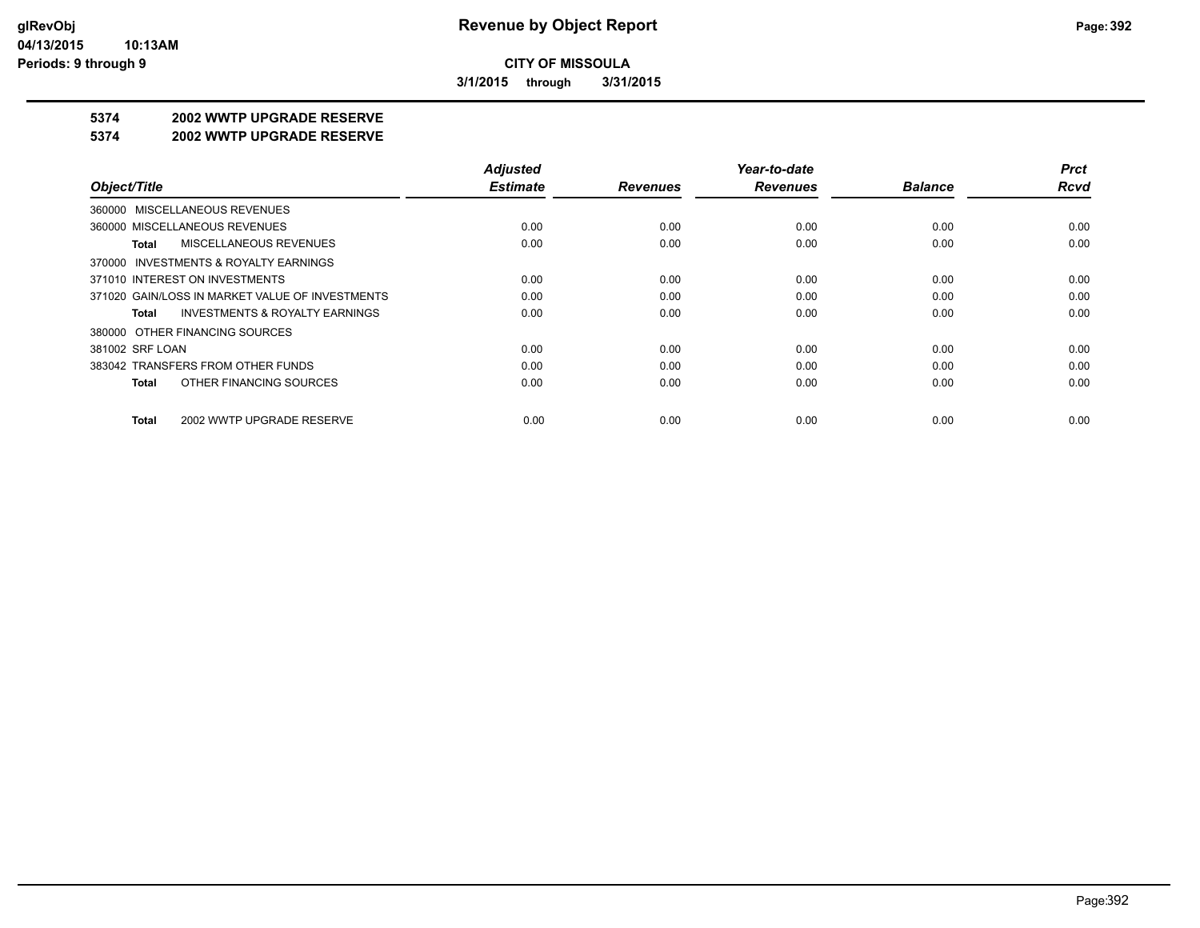**CITY OF MISSOULA**

**3/1/2015 through 3/31/2015**

## 5374 2002 WWTP UPGRADE RESERVE

## 5374 2002 WWTP UPGRADE RESERVE

| Object/Title | Adjusted Estimate | Revenues | Year-to-date Revenues | Balance | Prct Rcvd |
|---|---|---|---|---|---|
| 360000 MISCELLANEOUS REVENUES | | | | | |
| 360000 MISCELLANEOUS REVENUES | 0.00 | 0.00 | 0.00 | 0.00 | 0.00 |
| **Total** MISCELLANEOUS REVENUES | 0.00 | 0.00 | 0.00 | 0.00 | 0.00 |
| 370000 INVESTMENTS & ROYALTY EARNINGS | | | | | |
| 371010 INTEREST ON INVESTMENTS | 0.00 | 0.00 | 0.00 | 0.00 | 0.00 |
| 371020 GAIN/LOSS IN MARKET VALUE OF INVESTMENTS | 0.00 | 0.00 | 0.00 | 0.00 | 0.00 |
| **Total** INVESTMENTS & ROYALTY EARNINGS | 0.00 | 0.00 | 0.00 | 0.00 | 0.00 |
| 380000 OTHER FINANCING SOURCES | | | | | |
| 381002 SRF LOAN | 0.00 | 0.00 | 0.00 | 0.00 | 0.00 |
| 383042 TRANSFERS FROM OTHER FUNDS | 0.00 | 0.00 | 0.00 | 0.00 | 0.00 |
| **Total** OTHER FINANCING SOURCES | 0.00 | 0.00 | 0.00 | 0.00 | 0.00 |
| **Total** 2002 WWTP UPGRADE RESERVE | 0.00 | 0.00 | 0.00 | 0.00 | 0.00 |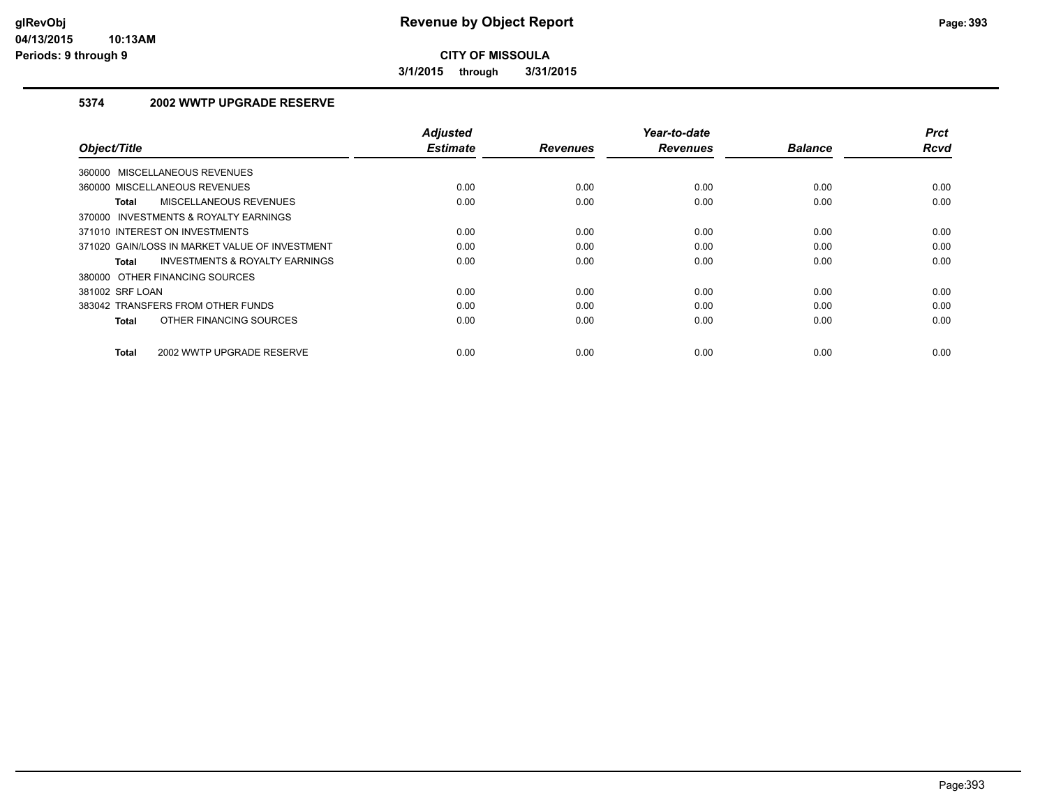**CITY OF MISSOULA**

**3/1/2015 through 3/31/2015**

### 5374 2002 WWTP UPGRADE RESERVE

| Object/Title | Adjusted Estimate | Revenues | Year-to-date Revenues | Balance | Prct Rcvd |
|---|---|---|---|---|---|
| 360000 MISCELLANEOUS REVENUES | | | | | |
| 360000 MISCELLANEOUS REVENUES | 0.00 | 0.00 | 0.00 | 0.00 | 0.00 |
| **Total** MISCELLANEOUS REVENUES | 0.00 | 0.00 | 0.00 | 0.00 | 0.00 |
| 370000 INVESTMENTS & ROYALTY EARNINGS | | | | | |
| 371010 INTEREST ON INVESTMENTS | 0.00 | 0.00 | 0.00 | 0.00 | 0.00 |
| 371020 GAIN/LOSS IN MARKET VALUE OF INVESTMENT | 0.00 | 0.00 | 0.00 | 0.00 | 0.00 |
| **Total** INVESTMENTS & ROYALTY EARNINGS | 0.00 | 0.00 | 0.00 | 0.00 | 0.00 |
| 380000 OTHER FINANCING SOURCES | | | | | |
| 381002 SRF LOAN | 0.00 | 0.00 | 0.00 | 0.00 | 0.00 |
| 383042 TRANSFERS FROM OTHER FUNDS | 0.00 | 0.00 | 0.00 | 0.00 | 0.00 |
| **Total** OTHER FINANCING SOURCES | 0.00 | 0.00 | 0.00 | 0.00 | 0.00 |
| **Total** 2002 WWTP UPGRADE RESERVE | 0.00 | 0.00 | 0.00 | 0.00 | 0.00 |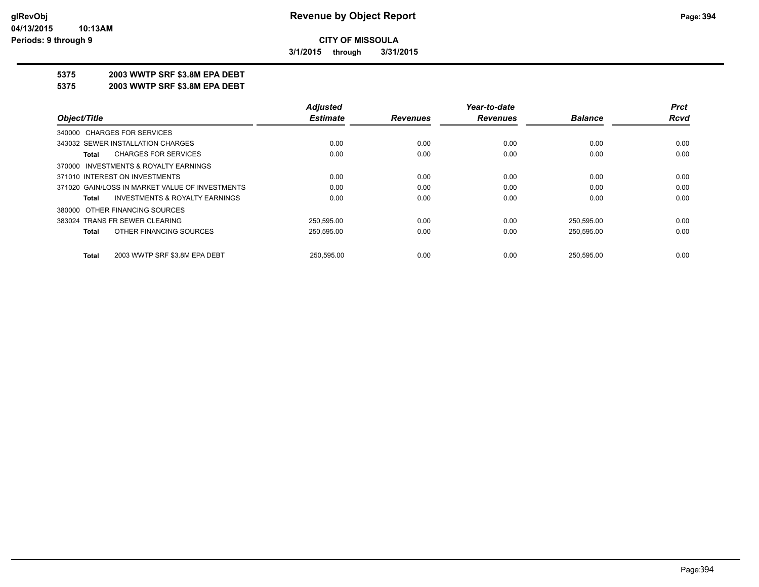**CITY OF MISSOULA**

**3/1/2015 through 3/31/2015**

## 5375 2003 WWTP SRF $3.8M EPA DEBT
## 5375 2003 WWTP SRF $3.8M EPA DEBT

| Object/Title | Adjusted Estimate | Revenues | Year-to-date Revenues | Balance | Prct Rcvd |
|---|---|---|---|---|---|
| 340000 CHARGES FOR SERVICES | | | | | |
| 343032 SEWER INSTALLATION CHARGES | 0.00 | 0.00 | 0.00 | 0.00 | 0.00 |
| **Total** CHARGES FOR SERVICES | 0.00 | 0.00 | 0.00 | 0.00 | 0.00 |
| 370000 INVESTMENTS & ROYALTY EARNINGS | | | | | |
| 371010 INTEREST ON INVESTMENTS | 0.00 | 0.00 | 0.00 | 0.00 | 0.00 |
| 371020 GAIN/LOSS IN MARKET VALUE OF INVESTMENTS | 0.00 | 0.00 | 0.00 | 0.00 | 0.00 |
| **Total** INVESTMENTS & ROYALTY EARNINGS | 0.00 | 0.00 | 0.00 | 0.00 | 0.00 |
| 380000 OTHER FINANCING SOURCES | | | | | |
| 383024 TRANS FR SEWER CLEARING | 250,595.00 | 0.00 | 0.00 | 250,595.00 | 0.00 |
| **Total** OTHER FINANCING SOURCES | 250,595.00 | 0.00 | 0.00 | 250,595.00 | 0.00 |
| **Total** 2003 WWTP SRF $3.8M EPA DEBT | 250,595.00 | 0.00 | 0.00 | 250,595.00 | 0.00 |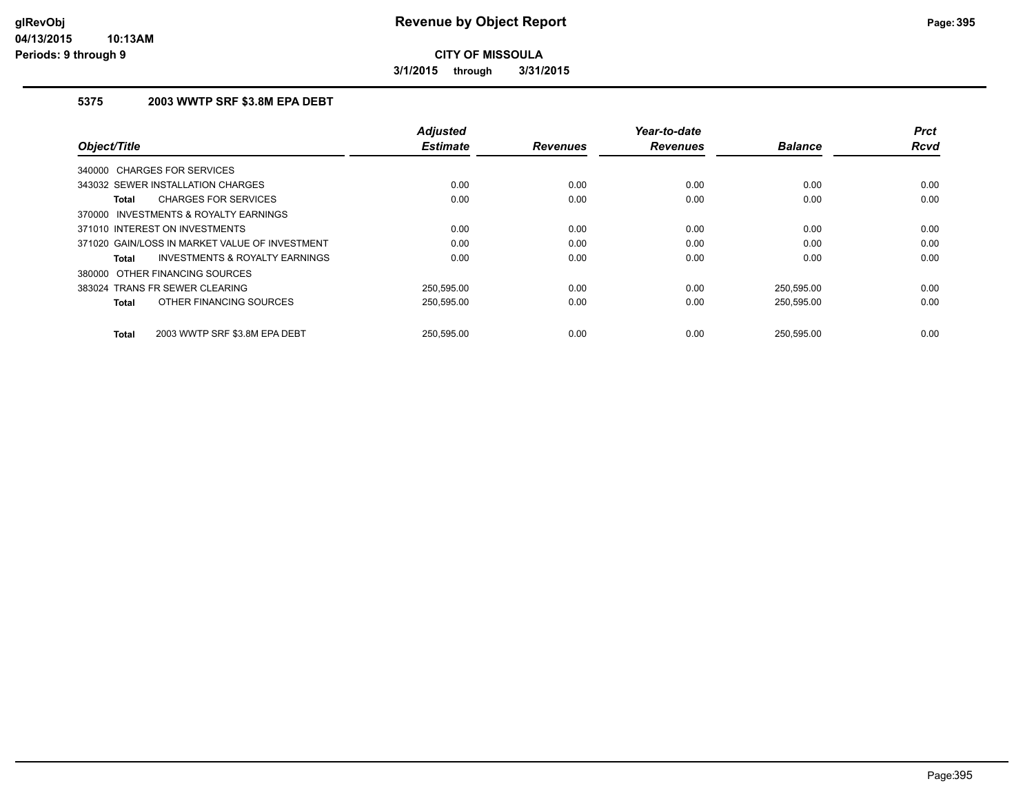# Revenue by Object Report

**CITY OF MISSOULA**

**3/1/2015 through 3/31/2015**

glRevObj
04/13/2015 10:13AM
Periods: 9 through 9

### 5375 2003 WWTP SRF $3.8M EPA DEBT

| Object/Title | Adjusted Estimate | Revenues | Year-to-date Revenues | Balance | Prct Rcvd |
|---|---|---|---|---|---|
| 340000 CHARGES FOR SERVICES | | | | | |
| 343032 SEWER INSTALLATION CHARGES | 0.00 | 0.00 | 0.00 | 0.00 | 0.00 |
| **Total** CHARGES FOR SERVICES | 0.00 | 0.00 | 0.00 | 0.00 | 0.00 |
| 370000 INVESTMENTS & ROYALTY EARNINGS | | | | | |
| 371010 INTEREST ON INVESTMENTS | 0.00 | 0.00 | 0.00 | 0.00 | 0.00 |
| 371020 GAIN/LOSS IN MARKET VALUE OF INVESTMENT | 0.00 | 0.00 | 0.00 | 0.00 | 0.00 |
| **Total** INVESTMENTS & ROYALTY EARNINGS | 0.00 | 0.00 | 0.00 | 0.00 | 0.00 |
| 380000 OTHER FINANCING SOURCES | | | | | |
| 383024 TRANS FR SEWER CLEARING | 250,595.00 | 0.00 | 0.00 | 250,595.00 | 0.00 |
| **Total** OTHER FINANCING SOURCES | 250,595.00 | 0.00 | 0.00 | 250,595.00 | 0.00 |
| **Total** 2003 WWTP SRF $3.8M EPA DEBT | 250,595.00 | 0.00 | 0.00 | 250,595.00 | 0.00 |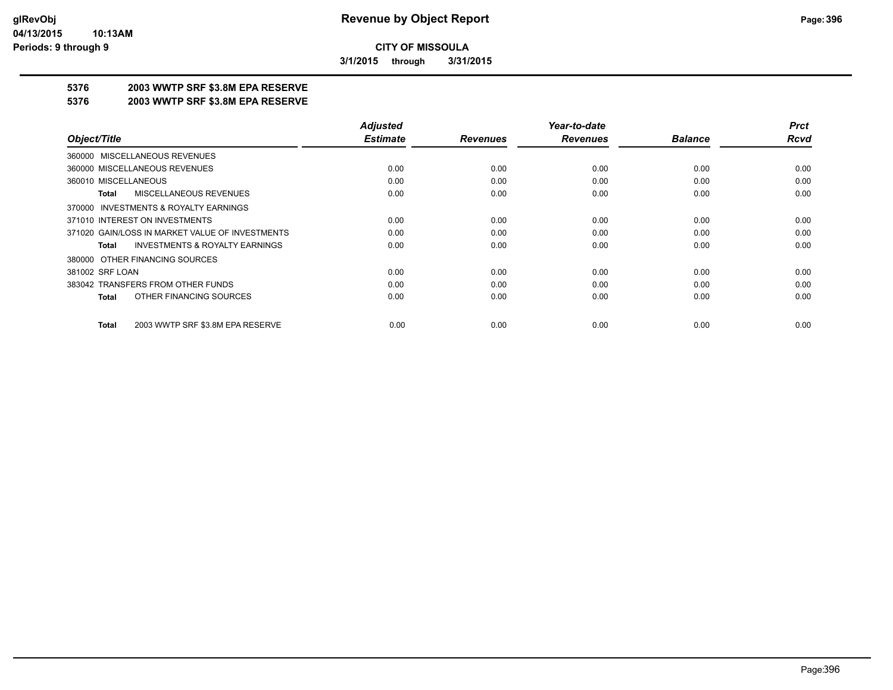**CITY OF MISSOULA**

**3/1/2015 through 3/31/2015**

## 5376 2003 WWTP SRF $3.8M EPA RESERVE
## 5376 2003 WWTP SRF $3.8M EPA RESERVE

| Object/Title | Adjusted Estimate | Revenues | Year-to-date Revenues | Balance | Prct Rcvd |
|---|---|---|---|---|---|
| 360000 MISCELLANEOUS REVENUES | | | | | |
| 360000 MISCELLANEOUS REVENUES | 0.00 | 0.00 | 0.00 | 0.00 | 0.00 |
| 360010 MISCELLANEOUS | 0.00 | 0.00 | 0.00 | 0.00 | 0.00 |
| **Total** MISCELLANEOUS REVENUES | 0.00 | 0.00 | 0.00 | 0.00 | 0.00 |
| 370000 INVESTMENTS & ROYALTY EARNINGS | | | | | |
| 371010 INTEREST ON INVESTMENTS | 0.00 | 0.00 | 0.00 | 0.00 | 0.00 |
| 371020 GAIN/LOSS IN MARKET VALUE OF INVESTMENTS | 0.00 | 0.00 | 0.00 | 0.00 | 0.00 |
| **Total** INVESTMENTS & ROYALTY EARNINGS | 0.00 | 0.00 | 0.00 | 0.00 | 0.00 |
| 380000 OTHER FINANCING SOURCES | | | | | |
| 381002 SRF LOAN | 0.00 | 0.00 | 0.00 | 0.00 | 0.00 |
| 383042 TRANSFERS FROM OTHER FUNDS | 0.00 | 0.00 | 0.00 | 0.00 | 0.00 |
| **Total** OTHER FINANCING SOURCES | 0.00 | 0.00 | 0.00 | 0.00 | 0.00 |
| **Total** 2003 WWTP SRF $3.8M EPA RESERVE | 0.00 | 0.00 | 0.00 | 0.00 | 0.00 |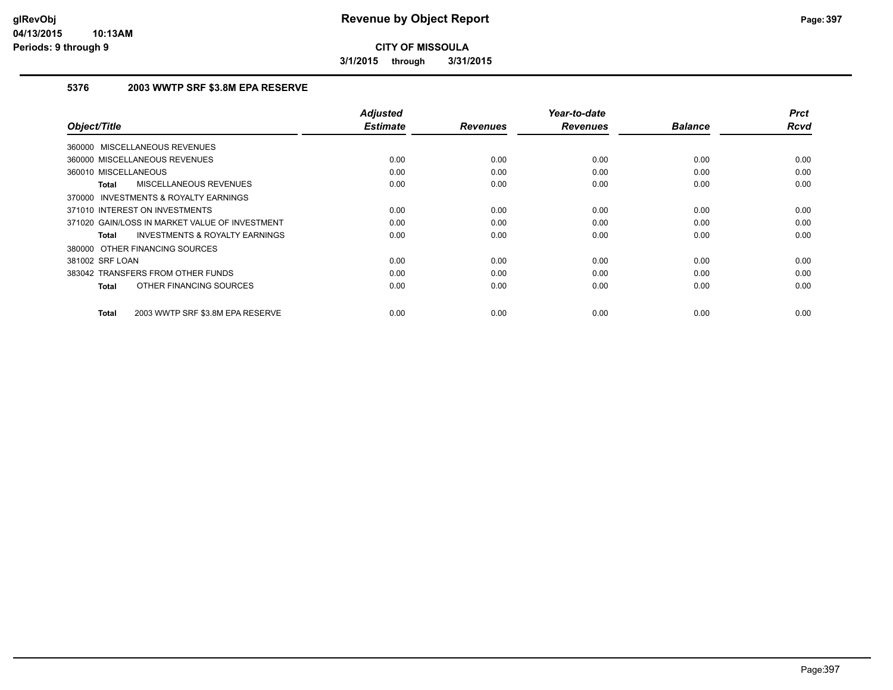# Revenue by Object Report

**CITY OF MISSOULA**

**3/1/2015 through 3/31/2015**

**glRevObj**
**04/13/2015 10:13AM**
**Periods: 9 through 9**

### 5376 2003 WWTP SRF $3.8M EPA RESERVE

| Object/Title | Adjusted Estimate | Revenues | Year-to-date Revenues | Balance | Prct Rcvd |
|---|---|---|---|---|---|
| 360000 MISCELLANEOUS REVENUES | | | | | |
| 360000 MISCELLANEOUS REVENUES | 0.00 | 0.00 | 0.00 | 0.00 | 0.00 |
| 360010 MISCELLANEOUS | 0.00 | 0.00 | 0.00 | 0.00 | 0.00 |
| **Total** MISCELLANEOUS REVENUES | 0.00 | 0.00 | 0.00 | 0.00 | 0.00 |
| 370000 INVESTMENTS & ROYALTY EARNINGS | | | | | |
| 371010 INTEREST ON INVESTMENTS | 0.00 | 0.00 | 0.00 | 0.00 | 0.00 |
| 371020 GAIN/LOSS IN MARKET VALUE OF INVESTMENT | 0.00 | 0.00 | 0.00 | 0.00 | 0.00 |
| **Total** INVESTMENTS & ROYALTY EARNINGS | 0.00 | 0.00 | 0.00 | 0.00 | 0.00 |
| 380000 OTHER FINANCING SOURCES | | | | | |
| 381002 SRF LOAN | 0.00 | 0.00 | 0.00 | 0.00 | 0.00 |
| 383042 TRANSFERS FROM OTHER FUNDS | 0.00 | 0.00 | 0.00 | 0.00 | 0.00 |
| **Total** OTHER FINANCING SOURCES | 0.00 | 0.00 | 0.00 | 0.00 | 0.00 |
| **Total** 2003 WWTP SRF $3.8M EPA RESERVE | 0.00 | 0.00 | 0.00 | 0.00 | 0.00 |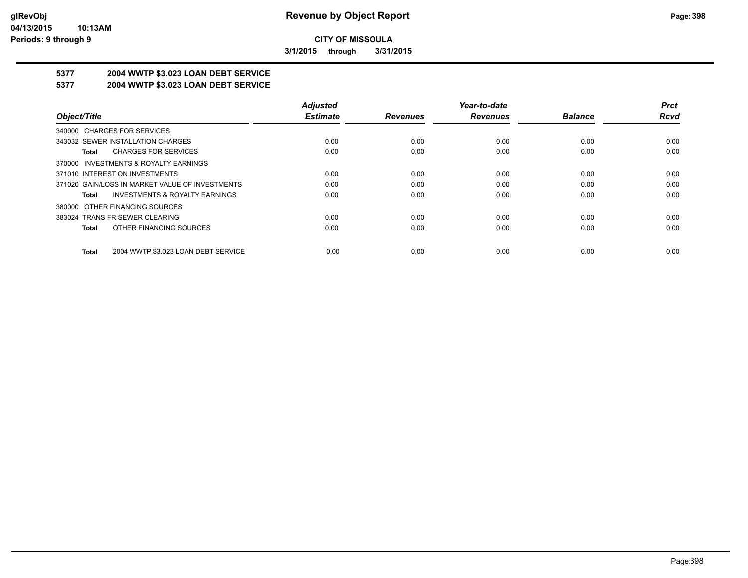# Revenue by Object Report

**CITY OF MISSOULA**

**3/1/2015 through 3/31/2015**

glRevObj
04/13/2015 10:13AM
Periods: 9 through 9

## 5377 2004 WWTP $3.023 LOAN DEBT SERVICE
## 5377 2004 WWTP $3.023 LOAN DEBT SERVICE

| Object/Title | Adjusted Estimate | Revenues | Year-to-date Revenues | Balance | Prct Rcvd |
|---|---|---|---|---|---|
| 340000 CHARGES FOR SERVICES | | | | | |
| 343032 SEWER INSTALLATION CHARGES | 0.00 | 0.00 | 0.00 | 0.00 | 0.00 |
| **Total** CHARGES FOR SERVICES | 0.00 | 0.00 | 0.00 | 0.00 | 0.00 |
| 370000 INVESTMENTS & ROYALTY EARNINGS | | | | | |
| 371010 INTEREST ON INVESTMENTS | 0.00 | 0.00 | 0.00 | 0.00 | 0.00 |
| 371020 GAIN/LOSS IN MARKET VALUE OF INVESTMENTS | 0.00 | 0.00 | 0.00 | 0.00 | 0.00 |
| **Total** INVESTMENTS & ROYALTY EARNINGS | 0.00 | 0.00 | 0.00 | 0.00 | 0.00 |
| 380000 OTHER FINANCING SOURCES | | | | | |
| 383024 TRANS FR SEWER CLEARING | 0.00 | 0.00 | 0.00 | 0.00 | 0.00 |
| **Total** OTHER FINANCING SOURCES | 0.00 | 0.00 | 0.00 | 0.00 | 0.00 |
| **Total** 2004 WWTP $3.023 LOAN DEBT SERVICE | 0.00 | 0.00 | 0.00 | 0.00 | 0.00 |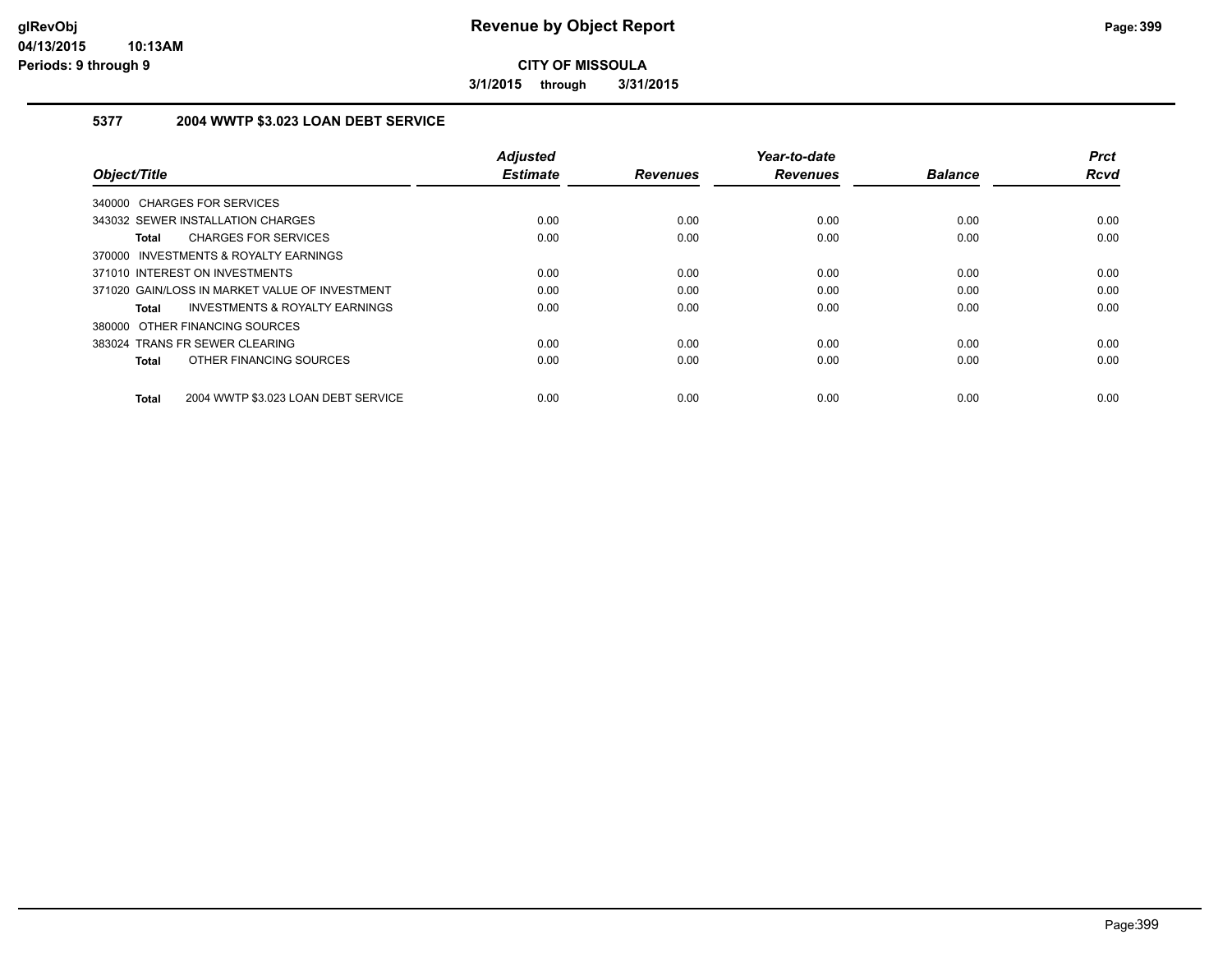# Revenue by Object Report

**CITY OF MISSOULA**

**3/1/2015 through 3/31/2015**

## 5377 2004 WWTP $3.023 LOAN DEBT SERVICE

| Object/Title | Adjusted Estimate | Revenues | Year-to-date Revenues | Balance | Prct Rcvd |
|---|---|---|---|---|---|
| 340000 CHARGES FOR SERVICES | | | | | |
| 343032 SEWER INSTALLATION CHARGES | 0.00 | 0.00 | 0.00 | 0.00 | 0.00 |
| **Total** CHARGES FOR SERVICES | 0.00 | 0.00 | 0.00 | 0.00 | 0.00 |
| 370000 INVESTMENTS & ROYALTY EARNINGS | | | | | |
| 371010 INTEREST ON INVESTMENTS | 0.00 | 0.00 | 0.00 | 0.00 | 0.00 |
| 371020 GAIN/LOSS IN MARKET VALUE OF INVESTMENT | 0.00 | 0.00 | 0.00 | 0.00 | 0.00 |
| **Total** INVESTMENTS & ROYALTY EARNINGS | 0.00 | 0.00 | 0.00 | 0.00 | 0.00 |
| 380000 OTHER FINANCING SOURCES | | | | | |
| 383024 TRANS FR SEWER CLEARING | 0.00 | 0.00 | 0.00 | 0.00 | 0.00 |
| **Total** OTHER FINANCING SOURCES | 0.00 | 0.00 | 0.00 | 0.00 | 0.00 |
| **Total** 2004 WWTP $3.023 LOAN DEBT SERVICE | 0.00 | 0.00 | 0.00 | 0.00 | 0.00 |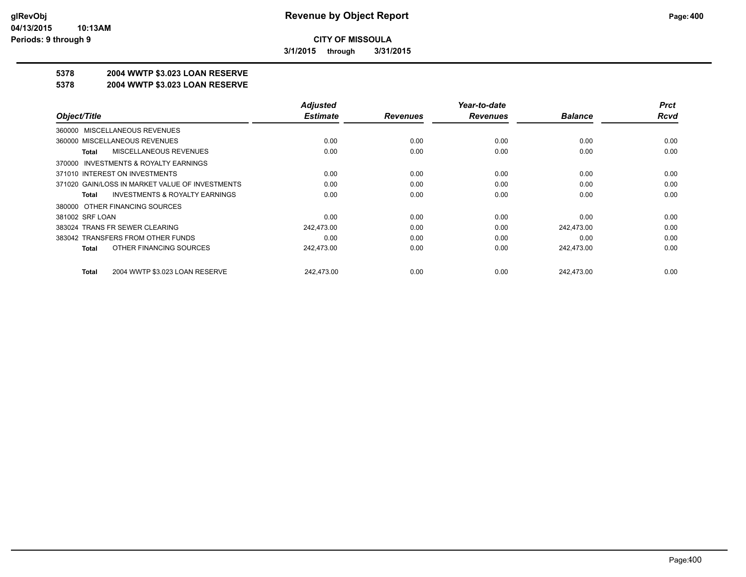**CITY OF MISSOULA**

**3/1/2015 through 3/31/2015**

**5378 2004 WWTP $3.023 LOAN RESERVE**

**5378 2004 WWTP $3.023 LOAN RESERVE**

| Object/Title | Adjusted Estimate | Revenues | Year-to-date Revenues | Balance | Prct Rcvd |
|---|---|---|---|---|---|
| 360000 MISCELLANEOUS REVENUES | | | | | |
| 360000 MISCELLANEOUS REVENUES | 0.00 | 0.00 | 0.00 | 0.00 | 0.00 |
| **Total** MISCELLANEOUS REVENUES | 0.00 | 0.00 | 0.00 | 0.00 | 0.00 |
| 370000 INVESTMENTS & ROYALTY EARNINGS | | | | | |
| 371010 INTEREST ON INVESTMENTS | 0.00 | 0.00 | 0.00 | 0.00 | 0.00 |
| 371020 GAIN/LOSS IN MARKET VALUE OF INVESTMENTS | 0.00 | 0.00 | 0.00 | 0.00 | 0.00 |
| **Total** INVESTMENTS & ROYALTY EARNINGS | 0.00 | 0.00 | 0.00 | 0.00 | 0.00 |
| 380000 OTHER FINANCING SOURCES | | | | | |
| 381002 SRF LOAN | 0.00 | 0.00 | 0.00 | 0.00 | 0.00 |
| 383024 TRANS FR SEWER CLEARING | 242,473.00 | 0.00 | 0.00 | 242,473.00 | 0.00 |
| 383042 TRANSFERS FROM OTHER FUNDS | 0.00 | 0.00 | 0.00 | 0.00 | 0.00 |
| **Total** OTHER FINANCING SOURCES | 242,473.00 | 0.00 | 0.00 | 242,473.00 | 0.00 |
| **Total** 2004 WWTP $3.023 LOAN RESERVE | 242,473.00 | 0.00 | 0.00 | 242,473.00 | 0.00 |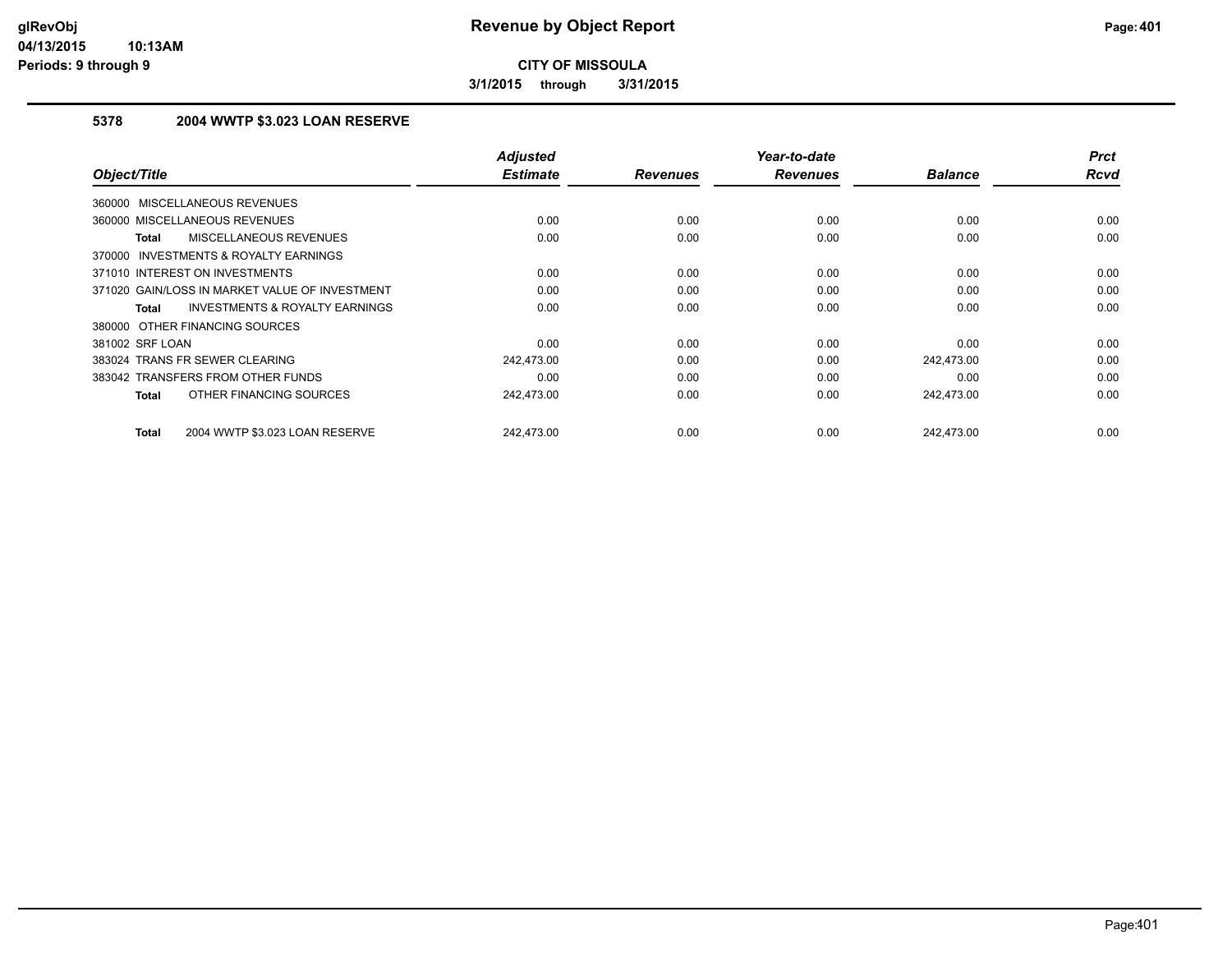**CITY OF MISSOULA**

**3/1/2015 through 3/31/2015**

### 5378 2004 WWTP $3.023 LOAN RESERVE

| Object/Title | Adjusted Estimate | Revenues | Year-to-date Revenues | Balance | Prct Rcvd |
|---|---|---|---|---|---|
| 360000 MISCELLANEOUS REVENUES | | | | | |
| 360000 MISCELLANEOUS REVENUES | 0.00 | 0.00 | 0.00 | 0.00 | 0.00 |
| **Total** MISCELLANEOUS REVENUES | 0.00 | 0.00 | 0.00 | 0.00 | 0.00 |
| 370000 INVESTMENTS & ROYALTY EARNINGS | | | | | |
| 371010 INTEREST ON INVESTMENTS | 0.00 | 0.00 | 0.00 | 0.00 | 0.00 |
| 371020 GAIN/LOSS IN MARKET VALUE OF INVESTMENT | 0.00 | 0.00 | 0.00 | 0.00 | 0.00 |
| **Total** INVESTMENTS & ROYALTY EARNINGS | 0.00 | 0.00 | 0.00 | 0.00 | 0.00 |
| 380000 OTHER FINANCING SOURCES | | | | | |
| 381002 SRF LOAN | 0.00 | 0.00 | 0.00 | 0.00 | 0.00 |
| 383024 TRANS FR SEWER CLEARING | 242,473.00 | 0.00 | 0.00 | 242,473.00 | 0.00 |
| 383042 TRANSFERS FROM OTHER FUNDS | 0.00 | 0.00 | 0.00 | 0.00 | 0.00 |
| **Total** OTHER FINANCING SOURCES | 242,473.00 | 0.00 | 0.00 | 242,473.00 | 0.00 |
| **Total** 2004 WWTP $3.023 LOAN RESERVE | 242,473.00 | 0.00 | 0.00 | 242,473.00 | 0.00 |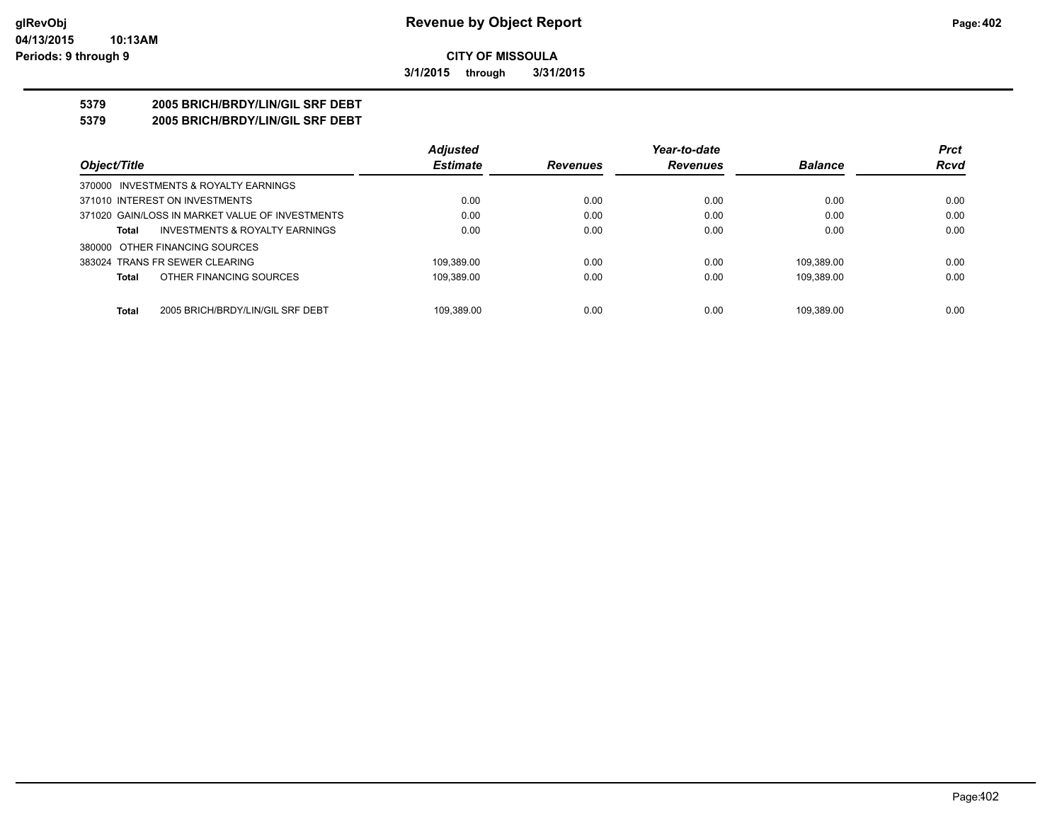**Revenue by Object Report**

**CITY OF MISSOULA**

**3/1/2015 through 3/31/2015**

**5379 2005 BRICH/BRDY/LIN/GIL SRF DEBT**

**5379 2005 BRICH/BRDY/LIN/GIL SRF DEBT**

| Object/Title | Adjusted Estimate | Revenues | Year-to-date Revenues | Balance | Prct Rcvd |
|---|---|---|---|---|---|
| 370000 INVESTMENTS & ROYALTY EARNINGS | | | | | |
| 371010 INTEREST ON INVESTMENTS | 0.00 | 0.00 | 0.00 | 0.00 | 0.00 |
| 371020 GAIN/LOSS IN MARKET VALUE OF INVESTMENTS | 0.00 | 0.00 | 0.00 | 0.00 | 0.00 |
| **Total** INVESTMENTS & ROYALTY EARNINGS | 0.00 | 0.00 | 0.00 | 0.00 | 0.00 |
| 380000 OTHER FINANCING SOURCES | | | | | |
| 383024 TRANS FR SEWER CLEARING | 109,389.00 | 0.00 | 0.00 | 109,389.00 | 0.00 |
| **Total** OTHER FINANCING SOURCES | 109,389.00 | 0.00 | 0.00 | 109,389.00 | 0.00 |
| **Total** 2005 BRICH/BRDY/LIN/GIL SRF DEBT | 109,389.00 | 0.00 | 0.00 | 109,389.00 | 0.00 |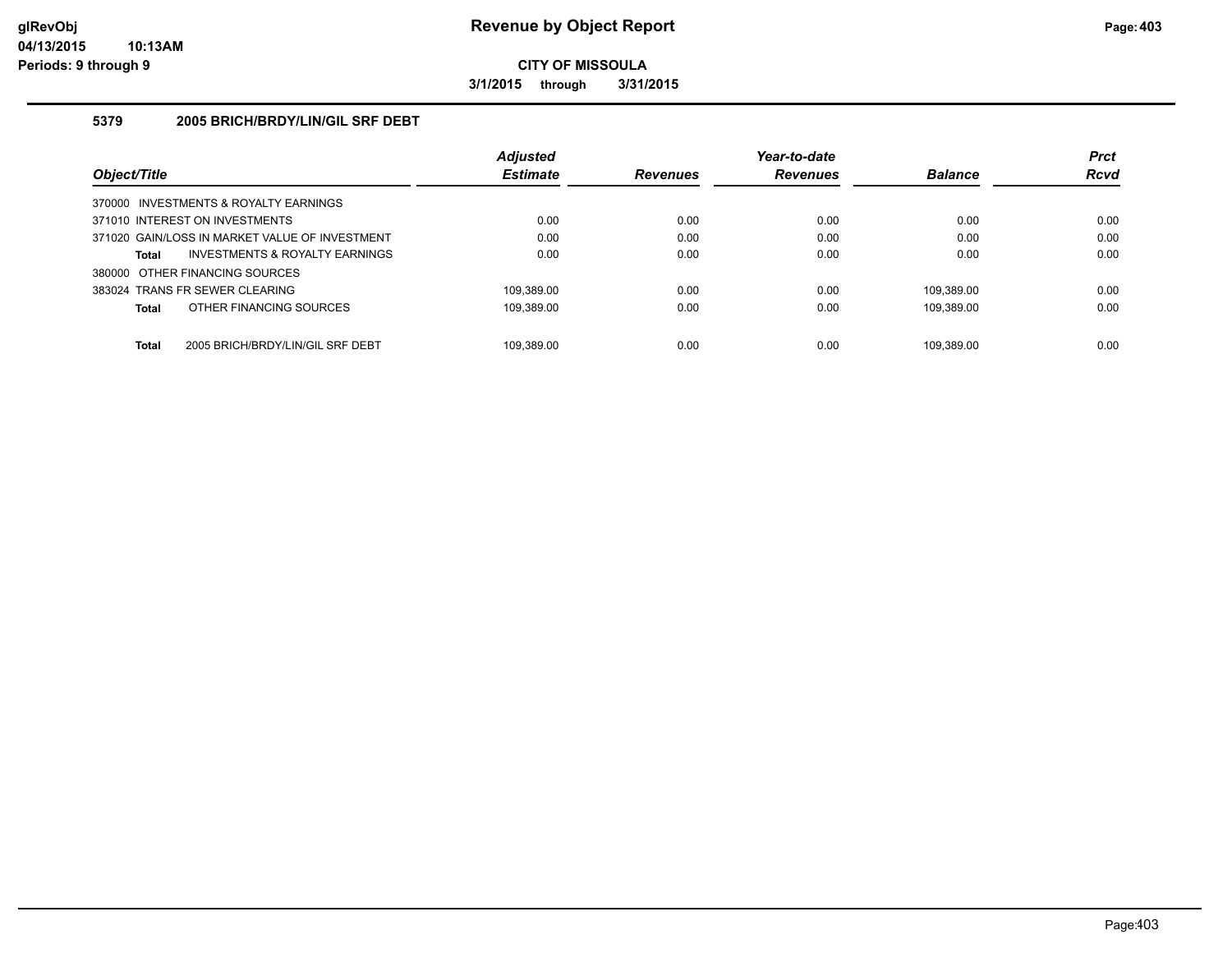**CITY OF MISSOULA**

**3/1/2015 through 3/31/2015**

### 5379 2005 BRICH/BRDY/LIN/GIL SRF DEBT

| Object/Title | Adjusted Estimate | Revenues | Year-to-date Revenues | Balance | Prct Rcvd |
|---|---|---|---|---|---|
| 370000 INVESTMENTS & ROYALTY EARNINGS | | | | | |
| 371010 INTEREST ON INVESTMENTS | 0.00 | 0.00 | 0.00 | 0.00 | 0.00 |
| 371020 GAIN/LOSS IN MARKET VALUE OF INVESTMENT | 0.00 | 0.00 | 0.00 | 0.00 | 0.00 |
| **Total** INVESTMENTS & ROYALTY EARNINGS | 0.00 | 0.00 | 0.00 | 0.00 | 0.00 |
| 380000 OTHER FINANCING SOURCES | | | | | |
| 383024 TRANS FR SEWER CLEARING | 109,389.00 | 0.00 | 0.00 | 109,389.00 | 0.00 |
| **Total** OTHER FINANCING SOURCES | 109,389.00 | 0.00 | 0.00 | 109,389.00 | 0.00 |
| **Total** 2005 BRICH/BRDY/LIN/GIL SRF DEBT | 109,389.00 | 0.00 | 0.00 | 109,389.00 | 0.00 |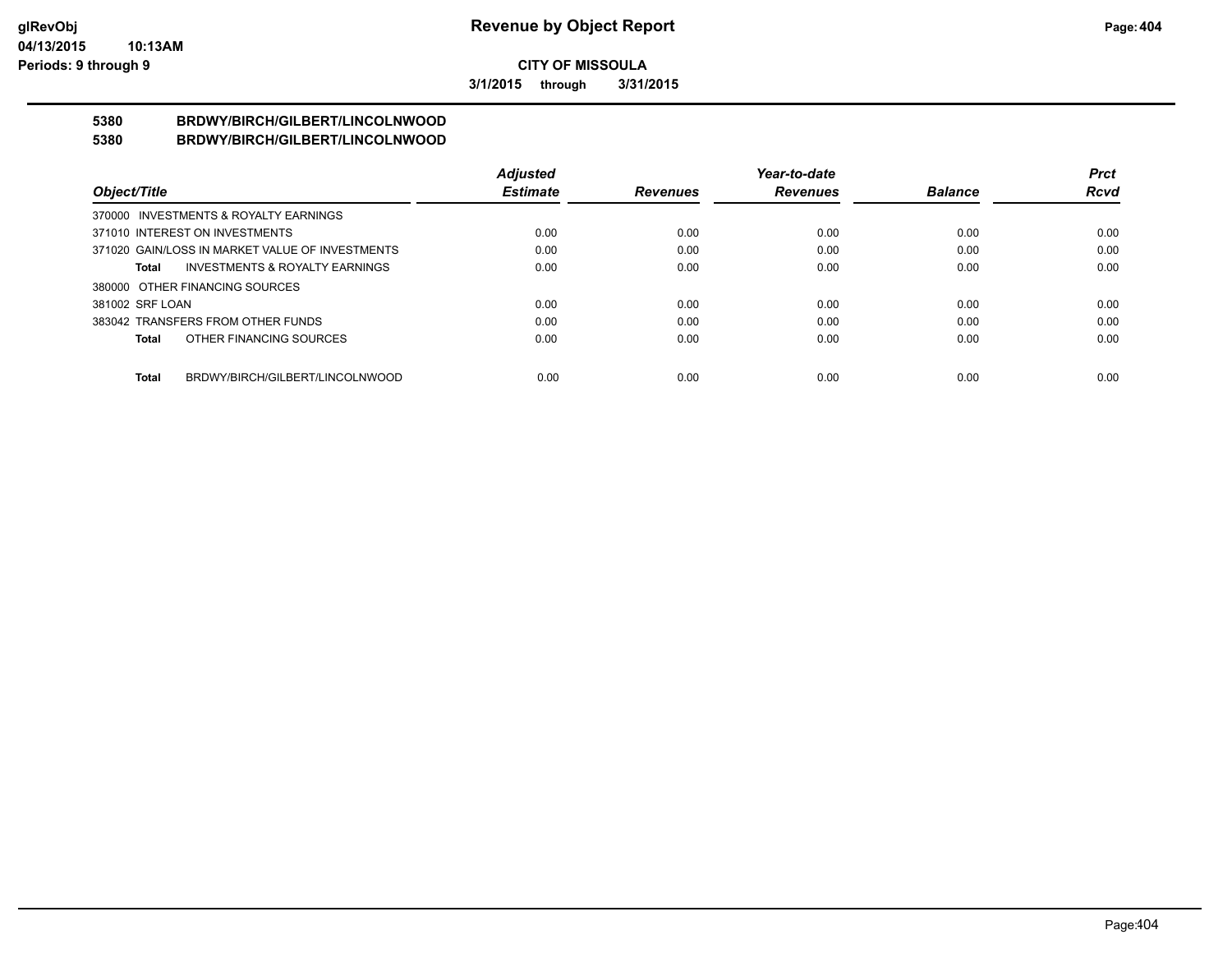**CITY OF MISSOULA**

**3/1/2015 through 3/31/2015**

**5380 BRDWY/BIRCH/GILBERT/LINCOLNWOOD**

**5380 BRDWY/BIRCH/GILBERT/LINCOLNWOOD**

| *Object/Title* | *Adjusted Estimate* | *Revenues* | *Year-to-date Revenues* | *Balance* | *Prct Rcvd* |
|---|---|---|---|---|---|
| 370000 INVESTMENTS & ROYALTY EARNINGS | | | | | |
| 371010 INTEREST ON INVESTMENTS | 0.00 | 0.00 | 0.00 | 0.00 | 0.00 |
| 371020 GAIN/LOSS IN MARKET VALUE OF INVESTMENTS | 0.00 | 0.00 | 0.00 | 0.00 | 0.00 |
| **Total** INVESTMENTS & ROYALTY EARNINGS | 0.00 | 0.00 | 0.00 | 0.00 | 0.00 |
| 380000 OTHER FINANCING SOURCES | | | | | |
| 381002 SRF LOAN | 0.00 | 0.00 | 0.00 | 0.00 | 0.00 |
| 383042 TRANSFERS FROM OTHER FUNDS | 0.00 | 0.00 | 0.00 | 0.00 | 0.00 |
| **Total** OTHER FINANCING SOURCES | 0.00 | 0.00 | 0.00 | 0.00 | 0.00 |
| **Total** BRDWY/BIRCH/GILBERT/LINCOLNWOOD | 0.00 | 0.00 | 0.00 | 0.00 | 0.00 |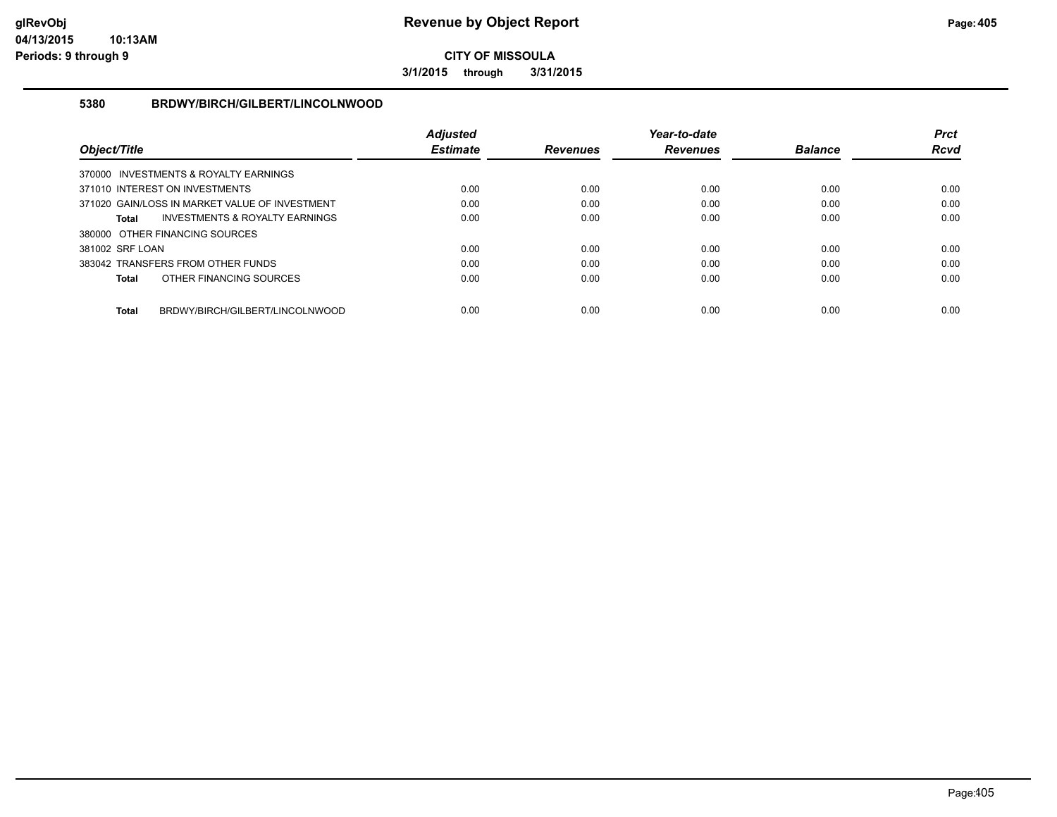**CITY OF MISSOULA**

**3/1/2015 through 3/31/2015**

## 5380 BRDWY/BIRCH/GILBERT/LINCOLNWOOD

| Object/Title | Adjusted Estimate | Revenues | Year-to-date Revenues | Balance | Prct Rcvd |
|---|---|---|---|---|---|
| 370000 INVESTMENTS & ROYALTY EARNINGS | | | | | |
| 371010 INTEREST ON INVESTMENTS | 0.00 | 0.00 | 0.00 | 0.00 | 0.00 |
| 371020 GAIN/LOSS IN MARKET VALUE OF INVESTMENT | 0.00 | 0.00 | 0.00 | 0.00 | 0.00 |
| **Total** INVESTMENTS & ROYALTY EARNINGS | 0.00 | 0.00 | 0.00 | 0.00 | 0.00 |
| 380000 OTHER FINANCING SOURCES | | | | | |
| 381002 SRF LOAN | 0.00 | 0.00 | 0.00 | 0.00 | 0.00 |
| 383042 TRANSFERS FROM OTHER FUNDS | 0.00 | 0.00 | 0.00 | 0.00 | 0.00 |
| **Total** OTHER FINANCING SOURCES | 0.00 | 0.00 | 0.00 | 0.00 | 0.00 |
| **Total** BRDWY/BIRCH/GILBERT/LINCOLNWOOD | 0.00 | 0.00 | 0.00 | 0.00 | 0.00 |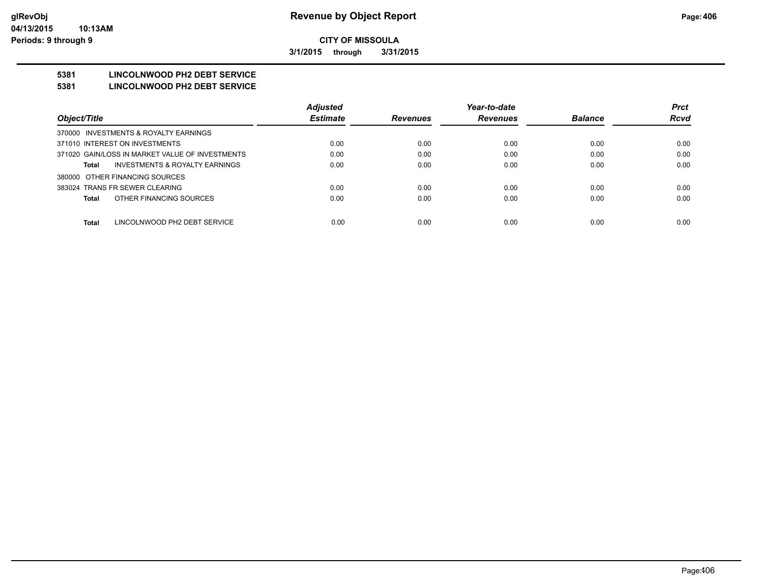**CITY OF MISSOULA**

**3/1/2015 through 3/31/2015**

**Revenue by Object Report**

glRevObj
04/13/2015 10:13AM
Periods: 9 through 9

## 5381 LINCOLNWOOD PH2 DEBT SERVICE

## 5381 LINCOLNWOOD PH2 DEBT SERVICE

| Object/Title | Adjusted Estimate | Revenues | Year-to-date Revenues | Balance | Prct Rcvd |
|---|---|---|---|---|---|
| 370000 INVESTMENTS & ROYALTY EARNINGS | | | | | |
| 371010 INTEREST ON INVESTMENTS | 0.00 | 0.00 | 0.00 | 0.00 | 0.00 |
| 371020 GAIN/LOSS IN MARKET VALUE OF INVESTMENTS | 0.00 | 0.00 | 0.00 | 0.00 | 0.00 |
| **Total** INVESTMENTS & ROYALTY EARNINGS | 0.00 | 0.00 | 0.00 | 0.00 | 0.00 |
| 380000 OTHER FINANCING SOURCES | | | | | |
| 383024 TRANS FR SEWER CLEARING | 0.00 | 0.00 | 0.00 | 0.00 | 0.00 |
| **Total** OTHER FINANCING SOURCES | 0.00 | 0.00 | 0.00 | 0.00 | 0.00 |
| **Total** LINCOLNWOOD PH2 DEBT SERVICE | 0.00 | 0.00 | 0.00 | 0.00 | 0.00 |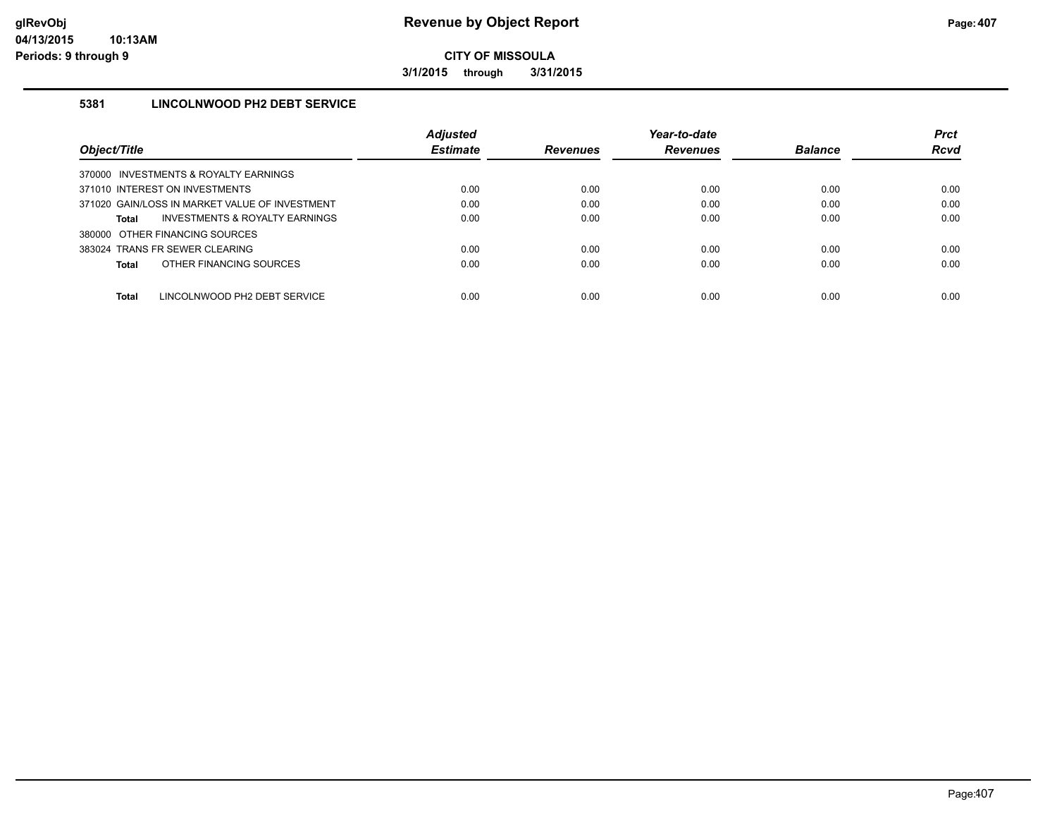**Revenue by Object Report**

**CITY OF MISSOULA**

**3/1/2015 through 3/31/2015**

glRevObj
04/13/2015 10:13AM
Periods: 9 through 9

### 5381 LINCOLNWOOD PH2 DEBT SERVICE

| Object/Title | Adjusted Estimate | Revenues | Year-to-date Revenues | Balance | Prct Rcvd |
|---|---|---|---|---|---|
| 370000 INVESTMENTS & ROYALTY EARNINGS | | | | | |
| 371010 INTEREST ON INVESTMENTS | 0.00 | 0.00 | 0.00 | 0.00 | 0.00 |
| 371020 GAIN/LOSS IN MARKET VALUE OF INVESTMENT | 0.00 | 0.00 | 0.00 | 0.00 | 0.00 |
| **Total** INVESTMENTS & ROYALTY EARNINGS | 0.00 | 0.00 | 0.00 | 0.00 | 0.00 |
| 380000 OTHER FINANCING SOURCES | | | | | |
| 383024 TRANS FR SEWER CLEARING | 0.00 | 0.00 | 0.00 | 0.00 | 0.00 |
| **Total** OTHER FINANCING SOURCES | 0.00 | 0.00 | 0.00 | 0.00 | 0.00 |
| **Total** LINCOLNWOOD PH2 DEBT SERVICE | 0.00 | 0.00 | 0.00 | 0.00 | 0.00 |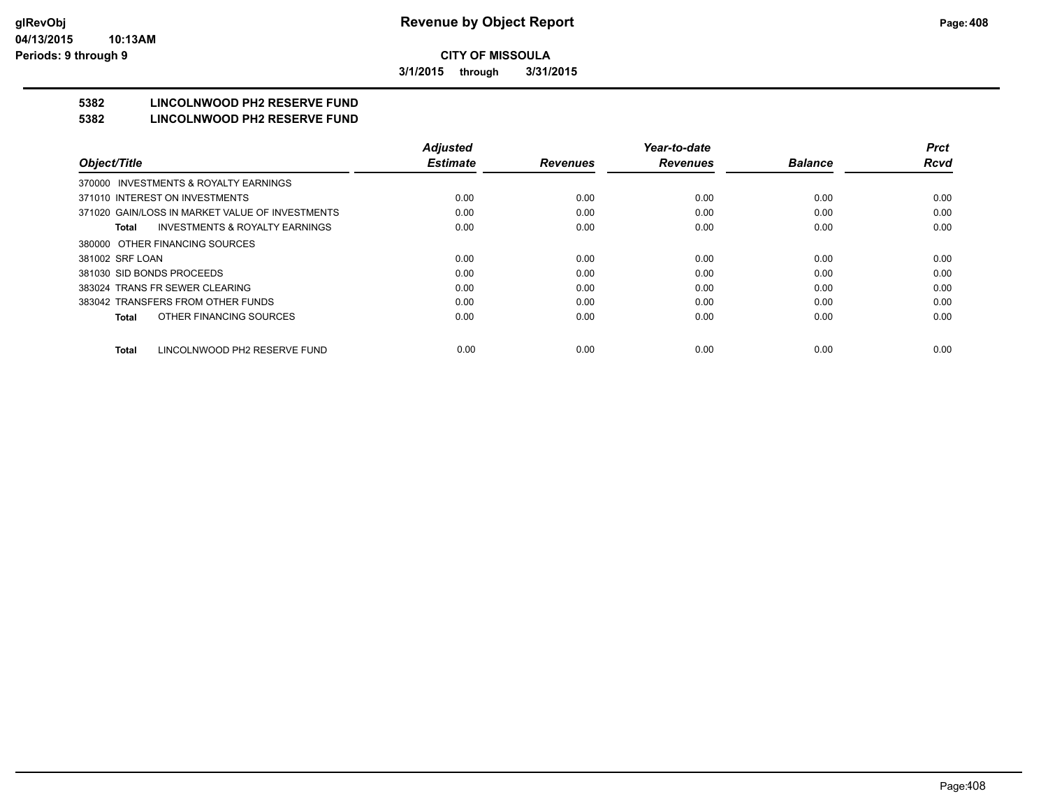**CITY OF MISSOULA**

**3/1/2015 through 3/31/2015**

## 5382 LINCOLNWOOD PH2 RESERVE FUND

## 5382 LINCOLNWOOD PH2 RESERVE FUND

| Object/Title | Adjusted Estimate | Revenues | Year-to-date Revenues | Balance | Prct Rcvd |
|---|---|---|---|---|---|
| 370000 INVESTMENTS & ROYALTY EARNINGS | | | | | |
| 371010 INTEREST ON INVESTMENTS | 0.00 | 0.00 | 0.00 | 0.00 | 0.00 |
| 371020 GAIN/LOSS IN MARKET VALUE OF INVESTMENTS | 0.00 | 0.00 | 0.00 | 0.00 | 0.00 |
| **Total** INVESTMENTS & ROYALTY EARNINGS | 0.00 | 0.00 | 0.00 | 0.00 | 0.00 |
| 380000 OTHER FINANCING SOURCES | | | | | |
| 381002 SRF LOAN | 0.00 | 0.00 | 0.00 | 0.00 | 0.00 |
| 381030 SID BONDS PROCEEDS | 0.00 | 0.00 | 0.00 | 0.00 | 0.00 |
| 383024 TRANS FR SEWER CLEARING | 0.00 | 0.00 | 0.00 | 0.00 | 0.00 |
| 383042 TRANSFERS FROM OTHER FUNDS | 0.00 | 0.00 | 0.00 | 0.00 | 0.00 |
| **Total** OTHER FINANCING SOURCES | 0.00 | 0.00 | 0.00 | 0.00 | 0.00 |
| **Total** LINCOLNWOOD PH2 RESERVE FUND | 0.00 | 0.00 | 0.00 | 0.00 | 0.00 |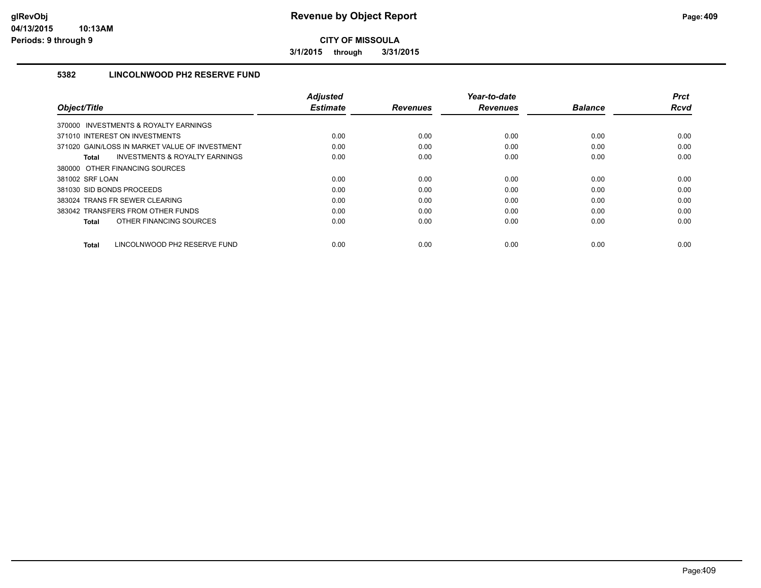# CITY OF MISSOULA

**3/1/2015 through 3/31/2015**

## 5382 LINCOLNWOOD PH2 RESERVE FUND

| Object/Title | Adjusted Estimate | Revenues | Year-to-date Revenues | Balance | Prct Rcvd |
|---|---|---|---|---|---|
| 370000 INVESTMENTS & ROYALTY EARNINGS | | | | | |
| 371010 INTEREST ON INVESTMENTS | 0.00 | 0.00 | 0.00 | 0.00 | 0.00 |
| 371020 GAIN/LOSS IN MARKET VALUE OF INVESTMENT | 0.00 | 0.00 | 0.00 | 0.00 | 0.00 |
| **Total** INVESTMENTS & ROYALTY EARNINGS | 0.00 | 0.00 | 0.00 | 0.00 | 0.00 |
| 380000 OTHER FINANCING SOURCES | | | | | |
| 381002 SRF LOAN | 0.00 | 0.00 | 0.00 | 0.00 | 0.00 |
| 381030 SID BONDS PROCEEDS | 0.00 | 0.00 | 0.00 | 0.00 | 0.00 |
| 383024 TRANS FR SEWER CLEARING | 0.00 | 0.00 | 0.00 | 0.00 | 0.00 |
| 383042 TRANSFERS FROM OTHER FUNDS | 0.00 | 0.00 | 0.00 | 0.00 | 0.00 |
| **Total** OTHER FINANCING SOURCES | 0.00 | 0.00 | 0.00 | 0.00 | 0.00 |
| **Total** LINCOLNWOOD PH2 RESERVE FUND | 0.00 | 0.00 | 0.00 | 0.00 | 0.00 |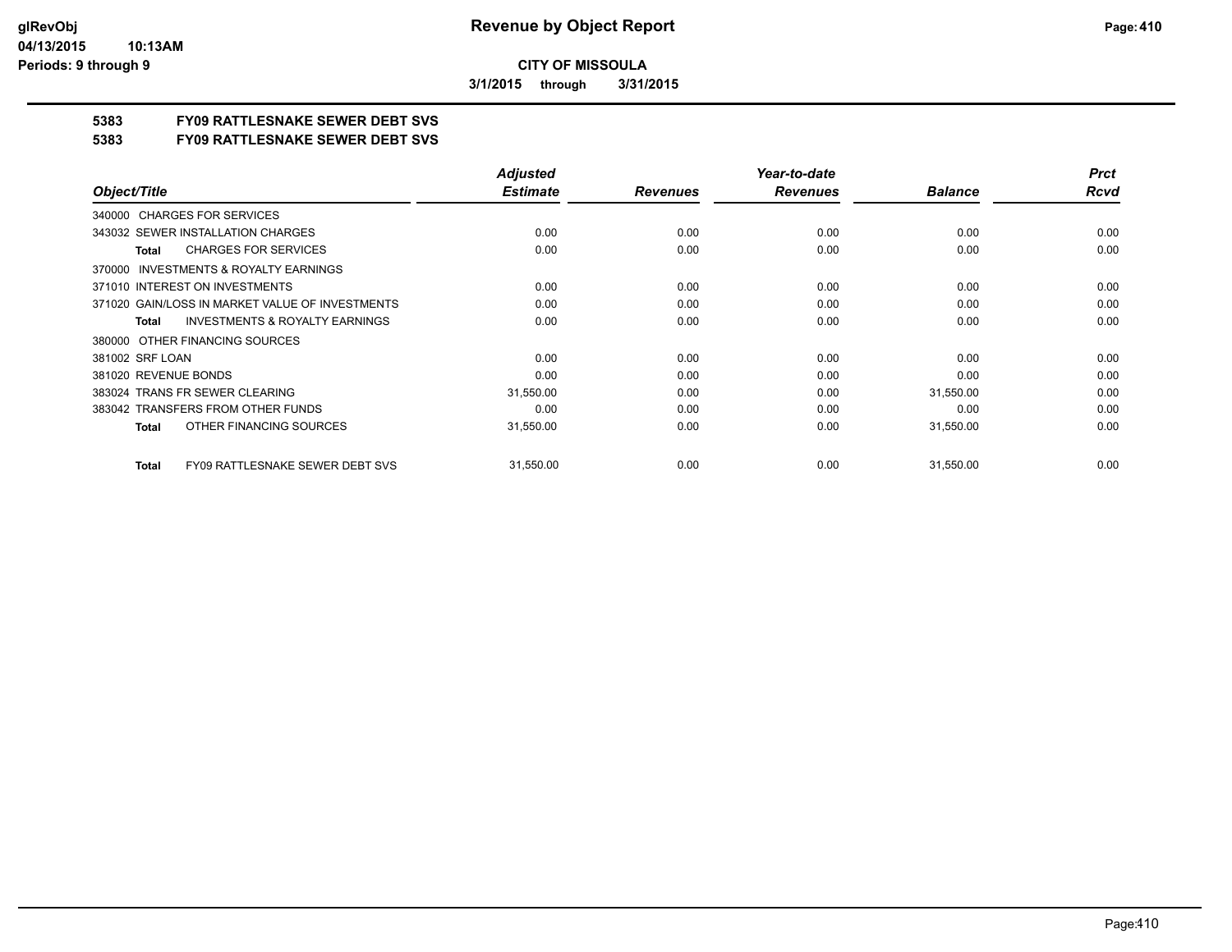**CITY OF MISSOULA**

**3/1/2015 through 3/31/2015**

## 5383 FY09 RATTLESNAKE SEWER DEBT SVS

## 5383 FY09 RATTLESNAKE SEWER DEBT SVS

| Object/Title | Adjusted Estimate | Revenues | Year-to-date Revenues | Balance | Prct Rcvd |
|---|---|---|---|---|---|
| 340000 CHARGES FOR SERVICES | | | | | |
| 343032 SEWER INSTALLATION CHARGES | 0.00 | 0.00 | 0.00 | 0.00 | 0.00 |
| **Total** CHARGES FOR SERVICES | 0.00 | 0.00 | 0.00 | 0.00 | 0.00 |
| 370000 INVESTMENTS & ROYALTY EARNINGS | | | | | |
| 371010 INTEREST ON INVESTMENTS | 0.00 | 0.00 | 0.00 | 0.00 | 0.00 |
| 371020 GAIN/LOSS IN MARKET VALUE OF INVESTMENTS | 0.00 | 0.00 | 0.00 | 0.00 | 0.00 |
| **Total** INVESTMENTS & ROYALTY EARNINGS | 0.00 | 0.00 | 0.00 | 0.00 | 0.00 |
| 380000 OTHER FINANCING SOURCES | | | | | |
| 381002 SRF LOAN | 0.00 | 0.00 | 0.00 | 0.00 | 0.00 |
| 381020 REVENUE BONDS | 0.00 | 0.00 | 0.00 | 0.00 | 0.00 |
| 383024 TRANS FR SEWER CLEARING | 31,550.00 | 0.00 | 0.00 | 31,550.00 | 0.00 |
| 383042 TRANSFERS FROM OTHER FUNDS | 0.00 | 0.00 | 0.00 | 0.00 | 0.00 |
| **Total** OTHER FINANCING SOURCES | 31,550.00 | 0.00 | 0.00 | 31,550.00 | 0.00 |
| **Total** FY09 RATTLESNAKE SEWER DEBT SVS | 31,550.00 | 0.00 | 0.00 | 31,550.00 | 0.00 |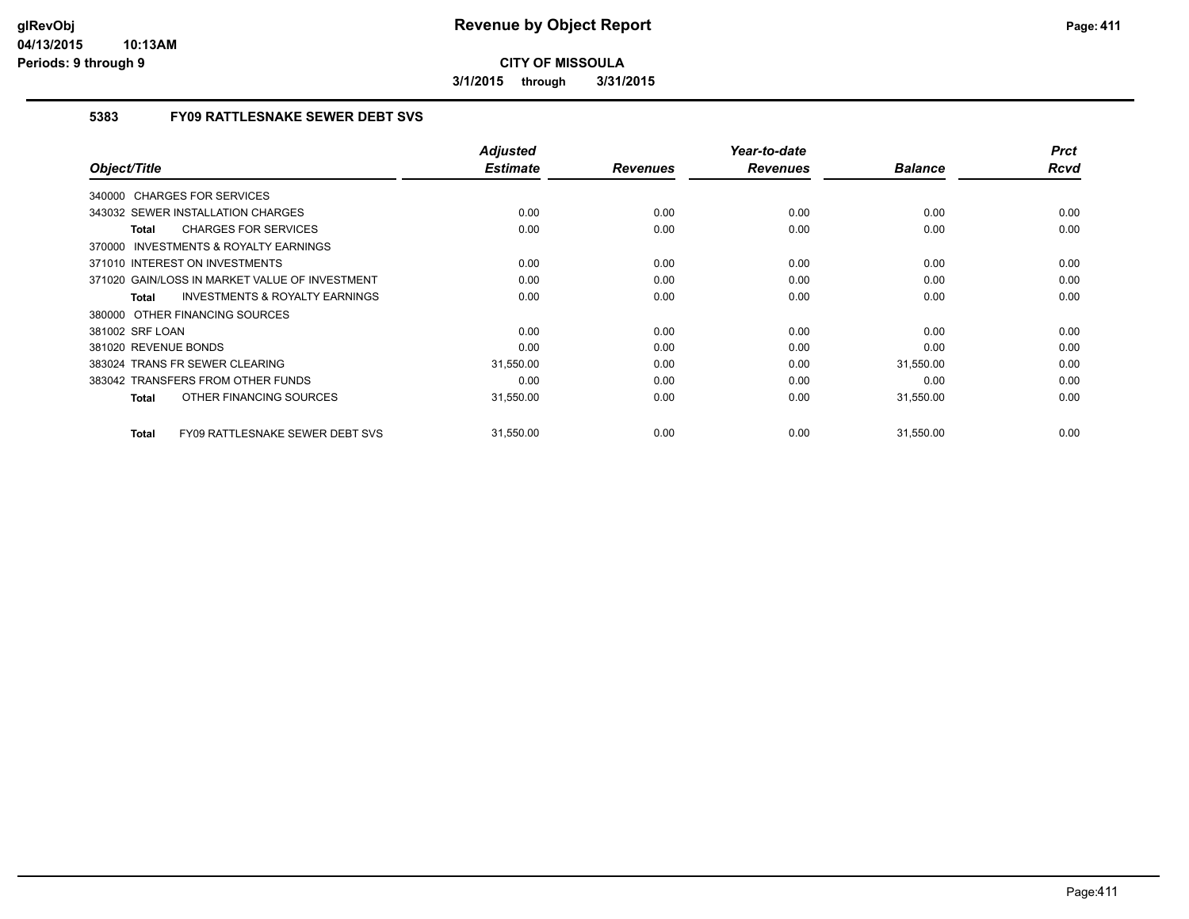**CITY OF MISSOULA**

**3/1/2015 through 3/31/2015**

### 5383 FY09 RATTLESNAKE SEWER DEBT SVS

| Object/Title | Adjusted Estimate | Revenues | Year-to-date Revenues | Balance | Prct Rcvd |
|---|---|---|---|---|---|
| 340000 CHARGES FOR SERVICES | | | | | |
| 343032 SEWER INSTALLATION CHARGES | 0.00 | 0.00 | 0.00 | 0.00 | 0.00 |
| **Total** CHARGES FOR SERVICES | 0.00 | 0.00 | 0.00 | 0.00 | 0.00 |
| 370000 INVESTMENTS & ROYALTY EARNINGS | | | | | |
| 371010 INTEREST ON INVESTMENTS | 0.00 | 0.00 | 0.00 | 0.00 | 0.00 |
| 371020 GAIN/LOSS IN MARKET VALUE OF INVESTMENT | 0.00 | 0.00 | 0.00 | 0.00 | 0.00 |
| **Total** INVESTMENTS & ROYALTY EARNINGS | 0.00 | 0.00 | 0.00 | 0.00 | 0.00 |
| 380000 OTHER FINANCING SOURCES | | | | | |
| 381002 SRF LOAN | 0.00 | 0.00 | 0.00 | 0.00 | 0.00 |
| 381020 REVENUE BONDS | 0.00 | 0.00 | 0.00 | 0.00 | 0.00 |
| 383024 TRANS FR SEWER CLEARING | 31,550.00 | 0.00 | 0.00 | 31,550.00 | 0.00 |
| 383042 TRANSFERS FROM OTHER FUNDS | 0.00 | 0.00 | 0.00 | 0.00 | 0.00 |
| **Total** OTHER FINANCING SOURCES | 31,550.00 | 0.00 | 0.00 | 31,550.00 | 0.00 |
| **Total** FY09 RATTLESNAKE SEWER DEBT SVS | 31,550.00 | 0.00 | 0.00 | 31,550.00 | 0.00 |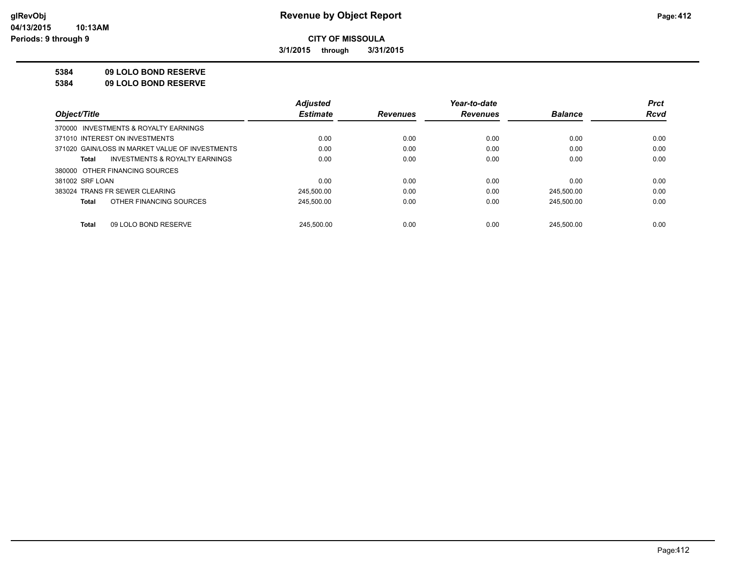# Revenue by Object Report

**CITY OF MISSOULA**

**3/1/2015 through 3/31/2015**

glRevObj
04/13/2015 10:13AM
Periods: 9 through 9

## 5384 09 LOLO BOND RESERVE
## 5384 09 LOLO BOND RESERVE

| Object/Title | Adjusted Estimate | Revenues | Year-to-date Revenues | Balance | Prct Rcvd |
|---|---|---|---|---|---|
| 370000 INVESTMENTS & ROYALTY EARNINGS | | | | | |
| 371010 INTEREST ON INVESTMENTS | 0.00 | 0.00 | 0.00 | 0.00 | 0.00 |
| 371020 GAIN/LOSS IN MARKET VALUE OF INVESTMENTS | 0.00 | 0.00 | 0.00 | 0.00 | 0.00 |
| **Total** INVESTMENTS & ROYALTY EARNINGS | 0.00 | 0.00 | 0.00 | 0.00 | 0.00 |
| 380000 OTHER FINANCING SOURCES | | | | | |
| 381002 SRF LOAN | 0.00 | 0.00 | 0.00 | 0.00 | 0.00 |
| 383024 TRANS FR SEWER CLEARING | 245,500.00 | 0.00 | 0.00 | 245,500.00 | 0.00 |
| **Total** OTHER FINANCING SOURCES | 245,500.00 | 0.00 | 0.00 | 245,500.00 | 0.00 |
| **Total** 09 LOLO BOND RESERVE | 245,500.00 | 0.00 | 0.00 | 245,500.00 | 0.00 |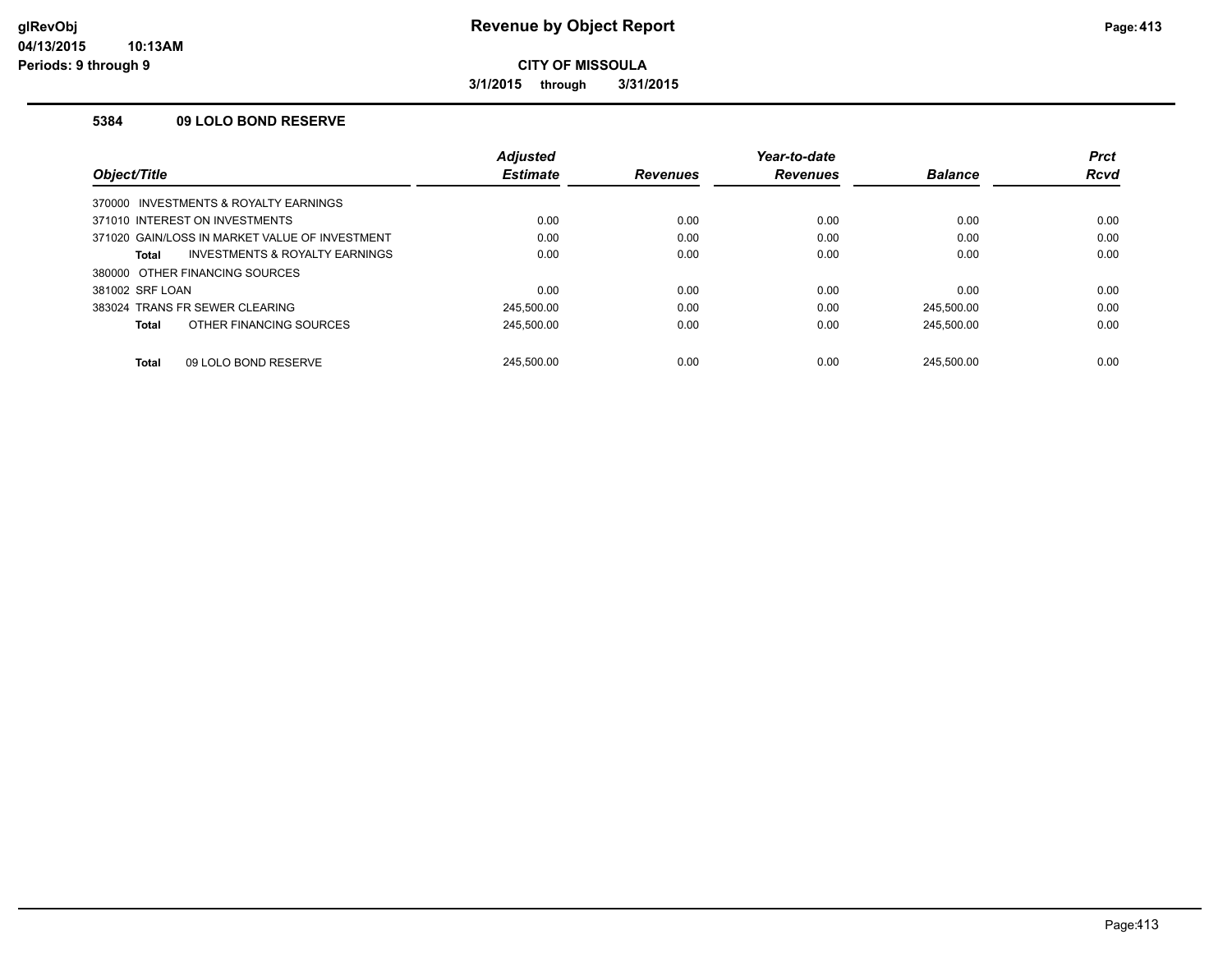# Revenue by Object Report

**CITY OF MISSOULA**

**3/1/2015 through 3/31/2015**

glRevObj
04/13/2015 10:13AM
Periods: 9 through 9

### 5384 09 LOLO BOND RESERVE

| Object/Title | Adjusted Estimate | Revenues | Year-to-date Revenues | Balance | Prct Rcvd |
|---|---|---|---|---|---|
| 370000 INVESTMENTS & ROYALTY EARNINGS | | | | | |
| 371010 INTEREST ON INVESTMENTS | 0.00 | 0.00 | 0.00 | 0.00 | 0.00 |
| 371020 GAIN/LOSS IN MARKET VALUE OF INVESTMENT | 0.00 | 0.00 | 0.00 | 0.00 | 0.00 |
| **Total** INVESTMENTS & ROYALTY EARNINGS | 0.00 | 0.00 | 0.00 | 0.00 | 0.00 |
| 380000 OTHER FINANCING SOURCES | | | | | |
| 381002 SRF LOAN | 0.00 | 0.00 | 0.00 | 0.00 | 0.00 |
| 383024 TRANS FR SEWER CLEARING | 245,500.00 | 0.00 | 0.00 | 245,500.00 | 0.00 |
| **Total** OTHER FINANCING SOURCES | 245,500.00 | 0.00 | 0.00 | 245,500.00 | 0.00 |
| **Total** 09 LOLO BOND RESERVE | 245,500.00 | 0.00 | 0.00 | 245,500.00 | 0.00 |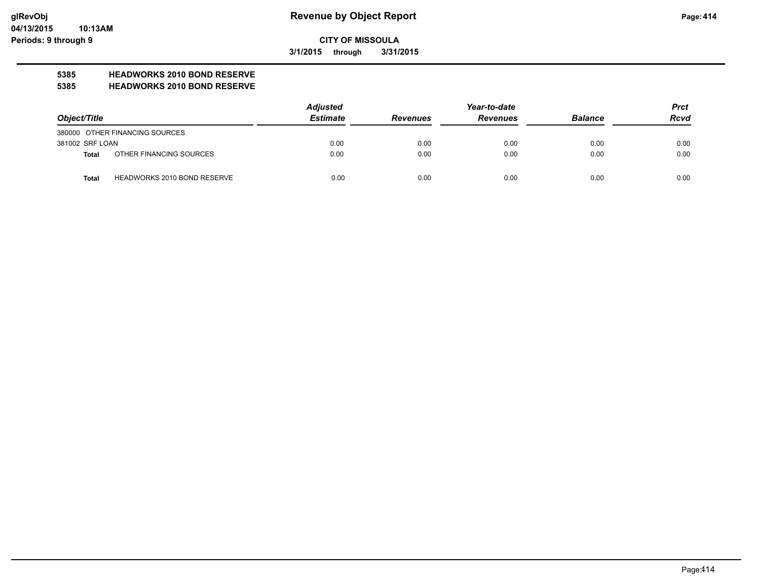**CITY OF MISSOULA**

**3/1/2015 through 3/31/2015**

## 5385 HEADWORKS 2010 BOND RESERVE
## 5385 HEADWORKS 2010 BOND RESERVE

| Object/Title | | Adjusted Estimate | Revenues | Year-to-date Revenues | Balance | Prct Rcvd |
|---|---|---|---|---|---|---|
| 380000 OTHER FINANCING SOURCES | | | | | | |
| 381002 SRF LOAN | | 0.00 | 0.00 | 0.00 | 0.00 | 0.00 |
| **Total** | OTHER FINANCING SOURCES | 0.00 | 0.00 | 0.00 | 0.00 | 0.00 |
| **Total** | HEADWORKS 2010 BOND RESERVE | 0.00 | 0.00 | 0.00 | 0.00 | 0.00 |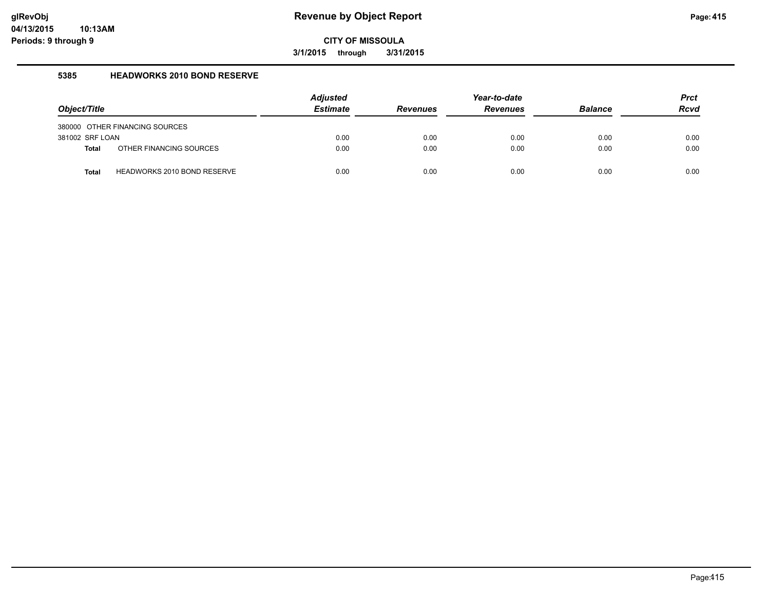# Revenue by Object Report

**CITY OF MISSOULA**

**3/1/2015 through 3/31/2015**

## 5385 HEADWORKS 2010 BOND RESERVE

| Object/Title | | Adjusted Estimate | Revenues | Year-to-date Revenues | Balance | Prct Rcvd |
|---|---|---|---|---|---|---|
| 380000 OTHER FINANCING SOURCES | | | | | | |
| 381002 SRF LOAN | | 0.00 | 0.00 | 0.00 | 0.00 | 0.00 |
| **Total** | OTHER FINANCING SOURCES | 0.00 | 0.00 | 0.00 | 0.00 | 0.00 |
| **Total** | HEADWORKS 2010 BOND RESERVE | 0.00 | 0.00 | 0.00 | 0.00 | 0.00 |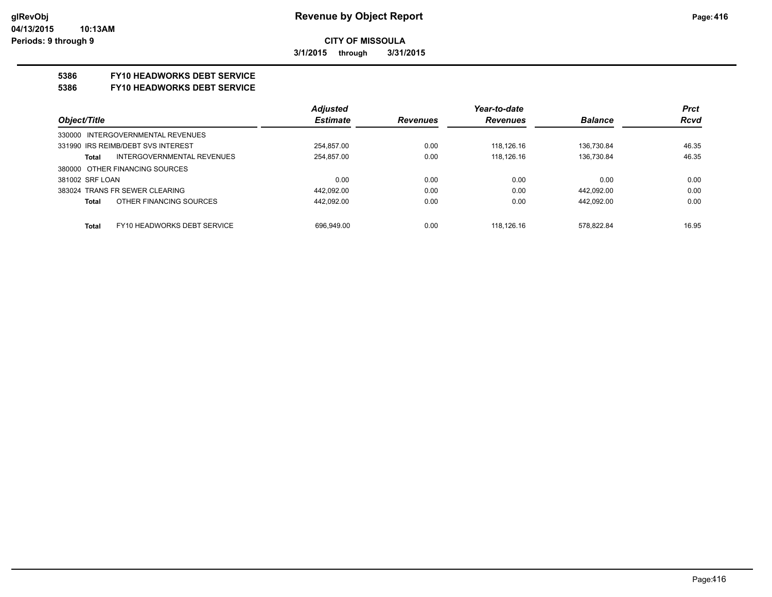**CITY OF MISSOULA**

**3/1/2015 through 3/31/2015**

**5386 FY10 HEADWORKS DEBT SERVICE**

**5386 FY10 HEADWORKS DEBT SERVICE**

| Object/Title | Adjusted Estimate | Revenues | Year-to-date Revenues | Balance | Prct Rcvd |
|---|---|---|---|---|---|
| 330000 INTERGOVERNMENTAL REVENUES | | | | | |
| 331990 IRS REIMB/DEBT SVS INTEREST | 254,857.00 | 0.00 | 118,126.16 | 136,730.84 | 46.35 |
| **Total** INTERGOVERNMENTAL REVENUES | 254,857.00 | 0.00 | 118,126.16 | 136,730.84 | 46.35 |
| 380000 OTHER FINANCING SOURCES | | | | | |
| 381002 SRF LOAN | 0.00 | 0.00 | 0.00 | 0.00 | 0.00 |
| 383024 TRANS FR SEWER CLEARING | 442,092.00 | 0.00 | 0.00 | 442,092.00 | 0.00 |
| **Total** OTHER FINANCING SOURCES | 442,092.00 | 0.00 | 0.00 | 442,092.00 | 0.00 |
| **Total** FY10 HEADWORKS DEBT SERVICE | 696,949.00 | 0.00 | 118,126.16 | 578,822.84 | 16.95 |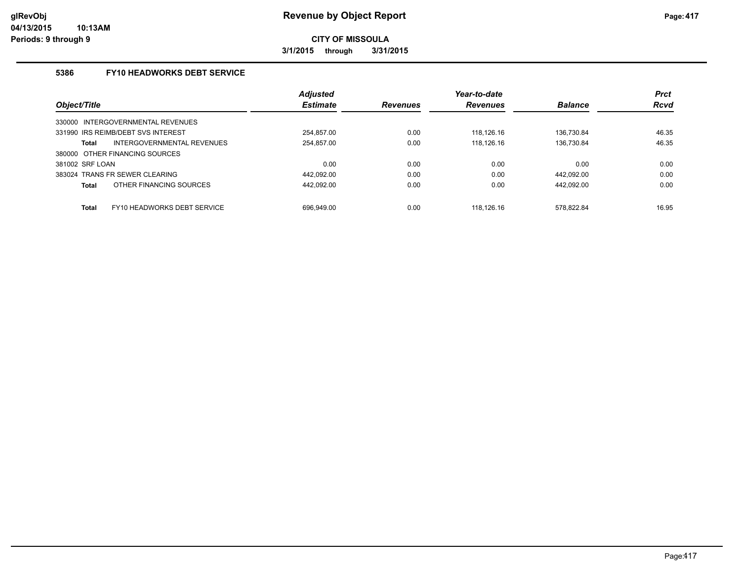# Revenue by Object Report

**CITY OF MISSOULA**

**3/1/2015 through 3/31/2015**

glRevObj
04/13/2015 10:13AM
Periods: 9 through 9

## 5386 FY10 HEADWORKS DEBT SERVICE

| Object/Title | Adjusted Estimate | Revenues | Year-to-date Revenues | Balance | Prct Rcvd |
|---|---|---|---|---|---|
| 330000 INTERGOVERNMENTAL REVENUES | | | | | |
| 331990 IRS REIMB/DEBT SVS INTEREST | 254,857.00 | 0.00 | 118,126.16 | 136,730.84 | 46.35 |
| **Total** INTERGOVERNMENTAL REVENUES | 254,857.00 | 0.00 | 118,126.16 | 136,730.84 | 46.35 |
| 380000 OTHER FINANCING SOURCES | | | | | |
| 381002 SRF LOAN | 0.00 | 0.00 | 0.00 | 0.00 | 0.00 |
| 383024 TRANS FR SEWER CLEARING | 442,092.00 | 0.00 | 0.00 | 442,092.00 | 0.00 |
| **Total** OTHER FINANCING SOURCES | 442,092.00 | 0.00 | 0.00 | 442,092.00 | 0.00 |
| **Total** FY10 HEADWORKS DEBT SERVICE | 696,949.00 | 0.00 | 118,126.16 | 578,822.84 | 16.95 |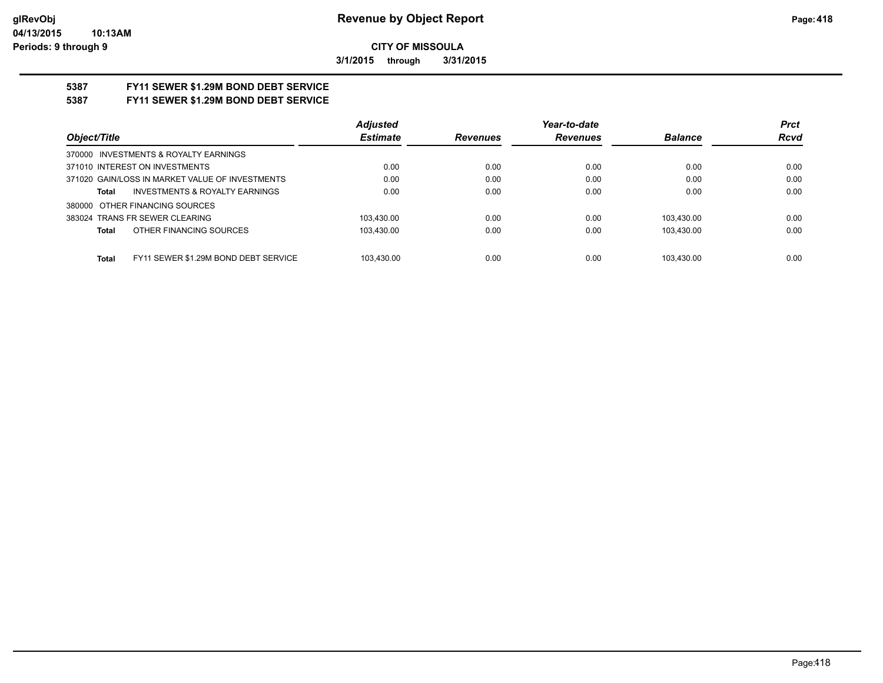**CITY OF MISSOULA**

**3/1/2015 through 3/31/2015**

**5387 FY11 SEWER $1.29M BOND DEBT SERVICE**

**5387 FY11 SEWER $1.29M BOND DEBT SERVICE**

| Object/Title | Adjusted Estimate | Revenues | Year-to-date Revenues | Balance | Prct Rcvd |
|---|---|---|---|---|---|
| 370000 INVESTMENTS & ROYALTY EARNINGS | | | | | |
| 371010 INTEREST ON INVESTMENTS | 0.00 | 0.00 | 0.00 | 0.00 | 0.00 |
| 371020 GAIN/LOSS IN MARKET VALUE OF INVESTMENTS | 0.00 | 0.00 | 0.00 | 0.00 | 0.00 |
| **Total** INVESTMENTS & ROYALTY EARNINGS | 0.00 | 0.00 | 0.00 | 0.00 | 0.00 |
| 380000 OTHER FINANCING SOURCES | | | | | |
| 383024 TRANS FR SEWER CLEARING | 103,430.00 | 0.00 | 0.00 | 103,430.00 | 0.00 |
| **Total** OTHER FINANCING SOURCES | 103,430.00 | 0.00 | 0.00 | 103,430.00 | 0.00 |
| **Total** FY11 SEWER $1.29M BOND DEBT SERVICE | 103,430.00 | 0.00 | 0.00 | 103,430.00 | 0.00 |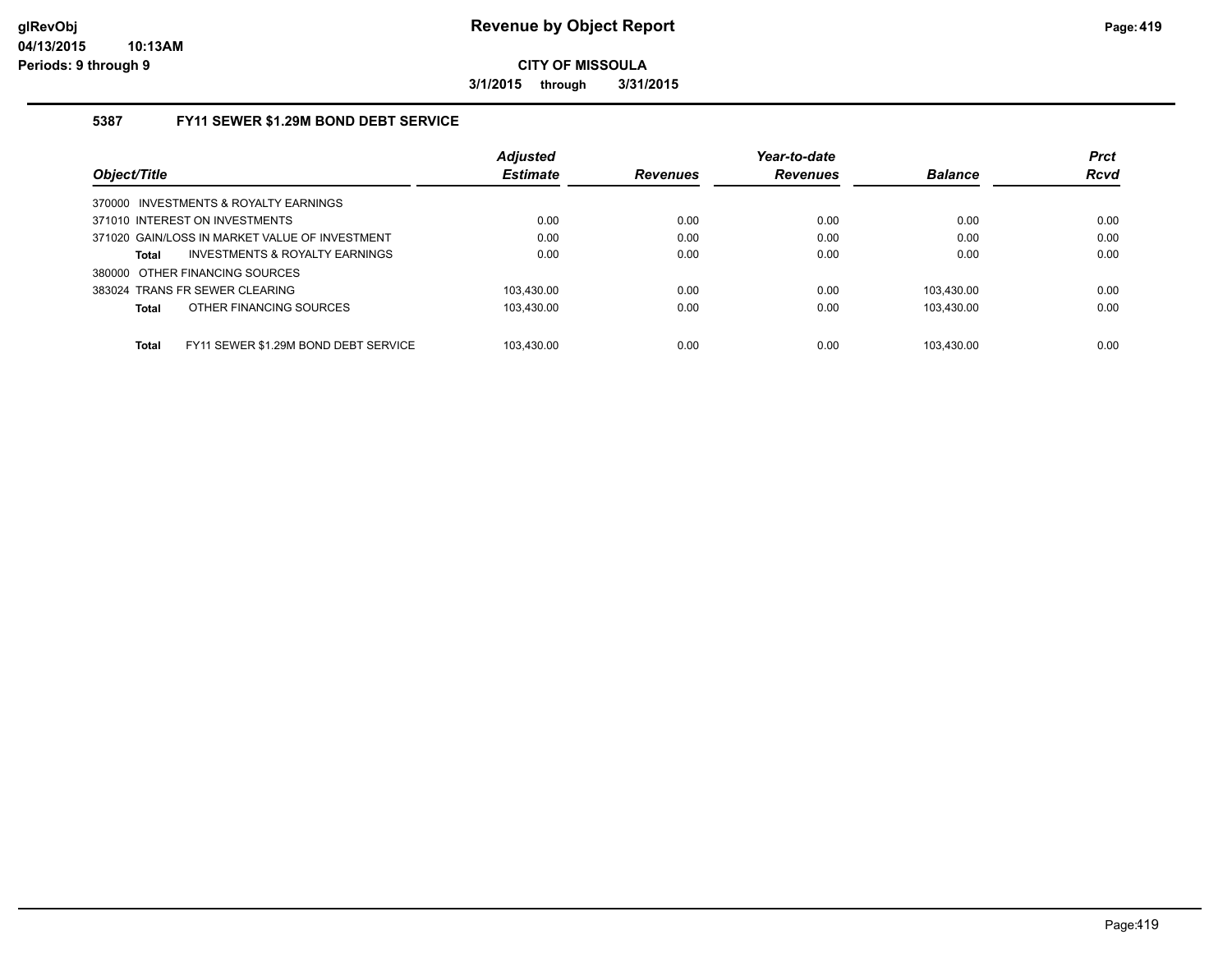**CITY OF MISSOULA**

**3/1/2015 through 3/31/2015**

## 5387 FY11 SEWER $1.29M BOND DEBT SERVICE

| Object/Title | Adjusted Estimate | Revenues | Year-to-date Revenues | Balance | Prct Rcvd |
|---|---|---|---|---|---|
| 370000 INVESTMENTS & ROYALTY EARNINGS | | | | | |
| 371010 INTEREST ON INVESTMENTS | 0.00 | 0.00 | 0.00 | 0.00 | 0.00 |
| 371020 GAIN/LOSS IN MARKET VALUE OF INVESTMENT | 0.00 | 0.00 | 0.00 | 0.00 | 0.00 |
| **Total** INVESTMENTS & ROYALTY EARNINGS | 0.00 | 0.00 | 0.00 | 0.00 | 0.00 |
| 380000 OTHER FINANCING SOURCES | | | | | |
| 383024 TRANS FR SEWER CLEARING | 103,430.00 | 0.00 | 0.00 | 103,430.00 | 0.00 |
| **Total** OTHER FINANCING SOURCES | 103,430.00 | 0.00 | 0.00 | 103,430.00 | 0.00 |
| **Total** FY11 SEWER $1.29M BOND DEBT SERVICE | 103,430.00 | 0.00 | 0.00 | 103,430.00 | 0.00 |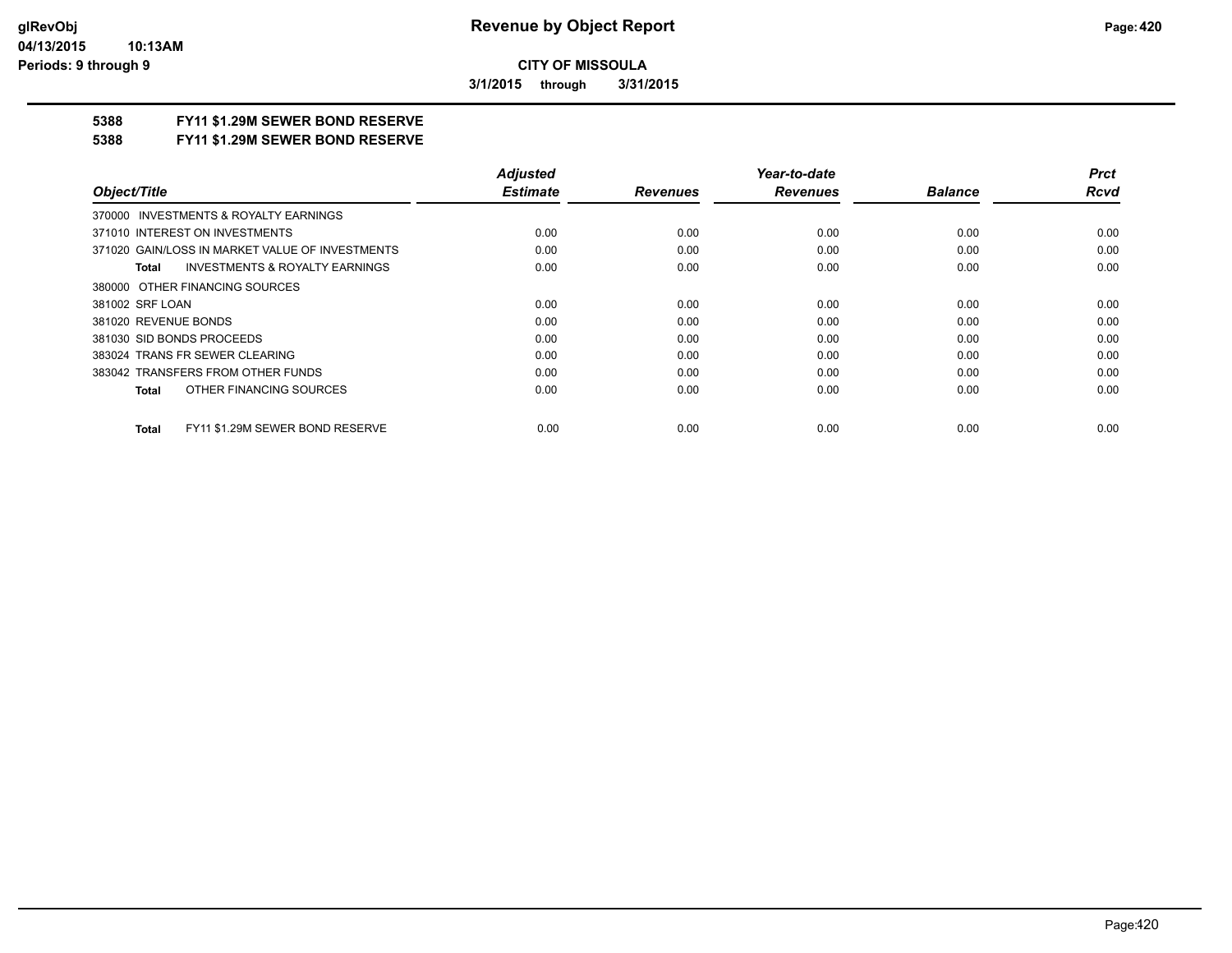# Revenue by Object Report

**CITY OF MISSOULA**

**3/1/2015 through 3/31/2015**

**5388 FY11 $1.29M SEWER BOND RESERVE**

**5388 FY11 $1.29M SEWER BOND RESERVE**

| Object/Title | Adjusted Estimate | Revenues | Year-to-date Revenues | Balance | Prct Rcvd |
|---|---|---|---|---|---|
| 370000 INVESTMENTS & ROYALTY EARNINGS | | | | | |
| 371010 INTEREST ON INVESTMENTS | 0.00 | 0.00 | 0.00 | 0.00 | 0.00 |
| 371020 GAIN/LOSS IN MARKET VALUE OF INVESTMENTS | 0.00 | 0.00 | 0.00 | 0.00 | 0.00 |
| **Total** INVESTMENTS & ROYALTY EARNINGS | 0.00 | 0.00 | 0.00 | 0.00 | 0.00 |
| 380000 OTHER FINANCING SOURCES | | | | | |
| 381002 SRF LOAN | 0.00 | 0.00 | 0.00 | 0.00 | 0.00 |
| 381020 REVENUE BONDS | 0.00 | 0.00 | 0.00 | 0.00 | 0.00 |
| 381030 SID BONDS PROCEEDS | 0.00 | 0.00 | 0.00 | 0.00 | 0.00 |
| 383024 TRANS FR SEWER CLEARING | 0.00 | 0.00 | 0.00 | 0.00 | 0.00 |
| 383042 TRANSFERS FROM OTHER FUNDS | 0.00 | 0.00 | 0.00 | 0.00 | 0.00 |
| **Total** OTHER FINANCING SOURCES | 0.00 | 0.00 | 0.00 | 0.00 | 0.00 |
| **Total** FY11 $1.29M SEWER BOND RESERVE | 0.00 | 0.00 | 0.00 | 0.00 | 0.00 |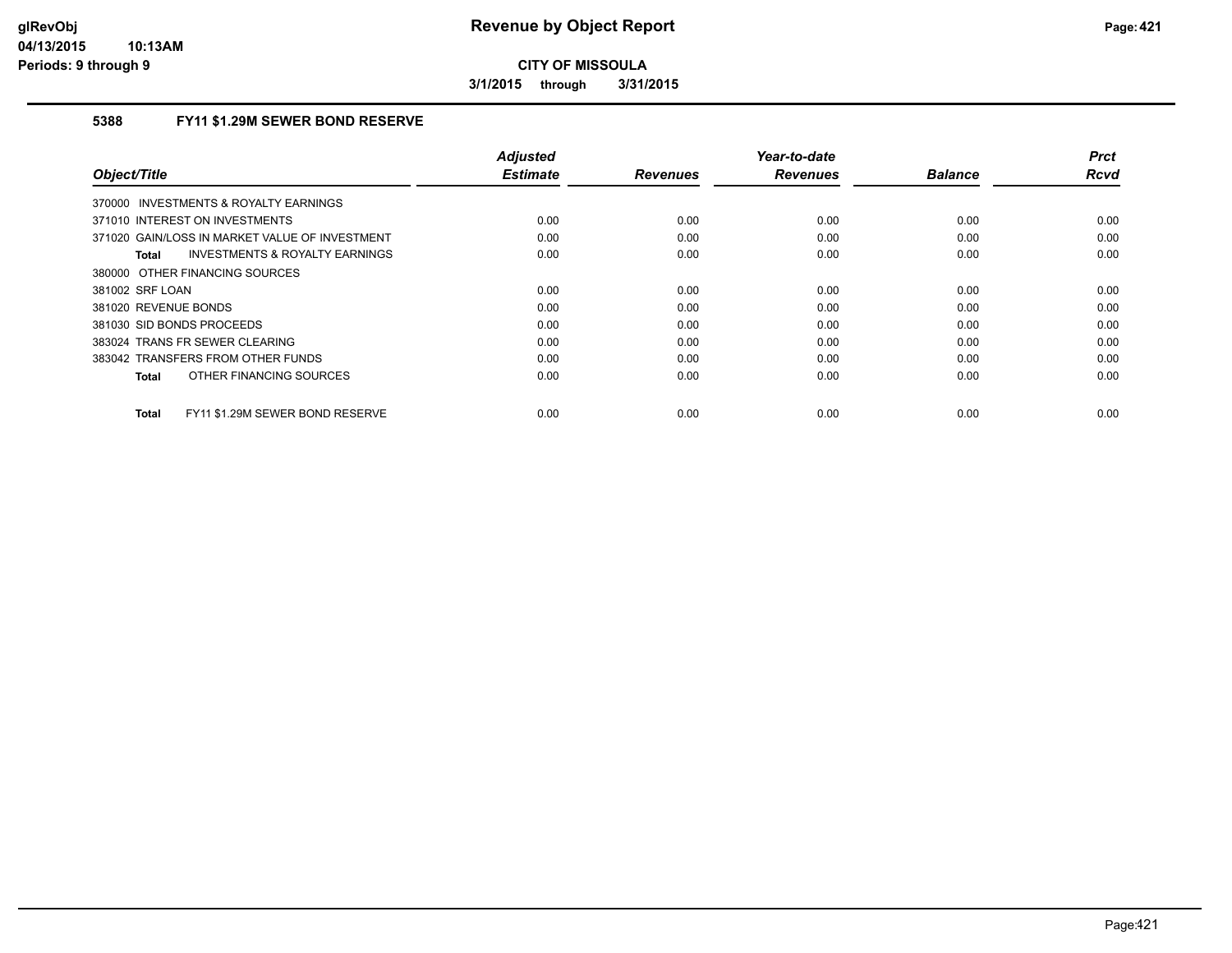**CITY OF MISSOULA**

**3/1/2015 through 3/31/2015**

## 5388 FY11 $1.29M SEWER BOND RESERVE

| Object/Title | Adjusted Estimate | Revenues | Year-to-date Revenues | Balance | Prct Rcvd |
|---|---|---|---|---|---|
| 370000 INVESTMENTS & ROYALTY EARNINGS | | | | | |
| 371010 INTEREST ON INVESTMENTS | 0.00 | 0.00 | 0.00 | 0.00 | 0.00 |
| 371020 GAIN/LOSS IN MARKET VALUE OF INVESTMENT | 0.00 | 0.00 | 0.00 | 0.00 | 0.00 |
| **Total** INVESTMENTS & ROYALTY EARNINGS | 0.00 | 0.00 | 0.00 | 0.00 | 0.00 |
| 380000 OTHER FINANCING SOURCES | | | | | |
| 381002 SRF LOAN | 0.00 | 0.00 | 0.00 | 0.00 | 0.00 |
| 381020 REVENUE BONDS | 0.00 | 0.00 | 0.00 | 0.00 | 0.00 |
| 381030 SID BONDS PROCEEDS | 0.00 | 0.00 | 0.00 | 0.00 | 0.00 |
| 383024 TRANS FR SEWER CLEARING | 0.00 | 0.00 | 0.00 | 0.00 | 0.00 |
| 383042 TRANSFERS FROM OTHER FUNDS | 0.00 | 0.00 | 0.00 | 0.00 | 0.00 |
| **Total** OTHER FINANCING SOURCES | 0.00 | 0.00 | 0.00 | 0.00 | 0.00 |
| **Total** FY11 $1.29M SEWER BOND RESERVE | 0.00 | 0.00 | 0.00 | 0.00 | 0.00 |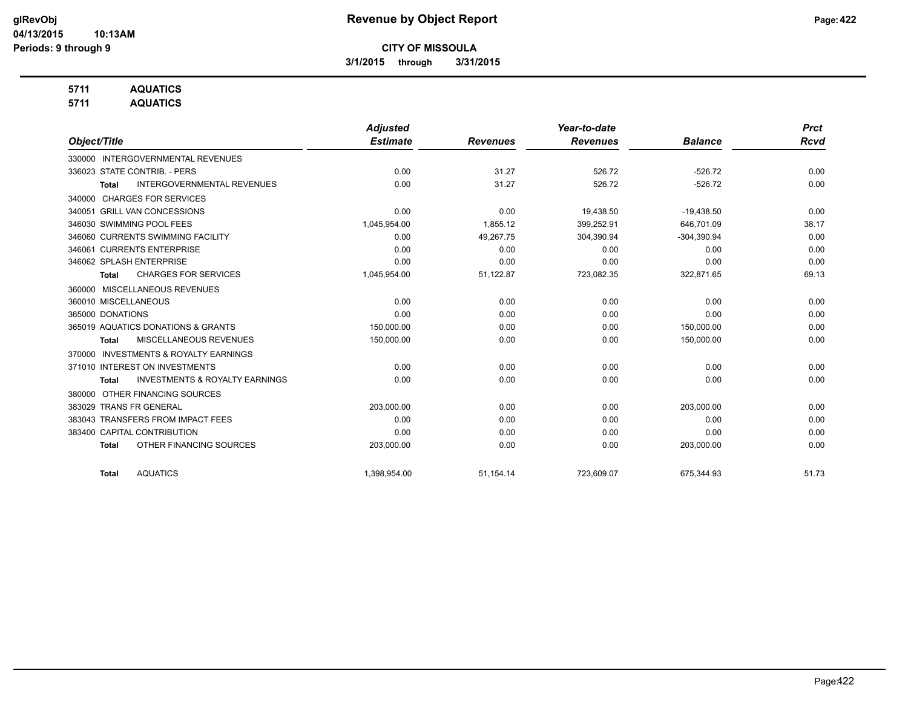# Revenue by Object Report

**CITY OF MISSOULA**

**3/1/2015 through 3/31/2015**

glRevObj
04/13/2015 10:13AM
Periods: 9 through 9

**5711 AQUATICS**
**5711 AQUATICS**

| Object/Title | Adjusted Estimate | Revenues | Year-to-date Revenues | Balance | Prct Rcvd |
|---|---|---|---|---|---|
| 330000 INTERGOVERNMENTAL REVENUES | | | | | |
| 336023 STATE CONTRIB. - PERS | 0.00 | 31.27 | 526.72 | -526.72 | 0.00 |
| **Total** INTERGOVERNMENTAL REVENUES | 0.00 | 31.27 | 526.72 | -526.72 | 0.00 |
| 340000 CHARGES FOR SERVICES | | | | | |
| 340051 GRILL VAN CONCESSIONS | 0.00 | 0.00 | 19,438.50 | -19,438.50 | 0.00 |
| 346030 SWIMMING POOL FEES | 1,045,954.00 | 1,855.12 | 399,252.91 | 646,701.09 | 38.17 |
| 346060 CURRENTS SWIMMING FACILITY | 0.00 | 49,267.75 | 304,390.94 | -304,390.94 | 0.00 |
| 346061 CURRENTS ENTERPRISE | 0.00 | 0.00 | 0.00 | 0.00 | 0.00 |
| 346062 SPLASH ENTERPRISE | 0.00 | 0.00 | 0.00 | 0.00 | 0.00 |
| **Total** CHARGES FOR SERVICES | 1,045,954.00 | 51,122.87 | 723,082.35 | 322,871.65 | 69.13 |
| 360000 MISCELLANEOUS REVENUES | | | | | |
| 360010 MISCELLANEOUS | 0.00 | 0.00 | 0.00 | 0.00 | 0.00 |
| 365000 DONATIONS | 0.00 | 0.00 | 0.00 | 0.00 | 0.00 |
| 365019 AQUATICS DONATIONS & GRANTS | 150,000.00 | 0.00 | 0.00 | 150,000.00 | 0.00 |
| **Total** MISCELLANEOUS REVENUES | 150,000.00 | 0.00 | 0.00 | 150,000.00 | 0.00 |
| 370000 INVESTMENTS & ROYALTY EARNINGS | | | | | |
| 371010 INTEREST ON INVESTMENTS | 0.00 | 0.00 | 0.00 | 0.00 | 0.00 |
| **Total** INVESTMENTS & ROYALTY EARNINGS | 0.00 | 0.00 | 0.00 | 0.00 | 0.00 |
| 380000 OTHER FINANCING SOURCES | | | | | |
| 383029 TRANS FR GENERAL | 203,000.00 | 0.00 | 0.00 | 203,000.00 | 0.00 |
| 383043 TRANSFERS FROM IMPACT FEES | 0.00 | 0.00 | 0.00 | 0.00 | 0.00 |
| 383400 CAPITAL CONTRIBUTION | 0.00 | 0.00 | 0.00 | 0.00 | 0.00 |
| **Total** OTHER FINANCING SOURCES | 203,000.00 | 0.00 | 0.00 | 203,000.00 | 0.00 |
| **Total** AQUATICS | 1,398,954.00 | 51,154.14 | 723,609.07 | 675,344.93 | 51.73 |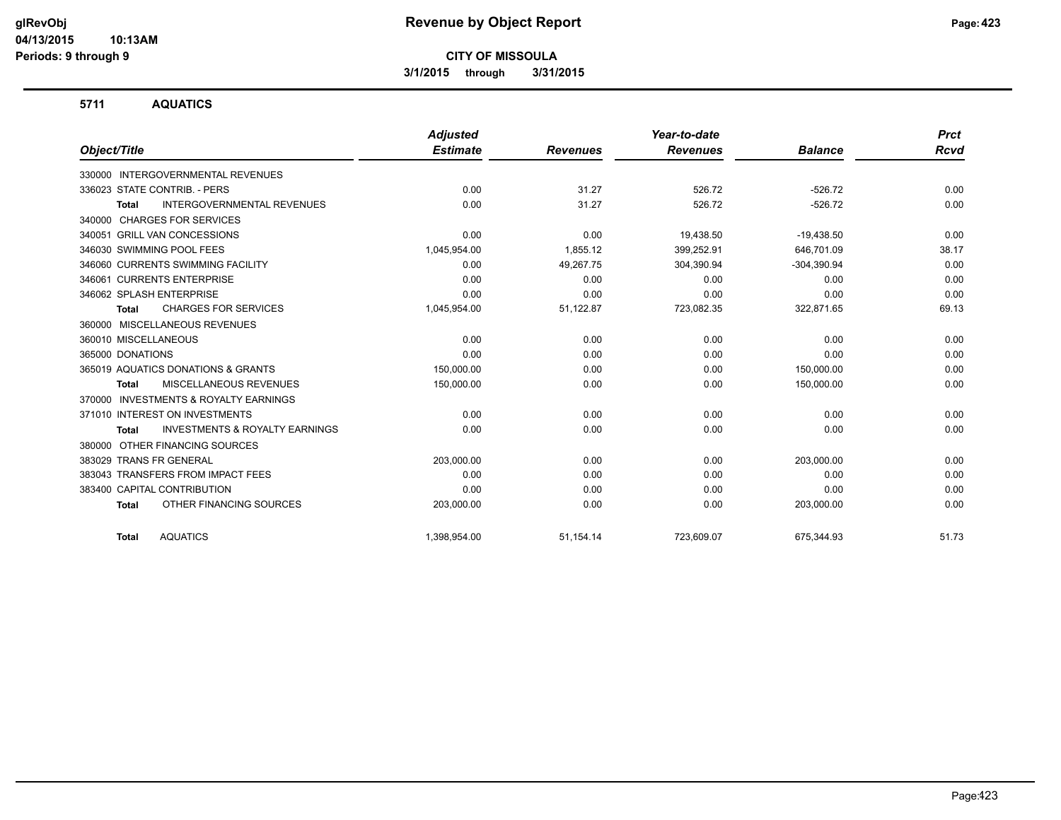# CITY OF MISSOULA

**3/1/2015 through 3/31/2015**

## 5711 AQUATICS

| Object/Title | Adjusted Estimate | Revenues | Year-to-date Revenues | Balance | Prct Rcvd |
|---|---|---|---|---|---|
| 330000 INTERGOVERNMENTAL REVENUES | | | | | |
| 336023 STATE CONTRIB. - PERS | 0.00 | 31.27 | 526.72 | -526.72 | 0.00 |
| **Total** INTERGOVERNMENTAL REVENUES | 0.00 | 31.27 | 526.72 | -526.72 | 0.00 |
| 340000 CHARGES FOR SERVICES | | | | | |
| 340051 GRILL VAN CONCESSIONS | 0.00 | 0.00 | 19,438.50 | -19,438.50 | 0.00 |
| 346030 SWIMMING POOL FEES | 1,045,954.00 | 1,855.12 | 399,252.91 | 646,701.09 | 38.17 |
| 346060 CURRENTS SWIMMING FACILITY | 0.00 | 49,267.75 | 304,390.94 | -304,390.94 | 0.00 |
| 346061 CURRENTS ENTERPRISE | 0.00 | 0.00 | 0.00 | 0.00 | 0.00 |
| 346062 SPLASH ENTERPRISE | 0.00 | 0.00 | 0.00 | 0.00 | 0.00 |
| **Total** CHARGES FOR SERVICES | 1,045,954.00 | 51,122.87 | 723,082.35 | 322,871.65 | 69.13 |
| 360000 MISCELLANEOUS REVENUES | | | | | |
| 360010 MISCELLANEOUS | 0.00 | 0.00 | 0.00 | 0.00 | 0.00 |
| 365000 DONATIONS | 0.00 | 0.00 | 0.00 | 0.00 | 0.00 |
| 365019 AQUATICS DONATIONS & GRANTS | 150,000.00 | 0.00 | 0.00 | 150,000.00 | 0.00 |
| **Total** MISCELLANEOUS REVENUES | 150,000.00 | 0.00 | 0.00 | 150,000.00 | 0.00 |
| 370000 INVESTMENTS & ROYALTY EARNINGS | | | | | |
| 371010 INTEREST ON INVESTMENTS | 0.00 | 0.00 | 0.00 | 0.00 | 0.00 |
| **Total** INVESTMENTS & ROYALTY EARNINGS | 0.00 | 0.00 | 0.00 | 0.00 | 0.00 |
| 380000 OTHER FINANCING SOURCES | | | | | |
| 383029 TRANS FR GENERAL | 203,000.00 | 0.00 | 0.00 | 203,000.00 | 0.00 |
| 383043 TRANSFERS FROM IMPACT FEES | 0.00 | 0.00 | 0.00 | 0.00 | 0.00 |
| 383400 CAPITAL CONTRIBUTION | 0.00 | 0.00 | 0.00 | 0.00 | 0.00 |
| **Total** OTHER FINANCING SOURCES | 203,000.00 | 0.00 | 0.00 | 203,000.00 | 0.00 |
| **Total** AQUATICS | 1,398,954.00 | 51,154.14 | 723,609.07 | 675,344.93 | 51.73 |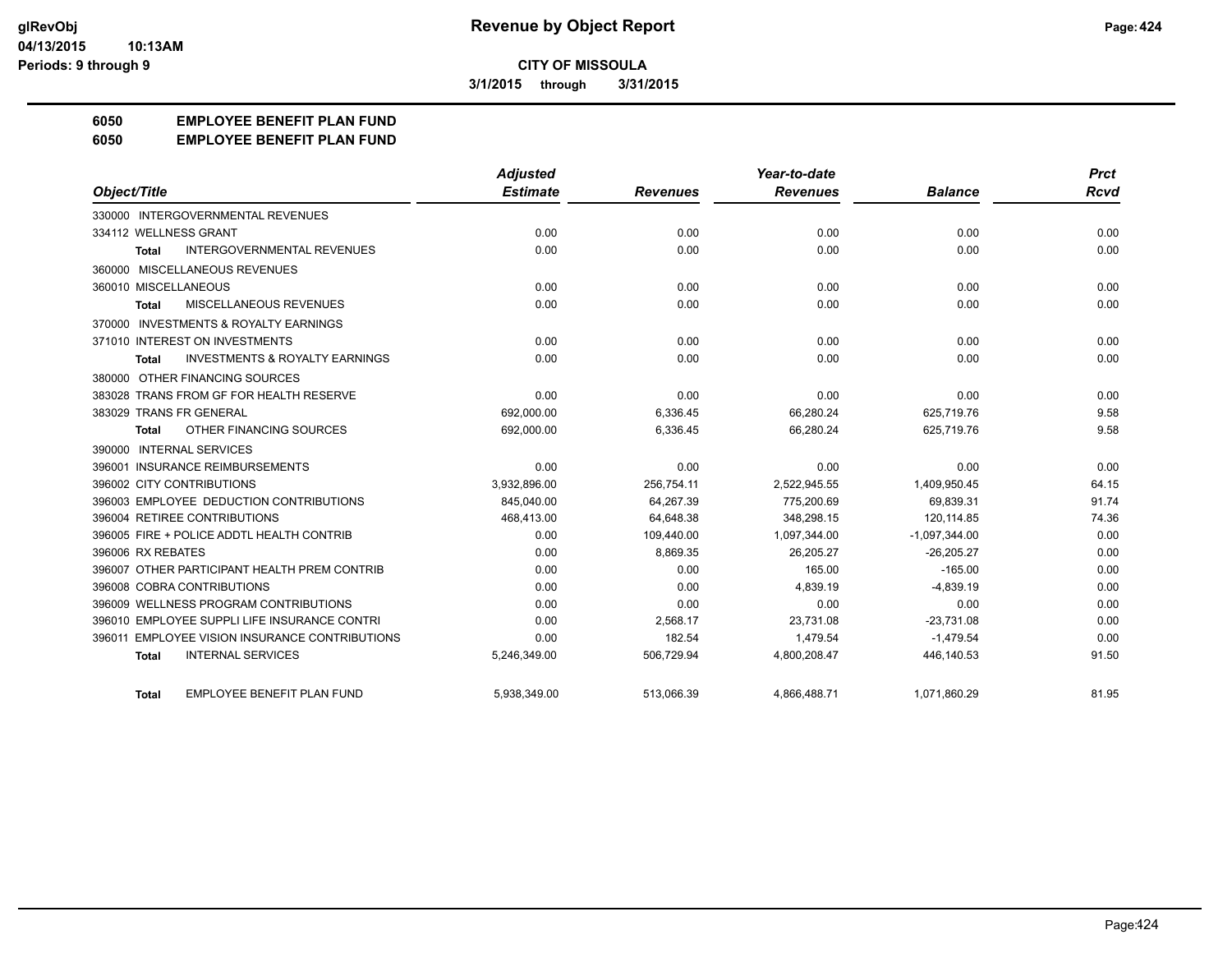# CITY OF MISSOULA

**3/1/2015 through 3/31/2015**

## 6050 EMPLOYEE BENEFIT PLAN FUND
## 6050 EMPLOYEE BENEFIT PLAN FUND

| Object/Title | Adjusted Estimate | Revenues | Year-to-date Revenues | Balance | Prct Rcvd |
|---|---|---|---|---|---|
| 330000 INTERGOVERNMENTAL REVENUES | | | | | |
| 334112 WELLNESS GRANT | 0.00 | 0.00 | 0.00 | 0.00 | 0.00 |
| **Total** INTERGOVERNMENTAL REVENUES | 0.00 | 0.00 | 0.00 | 0.00 | 0.00 |
| 360000 MISCELLANEOUS REVENUES | | | | | |
| 360010 MISCELLANEOUS | 0.00 | 0.00 | 0.00 | 0.00 | 0.00 |
| **Total** MISCELLANEOUS REVENUES | 0.00 | 0.00 | 0.00 | 0.00 | 0.00 |
| 370000 INVESTMENTS & ROYALTY EARNINGS | | | | | |
| 371010 INTEREST ON INVESTMENTS | 0.00 | 0.00 | 0.00 | 0.00 | 0.00 |
| **Total** INVESTMENTS & ROYALTY EARNINGS | 0.00 | 0.00 | 0.00 | 0.00 | 0.00 |
| 380000 OTHER FINANCING SOURCES | | | | | |
| 383028 TRANS FROM GF FOR HEALTH RESERVE | 0.00 | 0.00 | 0.00 | 0.00 | 0.00 |
| 383029 TRANS FR GENERAL | 692,000.00 | 6,336.45 | 66,280.24 | 625,719.76 | 9.58 |
| **Total** OTHER FINANCING SOURCES | 692,000.00 | 6,336.45 | 66,280.24 | 625,719.76 | 9.58 |
| 390000 INTERNAL SERVICES | | | | | |
| 396001 INSURANCE REIMBURSEMENTS | 0.00 | 0.00 | 0.00 | 0.00 | 0.00 |
| 396002 CITY CONTRIBUTIONS | 3,932,896.00 | 256,754.11 | 2,522,945.55 | 1,409,950.45 | 64.15 |
| 396003 EMPLOYEE DEDUCTION CONTRIBUTIONS | 845,040.00 | 64,267.39 | 775,200.69 | 69,839.31 | 91.74 |
| 396004 RETIREE CONTRIBUTIONS | 468,413.00 | 64,648.38 | 348,298.15 | 120,114.85 | 74.36 |
| 396005 FIRE + POLICE ADDTL HEALTH CONTRIB | 0.00 | 109,440.00 | 1,097,344.00 | -1,097,344.00 | 0.00 |
| 396006 RX REBATES | 0.00 | 8,869.35 | 26,205.27 | -26,205.27 | 0.00 |
| 396007 OTHER PARTICIPANT HEALTH PREM CONTRIB | 0.00 | 0.00 | 165.00 | -165.00 | 0.00 |
| 396008 COBRA CONTRIBUTIONS | 0.00 | 0.00 | 4,839.19 | -4,839.19 | 0.00 |
| 396009 WELLNESS PROGRAM CONTRIBUTIONS | 0.00 | 0.00 | 0.00 | 0.00 | 0.00 |
| 396010 EMPLOYEE SUPPLI LIFE INSURANCE CONTRI | 0.00 | 2,568.17 | 23,731.08 | -23,731.08 | 0.00 |
| 396011 EMPLOYEE VISION INSURANCE CONTRIBUTIONS | 0.00 | 182.54 | 1,479.54 | -1,479.54 | 0.00 |
| **Total** INTERNAL SERVICES | 5,246,349.00 | 506,729.94 | 4,800,208.47 | 446,140.53 | 91.50 |
| **Total** EMPLOYEE BENEFIT PLAN FUND | 5,938,349.00 | 513,066.39 | 4,866,488.71 | 1,071,860.29 | 81.95 |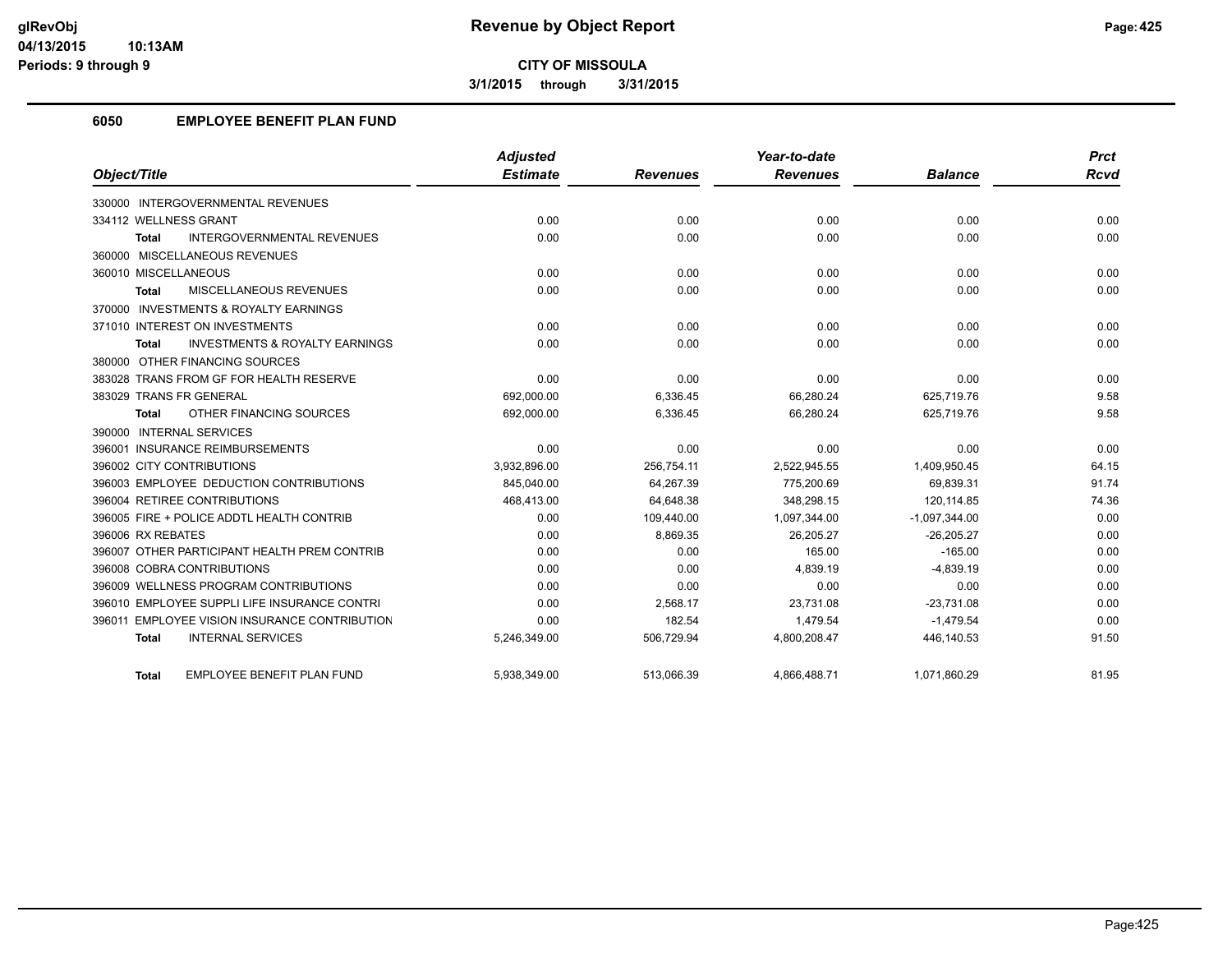**CITY OF MISSOULA**

**3/1/2015 through 3/31/2015**

## 6050 EMPLOYEE BENEFIT PLAN FUND

| Object/Title | Adjusted Estimate | Revenues | Year-to-date Revenues | Balance | Prct Rcvd |
|---|---|---|---|---|---|
| 330000 INTERGOVERNMENTAL REVENUES | | | | | |
| 334112 WELLNESS GRANT | 0.00 | 0.00 | 0.00 | 0.00 | 0.00 |
| **Total** INTERGOVERNMENTAL REVENUES | 0.00 | 0.00 | 0.00 | 0.00 | 0.00 |
| 360000 MISCELLANEOUS REVENUES | | | | | |
| 360010 MISCELLANEOUS | 0.00 | 0.00 | 0.00 | 0.00 | 0.00 |
| **Total** MISCELLANEOUS REVENUES | 0.00 | 0.00 | 0.00 | 0.00 | 0.00 |
| 370000 INVESTMENTS & ROYALTY EARNINGS | | | | | |
| 371010 INTEREST ON INVESTMENTS | 0.00 | 0.00 | 0.00 | 0.00 | 0.00 |
| **Total** INVESTMENTS & ROYALTY EARNINGS | 0.00 | 0.00 | 0.00 | 0.00 | 0.00 |
| 380000 OTHER FINANCING SOURCES | | | | | |
| 383028 TRANS FROM GF FOR HEALTH RESERVE | 0.00 | 0.00 | 0.00 | 0.00 | 0.00 |
| 383029 TRANS FR GENERAL | 692,000.00 | 6,336.45 | 66,280.24 | 625,719.76 | 9.58 |
| **Total** OTHER FINANCING SOURCES | 692,000.00 | 6,336.45 | 66,280.24 | 625,719.76 | 9.58 |
| 390000 INTERNAL SERVICES | | | | | |
| 396001 INSURANCE REIMBURSEMENTS | 0.00 | 0.00 | 0.00 | 0.00 | 0.00 |
| 396002 CITY CONTRIBUTIONS | 3,932,896.00 | 256,754.11 | 2,522,945.55 | 1,409,950.45 | 64.15 |
| 396003 EMPLOYEE DEDUCTION CONTRIBUTIONS | 845,040.00 | 64,267.39 | 775,200.69 | 69,839.31 | 91.74 |
| 396004 RETIREE CONTRIBUTIONS | 468,413.00 | 64,648.38 | 348,298.15 | 120,114.85 | 74.36 |
| 396005 FIRE + POLICE ADDTL HEALTH CONTRIB | 0.00 | 109,440.00 | 1,097,344.00 | -1,097,344.00 | 0.00 |
| 396006 RX REBATES | 0.00 | 8,869.35 | 26,205.27 | -26,205.27 | 0.00 |
| 396007 OTHER PARTICIPANT HEALTH PREM CONTRIB | 0.00 | 0.00 | 165.00 | -165.00 | 0.00 |
| 396008 COBRA CONTRIBUTIONS | 0.00 | 0.00 | 4,839.19 | -4,839.19 | 0.00 |
| 396009 WELLNESS PROGRAM CONTRIBUTIONS | 0.00 | 0.00 | 0.00 | 0.00 | 0.00 |
| 396010 EMPLOYEE SUPPLI LIFE INSURANCE CONTRI | 0.00 | 2,568.17 | 23,731.08 | -23,731.08 | 0.00 |
| 396011 EMPLOYEE VISION INSURANCE CONTRIBUTION | 0.00 | 182.54 | 1,479.54 | -1,479.54 | 0.00 |
| **Total** INTERNAL SERVICES | 5,246,349.00 | 506,729.94 | 4,800,208.47 | 446,140.53 | 91.50 |
| **Total** EMPLOYEE BENEFIT PLAN FUND | 5,938,349.00 | 513,066.39 | 4,866,488.71 | 1,071,860.29 | 81.95 |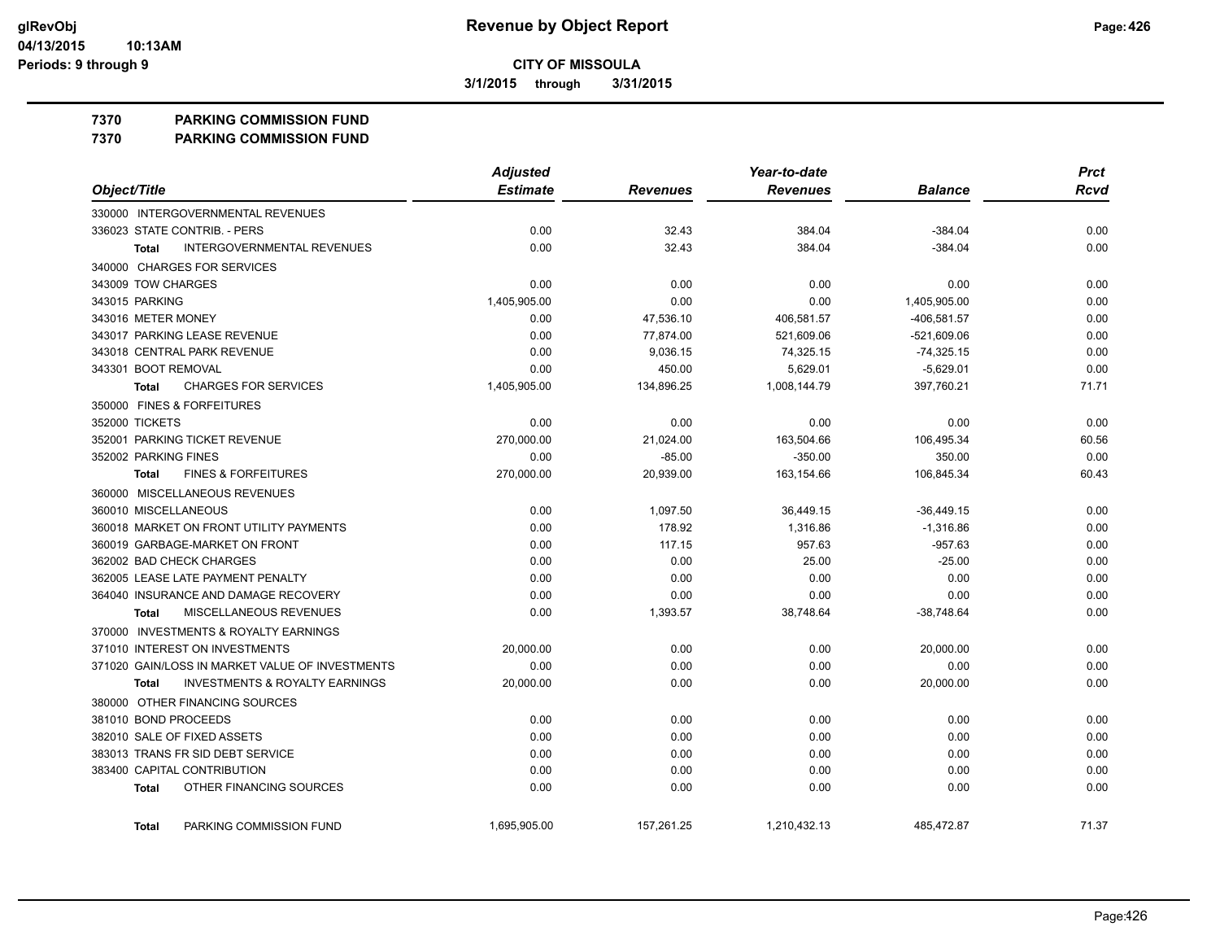# Revenue by Object Report

**CITY OF MISSOULA**

**3/1/2015 through 3/31/2015**

glRevObj
04/13/2015 10:13AM
Periods: 9 through 9

## 7370 PARKING COMMISSION FUND
## 7370 PARKING COMMISSION FUND

| Object/Title | Adjusted Estimate | Revenues | Year-to-date Revenues | Balance | Prct Rcvd |
|---|---|---|---|---|---|
| 330000 INTERGOVERNMENTAL REVENUES | | | | | |
| 336023 STATE CONTRIB. - PERS | 0.00 | 32.43 | 384.04 | -384.04 | 0.00 |
| **Total** INTERGOVERNMENTAL REVENUES | 0.00 | 32.43 | 384.04 | -384.04 | 0.00 |
| 340000 CHARGES FOR SERVICES | | | | | |
| 343009 TOW CHARGES | 0.00 | 0.00 | 0.00 | 0.00 | 0.00 |
| 343015 PARKING | 1,405,905.00 | 0.00 | 0.00 | 1,405,905.00 | 0.00 |
| 343016 METER MONEY | 0.00 | 47,536.10 | 406,581.57 | -406,581.57 | 0.00 |
| 343017 PARKING LEASE REVENUE | 0.00 | 77,874.00 | 521,609.06 | -521,609.06 | 0.00 |
| 343018 CENTRAL PARK REVENUE | 0.00 | 9,036.15 | 74,325.15 | -74,325.15 | 0.00 |
| 343301 BOOT REMOVAL | 0.00 | 450.00 | 5,629.01 | -5,629.01 | 0.00 |
| **Total** CHARGES FOR SERVICES | 1,405,905.00 | 134,896.25 | 1,008,144.79 | 397,760.21 | 71.71 |
| 350000 FINES & FORFEITURES | | | | | |
| 352000 TICKETS | 0.00 | 0.00 | 0.00 | 0.00 | 0.00 |
| 352001 PARKING TICKET REVENUE | 270,000.00 | 21,024.00 | 163,504.66 | 106,495.34 | 60.56 |
| 352002 PARKING FINES | 0.00 | -85.00 | -350.00 | 350.00 | 0.00 |
| **Total** FINES & FORFEITURES | 270,000.00 | 20,939.00 | 163,154.66 | 106,845.34 | 60.43 |
| 360000 MISCELLANEOUS REVENUES | | | | | |
| 360010 MISCELLANEOUS | 0.00 | 1,097.50 | 36,449.15 | -36,449.15 | 0.00 |
| 360018 MARKET ON FRONT UTILITY PAYMENTS | 0.00 | 178.92 | 1,316.86 | -1,316.86 | 0.00 |
| 360019 GARBAGE-MARKET ON FRONT | 0.00 | 117.15 | 957.63 | -957.63 | 0.00 |
| 362002 BAD CHECK CHARGES | 0.00 | 0.00 | 25.00 | -25.00 | 0.00 |
| 362005 LEASE LATE PAYMENT PENALTY | 0.00 | 0.00 | 0.00 | 0.00 | 0.00 |
| 364040 INSURANCE AND DAMAGE RECOVERY | 0.00 | 0.00 | 0.00 | 0.00 | 0.00 |
| **Total** MISCELLANEOUS REVENUES | 0.00 | 1,393.57 | 38,748.64 | -38,748.64 | 0.00 |
| 370000 INVESTMENTS & ROYALTY EARNINGS | | | | | |
| 371010 INTEREST ON INVESTMENTS | 20,000.00 | 0.00 | 0.00 | 20,000.00 | 0.00 |
| 371020 GAIN/LOSS IN MARKET VALUE OF INVESTMENTS | 0.00 | 0.00 | 0.00 | 0.00 | 0.00 |
| **Total** INVESTMENTS & ROYALTY EARNINGS | 20,000.00 | 0.00 | 0.00 | 20,000.00 | 0.00 |
| 380000 OTHER FINANCING SOURCES | | | | | |
| 381010 BOND PROCEEDS | 0.00 | 0.00 | 0.00 | 0.00 | 0.00 |
| 382010 SALE OF FIXED ASSETS | 0.00 | 0.00 | 0.00 | 0.00 | 0.00 |
| 383013 TRANS FR SID DEBT SERVICE | 0.00 | 0.00 | 0.00 | 0.00 | 0.00 |
| 383400 CAPITAL CONTRIBUTION | 0.00 | 0.00 | 0.00 | 0.00 | 0.00 |
| **Total** OTHER FINANCING SOURCES | 0.00 | 0.00 | 0.00 | 0.00 | 0.00 |
| **Total** PARKING COMMISSION FUND | 1,695,905.00 | 157,261.25 | 1,210,432.13 | 485,472.87 | 71.37 |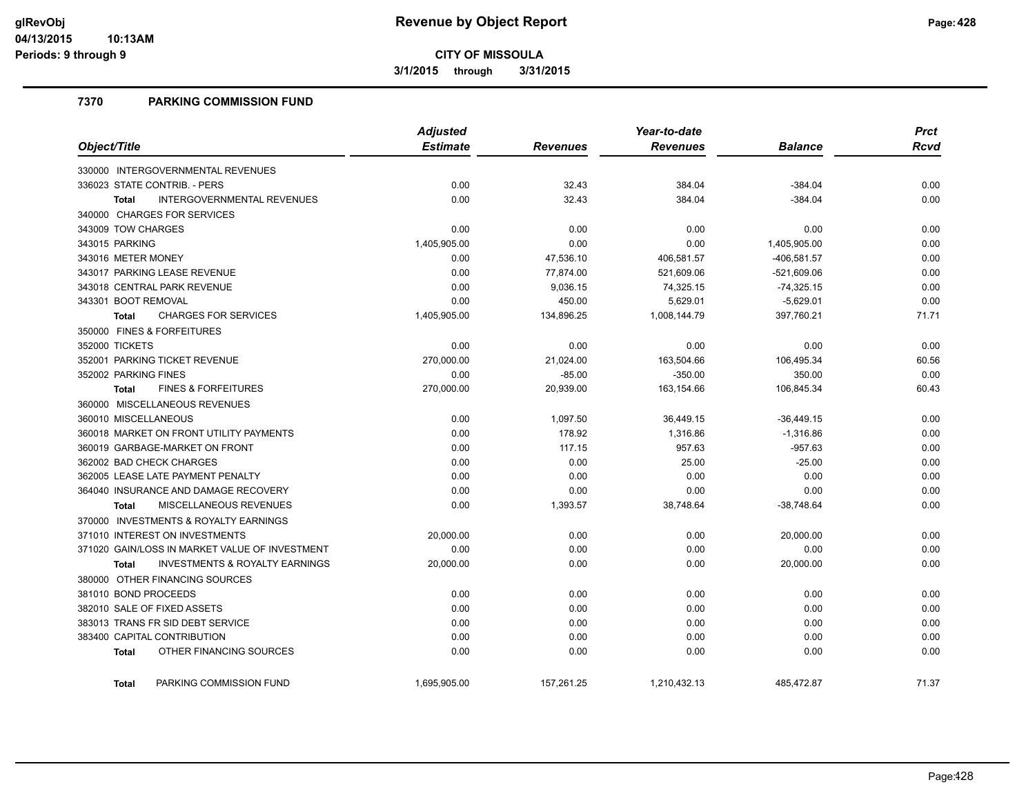# Revenue by Object Report

**CITY OF MISSOULA**

**3/1/2015 through 3/31/2015**

glRevObj
04/13/2015 10:13AM
Periods: 9 through 9

## 7370 PARKING COMMISSION FUND

| Object/Title | Adjusted Estimate | Revenues | Year-to-date Revenues | Balance | Prct Rcvd |
|---|---|---|---|---|---|
| 330000 INTERGOVERNMENTAL REVENUES | | | | | |
| 336023 STATE CONTRIB. - PERS | 0.00 | 32.43 | 384.04 | -384.04 | 0.00 |
| **Total** INTERGOVERNMENTAL REVENUES | 0.00 | 32.43 | 384.04 | -384.04 | 0.00 |
| 340000 CHARGES FOR SERVICES | | | | | |
| 343009 TOW CHARGES | 0.00 | 0.00 | 0.00 | 0.00 | 0.00 |
| 343015 PARKING | 1,405,905.00 | 0.00 | 0.00 | 1,405,905.00 | 0.00 |
| 343016 METER MONEY | 0.00 | 47,536.10 | 406,581.57 | -406,581.57 | 0.00 |
| 343017 PARKING LEASE REVENUE | 0.00 | 77,874.00 | 521,609.06 | -521,609.06 | 0.00 |
| 343018 CENTRAL PARK REVENUE | 0.00 | 9,036.15 | 74,325.15 | -74,325.15 | 0.00 |
| 343301 BOOT REMOVAL | 0.00 | 450.00 | 5,629.01 | -5,629.01 | 0.00 |
| **Total** CHARGES FOR SERVICES | 1,405,905.00 | 134,896.25 | 1,008,144.79 | 397,760.21 | 71.71 |
| 350000 FINES & FORFEITURES | | | | | |
| 352000 TICKETS | 0.00 | 0.00 | 0.00 | 0.00 | 0.00 |
| 352001 PARKING TICKET REVENUE | 270,000.00 | 21,024.00 | 163,504.66 | 106,495.34 | 60.56 |
| 352002 PARKING FINES | 0.00 | -85.00 | -350.00 | 350.00 | 0.00 |
| **Total** FINES & FORFEITURES | 270,000.00 | 20,939.00 | 163,154.66 | 106,845.34 | 60.43 |
| 360000 MISCELLANEOUS REVENUES | | | | | |
| 360010 MISCELLANEOUS | 0.00 | 1,097.50 | 36,449.15 | -36,449.15 | 0.00 |
| 360018 MARKET ON FRONT UTILITY PAYMENTS | 0.00 | 178.92 | 1,316.86 | -1,316.86 | 0.00 |
| 360019 GARBAGE-MARKET ON FRONT | 0.00 | 117.15 | 957.63 | -957.63 | 0.00 |
| 362002 BAD CHECK CHARGES | 0.00 | 0.00 | 25.00 | -25.00 | 0.00 |
| 362005 LEASE LATE PAYMENT PENALTY | 0.00 | 0.00 | 0.00 | 0.00 | 0.00 |
| 364040 INSURANCE AND DAMAGE RECOVERY | 0.00 | 0.00 | 0.00 | 0.00 | 0.00 |
| **Total** MISCELLANEOUS REVENUES | 0.00 | 1,393.57 | 38,748.64 | -38,748.64 | 0.00 |
| 370000 INVESTMENTS & ROYALTY EARNINGS | | | | | |
| 371010 INTEREST ON INVESTMENTS | 20,000.00 | 0.00 | 0.00 | 20,000.00 | 0.00 |
| 371020 GAIN/LOSS IN MARKET VALUE OF INVESTMENT | 0.00 | 0.00 | 0.00 | 0.00 | 0.00 |
| **Total** INVESTMENTS & ROYALTY EARNINGS | 20,000.00 | 0.00 | 0.00 | 20,000.00 | 0.00 |
| 380000 OTHER FINANCING SOURCES | | | | | |
| 381010 BOND PROCEEDS | 0.00 | 0.00 | 0.00 | 0.00 | 0.00 |
| 382010 SALE OF FIXED ASSETS | 0.00 | 0.00 | 0.00 | 0.00 | 0.00 |
| 383013 TRANS FR SID DEBT SERVICE | 0.00 | 0.00 | 0.00 | 0.00 | 0.00 |
| 383400 CAPITAL CONTRIBUTION | 0.00 | 0.00 | 0.00 | 0.00 | 0.00 |
| **Total** OTHER FINANCING SOURCES | 0.00 | 0.00 | 0.00 | 0.00 | 0.00 |
| **Total** PARKING COMMISSION FUND | 1,695,905.00 | 157,261.25 | 1,210,432.13 | 485,472.87 | 71.37 |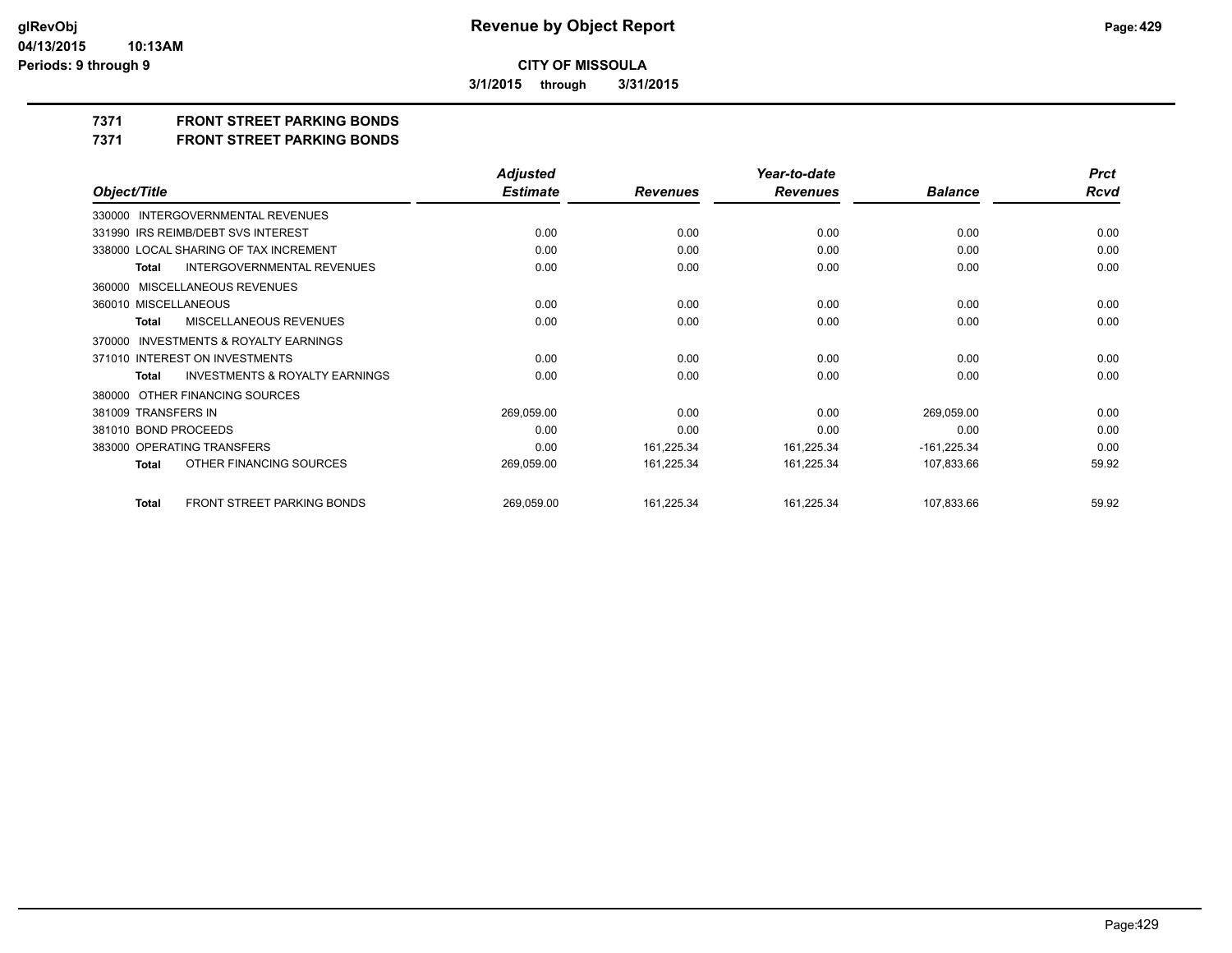# CITY OF MISSOULA

**3/1/2015 through 3/31/2015**

## 7371 FRONT STREET PARKING BONDS
## 7371 FRONT STREET PARKING BONDS

| Object/Title | Adjusted Estimate | Revenues | Year-to-date Revenues | Balance | Prct Rcvd |
|---|---|---|---|---|---|
| 330000 INTERGOVERNMENTAL REVENUES | | | | | |
| 331990 IRS REIMB/DEBT SVS INTEREST | 0.00 | 0.00 | 0.00 | 0.00 | 0.00 |
| 338000 LOCAL SHARING OF TAX INCREMENT | 0.00 | 0.00 | 0.00 | 0.00 | 0.00 |
| **Total** INTERGOVERNMENTAL REVENUES | 0.00 | 0.00 | 0.00 | 0.00 | 0.00 |
| 360000 MISCELLANEOUS REVENUES | | | | | |
| 360010 MISCELLANEOUS | 0.00 | 0.00 | 0.00 | 0.00 | 0.00 |
| **Total** MISCELLANEOUS REVENUES | 0.00 | 0.00 | 0.00 | 0.00 | 0.00 |
| 370000 INVESTMENTS & ROYALTY EARNINGS | | | | | |
| 371010 INTEREST ON INVESTMENTS | 0.00 | 0.00 | 0.00 | 0.00 | 0.00 |
| **Total** INVESTMENTS & ROYALTY EARNINGS | 0.00 | 0.00 | 0.00 | 0.00 | 0.00 |
| 380000 OTHER FINANCING SOURCES | | | | | |
| 381009 TRANSFERS IN | 269,059.00 | 0.00 | 0.00 | 269,059.00 | 0.00 |
| 381010 BOND PROCEEDS | 0.00 | 0.00 | 0.00 | 0.00 | 0.00 |
| 383000 OPERATING TRANSFERS | 0.00 | 161,225.34 | 161,225.34 | -161,225.34 | 0.00 |
| **Total** OTHER FINANCING SOURCES | 269,059.00 | 161,225.34 | 161,225.34 | 107,833.66 | 59.92 |
| **Total** FRONT STREET PARKING BONDS | 269,059.00 | 161,225.34 | 161,225.34 | 107,833.66 | 59.92 |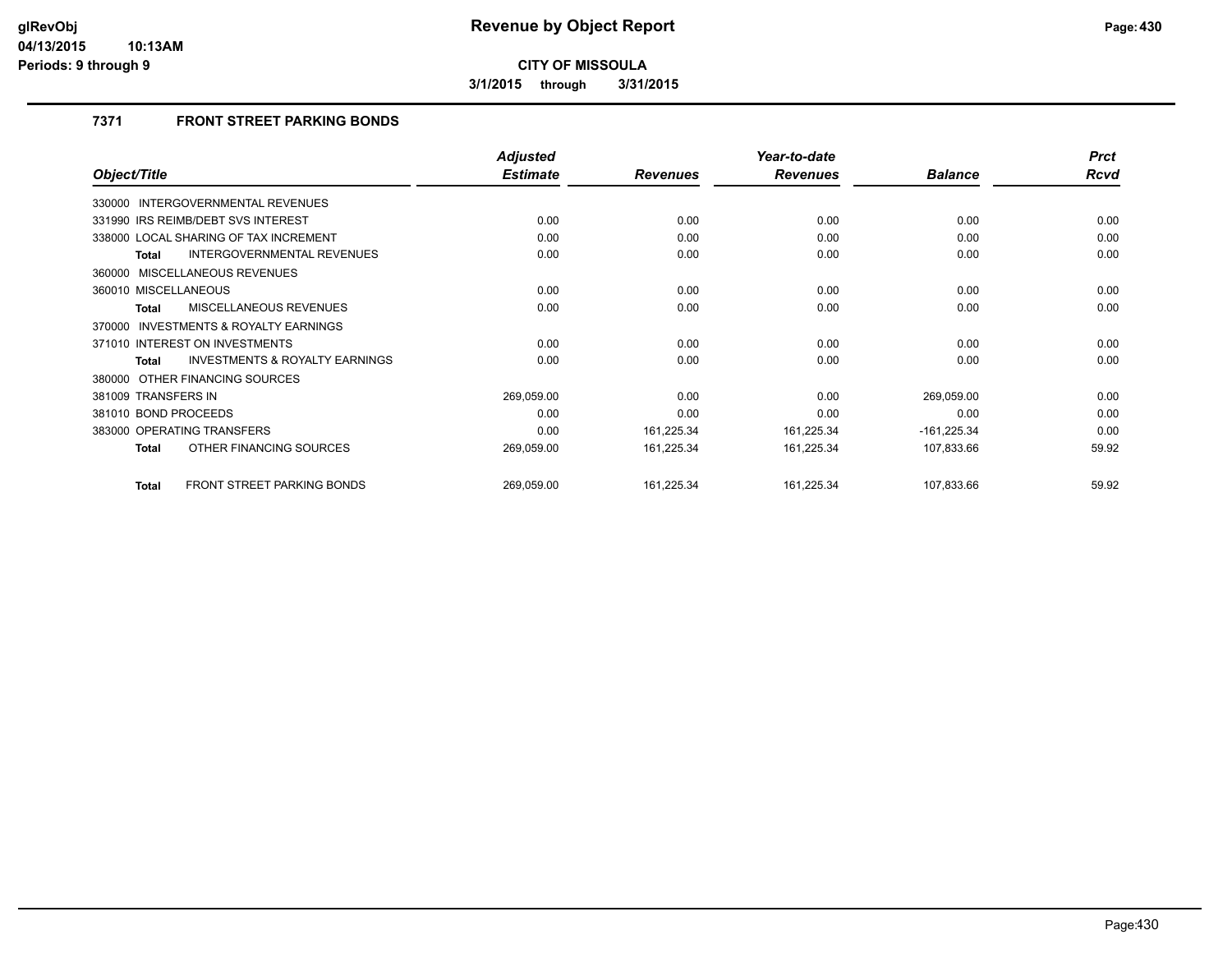**CITY OF MISSOULA**

**3/1/2015 through 3/31/2015**

### 7371 FRONT STREET PARKING BONDS

| Object/Title | Adjusted Estimate | Revenues | Year-to-date Revenues | Balance | Prct Rcvd |
|---|---|---|---|---|---|
| 330000 INTERGOVERNMENTAL REVENUES | | | | | |
| 331990 IRS REIMB/DEBT SVS INTEREST | 0.00 | 0.00 | 0.00 | 0.00 | 0.00 |
| 338000 LOCAL SHARING OF TAX INCREMENT | 0.00 | 0.00 | 0.00 | 0.00 | 0.00 |
| **Total** INTERGOVERNMENTAL REVENUES | 0.00 | 0.00 | 0.00 | 0.00 | 0.00 |
| 360000 MISCELLANEOUS REVENUES | | | | | |
| 360010 MISCELLANEOUS | 0.00 | 0.00 | 0.00 | 0.00 | 0.00 |
| **Total** MISCELLANEOUS REVENUES | 0.00 | 0.00 | 0.00 | 0.00 | 0.00 |
| 370000 INVESTMENTS & ROYALTY EARNINGS | | | | | |
| 371010 INTEREST ON INVESTMENTS | 0.00 | 0.00 | 0.00 | 0.00 | 0.00 |
| **Total** INVESTMENTS & ROYALTY EARNINGS | 0.00 | 0.00 | 0.00 | 0.00 | 0.00 |
| 380000 OTHER FINANCING SOURCES | | | | | |
| 381009 TRANSFERS IN | 269,059.00 | 0.00 | 0.00 | 269,059.00 | 0.00 |
| 381010 BOND PROCEEDS | 0.00 | 0.00 | 0.00 | 0.00 | 0.00 |
| 383000 OPERATING TRANSFERS | 0.00 | 161,225.34 | 161,225.34 | -161,225.34 | 0.00 |
| **Total** OTHER FINANCING SOURCES | 269,059.00 | 161,225.34 | 161,225.34 | 107,833.66 | 59.92 |
| **Total** FRONT STREET PARKING BONDS | 269,059.00 | 161,225.34 | 161,225.34 | 107,833.66 | 59.92 |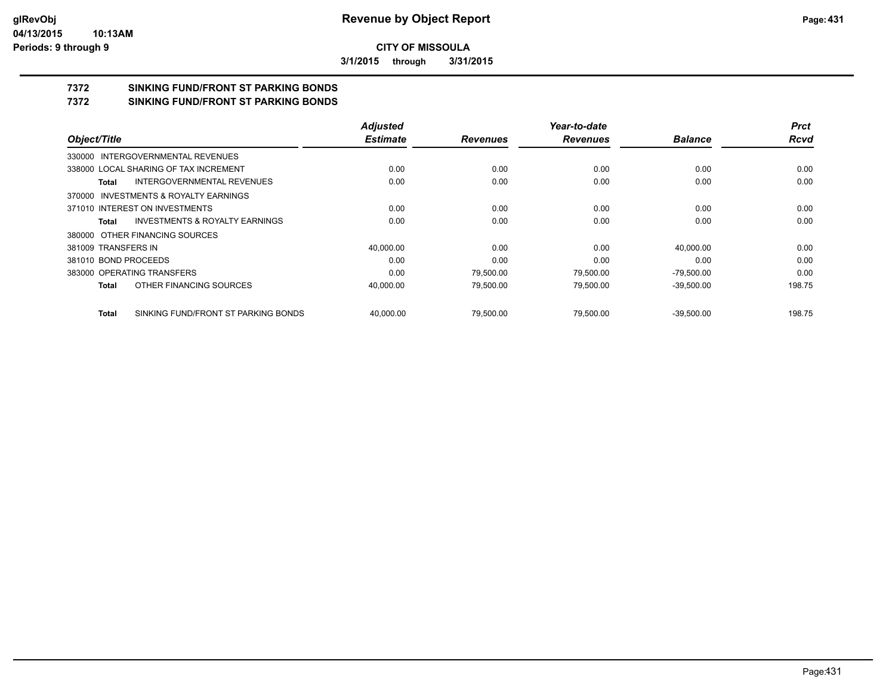**CITY OF MISSOULA**

**3/1/2015 through 3/31/2015**

## 7372 SINKING FUND/FRONT ST PARKING BONDS

## 7372 SINKING FUND/FRONT ST PARKING BONDS

| Object/Title | | Adjusted Estimate | Revenues | Year-to-date Revenues | Balance | Prct Rcvd |
|---|---|---|---|---|---|---|
| 330000 INTERGOVERNMENTAL REVENUES | | | | | | |
| 338000 LOCAL SHARING OF TAX INCREMENT | | 0.00 | 0.00 | 0.00 | 0.00 | 0.00 |
| **Total** | INTERGOVERNMENTAL REVENUES | 0.00 | 0.00 | 0.00 | 0.00 | 0.00 |
| 370000 INVESTMENTS & ROYALTY EARNINGS | | | | | | |
| 371010 INTEREST ON INVESTMENTS | | 0.00 | 0.00 | 0.00 | 0.00 | 0.00 |
| **Total** | INVESTMENTS & ROYALTY EARNINGS | 0.00 | 0.00 | 0.00 | 0.00 | 0.00 |
| 380000 OTHER FINANCING SOURCES | | | | | | |
| 381009 TRANSFERS IN | | 40,000.00 | 0.00 | 0.00 | 40,000.00 | 0.00 |
| 381010 BOND PROCEEDS | | 0.00 | 0.00 | 0.00 | 0.00 | 0.00 |
| 383000 OPERATING TRANSFERS | | 0.00 | 79,500.00 | 79,500.00 | -79,500.00 | 0.00 |
| **Total** | OTHER FINANCING SOURCES | 40,000.00 | 79,500.00 | 79,500.00 | -39,500.00 | 198.75 |
| **Total** | SINKING FUND/FRONT ST PARKING BONDS | 40,000.00 | 79,500.00 | 79,500.00 | -39,500.00 | 198.75 |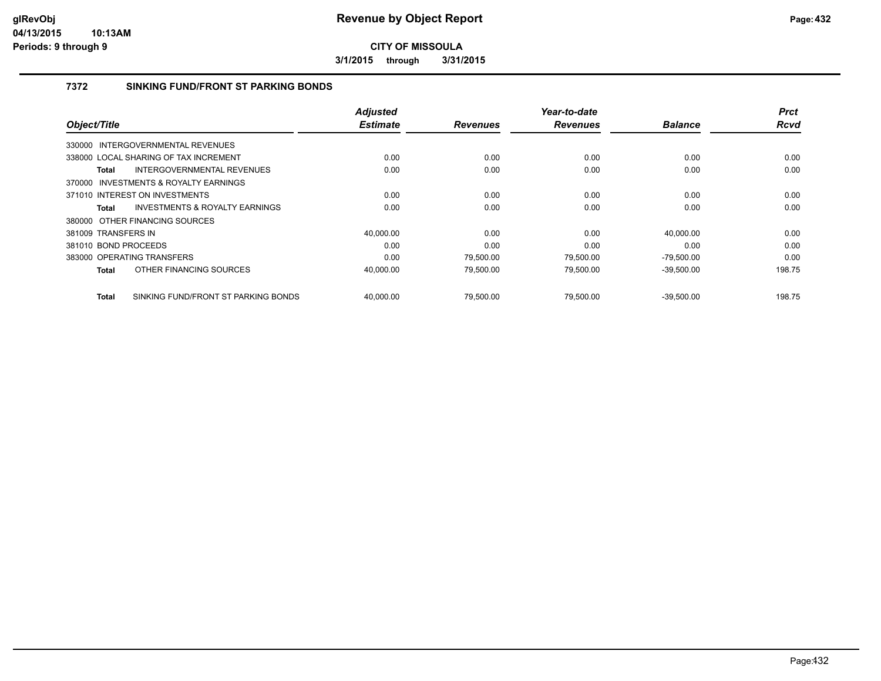**CITY OF MISSOULA**

**3/1/2015 through 3/31/2015**

### 7372 SINKING FUND/FRONT ST PARKING BONDS

| Object/Title | Adjusted Estimate | Revenues | Year-to-date Revenues | Balance | Prct Rcvd |
|---|---|---|---|---|---|
| 330000 INTERGOVERNMENTAL REVENUES | | | | | |
| 338000 LOCAL SHARING OF TAX INCREMENT | 0.00 | 0.00 | 0.00 | 0.00 | 0.00 |
| **Total** INTERGOVERNMENTAL REVENUES | 0.00 | 0.00 | 0.00 | 0.00 | 0.00 |
| 370000 INVESTMENTS & ROYALTY EARNINGS | | | | | |
| 371010 INTEREST ON INVESTMENTS | 0.00 | 0.00 | 0.00 | 0.00 | 0.00 |
| **Total** INVESTMENTS & ROYALTY EARNINGS | 0.00 | 0.00 | 0.00 | 0.00 | 0.00 |
| 380000 OTHER FINANCING SOURCES | | | | | |
| 381009 TRANSFERS IN | 40,000.00 | 0.00 | 0.00 | 40,000.00 | 0.00 |
| 381010 BOND PROCEEDS | 0.00 | 0.00 | 0.00 | 0.00 | 0.00 |
| 383000 OPERATING TRANSFERS | 0.00 | 79,500.00 | 79,500.00 | -79,500.00 | 0.00 |
| **Total** OTHER FINANCING SOURCES | 40,000.00 | 79,500.00 | 79,500.00 | -39,500.00 | 198.75 |
| **Total** SINKING FUND/FRONT ST PARKING BONDS | 40,000.00 | 79,500.00 | 79,500.00 | -39,500.00 | 198.75 |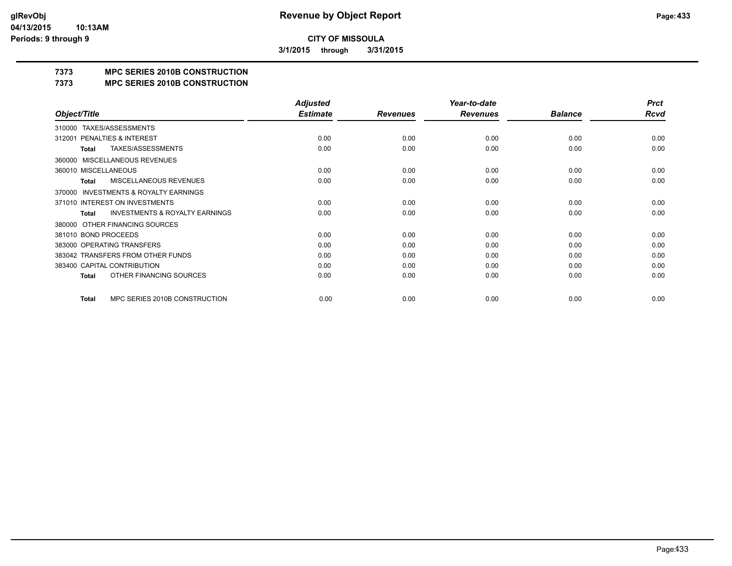**CITY OF MISSOULA**

**3/1/2015 through 3/31/2015**

## 7373 MPC SERIES 2010B CONSTRUCTION

## 7373 MPC SERIES 2010B CONSTRUCTION

| Object/Title | Adjusted Estimate | Revenues | Year-to-date Revenues | Balance | Prct Rcvd |
|---|---|---|---|---|---|
| 310000 TAXES/ASSESSMENTS | | | | | |
| 312001 PENALTIES & INTEREST | 0.00 | 0.00 | 0.00 | 0.00 | 0.00 |
| **Total** TAXES/ASSESSMENTS | 0.00 | 0.00 | 0.00 | 0.00 | 0.00 |
| 360000 MISCELLANEOUS REVENUES | | | | | |
| 360010 MISCELLANEOUS | 0.00 | 0.00 | 0.00 | 0.00 | 0.00 |
| **Total** MISCELLANEOUS REVENUES | 0.00 | 0.00 | 0.00 | 0.00 | 0.00 |
| 370000 INVESTMENTS & ROYALTY EARNINGS | | | | | |
| 371010 INTEREST ON INVESTMENTS | 0.00 | 0.00 | 0.00 | 0.00 | 0.00 |
| **Total** INVESTMENTS & ROYALTY EARNINGS | 0.00 | 0.00 | 0.00 | 0.00 | 0.00 |
| 380000 OTHER FINANCING SOURCES | | | | | |
| 381010 BOND PROCEEDS | 0.00 | 0.00 | 0.00 | 0.00 | 0.00 |
| 383000 OPERATING TRANSFERS | 0.00 | 0.00 | 0.00 | 0.00 | 0.00 |
| 383042 TRANSFERS FROM OTHER FUNDS | 0.00 | 0.00 | 0.00 | 0.00 | 0.00 |
| 383400 CAPITAL CONTRIBUTION | 0.00 | 0.00 | 0.00 | 0.00 | 0.00 |
| **Total** OTHER FINANCING SOURCES | 0.00 | 0.00 | 0.00 | 0.00 | 0.00 |
| **Total** MPC SERIES 2010B CONSTRUCTION | 0.00 | 0.00 | 0.00 | 0.00 | 0.00 |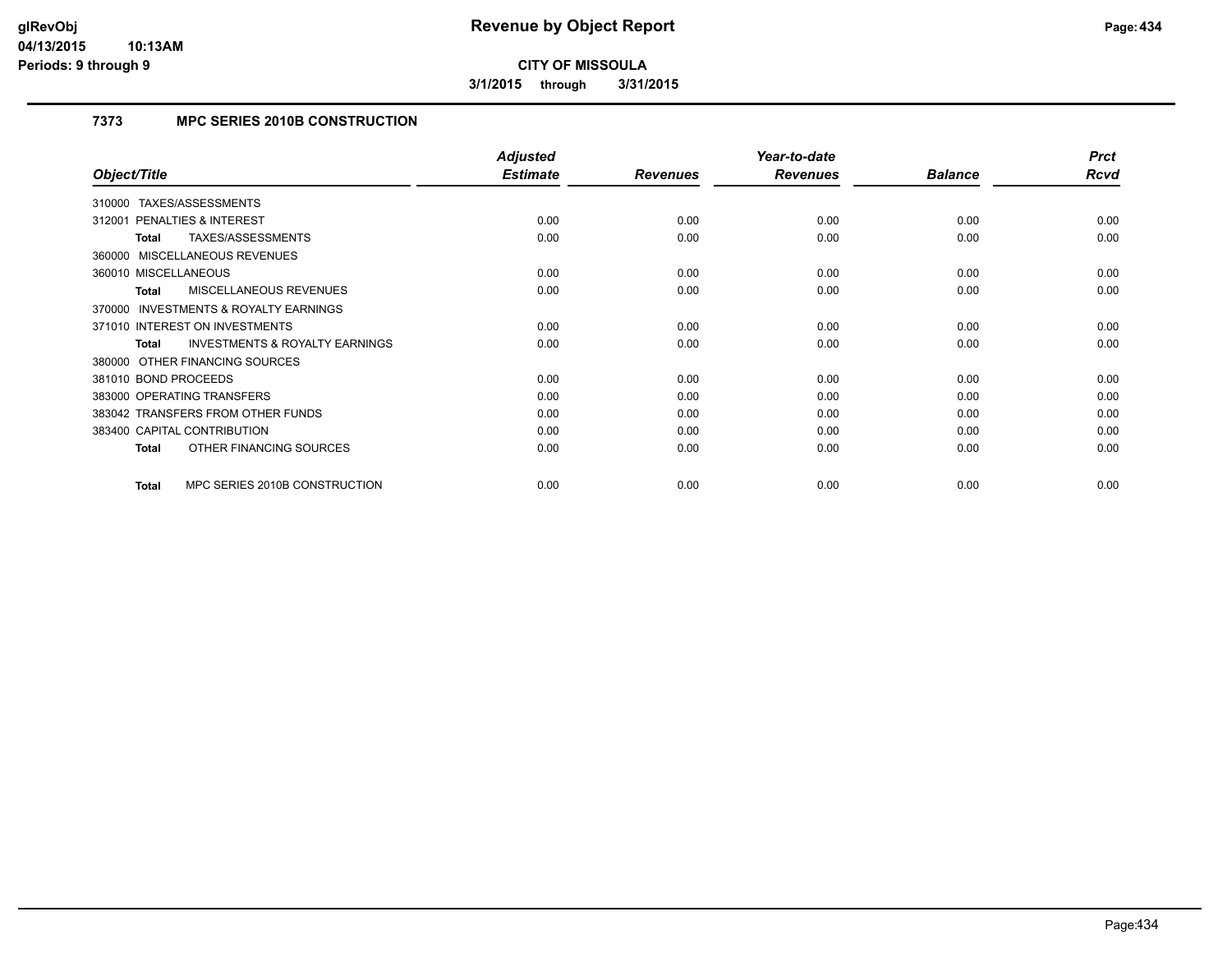# Revenue by Object Report

**CITY OF MISSOULA**

**3/1/2015 through 3/31/2015**

glRevObj
04/13/2015 10:13AM
Periods: 9 through 9

### 7373 MPC SERIES 2010B CONSTRUCTION

| Object/Title | Adjusted Estimate | Revenues | Year-to-date Revenues | Balance | Prct Rcvd |
|---|---|---|---|---|---|
| 310000 TAXES/ASSESSMENTS | | | | | |
| 312001 PENALTIES & INTEREST | 0.00 | 0.00 | 0.00 | 0.00 | 0.00 |
| **Total** TAXES/ASSESSMENTS | 0.00 | 0.00 | 0.00 | 0.00 | 0.00 |
| 360000 MISCELLANEOUS REVENUES | | | | | |
| 360010 MISCELLANEOUS | 0.00 | 0.00 | 0.00 | 0.00 | 0.00 |
| **Total** MISCELLANEOUS REVENUES | 0.00 | 0.00 | 0.00 | 0.00 | 0.00 |
| 370000 INVESTMENTS & ROYALTY EARNINGS | | | | | |
| 371010 INTEREST ON INVESTMENTS | 0.00 | 0.00 | 0.00 | 0.00 | 0.00 |
| **Total** INVESTMENTS & ROYALTY EARNINGS | 0.00 | 0.00 | 0.00 | 0.00 | 0.00 |
| 380000 OTHER FINANCING SOURCES | | | | | |
| 381010 BOND PROCEEDS | 0.00 | 0.00 | 0.00 | 0.00 | 0.00 |
| 383000 OPERATING TRANSFERS | 0.00 | 0.00 | 0.00 | 0.00 | 0.00 |
| 383042 TRANSFERS FROM OTHER FUNDS | 0.00 | 0.00 | 0.00 | 0.00 | 0.00 |
| 383400 CAPITAL CONTRIBUTION | 0.00 | 0.00 | 0.00 | 0.00 | 0.00 |
| **Total** OTHER FINANCING SOURCES | 0.00 | 0.00 | 0.00 | 0.00 | 0.00 |
| **Total** MPC SERIES 2010B CONSTRUCTION | 0.00 | 0.00 | 0.00 | 0.00 | 0.00 |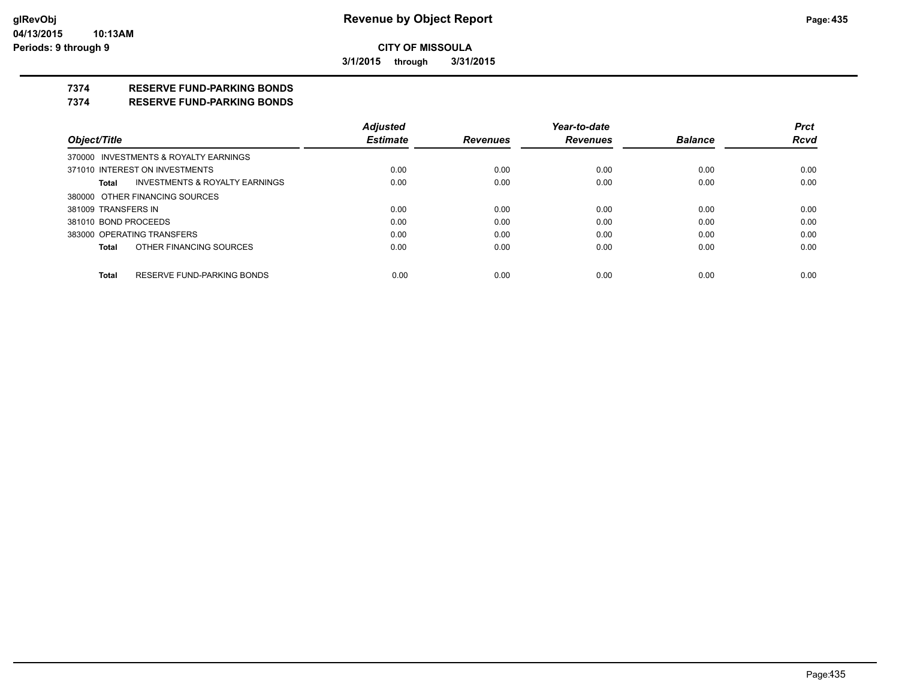**CITY OF MISSOULA**

**3/1/2015 through 3/31/2015**

## 7374 RESERVE FUND-PARKING BONDS

## 7374 RESERVE FUND-PARKING BONDS

| Object/Title | Adjusted Estimate | Revenues | Year-to-date Revenues | Balance | Prct Rcvd |
|---|---|---|---|---|---|
| 370000 INVESTMENTS & ROYALTY EARNINGS | | | | | |
| 371010 INTEREST ON INVESTMENTS | 0.00 | 0.00 | 0.00 | 0.00 | 0.00 |
| **Total** INVESTMENTS & ROYALTY EARNINGS | 0.00 | 0.00 | 0.00 | 0.00 | 0.00 |
| 380000 OTHER FINANCING SOURCES | | | | | |
| 381009 TRANSFERS IN | 0.00 | 0.00 | 0.00 | 0.00 | 0.00 |
| 381010 BOND PROCEEDS | 0.00 | 0.00 | 0.00 | 0.00 | 0.00 |
| 383000 OPERATING TRANSFERS | 0.00 | 0.00 | 0.00 | 0.00 | 0.00 |
| **Total** OTHER FINANCING SOURCES | 0.00 | 0.00 | 0.00 | 0.00 | 0.00 |
| **Total** RESERVE FUND-PARKING BONDS | 0.00 | 0.00 | 0.00 | 0.00 | 0.00 |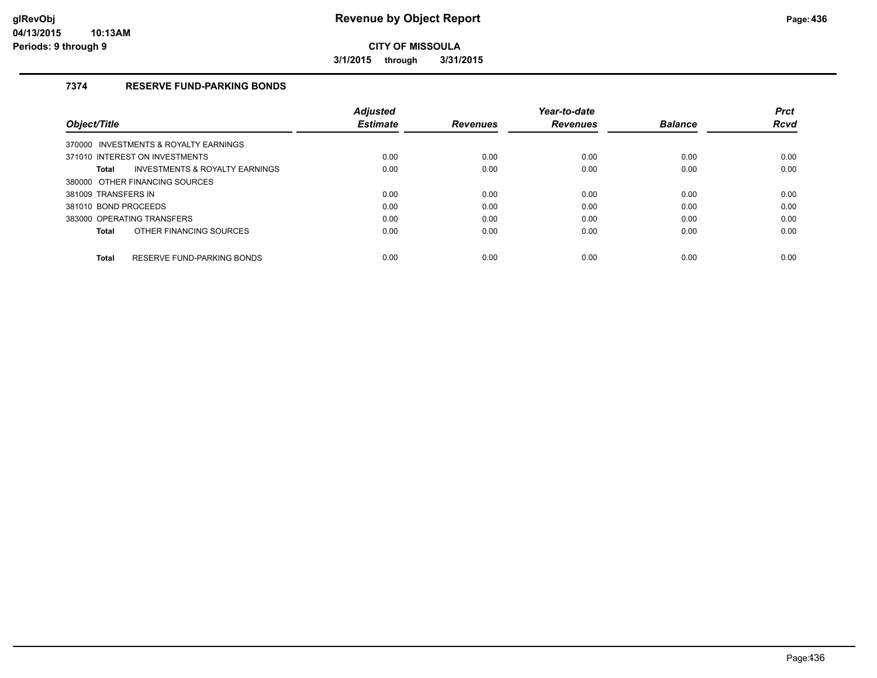# Revenue by Object Report

**CITY OF MISSOULA**

**3/1/2015 through 3/31/2015**

## 7374 RESERVE FUND-PARKING BONDS

| Object/Title | Adjusted Estimate | Revenues | Year-to-date Revenues | Balance | Prct Rcvd |
|---|---|---|---|---|---|
| 370000 INVESTMENTS & ROYALTY EARNINGS | | | | | |
| 371010 INTEREST ON INVESTMENTS | 0.00 | 0.00 | 0.00 | 0.00 | 0.00 |
| **Total** INVESTMENTS & ROYALTY EARNINGS | 0.00 | 0.00 | 0.00 | 0.00 | 0.00 |
| 380000 OTHER FINANCING SOURCES | | | | | |
| 381009 TRANSFERS IN | 0.00 | 0.00 | 0.00 | 0.00 | 0.00 |
| 381010 BOND PROCEEDS | 0.00 | 0.00 | 0.00 | 0.00 | 0.00 |
| 383000 OPERATING TRANSFERS | 0.00 | 0.00 | 0.00 | 0.00 | 0.00 |
| **Total** OTHER FINANCING SOURCES | 0.00 | 0.00 | 0.00 | 0.00 | 0.00 |
| **Total** RESERVE FUND-PARKING BONDS | 0.00 | 0.00 | 0.00 | 0.00 | 0.00 |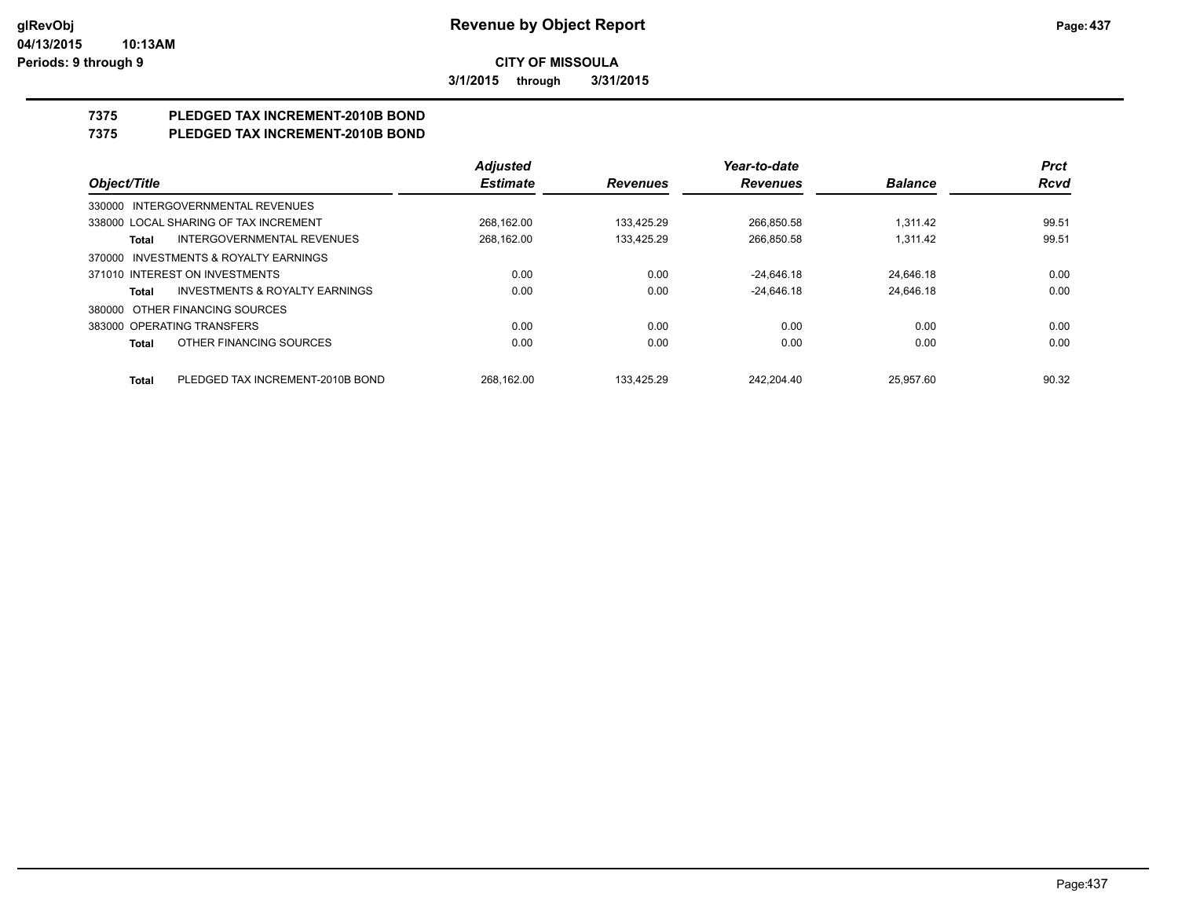**CITY OF MISSOULA**

**3/1/2015 through 3/31/2015**

# 7375 PLEDGED TAX INCREMENT-2010B BOND
# 7375 PLEDGED TAX INCREMENT-2010B BOND

| Object/Title | | Adjusted Estimate | Revenues | Year-to-date Revenues | Balance | Prct Rcvd |
|---|---|---|---|---|---|---|
| 330000 INTERGOVERNMENTAL REVENUES | | | | | | |
| 338000 LOCAL SHARING OF TAX INCREMENT | | 268,162.00 | 133,425.29 | 266,850.58 | 1,311.42 | 99.51 |
| **Total** | INTERGOVERNMENTAL REVENUES | 268,162.00 | 133,425.29 | 266,850.58 | 1,311.42 | 99.51 |
| 370000 INVESTMENTS & ROYALTY EARNINGS | | | | | | |
| 371010 INTEREST ON INVESTMENTS | | 0.00 | 0.00 | -24,646.18 | 24,646.18 | 0.00 |
| **Total** | INVESTMENTS & ROYALTY EARNINGS | 0.00 | 0.00 | -24,646.18 | 24,646.18 | 0.00 |
| 380000 OTHER FINANCING SOURCES | | | | | | |
| 383000 OPERATING TRANSFERS | | 0.00 | 0.00 | 0.00 | 0.00 | 0.00 |
| **Total** | OTHER FINANCING SOURCES | 0.00 | 0.00 | 0.00 | 0.00 | 0.00 |
| **Total** | PLEDGED TAX INCREMENT-2010B BOND | 268,162.00 | 133,425.29 | 242,204.40 | 25,957.60 | 90.32 |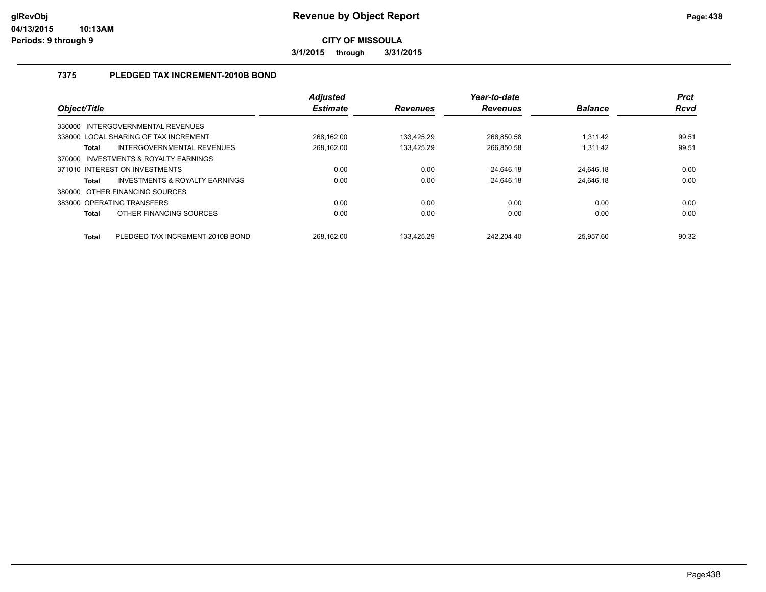# Revenue by Object Report

**CITY OF MISSOULA**

**3/1/2015 through 3/31/2015**

### 7375 PLEDGED TAX INCREMENT-2010B BOND

| Object/Title | Adjusted Estimate | Revenues | Year-to-date Revenues | Balance | Prct Rcvd |
|---|---|---|---|---|---|
| 330000 INTERGOVERNMENTAL REVENUES | | | | | |
| 338000 LOCAL SHARING OF TAX INCREMENT | 268,162.00 | 133,425.29 | 266,850.58 | 1,311.42 | 99.51 |
| **Total** INTERGOVERNMENTAL REVENUES | 268,162.00 | 133,425.29 | 266,850.58 | 1,311.42 | 99.51 |
| 370000 INVESTMENTS & ROYALTY EARNINGS | | | | | |
| 371010 INTEREST ON INVESTMENTS | 0.00 | 0.00 | -24,646.18 | 24,646.18 | 0.00 |
| **Total** INVESTMENTS & ROYALTY EARNINGS | 0.00 | 0.00 | -24,646.18 | 24,646.18 | 0.00 |
| 380000 OTHER FINANCING SOURCES | | | | | |
| 383000 OPERATING TRANSFERS | 0.00 | 0.00 | 0.00 | 0.00 | 0.00 |
| **Total** OTHER FINANCING SOURCES | 0.00 | 0.00 | 0.00 | 0.00 | 0.00 |
| **Total** PLEDGED TAX INCREMENT-2010B BOND | 268,162.00 | 133,425.29 | 242,204.40 | 25,957.60 | 90.32 |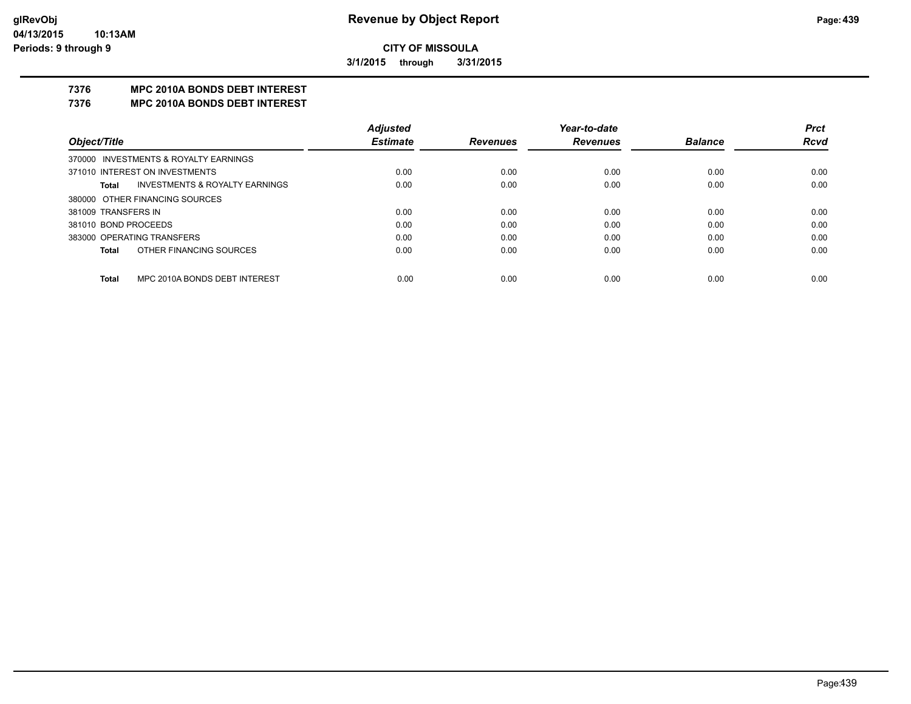**CITY OF MISSOULA**

**3/1/2015 through 3/31/2015**

## 7376 MPC 2010A BONDS DEBT INTEREST

## 7376 MPC 2010A BONDS DEBT INTEREST

| *Object/Title* | *Adjusted Estimate* | *Revenues* | *Year-to-date Revenues* | *Balance* | *Prct Rcvd* |
|---|---|---|---|---|---|
| 370000 INVESTMENTS & ROYALTY EARNINGS | | | | | |
| 371010 INTEREST ON INVESTMENTS | 0.00 | 0.00 | 0.00 | 0.00 | 0.00 |
| **Total** INVESTMENTS & ROYALTY EARNINGS | 0.00 | 0.00 | 0.00 | 0.00 | 0.00 |
| 380000 OTHER FINANCING SOURCES | | | | | |
| 381009 TRANSFERS IN | 0.00 | 0.00 | 0.00 | 0.00 | 0.00 |
| 381010 BOND PROCEEDS | 0.00 | 0.00 | 0.00 | 0.00 | 0.00 |
| 383000 OPERATING TRANSFERS | 0.00 | 0.00 | 0.00 | 0.00 | 0.00 |
| **Total** OTHER FINANCING SOURCES | 0.00 | 0.00 | 0.00 | 0.00 | 0.00 |
| **Total** MPC 2010A BONDS DEBT INTEREST | 0.00 | 0.00 | 0.00 | 0.00 | 0.00 |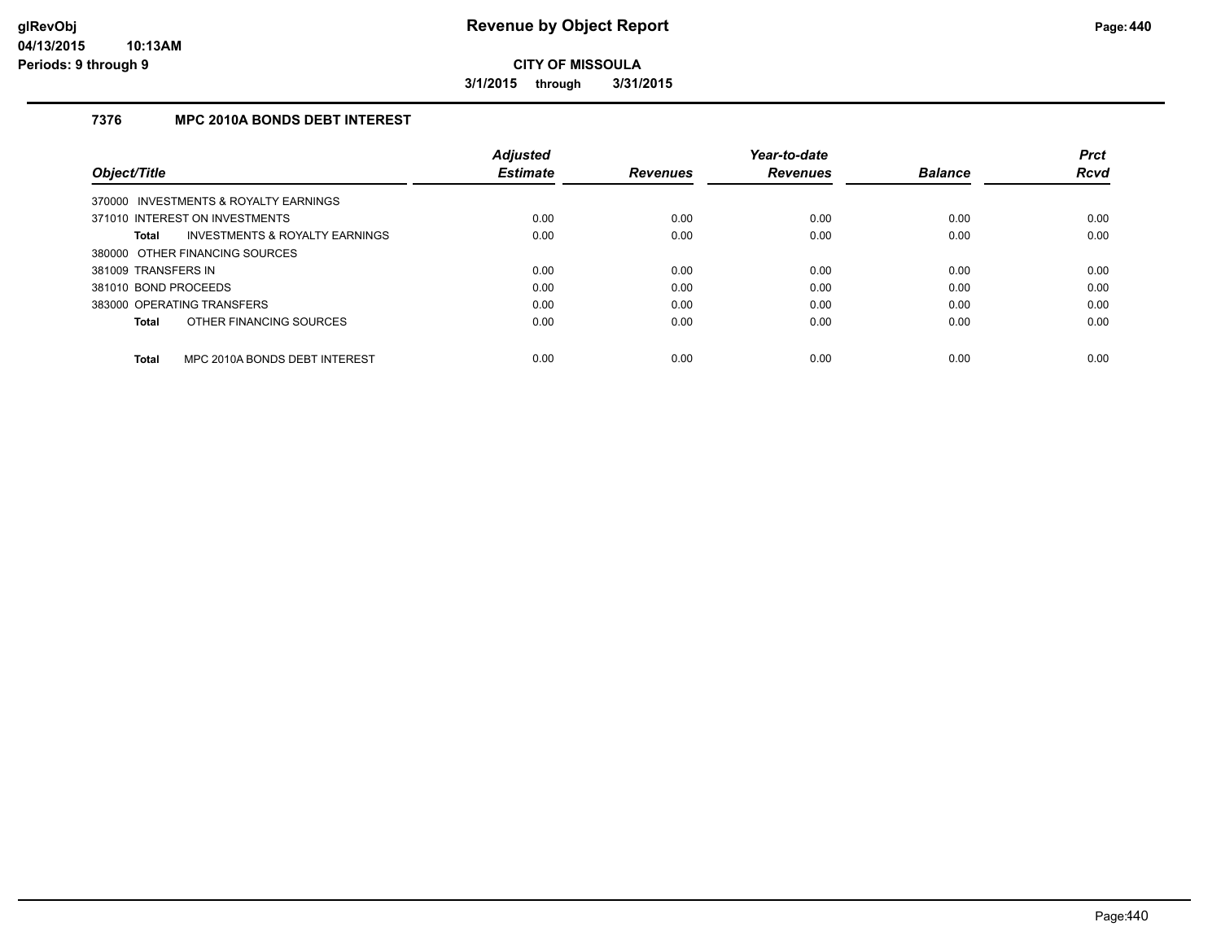# Revenue by Object Report

**CITY OF MISSOULA**

**3/1/2015 through 3/31/2015**

### 7376 MPC 2010A BONDS DEBT INTEREST

| Object/Title | Adjusted Estimate | Revenues | Year-to-date Revenues | Balance | Prct Rcvd |
|---|---|---|---|---|---|
| 370000 INVESTMENTS & ROYALTY EARNINGS | | | | | |
| 371010 INTEREST ON INVESTMENTS | 0.00 | 0.00 | 0.00 | 0.00 | 0.00 |
| **Total** INVESTMENTS & ROYALTY EARNINGS | 0.00 | 0.00 | 0.00 | 0.00 | 0.00 |
| 380000 OTHER FINANCING SOURCES | | | | | |
| 381009 TRANSFERS IN | 0.00 | 0.00 | 0.00 | 0.00 | 0.00 |
| 381010 BOND PROCEEDS | 0.00 | 0.00 | 0.00 | 0.00 | 0.00 |
| 383000 OPERATING TRANSFERS | 0.00 | 0.00 | 0.00 | 0.00 | 0.00 |
| **Total** OTHER FINANCING SOURCES | 0.00 | 0.00 | 0.00 | 0.00 | 0.00 |
| **Total** MPC 2010A BONDS DEBT INTEREST | 0.00 | 0.00 | 0.00 | 0.00 | 0.00 |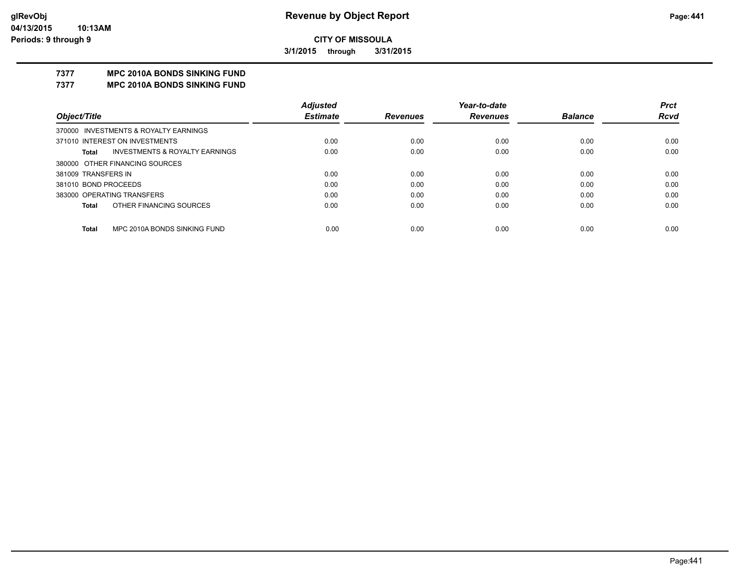**glRevObj**
**04/13/2015 10:13AM**
**Periods: 9 through 9**

# Revenue by Object Report

**CITY OF MISSOULA**

**3/1/2015 through 3/31/2015**

## 7377 MPC 2010A BONDS SINKING FUND
## 7377 MPC 2010A BONDS SINKING FUND

| Object/Title | Adjusted Estimate | Revenues | Year-to-date Revenues | Balance | Prct Rcvd |
|---|---|---|---|---|---|
| 370000 INVESTMENTS & ROYALTY EARNINGS | | | | | |
| 371010 INTEREST ON INVESTMENTS | 0.00 | 0.00 | 0.00 | 0.00 | 0.00 |
| **Total** INVESTMENTS & ROYALTY EARNINGS | 0.00 | 0.00 | 0.00 | 0.00 | 0.00 |
| 380000 OTHER FINANCING SOURCES | | | | | |
| 381009 TRANSFERS IN | 0.00 | 0.00 | 0.00 | 0.00 | 0.00 |
| 381010 BOND PROCEEDS | 0.00 | 0.00 | 0.00 | 0.00 | 0.00 |
| 383000 OPERATING TRANSFERS | 0.00 | 0.00 | 0.00 | 0.00 | 0.00 |
| **Total** OTHER FINANCING SOURCES | 0.00 | 0.00 | 0.00 | 0.00 | 0.00 |
| **Total** MPC 2010A BONDS SINKING FUND | 0.00 | 0.00 | 0.00 | 0.00 | 0.00 |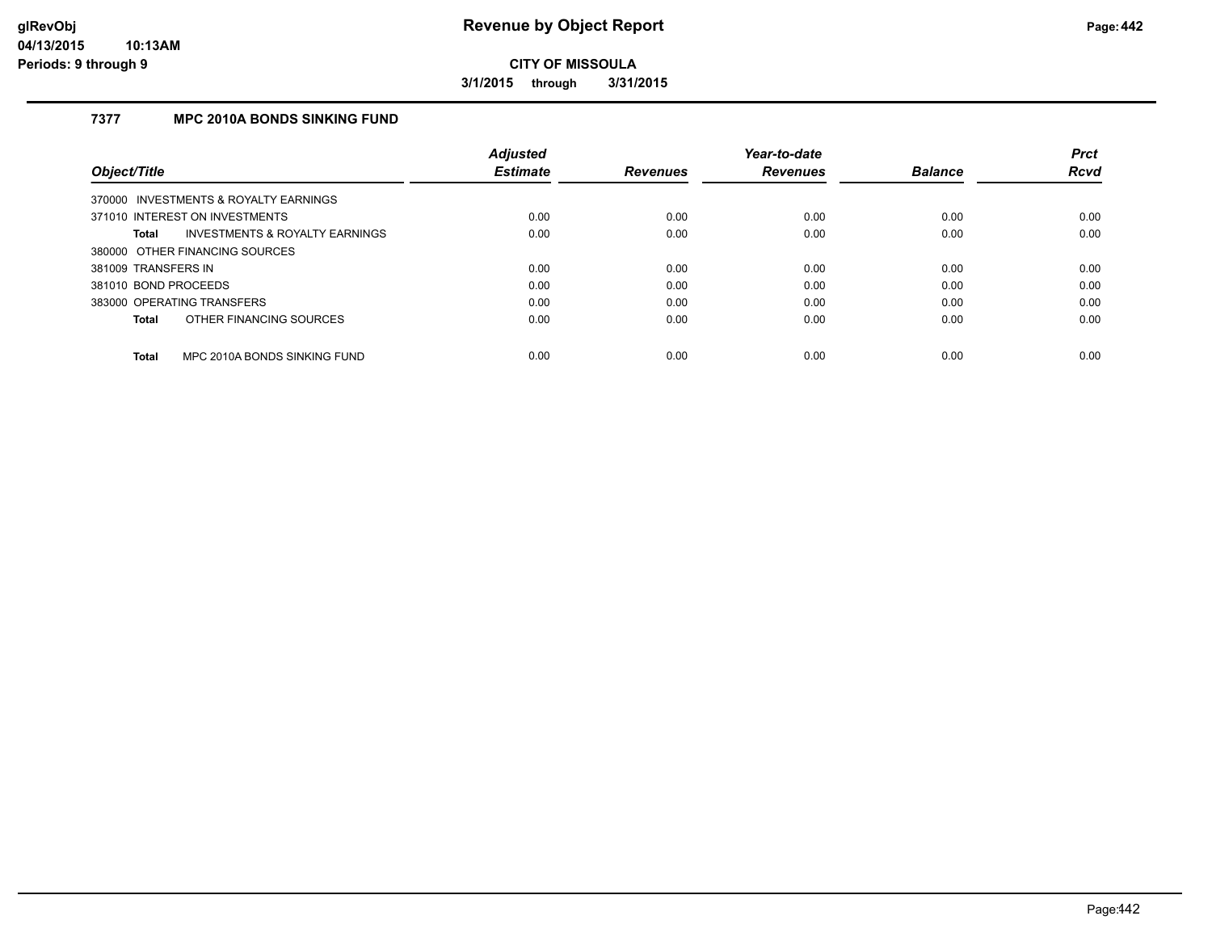# Revenue by Object Report

**CITY OF MISSOULA**

**3/1/2015 through 3/31/2015**

glRevObj
04/13/2015 10:13AM
Periods: 9 through 9

### 7377 MPC 2010A BONDS SINKING FUND

| Object/Title | Adjusted Estimate | Revenues | Year-to-date Revenues | Balance | Prct Rcvd |
|---|---|---|---|---|---|
| 370000 INVESTMENTS & ROYALTY EARNINGS | | | | | |
| 371010 INTEREST ON INVESTMENTS | 0.00 | 0.00 | 0.00 | 0.00 | 0.00 |
| **Total** INVESTMENTS & ROYALTY EARNINGS | 0.00 | 0.00 | 0.00 | 0.00 | 0.00 |
| 380000 OTHER FINANCING SOURCES | | | | | |
| 381009 TRANSFERS IN | 0.00 | 0.00 | 0.00 | 0.00 | 0.00 |
| 381010 BOND PROCEEDS | 0.00 | 0.00 | 0.00 | 0.00 | 0.00 |
| 383000 OPERATING TRANSFERS | 0.00 | 0.00 | 0.00 | 0.00 | 0.00 |
| **Total** OTHER FINANCING SOURCES | 0.00 | 0.00 | 0.00 | 0.00 | 0.00 |
| **Total** MPC 2010A BONDS SINKING FUND | 0.00 | 0.00 | 0.00 | 0.00 | 0.00 |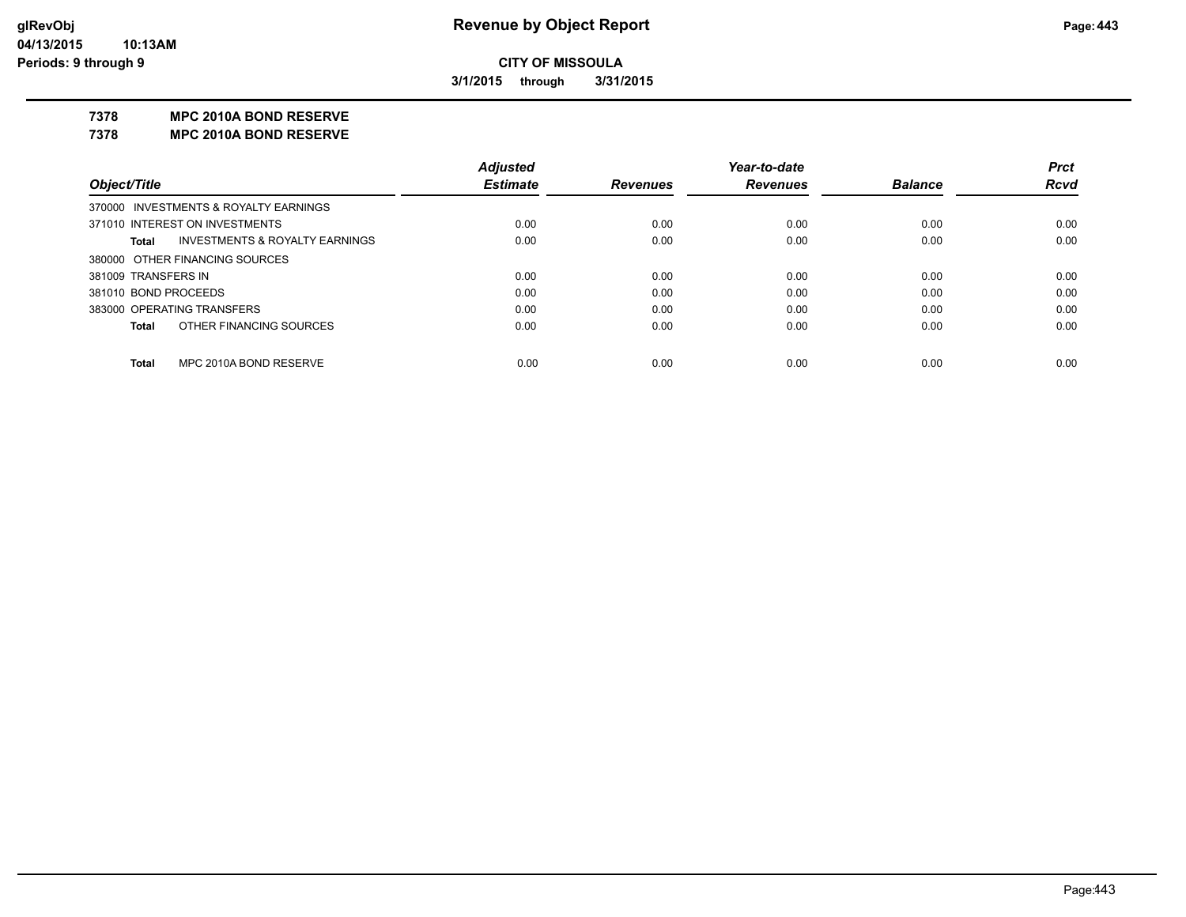**CITY OF MISSOULA**

**3/1/2015 through 3/31/2015**

## 7378 MPC 2010A BOND RESERVE

## 7378 MPC 2010A BOND RESERVE

| Object/Title | Adjusted Estimate | Revenues | Year-to-date Revenues | Balance | Prct Rcvd |
|---|---|---|---|---|---|
| 370000 INVESTMENTS & ROYALTY EARNINGS | | | | | |
| 371010 INTEREST ON INVESTMENTS | 0.00 | 0.00 | 0.00 | 0.00 | 0.00 |
| **Total** INVESTMENTS & ROYALTY EARNINGS | 0.00 | 0.00 | 0.00 | 0.00 | 0.00 |
| 380000 OTHER FINANCING SOURCES | | | | | |
| 381009 TRANSFERS IN | 0.00 | 0.00 | 0.00 | 0.00 | 0.00 |
| 381010 BOND PROCEEDS | 0.00 | 0.00 | 0.00 | 0.00 | 0.00 |
| 383000 OPERATING TRANSFERS | 0.00 | 0.00 | 0.00 | 0.00 | 0.00 |
| **Total** OTHER FINANCING SOURCES | 0.00 | 0.00 | 0.00 | 0.00 | 0.00 |
| **Total** MPC 2010A BOND RESERVE | 0.00 | 0.00 | 0.00 | 0.00 | 0.00 |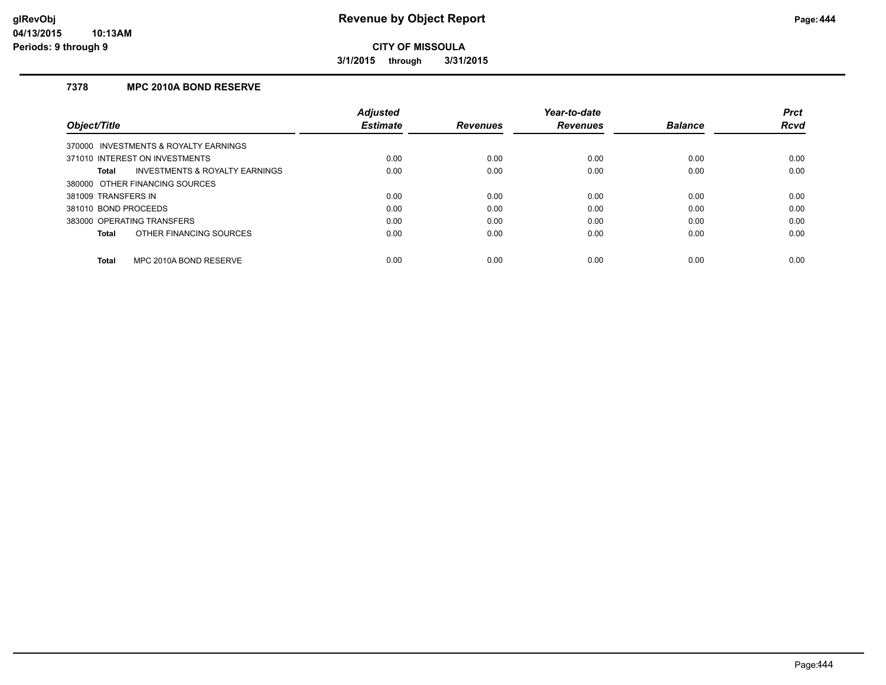# Revenue by Object Report

**CITY OF MISSOULA**

**3/1/2015 through 3/31/2015**

glRevObj
04/13/2015 10:13AM
Periods: 9 through 9

## 7378 MPC 2010A BOND RESERVE

| Object/Title | Adjusted Estimate | Revenues | Year-to-date Revenues | Balance | Prct Rcvd |
|---|---|---|---|---|---|
| 370000 INVESTMENTS & ROYALTY EARNINGS | | | | | |
| 371010 INTEREST ON INVESTMENTS | 0.00 | 0.00 | 0.00 | 0.00 | 0.00 |
| **Total** INVESTMENTS & ROYALTY EARNINGS | 0.00 | 0.00 | 0.00 | 0.00 | 0.00 |
| 380000 OTHER FINANCING SOURCES | | | | | |
| 381009 TRANSFERS IN | 0.00 | 0.00 | 0.00 | 0.00 | 0.00 |
| 381010 BOND PROCEEDS | 0.00 | 0.00 | 0.00 | 0.00 | 0.00 |
| 383000 OPERATING TRANSFERS | 0.00 | 0.00 | 0.00 | 0.00 | 0.00 |
| **Total** OTHER FINANCING SOURCES | 0.00 | 0.00 | 0.00 | 0.00 | 0.00 |
| **Total** MPC 2010A BOND RESERVE | 0.00 | 0.00 | 0.00 | 0.00 | 0.00 |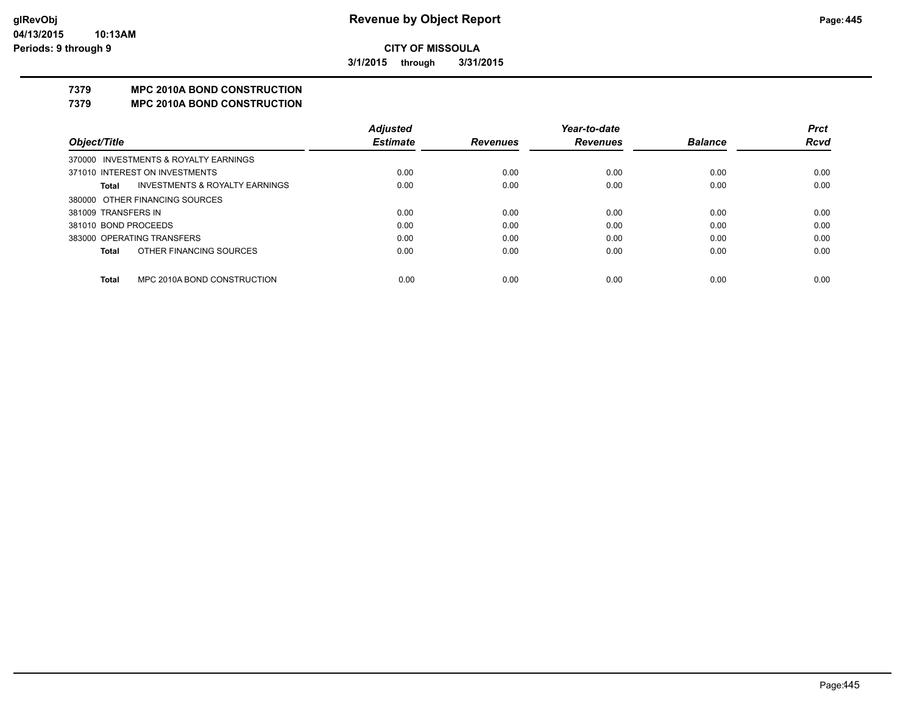# CITY OF MISSOULA

**3/1/2015 through 3/31/2015**

## 7379 MPC 2010A BOND CONSTRUCTION
## 7379 MPC 2010A BOND CONSTRUCTION

| Object/Title | Adjusted Estimate | Revenues | Year-to-date Revenues | Balance | Prct Rcvd |
|---|---|---|---|---|---|
| 370000 INVESTMENTS & ROYALTY EARNINGS | | | | | |
| 371010 INTEREST ON INVESTMENTS | 0.00 | 0.00 | 0.00 | 0.00 | 0.00 |
| **Total** INVESTMENTS & ROYALTY EARNINGS | 0.00 | 0.00 | 0.00 | 0.00 | 0.00 |
| 380000 OTHER FINANCING SOURCES | | | | | |
| 381009 TRANSFERS IN | 0.00 | 0.00 | 0.00 | 0.00 | 0.00 |
| 381010 BOND PROCEEDS | 0.00 | 0.00 | 0.00 | 0.00 | 0.00 |
| 383000 OPERATING TRANSFERS | 0.00 | 0.00 | 0.00 | 0.00 | 0.00 |
| **Total** OTHER FINANCING SOURCES | 0.00 | 0.00 | 0.00 | 0.00 | 0.00 |
| **Total** MPC 2010A BOND CONSTRUCTION | 0.00 | 0.00 | 0.00 | 0.00 | 0.00 |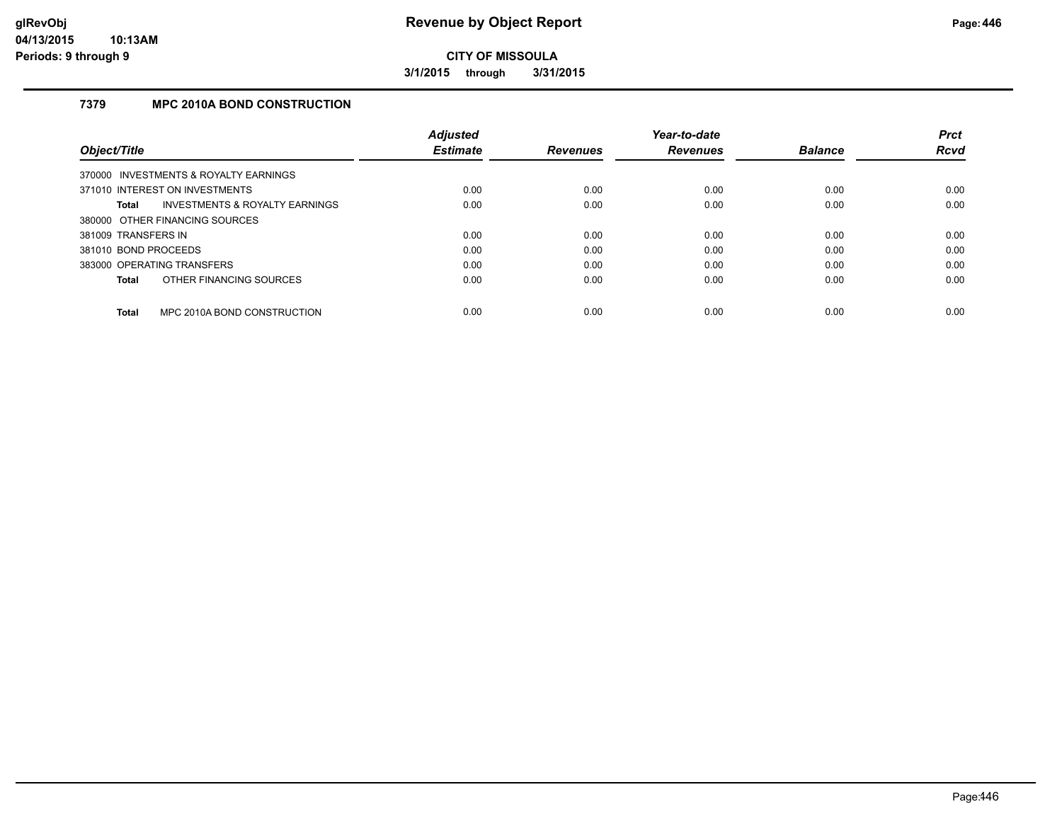**CITY OF MISSOULA**

**3/1/2015 through 3/31/2015**

### 7379 MPC 2010A BOND CONSTRUCTION

| Object/Title | Adjusted Estimate | Revenues | Year-to-date Revenues | Balance | Prct Rcvd |
|---|---|---|---|---|---|
| 370000 INVESTMENTS & ROYALTY EARNINGS | | | | | |
| 371010 INTEREST ON INVESTMENTS | 0.00 | 0.00 | 0.00 | 0.00 | 0.00 |
| **Total** INVESTMENTS & ROYALTY EARNINGS | 0.00 | 0.00 | 0.00 | 0.00 | 0.00 |
| 380000 OTHER FINANCING SOURCES | | | | | |
| 381009 TRANSFERS IN | 0.00 | 0.00 | 0.00 | 0.00 | 0.00 |
| 381010 BOND PROCEEDS | 0.00 | 0.00 | 0.00 | 0.00 | 0.00 |
| 383000 OPERATING TRANSFERS | 0.00 | 0.00 | 0.00 | 0.00 | 0.00 |
| **Total** OTHER FINANCING SOURCES | 0.00 | 0.00 | 0.00 | 0.00 | 0.00 |
| **Total** MPC 2010A BOND CONSTRUCTION | 0.00 | 0.00 | 0.00 | 0.00 | 0.00 |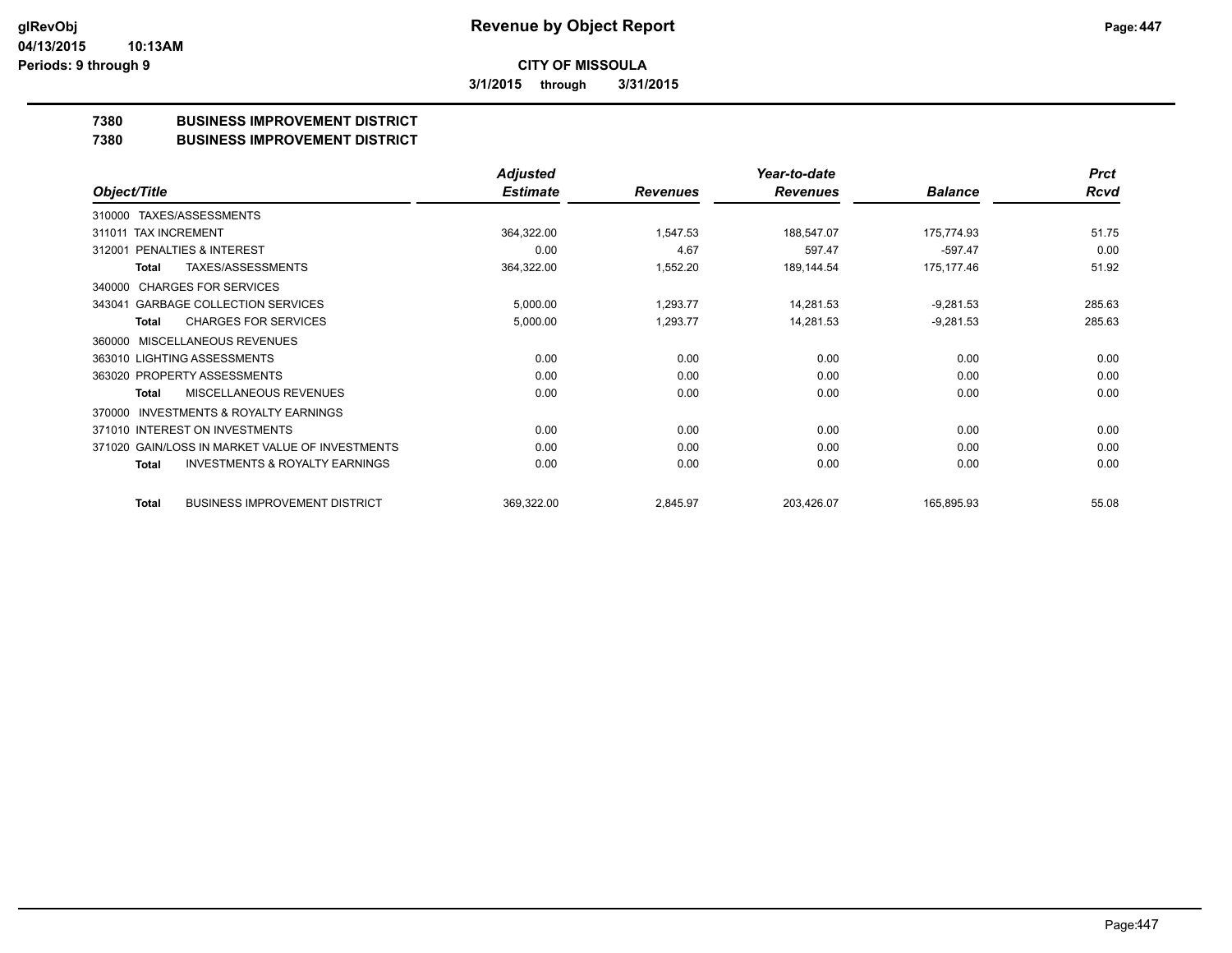# Revenue by Object Report

**CITY OF MISSOULA**

**3/1/2015 through 3/31/2015**

## 7380 BUSINESS IMPROVEMENT DISTRICT

## 7380 BUSINESS IMPROVEMENT DISTRICT

| Object/Title | Adjusted Estimate | Revenues | Year-to-date Revenues | Balance | Prct Rcvd |
|---|---|---|---|---|---|
| 310000 TAXES/ASSESSMENTS | | | | | |
| 311011 TAX INCREMENT | 364,322.00 | 1,547.53 | 188,547.07 | 175,774.93 | 51.75 |
| 312001 PENALTIES & INTEREST | 0.00 | 4.67 | 597.47 | -597.47 | 0.00 |
| **Total** TAXES/ASSESSMENTS | 364,322.00 | 1,552.20 | 189,144.54 | 175,177.46 | 51.92 |
| 340000 CHARGES FOR SERVICES | | | | | |
| 343041 GARBAGE COLLECTION SERVICES | 5,000.00 | 1,293.77 | 14,281.53 | -9,281.53 | 285.63 |
| **Total** CHARGES FOR SERVICES | 5,000.00 | 1,293.77 | 14,281.53 | -9,281.53 | 285.63 |
| 360000 MISCELLANEOUS REVENUES | | | | | |
| 363010 LIGHTING ASSESSMENTS | 0.00 | 0.00 | 0.00 | 0.00 | 0.00 |
| 363020 PROPERTY ASSESSMENTS | 0.00 | 0.00 | 0.00 | 0.00 | 0.00 |
| **Total** MISCELLANEOUS REVENUES | 0.00 | 0.00 | 0.00 | 0.00 | 0.00 |
| 370000 INVESTMENTS & ROYALTY EARNINGS | | | | | |
| 371010 INTEREST ON INVESTMENTS | 0.00 | 0.00 | 0.00 | 0.00 | 0.00 |
| 371020 GAIN/LOSS IN MARKET VALUE OF INVESTMENTS | 0.00 | 0.00 | 0.00 | 0.00 | 0.00 |
| **Total** INVESTMENTS & ROYALTY EARNINGS | 0.00 | 0.00 | 0.00 | 0.00 | 0.00 |
| **Total** BUSINESS IMPROVEMENT DISTRICT | 369,322.00 | 2,845.97 | 203,426.07 | 165,895.93 | 55.08 |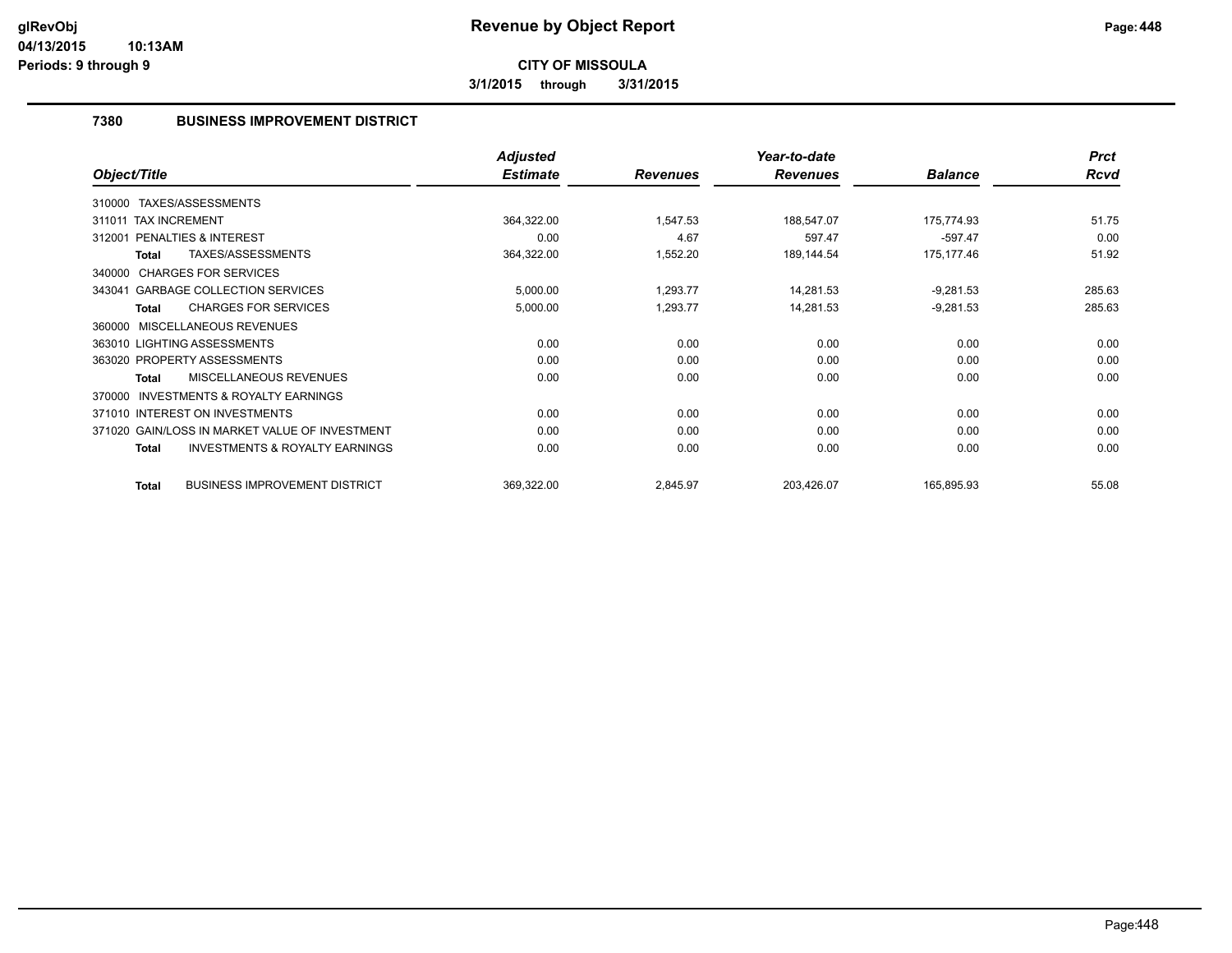**CITY OF MISSOULA**

**3/1/2015 through 3/31/2015**

## 7380 BUSINESS IMPROVEMENT DISTRICT

| Object/Title | Adjusted Estimate | Revenues | Year-to-date Revenues | Balance | Prct Rcvd |
|---|---|---|---|---|---|
| 310000 TAXES/ASSESSMENTS | | | | | |
| 311011 TAX INCREMENT | 364,322.00 | 1,547.53 | 188,547.07 | 175,774.93 | 51.75 |
| 312001 PENALTIES & INTEREST | 0.00 | 4.67 | 597.47 | -597.47 | 0.00 |
| **Total** TAXES/ASSESSMENTS | 364,322.00 | 1,552.20 | 189,144.54 | 175,177.46 | 51.92 |
| 340000 CHARGES FOR SERVICES | | | | | |
| 343041 GARBAGE COLLECTION SERVICES | 5,000.00 | 1,293.77 | 14,281.53 | -9,281.53 | 285.63 |
| **Total** CHARGES FOR SERVICES | 5,000.00 | 1,293.77 | 14,281.53 | -9,281.53 | 285.63 |
| 360000 MISCELLANEOUS REVENUES | | | | | |
| 363010 LIGHTING ASSESSMENTS | 0.00 | 0.00 | 0.00 | 0.00 | 0.00 |
| 363020 PROPERTY ASSESSMENTS | 0.00 | 0.00 | 0.00 | 0.00 | 0.00 |
| **Total** MISCELLANEOUS REVENUES | 0.00 | 0.00 | 0.00 | 0.00 | 0.00 |
| 370000 INVESTMENTS & ROYALTY EARNINGS | | | | | |
| 371010 INTEREST ON INVESTMENTS | 0.00 | 0.00 | 0.00 | 0.00 | 0.00 |
| 371020 GAIN/LOSS IN MARKET VALUE OF INVESTMENT | 0.00 | 0.00 | 0.00 | 0.00 | 0.00 |
| **Total** INVESTMENTS & ROYALTY EARNINGS | 0.00 | 0.00 | 0.00 | 0.00 | 0.00 |
| **Total** BUSINESS IMPROVEMENT DISTRICT | 369,322.00 | 2,845.97 | 203,426.07 | 165,895.93 | 55.08 |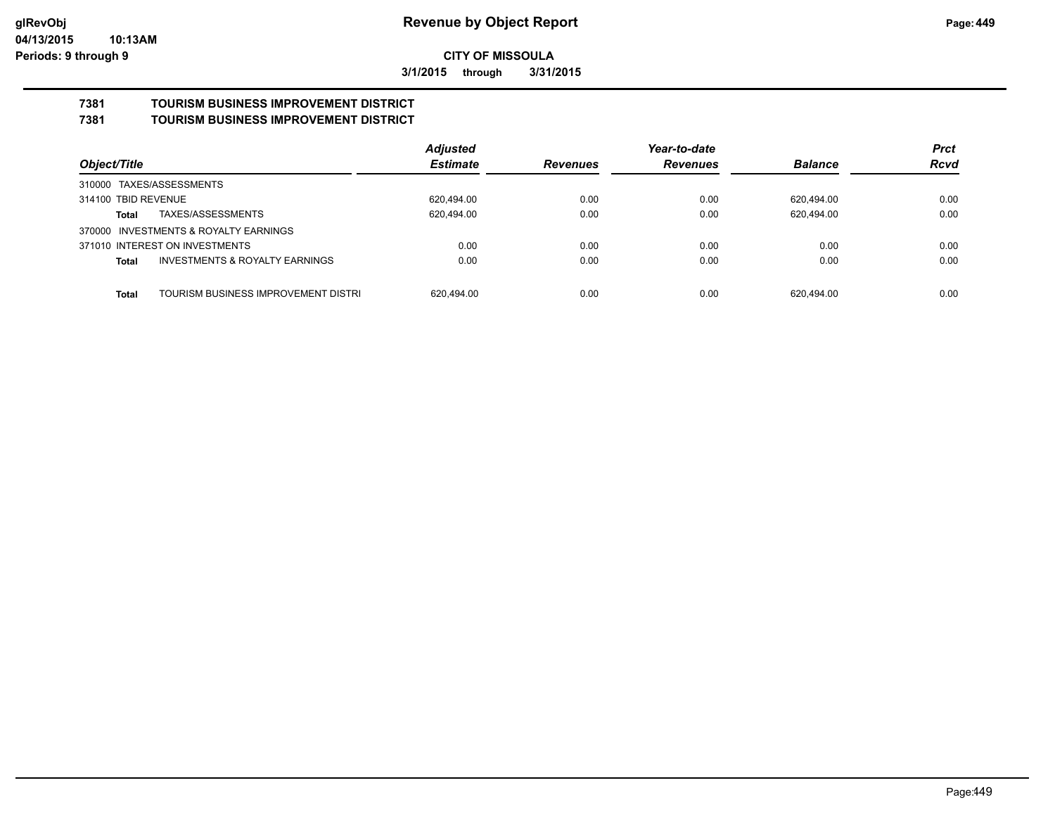# Revenue by Object Report

**CITY OF MISSOULA**

**3/1/2015 through 3/31/2015**

glRevObj
04/13/2015 10:13AM
Periods: 9 through 9

## 7381 TOURISM BUSINESS IMPROVEMENT DISTRICT
## 7381 TOURISM BUSINESS IMPROVEMENT DISTRICT

| Object/Title | Adjusted Estimate | Revenues | Year-to-date Revenues | Balance | Prct Rcvd |
|---|---|---|---|---|---|
| 310000 TAXES/ASSESSMENTS | | | | | |
| 314100 TBID REVENUE | 620,494.00 | 0.00 | 0.00 | 620,494.00 | 0.00 |
| **Total** TAXES/ASSESSMENTS | 620,494.00 | 0.00 | 0.00 | 620,494.00 | 0.00 |
| 370000 INVESTMENTS & ROYALTY EARNINGS | | | | | |
| 371010 INTEREST ON INVESTMENTS | 0.00 | 0.00 | 0.00 | 0.00 | 0.00 |
| **Total** INVESTMENTS & ROYALTY EARNINGS | 0.00 | 0.00 | 0.00 | 0.00 | 0.00 |
| **Total** TOURISM BUSINESS IMPROVEMENT DISTRI | 620,494.00 | 0.00 | 0.00 | 620,494.00 | 0.00 |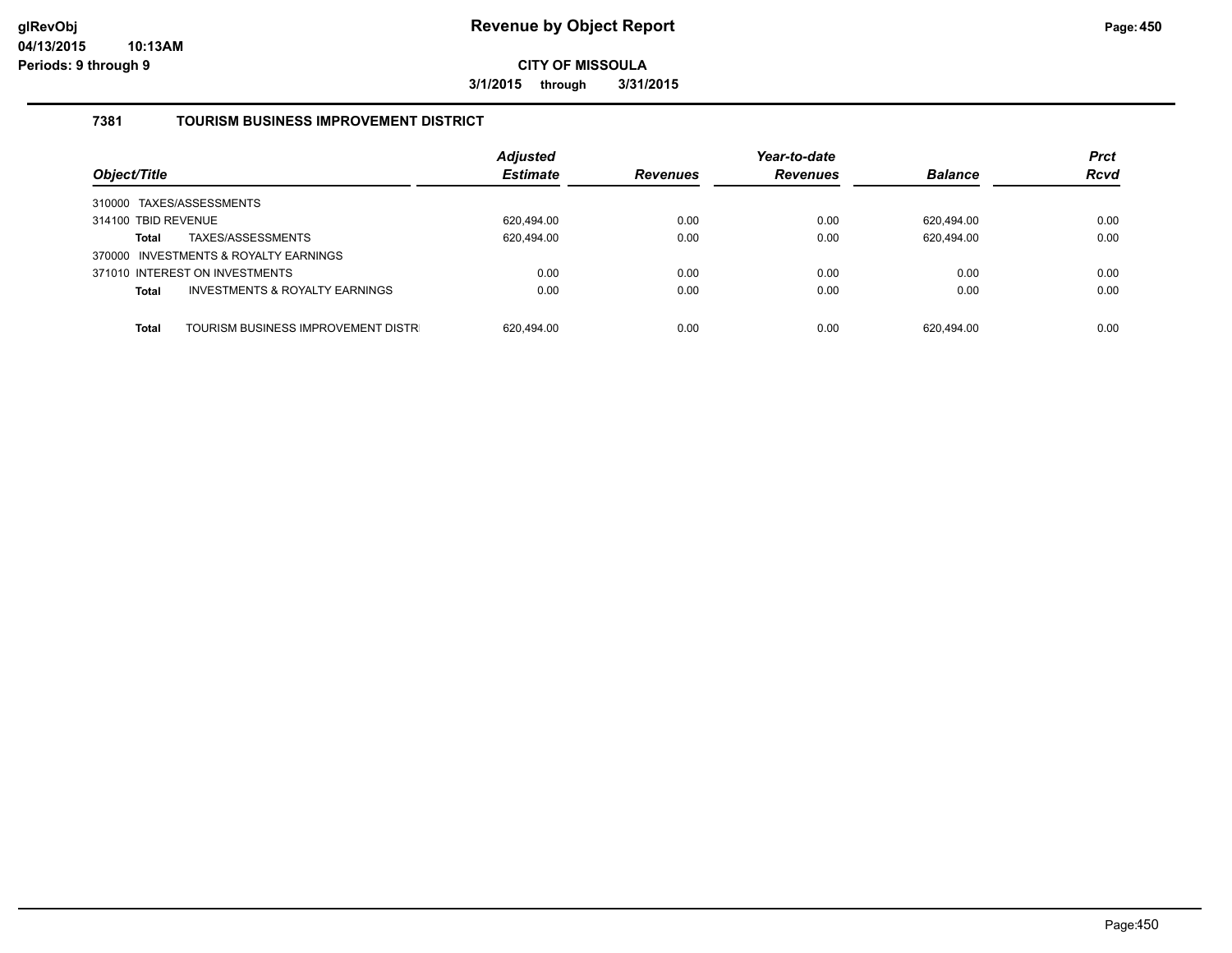**glRevObj**
**04/13/2015 10:13AM**
**Periods: 9 through 9**

# Revenue by Object Report

**CITY OF MISSOULA**

**3/1/2015 through 3/31/2015**

## 7381 TOURISM BUSINESS IMPROVEMENT DISTRICT

| Object/Title | Adjusted Estimate | Revenues | Year-to-date Revenues | Balance | Prct Rcvd |
|---|---|---|---|---|---|
| 310000 TAXES/ASSESSMENTS | | | | | |
| 314100 TBID REVENUE | 620,494.00 | 0.00 | 0.00 | 620,494.00 | 0.00 |
| **Total** TAXES/ASSESSMENTS | 620,494.00 | 0.00 | 0.00 | 620,494.00 | 0.00 |
| 370000 INVESTMENTS & ROYALTY EARNINGS | | | | | |
| 371010 INTEREST ON INVESTMENTS | 0.00 | 0.00 | 0.00 | 0.00 | 0.00 |
| **Total** INVESTMENTS & ROYALTY EARNINGS | 0.00 | 0.00 | 0.00 | 0.00 | 0.00 |
| **Total** TOURISM BUSINESS IMPROVEMENT DISTR | 620,494.00 | 0.00 | 0.00 | 620,494.00 | 0.00 |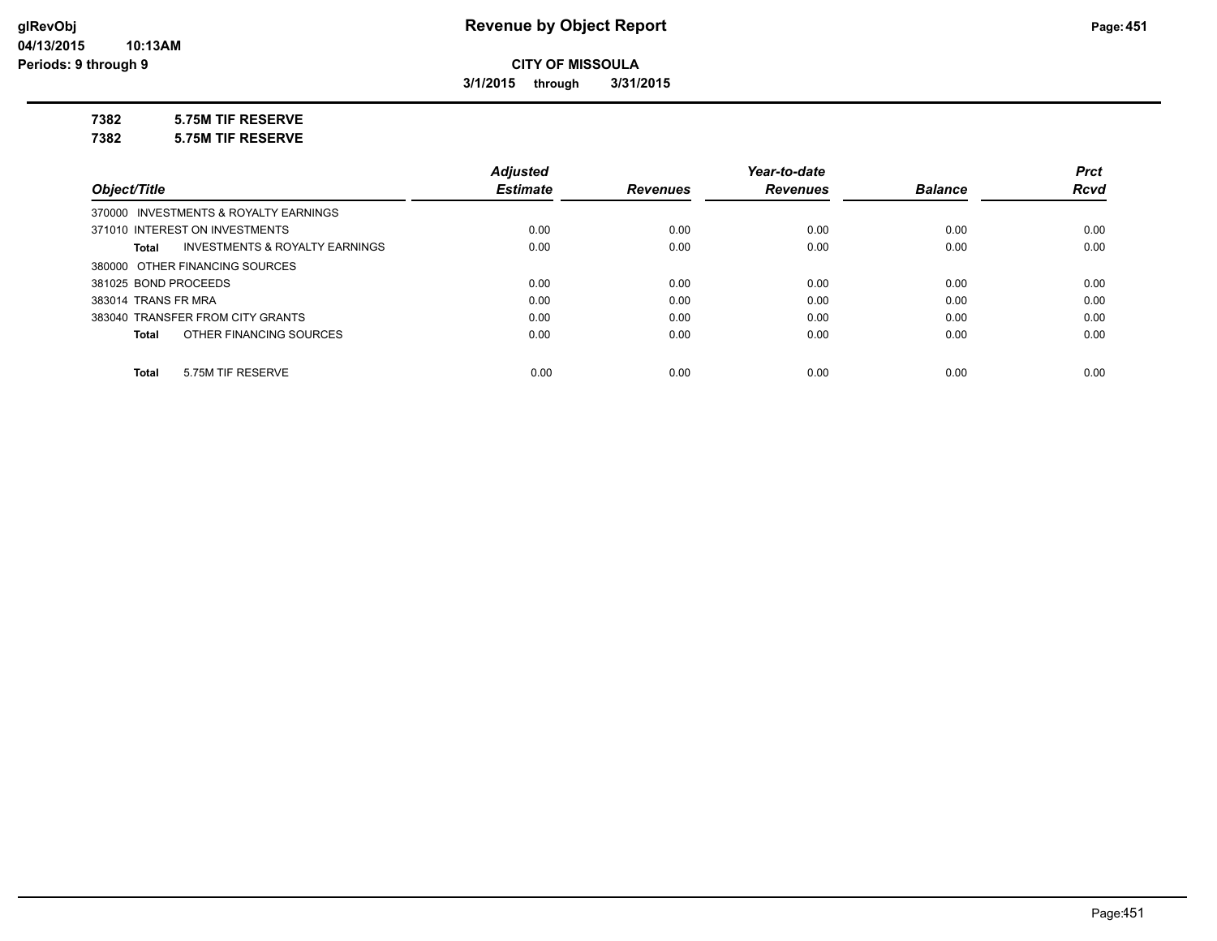# Revenue by Object Report

**CITY OF MISSOULA**

**3/1/2015 through 3/31/2015**

glRevObj
04/13/2015 10:13AM
Periods: 9 through 9

**7382 5.75M TIF RESERVE**

**7382 5.75M TIF RESERVE**

| Object/Title | Adjusted Estimate | Revenues | Year-to-date Revenues | Balance | Prct Rcvd |
|---|---|---|---|---|---|
| 370000 INVESTMENTS & ROYALTY EARNINGS | | | | | |
| 371010 INTEREST ON INVESTMENTS | 0.00 | 0.00 | 0.00 | 0.00 | 0.00 |
| **Total** INVESTMENTS & ROYALTY EARNINGS | 0.00 | 0.00 | 0.00 | 0.00 | 0.00 |
| 380000 OTHER FINANCING SOURCES | | | | | |
| 381025 BOND PROCEEDS | 0.00 | 0.00 | 0.00 | 0.00 | 0.00 |
| 383014 TRANS FR MRA | 0.00 | 0.00 | 0.00 | 0.00 | 0.00 |
| 383040 TRANSFER FROM CITY GRANTS | 0.00 | 0.00 | 0.00 | 0.00 | 0.00 |
| **Total** OTHER FINANCING SOURCES | 0.00 | 0.00 | 0.00 | 0.00 | 0.00 |
| **Total** 5.75M TIF RESERVE | 0.00 | 0.00 | 0.00 | 0.00 | 0.00 |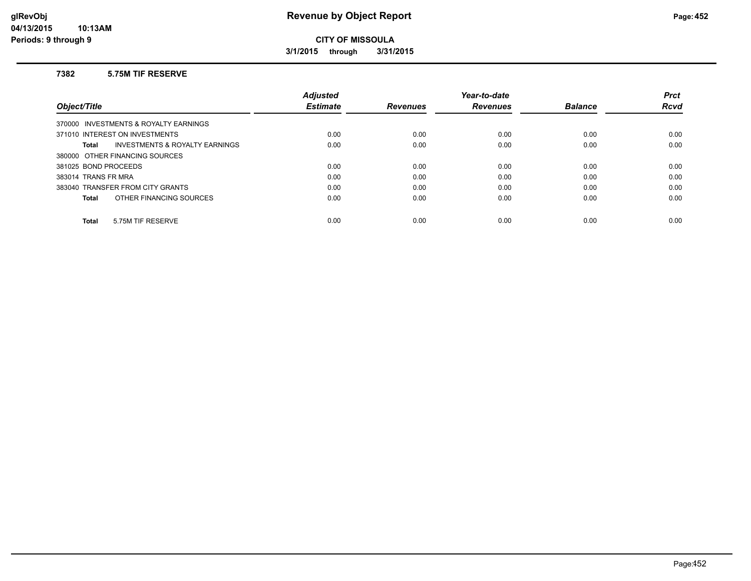# Revenue by Object Report

**CITY OF MISSOULA**

**3/1/2015 through 3/31/2015**

**glRevObj**
**04/13/2015 10:13AM**
**Periods: 9 through 9**

### 7382 5.75M TIF RESERVE

| Object/Title | Adjusted Estimate | Revenues | Year-to-date Revenues | Balance | Prct Rcvd |
|---|---|---|---|---|---|
| 370000 INVESTMENTS & ROYALTY EARNINGS | | | | | |
| 371010 INTEREST ON INVESTMENTS | 0.00 | 0.00 | 0.00 | 0.00 | 0.00 |
| **Total** INVESTMENTS & ROYALTY EARNINGS | 0.00 | 0.00 | 0.00 | 0.00 | 0.00 |
| 380000 OTHER FINANCING SOURCES | | | | | |
| 381025 BOND PROCEEDS | 0.00 | 0.00 | 0.00 | 0.00 | 0.00 |
| 383014 TRANS FR MRA | 0.00 | 0.00 | 0.00 | 0.00 | 0.00 |
| 383040 TRANSFER FROM CITY GRANTS | 0.00 | 0.00 | 0.00 | 0.00 | 0.00 |
| **Total** OTHER FINANCING SOURCES | 0.00 | 0.00 | 0.00 | 0.00 | 0.00 |
| **Total** 5.75M TIF RESERVE | 0.00 | 0.00 | 0.00 | 0.00 | 0.00 |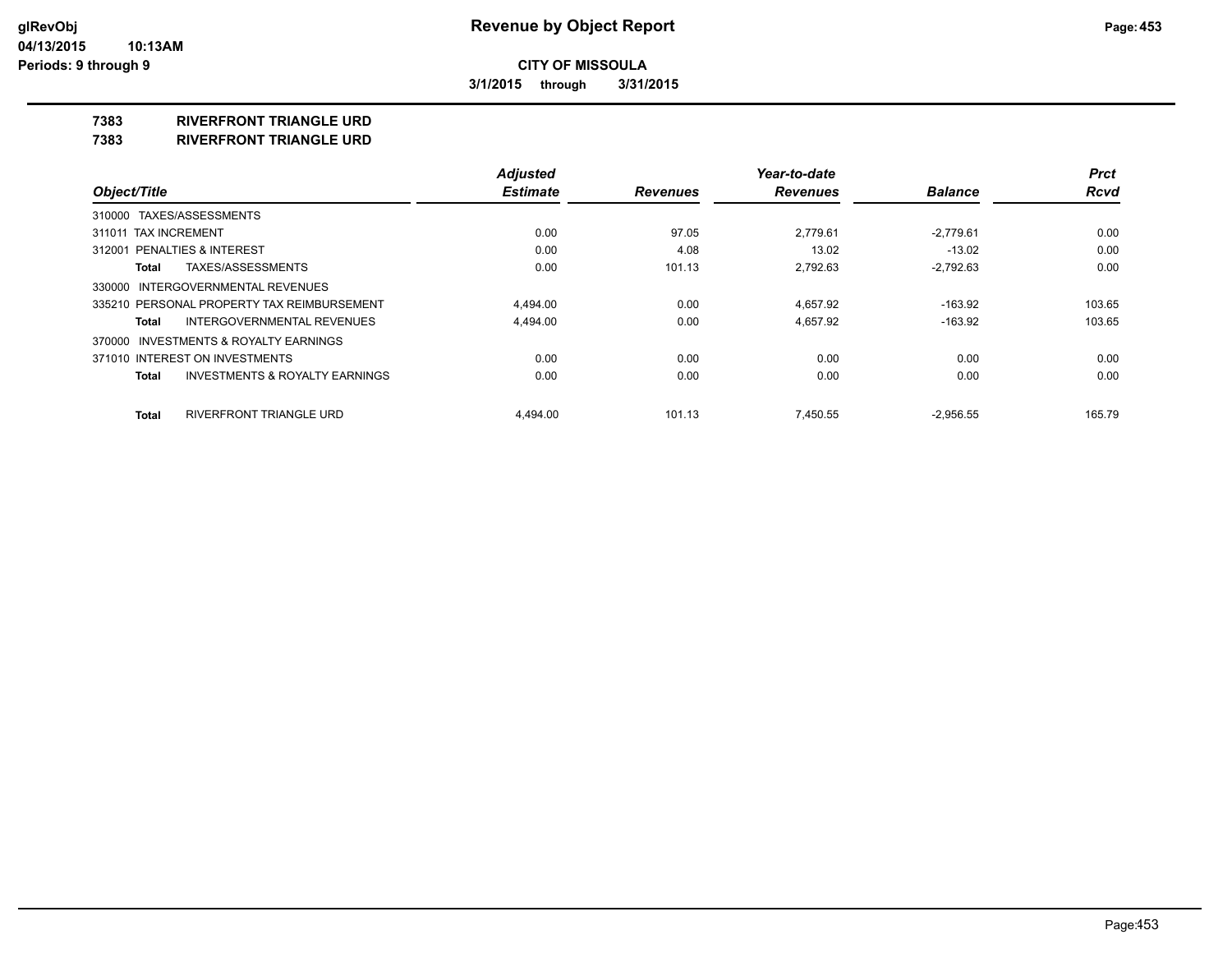**CITY OF MISSOULA**

**3/1/2015 through 3/31/2015**

## 7383 RIVERFRONT TRIANGLE URD

## 7383 RIVERFRONT TRIANGLE URD

| Object/Title | Adjusted Estimate | Revenues | Year-to-date Revenues | Balance | Prct Rcvd |
| --- | --- | --- | --- | --- | --- |
| 310000 TAXES/ASSESSMENTS | | | | | |
| 311011 TAX INCREMENT | 0.00 | 97.05 | 2,779.61 | -2,779.61 | 0.00 |
| 312001 PENALTIES & INTEREST | 0.00 | 4.08 | 13.02 | -13.02 | 0.00 |
| **Total** TAXES/ASSESSMENTS | 0.00 | 101.13 | 2,792.63 | -2,792.63 | 0.00 |
| 330000 INTERGOVERNMENTAL REVENUES | | | | | |
| 335210 PERSONAL PROPERTY TAX REIMBURSEMENT | 4,494.00 | 0.00 | 4,657.92 | -163.92 | 103.65 |
| **Total** INTERGOVERNMENTAL REVENUES | 4,494.00 | 0.00 | 4,657.92 | -163.92 | 103.65 |
| 370000 INVESTMENTS & ROYALTY EARNINGS | | | | | |
| 371010 INTEREST ON INVESTMENTS | 0.00 | 0.00 | 0.00 | 0.00 | 0.00 |
| **Total** INVESTMENTS & ROYALTY EARNINGS | 0.00 | 0.00 | 0.00 | 0.00 | 0.00 |
| **Total** RIVERFRONT TRIANGLE URD | 4,494.00 | 101.13 | 7,450.55 | -2,956.55 | 165.79 |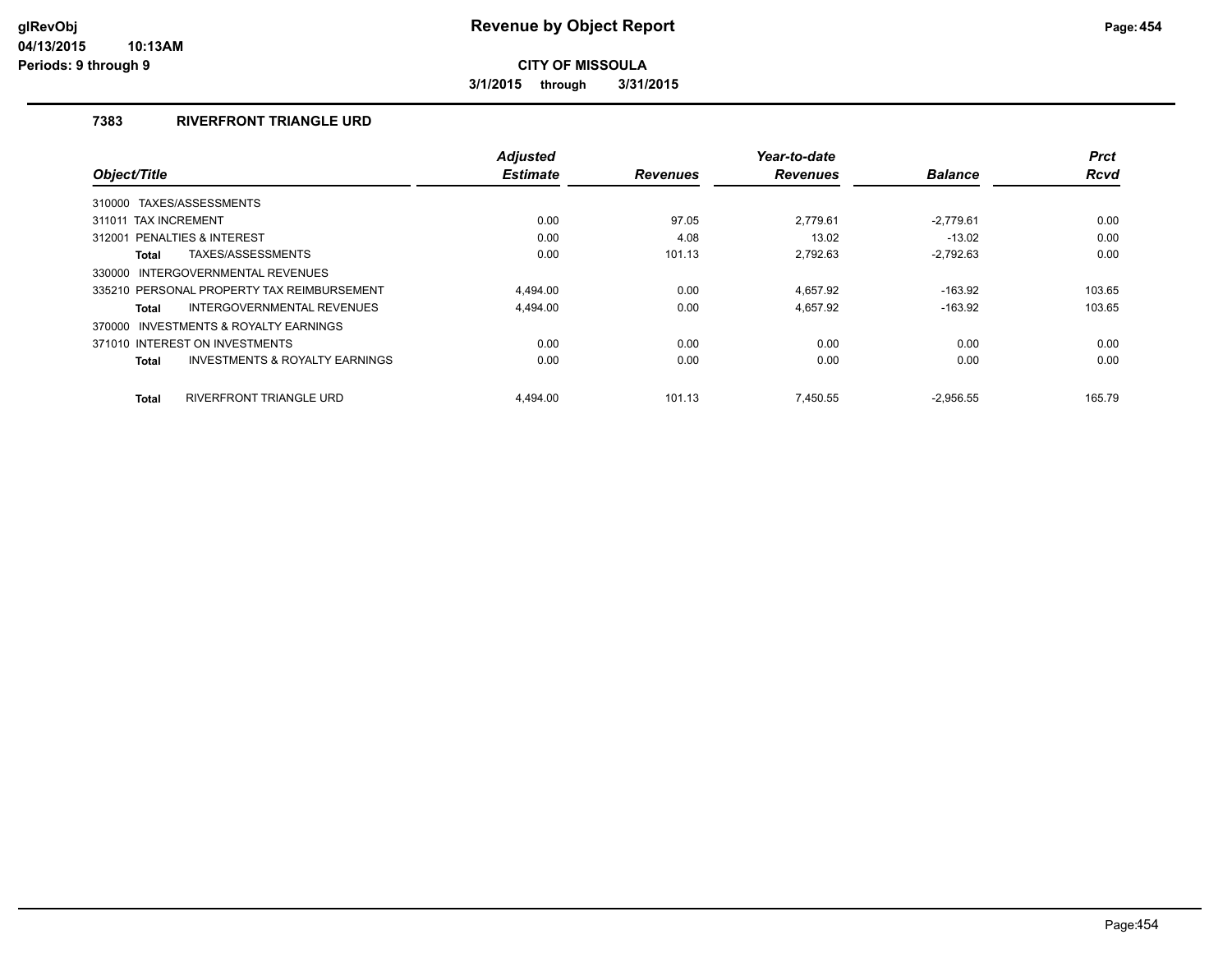# Revenue by Object Report

**CITY OF MISSOULA**

**3/1/2015 through 3/31/2015**

glRevObj
04/13/2015 10:13AM
Periods: 9 through 9

### 7383 RIVERFRONT TRIANGLE URD

| Object/Title | Adjusted Estimate | Revenues | Year-to-date Revenues | Balance | Prct Rcvd |
|---|---|---|---|---|---|
| 310000 TAXES/ASSESSMENTS | | | | | |
| 311011 TAX INCREMENT | 0.00 | 97.05 | 2,779.61 | -2,779.61 | 0.00 |
| 312001 PENALTIES & INTEREST | 0.00 | 4.08 | 13.02 | -13.02 | 0.00 |
| **Total** TAXES/ASSESSMENTS | 0.00 | 101.13 | 2,792.63 | -2,792.63 | 0.00 |
| 330000 INTERGOVERNMENTAL REVENUES | | | | | |
| 335210 PERSONAL PROPERTY TAX REIMBURSEMENT | 4,494.00 | 0.00 | 4,657.92 | -163.92 | 103.65 |
| **Total** INTERGOVERNMENTAL REVENUES | 4,494.00 | 0.00 | 4,657.92 | -163.92 | 103.65 |
| 370000 INVESTMENTS & ROYALTY EARNINGS | | | | | |
| 371010 INTEREST ON INVESTMENTS | 0.00 | 0.00 | 0.00 | 0.00 | 0.00 |
| **Total** INVESTMENTS & ROYALTY EARNINGS | 0.00 | 0.00 | 0.00 | 0.00 | 0.00 |
| **Total** RIVERFRONT TRIANGLE URD | 4,494.00 | 101.13 | 7,450.55 | -2,956.55 | 165.79 |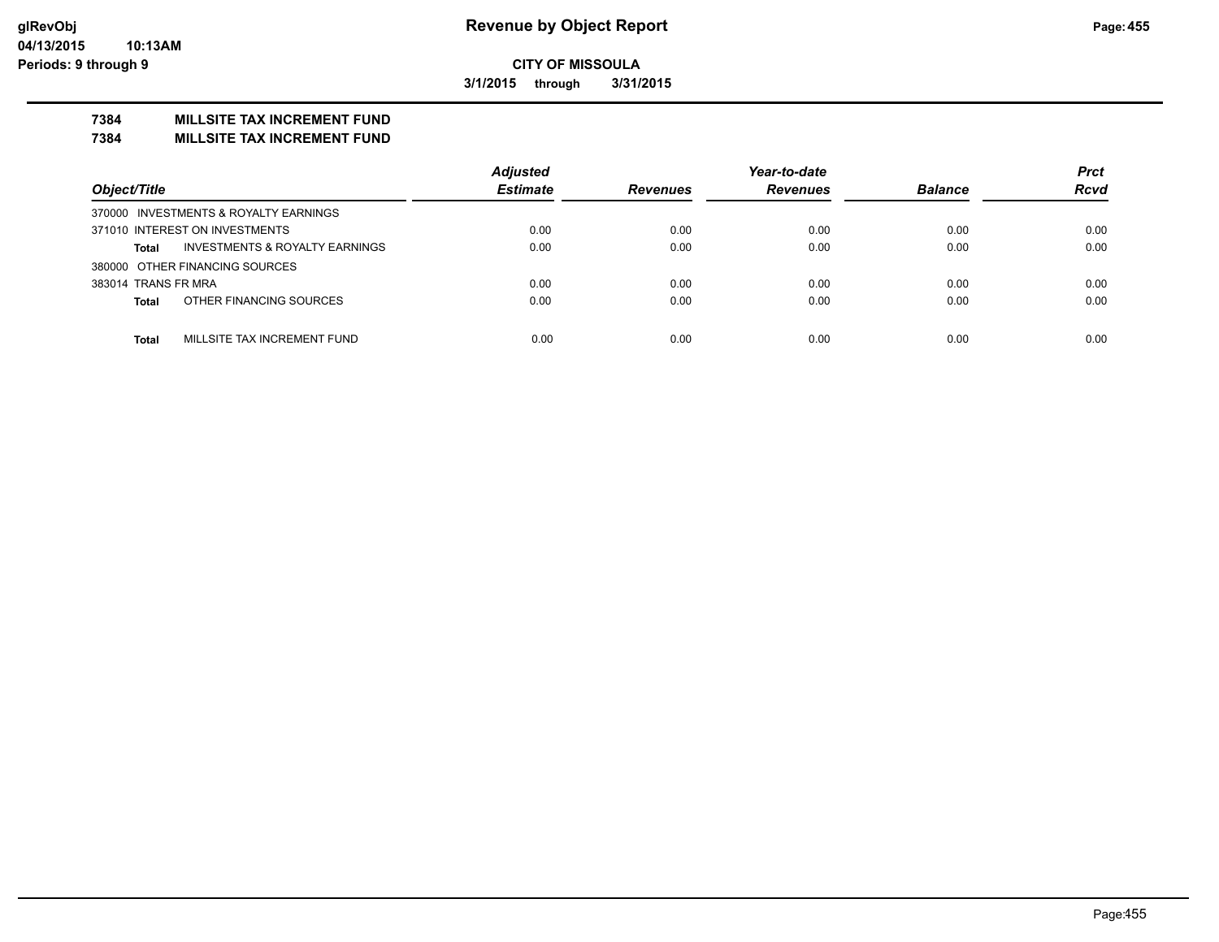# Revenue by Object Report

**CITY OF MISSOULA**

**3/1/2015 through 3/31/2015**

glRevObj
04/13/2015 10:13AM
Periods: 9 through 9

## 7384 MILLSITE TAX INCREMENT FUND
## 7384 MILLSITE TAX INCREMENT FUND

| Object/Title | | Adjusted Estimate | Revenues | Year-to-date Revenues | Balance | Prct Rcvd |
|---|---|---|---|---|---|---|
| 370000 INVESTMENTS & ROYALTY EARNINGS | | | | | | |
| 371010 INTEREST ON INVESTMENTS | | 0.00 | 0.00 | 0.00 | 0.00 | 0.00 |
| **Total** | INVESTMENTS & ROYALTY EARNINGS | 0.00 | 0.00 | 0.00 | 0.00 | 0.00 |
| 380000 OTHER FINANCING SOURCES | | | | | | |
| 383014 TRANS FR MRA | | 0.00 | 0.00 | 0.00 | 0.00 | 0.00 |
| **Total** | OTHER FINANCING SOURCES | 0.00 | 0.00 | 0.00 | 0.00 | 0.00 |
| **Total** | MILLSITE TAX INCREMENT FUND | 0.00 | 0.00 | 0.00 | 0.00 | 0.00 |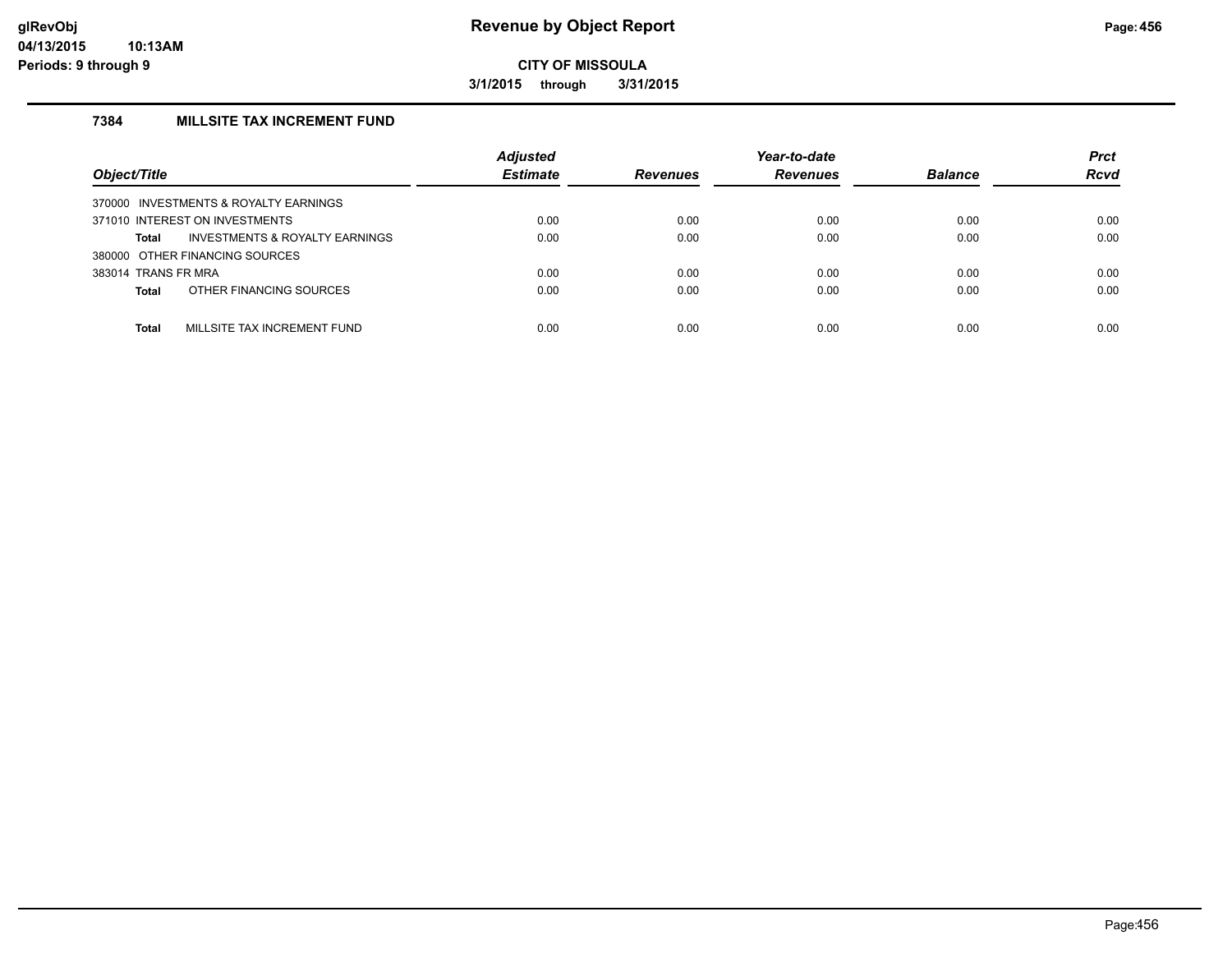# Revenue by Object Report

**CITY OF MISSOULA**

**3/1/2015 through 3/31/2015**

glRevObj
04/13/2015 10:13AM
Periods: 9 through 9

### 7384 MILLSITE TAX INCREMENT FUND

| Object/Title | Adjusted Estimate | Revenues | Year-to-date Revenues | Balance | Prct Rcvd |
|---|---|---|---|---|---|
| 370000 INVESTMENTS & ROYALTY EARNINGS | | | | | |
| 371010 INTEREST ON INVESTMENTS | 0.00 | 0.00 | 0.00 | 0.00 | 0.00 |
| **Total** INVESTMENTS & ROYALTY EARNINGS | 0.00 | 0.00 | 0.00 | 0.00 | 0.00 |
| 380000 OTHER FINANCING SOURCES | | | | | |
| 383014 TRANS FR MRA | 0.00 | 0.00 | 0.00 | 0.00 | 0.00 |
| **Total** OTHER FINANCING SOURCES | 0.00 | 0.00 | 0.00 | 0.00 | 0.00 |
| **Total** MILLSITE TAX INCREMENT FUND | 0.00 | 0.00 | 0.00 | 0.00 | 0.00 |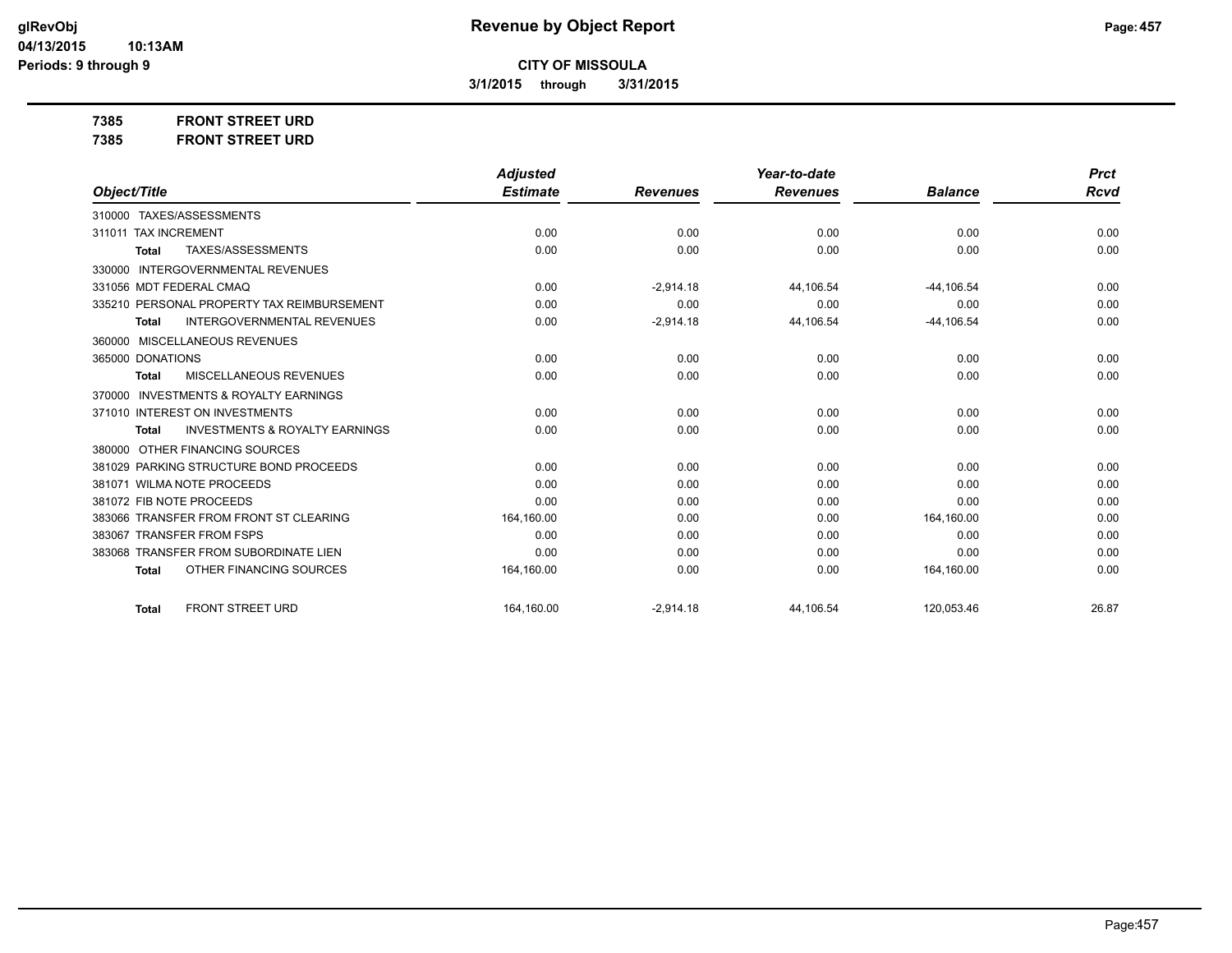**glRevObj**
**04/13/2015 10:13AM**
**Periods: 9 through 9**

# Revenue by Object Report

**CITY OF MISSOULA**

**3/1/2015 through 3/31/2015**

**7385 FRONT STREET URD**
**7385 FRONT STREET URD**

| Object/Title | Adjusted Estimate | Revenues | Year-to-date Revenues | Balance | Prct Rcvd |
|---|---|---|---|---|---|
| 310000 TAXES/ASSESSMENTS | | | | | |
| 311011 TAX INCREMENT | 0.00 | 0.00 | 0.00 | 0.00 | 0.00 |
| **Total** TAXES/ASSESSMENTS | 0.00 | 0.00 | 0.00 | 0.00 | 0.00 |
| 330000 INTERGOVERNMENTAL REVENUES | | | | | |
| 331056 MDT FEDERAL CMAQ | 0.00 | -2,914.18 | 44,106.54 | -44,106.54 | 0.00 |
| 335210 PERSONAL PROPERTY TAX REIMBURSEMENT | 0.00 | 0.00 | 0.00 | 0.00 | 0.00 |
| **Total** INTERGOVERNMENTAL REVENUES | 0.00 | -2,914.18 | 44,106.54 | -44,106.54 | 0.00 |
| 360000 MISCELLANEOUS REVENUES | | | | | |
| 365000 DONATIONS | 0.00 | 0.00 | 0.00 | 0.00 | 0.00 |
| **Total** MISCELLANEOUS REVENUES | 0.00 | 0.00 | 0.00 | 0.00 | 0.00 |
| 370000 INVESTMENTS & ROYALTY EARNINGS | | | | | |
| 371010 INTEREST ON INVESTMENTS | 0.00 | 0.00 | 0.00 | 0.00 | 0.00 |
| **Total** INVESTMENTS & ROYALTY EARNINGS | 0.00 | 0.00 | 0.00 | 0.00 | 0.00 |
| 380000 OTHER FINANCING SOURCES | | | | | |
| 381029 PARKING STRUCTURE BOND PROCEEDS | 0.00 | 0.00 | 0.00 | 0.00 | 0.00 |
| 381071 WILMA NOTE PROCEEDS | 0.00 | 0.00 | 0.00 | 0.00 | 0.00 |
| 381072 FIB NOTE PROCEEDS | 0.00 | 0.00 | 0.00 | 0.00 | 0.00 |
| 383066 TRANSFER FROM FRONT ST CLEARING | 164,160.00 | 0.00 | 0.00 | 164,160.00 | 0.00 |
| 383067 TRANSFER FROM FSPS | 0.00 | 0.00 | 0.00 | 0.00 | 0.00 |
| 383068 TRANSFER FROM SUBORDINATE LIEN | 0.00 | 0.00 | 0.00 | 0.00 | 0.00 |
| **Total** OTHER FINANCING SOURCES | 164,160.00 | 0.00 | 0.00 | 164,160.00 | 0.00 |
| **Total** FRONT STREET URD | 164,160.00 | -2,914.18 | 44,106.54 | 120,053.46 | 26.87 |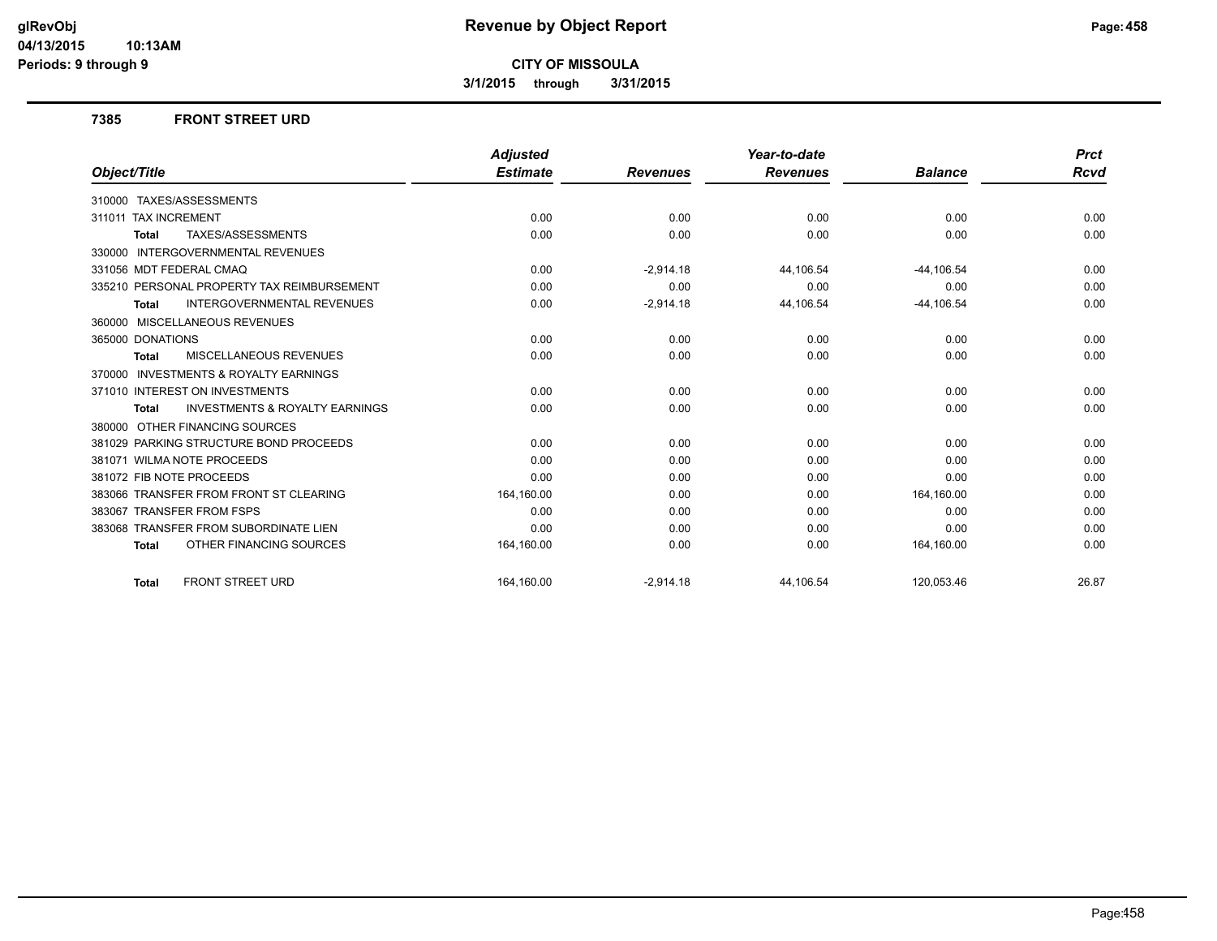# Revenue by Object Report

**CITY OF MISSOULA**

**3/1/2015 through 3/31/2015**

glRevObj
04/13/2015 10:13AM
Periods: 9 through 9

### 7385 FRONT STREET URD

| Object/Title | Adjusted Estimate | Revenues | Year-to-date Revenues | Balance | Prct Rcvd |
|---|---|---|---|---|---|
| 310000 TAXES/ASSESSMENTS | | | | | |
| 311011 TAX INCREMENT | 0.00 | 0.00 | 0.00 | 0.00 | 0.00 |
| **Total** TAXES/ASSESSMENTS | 0.00 | 0.00 | 0.00 | 0.00 | 0.00 |
| 330000 INTERGOVERNMENTAL REVENUES | | | | | |
| 331056 MDT FEDERAL CMAQ | 0.00 | -2,914.18 | 44,106.54 | -44,106.54 | 0.00 |
| 335210 PERSONAL PROPERTY TAX REIMBURSEMENT | 0.00 | 0.00 | 0.00 | 0.00 | 0.00 |
| **Total** INTERGOVERNMENTAL REVENUES | 0.00 | -2,914.18 | 44,106.54 | -44,106.54 | 0.00 |
| 360000 MISCELLANEOUS REVENUES | | | | | |
| 365000 DONATIONS | 0.00 | 0.00 | 0.00 | 0.00 | 0.00 |
| **Total** MISCELLANEOUS REVENUES | 0.00 | 0.00 | 0.00 | 0.00 | 0.00 |
| 370000 INVESTMENTS & ROYALTY EARNINGS | | | | | |
| 371010 INTEREST ON INVESTMENTS | 0.00 | 0.00 | 0.00 | 0.00 | 0.00 |
| **Total** INVESTMENTS & ROYALTY EARNINGS | 0.00 | 0.00 | 0.00 | 0.00 | 0.00 |
| 380000 OTHER FINANCING SOURCES | | | | | |
| 381029 PARKING STRUCTURE BOND PROCEEDS | 0.00 | 0.00 | 0.00 | 0.00 | 0.00 |
| 381071 WILMA NOTE PROCEEDS | 0.00 | 0.00 | 0.00 | 0.00 | 0.00 |
| 381072 FIB NOTE PROCEEDS | 0.00 | 0.00 | 0.00 | 0.00 | 0.00 |
| 383066 TRANSFER FROM FRONT ST CLEARING | 164,160.00 | 0.00 | 0.00 | 164,160.00 | 0.00 |
| 383067 TRANSFER FROM FSPS | 0.00 | 0.00 | 0.00 | 0.00 | 0.00 |
| 383068 TRANSFER FROM SUBORDINATE LIEN | 0.00 | 0.00 | 0.00 | 0.00 | 0.00 |
| **Total** OTHER FINANCING SOURCES | 164,160.00 | 0.00 | 0.00 | 164,160.00 | 0.00 |
| **Total** FRONT STREET URD | 164,160.00 | -2,914.18 | 44,106.54 | 120,053.46 | 26.87 |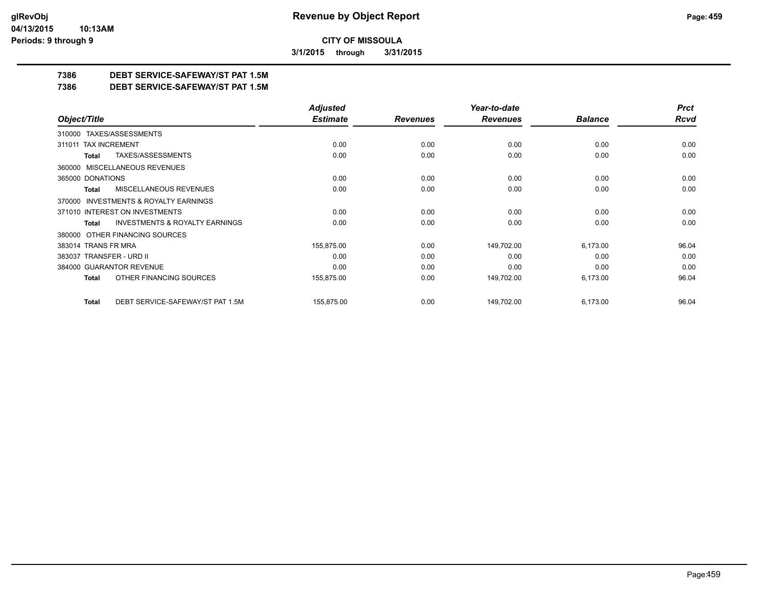**CITY OF MISSOULA**

**3/1/2015 through 3/31/2015**

## 7386 DEBT SERVICE-SAFEWAY/ST PAT 1.5M
## 7386 DEBT SERVICE-SAFEWAY/ST PAT 1.5M

| Object/Title | | Adjusted Estimate | Revenues | Year-to-date Revenues | Balance | Prct Rcvd |
|---|---|---|---|---|---|---|
| 310000 TAXES/ASSESSMENTS | | | | | | |
| 311011 TAX INCREMENT | | 0.00 | 0.00 | 0.00 | 0.00 | 0.00 |
| **Total** | TAXES/ASSESSMENTS | 0.00 | 0.00 | 0.00 | 0.00 | 0.00 |
| 360000 MISCELLANEOUS REVENUES | | | | | | |
| 365000 DONATIONS | | 0.00 | 0.00 | 0.00 | 0.00 | 0.00 |
| **Total** | MISCELLANEOUS REVENUES | 0.00 | 0.00 | 0.00 | 0.00 | 0.00 |
| 370000 INVESTMENTS & ROYALTY EARNINGS | | | | | | |
| 371010 INTEREST ON INVESTMENTS | | 0.00 | 0.00 | 0.00 | 0.00 | 0.00 |
| **Total** | INVESTMENTS & ROYALTY EARNINGS | 0.00 | 0.00 | 0.00 | 0.00 | 0.00 |
| 380000 OTHER FINANCING SOURCES | | | | | | |
| 383014 TRANS FR MRA | | 155,875.00 | 0.00 | 149,702.00 | 6,173.00 | 96.04 |
| 383037 TRANSFER - URD II | | 0.00 | 0.00 | 0.00 | 0.00 | 0.00 |
| 384000 GUARANTOR REVENUE | | 0.00 | 0.00 | 0.00 | 0.00 | 0.00 |
| **Total** | OTHER FINANCING SOURCES | 155,875.00 | 0.00 | 149,702.00 | 6,173.00 | 96.04 |
| **Total** | DEBT SERVICE-SAFEWAY/ST PAT 1.5M | 155,875.00 | 0.00 | 149,702.00 | 6,173.00 | 96.04 |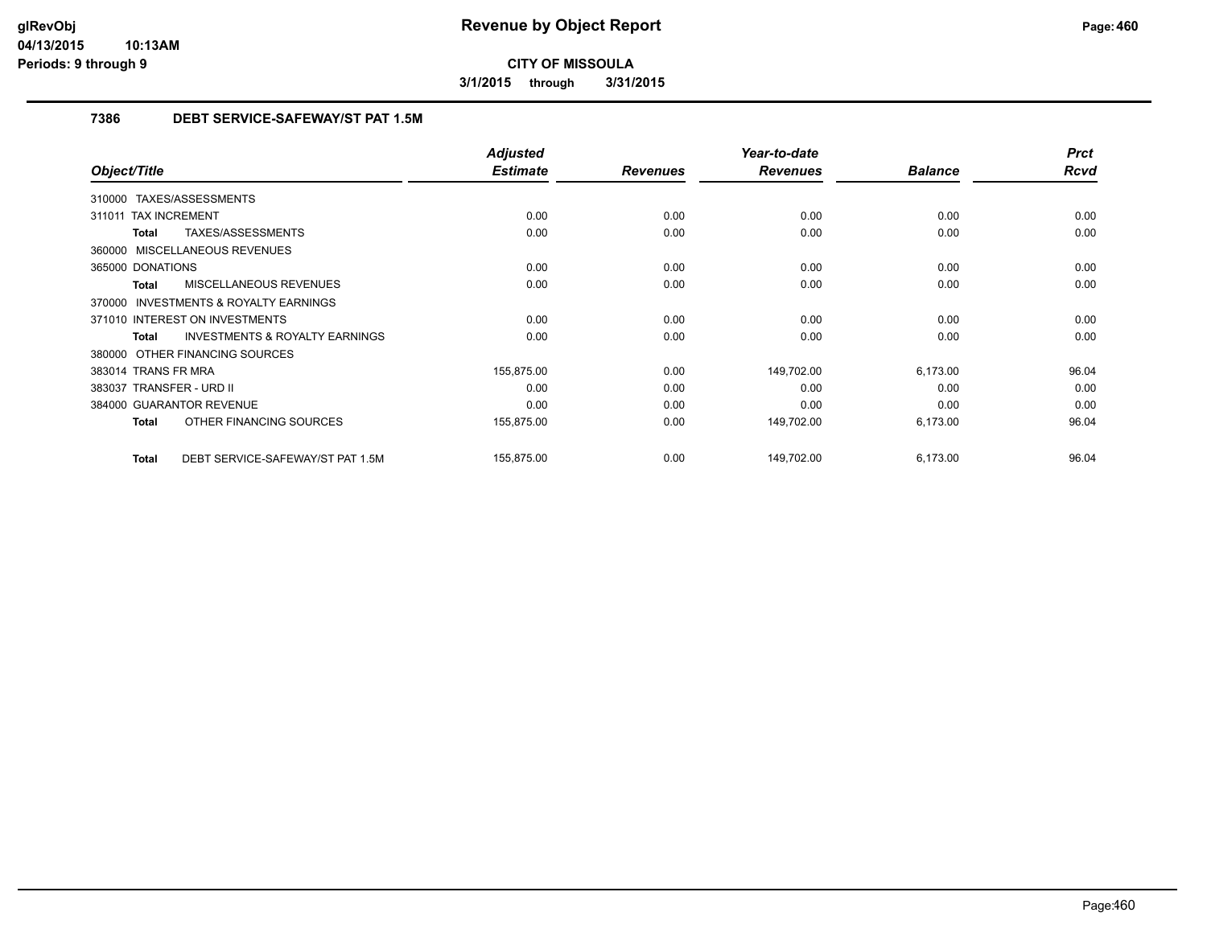# Revenue by Object Report

**CITY OF MISSOULA**

**3/1/2015 through 3/31/2015**

glRevObj
04/13/2015 10:13AM
Periods: 9 through 9

## 7386 DEBT SERVICE-SAFEWAY/ST PAT 1.5M

| Object/Title | Adjusted Estimate | Revenues | Year-to-date Revenues | Balance | Prct Rcvd |
|---|---|---|---|---|---|
| 310000 TAXES/ASSESSMENTS | | | | | |
| 311011 TAX INCREMENT | 0.00 | 0.00 | 0.00 | 0.00 | 0.00 |
| **Total** TAXES/ASSESSMENTS | 0.00 | 0.00 | 0.00 | 0.00 | 0.00 |
| 360000 MISCELLANEOUS REVENUES | | | | | |
| 365000 DONATIONS | 0.00 | 0.00 | 0.00 | 0.00 | 0.00 |
| **Total** MISCELLANEOUS REVENUES | 0.00 | 0.00 | 0.00 | 0.00 | 0.00 |
| 370000 INVESTMENTS & ROYALTY EARNINGS | | | | | |
| 371010 INTEREST ON INVESTMENTS | 0.00 | 0.00 | 0.00 | 0.00 | 0.00 |
| **Total** INVESTMENTS & ROYALTY EARNINGS | 0.00 | 0.00 | 0.00 | 0.00 | 0.00 |
| 380000 OTHER FINANCING SOURCES | | | | | |
| 383014 TRANS FR MRA | 155,875.00 | 0.00 | 149,702.00 | 6,173.00 | 96.04 |
| 383037 TRANSFER - URD II | 0.00 | 0.00 | 0.00 | 0.00 | 0.00 |
| 384000 GUARANTOR REVENUE | 0.00 | 0.00 | 0.00 | 0.00 | 0.00 |
| **Total** OTHER FINANCING SOURCES | 155,875.00 | 0.00 | 149,702.00 | 6,173.00 | 96.04 |
| **Total** DEBT SERVICE-SAFEWAY/ST PAT 1.5M | 155,875.00 | 0.00 | 149,702.00 | 6,173.00 | 96.04 |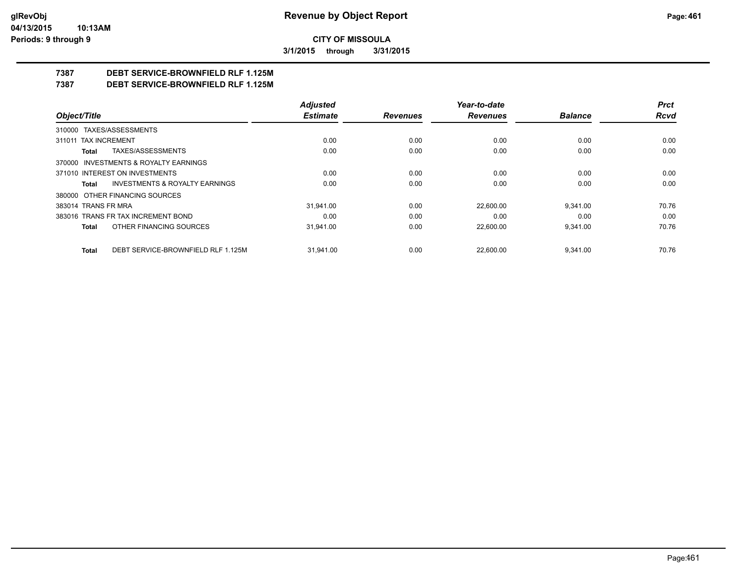**CITY OF MISSOULA**

**3/1/2015 through 3/31/2015**

## 7387 DEBT SERVICE-BROWNFIELD RLF 1.125M

## 7387 DEBT SERVICE-BROWNFIELD RLF 1.125M

| Object/Title | Adjusted Estimate | Revenues | Year-to-date Revenues | Balance | Prct Rcvd |
|---|---|---|---|---|---|
| 310000 TAXES/ASSESSMENTS | | | | | |
| 311011 TAX INCREMENT | 0.00 | 0.00 | 0.00 | 0.00 | 0.00 |
| **Total** TAXES/ASSESSMENTS | 0.00 | 0.00 | 0.00 | 0.00 | 0.00 |
| 370000 INVESTMENTS & ROYALTY EARNINGS | | | | | |
| 371010 INTEREST ON INVESTMENTS | 0.00 | 0.00 | 0.00 | 0.00 | 0.00 |
| **Total** INVESTMENTS & ROYALTY EARNINGS | 0.00 | 0.00 | 0.00 | 0.00 | 0.00 |
| 380000 OTHER FINANCING SOURCES | | | | | |
| 383014 TRANS FR MRA | 31,941.00 | 0.00 | 22,600.00 | 9,341.00 | 70.76 |
| 383016 TRANS FR TAX INCREMENT BOND | 0.00 | 0.00 | 0.00 | 0.00 | 0.00 |
| **Total** OTHER FINANCING SOURCES | 31,941.00 | 0.00 | 22,600.00 | 9,341.00 | 70.76 |
| **Total** DEBT SERVICE-BROWNFIELD RLF 1.125M | 31,941.00 | 0.00 | 22,600.00 | 9,341.00 | 70.76 |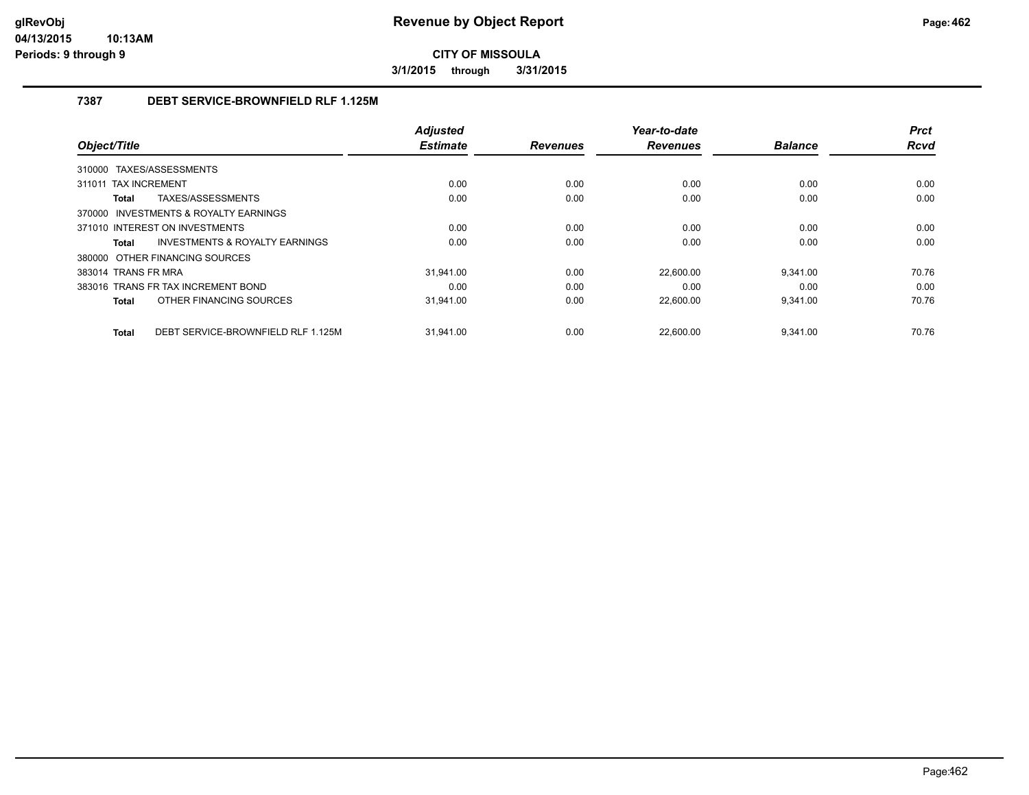# Revenue by Object Report

**CITY OF MISSOULA**

**3/1/2015 through 3/31/2015**

## 7387 DEBT SERVICE-BROWNFIELD RLF 1.125M

| Object/Title | Adjusted Estimate | Revenues | Year-to-date Revenues | Balance | Prct Rcvd |
|---|---|---|---|---|---|
| 310000 TAXES/ASSESSMENTS | | | | | |
| 311011 TAX INCREMENT | 0.00 | 0.00 | 0.00 | 0.00 | 0.00 |
| **Total** TAXES/ASSESSMENTS | 0.00 | 0.00 | 0.00 | 0.00 | 0.00 |
| 370000 INVESTMENTS & ROYALTY EARNINGS | | | | | |
| 371010 INTEREST ON INVESTMENTS | 0.00 | 0.00 | 0.00 | 0.00 | 0.00 |
| **Total** INVESTMENTS & ROYALTY EARNINGS | 0.00 | 0.00 | 0.00 | 0.00 | 0.00 |
| 380000 OTHER FINANCING SOURCES | | | | | |
| 383014 TRANS FR MRA | 31,941.00 | 0.00 | 22,600.00 | 9,341.00 | 70.76 |
| 383016 TRANS FR TAX INCREMENT BOND | 0.00 | 0.00 | 0.00 | 0.00 | 0.00 |
| **Total** OTHER FINANCING SOURCES | 31,941.00 | 0.00 | 22,600.00 | 9,341.00 | 70.76 |
| **Total** DEBT SERVICE-BROWNFIELD RLF 1.125M | 31,941.00 | 0.00 | 22,600.00 | 9,341.00 | 70.76 |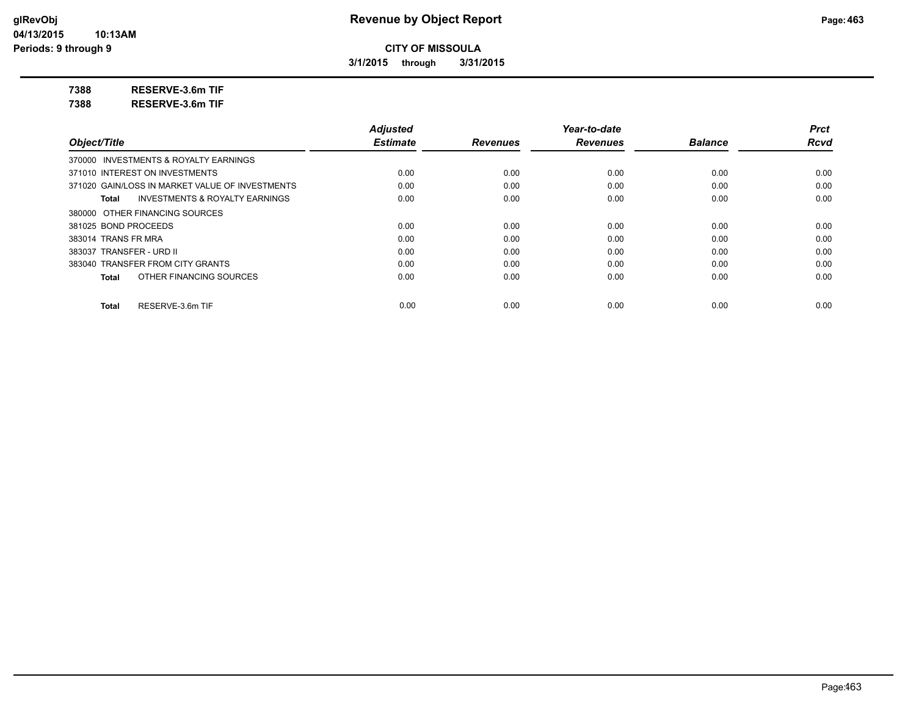**CITY OF MISSOULA**

**3/1/2015 through 3/31/2015**

**7388 RESERVE-3.6m TIF**

**7388 RESERVE-3.6m TIF**

| Object/Title | Adjusted Estimate | Revenues | Year-to-date Revenues | Balance | Prct Rcvd |
|---|---|---|---|---|---|
| 370000 INVESTMENTS & ROYALTY EARNINGS | | | | | |
| 371010 INTEREST ON INVESTMENTS | 0.00 | 0.00 | 0.00 | 0.00 | 0.00 |
| 371020 GAIN/LOSS IN MARKET VALUE OF INVESTMENTS | 0.00 | 0.00 | 0.00 | 0.00 | 0.00 |
| **Total** INVESTMENTS & ROYALTY EARNINGS | 0.00 | 0.00 | 0.00 | 0.00 | 0.00 |
| 380000 OTHER FINANCING SOURCES | | | | | |
| 381025 BOND PROCEEDS | 0.00 | 0.00 | 0.00 | 0.00 | 0.00 |
| 383014 TRANS FR MRA | 0.00 | 0.00 | 0.00 | 0.00 | 0.00 |
| 383037 TRANSFER - URD II | 0.00 | 0.00 | 0.00 | 0.00 | 0.00 |
| 383040 TRANSFER FROM CITY GRANTS | 0.00 | 0.00 | 0.00 | 0.00 | 0.00 |
| **Total** OTHER FINANCING SOURCES | 0.00 | 0.00 | 0.00 | 0.00 | 0.00 |
| **Total** RESERVE-3.6m TIF | 0.00 | 0.00 | 0.00 | 0.00 | 0.00 |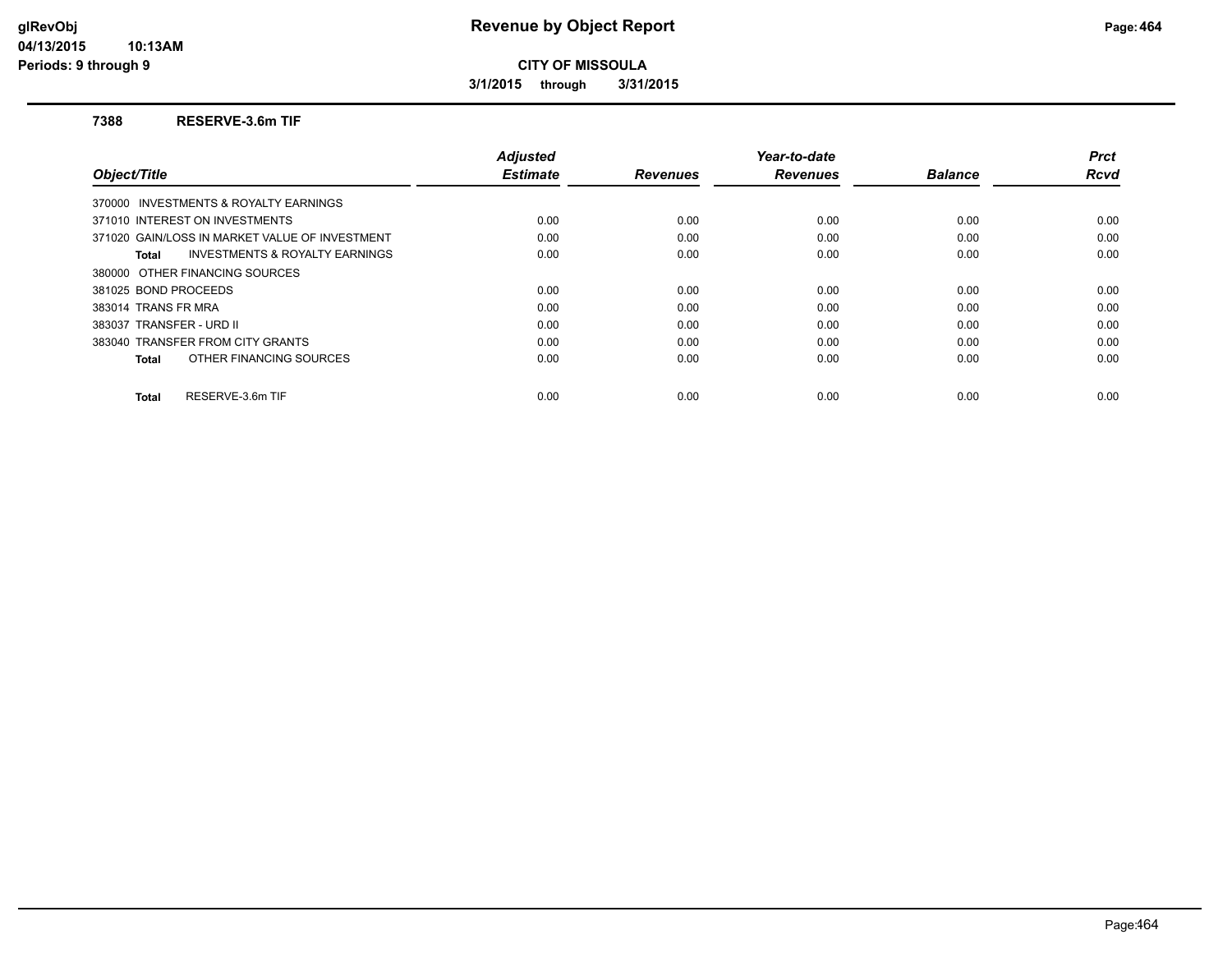# Revenue by Object Report

**CITY OF MISSOULA**

**3/1/2015 through 3/31/2015**

glRevObj
04/13/2015 10:13AM
Periods: 9 through 9

## 7388 RESERVE-3.6m TIF

| Object/Title | Adjusted Estimate | Revenues | Year-to-date Revenues | Balance | Prct Rcvd |
|---|---|---|---|---|---|
| 370000 INVESTMENTS & ROYALTY EARNINGS | | | | | |
| 371010 INTEREST ON INVESTMENTS | 0.00 | 0.00 | 0.00 | 0.00 | 0.00 |
| 371020 GAIN/LOSS IN MARKET VALUE OF INVESTMENT | 0.00 | 0.00 | 0.00 | 0.00 | 0.00 |
| **Total** INVESTMENTS & ROYALTY EARNINGS | 0.00 | 0.00 | 0.00 | 0.00 | 0.00 |
| 380000 OTHER FINANCING SOURCES | | | | | |
| 381025 BOND PROCEEDS | 0.00 | 0.00 | 0.00 | 0.00 | 0.00 |
| 383014 TRANS FR MRA | 0.00 | 0.00 | 0.00 | 0.00 | 0.00 |
| 383037 TRANSFER - URD II | 0.00 | 0.00 | 0.00 | 0.00 | 0.00 |
| 383040 TRANSFER FROM CITY GRANTS | 0.00 | 0.00 | 0.00 | 0.00 | 0.00 |
| **Total** OTHER FINANCING SOURCES | 0.00 | 0.00 | 0.00 | 0.00 | 0.00 |
| **Total** RESERVE-3.6m TIF | 0.00 | 0.00 | 0.00 | 0.00 | 0.00 |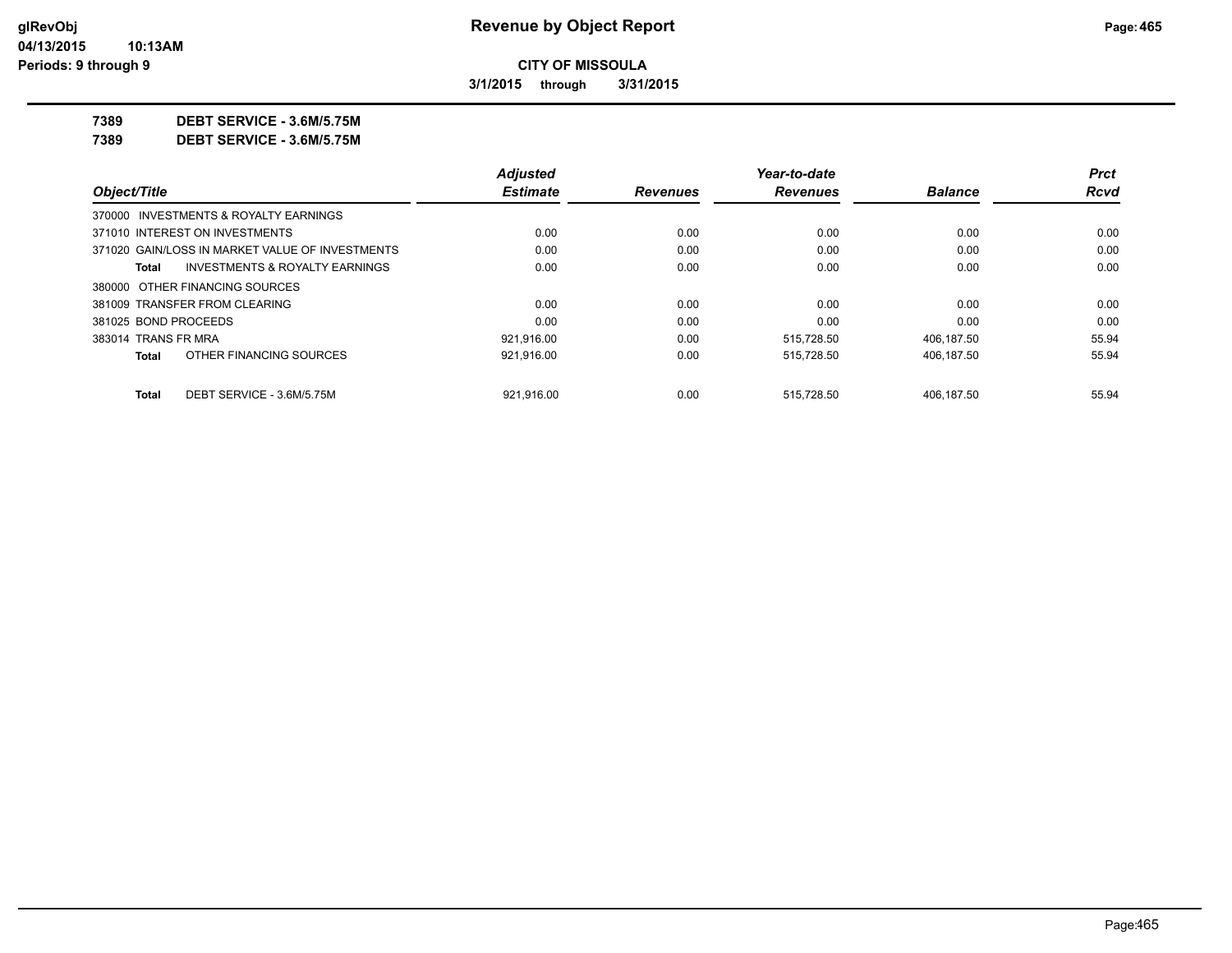# Revenue by Object Report

**CITY OF MISSOULA**

**3/1/2015 through 3/31/2015**

glRevObj
04/13/2015 10:13AM
Periods: 9 through 9

**7389 DEBT SERVICE - 3.6M/5.75M**

**7389 DEBT SERVICE - 3.6M/5.75M**

| Object/Title | Adjusted Estimate | Revenues | Year-to-date Revenues | Balance | Prct Rcvd |
|---|---|---|---|---|---|
| 370000 INVESTMENTS & ROYALTY EARNINGS | | | | | |
| 371010 INTEREST ON INVESTMENTS | 0.00 | 0.00 | 0.00 | 0.00 | 0.00 |
| 371020 GAIN/LOSS IN MARKET VALUE OF INVESTMENTS | 0.00 | 0.00 | 0.00 | 0.00 | 0.00 |
| **Total** INVESTMENTS & ROYALTY EARNINGS | 0.00 | 0.00 | 0.00 | 0.00 | 0.00 |
| 380000 OTHER FINANCING SOURCES | | | | | |
| 381009 TRANSFER FROM CLEARING | 0.00 | 0.00 | 0.00 | 0.00 | 0.00 |
| 381025 BOND PROCEEDS | 0.00 | 0.00 | 0.00 | 0.00 | 0.00 |
| 383014 TRANS FR MRA | 921,916.00 | 0.00 | 515,728.50 | 406,187.50 | 55.94 |
| **Total** OTHER FINANCING SOURCES | 921,916.00 | 0.00 | 515,728.50 | 406,187.50 | 55.94 |
| **Total** DEBT SERVICE - 3.6M/5.75M | 921,916.00 | 0.00 | 515,728.50 | 406,187.50 | 55.94 |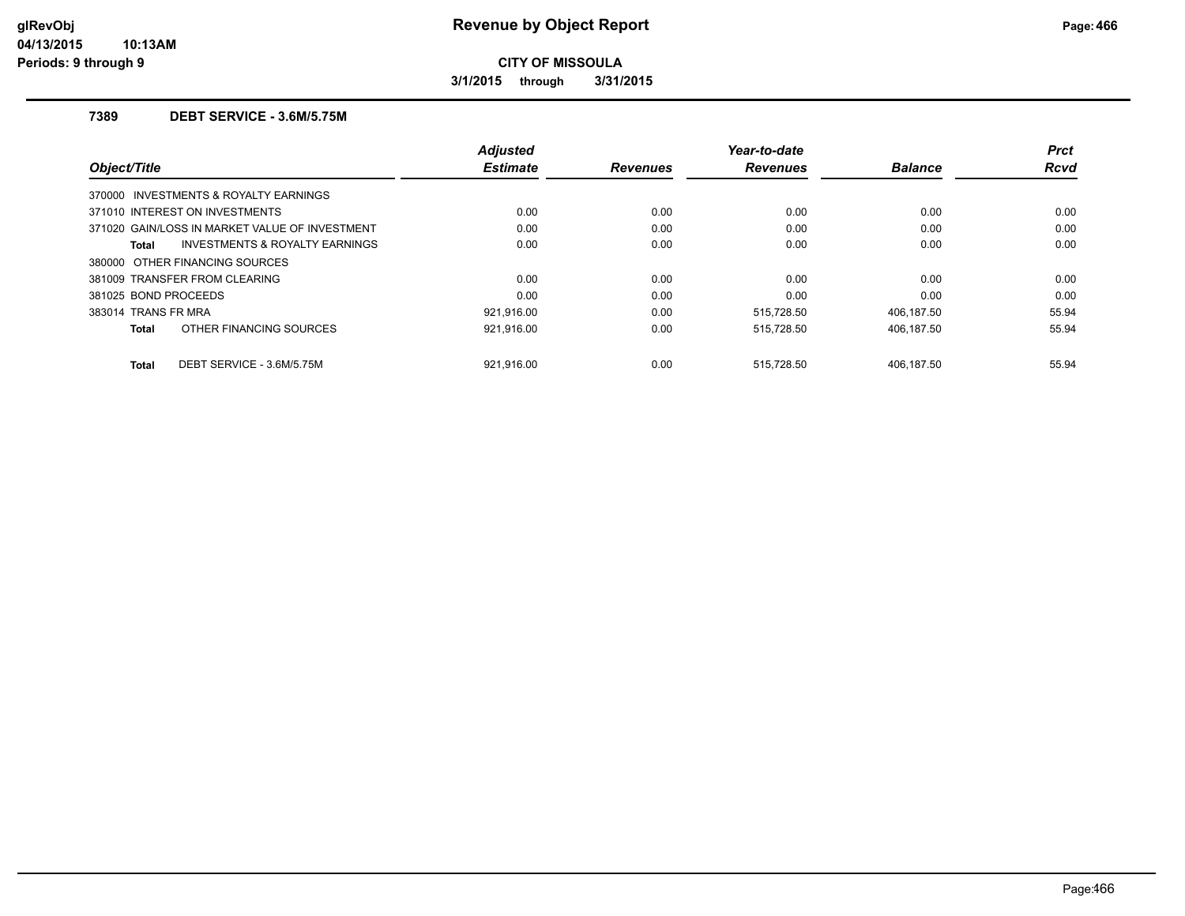# Revenue by Object Report

**CITY OF MISSOULA**

**3/1/2015 through 3/31/2015**

glRevObj
04/13/2015 10:13AM
Periods: 9 through 9

## 7389 DEBT SERVICE - 3.6M/5.75M

| Object/Title | Adjusted Estimate | Revenues | Year-to-date Revenues | Balance | Prct Rcvd |
|---|---|---|---|---|---|
| 370000 INVESTMENTS & ROYALTY EARNINGS | | | | | |
| 371010 INTEREST ON INVESTMENTS | 0.00 | 0.00 | 0.00 | 0.00 | 0.00 |
| 371020 GAIN/LOSS IN MARKET VALUE OF INVESTMENT | 0.00 | 0.00 | 0.00 | 0.00 | 0.00 |
| **Total** INVESTMENTS & ROYALTY EARNINGS | 0.00 | 0.00 | 0.00 | 0.00 | 0.00 |
| 380000 OTHER FINANCING SOURCES | | | | | |
| 381009 TRANSFER FROM CLEARING | 0.00 | 0.00 | 0.00 | 0.00 | 0.00 |
| 381025 BOND PROCEEDS | 0.00 | 0.00 | 0.00 | 0.00 | 0.00 |
| 383014 TRANS FR MRA | 921,916.00 | 0.00 | 515,728.50 | 406,187.50 | 55.94 |
| **Total** OTHER FINANCING SOURCES | 921,916.00 | 0.00 | 515,728.50 | 406,187.50 | 55.94 |
| **Total** DEBT SERVICE - 3.6M/5.75M | 921,916.00 | 0.00 | 515,728.50 | 406,187.50 | 55.94 |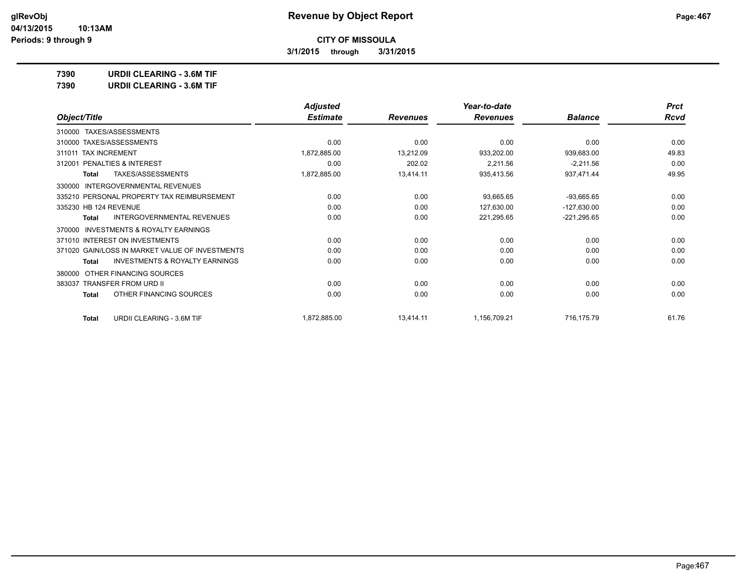**CITY OF MISSOULA**

**3/1/2015 through 3/31/2015**

**Revenue by Object Report**

glRevObj
04/13/2015 10:13AM
Periods: 9 through 9

**7390 URDII CLEARING - 3.6M TIF**

**7390 URDII CLEARING - 3.6M TIF**

| Object/Title | Adjusted Estimate | Revenues | Year-to-date Revenues | Balance | Prct Rcvd |
|---|---|---|---|---|---|
| 310000 TAXES/ASSESSMENTS | | | | | |
| 310000 TAXES/ASSESSMENTS | 0.00 | 0.00 | 0.00 | 0.00 | 0.00 |
| 311011 TAX INCREMENT | 1,872,885.00 | 13,212.09 | 933,202.00 | 939,683.00 | 49.83 |
| 312001 PENALTIES & INTEREST | 0.00 | 202.02 | 2,211.56 | -2,211.56 | 0.00 |
| **Total** TAXES/ASSESSMENTS | 1,872,885.00 | 13,414.11 | 935,413.56 | 937,471.44 | 49.95 |
| 330000 INTERGOVERNMENTAL REVENUES | | | | | |
| 335210 PERSONAL PROPERTY TAX REIMBURSEMENT | 0.00 | 0.00 | 93,665.65 | -93,665.65 | 0.00 |
| 335230 HB 124 REVENUE | 0.00 | 0.00 | 127,630.00 | -127,630.00 | 0.00 |
| **Total** INTERGOVERNMENTAL REVENUES | 0.00 | 0.00 | 221,295.65 | -221,295.65 | 0.00 |
| 370000 INVESTMENTS & ROYALTY EARNINGS | | | | | |
| 371010 INTEREST ON INVESTMENTS | 0.00 | 0.00 | 0.00 | 0.00 | 0.00 |
| 371020 GAIN/LOSS IN MARKET VALUE OF INVESTMENTS | 0.00 | 0.00 | 0.00 | 0.00 | 0.00 |
| **Total** INVESTMENTS & ROYALTY EARNINGS | 0.00 | 0.00 | 0.00 | 0.00 | 0.00 |
| 380000 OTHER FINANCING SOURCES | | | | | |
| 383037 TRANSFER FROM URD II | 0.00 | 0.00 | 0.00 | 0.00 | 0.00 |
| **Total** OTHER FINANCING SOURCES | 0.00 | 0.00 | 0.00 | 0.00 | 0.00 |
| **Total** URDII CLEARING - 3.6M TIF | 1,872,885.00 | 13,414.11 | 1,156,709.21 | 716,175.79 | 61.76 |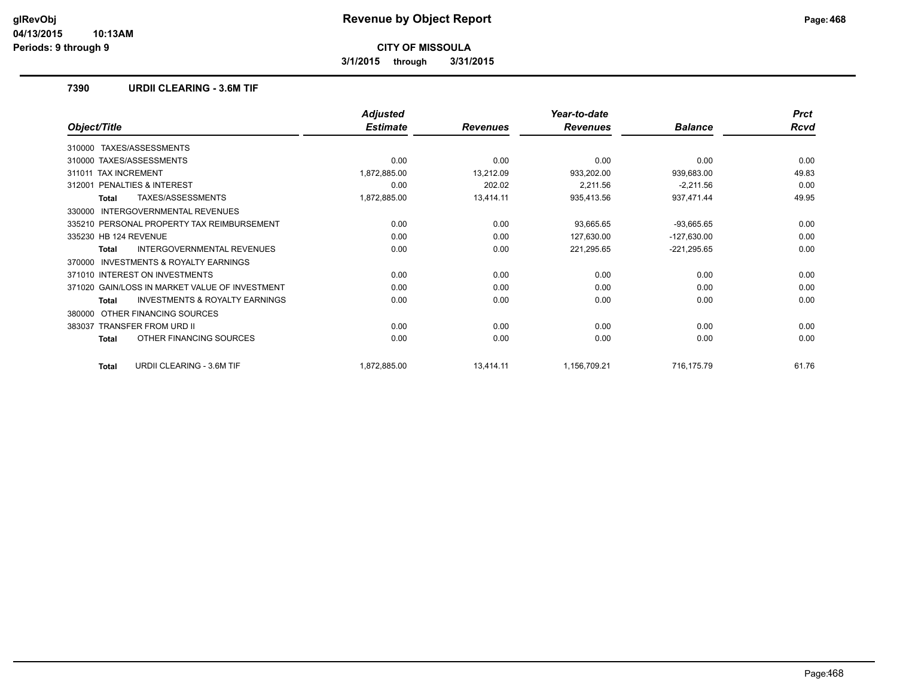**CITY OF MISSOULA**

**3/1/2015 through 3/31/2015**

### 7390 URDII CLEARING - 3.6M TIF

| Object/Title | Adjusted Estimate | Revenues | Year-to-date Revenues | Balance | Prct Rcvd |
|---|---|---|---|---|---|
| 310000 TAXES/ASSESSMENTS | | | | | |
| 310000 TAXES/ASSESSMENTS | 0.00 | 0.00 | 0.00 | 0.00 | 0.00 |
| 311011 TAX INCREMENT | 1,872,885.00 | 13,212.09 | 933,202.00 | 939,683.00 | 49.83 |
| 312001 PENALTIES & INTEREST | 0.00 | 202.02 | 2,211.56 | -2,211.56 | 0.00 |
| **Total** TAXES/ASSESSMENTS | 1,872,885.00 | 13,414.11 | 935,413.56 | 937,471.44 | 49.95 |
| 330000 INTERGOVERNMENTAL REVENUES | | | | | |
| 335210 PERSONAL PROPERTY TAX REIMBURSEMENT | 0.00 | 0.00 | 93,665.65 | -93,665.65 | 0.00 |
| 335230 HB 124 REVENUE | 0.00 | 0.00 | 127,630.00 | -127,630.00 | 0.00 |
| **Total** INTERGOVERNMENTAL REVENUES | 0.00 | 0.00 | 221,295.65 | -221,295.65 | 0.00 |
| 370000 INVESTMENTS & ROYALTY EARNINGS | | | | | |
| 371010 INTEREST ON INVESTMENTS | 0.00 | 0.00 | 0.00 | 0.00 | 0.00 |
| 371020 GAIN/LOSS IN MARKET VALUE OF INVESTMENT | 0.00 | 0.00 | 0.00 | 0.00 | 0.00 |
| **Total** INVESTMENTS & ROYALTY EARNINGS | 0.00 | 0.00 | 0.00 | 0.00 | 0.00 |
| 380000 OTHER FINANCING SOURCES | | | | | |
| 383037 TRANSFER FROM URD II | 0.00 | 0.00 | 0.00 | 0.00 | 0.00 |
| **Total** OTHER FINANCING SOURCES | 0.00 | 0.00 | 0.00 | 0.00 | 0.00 |
| **Total** URDII CLEARING - 3.6M TIF | 1,872,885.00 | 13,414.11 | 1,156,709.21 | 716,175.79 | 61.76 |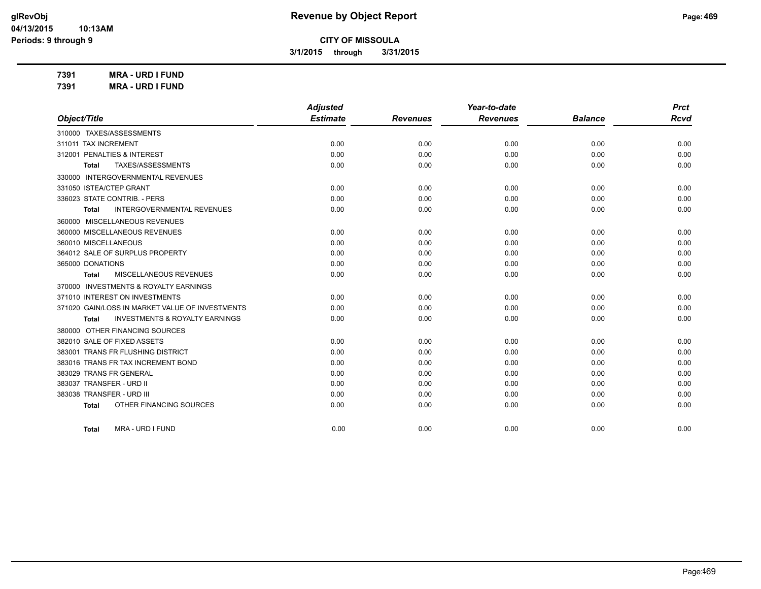# Revenue by Object Report

## CITY OF MISSOULA

**3/1/2015 through 3/31/2015**

**7391 MRA - URD I FUND**

**7391 MRA - URD I FUND**

| Object/Title | Adjusted Estimate | Revenues | Year-to-date Revenues | Balance | Prct Rcvd |
|---|---|---|---|---|---|
| 310000 TAXES/ASSESSMENTS | | | | | |
| 311011 TAX INCREMENT | 0.00 | 0.00 | 0.00 | 0.00 | 0.00 |
| 312001 PENALTIES & INTEREST | 0.00 | 0.00 | 0.00 | 0.00 | 0.00 |
| **Total** TAXES/ASSESSMENTS | 0.00 | 0.00 | 0.00 | 0.00 | 0.00 |
| 330000 INTERGOVERNMENTAL REVENUES | | | | | |
| 331050 ISTEA/CTEP GRANT | 0.00 | 0.00 | 0.00 | 0.00 | 0.00 |
| 336023 STATE CONTRIB. - PERS | 0.00 | 0.00 | 0.00 | 0.00 | 0.00 |
| **Total** INTERGOVERNMENTAL REVENUES | 0.00 | 0.00 | 0.00 | 0.00 | 0.00 |
| 360000 MISCELLANEOUS REVENUES | | | | | |
| 360000 MISCELLANEOUS REVENUES | 0.00 | 0.00 | 0.00 | 0.00 | 0.00 |
| 360010 MISCELLANEOUS | 0.00 | 0.00 | 0.00 | 0.00 | 0.00 |
| 364012 SALE OF SURPLUS PROPERTY | 0.00 | 0.00 | 0.00 | 0.00 | 0.00 |
| 365000 DONATIONS | 0.00 | 0.00 | 0.00 | 0.00 | 0.00 |
| **Total** MISCELLANEOUS REVENUES | 0.00 | 0.00 | 0.00 | 0.00 | 0.00 |
| 370000 INVESTMENTS & ROYALTY EARNINGS | | | | | |
| 371010 INTEREST ON INVESTMENTS | 0.00 | 0.00 | 0.00 | 0.00 | 0.00 |
| 371020 GAIN/LOSS IN MARKET VALUE OF INVESTMENTS | 0.00 | 0.00 | 0.00 | 0.00 | 0.00 |
| **Total** INVESTMENTS & ROYALTY EARNINGS | 0.00 | 0.00 | 0.00 | 0.00 | 0.00 |
| 380000 OTHER FINANCING SOURCES | | | | | |
| 382010 SALE OF FIXED ASSETS | 0.00 | 0.00 | 0.00 | 0.00 | 0.00 |
| 383001 TRANS FR FLUSHING DISTRICT | 0.00 | 0.00 | 0.00 | 0.00 | 0.00 |
| 383016 TRANS FR TAX INCREMENT BOND | 0.00 | 0.00 | 0.00 | 0.00 | 0.00 |
| 383029 TRANS FR GENERAL | 0.00 | 0.00 | 0.00 | 0.00 | 0.00 |
| 383037 TRANSFER - URD II | 0.00 | 0.00 | 0.00 | 0.00 | 0.00 |
| 383038 TRANSFER - URD III | 0.00 | 0.00 | 0.00 | 0.00 | 0.00 |
| **Total** OTHER FINANCING SOURCES | 0.00 | 0.00 | 0.00 | 0.00 | 0.00 |
| **Total** MRA - URD I FUND | 0.00 | 0.00 | 0.00 | 0.00 | 0.00 |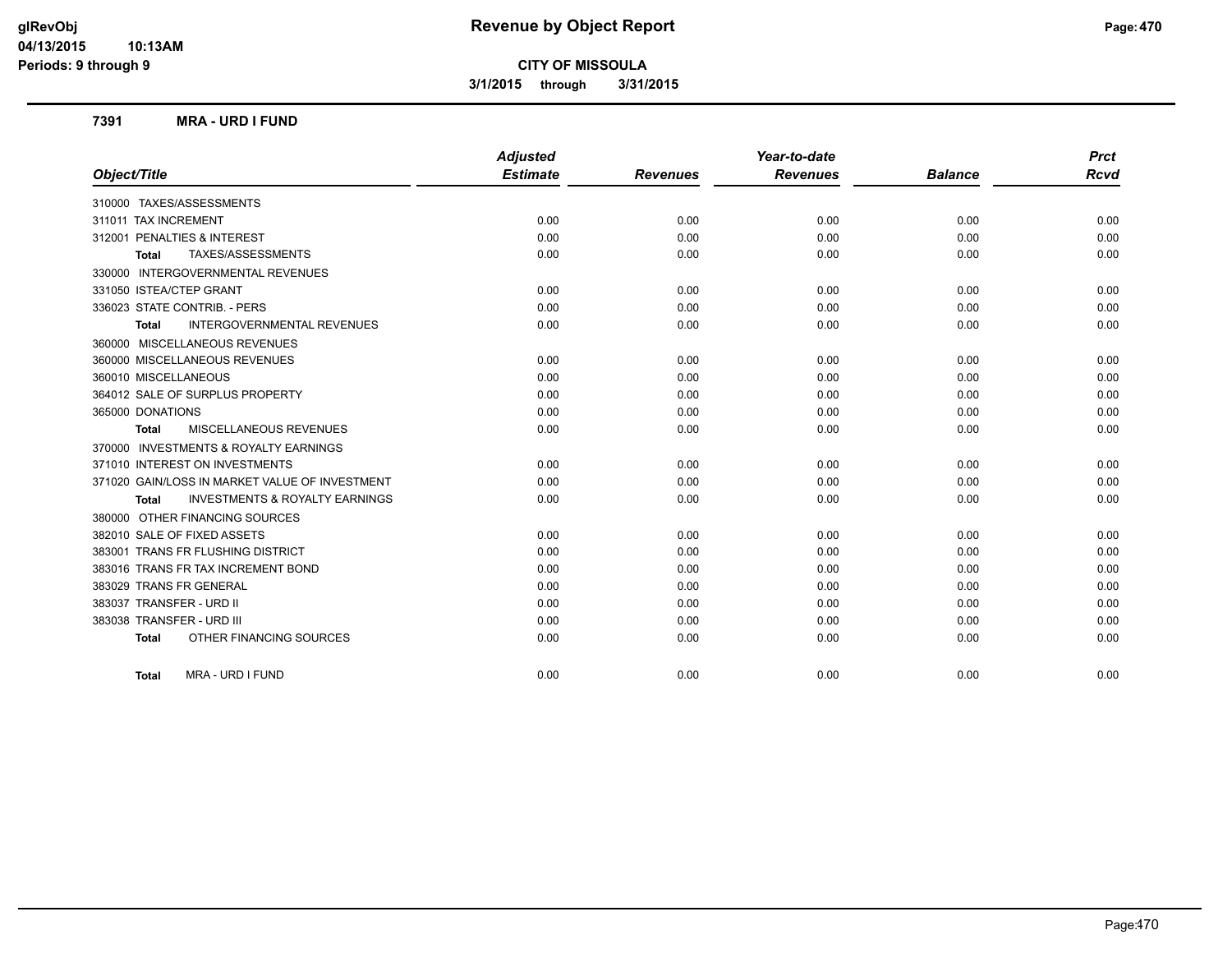# Revenue by Object Report

**CITY OF MISSOULA**

**3/1/2015 through 3/31/2015**

glRevObj
04/13/2015 10:13AM
Periods: 9 through 9

## 7391 MRA - URD I FUND

| Object/Title | Adjusted Estimate | Revenues | Year-to-date Revenues | Balance | Prct Rcvd |
|---|---|---|---|---|---|
| 310000 TAXES/ASSESSMENTS | | | | | |
| 311011 TAX INCREMENT | 0.00 | 0.00 | 0.00 | 0.00 | 0.00 |
| 312001 PENALTIES & INTEREST | 0.00 | 0.00 | 0.00 | 0.00 | 0.00 |
| **Total** TAXES/ASSESSMENTS | 0.00 | 0.00 | 0.00 | 0.00 | 0.00 |
| 330000 INTERGOVERNMENTAL REVENUES | | | | | |
| 331050 ISTEA/CTEP GRANT | 0.00 | 0.00 | 0.00 | 0.00 | 0.00 |
| 336023 STATE CONTRIB. - PERS | 0.00 | 0.00 | 0.00 | 0.00 | 0.00 |
| **Total** INTERGOVERNMENTAL REVENUES | 0.00 | 0.00 | 0.00 | 0.00 | 0.00 |
| 360000 MISCELLANEOUS REVENUES | | | | | |
| 360000 MISCELLANEOUS REVENUES | 0.00 | 0.00 | 0.00 | 0.00 | 0.00 |
| 360010 MISCELLANEOUS | 0.00 | 0.00 | 0.00 | 0.00 | 0.00 |
| 364012 SALE OF SURPLUS PROPERTY | 0.00 | 0.00 | 0.00 | 0.00 | 0.00 |
| 365000 DONATIONS | 0.00 | 0.00 | 0.00 | 0.00 | 0.00 |
| **Total** MISCELLANEOUS REVENUES | 0.00 | 0.00 | 0.00 | 0.00 | 0.00 |
| 370000 INVESTMENTS & ROYALTY EARNINGS | | | | | |
| 371010 INTEREST ON INVESTMENTS | 0.00 | 0.00 | 0.00 | 0.00 | 0.00 |
| 371020 GAIN/LOSS IN MARKET VALUE OF INVESTMENT | 0.00 | 0.00 | 0.00 | 0.00 | 0.00 |
| **Total** INVESTMENTS & ROYALTY EARNINGS | 0.00 | 0.00 | 0.00 | 0.00 | 0.00 |
| 380000 OTHER FINANCING SOURCES | | | | | |
| 382010 SALE OF FIXED ASSETS | 0.00 | 0.00 | 0.00 | 0.00 | 0.00 |
| 383001 TRANS FR FLUSHING DISTRICT | 0.00 | 0.00 | 0.00 | 0.00 | 0.00 |
| 383016 TRANS FR TAX INCREMENT BOND | 0.00 | 0.00 | 0.00 | 0.00 | 0.00 |
| 383029 TRANS FR GENERAL | 0.00 | 0.00 | 0.00 | 0.00 | 0.00 |
| 383037 TRANSFER - URD II | 0.00 | 0.00 | 0.00 | 0.00 | 0.00 |
| 383038 TRANSFER - URD III | 0.00 | 0.00 | 0.00 | 0.00 | 0.00 |
| **Total** OTHER FINANCING SOURCES | 0.00 | 0.00 | 0.00 | 0.00 | 0.00 |
| **Total** MRA - URD I FUND | 0.00 | 0.00 | 0.00 | 0.00 | 0.00 |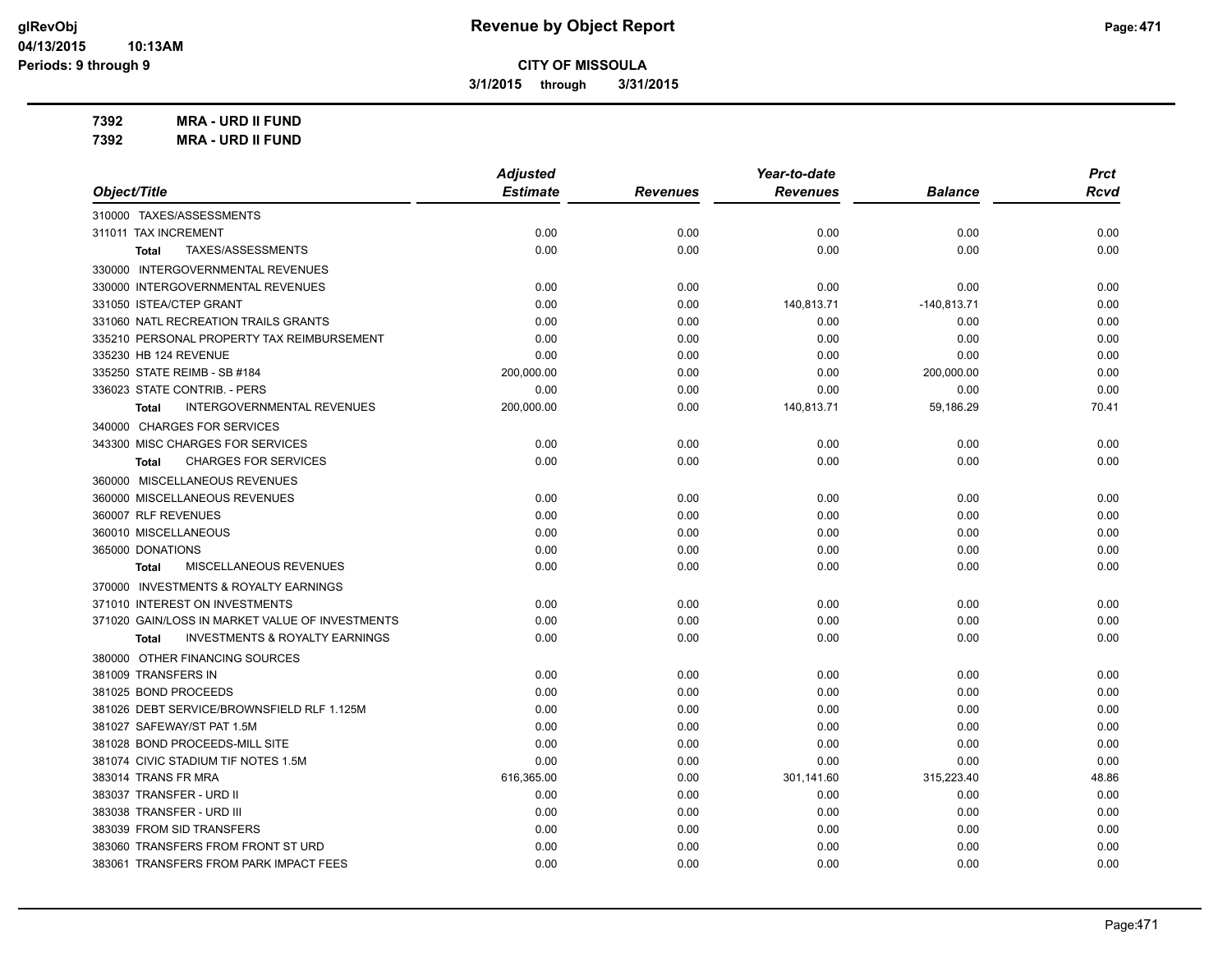**CITY OF MISSOULA**

**3/1/2015 through 3/31/2015**

**7392 MRA - URD II FUND**

**7392 MRA - URD II FUND**

| Object/Title | Adjusted Estimate | Revenues | Year-to-date Revenues | Balance | Prct Rcvd |
|---|---|---|---|---|---|
| 310000 TAXES/ASSESSMENTS | | | | | |
| 311011 TAX INCREMENT | 0.00 | 0.00 | 0.00 | 0.00 | 0.00 |
| **Total** TAXES/ASSESSMENTS | 0.00 | 0.00 | 0.00 | 0.00 | 0.00 |
| 330000 INTERGOVERNMENTAL REVENUES | | | | | |
| 330000 INTERGOVERNMENTAL REVENUES | 0.00 | 0.00 | 0.00 | 0.00 | 0.00 |
| 331050 ISTEA/CTEP GRANT | 0.00 | 0.00 | 140,813.71 | -140,813.71 | 0.00 |
| 331060 NATL RECREATION TRAILS GRANTS | 0.00 | 0.00 | 0.00 | 0.00 | 0.00 |
| 335210 PERSONAL PROPERTY TAX REIMBURSEMENT | 0.00 | 0.00 | 0.00 | 0.00 | 0.00 |
| 335230 HB 124 REVENUE | 0.00 | 0.00 | 0.00 | 0.00 | 0.00 |
| 335250 STATE REIMB - SB #184 | 200,000.00 | 0.00 | 0.00 | 200,000.00 | 0.00 |
| 336023 STATE CONTRIB. - PERS | 0.00 | 0.00 | 0.00 | 0.00 | 0.00 |
| **Total** INTERGOVERNMENTAL REVENUES | 200,000.00 | 0.00 | 140,813.71 | 59,186.29 | 70.41 |
| 340000 CHARGES FOR SERVICES | | | | | |
| 343300 MISC CHARGES FOR SERVICES | 0.00 | 0.00 | 0.00 | 0.00 | 0.00 |
| **Total** CHARGES FOR SERVICES | 0.00 | 0.00 | 0.00 | 0.00 | 0.00 |
| 360000 MISCELLANEOUS REVENUES | | | | | |
| 360000 MISCELLANEOUS REVENUES | 0.00 | 0.00 | 0.00 | 0.00 | 0.00 |
| 360007 RLF REVENUES | 0.00 | 0.00 | 0.00 | 0.00 | 0.00 |
| 360010 MISCELLANEOUS | 0.00 | 0.00 | 0.00 | 0.00 | 0.00 |
| 365000 DONATIONS | 0.00 | 0.00 | 0.00 | 0.00 | 0.00 |
| **Total** MISCELLANEOUS REVENUES | 0.00 | 0.00 | 0.00 | 0.00 | 0.00 |
| 370000 INVESTMENTS & ROYALTY EARNINGS | | | | | |
| 371010 INTEREST ON INVESTMENTS | 0.00 | 0.00 | 0.00 | 0.00 | 0.00 |
| 371020 GAIN/LOSS IN MARKET VALUE OF INVESTMENTS | 0.00 | 0.00 | 0.00 | 0.00 | 0.00 |
| **Total** INVESTMENTS & ROYALTY EARNINGS | 0.00 | 0.00 | 0.00 | 0.00 | 0.00 |
| 380000 OTHER FINANCING SOURCES | | | | | |
| 381009 TRANSFERS IN | 0.00 | 0.00 | 0.00 | 0.00 | 0.00 |
| 381025 BOND PROCEEDS | 0.00 | 0.00 | 0.00 | 0.00 | 0.00 |
| 381026 DEBT SERVICE/BROWNSFIELD RLF 1.125M | 0.00 | 0.00 | 0.00 | 0.00 | 0.00 |
| 381027 SAFEWAY/ST PAT 1.5M | 0.00 | 0.00 | 0.00 | 0.00 | 0.00 |
| 381028 BOND PROCEEDS-MILL SITE | 0.00 | 0.00 | 0.00 | 0.00 | 0.00 |
| 381074 CIVIC STADIUM TIF NOTES 1.5M | 0.00 | 0.00 | 0.00 | 0.00 | 0.00 |
| 383014 TRANS FR MRA | 616,365.00 | 0.00 | 301,141.60 | 315,223.40 | 48.86 |
| 383037 TRANSFER - URD II | 0.00 | 0.00 | 0.00 | 0.00 | 0.00 |
| 383038 TRANSFER - URD III | 0.00 | 0.00 | 0.00 | 0.00 | 0.00 |
| 383039 FROM SID TRANSFERS | 0.00 | 0.00 | 0.00 | 0.00 | 0.00 |
| 383060 TRANSFERS FROM FRONT ST URD | 0.00 | 0.00 | 0.00 | 0.00 | 0.00 |
| 383061 TRANSFERS FROM PARK IMPACT FEES | 0.00 | 0.00 | 0.00 | 0.00 | 0.00 |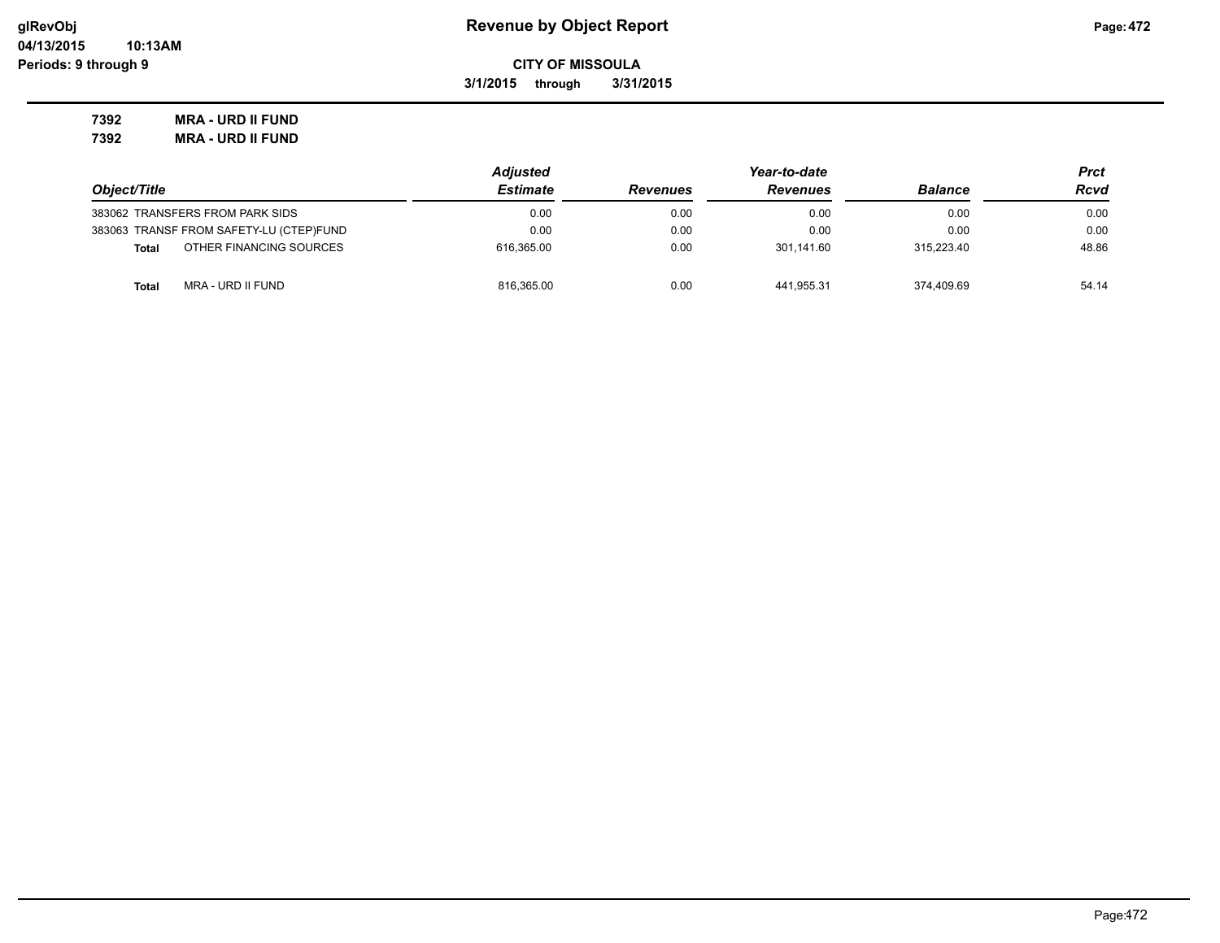**Revenue by Object Report**

**CITY OF MISSOULA**

**3/1/2015 through 3/31/2015**

glRevObj
04/13/2015 10:13AM
Periods: 9 through 9

**7392 MRA - URD II FUND**
**7392 MRA - URD II FUND**

| Object/Title | | Adjusted Estimate | Revenues | Year-to-date Revenues | Balance | Prct Rcvd |
|---|---|---|---|---|---|---|
| 383062 | TRANSFERS FROM PARK SIDS | 0.00 | 0.00 | 0.00 | 0.00 | 0.00 |
| 383063 | TRANSF FROM SAFETY-LU (CTEP)FUND | 0.00 | 0.00 | 0.00 | 0.00 | 0.00 |
| **Total** | OTHER FINANCING SOURCES | 616,365.00 | 0.00 | 301,141.60 | 315,223.40 | 48.86 |
| **Total** | MRA - URD II FUND | 816,365.00 | 0.00 | 441,955.31 | 374,409.69 | 54.14 |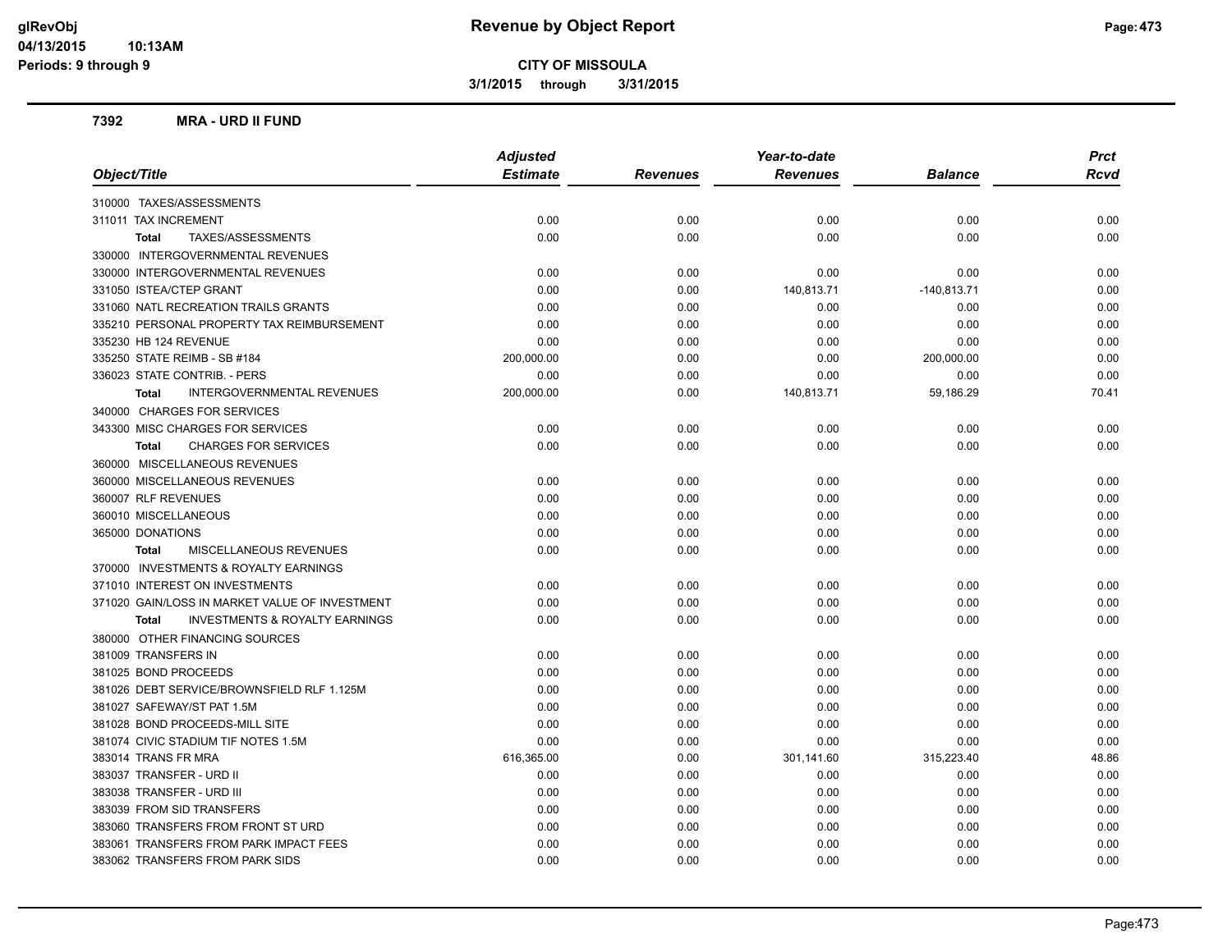**Revenue by Object Report**

**CITY OF MISSOULA**

**3/1/2015 through 3/31/2015**

**Periods: 9 through 9**

## 7392 MRA - URD II FUND

| Object/Title | Adjusted Estimate | Revenues | Year-to-date Revenues | Balance | Prct Rcvd |
|---|---|---|---|---|---|
| 310000 TAXES/ASSESSMENTS | | | | | |
| 311011 TAX INCREMENT | 0.00 | 0.00 | 0.00 | 0.00 | 0.00 |
| **Total** TAXES/ASSESSMENTS | 0.00 | 0.00 | 0.00 | 0.00 | 0.00 |
| 330000 INTERGOVERNMENTAL REVENUES | | | | | |
| 330000 INTERGOVERNMENTAL REVENUES | 0.00 | 0.00 | 0.00 | 0.00 | 0.00 |
| 331050 ISTEA/CTEP GRANT | 0.00 | 0.00 | 140,813.71 | -140,813.71 | 0.00 |
| 331060 NATL RECREATION TRAILS GRANTS | 0.00 | 0.00 | 0.00 | 0.00 | 0.00 |
| 335210 PERSONAL PROPERTY TAX REIMBURSEMENT | 0.00 | 0.00 | 0.00 | 0.00 | 0.00 |
| 335230 HB 124 REVENUE | 0.00 | 0.00 | 0.00 | 0.00 | 0.00 |
| 335250 STATE REIMB - SB #184 | 200,000.00 | 0.00 | 0.00 | 200,000.00 | 0.00 |
| 336023 STATE CONTRIB. - PERS | 0.00 | 0.00 | 0.00 | 0.00 | 0.00 |
| **Total** INTERGOVERNMENTAL REVENUES | 200,000.00 | 0.00 | 140,813.71 | 59,186.29 | 70.41 |
| 340000 CHARGES FOR SERVICES | | | | | |
| 343300 MISC CHARGES FOR SERVICES | 0.00 | 0.00 | 0.00 | 0.00 | 0.00 |
| **Total** CHARGES FOR SERVICES | 0.00 | 0.00 | 0.00 | 0.00 | 0.00 |
| 360000 MISCELLANEOUS REVENUES | | | | | |
| 360000 MISCELLANEOUS REVENUES | 0.00 | 0.00 | 0.00 | 0.00 | 0.00 |
| 360007 RLF REVENUES | 0.00 | 0.00 | 0.00 | 0.00 | 0.00 |
| 360010 MISCELLANEOUS | 0.00 | 0.00 | 0.00 | 0.00 | 0.00 |
| 365000 DONATIONS | 0.00 | 0.00 | 0.00 | 0.00 | 0.00 |
| **Total** MISCELLANEOUS REVENUES | 0.00 | 0.00 | 0.00 | 0.00 | 0.00 |
| 370000 INVESTMENTS & ROYALTY EARNINGS | | | | | |
| 371010 INTEREST ON INVESTMENTS | 0.00 | 0.00 | 0.00 | 0.00 | 0.00 |
| 371020 GAIN/LOSS IN MARKET VALUE OF INVESTMENT | 0.00 | 0.00 | 0.00 | 0.00 | 0.00 |
| **Total** INVESTMENTS & ROYALTY EARNINGS | 0.00 | 0.00 | 0.00 | 0.00 | 0.00 |
| 380000 OTHER FINANCING SOURCES | | | | | |
| 381009 TRANSFERS IN | 0.00 | 0.00 | 0.00 | 0.00 | 0.00 |
| 381025 BOND PROCEEDS | 0.00 | 0.00 | 0.00 | 0.00 | 0.00 |
| 381026 DEBT SERVICE/BROWNSFIELD RLF 1.125M | 0.00 | 0.00 | 0.00 | 0.00 | 0.00 |
| 381027 SAFEWAY/ST PAT 1.5M | 0.00 | 0.00 | 0.00 | 0.00 | 0.00 |
| 381028 BOND PROCEEDS-MILL SITE | 0.00 | 0.00 | 0.00 | 0.00 | 0.00 |
| 381074 CIVIC STADIUM TIF NOTES 1.5M | 0.00 | 0.00 | 0.00 | 0.00 | 0.00 |
| 383014 TRANS FR MRA | 616,365.00 | 0.00 | 301,141.60 | 315,223.40 | 48.86 |
| 383037 TRANSFER - URD II | 0.00 | 0.00 | 0.00 | 0.00 | 0.00 |
| 383038 TRANSFER - URD III | 0.00 | 0.00 | 0.00 | 0.00 | 0.00 |
| 383039 FROM SID TRANSFERS | 0.00 | 0.00 | 0.00 | 0.00 | 0.00 |
| 383060 TRANSFERS FROM FRONT ST URD | 0.00 | 0.00 | 0.00 | 0.00 | 0.00 |
| 383061 TRANSFERS FROM PARK IMPACT FEES | 0.00 | 0.00 | 0.00 | 0.00 | 0.00 |
| 383062 TRANSFERS FROM PARK SIDS | 0.00 | 0.00 | 0.00 | 0.00 | 0.00 |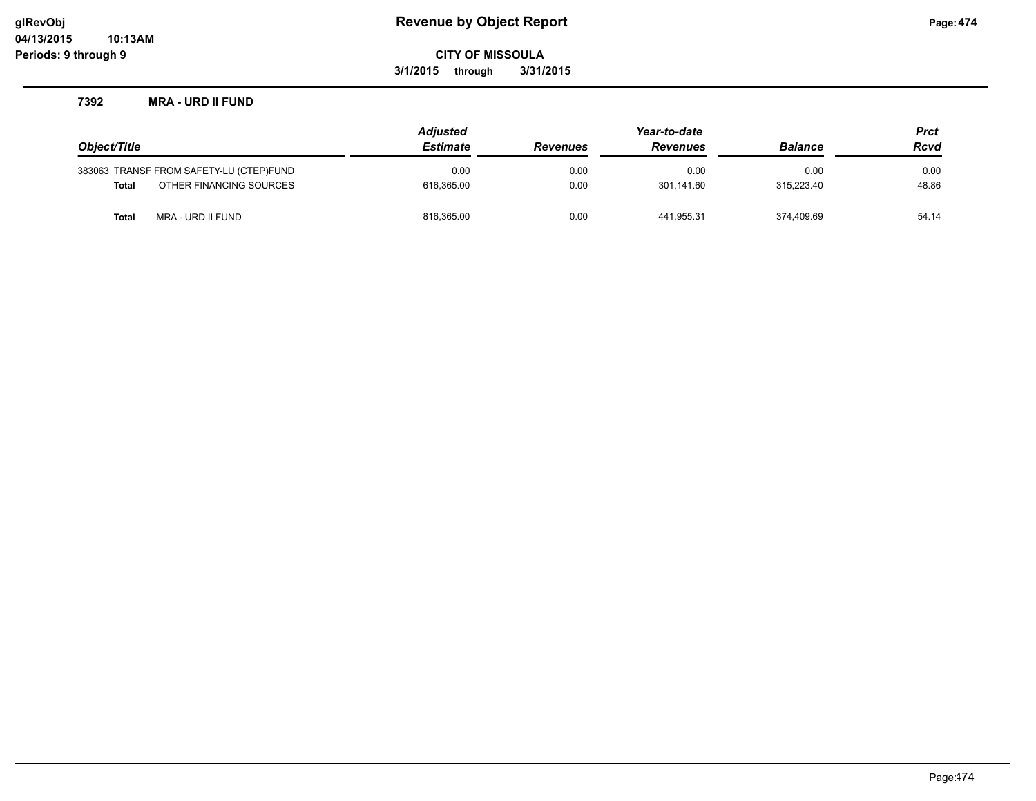**Revenue by Object Report**

**CITY OF MISSOULA**

**3/1/2015 through 3/31/2015**

glRevObj
04/13/2015 10:13AM
Periods: 9 through 9

### 7392 MRA - URD II FUND

| Object/Title | Adjusted Estimate | Revenues | Year-to-date Revenues | Balance | Prct Rcvd |
|---|---|---|---|---|---|
| 383063 TRANSF FROM SAFETY-LU (CTEP)FUND | 0.00 | 0.00 | 0.00 | 0.00 | 0.00 |
| **Total** OTHER FINANCING SOURCES | 616,365.00 | 0.00 | 301,141.60 | 315,223.40 | 48.86 |
| **Total** MRA - URD II FUND | 816,365.00 | 0.00 | 441,955.31 | 374,409.69 | 54.14 |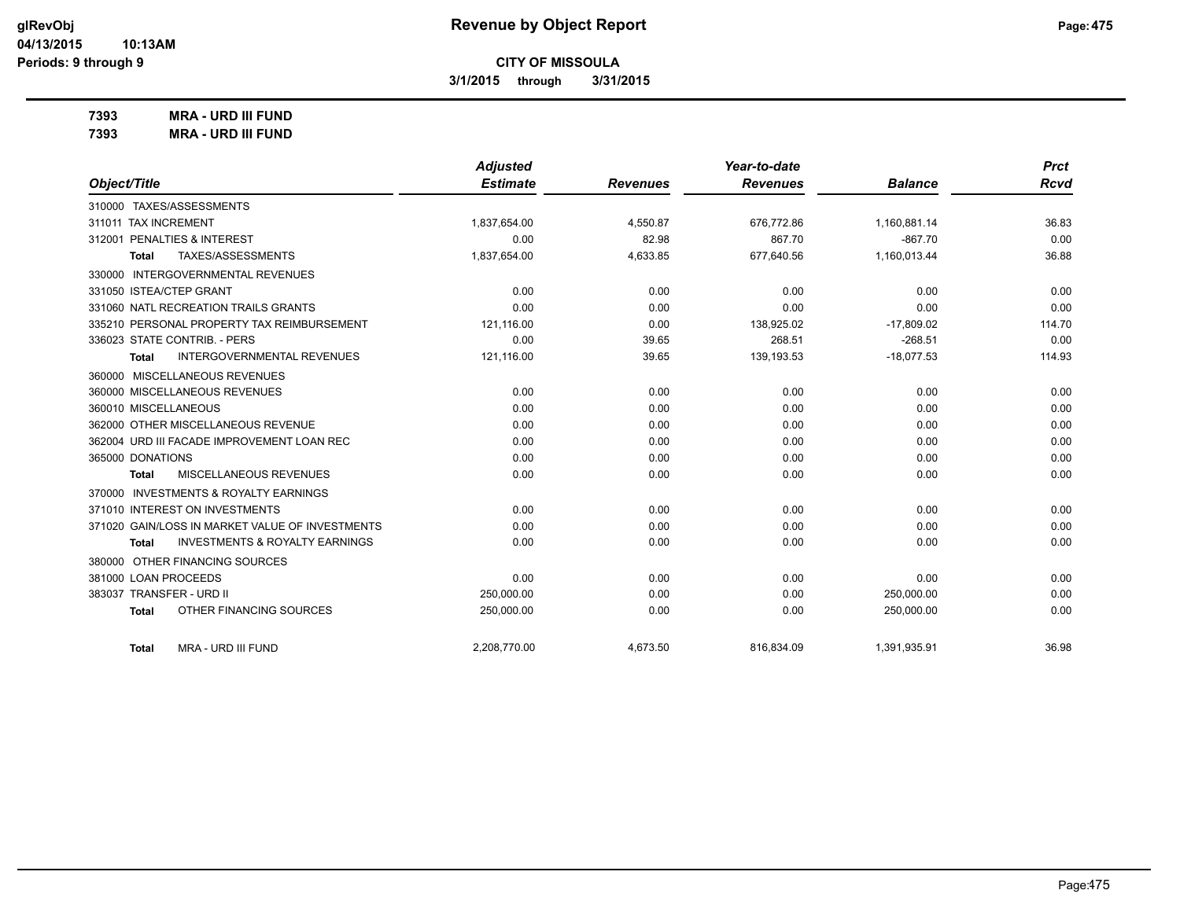**CITY OF MISSOULA**

**3/1/2015 through 3/31/2015**

**7393 MRA - URD III FUND**

**7393 MRA - URD III FUND**

| Object/Title | Adjusted Estimate | Revenues | Year-to-date Revenues | Balance | Prct Rcvd |
|---|---|---|---|---|---|
| 310000 TAXES/ASSESSMENTS | | | | | |
| 311011 TAX INCREMENT | 1,837,654.00 | 4,550.87 | 676,772.86 | 1,160,881.14 | 36.83 |
| 312001 PENALTIES & INTEREST | 0.00 | 82.98 | 867.70 | -867.70 | 0.00 |
| Total TAXES/ASSESSMENTS | 1,837,654.00 | 4,633.85 | 677,640.56 | 1,160,013.44 | 36.88 |
| 330000 INTERGOVERNMENTAL REVENUES | | | | | |
| 331050 ISTEA/CTEP GRANT | 0.00 | 0.00 | 0.00 | 0.00 | 0.00 |
| 331060 NATL RECREATION TRAILS GRANTS | 0.00 | 0.00 | 0.00 | 0.00 | 0.00 |
| 335210 PERSONAL PROPERTY TAX REIMBURSEMENT | 121,116.00 | 0.00 | 138,925.02 | -17,809.02 | 114.70 |
| 336023 STATE CONTRIB. - PERS | 0.00 | 39.65 | 268.51 | -268.51 | 0.00 |
| Total INTERGOVERNMENTAL REVENUES | 121,116.00 | 39.65 | 139,193.53 | -18,077.53 | 114.93 |
| 360000 MISCELLANEOUS REVENUES | | | | | |
| 360000 MISCELLANEOUS REVENUES | 0.00 | 0.00 | 0.00 | 0.00 | 0.00 |
| 360010 MISCELLANEOUS | 0.00 | 0.00 | 0.00 | 0.00 | 0.00 |
| 362000 OTHER MISCELLANEOUS REVENUE | 0.00 | 0.00 | 0.00 | 0.00 | 0.00 |
| 362004 URD III FACADE IMPROVEMENT LOAN REC | 0.00 | 0.00 | 0.00 | 0.00 | 0.00 |
| 365000 DONATIONS | 0.00 | 0.00 | 0.00 | 0.00 | 0.00 |
| Total MISCELLANEOUS REVENUES | 0.00 | 0.00 | 0.00 | 0.00 | 0.00 |
| 370000 INVESTMENTS & ROYALTY EARNINGS | | | | | |
| 371010 INTEREST ON INVESTMENTS | 0.00 | 0.00 | 0.00 | 0.00 | 0.00 |
| 371020 GAIN/LOSS IN MARKET VALUE OF INVESTMENTS | 0.00 | 0.00 | 0.00 | 0.00 | 0.00 |
| Total INVESTMENTS & ROYALTY EARNINGS | 0.00 | 0.00 | 0.00 | 0.00 | 0.00 |
| 380000 OTHER FINANCING SOURCES | | | | | |
| 381000 LOAN PROCEEDS | 0.00 | 0.00 | 0.00 | 0.00 | 0.00 |
| 383037 TRANSFER - URD II | 250,000.00 | 0.00 | 0.00 | 250,000.00 | 0.00 |
| Total OTHER FINANCING SOURCES | 250,000.00 | 0.00 | 0.00 | 250,000.00 | 0.00 |
| Total MRA - URD III FUND | 2,208,770.00 | 4,673.50 | 816,834.09 | 1,391,935.91 | 36.98 |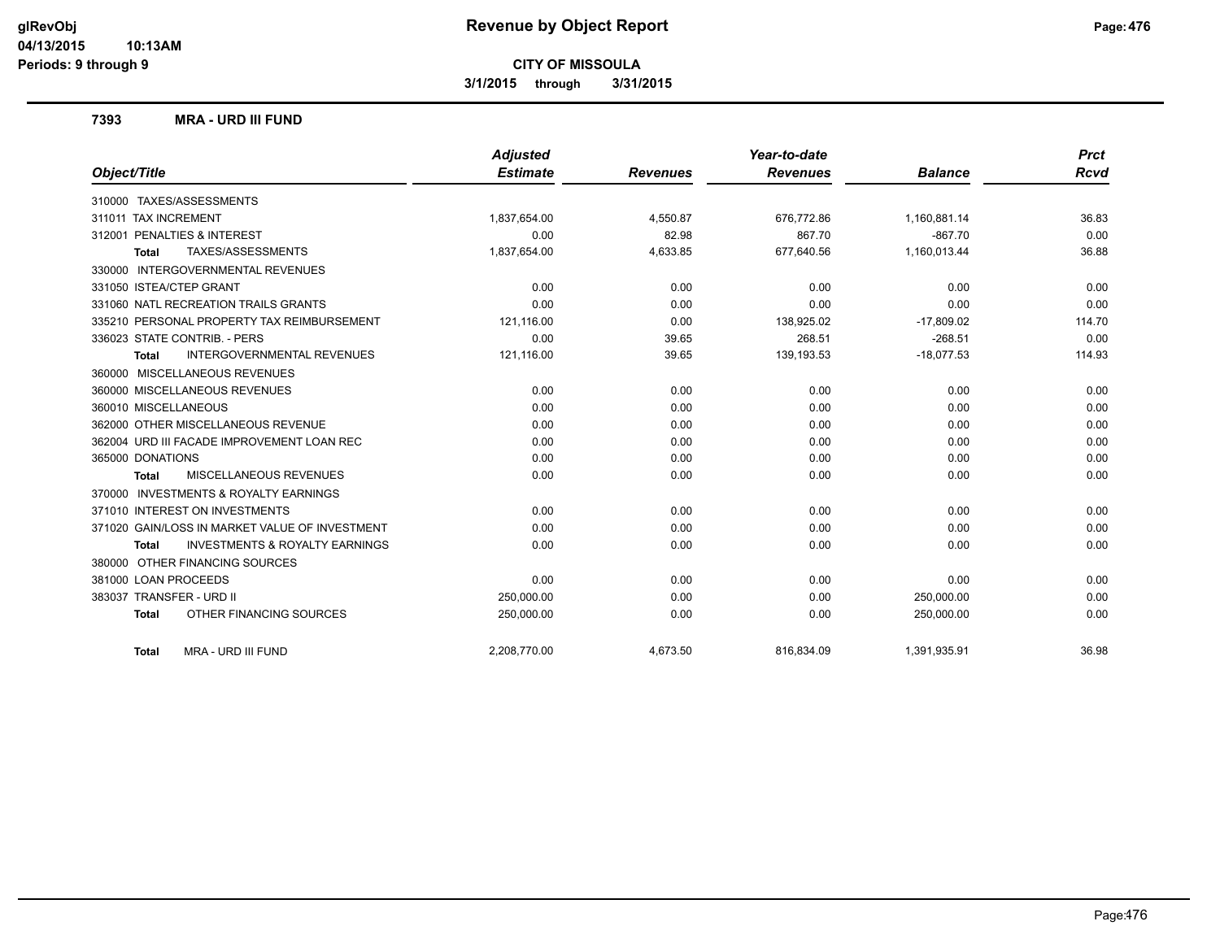**Revenue by Object Report**

**CITY OF MISSOULA**

**3/1/2015 through 3/31/2015**

glRevObj
04/13/2015 10:13AM
Periods: 9 through 9

## 7393 MRA - URD III FUND

| Object/Title | Adjusted Estimate | Revenues | Year-to-date Revenues | Balance | Prct Rcvd |
|---|---|---|---|---|---|
| 310000 TAXES/ASSESSMENTS | | | | | |
| 311011 TAX INCREMENT | 1,837,654.00 | 4,550.87 | 676,772.86 | 1,160,881.14 | 36.83 |
| 312001 PENALTIES & INTEREST | 0.00 | 82.98 | 867.70 | -867.70 | 0.00 |
| **Total** TAXES/ASSESSMENTS | 1,837,654.00 | 4,633.85 | 677,640.56 | 1,160,013.44 | 36.88 |
| 330000 INTERGOVERNMENTAL REVENUES | | | | | |
| 331050 ISTEA/CTEP GRANT | 0.00 | 0.00 | 0.00 | 0.00 | 0.00 |
| 331060 NATL RECREATION TRAILS GRANTS | 0.00 | 0.00 | 0.00 | 0.00 | 0.00 |
| 335210 PERSONAL PROPERTY TAX REIMBURSEMENT | 121,116.00 | 0.00 | 138,925.02 | -17,809.02 | 114.70 |
| 336023 STATE CONTRIB. - PERS | 0.00 | 39.65 | 268.51 | -268.51 | 0.00 |
| **Total** INTERGOVERNMENTAL REVENUES | 121,116.00 | 39.65 | 139,193.53 | -18,077.53 | 114.93 |
| 360000 MISCELLANEOUS REVENUES | | | | | |
| 360000 MISCELLANEOUS REVENUES | 0.00 | 0.00 | 0.00 | 0.00 | 0.00 |
| 360010 MISCELLANEOUS | 0.00 | 0.00 | 0.00 | 0.00 | 0.00 |
| 362000 OTHER MISCELLANEOUS REVENUE | 0.00 | 0.00 | 0.00 | 0.00 | 0.00 |
| 362004 URD III FACADE IMPROVEMENT LOAN REC | 0.00 | 0.00 | 0.00 | 0.00 | 0.00 |
| 365000 DONATIONS | 0.00 | 0.00 | 0.00 | 0.00 | 0.00 |
| **Total** MISCELLANEOUS REVENUES | 0.00 | 0.00 | 0.00 | 0.00 | 0.00 |
| 370000 INVESTMENTS & ROYALTY EARNINGS | | | | | |
| 371010 INTEREST ON INVESTMENTS | 0.00 | 0.00 | 0.00 | 0.00 | 0.00 |
| 371020 GAIN/LOSS IN MARKET VALUE OF INVESTMENT | 0.00 | 0.00 | 0.00 | 0.00 | 0.00 |
| **Total** INVESTMENTS & ROYALTY EARNINGS | 0.00 | 0.00 | 0.00 | 0.00 | 0.00 |
| 380000 OTHER FINANCING SOURCES | | | | | |
| 381000 LOAN PROCEEDS | 0.00 | 0.00 | 0.00 | 0.00 | 0.00 |
| 383037 TRANSFER - URD II | 250,000.00 | 0.00 | 0.00 | 250,000.00 | 0.00 |
| **Total** OTHER FINANCING SOURCES | 250,000.00 | 0.00 | 0.00 | 250,000.00 | 0.00 |
| **Total** MRA - URD III FUND | 2,208,770.00 | 4,673.50 | 816,834.09 | 1,391,935.91 | 36.98 |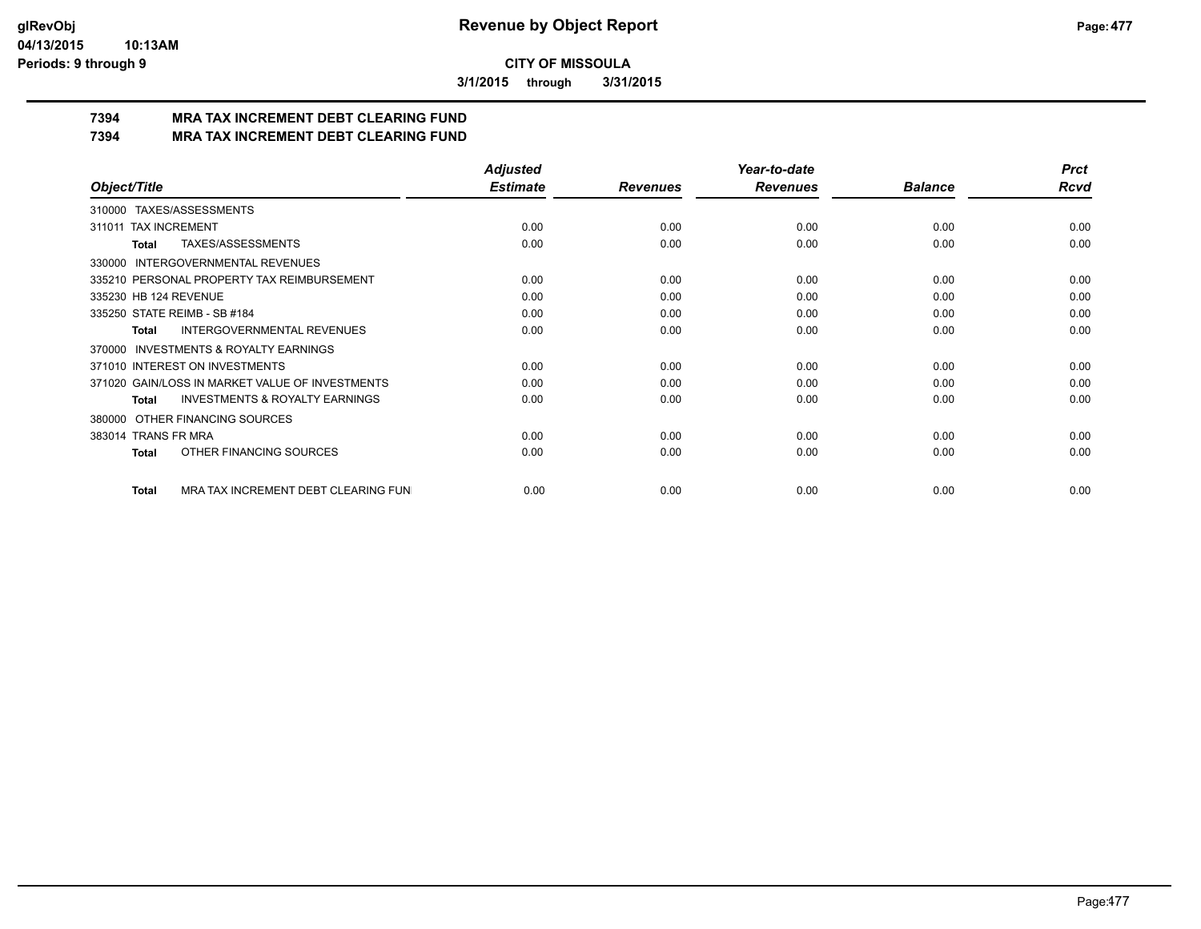**CITY OF MISSOULA**

**3/1/2015 through 3/31/2015**

## 7394 MRA TAX INCREMENT DEBT CLEARING FUND
## 7394 MRA TAX INCREMENT DEBT CLEARING FUND

| Object/Title | Adjusted Estimate | Revenues | Year-to-date Revenues | Balance | Prct Rcvd |
|---|---|---|---|---|---|
| 310000 TAXES/ASSESSMENTS | | | | | |
| 311011 TAX INCREMENT | 0.00 | 0.00 | 0.00 | 0.00 | 0.00 |
| **Total** TAXES/ASSESSMENTS | 0.00 | 0.00 | 0.00 | 0.00 | 0.00 |
| 330000 INTERGOVERNMENTAL REVENUES | | | | | |
| 335210 PERSONAL PROPERTY TAX REIMBURSEMENT | 0.00 | 0.00 | 0.00 | 0.00 | 0.00 |
| 335230 HB 124 REVENUE | 0.00 | 0.00 | 0.00 | 0.00 | 0.00 |
| 335250 STATE REIMB - SB #184 | 0.00 | 0.00 | 0.00 | 0.00 | 0.00 |
| **Total** INTERGOVERNMENTAL REVENUES | 0.00 | 0.00 | 0.00 | 0.00 | 0.00 |
| 370000 INVESTMENTS & ROYALTY EARNINGS | | | | | |
| 371010 INTEREST ON INVESTMENTS | 0.00 | 0.00 | 0.00 | 0.00 | 0.00 |
| 371020 GAIN/LOSS IN MARKET VALUE OF INVESTMENTS | 0.00 | 0.00 | 0.00 | 0.00 | 0.00 |
| **Total** INVESTMENTS & ROYALTY EARNINGS | 0.00 | 0.00 | 0.00 | 0.00 | 0.00 |
| 380000 OTHER FINANCING SOURCES | | | | | |
| 383014 TRANS FR MRA | 0.00 | 0.00 | 0.00 | 0.00 | 0.00 |
| **Total** OTHER FINANCING SOURCES | 0.00 | 0.00 | 0.00 | 0.00 | 0.00 |
| **Total** MRA TAX INCREMENT DEBT CLEARING FUN | 0.00 | 0.00 | 0.00 | 0.00 | 0.00 |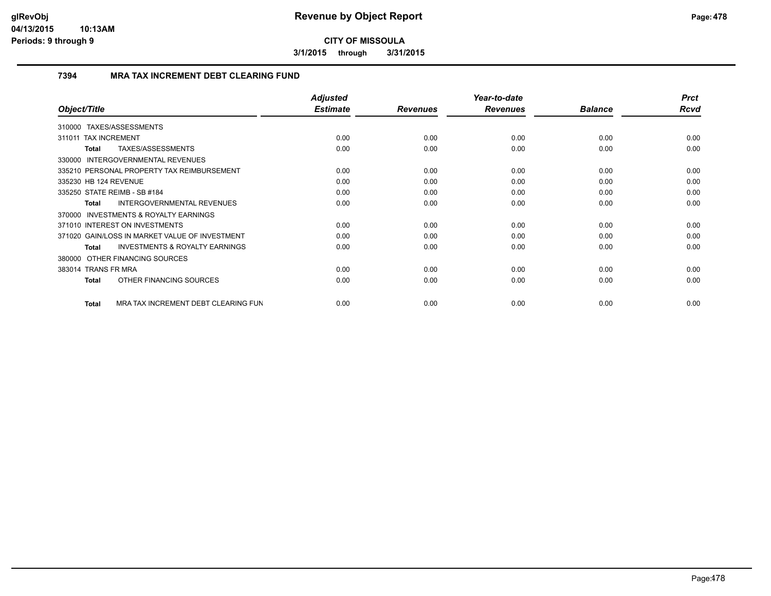**CITY OF MISSOULA**

**3/1/2015 through 3/31/2015**

### 7394 MRA TAX INCREMENT DEBT CLEARING FUND

| Object/Title | Adjusted Estimate | Revenues | Year-to-date Revenues | Balance | Prct Rcvd |
|---|---|---|---|---|---|
| 310000 TAXES/ASSESSMENTS | | | | | |
| 311011 TAX INCREMENT | 0.00 | 0.00 | 0.00 | 0.00 | 0.00 |
| **Total** TAXES/ASSESSMENTS | 0.00 | 0.00 | 0.00 | 0.00 | 0.00 |
| 330000 INTERGOVERNMENTAL REVENUES | | | | | |
| 335210 PERSONAL PROPERTY TAX REIMBURSEMENT | 0.00 | 0.00 | 0.00 | 0.00 | 0.00 |
| 335230 HB 124 REVENUE | 0.00 | 0.00 | 0.00 | 0.00 | 0.00 |
| 335250 STATE REIMB - SB #184 | 0.00 | 0.00 | 0.00 | 0.00 | 0.00 |
| **Total** INTERGOVERNMENTAL REVENUES | 0.00 | 0.00 | 0.00 | 0.00 | 0.00 |
| 370000 INVESTMENTS & ROYALTY EARNINGS | | | | | |
| 371010 INTEREST ON INVESTMENTS | 0.00 | 0.00 | 0.00 | 0.00 | 0.00 |
| 371020 GAIN/LOSS IN MARKET VALUE OF INVESTMENT | 0.00 | 0.00 | 0.00 | 0.00 | 0.00 |
| **Total** INVESTMENTS & ROYALTY EARNINGS | 0.00 | 0.00 | 0.00 | 0.00 | 0.00 |
| 380000 OTHER FINANCING SOURCES | | | | | |
| 383014 TRANS FR MRA | 0.00 | 0.00 | 0.00 | 0.00 | 0.00 |
| **Total** OTHER FINANCING SOURCES | 0.00 | 0.00 | 0.00 | 0.00 | 0.00 |
| **Total** MRA TAX INCREMENT DEBT CLEARING FUN | 0.00 | 0.00 | 0.00 | 0.00 | 0.00 |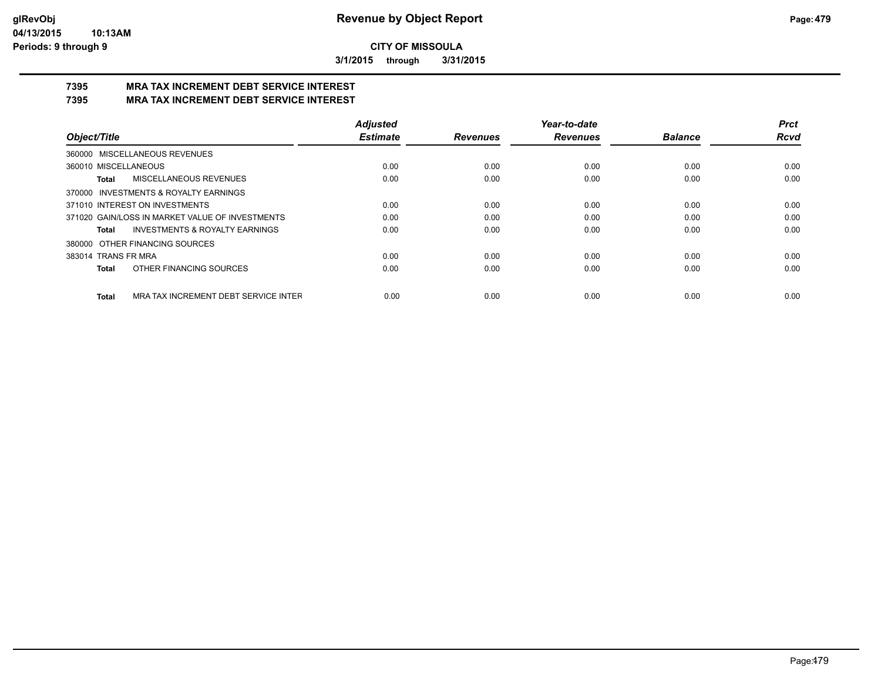**CITY OF MISSOULA**

**3/1/2015 through 3/31/2015**

## 7395 MRA TAX INCREMENT DEBT SERVICE INTEREST
## 7395 MRA TAX INCREMENT DEBT SERVICE INTEREST

| Object/Title | Adjusted Estimate | Revenues | Year-to-date Revenues | Balance | Prct Rcvd |
|---|---|---|---|---|---|
| 360000 MISCELLANEOUS REVENUES | | | | | |
| 360010 MISCELLANEOUS | 0.00 | 0.00 | 0.00 | 0.00 | 0.00 |
| **Total** MISCELLANEOUS REVENUES | 0.00 | 0.00 | 0.00 | 0.00 | 0.00 |
| 370000 INVESTMENTS & ROYALTY EARNINGS | | | | | |
| 371010 INTEREST ON INVESTMENTS | 0.00 | 0.00 | 0.00 | 0.00 | 0.00 |
| 371020 GAIN/LOSS IN MARKET VALUE OF INVESTMENTS | 0.00 | 0.00 | 0.00 | 0.00 | 0.00 |
| **Total** INVESTMENTS & ROYALTY EARNINGS | 0.00 | 0.00 | 0.00 | 0.00 | 0.00 |
| 380000 OTHER FINANCING SOURCES | | | | | |
| 383014 TRANS FR MRA | 0.00 | 0.00 | 0.00 | 0.00 | 0.00 |
| **Total** OTHER FINANCING SOURCES | 0.00 | 0.00 | 0.00 | 0.00 | 0.00 |
| **Total** MRA TAX INCREMENT DEBT SERVICE INTER | 0.00 | 0.00 | 0.00 | 0.00 | 0.00 |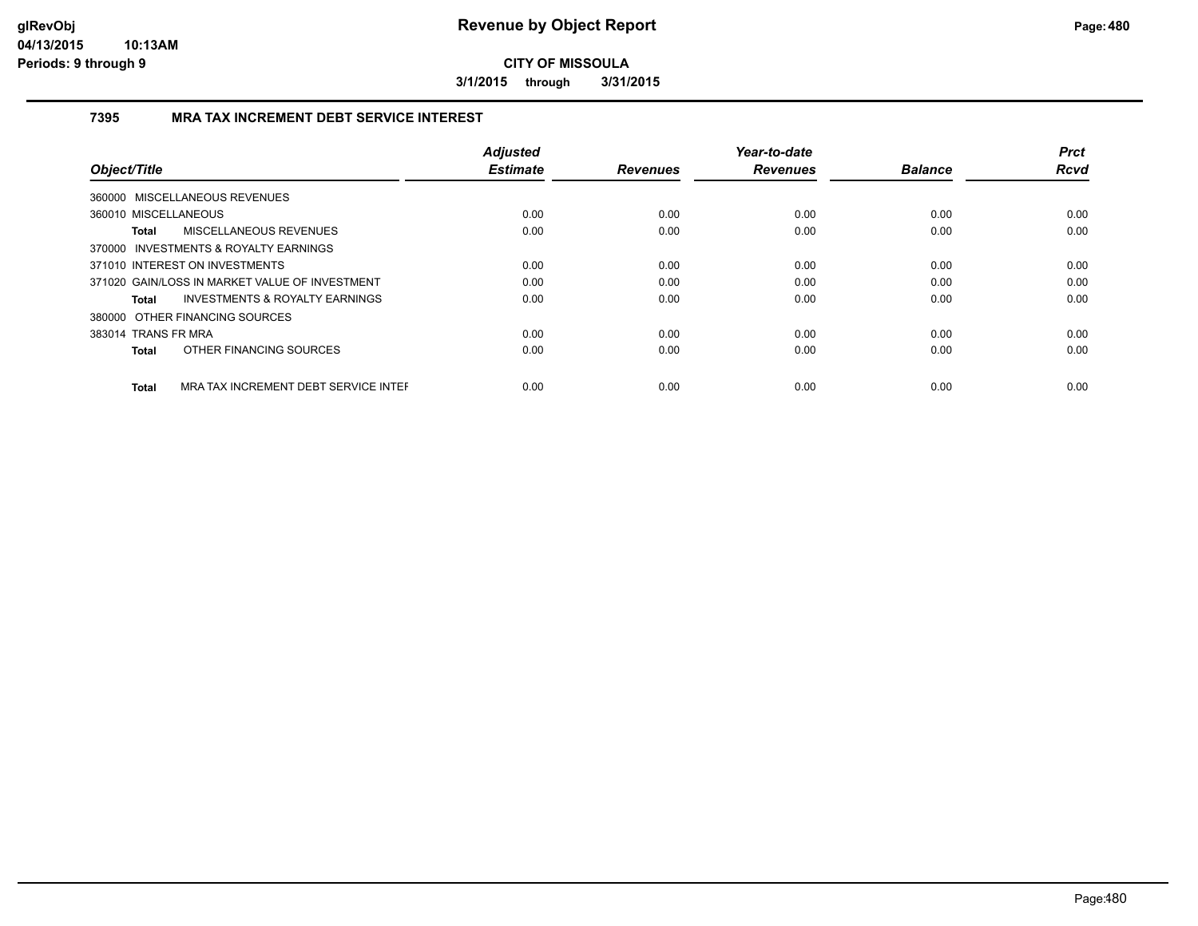# Revenue by Object Report

**CITY OF MISSOULA**

**3/1/2015 through 3/31/2015**

## 7395 MRA TAX INCREMENT DEBT SERVICE INTEREST

| Object/Title | Adjusted Estimate | Revenues | Year-to-date Revenues | Balance | Prct Rcvd |
|---|---|---|---|---|---|
| 360000 MISCELLANEOUS REVENUES | | | | | |
| 360010 MISCELLANEOUS | 0.00 | 0.00 | 0.00 | 0.00 | 0.00 |
| **Total** MISCELLANEOUS REVENUES | 0.00 | 0.00 | 0.00 | 0.00 | 0.00 |
| 370000 INVESTMENTS & ROYALTY EARNINGS | | | | | |
| 371010 INTEREST ON INVESTMENTS | 0.00 | 0.00 | 0.00 | 0.00 | 0.00 |
| 371020 GAIN/LOSS IN MARKET VALUE OF INVESTMENT | 0.00 | 0.00 | 0.00 | 0.00 | 0.00 |
| **Total** INVESTMENTS & ROYALTY EARNINGS | 0.00 | 0.00 | 0.00 | 0.00 | 0.00 |
| 380000 OTHER FINANCING SOURCES | | | | | |
| 383014 TRANS FR MRA | 0.00 | 0.00 | 0.00 | 0.00 | 0.00 |
| **Total** OTHER FINANCING SOURCES | 0.00 | 0.00 | 0.00 | 0.00 | 0.00 |
| **Total** MRA TAX INCREMENT DEBT SERVICE INTEF | 0.00 | 0.00 | 0.00 | 0.00 | 0.00 |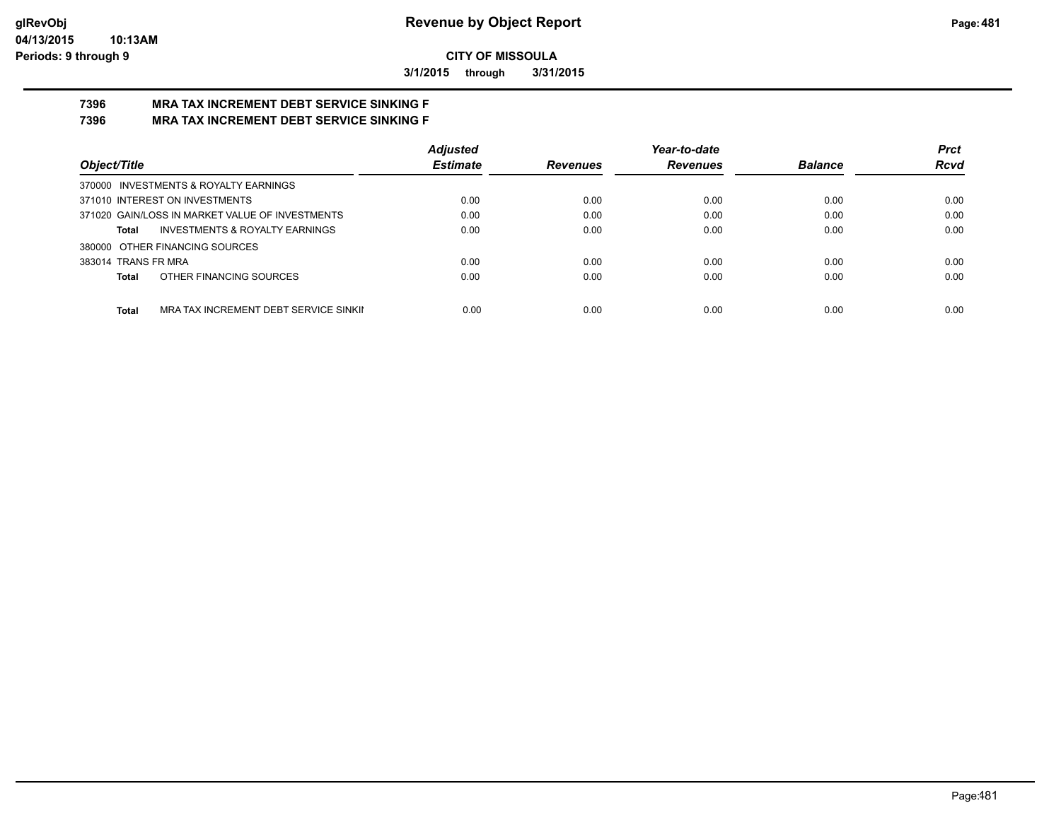**CITY OF MISSOULA**

**3/1/2015 through 3/31/2015**

## 7396 MRA TAX INCREMENT DEBT SERVICE SINKING F
## 7396 MRA TAX INCREMENT DEBT SERVICE SINKING F

| Object/Title | Adjusted Estimate | Revenues | Year-to-date Revenues | Balance | Prct Rcvd |
|---|---|---|---|---|---|
| 370000 INVESTMENTS & ROYALTY EARNINGS | | | | | |
| 371010 INTEREST ON INVESTMENTS | 0.00 | 0.00 | 0.00 | 0.00 | 0.00 |
| 371020 GAIN/LOSS IN MARKET VALUE OF INVESTMENTS | 0.00 | 0.00 | 0.00 | 0.00 | 0.00 |
| **Total** INVESTMENTS & ROYALTY EARNINGS | 0.00 | 0.00 | 0.00 | 0.00 | 0.00 |
| 380000 OTHER FINANCING SOURCES | | | | | |
| 383014 TRANS FR MRA | 0.00 | 0.00 | 0.00 | 0.00 | 0.00 |
| **Total** OTHER FINANCING SOURCES | 0.00 | 0.00 | 0.00 | 0.00 | 0.00 |
| **Total** MRA TAX INCREMENT DEBT SERVICE SINKII | 0.00 | 0.00 | 0.00 | 0.00 | 0.00 |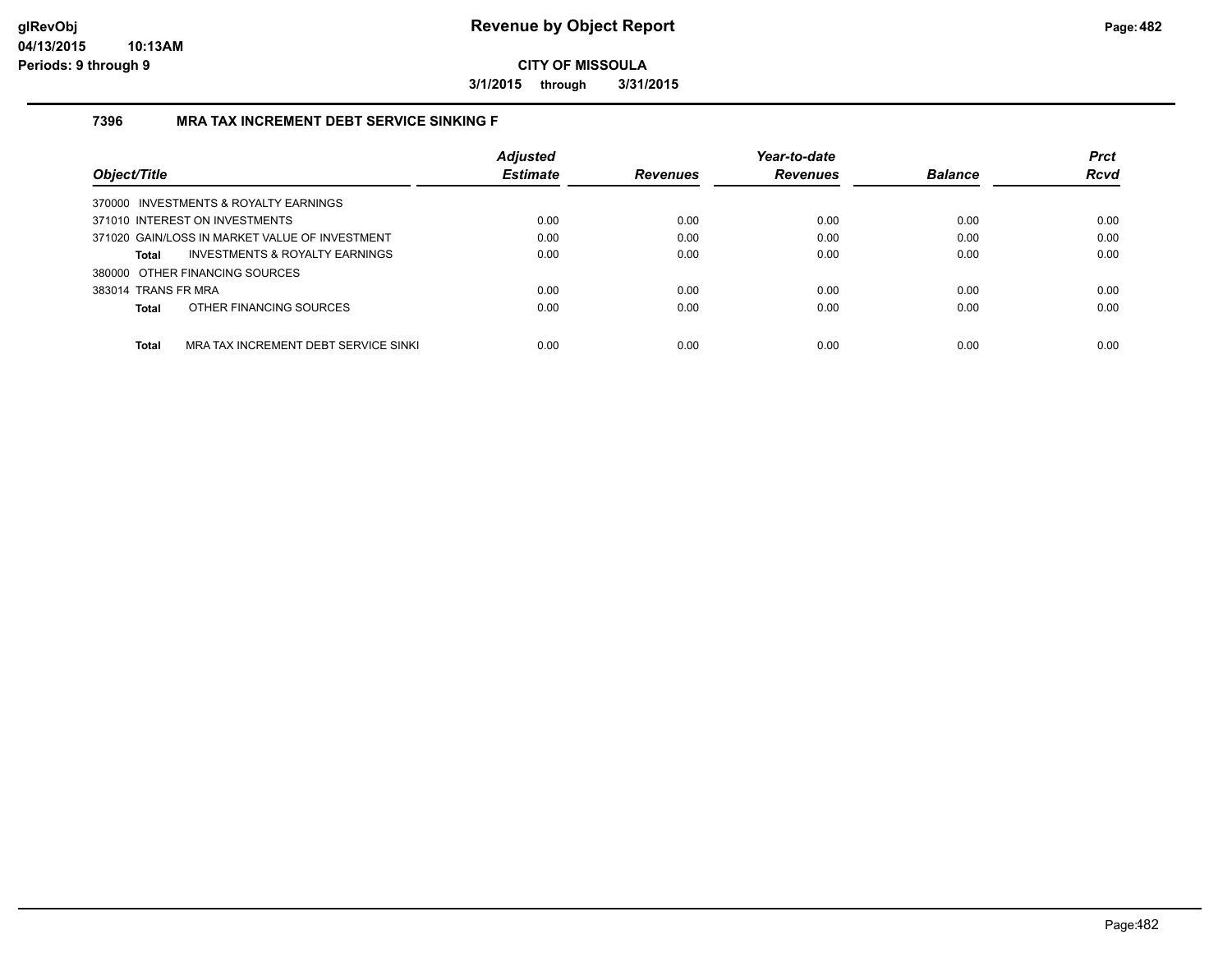# Revenue by Object Report

**CITY OF MISSOULA**

**3/1/2015 through 3/31/2015**

glRevObj
04/13/2015 10:13AM
Periods: 9 through 9

## 7396 MRA TAX INCREMENT DEBT SERVICE SINKING F

| Object/Title | Adjusted Estimate | Revenues | Year-to-date Revenues | Balance | Prct Rcvd |
|---|---|---|---|---|---|
| 370000 INVESTMENTS & ROYALTY EARNINGS | | | | | |
| 371010 INTEREST ON INVESTMENTS | 0.00 | 0.00 | 0.00 | 0.00 | 0.00 |
| 371020 GAIN/LOSS IN MARKET VALUE OF INVESTMENT | 0.00 | 0.00 | 0.00 | 0.00 | 0.00 |
| **Total** INVESTMENTS & ROYALTY EARNINGS | 0.00 | 0.00 | 0.00 | 0.00 | 0.00 |
| 380000 OTHER FINANCING SOURCES | | | | | |
| 383014 TRANS FR MRA | 0.00 | 0.00 | 0.00 | 0.00 | 0.00 |
| **Total** OTHER FINANCING SOURCES | 0.00 | 0.00 | 0.00 | 0.00 | 0.00 |
| **Total** MRA TAX INCREMENT DEBT SERVICE SINKI | 0.00 | 0.00 | 0.00 | 0.00 | 0.00 |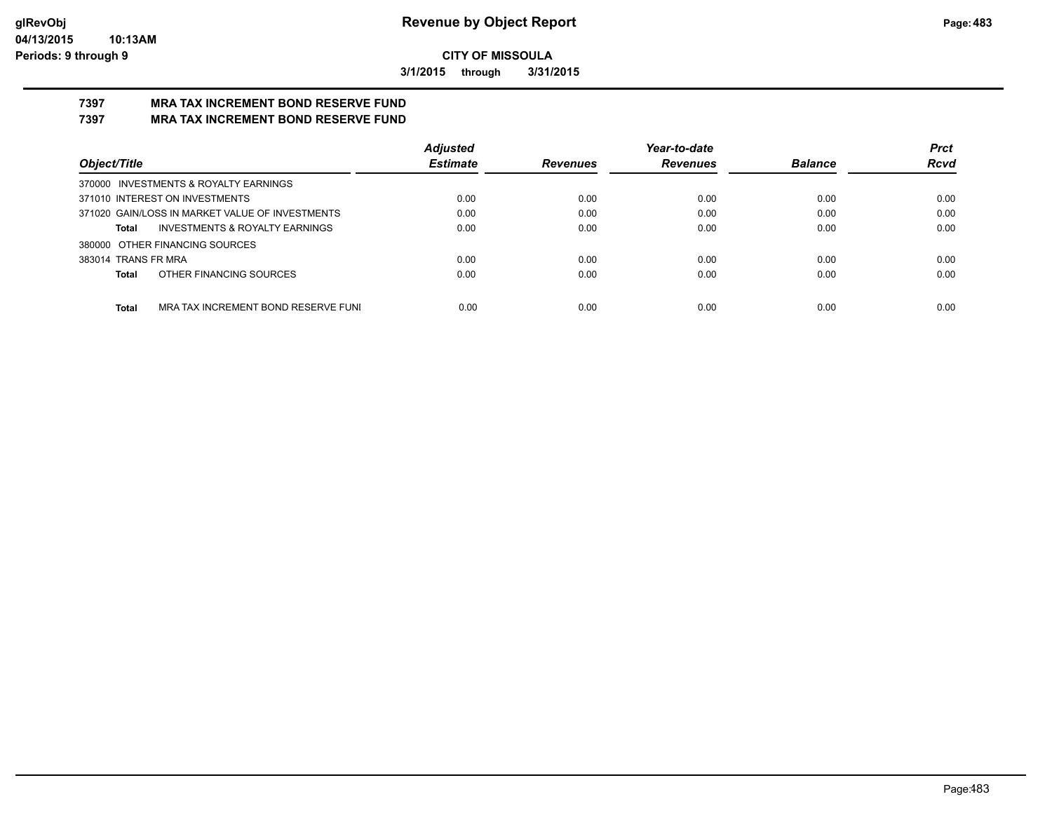**CITY OF MISSOULA**

**3/1/2015 through 3/31/2015**

## 7397 MRA TAX INCREMENT BOND RESERVE FUND

## 7397 MRA TAX INCREMENT BOND RESERVE FUND

| Object/Title | Adjusted Estimate | Revenues | Year-to-date Revenues | Balance | Prct Rcvd |
|---|---|---|---|---|---|
| 370000 INVESTMENTS & ROYALTY EARNINGS | | | | | |
| 371010 INTEREST ON INVESTMENTS | 0.00 | 0.00 | 0.00 | 0.00 | 0.00 |
| 371020 GAIN/LOSS IN MARKET VALUE OF INVESTMENTS | 0.00 | 0.00 | 0.00 | 0.00 | 0.00 |
| **Total** INVESTMENTS & ROYALTY EARNINGS | 0.00 | 0.00 | 0.00 | 0.00 | 0.00 |
| 380000 OTHER FINANCING SOURCES | | | | | |
| 383014 TRANS FR MRA | 0.00 | 0.00 | 0.00 | 0.00 | 0.00 |
| **Total** OTHER FINANCING SOURCES | 0.00 | 0.00 | 0.00 | 0.00 | 0.00 |
| **Total** MRA TAX INCREMENT BOND RESERVE FUNI | 0.00 | 0.00 | 0.00 | 0.00 | 0.00 |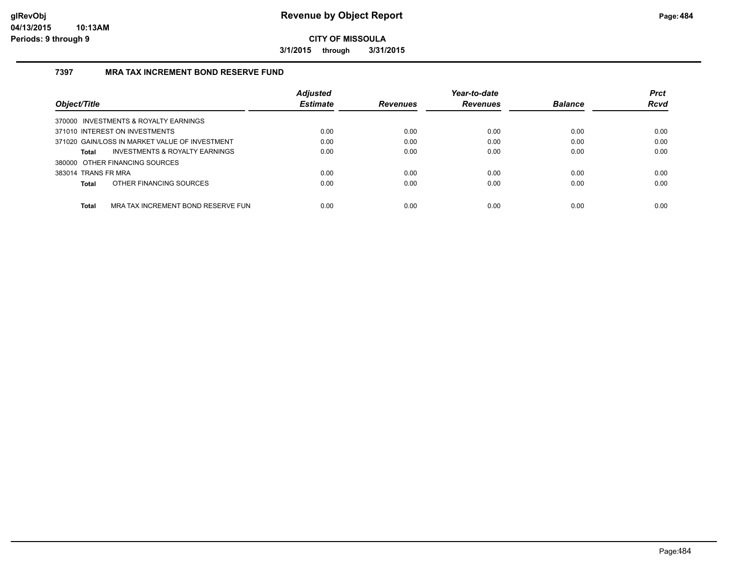# Revenue by Object Report

**CITY OF MISSOULA**

**3/1/2015 through 3/31/2015**

## 7397 MRA TAX INCREMENT BOND RESERVE FUND

| Object/Title | Adjusted Estimate | Revenues | Year-to-date Revenues | Balance | Prct Rcvd |
|---|---|---|---|---|---|
| 370000 INVESTMENTS & ROYALTY EARNINGS | | | | | |
| 371010 INTEREST ON INVESTMENTS | 0.00 | 0.00 | 0.00 | 0.00 | 0.00 |
| 371020 GAIN/LOSS IN MARKET VALUE OF INVESTMENT | 0.00 | 0.00 | 0.00 | 0.00 | 0.00 |
| **Total** INVESTMENTS & ROYALTY EARNINGS | 0.00 | 0.00 | 0.00 | 0.00 | 0.00 |
| 380000 OTHER FINANCING SOURCES | | | | | |
| 383014 TRANS FR MRA | 0.00 | 0.00 | 0.00 | 0.00 | 0.00 |
| **Total** OTHER FINANCING SOURCES | 0.00 | 0.00 | 0.00 | 0.00 | 0.00 |
| **Total** MRA TAX INCREMENT BOND RESERVE FUN | 0.00 | 0.00 | 0.00 | 0.00 | 0.00 |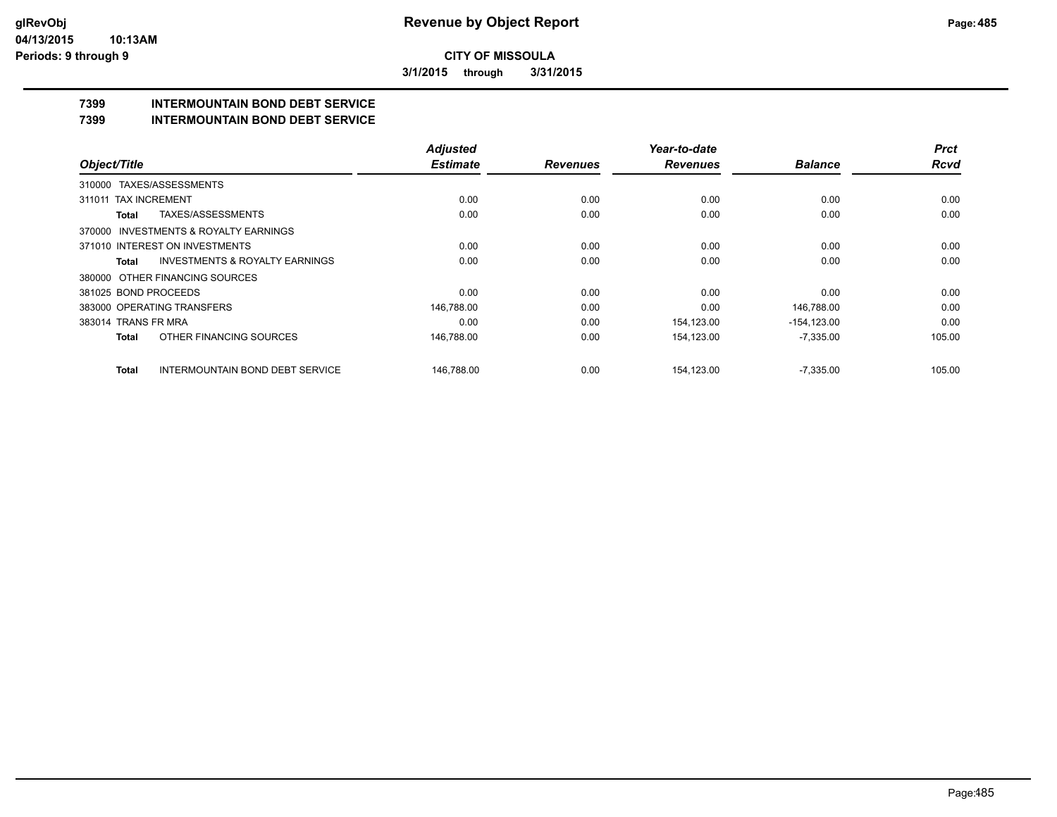# CITY OF MISSOULA

**Revenue by Object Report**

glRevObj
04/13/2015 10:13AM
Periods: 9 through 9

**3/1/2015 through 3/31/2015**

## 7399 INTERMOUNTAIN BOND DEBT SERVICE
## 7399 INTERMOUNTAIN BOND DEBT SERVICE

| Object/Title | Adjusted Estimate | Revenues | Year-to-date Revenues | Balance | Prct Rcvd |
|---|---|---|---|---|---|
| 310000 TAXES/ASSESSMENTS | | | | | |
| 311011 TAX INCREMENT | 0.00 | 0.00 | 0.00 | 0.00 | 0.00 |
| **Total** TAXES/ASSESSMENTS | 0.00 | 0.00 | 0.00 | 0.00 | 0.00 |
| 370000 INVESTMENTS & ROYALTY EARNINGS | | | | | |
| 371010 INTEREST ON INVESTMENTS | 0.00 | 0.00 | 0.00 | 0.00 | 0.00 |
| **Total** INVESTMENTS & ROYALTY EARNINGS | 0.00 | 0.00 | 0.00 | 0.00 | 0.00 |
| 380000 OTHER FINANCING SOURCES | | | | | |
| 381025 BOND PROCEEDS | 0.00 | 0.00 | 0.00 | 0.00 | 0.00 |
| 383000 OPERATING TRANSFERS | 146,788.00 | 0.00 | 0.00 | 146,788.00 | 0.00 |
| 383014 TRANS FR MRA | 0.00 | 0.00 | 154,123.00 | -154,123.00 | 0.00 |
| **Total** OTHER FINANCING SOURCES | 146,788.00 | 0.00 | 154,123.00 | -7,335.00 | 105.00 |
| **Total** INTERMOUNTAIN BOND DEBT SERVICE | 146,788.00 | 0.00 | 154,123.00 | -7,335.00 | 105.00 |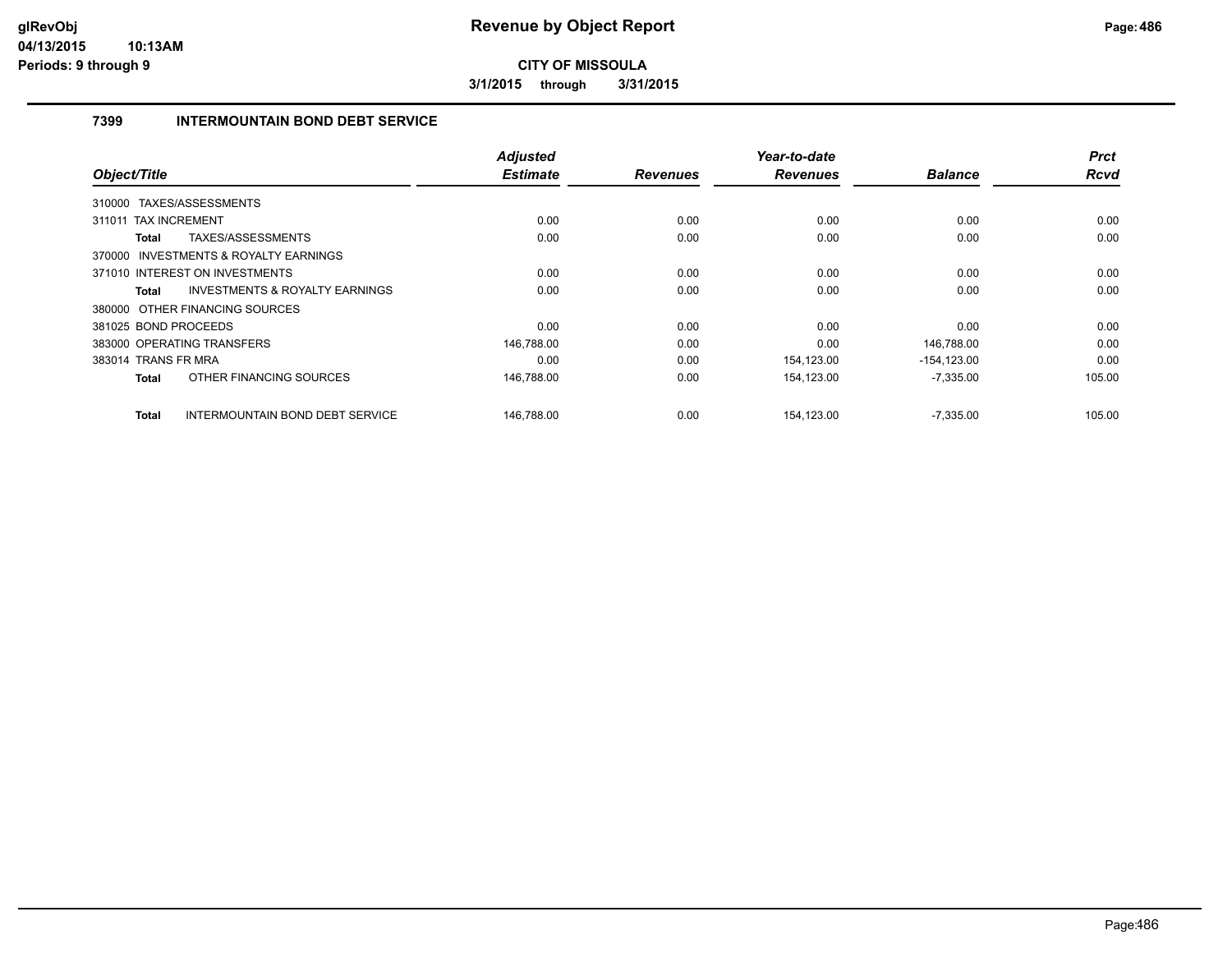**CITY OF MISSOULA**

**3/1/2015 through 3/31/2015**

## 7399 INTERMOUNTAIN BOND DEBT SERVICE

| Object/Title | Adjusted Estimate | Revenues | Year-to-date Revenues | Balance | Prct Rcvd |
|---|---|---|---|---|---|
| 310000 TAXES/ASSESSMENTS | | | | | |
| 311011 TAX INCREMENT | 0.00 | 0.00 | 0.00 | 0.00 | 0.00 |
| **Total** TAXES/ASSESSMENTS | 0.00 | 0.00 | 0.00 | 0.00 | 0.00 |
| 370000 INVESTMENTS & ROYALTY EARNINGS | | | | | |
| 371010 INTEREST ON INVESTMENTS | 0.00 | 0.00 | 0.00 | 0.00 | 0.00 |
| **Total** INVESTMENTS & ROYALTY EARNINGS | 0.00 | 0.00 | 0.00 | 0.00 | 0.00 |
| 380000 OTHER FINANCING SOURCES | | | | | |
| 381025 BOND PROCEEDS | 0.00 | 0.00 | 0.00 | 0.00 | 0.00 |
| 383000 OPERATING TRANSFERS | 146,788.00 | 0.00 | 0.00 | 146,788.00 | 0.00 |
| 383014 TRANS FR MRA | 0.00 | 0.00 | 154,123.00 | -154,123.00 | 0.00 |
| **Total** OTHER FINANCING SOURCES | 146,788.00 | 0.00 | 154,123.00 | -7,335.00 | 105.00 |
| **Total** INTERMOUNTAIN BOND DEBT SERVICE | 146,788.00 | 0.00 | 154,123.00 | -7,335.00 | 105.00 |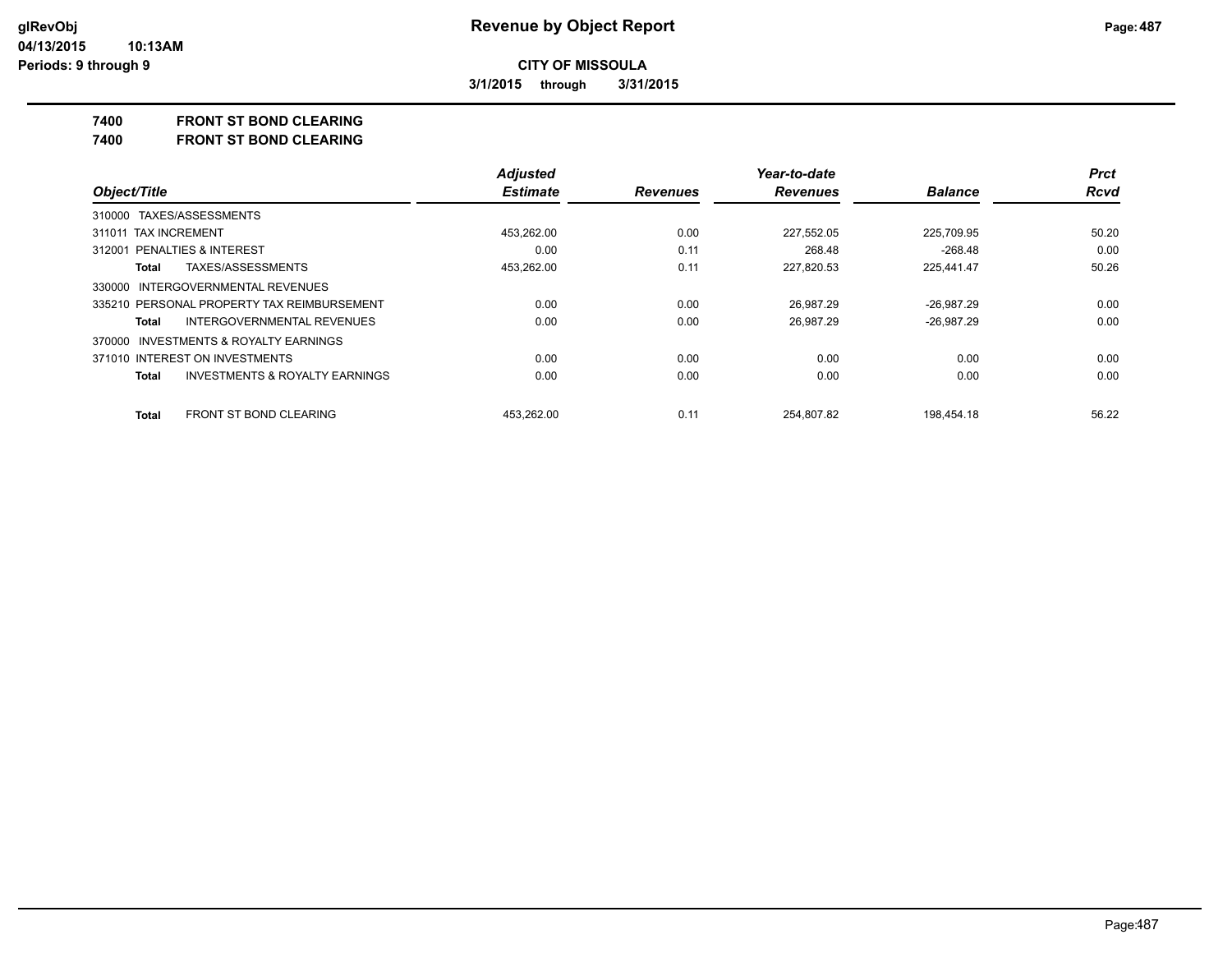**CITY OF MISSOULA**

**3/1/2015 through 3/31/2015**

**7400 FRONT ST BOND CLEARING**

**7400 FRONT ST BOND CLEARING**

| Object/Title | | Adjusted Estimate | Revenues | Year-to-date Revenues | Balance | Prct Rcvd |
|---|---|---|---|---|---|---|
| 310000 TAXES/ASSESSMENTS | | | | | | |
| 311011 TAX INCREMENT | | 453,262.00 | 0.00 | 227,552.05 | 225,709.95 | 50.20 |
| 312001 PENALTIES & INTEREST | | 0.00 | 0.11 | 268.48 | -268.48 | 0.00 |
| Total | TAXES/ASSESSMENTS | 453,262.00 | 0.11 | 227,820.53 | 225,441.47 | 50.26 |
| 330000 INTERGOVERNMENTAL REVENUES | | | | | | |
| 335210 PERSONAL PROPERTY TAX REIMBURSEMENT | | 0.00 | 0.00 | 26,987.29 | -26,987.29 | 0.00 |
| Total | INTERGOVERNMENTAL REVENUES | 0.00 | 0.00 | 26,987.29 | -26,987.29 | 0.00 |
| 370000 INVESTMENTS & ROYALTY EARNINGS | | | | | | |
| 371010 INTEREST ON INVESTMENTS | | 0.00 | 0.00 | 0.00 | 0.00 | 0.00 |
| Total | INVESTMENTS & ROYALTY EARNINGS | 0.00 | 0.00 | 0.00 | 0.00 | 0.00 |
| Total | FRONT ST BOND CLEARING | 453,262.00 | 0.11 | 254,807.82 | 198,454.18 | 56.22 |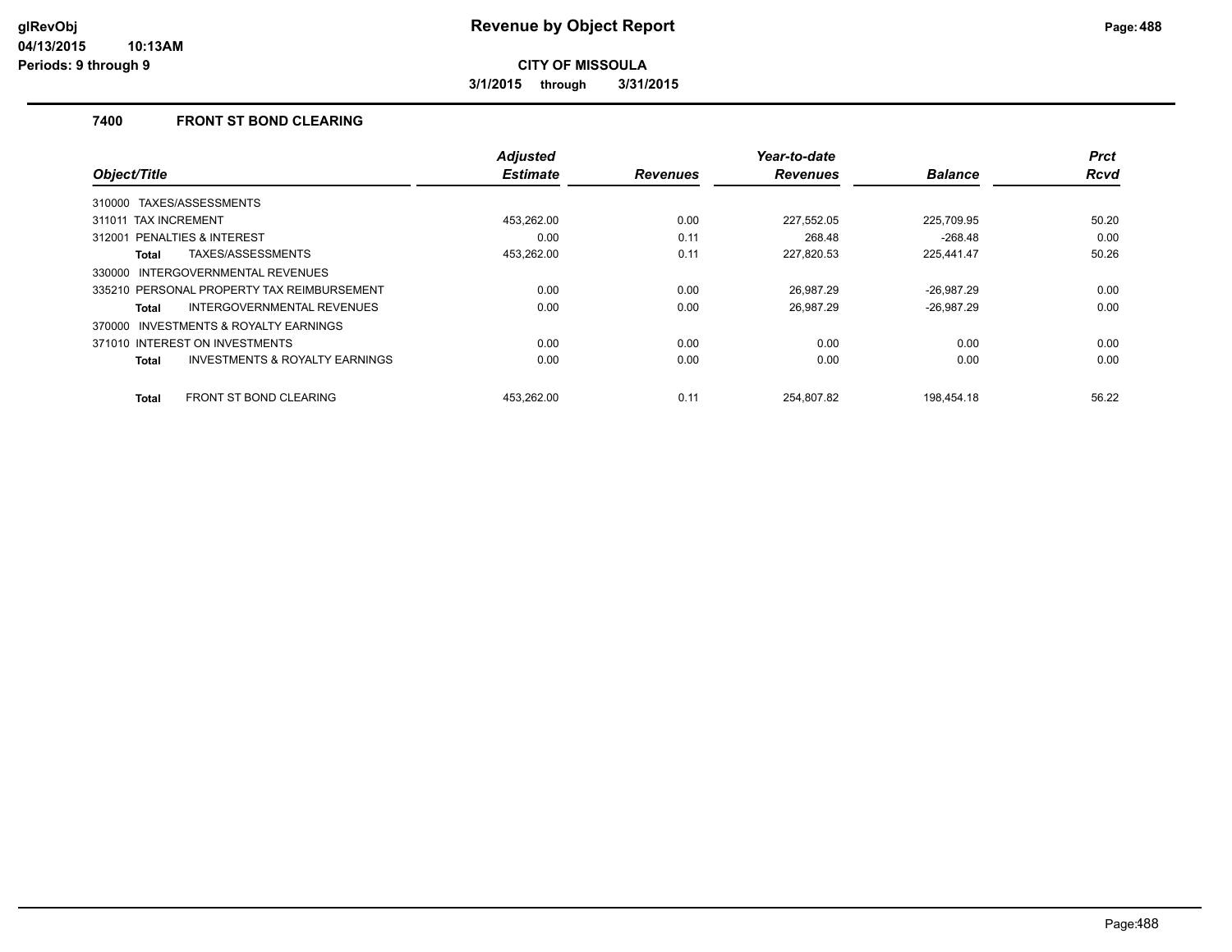# Revenue by Object Report

**CITY OF MISSOULA**

**3/1/2015 through 3/31/2015**

glRevObj
04/13/2015 10:13AM
Periods: 9 through 9

## 7400 FRONT ST BOND CLEARING

| Object/Title | Adjusted Estimate | Revenues | Year-to-date Revenues | Balance | Prct Rcvd |
|---|---|---|---|---|---|
| 310000 TAXES/ASSESSMENTS | | | | | |
| 311011 TAX INCREMENT | 453,262.00 | 0.00 | 227,552.05 | 225,709.95 | 50.20 |
| 312001 PENALTIES & INTEREST | 0.00 | 0.11 | 268.48 | -268.48 | 0.00 |
| **Total** TAXES/ASSESSMENTS | 453,262.00 | 0.11 | 227,820.53 | 225,441.47 | 50.26 |
| 330000 INTERGOVERNMENTAL REVENUES | | | | | |
| 335210 PERSONAL PROPERTY TAX REIMBURSEMENT | 0.00 | 0.00 | 26,987.29 | -26,987.29 | 0.00 |
| **Total** INTERGOVERNMENTAL REVENUES | 0.00 | 0.00 | 26,987.29 | -26,987.29 | 0.00 |
| 370000 INVESTMENTS & ROYALTY EARNINGS | | | | | |
| 371010 INTEREST ON INVESTMENTS | 0.00 | 0.00 | 0.00 | 0.00 | 0.00 |
| **Total** INVESTMENTS & ROYALTY EARNINGS | 0.00 | 0.00 | 0.00 | 0.00 | 0.00 |
| **Total** FRONT ST BOND CLEARING | 453,262.00 | 0.11 | 254,807.82 | 198,454.18 | 56.22 |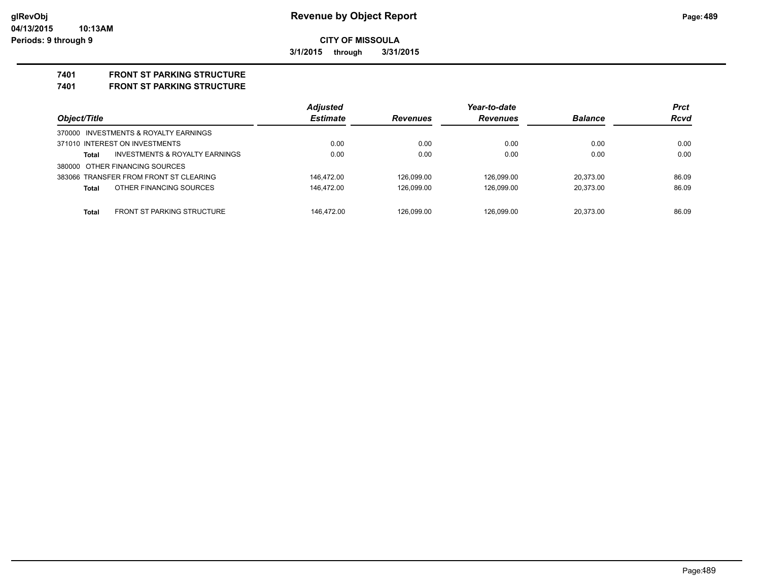**CITY OF MISSOULA**

**3/1/2015 through 3/31/2015**

# 7401 FRONT ST PARKING STRUCTURE

## 7401 FRONT ST PARKING STRUCTURE

| Object/Title | | Adjusted Estimate | Revenues | Year-to-date Revenues | Balance | Prct Rcvd |
|---|---|---|---|---|---|---|
| 370000 INVESTMENTS & ROYALTY EARNINGS | | | | | | |
| 371010 INTEREST ON INVESTMENTS | | 0.00 | 0.00 | 0.00 | 0.00 | 0.00 |
| **Total** | INVESTMENTS & ROYALTY EARNINGS | 0.00 | 0.00 | 0.00 | 0.00 | 0.00 |
| 380000 OTHER FINANCING SOURCES | | | | | | |
| 383066 TRANSFER FROM FRONT ST CLEARING | | 146,472.00 | 126,099.00 | 126,099.00 | 20,373.00 | 86.09 |
| **Total** | OTHER FINANCING SOURCES | 146,472.00 | 126,099.00 | 126,099.00 | 20,373.00 | 86.09 |
| **Total** | FRONT ST PARKING STRUCTURE | 146,472.00 | 126,099.00 | 126,099.00 | 20,373.00 | 86.09 |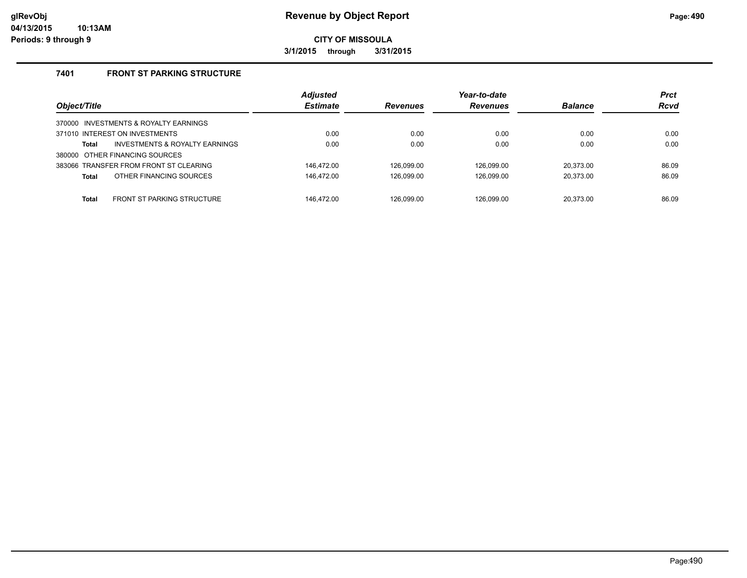# Revenue by Object Report

**CITY OF MISSOULA**

**3/1/2015 through 3/31/2015**

glRevObj
04/13/2015 10:13AM
Periods: 9 through 9

## 7401 FRONT ST PARKING STRUCTURE

| Object/Title | Adjusted Estimate | Revenues | Year-to-date Revenues | Balance | Prct Rcvd |
|---|---|---|---|---|---|
| 370000 INVESTMENTS & ROYALTY EARNINGS | | | | | |
| 371010 INTEREST ON INVESTMENTS | 0.00 | 0.00 | 0.00 | 0.00 | 0.00 |
| **Total** INVESTMENTS & ROYALTY EARNINGS | 0.00 | 0.00 | 0.00 | 0.00 | 0.00 |
| 380000 OTHER FINANCING SOURCES | | | | | |
| 383066 TRANSFER FROM FRONT ST CLEARING | 146,472.00 | 126,099.00 | 126,099.00 | 20,373.00 | 86.09 |
| **Total** OTHER FINANCING SOURCES | 146,472.00 | 126,099.00 | 126,099.00 | 20,373.00 | 86.09 |
| **Total** FRONT ST PARKING STRUCTURE | 146,472.00 | 126,099.00 | 126,099.00 | 20,373.00 | 86.09 |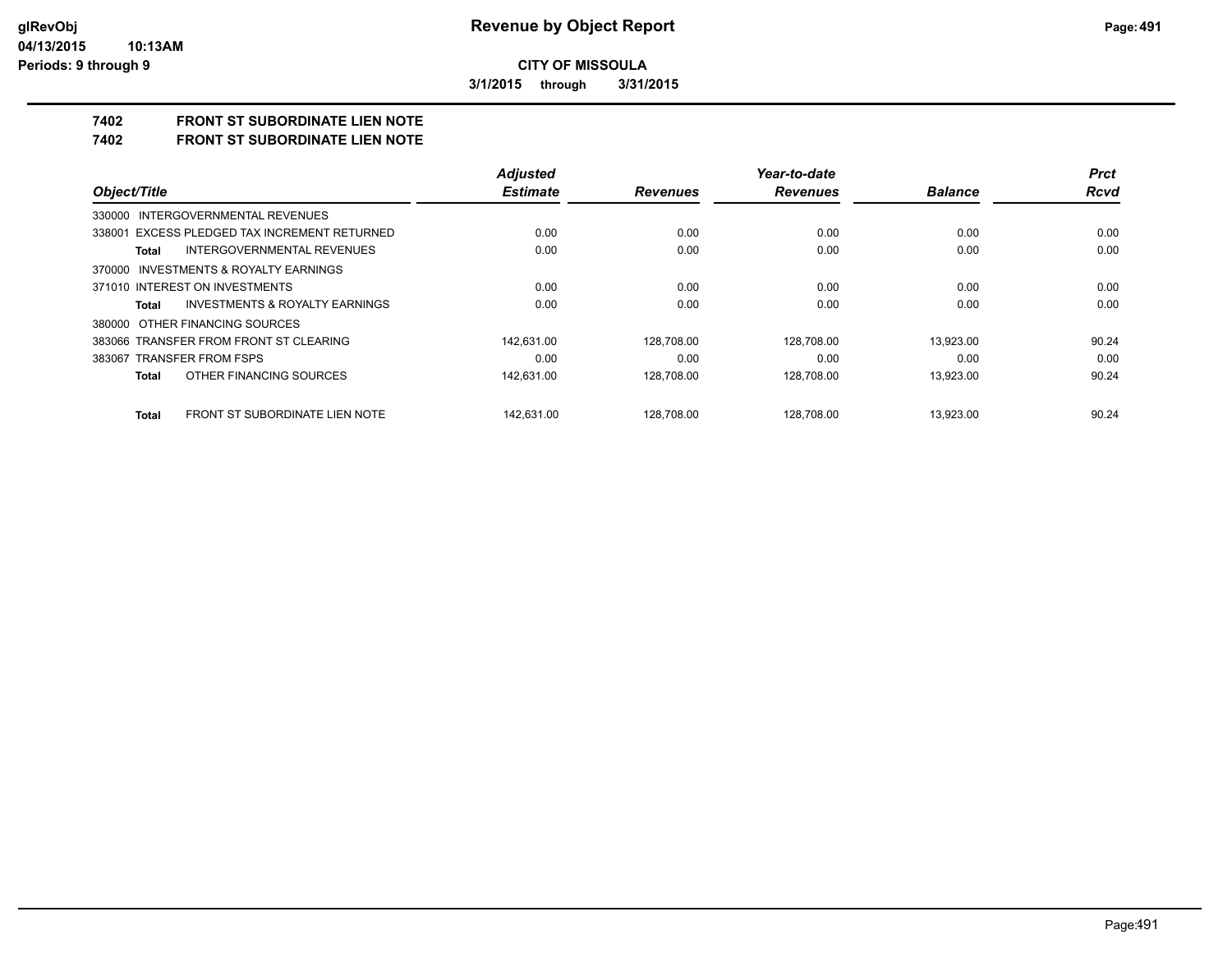# CITY OF MISSOULA

**3/1/2015 through 3/31/2015**

## 7402 FRONT ST SUBORDINATE LIEN NOTE
## 7402 FRONT ST SUBORDINATE LIEN NOTE

| Object/Title | Adjusted Estimate | Revenues | Year-to-date Revenues | Balance | Prct Rcvd |
|---|---|---|---|---|---|
| 330000 INTERGOVERNMENTAL REVENUES | | | | | |
| 338001 EXCESS PLEDGED TAX INCREMENT RETURNED | 0.00 | 0.00 | 0.00 | 0.00 | 0.00 |
| **Total** INTERGOVERNMENTAL REVENUES | 0.00 | 0.00 | 0.00 | 0.00 | 0.00 |
| 370000 INVESTMENTS & ROYALTY EARNINGS | | | | | |
| 371010 INTEREST ON INVESTMENTS | 0.00 | 0.00 | 0.00 | 0.00 | 0.00 |
| **Total** INVESTMENTS & ROYALTY EARNINGS | 0.00 | 0.00 | 0.00 | 0.00 | 0.00 |
| 380000 OTHER FINANCING SOURCES | | | | | |
| 383066 TRANSFER FROM FRONT ST CLEARING | 142,631.00 | 128,708.00 | 128,708.00 | 13,923.00 | 90.24 |
| 383067 TRANSFER FROM FSPS | 0.00 | 0.00 | 0.00 | 0.00 | 0.00 |
| **Total** OTHER FINANCING SOURCES | 142,631.00 | 128,708.00 | 128,708.00 | 13,923.00 | 90.24 |
| **Total** FRONT ST SUBORDINATE LIEN NOTE | 142,631.00 | 128,708.00 | 128,708.00 | 13,923.00 | 90.24 |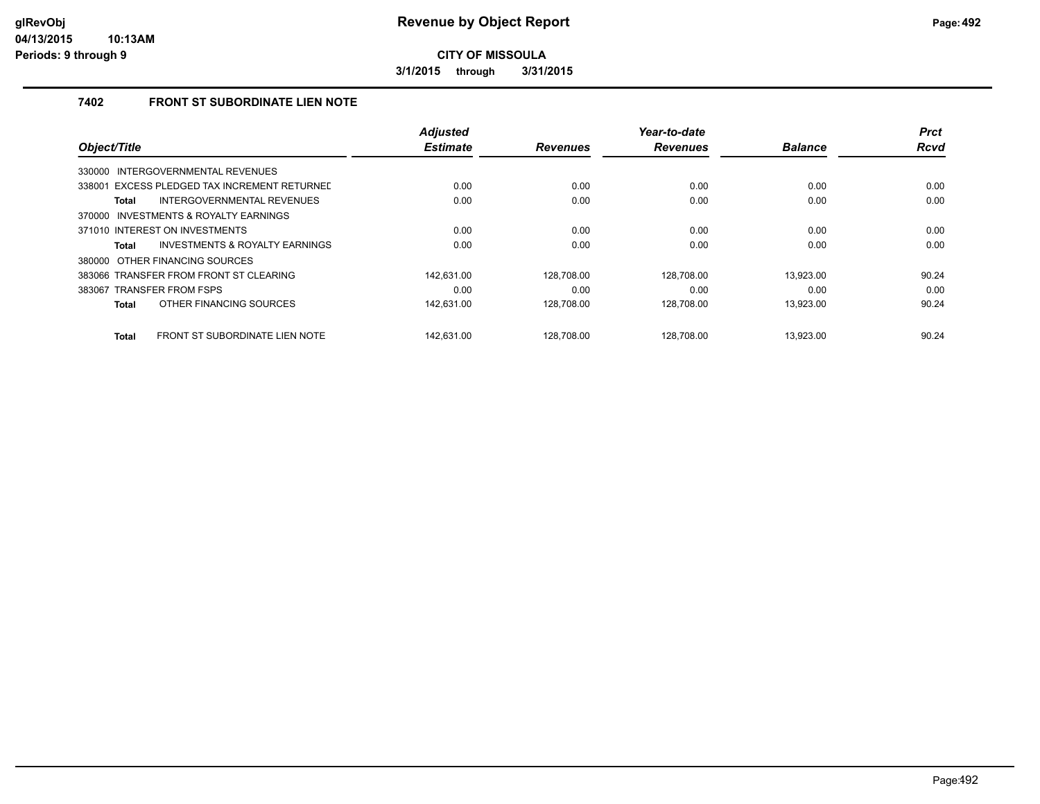# Revenue by Object Report

**CITY OF MISSOULA**

**3/1/2015 through 3/31/2015**

glRevObj
04/13/2015 10:13AM
Periods: 9 through 9

## 7402 FRONT ST SUBORDINATE LIEN NOTE

| Object/Title | Adjusted Estimate | Revenues | Year-to-date Revenues | Balance | Prct Rcvd |
|---|---|---|---|---|---|
| 330000 INTERGOVERNMENTAL REVENUES | | | | | |
| 338001 EXCESS PLEDGED TAX INCREMENT RETURNED | 0.00 | 0.00 | 0.00 | 0.00 | 0.00 |
| **Total** INTERGOVERNMENTAL REVENUES | 0.00 | 0.00 | 0.00 | 0.00 | 0.00 |
| 370000 INVESTMENTS & ROYALTY EARNINGS | | | | | |
| 371010 INTEREST ON INVESTMENTS | 0.00 | 0.00 | 0.00 | 0.00 | 0.00 |
| **Total** INVESTMENTS & ROYALTY EARNINGS | 0.00 | 0.00 | 0.00 | 0.00 | 0.00 |
| 380000 OTHER FINANCING SOURCES | | | | | |
| 383066 TRANSFER FROM FRONT ST CLEARING | 142,631.00 | 128,708.00 | 128,708.00 | 13,923.00 | 90.24 |
| 383067 TRANSFER FROM FSPS | 0.00 | 0.00 | 0.00 | 0.00 | 0.00 |
| **Total** OTHER FINANCING SOURCES | 142,631.00 | 128,708.00 | 128,708.00 | 13,923.00 | 90.24 |
| **Total** FRONT ST SUBORDINATE LIEN NOTE | 142,631.00 | 128,708.00 | 128,708.00 | 13,923.00 | 90.24 |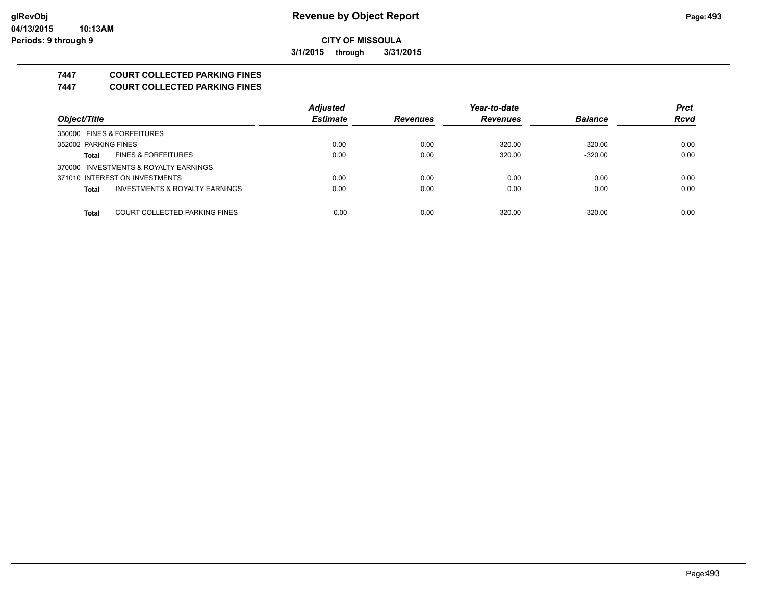# Revenue by Object Report

glRevObj
04/13/2015 10:13AM
Periods: 9 through 9

**CITY OF MISSOULA**

**3/1/2015 through 3/31/2015**

## 7447 COURT COLLECTED PARKING FINES
## 7447 COURT COLLECTED PARKING FINES

| Object/Title | Adjusted Estimate | Revenues | Year-to-date Revenues | Balance | Prct Rcvd |
|---|---|---|---|---|---|
| 350000 FINES & FORFEITURES | | | | | |
| 352002 PARKING FINES | 0.00 | 0.00 | 320.00 | -320.00 | 0.00 |
| **Total** FINES & FORFEITURES | 0.00 | 0.00 | 320.00 | -320.00 | 0.00 |
| 370000 INVESTMENTS & ROYALTY EARNINGS | | | | | |
| 371010 INTEREST ON INVESTMENTS | 0.00 | 0.00 | 0.00 | 0.00 | 0.00 |
| **Total** INVESTMENTS & ROYALTY EARNINGS | 0.00 | 0.00 | 0.00 | 0.00 | 0.00 |
| **Total** COURT COLLECTED PARKING FINES | 0.00 | 0.00 | 320.00 | -320.00 | 0.00 |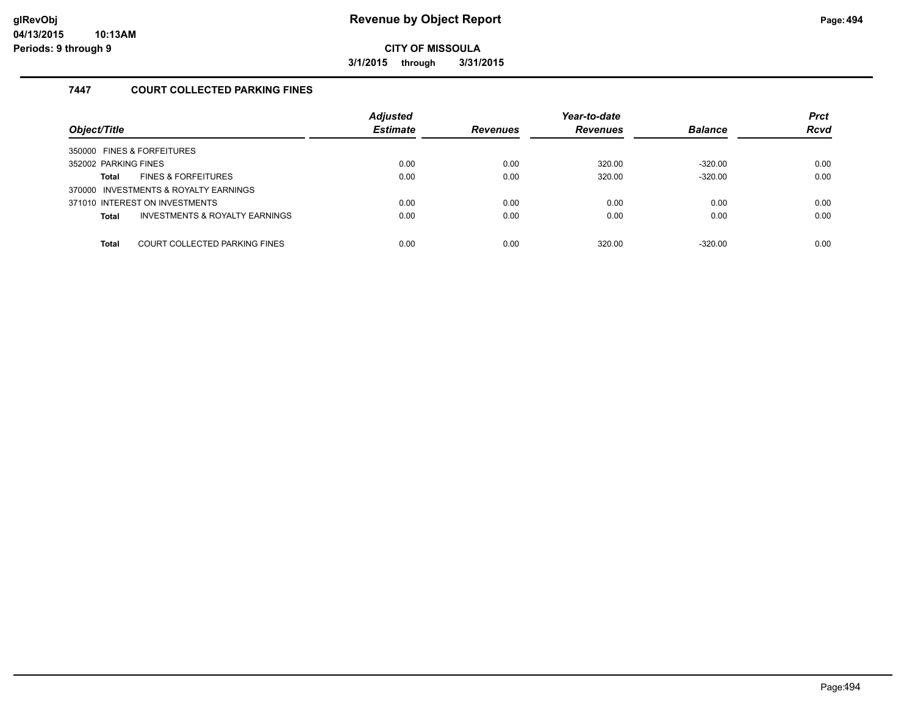glRevObj
04/13/2015 10:13AM
Periods: 9 through 9

# Revenue by Object Report

**CITY OF MISSOULA**

**3/1/2015 through 3/31/2015**

## 7447 COURT COLLECTED PARKING FINES

| Object/Title | | Adjusted Estimate | Revenues | Year-to-date Revenues | Balance | Prct Rcvd |
|---|---|---|---|---|---|---|
| 350000 FINES & FORFEITURES | | | | | | |
| 352002 PARKING FINES | | 0.00 | 0.00 | 320.00 | -320.00 | 0.00 |
| **Total** | FINES & FORFEITURES | 0.00 | 0.00 | 320.00 | -320.00 | 0.00 |
| 370000 INVESTMENTS & ROYALTY EARNINGS | | | | | | |
| 371010 INTEREST ON INVESTMENTS | | 0.00 | 0.00 | 0.00 | 0.00 | 0.00 |
| **Total** | INVESTMENTS & ROYALTY EARNINGS | 0.00 | 0.00 | 0.00 | 0.00 | 0.00 |
| **Total** | COURT COLLECTED PARKING FINES | 0.00 | 0.00 | 320.00 | -320.00 | 0.00 |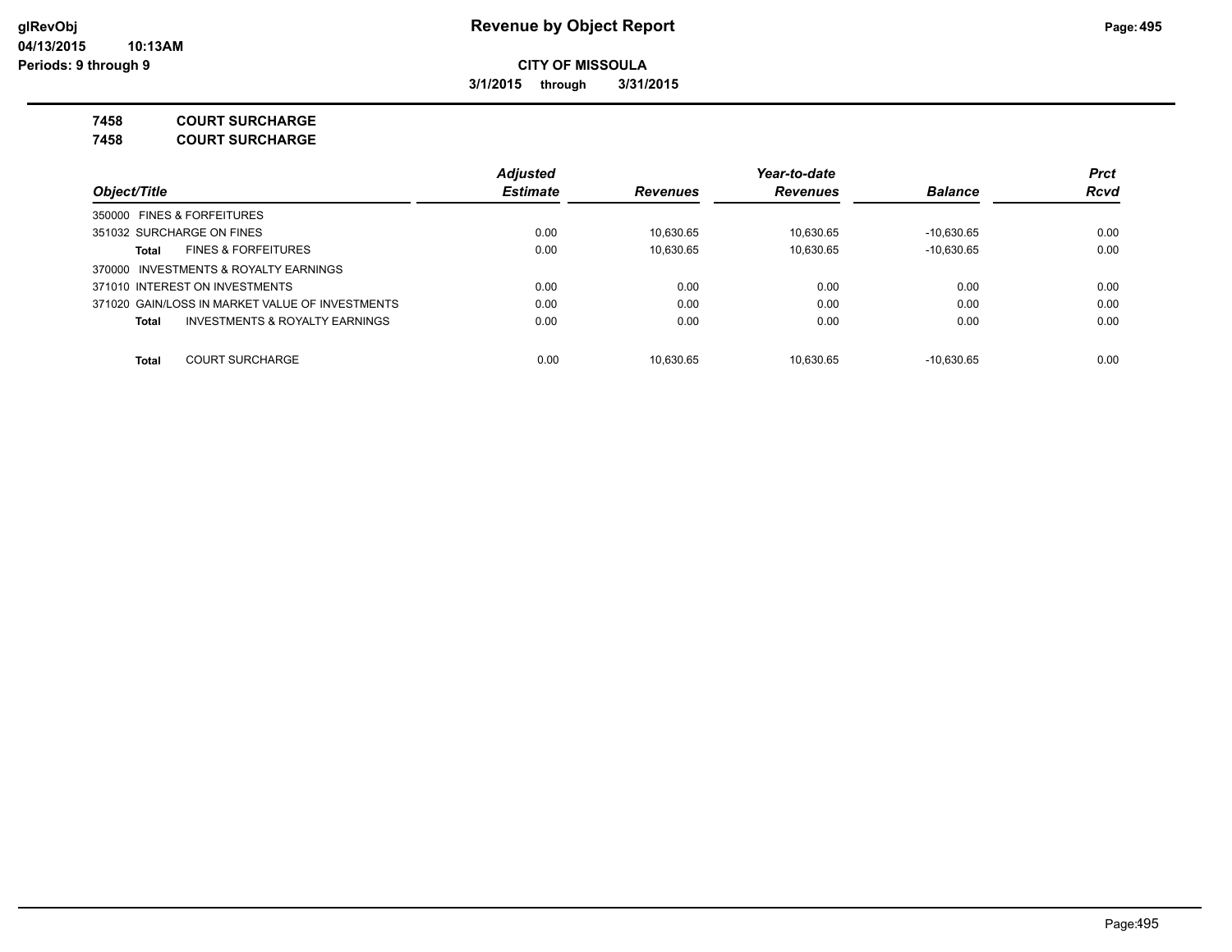**glRevObj**
**04/13/2015 10:13AM**
**Periods: 9 through 9**

# Revenue by Object Report

**CITY OF MISSOULA**

**3/1/2015 through 3/31/2015**

**7458 COURT SURCHARGE**
**7458 COURT SURCHARGE**

| Object/Title | Adjusted Estimate | Revenues | Year-to-date Revenues | Balance | Prct Rcvd |
|---|---|---|---|---|---|
| 350000 FINES & FORFEITURES | | | | | |
| 351032 SURCHARGE ON FINES | 0.00 | 10,630.65 | 10,630.65 | -10,630.65 | 0.00 |
| **Total** FINES & FORFEITURES | 0.00 | 10,630.65 | 10,630.65 | -10,630.65 | 0.00 |
| 370000 INVESTMENTS & ROYALTY EARNINGS | | | | | |
| 371010 INTEREST ON INVESTMENTS | 0.00 | 0.00 | 0.00 | 0.00 | 0.00 |
| 371020 GAIN/LOSS IN MARKET VALUE OF INVESTMENTS | 0.00 | 0.00 | 0.00 | 0.00 | 0.00 |
| **Total** INVESTMENTS & ROYALTY EARNINGS | 0.00 | 0.00 | 0.00 | 0.00 | 0.00 |
| **Total** COURT SURCHARGE | 0.00 | 10,630.65 | 10,630.65 | -10,630.65 | 0.00 |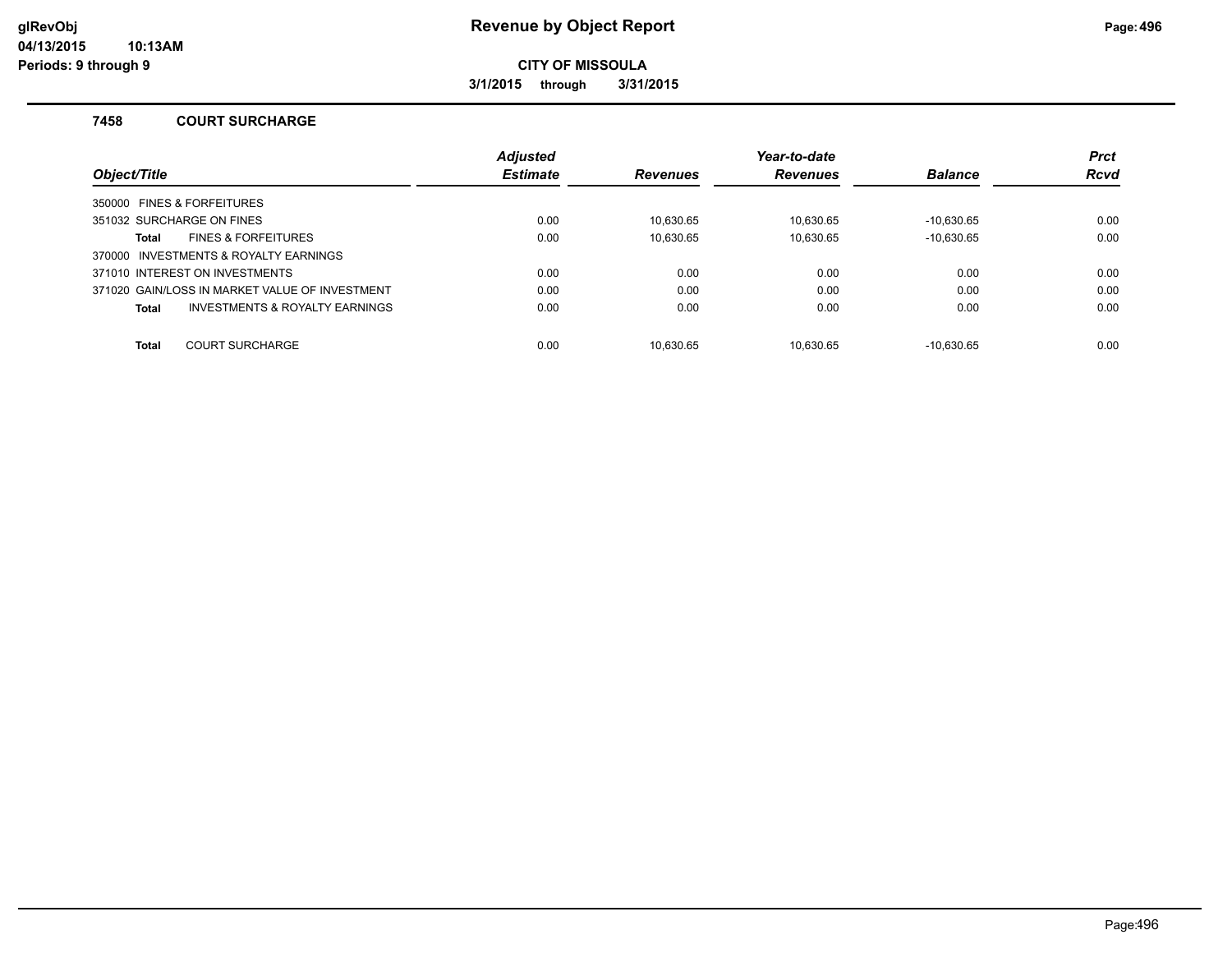# Revenue by Object Report

**CITY OF MISSOULA**

**3/1/2015 through 3/31/2015**

glRevObj
04/13/2015 10:13AM
Periods: 9 through 9

### 7458 COURT SURCHARGE

| Object/Title | Adjusted Estimate | Revenues | Year-to-date Revenues | Balance | Prct Rcvd |
|---|---|---|---|---|---|
| 350000 FINES & FORFEITURES | | | | | |
| 351032 SURCHARGE ON FINES | 0.00 | 10,630.65 | 10,630.65 | -10,630.65 | 0.00 |
| **Total** FINES & FORFEITURES | 0.00 | 10,630.65 | 10,630.65 | -10,630.65 | 0.00 |
| 370000 INVESTMENTS & ROYALTY EARNINGS | | | | | |
| 371010 INTEREST ON INVESTMENTS | 0.00 | 0.00 | 0.00 | 0.00 | 0.00 |
| 371020 GAIN/LOSS IN MARKET VALUE OF INVESTMENT | 0.00 | 0.00 | 0.00 | 0.00 | 0.00 |
| **Total** INVESTMENTS & ROYALTY EARNINGS | 0.00 | 0.00 | 0.00 | 0.00 | 0.00 |
| **Total** COURT SURCHARGE | 0.00 | 10,630.65 | 10,630.65 | -10,630.65 | 0.00 |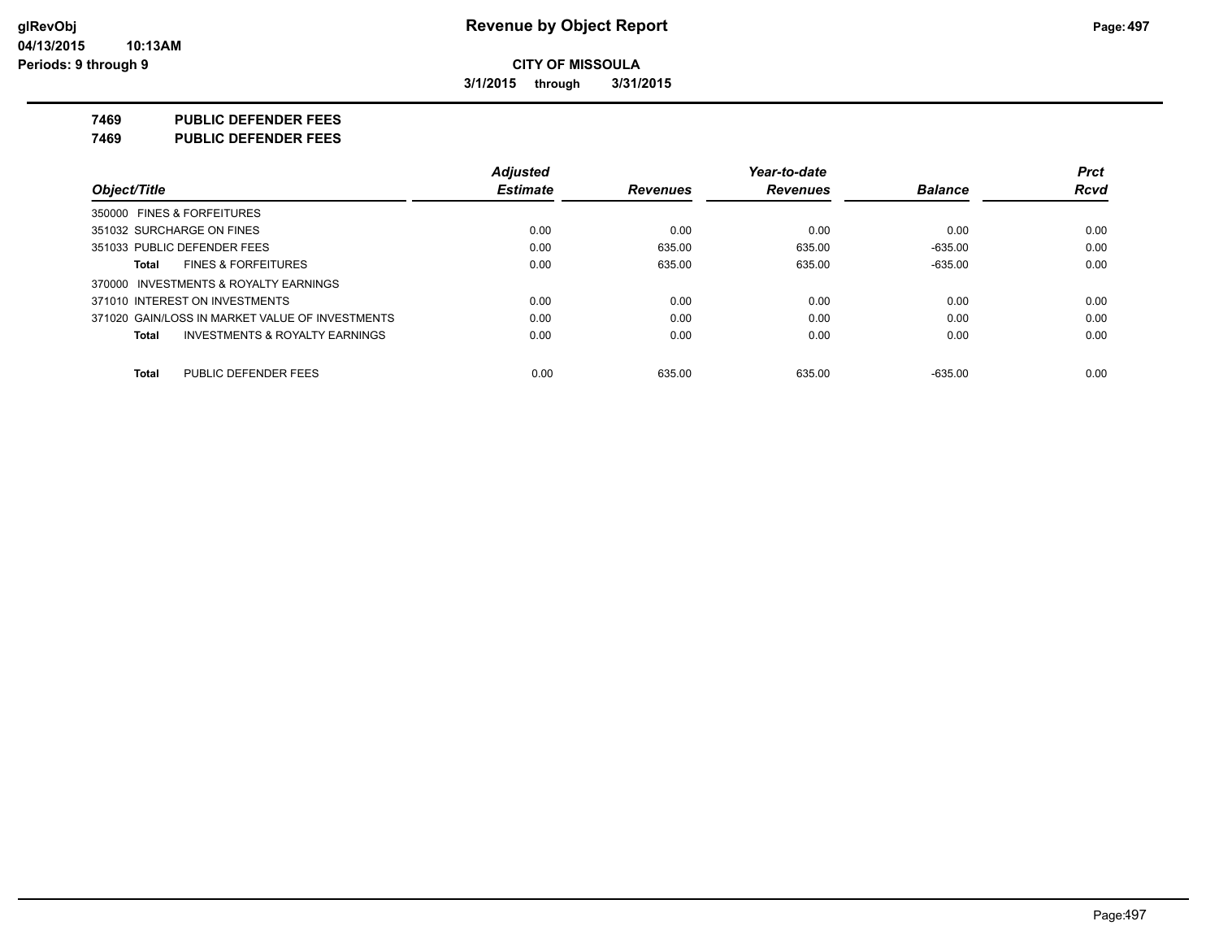# Revenue by Object Report

**CITY OF MISSOULA**

**3/1/2015 through 3/31/2015**

glRevObj
04/13/2015 10:13AM
Periods: 9 through 9

## 7469 PUBLIC DEFENDER FEES
## 7469 PUBLIC DEFENDER FEES

| Object/Title | Adjusted Estimate | Revenues | Year-to-date Revenues | Balance | Prct Rcvd |
|---|---|---|---|---|---|
| 350000 FINES & FORFEITURES | | | | | |
| 351032 SURCHARGE ON FINES | 0.00 | 0.00 | 0.00 | 0.00 | 0.00 |
| 351033 PUBLIC DEFENDER FEES | 0.00 | 635.00 | 635.00 | -635.00 | 0.00 |
| **Total** FINES & FORFEITURES | 0.00 | 635.00 | 635.00 | -635.00 | 0.00 |
| 370000 INVESTMENTS & ROYALTY EARNINGS | | | | | |
| 371010 INTEREST ON INVESTMENTS | 0.00 | 0.00 | 0.00 | 0.00 | 0.00 |
| 371020 GAIN/LOSS IN MARKET VALUE OF INVESTMENTS | 0.00 | 0.00 | 0.00 | 0.00 | 0.00 |
| **Total** INVESTMENTS & ROYALTY EARNINGS | 0.00 | 0.00 | 0.00 | 0.00 | 0.00 |
| **Total** PUBLIC DEFENDER FEES | 0.00 | 635.00 | 635.00 | -635.00 | 0.00 |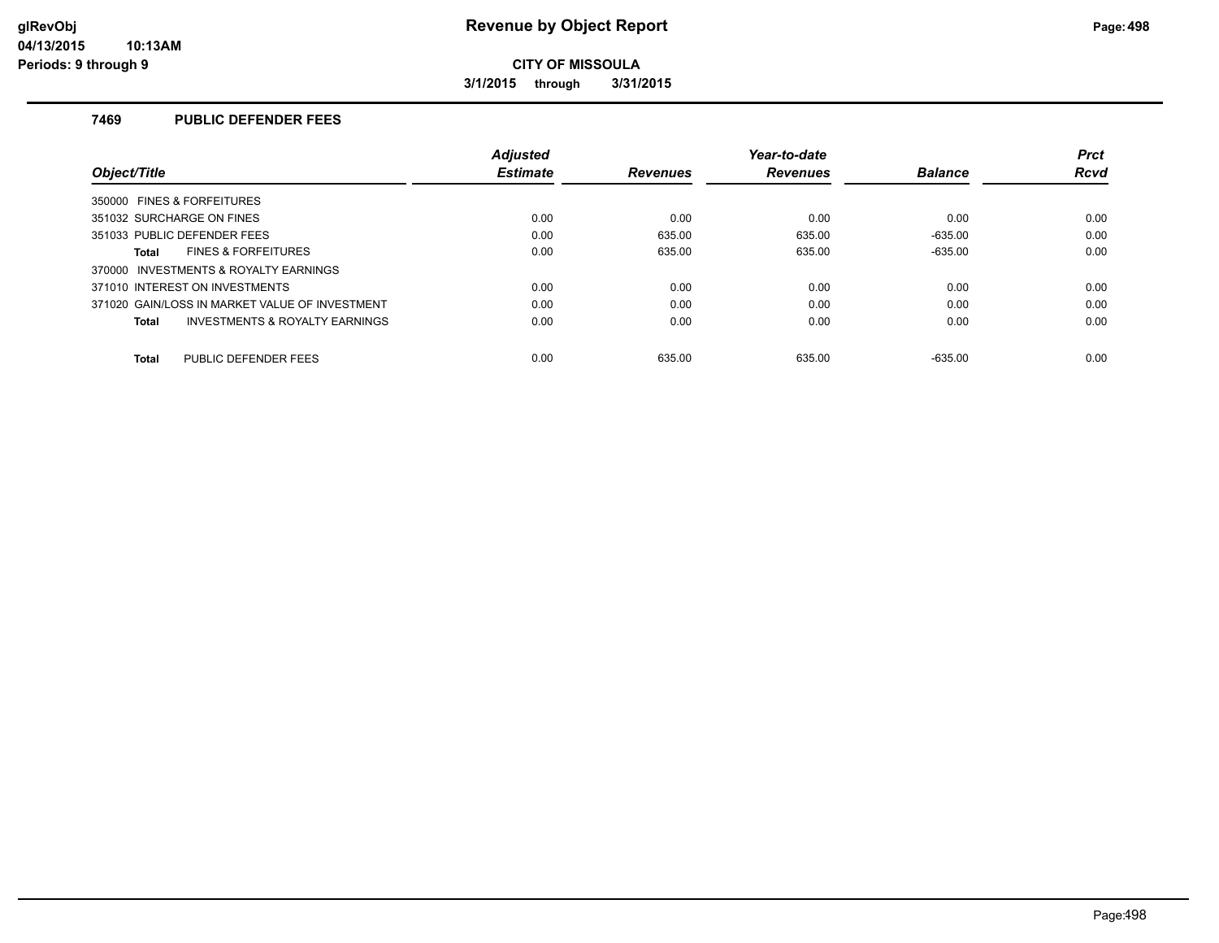# Revenue by Object Report

glRevObj
04/13/2015 10:13AM
Periods: 9 through 9

**CITY OF MISSOULA**

**3/1/2015 through 3/31/2015**

## 7469 PUBLIC DEFENDER FEES

| Object/Title | Adjusted Estimate | Revenues | Year-to-date Revenues | Balance | Prct Rcvd |
|---|---|---|---|---|---|
| 350000 FINES & FORFEITURES | | | | | |
| 351032 SURCHARGE ON FINES | 0.00 | 0.00 | 0.00 | 0.00 | 0.00 |
| 351033 PUBLIC DEFENDER FEES | 0.00 | 635.00 | 635.00 | -635.00 | 0.00 |
| **Total** FINES & FORFEITURES | 0.00 | 635.00 | 635.00 | -635.00 | 0.00 |
| 370000 INVESTMENTS & ROYALTY EARNINGS | | | | | |
| 371010 INTEREST ON INVESTMENTS | 0.00 | 0.00 | 0.00 | 0.00 | 0.00 |
| 371020 GAIN/LOSS IN MARKET VALUE OF INVESTMENT | 0.00 | 0.00 | 0.00 | 0.00 | 0.00 |
| **Total** INVESTMENTS & ROYALTY EARNINGS | 0.00 | 0.00 | 0.00 | 0.00 | 0.00 |
| **Total** PUBLIC DEFENDER FEES | 0.00 | 635.00 | 635.00 | -635.00 | 0.00 |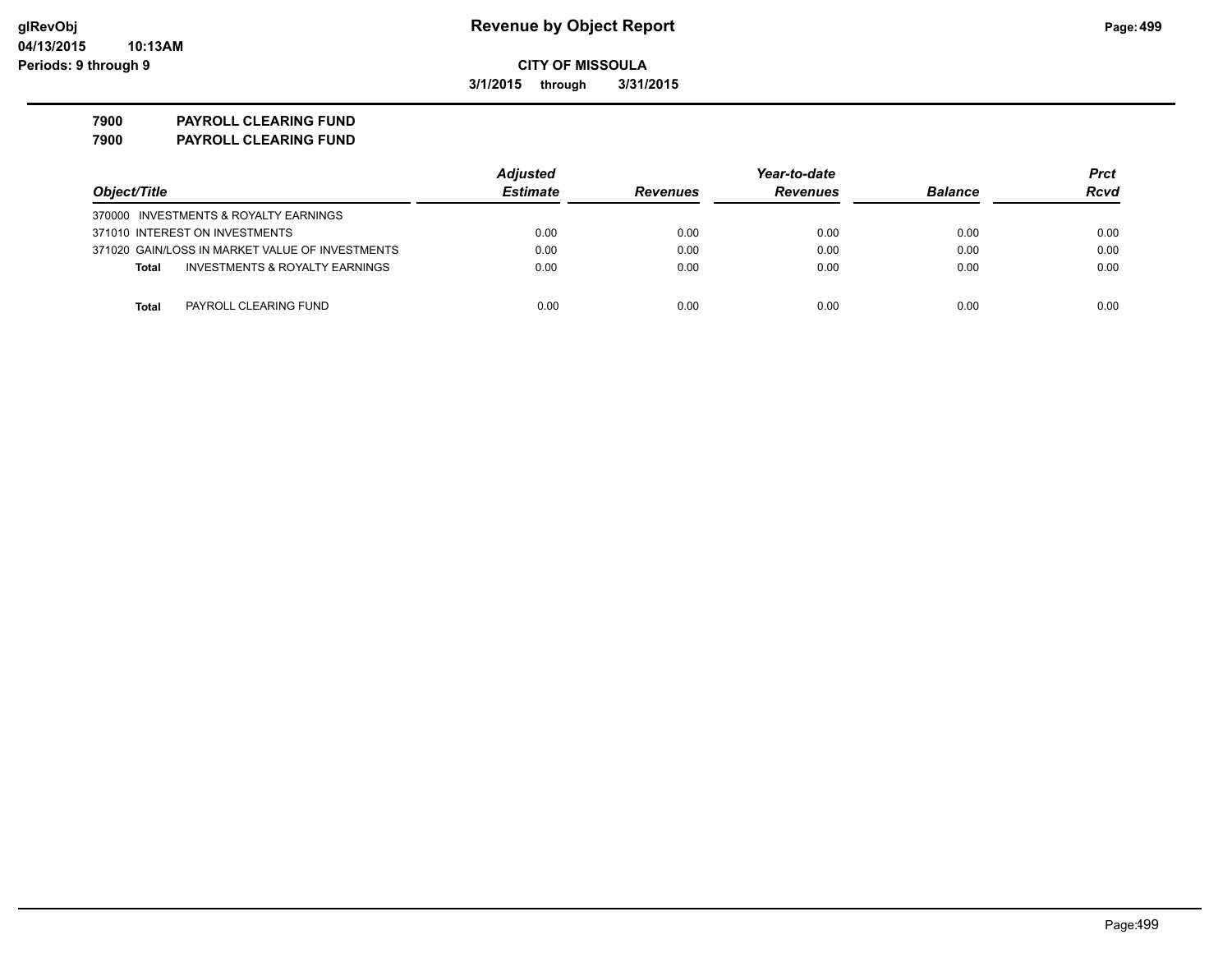**Revenue by Object Report**

**CITY OF MISSOULA**

**3/1/2015 through 3/31/2015**

glRevObj
04/13/2015 10:13AM
Periods: 9 through 9

**7900 PAYROLL CLEARING FUND**

**7900 PAYROLL CLEARING FUND**

| Object/Title | Adjusted Estimate | Revenues | Year-to-date Revenues | Balance | Prct Rcvd |
|---|---|---|---|---|---|
| 370000 INVESTMENTS & ROYALTY EARNINGS | | | | | |
| 371010 INTEREST ON INVESTMENTS | 0.00 | 0.00 | 0.00 | 0.00 | 0.00 |
| 371020 GAIN/LOSS IN MARKET VALUE OF INVESTMENTS | 0.00 | 0.00 | 0.00 | 0.00 | 0.00 |
| **Total** INVESTMENTS & ROYALTY EARNINGS | 0.00 | 0.00 | 0.00 | 0.00 | 0.00 |
| **Total** PAYROLL CLEARING FUND | 0.00 | 0.00 | 0.00 | 0.00 | 0.00 |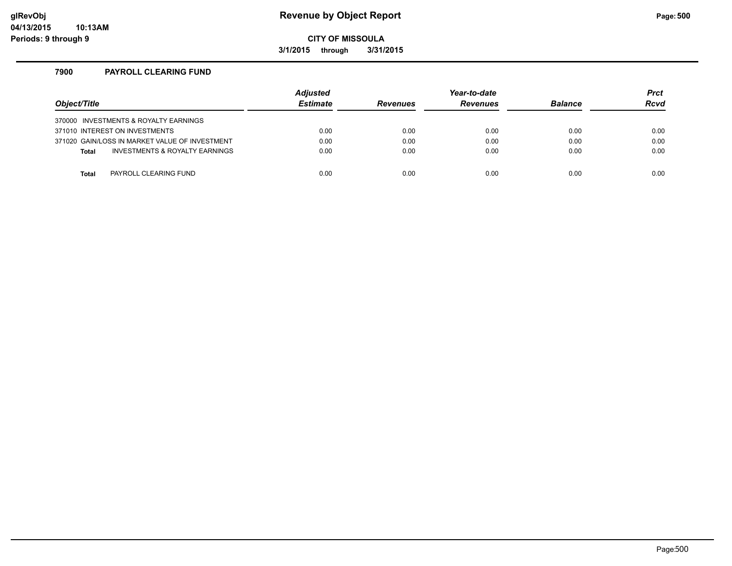# Revenue by Object Report

**CITY OF MISSOULA**

**3/1/2015 through 3/31/2015**

### 7900 PAYROLL CLEARING FUND

| Object/Title | Adjusted Estimate | Revenues | Year-to-date Revenues | Balance | Prct Rcvd |
|---|---|---|---|---|---|
| 370000 INVESTMENTS & ROYALTY EARNINGS | | | | | |
| 371010 INTEREST ON INVESTMENTS | 0.00 | 0.00 | 0.00 | 0.00 | 0.00 |
| 371020 GAIN/LOSS IN MARKET VALUE OF INVESTMENT | 0.00 | 0.00 | 0.00 | 0.00 | 0.00 |
| **Total** INVESTMENTS & ROYALTY EARNINGS | 0.00 | 0.00 | 0.00 | 0.00 | 0.00 |
| **Total** PAYROLL CLEARING FUND | 0.00 | 0.00 | 0.00 | 0.00 | 0.00 |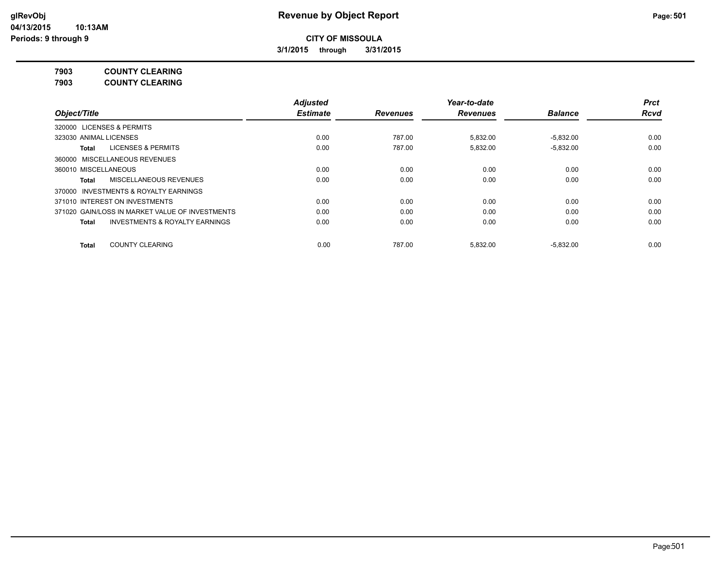**CITY OF MISSOULA**

**3/1/2015 through 3/31/2015**

**7903 COUNTY CLEARING**

**7903 COUNTY CLEARING**

| Object/Title | Adjusted Estimate | Revenues | Year-to-date Revenues | Balance | Prct Rcvd |
| --- | --- | --- | --- | --- | --- |
| 320000 LICENSES & PERMITS | | | | | |
| 323030 ANIMAL LICENSES | 0.00 | 787.00 | 5,832.00 | -5,832.00 | 0.00 |
| **Total** LICENSES & PERMITS | 0.00 | 787.00 | 5,832.00 | -5,832.00 | 0.00 |
| 360000 MISCELLANEOUS REVENUES | | | | | |
| 360010 MISCELLANEOUS | 0.00 | 0.00 | 0.00 | 0.00 | 0.00 |
| **Total** MISCELLANEOUS REVENUES | 0.00 | 0.00 | 0.00 | 0.00 | 0.00 |
| 370000 INVESTMENTS & ROYALTY EARNINGS | | | | | |
| 371010 INTEREST ON INVESTMENTS | 0.00 | 0.00 | 0.00 | 0.00 | 0.00 |
| 371020 GAIN/LOSS IN MARKET VALUE OF INVESTMENTS | 0.00 | 0.00 | 0.00 | 0.00 | 0.00 |
| **Total** INVESTMENTS & ROYALTY EARNINGS | 0.00 | 0.00 | 0.00 | 0.00 | 0.00 |
| **Total** COUNTY CLEARING | 0.00 | 787.00 | 5,832.00 | -5,832.00 | 0.00 |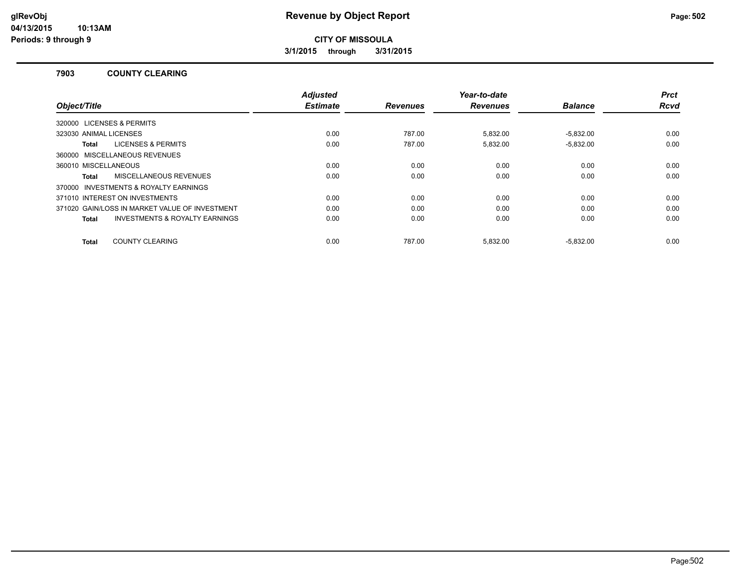**CITY OF MISSOULA**

**3/1/2015 through 3/31/2015**

### 7903 COUNTY CLEARING

| Object/Title | Adjusted Estimate | Revenues | Year-to-date Revenues | Balance | Prct Rcvd |
|---|---|---|---|---|---|
| 320000 LICENSES & PERMITS | | | | | |
| 323030 ANIMAL LICENSES | 0.00 | 787.00 | 5,832.00 | -5,832.00 | 0.00 |
| **Total** LICENSES & PERMITS | 0.00 | 787.00 | 5,832.00 | -5,832.00 | 0.00 |
| 360000 MISCELLANEOUS REVENUES | | | | | |
| 360010 MISCELLANEOUS | 0.00 | 0.00 | 0.00 | 0.00 | 0.00 |
| **Total** MISCELLANEOUS REVENUES | 0.00 | 0.00 | 0.00 | 0.00 | 0.00 |
| 370000 INVESTMENTS & ROYALTY EARNINGS | | | | | |
| 371010 INTEREST ON INVESTMENTS | 0.00 | 0.00 | 0.00 | 0.00 | 0.00 |
| 371020 GAIN/LOSS IN MARKET VALUE OF INVESTMENT | 0.00 | 0.00 | 0.00 | 0.00 | 0.00 |
| **Total** INVESTMENTS & ROYALTY EARNINGS | 0.00 | 0.00 | 0.00 | 0.00 | 0.00 |
| **Total** COUNTY CLEARING | 0.00 | 787.00 | 5,832.00 | -5,832.00 | 0.00 |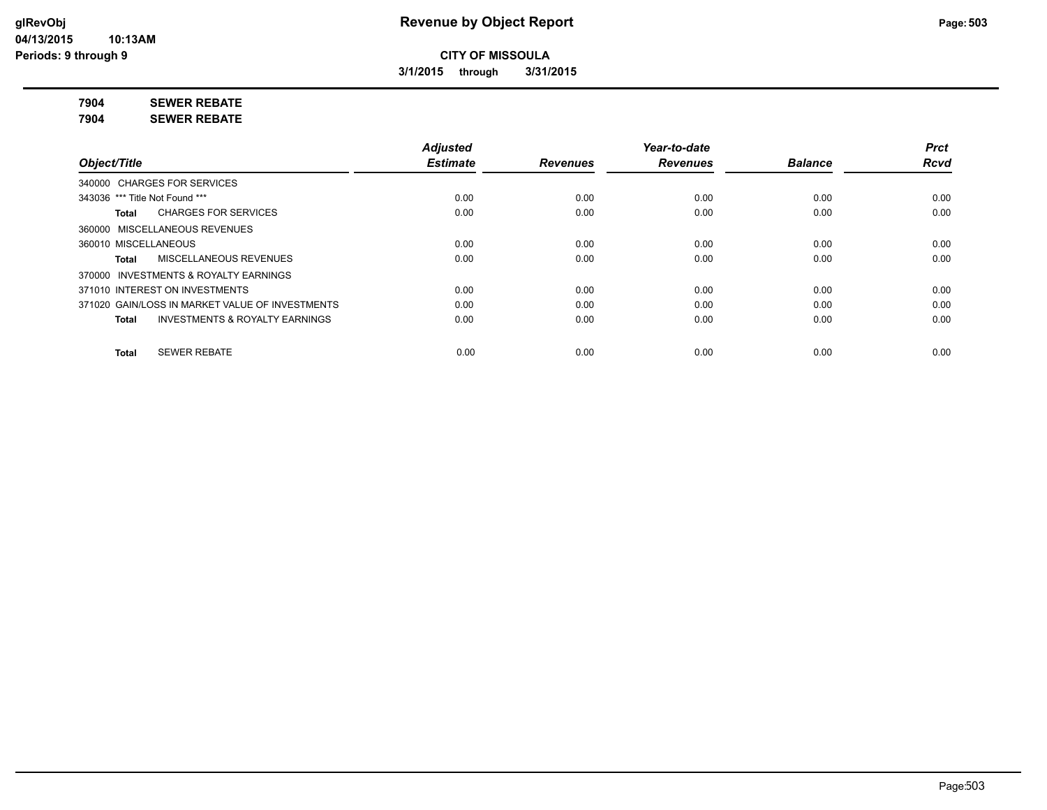# Revenue by Object Report

glRevObj
04/13/2015 10:13AM
Periods: 9 through 9

**CITY OF MISSOULA**

**3/1/2015 through 3/31/2015**

**7904 SEWER REBATE**

**7904 SEWER REBATE**

| Object/Title | Adjusted Estimate | Revenues | Year-to-date Revenues | Balance | Prct Rcvd |
|---|---|---|---|---|---|
| 340000 CHARGES FOR SERVICES | | | | | |
| 343036 *** Title Not Found *** | 0.00 | 0.00 | 0.00 | 0.00 | 0.00 |
| **Total** CHARGES FOR SERVICES | 0.00 | 0.00 | 0.00 | 0.00 | 0.00 |
| 360000 MISCELLANEOUS REVENUES | | | | | |
| 360010 MISCELLANEOUS | 0.00 | 0.00 | 0.00 | 0.00 | 0.00 |
| **Total** MISCELLANEOUS REVENUES | 0.00 | 0.00 | 0.00 | 0.00 | 0.00 |
| 370000 INVESTMENTS & ROYALTY EARNINGS | | | | | |
| 371010 INTEREST ON INVESTMENTS | 0.00 | 0.00 | 0.00 | 0.00 | 0.00 |
| 371020 GAIN/LOSS IN MARKET VALUE OF INVESTMENTS | 0.00 | 0.00 | 0.00 | 0.00 | 0.00 |
| **Total** INVESTMENTS & ROYALTY EARNINGS | 0.00 | 0.00 | 0.00 | 0.00 | 0.00 |
| **Total** SEWER REBATE | 0.00 | 0.00 | 0.00 | 0.00 | 0.00 |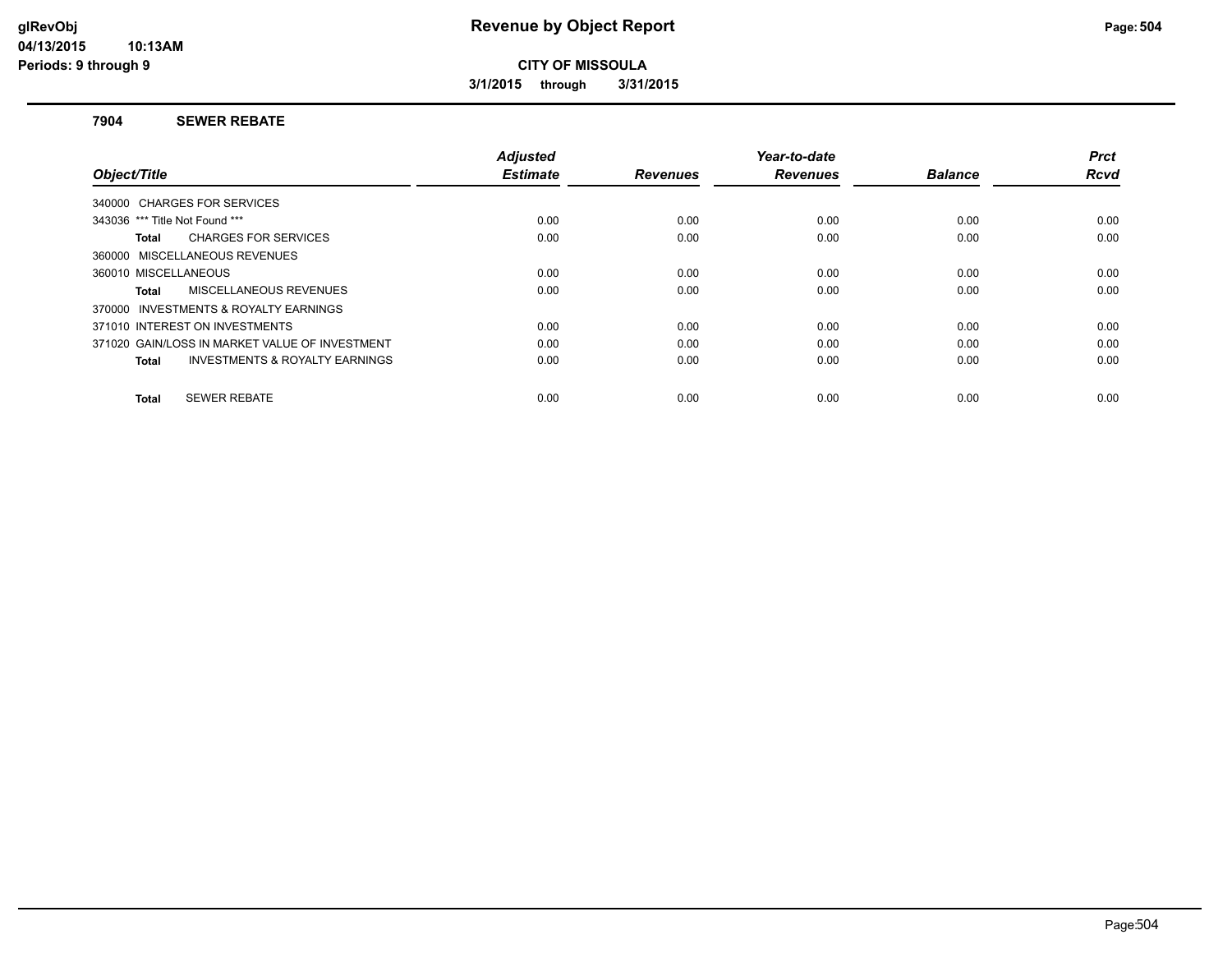# Revenue by Object Report

**CITY OF MISSOULA**

**3/1/2015 through 3/31/2015**

glRevObj
04/13/2015 10:13AM
Periods: 9 through 9

## 7904 SEWER REBATE

| Object/Title | Adjusted Estimate | Revenues | Year-to-date Revenues | Balance | Prct Rcvd |
|---|---|---|---|---|---|
| 340000 CHARGES FOR SERVICES | | | | | |
| 343036 *** Title Not Found *** | 0.00 | 0.00 | 0.00 | 0.00 | 0.00 |
| **Total** CHARGES FOR SERVICES | 0.00 | 0.00 | 0.00 | 0.00 | 0.00 |
| 360000 MISCELLANEOUS REVENUES | | | | | |
| 360010 MISCELLANEOUS | 0.00 | 0.00 | 0.00 | 0.00 | 0.00 |
| **Total** MISCELLANEOUS REVENUES | 0.00 | 0.00 | 0.00 | 0.00 | 0.00 |
| 370000 INVESTMENTS & ROYALTY EARNINGS | | | | | |
| 371010 INTEREST ON INVESTMENTS | 0.00 | 0.00 | 0.00 | 0.00 | 0.00 |
| 371020 GAIN/LOSS IN MARKET VALUE OF INVESTMENT | 0.00 | 0.00 | 0.00 | 0.00 | 0.00 |
| **Total** INVESTMENTS & ROYALTY EARNINGS | 0.00 | 0.00 | 0.00 | 0.00 | 0.00 |
| **Total** SEWER REBATE | 0.00 | 0.00 | 0.00 | 0.00 | 0.00 |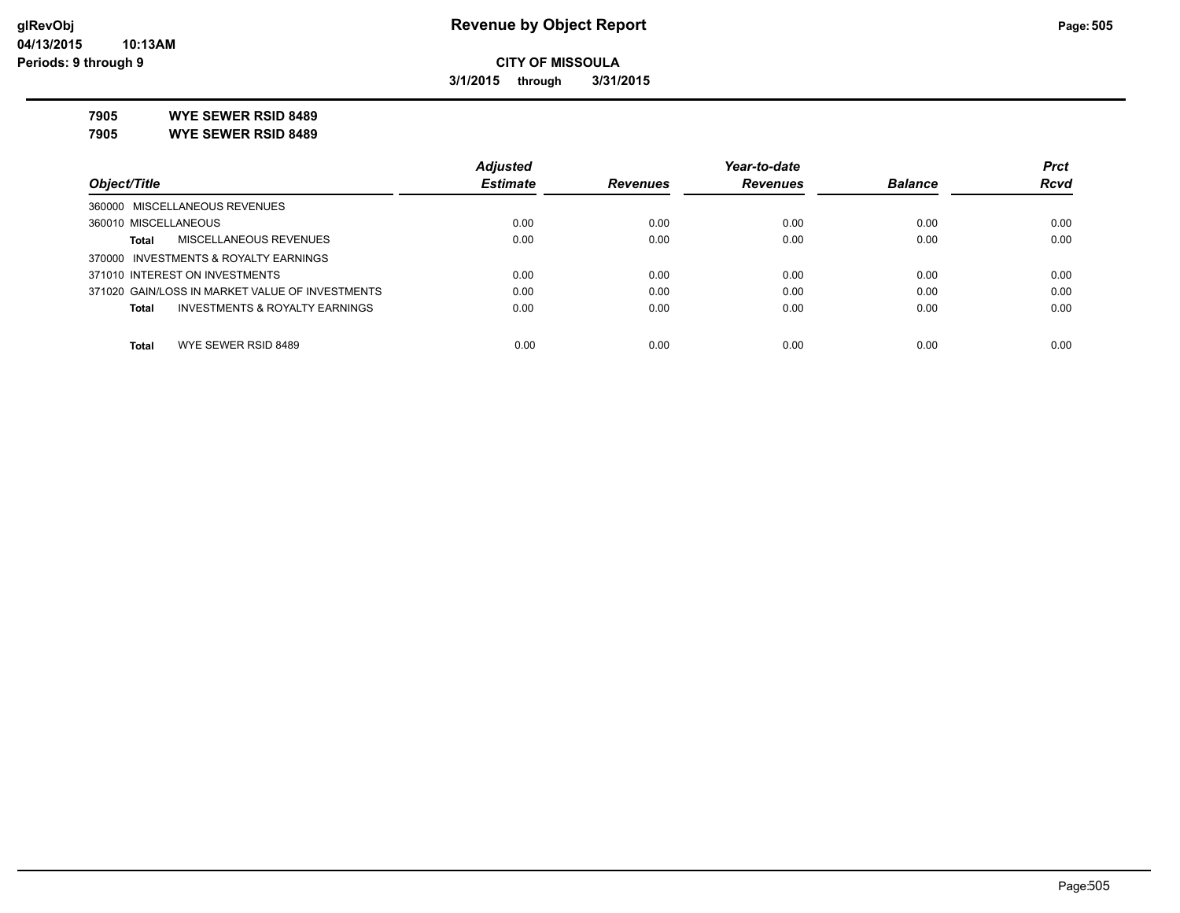# Revenue by Object Report

**CITY OF MISSOULA**

**3/1/2015 through 3/31/2015**

glRevObj
04/13/2015 10:13AM
Periods: 9 through 9

**7905 WYE SEWER RSID 8489**
**7905 WYE SEWER RSID 8489**

| Object/Title | Adjusted Estimate | Revenues | Year-to-date Revenues | Balance | Prct Rcvd |
|---|---|---|---|---|---|
| 360000 MISCELLANEOUS REVENUES | | | | | |
| 360010 MISCELLANEOUS | 0.00 | 0.00 | 0.00 | 0.00 | 0.00 |
| **Total** MISCELLANEOUS REVENUES | 0.00 | 0.00 | 0.00 | 0.00 | 0.00 |
| 370000 INVESTMENTS & ROYALTY EARNINGS | | | | | |
| 371010 INTEREST ON INVESTMENTS | 0.00 | 0.00 | 0.00 | 0.00 | 0.00 |
| 371020 GAIN/LOSS IN MARKET VALUE OF INVESTMENTS | 0.00 | 0.00 | 0.00 | 0.00 | 0.00 |
| **Total** INVESTMENTS & ROYALTY EARNINGS | 0.00 | 0.00 | 0.00 | 0.00 | 0.00 |
| **Total** WYE SEWER RSID 8489 | 0.00 | 0.00 | 0.00 | 0.00 | 0.00 |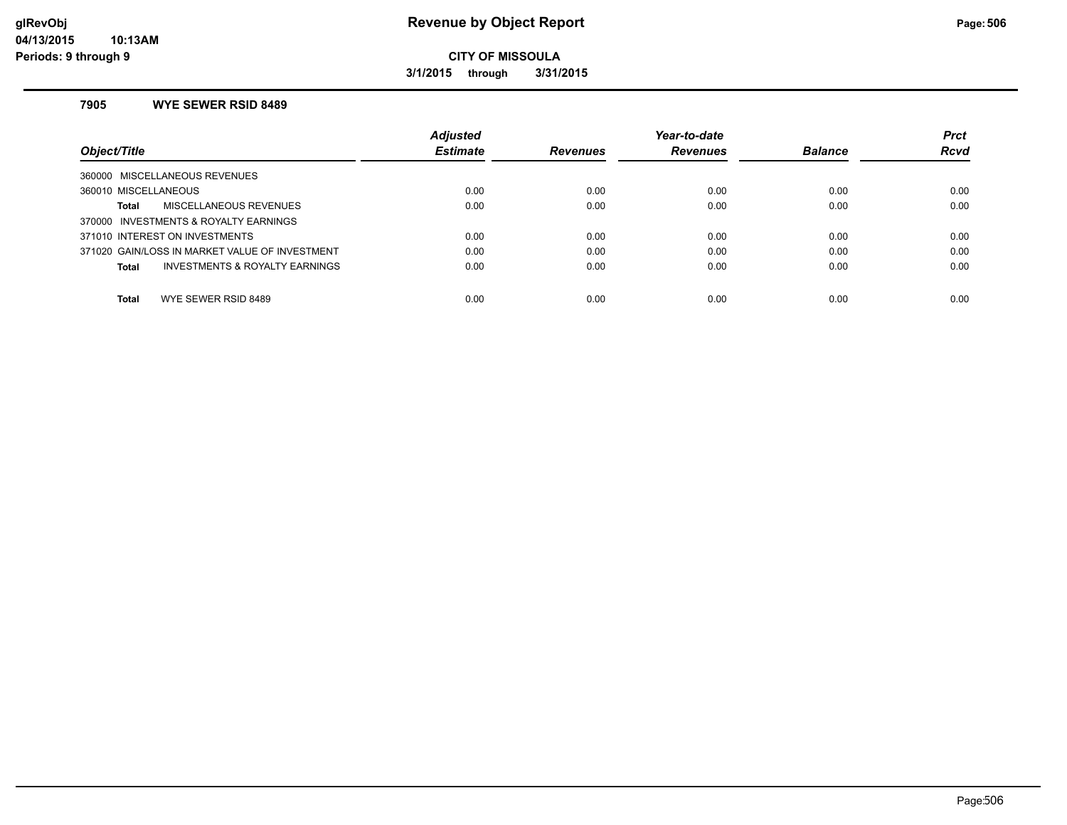**CITY OF MISSOULA**

**3/1/2015 through 3/31/2015**

### 7905 WYE SEWER RSID 8489

| Object/Title | Adjusted Estimate | Revenues | Year-to-date Revenues | Balance | Prct Rcvd |
|---|---|---|---|---|---|
| 360000 MISCELLANEOUS REVENUES | | | | | |
| 360010 MISCELLANEOUS | 0.00 | 0.00 | 0.00 | 0.00 | 0.00 |
| **Total** MISCELLANEOUS REVENUES | 0.00 | 0.00 | 0.00 | 0.00 | 0.00 |
| 370000 INVESTMENTS & ROYALTY EARNINGS | | | | | |
| 371010 INTEREST ON INVESTMENTS | 0.00 | 0.00 | 0.00 | 0.00 | 0.00 |
| 371020 GAIN/LOSS IN MARKET VALUE OF INVESTMENT | 0.00 | 0.00 | 0.00 | 0.00 | 0.00 |
| **Total** INVESTMENTS & ROYALTY EARNINGS | 0.00 | 0.00 | 0.00 | 0.00 | 0.00 |
| **Total** WYE SEWER RSID 8489 | 0.00 | 0.00 | 0.00 | 0.00 | 0.00 |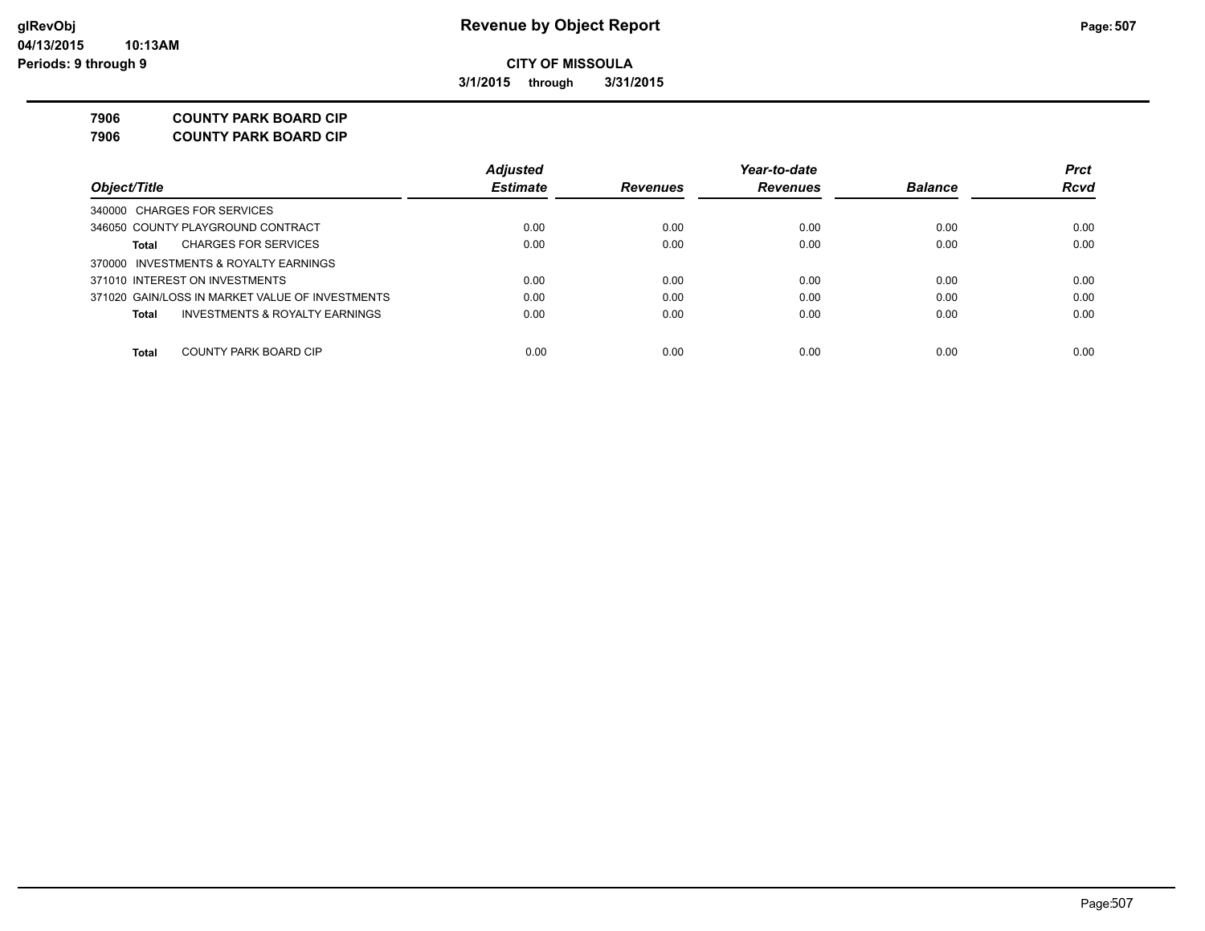# Revenue by Object Report

**CITY OF MISSOULA**

**3/1/2015 through 3/31/2015**

glRevObj
04/13/2015 10:13AM
Periods: 9 through 9

**7906 COUNTY PARK BOARD CIP**
**7906 COUNTY PARK BOARD CIP**

| Object/Title | Adjusted Estimate | Revenues | Year-to-date Revenues | Balance | Prct Rcvd |
|---|---|---|---|---|---|
| 340000 CHARGES FOR SERVICES | | | | | |
| 346050 COUNTY PLAYGROUND CONTRACT | 0.00 | 0.00 | 0.00 | 0.00 | 0.00 |
| **Total** CHARGES FOR SERVICES | 0.00 | 0.00 | 0.00 | 0.00 | 0.00 |
| 370000 INVESTMENTS & ROYALTY EARNINGS | | | | | |
| 371010 INTEREST ON INVESTMENTS | 0.00 | 0.00 | 0.00 | 0.00 | 0.00 |
| 371020 GAIN/LOSS IN MARKET VALUE OF INVESTMENTS | 0.00 | 0.00 | 0.00 | 0.00 | 0.00 |
| **Total** INVESTMENTS & ROYALTY EARNINGS | 0.00 | 0.00 | 0.00 | 0.00 | 0.00 |
| **Total** COUNTY PARK BOARD CIP | 0.00 | 0.00 | 0.00 | 0.00 | 0.00 |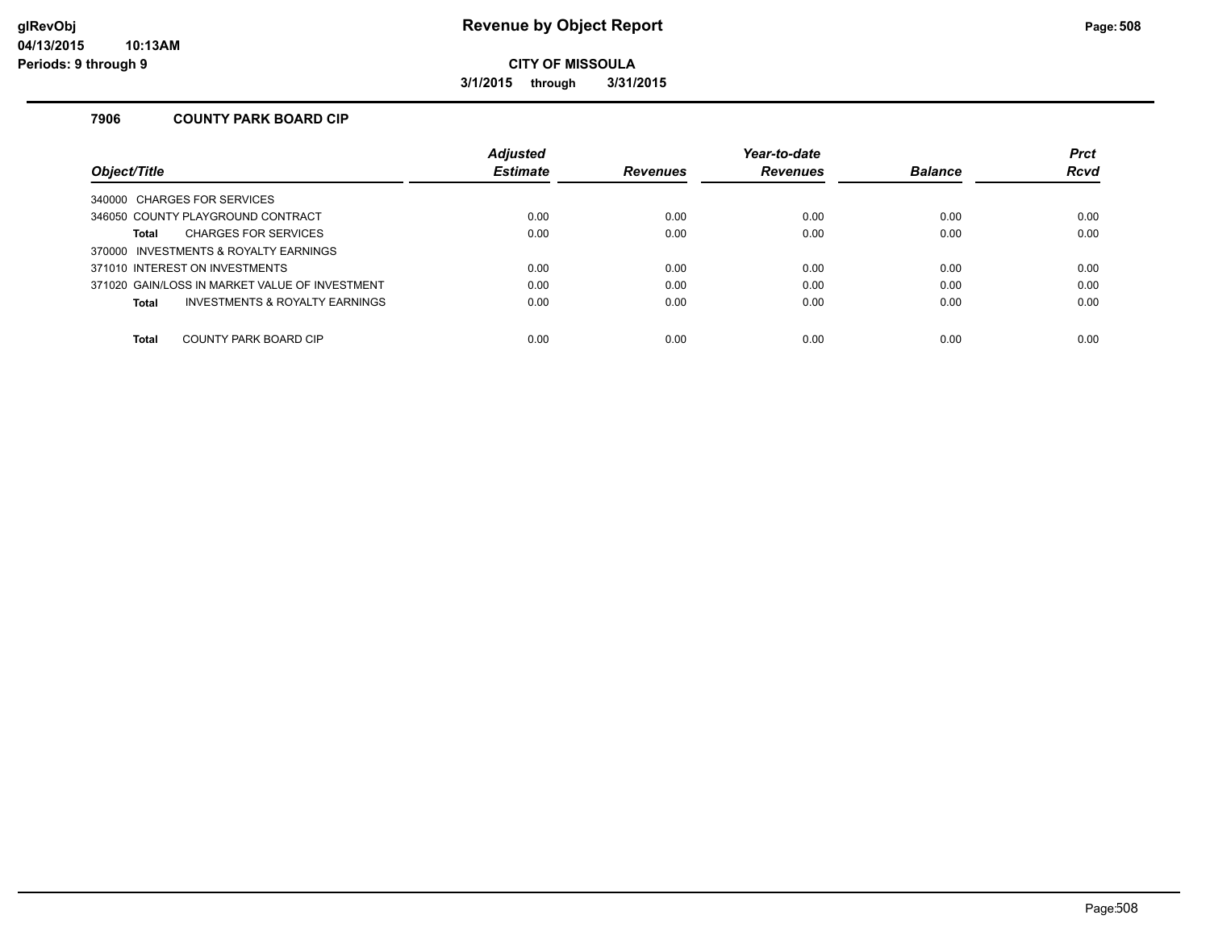**CITY OF MISSOULA**

**3/1/2015 through 3/31/2015**

### 7906 COUNTY PARK BOARD CIP

| Object/Title | Adjusted Estimate | Revenues | Year-to-date Revenues | Balance | Prct Rcvd |
|---|---|---|---|---|---|
| 340000 CHARGES FOR SERVICES | | | | | |
| 346050 COUNTY PLAYGROUND CONTRACT | 0.00 | 0.00 | 0.00 | 0.00 | 0.00 |
| **Total** CHARGES FOR SERVICES | 0.00 | 0.00 | 0.00 | 0.00 | 0.00 |
| 370000 INVESTMENTS & ROYALTY EARNINGS | | | | | |
| 371010 INTEREST ON INVESTMENTS | 0.00 | 0.00 | 0.00 | 0.00 | 0.00 |
| 371020 GAIN/LOSS IN MARKET VALUE OF INVESTMENT | 0.00 | 0.00 | 0.00 | 0.00 | 0.00 |
| **Total** INVESTMENTS & ROYALTY EARNINGS | 0.00 | 0.00 | 0.00 | 0.00 | 0.00 |
| **Total** COUNTY PARK BOARD CIP | 0.00 | 0.00 | 0.00 | 0.00 | 0.00 |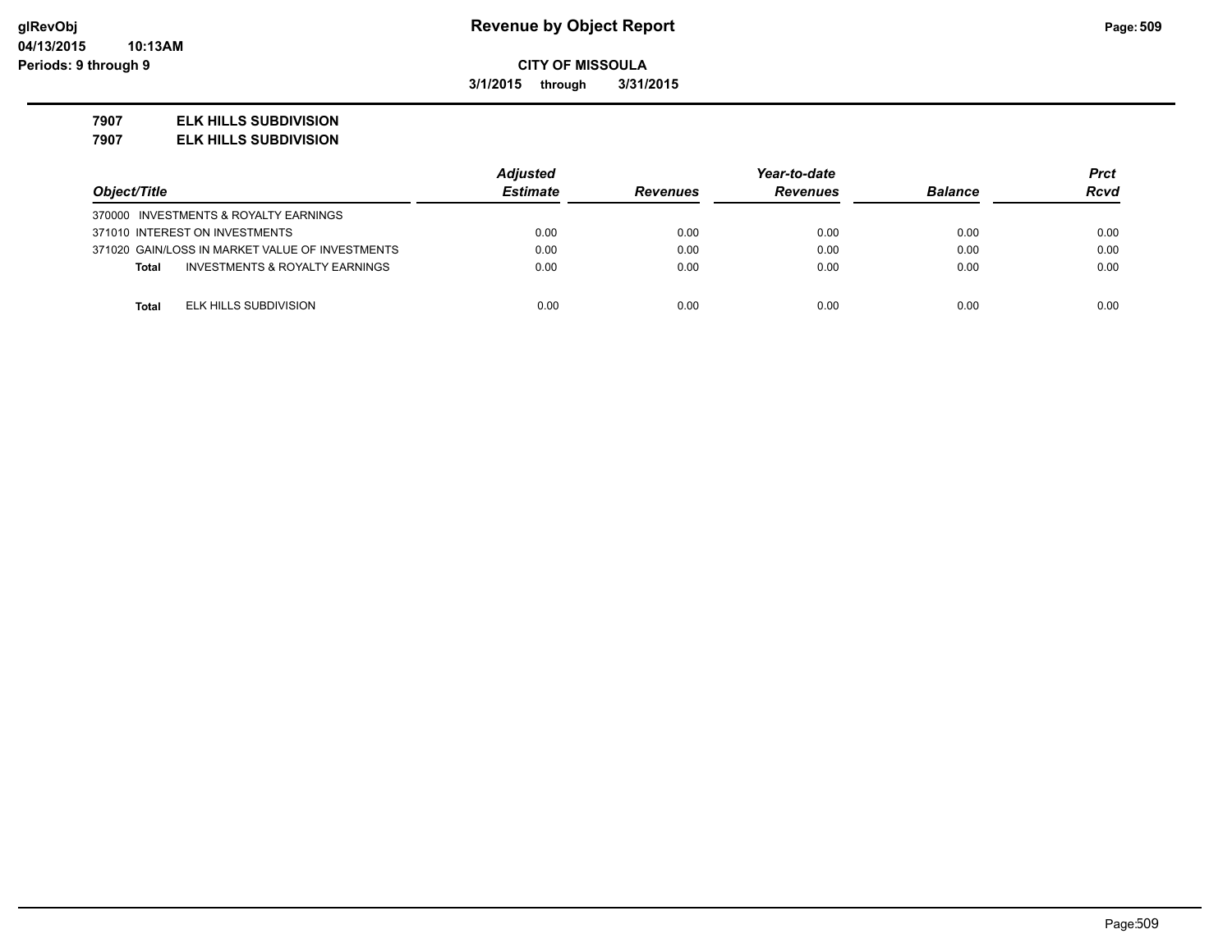**CITY OF MISSOULA**

**3/1/2015 through 3/31/2015**

**7907 ELK HILLS SUBDIVISION**

**7907 ELK HILLS SUBDIVISION**

| Object/Title | Adjusted Estimate | Revenues | Year-to-date Revenues | Balance | Prct Rcvd |
|---|---|---|---|---|---|
| 370000 INVESTMENTS & ROYALTY EARNINGS | | | | | |
| 371010 INTEREST ON INVESTMENTS | 0.00 | 0.00 | 0.00 | 0.00 | 0.00 |
| 371020 GAIN/LOSS IN MARKET VALUE OF INVESTMENTS | 0.00 | 0.00 | 0.00 | 0.00 | 0.00 |
| **Total** INVESTMENTS & ROYALTY EARNINGS | 0.00 | 0.00 | 0.00 | 0.00 | 0.00 |
| **Total** ELK HILLS SUBDIVISION | 0.00 | 0.00 | 0.00 | 0.00 | 0.00 |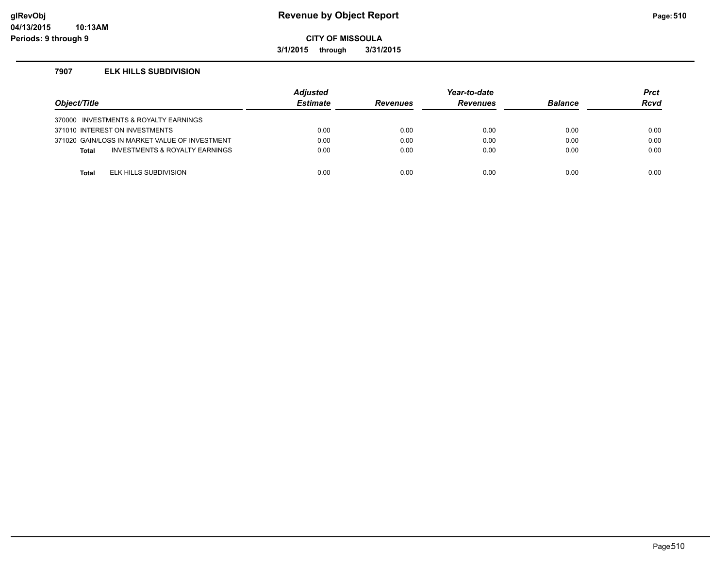# Revenue by Object Report

**CITY OF MISSOULA**

**3/1/2015 through 3/31/2015**

glRevObj
04/13/2015 10:13AM
Periods: 9 through 9

### 7907 ELK HILLS SUBDIVISION

| Object/Title | | Adjusted Estimate | Revenues | Year-to-date Revenues | Balance | Prct Rcvd |
|---|---|---|---|---|---|---|
| 370000 INVESTMENTS & ROYALTY EARNINGS | | | | | | |
| 371010 INTEREST ON INVESTMENTS | | 0.00 | 0.00 | 0.00 | 0.00 | 0.00 |
| 371020 GAIN/LOSS IN MARKET VALUE OF INVESTMENT | | 0.00 | 0.00 | 0.00 | 0.00 | 0.00 |
| **Total** | INVESTMENTS & ROYALTY EARNINGS | 0.00 | 0.00 | 0.00 | 0.00 | 0.00 |
| **Total** | ELK HILLS SUBDIVISION | 0.00 | 0.00 | 0.00 | 0.00 | 0.00 |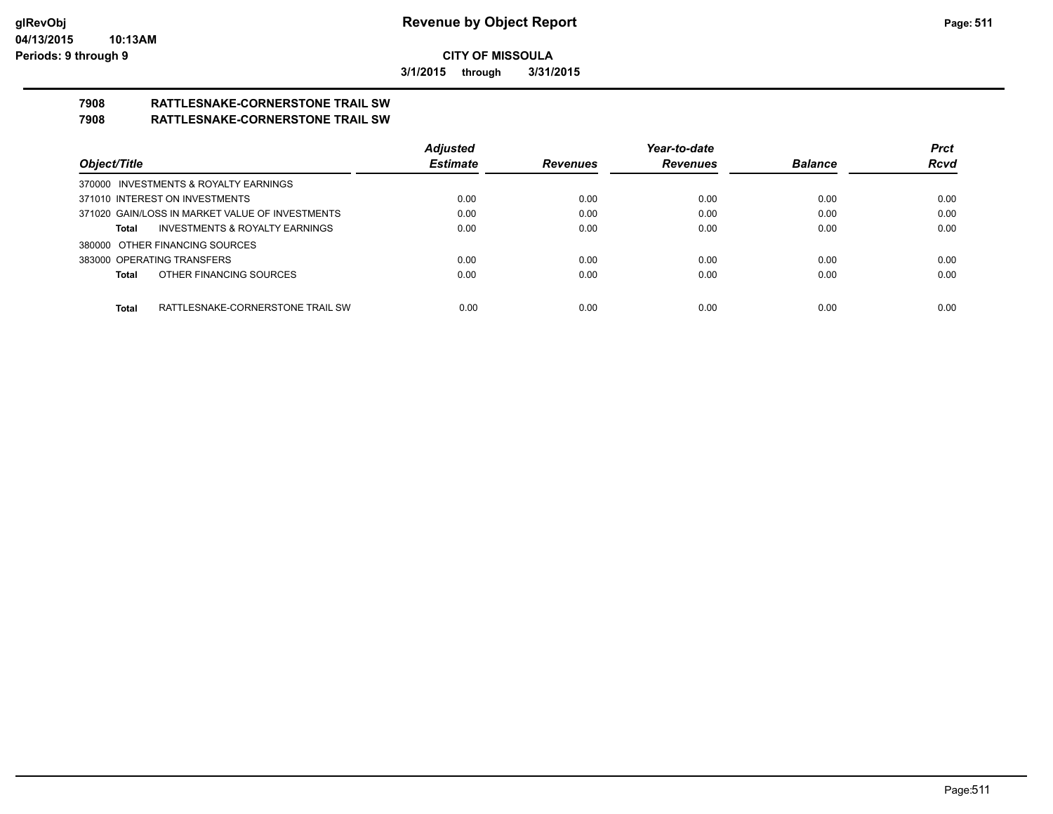**glRevObj** | **Revenue by Object Report**
**04/13/2015 10:13AM**
**Periods: 9 through 9**

**CITY OF MISSOULA**

**3/1/2015 through 3/31/2015**

## 7908 RATTLESNAKE-CORNERSTONE TRAIL SW
## 7908 RATTLESNAKE-CORNERSTONE TRAIL SW

| Object/Title | Adjusted Estimate | Revenues | Year-to-date Revenues | Balance | Prct Rcvd |
|---|---|---|---|---|---|
| 370000 INVESTMENTS & ROYALTY EARNINGS | | | | | |
| 371010 INTEREST ON INVESTMENTS | 0.00 | 0.00 | 0.00 | 0.00 | 0.00 |
| 371020 GAIN/LOSS IN MARKET VALUE OF INVESTMENTS | 0.00 | 0.00 | 0.00 | 0.00 | 0.00 |
| **Total** INVESTMENTS & ROYALTY EARNINGS | 0.00 | 0.00 | 0.00 | 0.00 | 0.00 |
| 380000 OTHER FINANCING SOURCES | | | | | |
| 383000 OPERATING TRANSFERS | 0.00 | 0.00 | 0.00 | 0.00 | 0.00 |
| **Total** OTHER FINANCING SOURCES | 0.00 | 0.00 | 0.00 | 0.00 | 0.00 |
| **Total** RATTLESNAKE-CORNERSTONE TRAIL SW | 0.00 | 0.00 | 0.00 | 0.00 | 0.00 |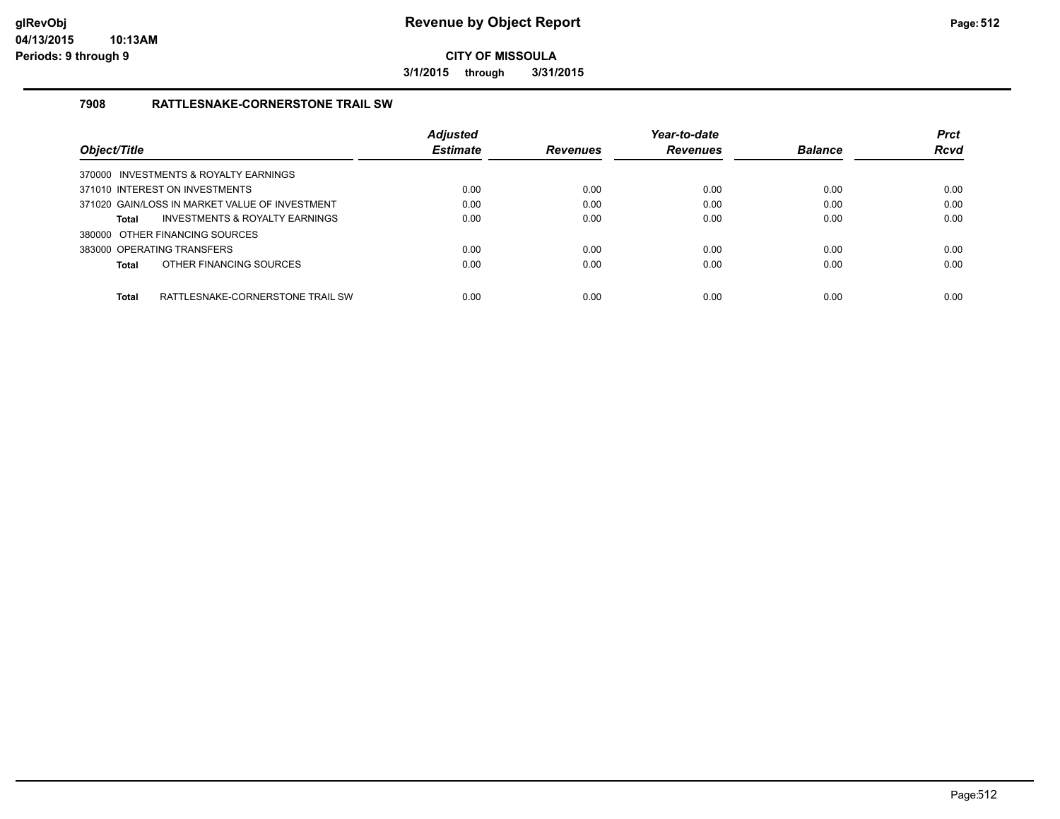# Revenue by Object Report

**CITY OF MISSOULA**

**3/1/2015 through 3/31/2015**

glRevObj
04/13/2015 10:13AM
Periods: 9 through 9

## 7908 RATTLESNAKE-CORNERSTONE TRAIL SW

| Object/Title | Adjusted Estimate | Revenues | Year-to-date Revenues | Balance | Prct Rcvd |
|---|---|---|---|---|---|
| 370000 INVESTMENTS & ROYALTY EARNINGS | | | | | |
| 371010 INTEREST ON INVESTMENTS | 0.00 | 0.00 | 0.00 | 0.00 | 0.00 |
| 371020 GAIN/LOSS IN MARKET VALUE OF INVESTMENT | 0.00 | 0.00 | 0.00 | 0.00 | 0.00 |
| **Total** INVESTMENTS & ROYALTY EARNINGS | 0.00 | 0.00 | 0.00 | 0.00 | 0.00 |
| 380000 OTHER FINANCING SOURCES | | | | | |
| 383000 OPERATING TRANSFERS | 0.00 | 0.00 | 0.00 | 0.00 | 0.00 |
| **Total** OTHER FINANCING SOURCES | 0.00 | 0.00 | 0.00 | 0.00 | 0.00 |
| **Total** RATTLESNAKE-CORNERSTONE TRAIL SW | 0.00 | 0.00 | 0.00 | 0.00 | 0.00 |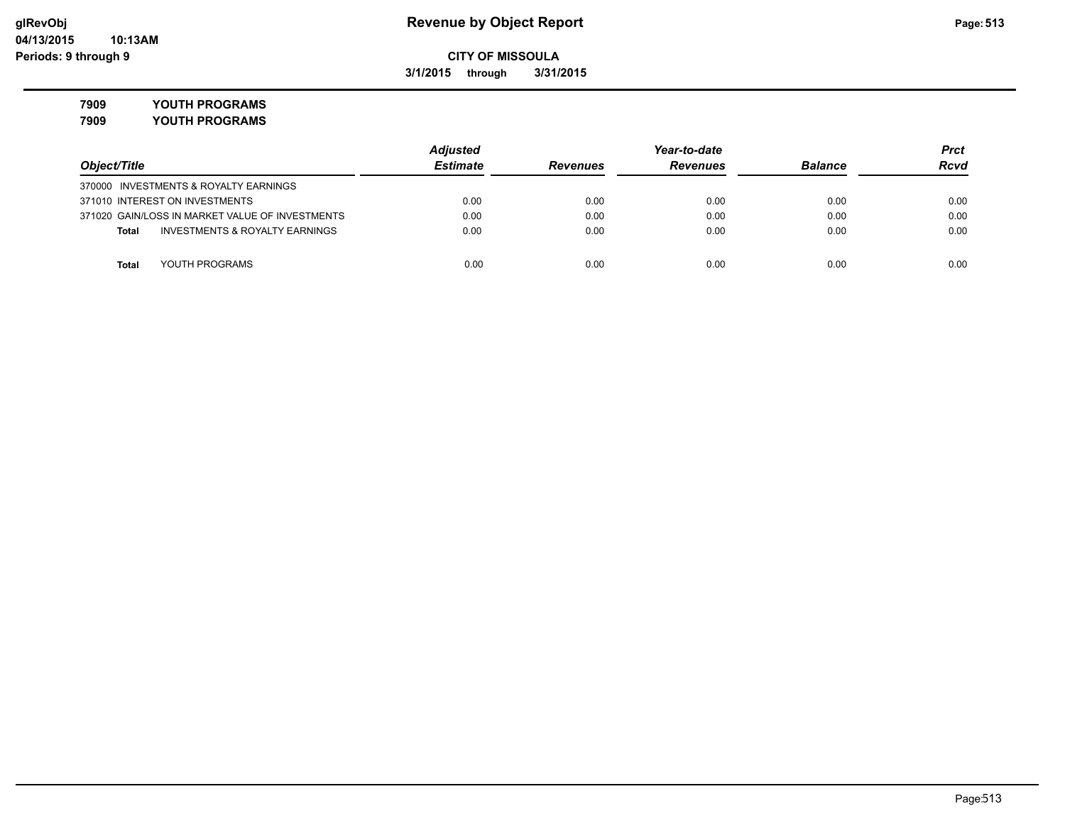# Revenue by Object Report

glRevObj
04/13/2015 10:13AM
Periods: 9 through 9

**CITY OF MISSOULA**

**3/1/2015 through 3/31/2015**

**7909 YOUTH PROGRAMS**
**7909 YOUTH PROGRAMS**

| Object/Title | Adjusted Estimate | Revenues | Year-to-date Revenues | Balance | Prct Rcvd |
|---|---|---|---|---|---|
| 370000 INVESTMENTS & ROYALTY EARNINGS | | | | | |
| 371010 INTEREST ON INVESTMENTS | 0.00 | 0.00 | 0.00 | 0.00 | 0.00 |
| 371020 GAIN/LOSS IN MARKET VALUE OF INVESTMENTS | 0.00 | 0.00 | 0.00 | 0.00 | 0.00 |
| **Total** INVESTMENTS & ROYALTY EARNINGS | 0.00 | 0.00 | 0.00 | 0.00 | 0.00 |
| **Total** YOUTH PROGRAMS | 0.00 | 0.00 | 0.00 | 0.00 | 0.00 |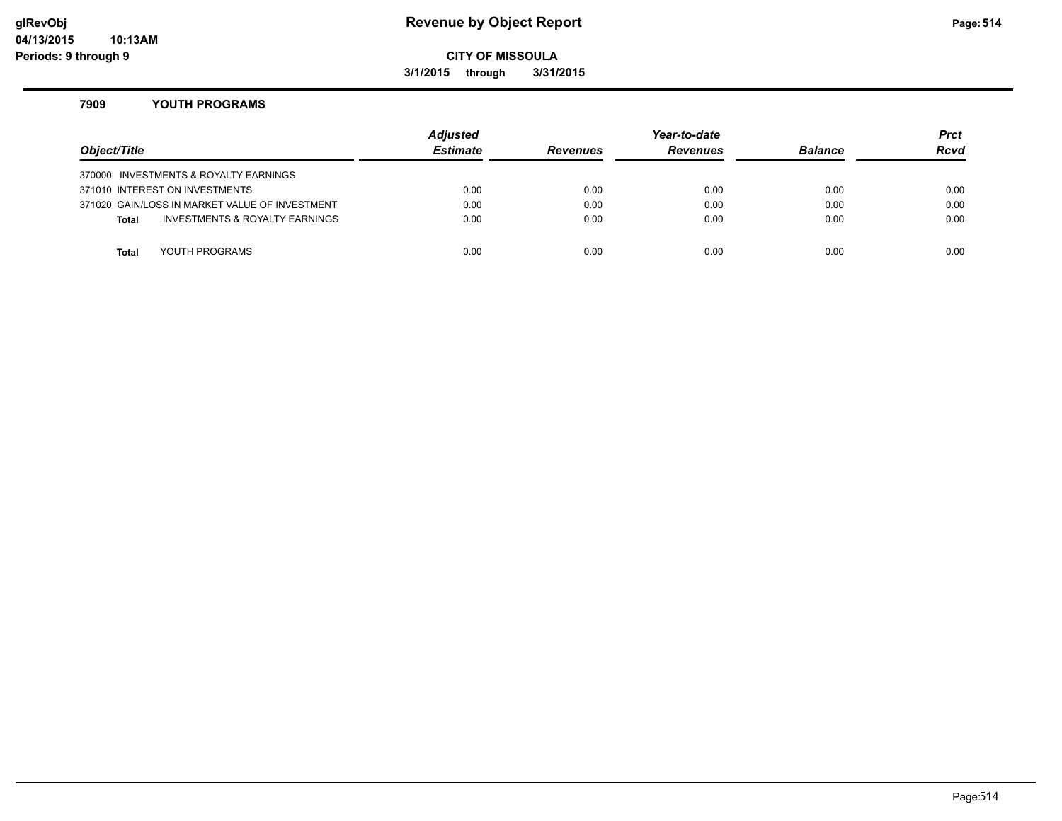# Revenue by Object Report

**CITY OF MISSOULA**

**3/1/2015 through 3/31/2015**

glRevObj
04/13/2015 10:13AM
Periods: 9 through 9

### 7909 YOUTH PROGRAMS

| Object/Title | Adjusted Estimate | Revenues | Year-to-date Revenues | Balance | Prct Rcvd |
|---|---|---|---|---|---|
| 370000 INVESTMENTS & ROYALTY EARNINGS | | | | | |
| 371010 INTEREST ON INVESTMENTS | 0.00 | 0.00 | 0.00 | 0.00 | 0.00 |
| 371020 GAIN/LOSS IN MARKET VALUE OF INVESTMENT | 0.00 | 0.00 | 0.00 | 0.00 | 0.00 |
| **Total** INVESTMENTS & ROYALTY EARNINGS | 0.00 | 0.00 | 0.00 | 0.00 | 0.00 |
| **Total** YOUTH PROGRAMS | 0.00 | 0.00 | 0.00 | 0.00 | 0.00 |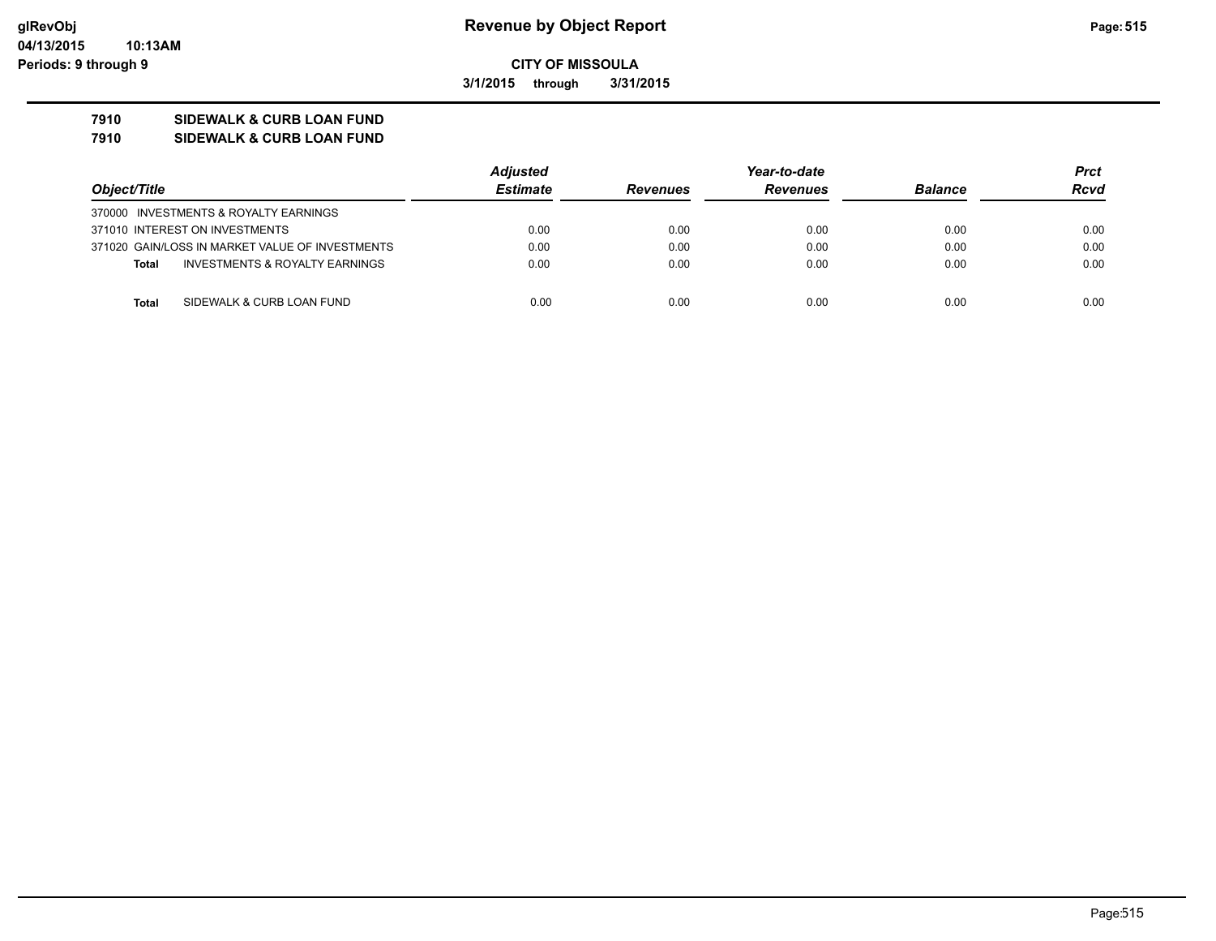**glRevObj**
**04/13/2015 10:13AM**
**Periods: 9 through 9**

# Revenue by Object Report

**CITY OF MISSOULA**

**3/1/2015 through 3/31/2015**

**7910 SIDEWALK & CURB LOAN FUND**
**7910 SIDEWALK & CURB LOAN FUND**

| *Object/Title* | *Adjusted Estimate* | *Revenues* | *Year-to-date Revenues* | *Balance* | *Prct Rcvd* |
|---|---|---|---|---|---|
| 370000 INVESTMENTS & ROYALTY EARNINGS | | | | | |
| 371010 INTEREST ON INVESTMENTS | 0.00 | 0.00 | 0.00 | 0.00 | 0.00 |
| 371020 GAIN/LOSS IN MARKET VALUE OF INVESTMENTS | 0.00 | 0.00 | 0.00 | 0.00 | 0.00 |
| **Total** INVESTMENTS & ROYALTY EARNINGS | 0.00 | 0.00 | 0.00 | 0.00 | 0.00 |
| **Total** SIDEWALK & CURB LOAN FUND | 0.00 | 0.00 | 0.00 | 0.00 | 0.00 |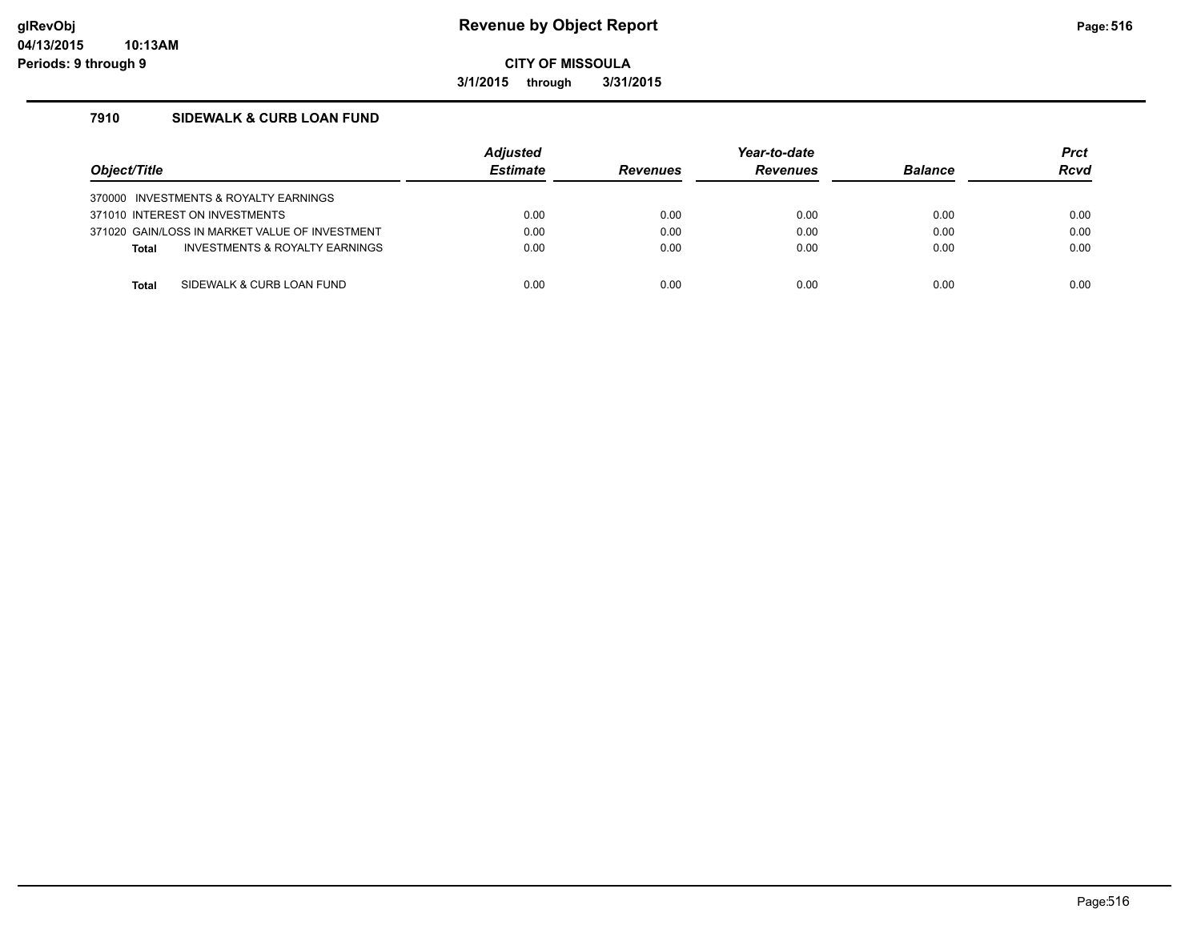**Revenue by Object Report**

**CITY OF MISSOULA**

**3/1/2015 through 3/31/2015**

glRevObj
04/13/2015 10:13AM
Periods: 9 through 9

## 7910 SIDEWALK & CURB LOAN FUND

| Object/Title | Adjusted Estimate | Revenues | Year-to-date Revenues | Balance | Prct Rcvd |
|---|---|---|---|---|---|
| 370000 INVESTMENTS & ROYALTY EARNINGS | | | | | |
| 371010 INTEREST ON INVESTMENTS | 0.00 | 0.00 | 0.00 | 0.00 | 0.00 |
| 371020 GAIN/LOSS IN MARKET VALUE OF INVESTMENT | 0.00 | 0.00 | 0.00 | 0.00 | 0.00 |
| **Total** INVESTMENTS & ROYALTY EARNINGS | 0.00 | 0.00 | 0.00 | 0.00 | 0.00 |
| **Total** SIDEWALK & CURB LOAN FUND | 0.00 | 0.00 | 0.00 | 0.00 | 0.00 |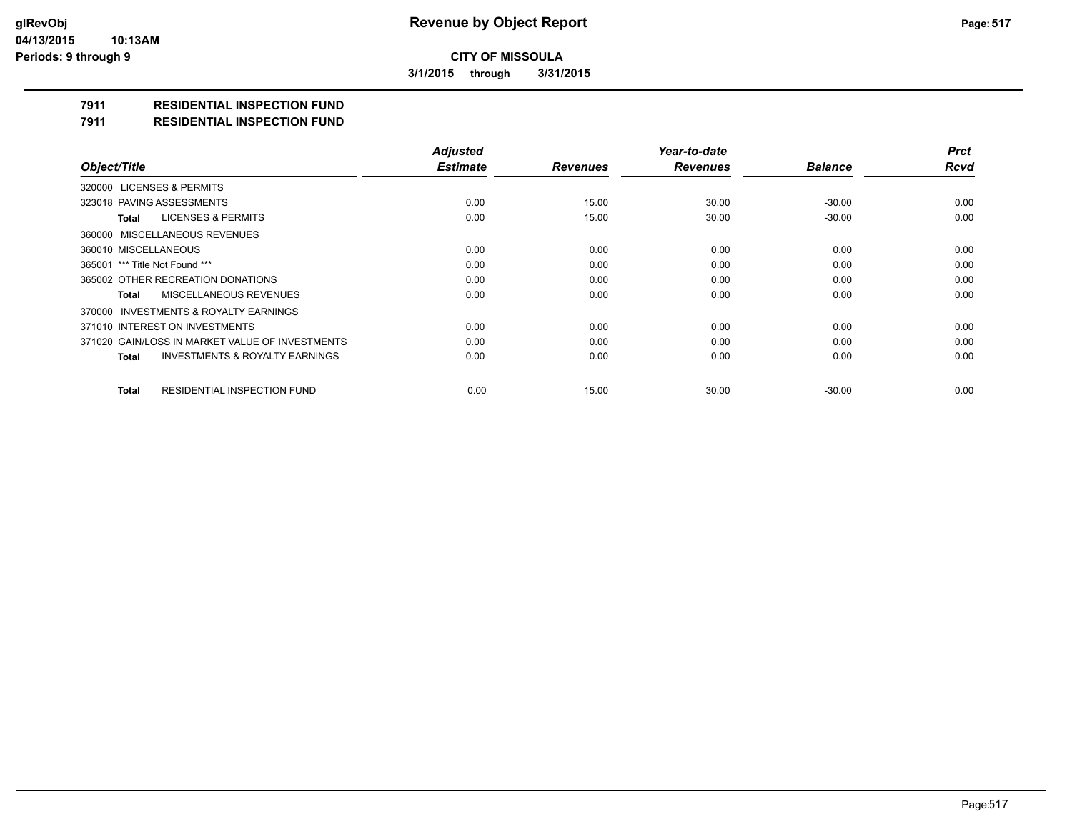**CITY OF MISSOULA**

**3/1/2015 through 3/31/2015**

# 7911 RESIDENTIAL INSPECTION FUND

## 7911 RESIDENTIAL INSPECTION FUND

| Object/Title | Adjusted Estimate | Revenues | Year-to-date Revenues | Balance | Prct Rcvd |
|---|---|---|---|---|---|
| 320000 LICENSES & PERMITS | | | | | |
| 323018 PAVING ASSESSMENTS | 0.00 | 15.00 | 30.00 | -30.00 | 0.00 |
| **Total** LICENSES & PERMITS | 0.00 | 15.00 | 30.00 | -30.00 | 0.00 |
| 360000 MISCELLANEOUS REVENUES | | | | | |
| 360010 MISCELLANEOUS | 0.00 | 0.00 | 0.00 | 0.00 | 0.00 |
| 365001 *** Title Not Found *** | 0.00 | 0.00 | 0.00 | 0.00 | 0.00 |
| 365002 OTHER RECREATION DONATIONS | 0.00 | 0.00 | 0.00 | 0.00 | 0.00 |
| **Total** MISCELLANEOUS REVENUES | 0.00 | 0.00 | 0.00 | 0.00 | 0.00 |
| 370000 INVESTMENTS & ROYALTY EARNINGS | | | | | |
| 371010 INTEREST ON INVESTMENTS | 0.00 | 0.00 | 0.00 | 0.00 | 0.00 |
| 371020 GAIN/LOSS IN MARKET VALUE OF INVESTMENTS | 0.00 | 0.00 | 0.00 | 0.00 | 0.00 |
| **Total** INVESTMENTS & ROYALTY EARNINGS | 0.00 | 0.00 | 0.00 | 0.00 | 0.00 |
| **Total** RESIDENTIAL INSPECTION FUND | 0.00 | 15.00 | 30.00 | -30.00 | 0.00 |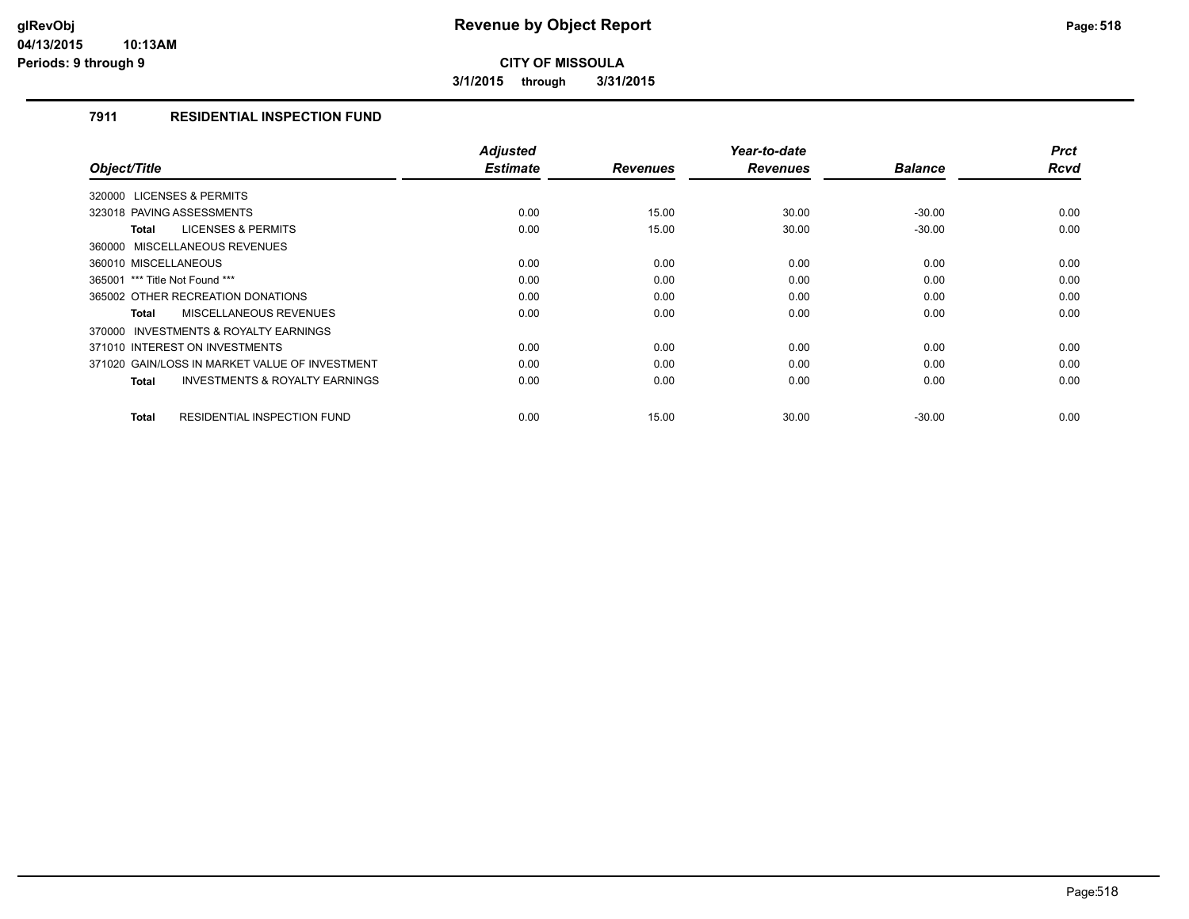# Revenue by Object Report

**CITY OF MISSOULA**

**3/1/2015 through 3/31/2015**

## 7911 RESIDENTIAL INSPECTION FUND

| Object/Title | Adjusted Estimate | Revenues | Year-to-date Revenues | Balance | Prct Rcvd |
|---|---|---|---|---|---|
| 320000 LICENSES & PERMITS | | | | | |
| 323018 PAVING ASSESSMENTS | 0.00 | 15.00 | 30.00 | -30.00 | 0.00 |
| **Total** LICENSES & PERMITS | 0.00 | 15.00 | 30.00 | -30.00 | 0.00 |
| 360000 MISCELLANEOUS REVENUES | | | | | |
| 360010 MISCELLANEOUS | 0.00 | 0.00 | 0.00 | 0.00 | 0.00 |
| 365001 *** Title Not Found *** | 0.00 | 0.00 | 0.00 | 0.00 | 0.00 |
| 365002 OTHER RECREATION DONATIONS | 0.00 | 0.00 | 0.00 | 0.00 | 0.00 |
| **Total** MISCELLANEOUS REVENUES | 0.00 | 0.00 | 0.00 | 0.00 | 0.00 |
| 370000 INVESTMENTS & ROYALTY EARNINGS | | | | | |
| 371010 INTEREST ON INVESTMENTS | 0.00 | 0.00 | 0.00 | 0.00 | 0.00 |
| 371020 GAIN/LOSS IN MARKET VALUE OF INVESTMENT | 0.00 | 0.00 | 0.00 | 0.00 | 0.00 |
| **Total** INVESTMENTS & ROYALTY EARNINGS | 0.00 | 0.00 | 0.00 | 0.00 | 0.00 |
| **Total** RESIDENTIAL INSPECTION FUND | 0.00 | 15.00 | 30.00 | -30.00 | 0.00 |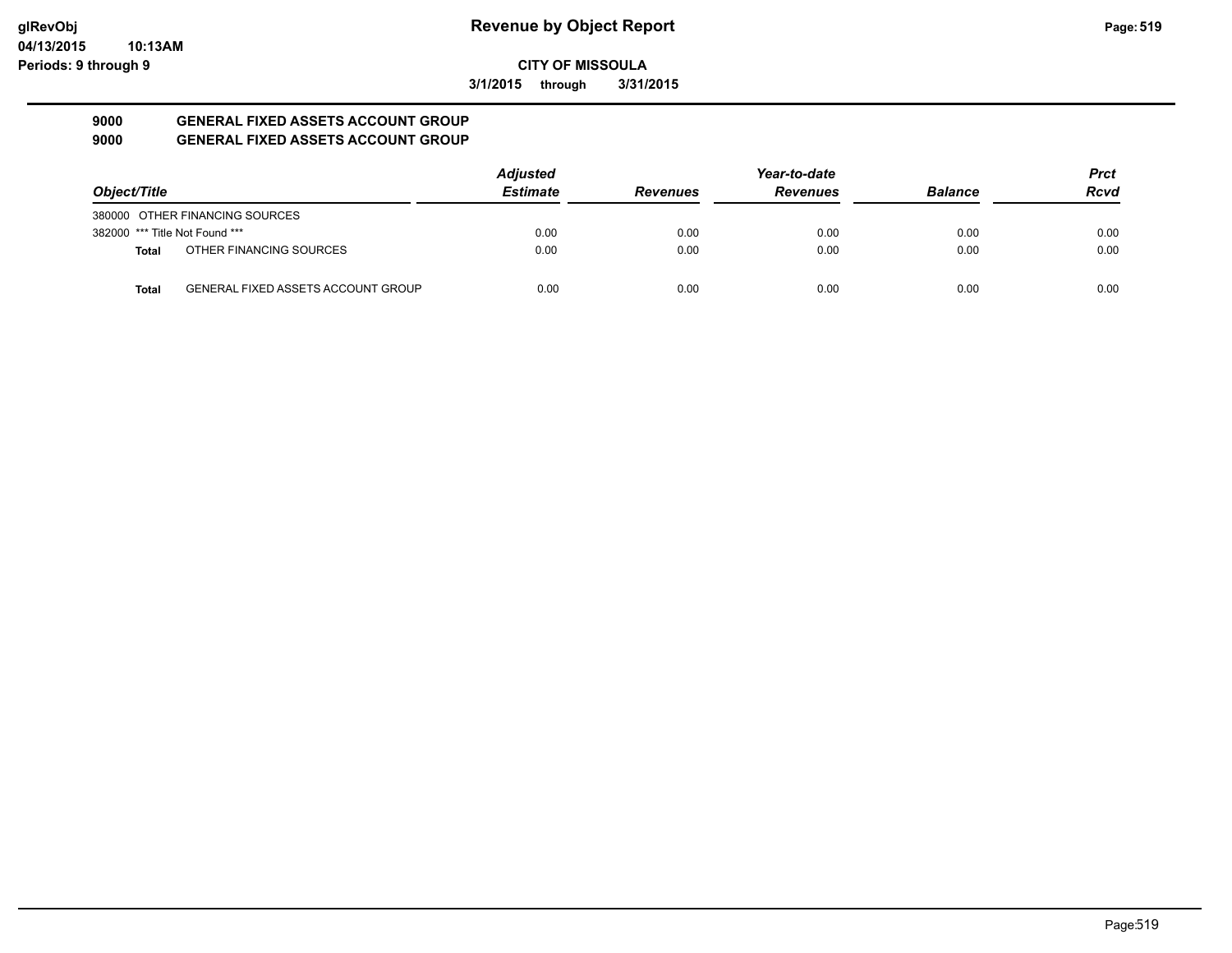**CITY OF MISSOULA**

**3/1/2015 through 3/31/2015**

## 9000 GENERAL FIXED ASSETS ACCOUNT GROUP
## 9000 GENERAL FIXED ASSETS ACCOUNT GROUP

| Object/Title | | Adjusted Estimate | Revenues | Year-to-date Revenues | Balance | Prct Rcvd |
|---|---|---|---|---|---|---|
| 380000 OTHER FINANCING SOURCES | | | | | | |
| 382000 *** Title Not Found *** | | 0.00 | 0.00 | 0.00 | 0.00 | 0.00 |
| **Total** | OTHER FINANCING SOURCES | 0.00 | 0.00 | 0.00 | 0.00 | 0.00 |
| **Total** | GENERAL FIXED ASSETS ACCOUNT GROUP | 0.00 | 0.00 | 0.00 | 0.00 | 0.00 |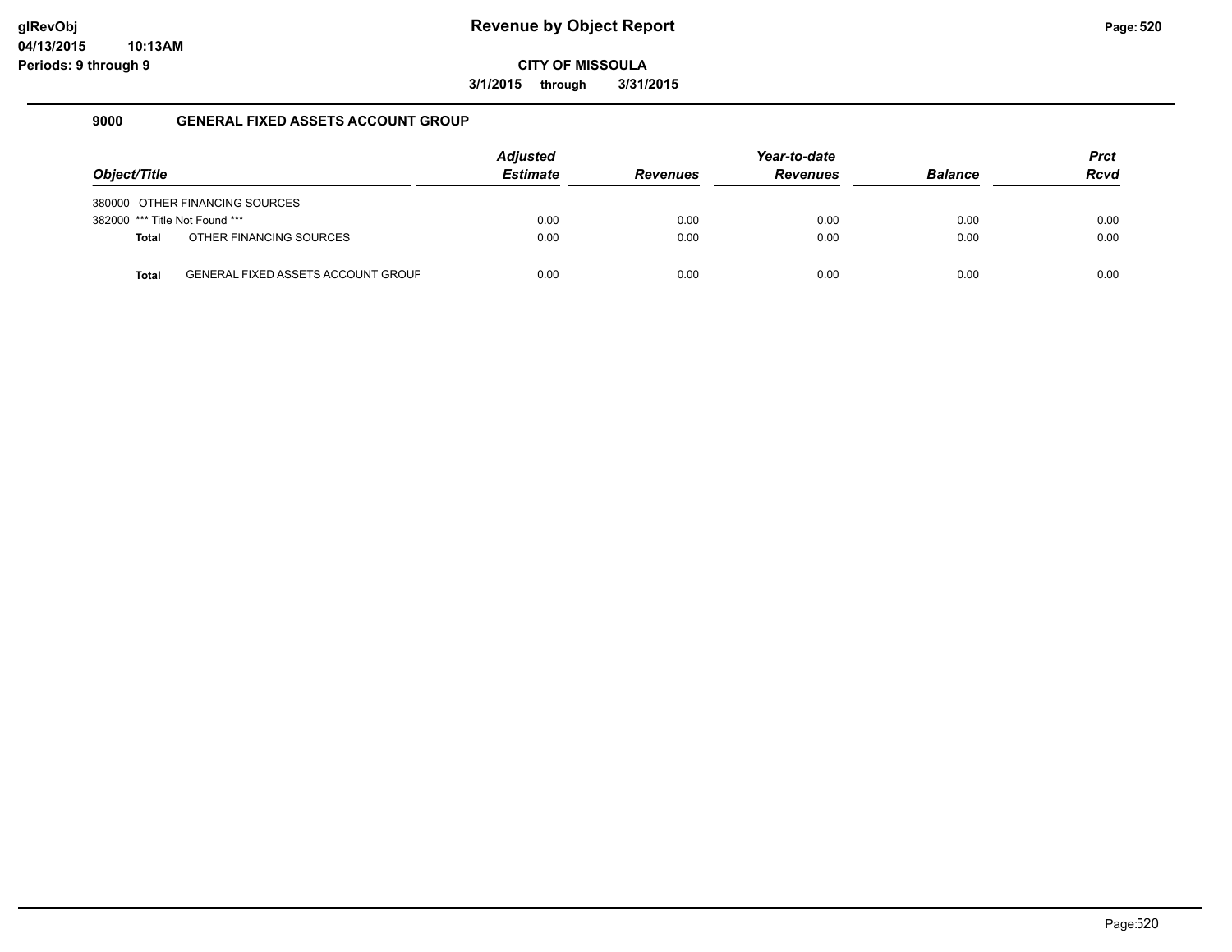# Revenue by Object Report

**CITY OF MISSOULA**

**3/1/2015 through 3/31/2015**

## 9000 GENERAL FIXED ASSETS ACCOUNT GROUP

| Object/Title | | Adjusted Estimate | Revenues | Year-to-date Revenues | Balance | Prct Rcvd |
|---|---|---|---|---|---|---|
| 380000 | OTHER FINANCING SOURCES | | | | | |
| 382000 | *** Title Not Found *** | 0.00 | 0.00 | 0.00 | 0.00 | 0.00 |
| **Total** | OTHER FINANCING SOURCES | 0.00 | 0.00 | 0.00 | 0.00 | 0.00 |
| **Total** | GENERAL FIXED ASSETS ACCOUNT GROUF | 0.00 | 0.00 | 0.00 | 0.00 | 0.00 |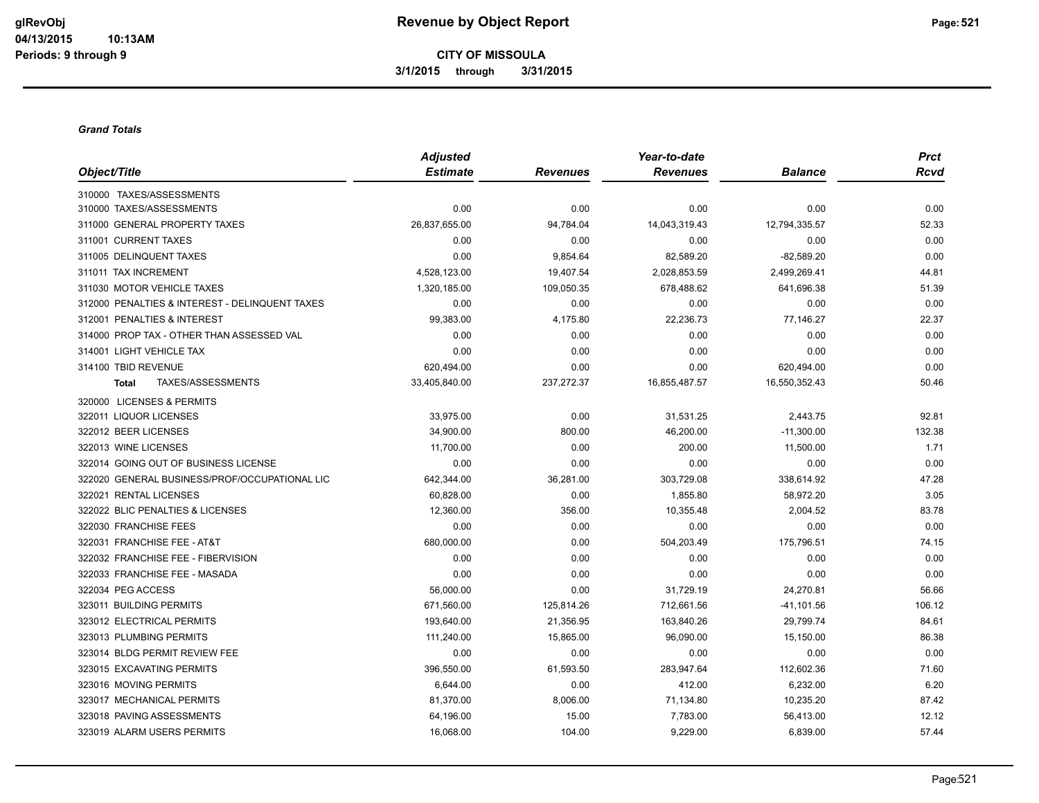# Revenue by Object Report

glRevObj
04/13/2015 10:13AM
Periods: 9 through 9

**CITY OF MISSOULA**

**3/1/2015 through 3/31/2015**

***Grand Totals***

| Object/Title | Adjusted Estimate | Revenues | Year-to-date Revenues | Balance | Prct Rcvd |
|---|---|---|---|---|---|
| 310000 TAXES/ASSESSMENTS | | | | | |
| 310000 TAXES/ASSESSMENTS | 0.00 | 0.00 | 0.00 | 0.00 | 0.00 |
| 311000 GENERAL PROPERTY TAXES | 26,837,655.00 | 94,784.04 | 14,043,319.43 | 12,794,335.57 | 52.33 |
| 311001 CURRENT TAXES | 0.00 | 0.00 | 0.00 | 0.00 | 0.00 |
| 311005 DELINQUENT TAXES | 0.00 | 9,854.64 | 82,589.20 | -82,589.20 | 0.00 |
| 311011 TAX INCREMENT | 4,528,123.00 | 19,407.54 | 2,028,853.59 | 2,499,269.41 | 44.81 |
| 311030 MOTOR VEHICLE TAXES | 1,320,185.00 | 109,050.35 | 678,488.62 | 641,696.38 | 51.39 |
| 312000 PENALTIES & INTEREST - DELINQUENT TAXES | 0.00 | 0.00 | 0.00 | 0.00 | 0.00 |
| 312001 PENALTIES & INTEREST | 99,383.00 | 4,175.80 | 22,236.73 | 77,146.27 | 22.37 |
| 314000 PROP TAX - OTHER THAN ASSESSED VAL | 0.00 | 0.00 | 0.00 | 0.00 | 0.00 |
| 314001 LIGHT VEHICLE TAX | 0.00 | 0.00 | 0.00 | 0.00 | 0.00 |
| 314100 TBID REVENUE | 620,494.00 | 0.00 | 0.00 | 620,494.00 | 0.00 |
| **Total** TAXES/ASSESSMENTS | 33,405,840.00 | 237,272.37 | 16,855,487.57 | 16,550,352.43 | 50.46 |
| 320000 LICENSES & PERMITS | | | | | |
| 322011 LIQUOR LICENSES | 33,975.00 | 0.00 | 31,531.25 | 2,443.75 | 92.81 |
| 322012 BEER LICENSES | 34,900.00 | 800.00 | 46,200.00 | -11,300.00 | 132.38 |
| 322013 WINE LICENSES | 11,700.00 | 0.00 | 200.00 | 11,500.00 | 1.71 |
| 322014 GOING OUT OF BUSINESS LICENSE | 0.00 | 0.00 | 0.00 | 0.00 | 0.00 |
| 322020 GENERAL BUSINESS/PROF/OCCUPATIONAL LIC | 642,344.00 | 36,281.00 | 303,729.08 | 338,614.92 | 47.28 |
| 322021 RENTAL LICENSES | 60,828.00 | 0.00 | 1,855.80 | 58,972.20 | 3.05 |
| 322022 BLIC PENALTIES & LICENSES | 12,360.00 | 356.00 | 10,355.48 | 2,004.52 | 83.78 |
| 322030 FRANCHISE FEES | 0.00 | 0.00 | 0.00 | 0.00 | 0.00 |
| 322031 FRANCHISE FEE - AT&T | 680,000.00 | 0.00 | 504,203.49 | 175,796.51 | 74.15 |
| 322032 FRANCHISE FEE - FIBERVISION | 0.00 | 0.00 | 0.00 | 0.00 | 0.00 |
| 322033 FRANCHISE FEE - MASADA | 0.00 | 0.00 | 0.00 | 0.00 | 0.00 |
| 322034 PEG ACCESS | 56,000.00 | 0.00 | 31,729.19 | 24,270.81 | 56.66 |
| 323011 BUILDING PERMITS | 671,560.00 | 125,814.26 | 712,661.56 | -41,101.56 | 106.12 |
| 323012 ELECTRICAL PERMITS | 193,640.00 | 21,356.95 | 163,840.26 | 29,799.74 | 84.61 |
| 323013 PLUMBING PERMITS | 111,240.00 | 15,865.00 | 96,090.00 | 15,150.00 | 86.38 |
| 323014 BLDG PERMIT REVIEW FEE | 0.00 | 0.00 | 0.00 | 0.00 | 0.00 |
| 323015 EXCAVATING PERMITS | 396,550.00 | 61,593.50 | 283,947.64 | 112,602.36 | 71.60 |
| 323016 MOVING PERMITS | 6,644.00 | 0.00 | 412.00 | 6,232.00 | 6.20 |
| 323017 MECHANICAL PERMITS | 81,370.00 | 8,006.00 | 71,134.80 | 10,235.20 | 87.42 |
| 323018 PAVING ASSESSMENTS | 64,196.00 | 15.00 | 7,783.00 | 56,413.00 | 12.12 |
| 323019 ALARM USERS PERMITS | 16,068.00 | 104.00 | 9,229.00 | 6,839.00 | 57.44 |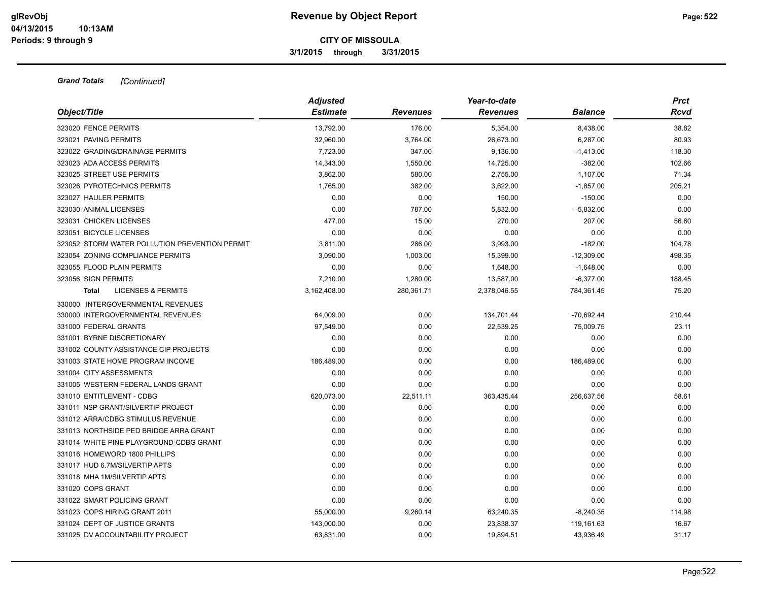# Revenue by Object Report

**CITY OF MISSOULA**

**3/1/2015 through 3/31/2015**

***Grand Totals*** *[Continued]*

| Object/Title | Adjusted Estimate | Revenues | Year-to-date Revenues | Balance | Prct Rcvd |
|---|---|---|---|---|---|
| 323020 FENCE PERMITS | 13,792.00 | 176.00 | 5,354.00 | 8,438.00 | 38.82 |
| 323021 PAVING PERMITS | 32,960.00 | 3,764.00 | 26,673.00 | 6,287.00 | 80.93 |
| 323022 GRADING/DRAINAGE PERMITS | 7,723.00 | 347.00 | 9,136.00 | -1,413.00 | 118.30 |
| 323023 ADA ACCESS PERMITS | 14,343.00 | 1,550.00 | 14,725.00 | -382.00 | 102.66 |
| 323025 STREET USE PERMITS | 3,862.00 | 580.00 | 2,755.00 | 1,107.00 | 71.34 |
| 323026 PYROTECHNICS PERMITS | 1,765.00 | 382.00 | 3,622.00 | -1,857.00 | 205.21 |
| 323027 HAULER PERMITS | 0.00 | 0.00 | 150.00 | -150.00 | 0.00 |
| 323030 ANIMAL LICENSES | 0.00 | 787.00 | 5,832.00 | -5,832.00 | 0.00 |
| 323031 CHICKEN LICENSES | 477.00 | 15.00 | 270.00 | 207.00 | 56.60 |
| 323051 BICYCLE LICENSES | 0.00 | 0.00 | 0.00 | 0.00 | 0.00 |
| 323052 STORM WATER POLLUTION PREVENTION PERMIT | 3,811.00 | 286.00 | 3,993.00 | -182.00 | 104.78 |
| 323054 ZONING COMPLIANCE PERMITS | 3,090.00 | 1,003.00 | 15,399.00 | -12,309.00 | 498.35 |
| 323055 FLOOD PLAIN PERMITS | 0.00 | 0.00 | 1,648.00 | -1,648.00 | 0.00 |
| 323056 SIGN PERMITS | 7,210.00 | 1,280.00 | 13,587.00 | -6,377.00 | 188.45 |
| **Total** LICENSES & PERMITS | 3,162,408.00 | 280,361.71 | 2,378,046.55 | 784,361.45 | 75.20 |
| 330000 INTERGOVERNMENTAL REVENUES | | | | | |
| 330000 INTERGOVERNMENTAL REVENUES | 64,009.00 | 0.00 | 134,701.44 | -70,692.44 | 210.44 |
| 331000 FEDERAL GRANTS | 97,549.00 | 0.00 | 22,539.25 | 75,009.75 | 23.11 |
| 331001 BYRNE DISCRETIONARY | 0.00 | 0.00 | 0.00 | 0.00 | 0.00 |
| 331002 COUNTY ASSISTANCE CIP PROJECTS | 0.00 | 0.00 | 0.00 | 0.00 | 0.00 |
| 331003 STATE HOME PROGRAM INCOME | 186,489.00 | 0.00 | 0.00 | 186,489.00 | 0.00 |
| 331004 CITY ASSESSMENTS | 0.00 | 0.00 | 0.00 | 0.00 | 0.00 |
| 331005 WESTERN FEDERAL LANDS GRANT | 0.00 | 0.00 | 0.00 | 0.00 | 0.00 |
| 331010 ENTITLEMENT - CDBG | 620,073.00 | 22,511.11 | 363,435.44 | 256,637.56 | 58.61 |
| 331011 NSP GRANT/SILVERTIP PROJECT | 0.00 | 0.00 | 0.00 | 0.00 | 0.00 |
| 331012 ARRA/CDBG STIMULUS REVENUE | 0.00 | 0.00 | 0.00 | 0.00 | 0.00 |
| 331013 NORTHSIDE PED BRIDGE ARRA GRANT | 0.00 | 0.00 | 0.00 | 0.00 | 0.00 |
| 331014 WHITE PINE PLAYGROUND-CDBG GRANT | 0.00 | 0.00 | 0.00 | 0.00 | 0.00 |
| 331016 HOMEWORD 1800 PHILLIPS | 0.00 | 0.00 | 0.00 | 0.00 | 0.00 |
| 331017 HUD 6.7M/SILVERTIP APTS | 0.00 | 0.00 | 0.00 | 0.00 | 0.00 |
| 331018 MHA 1M/SILVERTIP APTS | 0.00 | 0.00 | 0.00 | 0.00 | 0.00 |
| 331020 COPS GRANT | 0.00 | 0.00 | 0.00 | 0.00 | 0.00 |
| 331022 SMART POLICING GRANT | 0.00 | 0.00 | 0.00 | 0.00 | 0.00 |
| 331023 COPS HIRING GRANT 2011 | 55,000.00 | 9,260.14 | 63,240.35 | -8,240.35 | 114.98 |
| 331024 DEPT OF JUSTICE GRANTS | 143,000.00 | 0.00 | 23,838.37 | 119,161.63 | 16.67 |
| 331025 DV ACCOUNTABILITY PROJECT | 63,831.00 | 0.00 | 19,894.51 | 43,936.49 | 31.17 |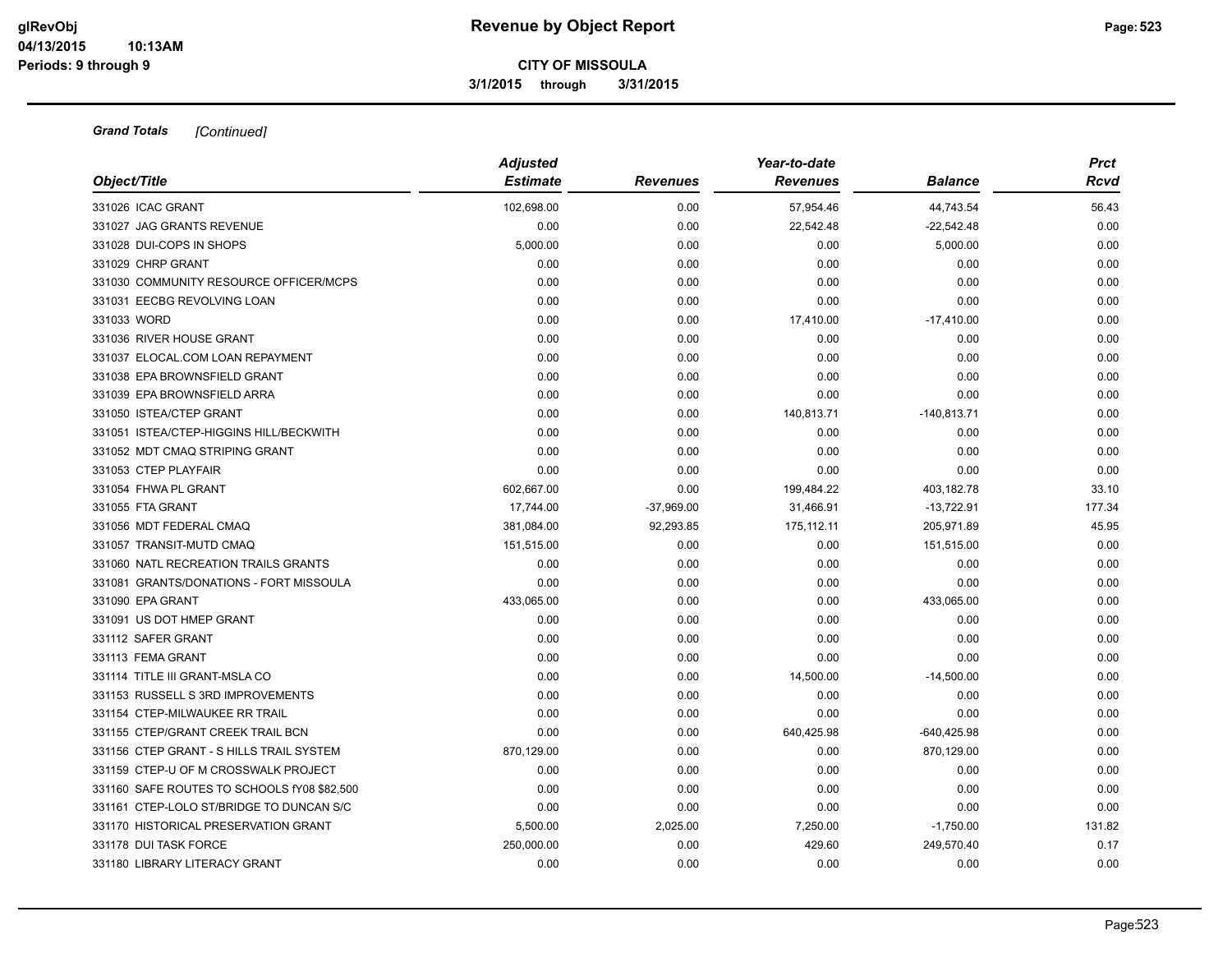**Grand Totals** *[Continued]*

| Object/Title | Adjusted Estimate | Revenues | Year-to-date Revenues | Balance | Prct Rcvd |
|---|---|---|---|---|---|
| 331026 ICAC GRANT | 102,698.00 | 0.00 | 57,954.46 | 44,743.54 | 56.43 |
| 331027 JAG GRANTS REVENUE | 0.00 | 0.00 | 22,542.48 | -22,542.48 | 0.00 |
| 331028 DUI-COPS IN SHOPS | 5,000.00 | 0.00 | 0.00 | 5,000.00 | 0.00 |
| 331029 CHRP GRANT | 0.00 | 0.00 | 0.00 | 0.00 | 0.00 |
| 331030 COMMUNITY RESOURCE OFFICER/MCPS | 0.00 | 0.00 | 0.00 | 0.00 | 0.00 |
| 331031 EECBG REVOLVING LOAN | 0.00 | 0.00 | 0.00 | 0.00 | 0.00 |
| 331033 WORD | 0.00 | 0.00 | 17,410.00 | -17,410.00 | 0.00 |
| 331036 RIVER HOUSE GRANT | 0.00 | 0.00 | 0.00 | 0.00 | 0.00 |
| 331037 ELOCAL.COM LOAN REPAYMENT | 0.00 | 0.00 | 0.00 | 0.00 | 0.00 |
| 331038 EPA BROWNSFIELD GRANT | 0.00 | 0.00 | 0.00 | 0.00 | 0.00 |
| 331039 EPA BROWNSFIELD ARRA | 0.00 | 0.00 | 0.00 | 0.00 | 0.00 |
| 331050 ISTEA/CTEP GRANT | 0.00 | 0.00 | 140,813.71 | -140,813.71 | 0.00 |
| 331051 ISTEA/CTEP-HIGGINS HILL/BECKWITH | 0.00 | 0.00 | 0.00 | 0.00 | 0.00 |
| 331052 MDT CMAQ STRIPING GRANT | 0.00 | 0.00 | 0.00 | 0.00 | 0.00 |
| 331053 CTEP PLAYFAIR | 0.00 | 0.00 | 0.00 | 0.00 | 0.00 |
| 331054 FHWA PL GRANT | 602,667.00 | 0.00 | 199,484.22 | 403,182.78 | 33.10 |
| 331055 FTA GRANT | 17,744.00 | -37,969.00 | 31,466.91 | -13,722.91 | 177.34 |
| 331056 MDT FEDERAL CMAQ | 381,084.00 | 92,293.85 | 175,112.11 | 205,971.89 | 45.95 |
| 331057 TRANSIT-MUTD CMAQ | 151,515.00 | 0.00 | 0.00 | 151,515.00 | 0.00 |
| 331060 NATL RECREATION TRAILS GRANTS | 0.00 | 0.00 | 0.00 | 0.00 | 0.00 |
| 331081 GRANTS/DONATIONS - FORT MISSOULA | 0.00 | 0.00 | 0.00 | 0.00 | 0.00 |
| 331090 EPA GRANT | 433,065.00 | 0.00 | 0.00 | 433,065.00 | 0.00 |
| 331091 US DOT HMEP GRANT | 0.00 | 0.00 | 0.00 | 0.00 | 0.00 |
| 331112 SAFER GRANT | 0.00 | 0.00 | 0.00 | 0.00 | 0.00 |
| 331113 FEMA GRANT | 0.00 | 0.00 | 0.00 | 0.00 | 0.00 |
| 331114 TITLE III GRANT-MSLA CO | 0.00 | 0.00 | 14,500.00 | -14,500.00 | 0.00 |
| 331153 RUSSELL S 3RD IMPROVEMENTS | 0.00 | 0.00 | 0.00 | 0.00 | 0.00 |
| 331154 CTEP-MILWAUKEE RR TRAIL | 0.00 | 0.00 | 0.00 | 0.00 | 0.00 |
| 331155 CTEP/GRANT CREEK TRAIL BCN | 0.00 | 0.00 | 640,425.98 | -640,425.98 | 0.00 |
| 331156 CTEP GRANT - S HILLS TRAIL SYSTEM | 870,129.00 | 0.00 | 0.00 | 870,129.00 | 0.00 |
| 331159 CTEP-U OF M CROSSWALK PROJECT | 0.00 | 0.00 | 0.00 | 0.00 | 0.00 |
| 331160 SAFE ROUTES TO SCHOOLS fY08 $82,500 | 0.00 | 0.00 | 0.00 | 0.00 | 0.00 |
| 331161 CTEP-LOLO ST/BRIDGE TO DUNCAN S/C | 0.00 | 0.00 | 0.00 | 0.00 | 0.00 |
| 331170 HISTORICAL PRESERVATION GRANT | 5,500.00 | 2,025.00 | 7,250.00 | -1,750.00 | 131.82 |
| 331178 DUI TASK FORCE | 250,000.00 | 0.00 | 429.60 | 249,570.40 | 0.17 |
| 331180 LIBRARY LITERACY GRANT | 0.00 | 0.00 | 0.00 | 0.00 | 0.00 |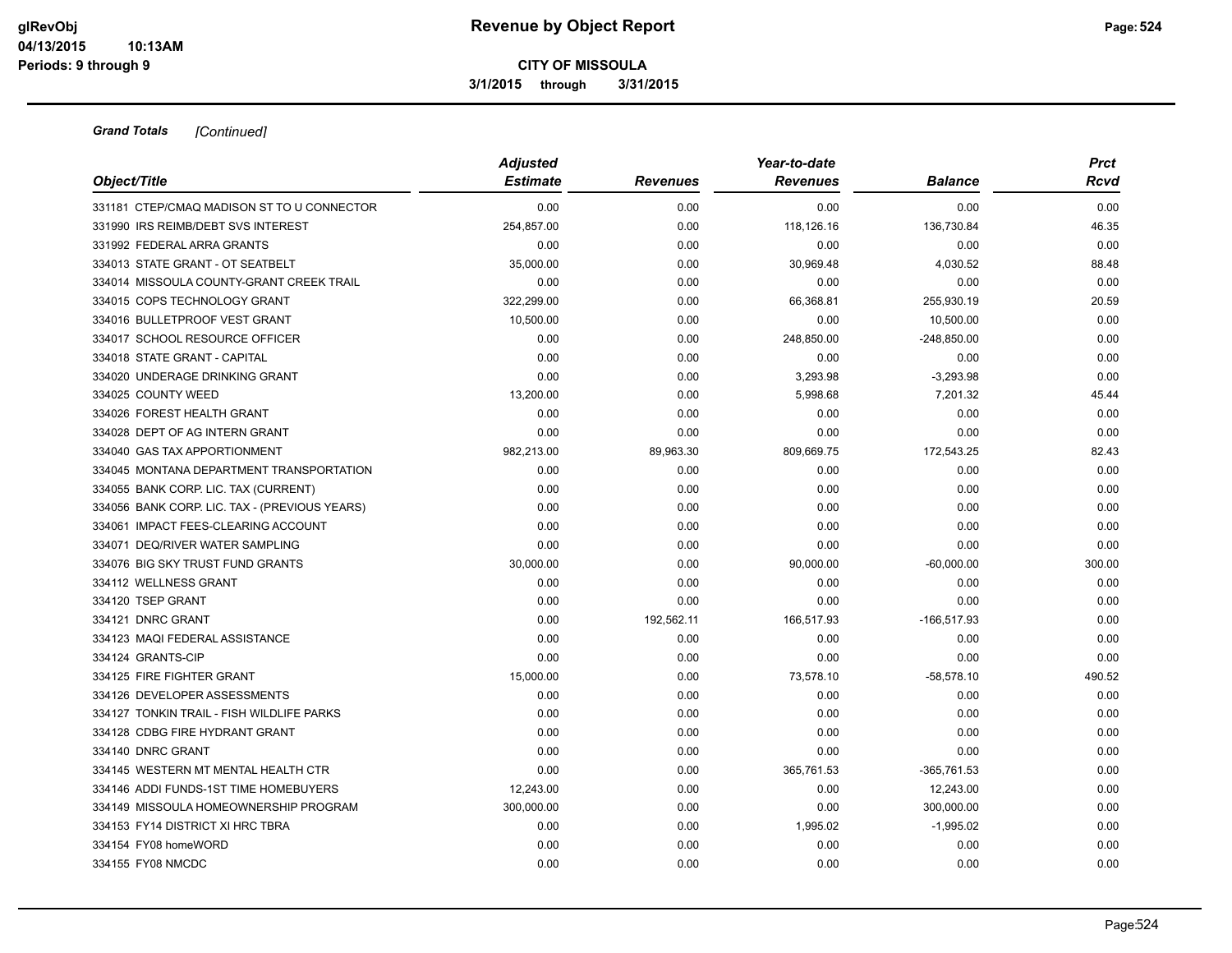**Grand Totals** *[Continued]*

| Object/Title | *Adjusted Estimate* | *Revenues* | *Year-to-date Revenues* | *Balance* | *Prct Rcvd* |
|---|---|---|---|---|---|
| 331181 CTEP/CMAQ MADISON ST TO U CONNECTOR | 0.00 | 0.00 | 0.00 | 0.00 | 0.00 |
| 331990 IRS REIMB/DEBT SVS INTEREST | 254,857.00 | 0.00 | 118,126.16 | 136,730.84 | 46.35 |
| 331992 FEDERAL ARRA GRANTS | 0.00 | 0.00 | 0.00 | 0.00 | 0.00 |
| 334013 STATE GRANT - OT SEATBELT | 35,000.00 | 0.00 | 30,969.48 | 4,030.52 | 88.48 |
| 334014 MISSOULA COUNTY-GRANT CREEK TRAIL | 0.00 | 0.00 | 0.00 | 0.00 | 0.00 |
| 334015 COPS TECHNOLOGY GRANT | 322,299.00 | 0.00 | 66,368.81 | 255,930.19 | 20.59 |
| 334016 BULLETPROOF VEST GRANT | 10,500.00 | 0.00 | 0.00 | 10,500.00 | 0.00 |
| 334017 SCHOOL RESOURCE OFFICER | 0.00 | 0.00 | 248,850.00 | -248,850.00 | 0.00 |
| 334018 STATE GRANT - CAPITAL | 0.00 | 0.00 | 0.00 | 0.00 | 0.00 |
| 334020 UNDERAGE DRINKING GRANT | 0.00 | 0.00 | 3,293.98 | -3,293.98 | 0.00 |
| 334025 COUNTY WEED | 13,200.00 | 0.00 | 5,998.68 | 7,201.32 | 45.44 |
| 334026 FOREST HEALTH GRANT | 0.00 | 0.00 | 0.00 | 0.00 | 0.00 |
| 334028 DEPT OF AG INTERN GRANT | 0.00 | 0.00 | 0.00 | 0.00 | 0.00 |
| 334040 GAS TAX APPORTIONMENT | 982,213.00 | 89,963.30 | 809,669.75 | 172,543.25 | 82.43 |
| 334045 MONTANA DEPARTMENT TRANSPORTATION | 0.00 | 0.00 | 0.00 | 0.00 | 0.00 |
| 334055 BANK CORP. LIC. TAX (CURRENT) | 0.00 | 0.00 | 0.00 | 0.00 | 0.00 |
| 334056 BANK CORP. LIC. TAX - (PREVIOUS YEARS) | 0.00 | 0.00 | 0.00 | 0.00 | 0.00 |
| 334061 IMPACT FEES-CLEARING ACCOUNT | 0.00 | 0.00 | 0.00 | 0.00 | 0.00 |
| 334071 DEQ/RIVER WATER SAMPLING | 0.00 | 0.00 | 0.00 | 0.00 | 0.00 |
| 334076 BIG SKY TRUST FUND GRANTS | 30,000.00 | 0.00 | 90,000.00 | -60,000.00 | 300.00 |
| 334112 WELLNESS GRANT | 0.00 | 0.00 | 0.00 | 0.00 | 0.00 |
| 334120 TSEP GRANT | 0.00 | 0.00 | 0.00 | 0.00 | 0.00 |
| 334121 DNRC GRANT | 0.00 | 192,562.11 | 166,517.93 | -166,517.93 | 0.00 |
| 334123 MAQI FEDERAL ASSISTANCE | 0.00 | 0.00 | 0.00 | 0.00 | 0.00 |
| 334124 GRANTS-CIP | 0.00 | 0.00 | 0.00 | 0.00 | 0.00 |
| 334125 FIRE FIGHTER GRANT | 15,000.00 | 0.00 | 73,578.10 | -58,578.10 | 490.52 |
| 334126 DEVELOPER ASSESSMENTS | 0.00 | 0.00 | 0.00 | 0.00 | 0.00 |
| 334127 TONKIN TRAIL - FISH WILDLIFE PARKS | 0.00 | 0.00 | 0.00 | 0.00 | 0.00 |
| 334128 CDBG FIRE HYDRANT GRANT | 0.00 | 0.00 | 0.00 | 0.00 | 0.00 |
| 334140 DNRC GRANT | 0.00 | 0.00 | 0.00 | 0.00 | 0.00 |
| 334145 WESTERN MT MENTAL HEALTH CTR | 0.00 | 0.00 | 365,761.53 | -365,761.53 | 0.00 |
| 334146 ADDI FUNDS-1ST TIME HOMEBUYERS | 12,243.00 | 0.00 | 0.00 | 12,243.00 | 0.00 |
| 334149 MISSOULA HOMEOWNERSHIP PROGRAM | 300,000.00 | 0.00 | 0.00 | 300,000.00 | 0.00 |
| 334153 FY14 DISTRICT XI HRC TBRA | 0.00 | 0.00 | 1,995.02 | -1,995.02 | 0.00 |
| 334154 FY08 homeWORD | 0.00 | 0.00 | 0.00 | 0.00 | 0.00 |
| 334155 FY08 NMCDC | 0.00 | 0.00 | 0.00 | 0.00 | 0.00 |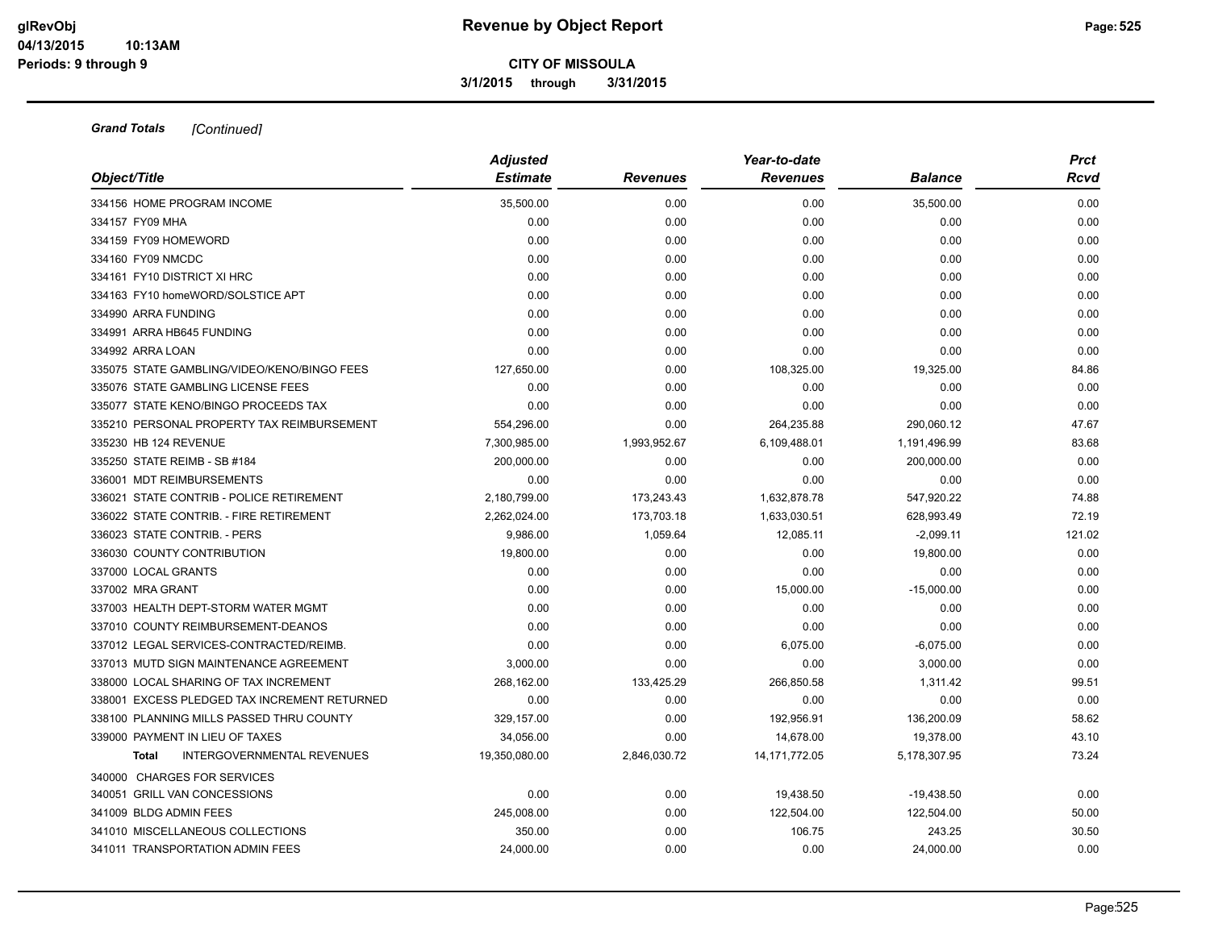**CITY OF MISSOULA**

**3/1/2015 through 3/31/2015**

***Grand Totals*** *[Continued]*

| Object/Title | Adjusted Estimate | Revenues | Year-to-date Revenues | Balance | Prct Rcvd |
|---|---|---|---|---|---|
| 334156 HOME PROGRAM INCOME | 35,500.00 | 0.00 | 0.00 | 35,500.00 | 0.00 |
| 334157 FY09 MHA | 0.00 | 0.00 | 0.00 | 0.00 | 0.00 |
| 334159 FY09 HOMEWORD | 0.00 | 0.00 | 0.00 | 0.00 | 0.00 |
| 334160 FY09 NMCDC | 0.00 | 0.00 | 0.00 | 0.00 | 0.00 |
| 334161 FY10 DISTRICT XI HRC | 0.00 | 0.00 | 0.00 | 0.00 | 0.00 |
| 334163 FY10 homeWORD/SOLSTICE APT | 0.00 | 0.00 | 0.00 | 0.00 | 0.00 |
| 334990 ARRA FUNDING | 0.00 | 0.00 | 0.00 | 0.00 | 0.00 |
| 334991 ARRA HB645 FUNDING | 0.00 | 0.00 | 0.00 | 0.00 | 0.00 |
| 334992 ARRA LOAN | 0.00 | 0.00 | 0.00 | 0.00 | 0.00 |
| 335075 STATE GAMBLING/VIDEO/KENO/BINGO FEES | 127,650.00 | 0.00 | 108,325.00 | 19,325.00 | 84.86 |
| 335076 STATE GAMBLING LICENSE FEES | 0.00 | 0.00 | 0.00 | 0.00 | 0.00 |
| 335077 STATE KENO/BINGO PROCEEDS TAX | 0.00 | 0.00 | 0.00 | 0.00 | 0.00 |
| 335210 PERSONAL PROPERTY TAX REIMBURSEMENT | 554,296.00 | 0.00 | 264,235.88 | 290,060.12 | 47.67 |
| 335230 HB 124 REVENUE | 7,300,985.00 | 1,993,952.67 | 6,109,488.01 | 1,191,496.99 | 83.68 |
| 335250 STATE REIMB - SB #184 | 200,000.00 | 0.00 | 0.00 | 200,000.00 | 0.00 |
| 336001 MDT REIMBURSEMENTS | 0.00 | 0.00 | 0.00 | 0.00 | 0.00 |
| 336021 STATE CONTRIB - POLICE RETIREMENT | 2,180,799.00 | 173,243.43 | 1,632,878.78 | 547,920.22 | 74.88 |
| 336022 STATE CONTRIB. - FIRE RETIREMENT | 2,262,024.00 | 173,703.18 | 1,633,030.51 | 628,993.49 | 72.19 |
| 336023 STATE CONTRIB. - PERS | 9,986.00 | 1,059.64 | 12,085.11 | -2,099.11 | 121.02 |
| 336030 COUNTY CONTRIBUTION | 19,800.00 | 0.00 | 0.00 | 19,800.00 | 0.00 |
| 337000 LOCAL GRANTS | 0.00 | 0.00 | 0.00 | 0.00 | 0.00 |
| 337002 MRA GRANT | 0.00 | 0.00 | 15,000.00 | -15,000.00 | 0.00 |
| 337003 HEALTH DEPT-STORM WATER MGMT | 0.00 | 0.00 | 0.00 | 0.00 | 0.00 |
| 337010 COUNTY REIMBURSEMENT-DEANOS | 0.00 | 0.00 | 0.00 | 0.00 | 0.00 |
| 337012 LEGAL SERVICES-CONTRACTED/REIMB. | 0.00 | 0.00 | 6,075.00 | -6,075.00 | 0.00 |
| 337013 MUTD SIGN MAINTENANCE AGREEMENT | 3,000.00 | 0.00 | 0.00 | 3,000.00 | 0.00 |
| 338000 LOCAL SHARING OF TAX INCREMENT | 268,162.00 | 133,425.29 | 266,850.58 | 1,311.42 | 99.51 |
| 338001 EXCESS PLEDGED TAX INCREMENT RETURNED | 0.00 | 0.00 | 0.00 | 0.00 | 0.00 |
| 338100 PLANNING MILLS PASSED THRU COUNTY | 329,157.00 | 0.00 | 192,956.91 | 136,200.09 | 58.62 |
| 339000 PAYMENT IN LIEU OF TAXES | 34,056.00 | 0.00 | 14,678.00 | 19,378.00 | 43.10 |
| **Total** INTERGOVERNMENTAL REVENUES | 19,350,080.00 | 2,846,030.72 | 14,171,772.05 | 5,178,307.95 | 73.24 |
| 340000 CHARGES FOR SERVICES | | | | | |
| 340051 GRILL VAN CONCESSIONS | 0.00 | 0.00 | 19,438.50 | -19,438.50 | 0.00 |
| 341009 BLDG ADMIN FEES | 245,008.00 | 0.00 | 122,504.00 | 122,504.00 | 50.00 |
| 341010 MISCELLANEOUS COLLECTIONS | 350.00 | 0.00 | 106.75 | 243.25 | 30.50 |
| 341011 TRANSPORTATION ADMIN FEES | 24,000.00 | 0.00 | 0.00 | 24,000.00 | 0.00 |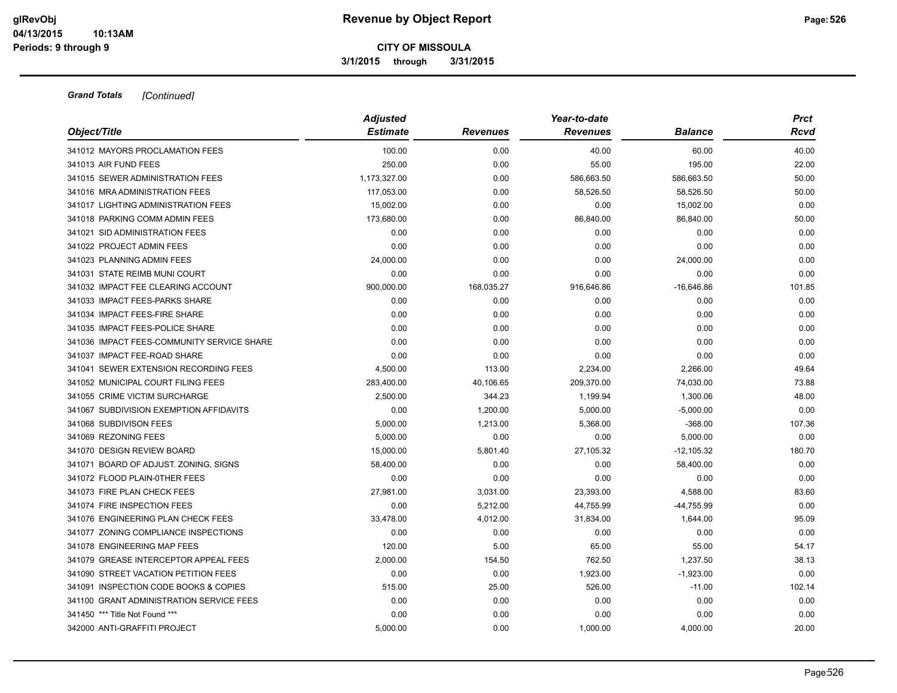**CITY OF MISSOULA**

**3/1/2015 through 3/31/2015**

***Grand Totals*** *[Continued]*

| Object/Title | Adjusted Estimate | Revenues | Year-to-date Revenues | Balance | Prct Rcvd |
|---|---|---|---|---|---|
| 341012 MAYORS PROCLAMATION FEES | 100.00 | 0.00 | 40.00 | 60.00 | 40.00 |
| 341013 AIR FUND FEES | 250.00 | 0.00 | 55.00 | 195.00 | 22.00 |
| 341015 SEWER ADMINISTRATION FEES | 1,173,327.00 | 0.00 | 586,663.50 | 586,663.50 | 50.00 |
| 341016 MRA ADMINISTRATION FEES | 117,053.00 | 0.00 | 58,526.50 | 58,526.50 | 50.00 |
| 341017 LIGHTING ADMINISTRATION FEES | 15,002.00 | 0.00 | 0.00 | 15,002.00 | 0.00 |
| 341018 PARKING COMM ADMIN FEES | 173,680.00 | 0.00 | 86,840.00 | 86,840.00 | 50.00 |
| 341021 SID ADMINISTRATION FEES | 0.00 | 0.00 | 0.00 | 0.00 | 0.00 |
| 341022 PROJECT ADMIN FEES | 0.00 | 0.00 | 0.00 | 0.00 | 0.00 |
| 341023 PLANNING ADMIN FEES | 24,000.00 | 0.00 | 0.00 | 24,000.00 | 0.00 |
| 341031 STATE REIMB MUNI COURT | 0.00 | 0.00 | 0.00 | 0.00 | 0.00 |
| 341032 IMPACT FEE CLEARING ACCOUNT | 900,000.00 | 168,035.27 | 916,646.86 | -16,646.86 | 101.85 |
| 341033 IMPACT FEES-PARKS SHARE | 0.00 | 0.00 | 0.00 | 0.00 | 0.00 |
| 341034 IMPACT FEES-FIRE SHARE | 0.00 | 0.00 | 0.00 | 0.00 | 0.00 |
| 341035 IMPACT FEES-POLICE SHARE | 0.00 | 0.00 | 0.00 | 0.00 | 0.00 |
| 341036 IMPACT FEES-COMMUNITY SERVICE SHARE | 0.00 | 0.00 | 0.00 | 0.00 | 0.00 |
| 341037 IMPACT FEE-ROAD SHARE | 0.00 | 0.00 | 0.00 | 0.00 | 0.00 |
| 341041 SEWER EXTENSION RECORDING FEES | 4,500.00 | 113.00 | 2,234.00 | 2,266.00 | 49.64 |
| 341052 MUNICIPAL COURT FILING FEES | 283,400.00 | 40,106.65 | 209,370.00 | 74,030.00 | 73.88 |
| 341055 CRIME VICTIM SURCHARGE | 2,500.00 | 344.23 | 1,199.94 | 1,300.06 | 48.00 |
| 341067 SUBDIVISION EXEMPTION AFFIDAVITS | 0.00 | 1,200.00 | 5,000.00 | -5,000.00 | 0.00 |
| 341068 SUBDIVISON FEES | 5,000.00 | 1,213.00 | 5,368.00 | -368.00 | 107.36 |
| 341069 REZONING FEES | 5,000.00 | 0.00 | 0.00 | 5,000.00 | 0.00 |
| 341070 DESIGN REVIEW BOARD | 15,000.00 | 5,801.40 | 27,105.32 | -12,105.32 | 180.70 |
| 341071 BOARD OF ADJUST. ZONING, SIGNS | 58,400.00 | 0.00 | 0.00 | 58,400.00 | 0.00 |
| 341072 FLOOD PLAIN-0THER FEES | 0.00 | 0.00 | 0.00 | 0.00 | 0.00 |
| 341073 FIRE PLAN CHECK FEES | 27,981.00 | 3,031.00 | 23,393.00 | 4,588.00 | 83.60 |
| 341074 FIRE INSPECTION FEES | 0.00 | 5,212.00 | 44,755.99 | -44,755.99 | 0.00 |
| 341076 ENGINEERING PLAN CHECK FEES | 33,478.00 | 4,012.00 | 31,834.00 | 1,644.00 | 95.09 |
| 341077 ZONING COMPLIANCE INSPECTIONS | 0.00 | 0.00 | 0.00 | 0.00 | 0.00 |
| 341078 ENGINEERING MAP FEES | 120.00 | 5.00 | 65.00 | 55.00 | 54.17 |
| 341079 GREASE INTERCEPTOR APPEAL FEES | 2,000.00 | 154.50 | 762.50 | 1,237.50 | 38.13 |
| 341090 STREET VACATION PETITION FEES | 0.00 | 0.00 | 1,923.00 | -1,923.00 | 0.00 |
| 341091 INSPECTION CODE BOOKS & COPIES | 515.00 | 25.00 | 526.00 | -11.00 | 102.14 |
| 341100 GRANT ADMINISTRATION SERVICE FEES | 0.00 | 0.00 | 0.00 | 0.00 | 0.00 |
| 341450 *** Title Not Found *** | 0.00 | 0.00 | 0.00 | 0.00 | 0.00 |
| 342000 ANTI-GRAFFITI PROJECT | 5,000.00 | 0.00 | 1,000.00 | 4,000.00 | 20.00 |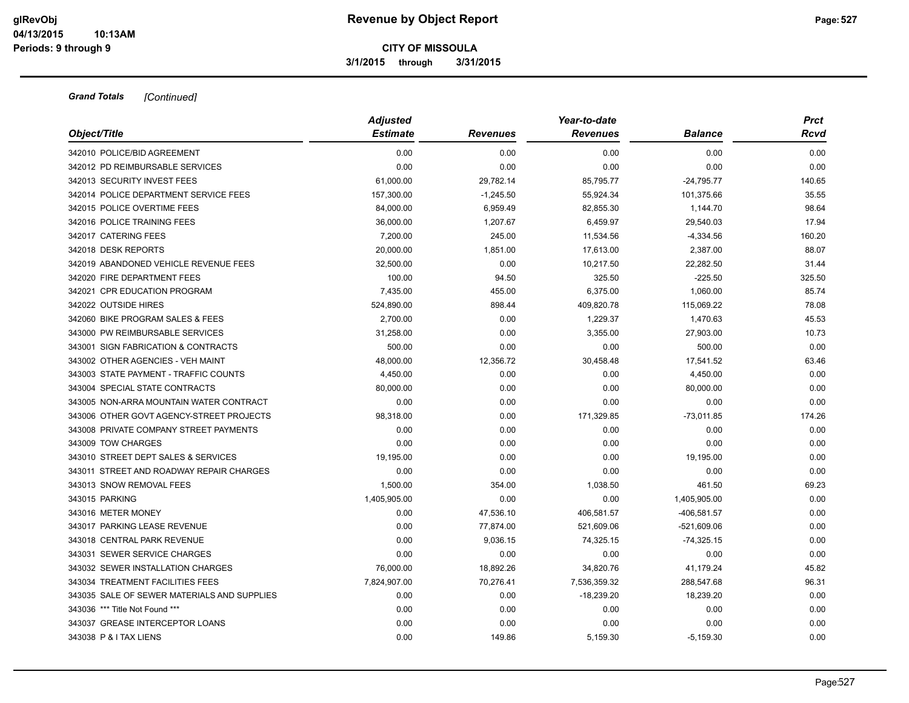# Revenue by Object Report

**CITY OF MISSOULA**

**3/1/2015 through 3/31/2015**

glRevObj
04/13/2015 10:13AM
Periods: 9 through 9

***Grand Totals*** *[Continued]*

| Object/Title | Adjusted Estimate | Revenues | Year-to-date Revenues | Balance | Prct Rcvd |
|---|---|---|---|---|---|
| 342010 POLICE/BID AGREEMENT | 0.00 | 0.00 | 0.00 | 0.00 | 0.00 |
| 342012 PD REIMBURSABLE SERVICES | 0.00 | 0.00 | 0.00 | 0.00 | 0.00 |
| 342013 SECURITY INVEST FEES | 61,000.00 | 29,782.14 | 85,795.77 | -24,795.77 | 140.65 |
| 342014 POLICE DEPARTMENT SERVICE FEES | 157,300.00 | -1,245.50 | 55,924.34 | 101,375.66 | 35.55 |
| 342015 POLICE OVERTIME FEES | 84,000.00 | 6,959.49 | 82,855.30 | 1,144.70 | 98.64 |
| 342016 POLICE TRAINING FEES | 36,000.00 | 1,207.67 | 6,459.97 | 29,540.03 | 17.94 |
| 342017 CATERING FEES | 7,200.00 | 245.00 | 11,534.56 | -4,334.56 | 160.20 |
| 342018 DESK REPORTS | 20,000.00 | 1,851.00 | 17,613.00 | 2,387.00 | 88.07 |
| 342019 ABANDONED VEHICLE REVENUE FEES | 32,500.00 | 0.00 | 10,217.50 | 22,282.50 | 31.44 |
| 342020 FIRE DEPARTMENT FEES | 100.00 | 94.50 | 325.50 | -225.50 | 325.50 |
| 342021 CPR EDUCATION PROGRAM | 7,435.00 | 455.00 | 6,375.00 | 1,060.00 | 85.74 |
| 342022 OUTSIDE HIRES | 524,890.00 | 898.44 | 409,820.78 | 115,069.22 | 78.08 |
| 342060 BIKE PROGRAM SALES & FEES | 2,700.00 | 0.00 | 1,229.37 | 1,470.63 | 45.53 |
| 343000 PW REIMBURSABLE SERVICES | 31,258.00 | 0.00 | 3,355.00 | 27,903.00 | 10.73 |
| 343001 SIGN FABRICATION & CONTRACTS | 500.00 | 0.00 | 0.00 | 500.00 | 0.00 |
| 343002 OTHER AGENCIES - VEH MAINT | 48,000.00 | 12,356.72 | 30,458.48 | 17,541.52 | 63.46 |
| 343003 STATE PAYMENT - TRAFFIC COUNTS | 4,450.00 | 0.00 | 0.00 | 4,450.00 | 0.00 |
| 343004 SPECIAL STATE CONTRACTS | 80,000.00 | 0.00 | 0.00 | 80,000.00 | 0.00 |
| 343005 NON-ARRA MOUNTAIN WATER CONTRACT | 0.00 | 0.00 | 0.00 | 0.00 | 0.00 |
| 343006 OTHER GOVT AGENCY-STREET PROJECTS | 98,318.00 | 0.00 | 171,329.85 | -73,011.85 | 174.26 |
| 343008 PRIVATE COMPANY STREET PAYMENTS | 0.00 | 0.00 | 0.00 | 0.00 | 0.00 |
| 343009 TOW CHARGES | 0.00 | 0.00 | 0.00 | 0.00 | 0.00 |
| 343010 STREET DEPT SALES & SERVICES | 19,195.00 | 0.00 | 0.00 | 19,195.00 | 0.00 |
| 343011 STREET AND ROADWAY REPAIR CHARGES | 0.00 | 0.00 | 0.00 | 0.00 | 0.00 |
| 343013 SNOW REMOVAL FEES | 1,500.00 | 354.00 | 1,038.50 | 461.50 | 69.23 |
| 343015 PARKING | 1,405,905.00 | 0.00 | 0.00 | 1,405,905.00 | 0.00 |
| 343016 METER MONEY | 0.00 | 47,536.10 | 406,581.57 | -406,581.57 | 0.00 |
| 343017 PARKING LEASE REVENUE | 0.00 | 77,874.00 | 521,609.06 | -521,609.06 | 0.00 |
| 343018 CENTRAL PARK REVENUE | 0.00 | 9,036.15 | 74,325.15 | -74,325.15 | 0.00 |
| 343031 SEWER SERVICE CHARGES | 0.00 | 0.00 | 0.00 | 0.00 | 0.00 |
| 343032 SEWER INSTALLATION CHARGES | 76,000.00 | 18,892.26 | 34,820.76 | 41,179.24 | 45.82 |
| 343034 TREATMENT FACILITIES FEES | 7,824,907.00 | 70,276.41 | 7,536,359.32 | 288,547.68 | 96.31 |
| 343035 SALE OF SEWER MATERIALS AND SUPPLIES | 0.00 | 0.00 | -18,239.20 | 18,239.20 | 0.00 |
| 343036 *** Title Not Found *** | 0.00 | 0.00 | 0.00 | 0.00 | 0.00 |
| 343037 GREASE INTERCEPTOR LOANS | 0.00 | 0.00 | 0.00 | 0.00 | 0.00 |
| 343038 P & I TAX LIENS | 0.00 | 149.86 | 5,159.30 | -5,159.30 | 0.00 |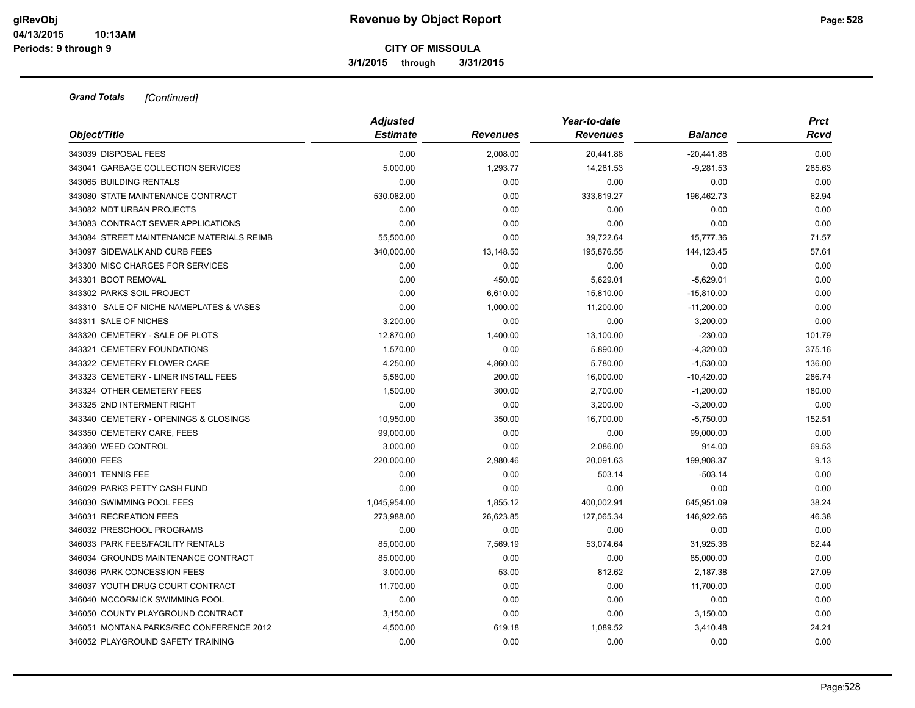**Grand Totals** *[Continued]*

| Object/Title | Adjusted Estimate | Revenues | Year-to-date Revenues | Balance | Prct Rcvd |
|---|---|---|---|---|---|
| 343039 DISPOSAL FEES | 0.00 | 2,008.00 | 20,441.88 | -20,441.88 | 0.00 |
| 343041 GARBAGE COLLECTION SERVICES | 5,000.00 | 1,293.77 | 14,281.53 | -9,281.53 | 285.63 |
| 343065 BUILDING RENTALS | 0.00 | 0.00 | 0.00 | 0.00 | 0.00 |
| 343080 STATE MAINTENANCE CONTRACT | 530,082.00 | 0.00 | 333,619.27 | 196,462.73 | 62.94 |
| 343082 MDT URBAN PROJECTS | 0.00 | 0.00 | 0.00 | 0.00 | 0.00 |
| 343083 CONTRACT SEWER APPLICATIONS | 0.00 | 0.00 | 0.00 | 0.00 | 0.00 |
| 343084 STREET MAINTENANCE MATERIALS REIMB | 55,500.00 | 0.00 | 39,722.64 | 15,777.36 | 71.57 |
| 343097 SIDEWALK AND CURB FEES | 340,000.00 | 13,148.50 | 195,876.55 | 144,123.45 | 57.61 |
| 343300 MISC CHARGES FOR SERVICES | 0.00 | 0.00 | 0.00 | 0.00 | 0.00 |
| 343301 BOOT REMOVAL | 0.00 | 450.00 | 5,629.01 | -5,629.01 | 0.00 |
| 343302 PARKS SOIL PROJECT | 0.00 | 6,610.00 | 15,810.00 | -15,810.00 | 0.00 |
| 343310 SALE OF NICHE NAMEPLATES & VASES | 0.00 | 1,000.00 | 11,200.00 | -11,200.00 | 0.00 |
| 343311 SALE OF NICHES | 3,200.00 | 0.00 | 0.00 | 3,200.00 | 0.00 |
| 343320 CEMETERY - SALE OF PLOTS | 12,870.00 | 1,400.00 | 13,100.00 | -230.00 | 101.79 |
| 343321 CEMETERY FOUNDATIONS | 1,570.00 | 0.00 | 5,890.00 | -4,320.00 | 375.16 |
| 343322 CEMETERY FLOWER CARE | 4,250.00 | 4,860.00 | 5,780.00 | -1,530.00 | 136.00 |
| 343323 CEMETERY - LINER INSTALL FEES | 5,580.00 | 200.00 | 16,000.00 | -10,420.00 | 286.74 |
| 343324 OTHER CEMETERY FEES | 1,500.00 | 300.00 | 2,700.00 | -1,200.00 | 180.00 |
| 343325 2ND INTERMENT RIGHT | 0.00 | 0.00 | 3,200.00 | -3,200.00 | 0.00 |
| 343340 CEMETERY - OPENINGS & CLOSINGS | 10,950.00 | 350.00 | 16,700.00 | -5,750.00 | 152.51 |
| 343350 CEMETERY CARE, FEES | 99,000.00 | 0.00 | 0.00 | 99,000.00 | 0.00 |
| 343360 WEED CONTROL | 3,000.00 | 0.00 | 2,086.00 | 914.00 | 69.53 |
| 346000 FEES | 220,000.00 | 2,980.46 | 20,091.63 | 199,908.37 | 9.13 |
| 346001 TENNIS FEE | 0.00 | 0.00 | 503.14 | -503.14 | 0.00 |
| 346029 PARKS PETTY CASH FUND | 0.00 | 0.00 | 0.00 | 0.00 | 0.00 |
| 346030 SWIMMING POOL FEES | 1,045,954.00 | 1,855.12 | 400,002.91 | 645,951.09 | 38.24 |
| 346031 RECREATION FEES | 273,988.00 | 26,623.85 | 127,065.34 | 146,922.66 | 46.38 |
| 346032 PRESCHOOL PROGRAMS | 0.00 | 0.00 | 0.00 | 0.00 | 0.00 |
| 346033 PARK FEES/FACILITY RENTALS | 85,000.00 | 7,569.19 | 53,074.64 | 31,925.36 | 62.44 |
| 346034 GROUNDS MAINTENANCE CONTRACT | 85,000.00 | 0.00 | 0.00 | 85,000.00 | 0.00 |
| 346036 PARK CONCESSION FEES | 3,000.00 | 53.00 | 812.62 | 2,187.38 | 27.09 |
| 346037 YOUTH DRUG COURT CONTRACT | 11,700.00 | 0.00 | 0.00 | 11,700.00 | 0.00 |
| 346040 MCCORMICK SWIMMING POOL | 0.00 | 0.00 | 0.00 | 0.00 | 0.00 |
| 346050 COUNTY PLAYGROUND CONTRACT | 3,150.00 | 0.00 | 0.00 | 3,150.00 | 0.00 |
| 346051 MONTANA PARKS/REC CONFERENCE 2012 | 4,500.00 | 619.18 | 1,089.52 | 3,410.48 | 24.21 |
| 346052 PLAYGROUND SAFETY TRAINING | 0.00 | 0.00 | 0.00 | 0.00 | 0.00 |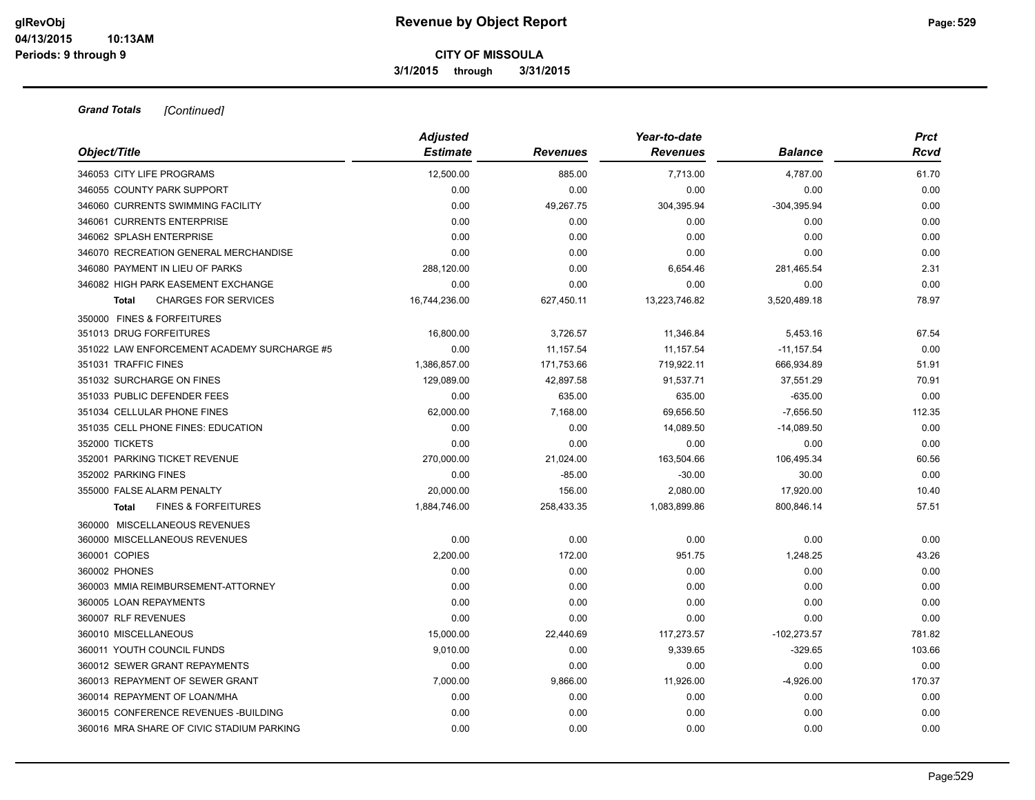# Revenue by Object Report

**CITY OF MISSOULA**

**3/1/2015 through 3/31/2015**

glRevObj
04/13/2015 10:13AM
Periods: 9 through 9

***Grand Totals*** *[Continued]*

| Object/Title | Adjusted Estimate | Revenues | Year-to-date Revenues | Balance | Prct Rcvd |
|---|---|---|---|---|---|
| 346053 CITY LIFE PROGRAMS | 12,500.00 | 885.00 | 7,713.00 | 4,787.00 | 61.70 |
| 346055 COUNTY PARK SUPPORT | 0.00 | 0.00 | 0.00 | 0.00 | 0.00 |
| 346060 CURRENTS SWIMMING FACILITY | 0.00 | 49,267.75 | 304,395.94 | -304,395.94 | 0.00 |
| 346061 CURRENTS ENTERPRISE | 0.00 | 0.00 | 0.00 | 0.00 | 0.00 |
| 346062 SPLASH ENTERPRISE | 0.00 | 0.00 | 0.00 | 0.00 | 0.00 |
| 346070 RECREATION GENERAL MERCHANDISE | 0.00 | 0.00 | 0.00 | 0.00 | 0.00 |
| 346080 PAYMENT IN LIEU OF PARKS | 288,120.00 | 0.00 | 6,654.46 | 281,465.54 | 2.31 |
| 346082 HIGH PARK EASEMENT EXCHANGE | 0.00 | 0.00 | 0.00 | 0.00 | 0.00 |
| **Total** CHARGES FOR SERVICES | 16,744,236.00 | 627,450.11 | 13,223,746.82 | 3,520,489.18 | 78.97 |
| 350000 FINES & FORFEITURES | | | | | |
| 351013 DRUG FORFEITURES | 16,800.00 | 3,726.57 | 11,346.84 | 5,453.16 | 67.54 |
| 351022 LAW ENFORCEMENT ACADEMY SURCHARGE #5 | 0.00 | 11,157.54 | 11,157.54 | -11,157.54 | 0.00 |
| 351031 TRAFFIC FINES | 1,386,857.00 | 171,753.66 | 719,922.11 | 666,934.89 | 51.91 |
| 351032 SURCHARGE ON FINES | 129,089.00 | 42,897.58 | 91,537.71 | 37,551.29 | 70.91 |
| 351033 PUBLIC DEFENDER FEES | 0.00 | 635.00 | 635.00 | -635.00 | 0.00 |
| 351034 CELLULAR PHONE FINES | 62,000.00 | 7,168.00 | 69,656.50 | -7,656.50 | 112.35 |
| 351035 CELL PHONE FINES: EDUCATION | 0.00 | 0.00 | 14,089.50 | -14,089.50 | 0.00 |
| 352000 TICKETS | 0.00 | 0.00 | 0.00 | 0.00 | 0.00 |
| 352001 PARKING TICKET REVENUE | 270,000.00 | 21,024.00 | 163,504.66 | 106,495.34 | 60.56 |
| 352002 PARKING FINES | 0.00 | -85.00 | -30.00 | 30.00 | 0.00 |
| 355000 FALSE ALARM PENALTY | 20,000.00 | 156.00 | 2,080.00 | 17,920.00 | 10.40 |
| **Total** FINES & FORFEITURES | 1,884,746.00 | 258,433.35 | 1,083,899.86 | 800,846.14 | 57.51 |
| 360000 MISCELLANEOUS REVENUES | | | | | |
| 360000 MISCELLANEOUS REVENUES | 0.00 | 0.00 | 0.00 | 0.00 | 0.00 |
| 360001 COPIES | 2,200.00 | 172.00 | 951.75 | 1,248.25 | 43.26 |
| 360002 PHONES | 0.00 | 0.00 | 0.00 | 0.00 | 0.00 |
| 360003 MMIA REIMBURSEMENT-ATTORNEY | 0.00 | 0.00 | 0.00 | 0.00 | 0.00 |
| 360005 LOAN REPAYMENTS | 0.00 | 0.00 | 0.00 | 0.00 | 0.00 |
| 360007 RLF REVENUES | 0.00 | 0.00 | 0.00 | 0.00 | 0.00 |
| 360010 MISCELLANEOUS | 15,000.00 | 22,440.69 | 117,273.57 | -102,273.57 | 781.82 |
| 360011 YOUTH COUNCIL FUNDS | 9,010.00 | 0.00 | 9,339.65 | -329.65 | 103.66 |
| 360012 SEWER GRANT REPAYMENTS | 0.00 | 0.00 | 0.00 | 0.00 | 0.00 |
| 360013 REPAYMENT OF SEWER GRANT | 7,000.00 | 9,866.00 | 11,926.00 | -4,926.00 | 170.37 |
| 360014 REPAYMENT OF LOAN/MHA | 0.00 | 0.00 | 0.00 | 0.00 | 0.00 |
| 360015 CONFERENCE REVENUES -BUILDING | 0.00 | 0.00 | 0.00 | 0.00 | 0.00 |
| 360016 MRA SHARE OF CIVIC STADIUM PARKING | 0.00 | 0.00 | 0.00 | 0.00 | 0.00 |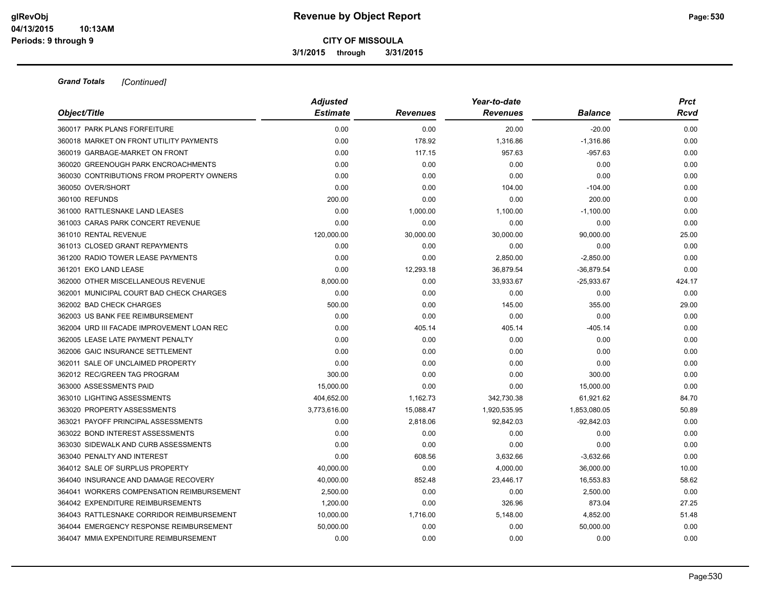# Revenue by Object Report

**CITY OF MISSOULA**

**3/1/2015 through 3/31/2015**

glRevObj
04/13/2015 10:13AM
Periods: 9 through 9

***Grand Totals*** *[Continued]*

| *Object/Title* | *Adjusted Estimate* | *Revenues* | *Year-to-date Revenues* | *Balance* | *Prct Rcvd* |
|---|---|---|---|---|---|
| 360017 PARK PLANS FORFEITURE | 0.00 | 0.00 | 20.00 | -20.00 | 0.00 |
| 360018 MARKET ON FRONT UTILITY PAYMENTS | 0.00 | 178.92 | 1,316.86 | -1,316.86 | 0.00 |
| 360019 GARBAGE-MARKET ON FRONT | 0.00 | 117.15 | 957.63 | -957.63 | 0.00 |
| 360020 GREENOUGH PARK ENCROACHMENTS | 0.00 | 0.00 | 0.00 | 0.00 | 0.00 |
| 360030 CONTRIBUTIONS FROM PROPERTY OWNERS | 0.00 | 0.00 | 0.00 | 0.00 | 0.00 |
| 360050 OVER/SHORT | 0.00 | 0.00 | 104.00 | -104.00 | 0.00 |
| 360100 REFUNDS | 200.00 | 0.00 | 0.00 | 200.00 | 0.00 |
| 361000 RATTLESNAKE LAND LEASES | 0.00 | 1,000.00 | 1,100.00 | -1,100.00 | 0.00 |
| 361003 CARAS PARK CONCERT REVENUE | 0.00 | 0.00 | 0.00 | 0.00 | 0.00 |
| 361010 RENTAL REVENUE | 120,000.00 | 30,000.00 | 30,000.00 | 90,000.00 | 25.00 |
| 361013 CLOSED GRANT REPAYMENTS | 0.00 | 0.00 | 0.00 | 0.00 | 0.00 |
| 361200 RADIO TOWER LEASE PAYMENTS | 0.00 | 0.00 | 2,850.00 | -2,850.00 | 0.00 |
| 361201 EKO LAND LEASE | 0.00 | 12,293.18 | 36,879.54 | -36,879.54 | 0.00 |
| 362000 OTHER MISCELLANEOUS REVENUE | 8,000.00 | 0.00 | 33,933.67 | -25,933.67 | 424.17 |
| 362001 MUNICIPAL COURT BAD CHECK CHARGES | 0.00 | 0.00 | 0.00 | 0.00 | 0.00 |
| 362002 BAD CHECK CHARGES | 500.00 | 0.00 | 145.00 | 355.00 | 29.00 |
| 362003 US BANK FEE REIMBURSEMENT | 0.00 | 0.00 | 0.00 | 0.00 | 0.00 |
| 362004 URD III FACADE IMPROVEMENT LOAN REC | 0.00 | 405.14 | 405.14 | -405.14 | 0.00 |
| 362005 LEASE LATE PAYMENT PENALTY | 0.00 | 0.00 | 0.00 | 0.00 | 0.00 |
| 362006 GAIC INSURANCE SETTLEMENT | 0.00 | 0.00 | 0.00 | 0.00 | 0.00 |
| 362011 SALE OF UNCLAIMED PROPERTY | 0.00 | 0.00 | 0.00 | 0.00 | 0.00 |
| 362012 REC/GREEN TAG PROGRAM | 300.00 | 0.00 | 0.00 | 300.00 | 0.00 |
| 363000 ASSESSMENTS PAID | 15,000.00 | 0.00 | 0.00 | 15,000.00 | 0.00 |
| 363010 LIGHTING ASSESSMENTS | 404,652.00 | 1,162.73 | 342,730.38 | 61,921.62 | 84.70 |
| 363020 PROPERTY ASSESSMENTS | 3,773,616.00 | 15,088.47 | 1,920,535.95 | 1,853,080.05 | 50.89 |
| 363021 PAYOFF PRINCIPAL ASSESSMENTS | 0.00 | 2,818.06 | 92,842.03 | -92,842.03 | 0.00 |
| 363022 BOND INTEREST ASSESSMENTS | 0.00 | 0.00 | 0.00 | 0.00 | 0.00 |
| 363030 SIDEWALK AND CURB ASSESSMENTS | 0.00 | 0.00 | 0.00 | 0.00 | 0.00 |
| 363040 PENALTY AND INTEREST | 0.00 | 608.56 | 3,632.66 | -3,632.66 | 0.00 |
| 364012 SALE OF SURPLUS PROPERTY | 40,000.00 | 0.00 | 4,000.00 | 36,000.00 | 10.00 |
| 364040 INSURANCE AND DAMAGE RECOVERY | 40,000.00 | 852.48 | 23,446.17 | 16,553.83 | 58.62 |
| 364041 WORKERS COMPENSATION REIMBURSEMENT | 2,500.00 | 0.00 | 0.00 | 2,500.00 | 0.00 |
| 364042 EXPENDITURE REIMBURSEMENTS | 1,200.00 | 0.00 | 326.96 | 873.04 | 27.25 |
| 364043 RATTLESNAKE CORRIDOR REIMBURSEMENT | 10,000.00 | 1,716.00 | 5,148.00 | 4,852.00 | 51.48 |
| 364044 EMERGENCY RESPONSE REIMBURSEMENT | 50,000.00 | 0.00 | 0.00 | 50,000.00 | 0.00 |
| 364047 MMIA EXPENDITURE REIMBURSEMENT | 0.00 | 0.00 | 0.00 | 0.00 | 0.00 |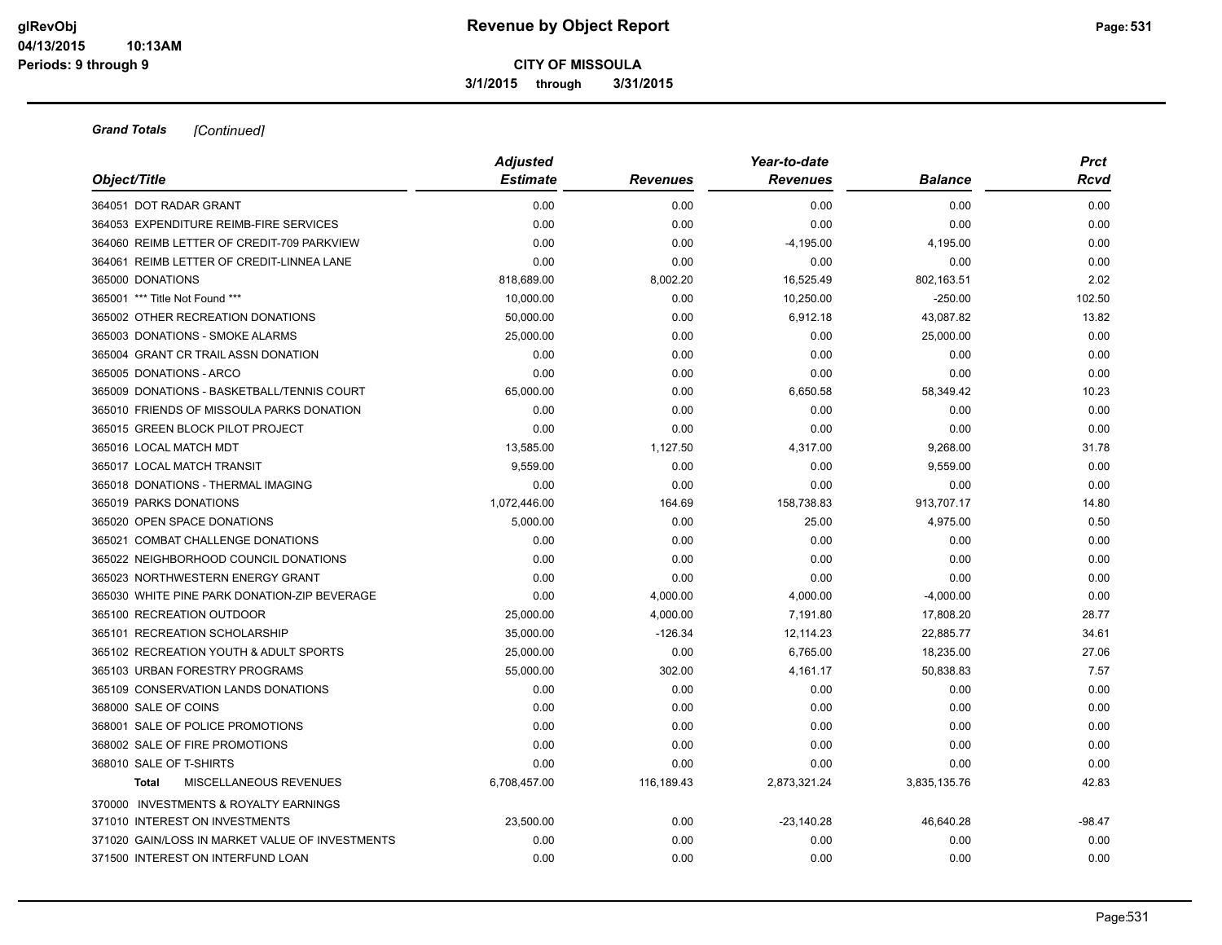**CITY OF MISSOULA**

**3/1/2015 through 3/31/2015**

***Grand Totals*** *[Continued]*

| Object/Title | Adjusted Estimate | Revenues | Year-to-date Revenues | Balance | Prct Rcvd |
|---|---|---|---|---|---|
| 364051 DOT RADAR GRANT | 0.00 | 0.00 | 0.00 | 0.00 | 0.00 |
| 364053 EXPENDITURE REIMB-FIRE SERVICES | 0.00 | 0.00 | 0.00 | 0.00 | 0.00 |
| 364060 REIMB LETTER OF CREDIT-709 PARKVIEW | 0.00 | 0.00 | -4,195.00 | 4,195.00 | 0.00 |
| 364061 REIMB LETTER OF CREDIT-LINNEA LANE | 0.00 | 0.00 | 0.00 | 0.00 | 0.00 |
| 365000 DONATIONS | 818,689.00 | 8,002.20 | 16,525.49 | 802,163.51 | 2.02 |
| 365001 *** Title Not Found *** | 10,000.00 | 0.00 | 10,250.00 | -250.00 | 102.50 |
| 365002 OTHER RECREATION DONATIONS | 50,000.00 | 0.00 | 6,912.18 | 43,087.82 | 13.82 |
| 365003 DONATIONS - SMOKE ALARMS | 25,000.00 | 0.00 | 0.00 | 25,000.00 | 0.00 |
| 365004 GRANT CR TRAIL ASSN DONATION | 0.00 | 0.00 | 0.00 | 0.00 | 0.00 |
| 365005 DONATIONS - ARCO | 0.00 | 0.00 | 0.00 | 0.00 | 0.00 |
| 365009 DONATIONS - BASKETBALL/TENNIS COURT | 65,000.00 | 0.00 | 6,650.58 | 58,349.42 | 10.23 |
| 365010 FRIENDS OF MISSOULA PARKS DONATION | 0.00 | 0.00 | 0.00 | 0.00 | 0.00 |
| 365015 GREEN BLOCK PILOT PROJECT | 0.00 | 0.00 | 0.00 | 0.00 | 0.00 |
| 365016 LOCAL MATCH MDT | 13,585.00 | 1,127.50 | 4,317.00 | 9,268.00 | 31.78 |
| 365017 LOCAL MATCH TRANSIT | 9,559.00 | 0.00 | 0.00 | 9,559.00 | 0.00 |
| 365018 DONATIONS - THERMAL IMAGING | 0.00 | 0.00 | 0.00 | 0.00 | 0.00 |
| 365019 PARKS DONATIONS | 1,072,446.00 | 164.69 | 158,738.83 | 913,707.17 | 14.80 |
| 365020 OPEN SPACE DONATIONS | 5,000.00 | 0.00 | 25.00 | 4,975.00 | 0.50 |
| 365021 COMBAT CHALLENGE DONATIONS | 0.00 | 0.00 | 0.00 | 0.00 | 0.00 |
| 365022 NEIGHBORHOOD COUNCIL DONATIONS | 0.00 | 0.00 | 0.00 | 0.00 | 0.00 |
| 365023 NORTHWESTERN ENERGY GRANT | 0.00 | 0.00 | 0.00 | 0.00 | 0.00 |
| 365030 WHITE PINE PARK DONATION-ZIP BEVERAGE | 0.00 | 4,000.00 | 4,000.00 | -4,000.00 | 0.00 |
| 365100 RECREATION OUTDOOR | 25,000.00 | 4,000.00 | 7,191.80 | 17,808.20 | 28.77 |
| 365101 RECREATION SCHOLARSHIP | 35,000.00 | -126.34 | 12,114.23 | 22,885.77 | 34.61 |
| 365102 RECREATION YOUTH & ADULT SPORTS | 25,000.00 | 0.00 | 6,765.00 | 18,235.00 | 27.06 |
| 365103 URBAN FORESTRY PROGRAMS | 55,000.00 | 302.00 | 4,161.17 | 50,838.83 | 7.57 |
| 365109 CONSERVATION LANDS DONATIONS | 0.00 | 0.00 | 0.00 | 0.00 | 0.00 |
| 368000 SALE OF COINS | 0.00 | 0.00 | 0.00 | 0.00 | 0.00 |
| 368001 SALE OF POLICE PROMOTIONS | 0.00 | 0.00 | 0.00 | 0.00 | 0.00 |
| 368002 SALE OF FIRE PROMOTIONS | 0.00 | 0.00 | 0.00 | 0.00 | 0.00 |
| 368010 SALE OF T-SHIRTS | 0.00 | 0.00 | 0.00 | 0.00 | 0.00 |
| **Total** MISCELLANEOUS REVENUES | 6,708,457.00 | 116,189.43 | 2,873,321.24 | 3,835,135.76 | 42.83 |
| 370000 INVESTMENTS & ROYALTY EARNINGS | | | | | |
| 371010 INTEREST ON INVESTMENTS | 23,500.00 | 0.00 | -23,140.28 | 46,640.28 | -98.47 |
| 371020 GAIN/LOSS IN MARKET VALUE OF INVESTMENTS | 0.00 | 0.00 | 0.00 | 0.00 | 0.00 |
| 371500 INTEREST ON INTERFUND LOAN | 0.00 | 0.00 | 0.00 | 0.00 | 0.00 |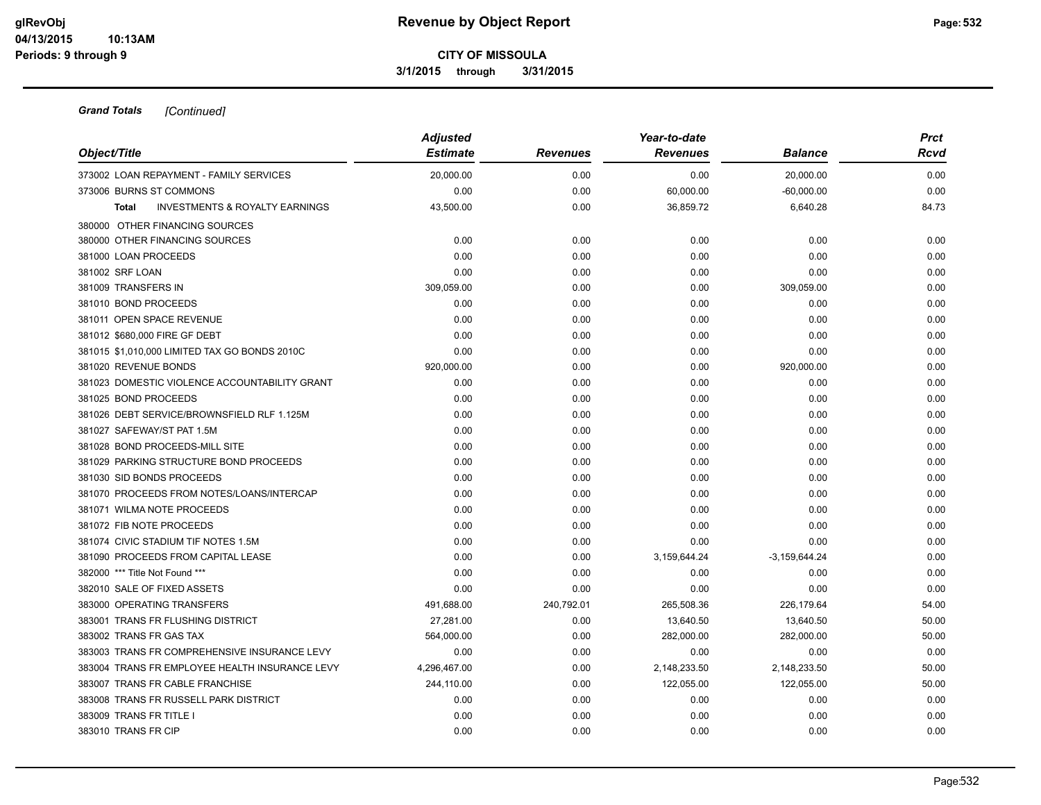**Grand Totals** *[Continued]*

| Object/Title | Adjusted Estimate | Revenues | Year-to-date Revenues | Balance | Prct Rcvd |
|---|---|---|---|---|---|
| 373002 LOAN REPAYMENT - FAMILY SERVICES | 20,000.00 | 0.00 | 0.00 | 20,000.00 | 0.00 |
| 373006 BURNS ST COMMONS | 0.00 | 0.00 | 60,000.00 | -60,000.00 | 0.00 |
| **Total** INVESTMENTS & ROYALTY EARNINGS | 43,500.00 | 0.00 | 36,859.72 | 6,640.28 | 84.73 |
| 380000 OTHER FINANCING SOURCES | | | | | |
| 380000 OTHER FINANCING SOURCES | 0.00 | 0.00 | 0.00 | 0.00 | 0.00 |
| 381000 LOAN PROCEEDS | 0.00 | 0.00 | 0.00 | 0.00 | 0.00 |
| 381002 SRF LOAN | 0.00 | 0.00 | 0.00 | 0.00 | 0.00 |
| 381009 TRANSFERS IN | 309,059.00 | 0.00 | 0.00 | 309,059.00 | 0.00 |
| 381010 BOND PROCEEDS | 0.00 | 0.00 | 0.00 | 0.00 | 0.00 |
| 381011 OPEN SPACE REVENUE | 0.00 | 0.00 | 0.00 | 0.00 | 0.00 |
| 381012 $680,000 FIRE GF DEBT | 0.00 | 0.00 | 0.00 | 0.00 | 0.00 |
| 381015 $1,010,000 LIMITED TAX GO BONDS 2010C | 0.00 | 0.00 | 0.00 | 0.00 | 0.00 |
| 381020 REVENUE BONDS | 920,000.00 | 0.00 | 0.00 | 920,000.00 | 0.00 |
| 381023 DOMESTIC VIOLENCE ACCOUNTABILITY GRANT | 0.00 | 0.00 | 0.00 | 0.00 | 0.00 |
| 381025 BOND PROCEEDS | 0.00 | 0.00 | 0.00 | 0.00 | 0.00 |
| 381026 DEBT SERVICE/BROWNSFIELD RLF 1.125M | 0.00 | 0.00 | 0.00 | 0.00 | 0.00 |
| 381027 SAFEWAY/ST PAT 1.5M | 0.00 | 0.00 | 0.00 | 0.00 | 0.00 |
| 381028 BOND PROCEEDS-MILL SITE | 0.00 | 0.00 | 0.00 | 0.00 | 0.00 |
| 381029 PARKING STRUCTURE BOND PROCEEDS | 0.00 | 0.00 | 0.00 | 0.00 | 0.00 |
| 381030 SID BONDS PROCEEDS | 0.00 | 0.00 | 0.00 | 0.00 | 0.00 |
| 381070 PROCEEDS FROM NOTES/LOANS/INTERCAP | 0.00 | 0.00 | 0.00 | 0.00 | 0.00 |
| 381071 WILMA NOTE PROCEEDS | 0.00 | 0.00 | 0.00 | 0.00 | 0.00 |
| 381072 FIB NOTE PROCEEDS | 0.00 | 0.00 | 0.00 | 0.00 | 0.00 |
| 381074 CIVIC STADIUM TIF NOTES 1.5M | 0.00 | 0.00 | 0.00 | 0.00 | 0.00 |
| 381090 PROCEEDS FROM CAPITAL LEASE | 0.00 | 0.00 | 3,159,644.24 | -3,159,644.24 | 0.00 |
| 382000 *** Title Not Found *** | 0.00 | 0.00 | 0.00 | 0.00 | 0.00 |
| 382010 SALE OF FIXED ASSETS | 0.00 | 0.00 | 0.00 | 0.00 | 0.00 |
| 383000 OPERATING TRANSFERS | 491,688.00 | 240,792.01 | 265,508.36 | 226,179.64 | 54.00 |
| 383001 TRANS FR FLUSHING DISTRICT | 27,281.00 | 0.00 | 13,640.50 | 13,640.50 | 50.00 |
| 383002 TRANS FR GAS TAX | 564,000.00 | 0.00 | 282,000.00 | 282,000.00 | 50.00 |
| 383003 TRANS FR COMPREHENSIVE INSURANCE LEVY | 0.00 | 0.00 | 0.00 | 0.00 | 0.00 |
| 383004 TRANS FR EMPLOYEE HEALTH INSURANCE LEVY | 4,296,467.00 | 0.00 | 2,148,233.50 | 2,148,233.50 | 50.00 |
| 383007 TRANS FR CABLE FRANCHISE | 244,110.00 | 0.00 | 122,055.00 | 122,055.00 | 50.00 |
| 383008 TRANS FR RUSSELL PARK DISTRICT | 0.00 | 0.00 | 0.00 | 0.00 | 0.00 |
| 383009 TRANS FR TITLE I | 0.00 | 0.00 | 0.00 | 0.00 | 0.00 |
| 383010 TRANS FR CIP | 0.00 | 0.00 | 0.00 | 0.00 | 0.00 |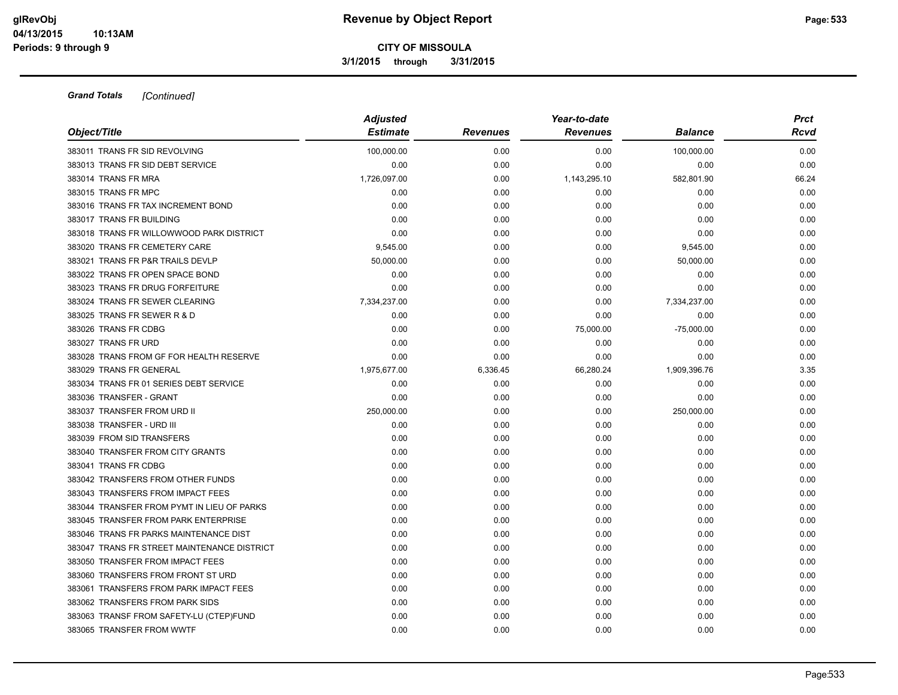**Grand Totals** *[Continued]*

| Object/Title | Adjusted Estimate | Revenues | Year-to-date Revenues | Balance | Prct Rcvd |
|---|---|---|---|---|---|
| 383011 TRANS FR SID REVOLVING | 100,000.00 | 0.00 | 0.00 | 100,000.00 | 0.00 |
| 383013 TRANS FR SID DEBT SERVICE | 0.00 | 0.00 | 0.00 | 0.00 | 0.00 |
| 383014 TRANS FR MRA | 1,726,097.00 | 0.00 | 1,143,295.10 | 582,801.90 | 66.24 |
| 383015 TRANS FR MPC | 0.00 | 0.00 | 0.00 | 0.00 | 0.00 |
| 383016 TRANS FR TAX INCREMENT BOND | 0.00 | 0.00 | 0.00 | 0.00 | 0.00 |
| 383017 TRANS FR BUILDING | 0.00 | 0.00 | 0.00 | 0.00 | 0.00 |
| 383018 TRANS FR WILLOWWOOD PARK DISTRICT | 0.00 | 0.00 | 0.00 | 0.00 | 0.00 |
| 383020 TRANS FR CEMETERY CARE | 9,545.00 | 0.00 | 0.00 | 9,545.00 | 0.00 |
| 383021 TRANS FR P&R TRAILS DEVLP | 50,000.00 | 0.00 | 0.00 | 50,000.00 | 0.00 |
| 383022 TRANS FR OPEN SPACE BOND | 0.00 | 0.00 | 0.00 | 0.00 | 0.00 |
| 383023 TRANS FR DRUG FORFEITURE | 0.00 | 0.00 | 0.00 | 0.00 | 0.00 |
| 383024 TRANS FR SEWER CLEARING | 7,334,237.00 | 0.00 | 0.00 | 7,334,237.00 | 0.00 |
| 383025 TRANS FR SEWER R & D | 0.00 | 0.00 | 0.00 | 0.00 | 0.00 |
| 383026 TRANS FR CDBG | 0.00 | 0.00 | 75,000.00 | -75,000.00 | 0.00 |
| 383027 TRANS FR URD | 0.00 | 0.00 | 0.00 | 0.00 | 0.00 |
| 383028 TRANS FROM GF FOR HEALTH RESERVE | 0.00 | 0.00 | 0.00 | 0.00 | 0.00 |
| 383029 TRANS FR GENERAL | 1,975,677.00 | 6,336.45 | 66,280.24 | 1,909,396.76 | 3.35 |
| 383034 TRANS FR 01 SERIES DEBT SERVICE | 0.00 | 0.00 | 0.00 | 0.00 | 0.00 |
| 383036 TRANSFER - GRANT | 0.00 | 0.00 | 0.00 | 0.00 | 0.00 |
| 383037 TRANSFER FROM URD II | 250,000.00 | 0.00 | 0.00 | 250,000.00 | 0.00 |
| 383038 TRANSFER - URD III | 0.00 | 0.00 | 0.00 | 0.00 | 0.00 |
| 383039 FROM SID TRANSFERS | 0.00 | 0.00 | 0.00 | 0.00 | 0.00 |
| 383040 TRANSFER FROM CITY GRANTS | 0.00 | 0.00 | 0.00 | 0.00 | 0.00 |
| 383041 TRANS FR CDBG | 0.00 | 0.00 | 0.00 | 0.00 | 0.00 |
| 383042 TRANSFERS FROM OTHER FUNDS | 0.00 | 0.00 | 0.00 | 0.00 | 0.00 |
| 383043 TRANSFERS FROM IMPACT FEES | 0.00 | 0.00 | 0.00 | 0.00 | 0.00 |
| 383044 TRANSFER FROM PYMT IN LIEU OF PARKS | 0.00 | 0.00 | 0.00 | 0.00 | 0.00 |
| 383045 TRANSFER FROM PARK ENTERPRISE | 0.00 | 0.00 | 0.00 | 0.00 | 0.00 |
| 383046 TRANS FR PARKS MAINTENANCE DIST | 0.00 | 0.00 | 0.00 | 0.00 | 0.00 |
| 383047 TRANS FR STREET MAINTENANCE DISTRICT | 0.00 | 0.00 | 0.00 | 0.00 | 0.00 |
| 383050 TRANSFER FROM IMPACT FEES | 0.00 | 0.00 | 0.00 | 0.00 | 0.00 |
| 383060 TRANSFERS FROM FRONT ST URD | 0.00 | 0.00 | 0.00 | 0.00 | 0.00 |
| 383061 TRANSFERS FROM PARK IMPACT FEES | 0.00 | 0.00 | 0.00 | 0.00 | 0.00 |
| 383062 TRANSFERS FROM PARK SIDS | 0.00 | 0.00 | 0.00 | 0.00 | 0.00 |
| 383063 TRANSF FROM SAFETY-LU (CTEP)FUND | 0.00 | 0.00 | 0.00 | 0.00 | 0.00 |
| 383065 TRANSFER FROM WWTF | 0.00 | 0.00 | 0.00 | 0.00 | 0.00 |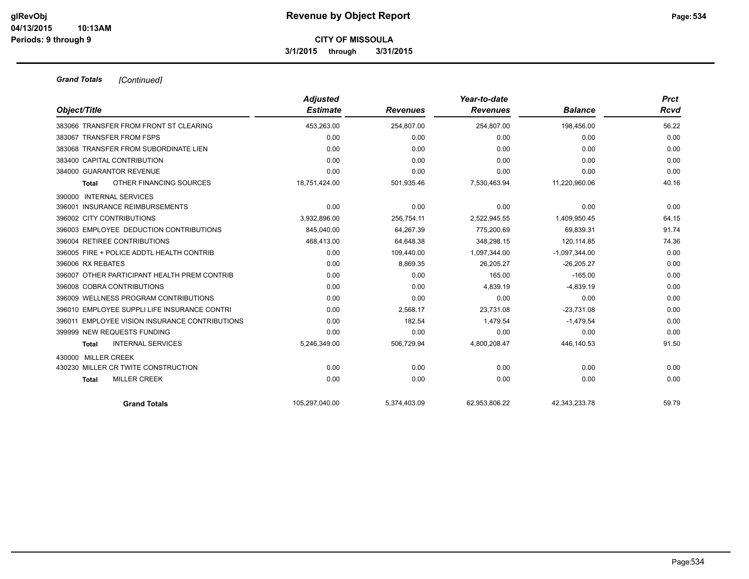**Grand Totals** *[Continued]*

| Object/Title | Adjusted Estimate | Revenues | Year-to-date Revenues | Balance | Prct Rcvd |
|---|---|---|---|---|---|
| 383066 TRANSFER FROM FRONT ST CLEARING | 453,263.00 | 254,807.00 | 254,807.00 | 198,456.00 | 56.22 |
| 383067 TRANSFER FROM FSPS | 0.00 | 0.00 | 0.00 | 0.00 | 0.00 |
| 383068 TRANSFER FROM SUBORDINATE LIEN | 0.00 | 0.00 | 0.00 | 0.00 | 0.00 |
| 383400 CAPITAL CONTRIBUTION | 0.00 | 0.00 | 0.00 | 0.00 | 0.00 |
| 384000 GUARANTOR REVENUE | 0.00 | 0.00 | 0.00 | 0.00 | 0.00 |
| **Total** OTHER FINANCING SOURCES | 18,751,424.00 | 501,935.46 | 7,530,463.94 | 11,220,960.06 | 40.16 |
| 390000 INTERNAL SERVICES | | | | | |
| 396001 INSURANCE REIMBURSEMENTS | 0.00 | 0.00 | 0.00 | 0.00 | 0.00 |
| 396002 CITY CONTRIBUTIONS | 3,932,896.00 | 256,754.11 | 2,522,945.55 | 1,409,950.45 | 64.15 |
| 396003 EMPLOYEE DEDUCTION CONTRIBUTIONS | 845,040.00 | 64,267.39 | 775,200.69 | 69,839.31 | 91.74 |
| 396004 RETIREE CONTRIBUTIONS | 468,413.00 | 64,648.38 | 348,298.15 | 120,114.85 | 74.36 |
| 396005 FIRE + POLICE ADDTL HEALTH CONTRIB | 0.00 | 109,440.00 | 1,097,344.00 | -1,097,344.00 | 0.00 |
| 396006 RX REBATES | 0.00 | 8,869.35 | 26,205.27 | -26,205.27 | 0.00 |
| 396007 OTHER PARTICIPANT HEALTH PREM CONTRIB | 0.00 | 0.00 | 165.00 | -165.00 | 0.00 |
| 396008 COBRA CONTRIBUTIONS | 0.00 | 0.00 | 4,839.19 | -4,839.19 | 0.00 |
| 396009 WELLNESS PROGRAM CONTRIBUTIONS | 0.00 | 0.00 | 0.00 | 0.00 | 0.00 |
| 396010 EMPLOYEE SUPPLI LIFE INSURANCE CONTRI | 0.00 | 2,568.17 | 23,731.08 | -23,731.08 | 0.00 |
| 396011 EMPLOYEE VISION INSURANCE CONTRIBUTIONS | 0.00 | 182.54 | 1,479.54 | -1,479.54 | 0.00 |
| 399999 NEW REQUESTS FUNDING | 0.00 | 0.00 | 0.00 | 0.00 | 0.00 |
| **Total** INTERNAL SERVICES | 5,246,349.00 | 506,729.94 | 4,800,208.47 | 446,140.53 | 91.50 |
| 430000 MILLER CREEK | | | | | |
| 430230 MILLER CR TWITE CONSTRUCTION | 0.00 | 0.00 | 0.00 | 0.00 | 0.00 |
| **Total** MILLER CREEK | 0.00 | 0.00 | 0.00 | 0.00 | 0.00 |
| **Grand Totals** | 105,297,040.00 | 5,374,403.09 | 62,953,806.22 | 42,343,233.78 | 59.79 |